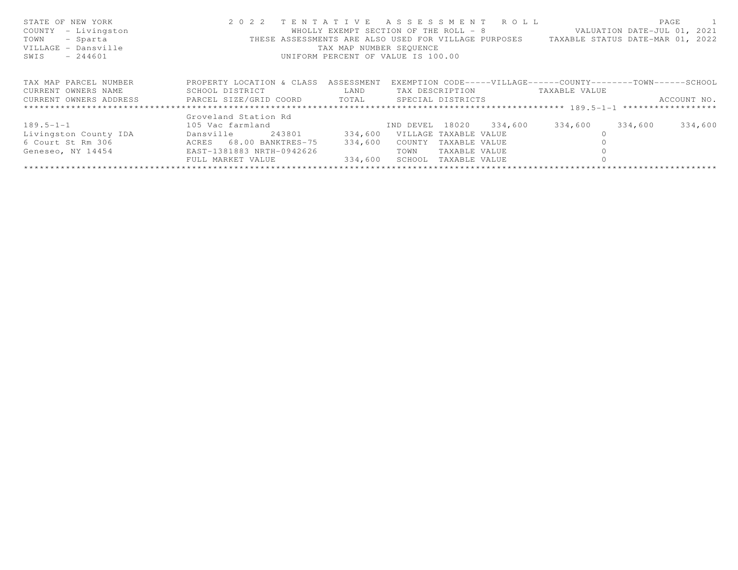STATE OF NEW YORK
COUNTY - Livingston
TOWN - Sparta
VILLAGE - Dansville
SWIS - 244601

# 2022 TENTATIVE ASSESSMENT ROLL

WHOLLY EXEMPT SECTION OF THE ROLL - 8
THESE ASSESSMENTS ARE ALSO USED FOR VILLAGE PURPOSES
TAX MAP NUMBER SEQUENCE
UNIFORM PERCENT OF VALUE IS 100.00

VALUATION DATE-JUL 01, 2021
TAXABLE STATUS DATE-MAR 01, 2022

| TAX MAP PARCEL NUMBER / CURRENT OWNERS NAME / CURRENT OWNERS ADDRESS | PROPERTY LOCATION & CLASS / SCHOOL DISTRICT / PARCEL SIZE/GRID COORD | ASSESSMENT LAND / TOTAL | EXEMPTION CODE / TAX DESCRIPTION / SPECIAL DISTRICTS | VILLAGE | COUNTY | TOWN | SCHOOL |
|---|---|---|---|---|---|---|---|
| ***** 189.5-1-1 ***** | | | | | | | |
| | Groveland Station Rd | | | | | | |
| 189.5-1-1 | 105 Vac farmland | | IND DEVEL 18020 | 334,600 | 334,600 | 334,600 | 334,600 |
| Livingston County IDA | Dansville 243801 | 334,600 | VILLAGE TAXABLE VALUE | 0 | | | |
| 6 Court St Rm 306 | ACRES 68.00 BANKTRES-75 | 334,600 | COUNTY TAXABLE VALUE | 0 | | | |
| Geneseo, NY 14454 | EAST-1381883 NRTH-0942626 | | TOWN TAXABLE VALUE | 0 | | | |
| | FULL MARKET VALUE | 334,600 | SCHOOL TAXABLE VALUE | 0 | | | |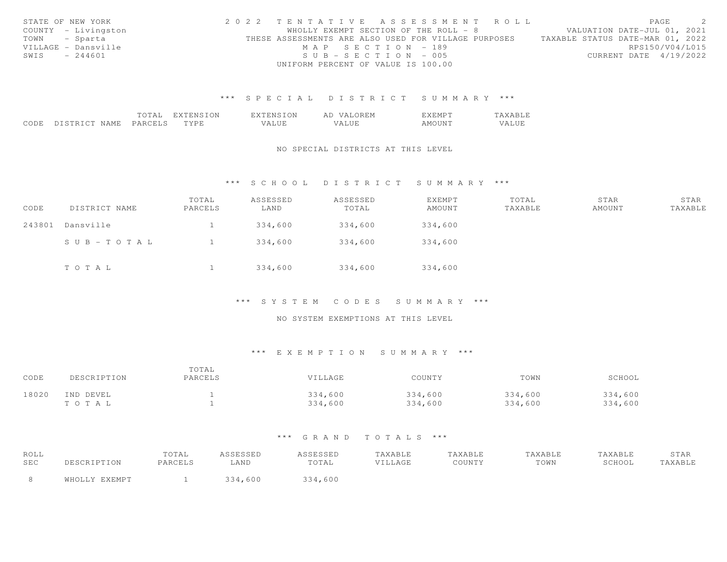STATE OF NEW YORK
COUNTY - Livingston
TOWN - Sparta
VILLAGE - Dansville
SWIS - 244601

2 0 2 2 T E N T A T I V E A S S E S S M E N T R O L L
WHOLLY EXEMPT SECTION OF THE ROLL - 8
THESE ASSESSMENTS ARE ALSO USED FOR VILLAGE PURPOSES
M A P S E C T I O N - 189
S U B - S E C T I O N - 005
UNIFORM PERCENT OF VALUE IS 100.00

VALUATION DATE-JUL 01, 2021
TAXABLE STATUS DATE-MAR 01, 2022
RPS150/V04/L015
CURRENT DATE 4/19/2022

## *** S P E C I A L D I S T R I C T S U M M A R Y ***

| CODE | DISTRICT NAME | TOTAL PARCELS | EXTENSION TYPE | EXTENSION VALUE | AD VALOREM VALUE | EXEMPT AMOUNT | TAXABLE VALUE |
|---|---|---|---|---|---|---|---|

NO SPECIAL DISTRICTS AT THIS LEVEL

## *** S C H O O L D I S T R I C T S U M M A R Y ***

| CODE | DISTRICT NAME | TOTAL PARCELS | ASSESSED LAND | ASSESSED TOTAL | EXEMPT AMOUNT | TOTAL TAXABLE | STAR AMOUNT | STAR TAXABLE |
|---|---|---|---|---|---|---|---|---|
| 243801 | Dansville | 1 | 334,600 | 334,600 | 334,600 | | | |
| | S U B - T O T A L | 1 | 334,600 | 334,600 | 334,600 | | | |
| | T O T A L | 1 | 334,600 | 334,600 | 334,600 | | | |

## *** S Y S T E M C O D E S S U M M A R Y ***

NO SYSTEM EXEMPTIONS AT THIS LEVEL

## *** E X E M P T I O N S U M M A R Y ***

| CODE | DESCRIPTION | TOTAL PARCELS | VILLAGE | COUNTY | TOWN | SCHOOL |
|---|---|---|---|---|---|---|
| 18020 | IND DEVEL | 1 | 334,600 | 334,600 | 334,600 | 334,600 |
| | T O T A L | 1 | 334,600 | 334,600 | 334,600 | 334,600 |

## *** G R A N D T O T A L S ***

| ROLL SEC | DESCRIPTION | TOTAL PARCELS | ASSESSED LAND | ASSESSED TOTAL | TAXABLE VILLAGE | TAXABLE COUNTY | TAXABLE TOWN | TAXABLE SCHOOL | STAR TAXABLE |
|---|---|---|---|---|---|---|---|---|---|
| 8 | WHOLLY EXEMPT | 1 | 334,600 | 334,600 | | | | | |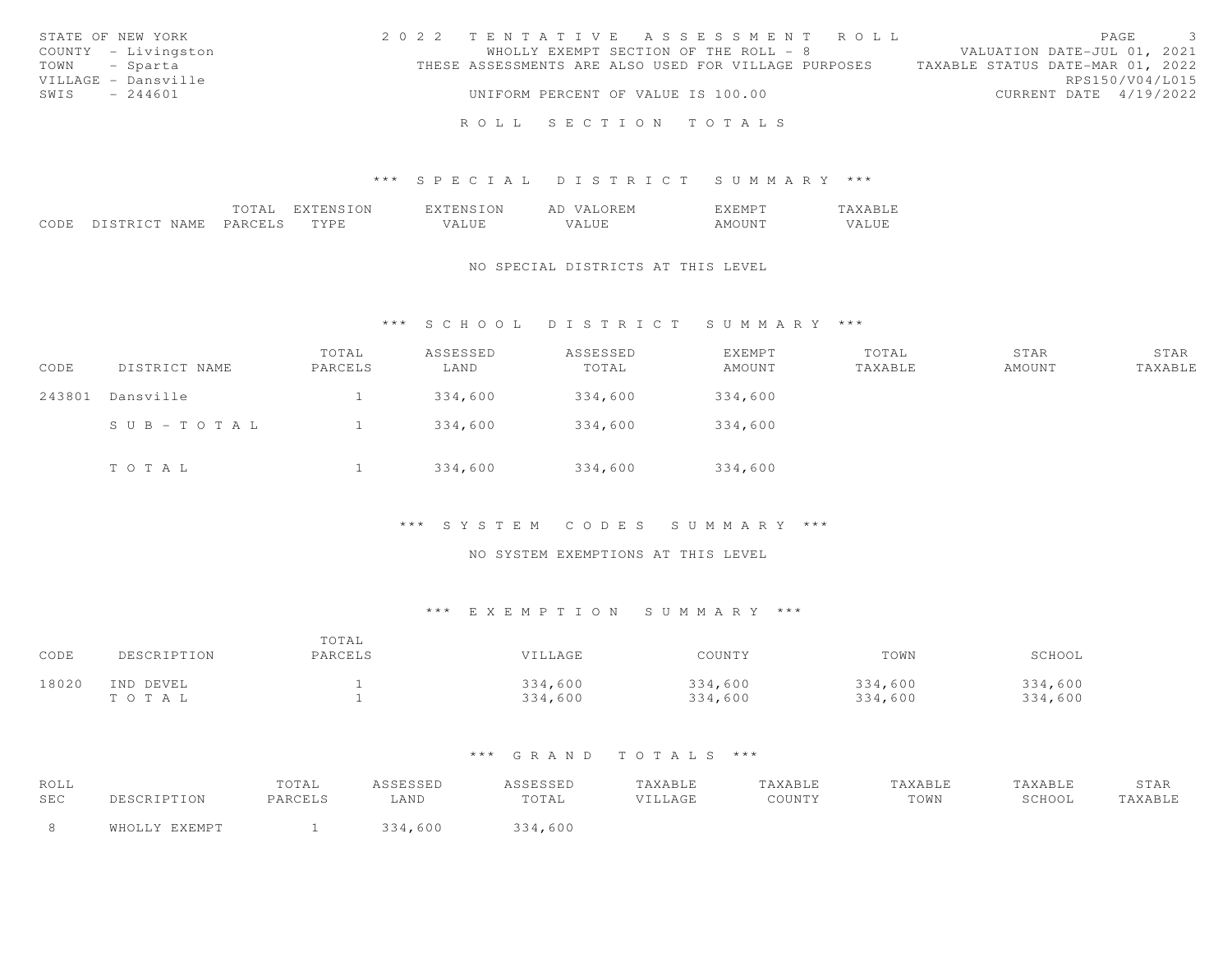STATE OF NEW YORK
COUNTY - Livingston
TOWN - Sparta
VILLAGE - Dansville
SWIS - 244601

2022 TENTATIVE ASSESSMENT ROLL
WHOLLY EXEMPT SECTION OF THE ROLL - 8
THESE ASSESSMENTS ARE ALSO USED FOR VILLAGE PURPOSES
UNIFORM PERCENT OF VALUE IS 100.00

VALUATION DATE-JUL 01, 2021
TAXABLE STATUS DATE-MAR 01, 2022
RPS150/V04/L015
CURRENT DATE 4/19/2022

# ROLL SECTION TOTALS

## *** SPECIAL DISTRICT SUMMARY ***

| CODE | DISTRICT NAME | TOTAL PARCELS | EXTENSION TYPE | EXTENSION VALUE | AD VALOREM VALUE | EXEMPT AMOUNT | TAXABLE VALUE |
|---|---|---|---|---|---|---|---|

NO SPECIAL DISTRICTS AT THIS LEVEL

## *** SCHOOL DISTRICT SUMMARY ***

| CODE | DISTRICT NAME | TOTAL PARCELS | ASSESSED LAND | ASSESSED TOTAL | EXEMPT AMOUNT | TOTAL TAXABLE | STAR AMOUNT | STAR TAXABLE |
|---|---|---|---|---|---|---|---|---|
| 243801 | Dansville | 1 | 334,600 | 334,600 | 334,600 | | | |
| | SUB-TOTAL | 1 | 334,600 | 334,600 | 334,600 | | | |
| | TOTAL | 1 | 334,600 | 334,600 | 334,600 | | | |

## *** SYSTEM CODES SUMMARY ***

NO SYSTEM EXEMPTIONS AT THIS LEVEL

## *** EXEMPTION SUMMARY ***

| CODE | DESCRIPTION | TOTAL PARCELS | VILLAGE | COUNTY | TOWN | SCHOOL |
|---|---|---|---|---|---|---|
| 18020 | IND DEVEL | 1 | 334,600 | 334,600 | 334,600 | 334,600 |
| | TOTAL | 1 | 334,600 | 334,600 | 334,600 | 334,600 |

## *** GRAND TOTALS ***

| ROLL SEC | DESCRIPTION | TOTAL PARCELS | ASSESSED LAND | ASSESSED TOTAL | TAXABLE VILLAGE | TAXABLE COUNTY | TAXABLE TOWN | TAXABLE SCHOOL | STAR TAXABLE |
|---|---|---|---|---|---|---|---|---|---|
| 8 | WHOLLY EXEMPT | 1 | 334,600 | 334,600 | | | | | |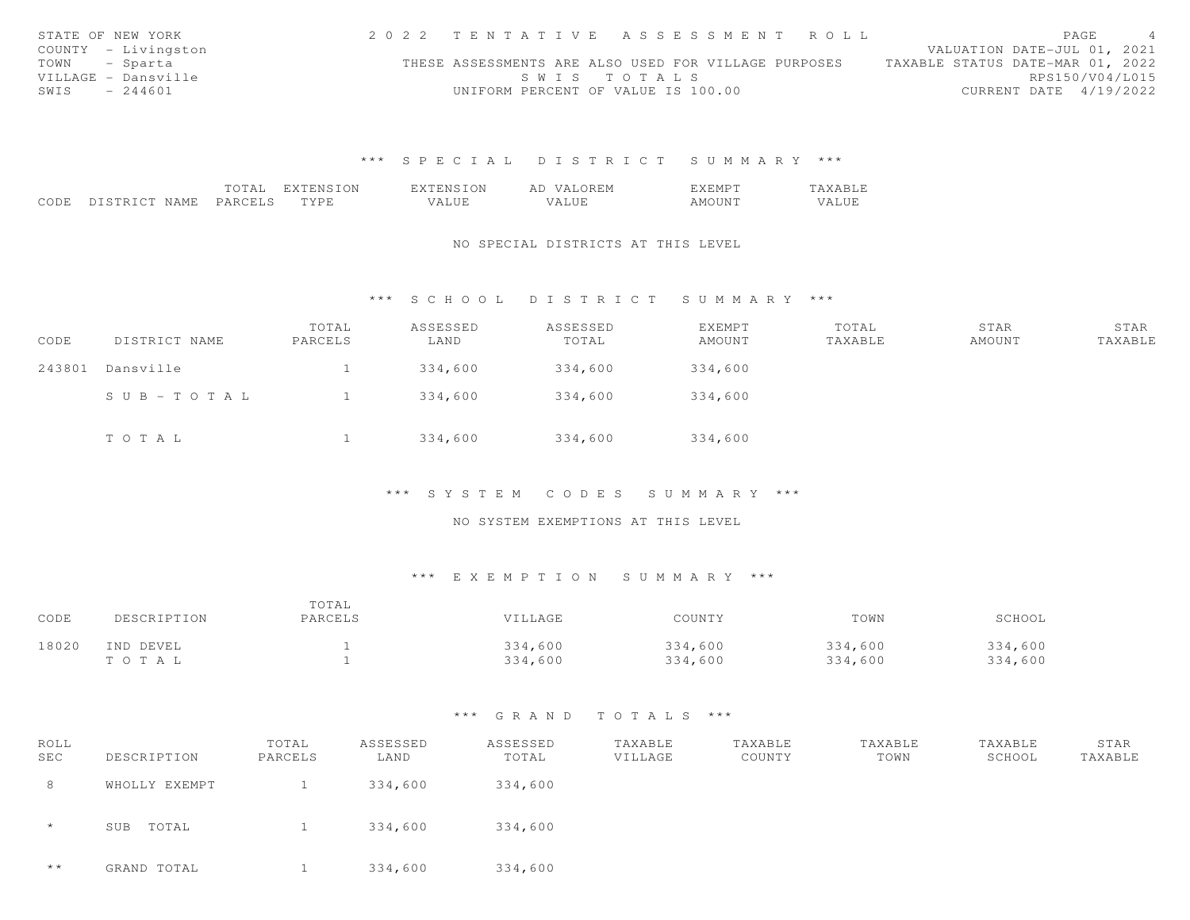STATE OF NEW YORK
COUNTY - Livingston
TOWN - Sparta
VILLAGE - Dansville
SWIS - 244601

2022 TENTATIVE ASSESSMENT ROLL
THESE ASSESSMENTS ARE ALSO USED FOR VILLAGE PURPOSES
SWIS TOTALS
UNIFORM PERCENT OF VALUE IS 100.00

VALUATION DATE-JUL 01, 2021
TAXABLE STATUS DATE-MAR 01, 2022
RPS150/V04/L015
CURRENT DATE 4/19/2022

## *** SPECIAL DISTRICT SUMMARY ***

| CODE | DISTRICT NAME | TOTAL PARCELS | EXTENSION TYPE | EXTENSION VALUE | AD VALOREM VALUE | EXEMPT AMOUNT | TAXABLE VALUE |
|---|---|---|---|---|---|---|---|

NO SPECIAL DISTRICTS AT THIS LEVEL

## *** SCHOOL DISTRICT SUMMARY ***

| CODE | DISTRICT NAME | TOTAL PARCELS | ASSESSED LAND | ASSESSED TOTAL | EXEMPT AMOUNT | TOTAL TAXABLE | STAR AMOUNT | STAR TAXABLE |
|---|---|---|---|---|---|---|---|---|
| 243801 | Dansville | 1 | 334,600 | 334,600 | 334,600 | | | |
| | SUB-TOTAL | 1 | 334,600 | 334,600 | 334,600 | | | |
| | TOTAL | 1 | 334,600 | 334,600 | 334,600 | | | |

## *** SYSTEM CODES SUMMARY ***

NO SYSTEM EXEMPTIONS AT THIS LEVEL

## *** EXEMPTION SUMMARY ***

| CODE | DESCRIPTION | TOTAL PARCELS | VILLAGE | COUNTY | TOWN | SCHOOL |
|---|---|---|---|---|---|---|
| 18020 | IND DEVEL | 1 | 334,600 | 334,600 | 334,600 | 334,600 |
| | TOTAL | 1 | 334,600 | 334,600 | 334,600 | 334,600 |

## *** GRAND TOTALS ***

| ROLL SEC | DESCRIPTION | TOTAL PARCELS | ASSESSED LAND | ASSESSED TOTAL | TAXABLE VILLAGE | TAXABLE COUNTY | TAXABLE TOWN | TAXABLE SCHOOL | STAR TAXABLE |
|---|---|---|---|---|---|---|---|---|---|
| 8 | WHOLLY EXEMPT | 1 | 334,600 | 334,600 | | | | | |
| * | SUB TOTAL | 1 | 334,600 | 334,600 | | | | | |
| ** | GRAND TOTAL | 1 | 334,600 | 334,600 | | | | | |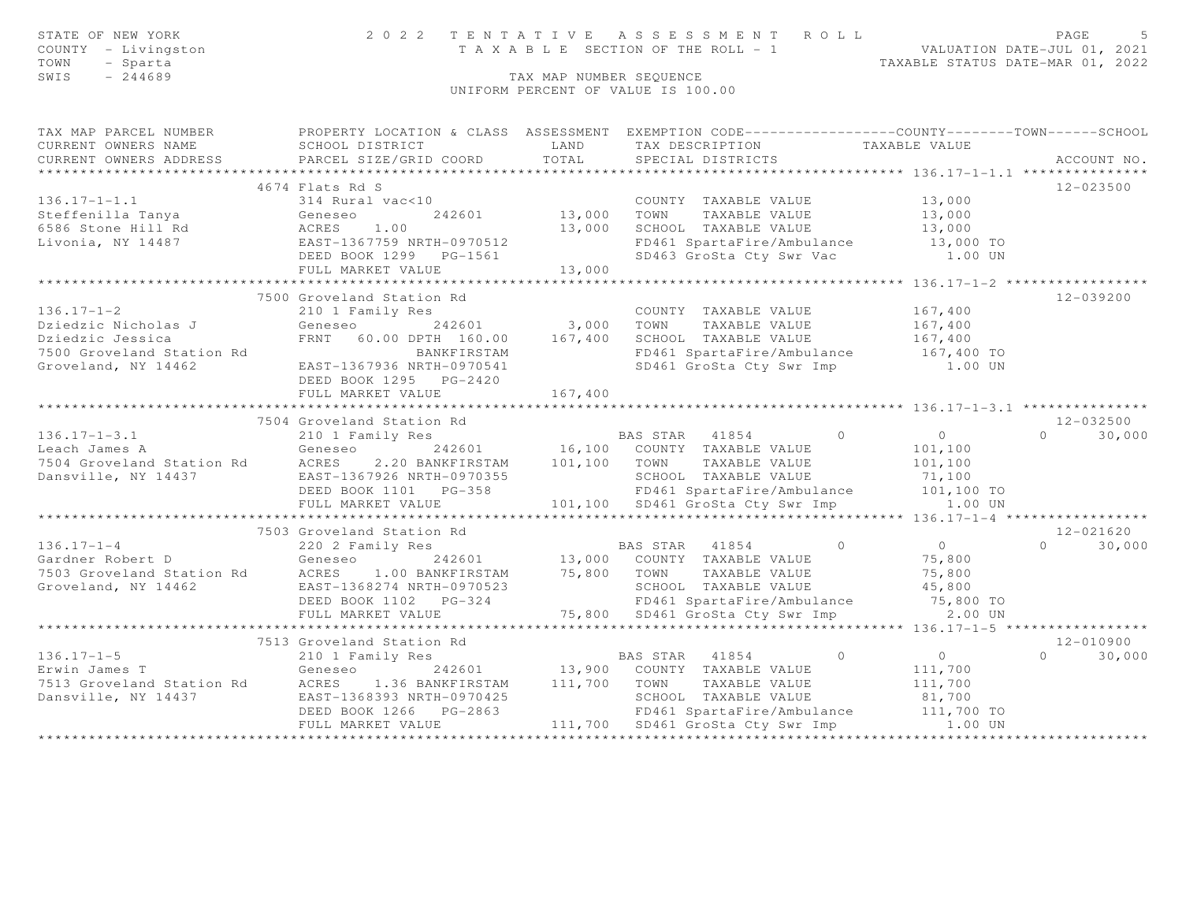STATE OF NEW YORK
COUNTY - Livingston
TOWN - Sparta
SWIS - 244689

# 2022 TENTATIVE ASSESSMENT ROLL

TAXABLE SECTION OF THE ROLL - 1

VALUATION DATE-JUL 01, 2021
TAXABLE STATUS DATE-MAR 01, 2022

TAX MAP NUMBER SEQUENCE
UNIFORM PERCENT OF VALUE IS 100.00

| TAX MAP PARCEL NUMBER / CURRENT OWNERS NAME / CURRENT OWNERS ADDRESS | PROPERTY LOCATION & CLASS / SCHOOL DISTRICT / PARCEL SIZE/GRID COORD | ASSESSMENT LAND / TOTAL | EXEMPTION CODE / TAX DESCRIPTION / SPECIAL DISTRICTS | COUNTY TAXABLE VALUE | TOWN | SCHOOL | ACCOUNT NO. |
|---|---|---|---|---|---|---|---|
| **136.17-1-1.1** | 4674 Flats Rd S | | | | | | 12-023500 |
| 136.17-1-1.1 | 314 Rural vac<10 | | COUNTY TAXABLE VALUE | 13,000 | | | |
| Steffenilla Tanya | Geneseo 242601 | 13,000 | TOWN TAXABLE VALUE | 13,000 | | | |
| 6586 Stone Hill Rd | ACRES 1.00 | 13,000 | SCHOOL TAXABLE VALUE | 13,000 | | | |
| Livonia, NY 14487 | EAST-1367759 NRTH-0970512 | | FD461 SpartaFire/Ambulance | 13,000 TO | | | |
| | DEED BOOK 1299 PG-1561 | | SD463 GroSta Cty Swr Vac | 1.00 UN | | | |
| | FULL MARKET VALUE | 13,000 | | | | | |
| **136.17-1-2** | 7500 Groveland Station Rd | | | | | | 12-039200 |
| 136.17-1-2 | 210 1 Family Res | | COUNTY TAXABLE VALUE | 167,400 | | | |
| Dziedzic Nicholas J | Geneseo 242601 | 3,000 | TOWN TAXABLE VALUE | 167,400 | | | |
| Dziedzic Jessica | FRNT 60.00 DPTH 160.00 | 167,400 | SCHOOL TAXABLE VALUE | 167,400 | | | |
| 7500 Groveland Station Rd | BANKFIRSTAM | | FD461 SpartaFire/Ambulance | 167,400 TO | | | |
| Groveland, NY 14462 | EAST-1367936 NRTH-0970541 | | SD461 GroSta Cty Swr Imp | 1.00 UN | | | |
| | DEED BOOK 1295 PG-2420 | | | | | | |
| | FULL MARKET VALUE | 167,400 | | | | | |
| **136.17-1-3.1** | 7504 Groveland Station Rd | | | | | | 12-032500 |
| 136.17-1-3.1 | 210 1 Family Res | | BAS STAR 41854 | 0 | 0 | 0 | 30,000 |
| Leach James A | Geneseo 242601 | 16,100 | COUNTY TAXABLE VALUE | 101,100 | | | |
| 7504 Groveland Station Rd | ACRES 2.20 BANKFIRSTAM | 101,100 | TOWN TAXABLE VALUE | 101,100 | | | |
| Dansville, NY 14437 | EAST-1367926 NRTH-0970355 | | SCHOOL TAXABLE VALUE | 71,100 | | | |
| | DEED BOOK 1101 PG-358 | | FD461 SpartaFire/Ambulance | 101,100 TO | | | |
| | FULL MARKET VALUE | 101,100 | SD461 GroSta Cty Swr Imp | 1.00 UN | | | |
| **136.17-1-4** | 7503 Groveland Station Rd | | | | | | 12-021620 |
| 136.17-1-4 | 220 2 Family Res | | BAS STAR 41854 | 0 | 0 | 0 | 30,000 |
| Gardner Robert D | Geneseo 242601 | 13,000 | COUNTY TAXABLE VALUE | 75,800 | | | |
| 7503 Groveland Station Rd | ACRES 1.00 BANKFIRSTAM | 75,800 | TOWN TAXABLE VALUE | 75,800 | | | |
| Groveland, NY 14462 | EAST-1368274 NRTH-0970523 | | SCHOOL TAXABLE VALUE | 45,800 | | | |
| | DEED BOOK 1102 PG-324 | | FD461 SpartaFire/Ambulance | 75,800 TO | | | |
| | FULL MARKET VALUE | 75,800 | SD461 GroSta Cty Swr Imp | 2.00 UN | | | |
| **136.17-1-5** | 7513 Groveland Station Rd | | | | | | 12-010900 |
| 136.17-1-5 | 210 1 Family Res | | BAS STAR 41854 | 0 | 0 | 0 | 30,000 |
| Erwin James T | Geneseo 242601 | 13,900 | COUNTY TAXABLE VALUE | 111,700 | | | |
| 7513 Groveland Station Rd | ACRES 1.36 BANKFIRSTAM | 111,700 | TOWN TAXABLE VALUE | 111,700 | | | |
| Dansville, NY 14437 | EAST-1368393 NRTH-0970425 | | SCHOOL TAXABLE VALUE | 81,700 | | | |
| | DEED BOOK 1266 PG-2863 | | FD461 SpartaFire/Ambulance | 111,700 TO | | | |
| | FULL MARKET VALUE | 111,700 | SD461 GroSta Cty Swr Imp | 1.00 UN | | | |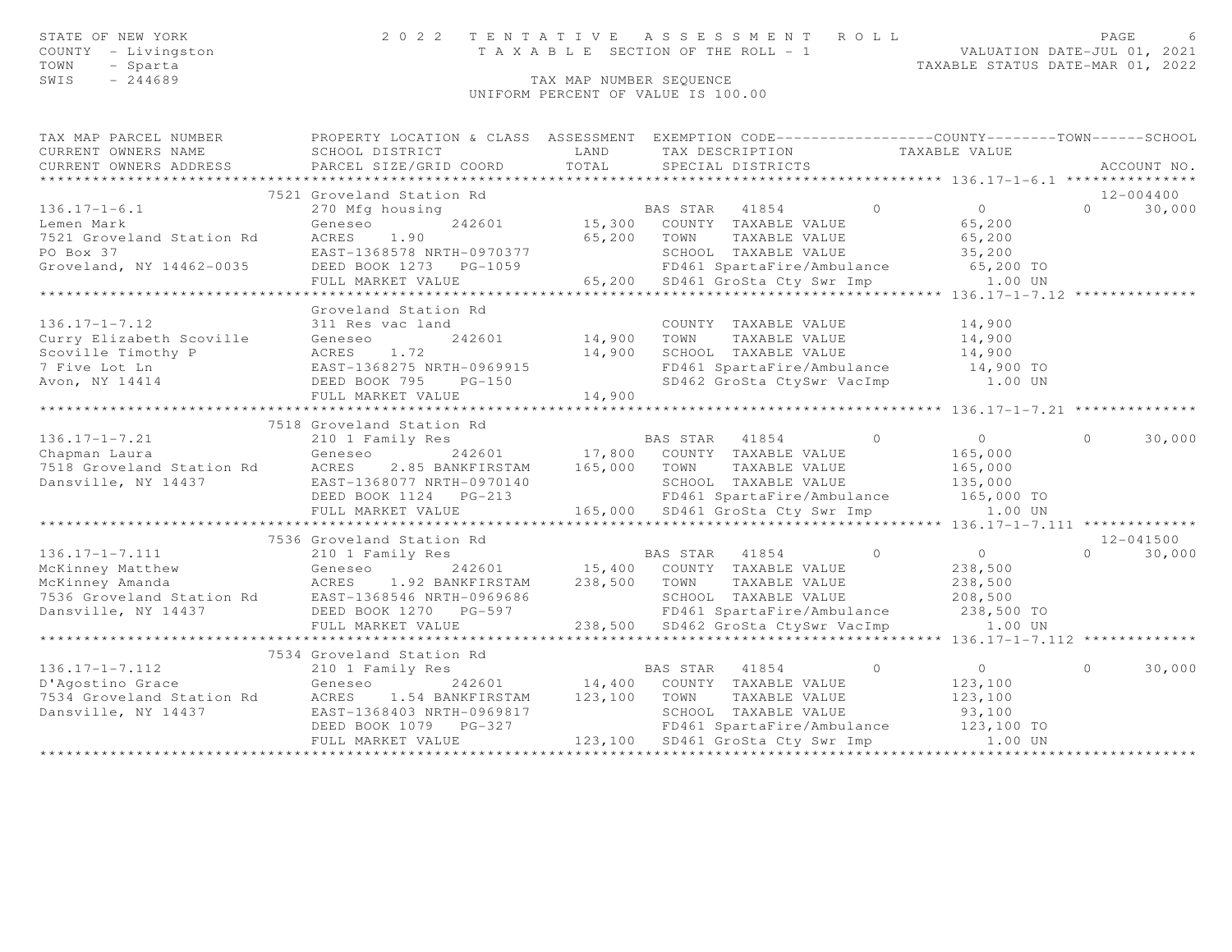STATE OF NEW YORK
COUNTY - Livingston
TOWN - Sparta
SWIS - 244689

# 2022 TENTATIVE ASSESSMENT ROLL

TAXABLE SECTION OF THE ROLL - 1

TAX MAP NUMBER SEQUENCE

UNIFORM PERCENT OF VALUE IS 100.00

VALUATION DATE-JUL 01, 2021
TAXABLE STATUS DATE-MAR 01, 2022

| TAX MAP PARCEL NUMBER / CURRENT OWNERS NAME / CURRENT OWNERS ADDRESS | PROPERTY LOCATION & CLASS / SCHOOL DISTRICT / PARCEL SIZE/GRID COORD | ASSESSMENT LAND / TOTAL | EXEMPTION CODE / TAX DESCRIPTION / SPECIAL DISTRICTS | COUNTY | TOWN | SCHOOL | ACCOUNT NO. |
|---|---|---|---|---|---|---|---|
| **136.17-1-6.1** | 7521 Groveland Station Rd | | | | | | 12-004400 |
| 136.17-1-6.1 | 270 Mfg housing | | BAS STAR 41854 | 0 | 0 | 30,000 | |
| Lemen Mark | Geneseo 242601 | 15,300 | COUNTY TAXABLE VALUE | 65,200 | | | |
| 7521 Groveland Station Rd | ACRES 1.90 | 65,200 | TOWN TAXABLE VALUE | | 65,200 | | |
| PO Box 37 | EAST-1368578 NRTH-0970377 | | SCHOOL TAXABLE VALUE | | | 35,200 | |
| Groveland, NY 14462-0035 | DEED BOOK 1273 PG-1059 | | FD461 SpartaFire/Ambulance | 65,200 TO | | | |
| | FULL MARKET VALUE | 65,200 | SD461 GroSta Cty Swr Imp | 1.00 UN | | | |
| **136.17-1-7.12** | Groveland Station Rd | | | | | | |
| 136.17-1-7.12 | 311 Res vac land | | COUNTY TAXABLE VALUE | 14,900 | | | |
| Curry Elizabeth Scoville | Geneseo 242601 | 14,900 | TOWN TAXABLE VALUE | | 14,900 | | |
| Scoville Timothy P | ACRES 1.72 | 14,900 | SCHOOL TAXABLE VALUE | | | 14,900 | |
| 7 Five Lot Ln | EAST-1368275 NRTH-0969915 | | FD461 SpartaFire/Ambulance | 14,900 TO | | | |
| Avon, NY 14414 | DEED BOOK 795 PG-150 | | SD462 GroSta CtySwr VacImp | 1.00 UN | | | |
| | FULL MARKET VALUE | 14,900 | | | | | |
| **136.17-1-7.21** | 7518 Groveland Station Rd | | | | | | |
| 136.17-1-7.21 | 210 1 Family Res | | BAS STAR 41854 | 0 | 0 | 30,000 | |
| Chapman Laura | Geneseo 242601 | 17,800 | COUNTY TAXABLE VALUE | 165,000 | | | |
| 7518 Groveland Station Rd | ACRES 2.85 BANKFIRSTAM | 165,000 | TOWN TAXABLE VALUE | | 165,000 | | |
| Dansville, NY 14437 | EAST-1368077 NRTH-0970140 | | SCHOOL TAXABLE VALUE | | | 135,000 | |
| | DEED BOOK 1124 PG-213 | | FD461 SpartaFire/Ambulance | 165,000 TO | | | |
| | FULL MARKET VALUE | 165,000 | SD461 GroSta Cty Swr Imp | 1.00 UN | | | |
| **136.17-1-7.111** | 7536 Groveland Station Rd | | | | | | 12-041500 |
| 136.17-1-7.111 | 210 1 Family Res | | BAS STAR 41854 | 0 | 0 | 30,000 | |
| McKinney Matthew | Geneseo 242601 | 15,400 | COUNTY TAXABLE VALUE | 238,500 | | | |
| McKinney Amanda | ACRES 1.92 BANKFIRSTAM | 238,500 | TOWN TAXABLE VALUE | | 238,500 | | |
| 7536 Groveland Station Rd | EAST-1368546 NRTH-0969686 | | SCHOOL TAXABLE VALUE | | | 208,500 | |
| Dansville, NY 14437 | DEED BOOK 1270 PG-597 | | FD461 SpartaFire/Ambulance | 238,500 TO | | | |
| | FULL MARKET VALUE | 238,500 | SD462 GroSta CtySwr VacImp | 1.00 UN | | | |
| **136.17-1-7.112** | 7534 Groveland Station Rd | | | | | | |
| 136.17-1-7.112 | 210 1 Family Res | | BAS STAR 41854 | 0 | 0 | 30,000 | |
| D'Agostino Grace | Geneseo 242601 | 14,400 | COUNTY TAXABLE VALUE | 123,100 | | | |
| 7534 Groveland Station Rd | ACRES 1.54 BANKFIRSTAM | 123,100 | TOWN TAXABLE VALUE | | 123,100 | | |
| Dansville, NY 14437 | EAST-1368403 NRTH-0969817 | | SCHOOL TAXABLE VALUE | | | 93,100 | |
| | DEED BOOK 1079 PG-327 | | FD461 SpartaFire/Ambulance | 123,100 TO | | | |
| | FULL MARKET VALUE | 123,100 | SD461 GroSta Cty Swr Imp | 1.00 UN | | | |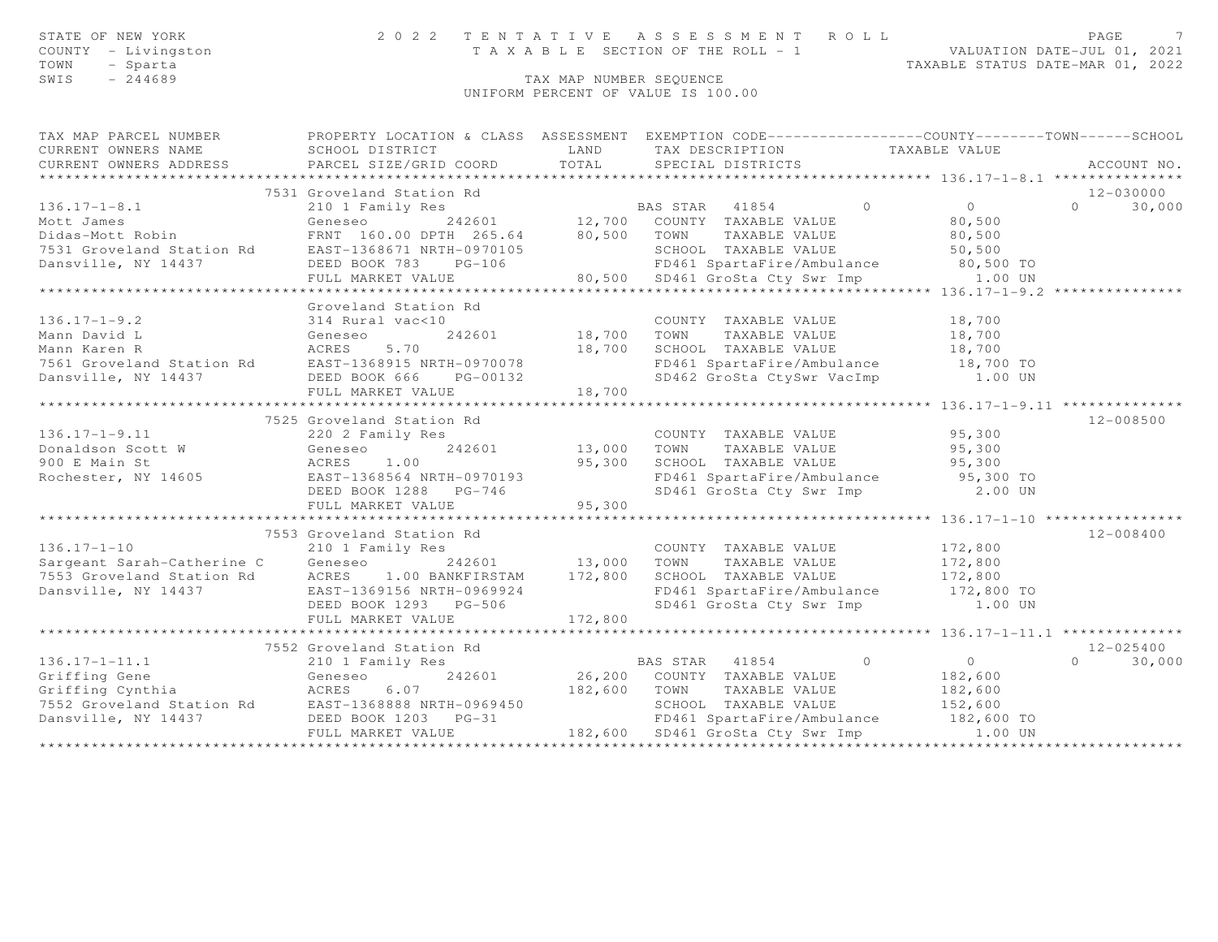STATE OF NEW YORK — 2022 TENTATIVE ASSESSMENT ROLL
COUNTY - Livingston — TAXABLE SECTION OF THE ROLL - 1 — VALUATION DATE-JUL 01, 2021
TOWN - Sparta — TAXABLE STATUS DATE-MAR 01, 2022
SWIS - 244689 — TAX MAP NUMBER SEQUENCE
UNIFORM PERCENT OF VALUE IS 100.00

| TAX MAP PARCEL NUMBER / CURRENT OWNERS NAME / CURRENT OWNERS ADDRESS | PROPERTY LOCATION & CLASS / SCHOOL DISTRICT / PARCEL SIZE/GRID COORD | ASSESSMENT LAND / TOTAL | EXEMPTION CODE / TAX DESCRIPTION / SPECIAL DISTRICTS | COUNTY | TOWN | SCHOOL / TAXABLE VALUE | ACCOUNT NO. |
|---|---|---|---|---|---|---|---|
| **136.17-1-8.1** | 7531 Groveland Station Rd | | | | | | 12-030000 |
| Mott James | 210 1 Family Res | | BAS STAR 41854 | 0 | 0 | 30,000 | |
| Didas-Mott Robin | Geneseo 242601 | 12,700 | COUNTY TAXABLE VALUE | 80,500 | | | |
| 7531 Groveland Station Rd | FRNT 160.00 DPTH 265.64 | 80,500 | TOWN TAXABLE VALUE | | 80,500 | | |
| Dansville, NY 14437 | EAST-1368671 NRTH-0970105 | | SCHOOL TAXABLE VALUE | | | 50,500 | |
| | DEED BOOK 783 PG-106 | | FD461 SpartaFire/Ambulance | 80,500 TO | | | |
| | FULL MARKET VALUE | 80,500 | SD461 GroSta Cty Swr Imp | 1.00 UN | | | |
| **136.17-1-9.2** | Groveland Station Rd | | | | | | |
| Mann David L | 314 Rural vac<10 | | COUNTY TAXABLE VALUE | 18,700 | | | |
| Mann Karen R | Geneseo 242601 | 18,700 | TOWN TAXABLE VALUE | | 18,700 | | |
| 7561 Groveland Station Rd | ACRES 5.70 | 18,700 | SCHOOL TAXABLE VALUE | | | 18,700 | |
| Dansville, NY 14437 | EAST-1368915 NRTH-0970078 | | FD461 SpartaFire/Ambulance | 18,700 TO | | | |
| | DEED BOOK 666 PG-00132 | | SD462 GroSta CtySwr VacImp | 1.00 UN | | | |
| | FULL MARKET VALUE | 18,700 | | | | | |
| **136.17-1-9.11** | 7525 Groveland Station Rd | | | | | | 12-008500 |
| Donaldson Scott W | 220 2 Family Res | | COUNTY TAXABLE VALUE | 95,300 | | | |
| 900 E Main St | Geneseo 242601 | 13,000 | TOWN TAXABLE VALUE | | 95,300 | | |
| Rochester, NY 14605 | ACRES 1.00 | 95,300 | SCHOOL TAXABLE VALUE | | | 95,300 | |
| | EAST-1368564 NRTH-0970193 | | FD461 SpartaFire/Ambulance | 95,300 TO | | | |
| | DEED BOOK 1288 PG-746 | | SD461 GroSta Cty Swr Imp | 2.00 UN | | | |
| | FULL MARKET VALUE | 95,300 | | | | | |
| **136.17-1-10** | 7553 Groveland Station Rd | | | | | | 12-008400 |
| Sargeant Sarah-Catherine C | 210 1 Family Res | | COUNTY TAXABLE VALUE | 172,800 | | | |
| 7553 Groveland Station Rd | Geneseo 242601 | 13,000 | TOWN TAXABLE VALUE | | 172,800 | | |
| Dansville, NY 14437 | ACRES 1.00 BANKFIRSTAM | 172,800 | SCHOOL TAXABLE VALUE | | | 172,800 | |
| | EAST-1369156 NRTH-0969924 | | FD461 SpartaFire/Ambulance | 172,800 TO | | | |
| | DEED BOOK 1293 PG-506 | | SD461 GroSta Cty Swr Imp | 1.00 UN | | | |
| | FULL MARKET VALUE | 172,800 | | | | | |
| **136.17-1-11.1** | 7552 Groveland Station Rd | | | | | | 12-025400 |
| Griffing Gene | 210 1 Family Res | | BAS STAR 41854 | 0 | 0 | 30,000 | |
| Griffing Cynthia | Geneseo 242601 | 26,200 | COUNTY TAXABLE VALUE | 182,600 | | | |
| 7552 Groveland Station Rd | ACRES 6.07 | 182,600 | TOWN TAXABLE VALUE | | 182,600 | | |
| Dansville, NY 14437 | EAST-1368888 NRTH-0969450 | | SCHOOL TAXABLE VALUE | | | 152,600 | |
| | DEED BOOK 1203 PG-31 | | FD461 SpartaFire/Ambulance | 182,600 TO | | | |
| | FULL MARKET VALUE | 182,600 | SD461 GroSta Cty Swr Imp | 1.00 UN | | | |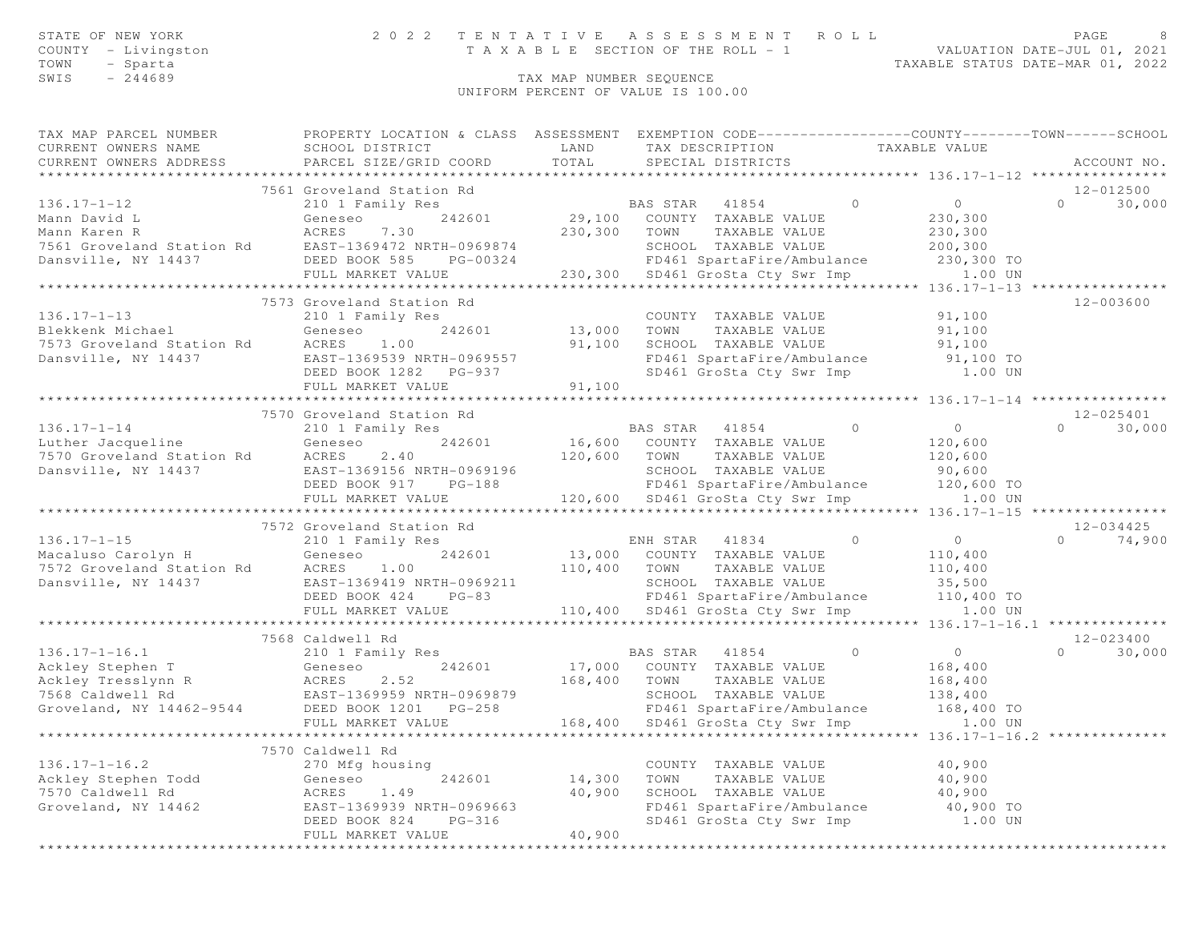STATE OF NEW YORK
COUNTY - Livingston
TOWN - Sparta
SWIS - 244689

# 2022 TENTATIVE ASSESSMENT ROLL

TAXABLE SECTION OF THE ROLL - 1

TAX MAP NUMBER SEQUENCE

UNIFORM PERCENT OF VALUE IS 100.00

VALUATION DATE-JUL 01, 2021
TAXABLE STATUS DATE-MAR 01, 2022

```
TAX MAP PARCEL NUMBER          PROPERTY LOCATION & CLASS  ASSESSMENT  EXEMPTION CODE------------------COUNTY--------TOWN------SCHOOL
CURRENT OWNERS NAME            SCHOOL DISTRICT               LAND      TAX DESCRIPTION            TAXABLE VALUE
CURRENT OWNERS ADDRESS         PARCEL SIZE/GRID COORD        TOTAL     SPECIAL DISTRICTS                                     ACCOUNT NO.
******************************************************************************************************* 136.17-1-12 ****************
                           7561 Groveland Station Rd                                                                          12-012500
136.17-1-12                    210 1 Family Res                        BAS STAR   41854         0            0           0     30,000
Mann David L                   Geneseo        242601        29,100   COUNTY  TAXABLE VALUE             230,300
Mann Karen R                   ACRES    7.30               230,300   TOWN    TAXABLE VALUE             230,300
7561 Groveland Station Rd      EAST-1369472 NRTH-0969874             SCHOOL  TAXABLE VALUE             200,300
Dansville, NY 14437            DEED BOOK 585    PG-00324             FD461 SpartaFire/Ambulance         230,300 TO
                               FULL MARKET VALUE           230,300   SD461 GroSta Cty Swr Imp              1.00 UN
******************************************************************************************************* 136.17-1-13 ****************
                           7573 Groveland Station Rd                                                                          12-003600
136.17-1-13                    210 1 Family Res                        COUNTY  TAXABLE VALUE              91,100
Blekkenk Michael               Geneseo        242601        13,000   TOWN    TAXABLE VALUE              91,100
7573 Groveland Station Rd      ACRES    1.00                91,100   SCHOOL  TAXABLE VALUE              91,100
Dansville, NY 14437            EAST-1369539 NRTH-0969557             FD461 SpartaFire/Ambulance          91,100 TO
                               DEED BOOK 1282   PG-937               SD461 GroSta Cty Swr Imp              1.00 UN
                               FULL MARKET VALUE            91,100
******************************************************************************************************* 136.17-1-14 ****************
                           7570 Groveland Station Rd                                                                          12-025401
136.17-1-14                    210 1 Family Res                        BAS STAR   41854         0            0           0     30,000
Luther Jacqueline              Geneseo        242601        16,600   COUNTY  TAXABLE VALUE             120,600
7570 Groveland Station Rd      ACRES    2.40               120,600   TOWN    TAXABLE VALUE             120,600
Dansville, NY 14437            EAST-1369156 NRTH-0969196             SCHOOL  TAXABLE VALUE              90,600
                               DEED BOOK 917    PG-188               FD461 SpartaFire/Ambulance         120,600 TO
                               FULL MARKET VALUE           120,600   SD461 GroSta Cty Swr Imp              1.00 UN
******************************************************************************************************* 136.17-1-15 ****************
                           7572 Groveland Station Rd                                                                          12-034425
136.17-1-15                    210 1 Family Res                        ENH STAR   41834         0            0           0     74,900
Macaluso Carolyn H             Geneseo        242601        13,000   COUNTY  TAXABLE VALUE             110,400
7572 Groveland Station Rd      ACRES    1.00               110,400   TOWN    TAXABLE VALUE             110,400
Dansville, NY 14437            EAST-1369419 NRTH-0969211             SCHOOL  TAXABLE VALUE              35,500
                               DEED BOOK 424    PG-83                FD461 SpartaFire/Ambulance         110,400 TO
                               FULL MARKET VALUE           110,400   SD461 GroSta Cty Swr Imp              1.00 UN
******************************************************************************************************* 136.17-1-16.1 **************
                           7568 Caldwell Rd                                                                                   12-023400
136.17-1-16.1                  210 1 Family Res                        BAS STAR   41854         0            0           0     30,000
Ackley Stephen T               Geneseo        242601        17,000   COUNTY  TAXABLE VALUE             168,400
Ackley Tresslynn R             ACRES    2.52               168,400   TOWN    TAXABLE VALUE             168,400
7568 Caldwell Rd               EAST-1369959 NRTH-0969879             SCHOOL  TAXABLE VALUE             138,400
Groveland, NY 14462-9544       DEED BOOK 1201   PG-258               FD461 SpartaFire/Ambulance         168,400 TO
                               FULL MARKET VALUE           168,400   SD461 GroSta Cty Swr Imp              1.00 UN
******************************************************************************************************* 136.17-1-16.2 **************
                           7570 Caldwell Rd
136.17-1-16.2                  270 Mfg housing                         COUNTY  TAXABLE VALUE              40,900
Ackley Stephen Todd            Geneseo        242601        14,300   TOWN    TAXABLE VALUE              40,900
7570 Caldwell Rd               ACRES    1.49                40,900   SCHOOL  TAXABLE VALUE              40,900
Groveland, NY 14462            EAST-1369939 NRTH-0969663             FD461 SpartaFire/Ambulance          40,900 TO
                               DEED BOOK 824    PG-316               SD461 GroSta Cty Swr Imp              1.00 UN
                               FULL MARKET VALUE            40,900
************************************************************************************************************************************
```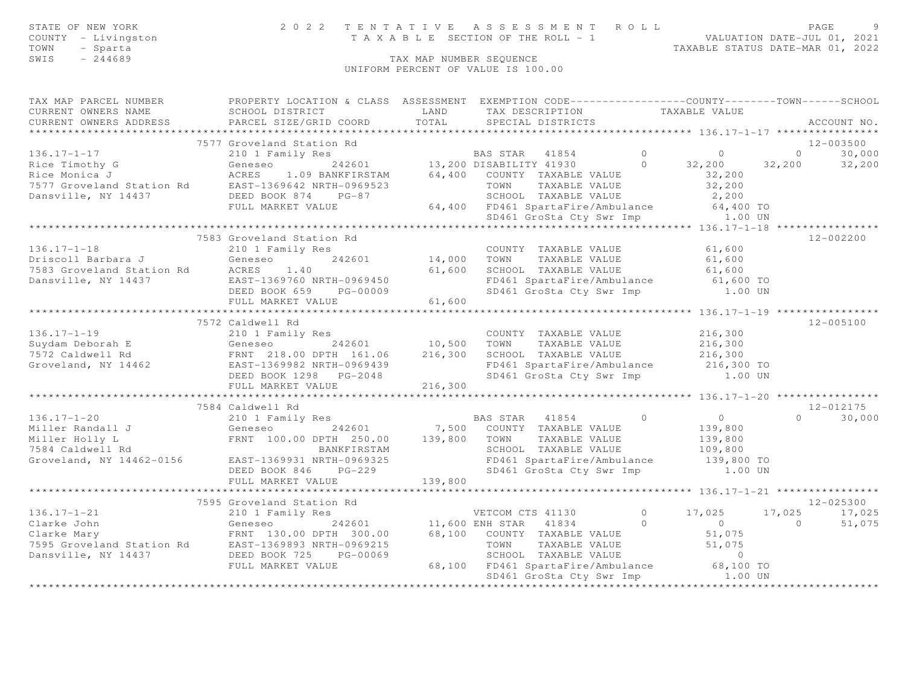STATE OF NEW YORK
COUNTY - Livingston
TOWN - Sparta
SWIS - 244689

2 0 2 2 T E N T A T I V E A S S E S S M E N T R O L L
T A X A B L E SECTION OF THE ROLL - 1
TAX MAP NUMBER SEQUENCE
UNIFORM PERCENT OF VALUE IS 100.00

VALUATION DATE-JUL 01, 2021
TAXABLE STATUS DATE-MAR 01, 2022

```
TAX MAP PARCEL NUMBER          PROPERTY LOCATION & CLASS  ASSESSMENT  EXEMPTION CODE------------------COUNTY--------TOWN------SCHOOL
CURRENT OWNERS NAME            SCHOOL DISTRICT               LAND      TAX DESCRIPTION            TAXABLE VALUE
CURRENT OWNERS ADDRESS         PARCEL SIZE/GRID COORD        TOTAL     SPECIAL DISTRICTS                                      ACCOUNT NO.
******************************************************************************************************* 136.17-1-17 ****************
                    7577 Groveland Station Rd                                                                                12-003500
136.17-1-17                    210 1 Family Res                        BAS STAR   41854          0            0          0      30,000
Rice Timothy G                 Geneseo        242601        13,200 DISABILITY 41930          0       32,200     32,200      32,200
Rice Monica J                  ACRES    1.09 BANKFIRSTAM    64,400    COUNTY  TAXABLE VALUE            32,200
7577 Groveland Station Rd      EAST-1369642 NRTH-0969523              TOWN    TAXABLE VALUE            32,200
Dansville, NY 14437            DEED BOOK 874    PG-87                 SCHOOL  TAXABLE VALUE             2,200
                               FULL MARKET VALUE             64,400   FD461 SpartaFire/Ambulance        64,400 TO
                                                                      SD461 GroSta Cty Swr Imp            1.00 UN
******************************************************************************************************* 136.17-1-18 ****************
                    7583 Groveland Station Rd                                                                                12-002200
136.17-1-18                    210 1 Family Res                        COUNTY  TAXABLE VALUE            61,600
Driscoll Barbara J             Geneseo        242601        14,000    TOWN    TAXABLE VALUE            61,600
7583 Groveland Station Rd      ACRES    1.40                61,600    SCHOOL  TAXABLE VALUE            61,600
Dansville, NY 14437            EAST-1369760 NRTH-0969450              FD461 SpartaFire/Ambulance        61,600 TO
                               DEED BOOK 659    PG-00009              SD461 GroSta Cty Swr Imp            1.00 UN
                               FULL MARKET VALUE             61,600
******************************************************************************************************* 136.17-1-19 ****************
                    7572 Caldwell Rd                                                                                         12-005100
136.17-1-19                    210 1 Family Res                        COUNTY  TAXABLE VALUE           216,300
Suydam Deborah E               Geneseo        242601        10,500    TOWN    TAXABLE VALUE           216,300
7572 Caldwell Rd               FRNT  218.00 DPTH  161.06   216,300    SCHOOL  TAXABLE VALUE           216,300
Groveland, NY 14462            EAST-1369982 NRTH-0969439              FD461 SpartaFire/Ambulance       216,300 TO
                               DEED BOOK 1298   PG-2048               SD461 GroSta Cty Swr Imp            1.00 UN
                               FULL MARKET VALUE            216,300
******************************************************************************************************* 136.17-1-20 ****************
                    7584 Caldwell Rd                                                                                         12-012175
136.17-1-20                    210 1 Family Res                        BAS STAR   41854          0            0          0      30,000
Miller Randall J               Geneseo        242601         7,500    COUNTY  TAXABLE VALUE           139,800
Miller Holly L                 FRNT  100.00 DPTH  250.00   139,800    TOWN    TAXABLE VALUE           139,800
7584 Caldwell Rd                              BANKFIRSTAM             SCHOOL  TAXABLE VALUE           109,800
Groveland, NY 14462-0156       EAST-1369931 NRTH-0969325              FD461 SpartaFire/Ambulance       139,800 TO
                               DEED BOOK 846    PG-229                SD461 GroSta Cty Swr Imp            1.00 UN
                               FULL MARKET VALUE            139,800
******************************************************************************************************* 136.17-1-21 ****************
                    7595 Groveland Station Rd                                                                                12-025300
136.17-1-21                    210 1 Family Res                        VETCOM CTS 41130          0       17,025     17,025      17,025
Clarke John                    Geneseo        242601        11,600 ENH STAR   41834          0            0          0      51,075
Clarke Mary                    FRNT  130.00 DPTH  300.00    68,100    COUNTY  TAXABLE VALUE            51,075
7595 Groveland Station Rd      EAST-1369893 NRTH-0969215              TOWN    TAXABLE VALUE            51,075
Dansville, NY 14437            DEED BOOK 725    PG-00069              SCHOOL  TAXABLE VALUE                 0
                               FULL MARKET VALUE             68,100   FD461 SpartaFire/Ambulance        68,100 TO
                                                                      SD461 GroSta Cty Swr Imp            1.00 UN
************************************************************************************************************************************
```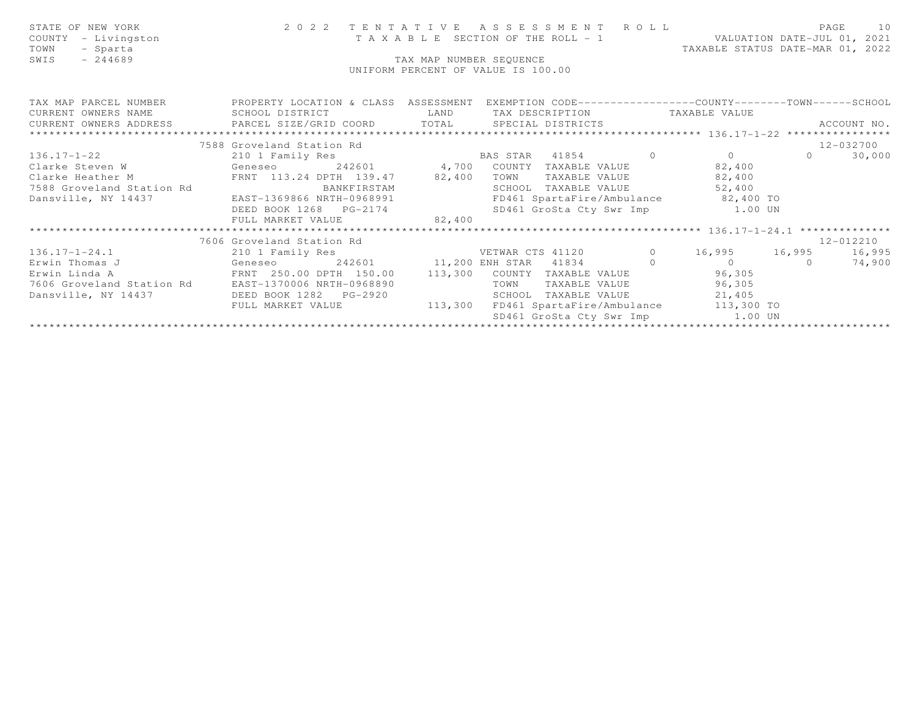STATE OF NEW YORK
COUNTY - Livingston
TOWN - Sparta
SWIS - 244689

# 2022 TENTATIVE ASSESSMENT ROLL

TAXABLE SECTION OF THE ROLL - 1

TAX MAP NUMBER SEQUENCE

UNIFORM PERCENT OF VALUE IS 100.00

VALUATION DATE-JUL 01, 2021
TAXABLE STATUS DATE-MAR 01, 2022

| TAX MAP PARCEL NUMBER / CURRENT OWNERS NAME / CURRENT OWNERS ADDRESS | PROPERTY LOCATION & CLASS / SCHOOL DISTRICT / PARCEL SIZE/GRID COORD | ASSESSMENT LAND / TOTAL | EXEMPTION CODE / TAX DESCRIPTION / SPECIAL DISTRICTS | COUNTY TAXABLE VALUE | TOWN | SCHOOL / ACCOUNT NO. |
|---|---|---|---|---|---|---|
| | 7588 Groveland Station Rd | | | | | 12-032700 |
| 136.17-1-22 | 210 1 Family Res | | BAS STAR 41854 0 | 0 | 0 | 30,000 |
| Clarke Steven W | Geneseo 242601 | 4,700 | COUNTY TAXABLE VALUE | 82,400 | | |
| Clarke Heather M | FRNT 113.24 DPTH 139.47 | 82,400 | TOWN TAXABLE VALUE | 82,400 | | |
| 7588 Groveland Station Rd | BANKFIRSTAM | | SCHOOL TAXABLE VALUE | 52,400 | | |
| Dansville, NY 14437 | EAST-1369866 NRTH-0968991 | | FD461 SpartaFire/Ambulance | 82,400 TO | | |
| | DEED BOOK 1268 PG-2174 | | SD461 GroSta Cty Swr Imp | 1.00 UN | | |
| | FULL MARKET VALUE | 82,400 | | | | |
| | 7606 Groveland Station Rd | | | | | 12-012210 |
| 136.17-1-24.1 | 210 1 Family Res | | VETWAR CTS 41120 0 | 16,995 | 16,995 | 16,995 |
| Erwin Thomas J | Geneseo 242601 | 11,200 | ENH STAR 41834 0 | 0 | 0 | 74,900 |
| Erwin Linda A | FRNT 250.00 DPTH 150.00 | 113,300 | COUNTY TAXABLE VALUE | 96,305 | | |
| 7606 Groveland Station Rd | EAST-1370006 NRTH-0968890 | | TOWN TAXABLE VALUE | 96,305 | | |
| Dansville, NY 14437 | DEED BOOK 1282 PG-2920 | | SCHOOL TAXABLE VALUE | 21,405 | | |
| | FULL MARKET VALUE | 113,300 | FD461 SpartaFire/Ambulance | 113,300 TO | | |
| | | | SD461 GroSta Cty Swr Imp | 1.00 UN | | |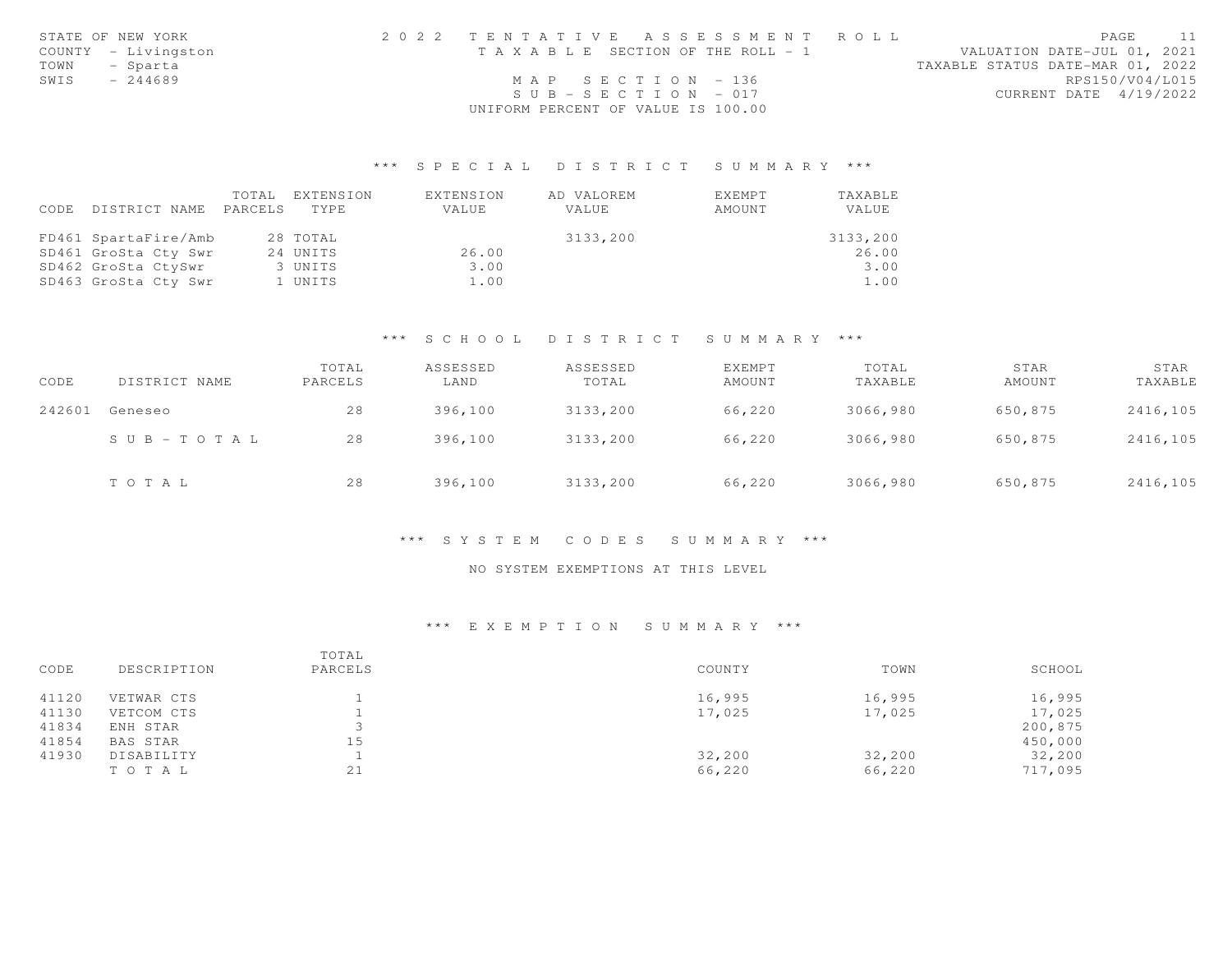STATE OF NEW YORK
COUNTY - Livingston
TOWN - Sparta
SWIS - 244689

2022 TENTATIVE ASSESSMENT ROLL
TAXABLE SECTION OF THE ROLL - 1
MAP SECTION - 136
SUB-SECTION - 017
UNIFORM PERCENT OF VALUE IS 100.00

VALUATION DATE-JUL 01, 2021
TAXABLE STATUS DATE-MAR 01, 2022
RPS150/V04/L015
CURRENT DATE 4/19/2022

## *** SPECIAL DISTRICT SUMMARY ***

| CODE | DISTRICT NAME | TOTAL PARCELS | EXTENSION TYPE | EXTENSION VALUE | AD VALOREM VALUE | EXEMPT AMOUNT | TAXABLE VALUE |
|---|---|---|---|---|---|---|---|
| FD461 | SpartaFire/Amb | 28 | TOTAL | | 3133,200 | | 3133,200 |
| SD461 | GroSta Cty Swr | 24 | UNITS | 26.00 | | | 26.00 |
| SD462 | GroSta CtySwr | 3 | UNITS | 3.00 | | | 3.00 |
| SD463 | GroSta Cty Swr | 1 | UNITS | 1.00 | | | 1.00 |

## *** SCHOOL DISTRICT SUMMARY ***

| CODE | DISTRICT NAME | TOTAL PARCELS | ASSESSED LAND | ASSESSED TOTAL | EXEMPT AMOUNT | TOTAL TAXABLE | STAR AMOUNT | STAR TAXABLE |
|---|---|---|---|---|---|---|---|---|
| 242601 | Geneseo | 28 | 396,100 | 3133,200 | 66,220 | 3066,980 | 650,875 | 2416,105 |
| | SUB-TOTAL | 28 | 396,100 | 3133,200 | 66,220 | 3066,980 | 650,875 | 2416,105 |
| | TOTAL | 28 | 396,100 | 3133,200 | 66,220 | 3066,980 | 650,875 | 2416,105 |

## *** SYSTEM CODES SUMMARY ***

NO SYSTEM EXEMPTIONS AT THIS LEVEL

## *** EXEMPTION SUMMARY ***

| CODE | DESCRIPTION | TOTAL PARCELS | COUNTY | TOWN | SCHOOL |
|---|---|---|---|---|---|
| 41120 | VETWAR CTS | 1 | 16,995 | 16,995 | 16,995 |
| 41130 | VETCOM CTS | 1 | 17,025 | 17,025 | 17,025 |
| 41834 | ENH STAR | 3 | | | 200,875 |
| 41854 | BAS STAR | 15 | | | 450,000 |
| 41930 | DISABILITY | 1 | 32,200 | 32,200 | 32,200 |
| | TOTAL | 21 | 66,220 | 66,220 | 717,095 |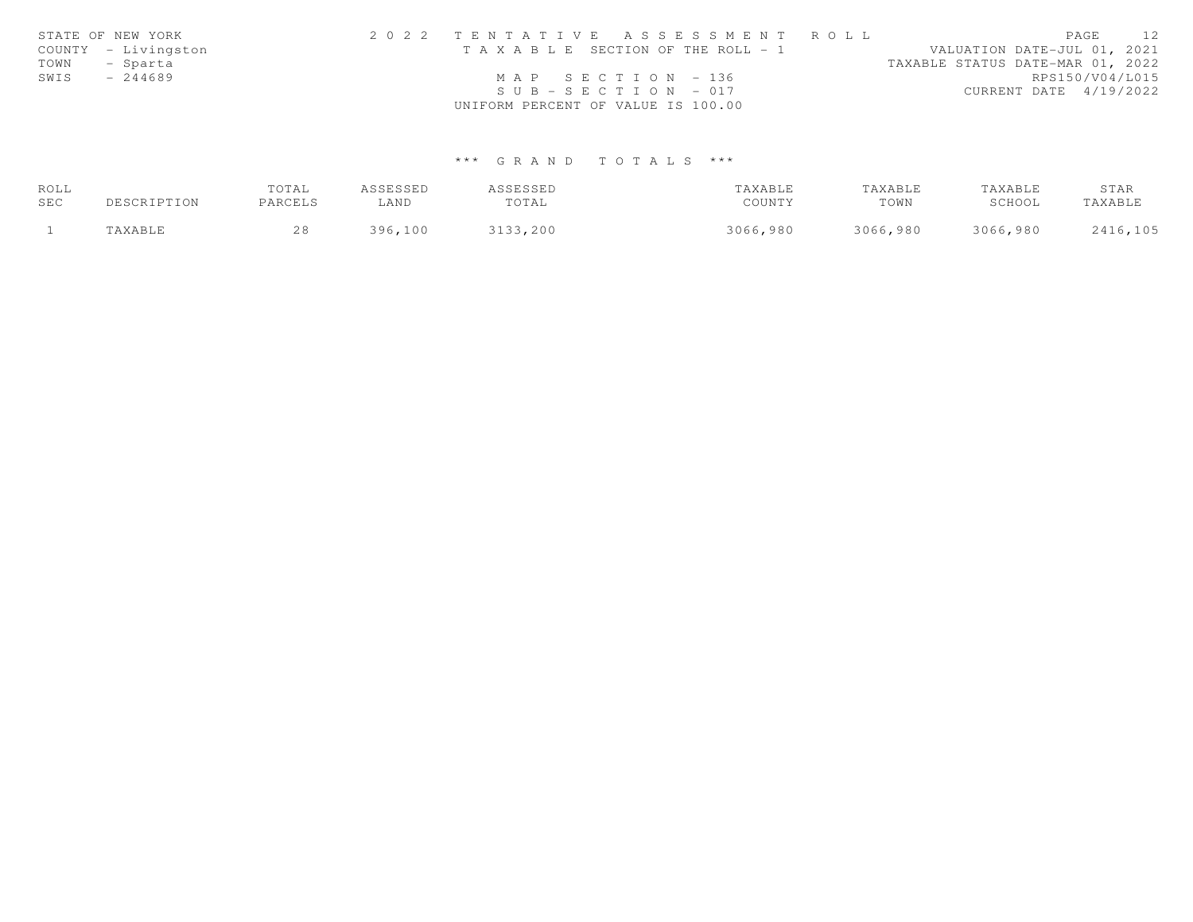STATE OF NEW YORK
COUNTY - Livingston
TOWN - Sparta
SWIS - 244689

2 0 2 2 T E N T A T I V E A S S E S S M E N T R O L L
T A X A B L E SECTION OF THE ROLL - 1
M A P S E C T I O N - 136
S U B - S E C T I O N - 017
UNIFORM PERCENT OF VALUE IS 100.00

VALUATION DATE-JUL 01, 2021
TAXABLE STATUS DATE-MAR 01, 2022
RPS150/V04/L015
CURRENT DATE 4/19/2022

### \*\*\* G R A N D T O T A L S \*\*\*

| ROLL SEC | DESCRIPTION | TOTAL PARCELS | ASSESSED LAND | ASSESSED TOTAL | TAXABLE COUNTY | TAXABLE TOWN | TAXABLE SCHOOL | STAR TAXABLE |
|---|---|---|---|---|---|---|---|---|
| 1 | TAXABLE | 28 | 396,100 | 3133,200 | 3066,980 | 3066,980 | 3066,980 | 2416,105 |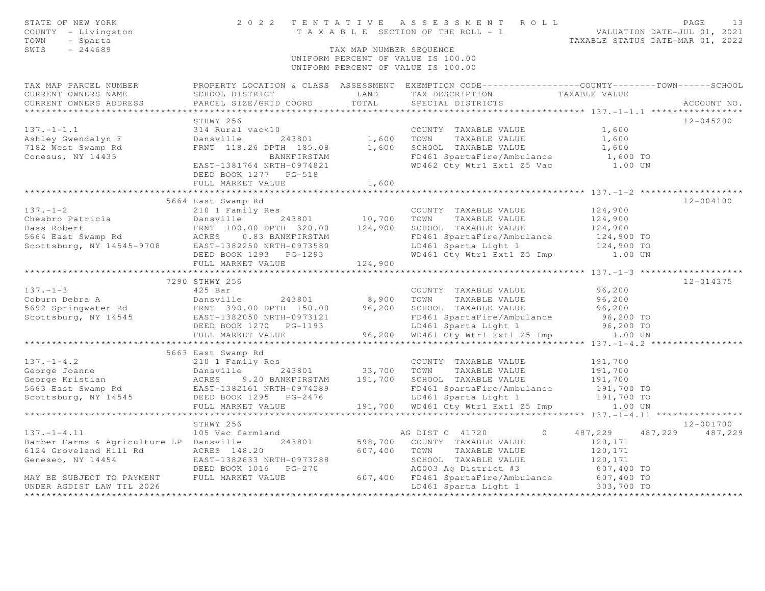STATE OF NEW YORK — 2022 TENTATIVE ASSESSMENT ROLL
COUNTY - Livingston — TAXABLE SECTION OF THE ROLL - 1 — VALUATION DATE-JUL 01, 2021
TOWN - Sparta — TAXABLE STATUS DATE-MAR 01, 2022
SWIS - 244689 — TAX MAP NUMBER SEQUENCE
UNIFORM PERCENT OF VALUE IS 100.00

| TAX MAP PARCEL NUMBER / CURRENT OWNERS NAME / CURRENT OWNERS ADDRESS | PROPERTY LOCATION & CLASS / SCHOOL DISTRICT / PARCEL SIZE/GRID COORD | ASSESSMENT LAND | TOTAL | EXEMPTION CODE / TAX DESCRIPTION / SPECIAL DISTRICTS | COUNTY TAXABLE VALUE | TOWN | SCHOOL | ACCOUNT NO. |
|---|---|---|---|---|---|---|---|---|
| **137.-1-1.1** | STHWY 256 | | | | | | | 12-045200 |
| 137.-1-1.1 | 314 Rural vac<10 | | | COUNTY TAXABLE VALUE | 1,600 | | | |
| Ashley Gwendalyn F | Dansville 243801 | 1,600 | | TOWN TAXABLE VALUE | 1,600 | | | |
| 7182 West Swamp Rd | FRNT 118.26 DPTH 185.08 | | 1,600 | SCHOOL TAXABLE VALUE | 1,600 | | | |
| Conesus, NY 14435 | BANKFIRSTAM | | | FD461 SpartaFire/Ambulance | 1,600 TO | | | |
| | EAST-1381764 NRTH-0974821 | | | WD462 Cty Wtr1 Ext1 Z5 Vac | 1.00 UN | | | |
| | DEED BOOK 1277 PG-518 | | | | | | | |
| | FULL MARKET VALUE | | 1,600 | | | | | |
| **137.-1-2** | 5664 East Swamp Rd | | | | | | | 12-004100 |
| 137.-1-2 | 210 1 Family Res | | | COUNTY TAXABLE VALUE | 124,900 | | | |
| Chesbro Patricia | Dansville 243801 | 10,700 | | TOWN TAXABLE VALUE | 124,900 | | | |
| Hass Robert | FRNT 100.00 DPTH 320.00 | | 124,900 | SCHOOL TAXABLE VALUE | 124,900 | | | |
| 5664 East Swamp Rd | ACRES 0.83 BANKFIRSTAM | | | FD461 SpartaFire/Ambulance | 124,900 TO | | | |
| Scottsburg, NY 14545-9708 | EAST-1382250 NRTH-0973580 | | | LD461 Sparta Light 1 | 124,900 TO | | | |
| | DEED BOOK 1293 PG-1293 | | | WD461 Cty Wtr1 Ext1 Z5 Imp | 1.00 UN | | | |
| | FULL MARKET VALUE | | 124,900 | | | | | |
| **137.-1-3** | 7290 STHWY 256 | | | | | | | 12-014375 |
| 137.-1-3 | 425 Bar | | | COUNTY TAXABLE VALUE | 96,200 | | | |
| Coburn Debra A | Dansville 243801 | 8,900 | | TOWN TAXABLE VALUE | 96,200 | | | |
| 5692 Springwater Rd | FRNT 390.00 DPTH 150.00 | | 96,200 | SCHOOL TAXABLE VALUE | 96,200 | | | |
| Scottsburg, NY 14545 | EAST-1382050 NRTH-0973121 | | | FD461 SpartaFire/Ambulance | 96,200 TO | | | |
| | DEED BOOK 1270 PG-1193 | | | LD461 Sparta Light 1 | 96,200 TO | | | |
| | FULL MARKET VALUE | | 96,200 | WD461 Cty Wtr1 Ext1 Z5 Imp | 1.00 UN | | | |
| **137.-1-4.2** | 5663 East Swamp Rd | | | | | | | |
| 137.-1-4.2 | 210 1 Family Res | | | COUNTY TAXABLE VALUE | 191,700 | | | |
| George Joanne | Dansville 243801 | 33,700 | | TOWN TAXABLE VALUE | 191,700 | | | |
| George Kristian | ACRES 9.20 BANKFIRSTAM | | 191,700 | SCHOOL TAXABLE VALUE | 191,700 | | | |
| 5663 East Swamp Rd | EAST-1382161 NRTH-0974289 | | | FD461 SpartaFire/Ambulance | 191,700 TO | | | |
| Scottsburg, NY 14545 | DEED BOOK 1295 PG-2476 | | | LD461 Sparta Light 1 | 191,700 TO | | | |
| | FULL MARKET VALUE | | 191,700 | WD461 Cty Wtr1 Ext1 Z5 Imp | 1.00 UN | | | |
| **137.-1-4.11** | STHWY 256 | | | | | | | 12-001700 |
| 137.-1-4.11 | 105 Vac farmland | | | AG DIST C 41720 0 | 487,229 | 487,229 | 487,229 | |
| Barber Farms & Agriculture LP | Dansville 243801 | 598,700 | | COUNTY TAXABLE VALUE | 120,171 | | | |
| 6124 Groveland Hill Rd | ACRES 148.20 | | 607,400 | TOWN TAXABLE VALUE | 120,171 | | | |
| Geneseo, NY 14454 | EAST-1382633 NRTH-0973288 | | | SCHOOL TAXABLE VALUE | 120,171 | | | |
| | DEED BOOK 1016 PG-270 | | | AG003 Ag District #3 | 607,400 TO | | | |
| MAY BE SUBJECT TO PAYMENT | FULL MARKET VALUE | | 607,400 | FD461 SpartaFire/Ambulance | 607,400 TO | | | |
| UNDER AGDIST LAW TIL 2026 | | | | LD461 Sparta Light 1 | 303,700 TO | | | |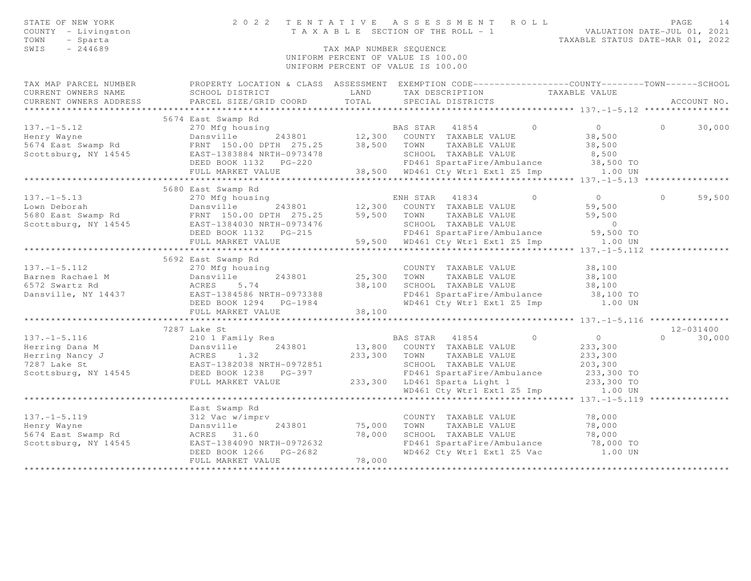STATE OF NEW YORK
COUNTY - Livingston
TOWN - Sparta
SWIS - 244689

# 2022 TENTATIVE ASSESSMENT ROLL

TAXABLE SECTION OF THE ROLL - 1

TAX MAP NUMBER SEQUENCE
UNIFORM PERCENT OF VALUE IS 100.00
UNIFORM PERCENT OF VALUE IS 100.00

VALUATION DATE-JUL 01, 2021
TAXABLE STATUS DATE-MAR 01, 2022

```
TAX MAP PARCEL NUMBER          PROPERTY LOCATION & CLASS  ASSESSMENT  EXEMPTION CODE------------------COUNTY--------TOWN------SCHOOL
CURRENT OWNERS NAME            SCHOOL DISTRICT               LAND      TAX DESCRIPTION            TAXABLE VALUE
CURRENT OWNERS ADDRESS         PARCEL SIZE/GRID COORD        TOTAL     SPECIAL DISTRICTS                                        ACCOUNT NO.
*********************************************************************************************** 137.-1-5.12 ****************
                               5674 East Swamp Rd
137.-1-5.12                    270 Mfg housing                         BAS STAR   41854         0            0            0      30,000
Henry Wayne                    Dansville        243801      12,300    COUNTY  TAXABLE VALUE              38,500
5674 East Swamp Rd             FRNT 150.00 DPTH 275.25      38,500    TOWN    TAXABLE VALUE              38,500
Scottsburg, NY 14545           EAST-1383884 NRTH-0973478               SCHOOL  TAXABLE VALUE               8,500
                               DEED BOOK 1132   PG-220                 FD461 SpartaFire/Ambulance         38,500 TO
                               FULL MARKET VALUE            38,500    WD461 Cty Wtr1 Ext1 Z5 Imp           1.00 UN
*********************************************************************************************** 137.-1-5.13 ****************
                               5680 East Swamp Rd
137.-1-5.13                    270 Mfg housing                         ENH STAR   41834         0            0            0      59,500
Lown Deborah                   Dansville        243801      12,300    COUNTY  TAXABLE VALUE              59,500
5680 East Swamp Rd             FRNT 150.00 DPTH 275.25      59,500    TOWN    TAXABLE VALUE              59,500
Scottsburg, NY 14545           EAST-1384030 NRTH-0973476               SCHOOL  TAXABLE VALUE                   0
                               DEED BOOK 1132   PG-215                 FD461 SpartaFire/Ambulance         59,500 TO
                               FULL MARKET VALUE            59,500    WD461 Cty Wtr1 Ext1 Z5 Imp           1.00 UN
*********************************************************************************************** 137.-1-5.112 ***************
                               5692 East Swamp Rd
137.-1-5.112                   270 Mfg housing                         COUNTY  TAXABLE VALUE              38,100
Barnes Rachael M               Dansville        243801      25,300    TOWN    TAXABLE VALUE              38,100
6572 Swartz Rd                 ACRES    5.74                38,100    SCHOOL  TAXABLE VALUE              38,100
Dansville, NY 14437            EAST-1384586 NRTH-0973388               FD461 SpartaFire/Ambulance         38,100 TO
                               DEED BOOK 1294   PG-1984                WD461 Cty Wtr1 Ext1 Z5 Imp           1.00 UN
                               FULL MARKET VALUE            38,100
*********************************************************************************************** 137.-1-5.116 ***************
                               7287 Lake St                                                                              12-031400
137.-1-5.116                   210 1 Family Res                        BAS STAR   41854         0            0            0      30,000
Herring Dana M                 Dansville        243801      13,800    COUNTY  TAXABLE VALUE             233,300
Herring Nancy J                ACRES    1.32               233,300    TOWN    TAXABLE VALUE             233,300
7287 Lake St                   EAST-1382038 NRTH-0972851               SCHOOL  TAXABLE VALUE             203,300
Scottsburg, NY 14545           DEED BOOK 1238   PG-397                 FD461 SpartaFire/Ambulance        233,300 TO
                               FULL MARKET VALUE           233,300    LD461 Sparta Light 1              233,300 TO
                                                                       WD461 Cty Wtr1 Ext1 Z5 Imp           1.00 UN
*********************************************************************************************** 137.-1-5.119 ***************
                               East Swamp Rd
137.-1-5.119                   312 Vac w/imprv                         COUNTY  TAXABLE VALUE              78,000
Henry Wayne                    Dansville        243801      75,000    TOWN    TAXABLE VALUE              78,000
5674 East Swamp Rd             ACRES   31.60                78,000    SCHOOL  TAXABLE VALUE              78,000
Scottsburg, NY 14545           EAST-1384090 NRTH-0972632               FD461 SpartaFire/Ambulance         78,000 TO
                               DEED BOOK 1266   PG-2682                WD462 Cty Wtr1 Ext1 Z5 Vac           1.00 UN
                               FULL MARKET VALUE            78,000
****************************************************************************************************************************
```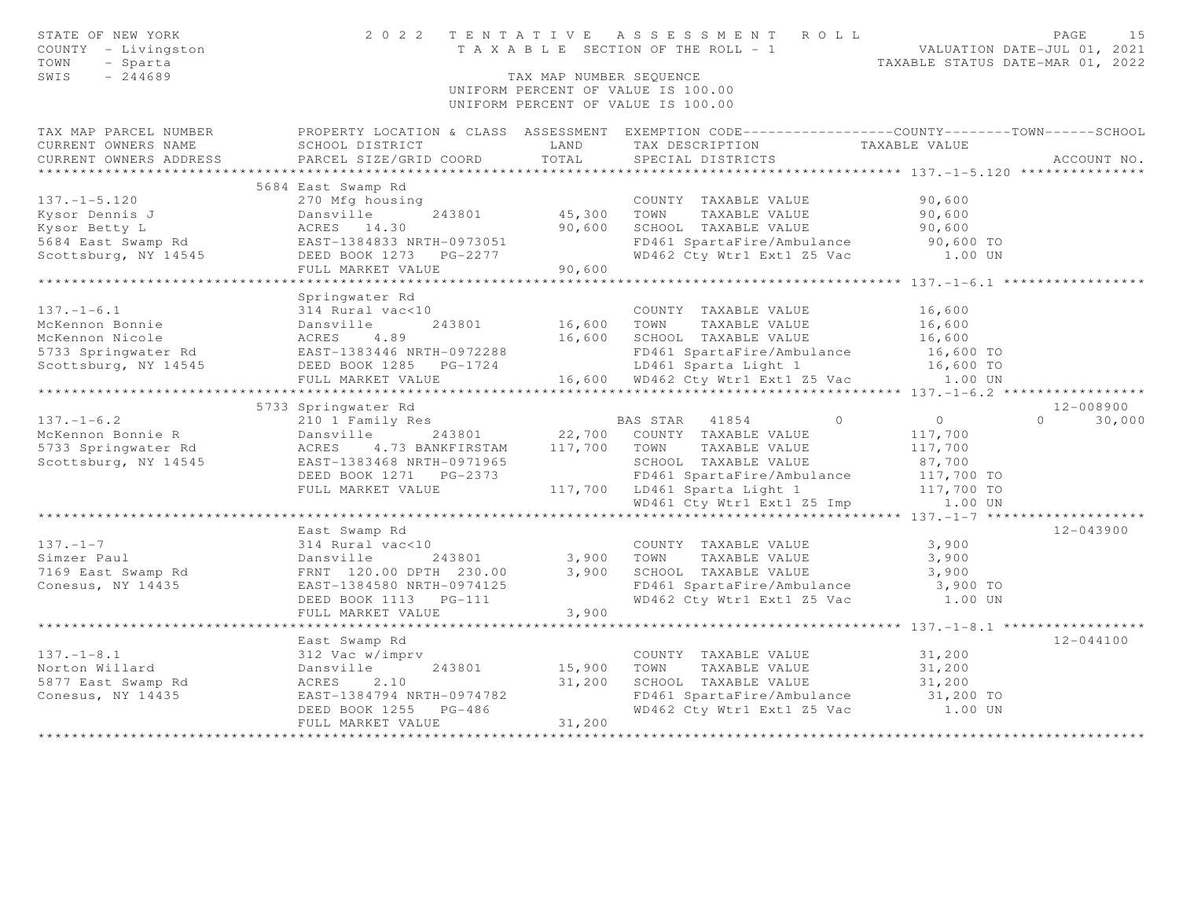STATE OF NEW YORK
COUNTY - Livingston
TOWN - Sparta
SWIS - 244689

# 2022 TENTATIVE ASSESSMENT ROLL

TAXABLE SECTION OF THE ROLL - 1

VALUATION DATE-JUL 01, 2021
TAXABLE STATUS DATE-MAR 01, 2022

TAX MAP NUMBER SEQUENCE
UNIFORM PERCENT OF VALUE IS 100.00

| TAX MAP PARCEL NUMBER / CURRENT OWNERS NAME / CURRENT OWNERS ADDRESS | PROPERTY LOCATION & CLASS / SCHOOL DISTRICT / PARCEL SIZE/GRID COORD | ASSESSMENT LAND | TOTAL | EXEMPTION CODE / TAX DESCRIPTION / SPECIAL DISTRICTS | COUNTY TAXABLE VALUE | TOWN | SCHOOL | ACCOUNT NO. |
|---|---|---|---|---|---|---|---|---|
| **137.-1-5.120** | 5684 East Swamp Rd | | | | | | | |
| 137.-1-5.120 | 270 Mfg housing | | | COUNTY TAXABLE VALUE | 90,600 | | | |
| Kysor Dennis J | Dansville 243801 | 45,300 | | TOWN TAXABLE VALUE | 90,600 | | | |
| Kysor Betty L | ACRES 14.30 | | 90,600 | SCHOOL TAXABLE VALUE | 90,600 | | | |
| 5684 East Swamp Rd | EAST-1384833 NRTH-0973051 | | | FD461 SpartaFire/Ambulance | 90,600 TO | | | |
| Scottsburg, NY 14545 | DEED BOOK 1273 PG-2277 | | | WD462 Cty Wtr1 Ext1 Z5 Vac | 1.00 UN | | | |
| | FULL MARKET VALUE | | 90,600 | | | | | |
| **137.-1-6.1** | Springwater Rd | | | | | | | |
| 137.-1-6.1 | 314 Rural vac<10 | | | COUNTY TAXABLE VALUE | 16,600 | | | |
| McKennon Bonnie | Dansville 243801 | 16,600 | | TOWN TAXABLE VALUE | 16,600 | | | |
| McKennon Nicole | ACRES 4.89 | | 16,600 | SCHOOL TAXABLE VALUE | 16,600 | | | |
| 5733 Springwater Rd | EAST-1383446 NRTH-0972288 | | | FD461 SpartaFire/Ambulance | 16,600 TO | | | |
| Scottsburg, NY 14545 | DEED BOOK 1285 PG-1724 | | | LD461 Sparta Light 1 | 16,600 TO | | | |
| | FULL MARKET VALUE | | 16,600 | WD462 Cty Wtr1 Ext1 Z5 Vac | 1.00 UN | | | |
| **137.-1-6.2** | 5733 Springwater Rd | | | | | | | 12-008900 |
| 137.-1-6.2 | 210 1 Family Res | | | BAS STAR 41854 | 0 | 0 | 30,000 | |
| McKennon Bonnie R | Dansville 243801 | 22,700 | | COUNTY TAXABLE VALUE | 117,700 | | | |
| 5733 Springwater Rd | ACRES 4.73 BANKFIRSTAM | | 117,700 | TOWN TAXABLE VALUE | 117,700 | | | |
| Scottsburg, NY 14545 | EAST-1383468 NRTH-0971965 | | | SCHOOL TAXABLE VALUE | 87,700 | | | |
| | DEED BOOK 1271 PG-2373 | | | FD461 SpartaFire/Ambulance | 117,700 TO | | | |
| | FULL MARKET VALUE | | 117,700 | LD461 Sparta Light 1 | 117,700 TO | | | |
| | | | | WD461 Cty Wtr1 Ext1 Z5 Imp | 1.00 UN | | | |
| **137.-1-7** | East Swamp Rd | | | | | | | 12-043900 |
| 137.-1-7 | 314 Rural vac<10 | | | COUNTY TAXABLE VALUE | 3,900 | | | |
| Simzer Paul | Dansville 243801 | 3,900 | | TOWN TAXABLE VALUE | 3,900 | | | |
| 7169 East Swamp Rd | FRNT 120.00 DPTH 230.00 | | 3,900 | SCHOOL TAXABLE VALUE | 3,900 | | | |
| Conesus, NY 14435 | EAST-1384580 NRTH-0974125 | | | FD461 SpartaFire/Ambulance | 3,900 TO | | | |
| | DEED BOOK 1113 PG-111 | | | WD462 Cty Wtr1 Ext1 Z5 Vac | 1.00 UN | | | |
| | FULL MARKET VALUE | | 3,900 | | | | | |
| **137.-1-8.1** | East Swamp Rd | | | | | | | 12-044100 |
| 137.-1-8.1 | 312 Vac w/imprv | | | COUNTY TAXABLE VALUE | 31,200 | | | |
| Norton Willard | Dansville 243801 | 15,900 | | TOWN TAXABLE VALUE | 31,200 | | | |
| 5877 East Swamp Rd | ACRES 2.10 | | 31,200 | SCHOOL TAXABLE VALUE | 31,200 | | | |
| Conesus, NY 14435 | EAST-1384794 NRTH-0974782 | | | FD461 SpartaFire/Ambulance | 31,200 TO | | | |
| | DEED BOOK 1255 PG-486 | | | WD462 Cty Wtr1 Ext1 Z5 Vac | 1.00 UN | | | |
| | FULL MARKET VALUE | | 31,200 | | | | | |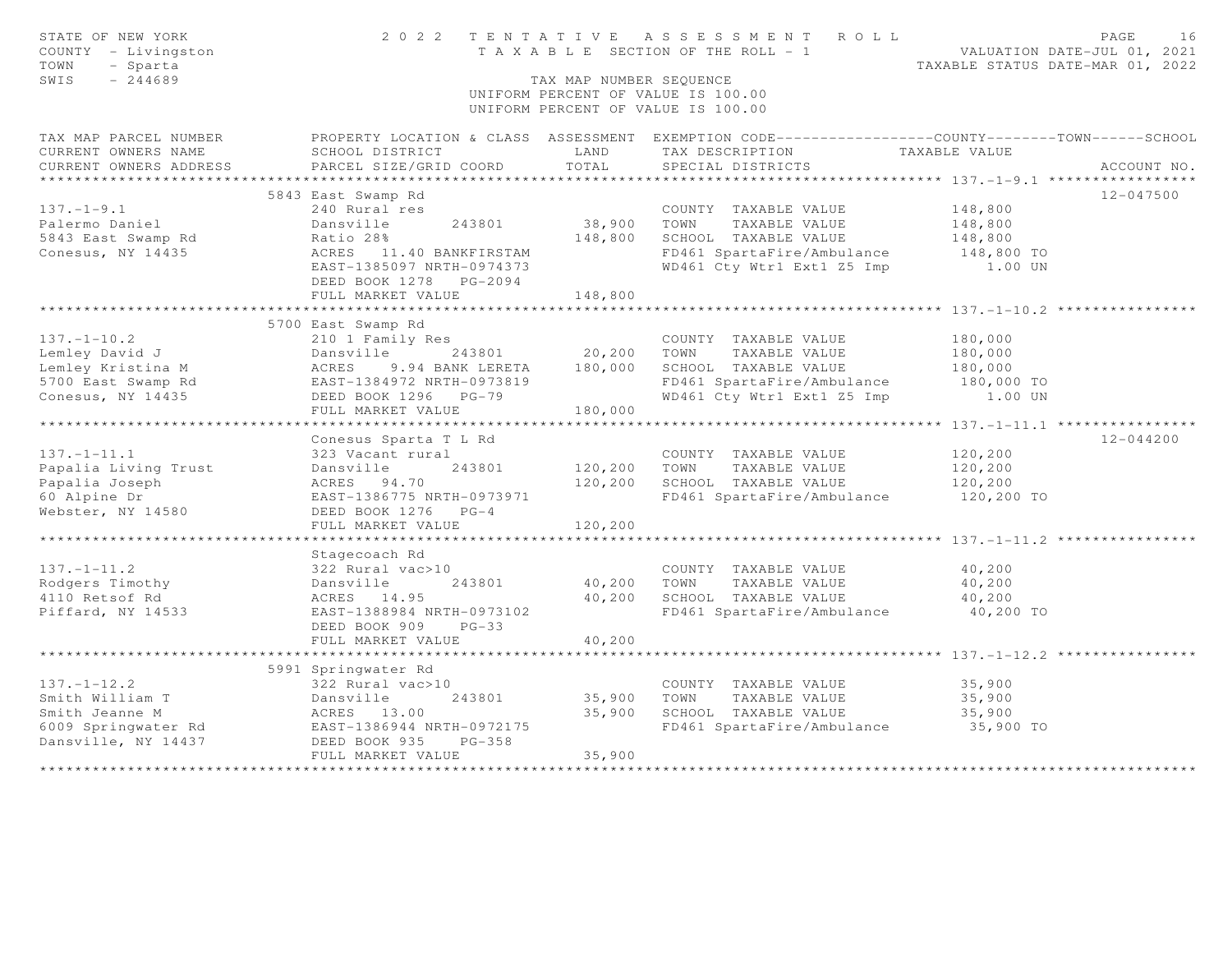STATE OF NEW YORK
COUNTY - Livingston
TOWN - Sparta
SWIS - 244689

2 0 2 2 T E N T A T I V E A S S E S S M E N T R O L L
T A X A B L E SECTION OF THE ROLL - 1
TAX MAP NUMBER SEQUENCE
UNIFORM PERCENT OF VALUE IS 100.00
UNIFORM PERCENT OF VALUE IS 100.00

VALUATION DATE-JUL 01, 2021
TAXABLE STATUS DATE-MAR 01, 2022

| TAX MAP PARCEL NUMBER / CURRENT OWNERS NAME / CURRENT OWNERS ADDRESS | PROPERTY LOCATION & CLASS / SCHOOL DISTRICT / PARCEL SIZE/GRID COORD | ASSESSMENT LAND / TOTAL | EXEMPTION CODE / TAX DESCRIPTION / SPECIAL DISTRICTS | TAXABLE VALUE (COUNTY--TOWN--SCHOOL) | ACCOUNT NO. |
|---|---|---|---|---|---|
| **137.-1-9.1** | 5843 East Swamp Rd | | | | 12-047500 |
| 137.-1-9.1 | 240 Rural res | | COUNTY TAXABLE VALUE | 148,800 | |
| Palermo Daniel | Dansville 243801 | 38,900 | TOWN TAXABLE VALUE | 148,800 | |
| 5843 East Swamp Rd | Ratio 28% | 148,800 | SCHOOL TAXABLE VALUE | 148,800 | |
| Conesus, NY 14435 | ACRES 11.40 BANKFIRSTAM | | FD461 SpartaFire/Ambulance | 148,800 TO | |
| | EAST-1385097 NRTH-0974373 | | WD461 Cty Wtr1 Ext1 Z5 Imp | 1.00 UN | |
| | DEED BOOK 1278 PG-2094 | | | | |
| | FULL MARKET VALUE | 148,800 | | | |
| **137.-1-10.2** | 5700 East Swamp Rd | | | | |
| 137.-1-10.2 | 210 1 Family Res | | COUNTY TAXABLE VALUE | 180,000 | |
| Lemley David J | Dansville 243801 | 20,200 | TOWN TAXABLE VALUE | 180,000 | |
| Lemley Kristina M | ACRES 9.94 BANK LERETA | 180,000 | SCHOOL TAXABLE VALUE | 180,000 | |
| 5700 East Swamp Rd | EAST-1384972 NRTH-0973819 | | FD461 SpartaFire/Ambulance | 180,000 TO | |
| Conesus, NY 14435 | DEED BOOK 1296 PG-79 | | WD461 Cty Wtr1 Ext1 Z5 Imp | 1.00 UN | |
| | FULL MARKET VALUE | 180,000 | | | |
| **137.-1-11.1** | Conesus Sparta T L Rd | | | | 12-044200 |
| 137.-1-11.1 | 323 Vacant rural | | COUNTY TAXABLE VALUE | 120,200 | |
| Papalia Living Trust | Dansville 243801 | 120,200 | TOWN TAXABLE VALUE | 120,200 | |
| Papalia Joseph | ACRES 94.70 | 120,200 | SCHOOL TAXABLE VALUE | 120,200 | |
| 60 Alpine Dr | EAST-1386775 NRTH-0973971 | | FD461 SpartaFire/Ambulance | 120,200 TO | |
| Webster, NY 14580 | DEED BOOK 1276 PG-4 | | | | |
| | FULL MARKET VALUE | 120,200 | | | |
| **137.-1-11.2** | Stagecoach Rd | | | | |
| 137.-1-11.2 | 322 Rural vac>10 | | COUNTY TAXABLE VALUE | 40,200 | |
| Rodgers Timothy | Dansville 243801 | 40,200 | TOWN TAXABLE VALUE | 40,200 | |
| 4110 Retsof Rd | ACRES 14.95 | 40,200 | SCHOOL TAXABLE VALUE | 40,200 | |
| Piffard, NY 14533 | EAST-1388984 NRTH-0973102 | | FD461 SpartaFire/Ambulance | 40,200 TO | |
| | DEED BOOK 909 PG-33 | | | | |
| | FULL MARKET VALUE | 40,200 | | | |
| **137.-1-12.2** | 5991 Springwater Rd | | | | |
| 137.-1-12.2 | 322 Rural vac>10 | | COUNTY TAXABLE VALUE | 35,900 | |
| Smith William T | Dansville 243801 | 35,900 | TOWN TAXABLE VALUE | 35,900 | |
| Smith Jeanne M | ACRES 13.00 | 35,900 | SCHOOL TAXABLE VALUE | 35,900 | |
| 6009 Springwater Rd | EAST-1386944 NRTH-0972175 | | FD461 SpartaFire/Ambulance | 35,900 TO | |
| Dansville, NY 14437 | DEED BOOK 935 PG-358 | | | | |
| | FULL MARKET VALUE | 35,900 | | | |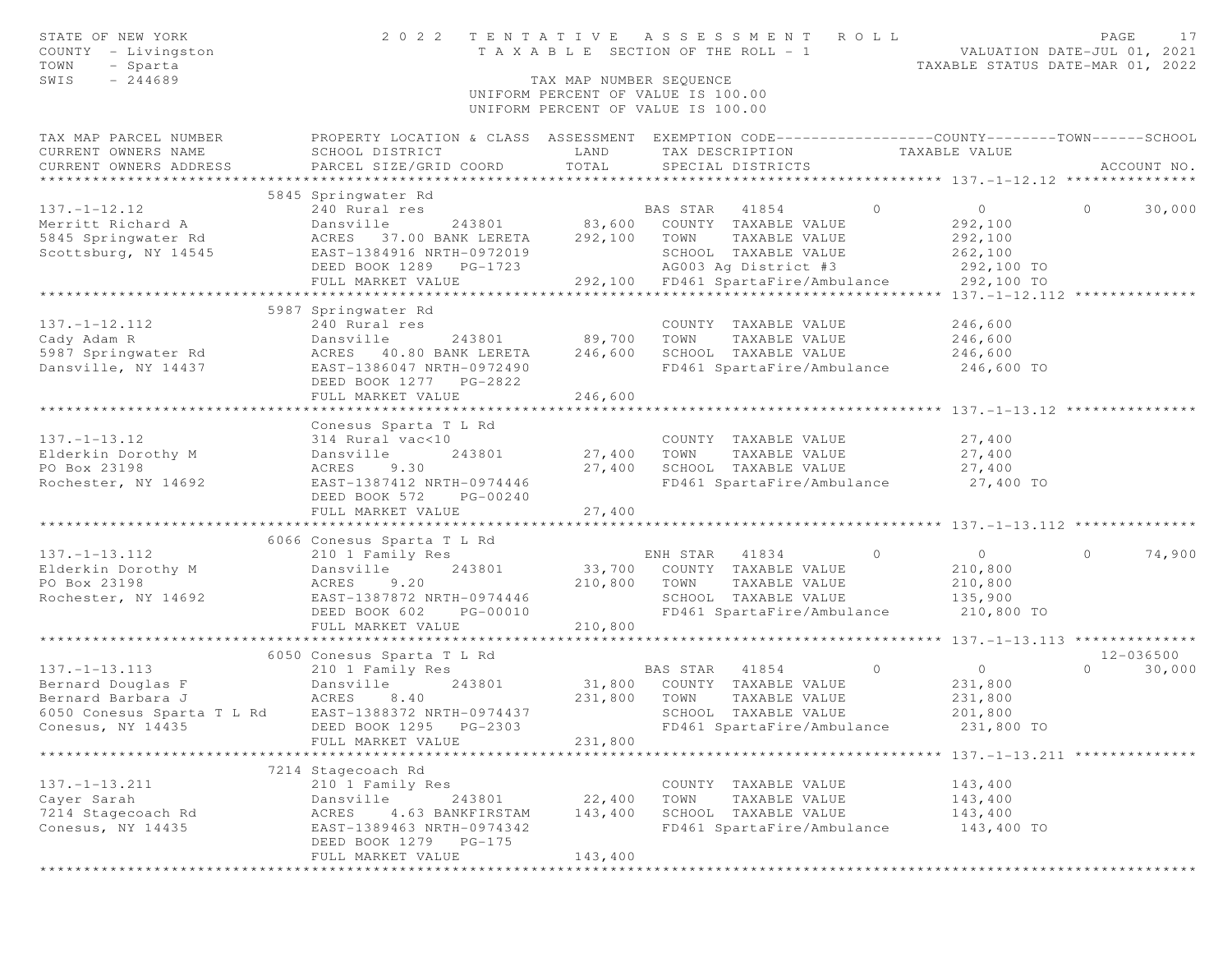STATE OF NEW YORK — 2022 TENTATIVE ASSESSMENT ROLL
COUNTY - Livingston — TAXABLE SECTION OF THE ROLL - 1 — VALUATION DATE-JUL 01, 2021
TOWN - Sparta — TAXABLE STATUS DATE-MAR 01, 2022
SWIS - 244689 — TAX MAP NUMBER SEQUENCE

UNIFORM PERCENT OF VALUE IS 100.00

| TAX MAP PARCEL NUMBER / CURRENT OWNERS NAME / CURRENT OWNERS ADDRESS | PROPERTY LOCATION & CLASS / SCHOOL DISTRICT / PARCEL SIZE/GRID COORD | ASSESSMENT LAND / TOTAL | EXEMPTION CODE / TAX DESCRIPTION / SPECIAL DISTRICTS | COUNTY | TOWN | SCHOOL | ACCOUNT NO. |
|---|---|---|---|---|---|---|---|
| **137.-1-12.12** | 5845 Springwater Rd | | | | | | |
| 137.-1-12.12 | 240 Rural res | | BAS STAR 41854 | 0 | 0 | 30,000 | |
| Merritt Richard A | Dansville 243801 | 83,600 | COUNTY TAXABLE VALUE | 292,100 | | | |
| 5845 Springwater Rd | ACRES 37.00 BANK LERETA | 292,100 | TOWN TAXABLE VALUE | | 292,100 | | |
| Scottsburg, NY 14545 | EAST-1384916 NRTH-0972019 | | SCHOOL TAXABLE VALUE | | | 262,100 | |
| | DEED BOOK 1289 PG-1723 | | AG003 Ag District #3 | 292,100 TO | | | |
| | FULL MARKET VALUE | 292,100 | FD461 SpartaFire/Ambulance | 292,100 TO | | | |
| **137.-1-12.112** | 5987 Springwater Rd | | | | | | |
| 137.-1-12.112 | 240 Rural res | | COUNTY TAXABLE VALUE | 246,600 | | | |
| Cady Adam R | Dansville 243801 | 89,700 | TOWN TAXABLE VALUE | | 246,600 | | |
| 5987 Springwater Rd | ACRES 40.80 BANK LERETA | 246,600 | SCHOOL TAXABLE VALUE | | | 246,600 | |
| Dansville, NY 14437 | EAST-1386047 NRTH-0972490 | | FD461 SpartaFire/Ambulance | 246,600 TO | | | |
| | DEED BOOK 1277 PG-2822 | | | | | | |
| | FULL MARKET VALUE | 246,600 | | | | | |
| **137.-1-13.12** | Conesus Sparta T L Rd | | | | | | |
| 137.-1-13.12 | 314 Rural vac<10 | | COUNTY TAXABLE VALUE | 27,400 | | | |
| Elderkin Dorothy M | Dansville 243801 | 27,400 | TOWN TAXABLE VALUE | | 27,400 | | |
| PO Box 23198 | ACRES 9.30 | 27,400 | SCHOOL TAXABLE VALUE | | | 27,400 | |
| Rochester, NY 14692 | EAST-1387412 NRTH-0974446 | | FD461 SpartaFire/Ambulance | 27,400 TO | | | |
| | DEED BOOK 572 PG-00240 | | | | | | |
| | FULL MARKET VALUE | 27,400 | | | | | |
| **137.-1-13.112** | 6066 Conesus Sparta T L Rd | | | | | | |
| 137.-1-13.112 | 210 1 Family Res | | ENH STAR 41834 | 0 | 0 | 74,900 | |
| Elderkin Dorothy M | Dansville 243801 | 33,700 | COUNTY TAXABLE VALUE | 210,800 | | | |
| PO Box 23198 | ACRES 9.20 | 210,800 | TOWN TAXABLE VALUE | | 210,800 | | |
| Rochester, NY 14692 | EAST-1387872 NRTH-0974446 | | SCHOOL TAXABLE VALUE | | | 135,900 | |
| | DEED BOOK 602 PG-00010 | | FD461 SpartaFire/Ambulance | 210,800 TO | | | |
| | FULL MARKET VALUE | 210,800 | | | | | |
| **137.-1-13.113** | 6050 Conesus Sparta T L Rd | | | | | | 12-036500 |
| 137.-1-13.113 | 210 1 Family Res | | BAS STAR 41854 | 0 | 0 | 30,000 | |
| Bernard Douglas F | Dansville 243801 | 31,800 | COUNTY TAXABLE VALUE | 231,800 | | | |
| Bernard Barbara J | ACRES 8.40 | 231,800 | TOWN TAXABLE VALUE | | 231,800 | | |
| 6050 Conesus Sparta T L Rd | EAST-1388372 NRTH-0974437 | | SCHOOL TAXABLE VALUE | | | 201,800 | |
| Conesus, NY 14435 | DEED BOOK 1295 PG-2303 | | FD461 SpartaFire/Ambulance | 231,800 TO | | | |
| | FULL MARKET VALUE | 231,800 | | | | | |
| **137.-1-13.211** | 7214 Stagecoach Rd | | | | | | |
| 137.-1-13.211 | 210 1 Family Res | | COUNTY TAXABLE VALUE | 143,400 | | | |
| Cayer Sarah | Dansville 243801 | 22,400 | TOWN TAXABLE VALUE | | 143,400 | | |
| 7214 Stagecoach Rd | ACRES 4.63 BANKFIRSTAM | 143,400 | SCHOOL TAXABLE VALUE | | | 143,400 | |
| Conesus, NY 14435 | EAST-1389463 NRTH-0974342 | | FD461 SpartaFire/Ambulance | 143,400 TO | | | |
| | DEED BOOK 1279 PG-175 | | | | | | |
| | FULL MARKET VALUE | 143,400 | | | | | |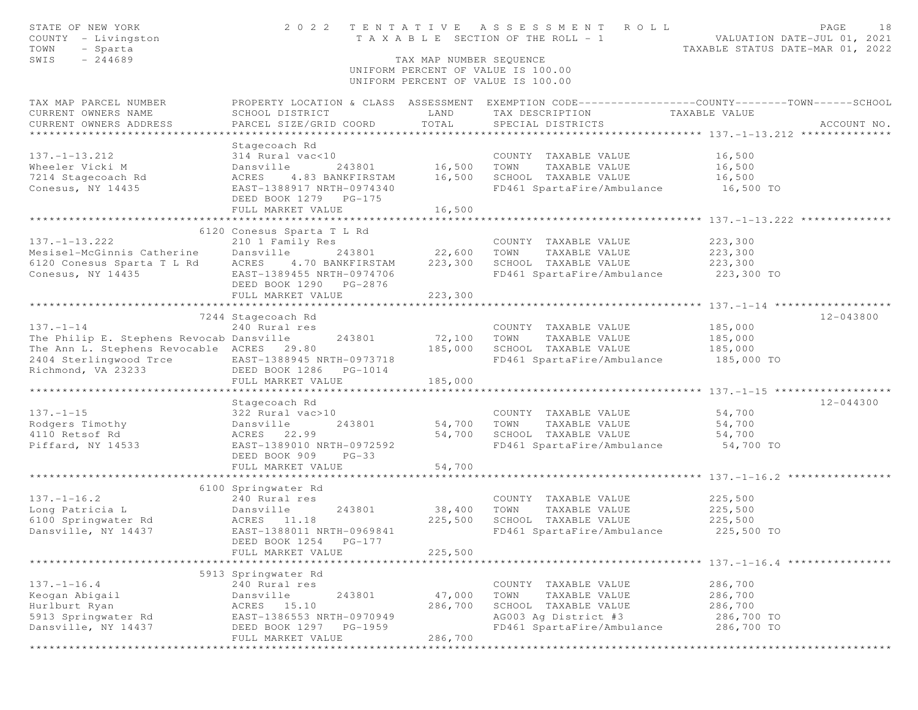STATE OF NEW YORK — 2022 TENTATIVE ASSESSMENT ROLL
COUNTY - Livingston — TAXABLE SECTION OF THE ROLL - 1 — VALUATION DATE-JUL 01, 2021
TOWN - Sparta — TAXABLE STATUS DATE-MAR 01, 2022
SWIS - 244689 — TAX MAP NUMBER SEQUENCE
UNIFORM PERCENT OF VALUE IS 100.00

| TAX MAP PARCEL NUMBER / CURRENT OWNERS NAME / CURRENT OWNERS ADDRESS | PROPERTY LOCATION & CLASS / SCHOOL DISTRICT / PARCEL SIZE/GRID COORD | ASSESSMENT LAND / TOTAL | EXEMPTION CODE / TAX DESCRIPTION / SPECIAL DISTRICTS | TAXABLE VALUE (COUNTY--TOWN--SCHOOL) | ACCOUNT NO. |
|---|---|---|---|---|---|
| **137.-1-13.212** | Stagecoach Rd | | | | |
| 137.-1-13.212 | 314 Rural vac<10 | | COUNTY TAXABLE VALUE | 16,500 | |
| Wheeler Vicki M | Dansville 243801 | 16,500 | TOWN TAXABLE VALUE | 16,500 | |
| 7214 Stagecoach Rd | ACRES 4.83 BANKFIRSTAM | 16,500 | SCHOOL TAXABLE VALUE | 16,500 | |
| Conesus, NY 14435 | EAST-1388917 NRTH-0974340 | | FD461 SpartaFire/Ambulance | 16,500 TO | |
| | DEED BOOK 1279 PG-175 | | | | |
| | FULL MARKET VALUE | 16,500 | | | |
| **137.-1-13.222** | 6120 Conesus Sparta T L Rd | | | | |
| 137.-1-13.222 | 210 1 Family Res | | COUNTY TAXABLE VALUE | 223,300 | |
| Mesisel-McGinnis Catherine | Dansville 243801 | 22,600 | TOWN TAXABLE VALUE | 223,300 | |
| 6120 Conesus Sparta T L Rd | ACRES 4.70 BANKFIRSTAM | 223,300 | SCHOOL TAXABLE VALUE | 223,300 | |
| Conesus, NY 14435 | EAST-1389455 NRTH-0974706 | | FD461 SpartaFire/Ambulance | 223,300 TO | |
| | DEED BOOK 1290 PG-2876 | | | | |
| | FULL MARKET VALUE | 223,300 | | | |
| **137.-1-14** | 7244 Stagecoach Rd | | | | 12-043800 |
| 137.-1-14 | 240 Rural res | | COUNTY TAXABLE VALUE | 185,000 | |
| The Philip E. Stephens Revocab | Dansville 243801 | 72,100 | TOWN TAXABLE VALUE | 185,000 | |
| The Ann L. Stephens Revocable | ACRES 29.80 | 185,000 | SCHOOL TAXABLE VALUE | 185,000 | |
| 2404 Sterlingwood Trce | EAST-1388945 NRTH-0973718 | | FD461 SpartaFire/Ambulance | 185,000 TO | |
| Richmond, VA 23233 | DEED BOOK 1286 PG-1014 | | | | |
| | FULL MARKET VALUE | 185,000 | | | |
| **137.-1-15** | Stagecoach Rd | | | | 12-044300 |
| 137.-1-15 | 322 Rural vac>10 | | COUNTY TAXABLE VALUE | 54,700 | |
| Rodgers Timothy | Dansville 243801 | 54,700 | TOWN TAXABLE VALUE | 54,700 | |
| 4110 Retsof Rd | ACRES 22.99 | 54,700 | SCHOOL TAXABLE VALUE | 54,700 | |
| Piffard, NY 14533 | EAST-1389010 NRTH-0972592 | | FD461 SpartaFire/Ambulance | 54,700 TO | |
| | DEED BOOK 909 PG-33 | | | | |
| | FULL MARKET VALUE | 54,700 | | | |
| **137.-1-16.2** | 6100 Springwater Rd | | | | |
| 137.-1-16.2 | 240 Rural res | | COUNTY TAXABLE VALUE | 225,500 | |
| Long Patricia L | Dansville 243801 | 38,400 | TOWN TAXABLE VALUE | 225,500 | |
| 6100 Springwater Rd | ACRES 11.18 | 225,500 | SCHOOL TAXABLE VALUE | 225,500 | |
| Dansville, NY 14437 | EAST-1388011 NRTH-0969841 | | FD461 SpartaFire/Ambulance | 225,500 TO | |
| | DEED BOOK 1254 PG-177 | | | | |
| | FULL MARKET VALUE | 225,500 | | | |
| **137.-1-16.4** | 5913 Springwater Rd | | | | |
| 137.-1-16.4 | 240 Rural res | | COUNTY TAXABLE VALUE | 286,700 | |
| Keogan Abigail | Dansville 243801 | 47,000 | TOWN TAXABLE VALUE | 286,700 | |
| Hurlburt Ryan | ACRES 15.10 | 286,700 | SCHOOL TAXABLE VALUE | 286,700 | |
| 5913 Springwater Rd | EAST-1386553 NRTH-0970949 | | AG003 Ag District #3 | 286,700 TO | |
| Dansville, NY 14437 | DEED BOOK 1297 PG-1959 | | FD461 SpartaFire/Ambulance | 286,700 TO | |
| | FULL MARKET VALUE | 286,700 | | | |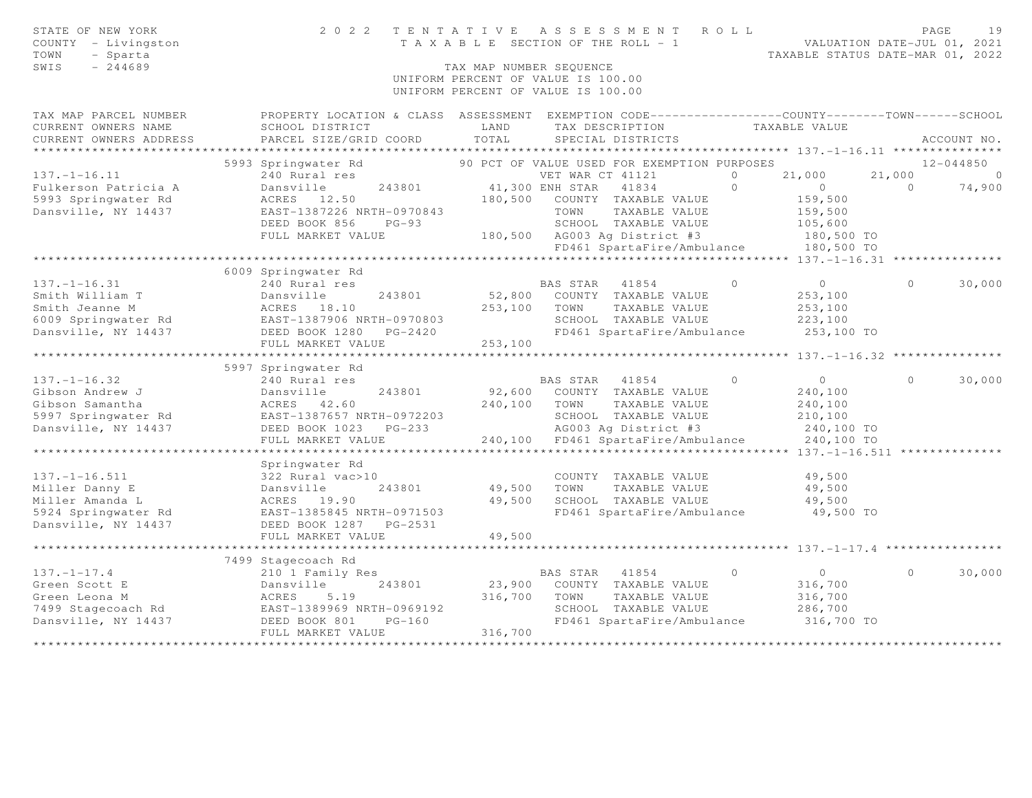STATE OF NEW YORK
COUNTY - Livingston
TOWN - Sparta
SWIS - 244689

# 2022 TENTATIVE ASSESSMENT ROLL
TAXABLE SECTION OF THE ROLL - 1

VALUATION DATE-JUL 01, 2021
TAXABLE STATUS DATE-MAR 01, 2022

TAX MAP NUMBER SEQUENCE
UNIFORM PERCENT OF VALUE IS 100.00

| TAX MAP PARCEL NUMBER / CURRENT OWNERS NAME / CURRENT OWNERS ADDRESS | PROPERTY LOCATION & CLASS / SCHOOL DISTRICT / PARCEL SIZE/GRID COORD | ASSESSMENT LAND | ASSESSMENT TOTAL | EXEMPTION CODE / TAX DESCRIPTION / SPECIAL DISTRICTS | COUNTY TAXABLE VALUE | TOWN | SCHOOL | ACCOUNT NO. |
|---|---|---|---|---|---|---|---|---|
| **137.-1-16.11** | 5993 Springwater Rd | | | 90 PCT OF VALUE USED FOR EXEMPTION PURPOSES | | | | 12-044850 |
| 137.-1-16.11 | 240 Rural res | | | VET WAR CT 41121 0 | 21,000 | 21,000 | 0 | |
| Fulkerson Patricia A | Dansville 243801 | 41,300 | | ENH STAR 41834 0 | 0 | 0 | 74,900 | |
| 5993 Springwater Rd | ACRES 12.50 | | 180,500 | COUNTY TAXABLE VALUE | 159,500 | | | |
| Dansville, NY 14437 | EAST-1387226 NRTH-0970843 | | | TOWN TAXABLE VALUE | 159,500 | | | |
| | DEED BOOK 856 PG-93 | | | SCHOOL TAXABLE VALUE | 105,600 | | | |
| | FULL MARKET VALUE | | 180,500 | AG003 Ag District #3 | 180,500 TO | | | |
| | | | | FD461 SpartaFire/Ambulance | 180,500 TO | | | |
| **137.-1-16.31** | 6009 Springwater Rd | | | | | | | |
| 137.-1-16.31 | 240 Rural res | | | BAS STAR 41854 0 | 0 | 0 | 30,000 | |
| Smith William T | Dansville 243801 | 52,800 | | COUNTY TAXABLE VALUE | 253,100 | | | |
| Smith Jeanne M | ACRES 18.10 | | 253,100 | TOWN TAXABLE VALUE | 253,100 | | | |
| 6009 Springwater Rd | EAST-1387906 NRTH-0970803 | | | SCHOOL TAXABLE VALUE | 223,100 | | | |
| Dansville, NY 14437 | DEED BOOK 1280 PG-2420 | | | FD461 SpartaFire/Ambulance | 253,100 TO | | | |
| | FULL MARKET VALUE | | 253,100 | | | | | |
| **137.-1-16.32** | 5997 Springwater Rd | | | | | | | |
| 137.-1-16.32 | 240 Rural res | | | BAS STAR 41854 0 | 0 | 0 | 30,000 | |
| Gibson Andrew J | Dansville 243801 | 92,600 | | COUNTY TAXABLE VALUE | 240,100 | | | |
| Gibson Samantha | ACRES 42.60 | | 240,100 | TOWN TAXABLE VALUE | 240,100 | | | |
| 5997 Springwater Rd | EAST-1387657 NRTH-0972203 | | | SCHOOL TAXABLE VALUE | 210,100 | | | |
| Dansville, NY 14437 | DEED BOOK 1023 PG-233 | | | AG003 Ag District #3 | 240,100 TO | | | |
| | FULL MARKET VALUE | | 240,100 | FD461 SpartaFire/Ambulance | 240,100 TO | | | |
| **137.-1-16.511** | Springwater Rd | | | | | | | |
| 137.-1-16.511 | 322 Rural vac>10 | | | COUNTY TAXABLE VALUE | 49,500 | | | |
| Miller Danny E | Dansville 243801 | 49,500 | | TOWN TAXABLE VALUE | 49,500 | | | |
| Miller Amanda L | ACRES 19.90 | | 49,500 | SCHOOL TAXABLE VALUE | 49,500 | | | |
| 5924 Springwater Rd | EAST-1385845 NRTH-0971503 | | | FD461 SpartaFire/Ambulance | 49,500 TO | | | |
| Dansville, NY 14437 | DEED BOOK 1287 PG-2531 | | | | | | | |
| | FULL MARKET VALUE | | 49,500 | | | | | |
| **137.-1-17.4** | 7499 Stagecoach Rd | | | | | | | |
| 137.-1-17.4 | 210 1 Family Res | | | BAS STAR 41854 0 | 0 | 0 | 30,000 | |
| Green Scott E | Dansville 243801 | 23,900 | | COUNTY TAXABLE VALUE | 316,700 | | | |
| Green Leona M | ACRES 5.19 | | 316,700 | TOWN TAXABLE VALUE | 316,700 | | | |
| 7499 Stagecoach Rd | EAST-1389969 NRTH-0969192 | | | SCHOOL TAXABLE VALUE | 286,700 | | | |
| Dansville, NY 14437 | DEED BOOK 801 PG-160 | | | FD461 SpartaFire/Ambulance | 316,700 TO | | | |
| | FULL MARKET VALUE | | 316,700 | | | | | |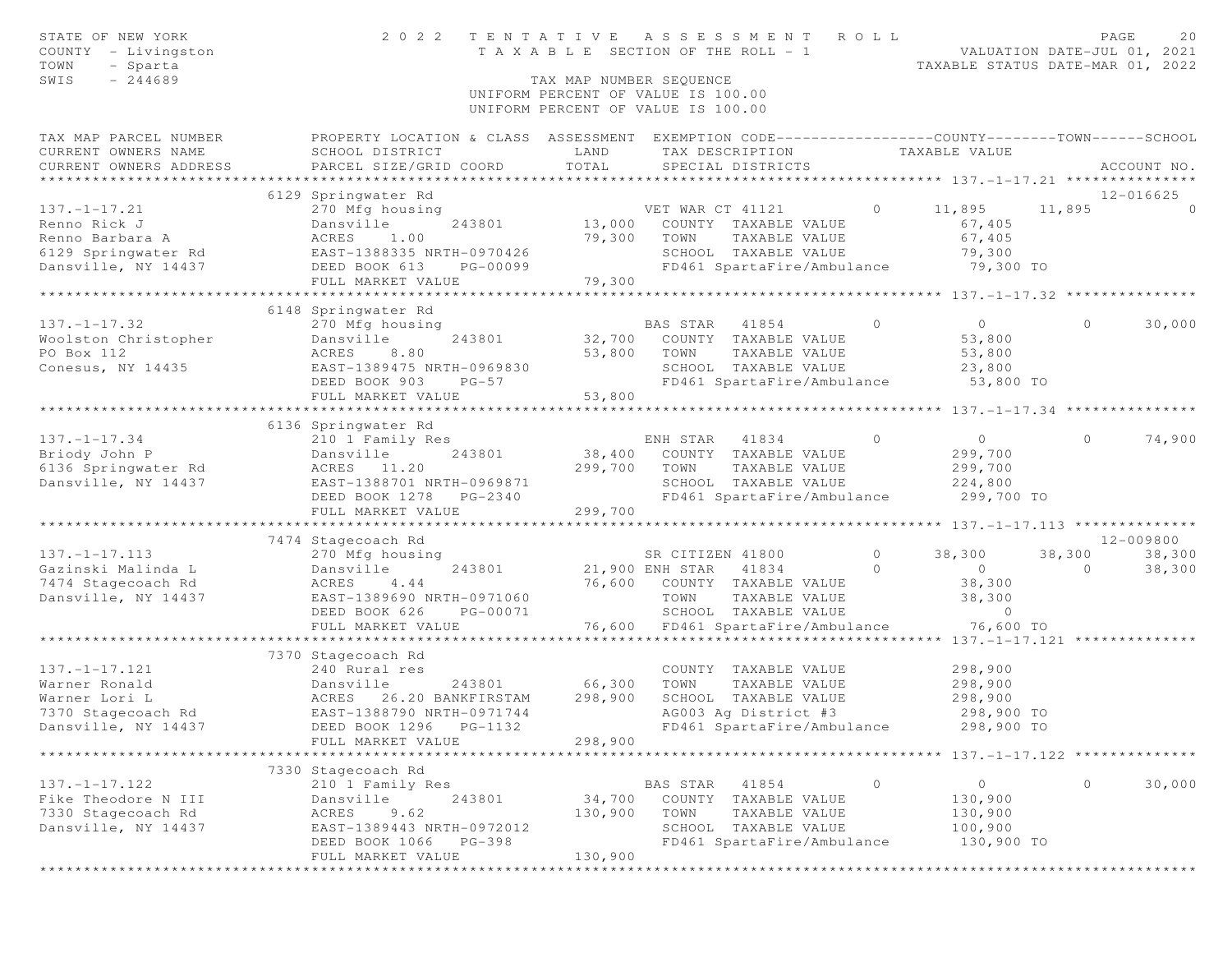STATE OF NEW YORK — COUNTY - Livingston — TOWN - Sparta — SWIS - 244689

# 2022 TENTATIVE ASSESSMENT ROLL

TAXABLE SECTION OF THE ROLL - 1

VALUATION DATE-JUL 01, 2021
TAXABLE STATUS DATE-MAR 01, 2022

TAX MAP NUMBER SEQUENCE
UNIFORM PERCENT OF VALUE IS 100.00
UNIFORM PERCENT OF VALUE IS 100.00

| TAX MAP PARCEL NUMBER / CURRENT OWNERS NAME / CURRENT OWNERS ADDRESS | PROPERTY LOCATION & CLASS / SCHOOL DISTRICT / PARCEL SIZE/GRID COORD | ASSESSMENT LAND / TOTAL | EXEMPTION CODE / TAX DESCRIPTION / SPECIAL DISTRICTS | COUNTY | TOWN | SCHOOL | ACCOUNT NO. |
|---|---|---|---|---|---|---|---|
| 137.-1-17.21 | 6129 Springwater Rd | | | | | | 12-016625 |
| Renno Rick J | 270 Mfg housing | | VET WAR CT 41121 0 | 11,895 | 11,895 | 0 | |
| Renno Barbara A | Dansville 243801 | 13,000 | COUNTY TAXABLE VALUE | 67,405 | | | |
| 6129 Springwater Rd | ACRES 1.00 | 79,300 | TOWN TAXABLE VALUE | | 67,405 | | |
| Dansville, NY 14437 | EAST-1388335 NRTH-0970426 | | SCHOOL TAXABLE VALUE | | | 79,300 | |
| | DEED BOOK 613 PG-00099 | | FD461 SpartaFire/Ambulance | 79,300 TO | | | |
| | FULL MARKET VALUE | 79,300 | | | | | |
| 137.-1-17.32 | 6148 Springwater Rd | | | | | | |
| Woolston Christopher | 270 Mfg housing | | BAS STAR 41854 0 | 0 | 0 | 30,000 | |
| PO Box 112 | Dansville 243801 | 32,700 | COUNTY TAXABLE VALUE | 53,800 | | | |
| Conesus, NY 14435 | ACRES 8.80 | 53,800 | TOWN TAXABLE VALUE | | 53,800 | | |
| | EAST-1389475 NRTH-0969830 | | SCHOOL TAXABLE VALUE | | | 23,800 | |
| | DEED BOOK 903 PG-57 | | FD461 SpartaFire/Ambulance | 53,800 TO | | | |
| | FULL MARKET VALUE | 53,800 | | | | | |
| 137.-1-17.34 | 6136 Springwater Rd | | | | | | |
| Briody John P | 210 1 Family Res | | ENH STAR 41834 0 | 0 | 0 | 74,900 | |
| 6136 Springwater Rd | Dansville 243801 | 38,400 | COUNTY TAXABLE VALUE | 299,700 | | | |
| Dansville, NY 14437 | ACRES 11.20 | 299,700 | TOWN TAXABLE VALUE | | 299,700 | | |
| | EAST-1388701 NRTH-0969871 | | SCHOOL TAXABLE VALUE | | | 224,800 | |
| | DEED BOOK 1278 PG-2340 | | FD461 SpartaFire/Ambulance | 299,700 TO | | | |
| | FULL MARKET VALUE | 299,700 | | | | | |
| 137.-1-17.113 | 7474 Stagecoach Rd | | | | | | 12-009800 |
| Gazinski Malinda L | 270 Mfg housing | | SR CITIZEN 41800 0 | 38,300 | 38,300 | 38,300 | |
| 7474 Stagecoach Rd | Dansville 243801 | 21,900 | ENH STAR 41834 0 | 0 | 0 | 38,300 | |
| Dansville, NY 14437 | ACRES 4.44 | 76,600 | COUNTY TAXABLE VALUE | 38,300 | | | |
| | EAST-1389690 NRTH-0971060 | | TOWN TAXABLE VALUE | | 38,300 | | |
| | DEED BOOK 626 PG-00071 | | SCHOOL TAXABLE VALUE | | | 0 | |
| | FULL MARKET VALUE | 76,600 | FD461 SpartaFire/Ambulance | 76,600 TO | | | |
| 137.-1-17.121 | 7370 Stagecoach Rd | | | | | | |
| Warner Ronald | 240 Rural res | | COUNTY TAXABLE VALUE | 298,900 | | | |
| Warner Lori L | Dansville 243801 | 66,300 | TOWN TAXABLE VALUE | | 298,900 | | |
| 7370 Stagecoach Rd | ACRES 26.20 BANKFIRSTAM | 298,900 | SCHOOL TAXABLE VALUE | | | 298,900 | |
| Dansville, NY 14437 | EAST-1388790 NRTH-0971744 | | AG003 Ag District #3 | 298,900 TO | | | |
| | DEED BOOK 1296 PG-1132 | | FD461 SpartaFire/Ambulance | 298,900 TO | | | |
| | FULL MARKET VALUE | 298,900 | | | | | |
| 137.-1-17.122 | 7330 Stagecoach Rd | | | | | | |
| Fike Theodore N III | 210 1 Family Res | | BAS STAR 41854 0 | 0 | 0 | 30,000 | |
| 7330 Stagecoach Rd | Dansville 243801 | 34,700 | COUNTY TAXABLE VALUE | 130,900 | | | |
| Dansville, NY 14437 | ACRES 9.62 | 130,900 | TOWN TAXABLE VALUE | | 130,900 | | |
| | EAST-1389443 NRTH-0972012 | | SCHOOL TAXABLE VALUE | | | 100,900 | |
| | DEED BOOK 1066 PG-398 | | FD461 SpartaFire/Ambulance | 130,900 TO | | | |
| | FULL MARKET VALUE | 130,900 | | | | | |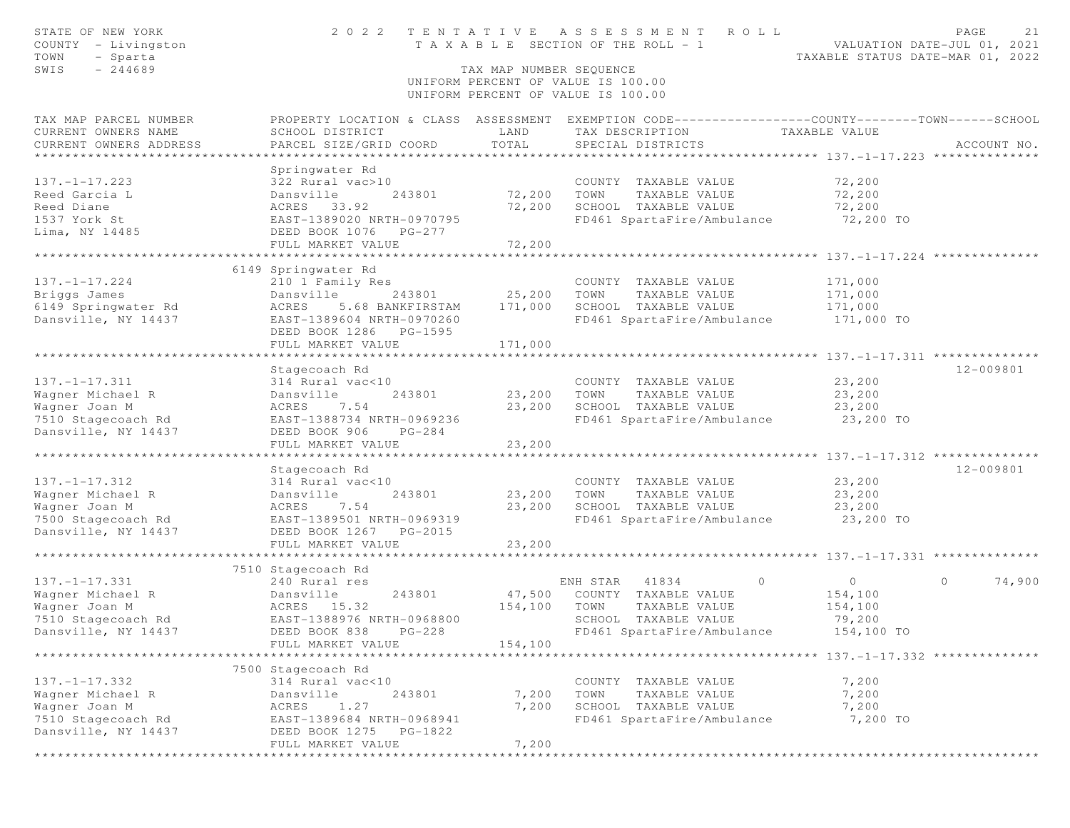STATE OF NEW YORK — 2022 TENTATIVE ASSESSMENT ROLL
COUNTY - Livingston — TAXABLE SECTION OF THE ROLL - 1 — VALUATION DATE-JUL 01, 2021
TOWN - Sparta — TAXABLE STATUS DATE-MAR 01, 2022
SWIS - 244689 — TAX MAP NUMBER SEQUENCE
UNIFORM PERCENT OF VALUE IS 100.00
UNIFORM PERCENT OF VALUE IS 100.00

| TAX MAP PARCEL NUMBER / CURRENT OWNERS NAME / CURRENT OWNERS ADDRESS | PROPERTY LOCATION & CLASS / SCHOOL DISTRICT / PARCEL SIZE/GRID COORD | ASSESSMENT LAND | ASSESSMENT TOTAL | EXEMPTION CODE / TAX DESCRIPTION / SPECIAL DISTRICTS | COUNTY | TOWN | SCHOOL | ACCOUNT NO. |
|---|---|---|---|---|---|---|---|---|
| **137.-1-17.223** | Springwater Rd | | | | | | | |
| 137.-1-17.223 | 322 Rural vac>10 | | | COUNTY TAXABLE VALUE | 72,200 | | | |
| Reed Garcia L | Dansville 243801 | 72,200 | | TOWN TAXABLE VALUE | | 72,200 | | |
| Reed Diane | ACRES 33.92 | | 72,200 | SCHOOL TAXABLE VALUE | | | 72,200 | |
| 1537 York St | EAST-1389020 NRTH-0970795 | | | FD461 SpartaFire/Ambulance | 72,200 TO | | | |
| Lima, NY 14485 | DEED BOOK 1076 PG-277 | | | | | | | |
| | FULL MARKET VALUE | | 72,200 | | | | | |
| **137.-1-17.224** | 6149 Springwater Rd | | | | | | | |
| 137.-1-17.224 | 210 1 Family Res | | | COUNTY TAXABLE VALUE | 171,000 | | | |
| Briggs James | Dansville 243801 | 25,200 | | TOWN TAXABLE VALUE | | 171,000 | | |
| 6149 Springwater Rd | ACRES 5.68 BANKFIRSTAM | | 171,000 | SCHOOL TAXABLE VALUE | | | 171,000 | |
| Dansville, NY 14437 | EAST-1389604 NRTH-0970260 | | | FD461 SpartaFire/Ambulance | 171,000 TO | | | |
| | DEED BOOK 1286 PG-1595 | | | | | | | |
| | FULL MARKET VALUE | | 171,000 | | | | | |
| **137.-1-17.311** | Stagecoach Rd | | | | | | | 12-009801 |
| 137.-1-17.311 | 314 Rural vac<10 | | | COUNTY TAXABLE VALUE | 23,200 | | | |
| Wagner Michael R | Dansville 243801 | 23,200 | | TOWN TAXABLE VALUE | | 23,200 | | |
| Wagner Joan M | ACRES 7.54 | | 23,200 | SCHOOL TAXABLE VALUE | | | 23,200 | |
| 7510 Stagecoach Rd | EAST-1388734 NRTH-0969236 | | | FD461 SpartaFire/Ambulance | 23,200 TO | | | |
| Dansville, NY 14437 | DEED BOOK 906 PG-284 | | | | | | | |
| | FULL MARKET VALUE | | 23,200 | | | | | |
| **137.-1-17.312** | Stagecoach Rd | | | | | | | 12-009801 |
| 137.-1-17.312 | 314 Rural vac<10 | | | COUNTY TAXABLE VALUE | 23,200 | | | |
| Wagner Michael R | Dansville 243801 | 23,200 | | TOWN TAXABLE VALUE | | 23,200 | | |
| Wagner Joan M | ACRES 7.54 | | 23,200 | SCHOOL TAXABLE VALUE | | | 23,200 | |
| 7500 Stagecoach Rd | EAST-1389501 NRTH-0969319 | | | FD461 SpartaFire/Ambulance | 23,200 TO | | | |
| Dansville, NY 14437 | DEED BOOK 1267 PG-2015 | | | | | | | |
| | FULL MARKET VALUE | | 23,200 | | | | | |
| **137.-1-17.331** | 7510 Stagecoach Rd | | | | | | | |
| 137.-1-17.331 | 240 Rural res | | | ENH STAR 41834 | 0 | 0 | 0 | 74,900 |
| Wagner Michael R | Dansville 243801 | 47,500 | | COUNTY TAXABLE VALUE | 154,100 | | | |
| Wagner Joan M | ACRES 15.32 | | 154,100 | TOWN TAXABLE VALUE | | 154,100 | | |
| 7510 Stagecoach Rd | EAST-1388976 NRTH-0968800 | | | SCHOOL TAXABLE VALUE | | | 79,200 | |
| Dansville, NY 14437 | DEED BOOK 838 PG-228 | | | FD461 SpartaFire/Ambulance | 154,100 TO | | | |
| | FULL MARKET VALUE | | 154,100 | | | | | |
| **137.-1-17.332** | 7500 Stagecoach Rd | | | | | | | |
| 137.-1-17.332 | 314 Rural vac<10 | | | COUNTY TAXABLE VALUE | 7,200 | | | |
| Wagner Michael R | Dansville 243801 | 7,200 | | TOWN TAXABLE VALUE | | 7,200 | | |
| Wagner Joan M | ACRES 1.27 | | 7,200 | SCHOOL TAXABLE VALUE | | | 7,200 | |
| 7510 Stagecoach Rd | EAST-1389684 NRTH-0968941 | | | FD461 SpartaFire/Ambulance | 7,200 TO | | | |
| Dansville, NY 14437 | DEED BOOK 1275 PG-1822 | | | | | | | |
| | FULL MARKET VALUE | | 7,200 | | | | | |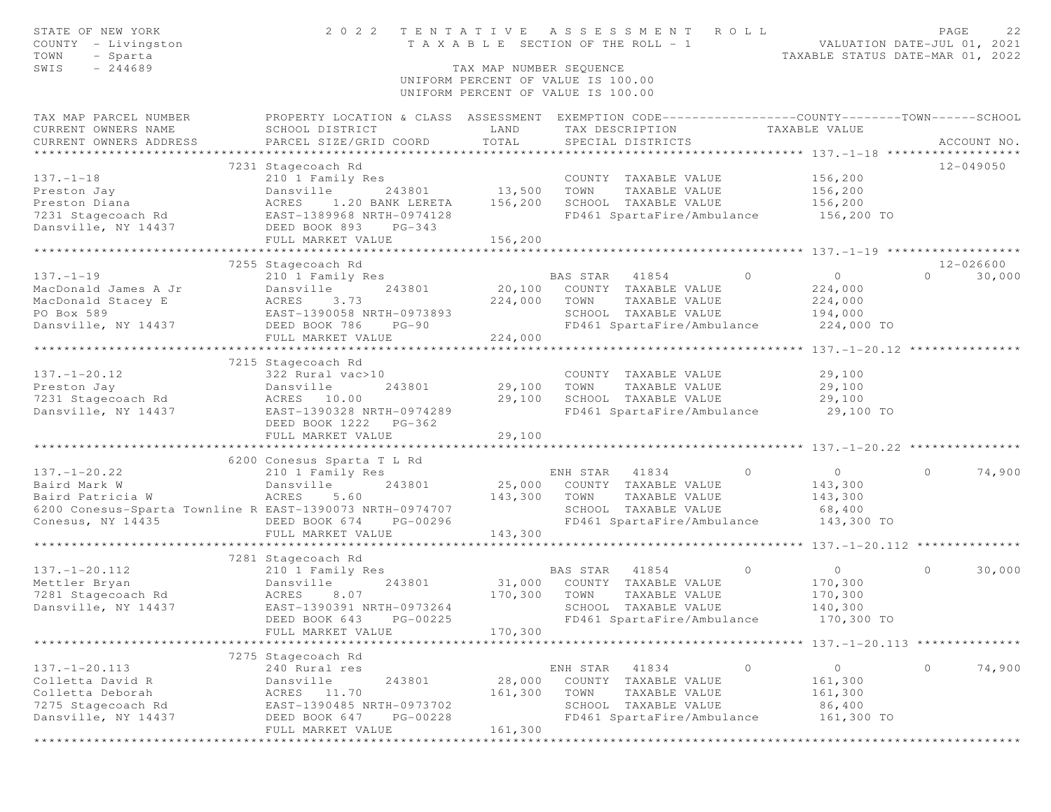STATE OF NEW YORK
COUNTY - Livingston
TOWN - Sparta
SWIS - 244689

2022 TENTATIVE ASSESSMENT ROLL
TAXABLE SECTION OF THE ROLL - 1
TAX MAP NUMBER SEQUENCE
UNIFORM PERCENT OF VALUE IS 100.00

VALUATION DATE-JUL 01, 2021
TAXABLE STATUS DATE-MAR 01, 2022

| TAX MAP PARCEL NUMBER / CURRENT OWNERS NAME / CURRENT OWNERS ADDRESS | PROPERTY LOCATION & CLASS / SCHOOL DISTRICT / PARCEL SIZE/GRID COORD | LAND | TOTAL | EXEMPTION CODE / TAX DESCRIPTION / SPECIAL DISTRICTS | COUNTY | TOWN | SCHOOL | ACCOUNT NO. |
|---|---|---|---|---|---|---|---|---|
| **137.-1-18** | 7231 Stagecoach Rd | | | | | | | 12-049050 |
| Preston Jay | 210 1 Family Res | | | COUNTY TAXABLE VALUE | 156,200 | | | |
| Preston Diana | Dansville 243801 | 13,500 | | TOWN TAXABLE VALUE | | 156,200 | | |
| 7231 Stagecoach Rd | ACRES 1.20 BANK LERETA | | 156,200 | SCHOOL TAXABLE VALUE | | | 156,200 | |
| Dansville, NY 14437 | EAST-1389968 NRTH-0974128 | | | FD461 SpartaFire/Ambulance | 156,200 TO | | | |
| | DEED BOOK 893 PG-343 | | | | | | | |
| | FULL MARKET VALUE | | 156,200 | | | | | |
| **137.-1-19** | 7255 Stagecoach Rd | | | | | | | 12-026600 |
| MacDonald James A Jr | 210 1 Family Res | | | BAS STAR 41854 | 0 | 0 | 30,000 | |
| MacDonald Stacey E | Dansville 243801 | 20,100 | | COUNTY TAXABLE VALUE | 224,000 | | | |
| PO Box 589 | ACRES 3.73 | | 224,000 | TOWN TAXABLE VALUE | | 224,000 | | |
| Dansville, NY 14437 | EAST-1390058 NRTH-0973893 | | | SCHOOL TAXABLE VALUE | | | 194,000 | |
| | DEED BOOK 786 PG-90 | | | FD461 SpartaFire/Ambulance | 224,000 TO | | | |
| | FULL MARKET VALUE | | 224,000 | | | | | |
| **137.-1-20.12** | 7215 Stagecoach Rd | | | | | | | |
| Preston Jay | 322 Rural vac>10 | | | COUNTY TAXABLE VALUE | 29,100 | | | |
| 7231 Stagecoach Rd | Dansville 243801 | 29,100 | | TOWN TAXABLE VALUE | | 29,100 | | |
| Dansville, NY 14437 | ACRES 10.00 | | 29,100 | SCHOOL TAXABLE VALUE | | | 29,100 | |
| | EAST-1390328 NRTH-0974289 | | | FD461 SpartaFire/Ambulance | 29,100 TO | | | |
| | DEED BOOK 1222 PG-362 | | | | | | | |
| | FULL MARKET VALUE | | 29,100 | | | | | |
| **137.-1-20.22** | 6200 Conesus Sparta T L Rd | | | | | | | |
| Baird Mark W | 210 1 Family Res | | | ENH STAR 41834 | 0 | 0 | 74,900 | |
| Baird Patricia W | Dansville 243801 | 25,000 | | COUNTY TAXABLE VALUE | 143,300 | | | |
| 6200 Conesus-Sparta Townline R | ACRES 5.60 | | 143,300 | TOWN TAXABLE VALUE | | 143,300 | | |
| Conesus, NY 14435 | EAST-1390073 NRTH-0974707 | | | SCHOOL TAXABLE VALUE | | | 68,400 | |
| | DEED BOOK 674 PG-00296 | | | FD461 SpartaFire/Ambulance | 143,300 TO | | | |
| | FULL MARKET VALUE | | 143,300 | | | | | |
| **137.-1-20.112** | 7281 Stagecoach Rd | | | | | | | |
| Mettler Bryan | 210 1 Family Res | | | BAS STAR 41854 | 0 | 0 | 30,000 | |
| 7281 Stagecoach Rd | Dansville 243801 | 31,000 | | COUNTY TAXABLE VALUE | 170,300 | | | |
| Dansville, NY 14437 | ACRES 8.07 | | 170,300 | TOWN TAXABLE VALUE | | 170,300 | | |
| | EAST-1390391 NRTH-0973264 | | | SCHOOL TAXABLE VALUE | | | 140,300 | |
| | DEED BOOK 643 PG-00225 | | | FD461 SpartaFire/Ambulance | 170,300 TO | | | |
| | FULL MARKET VALUE | | 170,300 | | | | | |
| **137.-1-20.113** | 7275 Stagecoach Rd | | | | | | | |
| Colletta David R | 240 Rural res | | | ENH STAR 41834 | 0 | 0 | 74,900 | |
| Colletta Deborah | Dansville 243801 | 28,000 | | COUNTY TAXABLE VALUE | 161,300 | | | |
| 7275 Stagecoach Rd | ACRES 11.70 | | 161,300 | TOWN TAXABLE VALUE | | 161,300 | | |
| Dansville, NY 14437 | EAST-1390485 NRTH-0973702 | | | SCHOOL TAXABLE VALUE | | | 86,400 | |
| | DEED BOOK 647 PG-00228 | | | FD461 SpartaFire/Ambulance | 161,300 TO | | | |
| | FULL MARKET VALUE | | 161,300 | | | | | |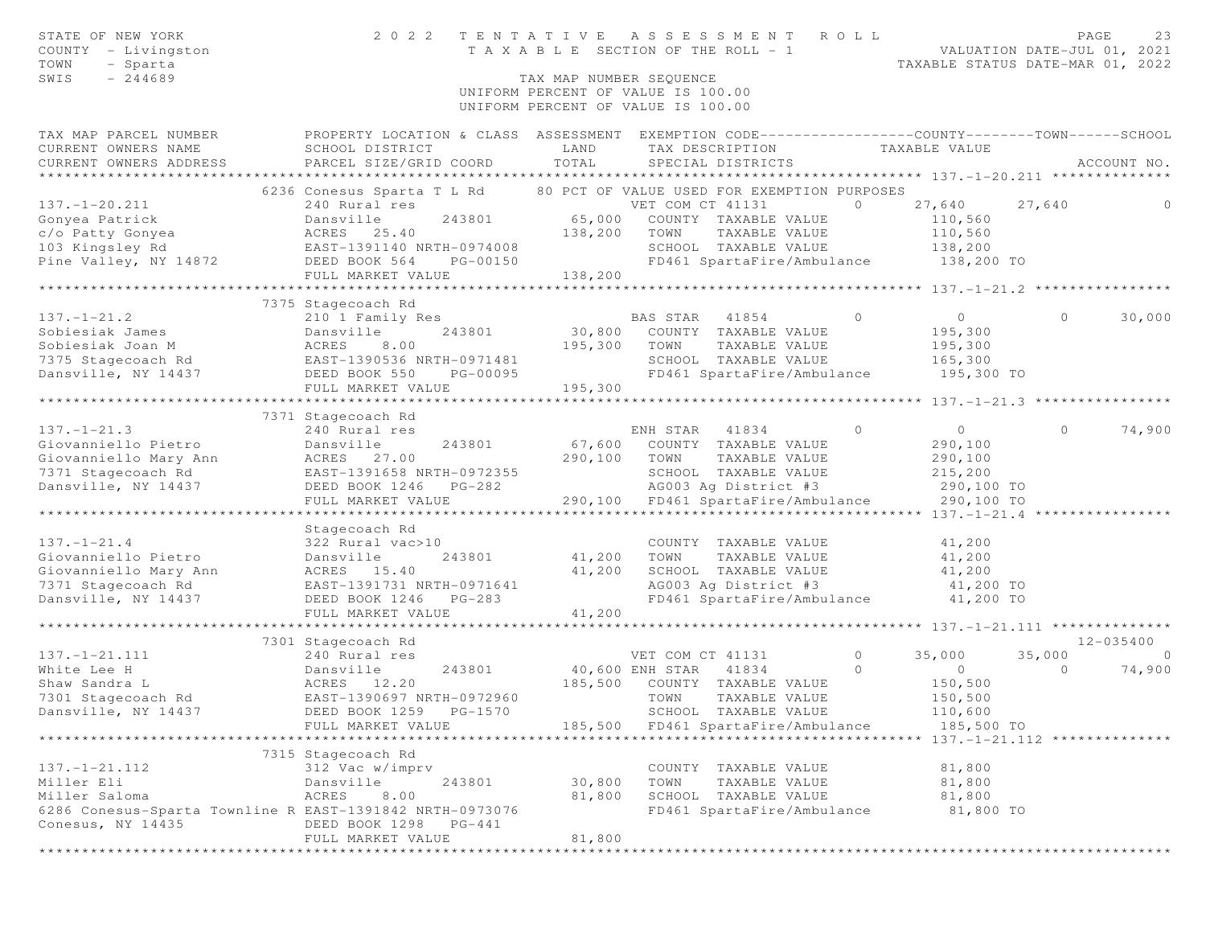STATE OF NEW YORK — 2022 TENTATIVE ASSESSMENT ROLL — PAGE 23
COUNTY - Livingston — TAXABLE SECTION OF THE ROLL - 1 — VALUATION DATE-JUL 01, 2021
TOWN - Sparta — TAXABLE STATUS DATE-MAR 01, 2022
SWIS - 244689 — TAX MAP NUMBER SEQUENCE
UNIFORM PERCENT OF VALUE IS 100.00
UNIFORM PERCENT OF VALUE IS 100.00

| TAX MAP PARCEL NUMBER / CURRENT OWNERS NAME / CURRENT OWNERS ADDRESS | PROPERTY LOCATION & CLASS / SCHOOL DISTRICT / PARCEL SIZE/GRID COORD | ASSESSMENT LAND / TOTAL | EXEMPTION CODE / TAX DESCRIPTION / SPECIAL DISTRICTS | COUNTY TAXABLE VALUE | TOWN | SCHOOL / ACCOUNT NO. |
|---|---|---|---|---|---|---|
| **137.-1-20.211** | 6236 Conesus Sparta T L Rd | | 80 PCT OF VALUE USED FOR EXEMPTION PURPOSES | | | |
| 137.-1-20.211 | 240 Rural res | | VET COM CT 41131 0 | 27,640 | 27,640 | 0 |
| Gonyea Patrick | Dansville 243801 | 65,000 | COUNTY TAXABLE VALUE | 110,560 | | |
| c/o Patty Gonyea | ACRES 25.40 | 138,200 | TOWN TAXABLE VALUE | 110,560 | | |
| 103 Kingsley Rd | EAST-1391140 NRTH-0974008 | | SCHOOL TAXABLE VALUE | 138,200 | | |
| Pine Valley, NY 14872 | DEED BOOK 564 PG-00150 | | FD461 SpartaFire/Ambulance | 138,200 TO | | |
| | FULL MARKET VALUE | 138,200 | | | | |
| **137.-1-21.2** | 7375 Stagecoach Rd | | | | | |
| 137.-1-21.2 | 210 1 Family Res | | BAS STAR 41854 0 | 0 | 0 | 30,000 |
| Sobiesiak James | Dansville 243801 | 30,800 | COUNTY TAXABLE VALUE | 195,300 | | |
| Sobiesiak Joan M | ACRES 8.00 | 195,300 | TOWN TAXABLE VALUE | 195,300 | | |
| 7375 Stagecoach Rd | EAST-1390536 NRTH-0971481 | | SCHOOL TAXABLE VALUE | 165,300 | | |
| Dansville, NY 14437 | DEED BOOK 550 PG-00095 | | FD461 SpartaFire/Ambulance | 195,300 TO | | |
| | FULL MARKET VALUE | 195,300 | | | | |
| **137.-1-21.3** | 7371 Stagecoach Rd | | | | | |
| 137.-1-21.3 | 240 Rural res | | ENH STAR 41834 0 | 0 | 0 | 74,900 |
| Giovanniello Pietro | Dansville 243801 | 67,600 | COUNTY TAXABLE VALUE | 290,100 | | |
| Giovanniello Mary Ann | ACRES 27.00 | 290,100 | TOWN TAXABLE VALUE | 290,100 | | |
| 7371 Stagecoach Rd | EAST-1391658 NRTH-0972355 | | SCHOOL TAXABLE VALUE | 215,200 | | |
| Dansville, NY 14437 | DEED BOOK 1246 PG-282 | | AG003 Ag District #3 | 290,100 TO | | |
| | FULL MARKET VALUE | 290,100 | FD461 SpartaFire/Ambulance | 290,100 TO | | |
| **137.-1-21.4** | Stagecoach Rd | | | | | |
| 137.-1-21.4 | 322 Rural vac>10 | | COUNTY TAXABLE VALUE | 41,200 | | |
| Giovanniello Pietro | Dansville 243801 | 41,200 | TOWN TAXABLE VALUE | 41,200 | | |
| Giovanniello Mary Ann | ACRES 15.40 | 41,200 | SCHOOL TAXABLE VALUE | 41,200 | | |
| 7371 Stagecoach Rd | EAST-1391731 NRTH-0971641 | | AG003 Ag District #3 | 41,200 TO | | |
| Dansville, NY 14437 | DEED BOOK 1246 PG-283 | | FD461 SpartaFire/Ambulance | 41,200 TO | | |
| | FULL MARKET VALUE | 41,200 | | | | |
| **137.-1-21.111** | 7301 Stagecoach Rd | | | | | 12-035400 |
| 137.-1-21.111 | 240 Rural res | | VET COM CT 41131 0 | 35,000 | 35,000 | 0 |
| White Lee H | Dansville 243801 | 40,600 | ENH STAR 41834 0 | 0 | 0 | 74,900 |
| Shaw Sandra L | ACRES 12.20 | 185,500 | COUNTY TAXABLE VALUE | 150,500 | | |
| 7301 Stagecoach Rd | EAST-1390697 NRTH-0972960 | | TOWN TAXABLE VALUE | 150,500 | | |
| Dansville, NY 14437 | DEED BOOK 1259 PG-1570 | | SCHOOL TAXABLE VALUE | 110,600 | | |
| | FULL MARKET VALUE | 185,500 | FD461 SpartaFire/Ambulance | 185,500 TO | | |
| **137.-1-21.112** | 7315 Stagecoach Rd | | | | | |
| 137.-1-21.112 | 312 Vac w/imprv | | COUNTY TAXABLE VALUE | 81,800 | | |
| Miller Eli | Dansville 243801 | 30,800 | TOWN TAXABLE VALUE | 81,800 | | |
| Miller Saloma | ACRES 8.00 | 81,800 | SCHOOL TAXABLE VALUE | 81,800 | | |
| 6286 Conesus-Sparta Townline R | EAST-1391842 NRTH-0973076 | | FD461 SpartaFire/Ambulance | 81,800 TO | | |
| Conesus, NY 14435 | DEED BOOK 1298 PG-441 | | | | | |
| | FULL MARKET VALUE | 81,800 | | | | |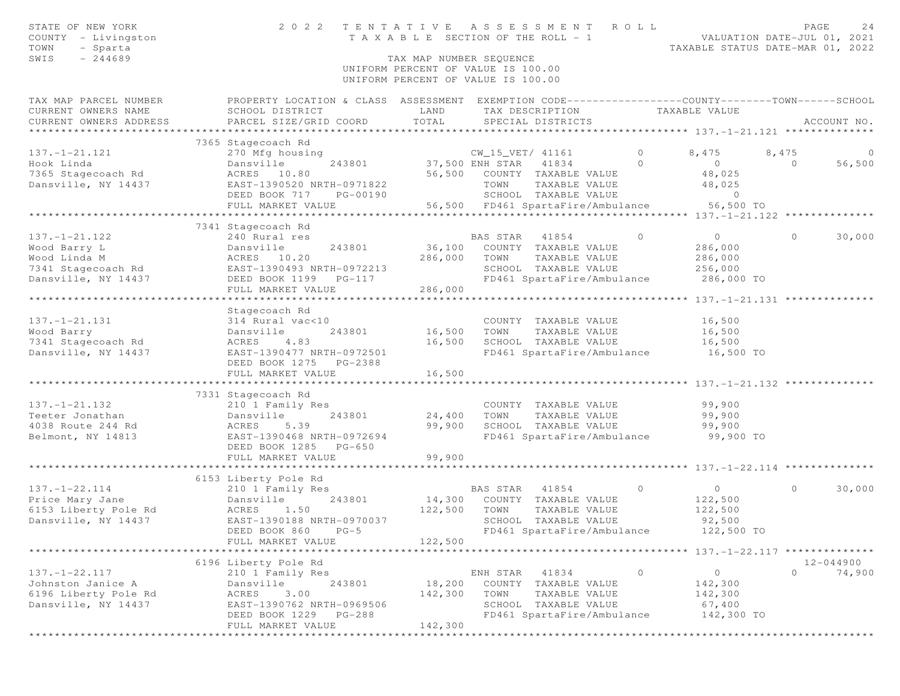STATE OF NEW YORK
COUNTY - Livingston
TOWN - Sparta
SWIS - 244689

# 2022 TENTATIVE ASSESSMENT ROLL

TAXABLE SECTION OF THE ROLL - 1

TAX MAP NUMBER SEQUENCE

UNIFORM PERCENT OF VALUE IS 100.00

VALUATION DATE-JUL 01, 2021
TAXABLE STATUS DATE-MAR 01, 2022

| TAX MAP PARCEL NUMBER / CURRENT OWNERS NAME / CURRENT OWNERS ADDRESS | PROPERTY LOCATION & CLASS / SCHOOL DISTRICT / PARCEL SIZE/GRID COORD | ASSESSMENT LAND / TOTAL | EXEMPTION CODE / TAX DESCRIPTION / SPECIAL DISTRICTS | COUNTY TAXABLE VALUE | TOWN | SCHOOL | ACCOUNT NO. |
|---|---|---|---|---|---|---|---|
| **137.-1-21.121** | 7365 Stagecoach Rd | | | | | | |
| 137.-1-21.121 | 270 Mfg housing | | CW_15_VET/ 41161 0 | 8,475 | 8,475 | 0 | |
| Hook Linda | Dansville 243801 | 37,500 | ENH STAR 41834 0 | 0 | 0 | 56,500 | |
| 7365 Stagecoach Rd | ACRES 10.80 | 56,500 | COUNTY TAXABLE VALUE | 48,025 | | | |
| Dansville, NY 14437 | EAST-1390520 NRTH-0971822 | | TOWN TAXABLE VALUE | 48,025 | | | |
| | DEED BOOK 717 PG-00190 | | SCHOOL TAXABLE VALUE | 0 | | | |
| | FULL MARKET VALUE | 56,500 | FD461 SpartaFire/Ambulance | 56,500 TO | | | |
| **137.-1-21.122** | 7341 Stagecoach Rd | | | | | | |
| 137.-1-21.122 | 240 Rural res | | BAS STAR 41854 0 | 0 | 0 | 30,000 | |
| Wood Barry L | Dansville 243801 | 36,100 | COUNTY TAXABLE VALUE | 286,000 | | | |
| Wood Linda M | ACRES 10.20 | 286,000 | TOWN TAXABLE VALUE | 286,000 | | | |
| 7341 Stagecoach Rd | EAST-1390493 NRTH-0972213 | | SCHOOL TAXABLE VALUE | 256,000 | | | |
| Dansville, NY 14437 | DEED BOOK 1199 PG-117 | | FD461 SpartaFire/Ambulance | 286,000 TO | | | |
| | FULL MARKET VALUE | 286,000 | | | | | |
| **137.-1-21.131** | Stagecoach Rd | | | | | | |
| 137.-1-21.131 | 314 Rural vac<10 | | COUNTY TAXABLE VALUE | 16,500 | | | |
| Wood Barry | Dansville 243801 | 16,500 | TOWN TAXABLE VALUE | 16,500 | | | |
| 7341 Stagecoach Rd | ACRES 4.83 | 16,500 | SCHOOL TAXABLE VALUE | 16,500 | | | |
| Dansville, NY 14437 | EAST-1390477 NRTH-0972501 | | FD461 SpartaFire/Ambulance | 16,500 TO | | | |
| | DEED BOOK 1275 PG-2388 | | | | | | |
| | FULL MARKET VALUE | 16,500 | | | | | |
| **137.-1-21.132** | 7331 Stagecoach Rd | | | | | | |
| 137.-1-21.132 | 210 1 Family Res | | COUNTY TAXABLE VALUE | 99,900 | | | |
| Teeter Jonathan | Dansville 243801 | 24,400 | TOWN TAXABLE VALUE | 99,900 | | | |
| 4038 Route 244 Rd | ACRES 5.39 | 99,900 | SCHOOL TAXABLE VALUE | 99,900 | | | |
| Belmont, NY 14813 | EAST-1390468 NRTH-0972694 | | FD461 SpartaFire/Ambulance | 99,900 TO | | | |
| | DEED BOOK 1285 PG-650 | | | | | | |
| | FULL MARKET VALUE | 99,900 | | | | | |
| **137.-1-22.114** | 6153 Liberty Pole Rd | | | | | | |
| 137.-1-22.114 | 210 1 Family Res | | BAS STAR 41854 0 | 0 | 0 | 30,000 | |
| Price Mary Jane | Dansville 243801 | 14,300 | COUNTY TAXABLE VALUE | 122,500 | | | |
| 6153 Liberty Pole Rd | ACRES 1.50 | 122,500 | TOWN TAXABLE VALUE | 122,500 | | | |
| Dansville, NY 14437 | EAST-1390188 NRTH-0970037 | | SCHOOL TAXABLE VALUE | 92,500 | | | |
| | DEED BOOK 860 PG-5 | | FD461 SpartaFire/Ambulance | 122,500 TO | | | |
| | FULL MARKET VALUE | 122,500 | | | | | |
| **137.-1-22.117** | 6196 Liberty Pole Rd | | | | | | 12-044900 |
| 137.-1-22.117 | 210 1 Family Res | | ENH STAR 41834 0 | 0 | 0 | 74,900 | |
| Johnston Janice A | Dansville 243801 | 18,200 | COUNTY TAXABLE VALUE | 142,300 | | | |
| 6196 Liberty Pole Rd | ACRES 3.00 | 142,300 | TOWN TAXABLE VALUE | 142,300 | | | |
| Dansville, NY 14437 | EAST-1390762 NRTH-0969506 | | SCHOOL TAXABLE VALUE | 67,400 | | | |
| | DEED BOOK 1229 PG-288 | | FD461 SpartaFire/Ambulance | 142,300 TO | | | |
| | FULL MARKET VALUE | 142,300 | | | | | |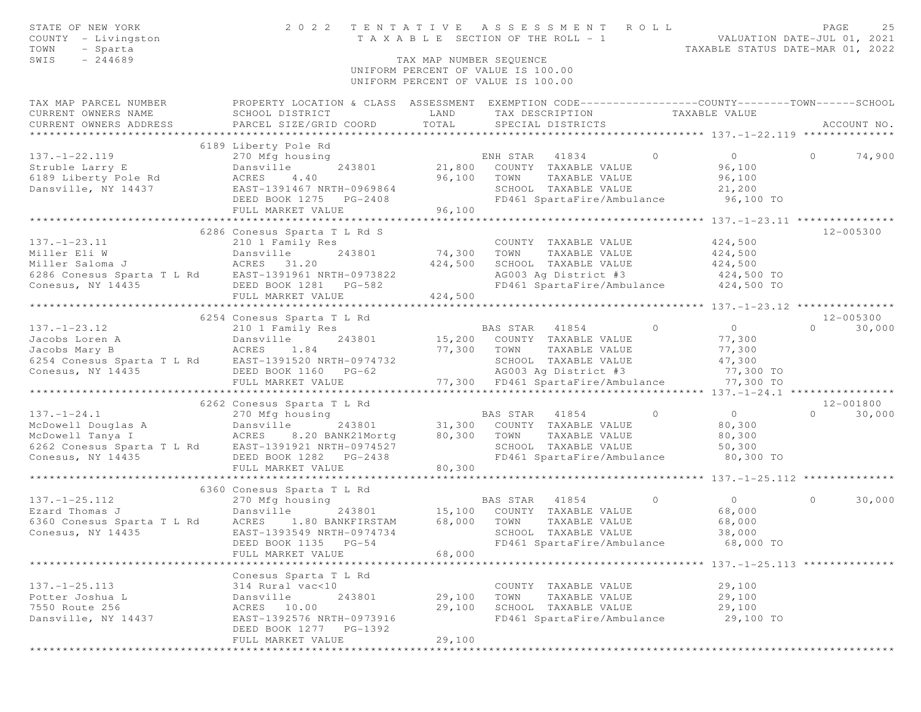STATE OF NEW YORK
COUNTY - Livingston
TOWN - Sparta
SWIS - 244689

2022 TENTATIVE ASSESSMENT ROLL
TAXABLE SECTION OF THE ROLL - 1
TAX MAP NUMBER SEQUENCE
UNIFORM PERCENT OF VALUE IS 100.00

VALUATION DATE-JUL 01, 2021
TAXABLE STATUS DATE-MAR 01, 2022

| TAX MAP PARCEL NUMBER / CURRENT OWNERS NAME / CURRENT OWNERS ADDRESS | PROPERTY LOCATION & CLASS / SCHOOL DISTRICT / PARCEL SIZE/GRID COORD | ASSESSMENT LAND / TOTAL | EXEMPTION CODE / TAX DESCRIPTION / SPECIAL DISTRICTS | COUNTY | TOWN | SCHOOL / TAXABLE VALUE | ACCOUNT NO. |
|---|---|---|---|---|---|---|---|
| **137.-1-22.119** | 6189 Liberty Pole Rd | | | | | | |
| 137.-1-22.119 | 270 Mfg housing | | ENH STAR 41834 | 0 | 0 | 0 | 74,900 |
| Struble Larry E | Dansville 243801 | 21,800 | COUNTY TAXABLE VALUE | 96,100 | | | |
| 6189 Liberty Pole Rd | ACRES 4.40 | 96,100 | TOWN TAXABLE VALUE | | 96,100 | | |
| Dansville, NY 14437 | EAST-1391467 NRTH-0969864 | | SCHOOL TAXABLE VALUE | | | 21,200 | |
| | DEED BOOK 1275 PG-2408 | | FD461 SpartaFire/Ambulance | 96,100 TO | | | |
| | FULL MARKET VALUE | 96,100 | | | | | |
| **137.-1-23.11** | 6286 Conesus Sparta T L Rd S | | | | | | 12-005300 |
| 137.-1-23.11 | 210 1 Family Res | | COUNTY TAXABLE VALUE | 424,500 | | | |
| Miller Eli W | Dansville 243801 | 74,300 | TOWN TAXABLE VALUE | | 424,500 | | |
| Miller Saloma J | ACRES 31.20 | 424,500 | SCHOOL TAXABLE VALUE | | | 424,500 | |
| 6286 Conesus Sparta T L Rd | EAST-1391961 NRTH-0973822 | | AG003 Ag District #3 | 424,500 TO | | | |
| Conesus, NY 14435 | DEED BOOK 1281 PG-582 | | FD461 SpartaFire/Ambulance | 424,500 TO | | | |
| | FULL MARKET VALUE | 424,500 | | | | | |
| **137.-1-23.12** | 6254 Conesus Sparta T L Rd | | | | | | 12-005300 |
| 137.-1-23.12 | 210 1 Family Res | | BAS STAR 41854 | 0 | 0 | 0 | 30,000 |
| Jacobs Loren A | Dansville 243801 | 15,200 | COUNTY TAXABLE VALUE | 77,300 | | | |
| Jacobs Mary B | ACRES 1.84 | 77,300 | TOWN TAXABLE VALUE | | 77,300 | | |
| 6254 Conesus Sparta T L Rd | EAST-1391520 NRTH-0974732 | | SCHOOL TAXABLE VALUE | | | 47,300 | |
| Conesus, NY 14435 | DEED BOOK 1160 PG-62 | | AG003 Ag District #3 | 77,300 TO | | | |
| | FULL MARKET VALUE | 77,300 | FD461 SpartaFire/Ambulance | 77,300 TO | | | |
| **137.-1-24.1** | 6262 Conesus Sparta T L Rd | | | | | | 12-001800 |
| 137.-1-24.1 | 270 Mfg housing | | BAS STAR 41854 | 0 | 0 | 0 | 30,000 |
| McDowell Douglas A | Dansville 243801 | 31,300 | COUNTY TAXABLE VALUE | 80,300 | | | |
| McDowell Tanya I | ACRES 8.20 BANK21Mortg | 80,300 | TOWN TAXABLE VALUE | | 80,300 | | |
| 6262 Conesus Sparta T L Rd | EAST-1391921 NRTH-0974527 | | SCHOOL TAXABLE VALUE | | | 50,300 | |
| Conesus, NY 14435 | DEED BOOK 1282 PG-2438 | | FD461 SpartaFire/Ambulance | 80,300 TO | | | |
| | FULL MARKET VALUE | 80,300 | | | | | |
| **137.-1-25.112** | 6360 Conesus Sparta T L Rd | | | | | | |
| 137.-1-25.112 | 270 Mfg housing | | BAS STAR 41854 | 0 | 0 | 0 | 30,000 |
| Ezard Thomas J | Dansville 243801 | 15,100 | COUNTY TAXABLE VALUE | 68,000 | | | |
| 6360 Conesus Sparta T L Rd | ACRES 1.80 BANKFIRSTAM | 68,000 | TOWN TAXABLE VALUE | | 68,000 | | |
| Conesus, NY 14435 | EAST-1393549 NRTH-0974734 | | SCHOOL TAXABLE VALUE | | | 38,000 | |
| | DEED BOOK 1135 PG-54 | | FD461 SpartaFire/Ambulance | 68,000 TO | | | |
| | FULL MARKET VALUE | 68,000 | | | | | |
| **137.-1-25.113** | Conesus Sparta T L Rd | | | | | | |
| 137.-1-25.113 | 314 Rural vac<10 | | COUNTY TAXABLE VALUE | 29,100 | | | |
| Potter Joshua L | Dansville 243801 | 29,100 | TOWN TAXABLE VALUE | | 29,100 | | |
| 7550 Route 256 | ACRES 10.00 | 29,100 | SCHOOL TAXABLE VALUE | | | 29,100 | |
| Dansville, NY 14437 | EAST-1392576 NRTH-0973916 | | FD461 SpartaFire/Ambulance | 29,100 TO | | | |
| | DEED BOOK 1277 PG-1392 | | | | | | |
| | FULL MARKET VALUE | 29,100 | | | | | |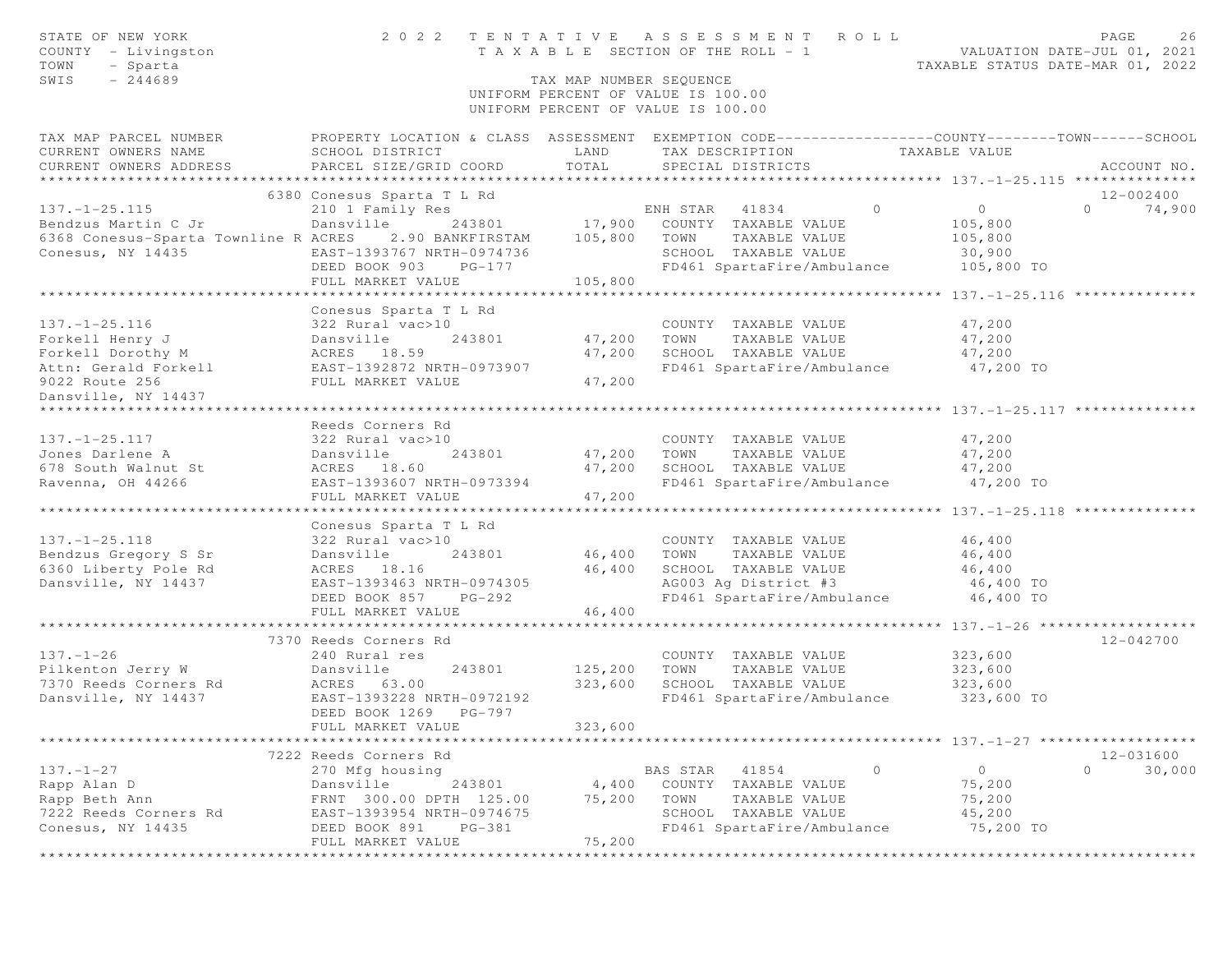STATE OF NEW YORK
COUNTY - Livingston
TOWN - Sparta
SWIS - 244689

# 2022 TENTATIVE ASSESSMENT ROLL

TAXABLE SECTION OF THE ROLL - 1

TAX MAP NUMBER SEQUENCE
UNIFORM PERCENT OF VALUE IS 100.00

VALUATION DATE-JUL 01, 2021
TAXABLE STATUS DATE-MAR 01, 2022

| TAX MAP PARCEL NUMBER / CURRENT OWNERS NAME / CURRENT OWNERS ADDRESS | PROPERTY LOCATION & CLASS / SCHOOL DISTRICT / PARCEL SIZE/GRID COORD | ASSESSMENT LAND / TOTAL | EXEMPTION CODE / TAX DESCRIPTION / SPECIAL DISTRICTS | COUNTY | TOWN | SCHOOL / TAXABLE VALUE | ACCOUNT NO. |
|---|---|---|---|---|---|---|---|
| **137.-1-25.115** | 6380 Conesus Sparta T L Rd | | | | | | 12-002400 |
| 137.-1-25.115 | 210 1 Family Res | | ENH STAR 41834 | 0 | 0 | 0 74,900 | |
| Bendzus Martin C Jr | Dansville 243801 | 17,900 | COUNTY TAXABLE VALUE | | | 105,800 | |
| 6368 Conesus-Sparta Townline R | ACRES 2.90 BANKFIRSTAM | 105,800 | TOWN TAXABLE VALUE | | | 105,800 | |
| Conesus, NY 14435 | EAST-1393767 NRTH-0974736 | | SCHOOL TAXABLE VALUE | | | 30,900 | |
| | DEED BOOK 903 PG-177 | | FD461 SpartaFire/Ambulance | | | 105,800 TO | |
| | FULL MARKET VALUE | 105,800 | | | | | |
| **137.-1-25.116** | Conesus Sparta T L Rd | | | | | | |
| 137.-1-25.116 | 322 Rural vac>10 | | COUNTY TAXABLE VALUE | | | 47,200 | |
| Forkell Henry J | Dansville 243801 | 47,200 | TOWN TAXABLE VALUE | | | 47,200 | |
| Forkell Dorothy M | ACRES 18.59 | 47,200 | SCHOOL TAXABLE VALUE | | | 47,200 | |
| Attn: Gerald Forkell | EAST-1392872 NRTH-0973907 | | FD461 SpartaFire/Ambulance | | | 47,200 TO | |
| 9022 Route 256 | FULL MARKET VALUE | 47,200 | | | | | |
| Dansville, NY 14437 | | | | | | | |
| **137.-1-25.117** | Reeds Corners Rd | | | | | | |
| 137.-1-25.117 | 322 Rural vac>10 | | COUNTY TAXABLE VALUE | | | 47,200 | |
| Jones Darlene A | Dansville 243801 | 47,200 | TOWN TAXABLE VALUE | | | 47,200 | |
| 678 South Walnut St | ACRES 18.60 | 47,200 | SCHOOL TAXABLE VALUE | | | 47,200 | |
| Ravenna, OH 44266 | EAST-1393607 NRTH-0973394 | | FD461 SpartaFire/Ambulance | | | 47,200 TO | |
| | FULL MARKET VALUE | 47,200 | | | | | |
| **137.-1-25.118** | Conesus Sparta T L Rd | | | | | | |
| 137.-1-25.118 | 322 Rural vac>10 | | COUNTY TAXABLE VALUE | | | 46,400 | |
| Bendzus Gregory S Sr | Dansville 243801 | 46,400 | TOWN TAXABLE VALUE | | | 46,400 | |
| 6360 Liberty Pole Rd | ACRES 18.16 | 46,400 | SCHOOL TAXABLE VALUE | | | 46,400 | |
| Dansville, NY 14437 | EAST-1393463 NRTH-0974305 | | AG003 Ag District #3 | | | 46,400 TO | |
| | DEED BOOK 857 PG-292 | | FD461 SpartaFire/Ambulance | | | 46,400 TO | |
| | FULL MARKET VALUE | 46,400 | | | | | |
| **137.-1-26** | 7370 Reeds Corners Rd | | | | | | 12-042700 |
| 137.-1-26 | 240 Rural res | | COUNTY TAXABLE VALUE | | | 323,600 | |
| Pilkenton Jerry W | Dansville 243801 | 125,200 | TOWN TAXABLE VALUE | | | 323,600 | |
| 7370 Reeds Corners Rd | ACRES 63.00 | 323,600 | SCHOOL TAXABLE VALUE | | | 323,600 | |
| Dansville, NY 14437 | EAST-1393228 NRTH-0972192 | | FD461 SpartaFire/Ambulance | | | 323,600 TO | |
| | DEED BOOK 1269 PG-797 | | | | | | |
| | FULL MARKET VALUE | 323,600 | | | | | |
| **137.-1-27** | 7222 Reeds Corners Rd | | | | | | 12-031600 |
| 137.-1-27 | 270 Mfg housing | | BAS STAR 41854 | 0 | 0 | 0 30,000 | |
| Rapp Alan D | Dansville 243801 | 4,400 | COUNTY TAXABLE VALUE | | | 75,200 | |
| Rapp Beth Ann | FRNT 300.00 DPTH 125.00 | 75,200 | TOWN TAXABLE VALUE | | | 75,200 | |
| 7222 Reeds Corners Rd | EAST-1393954 NRTH-0974675 | | SCHOOL TAXABLE VALUE | | | 45,200 | |
| Conesus, NY 14435 | DEED BOOK 891 PG-381 | | FD461 SpartaFire/Ambulance | | | 75,200 TO | |
| | FULL MARKET VALUE | 75,200 | | | | | |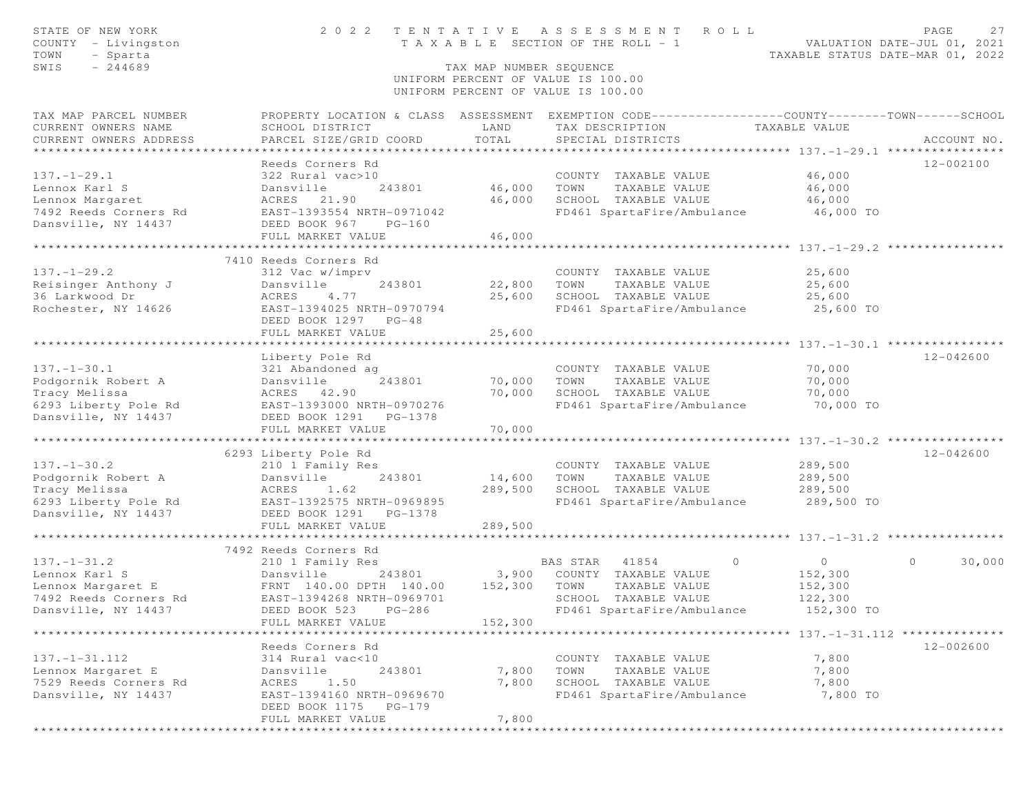STATE OF NEW YORK
COUNTY - Livingston
TOWN - Sparta
SWIS - 244689

# 2022 TENTATIVE ASSESSMENT ROLL

TAXABLE SECTION OF THE ROLL - 1

TAX MAP NUMBER SEQUENCE
UNIFORM PERCENT OF VALUE IS 100.00
UNIFORM PERCENT OF VALUE IS 100.00

VALUATION DATE-JUL 01, 2021
TAXABLE STATUS DATE-MAR 01, 2022

| TAX MAP PARCEL NUMBER / CURRENT OWNERS NAME / CURRENT OWNERS ADDRESS | PROPERTY LOCATION & CLASS / SCHOOL DISTRICT / PARCEL SIZE/GRID COORD | ASSESSMENT LAND / TOTAL | EXEMPTION CODE / TAX DESCRIPTION / SPECIAL DISTRICTS | COUNTY TAXABLE VALUE | TOWN | SCHOOL | ACCOUNT NO. |
|---|---|---|---|---|---|---|---|
| **137.-1-29.1** | Reeds Corners Rd | | | | | | 12-002100 |
| 137.-1-29.1 | 322 Rural vac>10 | | COUNTY TAXABLE VALUE | 46,000 | | | |
| Lennox Karl S | Dansville 243801 | 46,000 | TOWN TAXABLE VALUE | 46,000 | | | |
| Lennox Margaret | ACRES 21.90 | 46,000 | SCHOOL TAXABLE VALUE | 46,000 | | | |
| 7492 Reeds Corners Rd | EAST-1393554 NRTH-0971042 | | FD461 SpartaFire/Ambulance | 46,000 TO | | | |
| Dansville, NY 14437 | DEED BOOK 967 PG-160 | | | | | | |
| | FULL MARKET VALUE | 46,000 | | | | | |
| **137.-1-29.2** | 7410 Reeds Corners Rd | | | | | | |
| 137.-1-29.2 | 312 Vac w/imprv | | COUNTY TAXABLE VALUE | 25,600 | | | |
| Reisinger Anthony J | Dansville 243801 | 22,800 | TOWN TAXABLE VALUE | 25,600 | | | |
| 36 Larkwood Dr | ACRES 4.77 | 25,600 | SCHOOL TAXABLE VALUE | 25,600 | | | |
| Rochester, NY 14626 | EAST-1394025 NRTH-0970794 | | FD461 SpartaFire/Ambulance | 25,600 TO | | | |
| | DEED BOOK 1297 PG-48 | | | | | | |
| | FULL MARKET VALUE | 25,600 | | | | | |
| **137.-1-30.1** | Liberty Pole Rd | | | | | | 12-042600 |
| 137.-1-30.1 | 321 Abandoned ag | | COUNTY TAXABLE VALUE | 70,000 | | | |
| Podgornik Robert A | Dansville 243801 | 70,000 | TOWN TAXABLE VALUE | 70,000 | | | |
| Tracy Melissa | ACRES 42.90 | 70,000 | SCHOOL TAXABLE VALUE | 70,000 | | | |
| 6293 Liberty Pole Rd | EAST-1393000 NRTH-0970276 | | FD461 SpartaFire/Ambulance | 70,000 TO | | | |
| Dansville, NY 14437 | DEED BOOK 1291 PG-1378 | | | | | | |
| | FULL MARKET VALUE | 70,000 | | | | | |
| **137.-1-30.2** | 6293 Liberty Pole Rd | | | | | | 12-042600 |
| 137.-1-30.2 | 210 1 Family Res | | COUNTY TAXABLE VALUE | 289,500 | | | |
| Podgornik Robert A | Dansville 243801 | 14,600 | TOWN TAXABLE VALUE | 289,500 | | | |
| Tracy Melissa | ACRES 1.62 | 289,500 | SCHOOL TAXABLE VALUE | 289,500 | | | |
| 6293 Liberty Pole Rd | EAST-1392575 NRTH-0969895 | | FD461 SpartaFire/Ambulance | 289,500 TO | | | |
| Dansville, NY 14437 | DEED BOOK 1291 PG-1378 | | | | | | |
| | FULL MARKET VALUE | 289,500 | | | | | |
| **137.-1-31.2** | 7492 Reeds Corners Rd | | | | | | |
| 137.-1-31.2 | 210 1 Family Res | | BAS STAR 41854 | 0 | 0 | 0 | 30,000 |
| Lennox Karl S | Dansville 243801 | 3,900 | COUNTY TAXABLE VALUE | 152,300 | | | |
| Lennox Margaret E | FRNT 140.00 DPTH 140.00 | 152,300 | TOWN TAXABLE VALUE | 152,300 | | | |
| 7492 Reeds Corners Rd | EAST-1394268 NRTH-0969701 | | SCHOOL TAXABLE VALUE | 122,300 | | | |
| Dansville, NY 14437 | DEED BOOK 523 PG-286 | | FD461 SpartaFire/Ambulance | 152,300 TO | | | |
| | FULL MARKET VALUE | 152,300 | | | | | |
| **137.-1-31.112** | Reeds Corners Rd | | | | | | 12-002600 |
| 137.-1-31.112 | 314 Rural vac<10 | | COUNTY TAXABLE VALUE | 7,800 | | | |
| Lennox Margaret E | Dansville 243801 | 7,800 | TOWN TAXABLE VALUE | 7,800 | | | |
| 7529 Reeds Corners Rd | ACRES 1.50 | 7,800 | SCHOOL TAXABLE VALUE | 7,800 | | | |
| Dansville, NY 14437 | EAST-1394160 NRTH-0969670 | | FD461 SpartaFire/Ambulance | 7,800 TO | | | |
| | DEED BOOK 1175 PG-179 | | | | | | |
| | FULL MARKET VALUE | 7,800 | | | | | |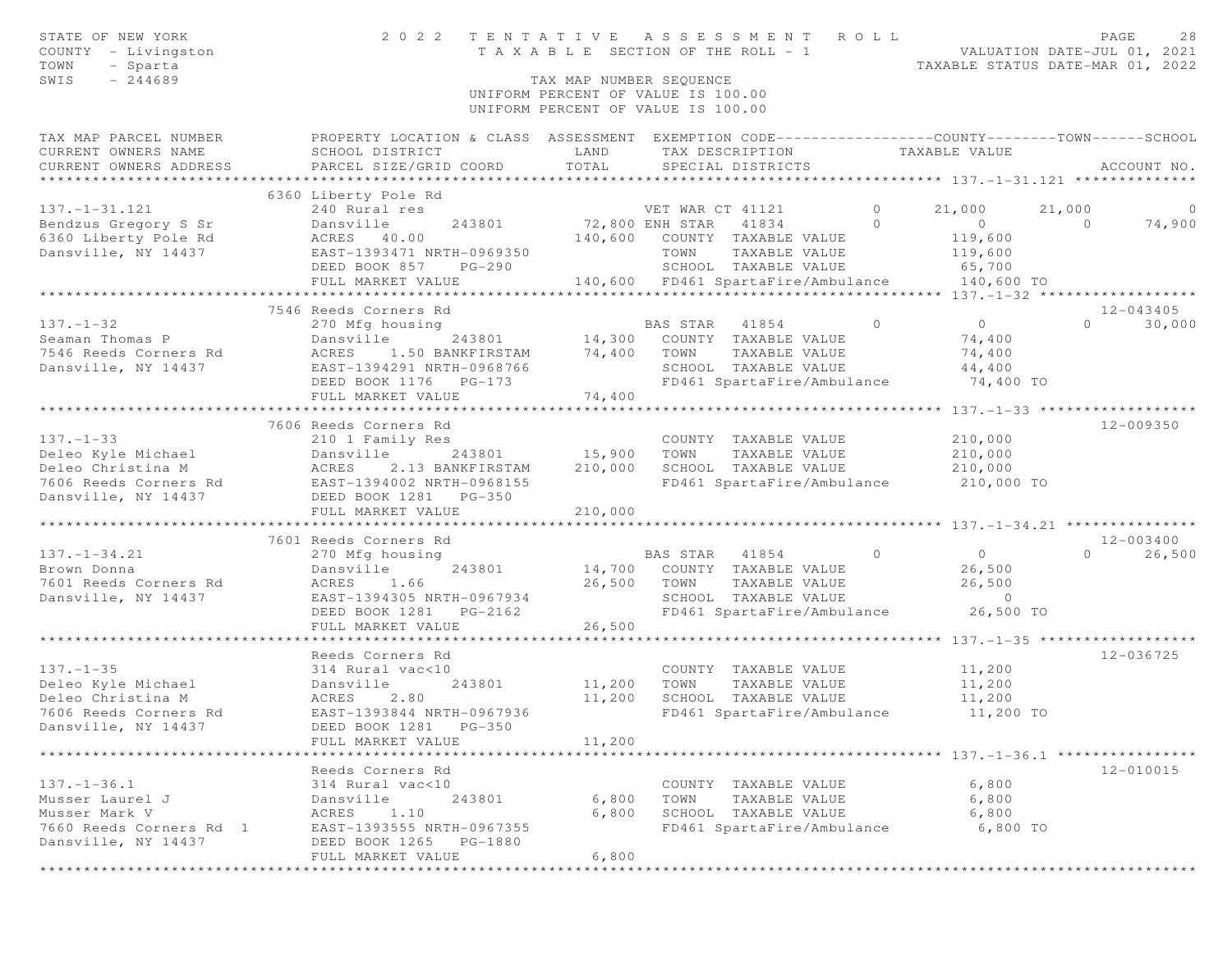STATE OF NEW YORK — 2022 TENTATIVE ASSESSMENT ROLL
COUNTY - Livingston — TAXABLE SECTION OF THE ROLL - 1 — VALUATION DATE-JUL 01, 2021
TOWN - Sparta — TAXABLE STATUS DATE-MAR 01, 2022
SWIS - 244689 — TAX MAP NUMBER SEQUENCE
UNIFORM PERCENT OF VALUE IS 100.00

| TAX MAP PARCEL NUMBER / CURRENT OWNERS NAME / CURRENT OWNERS ADDRESS | PROPERTY LOCATION & CLASS / SCHOOL DISTRICT / PARCEL SIZE/GRID COORD | ASSESSMENT LAND | ASSESSMENT TOTAL | EXEMPTION CODE / TAX DESCRIPTION / SPECIAL DISTRICTS | COUNTY TAXABLE VALUE | TOWN | SCHOOL | ACCOUNT NO. |
|---|---|---|---|---|---|---|---|---|
| **137.-1-31.121** | 6360 Liberty Pole Rd | | | | | | | |
| 137.-1-31.121 | 240 Rural res | | | VET WAR CT 41121 0 | 21,000 | 21,000 | 0 | |
| Bendzus Gregory S Sr | Dansville 243801 | 72,800 | | ENH STAR 41834 0 | 0 | 0 | 74,900 | |
| 6360 Liberty Pole Rd | ACRES 40.00 | | 140,600 | COUNTY TAXABLE VALUE | 119,600 | | | |
| Dansville, NY 14437 | EAST-1393471 NRTH-0969350 | | | TOWN TAXABLE VALUE | 119,600 | | | |
| | DEED BOOK 857 PG-290 | | | SCHOOL TAXABLE VALUE | 65,700 | | | |
| | FULL MARKET VALUE | | 140,600 | FD461 SpartaFire/Ambulance | 140,600 TO | | | |
| **137.-1-32** | 7546 Reeds Corners Rd | | | | | | | 12-043405 |
| 137.-1-32 | 270 Mfg housing | | | BAS STAR 41854 0 | 0 | | 0 | 30,000 |
| Seaman Thomas P | Dansville 243801 | 14,300 | | COUNTY TAXABLE VALUE | 74,400 | | | |
| 7546 Reeds Corners Rd | ACRES 1.50 BANKFIRSTAM | | 74,400 | TOWN TAXABLE VALUE | 74,400 | | | |
| Dansville, NY 14437 | EAST-1394291 NRTH-0968766 | | | SCHOOL TAXABLE VALUE | 44,400 | | | |
| | DEED BOOK 1176 PG-173 | | | FD461 SpartaFire/Ambulance | 74,400 TO | | | |
| | FULL MARKET VALUE | | 74,400 | | | | | |
| **137.-1-33** | 7606 Reeds Corners Rd | | | | | | | 12-009350 |
| 137.-1-33 | 210 1 Family Res | | | COUNTY TAXABLE VALUE | 210,000 | | | |
| Deleo Kyle Michael | Dansville 243801 | 15,900 | | TOWN TAXABLE VALUE | 210,000 | | | |
| Deleo Christina M | ACRES 2.13 BANKFIRSTAM | | 210,000 | SCHOOL TAXABLE VALUE | 210,000 | | | |
| 7606 Reeds Corners Rd | EAST-1394002 NRTH-0968155 | | | FD461 SpartaFire/Ambulance | 210,000 TO | | | |
| Dansville, NY 14437 | DEED BOOK 1281 PG-350 | | | | | | | |
| | FULL MARKET VALUE | | 210,000 | | | | | |
| **137.-1-34.21** | 7601 Reeds Corners Rd | | | | | | | 12-003400 |
| 137.-1-34.21 | 270 Mfg housing | | | BAS STAR 41854 0 | 0 | | 0 | 26,500 |
| Brown Donna | Dansville 243801 | 14,700 | | COUNTY TAXABLE VALUE | 26,500 | | | |
| 7601 Reeds Corners Rd | ACRES 1.66 | | 26,500 | TOWN TAXABLE VALUE | 26,500 | | | |
| Dansville, NY 14437 | EAST-1394305 NRTH-0967934 | | | SCHOOL TAXABLE VALUE | 0 | | | |
| | DEED BOOK 1281 PG-2162 | | | FD461 SpartaFire/Ambulance | 26,500 TO | | | |
| | FULL MARKET VALUE | | 26,500 | | | | | |
| **137.-1-35** | Reeds Corners Rd | | | | | | | 12-036725 |
| 137.-1-35 | 314 Rural vac<10 | | | COUNTY TAXABLE VALUE | 11,200 | | | |
| Deleo Kyle Michael | Dansville 243801 | 11,200 | | TOWN TAXABLE VALUE | 11,200 | | | |
| Deleo Christina M | ACRES 2.80 | | 11,200 | SCHOOL TAXABLE VALUE | 11,200 | | | |
| 7606 Reeds Corners Rd | EAST-1393844 NRTH-0967936 | | | FD461 SpartaFire/Ambulance | 11,200 TO | | | |
| Dansville, NY 14437 | DEED BOOK 1281 PG-350 | | | | | | | |
| | FULL MARKET VALUE | | 11,200 | | | | | |
| **137.-1-36.1** | Reeds Corners Rd | | | | | | | 12-010015 |
| 137.-1-36.1 | 314 Rural vac<10 | | | COUNTY TAXABLE VALUE | 6,800 | | | |
| Musser Laurel J | Dansville 243801 | 6,800 | | TOWN TAXABLE VALUE | 6,800 | | | |
| Musser Mark V | ACRES 1.10 | | 6,800 | SCHOOL TAXABLE VALUE | 6,800 | | | |
| 7660 Reeds Corners Rd 1 | EAST-1393555 NRTH-0967355 | | | FD461 SpartaFire/Ambulance | 6,800 TO | | | |
| Dansville, NY 14437 | DEED BOOK 1265 PG-1880 | | | | | | | |
| | FULL MARKET VALUE | | 6,800 | | | | | |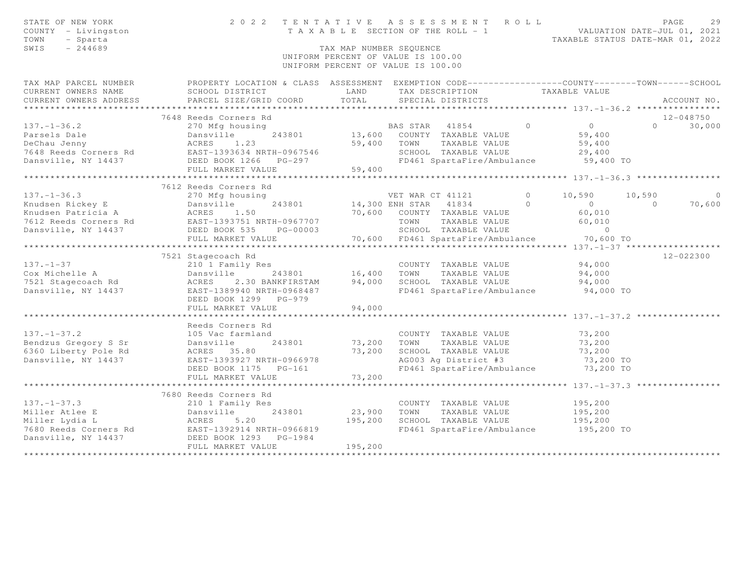STATE OF NEW YORK — 2022 TENTATIVE ASSESSMENT ROLL
COUNTY - Livingston — TAXABLE SECTION OF THE ROLL - 1 — VALUATION DATE-JUL 01, 2021
TOWN - Sparta — TAXABLE STATUS DATE-MAR 01, 2022
SWIS - 244689 — TAX MAP NUMBER SEQUENCE
UNIFORM PERCENT OF VALUE IS 100.00

| TAX MAP PARCEL NUMBER / CURRENT OWNERS NAME / CURRENT OWNERS ADDRESS | PROPERTY LOCATION & CLASS / SCHOOL DISTRICT / PARCEL SIZE/GRID COORD | LAND / TOTAL | EXEMPTION CODE / TAX DESCRIPTION / SPECIAL DISTRICTS | COUNTY TAXABLE VALUE | TOWN | SCHOOL | ACCOUNT NO. |
|---|---|---|---|---|---|---|---|
| **137.-1-36.2** | 7648 Reeds Corners Rd | | | | | | 12-048750 |
| 137.-1-36.2 | 270 Mfg housing | | BAS STAR 41854 0 | 0 | 0 | 30,000 | |
| Parsels Dale | Dansville 243801 | 13,600 | COUNTY TAXABLE VALUE | 59,400 | | | |
| DeChau Jenny | ACRES 1.23 | 59,400 | TOWN TAXABLE VALUE | 59,400 | | | |
| 7648 Reeds Corners Rd | EAST-1393634 NRTH-0967546 | | SCHOOL TAXABLE VALUE | 29,400 | | | |
| Dansville, NY 14437 | DEED BOOK 1266 PG-297 | | FD461 SpartaFire/Ambulance | 59,400 TO | | | |
| | FULL MARKET VALUE | 59,400 | | | | | |
| **137.-1-36.3** | 7612 Reeds Corners Rd | | | | | | |
| 137.-1-36.3 | 270 Mfg housing | | VET WAR CT 41121 0 | 10,590 | 10,590 | 0 | |
| Knudsen Rickey E | Dansville 243801 | 14,300 | ENH STAR 41834 0 | 0 | 0 | 70,600 | |
| Knudsen Patricia A | ACRES 1.50 | 70,600 | COUNTY TAXABLE VALUE | 60,010 | | | |
| 7612 Reeds Corners Rd | EAST-1393751 NRTH-0967707 | | TOWN TAXABLE VALUE | 60,010 | | | |
| Dansville, NY 14437 | DEED BOOK 535 PG-00003 | | SCHOOL TAXABLE VALUE | 0 | | | |
| | FULL MARKET VALUE | 70,600 | FD461 SpartaFire/Ambulance | 70,600 TO | | | |
| **137.-1-37** | 7521 Stagecoach Rd | | | | | | 12-022300 |
| 137.-1-37 | 210 1 Family Res | | COUNTY TAXABLE VALUE | 94,000 | | | |
| Cox Michelle A | Dansville 243801 | 16,400 | TOWN TAXABLE VALUE | 94,000 | | | |
| 7521 Stagecoach Rd | ACRES 2.30 BANKFIRSTAM | 94,000 | SCHOOL TAXABLE VALUE | 94,000 | | | |
| Dansville, NY 14437 | EAST-1389940 NRTH-0968487 | | FD461 SpartaFire/Ambulance | 94,000 TO | | | |
| | DEED BOOK 1299 PG-979 | | | | | | |
| | FULL MARKET VALUE | 94,000 | | | | | |
| **137.-1-37.2** | Reeds Corners Rd | | | | | | |
| 137.-1-37.2 | 105 Vac farmland | | COUNTY TAXABLE VALUE | 73,200 | | | |
| Bendzus Gregory S Sr | Dansville 243801 | 73,200 | TOWN TAXABLE VALUE | 73,200 | | | |
| 6360 Liberty Pole Rd | ACRES 35.80 | 73,200 | SCHOOL TAXABLE VALUE | 73,200 | | | |
| Dansville, NY 14437 | EAST-1393927 NRTH-0966978 | | AG003 Ag District #3 | 73,200 TO | | | |
| | DEED BOOK 1175 PG-161 | | FD461 SpartaFire/Ambulance | 73,200 TO | | | |
| | FULL MARKET VALUE | 73,200 | | | | | |
| **137.-1-37.3** | 7680 Reeds Corners Rd | | | | | | |
| 137.-1-37.3 | 210 1 Family Res | | COUNTY TAXABLE VALUE | 195,200 | | | |
| Miller Atlee E | Dansville 243801 | 23,900 | TOWN TAXABLE VALUE | 195,200 | | | |
| Miller Lydia L | ACRES 5.20 | 195,200 | SCHOOL TAXABLE VALUE | 195,200 | | | |
| 7680 Reeds Corners Rd | EAST-1392914 NRTH-0966819 | | FD461 SpartaFire/Ambulance | 195,200 TO | | | |
| Dansville, NY 14437 | DEED BOOK 1293 PG-1984 | | | | | | |
| | FULL MARKET VALUE | 195,200 | | | | | |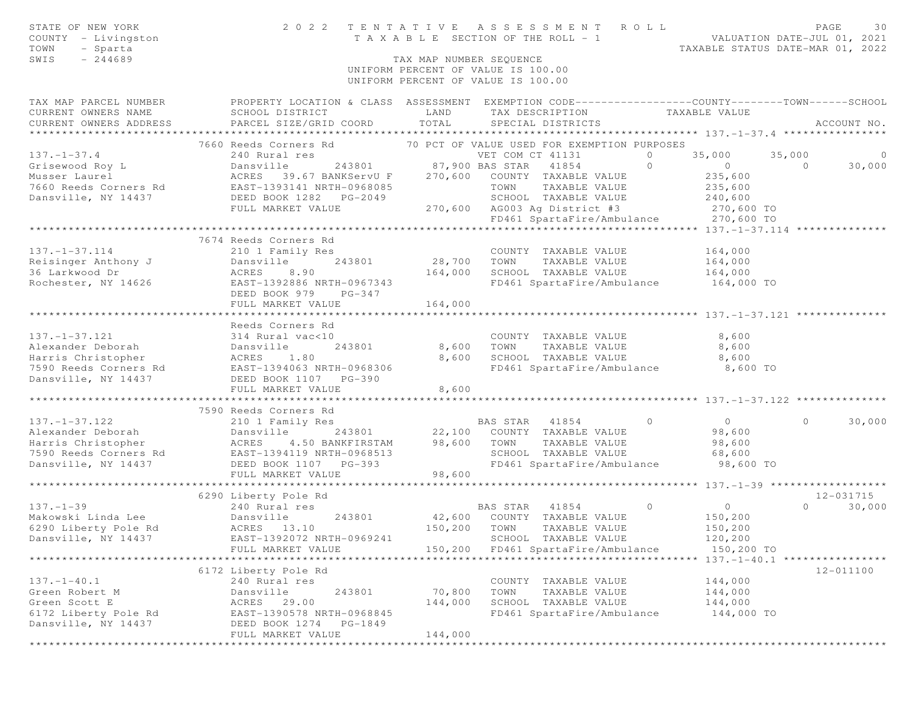STATE OF NEW YORK
COUNTY - Livingston
TOWN - Sparta
SWIS - 244689

2 0 2 2 T E N T A T I V E A S S E S S M E N T R O L L
T A X A B L E SECTION OF THE ROLL - 1
TAX MAP NUMBER SEQUENCE
UNIFORM PERCENT OF VALUE IS 100.00
UNIFORM PERCENT OF VALUE IS 100.00

VALUATION DATE-JUL 01, 2021
TAXABLE STATUS DATE-MAR 01, 2022

```
TAX MAP PARCEL NUMBER          PROPERTY LOCATION & CLASS  ASSESSMENT  EXEMPTION CODE------------------COUNTY--------TOWN------SCHOOL
CURRENT OWNERS NAME            SCHOOL DISTRICT               LAND      TAX DESCRIPTION            TAXABLE VALUE
CURRENT OWNERS ADDRESS         PARCEL SIZE/GRID COORD       TOTAL      SPECIAL DISTRICTS                                    ACCOUNT NO.
******************************************************************************************************* 137.-1-37.4 ****************
                          7660 Reeds Corners Rd            70 PCT OF VALUE USED FOR EXEMPTION PURPOSES
137.-1-37.4                    240 Rural res                          VET COM CT 41131          0      35,000      35,000           0
Grisewood Roy L                Dansville        243801       87,900 BAS STAR   41854          0           0           0      30,000
Musser Laurel                  ACRES   39.67 BANKServU F    270,600   COUNTY  TAXABLE VALUE            235,600
7660 Reeds Corners Rd          EAST-1393141 NRTH-0968085               TOWN    TAXABLE VALUE            235,600
Dansville, NY 14437            DEED BOOK 1282   PG-2049               SCHOOL  TAXABLE VALUE            240,600
                               FULL MARKET VALUE            270,600   AG003 Ag District #3              270,600 TO
                                                                      FD461 SpartaFire/Ambulance        270,600 TO
******************************************************************************************************* 137.-1-37.114 **************
                          7674 Reeds Corners Rd
137.-1-37.114                  210 1 Family Res                       COUNTY  TAXABLE VALUE            164,000
Reisinger Anthony J            Dansville        243801       28,700   TOWN    TAXABLE VALUE            164,000
36 Larkwood Dr                 ACRES    8.90                164,000   SCHOOL  TAXABLE VALUE            164,000
Rochester, NY 14626            EAST-1392886 NRTH-0967343               FD461 SpartaFire/Ambulance        164,000 TO
                               DEED BOOK 979    PG-347
                               FULL MARKET VALUE            164,000
******************************************************************************************************* 137.-1-37.121 **************
                               Reeds Corners Rd
137.-1-37.121                  314 Rural vac<10                       COUNTY  TAXABLE VALUE              8,600
Alexander Deborah              Dansville        243801        8,600   TOWN    TAXABLE VALUE              8,600
Harris Christopher             ACRES    1.80                  8,600   SCHOOL  TAXABLE VALUE              8,600
7590 Reeds Corners Rd          EAST-1394063 NRTH-0968306               FD461 SpartaFire/Ambulance          8,600 TO
Dansville, NY 14437            DEED BOOK 1107   PG-390
                               FULL MARKET VALUE              8,600
******************************************************************************************************* 137.-1-37.122 **************
                          7590 Reeds Corners Rd
137.-1-37.122                  210 1 Family Res                       BAS STAR   41854          0           0           0      30,000
Alexander Deborah              Dansville        243801       22,100   COUNTY  TAXABLE VALUE             98,600
Harris Christopher             ACRES    4.50 BANKFIRSTAM     98,600   TOWN    TAXABLE VALUE             98,600
7590 Reeds Corners Rd          EAST-1394119 NRTH-0968513               SCHOOL  TAXABLE VALUE             68,600
Dansville, NY 14437            DEED BOOK 1107   PG-393                FD461 SpartaFire/Ambulance         98,600 TO
                               FULL MARKET VALUE             98,600
******************************************************************************************************* 137.-1-39 ******************
                          6290 Liberty Pole Rd                                                                          12-031715
137.-1-39                      240 Rural res                          BAS STAR   41854          0           0           0      30,000
Makowski Linda Lee             Dansville        243801       42,600   COUNTY  TAXABLE VALUE            150,200
6290 Liberty Pole Rd           ACRES   13.10                150,200   TOWN    TAXABLE VALUE            150,200
Dansville, NY 14437            EAST-1392072 NRTH-0969241               SCHOOL  TAXABLE VALUE            120,200
                               FULL MARKET VALUE            150,200   FD461 SpartaFire/Ambulance        150,200 TO
******************************************************************************************************* 137.-1-40.1 ****************
                          6172 Liberty Pole Rd                                                                          12-011100
137.-1-40.1                    240 Rural res                          COUNTY  TAXABLE VALUE            144,000
Green Robert M                 Dansville        243801       70,800   TOWN    TAXABLE VALUE            144,000
Green Scott E                  ACRES   29.00                144,000   SCHOOL  TAXABLE VALUE            144,000
6172 Liberty Pole Rd           EAST-1390578 NRTH-0968845               FD461 SpartaFire/Ambulance        144,000 TO
Dansville, NY 14437            DEED BOOK 1274   PG-1849
                               FULL MARKET VALUE            144,000
************************************************************************************************************************************
```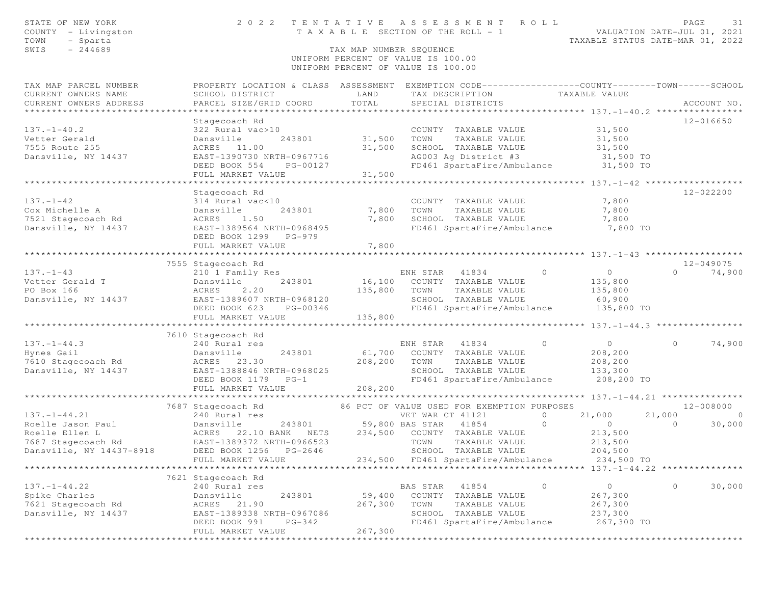STATE OF NEW YORK — 2022 TENTATIVE ASSESSMENT ROLL
COUNTY - Livingston — TAXABLE SECTION OF THE ROLL - 1 — VALUATION DATE-JUL 01, 2021
TOWN - Sparta — TAXABLE STATUS DATE-MAR 01, 2022
SWIS - 244689 — TAX MAP NUMBER SEQUENCE
UNIFORM PERCENT OF VALUE IS 100.00

```
TAX MAP PARCEL NUMBER          PROPERTY LOCATION & CLASS  ASSESSMENT  EXEMPTION CODE------------------COUNTY--------TOWN------SCHOOL
CURRENT OWNERS NAME            SCHOOL DISTRICT               LAND      TAX DESCRIPTION            TAXABLE VALUE
CURRENT OWNERS ADDRESS         PARCEL SIZE/GRID COORD        TOTAL     SPECIAL DISTRICTS                                   ACCOUNT NO.
******************************************************************************************************* 137.-1-40.2 ****************
                               Stagecoach Rd                                                                               12-016650
137.-1-40.2                    322 Rural vac>10                         COUNTY  TAXABLE VALUE            31,500
Vetter Gerald                  Dansville         243801      31,500    TOWN    TAXABLE VALUE            31,500
7555 Route 255                 ACRES   11.00                 31,500    SCHOOL  TAXABLE VALUE            31,500
Dansville, NY 14437            EAST-1390730 NRTH-0967716               AG003 Ag District #3              31,500 TO
                               DEED BOOK 554     PG-00127              FD461 SpartaFire/Ambulance        31,500 TO
                               FULL MARKET VALUE             31,500
******************************************************************************************************* 137.-1-42 ******************
                               Stagecoach Rd                                                                               12-022200
137.-1-42                      314 Rural vac<10                         COUNTY  TAXABLE VALUE             7,800
Cox Michelle A                 Dansville         243801       7,800    TOWN    TAXABLE VALUE             7,800
7521 Stagecoach Rd             ACRES    1.50                  7,800    SCHOOL  TAXABLE VALUE             7,800
Dansville, NY 14437            EAST-1389564 NRTH-0968495               FD461 SpartaFire/Ambulance         7,800 TO
                               DEED BOOK 1299   PG-979
                               FULL MARKET VALUE              7,800
******************************************************************************************************* 137.-1-43 ******************
                             7555 Stagecoach Rd                                                                            12-049075
137.-1-43                      210 1 Family Res                         ENH STAR   41834         0            0            0     74,900
Vetter Gerald T                Dansville         243801      16,100    COUNTY  TAXABLE VALUE           135,800
PO Box 166                     ACRES    2.20                135,800    TOWN    TAXABLE VALUE           135,800
Dansville, NY 14437            EAST-1389607 NRTH-0968120               SCHOOL  TAXABLE VALUE            60,900
                               DEED BOOK 623     PG-00346              FD461 SpartaFire/Ambulance       135,800 TO
                               FULL MARKET VALUE            135,800
******************************************************************************************************* 137.-1-44.3 ****************
                             7610 Stagecoach Rd
137.-1-44.3                    240 Rural res                            ENH STAR   41834         0            0            0     74,900
Hynes Gail                     Dansville         243801      61,700    COUNTY  TAXABLE VALUE           208,200
7610 Stagecoach Rd             ACRES   23.30                208,200    TOWN    TAXABLE VALUE           208,200
Dansville, NY 14437            EAST-1388846 NRTH-0968025               SCHOOL  TAXABLE VALUE           133,300
                               DEED BOOK 1179   PG-1                   FD461 SpartaFire/Ambulance       208,200 TO
                               FULL MARKET VALUE            208,200
******************************************************************************************************* 137.-1-44.21 ***************
                             7687 Stagecoach Rd             86 PCT OF VALUE USED FOR EXEMPTION PURPOSES                    12-008000
137.-1-44.21                   240 Rural res                            VET WAR CT 41121         0       21,000       21,000          0
Roelle Jason Paul              Dansville         243801      59,800 BAS STAR   41854         0            0            0     30,000
Roelle Ellen L                 ACRES   22.10 BANK   NETS    234,500    COUNTY  TAXABLE VALUE           213,500
7687 Stagecoach Rd             EAST-1389372 NRTH-0966523               TOWN    TAXABLE VALUE           213,500
Dansville, NY 14437-8918       DEED BOOK 1256   PG-2646                SCHOOL  TAXABLE VALUE           204,500
                               FULL MARKET VALUE            234,500    FD461 SpartaFire/Ambulance       234,500 TO
******************************************************************************************************* 137.-1-44.22 ***************
                             7621 Stagecoach Rd
137.-1-44.22                   240 Rural res                            BAS STAR   41854         0            0            0     30,000
Spike Charles                  Dansville         243801      59,400    COUNTY  TAXABLE VALUE           267,300
7621 Stagecoach Rd             ACRES   21.90                267,300    TOWN    TAXABLE VALUE           267,300
Dansville, NY 14437            EAST-1389338 NRTH-0967086               SCHOOL  TAXABLE VALUE           237,300
                               DEED BOOK 991     PG-342                FD461 SpartaFire/Ambulance       267,300 TO
                               FULL MARKET VALUE            267,300
************************************************************************************************************************************
```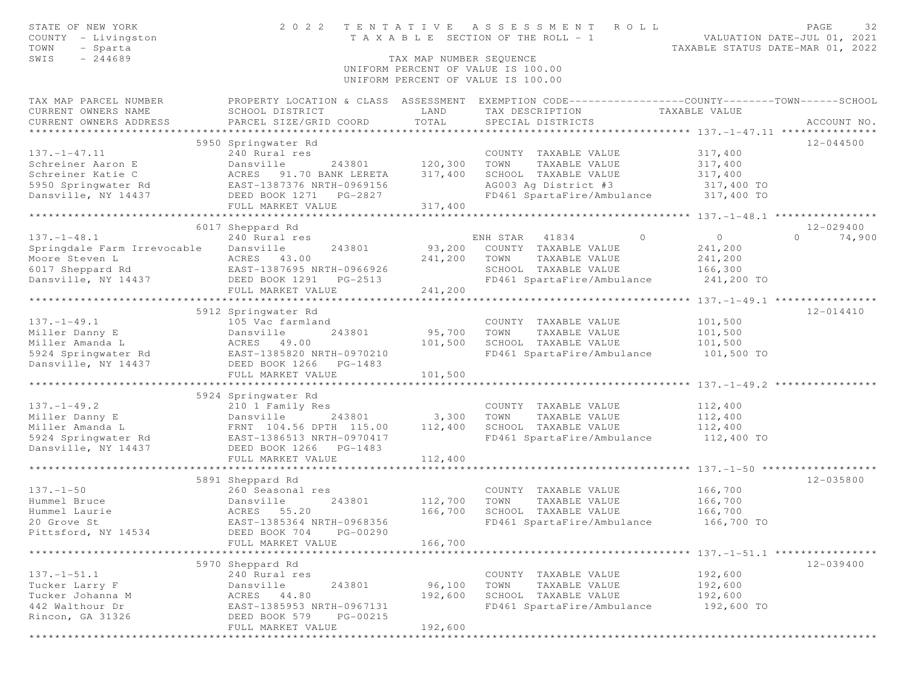STATE OF NEW YORK | 2022 TENTATIVE ASSESSMENT ROLL | VALUATION DATE-JUL 01, 2021
COUNTY - Livingston | TAXABLE SECTION OF THE ROLL - 1 | TAXABLE STATUS DATE-MAR 01, 2022
TOWN - Sparta
SWIS - 244689

TAX MAP NUMBER SEQUENCE
UNIFORM PERCENT OF VALUE IS 100.00

| TAX MAP PARCEL NUMBER / CURRENT OWNERS NAME / CURRENT OWNERS ADDRESS | PROPERTY LOCATION & CLASS / SCHOOL DISTRICT / PARCEL SIZE/GRID COORD | ASSESSMENT LAND / TOTAL | EXEMPTION CODE / TAX DESCRIPTION / SPECIAL DISTRICTS | COUNTY | TOWN | SCHOOL TAXABLE VALUE | ACCOUNT NO. |
|---|---|---|---|---|---|---|---|
| 137.-1-47.11 | 5950 Springwater Rd | | | | | | 12-044500 |
| | 240 Rural res | | COUNTY TAXABLE VALUE | 317,400 | | | |
| Schreiner Aaron E | Dansville 243801 | 120,300 | TOWN TAXABLE VALUE | 317,400 | | | |
| Schreiner Katie C | ACRES 91.70 BANK LERETA | 317,400 | SCHOOL TAXABLE VALUE | 317,400 | | | |
| 5950 Springwater Rd | EAST-1387376 NRTH-0969156 | | AG003 Ag District #3 | 317,400 TO | | | |
| Dansville, NY 14437 | DEED BOOK 1271 PG-2827 | | FD461 SpartaFire/Ambulance | 317,400 TO | | | |
| | FULL MARKET VALUE | 317,400 | | | | | |
| 137.-1-48.1 | 6017 Sheppard Rd | | | | | | 12-029400 |
| | 240 Rural res | | ENH STAR 41834 | 0 | 0 | 0 | 74,900 |
| Springdale Farm Irrevocable | Dansville 243801 | 93,200 | COUNTY TAXABLE VALUE | 241,200 | | | |
| Moore Steven L | ACRES 43.00 | 241,200 | TOWN TAXABLE VALUE | 241,200 | | | |
| 6017 Sheppard Rd | EAST-1387695 NRTH-0966926 | | SCHOOL TAXABLE VALUE | 166,300 | | | |
| Dansville, NY 14437 | DEED BOOK 1291 PG-2513 | | FD461 SpartaFire/Ambulance | 241,200 TO | | | |
| | FULL MARKET VALUE | 241,200 | | | | | |
| 137.-1-49.1 | 5912 Springwater Rd | | | | | | 12-014410 |
| | 105 Vac farmland | | COUNTY TAXABLE VALUE | 101,500 | | | |
| Miller Danny E | Dansville 243801 | 95,700 | TOWN TAXABLE VALUE | 101,500 | | | |
| Miller Amanda L | ACRES 49.00 | 101,500 | SCHOOL TAXABLE VALUE | 101,500 | | | |
| 5924 Springwater Rd | EAST-1385820 NRTH-0970210 | | FD461 SpartaFire/Ambulance | 101,500 TO | | | |
| Dansville, NY 14437 | DEED BOOK 1266 PG-1483 | | | | | | |
| | FULL MARKET VALUE | 101,500 | | | | | |
| 137.-1-49.2 | 5924 Springwater Rd | | | | | | |
| | 210 1 Family Res | | COUNTY TAXABLE VALUE | 112,400 | | | |
| Miller Danny E | Dansville 243801 | 3,300 | TOWN TAXABLE VALUE | 112,400 | | | |
| Miller Amanda L | FRNT 104.56 DPTH 115.00 | 112,400 | SCHOOL TAXABLE VALUE | 112,400 | | | |
| 5924 Springwater Rd | EAST-1386513 NRTH-0970417 | | FD461 SpartaFire/Ambulance | 112,400 TO | | | |
| Dansville, NY 14437 | DEED BOOK 1266 PG-1483 | | | | | | |
| | FULL MARKET VALUE | 112,400 | | | | | |
| 137.-1-50 | 5891 Sheppard Rd | | | | | | 12-035800 |
| | 260 Seasonal res | | COUNTY TAXABLE VALUE | 166,700 | | | |
| Hummel Bruce | Dansville 243801 | 112,700 | TOWN TAXABLE VALUE | 166,700 | | | |
| Hummel Laurie | ACRES 55.20 | 166,700 | SCHOOL TAXABLE VALUE | 166,700 | | | |
| 20 Grove St | EAST-1385364 NRTH-0968356 | | FD461 SpartaFire/Ambulance | 166,700 TO | | | |
| Pittsford, NY 14534 | DEED BOOK 704 PG-00290 | | | | | | |
| | FULL MARKET VALUE | 166,700 | | | | | |
| 137.-1-51.1 | 5970 Sheppard Rd | | | | | | 12-039400 |
| | 240 Rural res | | COUNTY TAXABLE VALUE | 192,600 | | | |
| Tucker Larry F | Dansville 243801 | 96,100 | TOWN TAXABLE VALUE | 192,600 | | | |
| Tucker Johanna M | ACRES 44.80 | 192,600 | SCHOOL TAXABLE VALUE | 192,600 | | | |
| 442 Walthour Dr | EAST-1385953 NRTH-0967131 | | FD461 SpartaFire/Ambulance | 192,600 TO | | | |
| Rincon, GA 31326 | DEED BOOK 579 PG-00215 | | | | | | |
| | FULL MARKET VALUE | 192,600 | | | | | |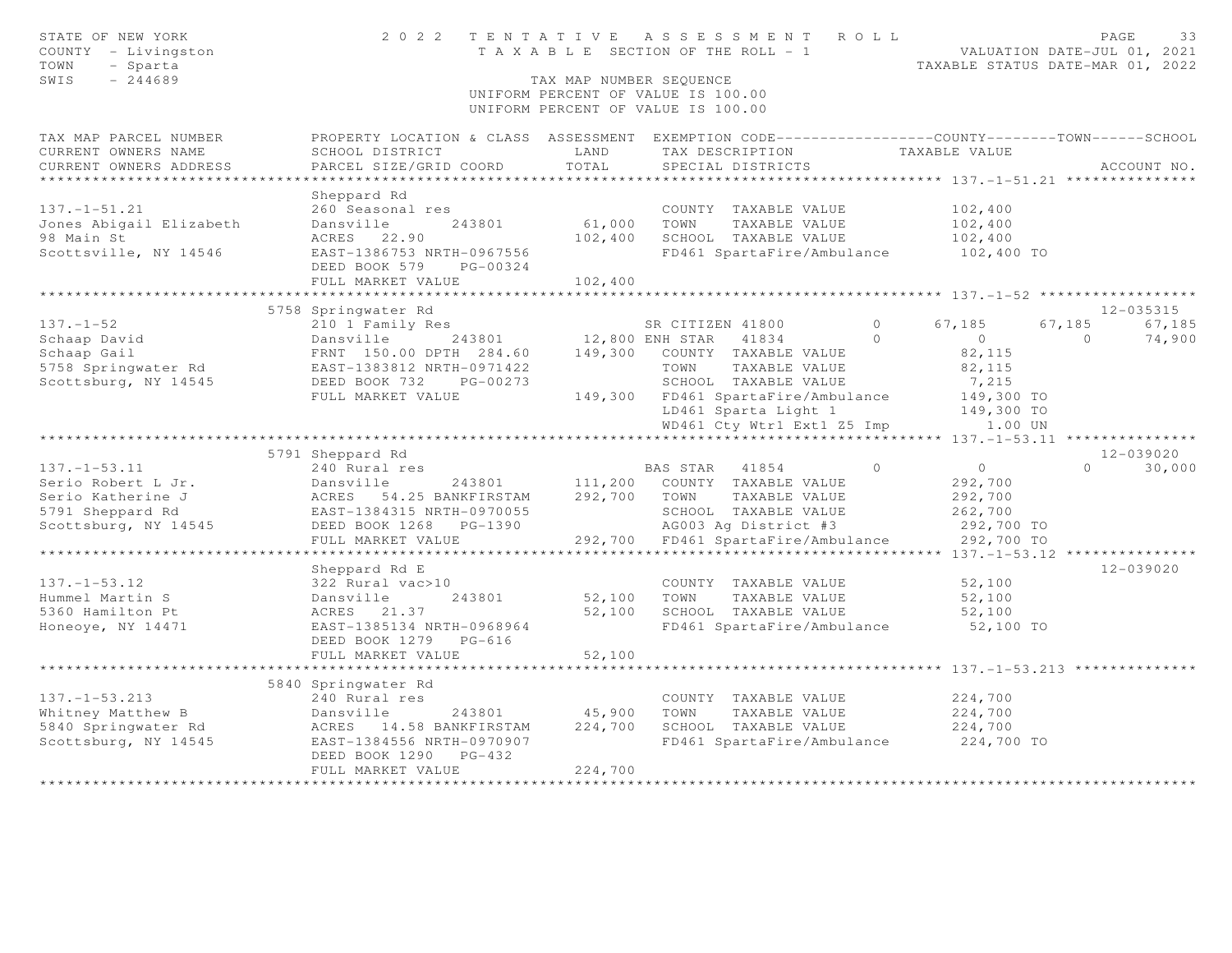STATE OF NEW YORK
COUNTY - Livingston
TOWN - Sparta
SWIS - 244689

# 2022 TENTATIVE ASSESSMENT ROLL

TAXABLE SECTION OF THE ROLL - 1

VALUATION DATE-JUL 01, 2021
TAXABLE STATUS DATE-MAR 01, 2022

TAX MAP NUMBER SEQUENCE
UNIFORM PERCENT OF VALUE IS 100.00
UNIFORM PERCENT OF VALUE IS 100.00

| TAX MAP PARCEL NUMBER / CURRENT OWNERS NAME / CURRENT OWNERS ADDRESS | PROPERTY LOCATION & CLASS / SCHOOL DISTRICT / PARCEL SIZE/GRID COORD | ASSESSMENT LAND / TOTAL | EXEMPTION CODE / TAX DESCRIPTION / SPECIAL DISTRICTS | | COUNTY TAXABLE VALUE | TOWN | SCHOOL | ACCOUNT NO. |
|---|---|---|---|---|---|---|---|---|
| **137.-1-51.21** | Sheppard Rd | | | | | | | |
| 137.-1-51.21 | 260 Seasonal res | | COUNTY TAXABLE VALUE | | 102,400 | | | |
| Jones Abigail Elizabeth | Dansville 243801 | 61,000 | TOWN TAXABLE VALUE | | 102,400 | | | |
| 98 Main St | ACRES 22.90 | 102,400 | SCHOOL TAXABLE VALUE | | 102,400 | | | |
| Scottsville, NY 14546 | EAST-1386753 NRTH-0967556 | | FD461 SpartaFire/Ambulance | | 102,400 TO | | | |
| | DEED BOOK 579 PG-00324 | | | | | | | |
| | FULL MARKET VALUE | 102,400 | | | | | | |
| **137.-1-52** | 5758 Springwater Rd | | | | | | | 12-035315 |
| 137.-1-52 | 210 1 Family Res | | SR CITIZEN 41800 | 0 | 67,185 | 67,185 | 67,185 | |
| Schaap David | Dansville 243801 | 12,800 | ENH STAR 41834 | 0 | 0 | 0 | 74,900 | |
| Schaap Gail | FRNT 150.00 DPTH 284.60 | 149,300 | COUNTY TAXABLE VALUE | | 82,115 | | | |
| 5758 Springwater Rd | EAST-1383812 NRTH-0971422 | | TOWN TAXABLE VALUE | | 82,115 | | | |
| Scottsburg, NY 14545 | DEED BOOK 732 PG-00273 | | SCHOOL TAXABLE VALUE | | 7,215 | | | |
| | FULL MARKET VALUE | 149,300 | FD461 SpartaFire/Ambulance | | 149,300 TO | | | |
| | | | LD461 Sparta Light 1 | | 149,300 TO | | | |
| | | | WD461 Cty Wtr1 Ext1 Z5 Imp | | 1.00 UN | | | |
| **137.-1-53.11** | 5791 Sheppard Rd | | | | | | | 12-039020 |
| 137.-1-53.11 | 240 Rural res | | BAS STAR 41854 | 0 | 0 | 0 | 30,000 | |
| Serio Robert L Jr. | Dansville 243801 | 111,200 | COUNTY TAXABLE VALUE | | 292,700 | | | |
| Serio Katherine J | ACRES 54.25 BANKFIRSTAM | 292,700 | TOWN TAXABLE VALUE | | 292,700 | | | |
| 5791 Sheppard Rd | EAST-1384315 NRTH-0970055 | | SCHOOL TAXABLE VALUE | | 262,700 | | | |
| Scottsburg, NY 14545 | DEED BOOK 1268 PG-1390 | | AG003 Ag District #3 | | 292,700 TO | | | |
| | FULL MARKET VALUE | 292,700 | FD461 SpartaFire/Ambulance | | 292,700 TO | | | |
| **137.-1-53.12** | Sheppard Rd E | | | | | | | 12-039020 |
| 137.-1-53.12 | 322 Rural vac>10 | | COUNTY TAXABLE VALUE | | 52,100 | | | |
| Hummel Martin S | Dansville 243801 | 52,100 | TOWN TAXABLE VALUE | | 52,100 | | | |
| 5360 Hamilton Pt | ACRES 21.37 | 52,100 | SCHOOL TAXABLE VALUE | | 52,100 | | | |
| Honeoye, NY 14471 | EAST-1385134 NRTH-0968964 | | FD461 SpartaFire/Ambulance | | 52,100 TO | | | |
| | DEED BOOK 1279 PG-616 | | | | | | | |
| | FULL MARKET VALUE | 52,100 | | | | | | |
| **137.-1-53.213** | 5840 Springwater Rd | | | | | | | |
| 137.-1-53.213 | 240 Rural res | | COUNTY TAXABLE VALUE | | 224,700 | | | |
| Whitney Matthew B | Dansville 243801 | 45,900 | TOWN TAXABLE VALUE | | 224,700 | | | |
| 5840 Springwater Rd | ACRES 14.58 BANKFIRSTAM | 224,700 | SCHOOL TAXABLE VALUE | | 224,700 | | | |
| Scottsburg, NY 14545 | EAST-1384556 NRTH-0970907 | | FD461 SpartaFire/Ambulance | | 224,700 TO | | | |
| | DEED BOOK 1290 PG-432 | | | | | | | |
| | FULL MARKET VALUE | 224,700 | | | | | | |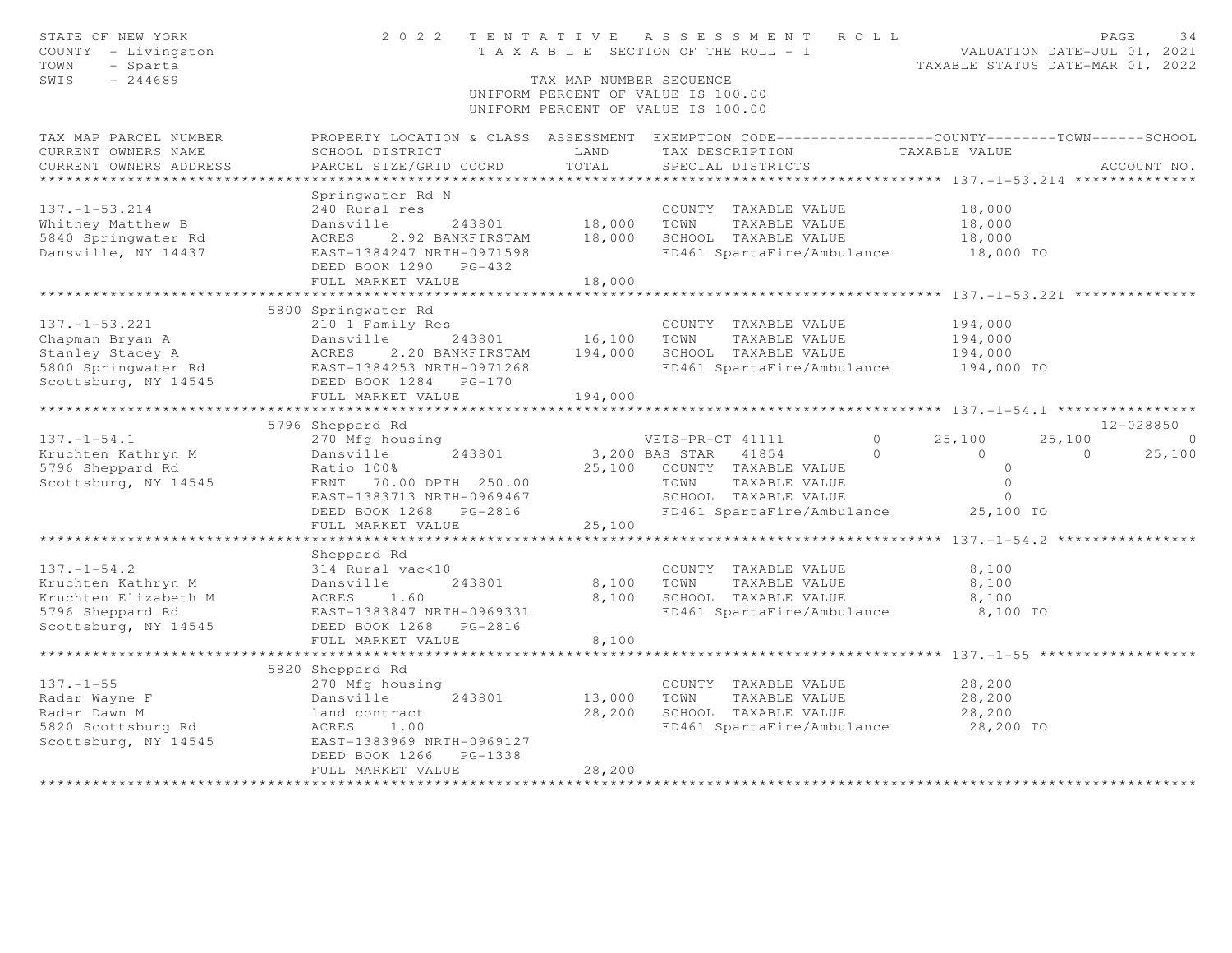STATE OF NEW YORK
COUNTY - Livingston
TOWN - Sparta
SWIS - 244689

2 0 2 2 TENTATIVE ASSESSMENT ROLL
TAXABLE SECTION OF THE ROLL - 1
TAX MAP NUMBER SEQUENCE
UNIFORM PERCENT OF VALUE IS 100.00

VALUATION DATE-JUL 01, 2021
TAXABLE STATUS DATE-MAR 01, 2022

| TAX MAP PARCEL NUMBER / CURRENT OWNERS NAME / CURRENT OWNERS ADDRESS | PROPERTY LOCATION & CLASS / SCHOOL DISTRICT / PARCEL SIZE/GRID COORD | ASSESSMENT LAND | TOTAL | EXEMPTION CODE / TAX DESCRIPTION / SPECIAL DISTRICTS | COUNTY | TOWN | SCHOOL | ACCOUNT NO. |
|---|---|---|---|---|---|---|---|---|
| **137.-1-53.214** | Springwater Rd N | | | | | | | |
| 137.-1-53.214 | 240 Rural res | | | COUNTY TAXABLE VALUE | 18,000 | | | |
| Whitney Matthew B | Dansville 243801 | 18,000 | | TOWN TAXABLE VALUE | | 18,000 | | |
| 5840 Springwater Rd | ACRES 2.92 BANKFIRSTAM | | 18,000 | SCHOOL TAXABLE VALUE | | | 18,000 | |
| Dansville, NY 14437 | EAST-1384247 NRTH-0971598 | | | FD461 SpartaFire/Ambulance | 18,000 TO | | | |
| | DEED BOOK 1290 PG-432 | | | | | | | |
| | FULL MARKET VALUE | | 18,000 | | | | | |
| **137.-1-53.221** | 5800 Springwater Rd | | | | | | | |
| 137.-1-53.221 | 210 1 Family Res | | | COUNTY TAXABLE VALUE | 194,000 | | | |
| Chapman Bryan A | Dansville 243801 | 16,100 | | TOWN TAXABLE VALUE | | 194,000 | | |
| Stanley Stacey A | ACRES 2.20 BANKFIRSTAM | | 194,000 | SCHOOL TAXABLE VALUE | | | 194,000 | |
| 5800 Springwater Rd | EAST-1384253 NRTH-0971268 | | | FD461 SpartaFire/Ambulance | 194,000 TO | | | |
| Scottsburg, NY 14545 | DEED BOOK 1284 PG-170 | | | | | | | |
| | FULL MARKET VALUE | | 194,000 | | | | | |
| **137.-1-54.1** | 5796 Sheppard Rd | | | | | | | 12-028850 |
| 137.-1-54.1 | 270 Mfg housing | | | VETS-PR-CT 41111 0 | 25,100 | 25,100 | 0 | |
| Kruchten Kathryn M | Dansville 243801 | 3,200 | | BAS STAR 41854 0 | 0 | 0 | 25,100 | |
| 5796 Sheppard Rd | Ratio 100% | | 25,100 | COUNTY TAXABLE VALUE | 0 | | | |
| Scottsburg, NY 14545 | FRNT 70.00 DPTH 250.00 | | | TOWN TAXABLE VALUE | | 0 | | |
| | EAST-1383713 NRTH-0969467 | | | SCHOOL TAXABLE VALUE | | | 0 | |
| | DEED BOOK 1268 PG-2816 | | | FD461 SpartaFire/Ambulance | 25,100 TO | | | |
| | FULL MARKET VALUE | | 25,100 | | | | | |
| **137.-1-54.2** | Sheppard Rd | | | | | | | |
| 137.-1-54.2 | 314 Rural vac<10 | | | COUNTY TAXABLE VALUE | 8,100 | | | |
| Kruchten Kathryn M | Dansville 243801 | 8,100 | | TOWN TAXABLE VALUE | | 8,100 | | |
| Kruchten Elizabeth M | ACRES 1.60 | | 8,100 | SCHOOL TAXABLE VALUE | | | 8,100 | |
| 5796 Sheppard Rd | EAST-1383847 NRTH-0969331 | | | FD461 SpartaFire/Ambulance | 8,100 TO | | | |
| Scottsburg, NY 14545 | DEED BOOK 1268 PG-2816 | | | | | | | |
| | FULL MARKET VALUE | | 8,100 | | | | | |
| **137.-1-55** | 5820 Sheppard Rd | | | | | | | |
| 137.-1-55 | 270 Mfg housing | | | COUNTY TAXABLE VALUE | 28,200 | | | |
| Radar Wayne F | Dansville 243801 | 13,000 | | TOWN TAXABLE VALUE | | 28,200 | | |
| Radar Dawn M | land contract | | 28,200 | SCHOOL TAXABLE VALUE | | | 28,200 | |
| 5820 Scottsburg Rd | ACRES 1.00 | | | FD461 SpartaFire/Ambulance | 28,200 TO | | | |
| Scottsburg, NY 14545 | EAST-1383969 NRTH-0969127 | | | | | | | |
| | DEED BOOK 1266 PG-1338 | | | | | | | |
| | FULL MARKET VALUE | | 28,200 | | | | | |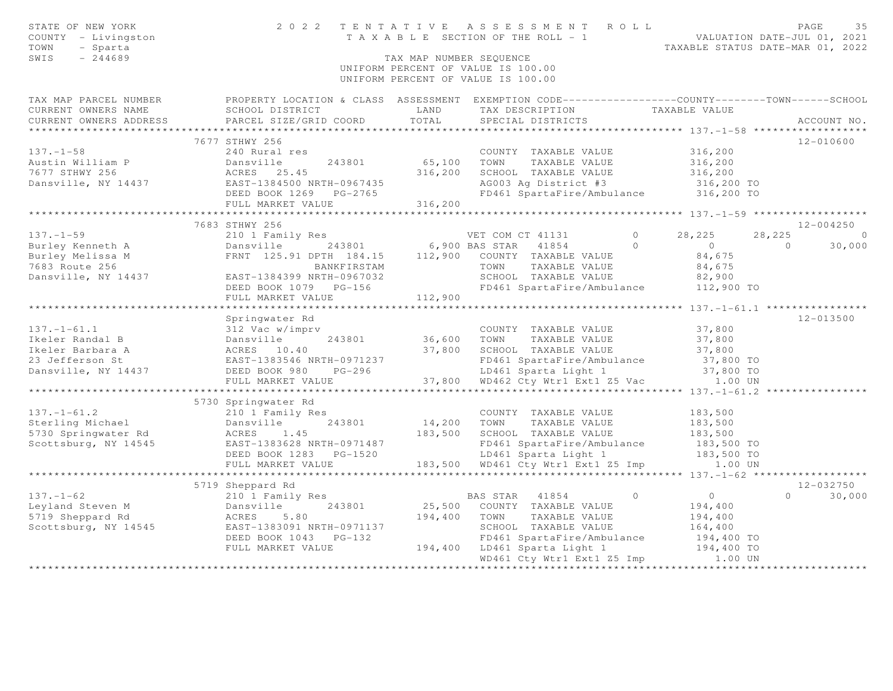STATE OF NEW YORK
COUNTY - Livingston
TOWN - Sparta
SWIS - 244689

# 2022 TENTATIVE ASSESSMENT ROLL

TAXABLE SECTION OF THE ROLL - 1

VALUATION DATE-JUL 01, 2021
TAXABLE STATUS DATE-MAR 01, 2022

TAX MAP NUMBER SEQUENCE
UNIFORM PERCENT OF VALUE IS 100.00
UNIFORM PERCENT OF VALUE IS 100.00

```
TAX MAP PARCEL NUMBER          PROPERTY LOCATION & CLASS  ASSESSMENT  EXEMPTION CODE------------------COUNTY--------TOWN------SCHOOL
CURRENT OWNERS NAME            SCHOOL DISTRICT               LAND      TAX DESCRIPTION            TAXABLE VALUE
CURRENT OWNERS ADDRESS         PARCEL SIZE/GRID COORD        TOTAL     SPECIAL DISTRICTS                                    ACCOUNT NO.
******************************************************************************************************* 137.-1-58 ******************
                               7677 STHWY 256                                                                             12-010600
137.-1-58                      240 Rural res                           COUNTY  TAXABLE VALUE          316,200
Austin William P               Dansville       243801       65,100     TOWN    TAXABLE VALUE          316,200
7677 STHWY 256                 ACRES  25.45                316,200     SCHOOL  TAXABLE VALUE          316,200
Dansville, NY 14437            EAST-1384500 NRTH-0967435               AG003 Ag District #3            316,200 TO
                               DEED BOOK 1269   PG-2765                FD461 SpartaFire/Ambulance      316,200 TO
                               FULL MARKET VALUE           316,200
******************************************************************************************************* 137.-1-59 ******************
                               7683 STHWY 256                                                                             12-004250
137.-1-59                      210 1 Family Res                        VET COM CT 41131       0       28,225      28,225           0
Burley Kenneth A               Dansville       243801        6,900 BAS STAR   41854           0            0           0      30,000
Burley Melissa M               FRNT 125.91 DPTH 184.15     112,900     COUNTY  TAXABLE VALUE           84,675
7683 Route 256                               BANKFIRSTAM               TOWN    TAXABLE VALUE           84,675
Dansville, NY 14437            EAST-1384399 NRTH-0967032               SCHOOL  TAXABLE VALUE           82,900
                               DEED BOOK 1079   PG-156                 FD461 SpartaFire/Ambulance      112,900 TO
                               FULL MARKET VALUE           112,900
******************************************************************************************************* 137.-1-61.1 ****************
                               Springwater Rd                                                                             12-013500
137.-1-61.1                    312 Vac w/imprv                         COUNTY  TAXABLE VALUE           37,800
Ikeler Randal B                Dansville       243801       36,600     TOWN    TAXABLE VALUE           37,800
Ikeler Barbara A               ACRES  10.40                 37,800     SCHOOL  TAXABLE VALUE           37,800
23 Jefferson St                EAST-1383546 NRTH-0971237               FD461 SpartaFire/Ambulance       37,800 TO
Dansville, NY 14437            DEED BOOK 980    PG-296                 LD461 Sparta Light 1             37,800 TO
                               FULL MARKET VALUE            37,800     WD462 Cty Wtrl Ext1 Z5 Vac         1.00 UN
******************************************************************************************************* 137.-1-61.2 ****************
                               5730 Springwater Rd
137.-1-61.2                    210 1 Family Res                        COUNTY  TAXABLE VALUE          183,500
Sterling Michael               Dansville       243801       14,200     TOWN    TAXABLE VALUE          183,500
5730 Springwater Rd            ACRES   1.45                183,500     SCHOOL  TAXABLE VALUE          183,500
Scottsburg, NY 14545           EAST-1383628 NRTH-0971487               FD461 SpartaFire/Ambulance      183,500 TO
                               DEED BOOK 1283   PG-1520                LD461 Sparta Light 1            183,500 TO
                               FULL MARKET VALUE           183,500     WD461 Cty Wtrl Ext1 Z5 Imp         1.00 UN
******************************************************************************************************* 137.-1-62 ******************
                               5719 Sheppard Rd                                                                           12-032750
137.-1-62                      210 1 Family Res                        BAS STAR   41854           0            0           0      30,000
Leyland Steven M               Dansville       243801       25,500     COUNTY  TAXABLE VALUE          194,400
5719 Sheppard Rd               ACRES   5.80                194,400     TOWN    TAXABLE VALUE          194,400
Scottsburg, NY 14545           EAST-1383091 NRTH-0971137               SCHOOL  TAXABLE VALUE          164,400
                               DEED BOOK 1043   PG-132                 FD461 SpartaFire/Ambulance      194,400 TO
                               FULL MARKET VALUE           194,400     LD461 Sparta Light 1            194,400 TO
                                                                       WD461 Cty Wtrl Ext1 Z5 Imp         1.00 UN
************************************************************************************************************************************
```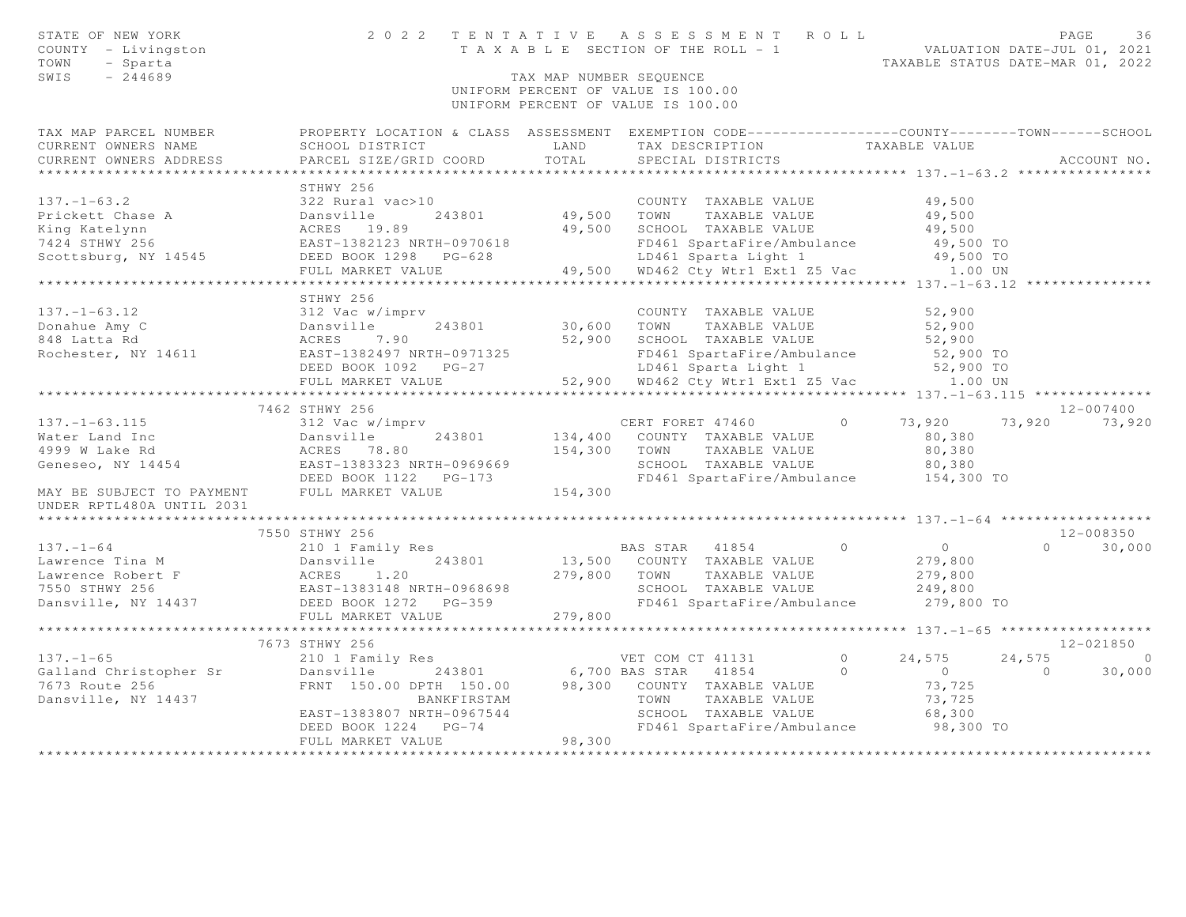STATE OF NEW YORK
COUNTY - Livingston
TOWN - Sparta
SWIS - 244689

2022 TENTATIVE ASSESSMENT ROLL
TAXABLE SECTION OF THE ROLL - 1
TAX MAP NUMBER SEQUENCE
UNIFORM PERCENT OF VALUE IS 100.00
UNIFORM PERCENT OF VALUE IS 100.00

VALUATION DATE-JUL 01, 2021
TAXABLE STATUS DATE-MAR 01, 2022

```
TAX MAP PARCEL NUMBER          PROPERTY LOCATION & CLASS  ASSESSMENT  EXEMPTION CODE------------------COUNTY--------TOWN------SCHOOL
CURRENT OWNERS NAME            SCHOOL DISTRICT               LAND      TAX DESCRIPTION            TAXABLE VALUE
CURRENT OWNERS ADDRESS         PARCEL SIZE/GRID COORD        TOTAL     SPECIAL DISTRICTS                                          ACCOUNT NO.
******************************************************************************************************* 137.-1-63.2 ****************
                               STHWY 256
137.-1-63.2                    322 Rural vac>10                         COUNTY  TAXABLE VALUE            49,500
Prickett Chase A               Dansville       243801      49,500     TOWN    TAXABLE VALUE            49,500
King Katelynn                  ACRES   19.89               49,500     SCHOOL  TAXABLE VALUE            49,500
7424 STHWY 256                 EAST-1382123 NRTH-0970618              FD461 SpartaFire/Ambulance        49,500 TO
Scottsburg, NY 14545           DEED BOOK 1298   PG-628                LD461 Sparta Light 1              49,500 TO
                               FULL MARKET VALUE           49,500     WD462 Cty Wtr1 Ext1 Z5 Vac          1.00 UN
******************************************************************************************************* 137.-1-63.12 ***************
                               STHWY 256
137.-1-63.12                   312 Vac w/imprv                          COUNTY  TAXABLE VALUE            52,900
Donahue Amy C                  Dansville       243801      30,600     TOWN    TAXABLE VALUE            52,900
848 Latta Rd                   ACRES    7.90               52,900     SCHOOL  TAXABLE VALUE            52,900
Rochester, NY 14611            EAST-1382497 NRTH-0971325              FD461 SpartaFire/Ambulance        52,900 TO
                               DEED BOOK 1092   PG-27                 LD461 Sparta Light 1              52,900 TO
                               FULL MARKET VALUE           52,900     WD462 Cty Wtr1 Ext1 Z5 Vac          1.00 UN
******************************************************************************************************* 137.-1-63.115 **************
                          7462 STHWY 256                                                                                12-007400
137.-1-63.115                  312 Vac w/imprv                          CERT FORET 47460        0       73,920      73,920      73,920
Water Land Inc                 Dansville       243801     134,400     COUNTY  TAXABLE VALUE            80,380
4999 W Lake Rd                 ACRES   78.80              154,300     TOWN    TAXABLE VALUE            80,380
Geneseo, NY 14454              EAST-1383323 NRTH-0969669              SCHOOL  TAXABLE VALUE            80,380
                               DEED BOOK 1122   PG-173                FD461 SpartaFire/Ambulance       154,300 TO
MAY BE SUBJECT TO PAYMENT      FULL MARKET VALUE          154,300
UNDER RPTL480A UNTIL 2031
******************************************************************************************************* 137.-1-64 ******************
                          7550 STHWY 256                                                                                12-008350
137.-1-64                      210 1 Family Res                         BAS STAR   41854        0            0           0      30,000
Lawrence Tina M                Dansville       243801      13,500     COUNTY  TAXABLE VALUE           279,800
Lawrence Robert F              ACRES    1.20              279,800     TOWN    TAXABLE VALUE           279,800
7550 STHWY 256                 EAST-1383148 NRTH-0968698              SCHOOL  TAXABLE VALUE           249,800
Dansville, NY 14437            DEED BOOK 1272   PG-359                FD461 SpartaFire/Ambulance       279,800 TO
                               FULL MARKET VALUE          279,800
******************************************************************************************************* 137.-1-65 ******************
                          7673 STHWY 256                                                                                12-021850
137.-1-65                      210 1 Family Res                         VET COM CT 41131        0       24,575      24,575           0
Galland Christopher Sr         Dansville       243801       6,700 BAS STAR   41854        0            0           0      30,000
7673 Route 256                 FRNT 150.00 DPTH 150.00     98,300     COUNTY  TAXABLE VALUE            73,725
Dansville, NY 14437                          BANKFIRSTAM              TOWN    TAXABLE VALUE            73,725
                               EAST-1383807 NRTH-0967544              SCHOOL  TAXABLE VALUE            68,300
                               DEED BOOK 1224   PG-74                 FD461 SpartaFire/Ambulance        98,300 TO
                               FULL MARKET VALUE           98,300
************************************************************************************************************************************
```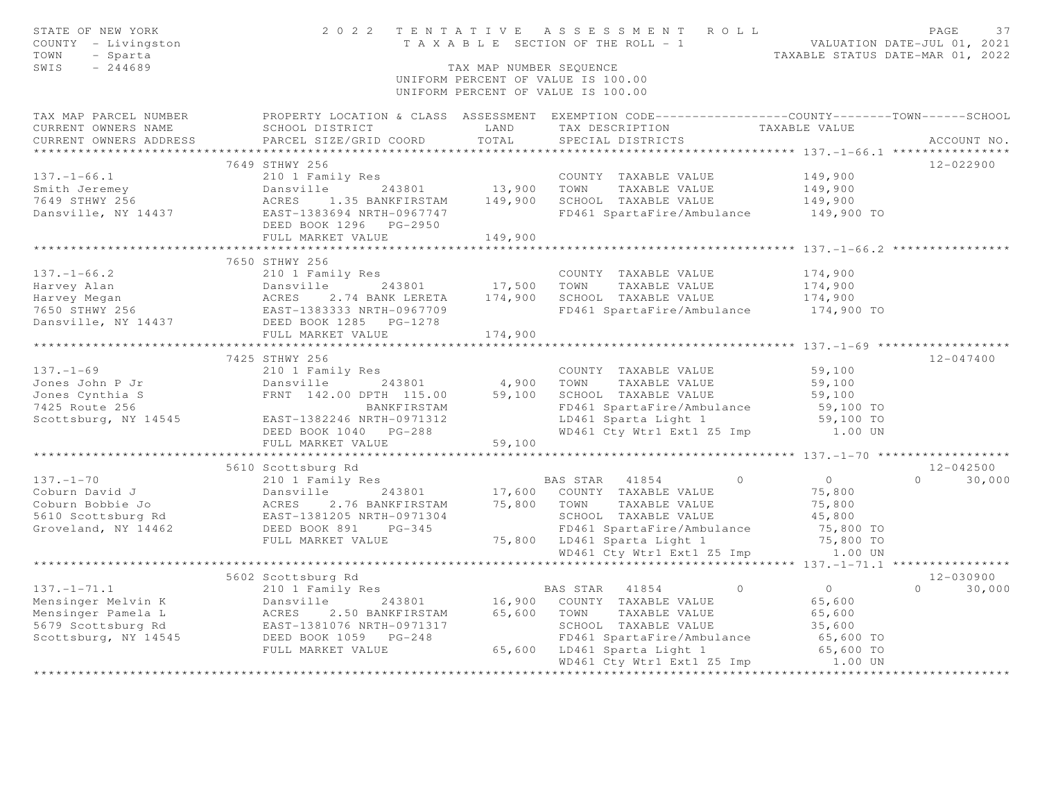STATE OF NEW YORK
COUNTY - Livingston
TOWN - Sparta
SWIS - 244689

# 2022 TENTATIVE ASSESSMENT ROLL

TAXABLE SECTION OF THE ROLL - 1

TAX MAP NUMBER SEQUENCE
UNIFORM PERCENT OF VALUE IS 100.00

VALUATION DATE-JUL 01, 2021
TAXABLE STATUS DATE-MAR 01, 2022

```
TAX MAP PARCEL NUMBER          PROPERTY LOCATION & CLASS  ASSESSMENT  EXEMPTION CODE------------------COUNTY--------TOWN------SCHOOL
CURRENT OWNERS NAME            SCHOOL DISTRICT               LAND      TAX DESCRIPTION            TAXABLE VALUE
CURRENT OWNERS ADDRESS         PARCEL SIZE/GRID COORD        TOTAL     SPECIAL DISTRICTS                                   ACCOUNT NO.
*********************************************************************************************** 137.-1-66.1 ****************
                          7649 STHWY 256                                                                                12-022900
137.-1-66.1                    210 1 Family Res                        COUNTY  TAXABLE VALUE           149,900
Smith Jeremey                  Dansville       243801       13,900     TOWN    TAXABLE VALUE           149,900
7649 STHWY 256                 ACRES    1.35 BANKFIRSTAM   149,900     SCHOOL  TAXABLE VALUE           149,900
Dansville, NY 14437            EAST-1383694 NRTH-0967747               FD461 SpartaFire/Ambulance       149,900 TO
                               DEED BOOK 1296   PG-2950
                               FULL MARKET VALUE           149,900
*********************************************************************************************** 137.-1-66.2 ****************
                          7650 STHWY 256
137.-1-66.2                    210 1 Family Res                        COUNTY  TAXABLE VALUE           174,900
Harvey Alan                    Dansville       243801       17,500     TOWN    TAXABLE VALUE           174,900
Harvey Megan                   ACRES    2.74 BANK LERETA   174,900     SCHOOL  TAXABLE VALUE           174,900
7650 STHWY 256                 EAST-1383333 NRTH-0967709               FD461 SpartaFire/Ambulance       174,900 TO
Dansville, NY 14437            DEED BOOK 1285   PG-1278
                               FULL MARKET VALUE           174,900
*********************************************************************************************** 137.-1-69 ******************
                          7425 STHWY 256                                                                                12-047400
137.-1-69                      210 1 Family Res                        COUNTY  TAXABLE VALUE            59,100
Jones John P Jr                Dansville       243801        4,900     TOWN    TAXABLE VALUE            59,100
Jones Cynthia S                FRNT  142.00 DPTH  115.00    59,100     SCHOOL  TAXABLE VALUE            59,100
7425 Route 256                             BANKFIRSTAM                 FD461 SpartaFire/Ambulance        59,100 TO
Scottsburg, NY 14545           EAST-1382246 NRTH-0971312               LD461 Sparta Light 1              59,100 TO
                               DEED BOOK 1040   PG-288                 WD461 Cty Wtr1 Ext1 Z5 Imp          1.00 UN
                               FULL MARKET VALUE            59,100
*********************************************************************************************** 137.-1-70 ******************
                          5610 Scottsburg Rd                                                                            12-042500
137.-1-70                      210 1 Family Res                    BAS STAR   41854         0            0          0     30,000
Coburn David J                 Dansville       243801       17,600     COUNTY  TAXABLE VALUE            75,800
Coburn Bobbie Jo               ACRES    2.76 BANKFIRSTAM    75,800     TOWN    TAXABLE VALUE            75,800
5610 Scottsburg Rd             EAST-1381205 NRTH-0971304               SCHOOL  TAXABLE VALUE            45,800
Groveland, NY 14462            DEED BOOK 891    PG-345                 FD461 SpartaFire/Ambulance        75,800 TO
                               FULL MARKET VALUE            75,800     LD461 Sparta Light 1              75,800 TO
                                                                       WD461 Cty Wtr1 Ext1 Z5 Imp          1.00 UN
*********************************************************************************************** 137.-1-71.1 ****************
                          5602 Scottsburg Rd                                                                            12-030900
137.-1-71.1                    210 1 Family Res                    BAS STAR   41854         0            0          0     30,000
Mensinger Melvin K             Dansville       243801       16,900     COUNTY  TAXABLE VALUE            65,600
Mensinger Pamela L             ACRES    2.50 BANKFIRSTAM    65,600     TOWN    TAXABLE VALUE            65,600
5679 Scottsburg Rd             EAST-1381076 NRTH-0971317               SCHOOL  TAXABLE VALUE            35,600
Scottsburg, NY 14545           DEED BOOK 1059   PG-248                 FD461 SpartaFire/Ambulance        65,600 TO
                               FULL MARKET VALUE            65,600     LD461 Sparta Light 1              65,600 TO
                                                                       WD461 Cty Wtr1 Ext1 Z5 Imp          1.00 UN
****************************************************************************************************************************
```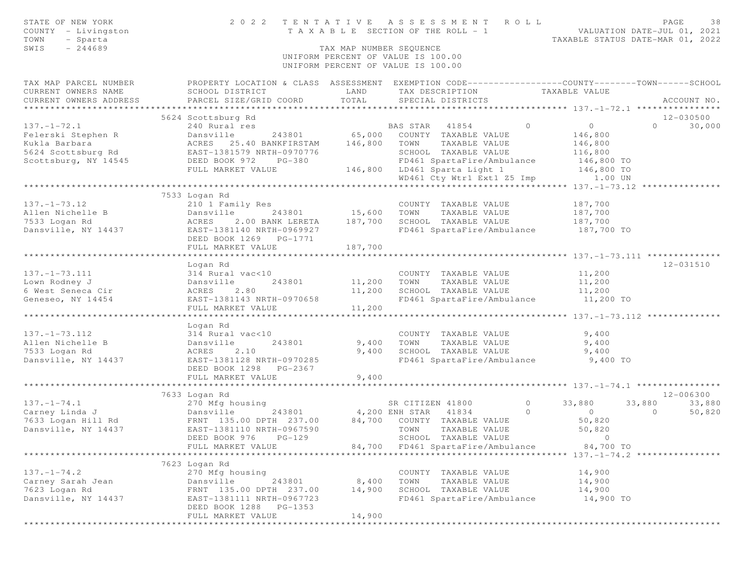STATE OF NEW YORK — 2022 TENTATIVE ASSESSMENT ROLL
COUNTY - Livingston — TAXABLE SECTION OF THE ROLL - 1 — VALUATION DATE-JUL 01, 2021
TOWN - Sparta — TAXABLE STATUS DATE-MAR 01, 2022
SWIS - 244689 — TAX MAP NUMBER SEQUENCE
UNIFORM PERCENT OF VALUE IS 100.00

| TAX MAP PARCEL NUMBER / CURRENT OWNERS NAME / CURRENT OWNERS ADDRESS | PROPERTY LOCATION & CLASS / SCHOOL DISTRICT / PARCEL SIZE/GRID COORD | ASSESSMENT LAND / TOTAL | EXEMPTION CODE / TAX DESCRIPTION / SPECIAL DISTRICTS | COUNTY TAXABLE VALUE | TOWN | SCHOOL | ACCOUNT NO. |
|---|---|---|---|---|---|---|---|
| **137.-1-72.1** | 5624 Scottsburg Rd | | | | | | 12-030500 |
| 137.-1-72.1 | 240 Rural res | | BAS STAR 41854 0 | 0 | 0 | 30,000 | |
| Felerski Stephen R | Dansville 243801 | 65,000 | COUNTY TAXABLE VALUE | 146,800 | | | |
| Kukla Barbara | ACRES 25.40 BANKFIRSTAM | 146,800 | TOWN TAXABLE VALUE | 146,800 | | | |
| 5624 Scottsburg Rd | EAST-1381579 NRTH-0970776 | | SCHOOL TAXABLE VALUE | 116,800 | | | |
| Scottsburg, NY 14545 | DEED BOOK 972 PG-380 | | FD461 SpartaFire/Ambulance | 146,800 TO | | | |
| | FULL MARKET VALUE | 146,800 | LD461 Sparta Light 1 | 146,800 TO | | | |
| | | | WD461 Cty Wtrl Ext1 Z5 Imp | 1.00 UN | | | |
| **137.-1-73.12** | 7533 Logan Rd | | | | | | |
| 137.-1-73.12 | 210 1 Family Res | | COUNTY TAXABLE VALUE | 187,700 | | | |
| Allen Nichelle B | Dansville 243801 | 15,600 | TOWN TAXABLE VALUE | 187,700 | | | |
| 7533 Logan Rd | ACRES 2.00 BANK LERETA | 187,700 | SCHOOL TAXABLE VALUE | 187,700 | | | |
| Dansville, NY 14437 | EAST-1381140 NRTH-0969927 | | FD461 SpartaFire/Ambulance | 187,700 TO | | | |
| | DEED BOOK 1269 PG-1771 | | | | | | |
| | FULL MARKET VALUE | 187,700 | | | | | |
| **137.-1-73.111** | Logan Rd | | | | | | 12-031510 |
| 137.-1-73.111 | 314 Rural vac<10 | | COUNTY TAXABLE VALUE | 11,200 | | | |
| Lown Rodney J | Dansville 243801 | 11,200 | TOWN TAXABLE VALUE | 11,200 | | | |
| 6 West Seneca Cir | ACRES 2.80 | 11,200 | SCHOOL TAXABLE VALUE | 11,200 | | | |
| Geneseo, NY 14454 | EAST-1381143 NRTH-0970658 | | FD461 SpartaFire/Ambulance | 11,200 TO | | | |
| | FULL MARKET VALUE | 11,200 | | | | | |
| **137.-1-73.112** | Logan Rd | | | | | | |
| 137.-1-73.112 | 314 Rural vac<10 | | COUNTY TAXABLE VALUE | 9,400 | | | |
| Allen Nichelle B | Dansville 243801 | 9,400 | TOWN TAXABLE VALUE | 9,400 | | | |
| 7533 Logan Rd | ACRES 2.10 | 9,400 | SCHOOL TAXABLE VALUE | 9,400 | | | |
| Dansville, NY 14437 | EAST-1381128 NRTH-0970285 | | FD461 SpartaFire/Ambulance | 9,400 TO | | | |
| | DEED BOOK 1298 PG-2367 | | | | | | |
| | FULL MARKET VALUE | 9,400 | | | | | |
| **137.-1-74.1** | 7633 Logan Rd | | | | | | 12-006300 |
| 137.-1-74.1 | 270 Mfg housing | | SR CITIZEN 41800 0 | 33,880 | 33,880 | 33,880 | |
| Carney Linda J | Dansville 243801 | 4,200 | ENH STAR 41834 0 | 0 | 0 | 50,820 | |
| 7633 Logan Hill Rd | FRNT 135.00 DPTH 237.00 | 84,700 | COUNTY TAXABLE VALUE | 50,820 | | | |
| Dansville, NY 14437 | EAST-1381110 NRTH-0967590 | | TOWN TAXABLE VALUE | 50,820 | | | |
| | DEED BOOK 976 PG-129 | | SCHOOL TAXABLE VALUE | 0 | | | |
| | FULL MARKET VALUE | 84,700 | FD461 SpartaFire/Ambulance | 84,700 TO | | | |
| **137.-1-74.2** | 7623 Logan Rd | | | | | | |
| 137.-1-74.2 | 270 Mfg housing | | COUNTY TAXABLE VALUE | 14,900 | | | |
| Carney Sarah Jean | Dansville 243801 | 8,400 | TOWN TAXABLE VALUE | 14,900 | | | |
| 7623 Logan Rd | FRNT 135.00 DPTH 237.00 | 14,900 | SCHOOL TAXABLE VALUE | 14,900 | | | |
| Dansville, NY 14437 | EAST-1381111 NRTH-0967723 | | FD461 SpartaFire/Ambulance | 14,900 TO | | | |
| | DEED BOOK 1288 PG-1353 | | | | | | |
| | FULL MARKET VALUE | 14,900 | | | | | |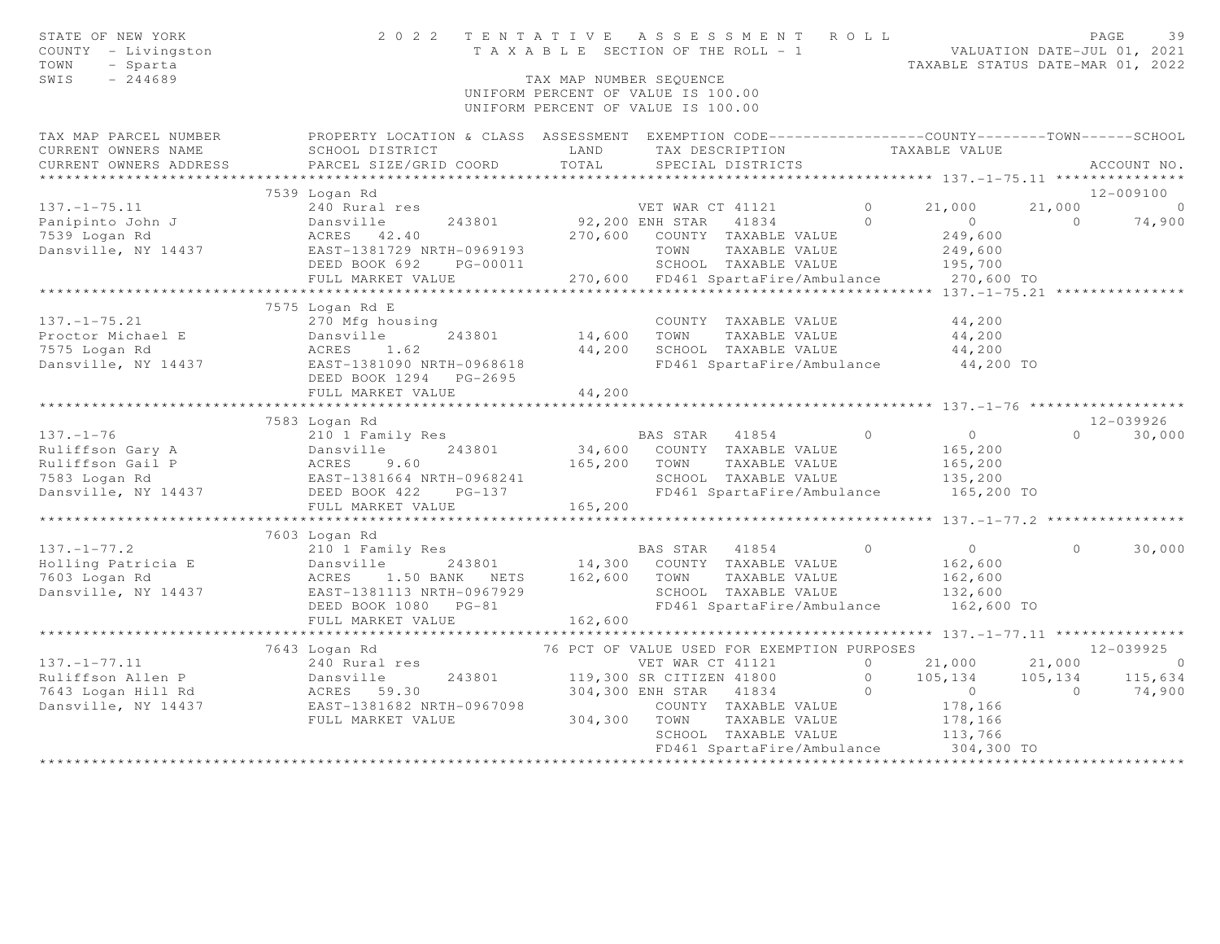STATE OF NEW YORK — 2022 TENTATIVE ASSESSMENT ROLL — PAGE 39
COUNTY - Livingston — TAXABLE SECTION OF THE ROLL - 1 — VALUATION DATE-JUL 01, 2021
TOWN - Sparta — TAXABLE STATUS DATE-MAR 01, 2022
SWIS - 244689 — TAX MAP NUMBER SEQUENCE

UNIFORM PERCENT OF VALUE IS 100.00

```
TAX MAP PARCEL NUMBER          PROPERTY LOCATION & CLASS  ASSESSMENT  EXEMPTION CODE------------------COUNTY--------TOWN------SCHOOL
CURRENT OWNERS NAME            SCHOOL DISTRICT               LAND      TAX DESCRIPTION            TAXABLE VALUE
CURRENT OWNERS ADDRESS         PARCEL SIZE/GRID COORD        TOTAL     SPECIAL DISTRICTS                                  ACCOUNT NO.
****************************************************************************************************** 137.-1-75.11 ***************
                    7539 Logan Rd                                                                                         12-009100
137.-1-75.11             240 Rural res                         VET WAR CT 41121        0      21,000      21,000             0
Panipinto John J         Dansville      243801          92,200 ENH STAR   41834        0           0           0        74,900
7539 Logan Rd            ACRES   42.40                 270,600   COUNTY  TAXABLE VALUE          249,600
Dansville, NY 14437      EAST-1381729 NRTH-0969193               TOWN    TAXABLE VALUE          249,600
                         DEED BOOK 692    PG-00011               SCHOOL  TAXABLE VALUE          195,700
                         FULL MARKET VALUE             270,600   FD461 SpartaFire/Ambulance      270,600 TO
****************************************************************************************************** 137.-1-75.21 ***************
                    7575 Logan Rd E
137.-1-75.21             270 Mfg housing                         COUNTY  TAXABLE VALUE           44,200
Proctor Michael E        Dansville      243801          14,600   TOWN    TAXABLE VALUE           44,200
7575 Logan Rd            ACRES    1.62                  44,200   SCHOOL  TAXABLE VALUE           44,200
Dansville, NY 14437      EAST-1381090 NRTH-0968618               FD461 SpartaFire/Ambulance       44,200 TO
                         DEED BOOK 1294   PG-2695
                         FULL MARKET VALUE              44,200
****************************************************************************************************** 137.-1-76 ******************
                    7583 Logan Rd                                                                                         12-039926
137.-1-76                210 1 Family Res                       BAS STAR   41854        0           0           0        30,000
Ruliffson Gary A         Dansville      243801          34,600   COUNTY  TAXABLE VALUE          165,200
Ruliffson Gail P         ACRES    9.60                 165,200   TOWN    TAXABLE VALUE          165,200
7583 Logan Rd            EAST-1381664 NRTH-0968241               SCHOOL  TAXABLE VALUE          135,200
Dansville, NY 14437      DEED BOOK 422    PG-137                 FD461 SpartaFire/Ambulance      165,200 TO
                         FULL MARKET VALUE             165,200
****************************************************************************************************** 137.-1-77.2 ****************
                    7603 Logan Rd
137.-1-77.2              210 1 Family Res                       BAS STAR   41854        0           0           0        30,000
Holling Patricia E       Dansville      243801          14,300   COUNTY  TAXABLE VALUE          162,600
7603 Logan Rd            ACRES    1.50 BANK   NETS     162,600   TOWN    TAXABLE VALUE          162,600
Dansville, NY 14437      EAST-1381113 NRTH-0967929               SCHOOL  TAXABLE VALUE          132,600
                         DEED BOOK 1080   PG-81                  FD461 SpartaFire/Ambulance      162,600 TO
                         FULL MARKET VALUE             162,600
****************************************************************************************************** 137.-1-77.11 ***************
                    7643 Logan Rd                   76 PCT OF VALUE USED FOR EXEMPTION PURPOSES                           12-039925
137.-1-77.11             240 Rural res                         VET WAR CT 41121        0      21,000      21,000             0
Ruliffson Allen P        Dansville      243801         119,300 SR CITIZEN 41800        0     105,134     105,134       115,634
7643 Logan Hill Rd       ACRES   59.30                 304,300 ENH STAR   41834        0           0           0        74,900
Dansville, NY 14437      EAST-1381682 NRTH-0967098               COUNTY  TAXABLE VALUE          178,166
                         FULL MARKET VALUE             304,300   TOWN    TAXABLE VALUE          178,166
                                                                 SCHOOL  TAXABLE VALUE          113,766
                                                                 FD461 SpartaFire/Ambulance      304,300 TO
************************************************************************************************************************************
```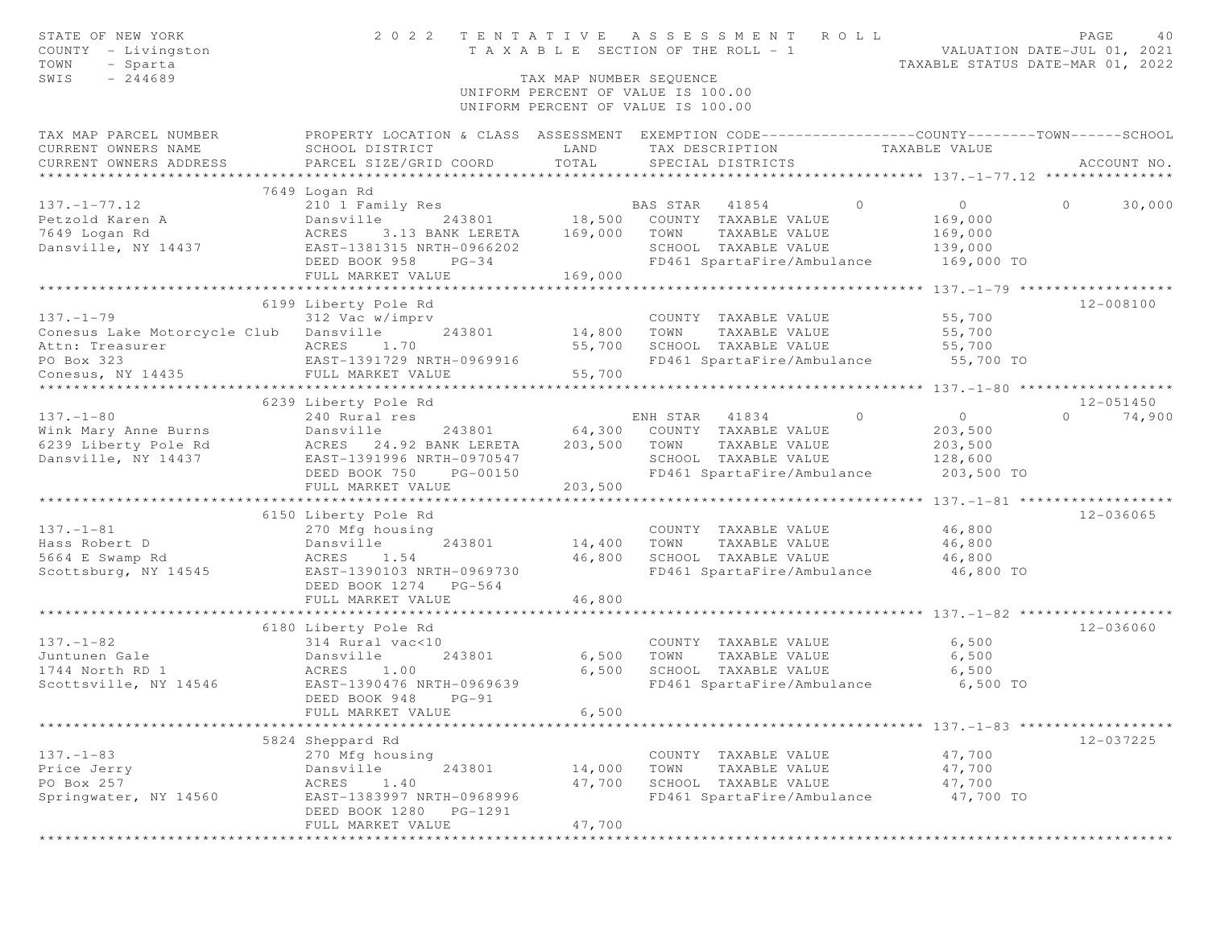STATE OF NEW YORK
COUNTY - Livingston
TOWN - Sparta
SWIS - 244689

# 2022 TENTATIVE ASSESSMENT ROLL

TAXABLE SECTION OF THE ROLL - 1

TAX MAP NUMBER SEQUENCE
UNIFORM PERCENT OF VALUE IS 100.00
UNIFORM PERCENT OF VALUE IS 100.00

VALUATION DATE-JUL 01, 2021
TAXABLE STATUS DATE-MAR 01, 2022

| TAX MAP PARCEL NUMBER / CURRENT OWNERS NAME / CURRENT OWNERS ADDRESS | PROPERTY LOCATION & CLASS / SCHOOL DISTRICT / PARCEL SIZE/GRID COORD | ASSESSMENT LAND / TOTAL | EXEMPTION CODE / TAX DESCRIPTION / SPECIAL DISTRICTS | COUNTY | TOWN | SCHOOL | ACCOUNT NO. |
|---|---|---|---|---|---|---|---|
| **137.-1-77.12** | 7649 Logan Rd | | | | | | |
| 137.-1-77.12 | 210 1 Family Res | | BAS STAR 41854 | 0 | 0 | 30,000 | |
| Petzold Karen A | Dansville 243801 | 18,500 | COUNTY TAXABLE VALUE | 169,000 | | | |
| 7649 Logan Rd | ACRES 3.13 BANK LERETA | 169,000 | TOWN TAXABLE VALUE | | 169,000 | | |
| Dansville, NY 14437 | EAST-1381315 NRTH-0966202 | | SCHOOL TAXABLE VALUE | | | 139,000 | |
| | DEED BOOK 958 PG-34 | | FD461 SpartaFire/Ambulance | 169,000 TO | | | |
| | FULL MARKET VALUE | 169,000 | | | | | |
| **137.-1-79** | 6199 Liberty Pole Rd | | | | | | 12-008100 |
| 137.-1-79 | 312 Vac w/imprv | | COUNTY TAXABLE VALUE | 55,700 | | | |
| Conesus Lake Motorcycle Club | Dansville 243801 | 14,800 | TOWN TAXABLE VALUE | | 55,700 | | |
| Attn: Treasurer | ACRES 1.70 | 55,700 | SCHOOL TAXABLE VALUE | | | 55,700 | |
| PO Box 323 | EAST-1391729 NRTH-0969916 | | FD461 SpartaFire/Ambulance | 55,700 TO | | | |
| Conesus, NY 14435 | FULL MARKET VALUE | 55,700 | | | | | |
| **137.-1-80** | 6239 Liberty Pole Rd | | | | | | 12-051450 |
| 137.-1-80 | 240 Rural res | | ENH STAR 41834 | 0 | 0 | 74,900 | |
| Wink Mary Anne Burns | Dansville 243801 | 64,300 | COUNTY TAXABLE VALUE | 203,500 | | | |
| 6239 Liberty Pole Rd | ACRES 24.92 BANK LERETA | 203,500 | TOWN TAXABLE VALUE | | 203,500 | | |
| Dansville, NY 14437 | EAST-1391996 NRTH-0970547 | | SCHOOL TAXABLE VALUE | | | 128,600 | |
| | DEED BOOK 750 PG-00150 | | FD461 SpartaFire/Ambulance | 203,500 TO | | | |
| | FULL MARKET VALUE | 203,500 | | | | | |
| **137.-1-81** | 6150 Liberty Pole Rd | | | | | | 12-036065 |
| 137.-1-81 | 270 Mfg housing | | COUNTY TAXABLE VALUE | 46,800 | | | |
| Hass Robert D | Dansville 243801 | 14,400 | TOWN TAXABLE VALUE | | 46,800 | | |
| 5664 E Swamp Rd | ACRES 1.54 | 46,800 | SCHOOL TAXABLE VALUE | | | 46,800 | |
| Scottsburg, NY 14545 | EAST-1390103 NRTH-0969730 | | FD461 SpartaFire/Ambulance | 46,800 TO | | | |
| | DEED BOOK 1274 PG-564 | | | | | | |
| | FULL MARKET VALUE | 46,800 | | | | | |
| **137.-1-82** | 6180 Liberty Pole Rd | | | | | | 12-036060 |
| 137.-1-82 | 314 Rural vac<10 | | COUNTY TAXABLE VALUE | 6,500 | | | |
| Juntunen Gale | Dansville 243801 | 6,500 | TOWN TAXABLE VALUE | | 6,500 | | |
| 1744 North RD 1 | ACRES 1.00 | 6,500 | SCHOOL TAXABLE VALUE | | | 6,500 | |
| Scottsville, NY 14546 | EAST-1390476 NRTH-0969639 | | FD461 SpartaFire/Ambulance | 6,500 TO | | | |
| | DEED BOOK 948 PG-91 | | | | | | |
| | FULL MARKET VALUE | 6,500 | | | | | |
| **137.-1-83** | 5824 Sheppard Rd | | | | | | 12-037225 |
| 137.-1-83 | 270 Mfg housing | | COUNTY TAXABLE VALUE | 47,700 | | | |
| Price Jerry | Dansville 243801 | 14,000 | TOWN TAXABLE VALUE | | 47,700 | | |
| PO Box 257 | ACRES 1.40 | 47,700 | SCHOOL TAXABLE VALUE | | | 47,700 | |
| Springwater, NY 14560 | EAST-1383997 NRTH-0968996 | | FD461 SpartaFire/Ambulance | 47,700 TO | | | |
| | DEED BOOK 1280 PG-1291 | | | | | | |
| | FULL MARKET VALUE | 47,700 | | | | | |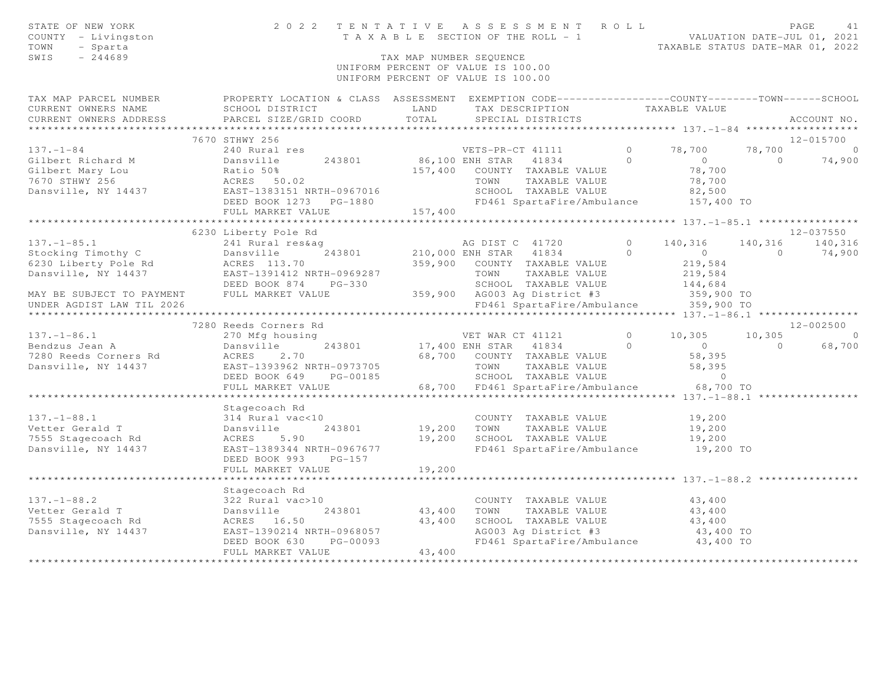STATE OF NEW YORK
COUNTY - Livingston
TOWN - Sparta
SWIS - 244689

2022 TENTATIVE ASSESSMENT ROLL
TAXABLE SECTION OF THE ROLL - 1
TAX MAP NUMBER SEQUENCE
UNIFORM PERCENT OF VALUE IS 100.00

VALUATION DATE-JUL 01, 2021
TAXABLE STATUS DATE-MAR 01, 2022

```
TAX MAP PARCEL NUMBER          PROPERTY LOCATION & CLASS  ASSESSMENT  EXEMPTION CODE------------------COUNTY--------TOWN------SCHOOL
CURRENT OWNERS NAME            SCHOOL DISTRICT               LAND      TAX DESCRIPTION            TAXABLE VALUE
CURRENT OWNERS ADDRESS         PARCEL SIZE/GRID COORD        TOTAL     SPECIAL DISTRICTS                                      ACCOUNT NO.
******************************************************************************************************* 137.-1-84 ******************
                    7670 STHWY 256                                                                                       12-015700
137.-1-84                      240 Rural res                        VETS-PR-CT 41111          0     78,700     78,700           0
Gilbert Richard M              Dansville        243801       86,100 ENH STAR   41834          0          0          0      74,900
Gilbert Mary Lou               Ratio 50%                    157,400   COUNTY  TAXABLE VALUE            78,700
7670 STHWY 256                 ACRES  50.02                           TOWN    TAXABLE VALUE            78,700
Dansville, NY 14437            EAST-1383151 NRTH-0967016              SCHOOL  TAXABLE VALUE            82,500
                               DEED BOOK 1273   PG-1880               FD461 SpartaFire/Ambulance       157,400 TO
                               FULL MARKET VALUE            157,400
******************************************************************************************************* 137.-1-85.1 ****************
                    6230 Liberty Pole Rd                                                                                 12-037550
137.-1-85.1                    241 Rural res&ag                     AG DIST C  41720          0    140,316    140,316     140,316
Stocking Timothy C             Dansville        243801      210,000 ENH STAR   41834          0          0          0      74,900
6230 Liberty Pole Rd           ACRES 113.70                 359,900   COUNTY  TAXABLE VALUE           219,584
Dansville, NY 14437            EAST-1391412 NRTH-0969287              TOWN    TAXABLE VALUE           219,584
                               DEED BOOK 874    PG-330                SCHOOL  TAXABLE VALUE           144,684
MAY BE SUBJECT TO PAYMENT      FULL MARKET VALUE            359,900   AG003 Ag District #3             359,900 TO
UNDER AGDIST LAW TIL 2026                                             FD461 SpartaFire/Ambulance       359,900 TO
******************************************************************************************************* 137.-1-86.1 ****************
                    7280 Reeds Corners Rd                                                                                12-002500
137.-1-86.1                    270 Mfg housing                      VET WAR CT 41121          0     10,305     10,305           0
Bendzus Jean A                 Dansville        243801       17,400 ENH STAR   41834          0          0          0      68,700
7280 Reeds Corners Rd          ACRES   2.70                  68,700   COUNTY  TAXABLE VALUE            58,395
Dansville, NY 14437            EAST-1393962 NRTH-0973705              TOWN    TAXABLE VALUE            58,395
                               DEED BOOK 649    PG-00185              SCHOOL  TAXABLE VALUE                 0
                               FULL MARKET VALUE             68,700   FD461 SpartaFire/Ambulance        68,700 TO
******************************************************************************************************* 137.-1-88.1 ****************
                               Stagecoach Rd
137.-1-88.1                    314 Rural vac<10                       COUNTY  TAXABLE VALUE            19,200
Vetter Gerald T                Dansville        243801       19,200   TOWN    TAXABLE VALUE            19,200
7555 Stagecoach Rd             ACRES   5.90                  19,200   SCHOOL  TAXABLE VALUE            19,200
Dansville, NY 14437            EAST-1389344 NRTH-0967677              FD461 SpartaFire/Ambulance        19,200 TO
                               DEED BOOK 993    PG-157
                               FULL MARKET VALUE             19,200
******************************************************************************************************* 137.-1-88.2 ****************
                               Stagecoach Rd
137.-1-88.2                    322 Rural vac>10                       COUNTY  TAXABLE VALUE            43,400
Vetter Gerald T                Dansville        243801       43,400   TOWN    TAXABLE VALUE            43,400
7555 Stagecoach Rd             ACRES  16.50                  43,400   SCHOOL  TAXABLE VALUE            43,400
Dansville, NY 14437            EAST-1390214 NRTH-0968057              AG003 Ag District #3              43,400 TO
                               DEED BOOK 630    PG-00093              FD461 SpartaFire/Ambulance        43,400 TO
                               FULL MARKET VALUE             43,400
************************************************************************************************************************************
```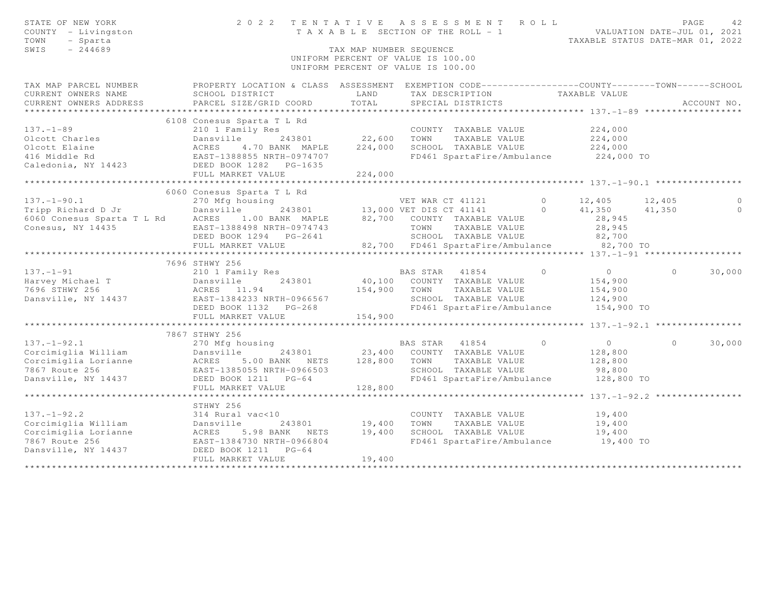STATE OF NEW YORK — 2022 TENTATIVE ASSESSMENT ROLL
COUNTY - Livingston — TAXABLE SECTION OF THE ROLL - 1 — VALUATION DATE-JUL 01, 2021
TOWN - Sparta — TAXABLE STATUS DATE-MAR 01, 2022
SWIS - 244689 — TAX MAP NUMBER SEQUENCE
UNIFORM PERCENT OF VALUE IS 100.00

| TAX MAP PARCEL NUMBER / CURRENT OWNERS NAME / CURRENT OWNERS ADDRESS | PROPERTY LOCATION & CLASS / SCHOOL DISTRICT / PARCEL SIZE/GRID COORD | ASSESSMENT LAND | ASSESSMENT TOTAL | EXEMPTION CODE / TAX DESCRIPTION / SPECIAL DISTRICTS | COUNTY TAXABLE VALUE | TOWN | SCHOOL |
|---|---|---|---|---|---|---|---|
| **137.-1-89** | 6108 Conesus Sparta T L Rd | | | | | | |
| | 210 1 Family Res | | | COUNTY TAXABLE VALUE | 224,000 | | |
| Olcott Charles | Dansville 243801 | 22,600 | | TOWN TAXABLE VALUE | 224,000 | | |
| Olcott Elaine | ACRES 4.70 BANK MAPLE | | 224,000 | SCHOOL TAXABLE VALUE | 224,000 | | |
| 416 Middle Rd | EAST-1388855 NRTH-0974707 | | | FD461 SpartaFire/Ambulance | 224,000 TO | | |
| Caledonia, NY 14423 | DEED BOOK 1282 PG-1635 | | | | | | |
| | FULL MARKET VALUE | | 224,000 | | | | |
| **137.-1-90.1** | 6060 Conesus Sparta T L Rd | | | | | | |
| | 270 Mfg housing | | | VET WAR CT 41121 0 | 12,405 | 12,405 | 0 |
| Tripp Richard D Jr | Dansville 243801 | 13,000 | | VET DIS CT 41141 0 | 41,350 | 41,350 | 0 |
| 6060 Conesus Sparta T L Rd | ACRES 1.00 BANK MAPLE | | 82,700 | COUNTY TAXABLE VALUE | 28,945 | | |
| Conesus, NY 14435 | EAST-1388498 NRTH-0974743 | | | TOWN TAXABLE VALUE | 28,945 | | |
| | DEED BOOK 1294 PG-2641 | | | SCHOOL TAXABLE VALUE | 82,700 | | |
| | FULL MARKET VALUE | | 82,700 | FD461 SpartaFire/Ambulance | 82,700 TO | | |
| **137.-1-91** | 7696 STHWY 256 | | | | | | |
| | 210 1 Family Res | | | BAS STAR 41854 0 | 0 | 0 | 30,000 |
| Harvey Michael T | Dansville 243801 | 40,100 | | COUNTY TAXABLE VALUE | 154,900 | | |
| 7696 STHWY 256 | ACRES 11.94 | | 154,900 | TOWN TAXABLE VALUE | 154,900 | | |
| Dansville, NY 14437 | EAST-1384233 NRTH-0966567 | | | SCHOOL TAXABLE VALUE | 124,900 | | |
| | DEED BOOK 1132 PG-268 | | | FD461 SpartaFire/Ambulance | 154,900 TO | | |
| | FULL MARKET VALUE | | 154,900 | | | | |
| **137.-1-92.1** | 7867 STHWY 256 | | | | | | |
| | 270 Mfg housing | | | BAS STAR 41854 0 | 0 | 0 | 30,000 |
| Corcimiglia William | Dansville 243801 | 23,400 | | COUNTY TAXABLE VALUE | 128,800 | | |
| Corcimiglia Lorianne | ACRES 5.00 BANK NETS | | 128,800 | TOWN TAXABLE VALUE | 128,800 | | |
| 7867 Route 256 | EAST-1385055 NRTH-0966503 | | | SCHOOL TAXABLE VALUE | 98,800 | | |
| Dansville, NY 14437 | DEED BOOK 1211 PG-64 | | | FD461 SpartaFire/Ambulance | 128,800 TO | | |
| | FULL MARKET VALUE | | 128,800 | | | | |
| **137.-1-92.2** | STHWY 256 | | | | | | |
| | 314 Rural vac<10 | | | COUNTY TAXABLE VALUE | 19,400 | | |
| Corcimiglia William | Dansville 243801 | 19,400 | | TOWN TAXABLE VALUE | 19,400 | | |
| Corcimiglia Lorianne | ACRES 5.98 BANK NETS | | 19,400 | SCHOOL TAXABLE VALUE | 19,400 | | |
| 7867 Route 256 | EAST-1384730 NRTH-0966804 | | | FD461 SpartaFire/Ambulance | 19,400 TO | | |
| Dansville, NY 14437 | DEED BOOK 1211 PG-64 | | | | | | |
| | FULL MARKET VALUE | | 19,400 | | | | |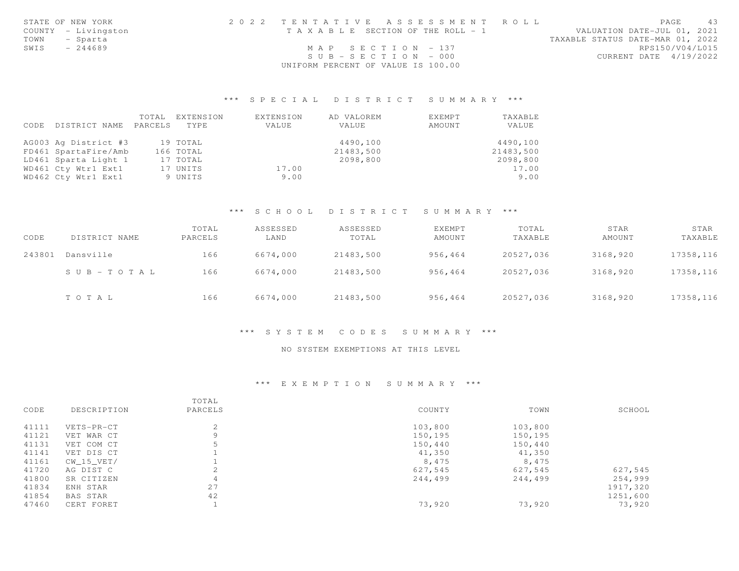STATE OF NEW YORK
COUNTY - Livingston
TOWN - Sparta
SWIS - 244689

2022 TENTATIVE ASSESSMENT ROLL
TAXABLE SECTION OF THE ROLL - 1
MAP SECTION - 137
SUB-SECTION - 000
UNIFORM PERCENT OF VALUE IS 100.00

VALUATION DATE-JUL 01, 2021
TAXABLE STATUS DATE-MAR 01, 2022
RPS150/V04/L015
CURRENT DATE 4/19/2022

### *** SPECIAL DISTRICT SUMMARY ***

| CODE | DISTRICT NAME | TOTAL PARCELS | EXTENSION TYPE | EXTENSION VALUE | AD VALOREM VALUE | EXEMPT AMOUNT | TAXABLE VALUE |
|---|---|---|---|---|---|---|---|
| AG003 | Ag District #3 | 19 | TOTAL | | 4490,100 | | 4490,100 |
| FD461 | SpartaFire/Amb | 166 | TOTAL | | 21483,500 | | 21483,500 |
| LD461 | Sparta Light 1 | 17 | TOTAL | | 2098,800 | | 2098,800 |
| WD461 | Cty Wtr1 Ext1 | 17 | UNITS | 17.00 | | | 17.00 |
| WD462 | Cty Wtr1 Ext1 | 9 | UNITS | 9.00 | | | 9.00 |

### *** SCHOOL DISTRICT SUMMARY ***

| CODE | DISTRICT NAME | TOTAL PARCELS | ASSESSED LAND | ASSESSED TOTAL | EXEMPT AMOUNT | TOTAL TAXABLE | STAR AMOUNT | STAR TAXABLE |
|---|---|---|---|---|---|---|---|---|
| 243801 | Dansville | 166 | 6674,000 | 21483,500 | 956,464 | 20527,036 | 3168,920 | 17358,116 |
| | SUB-TOTAL | 166 | 6674,000 | 21483,500 | 956,464 | 20527,036 | 3168,920 | 17358,116 |
| | TOTAL | 166 | 6674,000 | 21483,500 | 956,464 | 20527,036 | 3168,920 | 17358,116 |

### *** SYSTEM CODES SUMMARY ***

NO SYSTEM EXEMPTIONS AT THIS LEVEL

### *** EXEMPTION SUMMARY ***

| CODE | DESCRIPTION | TOTAL PARCELS | COUNTY | TOWN | SCHOOL |
|---|---|---|---|---|---|
| 41111 | VETS-PR-CT | 2 | 103,800 | 103,800 | |
| 41121 | VET WAR CT | 9 | 150,195 | 150,195 | |
| 41131 | VET COM CT | 5 | 150,440 | 150,440 | |
| 41141 | VET DIS CT | 1 | 41,350 | 41,350 | |
| 41161 | CW_15_VET/ | 1 | 8,475 | 8,475 | |
| 41720 | AG DIST C | 2 | 627,545 | 627,545 | 627,545 |
| 41800 | SR CITIZEN | 4 | 244,499 | 244,499 | 254,999 |
| 41834 | ENH STAR | 27 | | | 1917,320 |
| 41854 | BAS STAR | 42 | | | 1251,600 |
| 47460 | CERT FORET | 1 | 73,920 | 73,920 | 73,920 |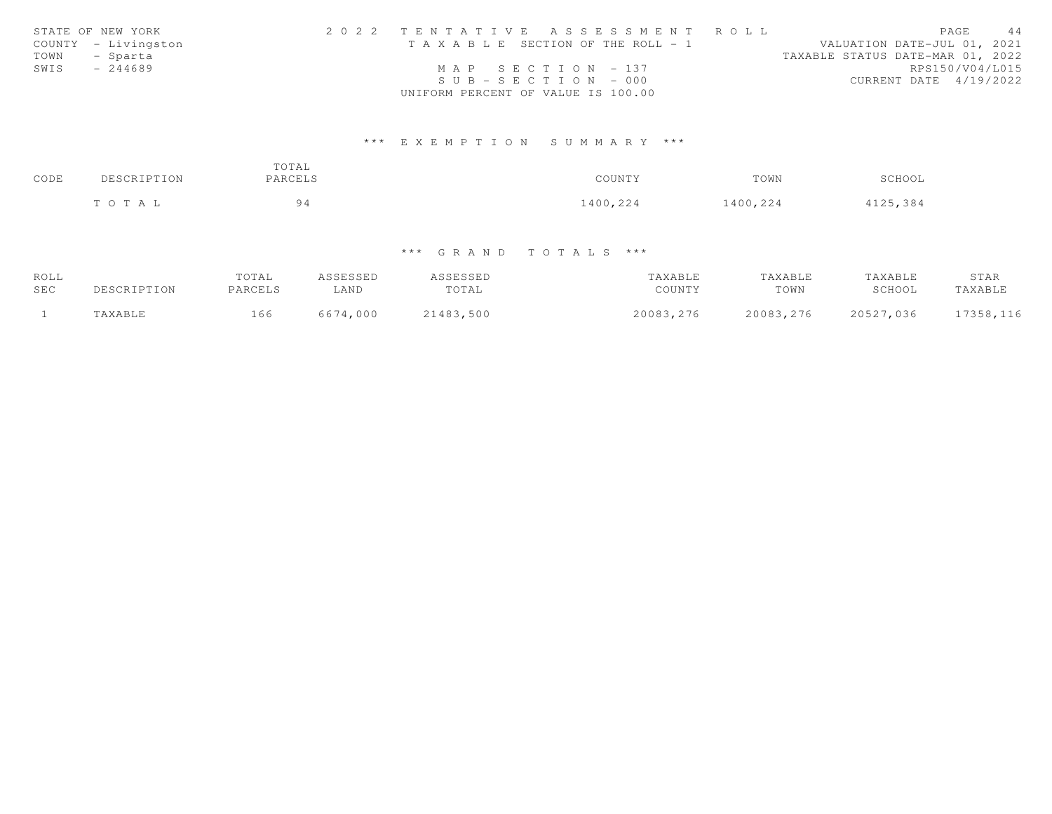STATE OF NEW YORK
COUNTY - Livingston
TOWN - Sparta
SWIS - 244689

2022 TENTATIVE ASSESSMENT ROLL
TAXABLE SECTION OF THE ROLL - 1
MAP SECTION - 137
SUB-SECTION - 000
UNIFORM PERCENT OF VALUE IS 100.00

VALUATION DATE-JUL 01, 2021
TAXABLE STATUS DATE-MAR 01, 2022
RPS150/V04/L015
CURRENT DATE 4/19/2022

### *** EXEMPTION SUMMARY ***

| CODE | DESCRIPTION | TOTAL PARCELS | COUNTY | TOWN | SCHOOL |
|---|---|---|---|---|---|
| | TOTAL | 94 | 1400,224 | 1400,224 | 4125,384 |

### *** GRAND TOTALS ***

| ROLL SEC | DESCRIPTION | TOTAL PARCELS | ASSESSED LAND | ASSESSED TOTAL | TAXABLE COUNTY | TAXABLE TOWN | TAXABLE SCHOOL | STAR TAXABLE |
|---|---|---|---|---|---|---|---|---|
| 1 | TAXABLE | 166 | 6674,000 | 21483,500 | 20083,276 | 20083,276 | 20527,036 | 17358,116 |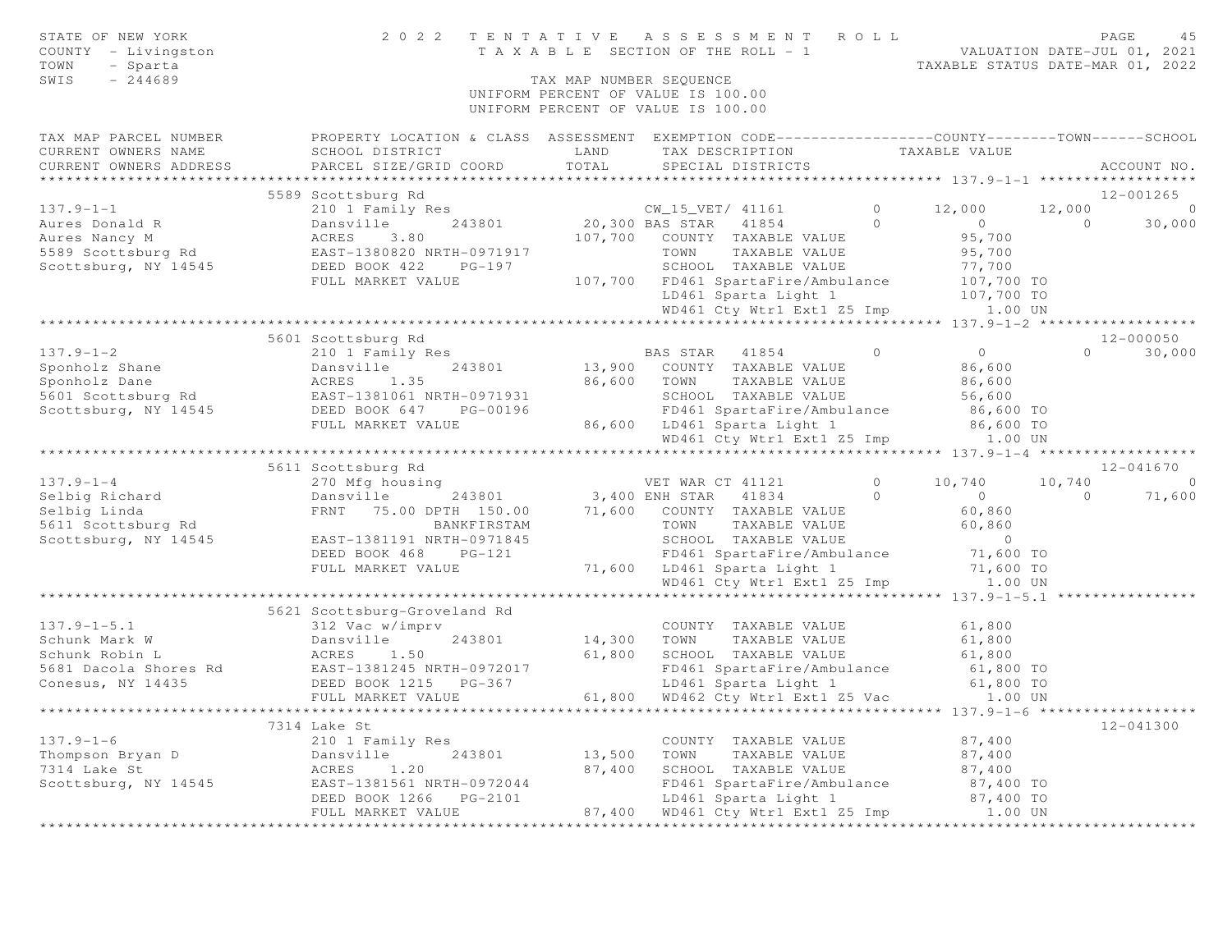STATE OF NEW YORK
COUNTY - Livingston
TOWN - Sparta
SWIS - 244689

2022 TENTATIVE ASSESSMENT ROLL
TAXABLE SECTION OF THE ROLL - 1
TAX MAP NUMBER SEQUENCE
UNIFORM PERCENT OF VALUE IS 100.00

VALUATION DATE-JUL 01, 2021
TAXABLE STATUS DATE-MAR 01, 2022

```
TAX MAP PARCEL NUMBER          PROPERTY LOCATION & CLASS  ASSESSMENT  EXEMPTION CODE------------------COUNTY--------TOWN------SCHOOL
CURRENT OWNERS NAME            SCHOOL DISTRICT               LAND      TAX DESCRIPTION            TAXABLE VALUE
CURRENT OWNERS ADDRESS         PARCEL SIZE/GRID COORD        TOTAL     SPECIAL DISTRICTS                                      ACCOUNT NO.
******************************************************************************************************* 137.9-1-1 ******************
                              5589 Scottsburg Rd                                                                          12-001265
137.9-1-1                      210 1 Family Res                       CW_15_VET/ 41161        0     12,000       12,000            0
Aures Donald R                 Dansville       243801       20,300 BAS STAR   41854          0          0            0       30,000
Aures Nancy M                  ACRES    3.80               107,700   COUNTY  TAXABLE VALUE            95,700
5589 Scottsburg Rd             EAST-1380820 NRTH-0971917               TOWN    TAXABLE VALUE            95,700
Scottsburg, NY 14545           DEED BOOK 422    PG-197                 SCHOOL  TAXABLE VALUE            77,700
                               FULL MARKET VALUE           107,700   FD461 SpartaFire/Ambulance       107,700 TO
                                                                     LD461 Sparta Light 1             107,700 TO
                                                                     WD461 Cty Wtr1 Ext1 Z5 Imp          1.00 UN
******************************************************************************************************* 137.9-1-2 ******************
                              5601 Scottsburg Rd                                                                          12-000050
137.9-1-2                      210 1 Family Res                       BAS STAR   41854          0          0            0       30,000
Sponholz Shane                 Dansville       243801       13,900   COUNTY  TAXABLE VALUE            86,600
Sponholz Dane                  ACRES    1.35                86,600   TOWN    TAXABLE VALUE            86,600
5601 Scottsburg Rd             EAST-1381061 NRTH-0971931               SCHOOL  TAXABLE VALUE            56,600
Scottsburg, NY 14545           DEED BOOK 647    PG-00196               FD461 SpartaFire/Ambulance        86,600 TO
                               FULL MARKET VALUE            86,600   LD461 Sparta Light 1              86,600 TO
                                                                     WD461 Cty Wtr1 Ext1 Z5 Imp          1.00 UN
******************************************************************************************************* 137.9-1-4 ******************
                              5611 Scottsburg Rd                                                                          12-041670
137.9-1-4                      270 Mfg housing                        VET WAR CT 41121        0     10,740       10,740            0
Selbig Richard                 Dansville       243801        3,400 ENH STAR   41834          0          0            0       71,600
Selbig Linda                   FRNT   75.00 DPTH 150.00     71,600   COUNTY  TAXABLE VALUE            60,860
5611 Scottsburg Rd                              BANKFIRSTAM            TOWN    TAXABLE VALUE            60,860
Scottsburg, NY 14545           EAST-1381191 NRTH-0971845               SCHOOL  TAXABLE VALUE                 0
                               DEED BOOK 468    PG-121                 FD461 SpartaFire/Ambulance        71,600 TO
                               FULL MARKET VALUE            71,600   LD461 Sparta Light 1              71,600 TO
                                                                     WD461 Cty Wtr1 Ext1 Z5 Imp          1.00 UN
******************************************************************************************************* 137.9-1-5.1 ****************
                              5621 Scottsburg-Groveland Rd
137.9-1-5.1                    312 Vac w/imprv                        COUNTY  TAXABLE VALUE            61,800
Schunk Mark W                  Dansville       243801       14,300   TOWN    TAXABLE VALUE            61,800
Schunk Robin L                 ACRES    1.50                61,800   SCHOOL  TAXABLE VALUE            61,800
5681 Dacola Shores Rd          EAST-1381245 NRTH-0972017               FD461 SpartaFire/Ambulance        61,800 TO
Conesus, NY 14435              DEED BOOK 1215   PG-367                 LD461 Sparta Light 1              61,800 TO
                               FULL MARKET VALUE            61,800   WD462 Cty Wtr1 Ext1 Z5 Vac          1.00 UN
******************************************************************************************************* 137.9-1-6 ******************
                              7314 Lake St                                                                                12-041300
137.9-1-6                      210 1 Family Res                       COUNTY  TAXABLE VALUE            87,400
Thompson Bryan D               Dansville       243801       13,500   TOWN    TAXABLE VALUE            87,400
7314 Lake St                   ACRES    1.20                87,400   SCHOOL  TAXABLE VALUE            87,400
Scottsburg, NY 14545           EAST-1381561 NRTH-0972044               FD461 SpartaFire/Ambulance        87,400 TO
                               DEED BOOK 1266   PG-2101                LD461 Sparta Light 1              87,400 TO
                               FULL MARKET VALUE            87,400   WD461 Cty Wtr1 Ext1 Z5 Imp          1.00 UN
************************************************************************************************************************************
```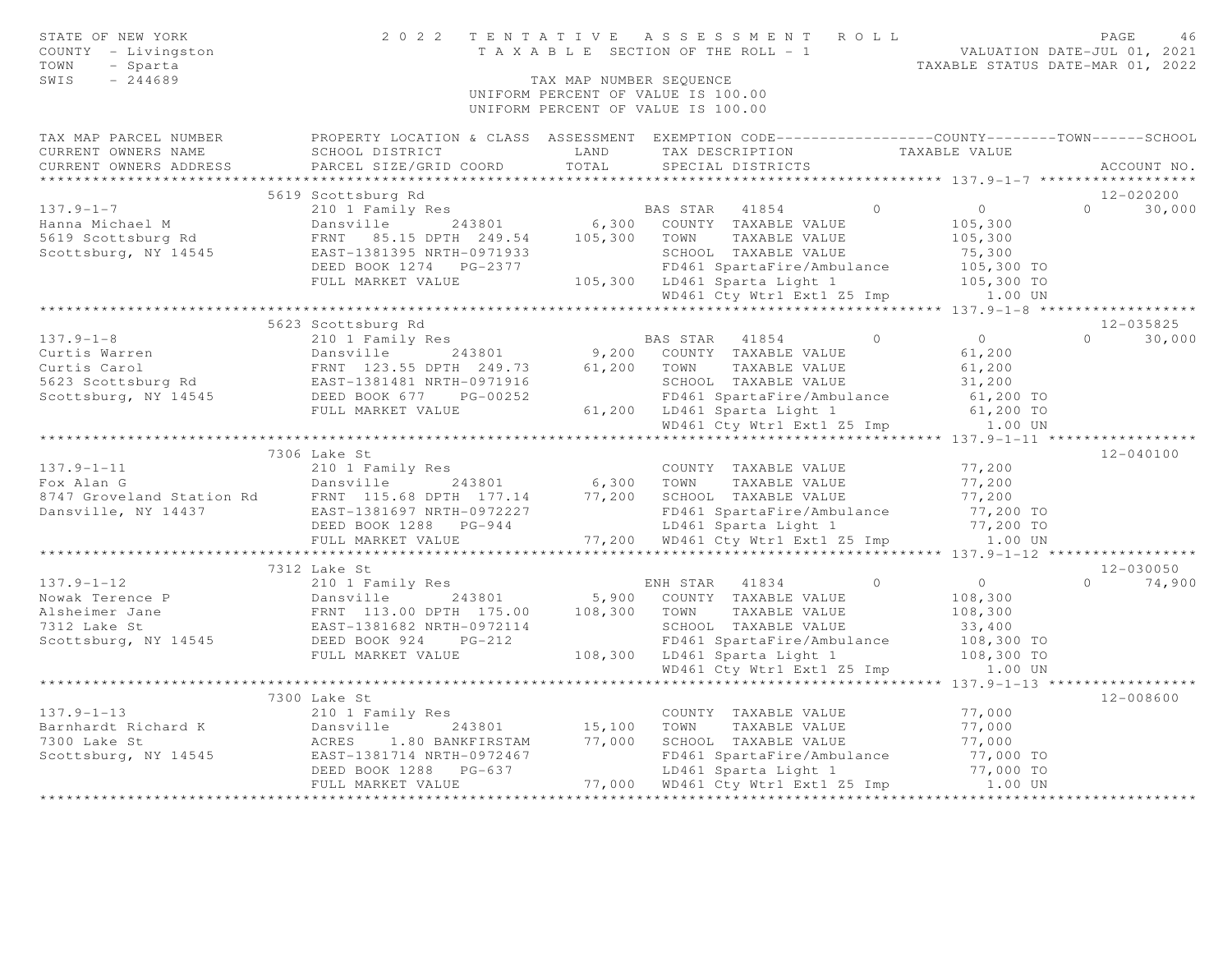STATE OF NEW YORK
COUNTY - Livingston
TOWN - Sparta
SWIS - 244689

2022 TENTATIVE ASSESSMENT ROLL
TAXABLE SECTION OF THE ROLL - 1
TAX MAP NUMBER SEQUENCE
UNIFORM PERCENT OF VALUE IS 100.00

VALUATION DATE-JUL 01, 2021
TAXABLE STATUS DATE-MAR 01, 2022

| TAX MAP PARCEL NUMBER / CURRENT OWNERS NAME / CURRENT OWNERS ADDRESS | PROPERTY LOCATION & CLASS / SCHOOL DISTRICT / PARCEL SIZE/GRID COORD | ASSESSMENT LAND | ASSESSMENT TOTAL | EXEMPTION CODE / TAX DESCRIPTION / SPECIAL DISTRICTS | COUNTY | TOWN | SCHOOL | ACCOUNT NO. |
|---|---|---|---|---|---|---|---|---|
| **137.9-1-7** | 5619 Scottsburg Rd | | | | | | | 12-020200 |
| Hanna Michael M | 210 1 Family Res | | | BAS STAR 41854 | 0 | 0 | 30,000 | |
| 5619 Scottsburg Rd | Dansville 243801 | 6,300 | | COUNTY TAXABLE VALUE | 105,300 | | | |
| Scottsburg, NY 14545 | FRNT 85.15 DPTH 249.54 | | 105,300 | TOWN TAXABLE VALUE | | 105,300 | | |
| | EAST-1381395 NRTH-0971933 | | | SCHOOL TAXABLE VALUE | | | 75,300 | |
| | DEED BOOK 1274 PG-2377 | | | FD461 SpartaFire/Ambulance | 105,300 TO | | | |
| | FULL MARKET VALUE | | 105,300 | LD461 Sparta Light 1 | 105,300 TO | | | |
| | | | | WD461 Cty Wtrl Ext1 Z5 Imp | 1.00 UN | | | |
| **137.9-1-8** | 5623 Scottsburg Rd | | | | | | | 12-035825 |
| Curtis Warren | 210 1 Family Res | | | BAS STAR 41854 | 0 | 0 | 30,000 | |
| Curtis Carol | Dansville 243801 | 9,200 | | COUNTY TAXABLE VALUE | 61,200 | | | |
| 5623 Scottsburg Rd | FRNT 123.55 DPTH 249.73 | | 61,200 | TOWN TAXABLE VALUE | | 61,200 | | |
| Scottsburg, NY 14545 | EAST-1381481 NRTH-0971916 | | | SCHOOL TAXABLE VALUE | | | 31,200 | |
| | DEED BOOK 677 PG-00252 | | | FD461 SpartaFire/Ambulance | 61,200 TO | | | |
| | FULL MARKET VALUE | | 61,200 | LD461 Sparta Light 1 | 61,200 TO | | | |
| | | | | WD461 Cty Wtrl Ext1 Z5 Imp | 1.00 UN | | | |
| **137.9-1-11** | 7306 Lake St | | | | | | | 12-040100 |
| Fox Alan G | 210 1 Family Res | | | COUNTY TAXABLE VALUE | 77,200 | | | |
| 8747 Groveland Station Rd | Dansville 243801 | 6,300 | | TOWN TAXABLE VALUE | | 77,200 | | |
| Dansville, NY 14437 | FRNT 115.68 DPTH 177.14 | | 77,200 | SCHOOL TAXABLE VALUE | | | 77,200 | |
| | EAST-1381697 NRTH-0972227 | | | FD461 SpartaFire/Ambulance | 77,200 TO | | | |
| | DEED BOOK 1288 PG-944 | | | LD461 Sparta Light 1 | 77,200 TO | | | |
| | FULL MARKET VALUE | | 77,200 | WD461 Cty Wtrl Ext1 Z5 Imp | 1.00 UN | | | |
| **137.9-1-12** | 7312 Lake St | | | | | | | 12-030050 |
| Nowak Terence P | 210 1 Family Res | | | ENH STAR 41834 | 0 | 0 | 74,900 | |
| Alsheimer Jane | Dansville 243801 | 5,900 | | COUNTY TAXABLE VALUE | 108,300 | | | |
| 7312 Lake St | FRNT 113.00 DPTH 175.00 | | 108,300 | TOWN TAXABLE VALUE | | 108,300 | | |
| Scottsburg, NY 14545 | EAST-1381682 NRTH-0972114 | | | SCHOOL TAXABLE VALUE | | | 33,400 | |
| | DEED BOOK 924 PG-212 | | | FD461 SpartaFire/Ambulance | 108,300 TO | | | |
| | FULL MARKET VALUE | | 108,300 | LD461 Sparta Light 1 | 108,300 TO | | | |
| | | | | WD461 Cty Wtrl Ext1 Z5 Imp | 1.00 UN | | | |
| **137.9-1-13** | 7300 Lake St | | | | | | | 12-008600 |
| Barnhardt Richard K | 210 1 Family Res | | | COUNTY TAXABLE VALUE | 77,000 | | | |
| 7300 Lake St | Dansville 243801 | 15,100 | | TOWN TAXABLE VALUE | | 77,000 | | |
| Scottsburg, NY 14545 | ACRES 1.80 BANKFIRSTAM | | 77,000 | SCHOOL TAXABLE VALUE | | | 77,000 | |
| | EAST-1381714 NRTH-0972467 | | | FD461 SpartaFire/Ambulance | 77,000 TO | | | |
| | DEED BOOK 1288 PG-637 | | | LD461 Sparta Light 1 | 77,000 TO | | | |
| | FULL MARKET VALUE | | 77,000 | WD461 Cty Wtrl Ext1 Z5 Imp | 1.00 UN | | | |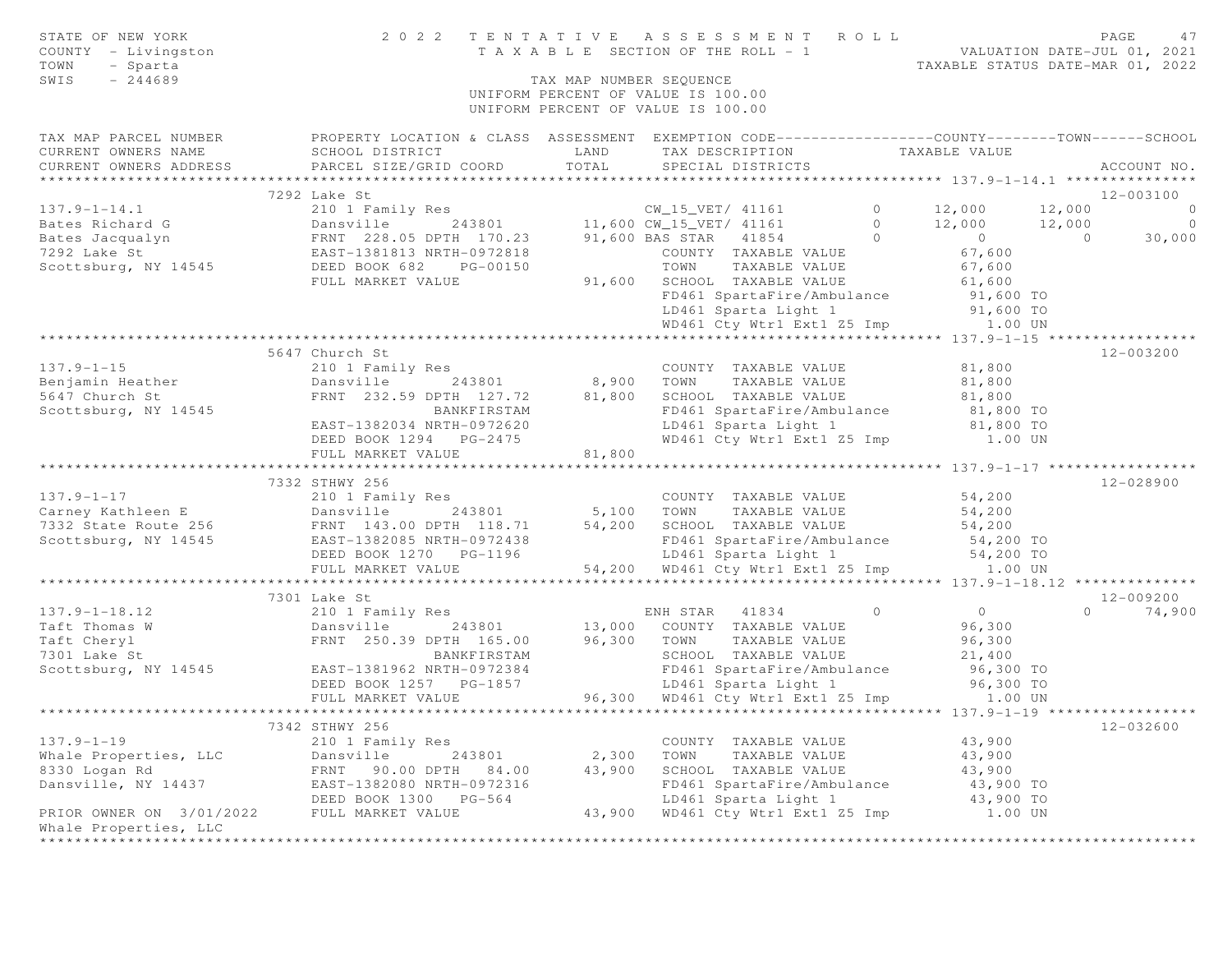STATE OF NEW YORK
COUNTY - Livingston
TOWN - Sparta
SWIS - 244689

2022 TENTATIVE ASSESSMENT ROLL
TAXABLE SECTION OF THE ROLL - 1
TAX MAP NUMBER SEQUENCE
UNIFORM PERCENT OF VALUE IS 100.00

VALUATION DATE-JUL 01, 2021
TAXABLE STATUS DATE-MAR 01, 2022

| TAX MAP PARCEL NUMBER / CURRENT OWNERS NAME / CURRENT OWNERS ADDRESS | PROPERTY LOCATION & CLASS / SCHOOL DISTRICT / PARCEL SIZE/GRID COORD | ASSESSMENT LAND | TOTAL | EXEMPTION CODE / TAX DESCRIPTION / SPECIAL DISTRICTS | | COUNTY | TOWN | SCHOOL | ACCOUNT NO. |
|---|---|---|---|---|---|---|---|---|---|
| **137.9-1-14.1** | 7292 Lake St | | | | | | | | 12-003100 |
| 137.9-1-14.1 | 210 1 Family Res | | | CW_15_VET/ 41161 | 0 | 12,000 | 12,000 | 0 | |
| Bates Richard G | Dansville 243801 | 11,600 | | CW_15_VET/ 41161 | 0 | 12,000 | 12,000 | 0 | |
| Bates Jacqualyn | FRNT 228.05 DPTH 170.23 | | 91,600 | BAS STAR 41854 | 0 | 0 | 0 | 30,000 | |
| 7292 Lake St | EAST-1381813 NRTH-0972818 | | | COUNTY TAXABLE VALUE | | 67,600 | | | |
| Scottsburg, NY 14545 | DEED BOOK 682 PG-00150 | | | TOWN TAXABLE VALUE | | 67,600 | | | |
| | FULL MARKET VALUE | | 91,600 | SCHOOL TAXABLE VALUE | | 61,600 | | | |
| | | | | FD461 SpartaFire/Ambulance | | 91,600 TO | | | |
| | | | | LD461 Sparta Light 1 | | 91,600 TO | | | |
| | | | | WD461 Cty Wtr1 Ext1 Z5 Imp | | 1.00 UN | | | |
| **137.9-1-15** | 5647 Church St | | | | | | | | 12-003200 |
| 137.9-1-15 | 210 1 Family Res | | | COUNTY TAXABLE VALUE | | 81,800 | | | |
| Benjamin Heather | Dansville 243801 | 8,900 | | TOWN TAXABLE VALUE | | 81,800 | | | |
| 5647 Church St | FRNT 232.59 DPTH 127.72 | | 81,800 | SCHOOL TAXABLE VALUE | | 81,800 | | | |
| Scottsburg, NY 14545 | BANKFIRSTAM | | | FD461 SpartaFire/Ambulance | | 81,800 TO | | | |
| | EAST-1382034 NRTH-0972620 | | | LD461 Sparta Light 1 | | 81,800 TO | | | |
| | DEED BOOK 1294 PG-2475 | | | WD461 Cty Wtr1 Ext1 Z5 Imp | | 1.00 UN | | | |
| | FULL MARKET VALUE | | 81,800 | | | | | | |
| **137.9-1-17** | 7332 STHWY 256 | | | | | | | | 12-028900 |
| 137.9-1-17 | 210 1 Family Res | | | COUNTY TAXABLE VALUE | | 54,200 | | | |
| Carney Kathleen E | Dansville 243801 | 5,100 | | TOWN TAXABLE VALUE | | 54,200 | | | |
| 7332 State Route 256 | FRNT 143.00 DPTH 118.71 | | 54,200 | SCHOOL TAXABLE VALUE | | 54,200 | | | |
| Scottsburg, NY 14545 | EAST-1382085 NRTH-0972438 | | | FD461 SpartaFire/Ambulance | | 54,200 TO | | | |
| | DEED BOOK 1270 PG-1196 | | | LD461 Sparta Light 1 | | 54,200 TO | | | |
| | FULL MARKET VALUE | | 54,200 | WD461 Cty Wtr1 Ext1 Z5 Imp | | 1.00 UN | | | |
| **137.9-1-18.12** | 7301 Lake St | | | | | | | | 12-009200 |
| 137.9-1-18.12 | 210 1 Family Res | | | ENH STAR 41834 | 0 | 0 | 0 | 74,900 | |
| Taft Thomas W | Dansville 243801 | 13,000 | | COUNTY TAXABLE VALUE | | 96,300 | | | |
| Taft Cheryl | FRNT 250.39 DPTH 165.00 | | 96,300 | TOWN TAXABLE VALUE | | 96,300 | | | |
| 7301 Lake St | BANKFIRSTAM | | | SCHOOL TAXABLE VALUE | | 21,400 | | | |
| Scottsburg, NY 14545 | EAST-1381962 NRTH-0972384 | | | FD461 SpartaFire/Ambulance | | 96,300 TO | | | |
| | DEED BOOK 1257 PG-1857 | | | LD461 Sparta Light 1 | | 96,300 TO | | | |
| | FULL MARKET VALUE | | 96,300 | WD461 Cty Wtr1 Ext1 Z5 Imp | | 1.00 UN | | | |
| **137.9-1-19** | 7342 STHWY 256 | | | | | | | | 12-032600 |
| 137.9-1-19 | 210 1 Family Res | | | COUNTY TAXABLE VALUE | | 43,900 | | | |
| Whale Properties, LLC | Dansville 243801 | 2,300 | | TOWN TAXABLE VALUE | | 43,900 | | | |
| 8330 Logan Rd | FRNT 90.00 DPTH 84.00 | | 43,900 | SCHOOL TAXABLE VALUE | | 43,900 | | | |
| Dansville, NY 14437 | EAST-1382080 NRTH-0972316 | | | FD461 SpartaFire/Ambulance | | 43,900 TO | | | |
| | DEED BOOK 1300 PG-564 | | | LD461 Sparta Light 1 | | 43,900 TO | | | |
| PRIOR OWNER ON 3/01/2022 | FULL MARKET VALUE | | 43,900 | WD461 Cty Wtr1 Ext1 Z5 Imp | | 1.00 UN | | | |
| Whale Properties, LLC | | | | | | | | | |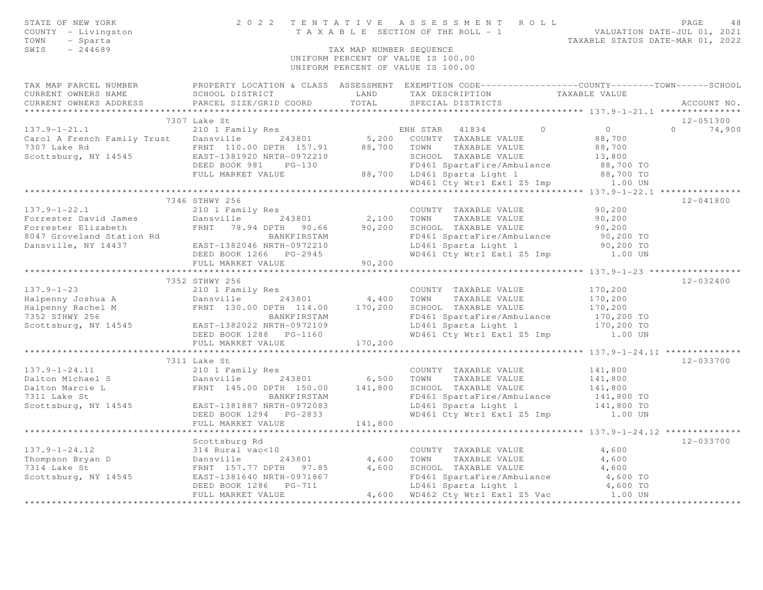STATE OF NEW YORK
COUNTY - Livingston
TOWN - Sparta
SWIS - 244689

# 2022 TENTATIVE ASSESSMENT ROLL

TAXABLE SECTION OF THE ROLL - 1

VALUATION DATE-JUL 01, 2021
TAXABLE STATUS DATE-MAR 01, 2022

TAX MAP NUMBER SEQUENCE
UNIFORM PERCENT OF VALUE IS 100.00
UNIFORM PERCENT OF VALUE IS 100.00

| TAX MAP PARCEL NUMBER / CURRENT OWNERS NAME / CURRENT OWNERS ADDRESS | PROPERTY LOCATION & CLASS / SCHOOL DISTRICT / PARCEL SIZE/GRID COORD | ASSESSMENT LAND / TOTAL | EXEMPTION CODE / TAX DESCRIPTION / SPECIAL DISTRICTS | COUNTY TAXABLE VALUE | TOWN | SCHOOL | ACCOUNT NO. |
|---|---|---|---|---|---|---|---|
| **137.9-1-21.1** | 7307 Lake St | | | | | | 12-051300 |
| 137.9-1-21.1 | 210 1 Family Res | | ENH STAR 41834 | 0 | 0 | 0 | 74,900 |
| Carol A French Family Trust | Dansville 243801 | 5,200 | COUNTY TAXABLE VALUE | 88,700 | | | |
| 7307 Lake Rd | FRNT 110.00 DPTH 157.91 | 88,700 | TOWN TAXABLE VALUE | 88,700 | | | |
| Scottsburg, NY 14545 | EAST-1381920 NRTH-0972210 | | SCHOOL TAXABLE VALUE | 13,800 | | | |
| | DEED BOOK 981 PG-130 | | FD461 SpartaFire/Ambulance | 88,700 TO | | | |
| | FULL MARKET VALUE | 88,700 | LD461 Sparta Light 1 | 88,700 TO | | | |
| | | | WD461 Cty Wtr1 Ext1 Z5 Imp | 1.00 UN | | | |
| **137.9-1-22.1** | 7346 STHWY 256 | | | | | | 12-041800 |
| 137.9-1-22.1 | 210 1 Family Res | | COUNTY TAXABLE VALUE | 90,200 | | | |
| Forrester David James | Dansville 243801 | 2,100 | TOWN TAXABLE VALUE | 90,200 | | | |
| Forrester Elizabeth | FRNT 78.94 DPTH 90.66 | 90,200 | SCHOOL TAXABLE VALUE | 90,200 | | | |
| 8047 Groveland Station Rd | BANKFIRSTAM | | FD461 SpartaFire/Ambulance | 90,200 TO | | | |
| Dansville, NY 14437 | EAST-1382046 NRTH-0972210 | | LD461 Sparta Light 1 | 90,200 TO | | | |
| | DEED BOOK 1266 PG-2945 | | WD461 Cty Wtr1 Ext1 Z5 Imp | 1.00 UN | | | |
| | FULL MARKET VALUE | 90,200 | | | | | |
| **137.9-1-23** | 7352 STHWY 256 | | | | | | 12-032400 |
| 137.9-1-23 | 210 1 Family Res | | COUNTY TAXABLE VALUE | 170,200 | | | |
| Halpenny Joshua A | Dansville 243801 | 4,400 | TOWN TAXABLE VALUE | 170,200 | | | |
| Halpenny Rachel M | FRNT 130.00 DPTH 114.00 | 170,200 | SCHOOL TAXABLE VALUE | 170,200 | | | |
| 7352 STHWY 256 | BANKFIRSTAM | | FD461 SpartaFire/Ambulance | 170,200 TO | | | |
| Scottsburg, NY 14545 | EAST-1382022 NRTH-0972109 | | LD461 Sparta Light 1 | 170,200 TO | | | |
| | DEED BOOK 1288 PG-1160 | | WD461 Cty Wtr1 Ext1 Z5 Imp | 1.00 UN | | | |
| | FULL MARKET VALUE | 170,200 | | | | | |
| **137.9-1-24.11** | 7311 Lake St | | | | | | 12-033700 |
| 137.9-1-24.11 | 210 1 Family Res | | COUNTY TAXABLE VALUE | 141,800 | | | |
| Dalton Michael S | Dansville 243801 | 6,500 | TOWN TAXABLE VALUE | 141,800 | | | |
| Dalton Marcie L | FRNT 145.00 DPTH 150.00 | 141,800 | SCHOOL TAXABLE VALUE | 141,800 | | | |
| 7311 Lake St | BANKFIRSTAM | | FD461 SpartaFire/Ambulance | 141,800 TO | | | |
| Scottsburg, NY 14545 | EAST-1381887 NRTH-0972083 | | LD461 Sparta Light 1 | 141,800 TO | | | |
| | DEED BOOK 1294 PG-2833 | | WD461 Cty Wtr1 Ext1 Z5 Imp | 1.00 UN | | | |
| | FULL MARKET VALUE | 141,800 | | | | | |
| **137.9-1-24.12** | Scottsburg Rd | | | | | | 12-033700 |
| 137.9-1-24.12 | 314 Rural vac<10 | | COUNTY TAXABLE VALUE | 4,600 | | | |
| Thompson Bryan D | Dansville 243801 | 4,600 | TOWN TAXABLE VALUE | 4,600 | | | |
| 7314 Lake St | FRNT 157.77 DPTH 97.85 | 4,600 | SCHOOL TAXABLE VALUE | 4,600 | | | |
| Scottsburg, NY 14545 | EAST-1381640 NRTH-0971867 | | FD461 SpartaFire/Ambulance | 4,600 TO | | | |
| | DEED BOOK 1286 PG-711 | | LD461 Sparta Light 1 | 4,600 TO | | | |
| | FULL MARKET VALUE | 4,600 | WD462 Cty Wtr1 Ext1 Z5 Vac | 1.00 UN | | | |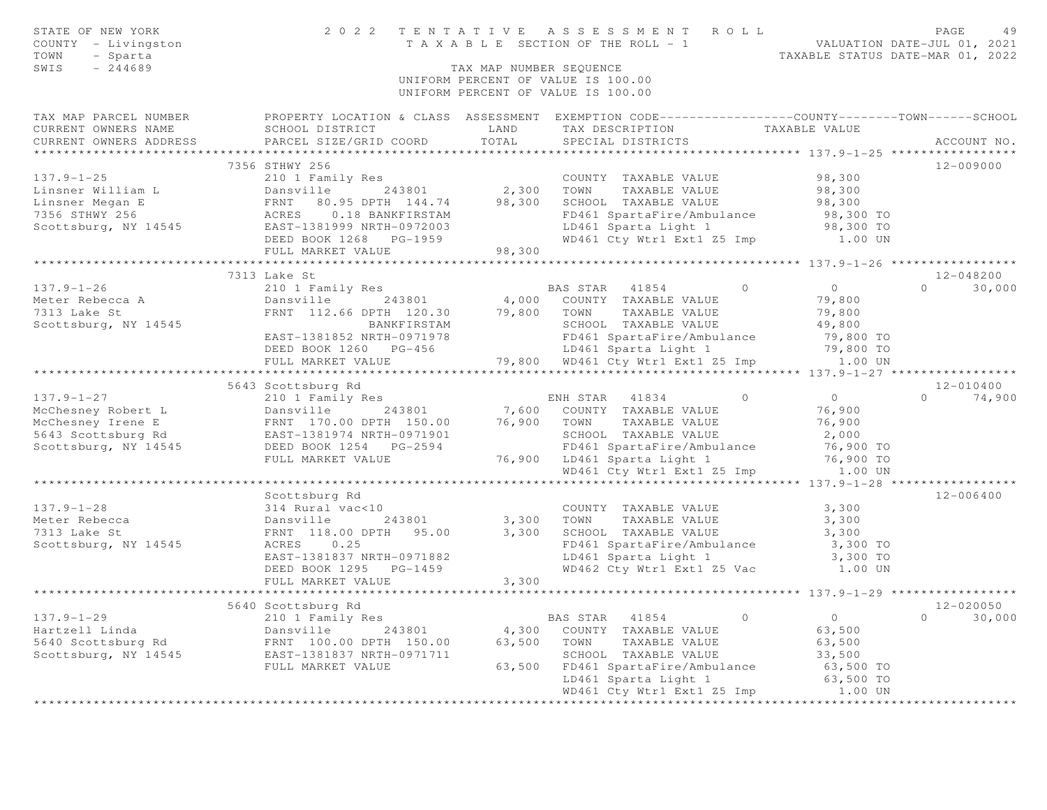STATE OF NEW YORK
COUNTY - Livingston
TOWN - Sparta
SWIS - 244689

# 2022 TENTATIVE ASSESSMENT ROLL

TAXABLE SECTION OF THE ROLL - 1

VALUATION DATE-JUL 01, 2021
TAXABLE STATUS DATE-MAR 01, 2022

TAX MAP NUMBER SEQUENCE
UNIFORM PERCENT OF VALUE IS 100.00
UNIFORM PERCENT OF VALUE IS 100.00

| TAX MAP PARCEL NUMBER / CURRENT OWNERS NAME / CURRENT OWNERS ADDRESS | PROPERTY LOCATION & CLASS / SCHOOL DISTRICT / PARCEL SIZE/GRID COORD | ASSESSMENT LAND / TOTAL | EXEMPTION CODE / TAX DESCRIPTION / SPECIAL DISTRICTS | COUNTY / TOWN / SCHOOL TAXABLE VALUE | ACCOUNT NO. |
|---|---|---|---|---|---|
| **137.9-1-25** | 7356 STHWY 256 | | | | 12-009000 |
| Linsner William L | 210 1 Family Res | | COUNTY TAXABLE VALUE | 98,300 | |
| Linsner Megan E | Dansville 243801 | 2,300 | TOWN TAXABLE VALUE | 98,300 | |
| 7356 STHWY 256 | FRNT 80.95 DPTH 144.74 | 98,300 | SCHOOL TAXABLE VALUE | 98,300 | |
| Scottsburg, NY 14545 | ACRES 0.18 BANKFIRSTAM | | FD461 SpartaFire/Ambulance | 98,300 TO | |
| | EAST-1381999 NRTH-0972003 | | LD461 Sparta Light 1 | 98,300 TO | |
| | DEED BOOK 1268 PG-1959 | | WD461 Cty Wtr1 Ext1 Z5 Imp | 1.00 UN | |
| | FULL MARKET VALUE | 98,300 | | | |
| **137.9-1-26** | 7313 Lake St | | | | 12-048200 |
| Meter Rebecca A | 210 1 Family Res | | BAS STAR 41854 0 | 0 0 30,000 | |
| 7313 Lake St | Dansville 243801 | 4,000 | COUNTY TAXABLE VALUE | 79,800 | |
| Scottsburg, NY 14545 | FRNT 112.66 DPTH 120.30 | 79,800 | TOWN TAXABLE VALUE | 79,800 | |
| | BANKFIRSTAM | | SCHOOL TAXABLE VALUE | 49,800 | |
| | EAST-1381852 NRTH-0971978 | | FD461 SpartaFire/Ambulance | 79,800 TO | |
| | DEED BOOK 1260 PG-456 | | LD461 Sparta Light 1 | 79,800 TO | |
| | FULL MARKET VALUE | 79,800 | WD461 Cty Wtr1 Ext1 Z5 Imp | 1.00 UN | |
| **137.9-1-27** | 5643 Scottsburg Rd | | | | 12-010400 |
| McChesney Robert L | 210 1 Family Res | | ENH STAR 41834 0 | 0 0 74,900 | |
| McChesney Irene E | Dansville 243801 | 7,600 | COUNTY TAXABLE VALUE | 76,900 | |
| 5643 Scottsburg Rd | FRNT 170.00 DPTH 150.00 | 76,900 | TOWN TAXABLE VALUE | 76,900 | |
| Scottsburg, NY 14545 | EAST-1381974 NRTH-0971901 | | SCHOOL TAXABLE VALUE | 2,000 | |
| | DEED BOOK 1254 PG-2594 | | FD461 SpartaFire/Ambulance | 76,900 TO | |
| | FULL MARKET VALUE | 76,900 | LD461 Sparta Light 1 | 76,900 TO | |
| | | | WD461 Cty Wtr1 Ext1 Z5 Imp | 1.00 UN | |
| **137.9-1-28** | Scottsburg Rd | | | | 12-006400 |
| Meter Rebecca | 314 Rural vac<10 | | COUNTY TAXABLE VALUE | 3,300 | |
| 7313 Lake St | Dansville 243801 | 3,300 | TOWN TAXABLE VALUE | 3,300 | |
| Scottsburg, NY 14545 | FRNT 118.00 DPTH 95.00 | 3,300 | SCHOOL TAXABLE VALUE | 3,300 | |
| | ACRES 0.25 | | FD461 SpartaFire/Ambulance | 3,300 TO | |
| | EAST-1381837 NRTH-0971882 | | LD461 Sparta Light 1 | 3,300 TO | |
| | DEED BOOK 1295 PG-1459 | | WD462 Cty Wtr1 Ext1 Z5 Vac | 1.00 UN | |
| | FULL MARKET VALUE | 3,300 | | | |
| **137.9-1-29** | 5640 Scottsburg Rd | | | | 12-020050 |
| Hartzell Linda | 210 1 Family Res | | BAS STAR 41854 0 | 0 0 30,000 | |
| 5640 Scottsburg Rd | Dansville 243801 | 4,300 | COUNTY TAXABLE VALUE | 63,500 | |
| Scottsburg, NY 14545 | FRNT 100.00 DPTH 150.00 | 63,500 | TOWN TAXABLE VALUE | 63,500 | |
| | EAST-1381837 NRTH-0971711 | | SCHOOL TAXABLE VALUE | 33,500 | |
| | FULL MARKET VALUE | 63,500 | FD461 SpartaFire/Ambulance | 63,500 TO | |
| | | | LD461 Sparta Light 1 | 63,500 TO | |
| | | | WD461 Cty Wtr1 Ext1 Z5 Imp | 1.00 UN | |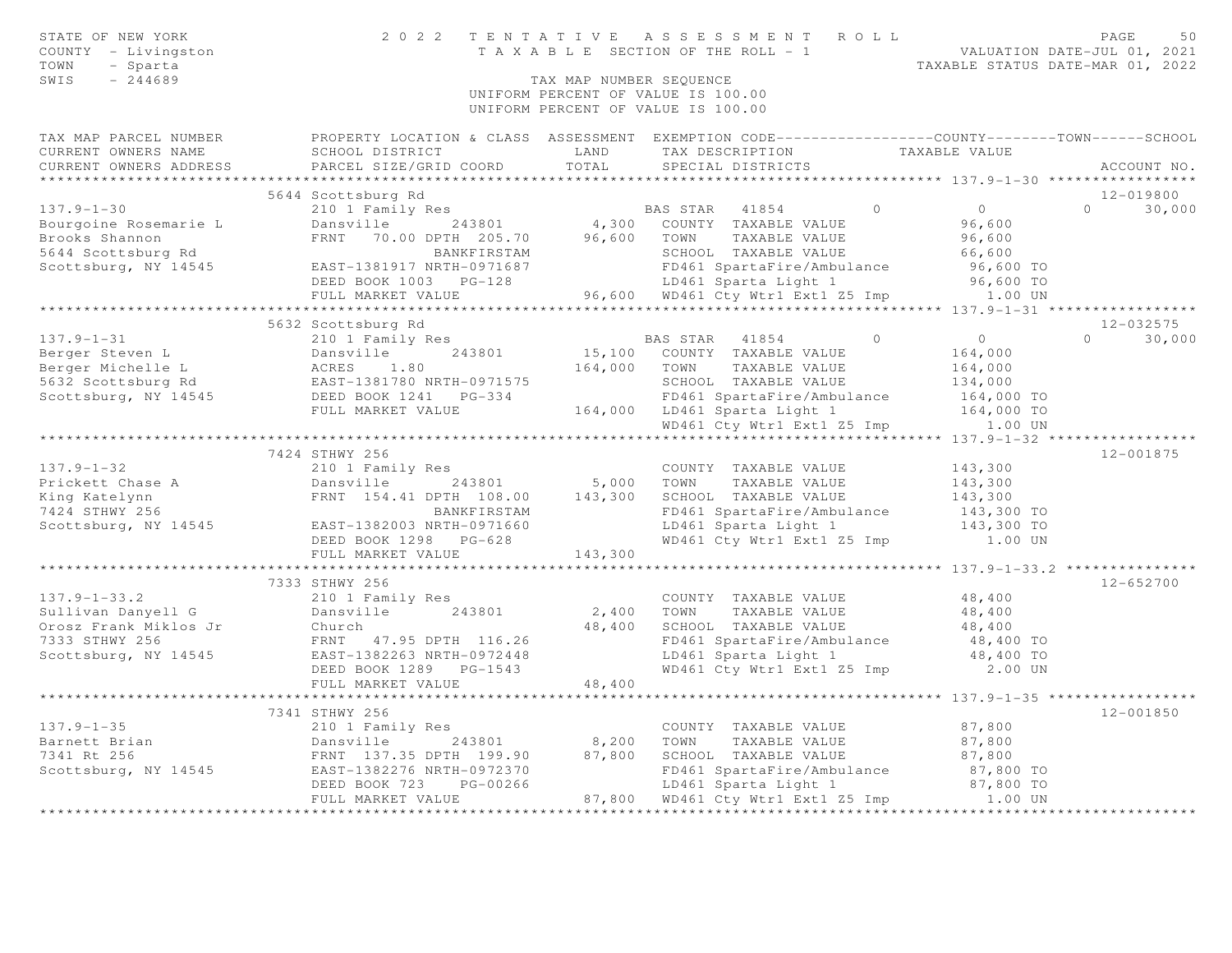STATE OF NEW YORK
COUNTY - Livingston
TOWN - Sparta
SWIS - 244689

# 2022 TENTATIVE ASSESSMENT ROLL

TAXABLE SECTION OF THE ROLL - 1

TAX MAP NUMBER SEQUENCE
UNIFORM PERCENT OF VALUE IS 100.00

VALUATION DATE-JUL 01, 2021
TAXABLE STATUS DATE-MAR 01, 2022

| TAX MAP PARCEL NUMBER / CURRENT OWNERS NAME / CURRENT OWNERS ADDRESS | PROPERTY LOCATION & CLASS / SCHOOL DISTRICT / PARCEL SIZE/GRID COORD | ASSESSMENT LAND / TOTAL | EXEMPTION CODE / TAX DESCRIPTION / SPECIAL DISTRICTS | COUNTY | TOWN | SCHOOL TAXABLE VALUE | ACCOUNT NO. |
|---|---|---|---|---|---|---|---|
| **137.9-1-30** | 5644 Scottsburg Rd | | | | | | 12-019800 |
| 137.9-1-30 | 210 1 Family Res | | BAS STAR 41854 | 0 | 0 | 0 30,000 | |
| Bourgoine Rosemarie L | Dansville 243801 | 4,300 | COUNTY TAXABLE VALUE | 96,600 | | | |
| Brooks Shannon | FRNT 70.00 DPTH 205.70 | 96,600 | TOWN TAXABLE VALUE | 96,600 | | | |
| 5644 Scottsburg Rd | BANKFIRSTAM | | SCHOOL TAXABLE VALUE | 66,600 | | | |
| Scottsburg, NY 14545 | EAST-1381917 NRTH-0971687 | | FD461 SpartaFire/Ambulance | 96,600 TO | | | |
| | DEED BOOK 1003 PG-128 | | LD461 Sparta Light 1 | 96,600 TO | | | |
| | FULL MARKET VALUE | 96,600 | WD461 Cty Wtr1 Ext1 Z5 Imp | 1.00 UN | | | |
| **137.9-1-31** | 5632 Scottsburg Rd | | | | | | 12-032575 |
| 137.9-1-31 | 210 1 Family Res | | BAS STAR 41854 | 0 | 0 | 0 30,000 | |
| Berger Steven L | Dansville 243801 | 15,100 | COUNTY TAXABLE VALUE | 164,000 | | | |
| Berger Michelle L | ACRES 1.80 | 164,000 | TOWN TAXABLE VALUE | 164,000 | | | |
| 5632 Scottsburg Rd | EAST-1381780 NRTH-0971575 | | SCHOOL TAXABLE VALUE | 134,000 | | | |
| Scottsburg, NY 14545 | DEED BOOK 1241 PG-334 | | FD461 SpartaFire/Ambulance | 164,000 TO | | | |
| | FULL MARKET VALUE | 164,000 | LD461 Sparta Light 1 | 164,000 TO | | | |
| | | | WD461 Cty Wtr1 Ext1 Z5 Imp | 1.00 UN | | | |
| **137.9-1-32** | 7424 STHWY 256 | | | | | | 12-001875 |
| 137.9-1-32 | 210 1 Family Res | | COUNTY TAXABLE VALUE | 143,300 | | | |
| Prickett Chase A | Dansville 243801 | 5,000 | TOWN TAXABLE VALUE | 143,300 | | | |
| King Katelynn | FRNT 154.41 DPTH 108.00 | 143,300 | SCHOOL TAXABLE VALUE | 143,300 | | | |
| 7424 STHWY 256 | BANKFIRSTAM | | FD461 SpartaFire/Ambulance | 143,300 TO | | | |
| Scottsburg, NY 14545 | EAST-1382003 NRTH-0971660 | | LD461 Sparta Light 1 | 143,300 TO | | | |
| | DEED BOOK 1298 PG-628 | | WD461 Cty Wtr1 Ext1 Z5 Imp | 1.00 UN | | | |
| | FULL MARKET VALUE | 143,300 | | | | | |
| **137.9-1-33.2** | 7333 STHWY 256 | | | | | | 12-652700 |
| 137.9-1-33.2 | 210 1 Family Res | | COUNTY TAXABLE VALUE | 48,400 | | | |
| Sullivan Danyell G | Dansville 243801 | 2,400 | TOWN TAXABLE VALUE | 48,400 | | | |
| Orosz Frank Miklos Jr | Church | 48,400 | SCHOOL TAXABLE VALUE | 48,400 | | | |
| 7333 STHWY 256 | FRNT 47.95 DPTH 116.26 | | FD461 SpartaFire/Ambulance | 48,400 TO | | | |
| Scottsburg, NY 14545 | EAST-1382263 NRTH-0972448 | | LD461 Sparta Light 1 | 48,400 TO | | | |
| | DEED BOOK 1289 PG-1543 | | WD461 Cty Wtr1 Ext1 Z5 Imp | 2.00 UN | | | |
| | FULL MARKET VALUE | 48,400 | | | | | |
| **137.9-1-35** | 7341 STHWY 256 | | | | | | 12-001850 |
| 137.9-1-35 | 210 1 Family Res | | COUNTY TAXABLE VALUE | 87,800 | | | |
| Barnett Brian | Dansville 243801 | 8,200 | TOWN TAXABLE VALUE | 87,800 | | | |
| 7341 Rt 256 | FRNT 137.35 DPTH 199.90 | 87,800 | SCHOOL TAXABLE VALUE | 87,800 | | | |
| Scottsburg, NY 14545 | EAST-1382276 NRTH-0972370 | | FD461 SpartaFire/Ambulance | 87,800 TO | | | |
| | DEED BOOK 723 PG-00266 | | LD461 Sparta Light 1 | 87,800 TO | | | |
| | FULL MARKET VALUE | 87,800 | WD461 Cty Wtr1 Ext1 Z5 Imp | 1.00 UN | | | |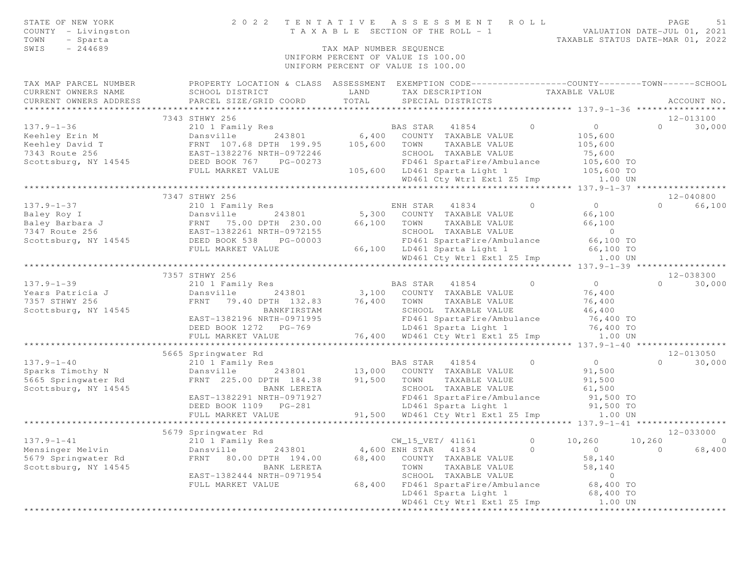STATE OF NEW YORK
COUNTY - Livingston
TOWN - Sparta
SWIS - 244689

# 2022 TENTATIVE ASSESSMENT ROLL

TAXABLE SECTION OF THE ROLL - 1

VALUATION DATE-JUL 01, 2021
TAXABLE STATUS DATE-MAR 01, 2022

TAX MAP NUMBER SEQUENCE
UNIFORM PERCENT OF VALUE IS 100.00
UNIFORM PERCENT OF VALUE IS 100.00

```
TAX MAP PARCEL NUMBER          PROPERTY LOCATION & CLASS  ASSESSMENT  EXEMPTION CODE------------------COUNTY--------TOWN------SCHOOL
CURRENT OWNERS NAME            SCHOOL DISTRICT               LAND      TAX DESCRIPTION            TAXABLE VALUE
CURRENT OWNERS ADDRESS         PARCEL SIZE/GRID COORD        TOTAL     SPECIAL DISTRICTS                                          ACCOUNT NO.
******************************************************************************************************* 137.9-1-36 *****************
                          7343 STHWY 256                                                                                  12-013100
137.9-1-36                     210 1 Family Res                    BAS STAR   41854          0          0              0     30,000
Keehley Erin M                 Dansville       243801        6,400   COUNTY  TAXABLE VALUE           105,600
Keehley David T                FRNT 107.68 DPTH 199.95     105,600   TOWN    TAXABLE VALUE           105,600
7343 Route 256                 EAST-1382276 NRTH-0972246              SCHOOL  TAXABLE VALUE            75,600
Scottsburg, NY 14545           DEED BOOK 767    PG-00273              FD461 SpartaFire/Ambulance      105,600 TO
                               FULL MARKET VALUE           105,600   LD461 Sparta Light 1            105,600 TO
                                                                      WD461 Cty Wtr1 Ext1 Z5 Imp         1.00 UN
******************************************************************************************************* 137.9-1-37 *****************
                          7347 STHWY 256                                                                                  12-040800
137.9-1-37                     210 1 Family Res                    ENH STAR   41834          0          0              0     66,100
Baley Roy I                    Dansville       243801        5,300   COUNTY  TAXABLE VALUE            66,100
Baley Barbara J                FRNT  75.00 DPTH 230.00      66,100   TOWN    TAXABLE VALUE            66,100
7347 Route 256                 EAST-1382261 NRTH-0972155              SCHOOL  TAXABLE VALUE                 0
Scottsburg, NY 14545           DEED BOOK 538    PG-00003              FD461 SpartaFire/Ambulance       66,100 TO
                               FULL MARKET VALUE            66,100   LD461 Sparta Light 1             66,100 TO
                                                                      WD461 Cty Wtr1 Ext1 Z5 Imp         1.00 UN
******************************************************************************************************* 137.9-1-39 *****************
                          7357 STHWY 256                                                                                  12-038300
137.9-1-39                     210 1 Family Res                    BAS STAR   41854          0          0              0     30,000
Years Patricia J               Dansville       243801        3,100   COUNTY  TAXABLE VALUE            76,400
7357 STHWY 256                 FRNT  79.40 DPTH 132.83      76,400   TOWN    TAXABLE VALUE            76,400
Scottsburg, NY 14545                           BANKFIRSTAM            SCHOOL  TAXABLE VALUE            46,400
                               EAST-1382196 NRTH-0971995              FD461 SpartaFire/Ambulance       76,400 TO
                               DEED BOOK 1272   PG-769                LD461 Sparta Light 1             76,400 TO
                               FULL MARKET VALUE            76,400   WD461 Cty Wtr1 Ext1 Z5 Imp         1.00 UN
******************************************************************************************************* 137.9-1-40 *****************
                          5665 Springwater Rd                                                                             12-013050
137.9-1-40                     210 1 Family Res                    BAS STAR   41854          0          0              0     30,000
Sparks Timothy N               Dansville       243801       13,000   COUNTY  TAXABLE VALUE            91,500
5665 Springwater Rd            FRNT 225.00 DPTH 184.38      91,500   TOWN    TAXABLE VALUE            91,500
Scottsburg, NY 14545                           BANK LERETA            SCHOOL  TAXABLE VALUE            61,500
                               EAST-1382291 NRTH-0971927              FD461 SpartaFire/Ambulance       91,500 TO
                               DEED BOOK 1109   PG-281                LD461 Sparta Light 1             91,500 TO
                               FULL MARKET VALUE            91,500   WD461 Cty Wtr1 Ext1 Z5 Imp         1.00 UN
******************************************************************************************************* 137.9-1-41 *****************
                          5679 Springwater Rd                                                                             12-033000
137.9-1-41                     210 1 Family Res                    CW_15_VET/ 41161          0     10,260         10,260          0
Mensinger Melvin               Dansville       243801        4,600 ENH STAR   41834          0          0              0     68,400
5679 Springwater Rd            FRNT  80.00 DPTH 194.00      68,400   COUNTY  TAXABLE VALUE            58,140
Scottsburg, NY 14545                           BANK LERETA            TOWN    TAXABLE VALUE            58,140
                               EAST-1382444 NRTH-0971954              SCHOOL  TAXABLE VALUE                 0
                               FULL MARKET VALUE            68,400   FD461 SpartaFire/Ambulance       68,400 TO
                                                                      LD461 Sparta Light 1             68,400 TO
                                                                      WD461 Cty Wtr1 Ext1 Z5 Imp         1.00 UN
************************************************************************************************************************************
```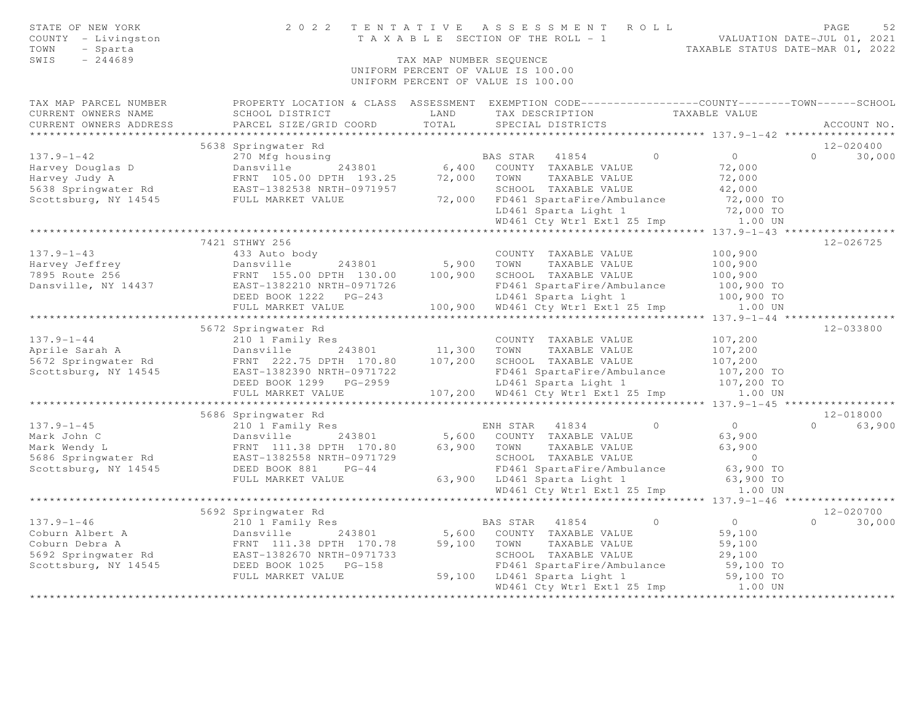STATE OF NEW YORK  
COUNTY - Livingston  
TOWN - Sparta  
SWIS - 244689

# 2022 TENTATIVE ASSESSMENT ROLL
TAXABLE SECTION OF THE ROLL - 1

TAX MAP NUMBER SEQUENCE  
UNIFORM PERCENT OF VALUE IS 100.00  
UNIFORM PERCENT OF VALUE IS 100.00

VALUATION DATE-JUL 01, 2021  
TAXABLE STATUS DATE-MAR 01, 2022

| TAX MAP PARCEL NUMBER / CURRENT OWNERS NAME / CURRENT OWNERS ADDRESS | PROPERTY LOCATION & CLASS / SCHOOL DISTRICT / PARCEL SIZE/GRID COORD | ASSESSMENT LAND | ASSESSMENT TOTAL | EXEMPTION CODE / TAX DESCRIPTION / SPECIAL DISTRICTS | COUNTY | TOWN | SCHOOL / TAXABLE VALUE | ACCOUNT NO. |
|---|---|---|---|---|---|---|---|---|
| | 5638 Springwater Rd | | | | | | | 12-020400 |
| 137.9-1-42 | 270 Mfg housing | | | BAS STAR 41854 | 0 | 0 | 0 | 30,000 |
| Harvey Douglas D | Dansville 243801 | 6,400 | | COUNTY TAXABLE VALUE | | | 72,000 | |
| Harvey Judy A | FRNT 105.00 DPTH 193.25 | | 72,000 | TOWN TAXABLE VALUE | | | 72,000 | |
| 5638 Springwater Rd | EAST-1382538 NRTH-0971957 | | | SCHOOL TAXABLE VALUE | | | 42,000 | |
| Scottsburg, NY 14545 | FULL MARKET VALUE | | 72,000 | FD461 SpartaFire/Ambulance | | | 72,000 TO | |
| | | | | LD461 Sparta Light 1 | | | 72,000 TO | |
| | | | | WD461 Cty Wtr1 Ext1 Z5 Imp | | | 1.00 UN | |
| | 7421 STHWY 256 | | | | | | | 12-026725 |
| 137.9-1-43 | 433 Auto body | | | COUNTY TAXABLE VALUE | | | 100,900 | |
| Harvey Jeffrey | Dansville 243801 | 5,900 | | TOWN TAXABLE VALUE | | | 100,900 | |
| 7895 Route 256 | FRNT 155.00 DPTH 130.00 | | 100,900 | SCHOOL TAXABLE VALUE | | | 100,900 | |
| Dansville, NY 14437 | EAST-1382210 NRTH-0971726 | | | FD461 SpartaFire/Ambulance | | | 100,900 TO | |
| | DEED BOOK 1222 PG-243 | | | LD461 Sparta Light 1 | | | 100,900 TO | |
| | FULL MARKET VALUE | | 100,900 | WD461 Cty Wtr1 Ext1 Z5 Imp | | | 1.00 UN | |
| | 5672 Springwater Rd | | | | | | | 12-033800 |
| 137.9-1-44 | 210 1 Family Res | | | COUNTY TAXABLE VALUE | | | 107,200 | |
| Aprile Sarah A | Dansville 243801 | 11,300 | | TOWN TAXABLE VALUE | | | 107,200 | |
| 5672 Springwater Rd | FRNT 222.75 DPTH 170.80 | | 107,200 | SCHOOL TAXABLE VALUE | | | 107,200 | |
| Scottsburg, NY 14545 | EAST-1382390 NRTH-0971722 | | | FD461 SpartaFire/Ambulance | | | 107,200 TO | |
| | DEED BOOK 1299 PG-2959 | | | LD461 Sparta Light 1 | | | 107,200 TO | |
| | FULL MARKET VALUE | | 107,200 | WD461 Cty Wtr1 Ext1 Z5 Imp | | | 1.00 UN | |
| | 5686 Springwater Rd | | | | | | | 12-018000 |
| 137.9-1-45 | 210 1 Family Res | | | ENH STAR 41834 | 0 | 0 | 0 | 63,900 |
| Mark John C | Dansville 243801 | 5,600 | | COUNTY TAXABLE VALUE | | | 63,900 | |
| Mark Wendy L | FRNT 111.38 DPTH 170.80 | | 63,900 | TOWN TAXABLE VALUE | | | 63,900 | |
| 5686 Springwater Rd | EAST-1382558 NRTH-0971729 | | | SCHOOL TAXABLE VALUE | | | 0 | |
| Scottsburg, NY 14545 | DEED BOOK 881 PG-44 | | | FD461 SpartaFire/Ambulance | | | 63,900 TO | |
| | FULL MARKET VALUE | | 63,900 | LD461 Sparta Light 1 | | | 63,900 TO | |
| | | | | WD461 Cty Wtr1 Ext1 Z5 Imp | | | 1.00 UN | |
| | 5692 Springwater Rd | | | | | | | 12-020700 |
| 137.9-1-46 | 210 1 Family Res | | | BAS STAR 41854 | 0 | 0 | 0 | 30,000 |
| Coburn Albert A | Dansville 243801 | 5,600 | | COUNTY TAXABLE VALUE | | | 59,100 | |
| Coburn Debra A | FRNT 111.38 DPTH 170.78 | | 59,100 | TOWN TAXABLE VALUE | | | 59,100 | |
| 5692 Springwater Rd | EAST-1382670 NRTH-0971733 | | | SCHOOL TAXABLE VALUE | | | 29,100 | |
| Scottsburg, NY 14545 | DEED BOOK 1025 PG-158 | | | FD461 SpartaFire/Ambulance | | | 59,100 TO | |
| | FULL MARKET VALUE | | 59,100 | LD461 Sparta Light 1 | | | 59,100 TO | |
| | | | | WD461 Cty Wtr1 Ext1 Z5 Imp | | | 1.00 UN | |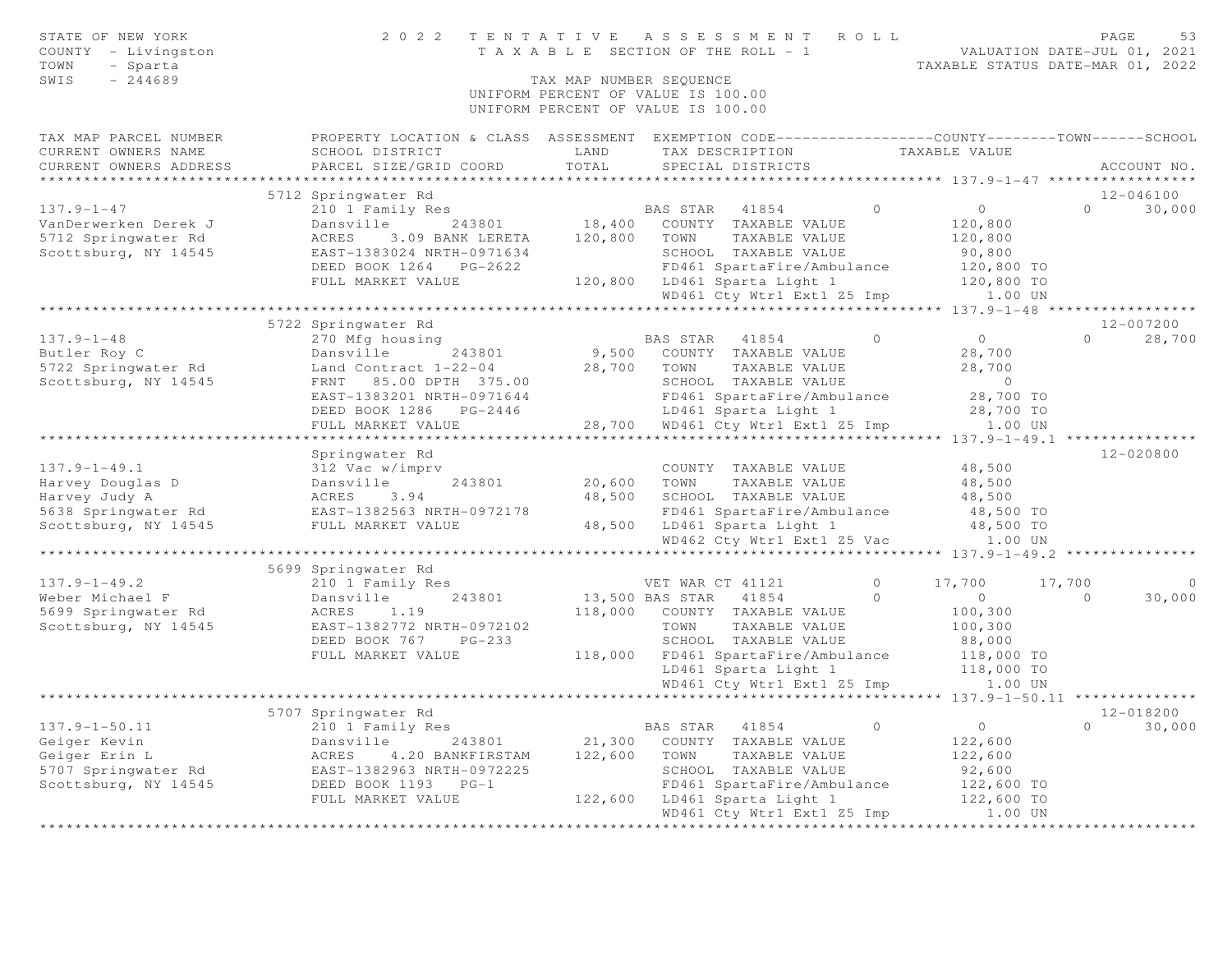STATE OF NEW YORK
COUNTY - Livingston
TOWN - Sparta
SWIS - 244689

2022 TENTATIVE ASSESSMENT ROLL
TAXABLE SECTION OF THE ROLL - 1
TAX MAP NUMBER SEQUENCE
UNIFORM PERCENT OF VALUE IS 100.00

VALUATION DATE-JUL 01, 2021
TAXABLE STATUS DATE-MAR 01, 2022

```
TAX MAP PARCEL NUMBER          PROPERTY LOCATION & CLASS  ASSESSMENT  EXEMPTION CODE------------------COUNTY--------TOWN------SCHOOL
CURRENT OWNERS NAME            SCHOOL DISTRICT               LAND      TAX DESCRIPTION            TAXABLE VALUE
CURRENT OWNERS ADDRESS         PARCEL SIZE/GRID COORD        TOTAL     SPECIAL DISTRICTS                                    ACCOUNT NO.
******************************************************************************************************* 137.9-1-47 *****************
                    5712 Springwater Rd                                                                                  12-046100
137.9-1-47                     210 1 Family Res                    BAS STAR   41854         0           0            0      30,000
VanDerwerken Derek J           Dansville      243801        18,400   COUNTY  TAXABLE VALUE          120,800
5712 Springwater Rd            ACRES    3.09 BANK LERETA   120,800   TOWN    TAXABLE VALUE          120,800
Scottsburg, NY 14545           EAST-1383024 NRTH-0971634             SCHOOL  TAXABLE VALUE           90,800
                               DEED BOOK 1264   PG-2622              FD461 SpartaFire/Ambulance      120,800 TO
                               FULL MARKET VALUE           120,800   LD461 Sparta Light 1            120,800 TO
                                                                     WD461 Cty Wtr1 Ext1 Z5 Imp         1.00 UN
******************************************************************************************************* 137.9-1-48 *****************
                    5722 Springwater Rd                                                                                  12-007200
137.9-1-48                     270 Mfg housing                     BAS STAR   41854         0           0            0      28,700
Butler Roy C                   Dansville      243801         9,500   COUNTY  TAXABLE VALUE           28,700
5722 Springwater Rd            Land Contract 1-22-04        28,700   TOWN    TAXABLE VALUE           28,700
Scottsburg, NY 14545           FRNT   85.00 DPTH 375.00              SCHOOL  TAXABLE VALUE                0
                               EAST-1383201 NRTH-0971644             FD461 SpartaFire/Ambulance       28,700 TO
                               DEED BOOK 1286   PG-2446              LD461 Sparta Light 1             28,700 TO
                               FULL MARKET VALUE            28,700   WD461 Cty Wtr1 Ext1 Z5 Imp         1.00 UN
******************************************************************************************************* 137.9-1-49.1 ***************
                    Springwater Rd                                                                                       12-020800
137.9-1-49.1                   312 Vac w/imprv                       COUNTY  TAXABLE VALUE           48,500
Harvey Douglas D               Dansville      243801        20,600   TOWN    TAXABLE VALUE           48,500
Harvey Judy A                  ACRES    3.94                48,500   SCHOOL  TAXABLE VALUE           48,500
5638 Springwater Rd            EAST-1382563 NRTH-0972178             FD461 SpartaFire/Ambulance       48,500 TO
Scottsburg, NY 14545           FULL MARKET VALUE            48,500   LD461 Sparta Light 1             48,500 TO
                                                                     WD462 Cty Wtr1 Ext1 Z5 Vac         1.00 UN
******************************************************************************************************* 137.9-1-49.2 ***************
                    5699 Springwater Rd
137.9-1-49.2                   210 1 Family Res                    VET WAR CT 41121         0      17,700       17,700          0
Weber Michael F                Dansville      243801        13,500 BAS STAR   41854         0           0            0      30,000
5699 Springwater Rd            ACRES    1.19               118,000   COUNTY  TAXABLE VALUE          100,300
Scottsburg, NY 14545           EAST-1382772 NRTH-0972102             TOWN    TAXABLE VALUE          100,300
                               DEED BOOK 767    PG-233               SCHOOL  TAXABLE VALUE           88,000
                               FULL MARKET VALUE           118,000   FD461 SpartaFire/Ambulance      118,000 TO
                                                                     LD461 Sparta Light 1            118,000 TO
                                                                     WD461 Cty Wtr1 Ext1 Z5 Imp         1.00 UN
******************************************************************************************************* 137.9-1-50.11 **************
                    5707 Springwater Rd                                                                                  12-018200
137.9-1-50.11                  210 1 Family Res                    BAS STAR   41854         0           0            0      30,000
Geiger Kevin                   Dansville      243801        21,300   COUNTY  TAXABLE VALUE          122,600
Geiger Erin L                  ACRES    4.20 BANKFIRSTAM   122,600   TOWN    TAXABLE VALUE          122,600
5707 Springwater Rd            EAST-1382963 NRTH-0972225             SCHOOL  TAXABLE VALUE           92,600
Scottsburg, NY 14545           DEED BOOK 1193   PG-1                 FD461 SpartaFire/Ambulance      122,600 TO
                               FULL MARKET VALUE           122,600   LD461 Sparta Light 1            122,600 TO
                                                                     WD461 Cty Wtr1 Ext1 Z5 Imp         1.00 UN
************************************************************************************************************************************
```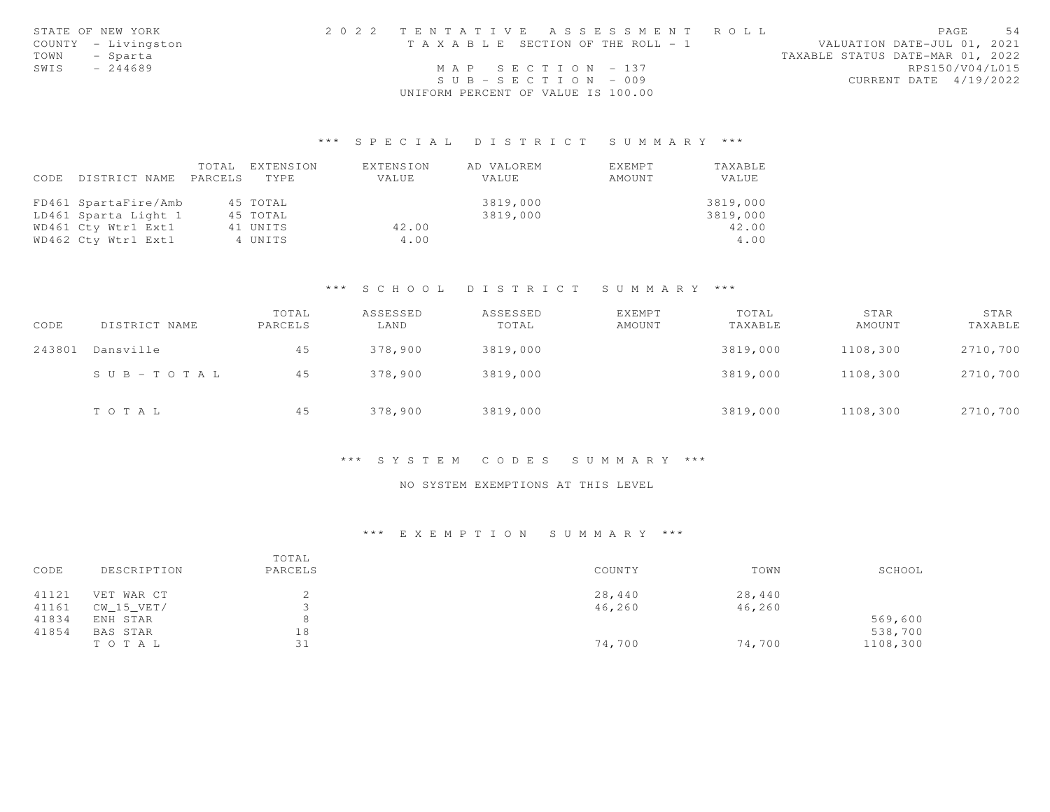STATE OF NEW YORK
COUNTY - Livingston
TOWN - Sparta
SWIS - 244689

# 2022 TENTATIVE ASSESSMENT ROLL

TAXABLE SECTION OF THE ROLL - 1

MAP SECTION - 137
SUB-SECTION - 009
UNIFORM PERCENT OF VALUE IS 100.00

VALUATION DATE-JUL 01, 2021
TAXABLE STATUS DATE-MAR 01, 2022
RPS150/V04/L015
CURRENT DATE 4/19/2022

## *** SPECIAL DISTRICT SUMMARY ***

| CODE | DISTRICT NAME | TOTAL PARCELS | EXTENSION TYPE | EXTENSION VALUE | AD VALOREM VALUE | EXEMPT AMOUNT | TAXABLE VALUE |
|---|---|---|---|---|---|---|---|
| FD461 | SpartaFire/Amb | 45 | TOTAL | | 3819,000 | | 3819,000 |
| LD461 | Sparta Light 1 | 45 | TOTAL | | 3819,000 | | 3819,000 |
| WD461 | Cty Wtr1 Ext1 | 41 | UNITS | 42.00 | | | 42.00 |
| WD462 | Cty Wtr1 Ext1 | 4 | UNITS | 4.00 | | | 4.00 |

## *** SCHOOL DISTRICT SUMMARY ***

| CODE | DISTRICT NAME | TOTAL PARCELS | ASSESSED LAND | ASSESSED TOTAL | EXEMPT AMOUNT | TOTAL TAXABLE | STAR AMOUNT | STAR TAXABLE |
|---|---|---|---|---|---|---|---|---|
| 243801 | Dansville | 45 | 378,900 | 3819,000 | | 3819,000 | 1108,300 | 2710,700 |
| | SUB-TOTAL | 45 | 378,900 | 3819,000 | | 3819,000 | 1108,300 | 2710,700 |
| | TOTAL | 45 | 378,900 | 3819,000 | | 3819,000 | 1108,300 | 2710,700 |

## *** SYSTEM CODES SUMMARY ***

NO SYSTEM EXEMPTIONS AT THIS LEVEL

## *** EXEMPTION SUMMARY ***

| CODE | DESCRIPTION | TOTAL PARCELS | COUNTY | TOWN | SCHOOL |
|---|---|---|---|---|---|
| 41121 | VET WAR CT | 2 | 28,440 | 28,440 | |
| 41161 | CW_15_VET/ | 3 | 46,260 | 46,260 | |
| 41834 | ENH STAR | 8 | | | 569,600 |
| 41854 | BAS STAR | 18 | | | 538,700 |
| | TOTAL | 31 | 74,700 | 74,700 | 1108,300 |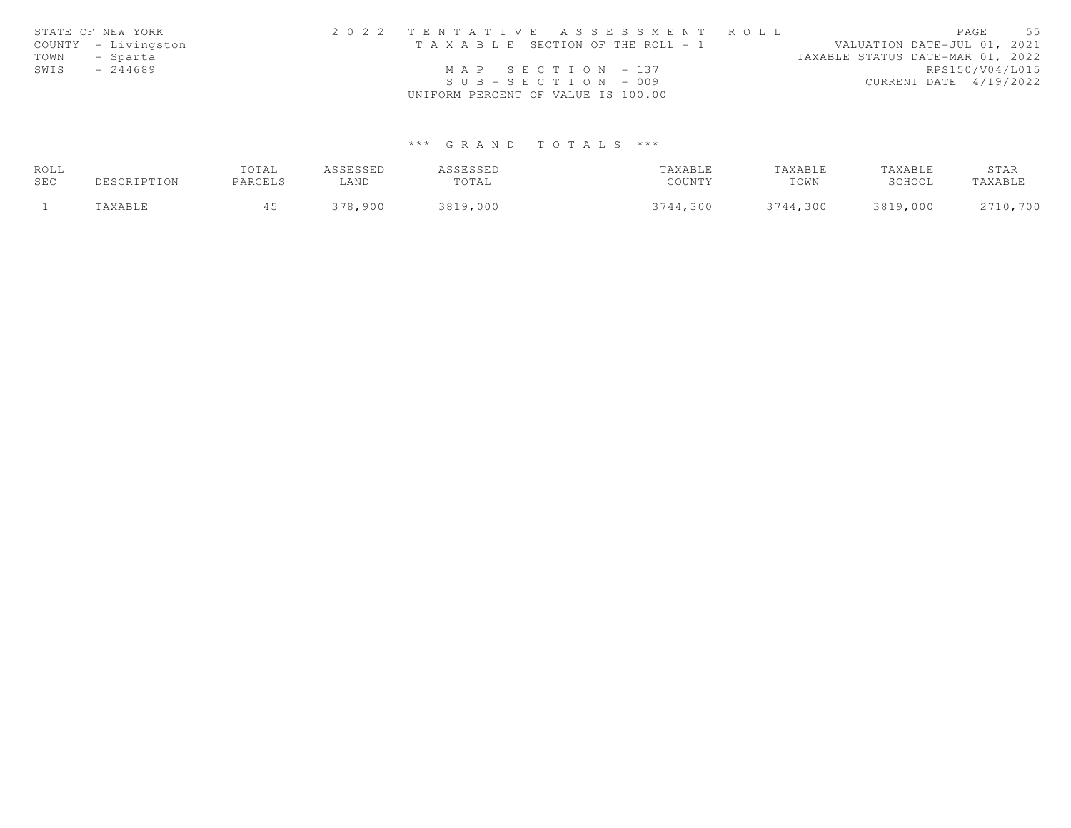STATE OF NEW YORK
COUNTY - Livingston
TOWN - Sparta
SWIS - 244689

2022 TENTATIVE ASSESSMENT ROLL
TAXABLE SECTION OF THE ROLL - 1
MAP SECTION - 137
SUB-SECTION - 009
UNIFORM PERCENT OF VALUE IS 100.00

VALUATION DATE-JUL 01, 2021
TAXABLE STATUS DATE-MAR 01, 2022
RPS150/V04/L015
CURRENT DATE 4/19/2022

*** GRAND TOTALS ***

| ROLL SEC | DESCRIPTION | TOTAL PARCELS | ASSESSED LAND | ASSESSED TOTAL | TAXABLE COUNTY | TAXABLE TOWN | TAXABLE SCHOOL | STAR TAXABLE |
|---|---|---|---|---|---|---|---|---|
| 1 | TAXABLE | 45 | 378,900 | 3819,000 | 3744,300 | 3744,300 | 3819,000 | 2710,700 |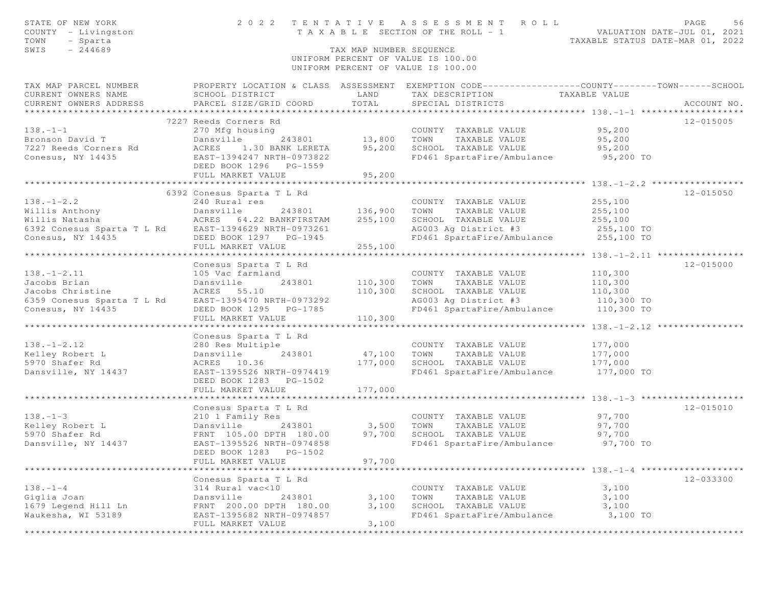STATE OF NEW YORK
COUNTY - Livingston
TOWN - Sparta
SWIS - 244689

# 2022 TENTATIVE ASSESSMENT ROLL

TAXABLE SECTION OF THE ROLL - 1

TAX MAP NUMBER SEQUENCE
UNIFORM PERCENT OF VALUE IS 100.00
UNIFORM PERCENT OF VALUE IS 100.00

VALUATION DATE-JUL 01, 2021
TAXABLE STATUS DATE-MAR 01, 2022

| TAX MAP PARCEL NUMBER / CURRENT OWNERS NAME / CURRENT OWNERS ADDRESS | PROPERTY LOCATION & CLASS / SCHOOL DISTRICT / PARCEL SIZE/GRID COORD | ASSESSMENT LAND | ASSESSMENT TOTAL | EXEMPTION CODE / TAX DESCRIPTION / SPECIAL DISTRICTS | TAXABLE VALUE (COUNTY / TOWN / SCHOOL) | ACCOUNT NO. |
|---|---|---|---|---|---|---|
| **138.-1-1** | 7227 Reeds Corners Rd | | | | | 12-015005 |
| | 270 Mfg housing | | | COUNTY TAXABLE VALUE | 95,200 | |
| Bronson David T | Dansville 243801 | 13,800 | | TOWN TAXABLE VALUE | 95,200 | |
| 7227 Reeds Corners Rd | ACRES 1.30 BANK LERETA | | 95,200 | SCHOOL TAXABLE VALUE | 95,200 | |
| Conesus, NY 14435 | EAST-1394247 NRTH-0973822 | | | FD461 SpartaFire/Ambulance | 95,200 TO | |
| | DEED BOOK 1296 PG-1559 | | | | | |
| | FULL MARKET VALUE | | 95,200 | | | |
| **138.-1-2.2** | 6392 Conesus Sparta T L Rd | | | | | 12-015050 |
| | 240 Rural res | | | COUNTY TAXABLE VALUE | 255,100 | |
| Willis Anthony | Dansville 243801 | 136,900 | | TOWN TAXABLE VALUE | 255,100 | |
| Willis Natasha | ACRES 64.22 BANKFIRSTAM | | 255,100 | SCHOOL TAXABLE VALUE | 255,100 | |
| 6392 Conesus Sparta T L Rd | EAST-1394629 NRTH-0973261 | | | AG003 Ag District #3 | 255,100 TO | |
| Conesus, NY 14435 | DEED BOOK 1297 PG-1945 | | | FD461 SpartaFire/Ambulance | 255,100 TO | |
| | FULL MARKET VALUE | | 255,100 | | | |
| **138.-1-2.11** | Conesus Sparta T L Rd | | | | | 12-015000 |
| | 105 Vac farmland | | | COUNTY TAXABLE VALUE | 110,300 | |
| Jacobs Brian | Dansville 243801 | 110,300 | | TOWN TAXABLE VALUE | 110,300 | |
| Jacobs Christine | ACRES 55.10 | | 110,300 | SCHOOL TAXABLE VALUE | 110,300 | |
| 6359 Conesus Sparta T L Rd | EAST-1395470 NRTH-0973292 | | | AG003 Ag District #3 | 110,300 TO | |
| Conesus, NY 14435 | DEED BOOK 1295 PG-1785 | | | FD461 SpartaFire/Ambulance | 110,300 TO | |
| | FULL MARKET VALUE | | 110,300 | | | |
| **138.-1-2.12** | Conesus Sparta T L Rd | | | | | |
| | 280 Res Multiple | | | COUNTY TAXABLE VALUE | 177,000 | |
| Kelley Robert L | Dansville 243801 | 47,100 | | TOWN TAXABLE VALUE | 177,000 | |
| 5970 Shafer Rd | ACRES 10.36 | | 177,000 | SCHOOL TAXABLE VALUE | 177,000 | |
| Dansville, NY 14437 | EAST-1395526 NRTH-0974419 | | | FD461 SpartaFire/Ambulance | 177,000 TO | |
| | DEED BOOK 1283 PG-1502 | | | | | |
| | FULL MARKET VALUE | | 177,000 | | | |
| **138.-1-3** | Conesus Sparta T L Rd | | | | | 12-015010 |
| | 210 1 Family Res | | | COUNTY TAXABLE VALUE | 97,700 | |
| Kelley Robert L | Dansville 243801 | 3,500 | | TOWN TAXABLE VALUE | 97,700 | |
| 5970 Shafer Rd | FRNT 105.00 DPTH 180.00 | | 97,700 | SCHOOL TAXABLE VALUE | 97,700 | |
| Dansville, NY 14437 | EAST-1395526 NRTH-0974858 | | | FD461 SpartaFire/Ambulance | 97,700 TO | |
| | DEED BOOK 1283 PG-1502 | | | | | |
| | FULL MARKET VALUE | | 97,700 | | | |
| **138.-1-4** | Conesus Sparta T L Rd | | | | | 12-033300 |
| | 314 Rural vac<10 | | | COUNTY TAXABLE VALUE | 3,100 | |
| Giglia Joan | Dansville 243801 | 3,100 | | TOWN TAXABLE VALUE | 3,100 | |
| 1679 Legend Hill Ln | FRNT 200.00 DPTH 180.00 | | 3,100 | SCHOOL TAXABLE VALUE | 3,100 | |
| Waukesha, WI 53189 | EAST-1395682 NRTH-0974857 | | | FD461 SpartaFire/Ambulance | 3,100 TO | |
| | FULL MARKET VALUE | | 3,100 | | | |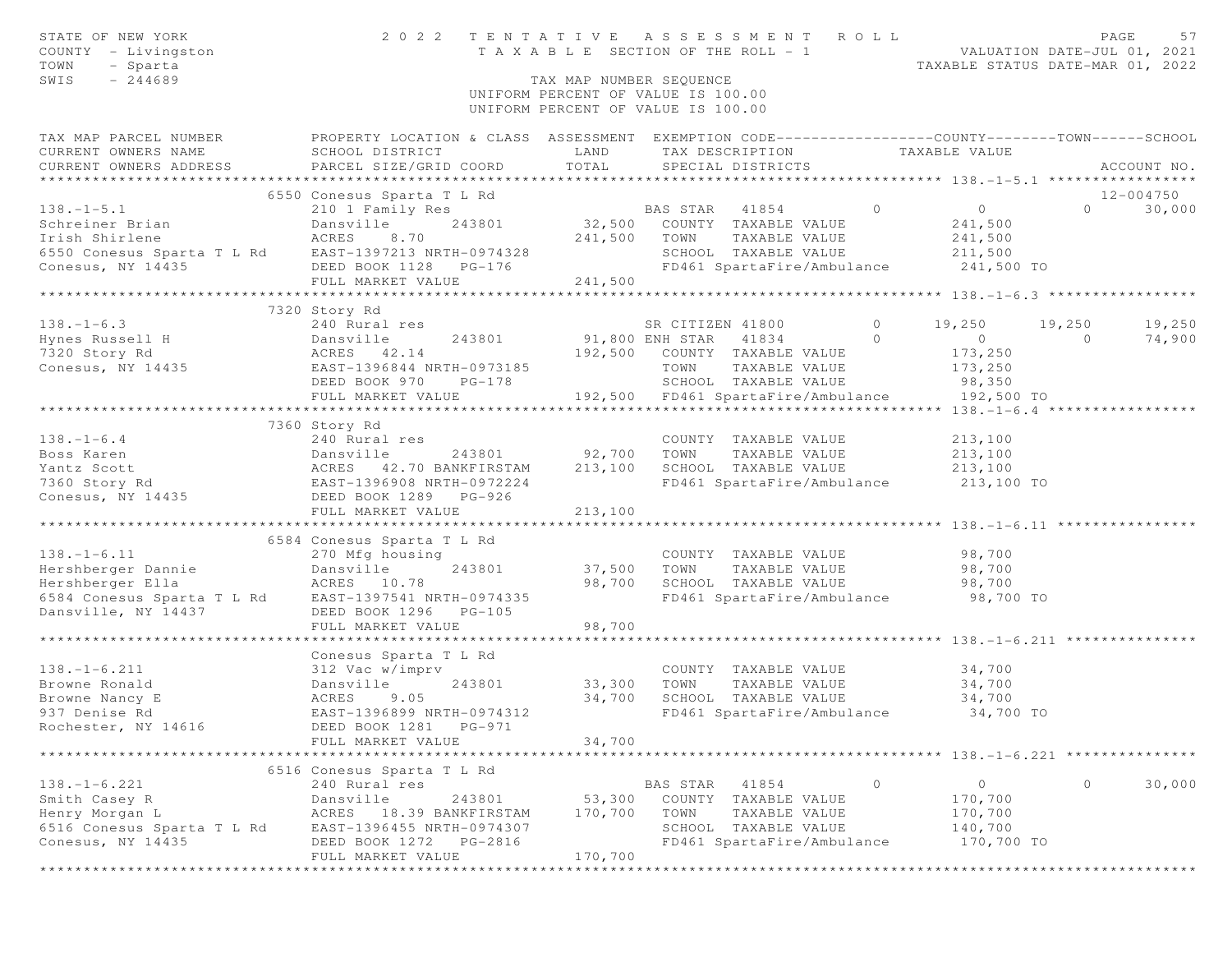STATE OF NEW YORK — 2022 TENTATIVE ASSESSMENT ROLL
COUNTY - Livingston — TAXABLE SECTION OF THE ROLL - 1 — VALUATION DATE-JUL 01, 2021
TOWN - Sparta — TAXABLE STATUS DATE-MAR 01, 2022
SWIS - 244689 — TAX MAP NUMBER SEQUENCE

UNIFORM PERCENT OF VALUE IS 100.00

```
TAX MAP PARCEL NUMBER          PROPERTY LOCATION & CLASS  ASSESSMENT  EXEMPTION CODE------------------COUNTY--------TOWN------SCHOOL
CURRENT OWNERS NAME            SCHOOL DISTRICT               LAND      TAX DESCRIPTION            TAXABLE VALUE
CURRENT OWNERS ADDRESS         PARCEL SIZE/GRID COORD       TOTAL      SPECIAL DISTRICTS                                     ACCOUNT NO.
******************************************************************************************************* 138.-1-5.1 *****************
                 6550 Conesus Sparta T L Rd                                                                            12-004750
138.-1-5.1                     210 1 Family Res                       BAS STAR   41854          0           0            0     30,000
Schreiner Brian                Dansville       243801         32,500   COUNTY  TAXABLE VALUE            241,500
Irish Shirlene                 ACRES    8.70                 241,500   TOWN    TAXABLE VALUE            241,500
6550 Conesus Sparta T L Rd     EAST-1397213 NRTH-0974328               SCHOOL  TAXABLE VALUE            211,500
Conesus, NY 14435              DEED BOOK 1128   PG-176                 FD461 SpartaFire/Ambulance        241,500 TO
                               FULL MARKET VALUE             241,500
******************************************************************************************************* 138.-1-6.3 *****************
                 7320 Story Rd
138.-1-6.3                     240 Rural res                          SR CITIZEN 41800          0      19,250       19,250     19,250
Hynes Russell H                Dansville       243801         91,800 ENH STAR   41834          0           0            0     74,900
7320 Story Rd                  ACRES   42.14                 192,500   COUNTY  TAXABLE VALUE            173,250
Conesus, NY 14435              EAST-1396844 NRTH-0973185               TOWN    TAXABLE VALUE            173,250
                               DEED BOOK 970    PG-178                 SCHOOL  TAXABLE VALUE             98,350
                               FULL MARKET VALUE             192,500   FD461 SpartaFire/Ambulance        192,500 TO
******************************************************************************************************* 138.-1-6.4 *****************
                 7360 Story Rd
138.-1-6.4                     240 Rural res                           COUNTY  TAXABLE VALUE            213,100
Boss Karen                     Dansville       243801         92,700   TOWN    TAXABLE VALUE            213,100
Yantz Scott                    ACRES   42.70 BANKFIRSTAM     213,100   SCHOOL  TAXABLE VALUE            213,100
7360 Story Rd                  EAST-1396908 NRTH-0972224               FD461 SpartaFire/Ambulance        213,100 TO
Conesus, NY 14435              DEED BOOK 1289   PG-926
                               FULL MARKET VALUE             213,100
******************************************************************************************************* 138.-1-6.11 ****************
                 6584 Conesus Sparta T L Rd
138.-1-6.11                    270 Mfg housing                         COUNTY  TAXABLE VALUE             98,700
Hershberger Dannie             Dansville       243801         37,500   TOWN    TAXABLE VALUE             98,700
Hershberger Ella               ACRES   10.78                  98,700   SCHOOL  TAXABLE VALUE             98,700
6584 Conesus Sparta T L Rd     EAST-1397541 NRTH-0974335               FD461 SpartaFire/Ambulance         98,700 TO
Dansville, NY 14437            DEED BOOK 1296   PG-105
                               FULL MARKET VALUE              98,700
******************************************************************************************************* 138.-1-6.211 ***************
                      Conesus Sparta T L Rd
138.-1-6.211                   312 Vac w/imprv                         COUNTY  TAXABLE VALUE             34,700
Browne Ronald                  Dansville       243801         33,300   TOWN    TAXABLE VALUE             34,700
Browne Nancy E                 ACRES    9.05                  34,700   SCHOOL  TAXABLE VALUE             34,700
937 Denise Rd                  EAST-1396899 NRTH-0974312               FD461 SpartaFire/Ambulance         34,700 TO
Rochester, NY 14616            DEED BOOK 1281   PG-971
                               FULL MARKET VALUE              34,700
******************************************************************************************************* 138.-1-6.221 ***************
                 6516 Conesus Sparta T L Rd
138.-1-6.221                   240 Rural res                          BAS STAR   41854          0           0            0     30,000
Smith Casey R                  Dansville       243801         53,300   COUNTY  TAXABLE VALUE            170,700
Henry Morgan L                 ACRES   18.39 BANKFIRSTAM     170,700   TOWN    TAXABLE VALUE            170,700
6516 Conesus Sparta T L Rd     EAST-1396455 NRTH-0974307               SCHOOL  TAXABLE VALUE            140,700
Conesus, NY 14435              DEED BOOK 1272   PG-2816                FD461 SpartaFire/Ambulance        170,700 TO
                               FULL MARKET VALUE             170,700
************************************************************************************************************************************
```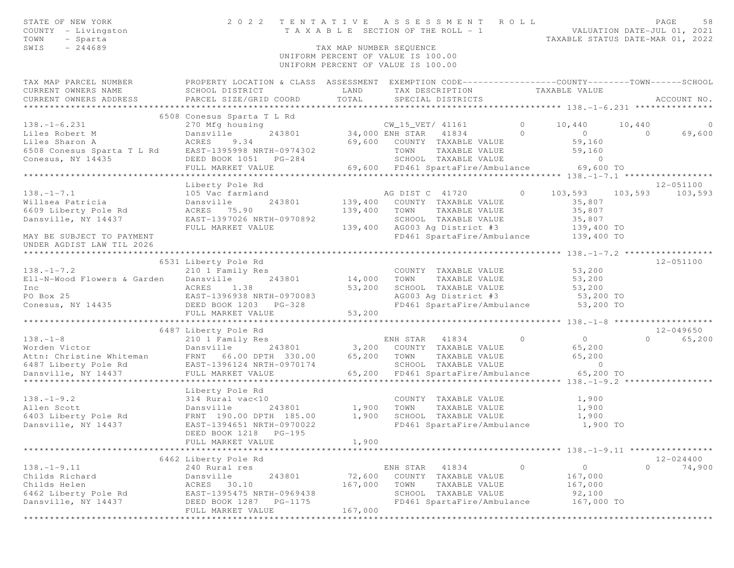STATE OF NEW YORK
COUNTY - Livingston
TOWN - Sparta
SWIS - 244689

# 2022 TENTATIVE ASSESSMENT ROLL

TAXABLE SECTION OF THE ROLL - 1

VALUATION DATE-JUL 01, 2021
TAXABLE STATUS DATE-MAR 01, 2022

TAX MAP NUMBER SEQUENCE
UNIFORM PERCENT OF VALUE IS 100.00
UNIFORM PERCENT OF VALUE IS 100.00

```
TAX MAP PARCEL NUMBER          PROPERTY LOCATION & CLASS  ASSESSMENT  EXEMPTION CODE------------------COUNTY--------TOWN------SCHOOL
CURRENT OWNERS NAME            SCHOOL DISTRICT               LAND      TAX DESCRIPTION            TAXABLE VALUE
CURRENT OWNERS ADDRESS         PARCEL SIZE/GRID COORD       TOTAL      SPECIAL DISTRICTS                                     ACCOUNT NO.
*********************************************************************************************** 138.-1-6.231 ***************
                         6508 Conesus Sparta T L Rd
138.-1-6.231                   270 Mfg housing                       CW_15_VET/ 41161       0      10,440      10,440           0
Liles Robert M                 Dansville      243801       34,000 ENH STAR   41834          0           0           0      69,600
Liles Sharon A                 ACRES     9.34              69,600   COUNTY  TAXABLE VALUE             59,160
6508 Conesus Sparta T L Rd     EAST-1395998 NRTH-0974302            TOWN    TAXABLE VALUE             59,160
Conesus, NY 14435              DEED BOOK 1051   PG-284              SCHOOL  TAXABLE VALUE                  0
                               FULL MARKET VALUE           69,600   FD461 SpartaFire/Ambulance        69,600 TO
*********************************************************************************************** 138.-1-7.1 *****************
                               Liberty Pole Rd                                                                   12-051100
138.-1-7.1                     105 Vac farmland                      AG DIST C  41720       0     103,593     103,593     103,593
Willsea Patricia               Dansville      243801      139,400   COUNTY  TAXABLE VALUE             35,807
6609 Liberty Pole Rd           ACRES    75.90             139,400   TOWN    TAXABLE VALUE             35,807
Dansville, NY 14437            EAST-1397026 NRTH-0970892            SCHOOL  TAXABLE VALUE             35,807
                               FULL MARKET VALUE          139,400   AG003 Ag District #3             139,400 TO
MAY BE SUBJECT TO PAYMENT                                           FD461 SpartaFire/Ambulance       139,400 TO
UNDER AGDIST LAW TIL 2026
*********************************************************************************************** 138.-1-7.2 *****************
                         6531 Liberty Pole Rd                                                                    12-051100
138.-1-7.2                     210 1 Family Res                      COUNTY  TAXABLE VALUE             53,200
Ell-N-Wood Flowers & Garden    Dansville      243801       14,000   TOWN    TAXABLE VALUE             53,200
Inc                            ACRES     1.38              53,200   SCHOOL  TAXABLE VALUE             53,200
PO Box 25                      EAST-1396938 NRTH-0970083            AG003 Ag District #3              53,200 TO
Conesus, NY 14435              DEED BOOK 1203   PG-328              FD461 SpartaFire/Ambulance        53,200 TO
                               FULL MARKET VALUE           53,200
*********************************************************************************************** 138.-1-8 *******************
                         6487 Liberty Pole Rd                                                                    12-049650
138.-1-8                       210 1 Family Res                      ENH STAR   41834          0           0           0      65,200
Worden Victor                  Dansville      243801        3,200   COUNTY  TAXABLE VALUE             65,200
Attn: Christine Whiteman       FRNT   66.00 DPTH  330.00   65,200   TOWN    TAXABLE VALUE             65,200
6487 Liberty Pole Rd           EAST-1396124 NRTH-0970174            SCHOOL  TAXABLE VALUE                  0
Dansville, NY 14437            FULL MARKET VALUE           65,200   FD461 SpartaFire/Ambulance        65,200 TO
*********************************************************************************************** 138.-1-9.2 *****************
                               Liberty Pole Rd
138.-1-9.2                     314 Rural vac<10                      COUNTY  TAXABLE VALUE              1,900
Allen Scott                    Dansville      243801        1,900   TOWN    TAXABLE VALUE              1,900
6403 Liberty Pole Rd           FRNT  190.00 DPTH  185.00    1,900   SCHOOL  TAXABLE VALUE              1,900
Dansville, NY 14437            EAST-1394651 NRTH-0970022            FD461 SpartaFire/Ambulance         1,900 TO
                               DEED BOOK 1218   PG-195
                               FULL MARKET VALUE            1,900
*********************************************************************************************** 138.-1-9.11 ****************
                         6462 Liberty Pole Rd                                                                    12-024400
138.-1-9.11                    240 Rural res                         ENH STAR   41834          0           0           0      74,900
Childs Richard                 Dansville      243801       72,600   COUNTY  TAXABLE VALUE            167,000
Childs Helen                   ACRES    30.10             167,000   TOWN    TAXABLE VALUE            167,000
6462 Liberty Pole Rd           EAST-1395475 NRTH-0969438            SCHOOL  TAXABLE VALUE             92,100
Dansville, NY 14437            DEED BOOK 1287   PG-1175             FD461 SpartaFire/Ambulance       167,000 TO
                               FULL MARKET VALUE          167,000
****************************************************************************************************************************
```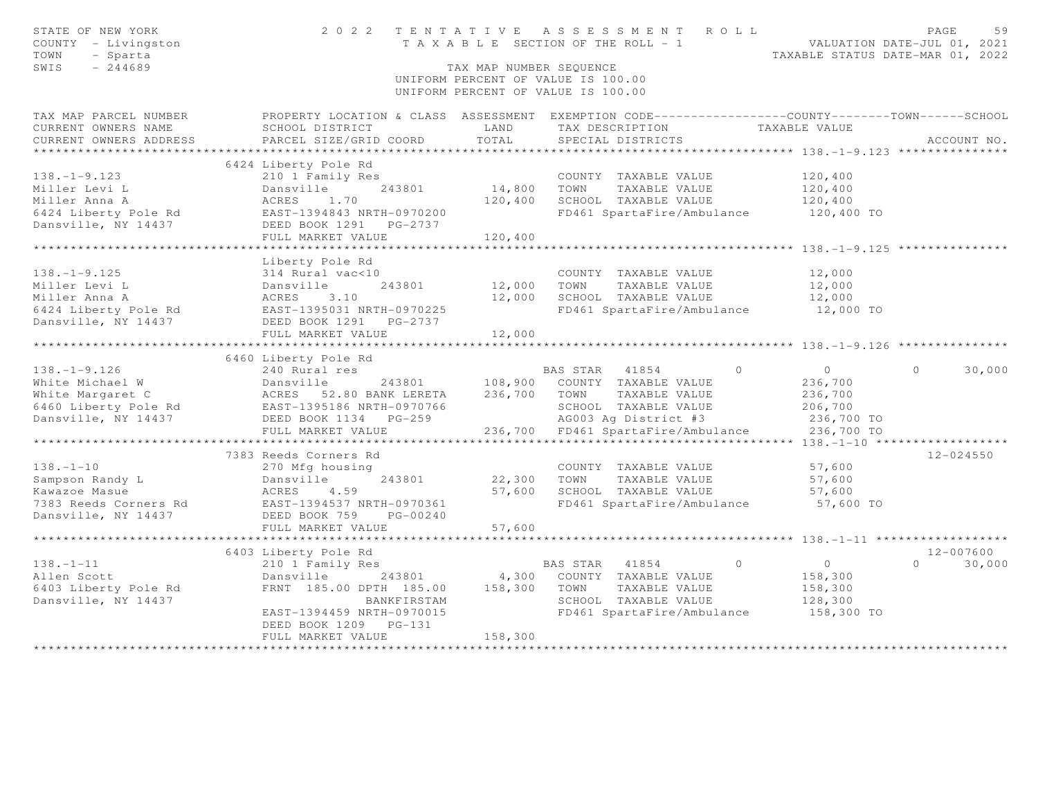STATE OF NEW YORK
COUNTY - Livingston
TOWN - Sparta
SWIS - 244689

# 2022 TENTATIVE ASSESSMENT ROLL

TAXABLE SECTION OF THE ROLL - 1

TAX MAP NUMBER SEQUENCE
UNIFORM PERCENT OF VALUE IS 100.00

VALUATION DATE-JUL 01, 2021
TAXABLE STATUS DATE-MAR 01, 2022

| TAX MAP PARCEL NUMBER / CURRENT OWNERS NAME / CURRENT OWNERS ADDRESS | PROPERTY LOCATION & CLASS / SCHOOL DISTRICT / PARCEL SIZE/GRID COORD | ASSESSMENT LAND / TOTAL | EXEMPTION CODE / TAX DESCRIPTION / SPECIAL DISTRICTS | COUNTY | TOWN | SCHOOL / TAXABLE VALUE | ACCOUNT NO. |
|---|---|---|---|---|---|---|---|
| **138.-1-9.123** | 6424 Liberty Pole Rd | | | | | | |
| 138.-1-9.123 | 210 1 Family Res | | COUNTY TAXABLE VALUE | 120,400 | | | |
| Miller Levi L | Dansville 243801 | 14,800 | TOWN TAXABLE VALUE | | 120,400 | | |
| Miller Anna A | ACRES 1.70 | 120,400 | SCHOOL TAXABLE VALUE | | | 120,400 | |
| 6424 Liberty Pole Rd | EAST-1394843 NRTH-0970200 | | FD461 SpartaFire/Ambulance | 120,400 TO | | | |
| Dansville, NY 14437 | DEED BOOK 1291 PG-2737 | | | | | | |
| | FULL MARKET VALUE | 120,400 | | | | | |
| **138.-1-9.125** | Liberty Pole Rd | | | | | | |
| 138.-1-9.125 | 314 Rural vac<10 | | COUNTY TAXABLE VALUE | 12,000 | | | |
| Miller Levi L | Dansville 243801 | 12,000 | TOWN TAXABLE VALUE | | 12,000 | | |
| Miller Anna A | ACRES 3.10 | 12,000 | SCHOOL TAXABLE VALUE | | | 12,000 | |
| 6424 Liberty Pole Rd | EAST-1395031 NRTH-0970225 | | FD461 SpartaFire/Ambulance | 12,000 TO | | | |
| Dansville, NY 14437 | DEED BOOK 1291 PG-2737 | | | | | | |
| | FULL MARKET VALUE | 12,000 | | | | | |
| **138.-1-9.126** | 6460 Liberty Pole Rd | | | | | | |
| 138.-1-9.126 | 240 Rural res | | BAS STAR 41854 | 0 | 0 | 30,000 | |
| White Michael W | Dansville 243801 | 108,900 | COUNTY TAXABLE VALUE | 236,700 | | | |
| White Margaret C | ACRES 52.80 BANK LERETA | 236,700 | TOWN TAXABLE VALUE | | 236,700 | | |
| 6460 Liberty Pole Rd | EAST-1395186 NRTH-0970766 | | SCHOOL TAXABLE VALUE | | | 206,700 | |
| Dansville, NY 14437 | DEED BOOK 1134 PG-259 | | AG003 Ag District #3 | 236,700 TO | | | |
| | FULL MARKET VALUE | 236,700 | FD461 SpartaFire/Ambulance | 236,700 TO | | | |
| **138.-1-10** | 7383 Reeds Corners Rd | | | | | | 12-024550 |
| 138.-1-10 | 270 Mfg housing | | COUNTY TAXABLE VALUE | 57,600 | | | |
| Sampson Randy L | Dansville 243801 | 22,300 | TOWN TAXABLE VALUE | | 57,600 | | |
| Kawazoe Masue | ACRES 4.59 | 57,600 | SCHOOL TAXABLE VALUE | | | 57,600 | |
| 7383 Reeds Corners Rd | EAST-1394537 NRTH-0970361 | | FD461 SpartaFire/Ambulance | 57,600 TO | | | |
| Dansville, NY 14437 | DEED BOOK 759 PG-00240 | | | | | | |
| | FULL MARKET VALUE | 57,600 | | | | | |
| **138.-1-11** | 6403 Liberty Pole Rd | | | | | | 12-007600 |
| 138.-1-11 | 210 1 Family Res | | BAS STAR 41854 | 0 | 0 | 30,000 | |
| Allen Scott | Dansville 243801 | 4,300 | COUNTY TAXABLE VALUE | 158,300 | | | |
| 6403 Liberty Pole Rd | FRNT 185.00 DPTH 185.00 | 158,300 | TOWN TAXABLE VALUE | | 158,300 | | |
| Dansville, NY 14437 | BANKFIRSTAM | | SCHOOL TAXABLE VALUE | | | 128,300 | |
| | EAST-1394459 NRTH-0970015 | | FD461 SpartaFire/Ambulance | 158,300 TO | | | |
| | DEED BOOK 1209 PG-131 | | | | | | |
| | FULL MARKET VALUE | 158,300 | | | | | |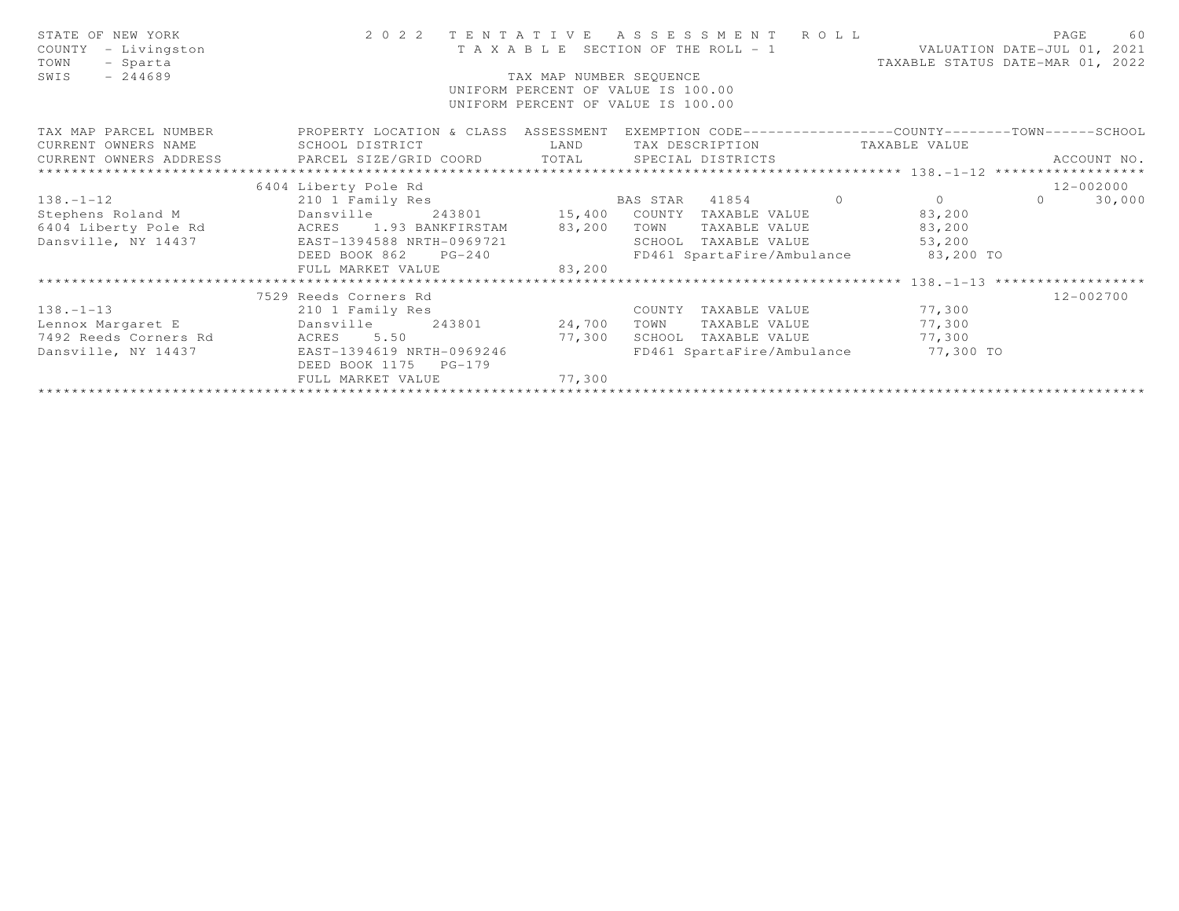STATE OF NEW YORK
COUNTY - Livingston
TOWN - Sparta
SWIS - 244689

# 2022 TENTATIVE ASSESSMENT ROLL

TAXABLE SECTION OF THE ROLL - 1

TAX MAP NUMBER SEQUENCE
UNIFORM PERCENT OF VALUE IS 100.00
UNIFORM PERCENT OF VALUE IS 100.00

VALUATION DATE-JUL 01, 2021
TAXABLE STATUS DATE-MAR 01, 2022

| TAX MAP PARCEL NUMBER / CURRENT OWNERS NAME / CURRENT OWNERS ADDRESS | PROPERTY LOCATION & CLASS / SCHOOL DISTRICT / PARCEL SIZE/GRID COORD | ASSESSMENT LAND | TOTAL | EXEMPTION CODE / TAX DESCRIPTION / SPECIAL DISTRICTS | COUNTY | TOWN | SCHOOL | ACCOUNT NO. |
|---|---|---|---|---|---|---|---|---|
| **138.-1-12** | 6404 Liberty Pole Rd | | | | | | | 12-002000 |
| 138.-1-12 | 210 1 Family Res | | | BAS STAR 41854 | 0 | 0 | 0 | 30,000 |
| Stephens Roland M | Dansville 243801 | 15,400 | | COUNTY TAXABLE VALUE | 83,200 | | | |
| 6404 Liberty Pole Rd | ACRES 1.93 BANKFIRSTAM | | 83,200 | TOWN TAXABLE VALUE | 83,200 | | | |
| Dansville, NY 14437 | EAST-1394588 NRTH-0969721 | | | SCHOOL TAXABLE VALUE | 53,200 | | | |
| | DEED BOOK 862 PG-240 | | | FD461 SpartaFire/Ambulance | 83,200 TO | | | |
| | FULL MARKET VALUE | | 83,200 | | | | | |
| **138.-1-13** | 7529 Reeds Corners Rd | | | | | | | 12-002700 |
| 138.-1-13 | 210 1 Family Res | | | COUNTY TAXABLE VALUE | 77,300 | | | |
| Lennox Margaret E | Dansville 243801 | 24,700 | | TOWN TAXABLE VALUE | 77,300 | | | |
| 7492 Reeds Corners Rd | ACRES 5.50 | | 77,300 | SCHOOL TAXABLE VALUE | 77,300 | | | |
| Dansville, NY 14437 | EAST-1394619 NRTH-0969246 | | | FD461 SpartaFire/Ambulance | 77,300 TO | | | |
| | DEED BOOK 1175 PG-179 | | | | | | | |
| | FULL MARKET VALUE | | 77,300 | | | | | |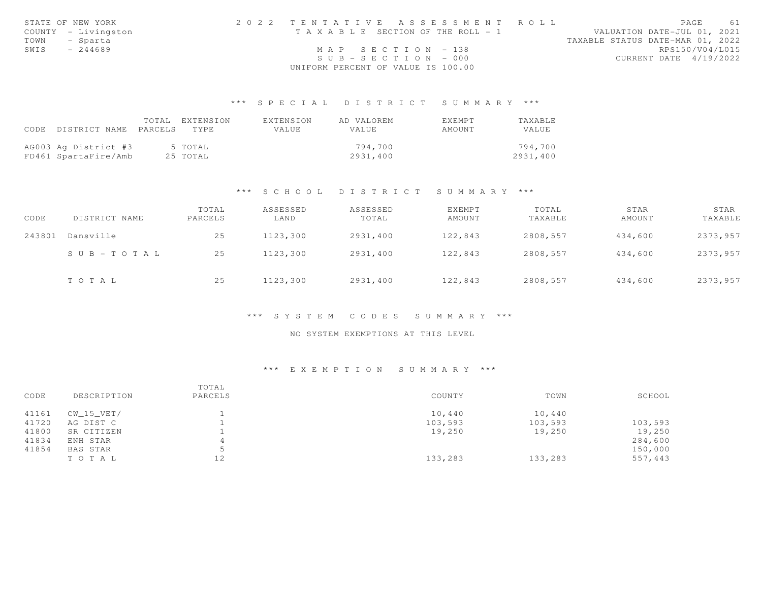STATE OF NEW YORK
COUNTY - Livingston
TOWN - Sparta
SWIS - 244689

# 2022 TENTATIVE ASSESSMENT ROLL

TAXABLE SECTION OF THE ROLL - 1

MAP SECTION - 138
SUB-SECTION - 000
UNIFORM PERCENT OF VALUE IS 100.00

VALUATION DATE-JUL 01, 2021
TAXABLE STATUS DATE-MAR 01, 2022
RPS150/V04/L015
CURRENT DATE 4/19/2022

## *** SPECIAL DISTRICT SUMMARY ***

| CODE | DISTRICT NAME | TOTAL PARCELS | EXTENSION TYPE | EXTENSION VALUE | AD VALOREM VALUE | EXEMPT AMOUNT | TAXABLE VALUE |
|---|---|---|---|---|---|---|---|
| AG003 | Ag District #3 | 5 | TOTAL | | 794,700 | | 794,700 |
| FD461 | SpartaFire/Amb | 25 | TOTAL | | 2931,400 | | 2931,400 |

## *** SCHOOL DISTRICT SUMMARY ***

| CODE | DISTRICT NAME | TOTAL PARCELS | ASSESSED LAND | ASSESSED TOTAL | EXEMPT AMOUNT | TOTAL TAXABLE | STAR AMOUNT | STAR TAXABLE |
|---|---|---|---|---|---|---|---|---|
| 243801 | Dansville | 25 | 1123,300 | 2931,400 | 122,843 | 2808,557 | 434,600 | 2373,957 |
| | SUB-TOTAL | 25 | 1123,300 | 2931,400 | 122,843 | 2808,557 | 434,600 | 2373,957 |
| | TOTAL | 25 | 1123,300 | 2931,400 | 122,843 | 2808,557 | 434,600 | 2373,957 |

## *** SYSTEM CODES SUMMARY ***

NO SYSTEM EXEMPTIONS AT THIS LEVEL

## *** EXEMPTION SUMMARY ***

| CODE | DESCRIPTION | TOTAL PARCELS | COUNTY | TOWN | SCHOOL |
|---|---|---|---|---|---|
| 41161 | CW_15_VET/ | 1 | 10,440 | 10,440 | |
| 41720 | AG DIST C | 1 | 103,593 | 103,593 | 103,593 |
| 41800 | SR CITIZEN | 1 | 19,250 | 19,250 | 19,250 |
| 41834 | ENH STAR | 4 | | | 284,600 |
| 41854 | BAS STAR | 5 | | | 150,000 |
| | TOTAL | 12 | 133,283 | 133,283 | 557,443 |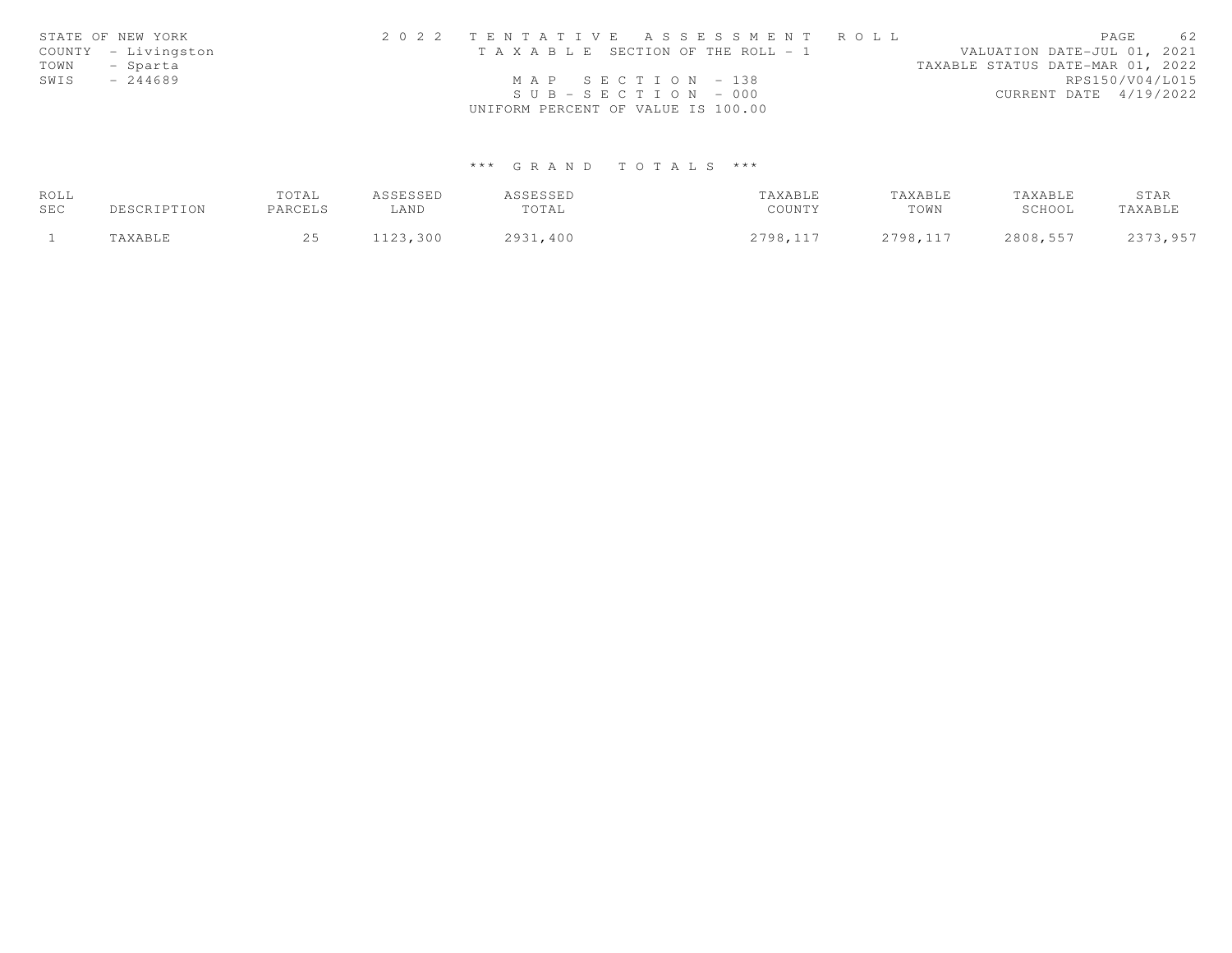STATE OF NEW YORK
COUNTY - Livingston
TOWN - Sparta
SWIS - 244689

2 0 2 2 T E N T A T I V E A S S E S S M E N T R O L L
T A X A B L E SECTION OF THE ROLL - 1
M A P S E C T I O N - 138
S U B - S E C T I O N - 000
UNIFORM PERCENT OF VALUE IS 100.00

VALUATION DATE-JUL 01, 2021
TAXABLE STATUS DATE-MAR 01, 2022
RPS150/V04/L015
CURRENT DATE 4/19/2022

## *** G R A N D T O T A L S ***

| ROLL SEC | DESCRIPTION | TOTAL PARCELS | ASSESSED LAND | ASSESSED TOTAL | TAXABLE COUNTY | TAXABLE TOWN | TAXABLE SCHOOL | STAR TAXABLE |
|---|---|---|---|---|---|---|---|---|
| 1 | TAXABLE | 25 | 1123,300 | 2931,400 | 2798,117 | 2798,117 | 2808,557 | 2373,957 |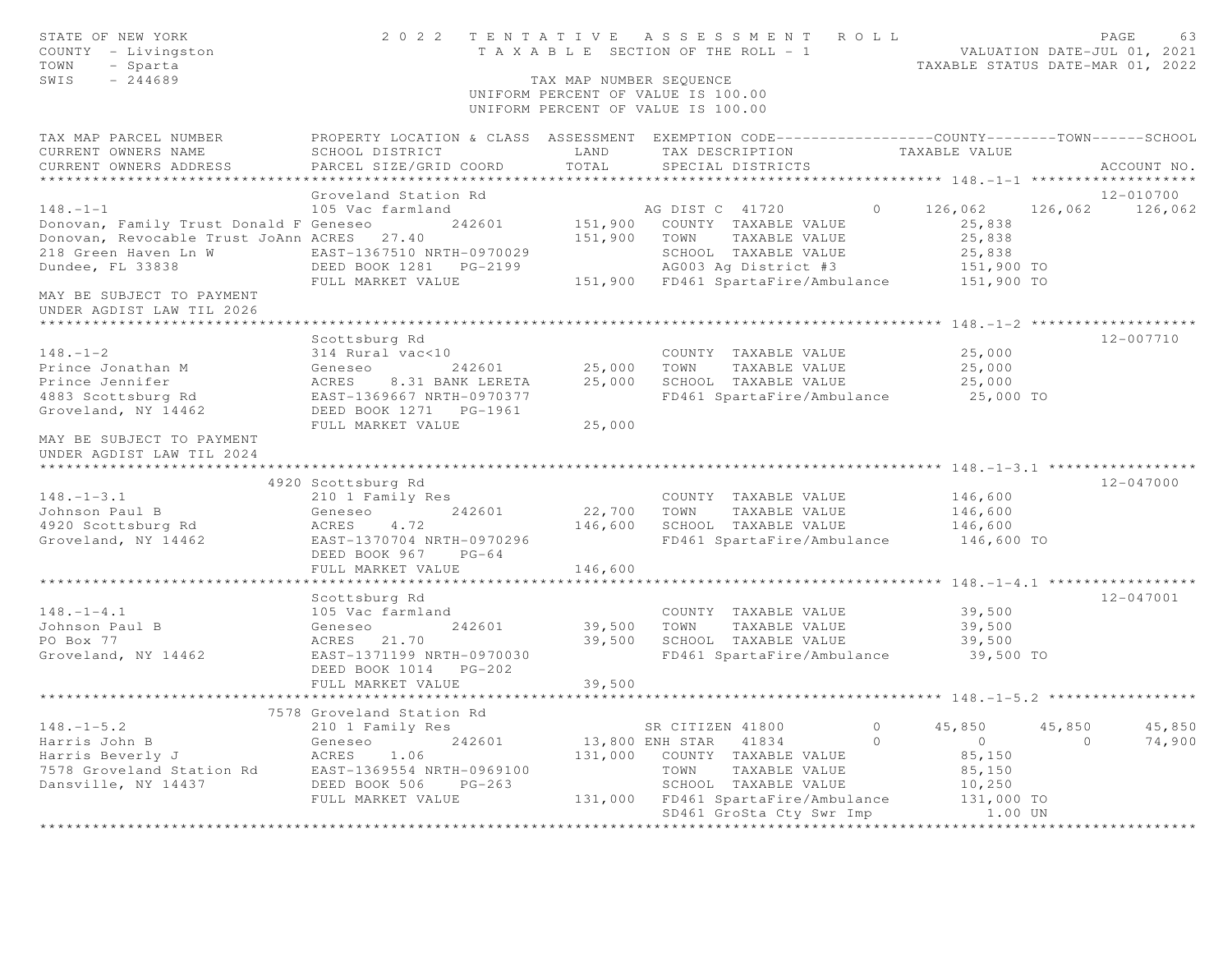STATE OF NEW YORK
COUNTY - Livingston
TOWN - Sparta
SWIS - 244689

2 0 2 2 T E N T A T I V E A S S E S S M E N T R O L L
T A X A B L E SECTION OF THE ROLL - 1
TAX MAP NUMBER SEQUENCE
UNIFORM PERCENT OF VALUE IS 100.00
UNIFORM PERCENT OF VALUE IS 100.00

VALUATION DATE-JUL 01, 2021
TAXABLE STATUS DATE-MAR 01, 2022

```
TAX MAP PARCEL NUMBER          PROPERTY LOCATION & CLASS  ASSESSMENT  EXEMPTION CODE------------------COUNTY--------TOWN------SCHOOL
CURRENT OWNERS NAME            SCHOOL DISTRICT               LAND      TAX DESCRIPTION            TAXABLE VALUE
CURRENT OWNERS ADDRESS         PARCEL SIZE/GRID COORD       TOTAL      SPECIAL DISTRICTS                                      ACCOUNT NO.
******************************************************************************************************* 148.-1-1 *******************
                               Groveland Station Rd                                                                       12-010700
148.-1-1                       105 Vac farmland                      AG DIST C  41720          0     126,062    126,062     126,062
Donovan, Family Trust Donald F Geneseo        242601       151,900   COUNTY  TAXABLE VALUE             25,838
Donovan, Revocable Trust JoAnn ACRES  27.40                151,900   TOWN    TAXABLE VALUE             25,838
218 Green Haven Ln W           EAST-1367510 NRTH-0970029             SCHOOL  TAXABLE VALUE             25,838
Dundee, FL 33838               DEED BOOK 1281   PG-2199              AG003 Ag District #3             151,900 TO
                               FULL MARKET VALUE           151,900   FD461 SpartaFire/Ambulance       151,900 TO
MAY BE SUBJECT TO PAYMENT
UNDER AGDIST LAW TIL 2026
******************************************************************************************************* 148.-1-2 *******************
                               Scottsburg Rd                                                                              12-007710
148.-1-2                       314 Rural vac<10                      COUNTY  TAXABLE VALUE             25,000
Prince Jonathan M              Geneseo        242601        25,000   TOWN    TAXABLE VALUE             25,000
Prince Jennifer                ACRES    8.31 BANK LERETA    25,000   SCHOOL  TAXABLE VALUE             25,000
4883 Scottsburg Rd             EAST-1369667 NRTH-0970377             FD461 SpartaFire/Ambulance        25,000 TO
Groveland, NY 14462            DEED BOOK 1271   PG-1961
                               FULL MARKET VALUE            25,000
MAY BE SUBJECT TO PAYMENT
UNDER AGDIST LAW TIL 2024
******************************************************************************************************* 148.-1-3.1 *****************
                          4920 Scottsburg Rd                                                                              12-047000
148.-1-3.1                     210 1 Family Res                      COUNTY  TAXABLE VALUE            146,600
Johnson Paul B                 Geneseo        242601        22,700   TOWN    TAXABLE VALUE            146,600
4920 Scottsburg Rd             ACRES    4.72               146,600   SCHOOL  TAXABLE VALUE            146,600
Groveland, NY 14462            EAST-1370704 NRTH-0970296             FD461 SpartaFire/Ambulance       146,600 TO
                               DEED BOOK 967    PG-64
                               FULL MARKET VALUE           146,600
******************************************************************************************************* 148.-1-4.1 *****************
                               Scottsburg Rd                                                                              12-047001
148.-1-4.1                     105 Vac farmland                      COUNTY  TAXABLE VALUE             39,500
Johnson Paul B                 Geneseo        242601        39,500   TOWN    TAXABLE VALUE             39,500
PO Box 77                      ACRES   21.70                39,500   SCHOOL  TAXABLE VALUE             39,500
Groveland, NY 14462            EAST-1371199 NRTH-0970030             FD461 SpartaFire/Ambulance        39,500 TO
                               DEED BOOK 1014   PG-202
                               FULL MARKET VALUE            39,500
******************************************************************************************************* 148.-1-5.2 *****************
                          7578 Groveland Station Rd
148.-1-5.2                     210 1 Family Res                      SR CITIZEN 41800          0      45,850     45,850      45,850
Harris John B                  Geneseo        242601        13,800 ENH STAR   41834            0           0          0      74,900
Harris Beverly J               ACRES    1.06               131,000   COUNTY  TAXABLE VALUE             85,150
7578 Groveland Station Rd      EAST-1369554 NRTH-0969100             TOWN    TAXABLE VALUE             85,150
Dansville, NY 14437            DEED BOOK 506    PG-263               SCHOOL  TAXABLE VALUE             10,250
                               FULL MARKET VALUE           131,000   FD461 SpartaFire/Ambulance       131,000 TO
                                                                     SD461 GroSta Cty Swr Imp            1.00 UN
************************************************************************************************************************************
```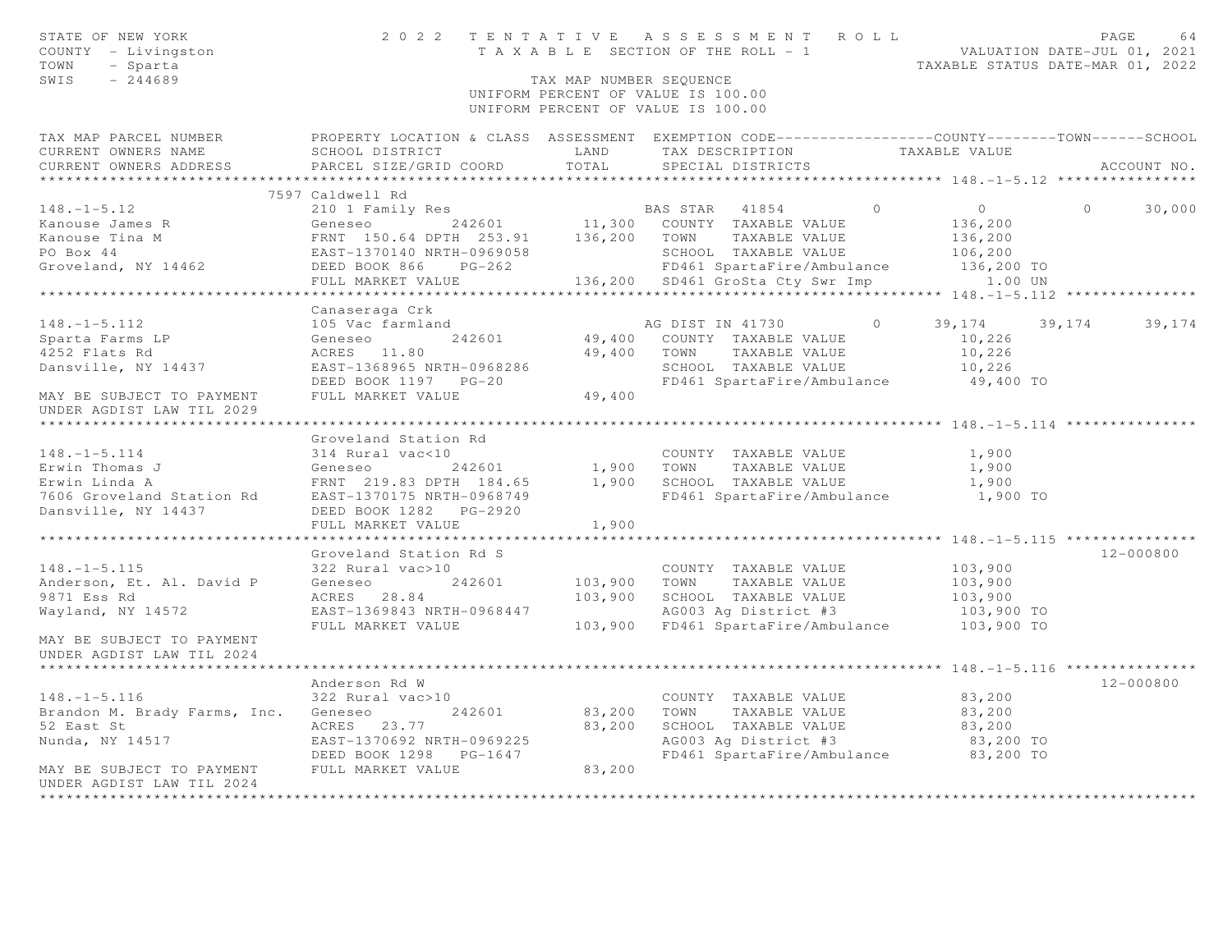STATE OF NEW YORK
COUNTY - Livingston
TOWN - Sparta
SWIS - 244689

2 0 2 2 TENTATIVE ASSESSMENT ROLL
TAXABLE SECTION OF THE ROLL - 1
TAX MAP NUMBER SEQUENCE
UNIFORM PERCENT OF VALUE IS 100.00

VALUATION DATE-JUL 01, 2021
TAXABLE STATUS DATE-MAR 01, 2022

| TAX MAP PARCEL NUMBER / CURRENT OWNERS NAME / CURRENT OWNERS ADDRESS | PROPERTY LOCATION & CLASS / SCHOOL DISTRICT / PARCEL SIZE/GRID COORD | ASSESSMENT LAND | TOTAL | EXEMPTION CODE / TAX DESCRIPTION / SPECIAL DISTRICTS | COUNTY TAXABLE VALUE | TOWN | SCHOOL | ACCOUNT NO. |
|---|---|---|---|---|---|---|---|---|
| **148.-1-5.12** | 7597 Caldwell Rd | | | | | | | |
| 148.-1-5.12 | 210 1 Family Res | | | BAS STAR 41854 0 | 0 | 0 | 30,000 | |
| Kanouse James R | Geneseo 242601 | 11,300 | | COUNTY TAXABLE VALUE | 136,200 | | | |
| Kanouse Tina M | FRNT 150.64 DPTH 253.91 | | 136,200 | TOWN TAXABLE VALUE | 136,200 | | | |
| PO Box 44 | EAST-1370140 NRTH-0969058 | | | SCHOOL TAXABLE VALUE | 106,200 | | | |
| Groveland, NY 14462 | DEED BOOK 866 PG-262 | | | FD461 SpartaFire/Ambulance | 136,200 TO | | | |
| | FULL MARKET VALUE | | 136,200 | SD461 GroSta Cty Swr Imp | 1.00 UN | | | |
| **148.-1-5.112** | Canaseraga Crk | | | | | | | |
| 148.-1-5.112 | 105 Vac farmland | | | AG DIST IN 41730 0 | 39,174 | 39,174 | 39,174 | |
| Sparta Farms LP | Geneseo 242601 | 49,400 | | COUNTY TAXABLE VALUE | 10,226 | | | |
| 4252 Flats Rd | ACRES 11.80 | | 49,400 | TOWN TAXABLE VALUE | 10,226 | | | |
| Dansville, NY 14437 | EAST-1368965 NRTH-0968286 | | | SCHOOL TAXABLE VALUE | 10,226 | | | |
| | DEED BOOK 1197 PG-20 | | | FD461 SpartaFire/Ambulance | 49,400 TO | | | |
| MAY BE SUBJECT TO PAYMENT UNDER AGDIST LAW TIL 2029 | FULL MARKET VALUE | | 49,400 | | | | | |
| **148.-1-5.114** | Groveland Station Rd | | | | | | | |
| 148.-1-5.114 | 314 Rural vac<10 | | | COUNTY TAXABLE VALUE | 1,900 | | | |
| Erwin Thomas J | Geneseo 242601 | 1,900 | | TOWN TAXABLE VALUE | 1,900 | | | |
| Erwin Linda A | FRNT 219.83 DPTH 184.65 | | 1,900 | SCHOOL TAXABLE VALUE | 1,900 | | | |
| 7606 Groveland Station Rd | EAST-1370175 NRTH-0968749 | | | FD461 SpartaFire/Ambulance | 1,900 TO | | | |
| Dansville, NY 14437 | DEED BOOK 1282 PG-2920 | | | | | | | |
| | FULL MARKET VALUE | | 1,900 | | | | | |
| **148.-1-5.115** | Groveland Station Rd S | | | | | | | 12-000800 |
| 148.-1-5.115 | 322 Rural vac>10 | | | COUNTY TAXABLE VALUE | 103,900 | | | |
| Anderson, Et. Al. David P | Geneseo 242601 | 103,900 | | TOWN TAXABLE VALUE | 103,900 | | | |
| 9871 Ess Rd | ACRES 28.84 | | 103,900 | SCHOOL TAXABLE VALUE | 103,900 | | | |
| Wayland, NY 14572 | EAST-1369843 NRTH-0968447 | | | AG003 Ag District #3 | 103,900 TO | | | |
| | FULL MARKET VALUE | | 103,900 | FD461 SpartaFire/Ambulance | 103,900 TO | | | |
| MAY BE SUBJECT TO PAYMENT UNDER AGDIST LAW TIL 2024 | | | | | | | | |
| **148.-1-5.116** | Anderson Rd W | | | | | | | 12-000800 |
| 148.-1-5.116 | 322 Rural vac>10 | | | COUNTY TAXABLE VALUE | 83,200 | | | |
| Brandon M. Brady Farms, Inc. | Geneseo 242601 | 83,200 | | TOWN TAXABLE VALUE | 83,200 | | | |
| 52 East St | ACRES 23.77 | | 83,200 | SCHOOL TAXABLE VALUE | 83,200 | | | |
| Nunda, NY 14517 | EAST-1370692 NRTH-0969225 | | | AG003 Ag District #3 | 83,200 TO | | | |
| | DEED BOOK 1298 PG-1647 | | | FD461 SpartaFire/Ambulance | 83,200 TO | | | |
| MAY BE SUBJECT TO PAYMENT UNDER AGDIST LAW TIL 2024 | FULL MARKET VALUE | | 83,200 | | | | | |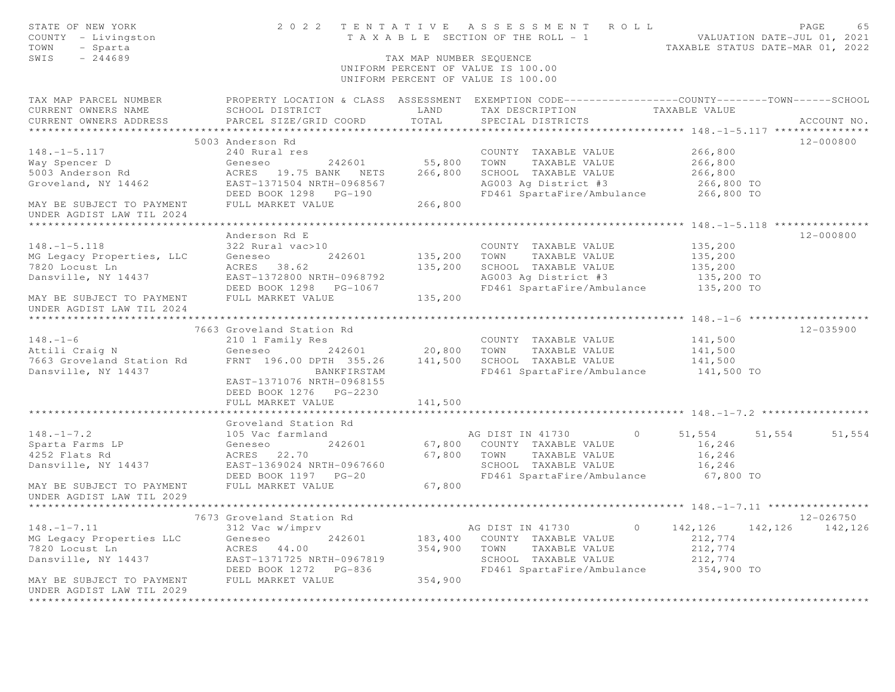STATE OF NEW YORK — 2022 TENTATIVE ASSESSMENT ROLL
COUNTY - Livingston — TAXABLE SECTION OF THE ROLL - 1 — VALUATION DATE-JUL 01, 2021
TOWN - Sparta — TAXABLE STATUS DATE-MAR 01, 2022
SWIS - 244689 — TAX MAP NUMBER SEQUENCE
UNIFORM PERCENT OF VALUE IS 100.00

| TAX MAP PARCEL NUMBER / CURRENT OWNERS NAME / CURRENT OWNERS ADDRESS | PROPERTY LOCATION & CLASS / SCHOOL DISTRICT / PARCEL SIZE/GRID COORD | ASSESSMENT LAND / TOTAL | EXEMPTION CODE / TAX DESCRIPTION / SPECIAL DISTRICTS | COUNTY TAXABLE VALUE | TOWN | SCHOOL | ACCOUNT NO. |
|---|---|---|---|---|---|---|---|
| **148.-1-5.117** | 5003 Anderson Rd | | | | | | 12-000800 |
| 148.-1-5.117 | 240 Rural res | | COUNTY TAXABLE VALUE | 266,800 | | | |
| Way Spencer D | Geneseo 242601 | 55,800 | TOWN TAXABLE VALUE | 266,800 | | | |
| 5003 Anderson Rd | ACRES 19.75 BANK NETS | 266,800 | SCHOOL TAXABLE VALUE | 266,800 | | | |
| Groveland, NY 14462 | EAST-1371504 NRTH-0968567 | | AG003 Ag District #3 | 266,800 TO | | | |
| | DEED BOOK 1298 PG-190 | | FD461 SpartaFire/Ambulance | 266,800 TO | | | |
| MAY BE SUBJECT TO PAYMENT UNDER AGDIST LAW TIL 2024 | FULL MARKET VALUE | 266,800 | | | | | |
| **148.-1-5.118** | Anderson Rd E | | | | | | 12-000800 |
| 148.-1-5.118 | 322 Rural vac>10 | | COUNTY TAXABLE VALUE | 135,200 | | | |
| MG Legacy Properties, LLC | Geneseo 242601 | 135,200 | TOWN TAXABLE VALUE | 135,200 | | | |
| 7820 Locust Ln | ACRES 38.62 | 135,200 | SCHOOL TAXABLE VALUE | 135,200 | | | |
| Dansville, NY 14437 | EAST-1372800 NRTH-0968792 | | AG003 Ag District #3 | 135,200 TO | | | |
| | DEED BOOK 1298 PG-1067 | | FD461 SpartaFire/Ambulance | 135,200 TO | | | |
| MAY BE SUBJECT TO PAYMENT UNDER AGDIST LAW TIL 2024 | FULL MARKET VALUE | 135,200 | | | | | |
| **148.-1-6** | 7663 Groveland Station Rd | | | | | | 12-035900 |
| 148.-1-6 | 210 1 Family Res | | COUNTY TAXABLE VALUE | 141,500 | | | |
| Attili Craig N | Geneseo 242601 | 20,800 | TOWN TAXABLE VALUE | 141,500 | | | |
| 7663 Groveland Station Rd | FRNT 196.00 DPTH 355.26 | 141,500 | SCHOOL TAXABLE VALUE | 141,500 | | | |
| Dansville, NY 14437 | BANKFIRSTAM | | FD461 SpartaFire/Ambulance | 141,500 TO | | | |
| | EAST-1371076 NRTH-0968155 | | | | | | |
| | DEED BOOK 1276 PG-2230 | | | | | | |
| | FULL MARKET VALUE | 141,500 | | | | | |
| **148.-1-7.2** | Groveland Station Rd | | | | | | |
| 148.-1-7.2 | 105 Vac farmland | | AG DIST IN 41730 0 | 51,554 | 51,554 | 51,554 | |
| Sparta Farms LP | Geneseo 242601 | 67,800 | COUNTY TAXABLE VALUE | 16,246 | | | |
| 4252 Flats Rd | ACRES 22.70 | 67,800 | TOWN TAXABLE VALUE | 16,246 | | | |
| Dansville, NY 14437 | EAST-1369024 NRTH-0967660 | | SCHOOL TAXABLE VALUE | 16,246 | | | |
| | DEED BOOK 1197 PG-20 | | FD461 SpartaFire/Ambulance | 67,800 TO | | | |
| MAY BE SUBJECT TO PAYMENT UNDER AGDIST LAW TIL 2029 | FULL MARKET VALUE | 67,800 | | | | | |
| **148.-1-7.11** | 7673 Groveland Station Rd | | | | | | 12-026750 |
| 148.-1-7.11 | 312 Vac w/imprv | | AG DIST IN 41730 0 | 142,126 | 142,126 | 142,126 | |
| MG Legacy Properties LLC | Geneseo 242601 | 183,400 | COUNTY TAXABLE VALUE | 212,774 | | | |
| 7820 Locust Ln | ACRES 44.00 | 354,900 | TOWN TAXABLE VALUE | 212,774 | | | |
| Dansville, NY 14437 | EAST-1371725 NRTH-0967819 | | SCHOOL TAXABLE VALUE | 212,774 | | | |
| | DEED BOOK 1272 PG-836 | | FD461 SpartaFire/Ambulance | 354,900 TO | | | |
| MAY BE SUBJECT TO PAYMENT UNDER AGDIST LAW TIL 2029 | FULL MARKET VALUE | 354,900 | | | | | |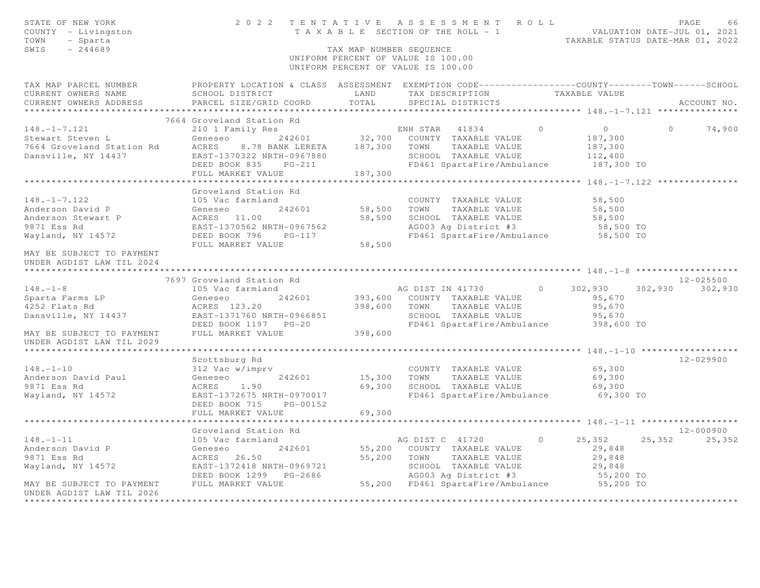STATE OF NEW YORK — 2022 TENTATIVE ASSESSMENT ROLL — PAGE 66
COUNTY - Livingston — TAXABLE SECTION OF THE ROLL - 1 — VALUATION DATE-JUL 01, 2021
TOWN - Sparta — TAXABLE STATUS DATE-MAR 01, 2022
SWIS - 244689 — TAX MAP NUMBER SEQUENCE
UNIFORM PERCENT OF VALUE IS 100.00

| TAX MAP PARCEL NUMBER / CURRENT OWNERS NAME / CURRENT OWNERS ADDRESS | PROPERTY LOCATION & CLASS / SCHOOL DISTRICT / PARCEL SIZE/GRID COORD | ASSESSMENT LAND / TOTAL | EXEMPTION CODE / TAX DESCRIPTION / SPECIAL DISTRICTS | COUNTY TAXABLE VALUE | TOWN | SCHOOL | ACCOUNT NO. |
|---|---|---|---|---|---|---|---|
| **148.-1-7.121** | 7664 Groveland Station Rd | | | | | | |
| 148.-1-7.121 | 210 1 Family Res | | ENH STAR 41834 0 | 0 | 0 | 74,900 | |
| Stewart Steven L | Geneseo 242601 | 32,700 | COUNTY TAXABLE VALUE | 187,300 | | | |
| 7664 Groveland Station Rd | ACRES 8.78 BANK LERETA | 187,300 | TOWN TAXABLE VALUE | 187,300 | | | |
| Dansville, NY 14437 | EAST-1370322 NRTH-0967880 | | SCHOOL TAXABLE VALUE | 112,400 | | | |
| | DEED BOOK 835 PG-211 | | FD461 SpartaFire/Ambulance | 187,300 TO | | | |
| | FULL MARKET VALUE | 187,300 | | | | | |
| **148.-1-7.122** | Groveland Station Rd | | | | | | |
| 148.-1-7.122 | 105 Vac farmland | | COUNTY TAXABLE VALUE | 58,500 | | | |
| Anderson David P | Geneseo 242601 | 58,500 | TOWN TAXABLE VALUE | 58,500 | | | |
| Anderson Stewart P | ACRES 11.00 | 58,500 | SCHOOL TAXABLE VALUE | 58,500 | | | |
| 9871 Ess Rd | EAST-1370562 NRTH-0967562 | | AG003 Ag District #3 | 58,500 TO | | | |
| Wayland, NY 14572 | DEED BOOK 796 PG-117 | | FD461 SpartaFire/Ambulance | 58,500 TO | | | |
| | FULL MARKET VALUE | 58,500 | | | | | |
| MAY BE SUBJECT TO PAYMENT UNDER AGDIST LAW TIL 2024 | | | | | | | |
| **148.-1-8** | 7697 Groveland Station Rd | | | | | | 12-025500 |
| 148.-1-8 | 105 Vac farmland | | AG DIST IN 41730 0 | 302,930 | 302,930 | 302,930 | |
| Sparta Farms LP | Geneseo 242601 | 393,600 | COUNTY TAXABLE VALUE | 95,670 | | | |
| 4252 Flats Rd | ACRES 123.20 | 398,600 | TOWN TAXABLE VALUE | 95,670 | | | |
| Dansville, NY 14437 | EAST-1371760 NRTH-0966851 | | SCHOOL TAXABLE VALUE | 95,670 | | | |
| | DEED BOOK 1197 PG-20 | | FD461 SpartaFire/Ambulance | 398,600 TO | | | |
| MAY BE SUBJECT TO PAYMENT UNDER AGDIST LAW TIL 2029 | FULL MARKET VALUE | 398,600 | | | | | |
| **148.-1-10** | Scottsburg Rd | | | | | | 12-029900 |
| 148.-1-10 | 312 Vac w/imprv | | COUNTY TAXABLE VALUE | 69,300 | | | |
| Anderson David Paul | Geneseo 242601 | 15,300 | TOWN TAXABLE VALUE | 69,300 | | | |
| 9871 Ess Rd | ACRES 1.90 | 69,300 | SCHOOL TAXABLE VALUE | 69,300 | | | |
| Wayland, NY 14572 | EAST-1372675 NRTH-0970017 | | FD461 SpartaFire/Ambulance | 69,300 TO | | | |
| | DEED BOOK 715 PG-00152 | | | | | | |
| | FULL MARKET VALUE | 69,300 | | | | | |
| **148.-1-11** | Groveland Station Rd | | | | | | 12-000900 |
| 148.-1-11 | 105 Vac farmland | | AG DIST C 41720 0 | 25,352 | 25,352 | 25,352 | |
| Anderson David P | Geneseo 242601 | 55,200 | COUNTY TAXABLE VALUE | 29,848 | | | |
| 9871 Ess Rd | ACRES 26.50 | 55,200 | TOWN TAXABLE VALUE | 29,848 | | | |
| Wayland, NY 14572 | EAST-1372418 NRTH-0969721 | | SCHOOL TAXABLE VALUE | 29,848 | | | |
| | DEED BOOK 1299 PG-2686 | | AG003 Ag District #3 | 55,200 TO | | | |
| MAY BE SUBJECT TO PAYMENT UNDER AGDIST LAW TIL 2026 | FULL MARKET VALUE | 55,200 | FD461 SpartaFire/Ambulance | 55,200 TO | | | |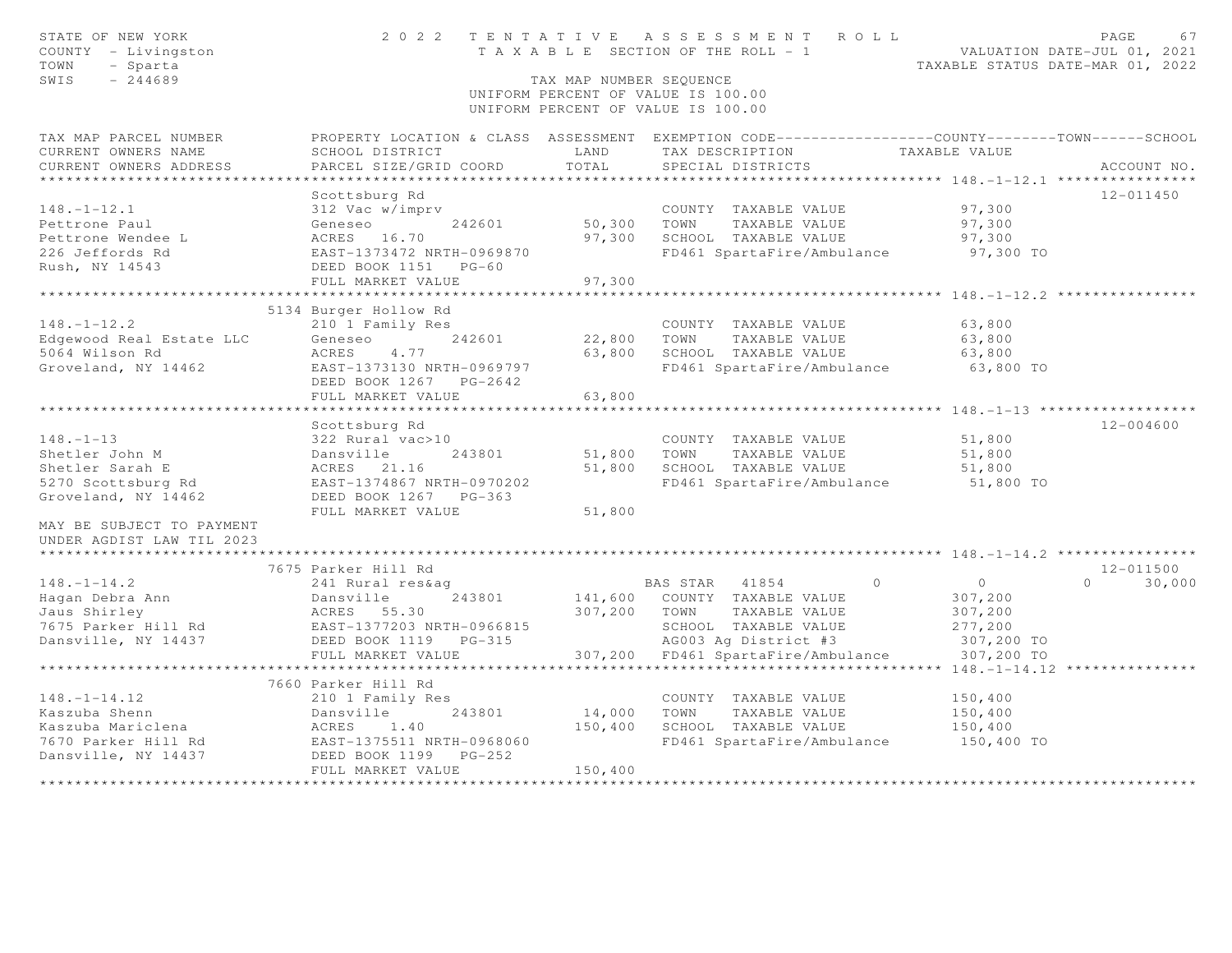STATE OF NEW YORK
COUNTY - Livingston
TOWN - Sparta
SWIS - 244689

# 2022 TENTATIVE ASSESSMENT ROLL
TAXABLE SECTION OF THE ROLL - 1
TAX MAP NUMBER SEQUENCE
UNIFORM PERCENT OF VALUE IS 100.00

VALUATION DATE-JUL 01, 2021
TAXABLE STATUS DATE-MAR 01, 2022

| TAX MAP PARCEL NUMBER / CURRENT OWNERS NAME / CURRENT OWNERS ADDRESS | PROPERTY LOCATION & CLASS / SCHOOL DISTRICT / PARCEL SIZE/GRID COORD | ASSESSMENT LAND / TOTAL | EXEMPTION CODE / TAX DESCRIPTION / SPECIAL DISTRICTS | COUNTY / TAXABLE VALUE | TOWN | SCHOOL / ACCOUNT NO. |
|---|---|---|---|---|---|---|
| **148.-1-12.1** | Scottsburg Rd | | | | | 12-011450 |
| 148.-1-12.1 | 312 Vac w/imprv | | COUNTY TAXABLE VALUE | 97,300 | | |
| Pettrone Paul | Geneseo 242601 | 50,300 | TOWN TAXABLE VALUE | 97,300 | | |
| Pettrone Wendee L | ACRES 16.70 | 97,300 | SCHOOL TAXABLE VALUE | 97,300 | | |
| 226 Jeffords Rd | EAST-1373472 NRTH-0969870 | | FD461 SpartaFire/Ambulance | 97,300 TO | | |
| Rush, NY 14543 | DEED BOOK 1151 PG-60 | | | | | |
| | FULL MARKET VALUE | 97,300 | | | | |
| **148.-1-12.2** | 5134 Burger Hollow Rd | | | | | |
| 148.-1-12.2 | 210 1 Family Res | | COUNTY TAXABLE VALUE | 63,800 | | |
| Edgewood Real Estate LLC | Geneseo 242601 | 22,800 | TOWN TAXABLE VALUE | 63,800 | | |
| 5064 Wilson Rd | ACRES 4.77 | 63,800 | SCHOOL TAXABLE VALUE | 63,800 | | |
| Groveland, NY 14462 | EAST-1373130 NRTH-0969797 | | FD461 SpartaFire/Ambulance | 63,800 TO | | |
| | DEED BOOK 1267 PG-2642 | | | | | |
| | FULL MARKET VALUE | 63,800 | | | | |
| **148.-1-13** | Scottsburg Rd | | | | | 12-004600 |
| 148.-1-13 | 322 Rural vac>10 | | COUNTY TAXABLE VALUE | 51,800 | | |
| Shetler John M | Dansville 243801 | 51,800 | TOWN TAXABLE VALUE | 51,800 | | |
| Shetler Sarah E | ACRES 21.16 | 51,800 | SCHOOL TAXABLE VALUE | 51,800 | | |
| 5270 Scottsburg Rd | EAST-1374867 NRTH-0970202 | | FD461 SpartaFire/Ambulance | 51,800 TO | | |
| Groveland, NY 14462 | DEED BOOK 1267 PG-363 | | | | | |
| | FULL MARKET VALUE | 51,800 | | | | |
| MAY BE SUBJECT TO PAYMENT UNDER AGDIST LAW TIL 2023 | | | | | | |
| **148.-1-14.2** | 7675 Parker Hill Rd | | | | | 12-011500 |
| 148.-1-14.2 | 241 Rural res&ag | | BAS STAR 41854 | 0 | 0 | 30,000 |
| Hagan Debra Ann | Dansville 243801 | 141,600 | COUNTY TAXABLE VALUE | 307,200 | | |
| Jaus Shirley | ACRES 55.30 | 307,200 | TOWN TAXABLE VALUE | 307,200 | | |
| 7675 Parker Hill Rd | EAST-1377203 NRTH-0966815 | | SCHOOL TAXABLE VALUE | 277,200 | | |
| Dansville, NY 14437 | DEED BOOK 1119 PG-315 | | AG003 Ag District #3 | 307,200 TO | | |
| | FULL MARKET VALUE | 307,200 | FD461 SpartaFire/Ambulance | 307,200 TO | | |
| **148.-1-14.12** | 7660 Parker Hill Rd | | | | | |
| 148.-1-14.12 | 210 1 Family Res | | COUNTY TAXABLE VALUE | 150,400 | | |
| Kaszuba Shenn | Dansville 243801 | 14,000 | TOWN TAXABLE VALUE | 150,400 | | |
| Kaszuba Mariclena | ACRES 1.40 | 150,400 | SCHOOL TAXABLE VALUE | 150,400 | | |
| 7670 Parker Hill Rd | EAST-1375511 NRTH-0968060 | | FD461 SpartaFire/Ambulance | 150,400 TO | | |
| Dansville, NY 14437 | DEED BOOK 1199 PG-252 | | | | | |
| | FULL MARKET VALUE | 150,400 | | | | |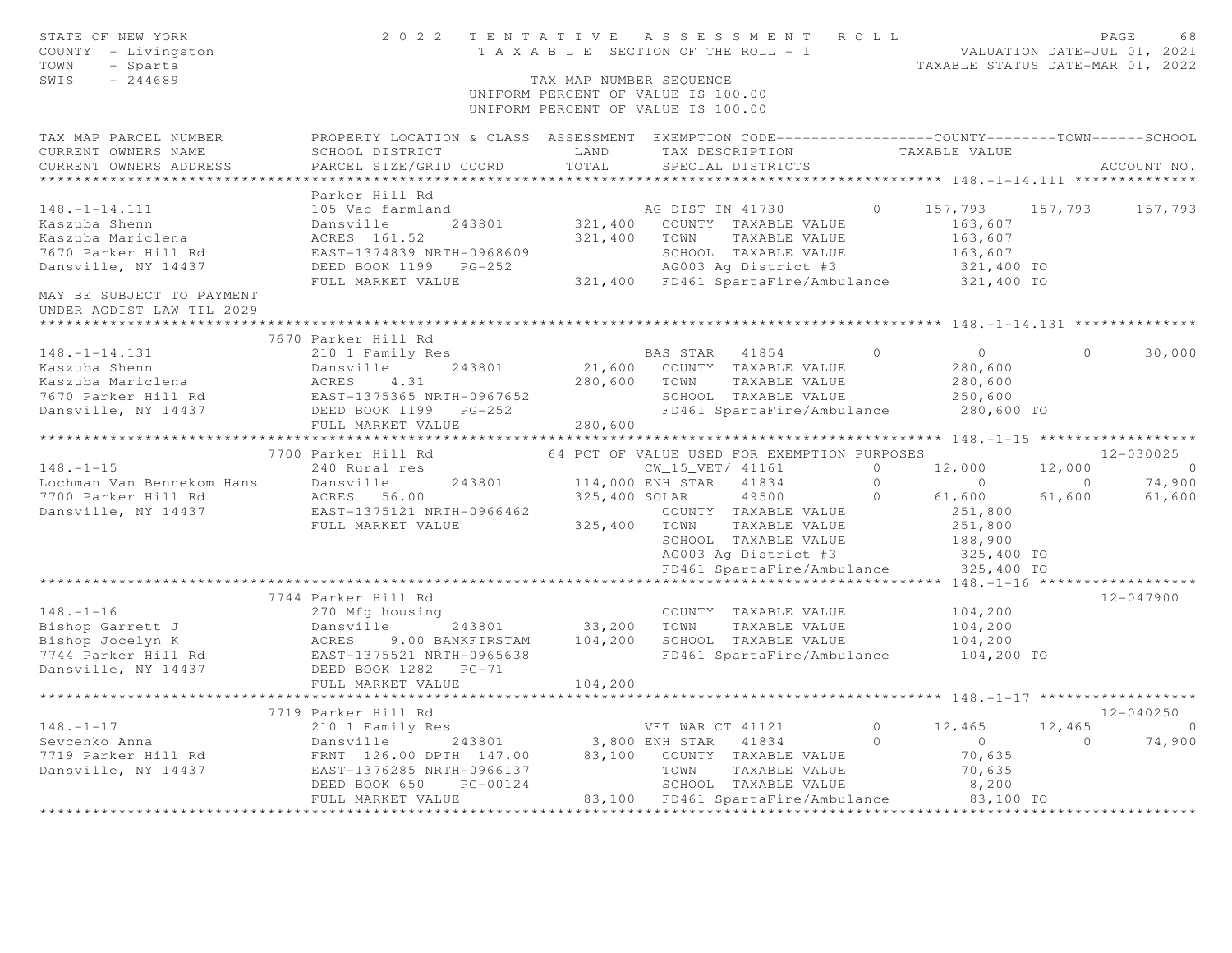STATE OF NEW YORK — 2022 TENTATIVE ASSESSMENT ROLL — PAGE 68
COUNTY - Livingston — TAXABLE SECTION OF THE ROLL - 1 — VALUATION DATE-JUL 01, 2021
TOWN - Sparta — TAXABLE STATUS DATE-MAR 01, 2022
SWIS - 244689 — TAX MAP NUMBER SEQUENCE
UNIFORM PERCENT OF VALUE IS 100.00

```
TAX MAP PARCEL NUMBER          PROPERTY LOCATION & CLASS  ASSESSMENT  EXEMPTION CODE------------------COUNTY--------TOWN------SCHOOL
CURRENT OWNERS NAME            SCHOOL DISTRICT               LAND      TAX DESCRIPTION            TAXABLE VALUE
CURRENT OWNERS ADDRESS         PARCEL SIZE/GRID COORD        TOTAL     SPECIAL DISTRICTS                                     ACCOUNT NO.
******************************************************************************************************* 148.-1-14.111 **************
                               Parker Hill Rd
148.-1-14.111                  105 Vac farmland                        AG DIST IN 41730         0     157,793    157,793    157,793
Kaszuba Shenn                  Dansville      243801       321,400   COUNTY  TAXABLE VALUE            163,607
Kaszuba Mariclena              ACRES  161.52               321,400   TOWN    TAXABLE VALUE            163,607
7670 Parker Hill Rd            EAST-1374839 NRTH-0968609             SCHOOL  TAXABLE VALUE            163,607
Dansville, NY 14437            DEED BOOK 1199   PG-252               AG003 Ag District #3              321,400 TO
                               FULL MARKET VALUE           321,400   FD461 SpartaFire/Ambulance        321,400 TO
MAY BE SUBJECT TO PAYMENT
UNDER AGDIST LAW TIL 2029
******************************************************************************************************* 148.-1-14.131 **************
                          7670 Parker Hill Rd
148.-1-14.131                  210 1 Family Res                        BAS STAR   41854         0           0          0     30,000
Kaszuba Shenn                  Dansville      243801        21,600   COUNTY  TAXABLE VALUE            280,600
Kaszuba Mariclena              ACRES    4.31               280,600   TOWN    TAXABLE VALUE            280,600
7670 Parker Hill Rd            EAST-1375365 NRTH-0967652             SCHOOL  TAXABLE VALUE            250,600
Dansville, NY 14437            DEED BOOK 1199   PG-252               FD461 SpartaFire/Ambulance        280,600 TO
                               FULL MARKET VALUE           280,600
******************************************************************************************************* 148.-1-15 ******************
                          7700 Parker Hill Rd           64 PCT OF VALUE USED FOR EXEMPTION PURPOSES                          12-030025
148.-1-15                      240 Rural res                           CW_15_VET/ 41161         0      12,000     12,000          0
Lochman Van Bennekom Hans      Dansville      243801       114,000 ENH STAR   41834         0           0          0     74,900
7700 Parker Hill Rd            ACRES   56.00               325,400 SOLAR      49500         0      61,600     61,600     61,600
Dansville, NY 14437            EAST-1375121 NRTH-0966462             COUNTY  TAXABLE VALUE            251,800
                               FULL MARKET VALUE           325,400   TOWN    TAXABLE VALUE            251,800
                                                                     SCHOOL  TAXABLE VALUE            188,900
                                                                     AG003 Ag District #3              325,400 TO
                                                                     FD461 SpartaFire/Ambulance        325,400 TO
******************************************************************************************************* 148.-1-16 ******************
                          7744 Parker Hill Rd                                                                            12-047900
148.-1-16                      270 Mfg housing                         COUNTY  TAXABLE VALUE            104,200
Bishop Garrett J               Dansville      243801        33,200   TOWN    TAXABLE VALUE            104,200
Bishop Jocelyn K               ACRES    9.00 BANKFIRSTAM   104,200   SCHOOL  TAXABLE VALUE            104,200
7744 Parker Hill Rd            EAST-1375521 NRTH-0965638             FD461 SpartaFire/Ambulance        104,200 TO
Dansville, NY 14437            DEED BOOK 1282   PG-71
                               FULL MARKET VALUE           104,200
******************************************************************************************************* 148.-1-17 ******************
                          7719 Parker Hill Rd                                                                            12-040250
148.-1-17                      210 1 Family Res                        VET WAR CT 41121         0      12,465     12,465          0
Sevcenko Anna                  Dansville      243801         3,800 ENH STAR   41834         0           0          0     74,900
7719 Parker Hill Rd            FRNT 126.00 DPTH 147.00      83,100   COUNTY  TAXABLE VALUE             70,635
Dansville, NY 14437            EAST-1376285 NRTH-0966137             TOWN    TAXABLE VALUE             70,635
                               DEED BOOK 650    PG-00124             SCHOOL  TAXABLE VALUE              8,200
                               FULL MARKET VALUE            83,100   FD461 SpartaFire/Ambulance         83,100 TO
************************************************************************************************************************************
```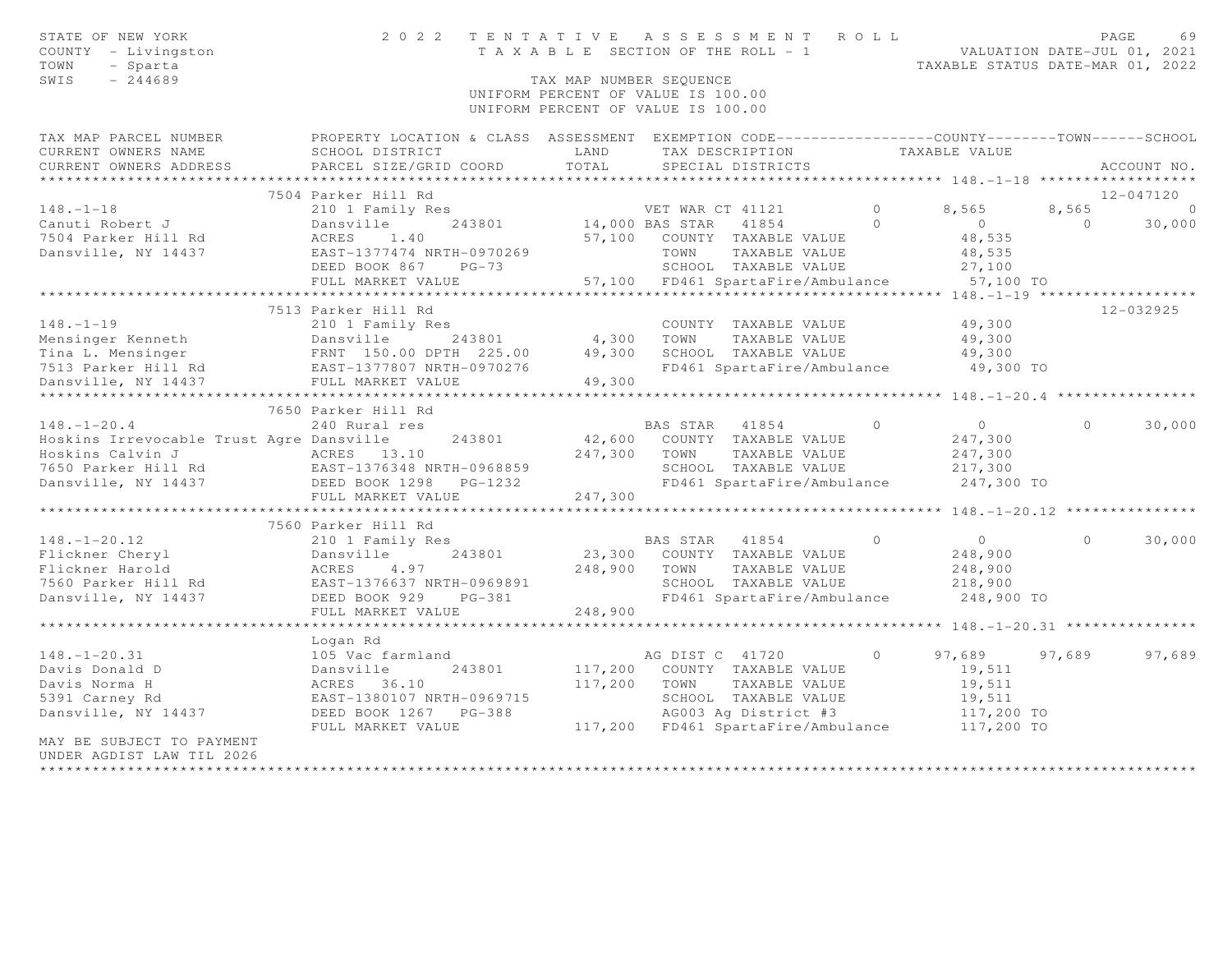STATE OF NEW YORK
COUNTY - Livingston
TOWN - Sparta
SWIS - 244689

# 2022 TENTATIVE ASSESSMENT ROLL

TAXABLE SECTION OF THE ROLL - 1

VALUATION DATE-JUL 01, 2021
TAXABLE STATUS DATE-MAR 01, 2022

TAX MAP NUMBER SEQUENCE
UNIFORM PERCENT OF VALUE IS 100.00
UNIFORM PERCENT OF VALUE IS 100.00

```
TAX MAP PARCEL NUMBER          PROPERTY LOCATION & CLASS  ASSESSMENT  EXEMPTION CODE------------------COUNTY--------TOWN------SCHOOL
CURRENT OWNERS NAME            SCHOOL DISTRICT               LAND      TAX DESCRIPTION             TAXABLE VALUE
CURRENT OWNERS ADDRESS         PARCEL SIZE/GRID COORD        TOTAL     SPECIAL DISTRICTS                                        ACCOUNT NO.
******************************************************************************************************* 148.-1-18 ******************
                               7504 Parker Hill Rd                                                                               12-047120
148.-1-18                      210 1 Family Res                         VET WAR CT 41121        0         8,565       8,565          0
Canuti Robert J                Dansville      243801        14,000 BAS STAR   41854         0             0           0     30,000
7504 Parker Hill Rd            ACRES    1.40                57,100   COUNTY  TAXABLE VALUE                 48,535
Dansville, NY 14437            EAST-1377474 NRTH-0970269             TOWN    TAXABLE VALUE                 48,535
                               DEED BOOK 867    PG-73                SCHOOL  TAXABLE VALUE                 27,100
                               FULL MARKET VALUE            57,100   FD461 SpartaFire/Ambulance            57,100 TO
******************************************************************************************************* 148.-1-19 ******************
                               7513 Parker Hill Rd                                                                               12-032925
148.-1-19                      210 1 Family Res                      COUNTY  TAXABLE VALUE                 49,300
Mensinger Kenneth              Dansville      243801         4,300   TOWN    TAXABLE VALUE                 49,300
Tina L. Mensinger              FRNT 150.00 DPTH 225.00      49,300   SCHOOL  TAXABLE VALUE                 49,300
7513 Parker Hill Rd            EAST-1377807 NRTH-0970276             FD461 SpartaFire/Ambulance            49,300 TO
Dansville, NY 14437            FULL MARKET VALUE            49,300
******************************************************************************************************* 148.-1-20.4 ****************
                               7650 Parker Hill Rd
148.-1-20.4                    240 Rural res                         BAS STAR   41854         0             0           0     30,000
Hoskins Irrevocable Trust Agre Dansville      243801        42,600   COUNTY  TAXABLE VALUE                247,300
Hoskins Calvin J               ACRES   13.10               247,300   TOWN    TAXABLE VALUE                247,300
7650 Parker Hill Rd            EAST-1376348 NRTH-0968859             SCHOOL  TAXABLE VALUE                217,300
Dansville, NY 14437            DEED BOOK 1298   PG-1232              FD461 SpartaFire/Ambulance           247,300 TO
                               FULL MARKET VALUE           247,300
******************************************************************************************************* 148.-1-20.12 ***************
                               7560 Parker Hill Rd
148.-1-20.12                   210 1 Family Res                      BAS STAR   41854         0             0           0     30,000
Flickner Cheryl                Dansville      243801        23,300   COUNTY  TAXABLE VALUE                248,900
Flickner Harold                ACRES    4.97               248,900   TOWN    TAXABLE VALUE                248,900
7560 Parker Hill Rd            EAST-1376637 NRTH-0969891             SCHOOL  TAXABLE VALUE                218,900
Dansville, NY 14437            DEED BOOK 929    PG-381               FD461 SpartaFire/Ambulance           248,900 TO
                               FULL MARKET VALUE           248,900
******************************************************************************************************* 148.-1-20.31 ***************
                               Logan Rd
148.-1-20.31                   105 Vac farmland                      AG DIST C  41720         0        97,689      97,689     97,689
Davis Donald D                 Dansville      243801       117,200   COUNTY  TAXABLE VALUE                 19,511
Davis Norma H                  ACRES   36.10               117,200   TOWN    TAXABLE VALUE                 19,511
5391 Carney Rd                 EAST-1380107 NRTH-0969715             SCHOOL  TAXABLE VALUE                 19,511
Dansville, NY 14437            DEED BOOK 1267   PG-388               AG003 Ag District #3                 117,200 TO
                               FULL MARKET VALUE           117,200   FD461 SpartaFire/Ambulance           117,200 TO
MAY BE SUBJECT TO PAYMENT
UNDER AGDIST LAW TIL 2026
************************************************************************************************************************************
```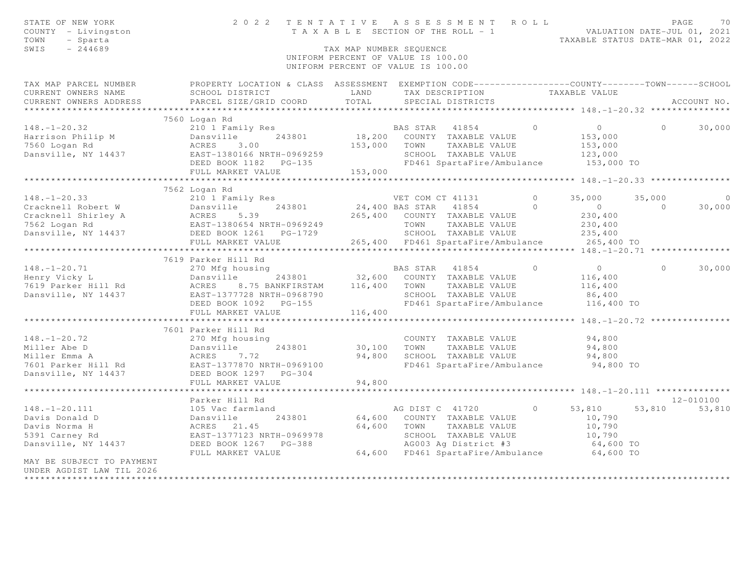STATE OF NEW YORK
COUNTY - Livingston
TOWN - Sparta
SWIS - 244689

# 2022 TENTATIVE ASSESSMENT ROLL

TAXABLE SECTION OF THE ROLL - 1

TAX MAP NUMBER SEQUENCE
UNIFORM PERCENT OF VALUE IS 100.00
UNIFORM PERCENT OF VALUE IS 100.00

VALUATION DATE-JUL 01, 2021
TAXABLE STATUS DATE-MAR 01, 2022

| TAX MAP PARCEL NUMBER / CURRENT OWNERS NAME / CURRENT OWNERS ADDRESS | PROPERTY LOCATION & CLASS / SCHOOL DISTRICT / PARCEL SIZE/GRID COORD | ASSESSMENT LAND / TOTAL | EXEMPTION CODE / TAX DESCRIPTION / SPECIAL DISTRICTS | COUNTY | TOWN | SCHOOL | ACCOUNT NO. |
|---|---|---|---|---|---|---|---|
| **148.-1-20.32** | 7560 Logan Rd | | | | | | |
| 148.-1-20.32 | 210 1 Family Res | | BAS STAR 41854 0 | 0 | 0 | 30,000 | |
| Harrison Philip M | Dansville 243801 | 18,200 | COUNTY TAXABLE VALUE | 153,000 | | | |
| 7560 Logan Rd | ACRES 3.00 | 153,000 | TOWN TAXABLE VALUE | | 153,000 | | |
| Dansville, NY 14437 | EAST-1380166 NRTH-0969259 | | SCHOOL TAXABLE VALUE | | | 123,000 | |
| | DEED BOOK 1182 PG-135 | | FD461 SpartaFire/Ambulance | 153,000 TO | | | |
| | FULL MARKET VALUE | 153,000 | | | | | |
| **148.-1-20.33** | 7562 Logan Rd | | | | | | |
| 148.-1-20.33 | 210 1 Family Res | | VET COM CT 41131 0 | 35,000 | 35,000 | 0 | |
| Cracknell Robert W | Dansville 243801 | 24,400 | BAS STAR 41854 0 | 0 | 0 | 30,000 | |
| Cracknell Shirley A | ACRES 5.39 | 265,400 | COUNTY TAXABLE VALUE | 230,400 | | | |
| 7562 Logan Rd | EAST-1380654 NRTH-0969249 | | TOWN TAXABLE VALUE | | 230,400 | | |
| Dansville, NY 14437 | DEED BOOK 1261 PG-1729 | | SCHOOL TAXABLE VALUE | | | 235,400 | |
| | FULL MARKET VALUE | 265,400 | FD461 SpartaFire/Ambulance | 265,400 TO | | | |
| **148.-1-20.71** | 7619 Parker Hill Rd | | | | | | |
| 148.-1-20.71 | 270 Mfg housing | | BAS STAR 41854 0 | 0 | 0 | 30,000 | |
| Henry Vicky L | Dansville 243801 | 32,600 | COUNTY TAXABLE VALUE | 116,400 | | | |
| 7619 Parker Hill Rd | ACRES 8.75 BANKFIRSTAM | 116,400 | TOWN TAXABLE VALUE | | 116,400 | | |
| Dansville, NY 14437 | EAST-1377728 NRTH-0968790 | | SCHOOL TAXABLE VALUE | | | 86,400 | |
| | DEED BOOK 1092 PG-155 | | FD461 SpartaFire/Ambulance | 116,400 TO | | | |
| | FULL MARKET VALUE | 116,400 | | | | | |
| **148.-1-20.72** | 7601 Parker Hill Rd | | | | | | |
| 148.-1-20.72 | 270 Mfg housing | | COUNTY TAXABLE VALUE | 94,800 | | | |
| Miller Abe D | Dansville 243801 | 30,100 | TOWN TAXABLE VALUE | | 94,800 | | |
| Miller Emma A | ACRES 7.72 | 94,800 | SCHOOL TAXABLE VALUE | | | 94,800 | |
| 7601 Parker Hill Rd | EAST-1377870 NRTH-0969100 | | FD461 SpartaFire/Ambulance | 94,800 TO | | | |
| Dansville, NY 14437 | DEED BOOK 1297 PG-304 | | | | | | |
| | FULL MARKET VALUE | 94,800 | | | | | |
| **148.-1-20.111** | Parker Hill Rd | | | | | | 12-010100 |
| 148.-1-20.111 | 105 Vac farmland | | AG DIST C 41720 0 | 53,810 | 53,810 | 53,810 | |
| Davis Donald D | Dansville 243801 | 64,600 | COUNTY TAXABLE VALUE | 10,790 | | | |
| Davis Norma H | ACRES 21.45 | 64,600 | TOWN TAXABLE VALUE | | 10,790 | | |
| 5391 Carney Rd | EAST-1377123 NRTH-0969978 | | SCHOOL TAXABLE VALUE | | | 10,790 | |
| Dansville, NY 14437 | DEED BOOK 1267 PG-388 | | AG003 Ag District #3 | 64,600 TO | | | |
| | FULL MARKET VALUE | 64,600 | FD461 SpartaFire/Ambulance | 64,600 TO | | | |
| MAY BE SUBJECT TO PAYMENT UNDER AGDIST LAW TIL 2026 | | | | | | | |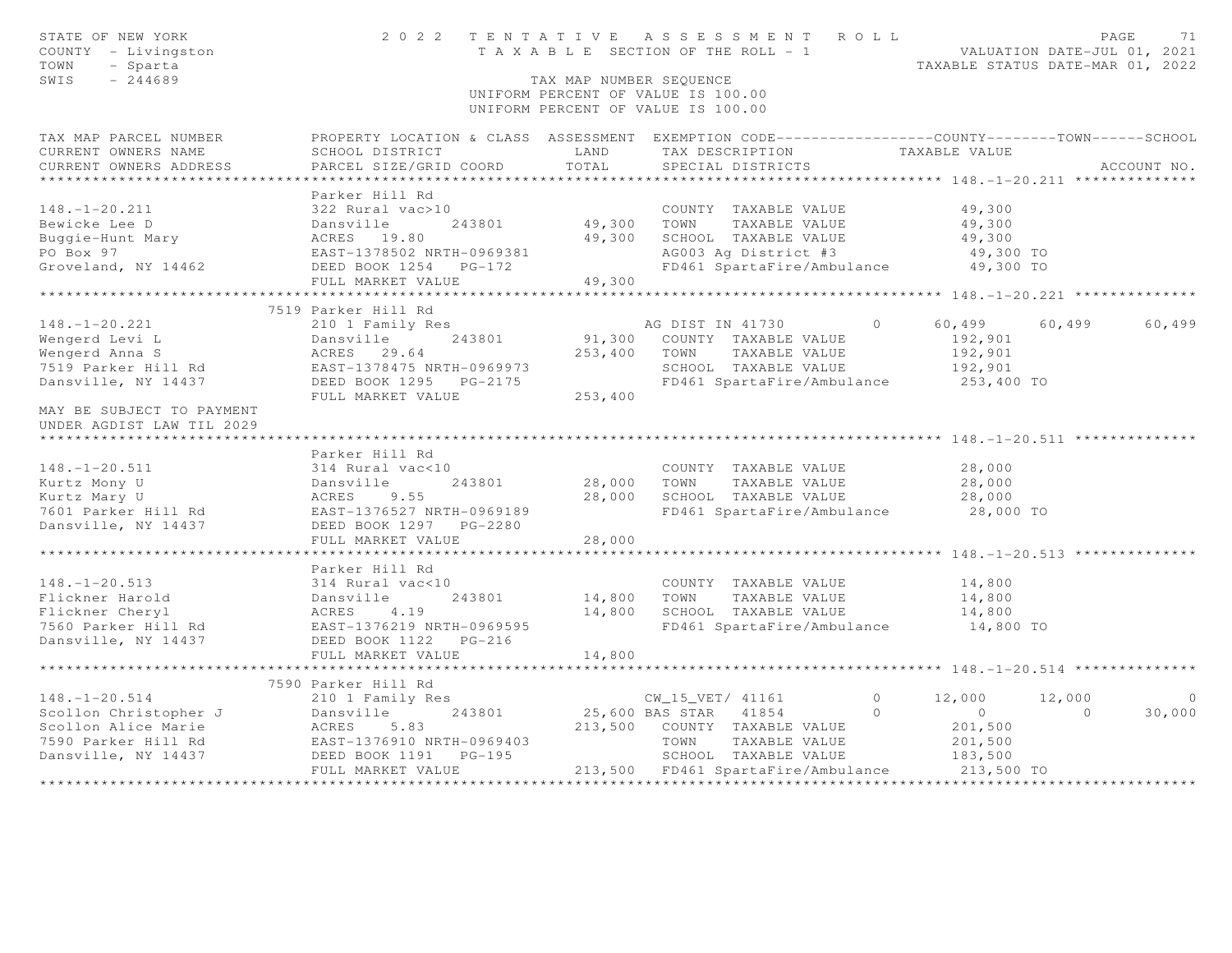STATE OF NEW YORK
COUNTY - Livingston
TOWN - Sparta
SWIS - 244689

# 2022 TENTATIVE ASSESSMENT ROLL

TAXABLE SECTION OF THE ROLL - 1

TAX MAP NUMBER SEQUENCE

UNIFORM PERCENT OF VALUE IS 100.00

VALUATION DATE-JUL 01, 2021
TAXABLE STATUS DATE-MAR 01, 2022

| TAX MAP PARCEL NUMBER / CURRENT OWNERS NAME / CURRENT OWNERS ADDRESS | PROPERTY LOCATION & CLASS / SCHOOL DISTRICT / PARCEL SIZE/GRID COORD | ASSESSMENT LAND / TOTAL | EXEMPTION CODE / TAX DESCRIPTION / SPECIAL DISTRICTS | COUNTY TAXABLE VALUE | TOWN | SCHOOL / ACCOUNT NO. |
|---|---|---|---|---|---|---|
| **148.-1-20.211** | Parker Hill Rd | | | | | |
| 148.-1-20.211 | 322 Rural vac>10 | | COUNTY TAXABLE VALUE | 49,300 | | |
| Bewicke Lee D | Dansville 243801 | 49,300 | TOWN TAXABLE VALUE | 49,300 | | |
| Buggie-Hunt Mary | ACRES 19.80 | 49,300 | SCHOOL TAXABLE VALUE | 49,300 | | |
| PO Box 97 | EAST-1378502 NRTH-0969381 | | AG003 Ag District #3 | 49,300 TO | | |
| Groveland, NY 14462 | DEED BOOK 1254 PG-172 | | FD461 SpartaFire/Ambulance | 49,300 TO | | |
| | FULL MARKET VALUE | 49,300 | | | | |
| **148.-1-20.221** | 7519 Parker Hill Rd | | | | | |
| 148.-1-20.221 | 210 1 Family Res | | AG DIST IN 41730 0 | 60,499 | 60,499 | 60,499 |
| Wengerd Levi L | Dansville 243801 | 91,300 | COUNTY TAXABLE VALUE | 192,901 | | |
| Wengerd Anna S | ACRES 29.64 | 253,400 | TOWN TAXABLE VALUE | 192,901 | | |
| 7519 Parker Hill Rd | EAST-1378475 NRTH-0969973 | | SCHOOL TAXABLE VALUE | 192,901 | | |
| Dansville, NY 14437 | DEED BOOK 1295 PG-2175 | | FD461 SpartaFire/Ambulance | 253,400 TO | | |
| | FULL MARKET VALUE | 253,400 | | | | |
| MAY BE SUBJECT TO PAYMENT UNDER AGDIST LAW TIL 2029 | | | | | | |
| **148.-1-20.511** | Parker Hill Rd | | | | | |
| 148.-1-20.511 | 314 Rural vac<10 | | COUNTY TAXABLE VALUE | 28,000 | | |
| Kurtz Mony U | Dansville 243801 | 28,000 | TOWN TAXABLE VALUE | 28,000 | | |
| Kurtz Mary U | ACRES 9.55 | 28,000 | SCHOOL TAXABLE VALUE | 28,000 | | |
| 7601 Parker Hill Rd | EAST-1376527 NRTH-0969189 | | FD461 SpartaFire/Ambulance | 28,000 TO | | |
| Dansville, NY 14437 | DEED BOOK 1297 PG-2280 | | | | | |
| | FULL MARKET VALUE | 28,000 | | | | |
| **148.-1-20.513** | Parker Hill Rd | | | | | |
| 148.-1-20.513 | 314 Rural vac<10 | | COUNTY TAXABLE VALUE | 14,800 | | |
| Flickner Harold | Dansville 243801 | 14,800 | TOWN TAXABLE VALUE | 14,800 | | |
| Flickner Cheryl | ACRES 4.19 | 14,800 | SCHOOL TAXABLE VALUE | 14,800 | | |
| 7560 Parker Hill Rd | EAST-1376219 NRTH-0969595 | | FD461 SpartaFire/Ambulance | 14,800 TO | | |
| Dansville, NY 14437 | DEED BOOK 1122 PG-216 | | | | | |
| | FULL MARKET VALUE | 14,800 | | | | |
| **148.-1-20.514** | 7590 Parker Hill Rd | | | | | |
| 148.-1-20.514 | 210 1 Family Res | | CW_15_VET/ 41161 0 | 12,000 | 12,000 | 0 |
| Scollon Christopher J | Dansville 243801 | 25,600 | BAS STAR 41854 0 | 0 | 0 | 30,000 |
| Scollon Alice Marie | ACRES 5.83 | 213,500 | COUNTY TAXABLE VALUE | 201,500 | | |
| 7590 Parker Hill Rd | EAST-1376910 NRTH-0969403 | | TOWN TAXABLE VALUE | 201,500 | | |
| Dansville, NY 14437 | DEED BOOK 1191 PG-195 | | SCHOOL TAXABLE VALUE | 183,500 | | |
| | FULL MARKET VALUE | 213,500 | FD461 SpartaFire/Ambulance | 213,500 TO | | |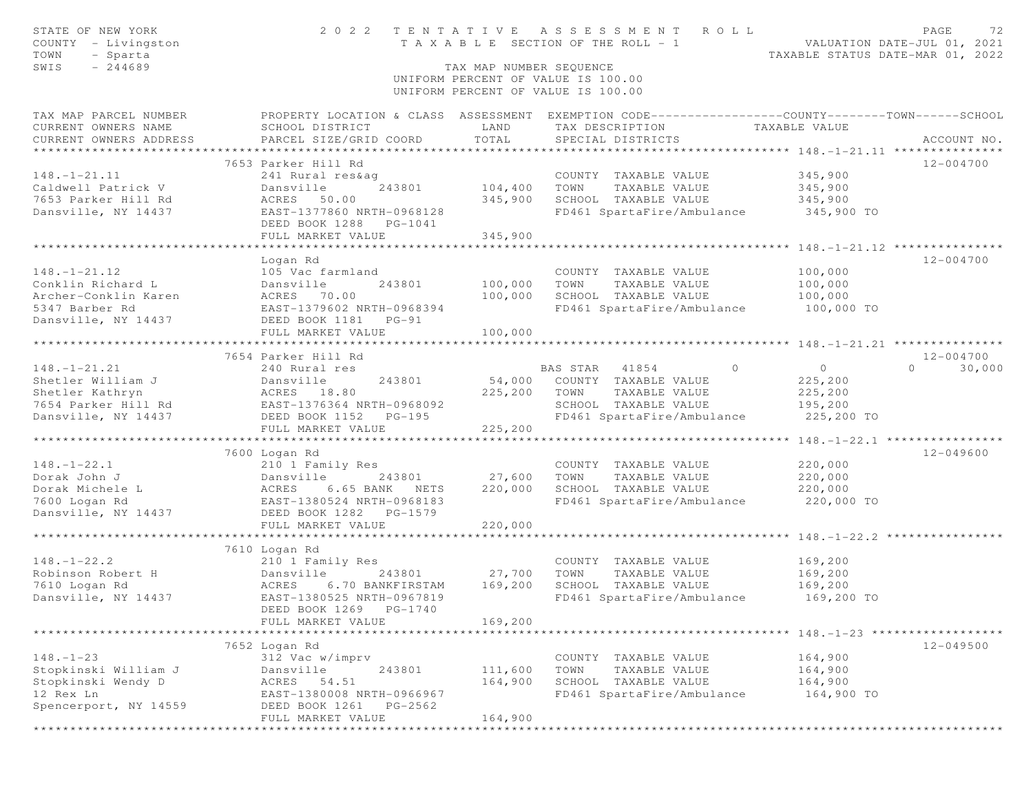STATE OF NEW YORK
COUNTY - Livingston
TOWN - Sparta
SWIS - 244689

# 2022 TENTATIVE ASSESSMENT ROLL

TAXABLE SECTION OF THE ROLL - 1

VALUATION DATE-JUL 01, 2021
TAXABLE STATUS DATE-MAR 01, 2022

TAX MAP NUMBER SEQUENCE
UNIFORM PERCENT OF VALUE IS 100.00
UNIFORM PERCENT OF VALUE IS 100.00

```
TAX MAP PARCEL NUMBER          PROPERTY LOCATION & CLASS  ASSESSMENT  EXEMPTION CODE------------------COUNTY--------TOWN------SCHOOL
CURRENT OWNERS NAME            SCHOOL DISTRICT               LAND      TAX DESCRIPTION            TAXABLE VALUE
CURRENT OWNERS ADDRESS         PARCEL SIZE/GRID COORD        TOTAL     SPECIAL DISTRICTS                                    ACCOUNT NO.
******************************************************************************************************* 148.-1-21.11 ***************
                               7653 Parker Hill Rd                                                                        12-004700
148.-1-21.11                   241 Rural res&ag                        COUNTY  TAXABLE VALUE            345,900
Caldwell Patrick V             Dansville        243801      104,400    TOWN    TAXABLE VALUE            345,900
7653 Parker Hill Rd            ACRES   50.00                345,900    SCHOOL  TAXABLE VALUE            345,900
Dansville, NY 14437            EAST-1377860 NRTH-0968128               FD461 SpartaFire/Ambulance        345,900 TO
                               DEED BOOK 1288   PG-1041
                               FULL MARKET VALUE            345,900
******************************************************************************************************* 148.-1-21.12 ***************
                               Logan Rd                                                                                   12-004700
148.-1-21.12                   105 Vac farmland                        COUNTY  TAXABLE VALUE            100,000
Conklin Richard L              Dansville        243801      100,000    TOWN    TAXABLE VALUE            100,000
Archer-Conklin Karen           ACRES   70.00                100,000    SCHOOL  TAXABLE VALUE            100,000
5347 Barber Rd                 EAST-1379602 NRTH-0968394               FD461 SpartaFire/Ambulance        100,000 TO
Dansville, NY 14437            DEED BOOK 1181   PG-91
                               FULL MARKET VALUE            100,000
******************************************************************************************************* 148.-1-21.21 ***************
                               7654 Parker Hill Rd                                                                        12-004700
148.-1-21.21                   240 Rural res                          BAS STAR   41854        0            0             0       30,000
Shetler William J              Dansville        243801       54,000    COUNTY  TAXABLE VALUE            225,200
Shetler Kathryn                ACRES   18.80                225,200    TOWN    TAXABLE VALUE            225,200
7654 Parker Hill Rd            EAST-1376364 NRTH-0968092               SCHOOL  TAXABLE VALUE            195,200
Dansville, NY 14437            DEED BOOK 1152   PG-195                 FD461 SpartaFire/Ambulance        225,200 TO
                               FULL MARKET VALUE            225,200
******************************************************************************************************* 148.-1-22.1 ****************
                               7600 Logan Rd                                                                              12-049600
148.-1-22.1                    210 1 Family Res                        COUNTY  TAXABLE VALUE            220,000
Dorak John J                   Dansville        243801       27,600    TOWN    TAXABLE VALUE            220,000
Dorak Michele L                ACRES    6.65 BANK   NETS    220,000    SCHOOL  TAXABLE VALUE            220,000
7600 Logan Rd                  EAST-1380524 NRTH-0968183               FD461 SpartaFire/Ambulance        220,000 TO
Dansville, NY 14437            DEED BOOK 1282   PG-1579
                               FULL MARKET VALUE            220,000
******************************************************************************************************* 148.-1-22.2 ****************
                               7610 Logan Rd
148.-1-22.2                    210 1 Family Res                        COUNTY  TAXABLE VALUE            169,200
Robinson Robert H              Dansville        243801       27,700    TOWN    TAXABLE VALUE            169,200
7610 Logan Rd                  ACRES    6.70 BANKFIRSTAM    169,200    SCHOOL  TAXABLE VALUE            169,200
Dansville, NY 14437            EAST-1380525 NRTH-0967819               FD461 SpartaFire/Ambulance        169,200 TO
                               DEED BOOK 1269   PG-1740
                               FULL MARKET VALUE            169,200
******************************************************************************************************* 148.-1-23 ******************
                               7652 Logan Rd                                                                              12-049500
148.-1-23                      312 Vac w/imprv                         COUNTY  TAXABLE VALUE            164,900
Stopkinski William J           Dansville        243801      111,600    TOWN    TAXABLE VALUE            164,900
Stopkinski Wendy D             ACRES   54.51                164,900    SCHOOL  TAXABLE VALUE            164,900
12 Rex Ln                      EAST-1380008 NRTH-0966967               FD461 SpartaFire/Ambulance        164,900 TO
Spencerport, NY 14559          DEED BOOK 1261   PG-2562
                               FULL MARKET VALUE            164,900
************************************************************************************************************************************
```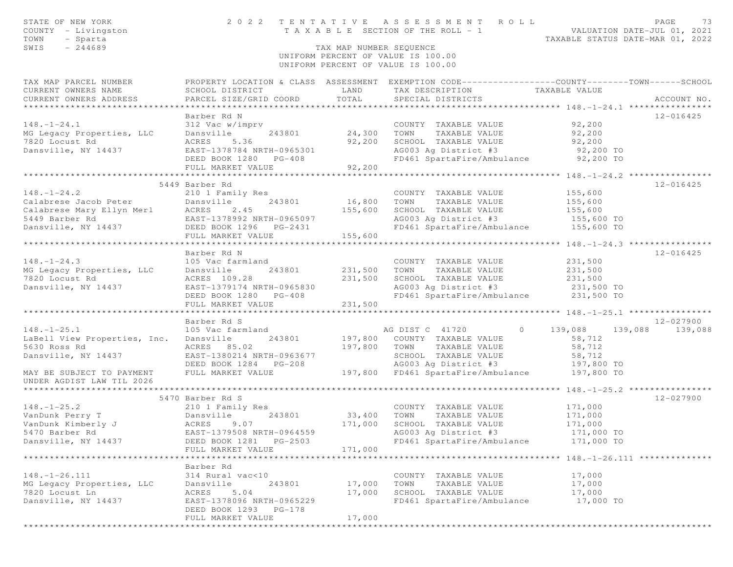STATE OF NEW YORK
COUNTY - Livingston
TOWN - Sparta
SWIS - 244689

2022 TENTATIVE ASSESSMENT ROLL
TAXABLE SECTION OF THE ROLL - 1

VALUATION DATE-JUL 01, 2021
TAXABLE STATUS DATE-MAR 01, 2022

TAX MAP NUMBER SEQUENCE
UNIFORM PERCENT OF VALUE IS 100.00
UNIFORM PERCENT OF VALUE IS 100.00

```
TAX MAP PARCEL NUMBER          PROPERTY LOCATION & CLASS  ASSESSMENT  EXEMPTION CODE------------------COUNTY--------TOWN------SCHOOL
CURRENT OWNERS NAME            SCHOOL DISTRICT               LAND      TAX DESCRIPTION            TAXABLE VALUE
CURRENT OWNERS ADDRESS         PARCEL SIZE/GRID COORD       TOTAL      SPECIAL DISTRICTS                                         ACCOUNT NO.
******************************************************************************************************* 148.-1-24.1 ****************
                               Barber Rd N                                                                                  12-016425
148.-1-24.1                    312 Vac w/imprv                        COUNTY  TAXABLE VALUE            92,200
MG Legacy Properties, LLC      Dansville      243801       24,300     TOWN    TAXABLE VALUE            92,200
7820 Locust Rd                 ACRES    5.36               92,200     SCHOOL  TAXABLE VALUE            92,200
Dansville, NY 14437            EAST-1378784 NRTH-0965301              AG003 Ag District #3              92,200 TO
                               DEED BOOK 1280   PG-408                FD461 SpartaFire/Ambulance        92,200 TO
                               FULL MARKET VALUE           92,200
******************************************************************************************************* 148.-1-24.2 ****************
                             5449 Barber Rd                                                                                 12-016425
148.-1-24.2                    210 1 Family Res                       COUNTY  TAXABLE VALUE           155,600
Calabrese Jacob Peter          Dansville      243801       16,800     TOWN    TAXABLE VALUE           155,600
Calabrese Mary Ellyn Merl      ACRES    2.45              155,600     SCHOOL  TAXABLE VALUE           155,600
5449 Barber Rd                 EAST-1378992 NRTH-0965097              AG003 Ag District #3             155,600 TO
Dansville, NY 14437            DEED BOOK 1296   PG-2431               FD461 SpartaFire/Ambulance       155,600 TO
                               FULL MARKET VALUE          155,600
******************************************************************************************************* 148.-1-24.3 ****************
                               Barber Rd N                                                                                  12-016425
148.-1-24.3                    105 Vac farmland                       COUNTY  TAXABLE VALUE           231,500
MG Legacy Properties, LLC      Dansville      243801      231,500     TOWN    TAXABLE VALUE           231,500
7820 Locust Rd                 ACRES  109.28              231,500     SCHOOL  TAXABLE VALUE           231,500
Dansville, NY 14437            EAST-1379174 NRTH-0965830              AG003 Ag District #3             231,500 TO
                               DEED BOOK 1280   PG-408                FD461 SpartaFire/Ambulance       231,500 TO
                               FULL MARKET VALUE          231,500
******************************************************************************************************* 148.-1-25.1 ****************
                               Barber Rd S                                                                                  12-027900
148.-1-25.1                    105 Vac farmland                       AG DIST C  41720          0    139,088     139,088     139,088
LaBell View Properties, Inc.   Dansville      243801      197,800     COUNTY  TAXABLE VALUE            58,712
5630 Ross Rd                   ACRES   85.02              197,800     TOWN    TAXABLE VALUE            58,712
Dansville, NY 14437            EAST-1380214 NRTH-0963677              SCHOOL  TAXABLE VALUE            58,712
                               DEED BOOK 1284   PG-208                AG003 Ag District #3             197,800 TO
MAY BE SUBJECT TO PAYMENT      FULL MARKET VALUE          197,800     FD461 SpartaFire/Ambulance       197,800 TO
UNDER AGDIST LAW TIL 2026
******************************************************************************************************* 148.-1-25.2 ****************
                             5470 Barber Rd S                                                                               12-027900
148.-1-25.2                    210 1 Family Res                       COUNTY  TAXABLE VALUE           171,000
VanDunk Perry T                Dansville      243801       33,400     TOWN    TAXABLE VALUE           171,000
VanDunk Kimberly J             ACRES    9.07              171,000     SCHOOL  TAXABLE VALUE           171,000
5470 Barber Rd                 EAST-1379508 NRTH-0964559              AG003 Ag District #3             171,000 TO
Dansville, NY 14437            DEED BOOK 1281   PG-2503               FD461 SpartaFire/Ambulance       171,000 TO
                               FULL MARKET VALUE          171,000
******************************************************************************************************* 148.-1-26.111 **************
                               Barber Rd
148.-1-26.111                  314 Rural vac<10                       COUNTY  TAXABLE VALUE            17,000
MG Legacy Properties, LLC      Dansville      243801       17,000     TOWN    TAXABLE VALUE            17,000
7820 Locust Ln                 ACRES    5.04               17,000     SCHOOL  TAXABLE VALUE            17,000
Dansville, NY 14437            EAST-1378096 NRTH-0965229              FD461 SpartaFire/Ambulance        17,000 TO
                               DEED BOOK 1293   PG-178
                               FULL MARKET VALUE           17,000
************************************************************************************************************************************
```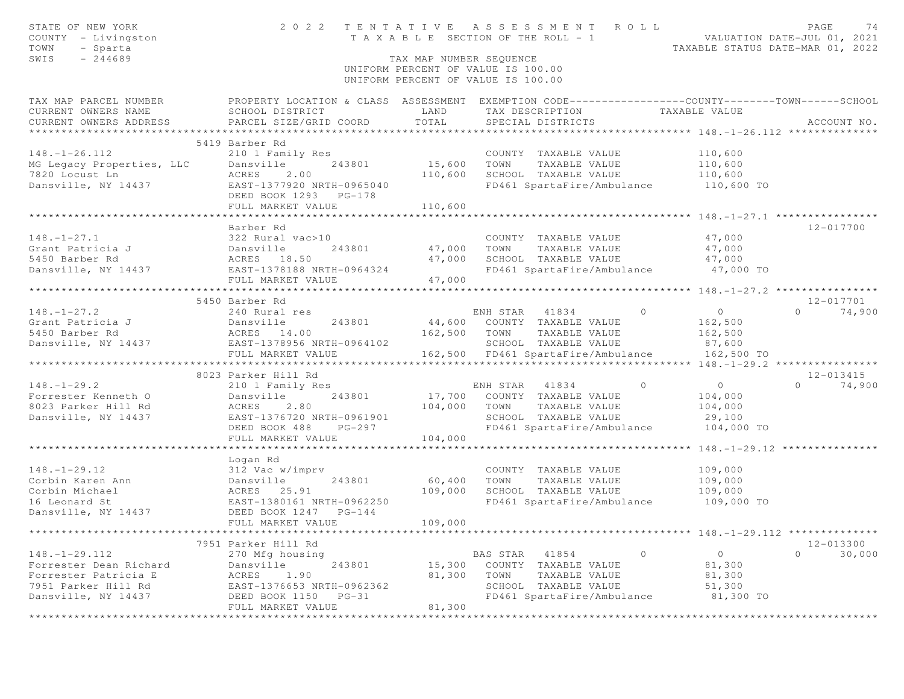STATE OF NEW YORK
COUNTY - Livingston
TOWN - Sparta
SWIS - 244689

2022 TENTATIVE ASSESSMENT ROLL
TAXABLE SECTION OF THE ROLL - 1
TAX MAP NUMBER SEQUENCE
UNIFORM PERCENT OF VALUE IS 100.00

VALUATION DATE-JUL 01, 2021
TAXABLE STATUS DATE-MAR 01, 2022

| TAX MAP PARCEL NUMBER / CURRENT OWNERS NAME / CURRENT OWNERS ADDRESS | PROPERTY LOCATION & CLASS / SCHOOL DISTRICT / PARCEL SIZE/GRID COORD | ASSESSMENT LAND | ASSESSMENT TOTAL | EXEMPTION CODE / TAX DESCRIPTION / SPECIAL DISTRICTS | COUNTY TAXABLE VALUE | TOWN | SCHOOL | ACCOUNT NO. |
|---|---|---|---|---|---|---|---|---|
| **148.-1-26.112** | 5419 Barber Rd | | | | | | | |
| | 210 1 Family Res | | | COUNTY TAXABLE VALUE | 110,600 | | | |
| MG Legacy Properties, LLC | Dansville 243801 | 15,600 | | TOWN TAXABLE VALUE | 110,600 | | | |
| 7820 Locust Ln | ACRES 2.00 | | 110,600 | SCHOOL TAXABLE VALUE | 110,600 | | | |
| Dansville, NY 14437 | EAST-1377920 NRTH-0965040 | | | FD461 SpartaFire/Ambulance | 110,600 TO | | | |
| | DEED BOOK 1293 PG-178 | | | | | | | |
| | FULL MARKET VALUE | | 110,600 | | | | | |
| **148.-1-27.1** | Barber Rd | | | | | | | 12-017700 |
| | 322 Rural vac>10 | | | COUNTY TAXABLE VALUE | 47,000 | | | |
| Grant Patricia J | Dansville 243801 | 47,000 | | TOWN TAXABLE VALUE | 47,000 | | | |
| 5450 Barber Rd | ACRES 18.50 | | 47,000 | SCHOOL TAXABLE VALUE | 47,000 | | | |
| Dansville, NY 14437 | EAST-1378188 NRTH-0964324 | | | FD461 SpartaFire/Ambulance | 47,000 TO | | | |
| | FULL MARKET VALUE | | 47,000 | | | | | |
| **148.-1-27.2** | 5450 Barber Rd | | | | | | | 12-017701 |
| | 240 Rural res | | | ENH STAR 41834 | 0 | 0 | 0 | 74,900 |
| Grant Patricia J | Dansville 243801 | 44,600 | | COUNTY TAXABLE VALUE | 162,500 | | | |
| 5450 Barber Rd | ACRES 14.00 | | 162,500 | TOWN TAXABLE VALUE | 162,500 | | | |
| Dansville, NY 14437 | EAST-1378956 NRTH-0964102 | | | SCHOOL TAXABLE VALUE | 87,600 | | | |
| | FULL MARKET VALUE | | 162,500 | FD461 SpartaFire/Ambulance | 162,500 TO | | | |
| **148.-1-29.2** | 8023 Parker Hill Rd | | | | | | | 12-013415 |
| | 210 1 Family Res | | | ENH STAR 41834 | 0 | 0 | 0 | 74,900 |
| Forrester Kenneth O | Dansville 243801 | 17,700 | | COUNTY TAXABLE VALUE | 104,000 | | | |
| 8023 Parker Hill Rd | ACRES 2.80 | | 104,000 | TOWN TAXABLE VALUE | 104,000 | | | |
| Dansville, NY 14437 | EAST-1376720 NRTH-0961901 | | | SCHOOL TAXABLE VALUE | 29,100 | | | |
| | DEED BOOK 488 PG-297 | | | FD461 SpartaFire/Ambulance | 104,000 TO | | | |
| | FULL MARKET VALUE | | 104,000 | | | | | |
| **148.-1-29.12** | Logan Rd | | | | | | | |
| | 312 Vac w/imprv | | | COUNTY TAXABLE VALUE | 109,000 | | | |
| Corbin Karen Ann | Dansville 243801 | 60,400 | | TOWN TAXABLE VALUE | 109,000 | | | |
| Corbin Michael | ACRES 25.91 | | 109,000 | SCHOOL TAXABLE VALUE | 109,000 | | | |
| 16 Leonard St | EAST-1380161 NRTH-0962250 | | | FD461 SpartaFire/Ambulance | 109,000 TO | | | |
| Dansville, NY 14437 | DEED BOOK 1247 PG-144 | | | | | | | |
| | FULL MARKET VALUE | | 109,000 | | | | | |
| **148.-1-29.112** | 7951 Parker Hill Rd | | | | | | | 12-013300 |
| | 270 Mfg housing | | | BAS STAR 41854 | 0 | 0 | 0 | 30,000 |
| Forrester Dean Richard | Dansville 243801 | 15,300 | | COUNTY TAXABLE VALUE | 81,300 | | | |
| Forrester Patricia E | ACRES 1.90 | | 81,300 | TOWN TAXABLE VALUE | 81,300 | | | |
| 7951 Parker Hill Rd | EAST-1376653 NRTH-0962362 | | | SCHOOL TAXABLE VALUE | 51,300 | | | |
| Dansville, NY 14437 | DEED BOOK 1150 PG-31 | | | FD461 SpartaFire/Ambulance | 81,300 TO | | | |
| | FULL MARKET VALUE | | 81,300 | | | | | |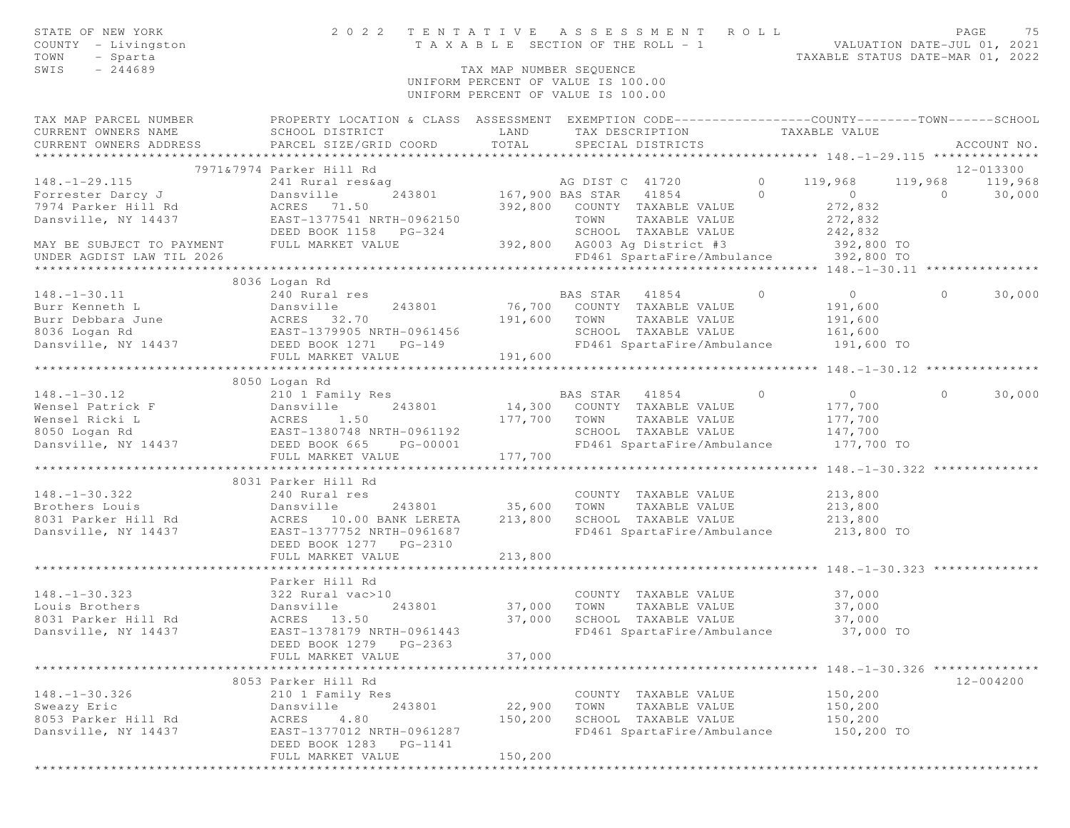STATE OF NEW YORK
COUNTY - Livingston
TOWN - Sparta
SWIS - 244689

# 2022 TENTATIVE ASSESSMENT ROLL

TAXABLE SECTION OF THE ROLL - 1

VALUATION DATE-JUL 01, 2021
TAXABLE STATUS DATE-MAR 01, 2022

TAX MAP NUMBER SEQUENCE
UNIFORM PERCENT OF VALUE IS 100.00
UNIFORM PERCENT OF VALUE IS 100.00

```
TAX MAP PARCEL NUMBER          PROPERTY LOCATION & CLASS  ASSESSMENT  EXEMPTION CODE------------------COUNTY--------TOWN------SCHOOL
CURRENT OWNERS NAME            SCHOOL DISTRICT               LAND      TAX DESCRIPTION            TAXABLE VALUE
CURRENT OWNERS ADDRESS         PARCEL SIZE/GRID COORD       TOTAL      SPECIAL DISTRICTS                                    ACCOUNT NO.
******************************************************************************************************* 148.-1-29.115 **************
              7971&7974 Parker Hill Rd                                                                                      12-013300
148.-1-29.115                  241 Rural res&ag                     AG DIST C  41720          0     119,968     119,968     119,968
Forrester Darcy J              Dansville      243801        167,900 BAS STAR   41854          0           0           0      30,000
7974 Parker Hill Rd            ACRES   71.50                392,800   COUNTY  TAXABLE VALUE            272,832
Dansville, NY 14437            EAST-1377541 NRTH-0962150              TOWN    TAXABLE VALUE            272,832
                               DEED BOOK 1158   PG-324                SCHOOL  TAXABLE VALUE            242,832
MAY BE SUBJECT TO PAYMENT      FULL MARKET VALUE            392,800   AG003 Ag District #3             392,800 TO
UNDER AGDIST LAW TIL 2026                                             FD461 SpartaFire/Ambulance       392,800 TO
******************************************************************************************************* 148.-1-30.11 ***************
                    8036 Logan Rd
148.-1-30.11                   240 Rural res                        BAS STAR   41854          0           0           0      30,000
Burr Kenneth L                 Dansville      243801         76,700   COUNTY  TAXABLE VALUE            191,600
Burr Debbara June              ACRES   32.70                191,600   TOWN    TAXABLE VALUE            191,600
8036 Logan Rd                  EAST-1379905 NRTH-0961456              SCHOOL  TAXABLE VALUE            161,600
Dansville, NY 14437            DEED BOOK 1271   PG-149                FD461 SpartaFire/Ambulance       191,600 TO
                               FULL MARKET VALUE            191,600
******************************************************************************************************* 148.-1-30.12 ***************
                    8050 Logan Rd
148.-1-30.12                   210 1 Family Res                     BAS STAR   41854          0           0           0      30,000
Wensel Patrick F               Dansville      243801         14,300   COUNTY  TAXABLE VALUE            177,700
Wensel Ricki L                 ACRES    1.50                177,700   TOWN    TAXABLE VALUE            177,700
8050 Logan Rd                  EAST-1380748 NRTH-0961192              SCHOOL  TAXABLE VALUE            147,700
Dansville, NY 14437            DEED BOOK 665    PG-00001              FD461 SpartaFire/Ambulance       177,700 TO
                               FULL MARKET VALUE            177,700
******************************************************************************************************* 148.-1-30.322 **************
                    8031 Parker Hill Rd
148.-1-30.322                  240 Rural res                          COUNTY  TAXABLE VALUE            213,800
Brothers Louis                 Dansville      243801         35,600   TOWN    TAXABLE VALUE            213,800
8031 Parker Hill Rd            ACRES   10.00 BANK LERETA    213,800   SCHOOL  TAXABLE VALUE            213,800
Dansville, NY 14437            EAST-1377752 NRTH-0961687              FD461 SpartaFire/Ambulance       213,800 TO
                               DEED BOOK 1277   PG-2310
                               FULL MARKET VALUE            213,800
******************************************************************************************************* 148.-1-30.323 **************
                         Parker Hill Rd
148.-1-30.323                  322 Rural vac>10                       COUNTY  TAXABLE VALUE             37,000
Louis Brothers                 Dansville      243801         37,000   TOWN    TAXABLE VALUE             37,000
8031 Parker Hill Rd            ACRES   13.50                 37,000   SCHOOL  TAXABLE VALUE             37,000
Dansville, NY 14437            EAST-1378179 NRTH-0961443              FD461 SpartaFire/Ambulance        37,000 TO
                               DEED BOOK 1279   PG-2363
                               FULL MARKET VALUE             37,000
******************************************************************************************************* 148.-1-30.326 **************
                    8053 Parker Hill Rd                                                                                     12-004200
148.-1-30.326                  210 1 Family Res                       COUNTY  TAXABLE VALUE            150,200
Sweazy Eric                    Dansville      243801         22,900   TOWN    TAXABLE VALUE            150,200
8053 Parker Hill Rd            ACRES    4.80                150,200   SCHOOL  TAXABLE VALUE            150,200
Dansville, NY 14437            EAST-1377012 NRTH-0961287              FD461 SpartaFire/Ambulance       150,200 TO
                               DEED BOOK 1283   PG-1141
                               FULL MARKET VALUE            150,200
************************************************************************************************************************************
```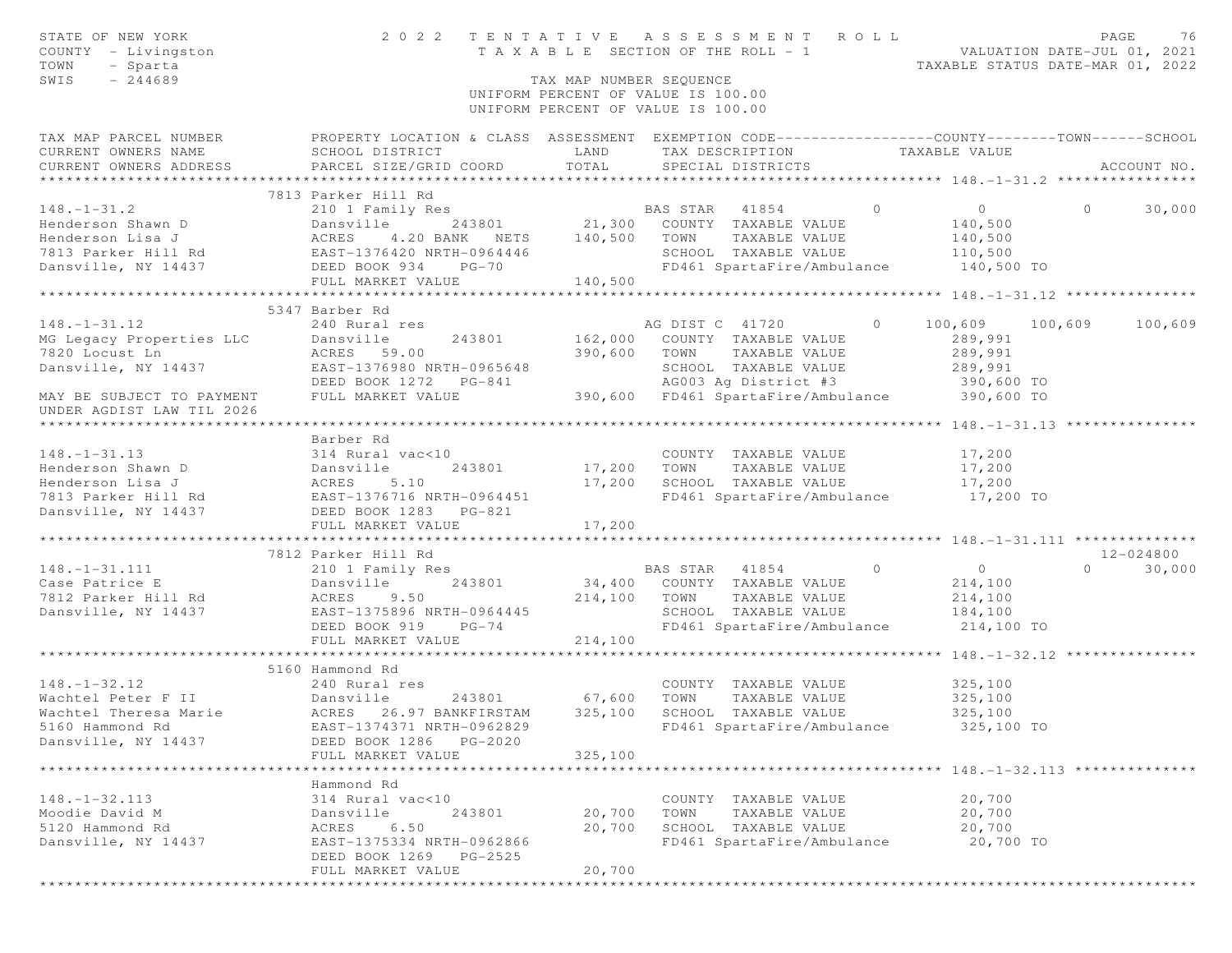STATE OF NEW YORK
COUNTY - Livingston
TOWN - Sparta
SWIS - 244689

# 2022 TENTATIVE ASSESSMENT ROLL

TAXABLE SECTION OF THE ROLL - 1

VALUATION DATE-JUL 01, 2021
TAXABLE STATUS DATE-MAR 01, 2022

TAX MAP NUMBER SEQUENCE
UNIFORM PERCENT OF VALUE IS 100.00
UNIFORM PERCENT OF VALUE IS 100.00

| TAX MAP PARCEL NUMBER / CURRENT OWNERS NAME / CURRENT OWNERS ADDRESS | PROPERTY LOCATION & CLASS / SCHOOL DISTRICT / PARCEL SIZE/GRID COORD | ASSESSMENT LAND / TOTAL | EXEMPTION CODE / TAX DESCRIPTION / SPECIAL DISTRICTS | COUNTY TAXABLE VALUE | TOWN | SCHOOL / ACCOUNT NO. |
|---|---|---|---|---|---|---|
| **148.-1-31.2** | 7813 Parker Hill Rd | | | | | |
| 148.-1-31.2 | 210 1 Family Res | | BAS STAR 41854 0 | 0 | 0 | 30,000 |
| Henderson Shawn D | Dansville 243801 | 21,300 | COUNTY TAXABLE VALUE | 140,500 | | |
| Henderson Lisa J | ACRES 4.20 BANK NETS | 140,500 | TOWN TAXABLE VALUE | 140,500 | | |
| 7813 Parker Hill Rd | EAST-1376420 NRTH-0964446 | | SCHOOL TAXABLE VALUE | 110,500 | | |
| Dansville, NY 14437 | DEED BOOK 934 PG-70 | | FD461 SpartaFire/Ambulance | 140,500 TO | | |
| | FULL MARKET VALUE | 140,500 | | | | |
| **148.-1-31.12** | 5347 Barber Rd | | | | | |
| 148.-1-31.12 | 240 Rural res | | AG DIST C 41720 0 | 100,609 | 100,609 | 100,609 |
| MG Legacy Properties LLC | Dansville 243801 | 162,000 | COUNTY TAXABLE VALUE | 289,991 | | |
| 7820 Locust Ln | ACRES 59.00 | 390,600 | TOWN TAXABLE VALUE | 289,991 | | |
| Dansville, NY 14437 | EAST-1376980 NRTH-0965648 | | SCHOOL TAXABLE VALUE | 289,991 | | |
| | DEED BOOK 1272 PG-841 | | AG003 Ag District #3 | 390,600 TO | | |
| MAY BE SUBJECT TO PAYMENT | FULL MARKET VALUE | 390,600 | FD461 SpartaFire/Ambulance | 390,600 TO | | |
| UNDER AGDIST LAW TIL 2026 | | | | | | |
| **148.-1-31.13** | Barber Rd | | | | | |
| 148.-1-31.13 | 314 Rural vac<10 | | COUNTY TAXABLE VALUE | 17,200 | | |
| Henderson Shawn D | Dansville 243801 | 17,200 | TOWN TAXABLE VALUE | 17,200 | | |
| Henderson Lisa J | ACRES 5.10 | 17,200 | SCHOOL TAXABLE VALUE | 17,200 | | |
| 7813 Parker Hill Rd | EAST-1376716 NRTH-0964451 | | FD461 SpartaFire/Ambulance | 17,200 TO | | |
| Dansville, NY 14437 | DEED BOOK 1283 PG-821 | | | | | |
| | FULL MARKET VALUE | 17,200 | | | | |
| **148.-1-31.111** | 7812 Parker Hill Rd | | | | | 12-024800 |
| 148.-1-31.111 | 210 1 Family Res | | BAS STAR 41854 0 | 0 | 0 | 30,000 |
| Case Patrice E | Dansville 243801 | 34,400 | COUNTY TAXABLE VALUE | 214,100 | | |
| 7812 Parker Hill Rd | ACRES 9.50 | 214,100 | TOWN TAXABLE VALUE | 214,100 | | |
| Dansville, NY 14437 | EAST-1375896 NRTH-0964445 | | SCHOOL TAXABLE VALUE | 184,100 | | |
| | DEED BOOK 919 PG-74 | | FD461 SpartaFire/Ambulance | 214,100 TO | | |
| | FULL MARKET VALUE | 214,100 | | | | |
| **148.-1-32.12** | 5160 Hammond Rd | | | | | |
| 148.-1-32.12 | 240 Rural res | | COUNTY TAXABLE VALUE | 325,100 | | |
| Wachtel Peter F II | Dansville 243801 | 67,600 | TOWN TAXABLE VALUE | 325,100 | | |
| Wachtel Theresa Marie | ACRES 26.97 BANKFIRSTAM | 325,100 | SCHOOL TAXABLE VALUE | 325,100 | | |
| 5160 Hammond Rd | EAST-1374371 NRTH-0962829 | | FD461 SpartaFire/Ambulance | 325,100 TO | | |
| Dansville, NY 14437 | DEED BOOK 1286 PG-2020 | | | | | |
| | FULL MARKET VALUE | 325,100 | | | | |
| **148.-1-32.113** | Hammond Rd | | | | | |
| 148.-1-32.113 | 314 Rural vac<10 | | COUNTY TAXABLE VALUE | 20,700 | | |
| Moodie David M | Dansville 243801 | 20,700 | TOWN TAXABLE VALUE | 20,700 | | |
| 5120 Hammond Rd | ACRES 6.50 | 20,700 | SCHOOL TAXABLE VALUE | 20,700 | | |
| Dansville, NY 14437 | EAST-1375334 NRTH-0962866 | | FD461 SpartaFire/Ambulance | 20,700 TO | | |
| | DEED BOOK 1269 PG-2525 | | | | | |
| | FULL MARKET VALUE | 20,700 | | | | |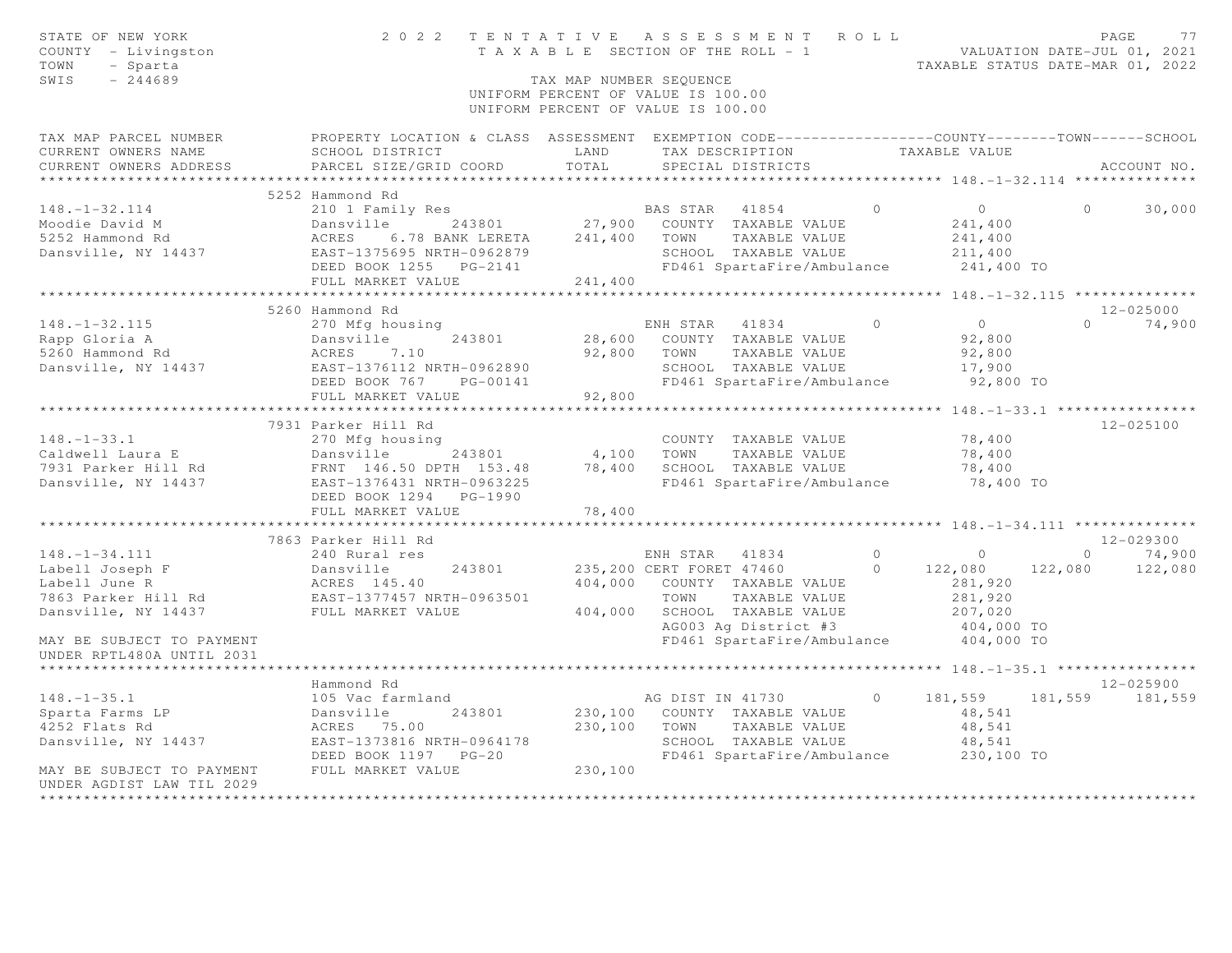STATE OF NEW YORK — 2022 TENTATIVE ASSESSMENT ROLL — TAXABLE SECTION OF THE ROLL - 1
COUNTY - Livingston
TOWN - Sparta
SWIS - 244689
TAX MAP NUMBER SEQUENCE
UNIFORM PERCENT OF VALUE IS 100.00
VALUATION DATE-JUL 01, 2021
TAXABLE STATUS DATE-MAR 01, 2022

| TAX MAP PARCEL NUMBER / CURRENT OWNERS NAME / CURRENT OWNERS ADDRESS | PROPERTY LOCATION & CLASS / SCHOOL DISTRICT / PARCEL SIZE/GRID COORD | ASSESSMENT LAND / TOTAL | EXEMPTION CODE / TAX DESCRIPTION / SPECIAL DISTRICTS | COUNTY TAXABLE VALUE | TOWN | SCHOOL | ACCOUNT NO. |
|---|---|---|---|---|---|---|---|
| **148.-1-32.114** | 5252 Hammond Rd | | | | | | |
| 148.-1-32.114 | 210 1 Family Res | | BAS STAR 41854 0 | 0 | 0 | 30,000 | |
| Moodie David M | Dansville 243801 | 27,900 | COUNTY TAXABLE VALUE | 241,400 | | | |
| 5252 Hammond Rd | ACRES 6.78 BANK LERETA | 241,400 | TOWN TAXABLE VALUE | 241,400 | | | |
| Dansville, NY 14437 | EAST-1375695 NRTH-0962879 | | SCHOOL TAXABLE VALUE | 211,400 | | | |
| | DEED BOOK 1255 PG-2141 | | FD461 SpartaFire/Ambulance | 241,400 TO | | | |
| | FULL MARKET VALUE | 241,400 | | | | | |
| **148.-1-32.115** | 5260 Hammond Rd | | | | | | 12-025000 |
| 148.-1-32.115 | 270 Mfg housing | | ENH STAR 41834 0 | 0 | 0 | 74,900 | |
| Rapp Gloria A | Dansville 243801 | 28,600 | COUNTY TAXABLE VALUE | 92,800 | | | |
| 5260 Hammond Rd | ACRES 7.10 | 92,800 | TOWN TAXABLE VALUE | 92,800 | | | |
| Dansville, NY 14437 | EAST-1376112 NRTH-0962890 | | SCHOOL TAXABLE VALUE | 17,900 | | | |
| | DEED BOOK 767 PG-00141 | | FD461 SpartaFire/Ambulance | 92,800 TO | | | |
| | FULL MARKET VALUE | 92,800 | | | | | |
| **148.-1-33.1** | 7931 Parker Hill Rd | | | | | | 12-025100 |
| 148.-1-33.1 | 270 Mfg housing | | COUNTY TAXABLE VALUE | 78,400 | | | |
| Caldwell Laura E | Dansville 243801 | 4,100 | TOWN TAXABLE VALUE | 78,400 | | | |
| 7931 Parker Hill Rd | FRNT 146.50 DPTH 153.48 | 78,400 | SCHOOL TAXABLE VALUE | 78,400 | | | |
| Dansville, NY 14437 | EAST-1376431 NRTH-0963225 | | FD461 SpartaFire/Ambulance | 78,400 TO | | | |
| | DEED BOOK 1294 PG-1990 | | | | | | |
| | FULL MARKET VALUE | 78,400 | | | | | |
| **148.-1-34.111** | 7863 Parker Hill Rd | | | | | | 12-029300 |
| 148.-1-34.111 | 240 Rural res | | ENH STAR 41834 0 | 0 | 0 | 74,900 | |
| Labell Joseph F | Dansville 243801 | 235,200 | CERT FORET 47460 0 | 122,080 | 122,080 | 122,080 | |
| Labell June R | ACRES 145.40 | 404,000 | COUNTY TAXABLE VALUE | 281,920 | | | |
| 7863 Parker Hill Rd | EAST-1377457 NRTH-0963501 | | TOWN TAXABLE VALUE | 281,920 | | | |
| Dansville, NY 14437 | FULL MARKET VALUE | 404,000 | SCHOOL TAXABLE VALUE | 207,020 | | | |
| | | | AG003 Ag District #3 | 404,000 TO | | | |
| MAY BE SUBJECT TO PAYMENT | | | FD461 SpartaFire/Ambulance | 404,000 TO | | | |
| UNDER RPTL480A UNTIL 2031 | | | | | | | |
| **148.-1-35.1** | Hammond Rd | | | | | | 12-025900 |
| 148.-1-35.1 | 105 Vac farmland | | AG DIST IN 41730 0 | 181,559 | 181,559 | 181,559 | |
| Sparta Farms LP | Dansville 243801 | 230,100 | COUNTY TAXABLE VALUE | 48,541 | | | |
| 4252 Flats Rd | ACRES 75.00 | 230,100 | TOWN TAXABLE VALUE | 48,541 | | | |
| Dansville, NY 14437 | EAST-1373816 NRTH-0964178 | | SCHOOL TAXABLE VALUE | 48,541 | | | |
| | DEED BOOK 1197 PG-20 | | FD461 SpartaFire/Ambulance | 230,100 TO | | | |
| MAY BE SUBJECT TO PAYMENT | FULL MARKET VALUE | 230,100 | | | | | |
| UNDER AGDIST LAW TIL 2029 | | | | | | | |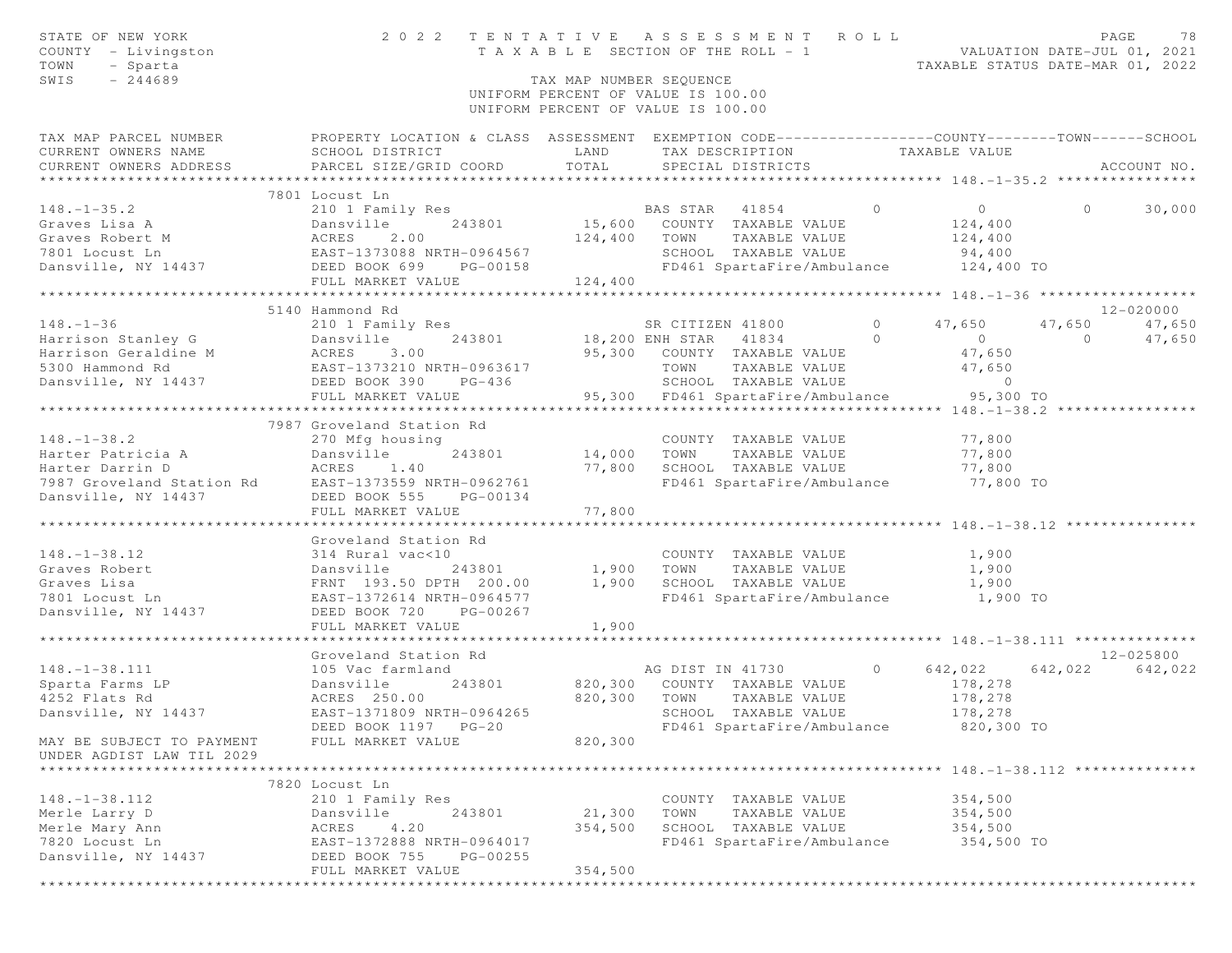STATE OF NEW YORK
COUNTY - Livingston
TOWN - Sparta
SWIS - 244689

2022 TENTATIVE ASSESSMENT ROLL
TAXABLE SECTION OF THE ROLL - 1
TAX MAP NUMBER SEQUENCE
UNIFORM PERCENT OF VALUE IS 100.00

VALUATION DATE-JUL 01, 2021
TAXABLE STATUS DATE-MAR 01, 2022

```
TAX MAP PARCEL NUMBER          PROPERTY LOCATION & CLASS  ASSESSMENT  EXEMPTION CODE------------------COUNTY--------TOWN------SCHOOL
CURRENT OWNERS NAME            SCHOOL DISTRICT               LAND      TAX DESCRIPTION            TAXABLE VALUE
CURRENT OWNERS ADDRESS         PARCEL SIZE/GRID COORD        TOTAL     SPECIAL DISTRICTS                                    ACCOUNT NO.
****************************************************************************************************** 148.-1-35.2 ****************
                           7801 Locust Ln
148.-1-35.2                    210 1 Family Res                     BAS STAR   41854           0          0          0      30,000
Graves Lisa A                  Dansville      243801      15,600    COUNTY  TAXABLE VALUE          124,400
Graves Robert M                ACRES    2.00             124,400    TOWN    TAXABLE VALUE          124,400
7801 Locust Ln                 EAST-1373088 NRTH-0964567            SCHOOL  TAXABLE VALUE           94,400
Dansville, NY 14437            DEED BOOK 699    PG-00158            FD461 SpartaFire/Ambulance      124,400 TO
                               FULL MARKET VALUE         124,400
****************************************************************************************************** 148.-1-36 ******************
                           5140 Hammond Rd                                                                            12-020000
148.-1-36                      210 1 Family Res                     SR CITIZEN 41800           0     47,650     47,650      47,650
Harrison Stanley G             Dansville      243801      18,200 ENH STAR   41834           0          0          0      47,650
Harrison Geraldine M           ACRES    3.00              95,300    COUNTY  TAXABLE VALUE           47,650
5300 Hammond Rd                EAST-1373210 NRTH-0963617            TOWN    TAXABLE VALUE           47,650
Dansville, NY 14437            DEED BOOK 390    PG-436              SCHOOL  TAXABLE VALUE                0
                               FULL MARKET VALUE          95,300    FD461 SpartaFire/Ambulance       95,300 TO
****************************************************************************************************** 148.-1-38.2 ****************
                           7987 Groveland Station Rd
148.-1-38.2                    270 Mfg housing                      COUNTY  TAXABLE VALUE           77,800
Harter Patricia A              Dansville      243801      14,000    TOWN    TAXABLE VALUE           77,800
Harter Darrin D                ACRES    1.40              77,800    SCHOOL  TAXABLE VALUE           77,800
7987 Groveland Station Rd      EAST-1373559 NRTH-0962761            FD461 SpartaFire/Ambulance       77,800 TO
Dansville, NY 14437            DEED BOOK 555    PG-00134
                               FULL MARKET VALUE          77,800
****************************************************************************************************** 148.-1-38.12 ***************
                               Groveland Station Rd
148.-1-38.12                   314 Rural vac<10                     COUNTY  TAXABLE VALUE            1,900
Graves Robert                  Dansville      243801       1,900    TOWN    TAXABLE VALUE            1,900
Graves Lisa                    FRNT 193.50 DPTH 200.00     1,900    SCHOOL  TAXABLE VALUE            1,900
7801 Locust Ln                 EAST-1372614 NRTH-0964577            FD461 SpartaFire/Ambulance        1,900 TO
Dansville, NY 14437            DEED BOOK 720    PG-00267
                               FULL MARKET VALUE           1,900
****************************************************************************************************** 148.-1-38.111 **************
                               Groveland Station Rd                                                                   12-025800
148.-1-38.111                  105 Vac farmland                     AG DIST IN 41730           0    642,022    642,022     642,022
Sparta Farms LP                Dansville      243801     820,300    COUNTY  TAXABLE VALUE          178,278
4252 Flats Rd                  ACRES  250.00             820,300    TOWN    TAXABLE VALUE          178,278
Dansville, NY 14437            EAST-1371809 NRTH-0964265            SCHOOL  TAXABLE VALUE          178,278
                               DEED BOOK 1197   PG-20               FD461 SpartaFire/Ambulance      820,300 TO
MAY BE SUBJECT TO PAYMENT      FULL MARKET VALUE         820,300
UNDER AGDIST LAW TIL 2029
****************************************************************************************************** 148.-1-38.112 **************
                           7820 Locust Ln
148.-1-38.112                  210 1 Family Res                     COUNTY  TAXABLE VALUE          354,500
Merle Larry D                  Dansville      243801      21,300    TOWN    TAXABLE VALUE          354,500
Merle Mary Ann                 ACRES    4.20             354,500    SCHOOL  TAXABLE VALUE          354,500
7820 Locust Ln                 EAST-1372888 NRTH-0964017            FD461 SpartaFire/Ambulance      354,500 TO
Dansville, NY 14437            DEED BOOK 755    PG-00255
                               FULL MARKET VALUE         354,500
************************************************************************************************************************************
```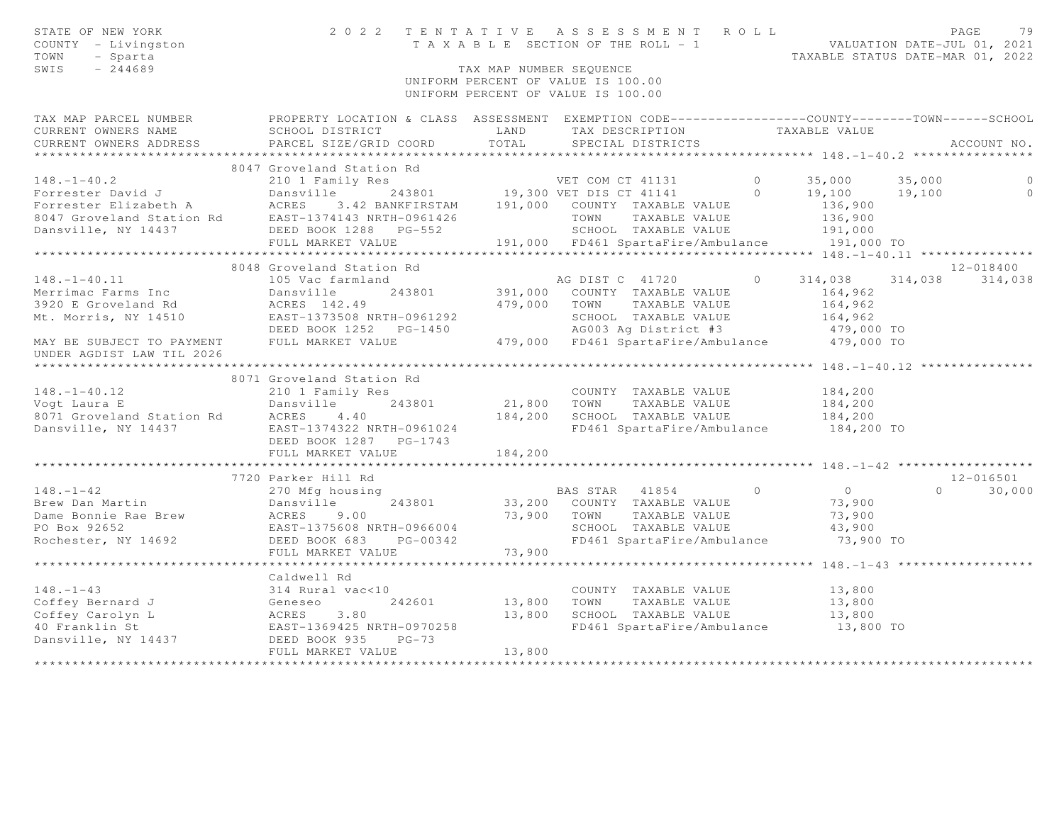STATE OF NEW YORK
COUNTY - Livingston
TOWN - Sparta
SWIS - 244689

# 2022 TENTATIVE ASSESSMENT ROLL

TAXABLE SECTION OF THE ROLL - 1

VALUATION DATE-JUL 01, 2021
TAXABLE STATUS DATE-MAR 01, 2022

TAX MAP NUMBER SEQUENCE
UNIFORM PERCENT OF VALUE IS 100.00
UNIFORM PERCENT OF VALUE IS 100.00

```
TAX MAP PARCEL NUMBER          PROPERTY LOCATION & CLASS  ASSESSMENT  EXEMPTION CODE------------------COUNTY--------TOWN------SCHOOL
CURRENT OWNERS NAME            SCHOOL DISTRICT               LAND      TAX DESCRIPTION            TAXABLE VALUE
CURRENT OWNERS ADDRESS         PARCEL SIZE/GRID COORD        TOTAL     SPECIAL DISTRICTS                                    ACCOUNT NO.
******************************************************************************************************* 148.-1-40.2 ****************
                               8047 Groveland Station Rd
148.-1-40.2                    210 1 Family Res                        VET COM CT 41131          0      35,000     35,000          0
Forrester David J              Dansville       243801       19,300 VET DIS CT 41141          0      19,100     19,100          0
Forrester Elizabeth A          ACRES    3.42 BANKFIRSTAM   191,000   COUNTY  TAXABLE VALUE           136,900
8047 Groveland Station Rd      EAST-1374143 NRTH-0961426               TOWN    TAXABLE VALUE           136,900
Dansville, NY 14437            DEED BOOK 1288   PG-552                 SCHOOL  TAXABLE VALUE           191,000
                               FULL MARKET VALUE              191,000   FD461 SpartaFire/Ambulance      191,000 TO
******************************************************************************************************* 148.-1-40.11 ***************
                               8048 Groveland Station Rd                                                                12-018400
148.-1-40.11                   105 Vac farmland                        AG DIST C  41720          0     314,038    314,038    314,038
Merrimac Farms Inc             Dansville       243801      391,000   COUNTY  TAXABLE VALUE           164,962
3920 E Groveland Rd            ACRES  142.49               479,000   TOWN    TAXABLE VALUE           164,962
Mt. Morris, NY 14510           EAST-1373508 NRTH-0961292               SCHOOL  TAXABLE VALUE           164,962
                               DEED BOOK 1252   PG-1450                AG003 Ag District #3             479,000 TO
MAY BE SUBJECT TO PAYMENT      FULL MARKET VALUE              479,000   FD461 SpartaFire/Ambulance      479,000 TO
UNDER AGDIST LAW TIL 2026
******************************************************************************************************* 148.-1-40.12 ***************
                               8071 Groveland Station Rd
148.-1-40.12                   210 1 Family Res                        COUNTY  TAXABLE VALUE           184,200
Vogt Laura E                   Dansville       243801       21,800   TOWN    TAXABLE VALUE           184,200
8071 Groveland Station Rd      ACRES    4.40               184,200   SCHOOL  TAXABLE VALUE           184,200
Dansville, NY 14437            EAST-1374322 NRTH-0961024               FD461 SpartaFire/Ambulance      184,200 TO
                               DEED BOOK 1287   PG-1743
                               FULL MARKET VALUE              184,200
******************************************************************************************************* 148.-1-42 ******************
                               7720 Parker Hill Rd                                                                      12-016501
148.-1-42                      270 Mfg housing                         BAS STAR   41854          0           0          0     30,000
Brew Dan Martin                Dansville       243801       33,200   COUNTY  TAXABLE VALUE            73,900
Dame Bonnie Rae Brew           ACRES    9.00                73,900   TOWN    TAXABLE VALUE            73,900
PO Box 92652                   EAST-1375608 NRTH-0966004               SCHOOL  TAXABLE VALUE            43,900
Rochester, NY 14692            DEED BOOK 683    PG-00342               FD461 SpartaFire/Ambulance       73,900 TO
                               FULL MARKET VALUE               73,900
******************************************************************************************************* 148.-1-43 ******************
                               Caldwell Rd
148.-1-43                      314 Rural vac<10                        COUNTY  TAXABLE VALUE            13,800
Coffey Bernard J               Geneseo         242601       13,800   TOWN    TAXABLE VALUE            13,800
Coffey Carolyn L               ACRES    3.80                13,800   SCHOOL  TAXABLE VALUE            13,800
40 Franklin St                 EAST-1369425 NRTH-0970258               FD461 SpartaFire/Ambulance       13,800 TO
Dansville, NY 14437            DEED BOOK 935    PG-73
                               FULL MARKET VALUE               13,800
************************************************************************************************************************************
```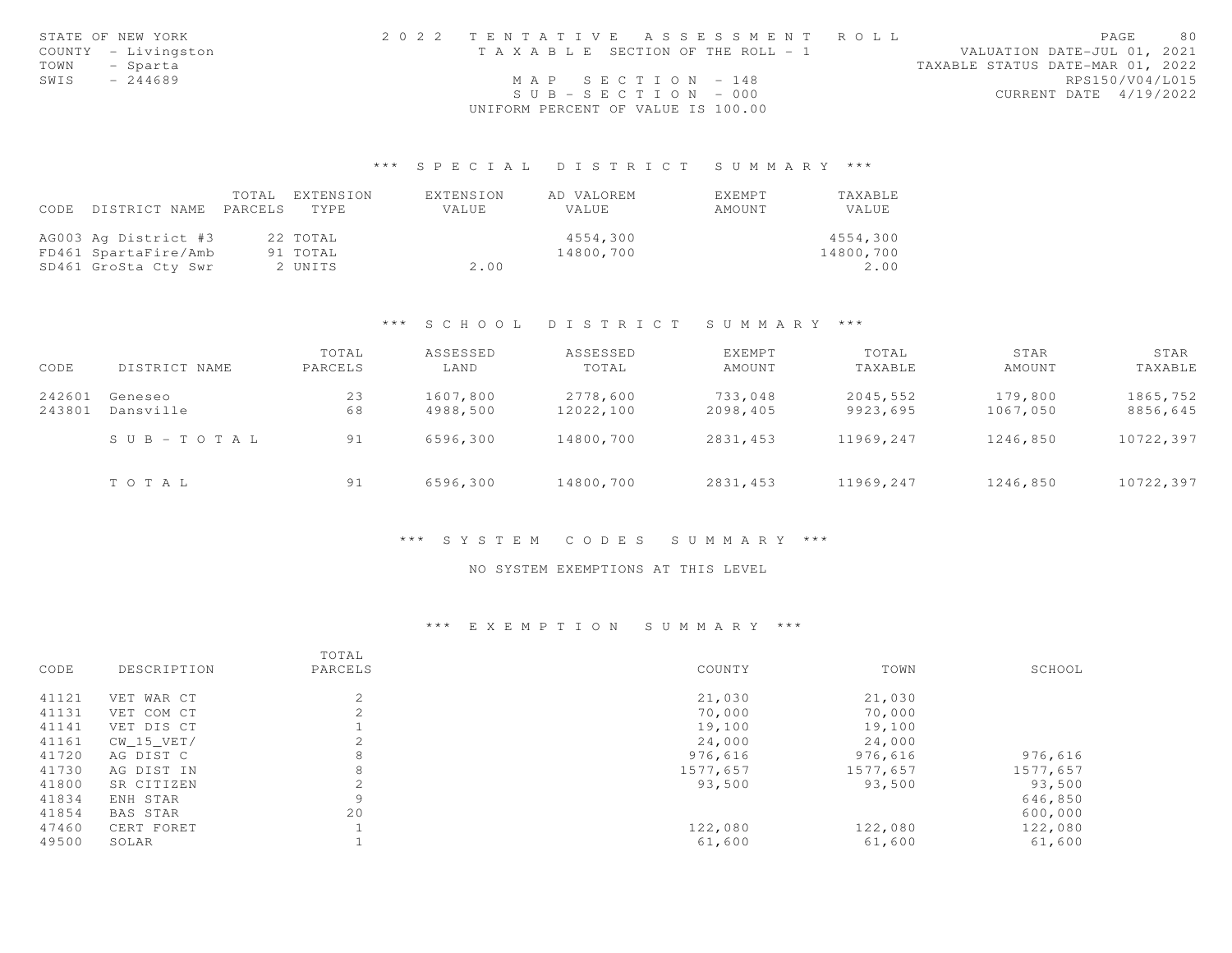STATE OF NEW YORK
COUNTY - Livingston
TOWN - Sparta
SWIS - 244689

# 2022 TENTATIVE ASSESSMENT ROLL

TAXABLE SECTION OF THE ROLL - 1

MAP SECTION - 148
SUB-SECTION - 000
UNIFORM PERCENT OF VALUE IS 100.00

VALUATION DATE-JUL 01, 2021
TAXABLE STATUS DATE-MAR 01, 2022
RPS150/V04/L015
CURRENT DATE 4/19/2022

## *** SPECIAL DISTRICT SUMMARY ***

| CODE | DISTRICT NAME | TOTAL PARCELS | EXTENSION TYPE | EXTENSION VALUE | AD VALOREM VALUE | EXEMPT AMOUNT | TAXABLE VALUE |
|---|---|---|---|---|---|---|---|
| AG003 | Ag District #3 | 22 | TOTAL | | 4554,300 | | 4554,300 |
| FD461 | SpartaFire/Amb | 91 | TOTAL | | 14800,700 | | 14800,700 |
| SD461 | GroSta Cty Swr | 2 | UNITS | 2.00 | | | 2.00 |

## *** SCHOOL DISTRICT SUMMARY ***

| CODE | DISTRICT NAME | TOTAL PARCELS | ASSESSED LAND | ASSESSED TOTAL | EXEMPT AMOUNT | TOTAL TAXABLE | STAR AMOUNT | STAR TAXABLE |
|---|---|---|---|---|---|---|---|---|
| 242601 | Geneseo | 23 | 1607,800 | 2778,600 | 733,048 | 2045,552 | 179,800 | 1865,752 |
| 243801 | Dansville | 68 | 4988,500 | 12022,100 | 2098,405 | 9923,695 | 1067,050 | 8856,645 |
| | SUB-TOTAL | 91 | 6596,300 | 14800,700 | 2831,453 | 11969,247 | 1246,850 | 10722,397 |
| | TOTAL | 91 | 6596,300 | 14800,700 | 2831,453 | 11969,247 | 1246,850 | 10722,397 |

## *** SYSTEM CODES SUMMARY ***

NO SYSTEM EXEMPTIONS AT THIS LEVEL

## *** EXEMPTION SUMMARY ***

| CODE | DESCRIPTION | TOTAL PARCELS | COUNTY | TOWN | SCHOOL |
|---|---|---|---|---|---|
| 41121 | VET WAR CT | 2 | 21,030 | 21,030 | |
| 41131 | VET COM CT | 2 | 70,000 | 70,000 | |
| 41141 | VET DIS CT | 1 | 19,100 | 19,100 | |
| 41161 | CW_15_VET/ | 2 | 24,000 | 24,000 | |
| 41720 | AG DIST C | 8 | 976,616 | 976,616 | 976,616 |
| 41730 | AG DIST IN | 8 | 1577,657 | 1577,657 | 1577,657 |
| 41800 | SR CITIZEN | 2 | 93,500 | 93,500 | 93,500 |
| 41834 | ENH STAR | 9 | | | 646,850 |
| 41854 | BAS STAR | 20 | | | 600,000 |
| 47460 | CERT FORET | 1 | 122,080 | 122,080 | 122,080 |
| 49500 | SOLAR | 1 | 61,600 | 61,600 | 61,600 |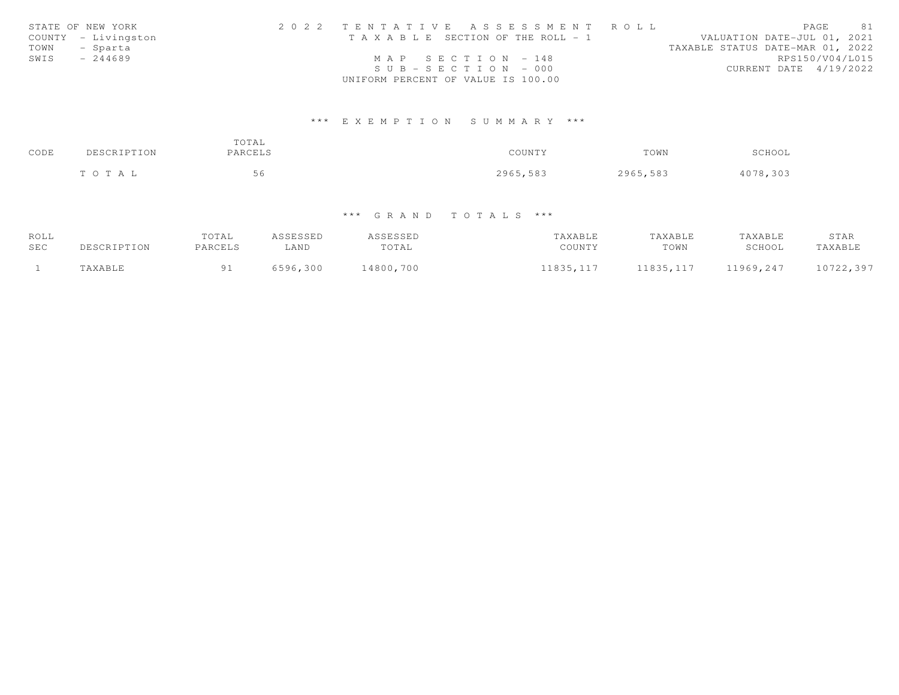STATE OF NEW YORK
COUNTY - Livingston
TOWN - Sparta
SWIS - 244689

2 0 2 2 TENTATIVE ASSESSMENT ROLL
TAXABLE SECTION OF THE ROLL - 1
MAP SECTION - 148
SUB-SECTION - 000
UNIFORM PERCENT OF VALUE IS 100.00

VALUATION DATE-JUL 01, 2021
TAXABLE STATUS DATE-MAR 01, 2022
RPS150/V04/L015
CURRENT DATE 4/19/2022

## *** EXEMPTION SUMMARY ***

| CODE | DESCRIPTION | TOTAL PARCELS | COUNTY | TOWN | SCHOOL |
|---|---|---|---|---|---|
| | TOTAL | 56 | 2965,583 | 2965,583 | 4078,303 |

## *** GRAND TOTALS ***

| ROLL SEC | DESCRIPTION | TOTAL PARCELS | ASSESSED LAND | ASSESSED TOTAL | TAXABLE COUNTY | TAXABLE TOWN | TAXABLE SCHOOL | STAR TAXABLE |
|---|---|---|---|---|---|---|---|---|
| 1 | TAXABLE | 91 | 6596,300 | 14800,700 | 11835,117 | 11835,117 | 11969,247 | 10722,397 |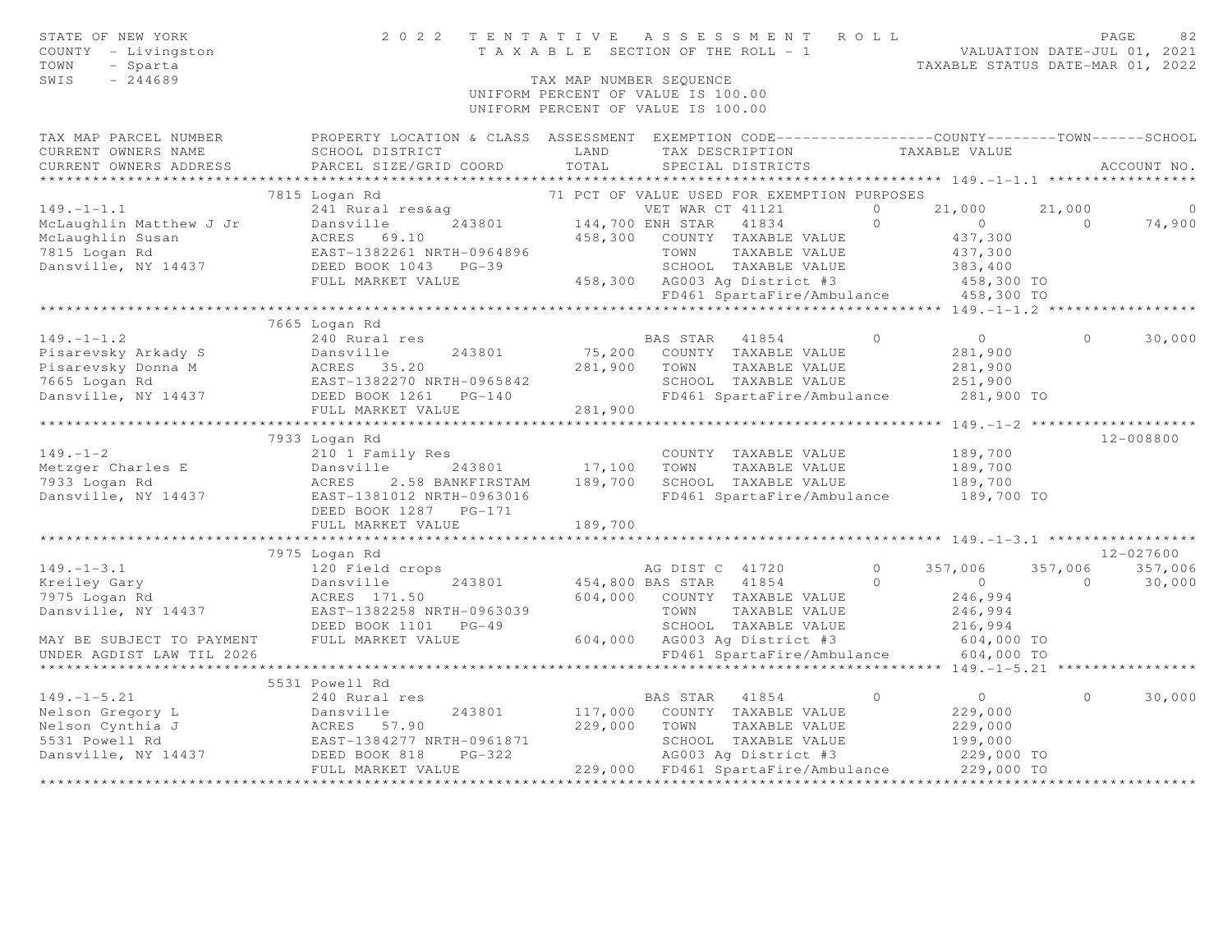STATE OF NEW YORK — 2022 TENTATIVE ASSESSMENT ROLL — PAGE 82
COUNTY - Livingston — TAXABLE SECTION OF THE ROLL - 1 — VALUATION DATE-JUL 01, 2021
TOWN - Sparta — TAXABLE STATUS DATE-MAR 01, 2022
SWIS - 244689 — TAX MAP NUMBER SEQUENCE
UNIFORM PERCENT OF VALUE IS 100.00

| TAX MAP PARCEL NUMBER / CURRENT OWNERS NAME / CURRENT OWNERS ADDRESS | PROPERTY LOCATION & CLASS / SCHOOL DISTRICT / PARCEL SIZE/GRID COORD | ASSESSMENT LAND / TOTAL | EXEMPTION CODE / TAX DESCRIPTION / SPECIAL DISTRICTS | COUNTY | TOWN | SCHOOL | ACCOUNT NO. |
|---|---|---|---|---|---|---|---|
| **149.-1-1.1** | 7815 Logan Rd | | 71 PCT OF VALUE USED FOR EXEMPTION PURPOSES | | | | |
| 149.-1-1.1 | 241 Rural res&ag | | VET WAR CT 41121 0 | 21,000 | 21,000 | 0 | |
| McLaughlin Matthew J Jr | Dansville 243801 | 144,700 | ENH STAR 41834 0 | 0 | 0 | 74,900 | |
| McLaughlin Susan | ACRES 69.10 | 458,300 | COUNTY TAXABLE VALUE | 437,300 | | | |
| 7815 Logan Rd | EAST-1382261 NRTH-0964896 | | TOWN TAXABLE VALUE | | 437,300 | | |
| Dansville, NY 14437 | DEED BOOK 1043 PG-39 | | SCHOOL TAXABLE VALUE | | | 383,400 | |
| | FULL MARKET VALUE | 458,300 | AG003 Ag District #3 | 458,300 TO | | | |
| | | | FD461 SpartaFire/Ambulance | 458,300 TO | | | |
| **149.-1-1.2** | 7665 Logan Rd | | | | | | |
| 149.-1-1.2 | 240 Rural res | | BAS STAR 41854 0 | 0 | 0 | 30,000 | |
| Pisarevsky Arkady S | Dansville 243801 | 75,200 | COUNTY TAXABLE VALUE | 281,900 | | | |
| Pisarevsky Donna M | ACRES 35.20 | 281,900 | TOWN TAXABLE VALUE | | 281,900 | | |
| 7665 Logan Rd | EAST-1382270 NRTH-0965842 | | SCHOOL TAXABLE VALUE | | | 251,900 | |
| Dansville, NY 14437 | DEED BOOK 1261 PG-140 | | FD461 SpartaFire/Ambulance | 281,900 TO | | | |
| | FULL MARKET VALUE | 281,900 | | | | | |
| **149.-1-2** | 7933 Logan Rd | | | | | | 12-008800 |
| 149.-1-2 | 210 1 Family Res | | COUNTY TAXABLE VALUE | 189,700 | | | |
| Metzger Charles E | Dansville 243801 | 17,100 | TOWN TAXABLE VALUE | | 189,700 | | |
| 7933 Logan Rd | ACRES 2.58 BANKFIRSTAM | 189,700 | SCHOOL TAXABLE VALUE | | | 189,700 | |
| Dansville, NY 14437 | EAST-1381012 NRTH-0963016 | | FD461 SpartaFire/Ambulance | 189,700 TO | | | |
| | DEED BOOK 1287 PG-171 | | | | | | |
| | FULL MARKET VALUE | 189,700 | | | | | |
| **149.-1-3.1** | 7975 Logan Rd | | | | | | 12-027600 |
| 149.-1-3.1 | 120 Field crops | | AG DIST C 41720 0 | 357,006 | 357,006 | 357,006 | |
| Kreiley Gary | Dansville 243801 | 454,800 | BAS STAR 41854 0 | 0 | 0 | 30,000 | |
| 7975 Logan Rd | ACRES 171.50 | 604,000 | COUNTY TAXABLE VALUE | 246,994 | | | |
| Dansville, NY 14437 | EAST-1382258 NRTH-0963039 | | TOWN TAXABLE VALUE | | 246,994 | | |
| | DEED BOOK 1101 PG-49 | | SCHOOL TAXABLE VALUE | | | 216,994 | |
| MAY BE SUBJECT TO PAYMENT | FULL MARKET VALUE | 604,000 | AG003 Ag District #3 | 604,000 TO | | | |
| UNDER AGDIST LAW TIL 2026 | | | FD461 SpartaFire/Ambulance | 604,000 TO | | | |
| **149.-1-5.21** | 5531 Powell Rd | | | | | | |
| 149.-1-5.21 | 240 Rural res | | BAS STAR 41854 0 | 0 | 0 | 30,000 | |
| Nelson Gregory L | Dansville 243801 | 117,000 | COUNTY TAXABLE VALUE | 229,000 | | | |
| Nelson Cynthia J | ACRES 57.90 | 229,000 | TOWN TAXABLE VALUE | | 229,000 | | |
| 5531 Powell Rd | EAST-1384277 NRTH-0961871 | | SCHOOL TAXABLE VALUE | | | 199,000 | |
| Dansville, NY 14437 | DEED BOOK 818 PG-322 | | AG003 Ag District #3 | 229,000 TO | | | |
| | FULL MARKET VALUE | 229,000 | FD461 SpartaFire/Ambulance | 229,000 TO | | | |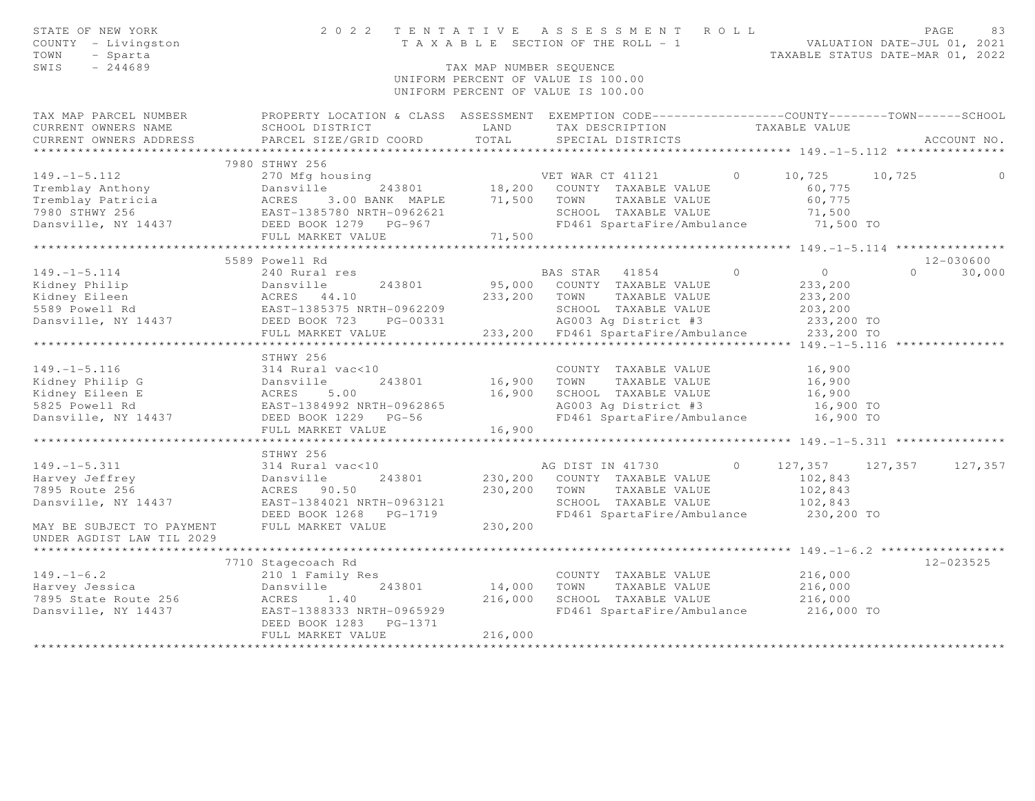STATE OF NEW YORK
COUNTY - Livingston
TOWN - Sparta
SWIS - 244689

# 2022 TENTATIVE ASSESSMENT ROLL

TAXABLE SECTION OF THE ROLL - 1

TAX MAP NUMBER SEQUENCE

UNIFORM PERCENT OF VALUE IS 100.00

VALUATION DATE-JUL 01, 2021
TAXABLE STATUS DATE-MAR 01, 2022

| TAX MAP PARCEL NUMBER / CURRENT OWNERS NAME / CURRENT OWNERS ADDRESS | PROPERTY LOCATION & CLASS / SCHOOL DISTRICT / PARCEL SIZE/GRID COORD | ASSESSMENT LAND / TOTAL | EXEMPTION CODE / TAX DESCRIPTION / SPECIAL DISTRICTS | COUNTY | TOWN | SCHOOL | ACCOUNT NO. |
|---|---|---|---|---|---|---|---|
| **149.-1-5.112** | 7980 STHWY 256 | | | | | | |
| 149.-1-5.112 | 270 Mfg housing | | VET WAR CT 41121 0 | 10,725 | 10,725 | 0 | |
| Tremblay Anthony | Dansville 243801 | 18,200 | COUNTY TAXABLE VALUE | 60,775 | | | |
| Tremblay Patricia | ACRES 3.00 BANK MAPLE | 71,500 | TOWN TAXABLE VALUE | 60,775 | | | |
| 7980 STHWY 256 | EAST-1385780 NRTH-0962621 | | SCHOOL TAXABLE VALUE | 71,500 | | | |
| Dansville, NY 14437 | DEED BOOK 1279 PG-967 | | FD461 SpartaFire/Ambulance | 71,500 TO | | | |
| | FULL MARKET VALUE | 71,500 | | | | | |
| **149.-1-5.114** | 5589 Powell Rd | | | | | | 12-030600 |
| 149.-1-5.114 | 240 Rural res | | BAS STAR 41854 0 | 0 | 0 | 30,000 | |
| Kidney Philip | Dansville 243801 | 95,000 | COUNTY TAXABLE VALUE | 233,200 | | | |
| Kidney Eileen | ACRES 44.10 | 233,200 | TOWN TAXABLE VALUE | 233,200 | | | |
| 5589 Powell Rd | EAST-1385375 NRTH-0962209 | | SCHOOL TAXABLE VALUE | 203,200 | | | |
| Dansville, NY 14437 | DEED BOOK 723 PG-00331 | | AG003 Ag District #3 | 233,200 TO | | | |
| | FULL MARKET VALUE | 233,200 | FD461 SpartaFire/Ambulance | 233,200 TO | | | |
| **149.-1-5.116** | STHWY 256 | | | | | | |
| 149.-1-5.116 | 314 Rural vac<10 | | COUNTY TAXABLE VALUE | 16,900 | | | |
| Kidney Philip G | Dansville 243801 | 16,900 | TOWN TAXABLE VALUE | 16,900 | | | |
| Kidney Eileen E | ACRES 5.00 | 16,900 | SCHOOL TAXABLE VALUE | 16,900 | | | |
| 5825 Powell Rd | EAST-1384992 NRTH-0962865 | | AG003 Ag District #3 | 16,900 TO | | | |
| Dansville, NY 14437 | DEED BOOK 1229 PG-56 | | FD461 SpartaFire/Ambulance | 16,900 TO | | | |
| | FULL MARKET VALUE | 16,900 | | | | | |
| **149.-1-5.311** | STHWY 256 | | | | | | |
| 149.-1-5.311 | 314 Rural vac<10 | | AG DIST IN 41730 0 | 127,357 | 127,357 | 127,357 | |
| Harvey Jeffrey | Dansville 243801 | 230,200 | COUNTY TAXABLE VALUE | 102,843 | | | |
| 7895 Route 256 | ACRES 90.50 | 230,200 | TOWN TAXABLE VALUE | 102,843 | | | |
| Dansville, NY 14437 | EAST-1384021 NRTH-0963121 | | SCHOOL TAXABLE VALUE | 102,843 | | | |
| | DEED BOOK 1268 PG-1719 | | FD461 SpartaFire/Ambulance | 230,200 TO | | | |
| MAY BE SUBJECT TO PAYMENT UNDER AGDIST LAW TIL 2029 | FULL MARKET VALUE | 230,200 | | | | | |
| **149.-1-6.2** | 7710 Stagecoach Rd | | | | | | 12-023525 |
| 149.-1-6.2 | 210 1 Family Res | | COUNTY TAXABLE VALUE | 216,000 | | | |
| Harvey Jessica | Dansville 243801 | 14,000 | TOWN TAXABLE VALUE | 216,000 | | | |
| 7895 State Route 256 | ACRES 1.40 | 216,000 | SCHOOL TAXABLE VALUE | 216,000 | | | |
| Dansville, NY 14437 | EAST-1388333 NRTH-0965929 | | FD461 SpartaFire/Ambulance | 216,000 TO | | | |
| | DEED BOOK 1283 PG-1371 | | | | | | |
| | FULL MARKET VALUE | 216,000 | | | | | |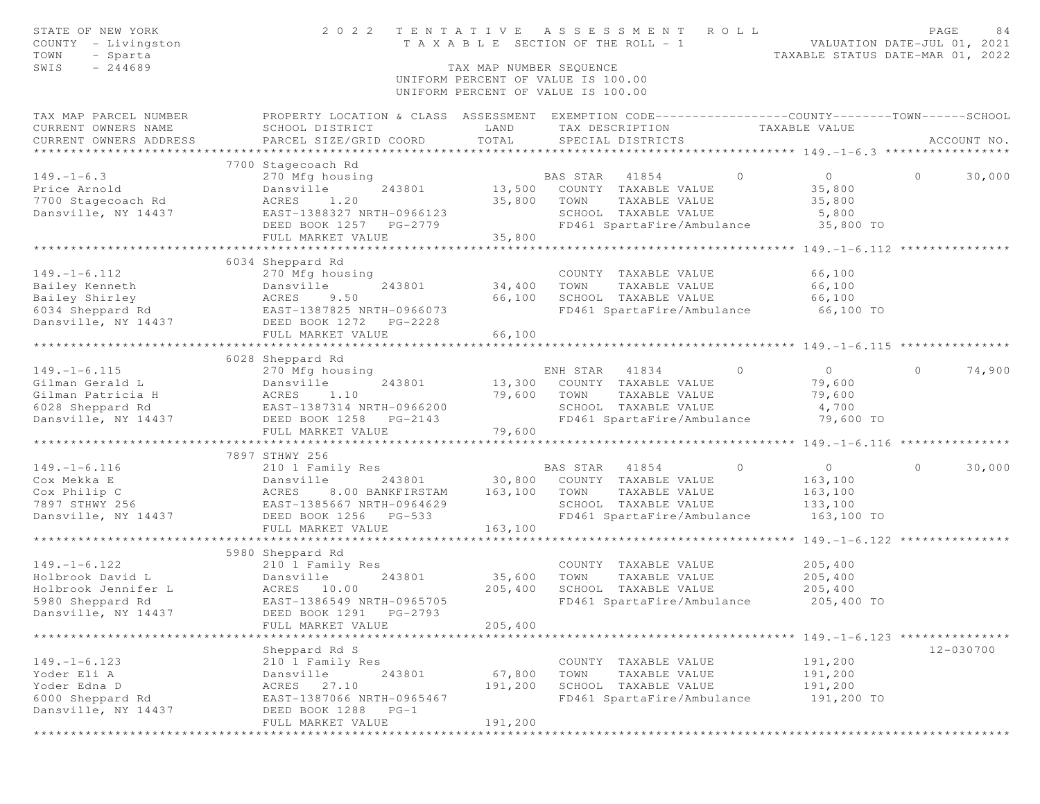STATE OF NEW YORK
COUNTY - Livingston
TOWN - Sparta
SWIS - 244689

2022 TENTATIVE ASSESSMENT ROLL
TAXABLE SECTION OF THE ROLL - 1
TAX MAP NUMBER SEQUENCE
UNIFORM PERCENT OF VALUE IS 100.00

VALUATION DATE-JUL 01, 2021
TAXABLE STATUS DATE-MAR 01, 2022

| TAX MAP PARCEL NUMBER / CURRENT OWNERS NAME / CURRENT OWNERS ADDRESS | PROPERTY LOCATION & CLASS / SCHOOL DISTRICT / PARCEL SIZE/GRID COORD | ASSESSMENT LAND / TOTAL | EXEMPTION CODE / TAX DESCRIPTION / SPECIAL DISTRICTS | COUNTY | TOWN | SCHOOL | ACCOUNT NO. |
|---|---|---|---|---|---|---|---|
| **149.-1-6.3** | 7700 Stagecoach Rd | | | | | | |
| 149.-1-6.3 | 270 Mfg housing | | BAS STAR 41854 | 0 | 0 | 30,000 | |
| Price Arnold | Dansville 243801 | 13,500 | COUNTY TAXABLE VALUE | 35,800 | | | |
| 7700 Stagecoach Rd | ACRES 1.20 | 35,800 | TOWN TAXABLE VALUE | | 35,800 | | |
| Dansville, NY 14437 | EAST-1388327 NRTH-0966123 | | SCHOOL TAXABLE VALUE | | | 5,800 | |
| | DEED BOOK 1257 PG-2779 | | FD461 SpartaFire/Ambulance | 35,800 TO | | | |
| | FULL MARKET VALUE | 35,800 | | | | | |
| **149.-1-6.112** | 6034 Sheppard Rd | | | | | | |
| 149.-1-6.112 | 270 Mfg housing | | COUNTY TAXABLE VALUE | 66,100 | | | |
| Bailey Kenneth | Dansville 243801 | 34,400 | TOWN TAXABLE VALUE | | 66,100 | | |
| Bailey Shirley | ACRES 9.50 | 66,100 | SCHOOL TAXABLE VALUE | | | 66,100 | |
| 6034 Sheppard Rd | EAST-1387825 NRTH-0966073 | | FD461 SpartaFire/Ambulance | 66,100 TO | | | |
| Dansville, NY 14437 | DEED BOOK 1272 PG-2228 | | | | | | |
| | FULL MARKET VALUE | 66,100 | | | | | |
| **149.-1-6.115** | 6028 Sheppard Rd | | | | | | |
| 149.-1-6.115 | 270 Mfg housing | | ENH STAR 41834 | 0 | 0 | 74,900 | |
| Gilman Gerald L | Dansville 243801 | 13,300 | COUNTY TAXABLE VALUE | 79,600 | | | |
| Gilman Patricia H | ACRES 1.10 | 79,600 | TOWN TAXABLE VALUE | | 79,600 | | |
| 6028 Sheppard Rd | EAST-1387314 NRTH-0966200 | | SCHOOL TAXABLE VALUE | | | 4,700 | |
| Dansville, NY 14437 | DEED BOOK 1258 PG-2143 | | FD461 SpartaFire/Ambulance | 79,600 TO | | | |
| | FULL MARKET VALUE | 79,600 | | | | | |
| **149.-1-6.116** | 7897 STHWY 256 | | | | | | |
| 149.-1-6.116 | 210 1 Family Res | | BAS STAR 41854 | 0 | 0 | 30,000 | |
| Cox Mekka E | Dansville 243801 | 30,800 | COUNTY TAXABLE VALUE | 163,100 | | | |
| Cox Philip C | ACRES 8.00 BANKFIRSTAM | 163,100 | TOWN TAXABLE VALUE | | 163,100 | | |
| 7897 STHWY 256 | EAST-1385667 NRTH-0964629 | | SCHOOL TAXABLE VALUE | | | 133,100 | |
| Dansville, NY 14437 | DEED BOOK 1256 PG-533 | | FD461 SpartaFire/Ambulance | 163,100 TO | | | |
| | FULL MARKET VALUE | 163,100 | | | | | |
| **149.-1-6.122** | 5980 Sheppard Rd | | | | | | |
| 149.-1-6.122 | 210 1 Family Res | | COUNTY TAXABLE VALUE | 205,400 | | | |
| Holbrook David L | Dansville 243801 | 35,600 | TOWN TAXABLE VALUE | | 205,400 | | |
| Holbrook Jennifer L | ACRES 10.00 | 205,400 | SCHOOL TAXABLE VALUE | | | 205,400 | |
| 5980 Sheppard Rd | EAST-1386549 NRTH-0965705 | | FD461 SpartaFire/Ambulance | 205,400 TO | | | |
| Dansville, NY 14437 | DEED BOOK 1291 PG-2793 | | | | | | |
| | FULL MARKET VALUE | 205,400 | | | | | |
| **149.-1-6.123** | Sheppard Rd S | | | | | | 12-030700 |
| 149.-1-6.123 | 210 1 Family Res | | COUNTY TAXABLE VALUE | 191,200 | | | |
| Yoder Eli A | Dansville 243801 | 67,800 | TOWN TAXABLE VALUE | | 191,200 | | |
| Yoder Edna D | ACRES 27.10 | 191,200 | SCHOOL TAXABLE VALUE | | | 191,200 | |
| 6000 Sheppard Rd | EAST-1387066 NRTH-0965467 | | FD461 SpartaFire/Ambulance | 191,200 TO | | | |
| Dansville, NY 14437 | DEED BOOK 1288 PG-1 | | | | | | |
| | FULL MARKET VALUE | 191,200 | | | | | |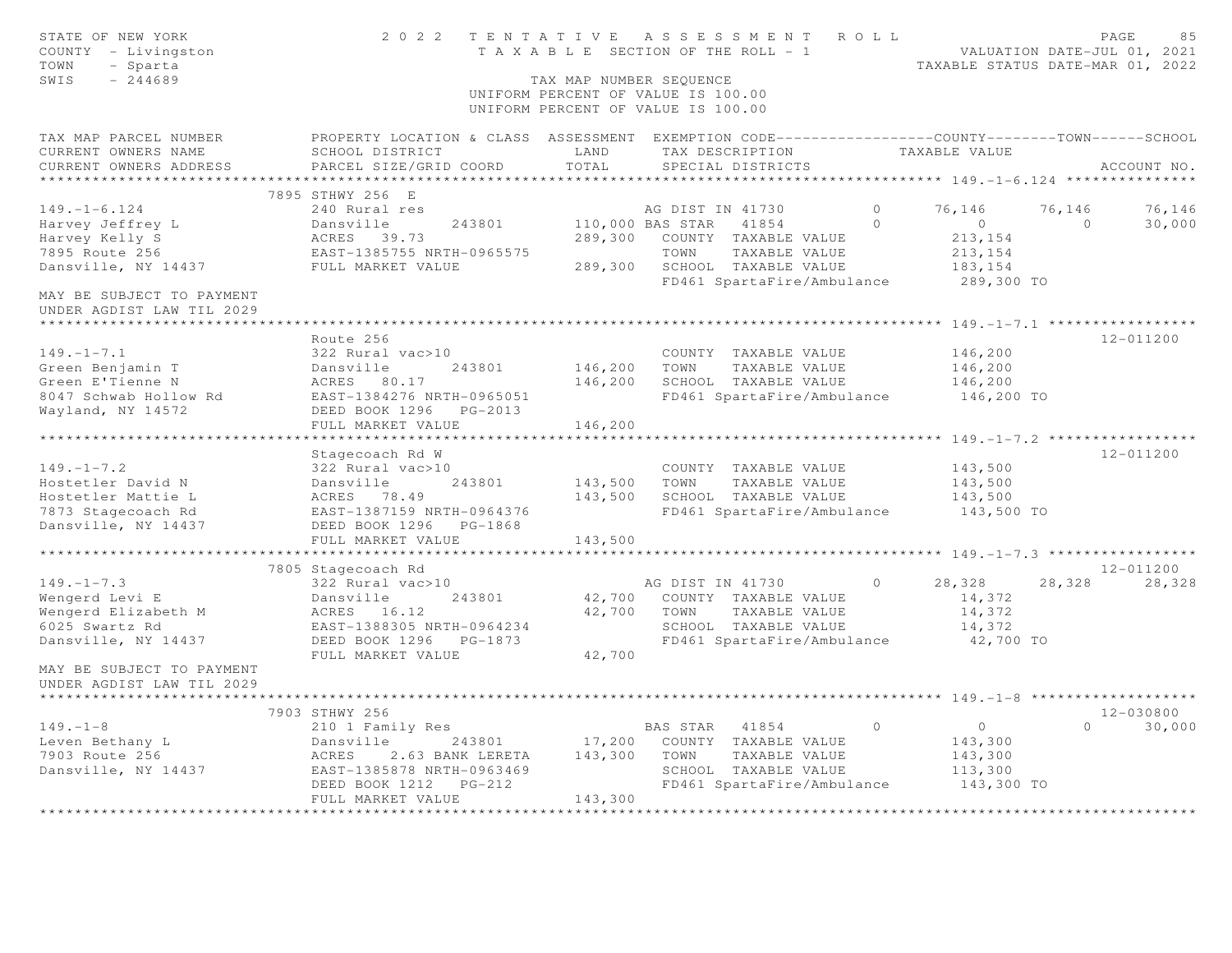STATE OF NEW YORK
COUNTY - Livingston
TOWN - Sparta
SWIS - 244689

2022 TENTATIVE ASSESSMENT ROLL
TAXABLE SECTION OF THE ROLL - 1
TAX MAP NUMBER SEQUENCE
UNIFORM PERCENT OF VALUE IS 100.00

VALUATION DATE-JUL 01, 2021
TAXABLE STATUS DATE-MAR 01, 2022

```
TAX MAP PARCEL NUMBER          PROPERTY LOCATION & CLASS  ASSESSMENT  EXEMPTION CODE------------------COUNTY--------TOWN------SCHOOL
CURRENT OWNERS NAME            SCHOOL DISTRICT               LAND      TAX DESCRIPTION            TAXABLE VALUE
CURRENT OWNERS ADDRESS         PARCEL SIZE/GRID COORD        TOTAL      SPECIAL DISTRICTS                                      ACCOUNT NO.
******************************************************************************************************* 149.-1-6.124 ***************
                          7895 STHWY 256  E
149.-1-6.124                   240 Rural res                          AG DIST IN 41730       0      76,146     76,146     76,146
Harvey Jeffrey L               Dansville      243801        110,000 BAS STAR   41854       0           0          0      30,000
Harvey Kelly S                 ACRES   39.73                289,300   COUNTY  TAXABLE VALUE          213,154
7895 Route 256                 EAST-1385755 NRTH-0965575              TOWN    TAXABLE VALUE          213,154
Dansville, NY 14437            FULL MARKET VALUE            289,300   SCHOOL  TAXABLE VALUE          183,154
                                                                       FD461 SpartaFire/Ambulance      289,300 TO
MAY BE SUBJECT TO PAYMENT
UNDER AGDIST LAW TIL 2029
******************************************************************************************************* 149.-1-7.1 *****************
                               Route 256                                                                              12-011200
149.-1-7.1                     322 Rural vac>10                        COUNTY  TAXABLE VALUE          146,200
Green Benjamin T               Dansville      243801        146,200   TOWN    TAXABLE VALUE          146,200
Green E'Tienne N               ACRES   80.17                146,200   SCHOOL  TAXABLE VALUE          146,200
8047 Schwab Hollow Rd          EAST-1384276 NRTH-0965051              FD461 SpartaFire/Ambulance      146,200 TO
Wayland, NY 14572              DEED BOOK 1296   PG-2013
                               FULL MARKET VALUE            146,200
******************************************************************************************************* 149.-1-7.2 *****************
                               Stagecoach Rd W                                                                        12-011200
149.-1-7.2                     322 Rural vac>10                        COUNTY  TAXABLE VALUE          143,500
Hostetler David N              Dansville      243801        143,500   TOWN    TAXABLE VALUE          143,500
Hostetler Mattie L             ACRES   78.49                143,500   SCHOOL  TAXABLE VALUE          143,500
7873 Stagecoach Rd             EAST-1387159 NRTH-0964376              FD461 SpartaFire/Ambulance      143,500 TO
Dansville, NY 14437            DEED BOOK 1296   PG-1868
                               FULL MARKET VALUE            143,500
******************************************************************************************************* 149.-1-7.3 *****************
                          7805 Stagecoach Rd                                                                          12-011200
149.-1-7.3                     322 Rural vac>10                       AG DIST IN 41730       0      28,328     28,328     28,328
Wengerd Levi E                 Dansville      243801         42,700   COUNTY  TAXABLE VALUE           14,372
Wengerd Elizabeth M            ACRES   16.12                 42,700   TOWN    TAXABLE VALUE           14,372
6025 Swartz Rd                 EAST-1388305 NRTH-0964234              SCHOOL  TAXABLE VALUE           14,372
Dansville, NY 14437            DEED BOOK 1296   PG-1873               FD461 SpartaFire/Ambulance       42,700 TO
                               FULL MARKET VALUE             42,700
MAY BE SUBJECT TO PAYMENT
UNDER AGDIST LAW TIL 2029
******************************************************************************************************* 149.-1-8 *******************
                          7903 STHWY 256                                                                              12-030800
149.-1-8                       210 1 Family Res                       BAS STAR   41854       0           0          0      30,000
Leven Bethany L                Dansville      243801         17,200   COUNTY  TAXABLE VALUE          143,300
7903 Route 256                 ACRES    2.63 BANK LERETA    143,300   TOWN    TAXABLE VALUE          143,300
Dansville, NY 14437            EAST-1385878 NRTH-0963469              SCHOOL  TAXABLE VALUE          113,300
                               DEED BOOK 1212   PG-212                FD461 SpartaFire/Ambulance      143,300 TO
                               FULL MARKET VALUE            143,300
************************************************************************************************************************************
```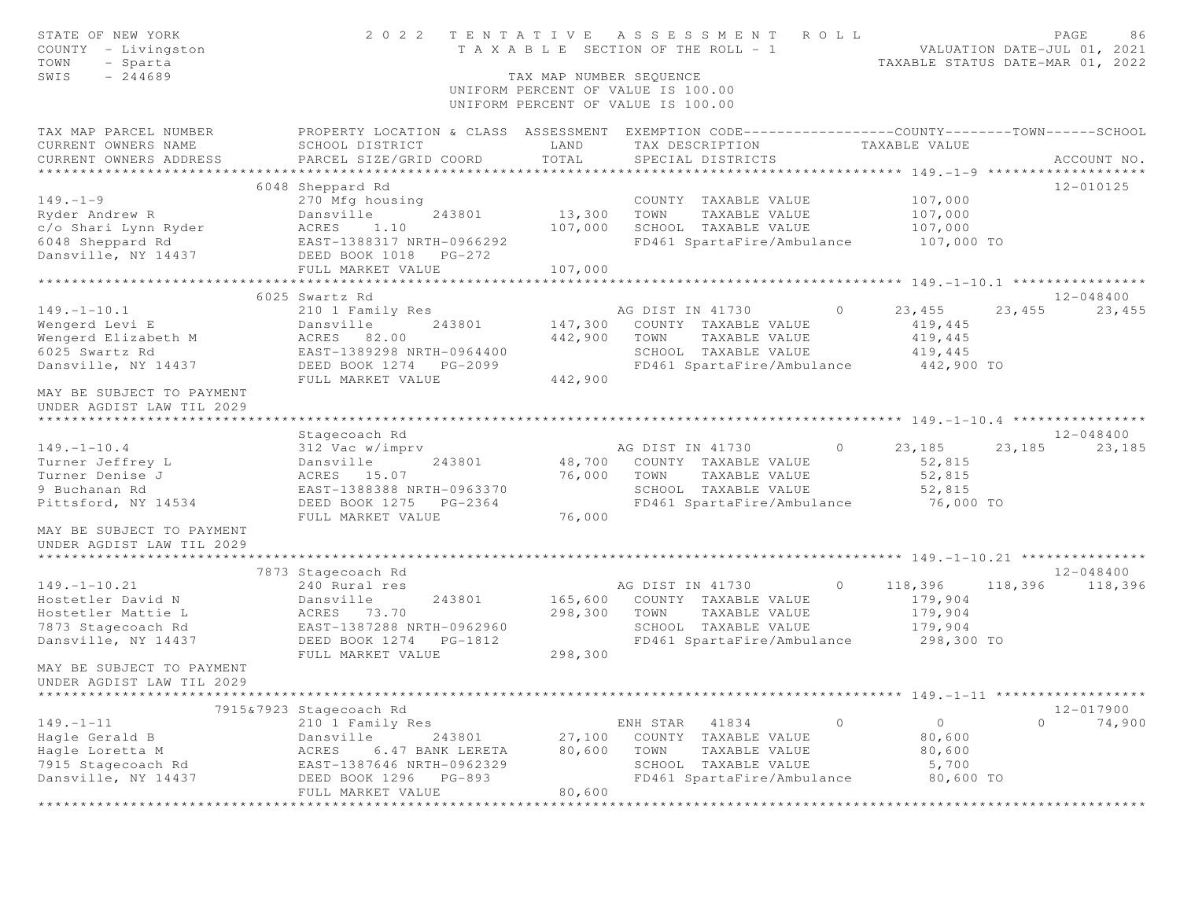STATE OF NEW YORK
COUNTY - Livingston
TOWN - Sparta
SWIS - 244689

# 2022 TENTATIVE ASSESSMENT ROLL

TAXABLE SECTION OF THE ROLL - 1

VALUATION DATE-JUL 01, 2021
TAXABLE STATUS DATE-MAR 01, 2022

TAX MAP NUMBER SEQUENCE
UNIFORM PERCENT OF VALUE IS 100.00
UNIFORM PERCENT OF VALUE IS 100.00

| TAX MAP PARCEL NUMBER / CURRENT OWNERS NAME / CURRENT OWNERS ADDRESS | PROPERTY LOCATION & CLASS / SCHOOL DISTRICT / PARCEL SIZE/GRID COORD | ASSESSMENT LAND / TOTAL | EXEMPTION CODE / TAX DESCRIPTION / SPECIAL DISTRICTS | COUNTY TAXABLE VALUE | TOWN | SCHOOL | ACCOUNT NO. |
|---|---|---|---|---|---|---|---|
| **149.-1-9** | 6048 Sheppard Rd | | | | | | 12-010125 |
| 149.-1-9 | 270 Mfg housing | | COUNTY TAXABLE VALUE | 107,000 | | | |
| Ryder Andrew R | Dansville 243801 | 13,300 | TOWN TAXABLE VALUE | 107,000 | | | |
| c/o Shari Lynn Ryder | ACRES 1.10 | 107,000 | SCHOOL TAXABLE VALUE | 107,000 | | | |
| 6048 Sheppard Rd | EAST-1388317 NRTH-0966292 | | FD461 SpartaFire/Ambulance | 107,000 TO | | | |
| Dansville, NY 14437 | DEED BOOK 1018 PG-272 | | | | | | |
| | FULL MARKET VALUE | 107,000 | | | | | |
| **149.-1-10.1** | 6025 Swartz Rd | | | | | | 12-048400 |
| 149.-1-10.1 | 210 1 Family Res | | AG DIST IN 41730 0 | 23,455 | 23,455 | 23,455 | |
| Wengerd Levi E | Dansville 243801 | 147,300 | COUNTY TAXABLE VALUE | 419,445 | | | |
| Wengerd Elizabeth M | ACRES 82.00 | 442,900 | TOWN TAXABLE VALUE | 419,445 | | | |
| 6025 Swartz Rd | EAST-1389298 NRTH-0964400 | | SCHOOL TAXABLE VALUE | 419,445 | | | |
| Dansville, NY 14437 | DEED BOOK 1274 PG-2099 | | FD461 SpartaFire/Ambulance | 442,900 TO | | | |
| | FULL MARKET VALUE | 442,900 | | | | | |
| MAY BE SUBJECT TO PAYMENT UNDER AGDIST LAW TIL 2029 | | | | | | | |
| **149.-1-10.4** | Stagecoach Rd | | | | | | 12-048400 |
| 149.-1-10.4 | 312 Vac w/imprv | | AG DIST IN 41730 0 | 23,185 | 23,185 | 23,185 | |
| Turner Jeffrey L | Dansville 243801 | 48,700 | COUNTY TAXABLE VALUE | 52,815 | | | |
| Turner Denise J | ACRES 15.07 | 76,000 | TOWN TAXABLE VALUE | 52,815 | | | |
| 9 Buchanan Rd | EAST-1388388 NRTH-0963370 | | SCHOOL TAXABLE VALUE | 52,815 | | | |
| Pittsford, NY 14534 | DEED BOOK 1275 PG-2364 | | FD461 SpartaFire/Ambulance | 76,000 TO | | | |
| | FULL MARKET VALUE | 76,000 | | | | | |
| MAY BE SUBJECT TO PAYMENT UNDER AGDIST LAW TIL 2029 | | | | | | | |
| **149.-1-10.21** | 7873 Stagecoach Rd | | | | | | 12-048400 |
| 149.-1-10.21 | 240 Rural res | | AG DIST IN 41730 0 | 118,396 | 118,396 | 118,396 | |
| Hostetler David N | Dansville 243801 | 165,600 | COUNTY TAXABLE VALUE | 179,904 | | | |
| Hostetler Mattie L | ACRES 73.70 | 298,300 | TOWN TAXABLE VALUE | 179,904 | | | |
| 7873 Stagecoach Rd | EAST-1387288 NRTH-0962960 | | SCHOOL TAXABLE VALUE | 179,904 | | | |
| Dansville, NY 14437 | DEED BOOK 1274 PG-1812 | | FD461 SpartaFire/Ambulance | 298,300 TO | | | |
| | FULL MARKET VALUE | 298,300 | | | | | |
| MAY BE SUBJECT TO PAYMENT UNDER AGDIST LAW TIL 2029 | | | | | | | |
| **149.-1-11** | 7915&7923 Stagecoach Rd | | | | | | 12-017900 |
| 149.-1-11 | 210 1 Family Res | | ENH STAR 41834 0 | 0 | 0 | 74,900 | |
| Hagle Gerald B | Dansville 243801 | 27,100 | COUNTY TAXABLE VALUE | 80,600 | | | |
| Hagle Loretta M | ACRES 6.47 BANK LERETA | 80,600 | TOWN TAXABLE VALUE | 80,600 | | | |
| 7915 Stagecoach Rd | EAST-1387646 NRTH-0962329 | | SCHOOL TAXABLE VALUE | 5,700 | | | |
| Dansville, NY 14437 | DEED BOOK 1296 PG-893 | | FD461 SpartaFire/Ambulance | 80,600 TO | | | |
| | FULL MARKET VALUE | 80,600 | | | | | |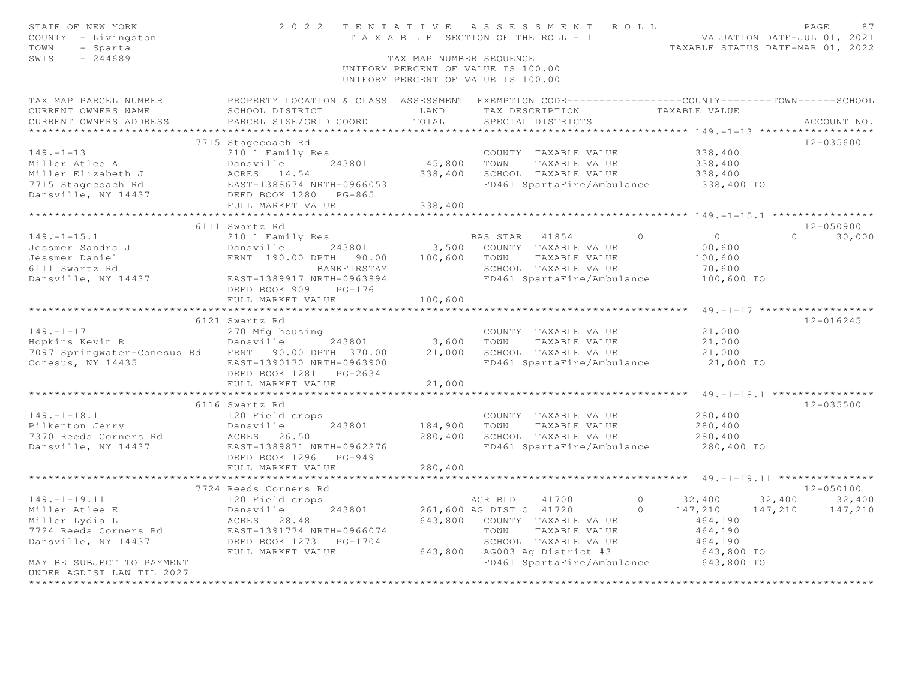STATE OF NEW YORK
COUNTY - Livingston
TOWN - Sparta
SWIS - 244689

# 2022 TENTATIVE ASSESSMENT ROLL

TAXABLE SECTION OF THE ROLL - 1

TAX MAP NUMBER SEQUENCE
UNIFORM PERCENT OF VALUE IS 100.00
UNIFORM PERCENT OF VALUE IS 100.00

VALUATION DATE-JUL 01, 2021
TAXABLE STATUS DATE-MAR 01, 2022

| TAX MAP PARCEL NUMBER / CURRENT OWNERS NAME / CURRENT OWNERS ADDRESS | PROPERTY LOCATION & CLASS / SCHOOL DISTRICT / PARCEL SIZE/GRID COORD | ASSESSMENT LAND / TOTAL | EXEMPTION CODE / TAX DESCRIPTION / SPECIAL DISTRICTS | COUNTY TAXABLE VALUE | TOWN | SCHOOL | ACCOUNT NO. |
|---|---|---|---|---|---|---|---|
| **149.-1-13** | 7715 Stagecoach Rd | | | | | | 12-035600 |
| 149.-1-13 | 210 1 Family Res | | COUNTY TAXABLE VALUE | 338,400 | | | |
| Miller Atlee A | Dansville 243801 | 45,800 | TOWN TAXABLE VALUE | 338,400 | | | |
| Miller Elizabeth J | ACRES 14.54 | 338,400 | SCHOOL TAXABLE VALUE | 338,400 | | | |
| 7715 Stagecoach Rd | EAST-1388674 NRTH-0966053 | | FD461 SpartaFire/Ambulance | 338,400 TO | | | |
| Dansville, NY 14437 | DEED BOOK 1280 PG-865 | | | | | | |
| | FULL MARKET VALUE | 338,400 | | | | | |
| **149.-1-15.1** | 6111 Swartz Rd | | | | | | 12-050900 |
| 149.-1-15.1 | 210 1 Family Res | | BAS STAR 41854 0 | 0 | 0 | 30,000 | |
| Jessmer Sandra J | Dansville 243801 | 3,500 | COUNTY TAXABLE VALUE | 100,600 | | | |
| Jessmer Daniel | FRNT 190.00 DPTH 90.00 | 100,600 | TOWN TAXABLE VALUE | 100,600 | | | |
| 6111 Swartz Rd | BANKFIRSTAM | | SCHOOL TAXABLE VALUE | 70,600 | | | |
| Dansville, NY 14437 | EAST-1389917 NRTH-0963894 | | FD461 SpartaFire/Ambulance | 100,600 TO | | | |
| | DEED BOOK 909 PG-176 | | | | | | |
| | FULL MARKET VALUE | 100,600 | | | | | |
| **149.-1-17** | 6121 Swartz Rd | | | | | | 12-016245 |
| 149.-1-17 | 270 Mfg housing | | COUNTY TAXABLE VALUE | 21,000 | | | |
| Hopkins Kevin R | Dansville 243801 | 3,600 | TOWN TAXABLE VALUE | 21,000 | | | |
| 7097 Springwater-Conesus Rd | FRNT 90.00 DPTH 370.00 | 21,000 | SCHOOL TAXABLE VALUE | 21,000 | | | |
| Conesus, NY 14435 | EAST-1390170 NRTH-0963900 | | FD461 SpartaFire/Ambulance | 21,000 TO | | | |
| | DEED BOOK 1281 PG-2634 | | | | | | |
| | FULL MARKET VALUE | 21,000 | | | | | |
| **149.-1-18.1** | 6116 Swartz Rd | | | | | | 12-035500 |
| 149.-1-18.1 | 120 Field crops | | COUNTY TAXABLE VALUE | 280,400 | | | |
| Pilkenton Jerry | Dansville 243801 | 184,900 | TOWN TAXABLE VALUE | 280,400 | | | |
| 7370 Reeds Corners Rd | ACRES 126.50 | 280,400 | SCHOOL TAXABLE VALUE | 280,400 | | | |
| Dansville, NY 14437 | EAST-1389871 NRTH-0962276 | | FD461 SpartaFire/Ambulance | 280,400 TO | | | |
| | DEED BOOK 1296 PG-949 | | | | | | |
| | FULL MARKET VALUE | 280,400 | | | | | |
| **149.-1-19.11** | 7724 Reeds Corners Rd | | | | | | 12-050100 |
| 149.-1-19.11 | 120 Field crops | | AGR BLD 41700 0 | 32,400 | 32,400 | 32,400 | |
| Miller Atlee E | Dansville 243801 | 261,600 | AG DIST C 41720 0 | 147,210 | 147,210 | 147,210 | |
| Miller Lydia L | ACRES 128.48 | 643,800 | COUNTY TAXABLE VALUE | 464,190 | | | |
| 7724 Reeds Corners Rd | EAST-1391774 NRTH-0966074 | | TOWN TAXABLE VALUE | 464,190 | | | |
| Dansville, NY 14437 | DEED BOOK 1273 PG-1704 | | SCHOOL TAXABLE VALUE | 464,190 | | | |
| | FULL MARKET VALUE | 643,800 | AG003 Ag District #3 | 643,800 TO | | | |
| MAY BE SUBJECT TO PAYMENT UNDER AGDIST LAW TIL 2027 | | | FD461 SpartaFire/Ambulance | 643,800 TO | | | |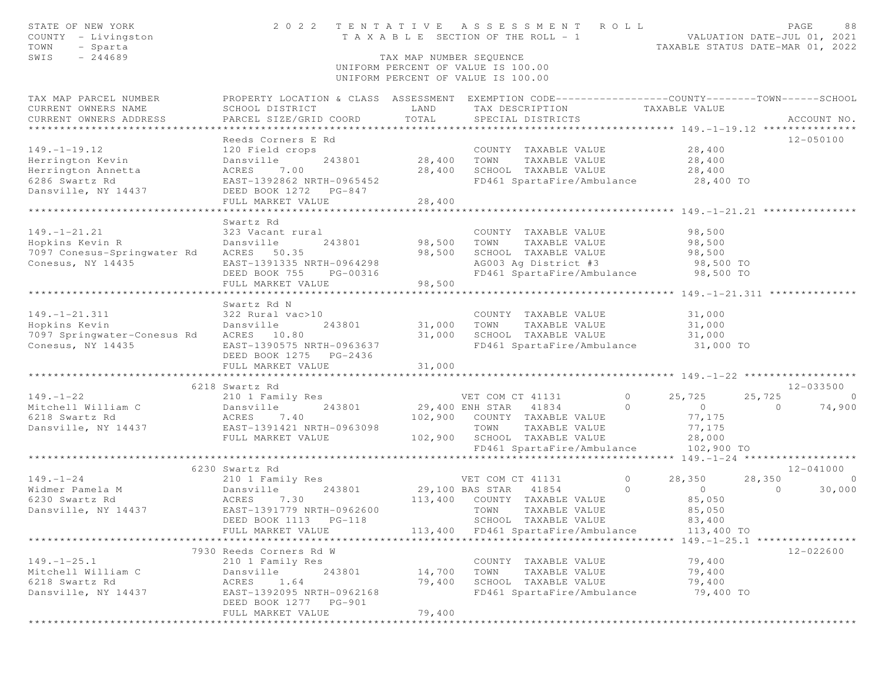STATE OF NEW YORK
COUNTY - Livingston
TOWN - Sparta
SWIS - 244689

# 2022 TENTATIVE ASSESSMENT ROLL

TAXABLE SECTION OF THE ROLL - 1

VALUATION DATE-JUL 01, 2021
TAXABLE STATUS DATE-MAR 01, 2022

TAX MAP NUMBER SEQUENCE
UNIFORM PERCENT OF VALUE IS 100.00
UNIFORM PERCENT OF VALUE IS 100.00

| TAX MAP PARCEL NUMBER / CURRENT OWNERS NAME / CURRENT OWNERS ADDRESS | PROPERTY LOCATION & CLASS / SCHOOL DISTRICT / PARCEL SIZE/GRID COORD | ASSESSMENT LAND / TOTAL | EXEMPTION CODE / TAX DESCRIPTION / SPECIAL DISTRICTS | COUNTY TAXABLE VALUE | TOWN | SCHOOL / ACCOUNT NO. |
|---|---|---|---|---|---|---|
| **149.-1-19.12** | Reeds Corners E Rd | | | | | 12-050100 |
| 149.-1-19.12 | 120 Field crops | | COUNTY TAXABLE VALUE | 28,400 | | |
| Herrington Kevin | Dansville 243801 | 28,400 | TOWN TAXABLE VALUE | 28,400 | | |
| Herrington Annetta | ACRES 7.00 | 28,400 | SCHOOL TAXABLE VALUE | 28,400 | | |
| 6286 Swartz Rd | EAST-1392862 NRTH-0965452 | | FD461 SpartaFire/Ambulance | 28,400 TO | | |
| Dansville, NY 14437 | DEED BOOK 1272 PG-847 | | | | | |
| | FULL MARKET VALUE | 28,400 | | | | |
| **149.-1-21.21** | Swartz Rd | | | | | |
| 149.-1-21.21 | 323 Vacant rural | | COUNTY TAXABLE VALUE | 98,500 | | |
| Hopkins Kevin R | Dansville 243801 | 98,500 | TOWN TAXABLE VALUE | 98,500 | | |
| 7097 Conesus-Springwater Rd | ACRES 50.35 | 98,500 | SCHOOL TAXABLE VALUE | 98,500 | | |
| Conesus, NY 14435 | EAST-1391335 NRTH-0964298 | | AG003 Ag District #3 | 98,500 TO | | |
| | DEED BOOK 755 PG-00316 | | FD461 SpartaFire/Ambulance | 98,500 TO | | |
| | FULL MARKET VALUE | 98,500 | | | | |
| **149.-1-21.311** | Swartz Rd N | | | | | |
| 149.-1-21.311 | 322 Rural vac>10 | | COUNTY TAXABLE VALUE | 31,000 | | |
| Hopkins Kevin | Dansville 243801 | 31,000 | TOWN TAXABLE VALUE | 31,000 | | |
| 7097 Springwater-Conesus Rd | ACRES 10.80 | 31,000 | SCHOOL TAXABLE VALUE | 31,000 | | |
| Conesus, NY 14435 | EAST-1390575 NRTH-0963637 | | FD461 SpartaFire/Ambulance | 31,000 TO | | |
| | DEED BOOK 1275 PG-2436 | | | | | |
| | FULL MARKET VALUE | 31,000 | | | | |
| **149.-1-22** | 6218 Swartz Rd | | | | | 12-033500 |
| 149.-1-22 | 210 1 Family Res | | VET COM CT 41131 0 | 25,725 | 25,725 | 0 |
| Mitchell William C | Dansville 243801 | 29,400 | ENH STAR 41834 0 | 0 | 0 | 74,900 |
| 6218 Swartz Rd | ACRES 7.40 | 102,900 | COUNTY TAXABLE VALUE | 77,175 | | |
| Dansville, NY 14437 | EAST-1391421 NRTH-0963098 | | TOWN TAXABLE VALUE | 77,175 | | |
| | FULL MARKET VALUE | 102,900 | SCHOOL TAXABLE VALUE | 28,000 | | |
| | | | FD461 SpartaFire/Ambulance | 102,900 TO | | |
| **149.-1-24** | 6230 Swartz Rd | | | | | 12-041000 |
| 149.-1-24 | 210 1 Family Res | | VET COM CT 41131 0 | 28,350 | 28,350 | 0 |
| Widmer Pamela M | Dansville 243801 | 29,100 | BAS STAR 41854 0 | 0 | 0 | 30,000 |
| 6230 Swartz Rd | ACRES 7.30 | 113,400 | COUNTY TAXABLE VALUE | 85,050 | | |
| Dansville, NY 14437 | EAST-1391779 NRTH-0962600 | | TOWN TAXABLE VALUE | 85,050 | | |
| | DEED BOOK 1113 PG-118 | | SCHOOL TAXABLE VALUE | 83,400 | | |
| | FULL MARKET VALUE | 113,400 | FD461 SpartaFire/Ambulance | 113,400 TO | | |
| **149.-1-25.1** | 7930 Reeds Corners Rd W | | | | | 12-022600 |
| 149.-1-25.1 | 210 1 Family Res | | COUNTY TAXABLE VALUE | 79,400 | | |
| Mitchell William C | Dansville 243801 | 14,700 | TOWN TAXABLE VALUE | 79,400 | | |
| 6218 Swartz Rd | ACRES 1.64 | 79,400 | SCHOOL TAXABLE VALUE | 79,400 | | |
| Dansville, NY 14437 | EAST-1392095 NRTH-0962168 | | FD461 SpartaFire/Ambulance | 79,400 TO | | |
| | DEED BOOK 1277 PG-901 | | | | | |
| | FULL MARKET VALUE | 79,400 | | | | |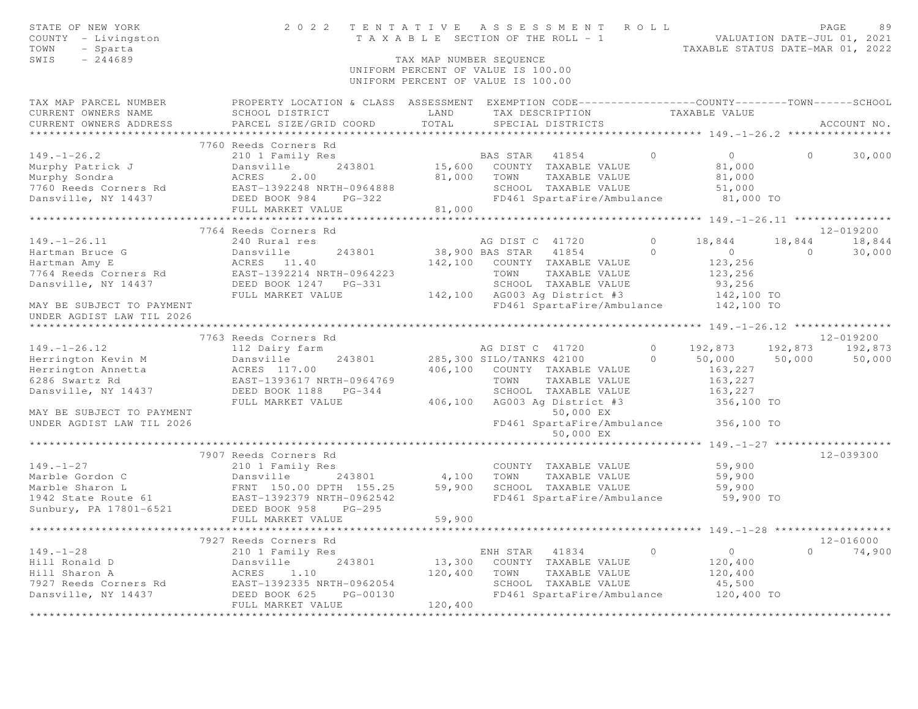STATE OF NEW YORK
COUNTY - Livingston
TOWN - Sparta
SWIS - 244689

2022 TENTATIVE ASSESSMENT ROLL
TAXABLE SECTION OF THE ROLL - 1
TAX MAP NUMBER SEQUENCE
UNIFORM PERCENT OF VALUE IS 100.00

VALUATION DATE-JUL 01, 2021
TAXABLE STATUS DATE-MAR 01, 2022

```
TAX MAP PARCEL NUMBER          PROPERTY LOCATION & CLASS  ASSESSMENT  EXEMPTION CODE------------------COUNTY--------TOWN------SCHOOL
CURRENT OWNERS NAME            SCHOOL DISTRICT               LAND      TAX DESCRIPTION            TAXABLE VALUE
CURRENT OWNERS ADDRESS         PARCEL SIZE/GRID COORD        TOTAL     SPECIAL DISTRICTS                                    ACCOUNT NO.
******************************************************************************************************* 149.-1-26.2 ****************
                               7760 Reeds Corners Rd
149.-1-26.2                    210 1 Family Res                       BAS STAR   41854          0            0            0       30,000
Murphy Patrick J               Dansville        243801        15,600   COUNTY  TAXABLE VALUE                81,000
Murphy Sondra                  ACRES    2.00                  81,000   TOWN    TAXABLE VALUE                81,000
7760 Reeds Corners Rd          EAST-1392248 NRTH-0964888               SCHOOL  TAXABLE VALUE                51,000
Dansville, NY 14437            DEED BOOK 984    PG-322                 FD461 SpartaFire/Ambulance          81,000 TO
                               FULL MARKET VALUE              81,000
******************************************************************************************************* 149.-1-26.11 ***************
                               7764 Reeds Corners Rd                                                                         12-019200
149.-1-26.11                   240 Rural res                          AG DIST C  41720          0        18,844       18,844      18,844
Hartman Bruce G                Dansville        243801        38,900 BAS STAR   41854          0            0            0       30,000
Hartman Amy E                  ACRES   11.40                 142,100   COUNTY  TAXABLE VALUE               123,256
7764 Reeds Corners Rd          EAST-1392214 NRTH-0964223               TOWN    TAXABLE VALUE               123,256
Dansville, NY 14437            DEED BOOK 1247   PG-331                 SCHOOL  TAXABLE VALUE                93,256
                               FULL MARKET VALUE             142,100   AG003 Ag District #3               142,100 TO
MAY BE SUBJECT TO PAYMENT                                              FD461 SpartaFire/Ambulance         142,100 TO
UNDER AGDIST LAW TIL 2026
******************************************************************************************************* 149.-1-26.12 ***************
                               7763 Reeds Corners Rd                                                                         12-019200
149.-1-26.12                   112 Dairy farm                         AG DIST C  41720          0       192,873      192,873     192,873
Herrington Kevin M             Dansville        243801       285,300 SILO/TANKS 42100          0        50,000       50,000      50,000
Herrington Annetta             ACRES  117.00                 406,100   COUNTY  TAXABLE VALUE               163,227
6286 Swartz Rd                 EAST-1393617 NRTH-0964769               TOWN    TAXABLE VALUE               163,227
Dansville, NY 14437            DEED BOOK 1188   PG-344                 SCHOOL  TAXABLE VALUE               163,227
                               FULL MARKET VALUE             406,100   AG003 Ag District #3               356,100 TO
MAY BE SUBJECT TO PAYMENT                                                        50,000 EX
UNDER AGDIST LAW TIL 2026                                              FD461 SpartaFire/Ambulance         356,100 TO
                                                                                 50,000 EX
******************************************************************************************************* 149.-1-27 ******************
                               7907 Reeds Corners Rd                                                                         12-039300
149.-1-27                      210 1 Family Res                        COUNTY  TAXABLE VALUE                59,900
Marble Gordon C                Dansville        243801         4,100   TOWN    TAXABLE VALUE                59,900
Marble Sharon L                FRNT 150.00 DPTH 155.25        59,900   SCHOOL  TAXABLE VALUE                59,900
1942 State Route 61            EAST-1392379 NRTH-0962542               FD461 SpartaFire/Ambulance          59,900 TO
Sunbury, PA 17801-6521         DEED BOOK 958    PG-295
                               FULL MARKET VALUE              59,900
******************************************************************************************************* 149.-1-28 ******************
                               7927 Reeds Corners Rd                                                                         12-016000
149.-1-28                      210 1 Family Res                       ENH STAR   41834          0            0            0       74,900
Hill Ronald D                  Dansville        243801        13,300   COUNTY  TAXABLE VALUE               120,400
Hill Sharon A                  ACRES    1.10                 120,400   TOWN    TAXABLE VALUE               120,400
7927 Reeds Corners Rd          EAST-1392335 NRTH-0962054               SCHOOL  TAXABLE VALUE                45,500
Dansville, NY 14437            DEED BOOK 625    PG-00130               FD461 SpartaFire/Ambulance         120,400 TO
                               FULL MARKET VALUE             120,400
************************************************************************************************************************************
```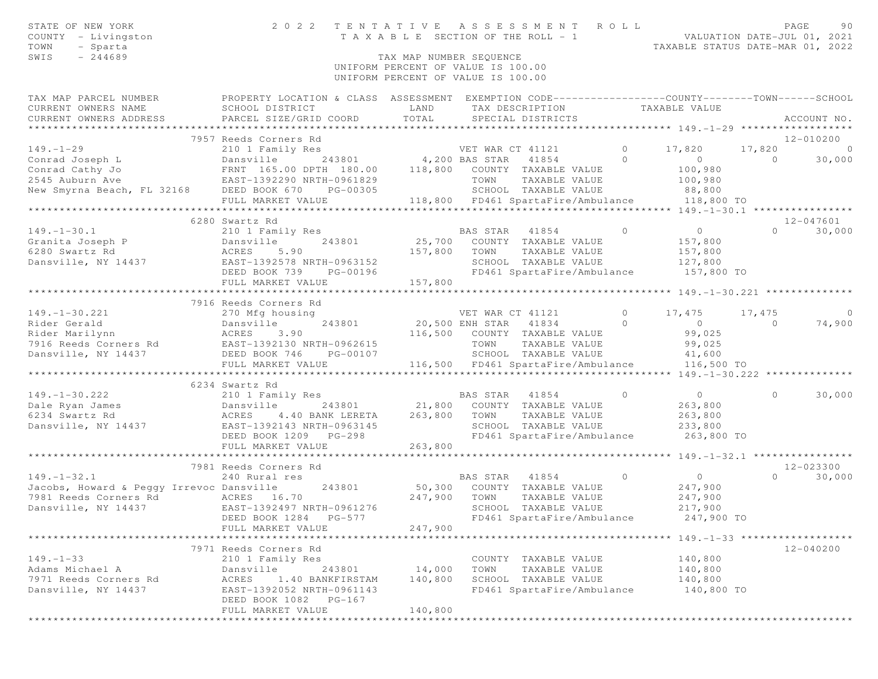STATE OF NEW YORK
COUNTY - Livingston
TOWN - Sparta
SWIS - 244689

# 2022 TENTATIVE ASSESSMENT ROLL

TAXABLE SECTION OF THE ROLL - 1

VALUATION DATE-JUL 01, 2021
TAXABLE STATUS DATE-MAR 01, 2022

TAX MAP NUMBER SEQUENCE
UNIFORM PERCENT OF VALUE IS 100.00

```
TAX MAP PARCEL NUMBER          PROPERTY LOCATION & CLASS  ASSESSMENT  EXEMPTION CODE-----------------COUNTY--------TOWN------SCHOOL
CURRENT OWNERS NAME            SCHOOL DISTRICT               LAND      TAX DESCRIPTION            TAXABLE VALUE
CURRENT OWNERS ADDRESS         PARCEL SIZE/GRID COORD        TOTAL     SPECIAL DISTRICTS                                      ACCOUNT NO.
*********************************************************************************************** 149.-1-29 ******************
                          7957 Reeds Corners Rd                                                                       12-010200
149.-1-29                      210 1 Family Res                        VET WAR CT 41121        0      17,820    17,820          0
Conrad Joseph L                Dansville       243801        4,200 BAS STAR  41854          0           0         0     30,000
Conrad Cathy Jo                FRNT 165.00 DPTH 180.00     118,800    COUNTY  TAXABLE VALUE          100,980
2545 Auburn Ave                EAST-1392290 NRTH-0961829              TOWN    TAXABLE VALUE          100,980
New Smyrna Beach, FL 32168     DEED BOOK 670    PG-00305              SCHOOL  TAXABLE VALUE           88,800
                               FULL MARKET VALUE           118,800    FD461 SpartaFire/Ambulance      118,800 TO
*********************************************************************************************** 149.-1-30.1 ****************
                          6280 Swartz Rd                                                                              12-047601
149.-1-30.1                    210 1 Family Res                        BAS STAR  41854          0           0         0     30,000
Granita Joseph P               Dansville       243801       25,700    COUNTY  TAXABLE VALUE          157,800
6280 Swartz Rd                 ACRES    5.90               157,800    TOWN    TAXABLE VALUE          157,800
Dansville, NY 14437            EAST-1392578 NRTH-0963152              SCHOOL  TAXABLE VALUE          127,800
                               DEED BOOK 739    PG-00196              FD461 SpartaFire/Ambulance      157,800 TO
                               FULL MARKET VALUE           157,800
*********************************************************************************************** 149.-1-30.221 **************
                          7916 Reeds Corners Rd
149.-1-30.221                  270 Mfg housing                         VET WAR CT 41121        0      17,475    17,475          0
Rider Gerald                   Dansville       243801       20,500 ENH STAR  41834          0           0         0     74,900
Rider Marilynn                 ACRES    3.90               116,500    COUNTY  TAXABLE VALUE           99,025
7916 Reeds Corners Rd          EAST-1392130 NRTH-0962615              TOWN    TAXABLE VALUE           99,025
Dansville, NY 14437            DEED BOOK 746    PG-00107              SCHOOL  TAXABLE VALUE           41,600
                               FULL MARKET VALUE           116,500    FD461 SpartaFire/Ambulance      116,500 TO
*********************************************************************************************** 149.-1-30.222 **************
                          6234 Swartz Rd
149.-1-30.222                  210 1 Family Res                        BAS STAR  41854          0           0         0     30,000
Dale Ryan James                Dansville       243801       21,800    COUNTY  TAXABLE VALUE          263,800
6234 Swartz Rd                 ACRES    4.40 BANK LERETA   263,800    TOWN    TAXABLE VALUE          263,800
Dansville, NY 14437            EAST-1392143 NRTH-0963145              SCHOOL  TAXABLE VALUE          233,800
                               DEED BOOK 1209   PG-298                FD461 SpartaFire/Ambulance      263,800 TO
                               FULL MARKET VALUE           263,800
*********************************************************************************************** 149.-1-32.1 ****************
                          7981 Reeds Corners Rd                                                                       12-023300
149.-1-32.1                    240 Rural res                           BAS STAR  41854          0           0         0     30,000
Jacobs, Howard & Peggy Irrevoc Dansville       243801       50,300    COUNTY  TAXABLE VALUE          247,900
7981 Reeds Corners Rd          ACRES   16.70               247,900    TOWN    TAXABLE VALUE          247,900
Dansville, NY 14437            EAST-1392497 NRTH-0961276              SCHOOL  TAXABLE VALUE          217,900
                               DEED BOOK 1284   PG-577                FD461 SpartaFire/Ambulance      247,900 TO
                               FULL MARKET VALUE           247,900
*********************************************************************************************** 149.-1-33 ******************
                          7971 Reeds Corners Rd                                                                       12-040200
149.-1-33                      210 1 Family Res                        COUNTY  TAXABLE VALUE          140,800
Adams Michael A                Dansville       243801       14,000    TOWN    TAXABLE VALUE          140,800
7971 Reeds Corners Rd          ACRES    1.40 BANKFIRSTAM   140,800    SCHOOL  TAXABLE VALUE          140,800
Dansville, NY 14437            EAST-1392052 NRTH-0961143              FD461 SpartaFire/Ambulance      140,800 TO
                               DEED BOOK 1082   PG-167
                               FULL MARKET VALUE           140,800
*****************************************************************************************************************************
```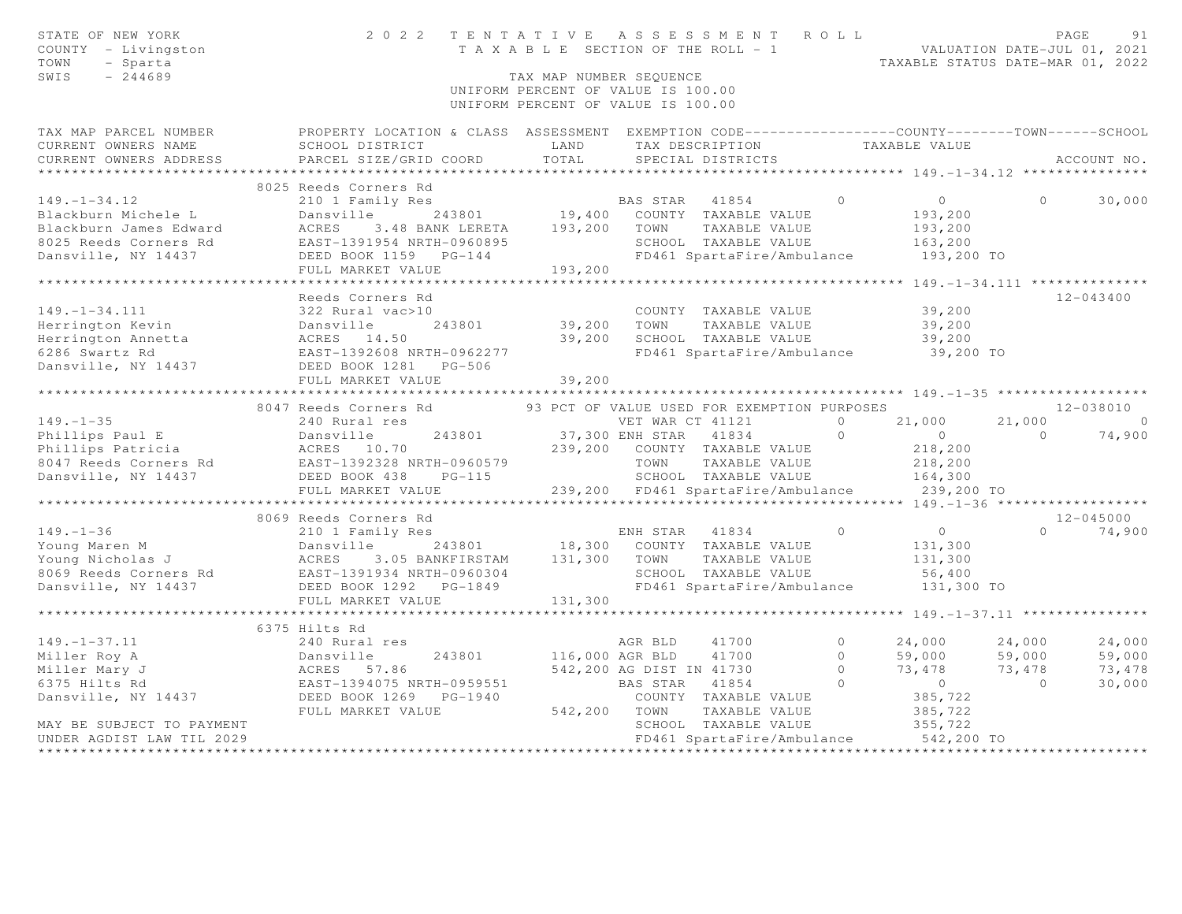STATE OF NEW YORK
COUNTY - Livingston
TOWN - Sparta
SWIS - 244689

2022 TENTATIVE ASSESSMENT ROLL
TAXABLE SECTION OF THE ROLL - 1
TAX MAP NUMBER SEQUENCE
UNIFORM PERCENT OF VALUE IS 100.00

VALUATION DATE-JUL 01, 2021
TAXABLE STATUS DATE-MAR 01, 2022

```
TAX MAP PARCEL NUMBER          PROPERTY LOCATION & CLASS  ASSESSMENT  EXEMPTION CODE------------------COUNTY--------TOWN------SCHOOL
CURRENT OWNERS NAME            SCHOOL DISTRICT               LAND      TAX DESCRIPTION            TAXABLE VALUE
CURRENT OWNERS ADDRESS         PARCEL SIZE/GRID COORD       TOTAL      SPECIAL DISTRICTS                                    ACCOUNT NO.
******************************************************************************************************* 149.-1-34.12 ***************
                               8025 Reeds Corners Rd
149.-1-34.12                   210 1 Family Res                        BAS STAR   41854          0          0            0      30,000
Blackburn Michele L            Dansville      243801          19,400   COUNTY  TAXABLE VALUE             193,200
Blackburn James Edward         ACRES    3.48 BANK LERETA     193,200   TOWN    TAXABLE VALUE             193,200
8025 Reeds Corners Rd          EAST-1391954 NRTH-0960895               SCHOOL  TAXABLE VALUE             163,200
Dansville, NY 14437            DEED BOOK 1159   PG-144                 FD461 SpartaFire/Ambulance        193,200 TO
                               FULL MARKET VALUE             193,200
******************************************************************************************************* 149.-1-34.111 **************
                               Reeds Corners Rd                                                                           12-043400
149.-1-34.111                  322 Rural vac>10                        COUNTY  TAXABLE VALUE              39,200
Herrington Kevin               Dansville      243801          39,200   TOWN    TAXABLE VALUE              39,200
Herrington Annetta             ACRES   14.50                  39,200   SCHOOL  TAXABLE VALUE              39,200
6286 Swartz Rd                 EAST-1392608 NRTH-0962277               FD461 SpartaFire/Ambulance         39,200 TO
Dansville, NY 14437            DEED BOOK 1281   PG-506
                               FULL MARKET VALUE              39,200
******************************************************************************************************* 149.-1-35 ******************
                               8047 Reeds Corners Rd          93 PCT OF VALUE USED FOR EXEMPTION PURPOSES                 12-038010
149.-1-35                      240 Rural res                           VET WAR CT 41121          0     21,000       21,000           0
Phillips Paul E                Dansville      243801          37,300 ENH STAR   41834          0          0            0      74,900
Phillips Patricia              ACRES   10.70                 239,200   COUNTY  TAXABLE VALUE             218,200
8047 Reeds Corners Rd          EAST-1392328 NRTH-0960579               TOWN    TAXABLE VALUE             218,200
Dansville, NY 14437            DEED BOOK 438    PG-115                 SCHOOL  TAXABLE VALUE             164,300
                               FULL MARKET VALUE             239,200   FD461 SpartaFire/Ambulance        239,200 TO
******************************************************************************************************* 149.-1-36 ******************
                               8069 Reeds Corners Rd                                                                      12-045000
149.-1-36                      210 1 Family Res                        ENH STAR   41834          0          0            0      74,900
Young Maren M                  Dansville      243801          18,300   COUNTY  TAXABLE VALUE             131,300
Young Nicholas J               ACRES    3.05 BANKFIRSTAM     131,300   TOWN    TAXABLE VALUE             131,300
8069 Reeds Corners Rd          EAST-1391934 NRTH-0960304               SCHOOL  TAXABLE VALUE              56,400
Dansville, NY 14437            DEED BOOK 1292   PG-1849                FD461 SpartaFire/Ambulance        131,300 TO
                               FULL MARKET VALUE             131,300
******************************************************************************************************* 149.-1-37.11 ***************
                               6375 Hilts Rd
149.-1-37.11                   240 Rural res                           AGR BLD    41700          0     24,000       24,000      24,000
Miller Roy A                   Dansville      243801         116,000 AGR BLD    41700          0     59,000       59,000      59,000
Miller Mary J                  ACRES   57.86                 542,200 AG DIST IN 41730          0     73,478       73,478      73,478
6375 Hilts Rd                  EAST-1394075 NRTH-0959551               BAS STAR   41854          0          0            0      30,000
Dansville, NY 14437            DEED BOOK 1269   PG-1940                COUNTY  TAXABLE VALUE             385,722
                               FULL MARKET VALUE             542,200   TOWN    TAXABLE VALUE             385,722
MAY BE SUBJECT TO PAYMENT                                              SCHOOL  TAXABLE VALUE             355,722
UNDER AGDIST LAW TIL 2029                                              FD461 SpartaFire/Ambulance        542,200 TO
************************************************************************************************************************************
```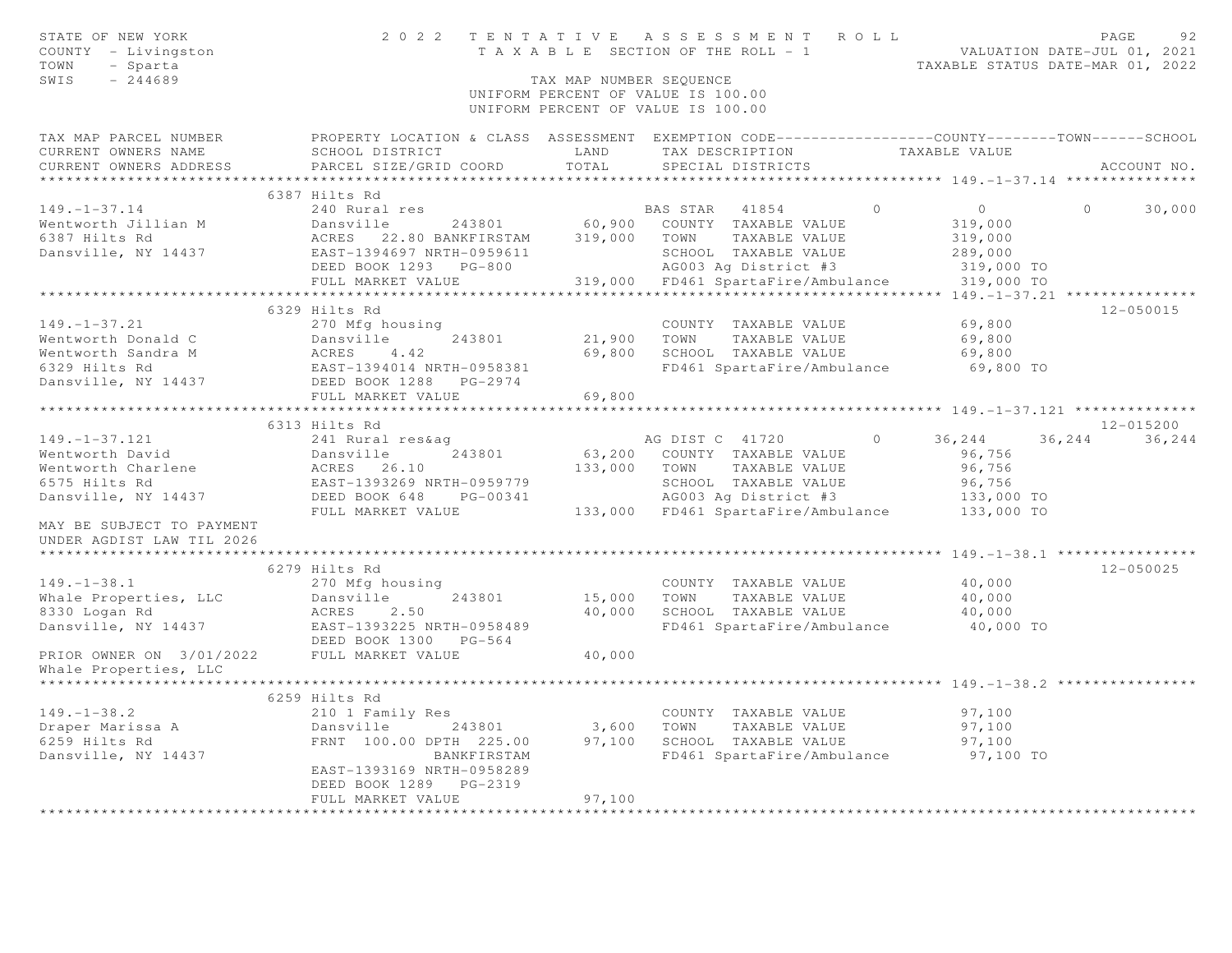STATE OF NEW YORK
COUNTY - Livingston
TOWN - Sparta
SWIS - 244689

2 0 2 2 T E N T A T I V E A S S E S S M E N T R O L L
T A X A B L E SECTION OF THE ROLL - 1

VALUATION DATE-JUL 01, 2021
TAXABLE STATUS DATE-MAR 01, 2022

TAX MAP NUMBER SEQUENCE
UNIFORM PERCENT OF VALUE IS 100.00
UNIFORM PERCENT OF VALUE IS 100.00

| TAX MAP PARCEL NUMBER / CURRENT OWNERS NAME / CURRENT OWNERS ADDRESS | PROPERTY LOCATION & CLASS / SCHOOL DISTRICT / PARCEL SIZE/GRID COORD | ASSESSMENT LAND / TOTAL | EXEMPTION CODE / TAX DESCRIPTION / SPECIAL DISTRICTS | COUNTY TAXABLE VALUE | TOWN | SCHOOL | ACCOUNT NO. |
|---|---|---|---|---|---|---|---|
| **149.-1-37.14** | 6387 Hilts Rd | | | | | | |
| 149.-1-37.14 | 240 Rural res | | BAS STAR 41854 0 | 0 | 0 | 30,000 | |
| Wentworth Jillian M | Dansville 243801 | 60,900 | COUNTY TAXABLE VALUE | 319,000 | | | |
| 6387 Hilts Rd | ACRES 22.80 BANKFIRSTAM | 319,000 | TOWN TAXABLE VALUE | 319,000 | | | |
| Dansville, NY 14437 | EAST-1394697 NRTH-0959611 | | SCHOOL TAXABLE VALUE | 289,000 | | | |
| | DEED BOOK 1293 PG-800 | | AG003 Ag District #3 | 319,000 TO | | | |
| | FULL MARKET VALUE | 319,000 | FD461 SpartaFire/Ambulance | 319,000 TO | | | |
| **149.-1-37.21** | 6329 Hilts Rd | | | | | | 12-050015 |
| 149.-1-37.21 | 270 Mfg housing | | COUNTY TAXABLE VALUE | 69,800 | | | |
| Wentworth Donald C | Dansville 243801 | 21,900 | TOWN TAXABLE VALUE | 69,800 | | | |
| Wentworth Sandra M | ACRES 4.42 | 69,800 | SCHOOL TAXABLE VALUE | 69,800 | | | |
| 6329 Hilts Rd | EAST-1394014 NRTH-0958381 | | FD461 SpartaFire/Ambulance | 69,800 TO | | | |
| Dansville, NY 14437 | DEED BOOK 1288 PG-2974 | | | | | | |
| | FULL MARKET VALUE | 69,800 | | | | | |
| **149.-1-37.121** | 6313 Hilts Rd | | | | | | 12-015200 |
| 149.-1-37.121 | 241 Rural res&ag | | AG DIST C 41720 0 | 36,244 | 36,244 | 36,244 | |
| Wentworth David | Dansville 243801 | 63,200 | COUNTY TAXABLE VALUE | 96,756 | | | |
| Wentworth Charlene | ACRES 26.10 | 133,000 | TOWN TAXABLE VALUE | 96,756 | | | |
| 6575 Hilts Rd | EAST-1393269 NRTH-0959779 | | SCHOOL TAXABLE VALUE | 96,756 | | | |
| Dansville, NY 14437 | DEED BOOK 648 PG-00341 | | AG003 Ag District #3 | 133,000 TO | | | |
| | FULL MARKET VALUE | 133,000 | FD461 SpartaFire/Ambulance | 133,000 TO | | | |
| MAY BE SUBJECT TO PAYMENT UNDER AGDIST LAW TIL 2026 | | | | | | | |
| **149.-1-38.1** | 6279 Hilts Rd | | | | | | 12-050025 |
| 149.-1-38.1 | 270 Mfg housing | | COUNTY TAXABLE VALUE | 40,000 | | | |
| Whale Properties, LLC | Dansville 243801 | 15,000 | TOWN TAXABLE VALUE | 40,000 | | | |
| 8330 Logan Rd | ACRES 2.50 | 40,000 | SCHOOL TAXABLE VALUE | 40,000 | | | |
| Dansville, NY 14437 | EAST-1393225 NRTH-0958489 | | FD461 SpartaFire/Ambulance | 40,000 TO | | | |
| | DEED BOOK 1300 PG-564 | | | | | | |
| PRIOR OWNER ON 3/01/2022 | FULL MARKET VALUE | 40,000 | | | | | |
| Whale Properties, LLC | | | | | | | |
| **149.-1-38.2** | 6259 Hilts Rd | | | | | | |
| 149.-1-38.2 | 210 1 Family Res | | COUNTY TAXABLE VALUE | 97,100 | | | |
| Draper Marissa A | Dansville 243801 | 3,600 | TOWN TAXABLE VALUE | 97,100 | | | |
| 6259 Hilts Rd | FRNT 100.00 DPTH 225.00 | 97,100 | SCHOOL TAXABLE VALUE | 97,100 | | | |
| Dansville, NY 14437 | BANKFIRSTAM | | FD461 SpartaFire/Ambulance | 97,100 TO | | | |
| | EAST-1393169 NRTH-0958289 | | | | | | |
| | DEED BOOK 1289 PG-2319 | | | | | | |
| | FULL MARKET VALUE | 97,100 | | | | | |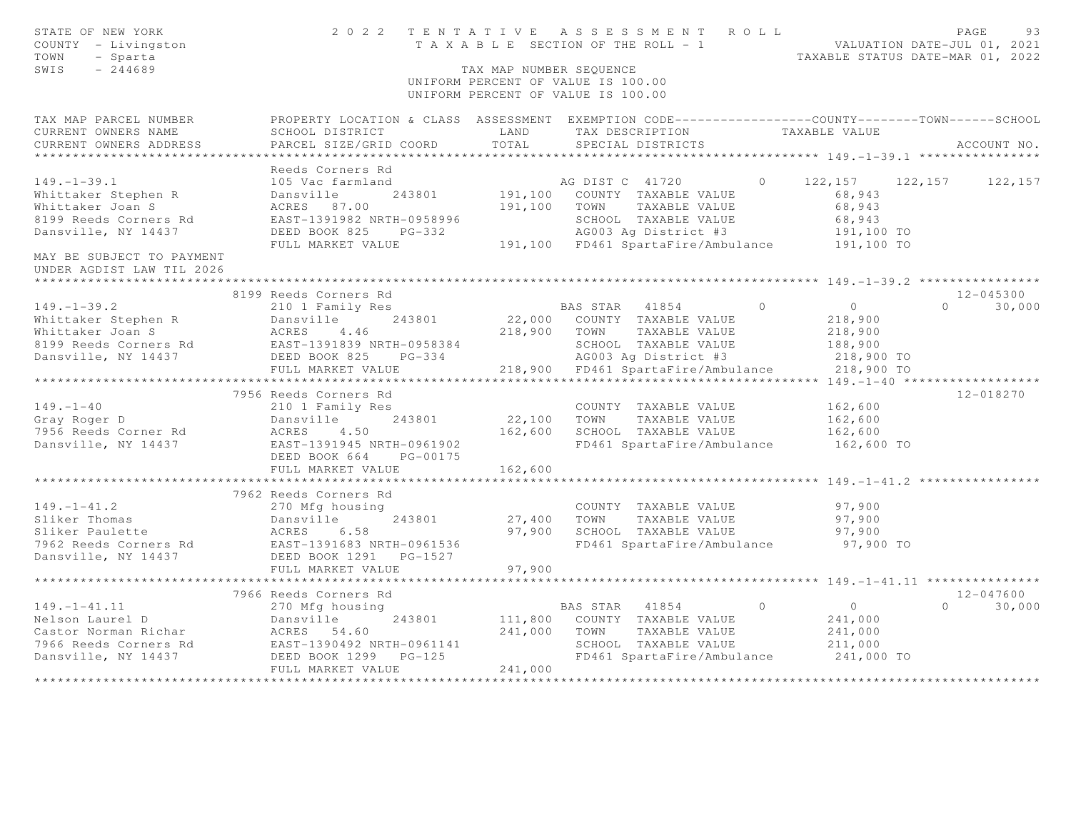STATE OF NEW YORK — 2022 TENTATIVE ASSESSMENT ROLL
COUNTY - Livingston — TAXABLE SECTION OF THE ROLL - 1 — VALUATION DATE-JUL 01, 2021
TOWN - Sparta — TAXABLE STATUS DATE-MAR 01, 2022
SWIS - 244689 — TAX MAP NUMBER SEQUENCE
UNIFORM PERCENT OF VALUE IS 100.00

| TAX MAP PARCEL NUMBER / CURRENT OWNERS NAME / CURRENT OWNERS ADDRESS | PROPERTY LOCATION & CLASS / SCHOOL DISTRICT / PARCEL SIZE/GRID COORD | ASSESSMENT LAND / TOTAL | EXEMPTION CODE / TAX DESCRIPTION / SPECIAL DISTRICTS | COUNTY | TOWN | SCHOOL / ACCOUNT NO. |
|---|---|---|---|---|---|---|
| **149.-1-39.1** | Reeds Corners Rd | | | | | |
| 149.-1-39.1 | 105 Vac farmland | | AG DIST C 41720 0 | 122,157 | 122,157 | 122,157 |
| Whittaker Stephen R | Dansville 243801 | 191,100 | COUNTY TAXABLE VALUE | 68,943 | | |
| Whittaker Joan S | ACRES 87.00 | 191,100 | TOWN TAXABLE VALUE | 68,943 | | |
| 8199 Reeds Corners Rd | EAST-1391982 NRTH-0958996 | | SCHOOL TAXABLE VALUE | 68,943 | | |
| Dansville, NY 14437 | DEED BOOK 825 PG-332 | | AG003 Ag District #3 | 191,100 TO | | |
| | FULL MARKET VALUE | 191,100 | FD461 SpartaFire/Ambulance | 191,100 TO | | |
| MAY BE SUBJECT TO PAYMENT UNDER AGDIST LAW TIL 2026 | | | | | | |
| **149.-1-39.2** | 8199 Reeds Corners Rd | | | | | 12-045300 |
| 149.-1-39.2 | 210 1 Family Res | | BAS STAR 41854 0 | 0 | 0 | 30,000 |
| Whittaker Stephen R | Dansville 243801 | 22,000 | COUNTY TAXABLE VALUE | 218,900 | | |
| Whittaker Joan S | ACRES 4.46 | 218,900 | TOWN TAXABLE VALUE | 218,900 | | |
| 8199 Reeds Corners Rd | EAST-1391839 NRTH-0958384 | | SCHOOL TAXABLE VALUE | 188,900 | | |
| Dansville, NY 14437 | DEED BOOK 825 PG-334 | | AG003 Ag District #3 | 218,900 TO | | |
| | FULL MARKET VALUE | 218,900 | FD461 SpartaFire/Ambulance | 218,900 TO | | |
| **149.-1-40** | 7956 Reeds Corners Rd | | | | | 12-018270 |
| 149.-1-40 | 210 1 Family Res | | COUNTY TAXABLE VALUE | 162,600 | | |
| Gray Roger D | Dansville 243801 | 22,100 | TOWN TAXABLE VALUE | 162,600 | | |
| 7956 Reeds Corner Rd | ACRES 4.50 | 162,600 | SCHOOL TAXABLE VALUE | 162,600 | | |
| Dansville, NY 14437 | EAST-1391945 NRTH-0961902 | | FD461 SpartaFire/Ambulance | 162,600 TO | | |
| | DEED BOOK 664 PG-00175 | | | | | |
| | FULL MARKET VALUE | 162,600 | | | | |
| **149.-1-41.2** | 7962 Reeds Corners Rd | | | | | |
| 149.-1-41.2 | 270 Mfg housing | | COUNTY TAXABLE VALUE | 97,900 | | |
| Sliker Thomas | Dansville 243801 | 27,400 | TOWN TAXABLE VALUE | 97,900 | | |
| Sliker Paulette | ACRES 6.58 | 97,900 | SCHOOL TAXABLE VALUE | 97,900 | | |
| 7962 Reeds Corners Rd | EAST-1391683 NRTH-0961536 | | FD461 SpartaFire/Ambulance | 97,900 TO | | |
| Dansville, NY 14437 | DEED BOOK 1291 PG-1527 | | | | | |
| | FULL MARKET VALUE | 97,900 | | | | |
| **149.-1-41.11** | 7966 Reeds Corners Rd | | | | | 12-047600 |
| 149.-1-41.11 | 270 Mfg housing | | BAS STAR 41854 0 | 0 | 0 | 30,000 |
| Nelson Laurel D | Dansville 243801 | 111,800 | COUNTY TAXABLE VALUE | 241,000 | | |
| Castor Norman Richar | ACRES 54.60 | 241,000 | TOWN TAXABLE VALUE | 241,000 | | |
| 7966 Reeds Corners Rd | EAST-1390492 NRTH-0961141 | | SCHOOL TAXABLE VALUE | 211,000 | | |
| Dansville, NY 14437 | DEED BOOK 1299 PG-125 | | FD461 SpartaFire/Ambulance | 241,000 TO | | |
| | FULL MARKET VALUE | 241,000 | | | | |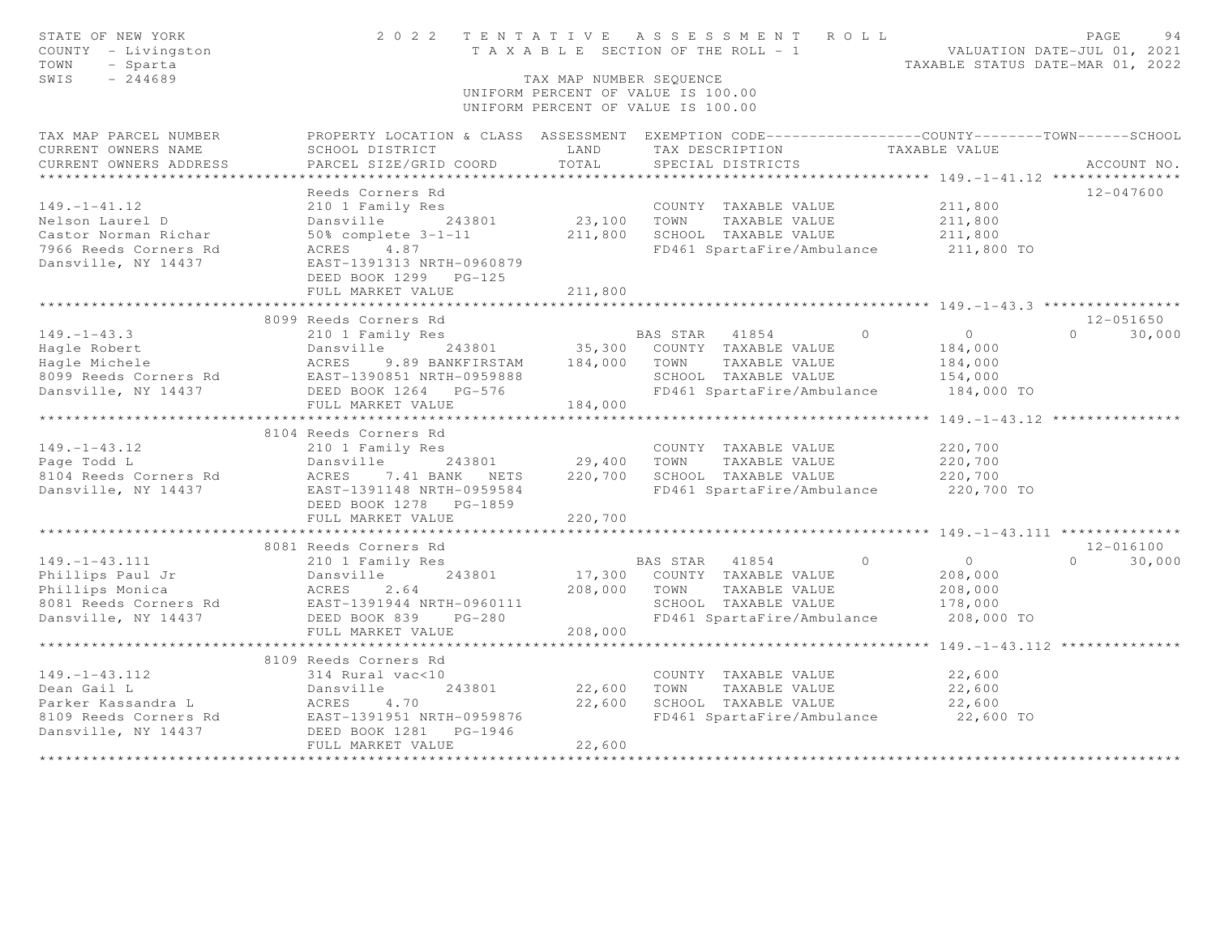STATE OF NEW YORK — 2022 TENTATIVE ASSESSMENT ROLL
COUNTY - Livingston — TAXABLE SECTION OF THE ROLL - 1 — VALUATION DATE-JUL 01, 2021
TOWN - Sparta — TAXABLE STATUS DATE-MAR 01, 2022
SWIS - 244689 — TAX MAP NUMBER SEQUENCE
UNIFORM PERCENT OF VALUE IS 100.00

| TAX MAP PARCEL NUMBER / CURRENT OWNERS NAME / CURRENT OWNERS ADDRESS | PROPERTY LOCATION & CLASS / SCHOOL DISTRICT / PARCEL SIZE/GRID COORD | ASSESSMENT LAND / TOTAL | EXEMPTION CODE / TAX DESCRIPTION / SPECIAL DISTRICTS | COUNTY TAXABLE VALUE | TOWN | SCHOOL | ACCOUNT NO. |
|---|---|---|---|---|---|---|---|
| **149.-1-41.12** | Reeds Corners Rd | | | | | | 12-047600 |
| 149.-1-41.12 | 210 1 Family Res | | COUNTY TAXABLE VALUE | 211,800 | | | |
| Nelson Laurel D | Dansville 243801 | 23,100 | TOWN TAXABLE VALUE | 211,800 | | | |
| Castor Norman Richar | 50% complete 3-1-11 | 211,800 | SCHOOL TAXABLE VALUE | 211,800 | | | |
| 7966 Reeds Corners Rd | ACRES 4.87 | | FD461 SpartaFire/Ambulance | 211,800 TO | | | |
| Dansville, NY 14437 | EAST-1391313 NRTH-0960879 | | | | | | |
| | DEED BOOK 1299 PG-125 | | | | | | |
| | FULL MARKET VALUE | 211,800 | | | | | |
| **149.-1-43.3** | 8099 Reeds Corners Rd | | | | | | 12-051650 |
| 149.-1-43.3 | 210 1 Family Res | | BAS STAR 41854 | 0 | 0 | 0 | 30,000 |
| Hagle Robert | Dansville 243801 | 35,300 | COUNTY TAXABLE VALUE | 184,000 | | | |
| Hagle Michele | ACRES 9.89 BANKFIRSTAM | 184,000 | TOWN TAXABLE VALUE | 184,000 | | | |
| 8099 Reeds Corners Rd | EAST-1390851 NRTH-0959888 | | SCHOOL TAXABLE VALUE | 154,000 | | | |
| Dansville, NY 14437 | DEED BOOK 1264 PG-576 | | FD461 SpartaFire/Ambulance | 184,000 TO | | | |
| | FULL MARKET VALUE | 184,000 | | | | | |
| **149.-1-43.12** | 8104 Reeds Corners Rd | | | | | | |
| 149.-1-43.12 | 210 1 Family Res | | COUNTY TAXABLE VALUE | 220,700 | | | |
| Page Todd L | Dansville 243801 | 29,400 | TOWN TAXABLE VALUE | 220,700 | | | |
| 8104 Reeds Corners Rd | ACRES 7.41 BANK NETS | 220,700 | SCHOOL TAXABLE VALUE | 220,700 | | | |
| Dansville, NY 14437 | EAST-1391148 NRTH-0959584 | | FD461 SpartaFire/Ambulance | 220,700 TO | | | |
| | DEED BOOK 1278 PG-1859 | | | | | | |
| | FULL MARKET VALUE | 220,700 | | | | | |
| **149.-1-43.111** | 8081 Reeds Corners Rd | | | | | | 12-016100 |
| 149.-1-43.111 | 210 1 Family Res | | BAS STAR 41854 | 0 | 0 | 0 | 30,000 |
| Phillips Paul Jr | Dansville 243801 | 17,300 | COUNTY TAXABLE VALUE | 208,000 | | | |
| Phillips Monica | ACRES 2.64 | 208,000 | TOWN TAXABLE VALUE | 208,000 | | | |
| 8081 Reeds Corners Rd | EAST-1391944 NRTH-0960111 | | SCHOOL TAXABLE VALUE | 178,000 | | | |
| Dansville, NY 14437 | DEED BOOK 839 PG-280 | | FD461 SpartaFire/Ambulance | 208,000 TO | | | |
| | FULL MARKET VALUE | 208,000 | | | | | |
| **149.-1-43.112** | 8109 Reeds Corners Rd | | | | | | |
| 149.-1-43.112 | 314 Rural vac<10 | | COUNTY TAXABLE VALUE | 22,600 | | | |
| Dean Gail L | Dansville 243801 | 22,600 | TOWN TAXABLE VALUE | 22,600 | | | |
| Parker Kassandra L | ACRES 4.70 | 22,600 | SCHOOL TAXABLE VALUE | 22,600 | | | |
| 8109 Reeds Corners Rd | EAST-1391951 NRTH-0959876 | | FD461 SpartaFire/Ambulance | 22,600 TO | | | |
| Dansville, NY 14437 | DEED BOOK 1281 PG-1946 | | | | | | |
| | FULL MARKET VALUE | 22,600 | | | | | |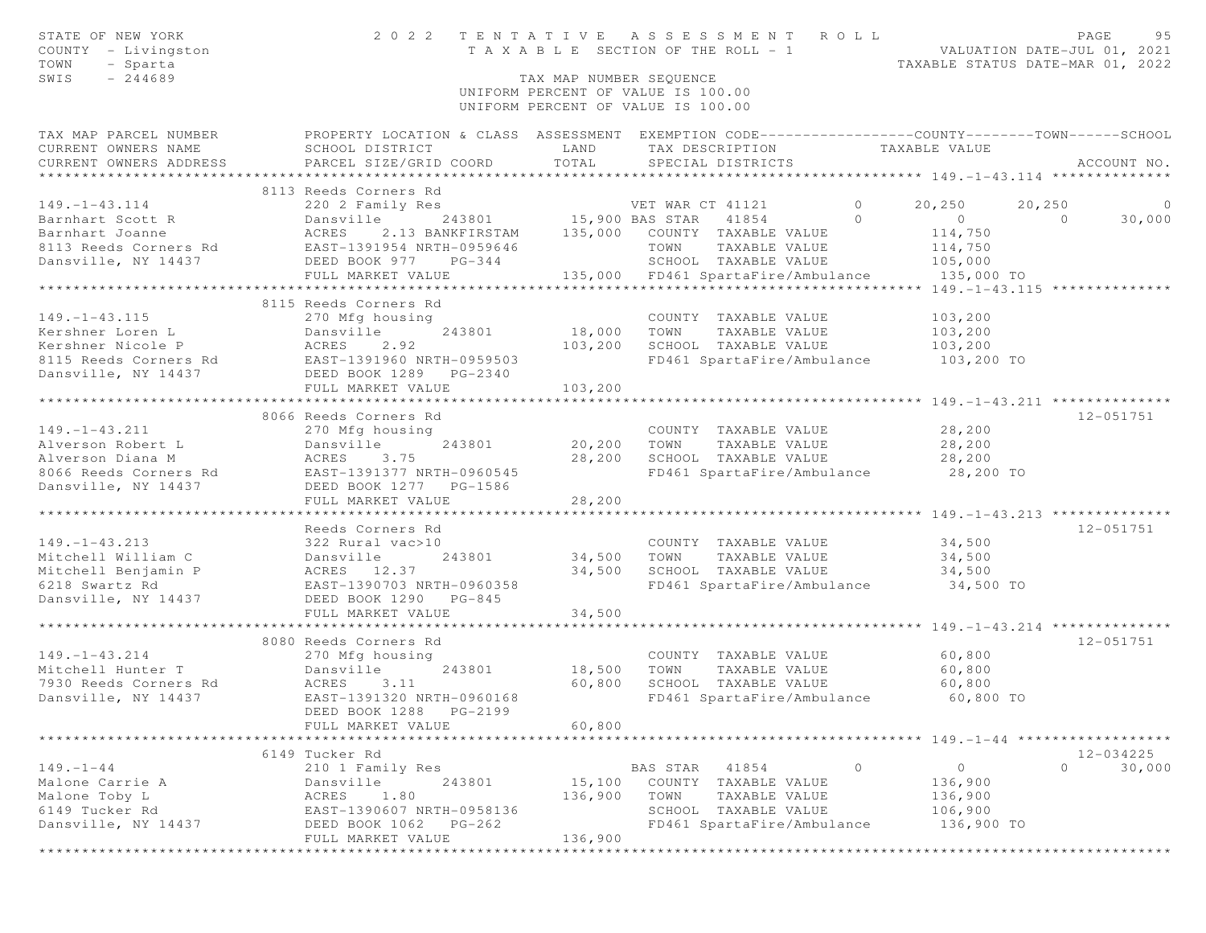STATE OF NEW YORK 2022 TENTATIVE ASSESSMENT ROLL
COUNTY - Livingston TAXABLE SECTION OF THE ROLL - 1 VALUATION DATE-JUL 01, 2021
TOWN - Sparta TAXABLE STATUS DATE-MAR 01, 2022
SWIS - 244689 TAX MAP NUMBER SEQUENCE
UNIFORM PERCENT OF VALUE IS 100.00
UNIFORM PERCENT OF VALUE IS 100.00

| TAX MAP PARCEL NUMBER / CURRENT OWNERS NAME / CURRENT OWNERS ADDRESS | PROPERTY LOCATION & CLASS / SCHOOL DISTRICT / PARCEL SIZE/GRID COORD | ASSESSMENT LAND | TOTAL | EXEMPTION CODE / TAX DESCRIPTION / SPECIAL DISTRICTS | COUNTY TAXABLE VALUE | TOWN | SCHOOL | ACCOUNT NO. |
|---|---|---|---|---|---|---|---|---|
| **149.-1-43.114** | 8113 Reeds Corners Rd | | | | | | | |
| 149.-1-43.114 | 220 2 Family Res | | | VET WAR CT 41121 0 | 20,250 | 20,250 | 0 | |
| Barnhart Scott R | Dansville 243801 | 15,900 | | BAS STAR 41854 0 | 0 | 0 | 30,000 | |
| Barnhart Joanne | ACRES 2.13 BANKFIRSTAM | | 135,000 | COUNTY TAXABLE VALUE | 114,750 | | | |
| 8113 Reeds Corners Rd | EAST-1391954 NRTH-0959646 | | | TOWN TAXABLE VALUE | 114,750 | | | |
| Dansville, NY 14437 | DEED BOOK 977 PG-344 | | | SCHOOL TAXABLE VALUE | 105,000 | | | |
| | FULL MARKET VALUE | | 135,000 | FD461 SpartaFire/Ambulance | 135,000 TO | | | |
| **149.-1-43.115** | 8115 Reeds Corners Rd | | | | | | | |
| 149.-1-43.115 | 270 Mfg housing | | | COUNTY TAXABLE VALUE | 103,200 | | | |
| Kershner Loren L | Dansville 243801 | 18,000 | | TOWN TAXABLE VALUE | 103,200 | | | |
| Kershner Nicole P | ACRES 2.92 | | 103,200 | SCHOOL TAXABLE VALUE | 103,200 | | | |
| 8115 Reeds Corners Rd | EAST-1391960 NRTH-0959503 | | | FD461 SpartaFire/Ambulance | 103,200 TO | | | |
| Dansville, NY 14437 | DEED BOOK 1289 PG-2340 | | | | | | | |
| | FULL MARKET VALUE | | 103,200 | | | | | |
| **149.-1-43.211** | 8066 Reeds Corners Rd | | | | | | | 12-051751 |
| 149.-1-43.211 | 270 Mfg housing | | | COUNTY TAXABLE VALUE | 28,200 | | | |
| Alverson Robert L | Dansville 243801 | 20,200 | | TOWN TAXABLE VALUE | 28,200 | | | |
| Alverson Diana M | ACRES 3.75 | | 28,200 | SCHOOL TAXABLE VALUE | 28,200 | | | |
| 8066 Reeds Corners Rd | EAST-1391377 NRTH-0960545 | | | FD461 SpartaFire/Ambulance | 28,200 TO | | | |
| Dansville, NY 14437 | DEED BOOK 1277 PG-1586 | | | | | | | |
| | FULL MARKET VALUE | | 28,200 | | | | | |
| **149.-1-43.213** | Reeds Corners Rd | | | | | | | 12-051751 |
| 149.-1-43.213 | 322 Rural vac>10 | | | COUNTY TAXABLE VALUE | 34,500 | | | |
| Mitchell William C | Dansville 243801 | 34,500 | | TOWN TAXABLE VALUE | 34,500 | | | |
| Mitchell Benjamin P | ACRES 12.37 | | 34,500 | SCHOOL TAXABLE VALUE | 34,500 | | | |
| 6218 Swartz Rd | EAST-1390703 NRTH-0960358 | | | FD461 SpartaFire/Ambulance | 34,500 TO | | | |
| Dansville, NY 14437 | DEED BOOK 1290 PG-845 | | | | | | | |
| | FULL MARKET VALUE | | 34,500 | | | | | |
| **149.-1-43.214** | 8080 Reeds Corners Rd | | | | | | | 12-051751 |
| 149.-1-43.214 | 270 Mfg housing | | | COUNTY TAXABLE VALUE | 60,800 | | | |
| Mitchell Hunter T | Dansville 243801 | 18,500 | | TOWN TAXABLE VALUE | 60,800 | | | |
| 7930 Reeds Corners Rd | ACRES 3.11 | | 60,800 | SCHOOL TAXABLE VALUE | 60,800 | | | |
| Dansville, NY 14437 | EAST-1391320 NRTH-0960168 | | | FD461 SpartaFire/Ambulance | 60,800 TO | | | |
| | DEED BOOK 1288 PG-2199 | | | | | | | |
| | FULL MARKET VALUE | | 60,800 | | | | | |
| **149.-1-44** | 6149 Tucker Rd | | | | | | | 12-034225 |
| 149.-1-44 | 210 1 Family Res | | | BAS STAR 41854 0 | 0 | 0 | 30,000 | |
| Malone Carrie A | Dansville 243801 | 15,100 | | COUNTY TAXABLE VALUE | 136,900 | | | |
| Malone Toby L | ACRES 1.80 | | 136,900 | TOWN TAXABLE VALUE | 136,900 | | | |
| 6149 Tucker Rd | EAST-1390607 NRTH-0958136 | | | SCHOOL TAXABLE VALUE | 106,900 | | | |
| Dansville, NY 14437 | DEED BOOK 1062 PG-262 | | | FD461 SpartaFire/Ambulance | 136,900 TO | | | |
| | FULL MARKET VALUE | | 136,900 | | | | | |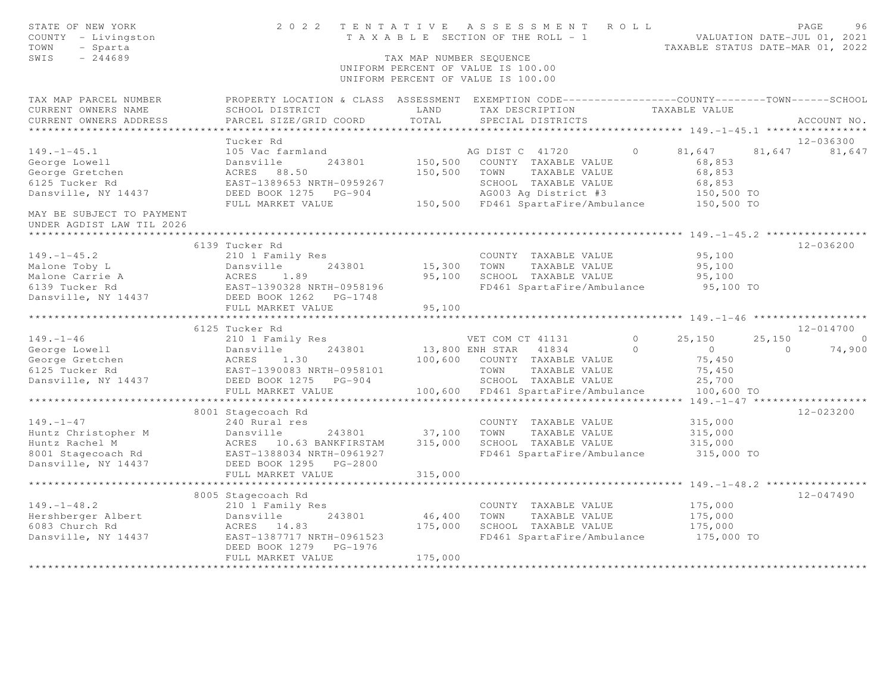STATE OF NEW YORK — 2022 TENTATIVE ASSESSMENT ROLL — PAGE 96
COUNTY - Livingston — TAXABLE SECTION OF THE ROLL - 1 — VALUATION DATE-JUL 01, 2021
TOWN - Sparta — TAXABLE STATUS DATE-MAR 01, 2022
SWIS - 244689 — TAX MAP NUMBER SEQUENCE

UNIFORM PERCENT OF VALUE IS 100.00

| TAX MAP PARCEL NUMBER / CURRENT OWNERS NAME / CURRENT OWNERS ADDRESS | PROPERTY LOCATION & CLASS / SCHOOL DISTRICT / PARCEL SIZE/GRID COORD | ASSESSMENT LAND / TOTAL | EXEMPTION CODE / TAX DESCRIPTION / SPECIAL DISTRICTS | | COUNTY TAXABLE VALUE | TOWN | SCHOOL / ACCOUNT NO. |
|---|---|---|---|---|---|---|---|
| **149.-1-45.1** | Tucker Rd | | | | | | 12-036300 |
| 149.-1-45.1 | 105 Vac farmland | | AG DIST C 41720 | 0 | 81,647 | 81,647 | 81,647 |
| George Lowell | Dansville 243801 | 150,500 | COUNTY TAXABLE VALUE | | 68,853 | | |
| George Gretchen | ACRES 88.50 | 150,500 | TOWN TAXABLE VALUE | | 68,853 | | |
| 6125 Tucker Rd | EAST-1389653 NRTH-0959267 | | SCHOOL TAXABLE VALUE | | 68,853 | | |
| Dansville, NY 14437 | DEED BOOK 1275 PG-904 | | AG003 Ag District #3 | | 150,500 TO | | |
| | FULL MARKET VALUE | 150,500 | FD461 SpartaFire/Ambulance | | 150,500 TO | | |
| MAY BE SUBJECT TO PAYMENT UNDER AGDIST LAW TIL 2026 | | | | | | | |
| **149.-1-45.2** | 6139 Tucker Rd | | | | | | 12-036200 |
| 149.-1-45.2 | 210 1 Family Res | | COUNTY TAXABLE VALUE | | 95,100 | | |
| Malone Toby L | Dansville 243801 | 15,300 | TOWN TAXABLE VALUE | | 95,100 | | |
| Malone Carrie A | ACRES 1.89 | 95,100 | SCHOOL TAXABLE VALUE | | 95,100 | | |
| 6139 Tucker Rd | EAST-1390328 NRTH-0958196 | | FD461 SpartaFire/Ambulance | | 95,100 TO | | |
| Dansville, NY 14437 | DEED BOOK 1262 PG-1748 | | | | | | |
| | FULL MARKET VALUE | 95,100 | | | | | |
| **149.-1-46** | 6125 Tucker Rd | | | | | | 12-014700 |
| 149.-1-46 | 210 1 Family Res | | VET COM CT 41131 | 0 | 25,150 | 25,150 | 0 |
| George Lowell | Dansville 243801 | 13,800 | ENH STAR 41834 | 0 | 0 | 0 | 74,900 |
| George Gretchen | ACRES 1.30 | 100,600 | COUNTY TAXABLE VALUE | | 75,450 | | |
| 6125 Tucker Rd | EAST-1390083 NRTH-0958101 | | TOWN TAXABLE VALUE | | 75,450 | | |
| Dansville, NY 14437 | DEED BOOK 1275 PG-904 | | SCHOOL TAXABLE VALUE | | 25,700 | | |
| | FULL MARKET VALUE | 100,600 | FD461 SpartaFire/Ambulance | | 100,600 TO | | |
| **149.-1-47** | 8001 Stagecoach Rd | | | | | | 12-023200 |
| 149.-1-47 | 240 Rural res | | COUNTY TAXABLE VALUE | | 315,000 | | |
| Huntz Christopher M | Dansville 243801 | 37,100 | TOWN TAXABLE VALUE | | 315,000 | | |
| Huntz Rachel M | ACRES 10.63 BANKFIRSTAM | 315,000 | SCHOOL TAXABLE VALUE | | 315,000 | | |
| 8001 Stagecoach Rd | EAST-1388034 NRTH-0961927 | | FD461 SpartaFire/Ambulance | | 315,000 TO | | |
| Dansville, NY 14437 | DEED BOOK 1295 PG-2800 | | | | | | |
| | FULL MARKET VALUE | 315,000 | | | | | |
| **149.-1-48.2** | 8005 Stagecoach Rd | | | | | | 12-047490 |
| 149.-1-48.2 | 210 1 Family Res | | COUNTY TAXABLE VALUE | | 175,000 | | |
| Hershberger Albert | Dansville 243801 | 46,400 | TOWN TAXABLE VALUE | | 175,000 | | |
| 6083 Church Rd | ACRES 14.83 | 175,000 | SCHOOL TAXABLE VALUE | | 175,000 | | |
| Dansville, NY 14437 | EAST-1387717 NRTH-0961523 | | FD461 SpartaFire/Ambulance | | 175,000 TO | | |
| | DEED BOOK 1279 PG-1976 | | | | | | |
| | FULL MARKET VALUE | 175,000 | | | | | |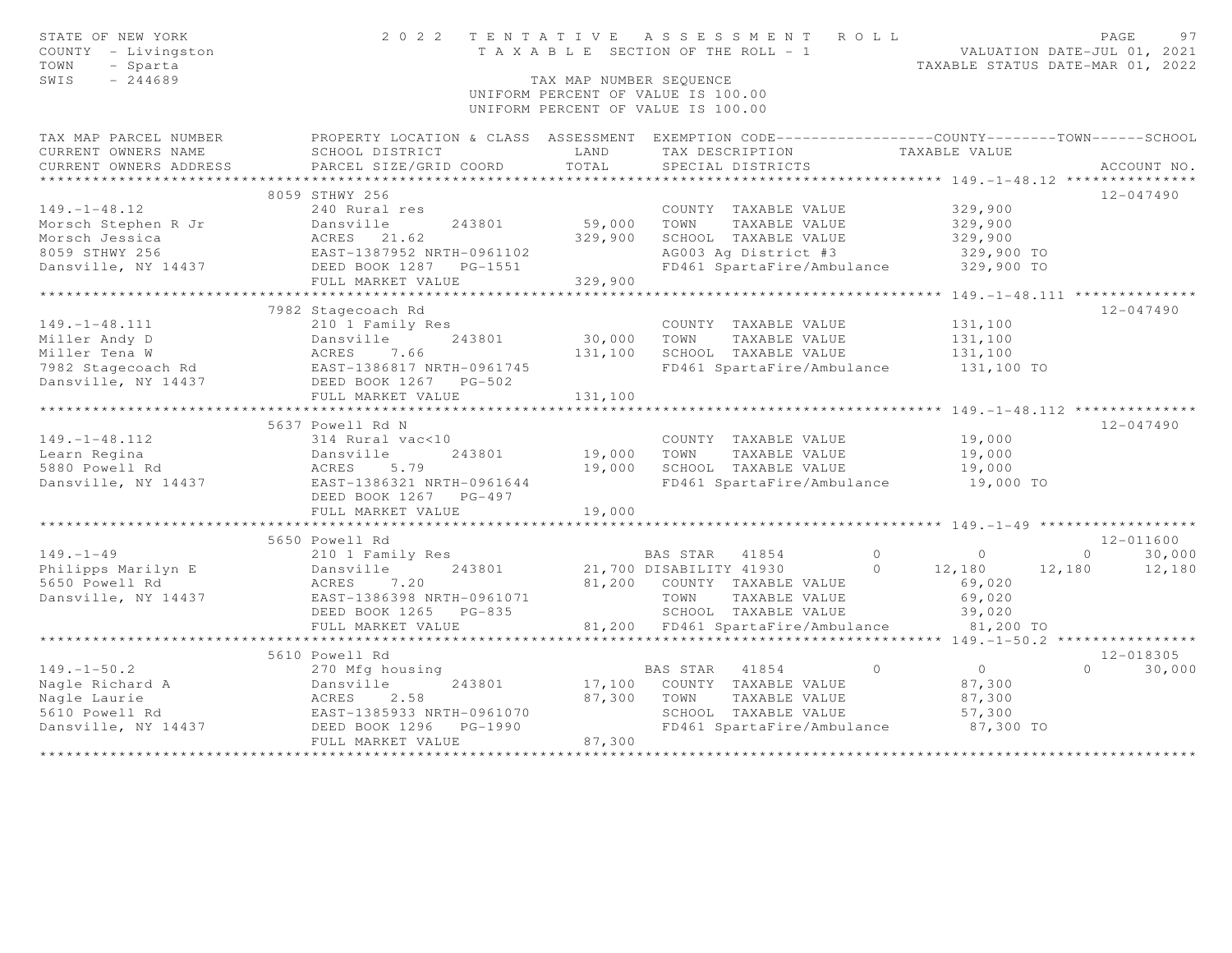STATE OF NEW YORK — 2022 TENTATIVE ASSESSMENT ROLL
COUNTY - Livingston — TAXABLE SECTION OF THE ROLL - 1 — VALUATION DATE-JUL 01, 2021
TOWN - Sparta — TAXABLE STATUS DATE-MAR 01, 2022
SWIS - 244689 — TAX MAP NUMBER SEQUENCE
UNIFORM PERCENT OF VALUE IS 100.00

| TAX MAP PARCEL NUMBER / CURRENT OWNERS NAME / CURRENT OWNERS ADDRESS | PROPERTY LOCATION & CLASS / SCHOOL DISTRICT / PARCEL SIZE/GRID COORD | ASSESSMENT LAND | TOTAL | EXEMPTION CODE / TAX DESCRIPTION / SPECIAL DISTRICTS | COUNTY | TOWN | SCHOOL | ACCOUNT NO. |
|---|---|---|---|---|---|---|---|---|
| **149.-1-48.12** | 8059 STHWY 256 | | | | | | | 12-047490 |
| 149.-1-48.12 | 240 Rural res | | | COUNTY TAXABLE VALUE | 329,900 | | | |
| Morsch Stephen R Jr | Dansville 243801 | 59,000 | | TOWN TAXABLE VALUE | | 329,900 | | |
| Morsch Jessica | ACRES 21.62 | | 329,900 | SCHOOL TAXABLE VALUE | | | 329,900 | |
| 8059 STHWY 256 | EAST-1387952 NRTH-0961102 | | | AG003 Ag District #3 | 329,900 TO | | | |
| Dansville, NY 14437 | DEED BOOK 1287 PG-1551 | | | FD461 SpartaFire/Ambulance | 329,900 TO | | | |
| | FULL MARKET VALUE | | 329,900 | | | | | |
| **149.-1-48.111** | 7982 Stagecoach Rd | | | | | | | 12-047490 |
| 149.-1-48.111 | 210 1 Family Res | | | COUNTY TAXABLE VALUE | 131,100 | | | |
| Miller Andy D | Dansville 243801 | 30,000 | | TOWN TAXABLE VALUE | | 131,100 | | |
| Miller Tena W | ACRES 7.66 | | 131,100 | SCHOOL TAXABLE VALUE | | | 131,100 | |
| 7982 Stagecoach Rd | EAST-1386817 NRTH-0961745 | | | FD461 SpartaFire/Ambulance | 131,100 TO | | | |
| Dansville, NY 14437 | DEED BOOK 1267 PG-502 | | | | | | | |
| | FULL MARKET VALUE | | 131,100 | | | | | |
| **149.-1-48.112** | 5637 Powell Rd N | | | | | | | 12-047490 |
| 149.-1-48.112 | 314 Rural vac<10 | | | COUNTY TAXABLE VALUE | 19,000 | | | |
| Learn Regina | Dansville 243801 | 19,000 | | TOWN TAXABLE VALUE | | 19,000 | | |
| 5880 Powell Rd | ACRES 5.79 | | 19,000 | SCHOOL TAXABLE VALUE | | | 19,000 | |
| Dansville, NY 14437 | EAST-1386321 NRTH-0961644 | | | FD461 SpartaFire/Ambulance | 19,000 TO | | | |
| | DEED BOOK 1267 PG-497 | | | | | | | |
| | FULL MARKET VALUE | | 19,000 | | | | | |
| **149.-1-49** | 5650 Powell Rd | | | | | | | 12-011600 |
| 149.-1-49 | 210 1 Family Res | | | BAS STAR 41854 0 | 0 | 0 | 30,000 | |
| Philipps Marilyn E | Dansville 243801 | 21,700 | | DISABILITY 41930 0 | 12,180 | 12,180 | 12,180 | |
| 5650 Powell Rd | ACRES 7.20 | | 81,200 | COUNTY TAXABLE VALUE | 69,020 | | | |
| Dansville, NY 14437 | EAST-1386398 NRTH-0961071 | | | TOWN TAXABLE VALUE | | 69,020 | | |
| | DEED BOOK 1265 PG-835 | | | SCHOOL TAXABLE VALUE | | | 39,020 | |
| | FULL MARKET VALUE | | 81,200 | FD461 SpartaFire/Ambulance | 81,200 TO | | | |
| **149.-1-50.2** | 5610 Powell Rd | | | | | | | 12-018305 |
| 149.-1-50.2 | 270 Mfg housing | | | BAS STAR 41854 0 | 0 | 0 | 30,000 | |
| Nagle Richard A | Dansville 243801 | 17,100 | | COUNTY TAXABLE VALUE | 87,300 | | | |
| Nagle Laurie | ACRES 2.58 | | 87,300 | TOWN TAXABLE VALUE | | 87,300 | | |
| 5610 Powell Rd | EAST-1385933 NRTH-0961070 | | | SCHOOL TAXABLE VALUE | | | 57,300 | |
| Dansville, NY 14437 | DEED BOOK 1296 PG-1990 | | | FD461 SpartaFire/Ambulance | 87,300 TO | | | |
| | FULL MARKET VALUE | | 87,300 | | | | | |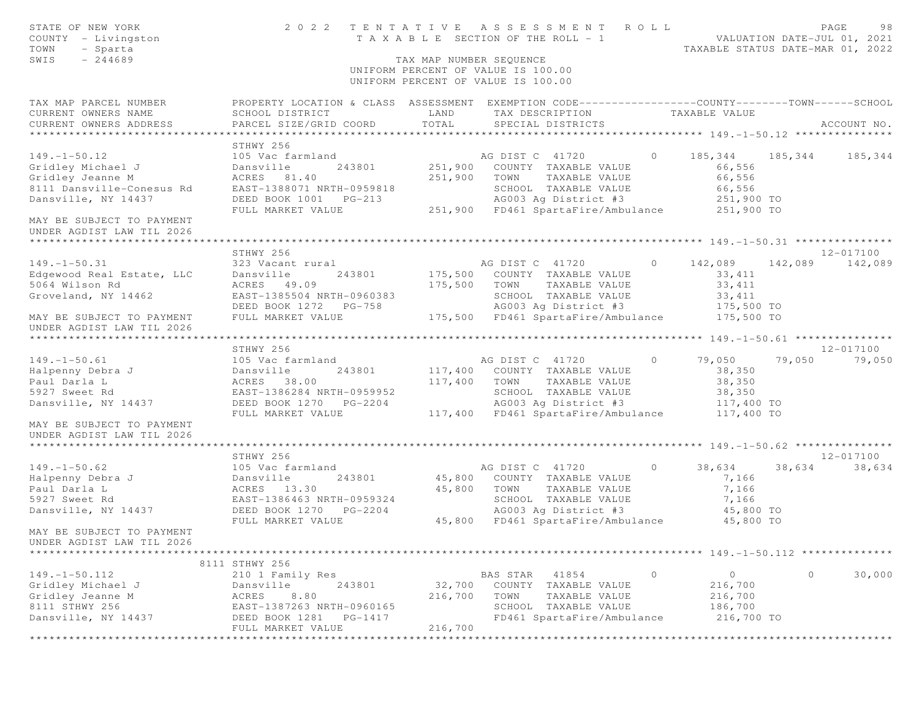STATE OF NEW YORK — 2022 TENTATIVE ASSESSMENT ROLL — PAGE 98
COUNTY - Livingston — TAXABLE SECTION OF THE ROLL - 1 — VALUATION DATE-JUL 01, 2021
TOWN - Sparta — TAXABLE STATUS DATE-MAR 01, 2022
SWIS - 244689 — TAX MAP NUMBER SEQUENCE

UNIFORM PERCENT OF VALUE IS 100.00

| TAX MAP PARCEL NUMBER / CURRENT OWNERS NAME / CURRENT OWNERS ADDRESS | PROPERTY LOCATION & CLASS / SCHOOL DISTRICT / PARCEL SIZE/GRID COORD | ASSESSMENT LAND / TOTAL | EXEMPTION CODE / TAX DESCRIPTION / SPECIAL DISTRICTS | COUNTY TAXABLE VALUE | TOWN | SCHOOL | ACCOUNT NO. |
|---|---|---|---|---|---|---|---|
| **149.-1-50.12** | STHWY 256 | | | | | | |
| 149.-1-50.12 | 105 Vac farmland | | AG DIST C 41720 0 | 185,344 | 185,344 | 185,344 | |
| Gridley Michael J | Dansville 243801 | 251,900 | COUNTY TAXABLE VALUE | 66,556 | | | |
| Gridley Jeanne M | ACRES 81.40 | 251,900 | TOWN TAXABLE VALUE | 66,556 | | | |
| 8111 Dansville-Conesus Rd | EAST-1388071 NRTH-0959818 | | SCHOOL TAXABLE VALUE | 66,556 | | | |
| Dansville, NY 14437 | DEED BOOK 1001 PG-213 | | AG003 Ag District #3 | 251,900 TO | | | |
| | FULL MARKET VALUE | 251,900 | FD461 SpartaFire/Ambulance | 251,900 TO | | | |
| MAY BE SUBJECT TO PAYMENT UNDER AGDIST LAW TIL 2026 | | | | | | | |
| **149.-1-50.31** | STHWY 256 | | | | | | 12-017100 |
| 149.-1-50.31 | 323 Vacant rural | | AG DIST C 41720 0 | 142,089 | 142,089 | 142,089 | |
| Edgewood Real Estate, LLC | Dansville 243801 | 175,500 | COUNTY TAXABLE VALUE | 33,411 | | | |
| 5064 Wilson Rd | ACRES 49.09 | 175,500 | TOWN TAXABLE VALUE | 33,411 | | | |
| Groveland, NY 14462 | EAST-1385504 NRTH-0960383 | | SCHOOL TAXABLE VALUE | 33,411 | | | |
| | DEED BOOK 1272 PG-758 | | AG003 Ag District #3 | 175,500 TO | | | |
| MAY BE SUBJECT TO PAYMENT UNDER AGDIST LAW TIL 2026 | FULL MARKET VALUE | 175,500 | FD461 SpartaFire/Ambulance | 175,500 TO | | | |
| **149.-1-50.61** | STHWY 256 | | | | | | 12-017100 |
| 149.-1-50.61 | 105 Vac farmland | | AG DIST C 41720 0 | 79,050 | 79,050 | 79,050 | |
| Halpenny Debra J | Dansville 243801 | 117,400 | COUNTY TAXABLE VALUE | 38,350 | | | |
| Paul Darla L | ACRES 38.00 | 117,400 | TOWN TAXABLE VALUE | 38,350 | | | |
| 5927 Sweet Rd | EAST-1386284 NRTH-0959952 | | SCHOOL TAXABLE VALUE | 38,350 | | | |
| Dansville, NY 14437 | DEED BOOK 1270 PG-2204 | | AG003 Ag District #3 | 117,400 TO | | | |
| | FULL MARKET VALUE | 117,400 | FD461 SpartaFire/Ambulance | 117,400 TO | | | |
| MAY BE SUBJECT TO PAYMENT UNDER AGDIST LAW TIL 2026 | | | | | | | |
| **149.-1-50.62** | STHWY 256 | | | | | | 12-017100 |
| 149.-1-50.62 | 105 Vac farmland | | AG DIST C 41720 0 | 38,634 | 38,634 | 38,634 | |
| Halpenny Debra J | Dansville 243801 | 45,800 | COUNTY TAXABLE VALUE | 7,166 | | | |
| Paul Darla L | ACRES 13.30 | 45,800 | TOWN TAXABLE VALUE | 7,166 | | | |
| 5927 Sweet Rd | EAST-1386463 NRTH-0959324 | | SCHOOL TAXABLE VALUE | 7,166 | | | |
| Dansville, NY 14437 | DEED BOOK 1270 PG-2204 | | AG003 Ag District #3 | 45,800 TO | | | |
| | FULL MARKET VALUE | 45,800 | FD461 SpartaFire/Ambulance | 45,800 TO | | | |
| MAY BE SUBJECT TO PAYMENT UNDER AGDIST LAW TIL 2026 | | | | | | | |
| **149.-1-50.112** | 8111 STHWY 256 | | | | | | |
| 149.-1-50.112 | 210 1 Family Res | | BAS STAR 41854 0 | 0 | 0 | 30,000 | |
| Gridley Michael J | Dansville 243801 | 32,700 | COUNTY TAXABLE VALUE | 216,700 | | | |
| Gridley Jeanne M | ACRES 8.80 | 216,700 | TOWN TAXABLE VALUE | 216,700 | | | |
| 8111 STHWY 256 | EAST-1387263 NRTH-0960165 | | SCHOOL TAXABLE VALUE | 186,700 | | | |
| Dansville, NY 14437 | DEED BOOK 1281 PG-1417 | | FD461 SpartaFire/Ambulance | 216,700 TO | | | |
| | FULL MARKET VALUE | 216,700 | | | | | |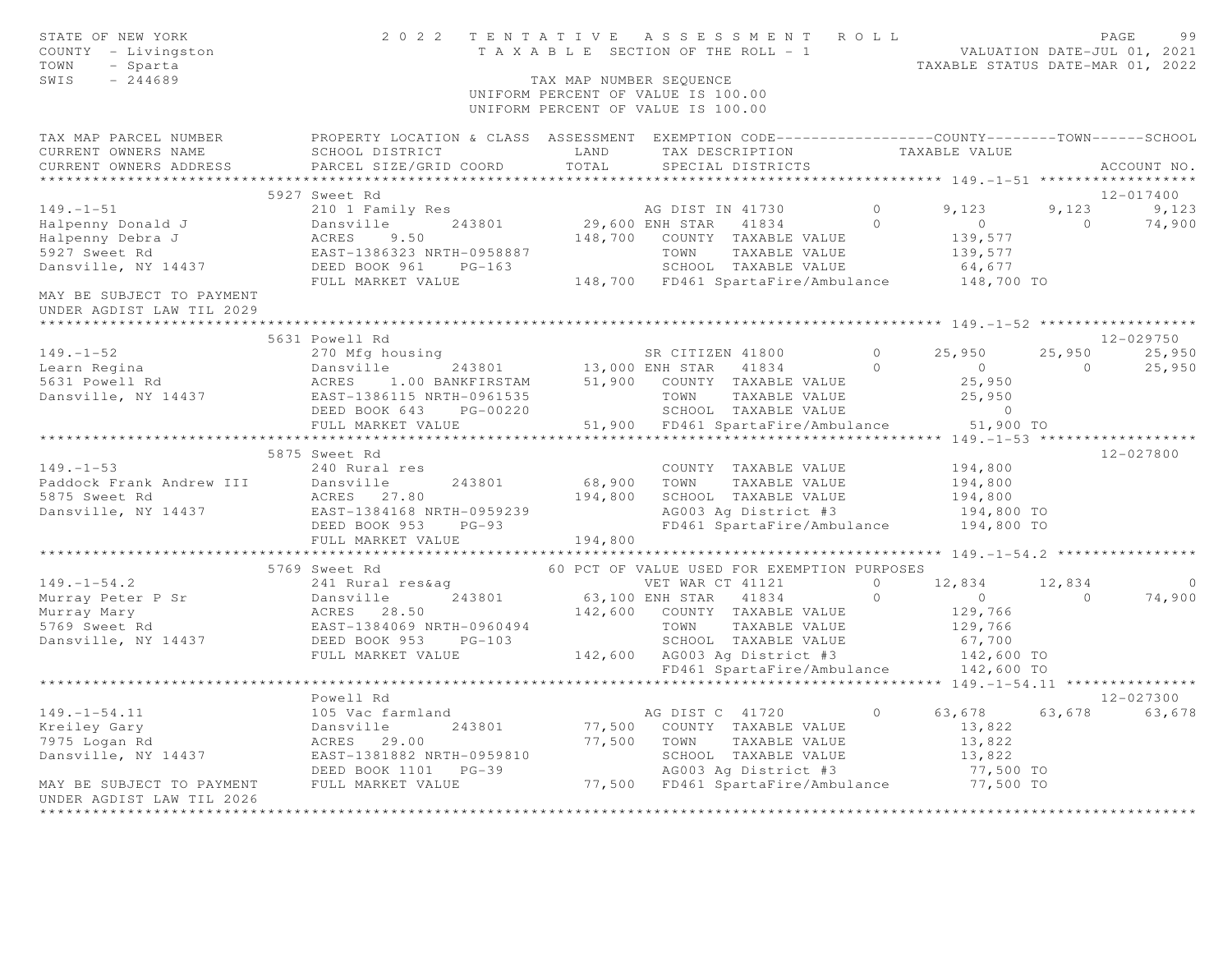STATE OF NEW YORK — 2022 TENTATIVE ASSESSMENT ROLL
COUNTY - Livingston — TAXABLE SECTION OF THE ROLL - 1 — VALUATION DATE-JUL 01, 2021
TOWN - Sparta — TAXABLE STATUS DATE-MAR 01, 2022
SWIS - 244689 — TAX MAP NUMBER SEQUENCE
UNIFORM PERCENT OF VALUE IS 100.00

```
TAX MAP PARCEL NUMBER          PROPERTY LOCATION & CLASS  ASSESSMENT  EXEMPTION CODE------------------COUNTY--------TOWN------SCHOOL
CURRENT OWNERS NAME            SCHOOL DISTRICT               LAND      TAX DESCRIPTION            TAXABLE VALUE
CURRENT OWNERS ADDRESS         PARCEL SIZE/GRID COORD        TOTAL     SPECIAL DISTRICTS                                    ACCOUNT NO.
******************************************************************************************************* 149.-1-51 ******************
                          5927 Sweet Rd                                                                                 12-017400
149.-1-51                      210 1 Family Res                    AG DIST IN 41730        0        9,123      9,123       9,123
Halpenny Donald J              Dansville      243801        29,600 ENH STAR   41834        0            0          0      74,900
Halpenny Debra J               ACRES    9.50               148,700   COUNTY  TAXABLE VALUE           139,577
5927 Sweet Rd                  EAST-1386323 NRTH-0958887             TOWN    TAXABLE VALUE           139,577
Dansville, NY 14437            DEED BOOK 961    PG-163               SCHOOL  TAXABLE VALUE            64,677
                               FULL MARKET VALUE           148,700   FD461 SpartaFire/Ambulance      148,700 TO
MAY BE SUBJECT TO PAYMENT
UNDER AGDIST LAW TIL 2029
******************************************************************************************************* 149.-1-52 ******************
                          5631 Powell Rd                                                                                12-029750
149.-1-52                      270 Mfg housing                     SR CITIZEN 41800        0       25,950     25,950      25,950
Learn Regina                   Dansville      243801        13,000 ENH STAR   41834        0            0          0      25,950
5631 Powell Rd                 ACRES    1.00 BANKFIRSTAM    51,900   COUNTY  TAXABLE VALUE            25,950
Dansville, NY 14437            EAST-1386115 NRTH-0961535             TOWN    TAXABLE VALUE            25,950
                               DEED BOOK 643    PG-00220             SCHOOL  TAXABLE VALUE                 0
                               FULL MARKET VALUE            51,900   FD461 SpartaFire/Ambulance       51,900 TO
******************************************************************************************************* 149.-1-53 ******************
                          5875 Sweet Rd                                                                                 12-027800
149.-1-53                      240 Rural res                         COUNTY  TAXABLE VALUE           194,800
Paddock Frank Andrew III       Dansville      243801        68,900   TOWN    TAXABLE VALUE           194,800
5875 Sweet Rd                  ACRES   27.80               194,800   SCHOOL  TAXABLE VALUE           194,800
Dansville, NY 14437            EAST-1384168 NRTH-0959239             AG003 Ag District #3            194,800 TO
                               DEED BOOK 953    PG-93                FD461 SpartaFire/Ambulance      194,800 TO
                               FULL MARKET VALUE           194,800
******************************************************************************************************* 149.-1-54.2 ****************
                          5769 Sweet Rd                60 PCT OF VALUE USED FOR EXEMPTION PURPOSES
149.-1-54.2                    241 Rural res&ag                    VET WAR CT 41121        0       12,834     12,834           0
Murray Peter P Sr              Dansville      243801        63,100 ENH STAR   41834        0            0          0      74,900
Murray Mary                    ACRES   28.50               142,600   COUNTY  TAXABLE VALUE           129,766
5769 Sweet Rd                  EAST-1384069 NRTH-0960494             TOWN    TAXABLE VALUE           129,766
Dansville, NY 14437            DEED BOOK 953    PG-103               SCHOOL  TAXABLE VALUE            67,700
                               FULL MARKET VALUE           142,600   AG003 Ag District #3            142,600 TO
                                                                     FD461 SpartaFire/Ambulance      142,600 TO
******************************************************************************************************* 149.-1-54.11 ***************
                               Powell Rd                                                                                12-027300
149.-1-54.11                   105 Vac farmland                    AG DIST C  41720        0       63,678     63,678      63,678
Kreiley Gary                   Dansville      243801        77,500   COUNTY  TAXABLE VALUE            13,822
7975 Logan Rd                  ACRES   29.00                77,500   TOWN    TAXABLE VALUE            13,822
Dansville, NY 14437            EAST-1381882 NRTH-0959810             SCHOOL  TAXABLE VALUE            13,822
                               DEED BOOK 1101   PG-39                AG003 Ag District #3             77,500 TO
MAY BE SUBJECT TO PAYMENT      FULL MARKET VALUE            77,500   FD461 SpartaFire/Ambulance       77,500 TO
UNDER AGDIST LAW TIL 2026
************************************************************************************************************************************
```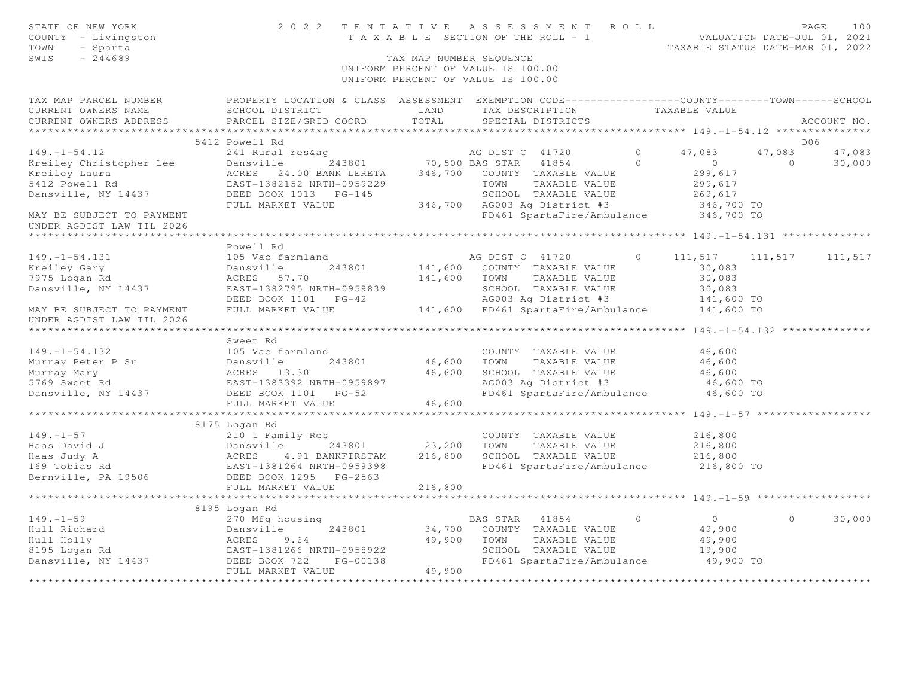STATE OF NEW YORK
COUNTY - Livingston
TOWN - Sparta
SWIS - 244689

2022 TENTATIVE ASSESSMENT ROLL
TAXABLE SECTION OF THE ROLL - 1
TAX MAP NUMBER SEQUENCE
UNIFORM PERCENT OF VALUE IS 100.00
UNIFORM PERCENT OF VALUE IS 100.00

VALUATION DATE-JUL 01, 2021
TAXABLE STATUS DATE-MAR 01, 2022

| TAX MAP PARCEL NUMBER / CURRENT OWNERS NAME / CURRENT OWNERS ADDRESS | PROPERTY LOCATION & CLASS / SCHOOL DISTRICT / PARCEL SIZE/GRID COORD | ASSESSMENT LAND / TOTAL | EXEMPTION CODE / TAX DESCRIPTION / SPECIAL DISTRICTS | COUNTY | TOWN | SCHOOL | ACCOUNT NO. |
|---|---|---|---|---|---|---|---|
| **149.-1-54.12** | 5412 Powell Rd | | | | | | D06 |
| 149.-1-54.12 | 241 Rural res&ag | | AG DIST C 41720 0 | 47,083 | 47,083 | 47,083 | |
| Kreiley Christopher Lee | Dansville 243801 | 70,500 | BAS STAR 41854 0 | 0 | 0 | 30,000 | |
| Kreiley Laura | ACRES 24.00 BANK LERETA | 346,700 | COUNTY TAXABLE VALUE | 299,617 | | | |
| 5412 Powell Rd | EAST-1382152 NRTH-0959229 | | TOWN TAXABLE VALUE | 299,617 | | | |
| Dansville, NY 14437 | DEED BOOK 1013 PG-145 | | SCHOOL TAXABLE VALUE | 269,617 | | | |
| | FULL MARKET VALUE | 346,700 | AG003 Ag District #3 | 346,700 TO | | | |
| MAY BE SUBJECT TO PAYMENT UNDER AGDIST LAW TIL 2026 | | | FD461 SpartaFire/Ambulance | 346,700 TO | | | |
| **149.-1-54.131** | Powell Rd | | | | | | |
| 149.-1-54.131 | 105 Vac farmland | | AG DIST C 41720 0 | 111,517 | 111,517 | 111,517 | |
| Kreiley Gary | Dansville 243801 | 141,600 | COUNTY TAXABLE VALUE | 30,083 | | | |
| 7975 Logan Rd | ACRES 57.70 | 141,600 | TOWN TAXABLE VALUE | 30,083 | | | |
| Dansville, NY 14437 | EAST-1382795 NRTH-0959839 | | SCHOOL TAXABLE VALUE | 30,083 | | | |
| | DEED BOOK 1101 PG-42 | | AG003 Ag District #3 | 141,600 TO | | | |
| MAY BE SUBJECT TO PAYMENT UNDER AGDIST LAW TIL 2026 | FULL MARKET VALUE | 141,600 | FD461 SpartaFire/Ambulance | 141,600 TO | | | |
| **149.-1-54.132** | Sweet Rd | | | | | | |
| 149.-1-54.132 | 105 Vac farmland | | COUNTY TAXABLE VALUE | 46,600 | | | |
| Murray Peter P Sr | Dansville 243801 | 46,600 | TOWN TAXABLE VALUE | 46,600 | | | |
| Murray Mary | ACRES 13.30 | 46,600 | SCHOOL TAXABLE VALUE | 46,600 | | | |
| 5769 Sweet Rd | EAST-1383392 NRTH-0959897 | | AG003 Ag District #3 | 46,600 TO | | | |
| Dansville, NY 14437 | DEED BOOK 1101 PG-52 | | FD461 SpartaFire/Ambulance | 46,600 TO | | | |
| | FULL MARKET VALUE | 46,600 | | | | | |
| **149.-1-57** | 8175 Logan Rd | | | | | | |
| 149.-1-57 | 210 1 Family Res | | COUNTY TAXABLE VALUE | 216,800 | | | |
| Haas David J | Dansville 243801 | 23,200 | TOWN TAXABLE VALUE | 216,800 | | | |
| Haas Judy A | ACRES 4.91 BANKFIRSTAM | 216,800 | SCHOOL TAXABLE VALUE | 216,800 | | | |
| 169 Tobias Rd | EAST-1381264 NRTH-0959398 | | FD461 SpartaFire/Ambulance | 216,800 TO | | | |
| Bernville, PA 19506 | DEED BOOK 1295 PG-2563 | | | | | | |
| | FULL MARKET VALUE | 216,800 | | | | | |
| **149.-1-59** | 8195 Logan Rd | | | | | | |
| 149.-1-59 | 270 Mfg housing | | BAS STAR 41854 0 | 0 | 0 | 30,000 | |
| Hull Richard | Dansville 243801 | 34,700 | COUNTY TAXABLE VALUE | 49,900 | | | |
| Hull Holly | ACRES 9.64 | 49,900 | TOWN TAXABLE VALUE | 49,900 | | | |
| 8195 Logan Rd | EAST-1381266 NRTH-0958922 | | SCHOOL TAXABLE VALUE | 19,900 | | | |
| Dansville, NY 14437 | DEED BOOK 722 PG-00138 | | FD461 SpartaFire/Ambulance | 49,900 TO | | | |
| | FULL MARKET VALUE | 49,900 | | | | | |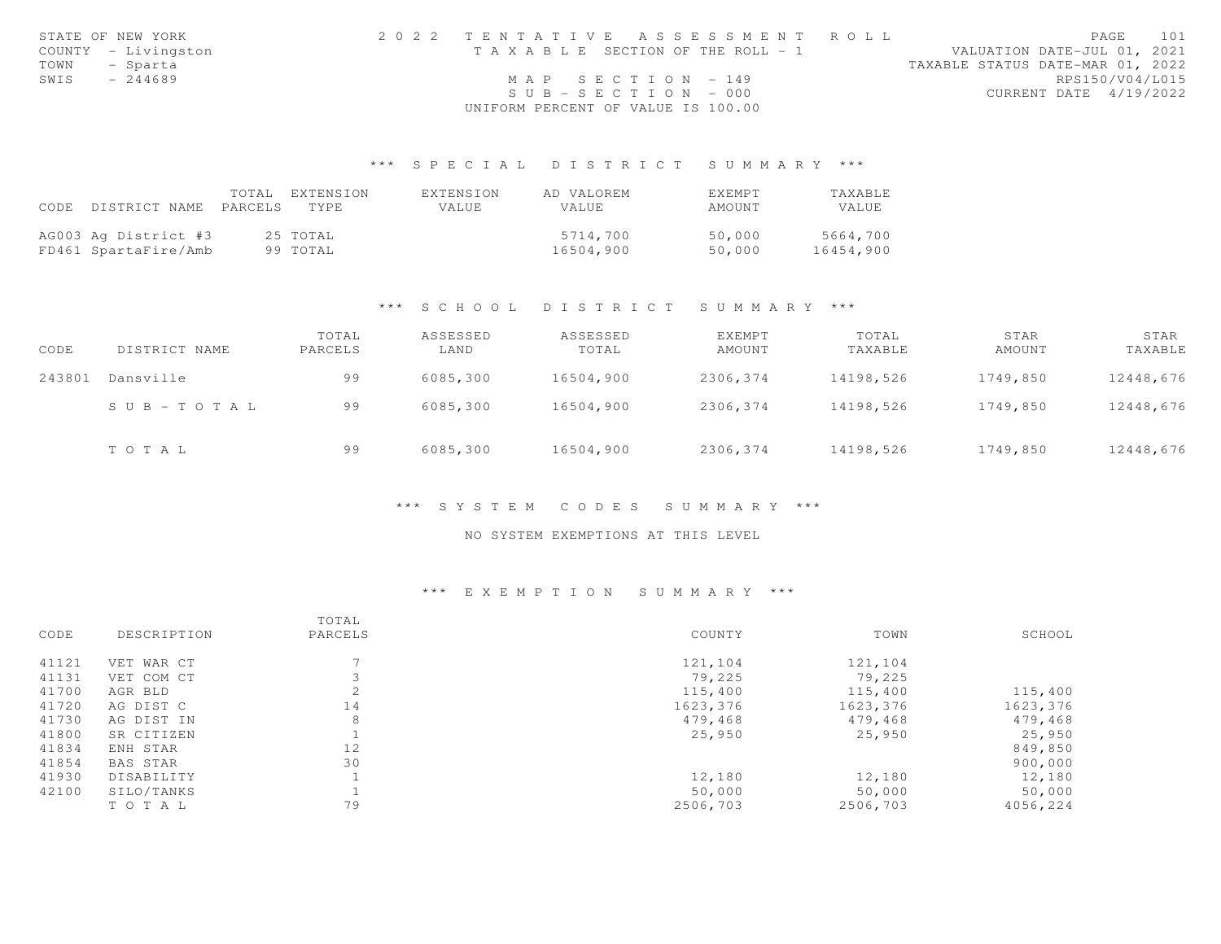STATE OF NEW YORK
COUNTY - Livingston
TOWN - Sparta
SWIS - 244689

2022 TENTATIVE ASSESSMENT ROLL
TAXABLE SECTION OF THE ROLL - 1
MAP SECTION - 149
SUB-SECTION - 000
UNIFORM PERCENT OF VALUE IS 100.00

VALUATION DATE-JUL 01, 2021
TAXABLE STATUS DATE-MAR 01, 2022
RPS150/V04/L015
CURRENT DATE 4/19/2022

## *** SPECIAL DISTRICT SUMMARY ***

| CODE | DISTRICT NAME | TOTAL PARCELS | EXTENSION TYPE | EXTENSION VALUE | AD VALOREM VALUE | EXEMPT AMOUNT | TAXABLE VALUE |
|---|---|---|---|---|---|---|---|
| AG003 | Ag District #3 | 25 | TOTAL | | 5714,700 | 50,000 | 5664,700 |
| FD461 | SpartaFire/Amb | 99 | TOTAL | | 16504,900 | 50,000 | 16454,900 |

## *** SCHOOL DISTRICT SUMMARY ***

| CODE | DISTRICT NAME | TOTAL PARCELS | ASSESSED LAND | ASSESSED TOTAL | EXEMPT AMOUNT | TOTAL TAXABLE | STAR AMOUNT | STAR TAXABLE |
|---|---|---|---|---|---|---|---|---|
| 243801 | Dansville | 99 | 6085,300 | 16504,900 | 2306,374 | 14198,526 | 1749,850 | 12448,676 |
| | SUB-TOTAL | 99 | 6085,300 | 16504,900 | 2306,374 | 14198,526 | 1749,850 | 12448,676 |
| | TOTAL | 99 | 6085,300 | 16504,900 | 2306,374 | 14198,526 | 1749,850 | 12448,676 |

## *** SYSTEM CODES SUMMARY ***

NO SYSTEM EXEMPTIONS AT THIS LEVEL

## *** EXEMPTION SUMMARY ***

| CODE | DESCRIPTION | TOTAL PARCELS | COUNTY | TOWN | SCHOOL |
|---|---|---|---|---|---|
| 41121 | VET WAR CT | 7 | 121,104 | 121,104 | |
| 41131 | VET COM CT | 3 | 79,225 | 79,225 | |
| 41700 | AGR BLD | 2 | 115,400 | 115,400 | 115,400 |
| 41720 | AG DIST C | 14 | 1623,376 | 1623,376 | 1623,376 |
| 41730 | AG DIST IN | 8 | 479,468 | 479,468 | 479,468 |
| 41800 | SR CITIZEN | 1 | 25,950 | 25,950 | 25,950 |
| 41834 | ENH STAR | 12 | | | 849,850 |
| 41854 | BAS STAR | 30 | | | 900,000 |
| 41930 | DISABILITY | 1 | 12,180 | 12,180 | 12,180 |
| 42100 | SILO/TANKS | 1 | 50,000 | 50,000 | 50,000 |
| | TOTAL | 79 | 2506,703 | 2506,703 | 4056,224 |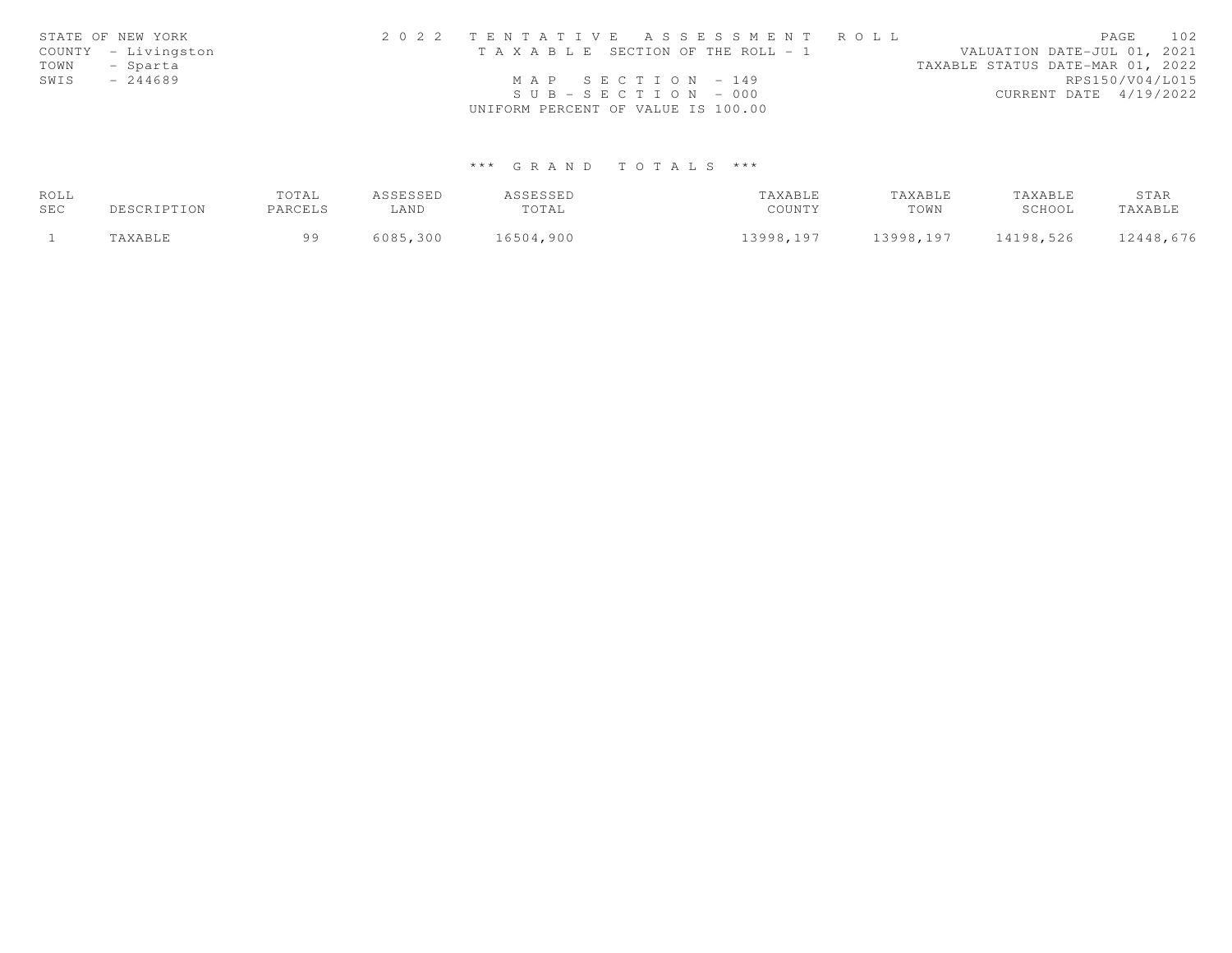STATE OF NEW YORK
COUNTY - Livingston
TOWN - Sparta
SWIS - 244689

2 0 2 2 T E N T A T I V E A S S E S S M E N T R O L L
T A X A B L E SECTION OF THE ROLL - 1
M A P S E C T I O N - 149
S U B - S E C T I O N - 000
UNIFORM PERCENT OF VALUE IS 100.00

VALUATION DATE-JUL 01, 2021
TAXABLE STATUS DATE-MAR 01, 2022
RPS150/V04/L015
CURRENT DATE 4/19/2022

*** G R A N D T O T A L S ***

| ROLL SEC | DESCRIPTION | TOTAL PARCELS | ASSESSED LAND | ASSESSED TOTAL | TAXABLE COUNTY | TAXABLE TOWN | TAXABLE SCHOOL | STAR TAXABLE |
|---|---|---|---|---|---|---|---|---|
| 1 | TAXABLE | 99 | 6085,300 | 16504,900 | 13998,197 | 13998,197 | 14198,526 | 12448,676 |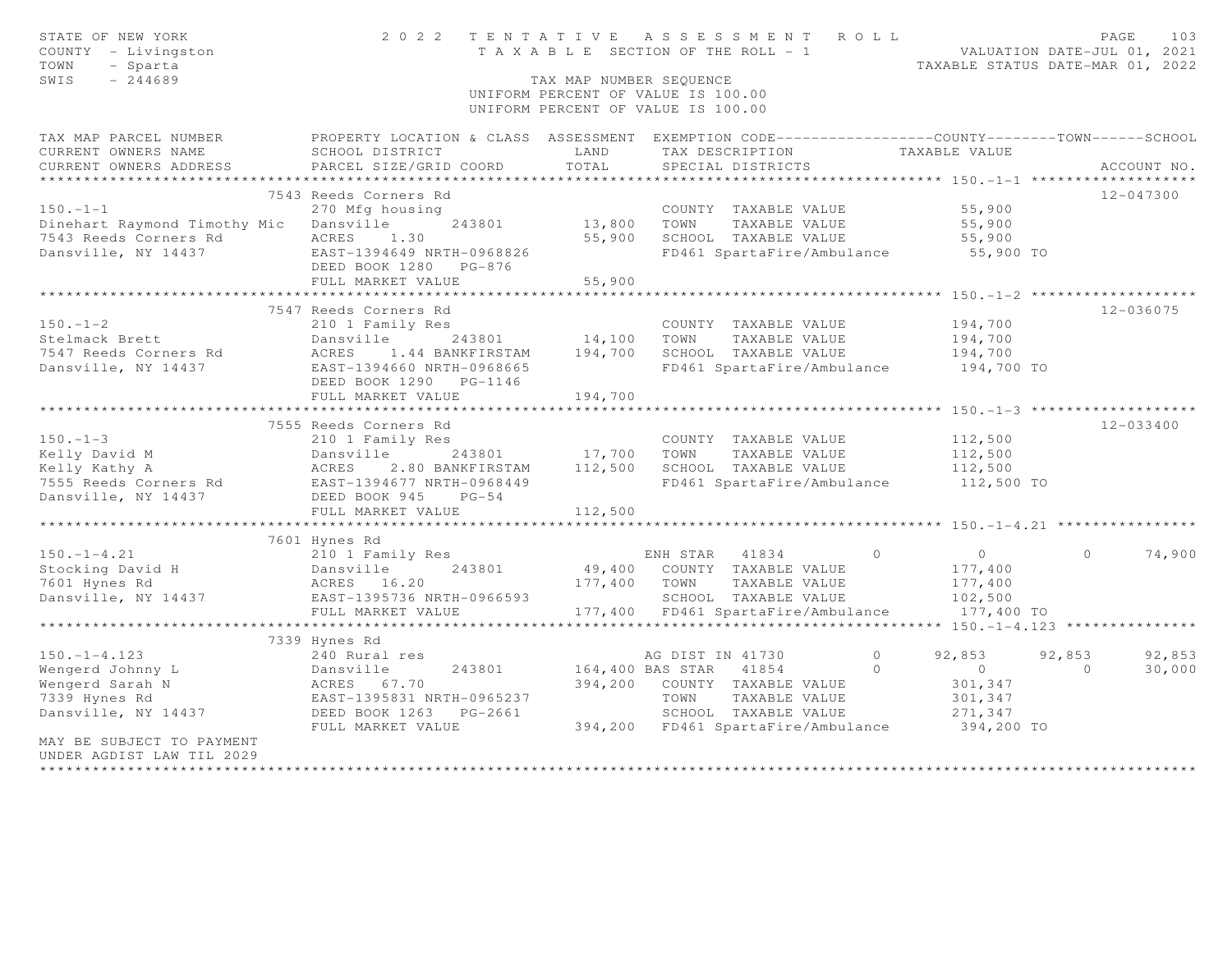STATE OF NEW YORK
COUNTY - Livingston
TOWN - Sparta
SWIS - 244689

# 2022 TENTATIVE ASSESSMENT ROLL

TAXABLE SECTION OF THE ROLL - 1

VALUATION DATE-JUL 01, 2021
TAXABLE STATUS DATE-MAR 01, 2022

TAX MAP NUMBER SEQUENCE
UNIFORM PERCENT OF VALUE IS 100.00
UNIFORM PERCENT OF VALUE IS 100.00

| TAX MAP PARCEL NUMBER / CURRENT OWNERS NAME / CURRENT OWNERS ADDRESS | PROPERTY LOCATION & CLASS / SCHOOL DISTRICT / PARCEL SIZE/GRID COORD | ASSESSMENT LAND / TOTAL | EXEMPTION CODE / TAX DESCRIPTION / SPECIAL DISTRICTS | COUNTY TAXABLE VALUE | TOWN | SCHOOL / ACCOUNT NO. |
|---|---|---|---|---|---|---|
| **150.-1-1** | 7543 Reeds Corners Rd | | | | | 12-047300 |
| 150.-1-1 | 270 Mfg housing | | COUNTY TAXABLE VALUE | 55,900 | | |
| Dinehart Raymond Timothy Mic | Dansville 243801 | 13,800 | TOWN TAXABLE VALUE | 55,900 | | |
| 7543 Reeds Corners Rd | ACRES 1.30 | 55,900 | SCHOOL TAXABLE VALUE | 55,900 | | |
| Dansville, NY 14437 | EAST-1394649 NRTH-0968826 | | FD461 SpartaFire/Ambulance | 55,900 TO | | |
| | DEED BOOK 1280 PG-876 | | | | | |
| | FULL MARKET VALUE | 55,900 | | | | |
| **150.-1-2** | 7547 Reeds Corners Rd | | | | | 12-036075 |
| 150.-1-2 | 210 1 Family Res | | COUNTY TAXABLE VALUE | 194,700 | | |
| Stelmack Brett | Dansville 243801 | 14,100 | TOWN TAXABLE VALUE | 194,700 | | |
| 7547 Reeds Corners Rd | ACRES 1.44 BANKFIRSTAM | 194,700 | SCHOOL TAXABLE VALUE | 194,700 | | |
| Dansville, NY 14437 | EAST-1394660 NRTH-0968665 | | FD461 SpartaFire/Ambulance | 194,700 TO | | |
| | DEED BOOK 1290 PG-1146 | | | | | |
| | FULL MARKET VALUE | 194,700 | | | | |
| **150.-1-3** | 7555 Reeds Corners Rd | | | | | 12-033400 |
| 150.-1-3 | 210 1 Family Res | | COUNTY TAXABLE VALUE | 112,500 | | |
| Kelly David M | Dansville 243801 | 17,700 | TOWN TAXABLE VALUE | 112,500 | | |
| Kelly Kathy A | ACRES 2.80 BANKFIRSTAM | 112,500 | SCHOOL TAXABLE VALUE | 112,500 | | |
| 7555 Reeds Corners Rd | EAST-1394677 NRTH-0968449 | | FD461 SpartaFire/Ambulance | 112,500 TO | | |
| Dansville, NY 14437 | DEED BOOK 945 PG-54 | | | | | |
| | FULL MARKET VALUE | 112,500 | | | | |
| **150.-1-4.21** | 7601 Hynes Rd | | | | | |
| 150.-1-4.21 | 210 1 Family Res | | ENH STAR 41834 0 | 0 | 0 | 74,900 |
| Stocking David H | Dansville 243801 | 49,400 | COUNTY TAXABLE VALUE | 177,400 | | |
| 7601 Hynes Rd | ACRES 16.20 | 177,400 | TOWN TAXABLE VALUE | 177,400 | | |
| Dansville, NY 14437 | EAST-1395736 NRTH-0966593 | | SCHOOL TAXABLE VALUE | 102,500 | | |
| | FULL MARKET VALUE | 177,400 | FD461 SpartaFire/Ambulance | 177,400 TO | | |
| **150.-1-4.123** | 7339 Hynes Rd | | | | | |
| 150.-1-4.123 | 240 Rural res | | AG DIST IN 41730 0 | 92,853 | 92,853 | 92,853 |
| Wengerd Johnny L | Dansville 243801 | 164,400 | BAS STAR 41854 0 | 0 | 0 | 30,000 |
| Wengerd Sarah N | ACRES 67.70 | 394,200 | COUNTY TAXABLE VALUE | 301,347 | | |
| 7339 Hynes Rd | EAST-1395831 NRTH-0965237 | | TOWN TAXABLE VALUE | 301,347 | | |
| Dansville, NY 14437 | DEED BOOK 1263 PG-2661 | | SCHOOL TAXABLE VALUE | 271,347 | | |
| | FULL MARKET VALUE | 394,200 | FD461 SpartaFire/Ambulance | 394,200 TO | | |
| MAY BE SUBJECT TO PAYMENT UNDER AGDIST LAW TIL 2029 | | | | | | |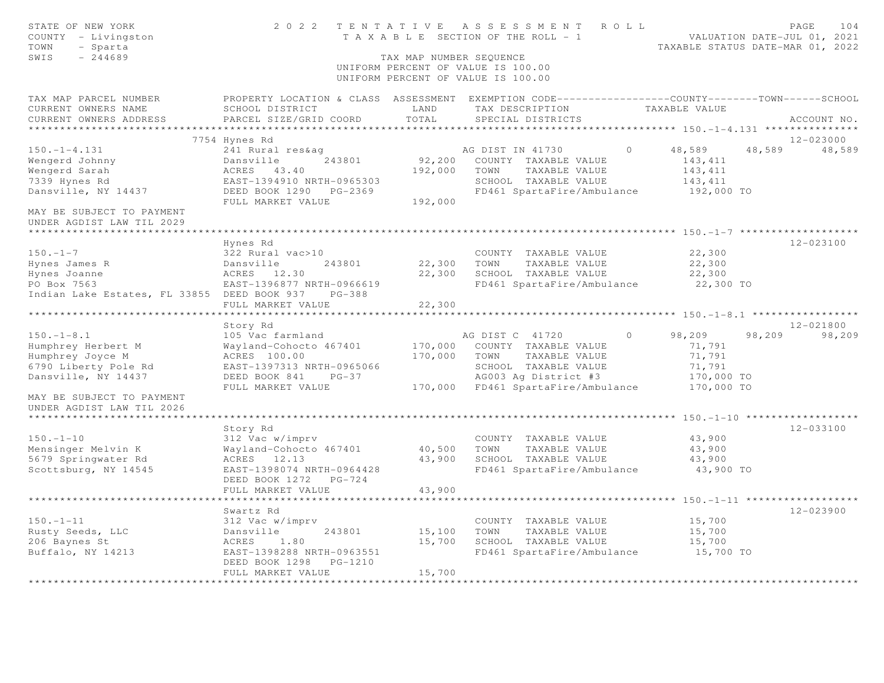STATE OF NEW YORK — 2022 TENTATIVE ASSESSMENT ROLL
COUNTY - Livingston — TAXABLE SECTION OF THE ROLL - 1 — VALUATION DATE-JUL 01, 2021
TOWN - Sparta — TAXABLE STATUS DATE-MAR 01, 2022
SWIS - 244689 — TAX MAP NUMBER SEQUENCE
UNIFORM PERCENT OF VALUE IS 100.00

```
TAX MAP PARCEL NUMBER          PROPERTY LOCATION & CLASS  ASSESSMENT  EXEMPTION CODE------------------COUNTY--------TOWN------SCHOOL
CURRENT OWNERS NAME            SCHOOL DISTRICT               LAND      TAX DESCRIPTION            TAXABLE VALUE
CURRENT OWNERS ADDRESS         PARCEL SIZE/GRID COORD        TOTAL     SPECIAL DISTRICTS                                         ACCOUNT NO.
******************************************************************************************************* 150.-1-4.131 ***************
                          7754 Hynes Rd                                                                                       12-023000
150.-1-4.131                   241 Rural res&ag                    AG DIST IN 41730          0      48,589     48,589      48,589
Wengerd Johnny                 Dansville       243801       92,200   COUNTY  TAXABLE VALUE          143,411
Wengerd Sarah                  ACRES   43.40               192,000   TOWN    TAXABLE VALUE          143,411
7339 Hynes Rd                  EAST-1394910 NRTH-0965303             SCHOOL  TAXABLE VALUE          143,411
Dansville, NY 14437            DEED BOOK 1290   PG-2369              FD461 SpartaFire/Ambulance       192,000 TO
                               FULL MARKET VALUE           192,000
MAY BE SUBJECT TO PAYMENT
UNDER AGDIST LAW TIL 2029
******************************************************************************************************* 150.-1-7 *******************
                               Hynes Rd                                                                                       12-023100
150.-1-7                       322 Rural vac>10                      COUNTY  TAXABLE VALUE           22,300
Hynes James R                  Dansville       243801       22,300   TOWN    TAXABLE VALUE           22,300
Hynes Joanne                   ACRES   12.30                22,300   SCHOOL  TAXABLE VALUE           22,300
PO Box 7563                    EAST-1396877 NRTH-0966619             FD461 SpartaFire/Ambulance        22,300 TO
Indian Lake Estates, FL 33855  DEED BOOK 937    PG-388
                               FULL MARKET VALUE            22,300
******************************************************************************************************* 150.-1-8.1 *****************
                               Story Rd                                                                                       12-021800
150.-1-8.1                     105 Vac farmland                    AG DIST C  41720          0      98,209     98,209      98,209
Humphrey Herbert M             Wayland-Cohocto 467401      170,000   COUNTY  TAXABLE VALUE           71,791
Humphrey Joyce M               ACRES  100.00               170,000   TOWN    TAXABLE VALUE           71,791
6790 Liberty Pole Rd           EAST-1397313 NRTH-0965066             SCHOOL  TAXABLE VALUE           71,791
Dansville, NY 14437            DEED BOOK 841     PG-37               AG003 Ag District #3             170,000 TO
                               FULL MARKET VALUE           170,000   FD461 SpartaFire/Ambulance       170,000 TO
MAY BE SUBJECT TO PAYMENT
UNDER AGDIST LAW TIL 2026
******************************************************************************************************* 150.-1-10 ******************
                               Story Rd                                                                                       12-033100
150.-1-10                      312 Vac w/imprv                       COUNTY  TAXABLE VALUE           43,900
Mensinger Melvin K             Wayland-Cohocto 467401       40,500   TOWN    TAXABLE VALUE           43,900
5679 Springwater Rd            ACRES   12.13                43,900   SCHOOL  TAXABLE VALUE           43,900
Scottsburg, NY 14545           EAST-1398074 NRTH-0964428             FD461 SpartaFire/Ambulance        43,900 TO
                               DEED BOOK 1272   PG-724
                               FULL MARKET VALUE            43,900
******************************************************************************************************* 150.-1-11 ******************
                               Swartz Rd                                                                                      12-023900
150.-1-11                      312 Vac w/imprv                       COUNTY  TAXABLE VALUE           15,700
Rusty Seeds, LLC               Dansville       243801       15,100   TOWN    TAXABLE VALUE           15,700
206 Baynes St                  ACRES    1.80                15,700   SCHOOL  TAXABLE VALUE           15,700
Buffalo, NY 14213              EAST-1398288 NRTH-0963551             FD461 SpartaFire/Ambulance        15,700 TO
                               DEED BOOK 1298   PG-1210
                               FULL MARKET VALUE            15,700
************************************************************************************************************************************
```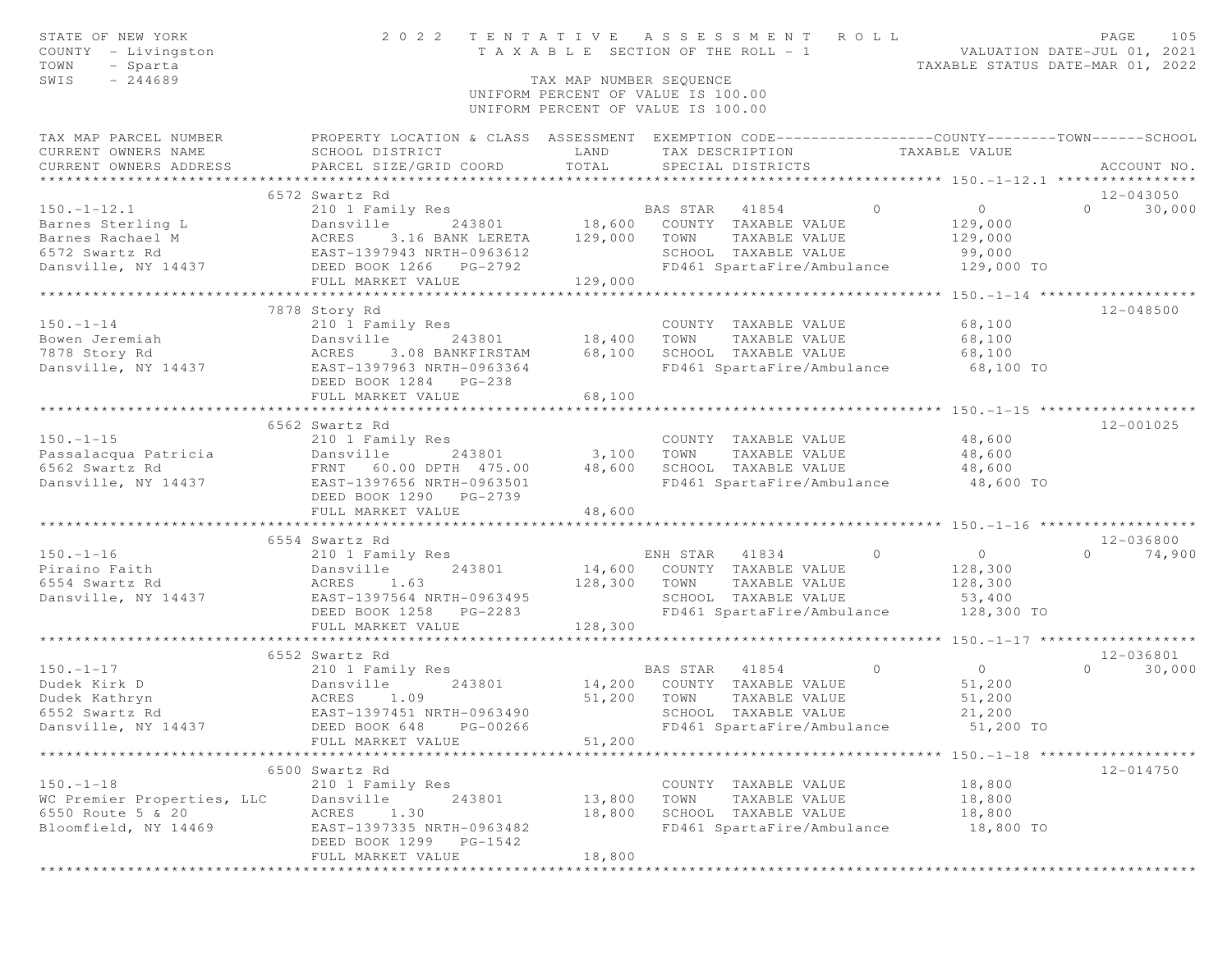STATE OF NEW YORK
COUNTY - Livingston
TOWN - Sparta
SWIS - 244689

2022 TENTATIVE ASSESSMENT ROLL
TAXABLE SECTION OF THE ROLL - 1
TAX MAP NUMBER SEQUENCE
UNIFORM PERCENT OF VALUE IS 100.00

VALUATION DATE-JUL 01, 2021
TAXABLE STATUS DATE-MAR 01, 2022

| TAX MAP PARCEL NUMBER / CURRENT OWNERS NAME / CURRENT OWNERS ADDRESS | PROPERTY LOCATION & CLASS / SCHOOL DISTRICT / PARCEL SIZE/GRID COORD | ASSESSMENT LAND | TOTAL | EXEMPTION CODE / TAX DESCRIPTION / SPECIAL DISTRICTS | COUNTY | TOWN | SCHOOL TAXABLE VALUE | ACCOUNT NO. |
|---|---|---|---|---|---|---|---|---|
| **150.-1-12.1** | 6572 Swartz Rd | | | | | | | 12-043050 |
| 150.-1-12.1 | 210 1 Family Res | | | BAS STAR 41854 | 0 | 0 | 0 | 30,000 |
| Barnes Sterling L | Dansville 243801 | 18,600 | | COUNTY TAXABLE VALUE | 129,000 | | | |
| Barnes Rachael M | ACRES 3.16 BANK LERETA | | 129,000 | TOWN TAXABLE VALUE | | 129,000 | | |
| 6572 Swartz Rd | EAST-1397943 NRTH-0963612 | | | SCHOOL TAXABLE VALUE | | | 99,000 | |
| Dansville, NY 14437 | DEED BOOK 1266 PG-2792 | | | FD461 SpartaFire/Ambulance | 129,000 TO | | | |
| | FULL MARKET VALUE | | 129,000 | | | | | |
| **150.-1-14** | 7878 Story Rd | | | | | | | 12-048500 |
| 150.-1-14 | 210 1 Family Res | | | COUNTY TAXABLE VALUE | 68,100 | | | |
| Bowen Jeremiah | Dansville 243801 | 18,400 | | TOWN TAXABLE VALUE | | 68,100 | | |
| 7878 Story Rd | ACRES 3.08 BANKFIRSTAM | | 68,100 | SCHOOL TAXABLE VALUE | | | 68,100 | |
| Dansville, NY 14437 | EAST-1397963 NRTH-0963364 | | | FD461 SpartaFire/Ambulance | 68,100 TO | | | |
| | DEED BOOK 1284 PG-238 | | | | | | | |
| | FULL MARKET VALUE | | 68,100 | | | | | |
| **150.-1-15** | 6562 Swartz Rd | | | | | | | 12-001025 |
| 150.-1-15 | 210 1 Family Res | | | COUNTY TAXABLE VALUE | 48,600 | | | |
| Passalacqua Patricia | Dansville 243801 | 3,100 | | TOWN TAXABLE VALUE | | 48,600 | | |
| 6562 Swartz Rd | FRNT 60.00 DPTH 475.00 | | 48,600 | SCHOOL TAXABLE VALUE | | | 48,600 | |
| Dansville, NY 14437 | EAST-1397656 NRTH-0963501 | | | FD461 SpartaFire/Ambulance | 48,600 TO | | | |
| | DEED BOOK 1290 PG-2739 | | | | | | | |
| | FULL MARKET VALUE | | 48,600 | | | | | |
| **150.-1-16** | 6554 Swartz Rd | | | | | | | 12-036800 |
| 150.-1-16 | 210 1 Family Res | | | ENH STAR 41834 | 0 | 0 | 0 | 74,900 |
| Piraino Faith | Dansville 243801 | 14,600 | | COUNTY TAXABLE VALUE | 128,300 | | | |
| 6554 Swartz Rd | ACRES 1.63 | | 128,300 | TOWN TAXABLE VALUE | | 128,300 | | |
| Dansville, NY 14437 | EAST-1397564 NRTH-0963495 | | | SCHOOL TAXABLE VALUE | | | 53,400 | |
| | DEED BOOK 1258 PG-2283 | | | FD461 SpartaFire/Ambulance | 128,300 TO | | | |
| | FULL MARKET VALUE | | 128,300 | | | | | |
| **150.-1-17** | 6552 Swartz Rd | | | | | | | 12-036801 |
| 150.-1-17 | 210 1 Family Res | | | BAS STAR 41854 | 0 | 0 | 0 | 30,000 |
| Dudek Kirk D | Dansville 243801 | 14,200 | | COUNTY TAXABLE VALUE | 51,200 | | | |
| Dudek Kathryn | ACRES 1.09 | | 51,200 | TOWN TAXABLE VALUE | | 51,200 | | |
| 6552 Swartz Rd | EAST-1397451 NRTH-0963490 | | | SCHOOL TAXABLE VALUE | | | 21,200 | |
| Dansville, NY 14437 | DEED BOOK 648 PG-00266 | | | FD461 SpartaFire/Ambulance | 51,200 TO | | | |
| | FULL MARKET VALUE | | 51,200 | | | | | |
| **150.-1-18** | 6500 Swartz Rd | | | | | | | 12-014750 |
| 150.-1-18 | 210 1 Family Res | | | COUNTY TAXABLE VALUE | 18,800 | | | |
| WC Premier Properties, LLC | Dansville 243801 | 13,800 | | TOWN TAXABLE VALUE | | 18,800 | | |
| 6550 Route 5 & 20 | ACRES 1.30 | | 18,800 | SCHOOL TAXABLE VALUE | | | 18,800 | |
| Bloomfield, NY 14469 | EAST-1397335 NRTH-0963482 | | | FD461 SpartaFire/Ambulance | 18,800 TO | | | |
| | DEED BOOK 1299 PG-1542 | | | | | | | |
| | FULL MARKET VALUE | | 18,800 | | | | | |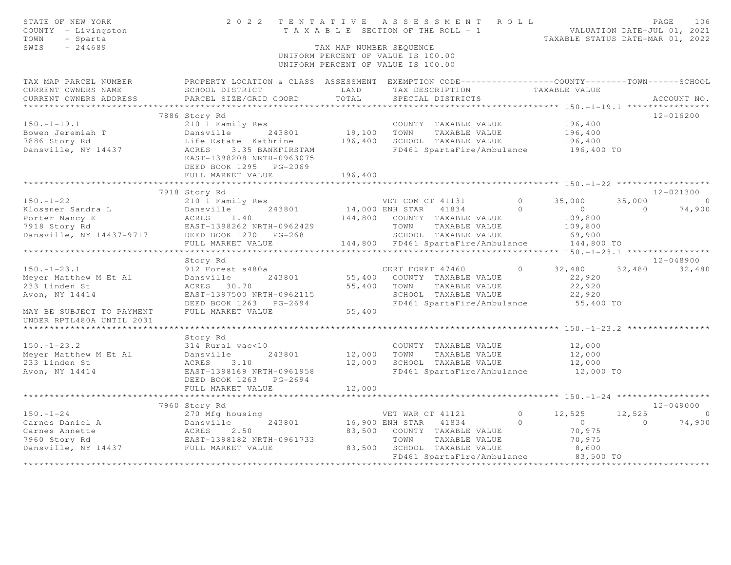STATE OF NEW YORK
COUNTY - Livingston
TOWN - Sparta
SWIS - 244689

2022 TENTATIVE ASSESSMENT ROLL
TAXABLE SECTION OF THE ROLL - 1
TAX MAP NUMBER SEQUENCE
UNIFORM PERCENT OF VALUE IS 100.00

VALUATION DATE-JUL 01, 2021
TAXABLE STATUS DATE-MAR 01, 2022

| TAX MAP PARCEL NUMBER / CURRENT OWNERS NAME / CURRENT OWNERS ADDRESS | PROPERTY LOCATION & CLASS / SCHOOL DISTRICT / PARCEL SIZE/GRID COORD | ASSESSMENT LAND / TOTAL | EXEMPTION CODE / TAX DESCRIPTION / SPECIAL DISTRICTS | | COUNTY | TOWN | SCHOOL / ACCOUNT NO. |
|---|---|---|---|---|---|---|---|
| **150.-1-19.1** | 7886 Story Rd | | | | | | 12-016200 |
| 150.-1-19.1 | 210 1 Family Res | | COUNTY TAXABLE VALUE | | 196,400 | | |
| Bowen Jeremiah T | Dansville 243801 | 19,100 | TOWN TAXABLE VALUE | | 196,400 | | |
| 7886 Story Rd | Life Estate Kathrine | 196,400 | SCHOOL TAXABLE VALUE | | 196,400 | | |
| Dansville, NY 14437 | ACRES 3.35 BANKFIRSTAM | | FD461 SpartaFire/Ambulance | | 196,400 TO | | |
| | EAST-1398208 NRTH-0963075 | | | | | | |
| | DEED BOOK 1295 PG-2069 | | | | | | |
| | FULL MARKET VALUE | 196,400 | | | | | |
| **150.-1-22** | 7918 Story Rd | | | | | | 12-021300 |
| 150.-1-22 | 210 1 Family Res | | VET COM CT 41131 | 0 | 35,000 | 35,000 | 0 |
| Klossner Sandra L | Dansville 243801 | 14,000 | ENH STAR 41834 | 0 | 0 | 0 | 74,900 |
| Porter Nancy E | ACRES 1.40 | 144,800 | COUNTY TAXABLE VALUE | | 109,800 | | |
| 7918 Story Rd | EAST-1398262 NRTH-0962429 | | TOWN TAXABLE VALUE | | 109,800 | | |
| Dansville, NY 14437-9717 | DEED BOOK 1270 PG-268 | | SCHOOL TAXABLE VALUE | | 69,900 | | |
| | FULL MARKET VALUE | 144,800 | FD461 SpartaFire/Ambulance | | 144,800 TO | | |
| **150.-1-23.1** | Story Rd | | | | | | 12-048900 |
| 150.-1-23.1 | 912 Forest s480a | | CERT FORET 47460 | 0 | 32,480 | 32,480 | 32,480 |
| Meyer Matthew M Et Al | Dansville 243801 | 55,400 | COUNTY TAXABLE VALUE | | 22,920 | | |
| 233 Linden St | ACRES 30.70 | 55,400 | TOWN TAXABLE VALUE | | 22,920 | | |
| Avon, NY 14414 | EAST-1397500 NRTH-0962115 | | SCHOOL TAXABLE VALUE | | 22,920 | | |
| | DEED BOOK 1263 PG-2694 | | FD461 SpartaFire/Ambulance | | 55,400 TO | | |
| MAY BE SUBJECT TO PAYMENT UNDER RPTL480A UNTIL 2031 | FULL MARKET VALUE | 55,400 | | | | | |
| **150.-1-23.2** | Story Rd | | | | | | |
| 150.-1-23.2 | 314 Rural vac<10 | | COUNTY TAXABLE VALUE | | 12,000 | | |
| Meyer Matthew M Et Al | Dansville 243801 | 12,000 | TOWN TAXABLE VALUE | | 12,000 | | |
| 233 Linden St | ACRES 3.10 | 12,000 | SCHOOL TAXABLE VALUE | | 12,000 | | |
| Avon, NY 14414 | EAST-1398169 NRTH-0961958 | | FD461 SpartaFire/Ambulance | | 12,000 TO | | |
| | DEED BOOK 1263 PG-2694 | | | | | | |
| | FULL MARKET VALUE | 12,000 | | | | | |
| **150.-1-24** | 7960 Story Rd | | | | | | 12-049000 |
| 150.-1-24 | 270 Mfg housing | | VET WAR CT 41121 | 0 | 12,525 | 12,525 | 0 |
| Carnes Daniel A | Dansville 243801 | 16,900 | ENH STAR 41834 | 0 | 0 | 0 | 74,900 |
| Carnes Annette | ACRES 2.50 | 83,500 | COUNTY TAXABLE VALUE | | 70,975 | | |
| 7960 Story Rd | EAST-1398182 NRTH-0961733 | | TOWN TAXABLE VALUE | | 70,975 | | |
| Dansville, NY 14437 | FULL MARKET VALUE | 83,500 | SCHOOL TAXABLE VALUE | | 8,600 | | |
| | | | FD461 SpartaFire/Ambulance | | 83,500 TO | | |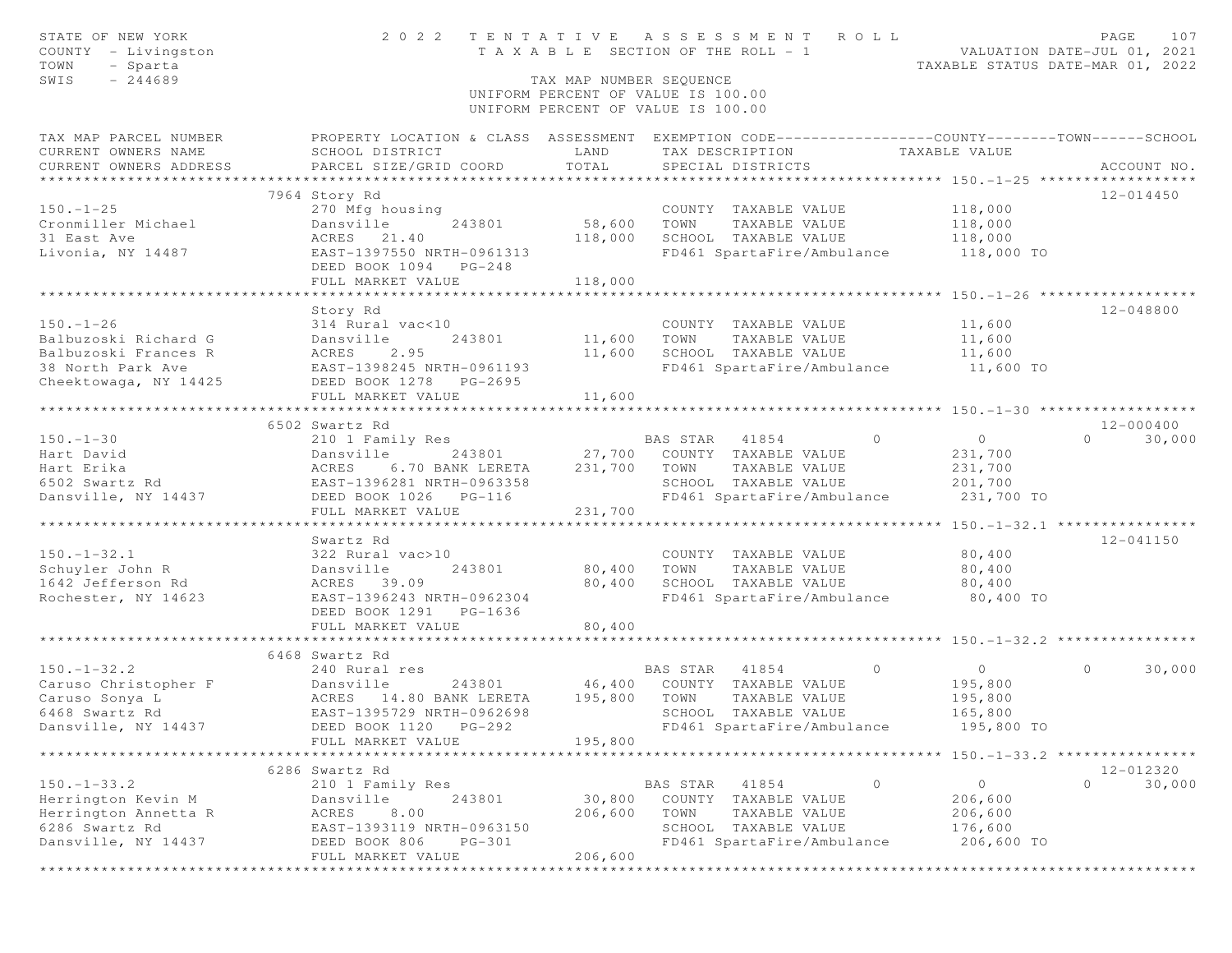STATE OF NEW YORK — 2022 TENTATIVE ASSESSMENT ROLL — TAXABLE SECTION OF THE ROLL - 1

COUNTY - Livingston
TOWN - Sparta
SWIS - 244689

VALUATION DATE-JUL 01, 2021
TAXABLE STATUS DATE-MAR 01, 2022

TAX MAP NUMBER SEQUENCE
UNIFORM PERCENT OF VALUE IS 100.00

| TAX MAP PARCEL NUMBER / CURRENT OWNERS NAME / CURRENT OWNERS ADDRESS | PROPERTY LOCATION & CLASS / SCHOOL DISTRICT / PARCEL SIZE/GRID COORD | ASSESSMENT LAND | TOTAL | EXEMPTION CODE / TAX DESCRIPTION / SPECIAL DISTRICTS | COUNTY | TOWN | SCHOOL | TAXABLE VALUE | ACCOUNT NO. |
|---|---|---|---|---|---|---|---|---|---|
| 150.-1-25 | 7964 Story Rd | | | | | | | | 12-014450 |
| 150.-1-25 | 270 Mfg housing | | | COUNTY TAXABLE VALUE | | | | 118,000 | |
| Cronmiller Michael | Dansville 243801 | 58,600 | | TOWN TAXABLE VALUE | | | | 118,000 | |
| 31 East Ave | ACRES 21.40 | | 118,000 | SCHOOL TAXABLE VALUE | | | | 118,000 | |
| Livonia, NY 14487 | EAST-1397550 NRTH-0961313 | | | FD461 SpartaFire/Ambulance | | | | 118,000 TO | |
| | DEED BOOK 1094 PG-248 | | | | | | | | |
| | FULL MARKET VALUE | | 118,000 | | | | | | |
| 150.-1-26 | Story Rd | | | | | | | | 12-048800 |
| 150.-1-26 | 314 Rural vac<10 | | | COUNTY TAXABLE VALUE | | | | 11,600 | |
| Balbuzoski Richard G | Dansville 243801 | 11,600 | | TOWN TAXABLE VALUE | | | | 11,600 | |
| Balbuzoski Frances R | ACRES 2.95 | | 11,600 | SCHOOL TAXABLE VALUE | | | | 11,600 | |
| 38 North Park Ave | EAST-1398245 NRTH-0961193 | | | FD461 SpartaFire/Ambulance | | | | 11,600 TO | |
| Cheektowaga, NY 14425 | DEED BOOK 1278 PG-2695 | | | | | | | | |
| | FULL MARKET VALUE | | 11,600 | | | | | | |
| 150.-1-30 | 6502 Swartz Rd | | | | | | | | 12-000400 |
| 150.-1-30 | 210 1 Family Res | | | BAS STAR 41854 | 0 | 0 | 30,000 | | |
| Hart David | Dansville 243801 | 27,700 | | COUNTY TAXABLE VALUE | | | | 231,700 | |
| Hart Erika | ACRES 6.70 BANK LERETA | | 231,700 | TOWN TAXABLE VALUE | | | | 231,700 | |
| 6502 Swartz Rd | EAST-1396281 NRTH-0963358 | | | SCHOOL TAXABLE VALUE | | | | 201,700 | |
| Dansville, NY 14437 | DEED BOOK 1026 PG-116 | | | FD461 SpartaFire/Ambulance | | | | 231,700 TO | |
| | FULL MARKET VALUE | | 231,700 | | | | | | |
| 150.-1-32.1 | Swartz Rd | | | | | | | | 12-041150 |
| 150.-1-32.1 | 322 Rural vac>10 | | | COUNTY TAXABLE VALUE | | | | 80,400 | |
| Schuyler John R | Dansville 243801 | 80,400 | | TOWN TAXABLE VALUE | | | | 80,400 | |
| 1642 Jefferson Rd | ACRES 39.09 | | 80,400 | SCHOOL TAXABLE VALUE | | | | 80,400 | |
| Rochester, NY 14623 | EAST-1396243 NRTH-0962304 | | | FD461 SpartaFire/Ambulance | | | | 80,400 TO | |
| | DEED BOOK 1291 PG-1636 | | | | | | | | |
| | FULL MARKET VALUE | | 80,400 | | | | | | |
| 150.-1-32.2 | 6468 Swartz Rd | | | | | | | | |
| 150.-1-32.2 | 240 Rural res | | | BAS STAR 41854 | 0 | 0 | 30,000 | | |
| Caruso Christopher F | Dansville 243801 | 46,400 | | COUNTY TAXABLE VALUE | | | | 195,800 | |
| Caruso Sonya L | ACRES 14.80 BANK LERETA | | 195,800 | TOWN TAXABLE VALUE | | | | 195,800 | |
| 6468 Swartz Rd | EAST-1395729 NRTH-0962698 | | | SCHOOL TAXABLE VALUE | | | | 165,800 | |
| Dansville, NY 14437 | DEED BOOK 1120 PG-292 | | | FD461 SpartaFire/Ambulance | | | | 195,800 TO | |
| | FULL MARKET VALUE | | 195,800 | | | | | | |
| 150.-1-33.2 | 6286 Swartz Rd | | | | | | | | 12-012320 |
| 150.-1-33.2 | 210 1 Family Res | | | BAS STAR 41854 | 0 | 0 | 30,000 | | |
| Herrington Kevin M | Dansville 243801 | 30,800 | | COUNTY TAXABLE VALUE | | | | 206,600 | |
| Herrington Annetta R | ACRES 8.00 | | 206,600 | TOWN TAXABLE VALUE | | | | 206,600 | |
| 6286 Swartz Rd | EAST-1393119 NRTH-0963150 | | | SCHOOL TAXABLE VALUE | | | | 176,600 | |
| Dansville, NY 14437 | DEED BOOK 806 PG-301 | | | FD461 SpartaFire/Ambulance | | | | 206,600 TO | |
| | FULL MARKET VALUE | | 206,600 | | | | | | |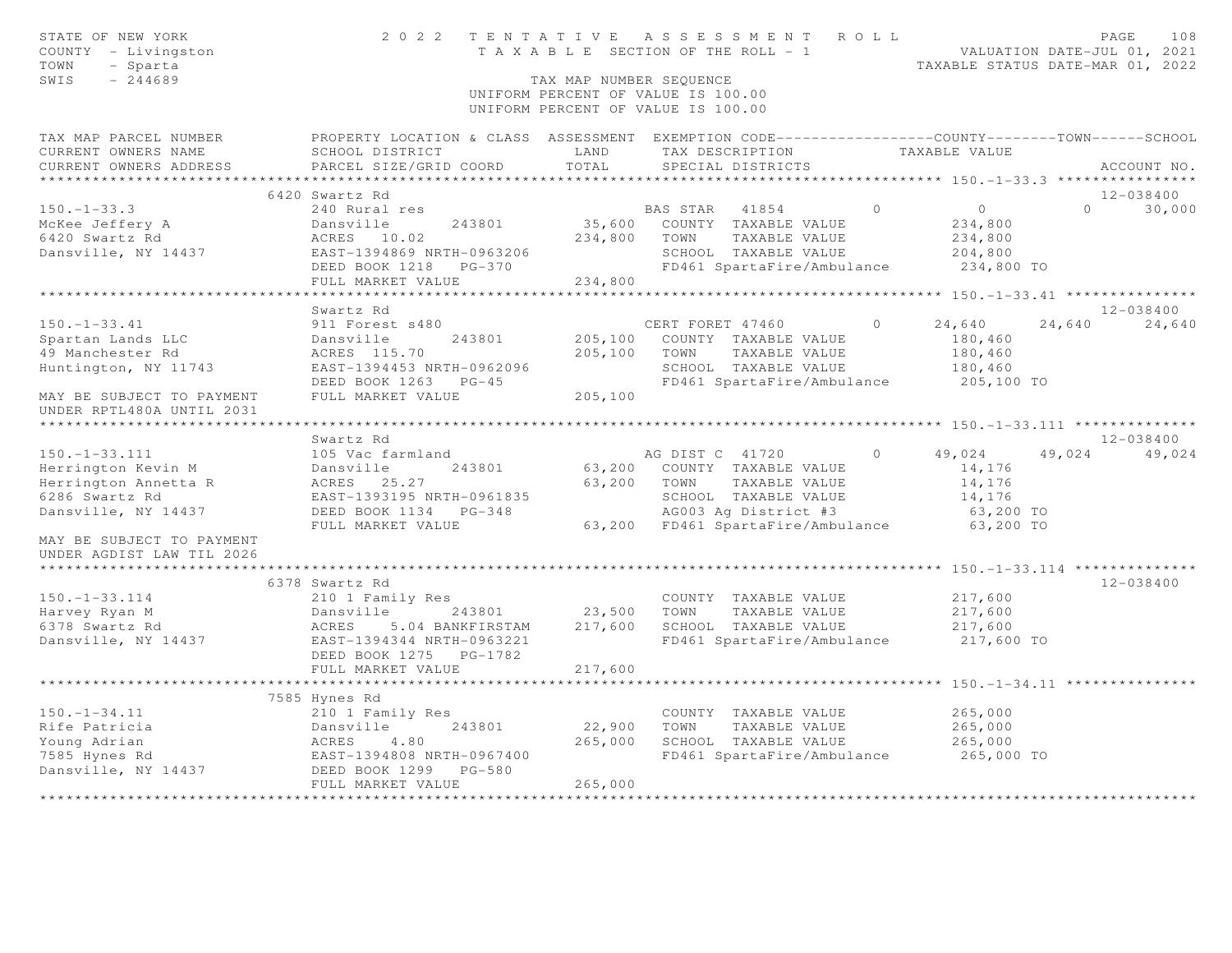STATE OF NEW YORK
COUNTY - Livingston
TOWN - Sparta
SWIS - 244689

2022 TENTATIVE ASSESSMENT ROLL
TAXABLE SECTION OF THE ROLL - 1
TAX MAP NUMBER SEQUENCE
UNIFORM PERCENT OF VALUE IS 100.00

VALUATION DATE-JUL 01, 2021
TAXABLE STATUS DATE-MAR 01, 2022

| TAX MAP PARCEL NUMBER / CURRENT OWNERS NAME / CURRENT OWNERS ADDRESS | PROPERTY LOCATION & CLASS / SCHOOL DISTRICT / PARCEL SIZE/GRID COORD | ASSESSMENT LAND / TOTAL | EXEMPTION CODE / TAX DESCRIPTION / SPECIAL DISTRICTS | COUNTY TAXABLE VALUE | TOWN | SCHOOL | ACCOUNT NO. |
|---|---|---|---|---|---|---|---|
| **150.-1-33.3** | 6420 Swartz Rd | | | | | | 12-038400 |
| 150.-1-33.3 | 240 Rural res | | BAS STAR 41854 0 | 0 | 0 | 30,000 | |
| McKee Jeffery A | Dansville 243801 | 35,600 | COUNTY TAXABLE VALUE | 234,800 | | | |
| 6420 Swartz Rd | ACRES 10.02 | 234,800 | TOWN TAXABLE VALUE | 234,800 | | | |
| Dansville, NY 14437 | EAST-1394869 NRTH-0963206 | | SCHOOL TAXABLE VALUE | 204,800 | | | |
| | DEED BOOK 1218 PG-370 | | FD461 SpartaFire/Ambulance | 234,800 TO | | | |
| | FULL MARKET VALUE | 234,800 | | | | | |
| **150.-1-33.41** | Swartz Rd | | | | | | 12-038400 |
| 150.-1-33.41 | 911 Forest s480 | | CERT FORET 47460 0 | 24,640 | 24,640 | 24,640 | |
| Spartan Lands LLC | Dansville 243801 | 205,100 | COUNTY TAXABLE VALUE | 180,460 | | | |
| 49 Manchester Rd | ACRES 115.70 | 205,100 | TOWN TAXABLE VALUE | 180,460 | | | |
| Huntington, NY 11743 | EAST-1394453 NRTH-0962096 | | SCHOOL TAXABLE VALUE | 180,460 | | | |
| | DEED BOOK 1263 PG-45 | | FD461 SpartaFire/Ambulance | 205,100 TO | | | |
| MAY BE SUBJECT TO PAYMENT UNDER RPTL480A UNTIL 2031 | FULL MARKET VALUE | 205,100 | | | | | |
| **150.-1-33.111** | Swartz Rd | | | | | | 12-038400 |
| 150.-1-33.111 | 105 Vac farmland | | AG DIST C 41720 0 | 49,024 | 49,024 | 49,024 | |
| Herrington Kevin M | Dansville 243801 | 63,200 | COUNTY TAXABLE VALUE | 14,176 | | | |
| Herrington Annetta R | ACRES 25.27 | 63,200 | TOWN TAXABLE VALUE | 14,176 | | | |
| 6286 Swartz Rd | EAST-1393195 NRTH-0961835 | | SCHOOL TAXABLE VALUE | 14,176 | | | |
| Dansville, NY 14437 | DEED BOOK 1134 PG-348 | | AG003 Ag District #3 | 63,200 TO | | | |
| | FULL MARKET VALUE | 63,200 | FD461 SpartaFire/Ambulance | 63,200 TO | | | |
| MAY BE SUBJECT TO PAYMENT UNDER AGDIST LAW TIL 2026 | | | | | | | |
| **150.-1-33.114** | 6378 Swartz Rd | | | | | | 12-038400 |
| 150.-1-33.114 | 210 1 Family Res | | COUNTY TAXABLE VALUE | 217,600 | | | |
| Harvey Ryan M | Dansville 243801 | 23,500 | TOWN TAXABLE VALUE | 217,600 | | | |
| 6378 Swartz Rd | ACRES 5.04 BANKFIRSTAM | 217,600 | SCHOOL TAXABLE VALUE | 217,600 | | | |
| Dansville, NY 14437 | EAST-1394344 NRTH-0963221 | | FD461 SpartaFire/Ambulance | 217,600 TO | | | |
| | DEED BOOK 1275 PG-1782 | | | | | | |
| | FULL MARKET VALUE | 217,600 | | | | | |
| **150.-1-34.11** | 7585 Hynes Rd | | | | | | |
| 150.-1-34.11 | 210 1 Family Res | | COUNTY TAXABLE VALUE | 265,000 | | | |
| Rife Patricia | Dansville 243801 | 22,900 | TOWN TAXABLE VALUE | 265,000 | | | |
| Young Adrian | ACRES 4.80 | 265,000 | SCHOOL TAXABLE VALUE | 265,000 | | | |
| 7585 Hynes Rd | EAST-1394808 NRTH-0967400 | | FD461 SpartaFire/Ambulance | 265,000 TO | | | |
| Dansville, NY 14437 | DEED BOOK 1299 PG-580 | | | | | | |
| | FULL MARKET VALUE | 265,000 | | | | | |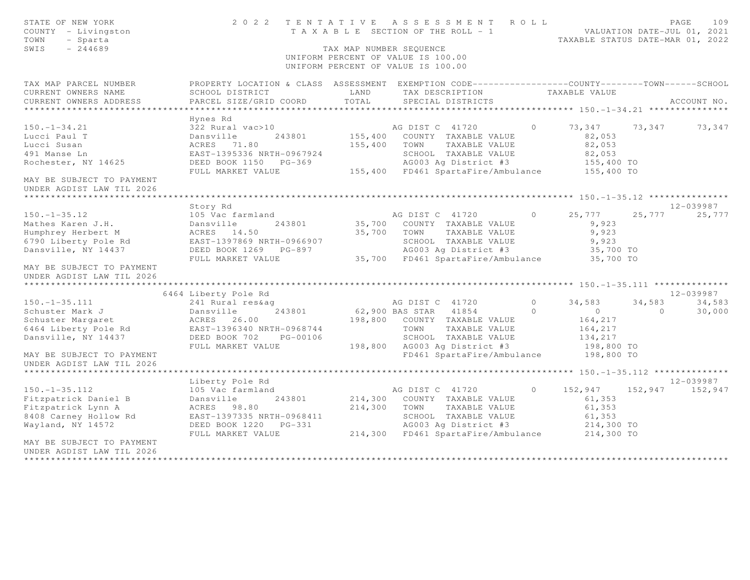STATE OF NEW YORK
COUNTY - Livingston
TOWN - Sparta
SWIS - 244689

# 2022 TENTATIVE ASSESSMENT ROLL

TAXABLE SECTION OF THE ROLL - 1

VALUATION DATE-JUL 01, 2021
TAXABLE STATUS DATE-MAR 01, 2022

TAX MAP NUMBER SEQUENCE
UNIFORM PERCENT OF VALUE IS 100.00
UNIFORM PERCENT OF VALUE IS 100.00

| TAX MAP PARCEL NUMBER / CURRENT OWNERS NAME / CURRENT OWNERS ADDRESS | PROPERTY LOCATION & CLASS / SCHOOL DISTRICT / PARCEL SIZE/GRID COORD | ASSESSMENT LAND / TOTAL | EXEMPTION CODE / TAX DESCRIPTION / SPECIAL DISTRICTS | | COUNTY TAXABLE VALUE | TOWN | SCHOOL / ACCOUNT NO. |
|---|---|---|---|---|---|---|---|
| **150.-1-34.21** | Hynes Rd | | | | | | |
| 150.-1-34.21 | 322 Rural vac>10 | | AG DIST C 41720 | 0 | 73,347 | 73,347 | 73,347 |
| Lucci Paul T | Dansville 243801 | 155,400 | COUNTY TAXABLE VALUE | | 82,053 | | |
| Lucci Susan | ACRES 71.80 | 155,400 | TOWN TAXABLE VALUE | | 82,053 | | |
| 491 Manse Ln | EAST-1395336 NRTH-0967924 | | SCHOOL TAXABLE VALUE | | 82,053 | | |
| Rochester, NY 14625 | DEED BOOK 1150 PG-369 | | AG003 Ag District #3 | | 155,400 TO | | |
| | FULL MARKET VALUE | 155,400 | FD461 SpartaFire/Ambulance | | 155,400 TO | | |
| MAY BE SUBJECT TO PAYMENT UNDER AGDIST LAW TIL 2026 | | | | | | | |
| **150.-1-35.12** | Story Rd | | | | | | 12-039987 |
| 150.-1-35.12 | 105 Vac farmland | | AG DIST C 41720 | 0 | 25,777 | 25,777 | 25,777 |
| Mathes Karen J.H. | Dansville 243801 | 35,700 | COUNTY TAXABLE VALUE | | 9,923 | | |
| Humphrey Herbert M | ACRES 14.50 | 35,700 | TOWN TAXABLE VALUE | | 9,923 | | |
| 6790 Liberty Pole Rd | EAST-1397869 NRTH-0966907 | | SCHOOL TAXABLE VALUE | | 9,923 | | |
| Dansville, NY 14437 | DEED BOOK 1269 PG-897 | | AG003 Ag District #3 | | 35,700 TO | | |
| | FULL MARKET VALUE | 35,700 | FD461 SpartaFire/Ambulance | | 35,700 TO | | |
| MAY BE SUBJECT TO PAYMENT UNDER AGDIST LAW TIL 2026 | | | | | | | |
| **150.-1-35.111** | 6464 Liberty Pole Rd | | | | | | 12-039987 |
| 150.-1-35.111 | 241 Rural res&ag | | AG DIST C 41720 | 0 | 34,583 | 34,583 | 34,583 |
| Schuster Mark J | Dansville 243801 | 62,900 | BAS STAR 41854 | 0 | 0 | 0 | 30,000 |
| Schuster Margaret | ACRES 26.00 | 198,800 | COUNTY TAXABLE VALUE | | 164,217 | | |
| 6464 Liberty Pole Rd | EAST-1396340 NRTH-0968744 | | TOWN TAXABLE VALUE | | 164,217 | | |
| Dansville, NY 14437 | DEED BOOK 702 PG-00106 | | SCHOOL TAXABLE VALUE | | 134,217 | | |
| | FULL MARKET VALUE | 198,800 | AG003 Ag District #3 | | 198,800 TO | | |
| MAY BE SUBJECT TO PAYMENT UNDER AGDIST LAW TIL 2026 | | | FD461 SpartaFire/Ambulance | | 198,800 TO | | |
| **150.-1-35.112** | Liberty Pole Rd | | | | | | 12-039987 |
| 150.-1-35.112 | 105 Vac farmland | | AG DIST C 41720 | 0 | 152,947 | 152,947 | 152,947 |
| Fitzpatrick Daniel B | Dansville 243801 | 214,300 | COUNTY TAXABLE VALUE | | 61,353 | | |
| Fitzpatrick Lynn A | ACRES 98.80 | 214,300 | TOWN TAXABLE VALUE | | 61,353 | | |
| 8408 Carney Hollow Rd | EAST-1397335 NRTH-0968411 | | SCHOOL TAXABLE VALUE | | 61,353 | | |
| Wayland, NY 14572 | DEED BOOK 1220 PG-331 | | AG003 Ag District #3 | | 214,300 TO | | |
| | FULL MARKET VALUE | 214,300 | FD461 SpartaFire/Ambulance | | 214,300 TO | | |
| MAY BE SUBJECT TO PAYMENT UNDER AGDIST LAW TIL 2026 | | | | | | | |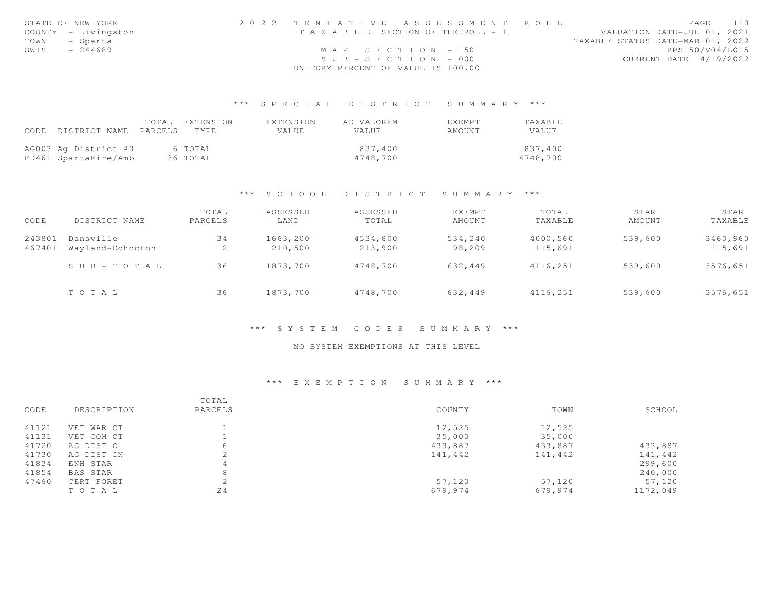STATE OF NEW YORK
COUNTY - Livingston
TOWN - Sparta
SWIS - 244689

2022 TENTATIVE ASSESSMENT ROLL
TAXABLE SECTION OF THE ROLL - 1
MAP SECTION - 150
SUB-SECTION - 000
UNIFORM PERCENT OF VALUE IS 100.00

VALUATION DATE-JUL 01, 2021
TAXABLE STATUS DATE-MAR 01, 2022
RPS150/V04/L015
CURRENT DATE 4/19/2022

## *** SPECIAL DISTRICT SUMMARY ***

| CODE | DISTRICT NAME | TOTAL PARCELS | EXTENSION TYPE | EXTENSION VALUE | AD VALOREM VALUE | EXEMPT AMOUNT | TAXABLE VALUE |
|---|---|---|---|---|---|---|---|
| AG003 | Ag District #3 | 6 | TOTAL | | 837,400 | | 837,400 |
| FD461 | SpartaFire/Amb | 36 | TOTAL | | 4748,700 | | 4748,700 |

## *** SCHOOL DISTRICT SUMMARY ***

| CODE | DISTRICT NAME | TOTAL PARCELS | ASSESSED LAND | ASSESSED TOTAL | EXEMPT AMOUNT | TOTAL TAXABLE | STAR AMOUNT | STAR TAXABLE |
|---|---|---|---|---|---|---|---|---|
| 243801 | Dansville | 34 | 1663,200 | 4534,800 | 534,240 | 4000,560 | 539,600 | 3460,960 |
| 467401 | Wayland-Cohocton | 2 | 210,500 | 213,900 | 98,209 | 115,691 | | 115,691 |
| | SUB-TOTAL | 36 | 1873,700 | 4748,700 | 632,449 | 4116,251 | 539,600 | 3576,651 |
| | TOTAL | 36 | 1873,700 | 4748,700 | 632,449 | 4116,251 | 539,600 | 3576,651 |

## *** SYSTEM CODES SUMMARY ***

NO SYSTEM EXEMPTIONS AT THIS LEVEL

## *** EXEMPTION SUMMARY ***

| CODE | DESCRIPTION | TOTAL PARCELS | COUNTY | TOWN | SCHOOL |
|---|---|---|---|---|---|
| 41121 | VET WAR CT | 1 | 12,525 | 12,525 | |
| 41131 | VET COM CT | 1 | 35,000 | 35,000 | |
| 41720 | AG DIST C | 6 | 433,887 | 433,887 | 433,887 |
| 41730 | AG DIST IN | 2 | 141,442 | 141,442 | 141,442 |
| 41834 | ENH STAR | 4 | | | 299,600 |
| 41854 | BAS STAR | 8 | | | 240,000 |
| 47460 | CERT FORET | 2 | 57,120 | 57,120 | 57,120 |
| | TOTAL | 24 | 679,974 | 679,974 | 1172,049 |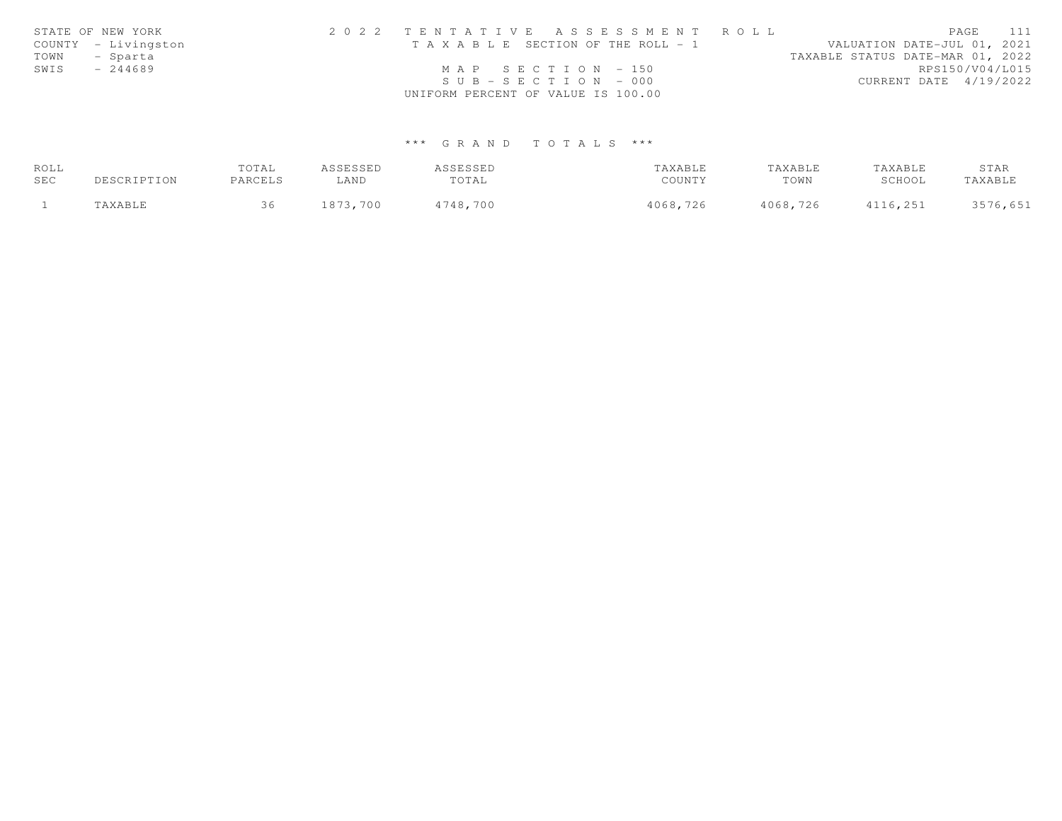STATE OF NEW YORK
COUNTY - Livingston
TOWN - Sparta
SWIS - 244689

2 0 2 2 T E N T A T I V E A S S E S S M E N T R O L L
T A X A B L E SECTION OF THE ROLL - 1
M A P S E C T I O N - 150
S U B - S E C T I O N - 000
UNIFORM PERCENT OF VALUE IS 100.00

VALUATION DATE-JUL 01, 2021
TAXABLE STATUS DATE-MAR 01, 2022
RPS150/V04/L015
CURRENT DATE 4/19/2022

*** G R A N D T O T A L S ***

| ROLL SEC | DESCRIPTION | TOTAL PARCELS | ASSESSED LAND | ASSESSED TOTAL | TAXABLE COUNTY | TAXABLE TOWN | TAXABLE SCHOOL | STAR TAXABLE |
|---|---|---|---|---|---|---|---|---|
| 1 | TAXABLE | 36 | 1873,700 | 4748,700 | 4068,726 | 4068,726 | 4116,251 | 3576,651 |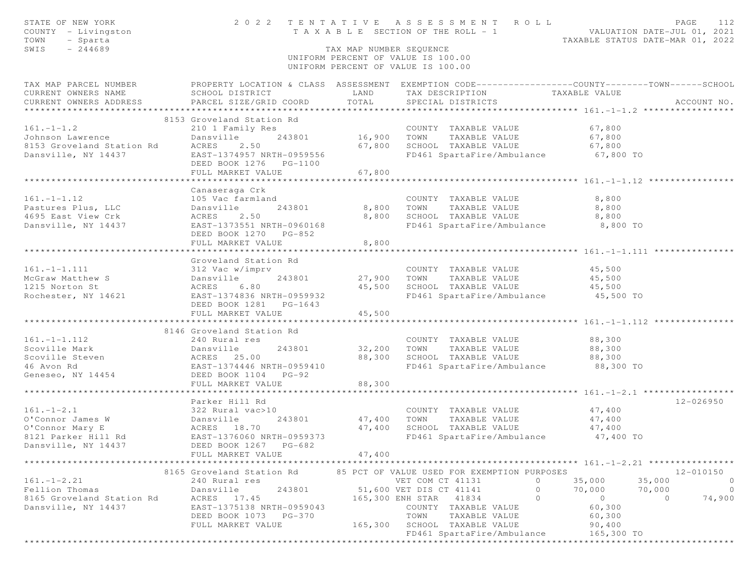STATE OF NEW YORK
COUNTY - Livingston
TOWN - Sparta
SWIS - 244689

# 2022 TENTATIVE ASSESSMENT ROLL

TAXABLE SECTION OF THE ROLL - 1

VALUATION DATE-JUL 01, 2021
TAXABLE STATUS DATE-MAR 01, 2022

TAX MAP NUMBER SEQUENCE
UNIFORM PERCENT OF VALUE IS 100.00
UNIFORM PERCENT OF VALUE IS 100.00

| TAX MAP PARCEL NUMBER / CURRENT OWNERS NAME / CURRENT OWNERS ADDRESS | PROPERTY LOCATION & CLASS / SCHOOL DISTRICT / PARCEL SIZE/GRID COORD | ASSESSMENT LAND / TOTAL | EXEMPTION CODE / TAX DESCRIPTION / SPECIAL DISTRICTS | COUNTY | TOWN | SCHOOL | ACCOUNT NO. |
|---|---|---|---|---|---|---|---|
| **161.-1-1.2** | 8153 Groveland Station Rd | | | | | | |
| 161.-1-1.2 | 210 1 Family Res | | COUNTY TAXABLE VALUE | 67,800 | | | |
| Johnson Lawrence | Dansville 243801 | 16,900 | TOWN TAXABLE VALUE | 67,800 | | | |
| 8153 Groveland Station Rd | ACRES 2.50 | 67,800 | SCHOOL TAXABLE VALUE | 67,800 | | | |
| Dansville, NY 14437 | EAST-1374957 NRTH-0959556 | | FD461 SpartaFire/Ambulance | 67,800 TO | | | |
| | DEED BOOK 1276 PG-1100 | | | | | | |
| | FULL MARKET VALUE | 67,800 | | | | | |
| **161.-1-1.12** | Canaseraga Crk | | | | | | |
| 161.-1-1.12 | 105 Vac farmland | | COUNTY TAXABLE VALUE | 8,800 | | | |
| Pastures Plus, LLC | Dansville 243801 | 8,800 | TOWN TAXABLE VALUE | 8,800 | | | |
| 4695 East View Crk | ACRES 2.50 | 8,800 | SCHOOL TAXABLE VALUE | 8,800 | | | |
| Dansville, NY 14437 | EAST-1373551 NRTH-0960168 | | FD461 SpartaFire/Ambulance | 8,800 TO | | | |
| | DEED BOOK 1270 PG-852 | | | | | | |
| | FULL MARKET VALUE | 8,800 | | | | | |
| **161.-1-1.111** | Groveland Station Rd | | | | | | |
| 161.-1-1.111 | 312 Vac w/imprv | | COUNTY TAXABLE VALUE | 45,500 | | | |
| McGraw Matthew S | Dansville 243801 | 27,900 | TOWN TAXABLE VALUE | 45,500 | | | |
| 1215 Norton St | ACRES 6.80 | 45,500 | SCHOOL TAXABLE VALUE | 45,500 | | | |
| Rochester, NY 14621 | EAST-1374836 NRTH-0959932 | | FD461 SpartaFire/Ambulance | 45,500 TO | | | |
| | DEED BOOK 1281 PG-1643 | | | | | | |
| | FULL MARKET VALUE | 45,500 | | | | | |
| **161.-1-1.112** | 8146 Groveland Station Rd | | | | | | |
| 161.-1-1.112 | 240 Rural res | | COUNTY TAXABLE VALUE | 88,300 | | | |
| Scoville Mark | Dansville 243801 | 32,200 | TOWN TAXABLE VALUE | 88,300 | | | |
| Scoville Steven | ACRES 25.00 | 88,300 | SCHOOL TAXABLE VALUE | 88,300 | | | |
| 46 Avon Rd | EAST-1374446 NRTH-0959410 | | FD461 SpartaFire/Ambulance | 88,300 TO | | | |
| Geneseo, NY 14454 | DEED BOOK 1104 PG-92 | | | | | | |
| | FULL MARKET VALUE | 88,300 | | | | | |
| **161.-1-2.1** | Parker Hill Rd | | | | | | 12-026950 |
| 161.-1-2.1 | 322 Rural vac>10 | | COUNTY TAXABLE VALUE | 47,400 | | | |
| O'Connor James W | Dansville 243801 | 47,400 | TOWN TAXABLE VALUE | 47,400 | | | |
| O'Connor Mary E | ACRES 18.70 | 47,400 | SCHOOL TAXABLE VALUE | 47,400 | | | |
| 8121 Parker Hill Rd | EAST-1376060 NRTH-0959373 | | FD461 SpartaFire/Ambulance | 47,400 TO | | | |
| Dansville, NY 14437 | DEED BOOK 1267 PG-682 | | | | | | |
| | FULL MARKET VALUE | 47,400 | | | | | |
| **161.-1-2.21** | 8165 Groveland Station Rd | | 85 PCT OF VALUE USED FOR EXEMPTION PURPOSES | | | | 12-010150 |
| 161.-1-2.21 | 240 Rural res | | VET COM CT 41131 0 | 35,000 | 35,000 | 0 | |
| Fellion Thomas | Dansville 243801 | 51,600 | VET DIS CT 41141 0 | 70,000 | 70,000 | 0 | |
| 8165 Groveland Station Rd | ACRES 17.45 | 165,300 | ENH STAR 41834 0 | 0 | 0 | 74,900 | |
| Dansville, NY 14437 | EAST-1375138 NRTH-0959043 | | COUNTY TAXABLE VALUE | 60,300 | | | |
| | DEED BOOK 1073 PG-370 | | TOWN TAXABLE VALUE | 60,300 | | | |
| | FULL MARKET VALUE | 165,300 | SCHOOL TAXABLE VALUE | 90,400 | | | |
| | | | FD461 SpartaFire/Ambulance | 165,300 TO | | | |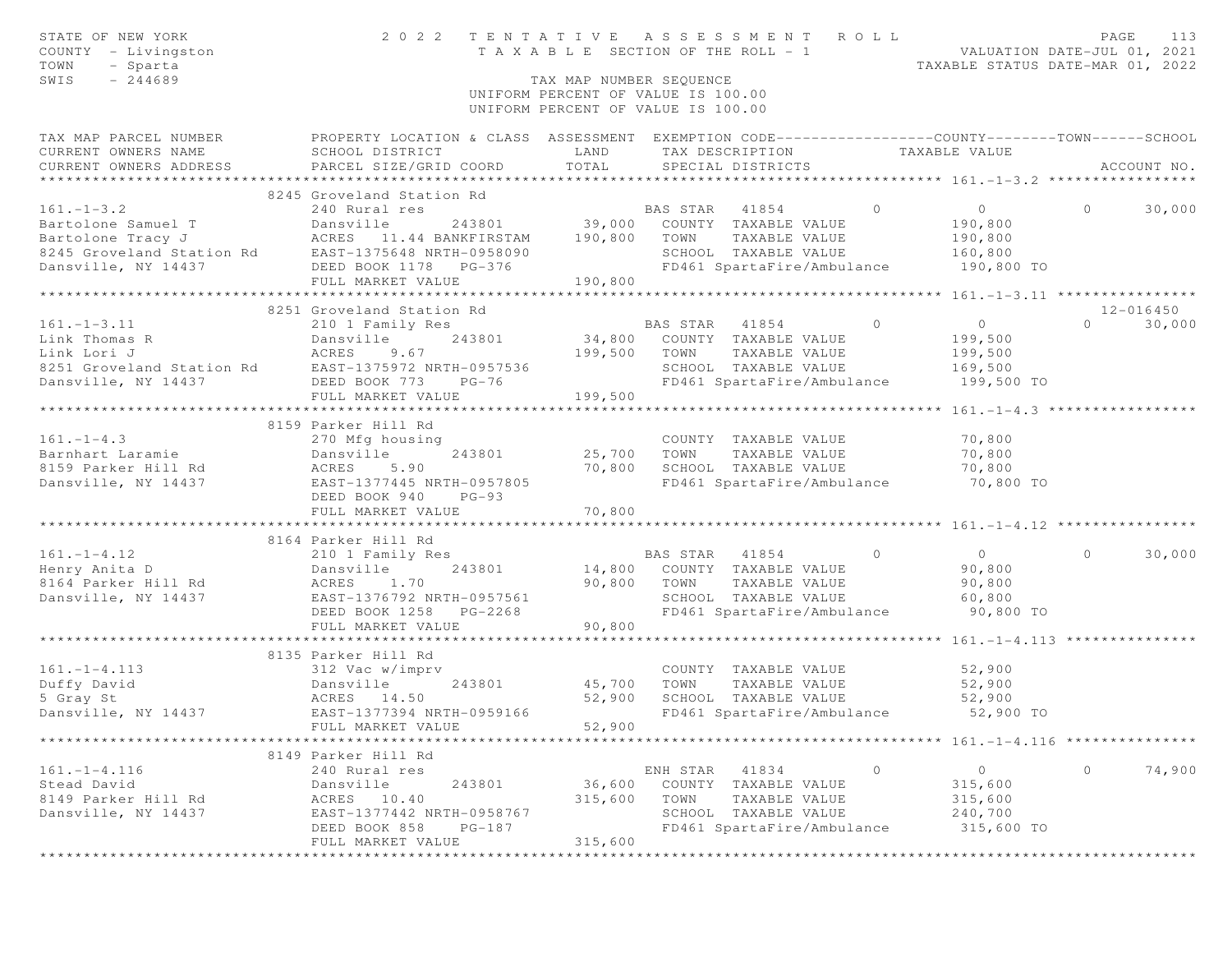STATE OF NEW YORK — 2022 TENTATIVE ASSESSMENT ROLL
COUNTY - Livingston — TAXABLE SECTION OF THE ROLL - 1 — VALUATION DATE-JUL 01, 2021
TOWN - Sparta — TAXABLE STATUS DATE-MAR 01, 2022
SWIS - 244689 — TAX MAP NUMBER SEQUENCE
UNIFORM PERCENT OF VALUE IS 100.00

| TAX MAP PARCEL NUMBER / CURRENT OWNERS NAME / CURRENT OWNERS ADDRESS | PROPERTY LOCATION & CLASS / SCHOOL DISTRICT / PARCEL SIZE/GRID COORD | ASSESSMENT LAND / TOTAL | EXEMPTION CODE / TAX DESCRIPTION / SPECIAL DISTRICTS | COUNTY | TOWN | SCHOOL | ACCOUNT NO. |
|---|---|---|---|---|---|---|---|
| **161.-1-3.2** | 8245 Groveland Station Rd | | | | | | |
| Bartolone Samuel T | 240 Rural res | | BAS STAR 41854 | 0 | 0 | 30,000 | |
| Bartolone Tracy J | Dansville 243801 | 39,000 | COUNTY TAXABLE VALUE | 190,800 | | | |
| 8245 Groveland Station Rd | ACRES 11.44 BANKFIRSTAM | 190,800 | TOWN TAXABLE VALUE | | 190,800 | | |
| Dansville, NY 14437 | EAST-1375648 NRTH-0958090 | | SCHOOL TAXABLE VALUE | | | 160,800 | |
| | DEED BOOK 1178 PG-376 | | FD461 SpartaFire/Ambulance | 190,800 TO | | | |
| | FULL MARKET VALUE | 190,800 | | | | | |
| **161.-1-3.11** | 8251 Groveland Station Rd | | | | | | 12-016450 |
| Link Thomas R | 210 1 Family Res | | BAS STAR 41854 | 0 | 0 | 30,000 | |
| Link Lori J | Dansville 243801 | 34,800 | COUNTY TAXABLE VALUE | 199,500 | | | |
| 8251 Groveland Station Rd | ACRES 9.67 | 199,500 | TOWN TAXABLE VALUE | | 199,500 | | |
| Dansville, NY 14437 | EAST-1375972 NRTH-0957536 | | SCHOOL TAXABLE VALUE | | | 169,500 | |
| | DEED BOOK 773 PG-76 | | FD461 SpartaFire/Ambulance | 199,500 TO | | | |
| | FULL MARKET VALUE | 199,500 | | | | | |
| **161.-1-4.3** | 8159 Parker Hill Rd | | | | | | |
| Barnhart Laramie | 270 Mfg housing | | COUNTY TAXABLE VALUE | 70,800 | | | |
| 8159 Parker Hill Rd | Dansville 243801 | 25,700 | TOWN TAXABLE VALUE | | 70,800 | | |
| Dansville, NY 14437 | ACRES 5.90 | 70,800 | SCHOOL TAXABLE VALUE | | | 70,800 | |
| | EAST-1377445 NRTH-0957805 | | FD461 SpartaFire/Ambulance | 70,800 TO | | | |
| | DEED BOOK 940 PG-93 | | | | | | |
| | FULL MARKET VALUE | 70,800 | | | | | |
| **161.-1-4.12** | 8164 Parker Hill Rd | | | | | | |
| Henry Anita D | 210 1 Family Res | | BAS STAR 41854 | 0 | 0 | 30,000 | |
| 8164 Parker Hill Rd | Dansville 243801 | 14,800 | COUNTY TAXABLE VALUE | 90,800 | | | |
| Dansville, NY 14437 | ACRES 1.70 | 90,800 | TOWN TAXABLE VALUE | | 90,800 | | |
| | EAST-1376792 NRTH-0957561 | | SCHOOL TAXABLE VALUE | | | 60,800 | |
| | DEED BOOK 1258 PG-2268 | | FD461 SpartaFire/Ambulance | 90,800 TO | | | |
| | FULL MARKET VALUE | 90,800 | | | | | |
| **161.-1-4.113** | 8135 Parker Hill Rd | | | | | | |
| Duffy David | 312 Vac w/imprv | | COUNTY TAXABLE VALUE | 52,900 | | | |
| 5 Gray St | Dansville 243801 | 45,700 | TOWN TAXABLE VALUE | | 52,900 | | |
| Dansville, NY 14437 | ACRES 14.50 | 52,900 | SCHOOL TAXABLE VALUE | | | 52,900 | |
| | EAST-1377394 NRTH-0959166 | | FD461 SpartaFire/Ambulance | 52,900 TO | | | |
| | FULL MARKET VALUE | 52,900 | | | | | |
| **161.-1-4.116** | 8149 Parker Hill Rd | | | | | | |
| Stead David | 240 Rural res | | ENH STAR 41834 | 0 | 0 | 74,900 | |
| 8149 Parker Hill Rd | Dansville 243801 | 36,600 | COUNTY TAXABLE VALUE | 315,600 | | | |
| Dansville, NY 14437 | ACRES 10.40 | 315,600 | TOWN TAXABLE VALUE | | 315,600 | | |
| | EAST-1377442 NRTH-0958767 | | SCHOOL TAXABLE VALUE | | | 240,700 | |
| | DEED BOOK 858 PG-187 | | FD461 SpartaFire/Ambulance | 315,600 TO | | | |
| | FULL MARKET VALUE | 315,600 | | | | | |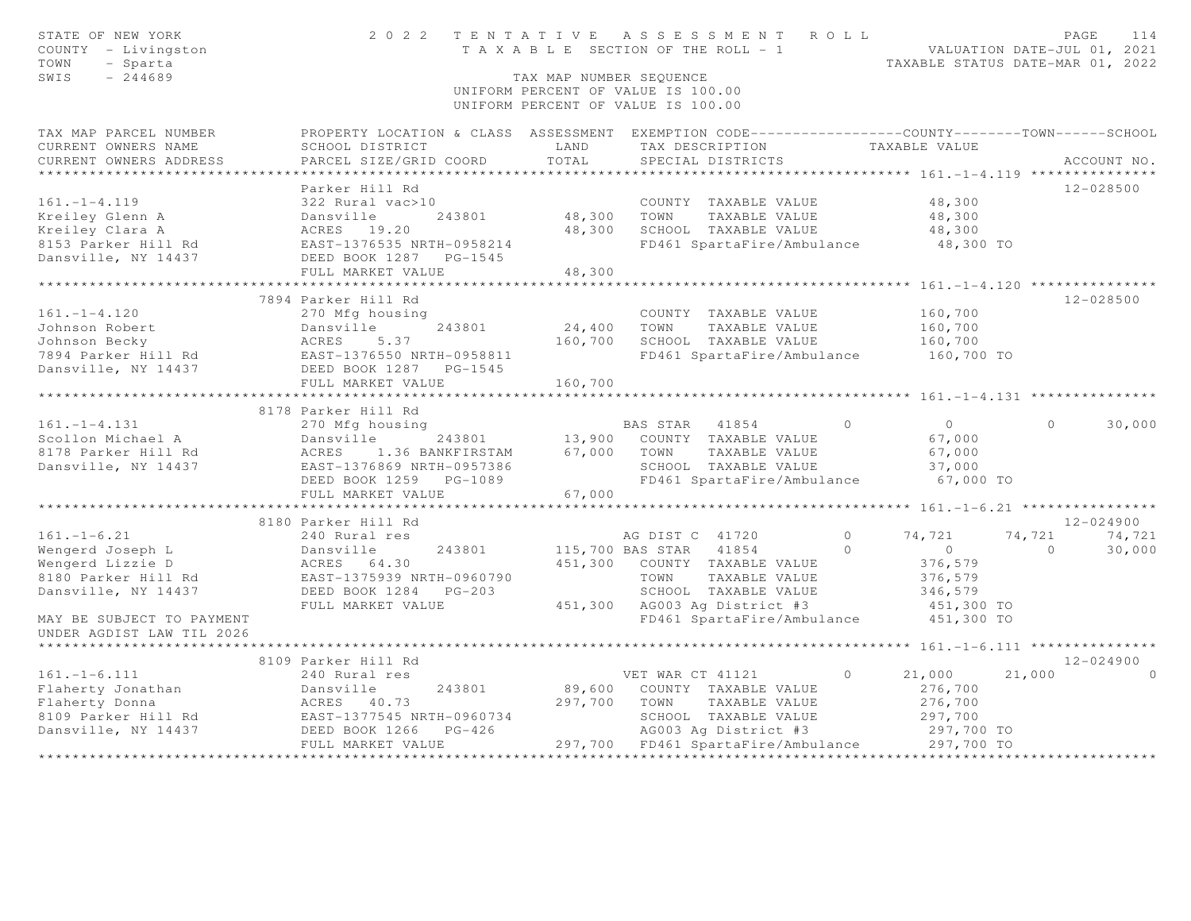STATE OF NEW YORK 2 0 2 2 T E N T A T I V E A S S E S S M E N T R O L L

COUNTY - Livingston T A X A B L E SECTION OF THE ROLL - 1 VALUATION DATE-JUL 01, 2021

TOWN - Sparta TAXABLE STATUS DATE-MAR 01, 2022

SWIS - 244689 TAX MAP NUMBER SEQUENCE

UNIFORM PERCENT OF VALUE IS 100.00

```
TAX MAP PARCEL NUMBER          PROPERTY LOCATION & CLASS  ASSESSMENT  EXEMPTION CODE------------------COUNTY--------TOWN------SCHOOL
CURRENT OWNERS NAME            SCHOOL DISTRICT               LAND      TAX DESCRIPTION             TAXABLE VALUE
CURRENT OWNERS ADDRESS         PARCEL SIZE/GRID COORD        TOTAL     SPECIAL DISTRICTS                                    ACCOUNT NO.
******************************************************************************************************* 161.-1-4.119 ***************
                               Parker Hill Rd                                                                                12-028500
161.-1-4.119                   322 Rural vac>10                        COUNTY  TAXABLE VALUE          48,300
Kreiley Glenn A                Dansville      243801       48,300      TOWN    TAXABLE VALUE          48,300
Kreiley Clara A                ACRES  19.20                48,300      SCHOOL  TAXABLE VALUE          48,300
8153 Parker Hill Rd            EAST-1376535 NRTH-0958214               FD461 SpartaFire/Ambulance      48,300 TO
Dansville, NY 14437            DEED BOOK 1287   PG-1545
                               FULL MARKET VALUE           48,300
******************************************************************************************************* 161.-1-4.120 ***************
                               7894 Parker Hill Rd                                                                           12-028500
161.-1-4.120                   270 Mfg housing                         COUNTY  TAXABLE VALUE         160,700
Johnson Robert                 Dansville      243801       24,400      TOWN    TAXABLE VALUE         160,700
Johnson Becky                  ACRES   5.37               160,700      SCHOOL  TAXABLE VALUE         160,700
7894 Parker Hill Rd            EAST-1376550 NRTH-0958811               FD461 SpartaFire/Ambulance     160,700 TO
Dansville, NY 14437            DEED BOOK 1287   PG-1545
                               FULL MARKET VALUE          160,700
******************************************************************************************************* 161.-1-4.131 ***************
                               8178 Parker Hill Rd
161.-1-4.131                   270 Mfg housing                         BAS STAR   41854        0            0          0      30,000
Scollon Michael A              Dansville      243801       13,900      COUNTY  TAXABLE VALUE          67,000
8178 Parker Hill Rd            ACRES   1.36 BANKFIRSTAM    67,000      TOWN    TAXABLE VALUE          67,000
Dansville, NY 14437            EAST-1376869 NRTH-0957386               SCHOOL  TAXABLE VALUE          37,000
                               DEED BOOK 1259   PG-1089                FD461 SpartaFire/Ambulance      67,000 TO
                               FULL MARKET VALUE           67,000
******************************************************************************************************* 161.-1-6.21 ****************
                               8180 Parker Hill Rd                                                                           12-024900
161.-1-6.21                    240 Rural res                           AG DIST C  41720        0       74,721     74,721      74,721
Wengerd Joseph L               Dansville      243801      115,700 BAS STAR   41854             0            0          0      30,000
Wengerd Lizzie D               ACRES  64.30               451,300      COUNTY  TAXABLE VALUE         376,579
8180 Parker Hill Rd            EAST-1375939 NRTH-0960790               TOWN    TAXABLE VALUE         376,579
Dansville, NY 14437            DEED BOOK 1284   PG-203                 SCHOOL  TAXABLE VALUE         346,579
                               FULL MARKET VALUE          451,300      AG003 Ag District #3           451,300 TO
MAY BE SUBJECT TO PAYMENT                                              FD461 SpartaFire/Ambulance     451,300 TO
UNDER AGDIST LAW TIL 2026
******************************************************************************************************* 161.-1-6.111 ***************
                               8109 Parker Hill Rd                                                                           12-024900
161.-1-6.111                   240 Rural res                           VET WAR CT 41121        0       21,000     21,000           0
Flaherty Jonathan              Dansville      243801       89,600      COUNTY  TAXABLE VALUE         276,700
Flaherty Donna                 ACRES  40.73               297,700      TOWN    TAXABLE VALUE         276,700
8109 Parker Hill Rd            EAST-1377545 NRTH-0960734               SCHOOL  TAXABLE VALUE         297,700
Dansville, NY 14437            DEED BOOK 1266   PG-426                 AG003 Ag District #3           297,700 TO
                               FULL MARKET VALUE          297,700      FD461 SpartaFire/Ambulance     297,700 TO
************************************************************************************************************************************
```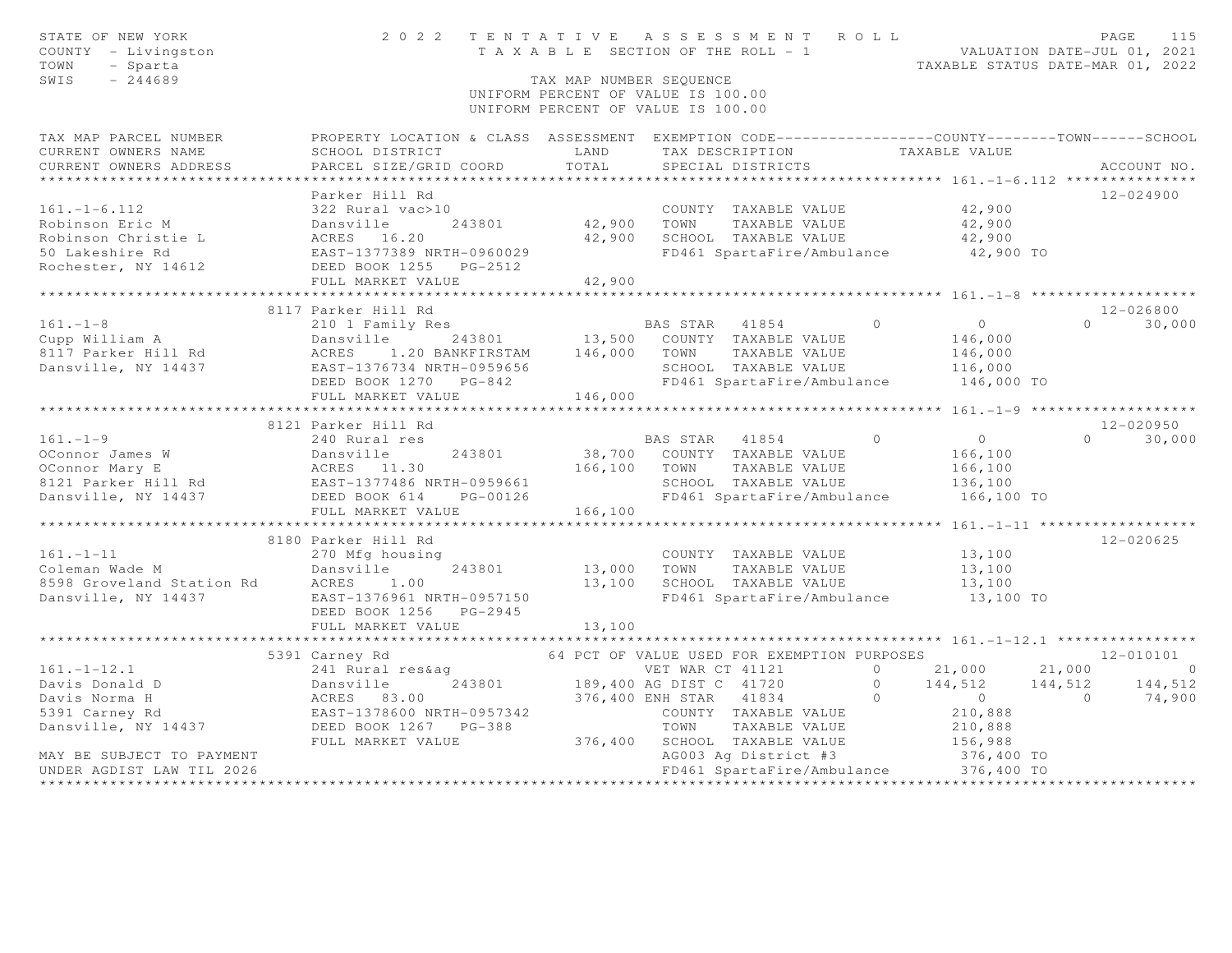STATE OF NEW YORK
COUNTY - Livingston
TOWN - Sparta
SWIS - 244689

# 2022 TENTATIVE ASSESSMENT ROLL

TAXABLE SECTION OF THE ROLL - 1

TAX MAP NUMBER SEQUENCE
UNIFORM PERCENT OF VALUE IS 100.00

VALUATION DATE-JUL 01, 2021
TAXABLE STATUS DATE-MAR 01, 2022

```
TAX MAP PARCEL NUMBER          PROPERTY LOCATION & CLASS  ASSESSMENT  EXEMPTION CODE------------------COUNTY--------TOWN------SCHOOL
CURRENT OWNERS NAME            SCHOOL DISTRICT               LAND      TAX DESCRIPTION            TAXABLE VALUE
CURRENT OWNERS ADDRESS         PARCEL SIZE/GRID COORD        TOTAL     SPECIAL DISTRICTS                                    ACCOUNT NO.
******************************************************************************************************* 161.-1-6.112 ***************
                               Parker Hill Rd                                                                          12-024900
161.-1-6.112                   322 Rural vac>10                        COUNTY  TAXABLE VALUE           42,900
Robinson Eric M                Dansville       243801      42,900      TOWN    TAXABLE VALUE           42,900
Robinson Christie L            ACRES   16.20               42,900      SCHOOL  TAXABLE VALUE           42,900
50 Lakeshire Rd                EAST-1377389 NRTH-0960029               FD461 SpartaFire/Ambulance       42,900 TO
Rochester, NY 14612            DEED BOOK 1255   PG-2512
                               FULL MARKET VALUE           42,900
******************************************************************************************************* 161.-1-8 *******************
                               8117 Parker Hill Rd                                                                     12-026800
161.-1-8                       210 1 Family Res                     BAS STAR   41854        0           0            0      30,000
Cupp William A                 Dansville       243801      13,500   COUNTY  TAXABLE VALUE          146,000
8117 Parker Hill Rd            ACRES    1.20 BANKFIRSTAM  146,000   TOWN    TAXABLE VALUE          146,000
Dansville, NY 14437            EAST-1376734 NRTH-0959656            SCHOOL  TAXABLE VALUE          116,000
                               DEED BOOK 1270   PG-842              FD461 SpartaFire/Ambulance      146,000 TO
                               FULL MARKET VALUE          146,000
******************************************************************************************************* 161.-1-9 *******************
                               8121 Parker Hill Rd                                                                     12-020950
161.-1-9                       240 Rural res                        BAS STAR   41854        0           0            0      30,000
OConnor James W                Dansville       243801      38,700   COUNTY  TAXABLE VALUE          166,100
OConnor Mary E                 ACRES   11.30              166,100   TOWN    TAXABLE VALUE          166,100
8121 Parker Hill Rd            EAST-1377486 NRTH-0959661            SCHOOL  TAXABLE VALUE          136,100
Dansville, NY 14437            DEED BOOK 614    PG-00126            FD461 SpartaFire/Ambulance      166,100 TO
                               FULL MARKET VALUE          166,100
******************************************************************************************************* 161.-1-11 ******************
                               8180 Parker Hill Rd                                                                     12-020625
161.-1-11                      270 Mfg housing                         COUNTY  TAXABLE VALUE           13,100
Coleman Wade M                 Dansville       243801      13,000      TOWN    TAXABLE VALUE           13,100
8598 Groveland Station Rd      ACRES    1.00               13,100      SCHOOL  TAXABLE VALUE           13,100
Dansville, NY 14437            EAST-1376961 NRTH-0957150               FD461 SpartaFire/Ambulance       13,100 TO
                               DEED BOOK 1256   PG-2945
                               FULL MARKET VALUE           13,100
******************************************************************************************************* 161.-1-12.1 ****************
                               5391 Carney Rd              64 PCT OF VALUE USED FOR EXEMPTION PURPOSES                 12-010101
161.-1-12.1                    241 Rural res&ag                     VET WAR CT 41121        0      21,000       21,000           0
Davis Donald D                 Dansville       243801     189,400 AG DIST C  41720        0     144,512      144,512     144,512
Davis Norma H                  ACRES   83.00              376,400 ENH STAR   41834        0           0            0      74,900
5391 Carney Rd                 EAST-1378600 NRTH-0957342            COUNTY  TAXABLE VALUE          210,888
Dansville, NY 14437            DEED BOOK 1267   PG-388              TOWN    TAXABLE VALUE          210,888
                               FULL MARKET VALUE          376,400   SCHOOL  TAXABLE VALUE          156,988
MAY BE SUBJECT TO PAYMENT                                           AG003 Ag District #3            376,400 TO
UNDER AGDIST LAW TIL 2026                                           FD461 SpartaFire/Ambulance      376,400 TO
************************************************************************************************************************************
```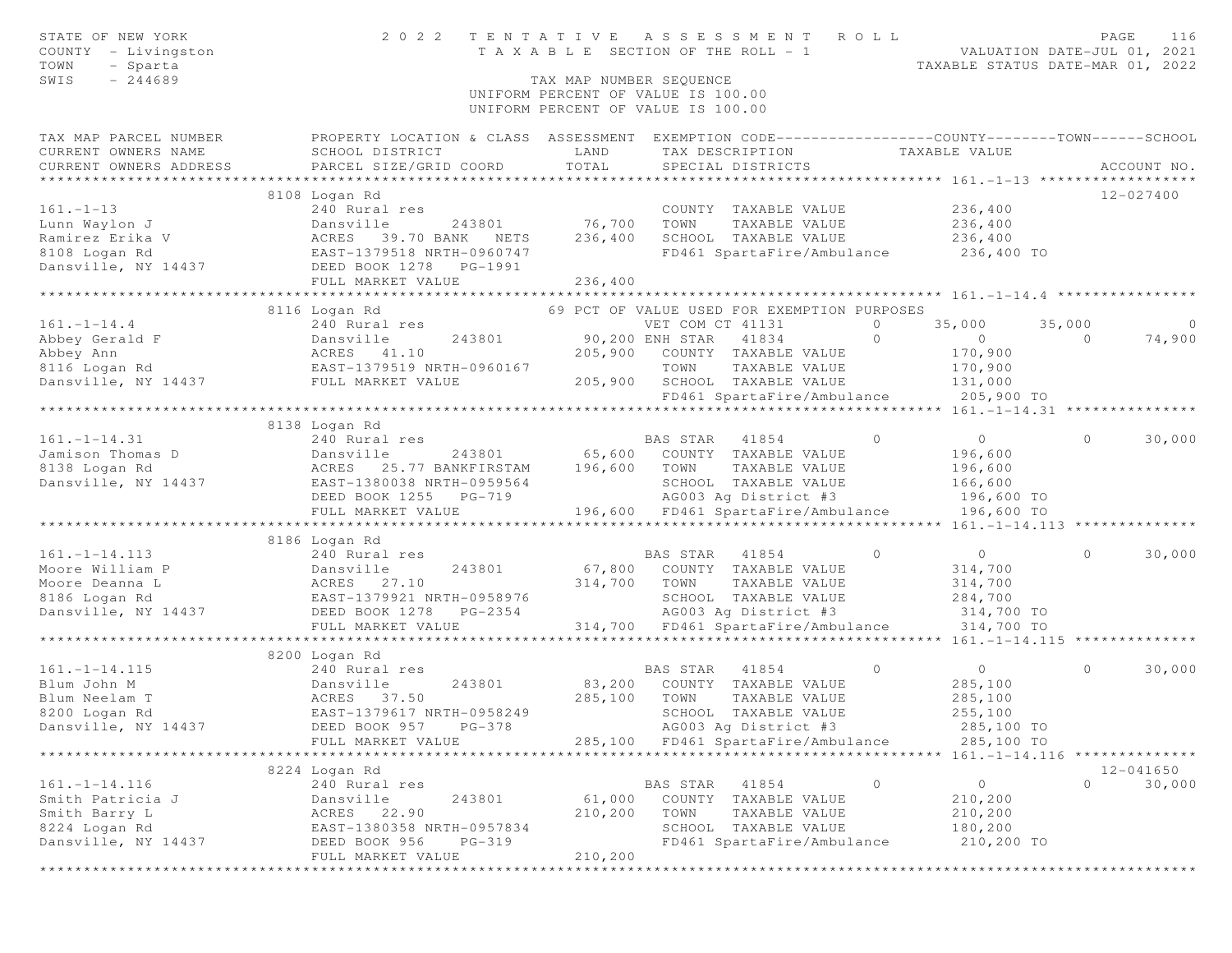STATE OF NEW YORK
COUNTY - Livingston
TOWN - Sparta
SWIS - 244689

# 2022 TENTATIVE ASSESSMENT ROLL

TAXABLE SECTION OF THE ROLL - 1

TAX MAP NUMBER SEQUENCE
UNIFORM PERCENT OF VALUE IS 100.00

VALUATION DATE-JUL 01, 2021
TAXABLE STATUS DATE-MAR 01, 2022

| TAX MAP PARCEL NUMBER / CURRENT OWNERS NAME / CURRENT OWNERS ADDRESS | PROPERTY LOCATION & CLASS / SCHOOL DISTRICT / PARCEL SIZE/GRID COORD | ASSESSMENT LAND | TOTAL | EXEMPTION CODE / TAX DESCRIPTION / SPECIAL DISTRICTS | COUNTY TAXABLE VALUE | TOWN | SCHOOL | ACCOUNT NO. |
|---|---|---|---|---|---|---|---|---|
| **161.-1-13** | 8108 Logan Rd | | | | | | | 12-027400 |
| 161.-1-13 | 240 Rural res | | | COUNTY TAXABLE VALUE | 236,400 | | | |
| Lunn Waylon J | Dansville 243801 | 76,700 | | TOWN TAXABLE VALUE | 236,400 | | | |
| Ramirez Erika V | ACRES 39.70 BANK NETS | | 236,400 | SCHOOL TAXABLE VALUE | 236,400 | | | |
| 8108 Logan Rd | EAST-1379518 NRTH-0960747 | | | FD461 SpartaFire/Ambulance | 236,400 TO | | | |
| Dansville, NY 14437 | DEED BOOK 1278 PG-1991 | | | | | | | |
| | FULL MARKET VALUE | | 236,400 | | | | | |
| **161.-1-14.4** | 8116 Logan Rd | | | 69 PCT OF VALUE USED FOR EXEMPTION PURPOSES | | | | |
| 161.-1-14.4 | 240 Rural res | | | VET COM CT 41131 0 | 35,000 | 35,000 | 0 | |
| Abbey Gerald F | Dansville 243801 | 90,200 | | ENH STAR 41834 0 | 0 | 0 | 74,900 | |
| Abbey Ann | ACRES 41.10 | | 205,900 | COUNTY TAXABLE VALUE | 170,900 | | | |
| 8116 Logan Rd | EAST-1379519 NRTH-0960167 | | | TOWN TAXABLE VALUE | 170,900 | | | |
| Dansville, NY 14437 | FULL MARKET VALUE | | 205,900 | SCHOOL TAXABLE VALUE | 131,000 | | | |
| | | | | FD461 SpartaFire/Ambulance | 205,900 TO | | | |
| **161.-1-14.31** | 8138 Logan Rd | | | | | | | |
| 161.-1-14.31 | 240 Rural res | | | BAS STAR 41854 0 | 0 | 0 | 30,000 | |
| Jamison Thomas D | Dansville 243801 | 65,600 | | COUNTY TAXABLE VALUE | 196,600 | | | |
| 8138 Logan Rd | ACRES 25.77 BANKFIRSTAM | | 196,600 | TOWN TAXABLE VALUE | 196,600 | | | |
| Dansville, NY 14437 | EAST-1380038 NRTH-0959564 | | | SCHOOL TAXABLE VALUE | 166,600 | | | |
| | DEED BOOK 1255 PG-719 | | | AG003 Ag District #3 | 196,600 TO | | | |
| | FULL MARKET VALUE | | 196,600 | FD461 SpartaFire/Ambulance | 196,600 TO | | | |
| **161.-1-14.113** | 8186 Logan Rd | | | | | | | |
| 161.-1-14.113 | 240 Rural res | | | BAS STAR 41854 0 | 0 | 0 | 30,000 | |
| Moore William P | Dansville 243801 | 67,800 | | COUNTY TAXABLE VALUE | 314,700 | | | |
| Moore Deanna L | ACRES 27.10 | | 314,700 | TOWN TAXABLE VALUE | 314,700 | | | |
| 8186 Logan Rd | EAST-1379921 NRTH-0958976 | | | SCHOOL TAXABLE VALUE | 284,700 | | | |
| Dansville, NY 14437 | DEED BOOK 1278 PG-2354 | | | AG003 Ag District #3 | 314,700 TO | | | |
| | FULL MARKET VALUE | | 314,700 | FD461 SpartaFire/Ambulance | 314,700 TO | | | |
| **161.-1-14.115** | 8200 Logan Rd | | | | | | | |
| 161.-1-14.115 | 240 Rural res | | | BAS STAR 41854 0 | 0 | 0 | 30,000 | |
| Blum John M | Dansville 243801 | 83,200 | | COUNTY TAXABLE VALUE | 285,100 | | | |
| Blum Neelam T | ACRES 37.50 | | 285,100 | TOWN TAXABLE VALUE | 285,100 | | | |
| 8200 Logan Rd | EAST-1379617 NRTH-0958249 | | | SCHOOL TAXABLE VALUE | 255,100 | | | |
| Dansville, NY 14437 | DEED BOOK 957 PG-378 | | | AG003 Ag District #3 | 285,100 TO | | | |
| | FULL MARKET VALUE | | 285,100 | FD461 SpartaFire/Ambulance | 285,100 TO | | | |
| **161.-1-14.116** | 8224 Logan Rd | | | | | | | 12-041650 |
| 161.-1-14.116 | 240 Rural res | | | BAS STAR 41854 0 | 0 | 0 | 30,000 | |
| Smith Patricia J | Dansville 243801 | 61,000 | | COUNTY TAXABLE VALUE | 210,200 | | | |
| Smith Barry L | ACRES 22.90 | | 210,200 | TOWN TAXABLE VALUE | 210,200 | | | |
| 8224 Logan Rd | EAST-1380358 NRTH-0957834 | | | SCHOOL TAXABLE VALUE | 180,200 | | | |
| Dansville, NY 14437 | DEED BOOK 956 PG-319 | | | FD461 SpartaFire/Ambulance | 210,200 TO | | | |
| | FULL MARKET VALUE | | 210,200 | | | | | |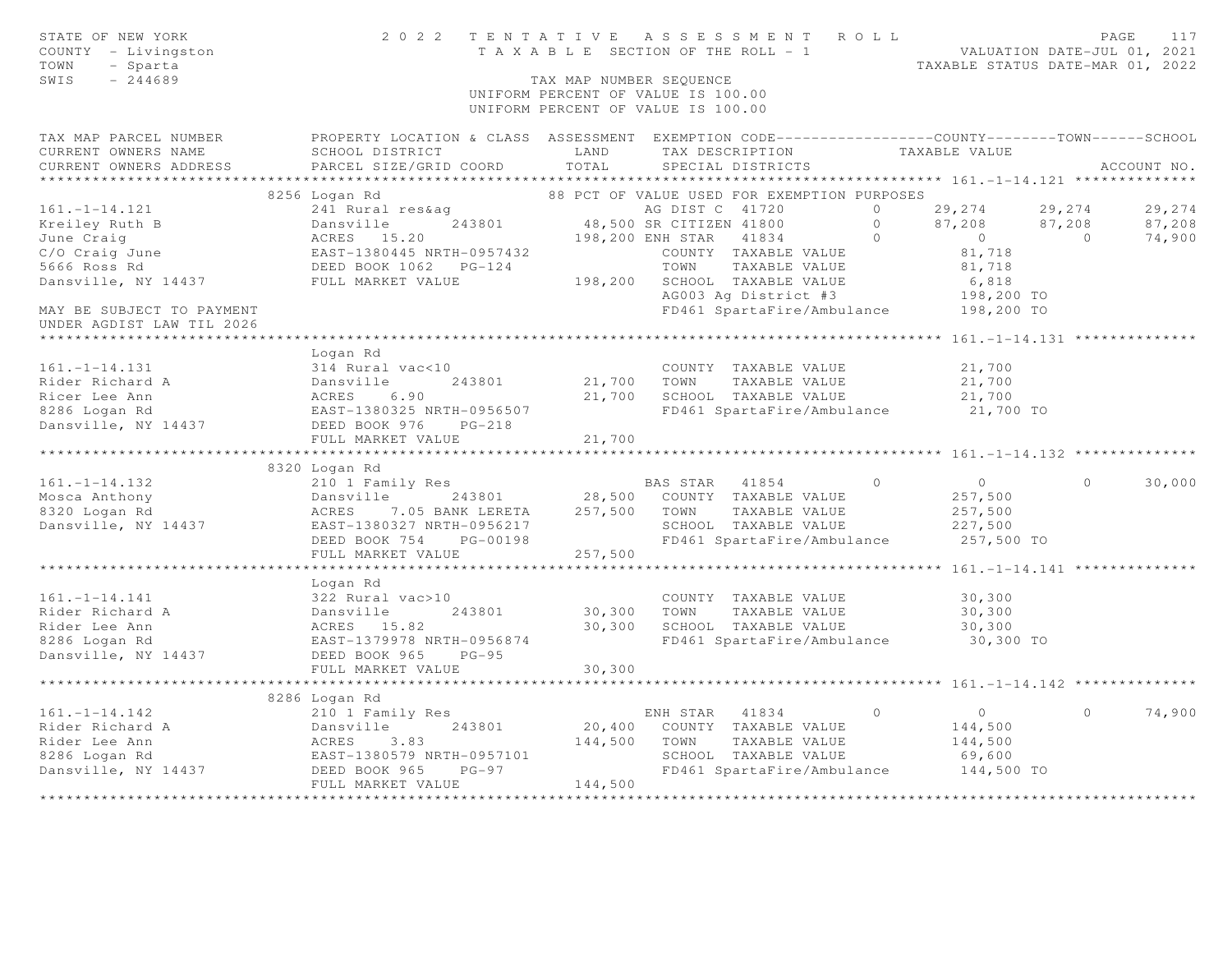STATE OF NEW YORK
COUNTY - Livingston
TOWN - Sparta
SWIS - 244689

2022 TENTATIVE ASSESSMENT ROLL
TAXABLE SECTION OF THE ROLL - 1
TAX MAP NUMBER SEQUENCE
UNIFORM PERCENT OF VALUE IS 100.00

VALUATION DATE-JUL 01, 2021
TAXABLE STATUS DATE-MAR 01, 2022

```
TAX MAP PARCEL NUMBER          PROPERTY LOCATION & CLASS  ASSESSMENT  EXEMPTION CODE------------------COUNTY--------TOWN------SCHOOL
CURRENT OWNERS NAME            SCHOOL DISTRICT               LAND      TAX DESCRIPTION            TAXABLE VALUE
CURRENT OWNERS ADDRESS         PARCEL SIZE/GRID COORD       TOTAL      SPECIAL DISTRICTS                                         ACCOUNT NO.
******************************************************************************************************* 161.-1-14.121 **************
                               8256 Logan Rd                          88 PCT OF VALUE USED FOR EXEMPTION PURPOSES
161.-1-14.121                  241 Rural res&ag                         AG DIST C  41720          0       29,274       29,274       29,274
Kreiley Ruth B                 Dansville       243801        48,500 SR CITIZEN 41800          0       87,208       87,208       87,208
June Craig                     ACRES  15.20                 198,200 ENH STAR   41834          0            0            0       74,900
C/O Craig June                 EAST-1380445 NRTH-0957432              COUNTY  TAXABLE VALUE             81,718
5666 Ross Rd                   DEED BOOK 1062   PG-124                TOWN    TAXABLE VALUE             81,718
Dansville, NY 14437            FULL MARKET VALUE            198,200   SCHOOL  TAXABLE VALUE              6,818
                                                                      AG003 Ag District #3             198,200 TO
MAY BE SUBJECT TO PAYMENT                                             FD461 SpartaFire/Ambulance       198,200 TO
UNDER AGDIST LAW TIL 2026
******************************************************************************************************* 161.-1-14.131 **************
                               Logan Rd
161.-1-14.131                  314 Rural vac<10                       COUNTY  TAXABLE VALUE             21,700
Rider Richard A                Dansville       243801        21,700   TOWN    TAXABLE VALUE             21,700
Ricer Lee Ann                  ACRES    6.90                 21,700   SCHOOL  TAXABLE VALUE             21,700
8286 Logan Rd                  EAST-1380325 NRTH-0956507              FD461 SpartaFire/Ambulance        21,700 TO
Dansville, NY 14437            DEED BOOK 976    PG-218
                               FULL MARKET VALUE             21,700
******************************************************************************************************* 161.-1-14.132 **************
                               8320 Logan Rd
161.-1-14.132                  210 1 Family Res                       BAS STAR   41854          0            0            0       30,000
Mosca Anthony                  Dansville       243801        28,500   COUNTY  TAXABLE VALUE            257,500
8320 Logan Rd                  ACRES    7.05 BANK LERETA    257,500   TOWN    TAXABLE VALUE            257,500
Dansville, NY 14437            EAST-1380327 NRTH-0956217              SCHOOL  TAXABLE VALUE            227,500
                               DEED BOOK 754    PG-00198              FD461 SpartaFire/Ambulance       257,500 TO
                               FULL MARKET VALUE            257,500
******************************************************************************************************* 161.-1-14.141 **************
                               Logan Rd
161.-1-14.141                  322 Rural vac>10                       COUNTY  TAXABLE VALUE             30,300
Rider Richard A                Dansville       243801        30,300   TOWN    TAXABLE VALUE             30,300
Rider Lee Ann                  ACRES   15.82                 30,300   SCHOOL  TAXABLE VALUE             30,300
8286 Logan Rd                  EAST-1379978 NRTH-0956874              FD461 SpartaFire/Ambulance        30,300 TO
Dansville, NY 14437            DEED BOOK 965    PG-95
                               FULL MARKET VALUE             30,300
******************************************************************************************************* 161.-1-14.142 **************
                               8286 Logan Rd
161.-1-14.142                  210 1 Family Res                       ENH STAR   41834          0            0            0       74,900
Rider Richard A                Dansville       243801        20,400   COUNTY  TAXABLE VALUE            144,500
Rider Lee Ann                  ACRES    3.83                144,500   TOWN    TAXABLE VALUE            144,500
8286 Logan Rd                  EAST-1380579 NRTH-0957101              SCHOOL  TAXABLE VALUE             69,600
Dansville, NY 14437            DEED BOOK 965    PG-97                 FD461 SpartaFire/Ambulance       144,500 TO
                               FULL MARKET VALUE            144,500
************************************************************************************************************************************
```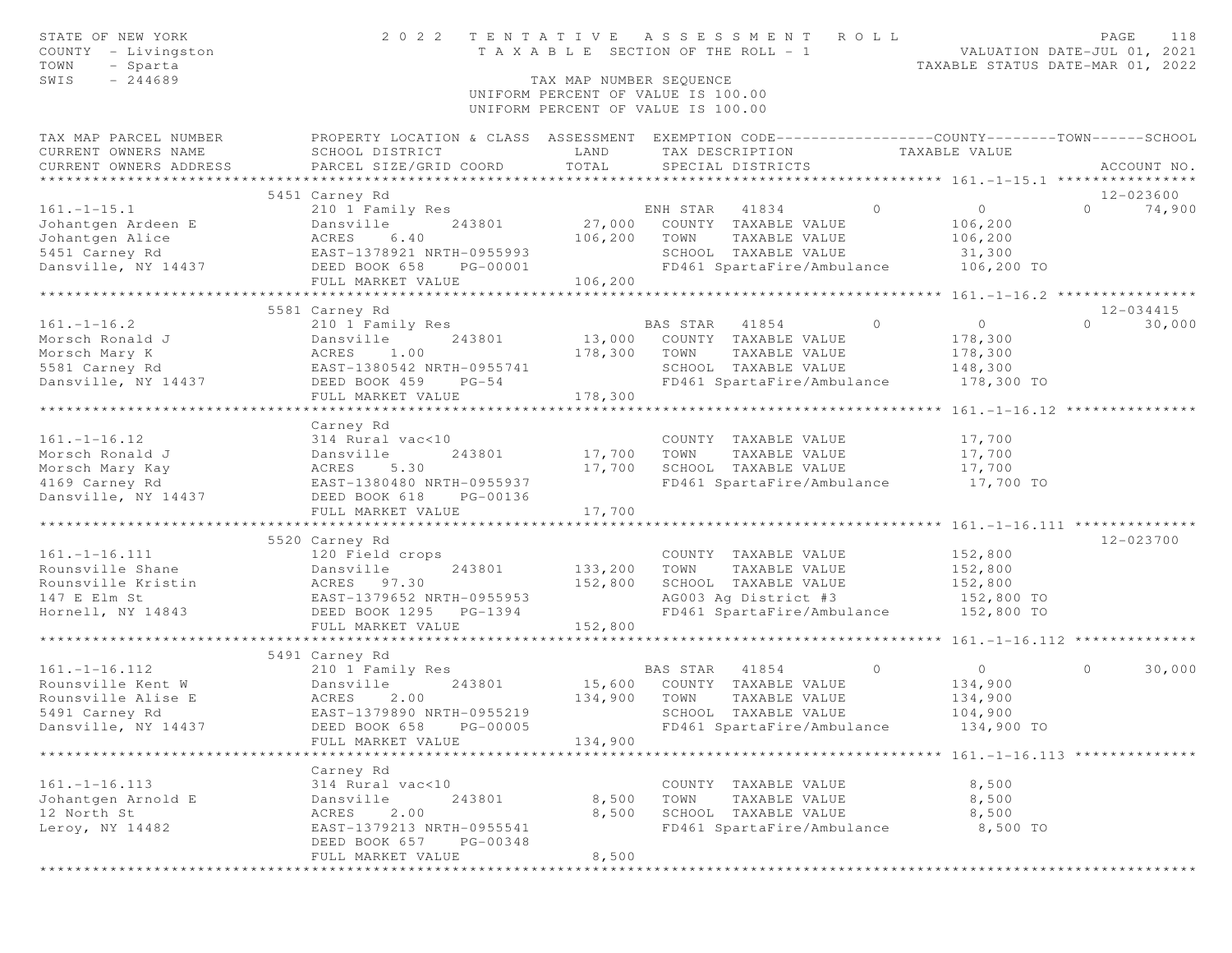STATE OF NEW YORK
COUNTY - Livingston
TOWN - Sparta
SWIS - 244689

# 2022 TENTATIVE ASSESSMENT ROLL

TAXABLE SECTION OF THE ROLL - 1

VALUATION DATE-JUL 01, 2021
TAXABLE STATUS DATE-MAR 01, 2022

TAX MAP NUMBER SEQUENCE
UNIFORM PERCENT OF VALUE IS 100.00

| TAX MAP PARCEL NUMBER / CURRENT OWNERS NAME / CURRENT OWNERS ADDRESS | PROPERTY LOCATION & CLASS / SCHOOL DISTRICT / PARCEL SIZE/GRID COORD | ASSESSMENT LAND / TOTAL | EXEMPTION CODE / TAX DESCRIPTION / SPECIAL DISTRICTS | COUNTY TAXABLE VALUE | TOWN | SCHOOL | ACCOUNT NO. |
|---|---|---|---|---|---|---|---|
| **161.-1-15.1** | 5451 Carney Rd | | | | | | 12-023600 |
| 161.-1-15.1 | 210 1 Family Res | | ENH STAR 41834 | 0 | 0 | 0 / 74,900 | |
| Johantgen Ardeen E | Dansville 243801 | 27,000 | COUNTY TAXABLE VALUE | 106,200 | | | |
| Johantgen Alice | ACRES 6.40 | 106,200 | TOWN TAXABLE VALUE | 106,200 | | | |
| 5451 Carney Rd | EAST-1378921 NRTH-0955993 | | SCHOOL TAXABLE VALUE | 31,300 | | | |
| Dansville, NY 14437 | DEED BOOK 658 PG-00001 | | FD461 SpartaFire/Ambulance | 106,200 TO | | | |
| | FULL MARKET VALUE | 106,200 | | | | | |
| **161.-1-16.2** | 5581 Carney Rd | | | | | | 12-034415 |
| 161.-1-16.2 | 210 1 Family Res | | BAS STAR 41854 | 0 | 0 | 0 / 30,000 | |
| Morsch Ronald J | Dansville 243801 | 13,000 | COUNTY TAXABLE VALUE | 178,300 | | | |
| Morsch Mary K | ACRES 1.00 | 178,300 | TOWN TAXABLE VALUE | 178,300 | | | |
| 5581 Carney Rd | EAST-1380542 NRTH-0955741 | | SCHOOL TAXABLE VALUE | 148,300 | | | |
| Dansville, NY 14437 | DEED BOOK 459 PG-54 | | FD461 SpartaFire/Ambulance | 178,300 TO | | | |
| | FULL MARKET VALUE | 178,300 | | | | | |
| **161.-1-16.12** | Carney Rd | | | | | | |
| 161.-1-16.12 | 314 Rural vac<10 | | COUNTY TAXABLE VALUE | 17,700 | | | |
| Morsch Ronald J | Dansville 243801 | 17,700 | TOWN TAXABLE VALUE | 17,700 | | | |
| Morsch Mary Kay | ACRES 5.30 | 17,700 | SCHOOL TAXABLE VALUE | 17,700 | | | |
| 4169 Carney Rd | EAST-1380480 NRTH-0955937 | | FD461 SpartaFire/Ambulance | 17,700 TO | | | |
| Dansville, NY 14437 | DEED BOOK 618 PG-00136 | | | | | | |
| | FULL MARKET VALUE | 17,700 | | | | | |
| **161.-1-16.111** | 5520 Carney Rd | | | | | | 12-023700 |
| 161.-1-16.111 | 120 Field crops | | COUNTY TAXABLE VALUE | 152,800 | | | |
| Rounsville Shane | Dansville 243801 | 133,200 | TOWN TAXABLE VALUE | 152,800 | | | |
| Rounsville Kristin | ACRES 97.30 | 152,800 | SCHOOL TAXABLE VALUE | 152,800 | | | |
| 147 E Elm St | EAST-1379652 NRTH-0955953 | | AG003 Ag District #3 | 152,800 TO | | | |
| Hornell, NY 14843 | DEED BOOK 1295 PG-1394 | | FD461 SpartaFire/Ambulance | 152,800 TO | | | |
| | FULL MARKET VALUE | 152,800 | | | | | |
| **161.-1-16.112** | 5491 Carney Rd | | | | | | |
| 161.-1-16.112 | 210 1 Family Res | | BAS STAR 41854 | 0 | 0 | 0 / 30,000 | |
| Rounsville Kent W | Dansville 243801 | 15,600 | COUNTY TAXABLE VALUE | 134,900 | | | |
| Rounsville Alise E | ACRES 2.00 | 134,900 | TOWN TAXABLE VALUE | 134,900 | | | |
| 5491 Carney Rd | EAST-1379890 NRTH-0955219 | | SCHOOL TAXABLE VALUE | 104,900 | | | |
| Dansville, NY 14437 | DEED BOOK 658 PG-00005 | | FD461 SpartaFire/Ambulance | 134,900 TO | | | |
| | FULL MARKET VALUE | 134,900 | | | | | |
| **161.-1-16.113** | Carney Rd | | | | | | |
| 161.-1-16.113 | 314 Rural vac<10 | | COUNTY TAXABLE VALUE | 8,500 | | | |
| Johantgen Arnold E | Dansville 243801 | 8,500 | TOWN TAXABLE VALUE | 8,500 | | | |
| 12 North St | ACRES 2.00 | 8,500 | SCHOOL TAXABLE VALUE | 8,500 | | | |
| Leroy, NY 14482 | EAST-1379213 NRTH-0955541 | | FD461 SpartaFire/Ambulance | 8,500 TO | | | |
| | DEED BOOK 657 PG-00348 | | | | | | |
| | FULL MARKET VALUE | 8,500 | | | | | |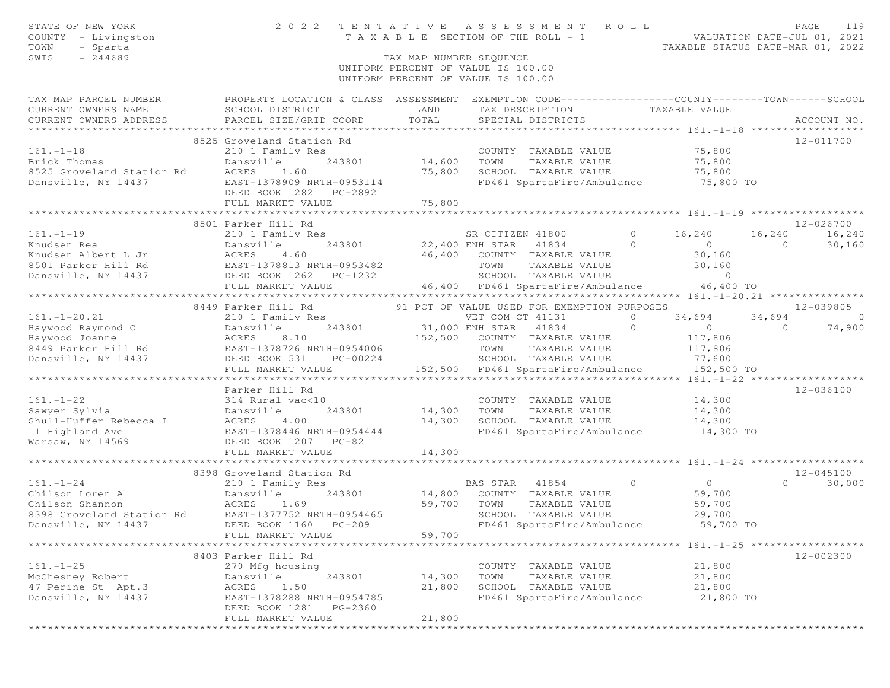STATE OF NEW YORK — 2022 TENTATIVE ASSESSMENT ROLL — PAGE 119
COUNTY - Livingston — TAXABLE SECTION OF THE ROLL - 1 — VALUATION DATE-JUL 01, 2021
TOWN - Sparta — TAXABLE STATUS DATE-MAR 01, 2022
SWIS - 244689 — TAX MAP NUMBER SEQUENCE
UNIFORM PERCENT OF VALUE IS 100.00

| TAX MAP PARCEL NUMBER / CURRENT OWNERS NAME / CURRENT OWNERS ADDRESS | PROPERTY LOCATION & CLASS / SCHOOL DISTRICT / PARCEL SIZE/GRID COORD | ASSESSMENT LAND | TOTAL | EXEMPTION CODE / TAX DESCRIPTION / SPECIAL DISTRICTS | COUNTY TAXABLE VALUE | TOWN | SCHOOL | ACCOUNT NO. |
|---|---|---|---|---|---|---|---|---|
| **161.-1-18** | 8525 Groveland Station Rd | | | | | | | 12-011700 |
| Brick Thomas | 210 1 Family Res | | | COUNTY TAXABLE VALUE | 75,800 | | | |
| 8525 Groveland Station Rd | Dansville 243801 | 14,600 | | TOWN TAXABLE VALUE | 75,800 | | | |
| Dansville, NY 14437 | ACRES 1.60 | | 75,800 | SCHOOL TAXABLE VALUE | 75,800 | | | |
| | EAST-1378909 NRTH-0953114 | | | FD461 SpartaFire/Ambulance | 75,800 TO | | | |
| | DEED BOOK 1282 PG-2892 | | | | | | | |
| | FULL MARKET VALUE | | 75,800 | | | | | |
| **161.-1-19** | 8501 Parker Hill Rd | | | | | | | 12-026700 |
| Knudsen Rea | 210 1 Family Res | | | SR CITIZEN 41800 0 | 16,240 | 16,240 | 16,240 | |
| Knudsen Albert L Jr | Dansville 243801 | 22,400 | | ENH STAR 41834 0 | 0 | 0 | 30,160 | |
| 8501 Parker Hill Rd | ACRES 4.60 | | 46,400 | COUNTY TAXABLE VALUE | 30,160 | | | |
| Dansville, NY 14437 | EAST-1378813 NRTH-0953482 | | | TOWN TAXABLE VALUE | 30,160 | | | |
| | DEED BOOK 1262 PG-1232 | | | SCHOOL TAXABLE VALUE | 0 | | | |
| | FULL MARKET VALUE | | 46,400 | FD461 SpartaFire/Ambulance | 46,400 TO | | | |
| **161.-1-20.21** | 8449 Parker Hill Rd | | | 91 PCT OF VALUE USED FOR EXEMPTION PURPOSES | | | | 12-039805 |
| Haywood Raymond C | 210 1 Family Res | | | VET COM CT 41131 0 | 34,694 | 34,694 | 0 | |
| Haywood Joanne | Dansville 243801 | 31,000 | | ENH STAR 41834 0 | 0 | 0 | 74,900 | |
| 8449 Parker Hill Rd | ACRES 8.10 | | 152,500 | COUNTY TAXABLE VALUE | 117,806 | | | |
| Dansville, NY 14437 | EAST-1378726 NRTH-0954006 | | | TOWN TAXABLE VALUE | 117,806 | | | |
| | DEED BOOK 531 PG-00224 | | | SCHOOL TAXABLE VALUE | 77,600 | | | |
| | FULL MARKET VALUE | | 152,500 | FD461 SpartaFire/Ambulance | 152,500 TO | | | |
| **161.-1-22** | Parker Hill Rd | | | | | | | 12-036100 |
| Sawyer Sylvia | 314 Rural vac<10 | | | COUNTY TAXABLE VALUE | 14,300 | | | |
| Shull-Huffer Rebecca I | Dansville 243801 | 14,300 | | TOWN TAXABLE VALUE | 14,300 | | | |
| 11 Highland Ave | ACRES 4.00 | | 14,300 | SCHOOL TAXABLE VALUE | 14,300 | | | |
| Warsaw, NY 14569 | EAST-1378446 NRTH-0954444 | | | FD461 SpartaFire/Ambulance | 14,300 TO | | | |
| | DEED BOOK 1207 PG-82 | | | | | | | |
| | FULL MARKET VALUE | | 14,300 | | | | | |
| **161.-1-24** | 8398 Groveland Station Rd | | | | | | | 12-045100 |
| Chilson Loren A | 210 1 Family Res | | | BAS STAR 41854 0 | 0 | 0 | 30,000 | |
| Chilson Shannon | Dansville 243801 | 14,800 | | COUNTY TAXABLE VALUE | 59,700 | | | |
| 8398 Groveland Station Rd | ACRES 1.69 | | 59,700 | TOWN TAXABLE VALUE | 59,700 | | | |
| Dansville, NY 14437 | EAST-1377752 NRTH-0954465 | | | SCHOOL TAXABLE VALUE | 29,700 | | | |
| | DEED BOOK 1160 PG-209 | | | FD461 SpartaFire/Ambulance | 59,700 TO | | | |
| | FULL MARKET VALUE | | 59,700 | | | | | |
| **161.-1-25** | 8403 Parker Hill Rd | | | | | | | 12-002300 |
| McChesney Robert | 270 Mfg housing | | | COUNTY TAXABLE VALUE | 21,800 | | | |
| 47 Perine St Apt.3 | Dansville 243801 | 14,300 | | TOWN TAXABLE VALUE | 21,800 | | | |
| Dansville, NY 14437 | ACRES 1.50 | | 21,800 | SCHOOL TAXABLE VALUE | 21,800 | | | |
| | EAST-1378288 NRTH-0954785 | | | FD461 SpartaFire/Ambulance | 21,800 TO | | | |
| | DEED BOOK 1281 PG-2360 | | | | | | | |
| | FULL MARKET VALUE | | 21,800 | | | | | |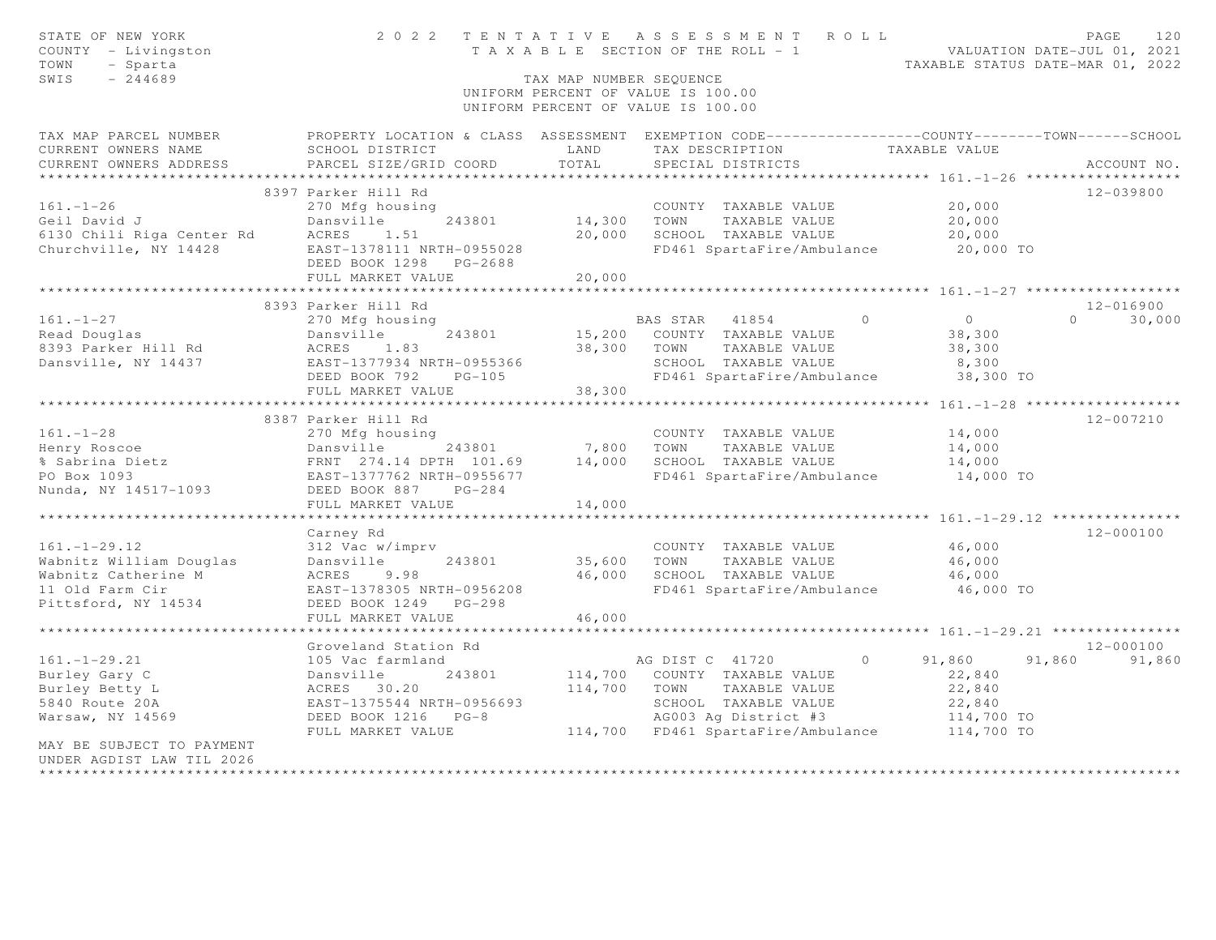STATE OF NEW YORK
COUNTY - Livingston
TOWN - Sparta
SWIS - 244689

# 2022 TENTATIVE ASSESSMENT ROLL

TAXABLE SECTION OF THE ROLL - 1

TAX MAP NUMBER SEQUENCE
UNIFORM PERCENT OF VALUE IS 100.00
UNIFORM PERCENT OF VALUE IS 100.00

VALUATION DATE-JUL 01, 2021
TAXABLE STATUS DATE-MAR 01, 2022

| TAX MAP PARCEL NUMBER / CURRENT OWNERS NAME / CURRENT OWNERS ADDRESS | PROPERTY LOCATION & CLASS / SCHOOL DISTRICT / PARCEL SIZE/GRID COORD | ASSESSMENT LAND / TOTAL | EXEMPTION CODE / TAX DESCRIPTION / SPECIAL DISTRICTS | COUNTY | TOWN | SCHOOL | ACCOUNT NO. |
|---|---|---|---|---|---|---|---|
| **161.-1-26** | 8397 Parker Hill Rd | | | | | | 12-039800 |
| Geil David J | 270 Mfg housing | | COUNTY TAXABLE VALUE | 20,000 | | | |
| 6130 Chili Riga Center Rd | Dansville 243801 | 14,300 | TOWN TAXABLE VALUE | 20,000 | | | |
| Churchville, NY 14428 | ACRES 1.51 | 20,000 | SCHOOL TAXABLE VALUE | 20,000 | | | |
| | EAST-1378111 NRTH-0955028 | | FD461 SpartaFire/Ambulance | 20,000 TO | | | |
| | DEED BOOK 1298 PG-2688 | | | | | | |
| | FULL MARKET VALUE | 20,000 | | | | | |
| **161.-1-27** | 8393 Parker Hill Rd | | | | | | 12-016900 |
| Read Douglas | 270 Mfg housing | | BAS STAR 41854 0 | 0 | 0 | 30,000 | |
| 8393 Parker Hill Rd | Dansville 243801 | 15,200 | COUNTY TAXABLE VALUE | 38,300 | | | |
| Dansville, NY 14437 | ACRES 1.83 | 38,300 | TOWN TAXABLE VALUE | 38,300 | | | |
| | EAST-1377934 NRTH-0955366 | | SCHOOL TAXABLE VALUE | 8,300 | | | |
| | DEED BOOK 792 PG-105 | | FD461 SpartaFire/Ambulance | 38,300 TO | | | |
| | FULL MARKET VALUE | 38,300 | | | | | |
| **161.-1-28** | 8387 Parker Hill Rd | | | | | | 12-007210 |
| Henry Roscoe | 270 Mfg housing | | COUNTY TAXABLE VALUE | 14,000 | | | |
| % Sabrina Dietz | Dansville 243801 | 7,800 | TOWN TAXABLE VALUE | 14,000 | | | |
| PO Box 1093 | FRNT 274.14 DPTH 101.69 | 14,000 | SCHOOL TAXABLE VALUE | 14,000 | | | |
| Nunda, NY 14517-1093 | EAST-1377762 NRTH-0955677 | | FD461 SpartaFire/Ambulance | 14,000 TO | | | |
| | DEED BOOK 887 PG-284 | | | | | | |
| | FULL MARKET VALUE | 14,000 | | | | | |
| **161.-1-29.12** | Carney Rd | | | | | | 12-000100 |
| Wabnitz William Douglas | 312 Vac w/imprv | | COUNTY TAXABLE VALUE | 46,000 | | | |
| Wabnitz Catherine M | Dansville 243801 | 35,600 | TOWN TAXABLE VALUE | 46,000 | | | |
| 11 Old Farm Cir | ACRES 9.98 | 46,000 | SCHOOL TAXABLE VALUE | 46,000 | | | |
| Pittsford, NY 14534 | EAST-1378305 NRTH-0956208 | | FD461 SpartaFire/Ambulance | 46,000 TO | | | |
| | DEED BOOK 1249 PG-298 | | | | | | |
| | FULL MARKET VALUE | 46,000 | | | | | |
| **161.-1-29.21** | Groveland Station Rd | | | | | | 12-000100 |
| Burley Gary C | 105 Vac farmland | | AG DIST C 41720 0 | 91,860 | 91,860 | 91,860 | |
| Burley Betty L | Dansville 243801 | 114,700 | COUNTY TAXABLE VALUE | 22,840 | | | |
| 5840 Route 20A | ACRES 30.20 | 114,700 | TOWN TAXABLE VALUE | 22,840 | | | |
| Warsaw, NY 14569 | EAST-1375544 NRTH-0956693 | | SCHOOL TAXABLE VALUE | 22,840 | | | |
| | DEED BOOK 1216 PG-8 | | AG003 Ag District #3 | 114,700 TO | | | |
| MAY BE SUBJECT TO PAYMENT | FULL MARKET VALUE | 114,700 | FD461 SpartaFire/Ambulance | 114,700 TO | | | |
| UNDER AGDIST LAW TIL 2026 | | | | | | | |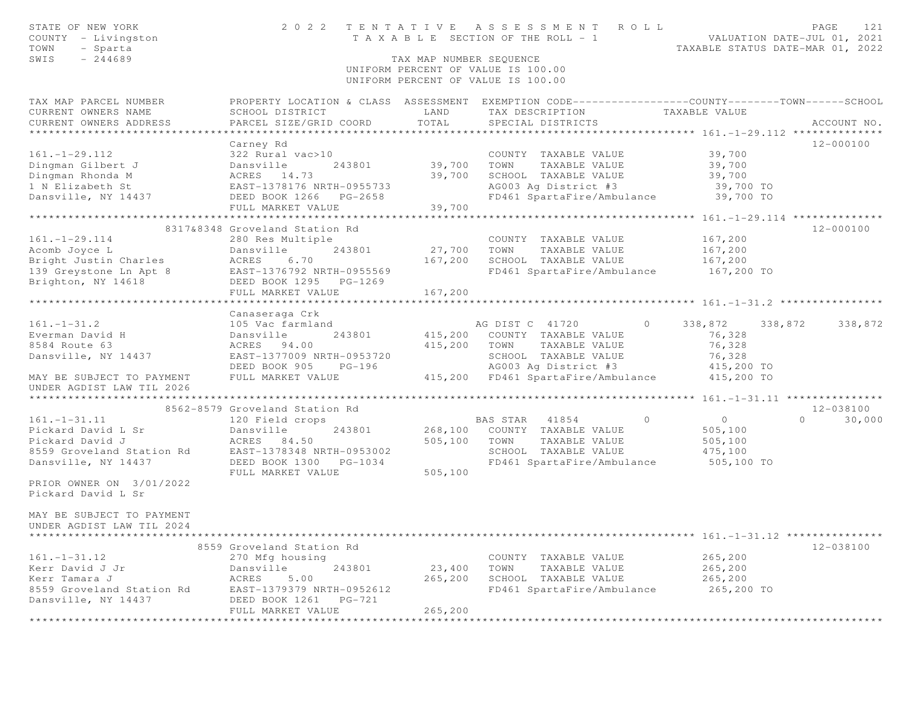STATE OF NEW YORK — 2022 TENTATIVE ASSESSMENT ROLL
COUNTY - Livingston — TAXABLE SECTION OF THE ROLL - 1 — VALUATION DATE-JUL 01, 2021
TOWN - Sparta — TAXABLE STATUS DATE-MAR 01, 2022
SWIS - 244689 — TAX MAP NUMBER SEQUENCE

UNIFORM PERCENT OF VALUE IS 100.00
UNIFORM PERCENT OF VALUE IS 100.00

```
TAX MAP PARCEL NUMBER          PROPERTY LOCATION & CLASS  ASSESSMENT  EXEMPTION CODE------------------COUNTY--------TOWN------SCHOOL
CURRENT OWNERS NAME            SCHOOL DISTRICT               LAND      TAX DESCRIPTION            TAXABLE VALUE
CURRENT OWNERS ADDRESS         PARCEL SIZE/GRID COORD       TOTAL      SPECIAL DISTRICTS                                      ACCOUNT NO.
******************************************************************************************************* 161.-1-29.112 **************
                               Carney Rd                                                                                  12-000100
161.-1-29.112                  322 Rural vac>10                         COUNTY  TAXABLE VALUE            39,700
Dingman Gilbert J              Dansville       243801        39,700     TOWN    TAXABLE VALUE            39,700
Dingman Rhonda M               ACRES   14.73                 39,700     SCHOOL  TAXABLE VALUE            39,700
1 N Elizabeth St               EAST-1378176 NRTH-0955733                AG003 Ag District #3              39,700 TO
Dansville, NY 14437            DEED BOOK 1266   PG-2658                 FD461 SpartaFire/Ambulance        39,700 TO
                               FULL MARKET VALUE             39,700
******************************************************************************************************* 161.-1-29.114 **************
               8317&8348 Groveland Station Rd                                                                             12-000100
161.-1-29.114                  280 Res Multiple                         COUNTY  TAXABLE VALUE           167,200
Acomb Joyce L                  Dansville       243801        27,700     TOWN    TAXABLE VALUE           167,200
Bright Justin Charles          ACRES    6.70                167,200     SCHOOL  TAXABLE VALUE           167,200
139 Greystone Ln Apt 8         EAST-1376792 NRTH-0955569                FD461 SpartaFire/Ambulance       167,200 TO
Brighton, NY 14618             DEED BOOK 1295   PG-1269
                               FULL MARKET VALUE            167,200
******************************************************************************************************* 161.-1-31.2 ****************
                               Canaseraga Crk
161.-1-31.2                    105 Vac farmland                        AG DIST C  41720          0     338,872     338,872     338,872
Everman David H                Dansville       243801       415,200     COUNTY  TAXABLE VALUE            76,328
8584 Route 63                  ACRES   94.00                415,200     TOWN    TAXABLE VALUE            76,328
Dansville, NY 14437            EAST-1377009 NRTH-0953720                SCHOOL  TAXABLE VALUE            76,328
                               DEED BOOK 905    PG-196                  AG003 Ag District #3             415,200 TO
MAY BE SUBJECT TO PAYMENT      FULL MARKET VALUE            415,200     FD461 SpartaFire/Ambulance       415,200 TO
UNDER AGDIST LAW TIL 2026
******************************************************************************************************* 161.-1-31.11 ***************
           8562-8579 Groveland Station Rd                                                                                 12-038100
161.-1-31.11                   120 Field crops                         BAS STAR   41854          0           0           0      30,000
Pickard David L Sr             Dansville       243801       268,100     COUNTY  TAXABLE VALUE           505,100
Pickard David J                ACRES   84.50                505,100     TOWN    TAXABLE VALUE           505,100
8559 Groveland Station Rd      EAST-1378348 NRTH-0953002                SCHOOL  TAXABLE VALUE           475,100
Dansville, NY 14437            DEED BOOK 1300   PG-1034                 FD461 SpartaFire/Ambulance       505,100 TO
                               FULL MARKET VALUE            505,100
PRIOR OWNER ON 3/01/2022
Pickard David L Sr

MAY BE SUBJECT TO PAYMENT
UNDER AGDIST LAW TIL 2024
******************************************************************************************************* 161.-1-31.12 ***************
               8559 Groveland Station Rd                                                                                  12-038100
161.-1-31.12                   270 Mfg housing                          COUNTY  TAXABLE VALUE           265,200
Kerr David J Jr                Dansville       243801        23,400     TOWN    TAXABLE VALUE           265,200
Kerr Tamara J                  ACRES    5.00                265,200     SCHOOL  TAXABLE VALUE           265,200
8559 Groveland Station Rd      EAST-1379379 NRTH-0952612                FD461 SpartaFire/Ambulance       265,200 TO
Dansville, NY 14437            DEED BOOK 1261   PG-721
                               FULL MARKET VALUE            265,200
************************************************************************************************************************************
```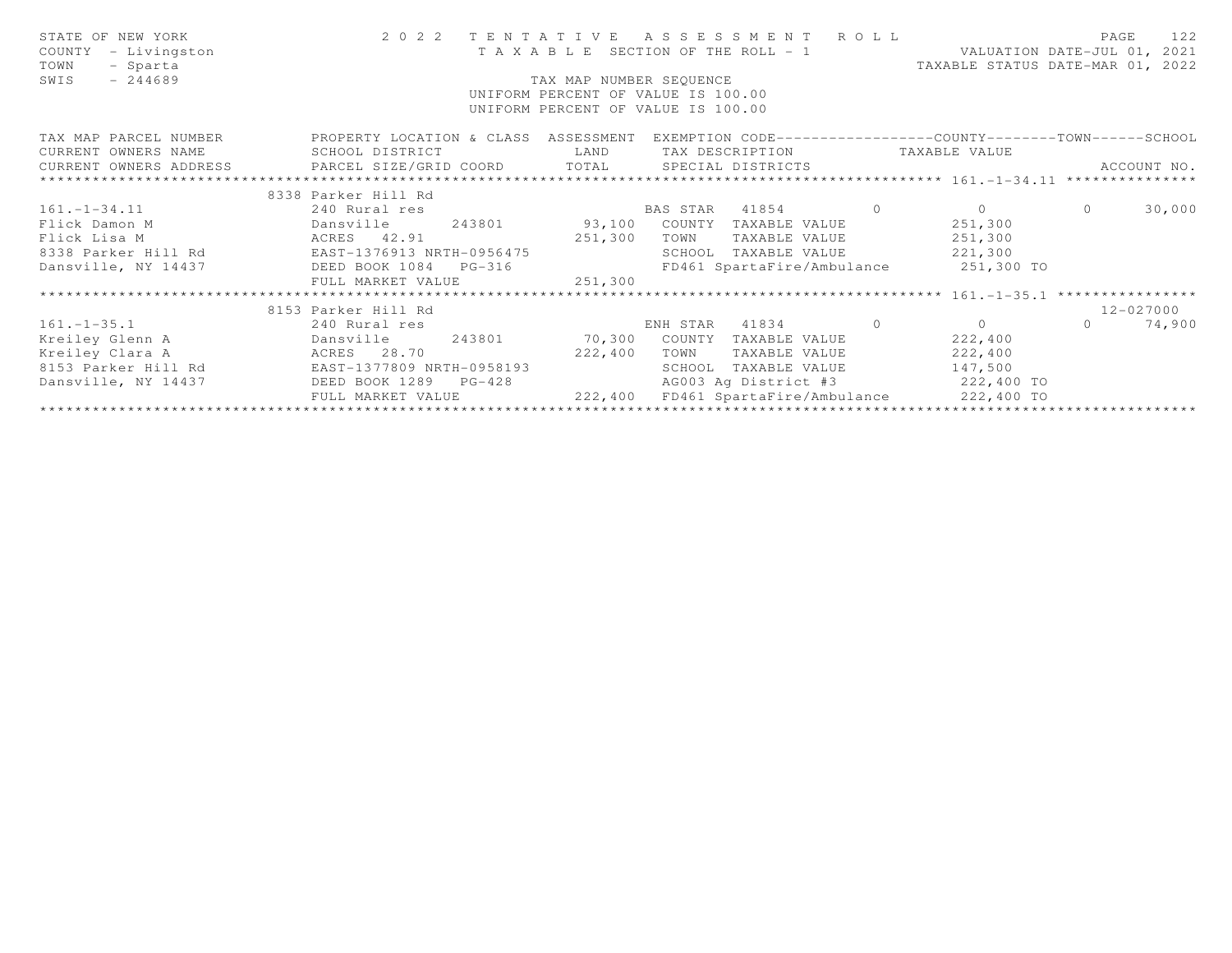STATE OF NEW YORK
COUNTY - Livingston
TOWN - Sparta
SWIS - 244689

# 2022 TENTATIVE ASSESSMENT ROLL

TAXABLE SECTION OF THE ROLL - 1

VALUATION DATE-JUL 01, 2021
TAXABLE STATUS DATE-MAR 01, 2022

TAX MAP NUMBER SEQUENCE
UNIFORM PERCENT OF VALUE IS 100.00
UNIFORM PERCENT OF VALUE IS 100.00

| TAX MAP PARCEL NUMBER / CURRENT OWNERS NAME / CURRENT OWNERS ADDRESS | PROPERTY LOCATION & CLASS / SCHOOL DISTRICT / PARCEL SIZE/GRID COORD | ASSESSMENT LAND / TOTAL | EXEMPTION CODE / TAX DESCRIPTION / SPECIAL DISTRICTS | COUNTY TAXABLE VALUE | TOWN | SCHOOL / ACCOUNT NO. |
|---|---|---|---|---|---|---|
| 161.-1-34.11 | 8338 Parker Hill Rd | | | | | |
| 161.-1-34.11 | 240 Rural res | | BAS STAR 41854 | 0 | 0 | 0 30,000 |
| Flick Damon M | Dansville 243801 | 93,100 | COUNTY TAXABLE VALUE | 251,300 | | |
| Flick Lisa M | ACRES 42.91 | 251,300 | TOWN TAXABLE VALUE | 251,300 | | |
| 8338 Parker Hill Rd | EAST-1376913 NRTH-0956475 | | SCHOOL TAXABLE VALUE | 221,300 | | |
| Dansville, NY 14437 | DEED BOOK 1084 PG-316 | | FD461 SpartaFire/Ambulance | 251,300 TO | | |
| | FULL MARKET VALUE | 251,300 | | | | |
| 161.-1-35.1 | 8153 Parker Hill Rd | | | | | 12-027000 |
| 161.-1-35.1 | 240 Rural res | | ENH STAR 41834 | 0 | 0 | 0 74,900 |
| Kreiley Glenn A | Dansville 243801 | 70,300 | COUNTY TAXABLE VALUE | 222,400 | | |
| Kreiley Clara A | ACRES 28.70 | 222,400 | TOWN TAXABLE VALUE | 222,400 | | |
| 8153 Parker Hill Rd | EAST-1377809 NRTH-0958193 | | SCHOOL TAXABLE VALUE | 147,500 | | |
| Dansville, NY 14437 | DEED BOOK 1289 PG-428 | | AG003 Ag District #3 | 222,400 TO | | |
| | FULL MARKET VALUE | 222,400 | FD461 SpartaFire/Ambulance | 222,400 TO | | |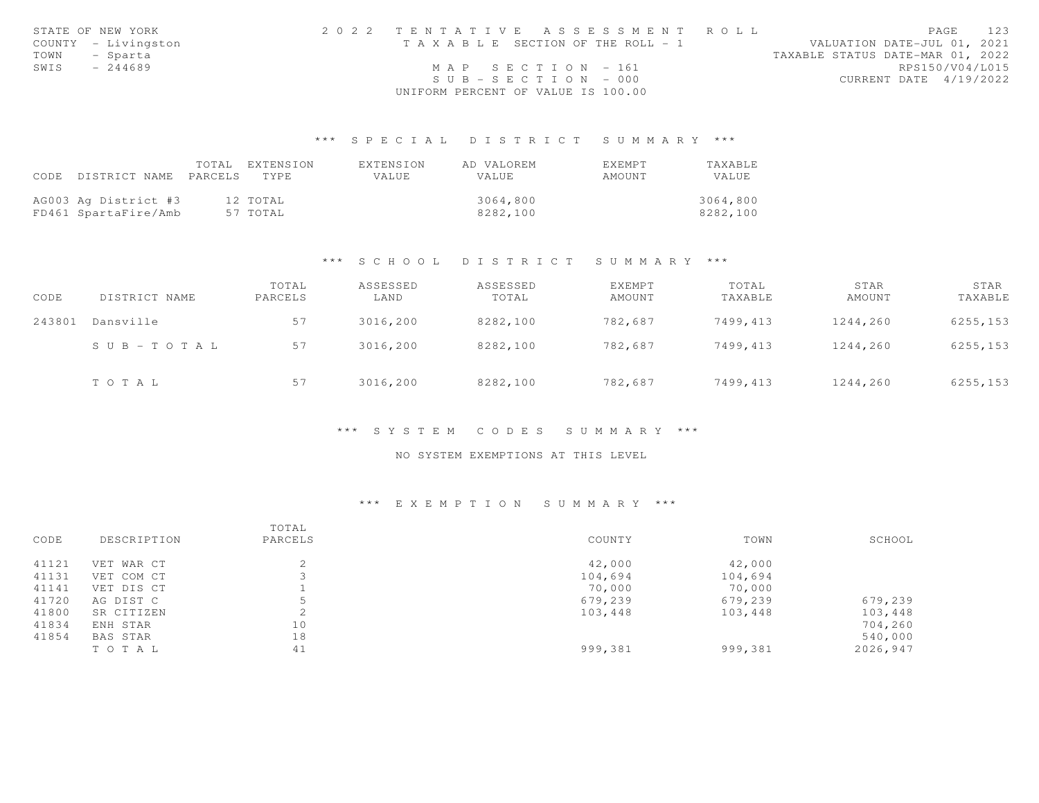STATE OF NEW YORK
COUNTY - Livingston
TOWN - Sparta
SWIS - 244689

2022 TENTATIVE ASSESSMENT ROLL
TAXABLE SECTION OF THE ROLL - 1
MAP SECTION - 161
SUB-SECTION - 000
UNIFORM PERCENT OF VALUE IS 100.00

VALUATION DATE-JUL 01, 2021
TAXABLE STATUS DATE-MAR 01, 2022
RPS150/V04/L015
CURRENT DATE 4/19/2022

## *** SPECIAL DISTRICT SUMMARY ***

| CODE | DISTRICT NAME | TOTAL PARCELS | EXTENSION TYPE | EXTENSION VALUE | AD VALOREM VALUE | EXEMPT AMOUNT | TAXABLE VALUE |
|---|---|---|---|---|---|---|---|
| AG003 | Ag District #3 | 12 | TOTAL | | 3064,800 | | 3064,800 |
| FD461 | SpartaFire/Amb | 57 | TOTAL | | 8282,100 | | 8282,100 |

## *** SCHOOL DISTRICT SUMMARY ***

| CODE | DISTRICT NAME | TOTAL PARCELS | ASSESSED LAND | ASSESSED TOTAL | EXEMPT AMOUNT | TOTAL TAXABLE | STAR AMOUNT | STAR TAXABLE |
|---|---|---|---|---|---|---|---|---|
| 243801 | Dansville | 57 | 3016,200 | 8282,100 | 782,687 | 7499,413 | 1244,260 | 6255,153 |
| | SUB-TOTAL | 57 | 3016,200 | 8282,100 | 782,687 | 7499,413 | 1244,260 | 6255,153 |
| | TOTAL | 57 | 3016,200 | 8282,100 | 782,687 | 7499,413 | 1244,260 | 6255,153 |

## *** SYSTEM CODES SUMMARY ***

NO SYSTEM EXEMPTIONS AT THIS LEVEL

## *** EXEMPTION SUMMARY ***

| CODE | DESCRIPTION | TOTAL PARCELS | COUNTY | TOWN | SCHOOL |
|---|---|---|---|---|---|
| 41121 | VET WAR CT | 2 | 42,000 | 42,000 | |
| 41131 | VET COM CT | 3 | 104,694 | 104,694 | |
| 41141 | VET DIS CT | 1 | 70,000 | 70,000 | |
| 41720 | AG DIST C | 5 | 679,239 | 679,239 | 679,239 |
| 41800 | SR CITIZEN | 2 | 103,448 | 103,448 | 103,448 |
| 41834 | ENH STAR | 10 | | | 704,260 |
| 41854 | BAS STAR | 18 | | | 540,000 |
| | TOTAL | 41 | 999,381 | 999,381 | 2026,947 |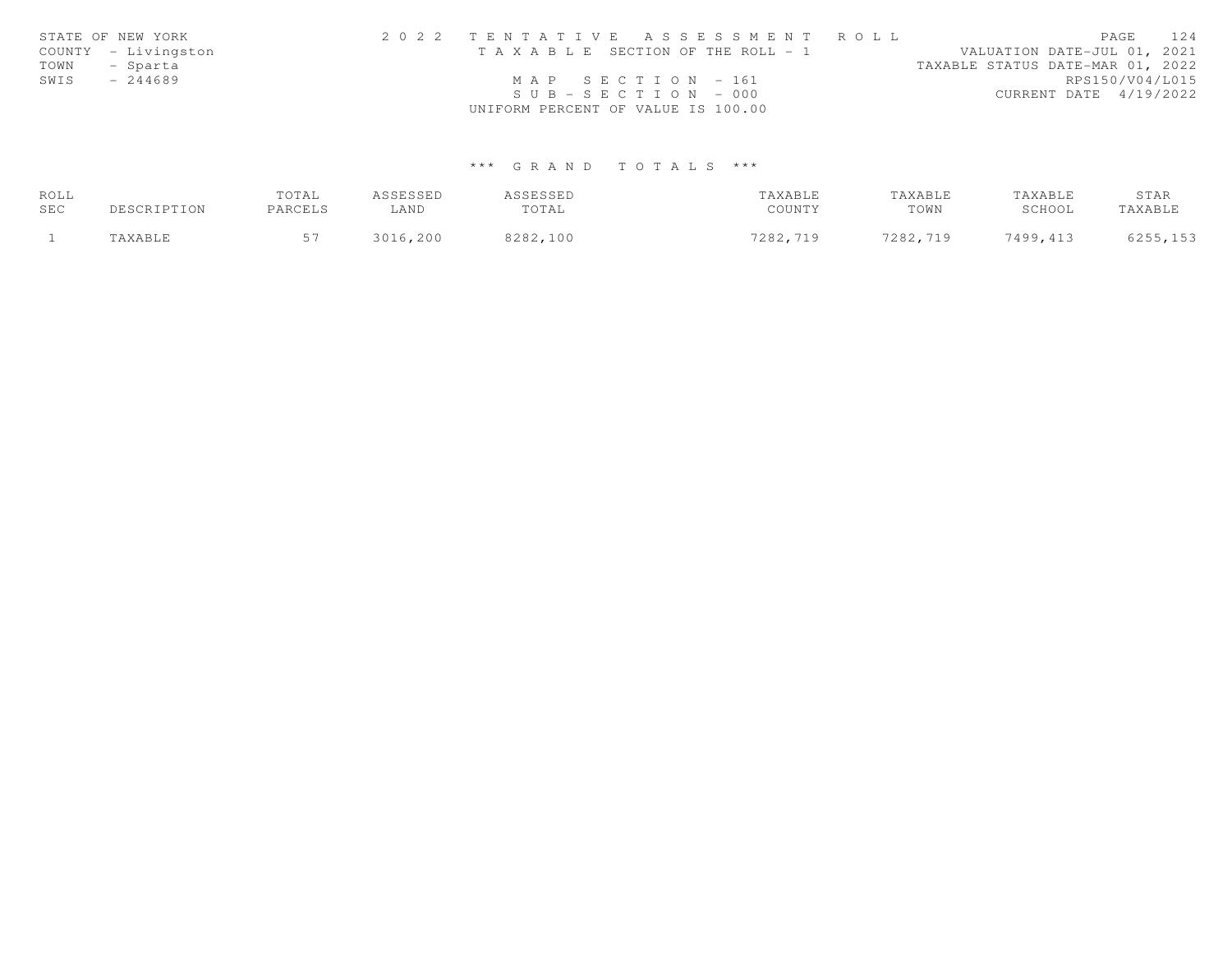STATE OF NEW YORK
COUNTY - Livingston
TOWN - Sparta
SWIS - 244689

2 0 2 2 T E N T A T I V E A S S E S S M E N T R O L L
T A X A B L E SECTION OF THE ROLL - 1
M A P S E C T I O N - 161
S U B - S E C T I O N - 000
UNIFORM PERCENT OF VALUE IS 100.00

VALUATION DATE-JUL 01, 2021
TAXABLE STATUS DATE-MAR 01, 2022
RPS150/V04/L015
CURRENT DATE 4/19/2022

### *** G R A N D T O T A L S ***

| ROLL SEC | DESCRIPTION | TOTAL PARCELS | ASSESSED LAND | ASSESSED TOTAL | TAXABLE COUNTY | TAXABLE TOWN | TAXABLE SCHOOL | STAR TAXABLE |
|---|---|---|---|---|---|---|---|---|
| 1 | TAXABLE | 57 | 3016,200 | 8282,100 | 7282,719 | 7282,719 | 7499,413 | 6255,153 |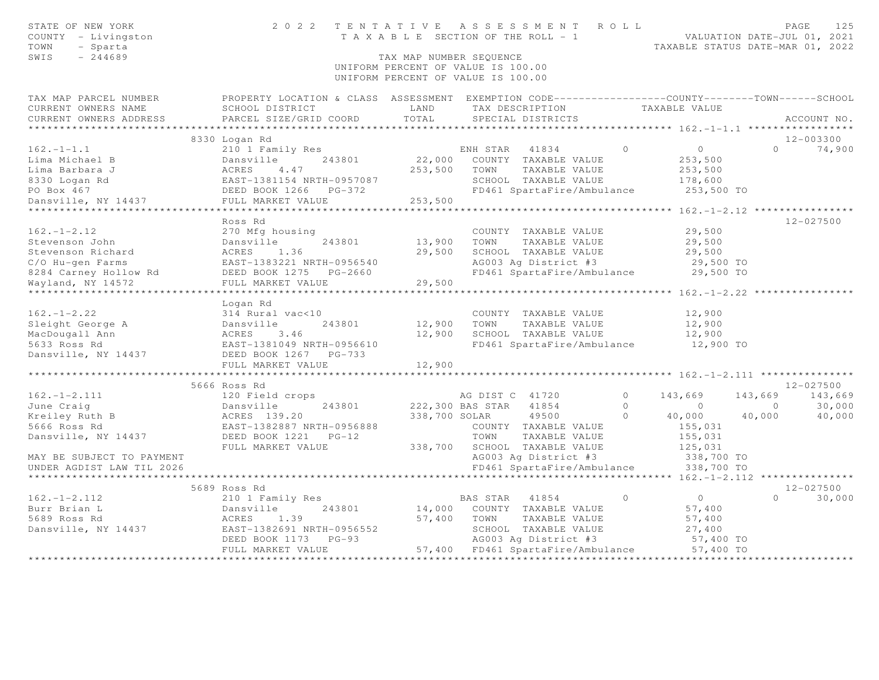STATE OF NEW YORK
COUNTY - Livingston
TOWN - Sparta
SWIS - 244689

# 2022 TENTATIVE ASSESSMENT ROLL
TAXABLE SECTION OF THE ROLL - 1

VALUATION DATE-JUL 01, 2021
TAXABLE STATUS DATE-MAR 01, 2022

TAX MAP NUMBER SEQUENCE
UNIFORM PERCENT OF VALUE IS 100.00

```
TAX MAP PARCEL NUMBER          PROPERTY LOCATION & CLASS  ASSESSMENT  EXEMPTION CODE------------------COUNTY--------TOWN------SCHOOL
CURRENT OWNERS NAME            SCHOOL DISTRICT               LAND      TAX DESCRIPTION            TAXABLE VALUE
CURRENT OWNERS ADDRESS         PARCEL SIZE/GRID COORD        TOTAL     SPECIAL DISTRICTS                                       ACCOUNT NO.
******************************************************************************************************* 162.-1-1.1 *****************
                           8330 Logan Rd                                                                                     12-003300
162.-1-1.1                 210 1 Family Res                         ENH STAR   41834          0          0             0      74,900
Lima Michael B             Dansville        243801       22,000   COUNTY  TAXABLE VALUE            253,500
Lima Barbara J             ACRES     4.47               253,500   TOWN    TAXABLE VALUE            253,500
8330 Logan Rd              EAST-1381154 NRTH-0957087                SCHOOL  TAXABLE VALUE            178,600
PO Box 467                 DEED BOOK 1266   PG-372                   FD461 SpartaFire/Ambulance        253,500 TO
Dansville, NY 14437        FULL MARKET VALUE            253,500
******************************************************************************************************* 162.-1-2.12 ****************
                           Ross Rd                                                                                           12-027500
162.-1-2.12                270 Mfg housing                          COUNTY  TAXABLE VALUE             29,500
Stevenson John             Dansville        243801       13,900   TOWN    TAXABLE VALUE             29,500
Stevenson Richard          ACRES     1.36                29,500   SCHOOL  TAXABLE VALUE             29,500
C/O Hu-gen Farms           EAST-1383221 NRTH-0956540                AG003 Ag District #3               29,500 TO
8284 Carney Hollow Rd      DEED BOOK 1275   PG-2660                  FD461 SpartaFire/Ambulance         29,500 TO
Wayland, NY 14572          FULL MARKET VALUE             29,500
******************************************************************************************************* 162.-1-2.22 ****************
                           Logan Rd
162.-1-2.22                314 Rural vac<10                         COUNTY  TAXABLE VALUE             12,900
Sleight George A           Dansville        243801       12,900   TOWN    TAXABLE VALUE             12,900
MacDougall Ann             ACRES     3.46                12,900   SCHOOL  TAXABLE VALUE             12,900
5633 Ross Rd               EAST-1381049 NRTH-0956610                FD461 SpartaFire/Ambulance         12,900 TO
Dansville, NY 14437        DEED BOOK 1267   PG-733
                           FULL MARKET VALUE             12,900
******************************************************************************************************* 162.-1-2.111 ***************
                           5666 Ross Rd                                                                                      12-027500
162.-1-2.111               120 Field crops                          AG DIST C  41720          0    143,669       143,669     143,669
June Craig                 Dansville        243801      222,300 BAS STAR   41854          0          0             0      30,000
Kreiley Ruth B             ACRES   139.20               338,700 SOLAR      49500          0     40,000        40,000      40,000
5666 Ross Rd               EAST-1382887 NRTH-0956888                COUNTY  TAXABLE VALUE            155,031
Dansville, NY 14437        DEED BOOK 1221   PG-12                    TOWN    TAXABLE VALUE            155,031
                           FULL MARKET VALUE            338,700   SCHOOL  TAXABLE VALUE            125,031
MAY BE SUBJECT TO PAYMENT                                           AG003 Ag District #3              338,700 TO
UNDER AGDIST LAW TIL 2026                                           FD461 SpartaFire/Ambulance        338,700 TO
******************************************************************************************************* 162.-1-2.112 ***************
                           5689 Ross Rd                                                                                      12-027500
162.-1-2.112               210 1 Family Res                         BAS STAR   41854          0          0             0      30,000
Burr Brian L               Dansville        243801       14,000   COUNTY  TAXABLE VALUE             57,400
5689 Ross Rd               ACRES     1.39                57,400   TOWN    TAXABLE VALUE             57,400
Dansville, NY 14437        EAST-1382691 NRTH-0956552                SCHOOL  TAXABLE VALUE             27,400
                           DEED BOOK 1173   PG-93                    AG003 Ag District #3               57,400 TO
                           FULL MARKET VALUE             57,400   FD461 SpartaFire/Ambulance         57,400 TO
*************************************************************************************************************************************
```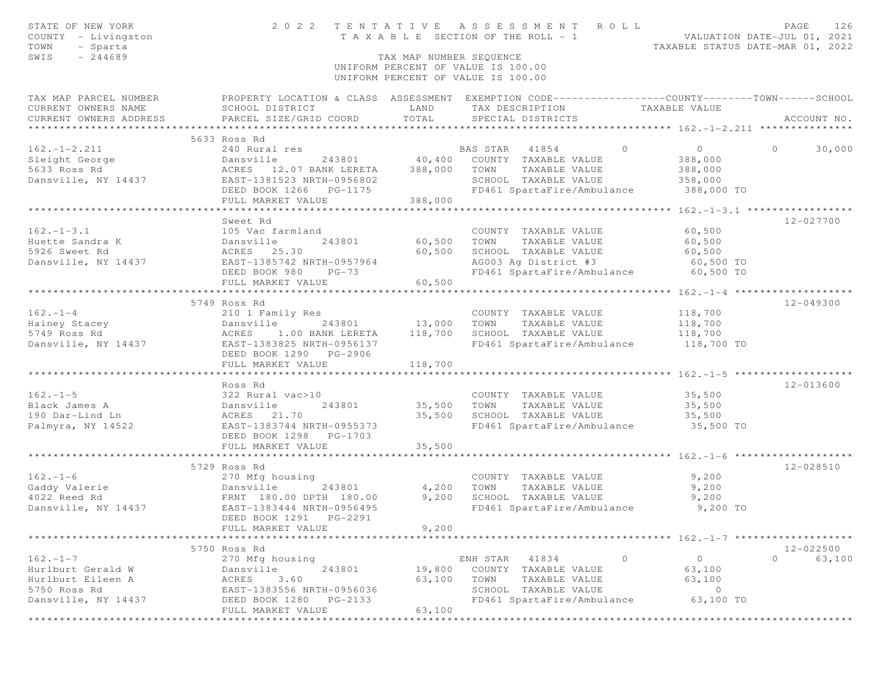STATE OF NEW YORK
COUNTY - Livingston
TOWN - Sparta
SWIS - 244689

# 2022 TENTATIVE ASSESSMENT ROLL

TAXABLE SECTION OF THE ROLL - 1

TAX MAP NUMBER SEQUENCE
UNIFORM PERCENT OF VALUE IS 100.00
UNIFORM PERCENT OF VALUE IS 100.00

VALUATION DATE-JUL 01, 2021
TAXABLE STATUS DATE-MAR 01, 2022

| TAX MAP PARCEL NUMBER / CURRENT OWNERS NAME / CURRENT OWNERS ADDRESS | PROPERTY LOCATION & CLASS / SCHOOL DISTRICT / PARCEL SIZE/GRID COORD | ASSESSMENT LAND | ASSESSMENT TOTAL | EXEMPTION CODE / TAX DESCRIPTION / SPECIAL DISTRICTS | COUNTY TAXABLE VALUE | TOWN | SCHOOL | ACCOUNT NO. |
|---|---|---|---|---|---|---|---|---|
| **162.-1-2.211** | 5633 Ross Rd | | | | | | | |
| 162.-1-2.211 | 240 Rural res | | | BAS STAR 41854 0 | 0 | 0 | 30,000 | |
| Sleight George | Dansville 243801 | 40,400 | | COUNTY TAXABLE VALUE | 388,000 | | | |
| 5633 Ross Rd | ACRES 12.07 BANK LERETA | | 388,000 | TOWN TAXABLE VALUE | 388,000 | | | |
| Dansville, NY 14437 | EAST-1381523 NRTH-0956802 | | | SCHOOL TAXABLE VALUE | 358,000 | | | |
| | DEED BOOK 1266 PG-1175 | | | FD461 SpartaFire/Ambulance | 388,000 TO | | | |
| | FULL MARKET VALUE | | 388,000 | | | | | |
| **162.-1-3.1** | Sweet Rd | | | | | | | 12-027700 |
| 162.-1-3.1 | 105 Vac farmland | | | COUNTY TAXABLE VALUE | 60,500 | | | |
| Huette Sandra K | Dansville 243801 | 60,500 | | TOWN TAXABLE VALUE | 60,500 | | | |
| 5926 Sweet Rd | ACRES 25.30 | | 60,500 | SCHOOL TAXABLE VALUE | 60,500 | | | |
| Dansville, NY 14437 | EAST-1385742 NRTH-0957964 | | | AG003 Ag District #3 | 60,500 TO | | | |
| | DEED BOOK 980 PG-73 | | | FD461 SpartaFire/Ambulance | 60,500 TO | | | |
| | FULL MARKET VALUE | | 60,500 | | | | | |
| **162.-1-4** | 5749 Ross Rd | | | | | | | 12-049300 |
| 162.-1-4 | 210 1 Family Res | | | COUNTY TAXABLE VALUE | 118,700 | | | |
| Hainey Stacey | Dansville 243801 | 13,000 | | TOWN TAXABLE VALUE | 118,700 | | | |
| 5749 Ross Rd | ACRES 1.00 BANK LERETA | | 118,700 | SCHOOL TAXABLE VALUE | 118,700 | | | |
| Dansville, NY 14437 | EAST-1383825 NRTH-0956137 | | | FD461 SpartaFire/Ambulance | 118,700 TO | | | |
| | DEED BOOK 1290 PG-2906 | | | | | | | |
| | FULL MARKET VALUE | | 118,700 | | | | | |
| **162.-1-5** | Ross Rd | | | | | | | 12-013600 |
| 162.-1-5 | 322 Rural vac>10 | | | COUNTY TAXABLE VALUE | 35,500 | | | |
| Black James A | Dansville 243801 | 35,500 | | TOWN TAXABLE VALUE | 35,500 | | | |
| 190 Dar-Lind Ln | ACRES 21.70 | | 35,500 | SCHOOL TAXABLE VALUE | 35,500 | | | |
| Palmyra, NY 14522 | EAST-1383744 NRTH-0955373 | | | FD461 SpartaFire/Ambulance | 35,500 TO | | | |
| | DEED BOOK 1298 PG-1703 | | | | | | | |
| | FULL MARKET VALUE | | 35,500 | | | | | |
| **162.-1-6** | 5729 Ross Rd | | | | | | | 12-028510 |
| 162.-1-6 | 270 Mfg housing | | | COUNTY TAXABLE VALUE | 9,200 | | | |
| Gaddy Valerie | Dansville 243801 | 4,200 | | TOWN TAXABLE VALUE | 9,200 | | | |
| 4022 Reed Rd | FRNT 180.00 DPTH 180.00 | | 9,200 | SCHOOL TAXABLE VALUE | 9,200 | | | |
| Dansville, NY 14437 | EAST-1383444 NRTH-0956495 | | | FD461 SpartaFire/Ambulance | 9,200 TO | | | |
| | DEED BOOK 1291 PG-2291 | | | | | | | |
| | FULL MARKET VALUE | | 9,200 | | | | | |
| **162.-1-7** | 5750 Ross Rd | | | | | | | 12-022500 |
| 162.-1-7 | 270 Mfg housing | | | ENH STAR 41834 0 | 0 | 0 | 63,100 | |
| Hurlburt Gerald W | Dansville 243801 | 19,800 | | COUNTY TAXABLE VALUE | 63,100 | | | |
| Hurlburt Eileen A | ACRES 3.60 | | 63,100 | TOWN TAXABLE VALUE | 63,100 | | | |
| 5750 Ross Rd | EAST-1383556 NRTH-0956036 | | | SCHOOL TAXABLE VALUE | 0 | | | |
| Dansville, NY 14437 | DEED BOOK 1280 PG-2133 | | | FD461 SpartaFire/Ambulance | 63,100 TO | | | |
| | FULL MARKET VALUE | | 63,100 | | | | | |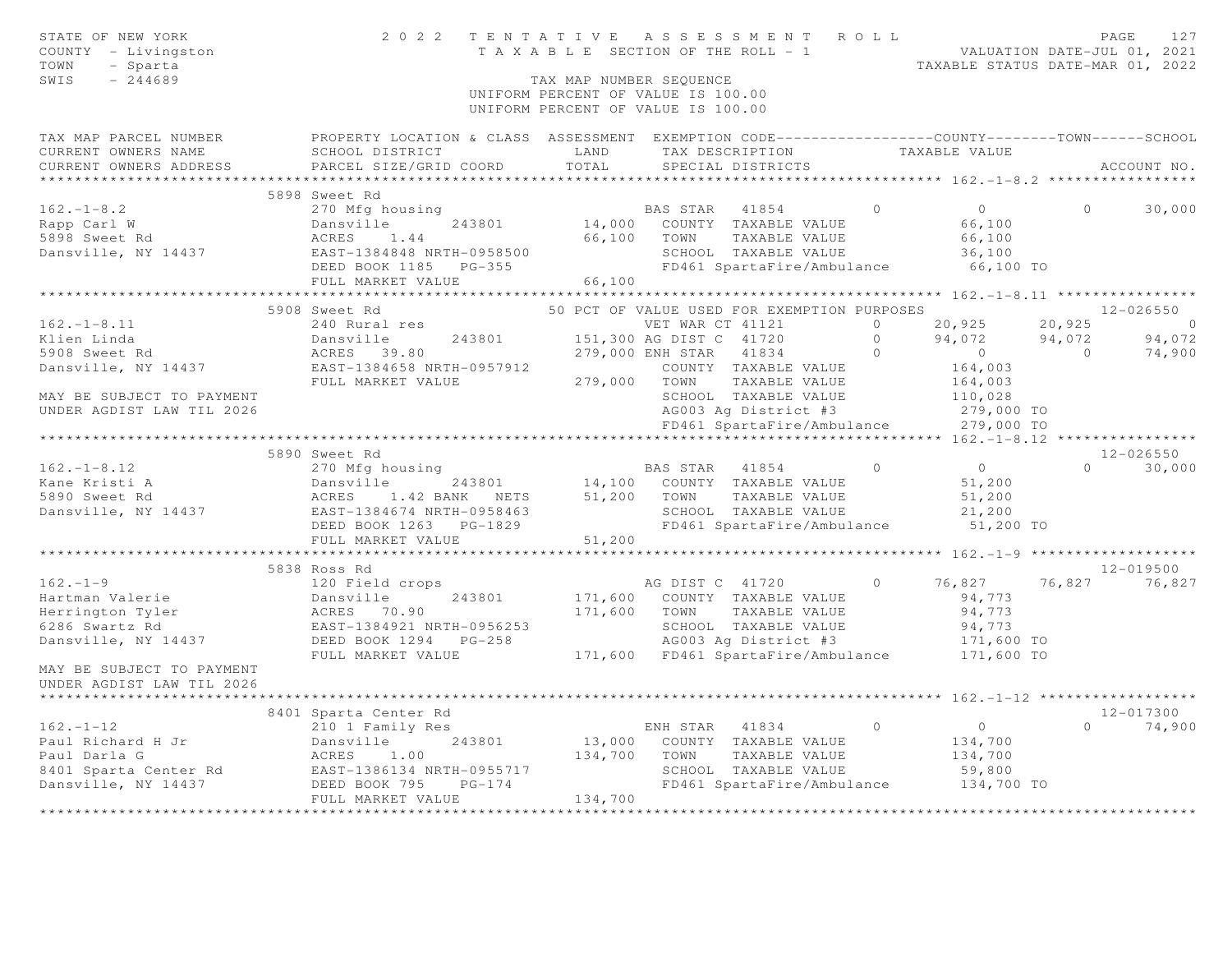STATE OF NEW YORK
COUNTY - Livingston
TOWN - Sparta
SWIS - 244689

**2022 TENTATIVE ASSESSMENT ROLL**
TAXABLE SECTION OF THE ROLL - 1
TAX MAP NUMBER SEQUENCE
UNIFORM PERCENT OF VALUE IS 100.00

VALUATION DATE-JUL 01, 2021
TAXABLE STATUS DATE-MAR 01, 2022

```
TAX MAP PARCEL NUMBER          PROPERTY LOCATION & CLASS  ASSESSMENT  EXEMPTION CODE------------------COUNTY--------TOWN------SCHOOL
CURRENT OWNERS NAME            SCHOOL DISTRICT               LAND      TAX DESCRIPTION            TAXABLE VALUE
CURRENT OWNERS ADDRESS         PARCEL SIZE/GRID COORD        TOTAL     SPECIAL DISTRICTS                                    ACCOUNT NO.
******************************************************************************************************* 162.-1-8.2 *****************
                               5898 Sweet Rd
162.-1-8.2                     270 Mfg housing                       BAS STAR   41854        0          0           0      30,000
Rapp Carl W                    Dansville       243801       14,000   COUNTY  TAXABLE VALUE           66,100
5898 Sweet Rd                  ACRES     1.44               66,100   TOWN    TAXABLE VALUE           66,100
Dansville, NY 14437            EAST-1384848 NRTH-0958500             SCHOOL  TAXABLE VALUE           36,100
                               DEED BOOK 1185   PG-355               FD461 SpartaFire/Ambulance       66,100 TO
                               FULL MARKET VALUE            66,100
******************************************************************************************************* 162.-1-8.11 ****************
                               5908 Sweet Rd                                                                          12-026550
162.-1-8.11                    240 Rural res               50 PCT OF VALUE USED FOR EXEMPTION PURPOSES
Klien Linda                    Dansville       243801              VET WAR CT 41121        0     20,925      20,925           0
5908 Sweet Rd                  ACRES    39.80             151,300 AG DIST C  41720        0     94,072      94,072      94,072
Dansville, NY 14437            EAST-1384658 NRTH-0957912  279,000 ENH STAR   41834        0          0           0      74,900
                               FULL MARKET VALUE                     COUNTY  TAXABLE VALUE          164,003
MAY BE SUBJECT TO PAYMENT                                  279,000   TOWN    TAXABLE VALUE          164,003
UNDER AGDIST LAW TIL 2026                                            SCHOOL  TAXABLE VALUE          110,028
                                                                     AG003 Ag District #3            279,000 TO
                                                                     FD461 SpartaFire/Ambulance      279,000 TO
******************************************************************************************************* 162.-1-8.12 ****************
                               5890 Sweet Rd                                                                          12-026550
162.-1-8.12                    270 Mfg housing                       BAS STAR   41854        0          0           0      30,000
Kane Kristi A                  Dansville       243801       14,100   COUNTY  TAXABLE VALUE           51,200
5890 Sweet Rd                  ACRES     1.42 BANK  NETS    51,200   TOWN    TAXABLE VALUE           51,200
Dansville, NY 14437            EAST-1384674 NRTH-0958463             SCHOOL  TAXABLE VALUE           21,200
                               DEED BOOK 1263   PG-1829              FD461 SpartaFire/Ambulance       51,200 TO
                               FULL MARKET VALUE            51,200
******************************************************************************************************* 162.-1-9 *******************
                               5838 Ross Rd                                                                           12-019500
162.-1-9                       120 Field crops                       AG DIST C  41720        0     76,827      76,827      76,827
Hartman Valerie                Dansville       243801      171,600   COUNTY  TAXABLE VALUE           94,773
Herrington Tyler               ACRES    70.90              171,600   TOWN    TAXABLE VALUE           94,773
6286 Swartz Rd                 EAST-1384921 NRTH-0956253             SCHOOL  TAXABLE VALUE           94,773
Dansville, NY 14437            DEED BOOK 1294   PG-258               AG003 Ag District #3            171,600 TO
                               FULL MARKET VALUE           171,600   FD461 SpartaFire/Ambulance      171,600 TO
MAY BE SUBJECT TO PAYMENT
UNDER AGDIST LAW TIL 2026
******************************************************************************************************* 162.-1-12 ******************
                               8401 Sparta Center Rd                                                                  12-017300
162.-1-12                      210 1 Family Res                      ENH STAR   41834        0          0           0      74,900
Paul Richard H Jr              Dansville       243801       13,000   COUNTY  TAXABLE VALUE          134,700
Paul Darla G                   ACRES     1.00              134,700   TOWN    TAXABLE VALUE          134,700
8401 Sparta Center Rd          EAST-1386134 NRTH-0955717             SCHOOL  TAXABLE VALUE           59,800
Dansville, NY 14437            DEED BOOK 795    PG-174               FD461 SpartaFire/Ambulance      134,700 TO
                               FULL MARKET VALUE           134,700
************************************************************************************************************************************
```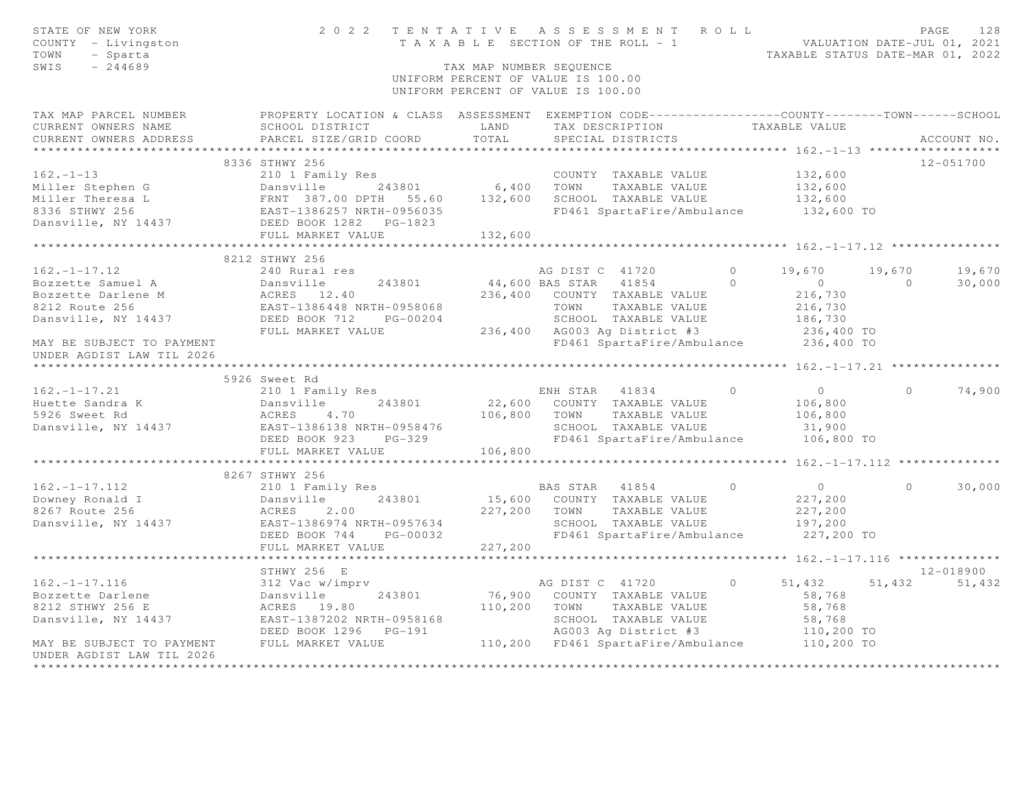STATE OF NEW YORK — 2022 TENTATIVE ASSESSMENT ROLL
COUNTY - Livingston — TAXABLE SECTION OF THE ROLL - 1 — VALUATION DATE-JUL 01, 2021
TOWN - Sparta — TAXABLE STATUS DATE-MAR 01, 2022
SWIS - 244689 — TAX MAP NUMBER SEQUENCE

UNIFORM PERCENT OF VALUE IS 100.00

```
TAX MAP PARCEL NUMBER          PROPERTY LOCATION & CLASS  ASSESSMENT  EXEMPTION CODE------------------COUNTY--------TOWN------SCHOOL
CURRENT OWNERS NAME            SCHOOL DISTRICT               LAND      TAX DESCRIPTION            TAXABLE VALUE
CURRENT OWNERS ADDRESS         PARCEL SIZE/GRID COORD        TOTAL     SPECIAL DISTRICTS                                    ACCOUNT NO.
******************************************************************************************************* 162.-1-13 ******************
                               8336 STHWY 256                                                                            12-051700
162.-1-13                      210 1 Family Res                        COUNTY  TAXABLE VALUE          132,600
Miller Stephen G               Dansville       243801        6,400     TOWN    TAXABLE VALUE          132,600
Miller Theresa L               FRNT 387.00 DPTH  55.60     132,600     SCHOOL  TAXABLE VALUE          132,600
8336 STHWY 256                 EAST-1386257 NRTH-0956035               FD461 SpartaFire/Ambulance      132,600 TO
Dansville, NY 14437            DEED BOOK 1282   PG-1823
                               FULL MARKET VALUE           132,600
******************************************************************************************************* 162.-1-17.12 ***************
                               8212 STHWY 256
162.-1-17.12                   240 Rural res                           AG DIST C  41720         0     19,670      19,670      19,670
Bozzette Samuel A              Dansville       243801       44,600 BAS STAR   41854         0          0           0      30,000
Bozzette Darlene M             ACRES  12.40                236,400     COUNTY  TAXABLE VALUE          216,730
8212 Route 256                 EAST-1386448 NRTH-0958068               TOWN    TAXABLE VALUE          216,730
Dansville, NY 14437            DEED BOOK 712    PG-00204               SCHOOL  TAXABLE VALUE          186,730
                               FULL MARKET VALUE           236,400     AG003 Ag District #3            236,400 TO
MAY BE SUBJECT TO PAYMENT                                              FD461 SpartaFire/Ambulance      236,400 TO
UNDER AGDIST LAW TIL 2026
******************************************************************************************************* 162.-1-17.21 ***************
                               5926 Sweet Rd
162.-1-17.21                   210 1 Family Res                        ENH STAR   41834         0          0           0      74,900
Huette Sandra K                Dansville       243801       22,600     COUNTY  TAXABLE VALUE          106,800
5926 Sweet Rd                  ACRES   4.70                106,800     TOWN    TAXABLE VALUE          106,800
Dansville, NY 14437            EAST-1386138 NRTH-0958476               SCHOOL  TAXABLE VALUE           31,900
                               DEED BOOK 923    PG-329                 FD461 SpartaFire/Ambulance      106,800 TO
                               FULL MARKET VALUE           106,800
******************************************************************************************************* 162.-1-17.112 **************
                               8267 STHWY 256
162.-1-17.112                  210 1 Family Res                        BAS STAR   41854         0          0           0      30,000
Downey Ronald I                Dansville       243801       15,600     COUNTY  TAXABLE VALUE          227,200
8267 Route 256                 ACRES   2.00                227,200     TOWN    TAXABLE VALUE          227,200
Dansville, NY 14437            EAST-1386974 NRTH-0957634               SCHOOL  TAXABLE VALUE          197,200
                               DEED BOOK 744    PG-00032               FD461 SpartaFire/Ambulance      227,200 TO
                               FULL MARKET VALUE           227,200
******************************************************************************************************* 162.-1-17.116 **************
                               STHWY 256  E                                                                              12-018900
162.-1-17.116                  312 Vac w/imprv                         AG DIST C  41720         0     51,432      51,432      51,432
Bozzette Darlene               Dansville       243801       76,900     COUNTY  TAXABLE VALUE           58,768
8212 STHWY 256 E               ACRES  19.80                110,200     TOWN    TAXABLE VALUE           58,768
Dansville, NY 14437            EAST-1387202 NRTH-0958168               SCHOOL  TAXABLE VALUE           58,768
                               DEED BOOK 1296   PG-191                 AG003 Ag District #3            110,200 TO
MAY BE SUBJECT TO PAYMENT      FULL MARKET VALUE           110,200     FD461 SpartaFire/Ambulance      110,200 TO
UNDER AGDIST LAW TIL 2026
************************************************************************************************************************************
```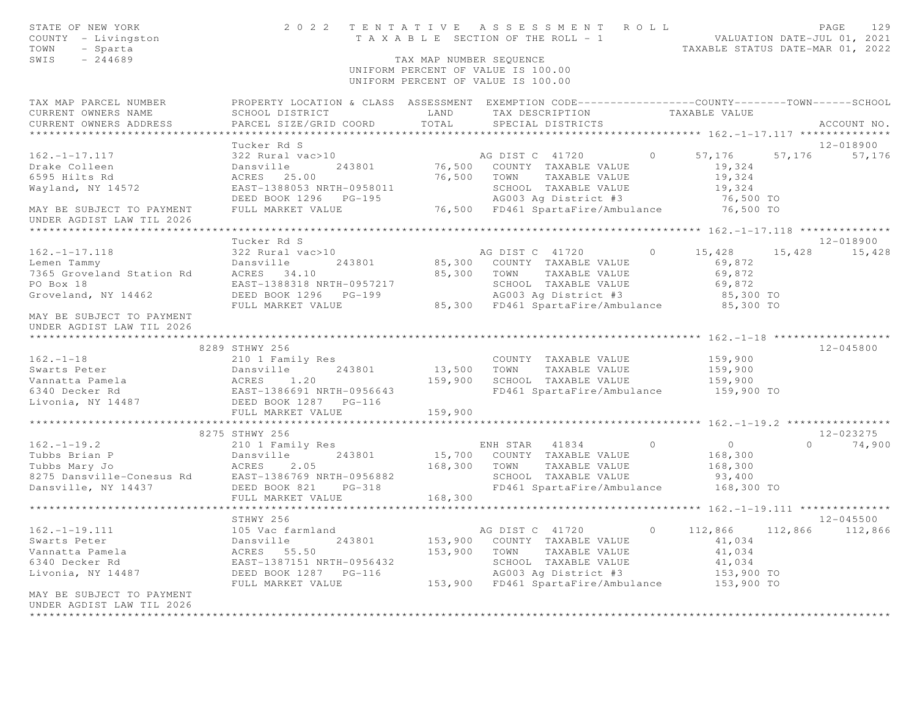STATE OF NEW YORK
COUNTY - Livingston
TOWN - Sparta
SWIS - 244689

# 2022 TENTATIVE ASSESSMENT ROLL

TAXABLE SECTION OF THE ROLL - 1

TAX MAP NUMBER SEQUENCE
UNIFORM PERCENT OF VALUE IS 100.00
UNIFORM PERCENT OF VALUE IS 100.00

VALUATION DATE-JUL 01, 2021
TAXABLE STATUS DATE-MAR 01, 2022

| TAX MAP PARCEL NUMBER / CURRENT OWNERS NAME / CURRENT OWNERS ADDRESS | PROPERTY LOCATION & CLASS / SCHOOL DISTRICT / PARCEL SIZE/GRID COORD | ASSESSMENT LAND / TOTAL | EXEMPTION CODE / TAX DESCRIPTION / SPECIAL DISTRICTS | | COUNTY / TAXABLE VALUE | TOWN | SCHOOL / ACCOUNT NO. |
|---|---|---|---|---|---|---|---|
| **162.-1-17.117** | Tucker Rd S | | | | | | 12-018900 |
| 162.-1-17.117 | 322 Rural vac>10 | | AG DIST C 41720 | 0 | 57,176 | 57,176 | 57,176 |
| Drake Colleen | Dansville 243801 | 76,500 | COUNTY TAXABLE VALUE | | 19,324 | | |
| 6595 Hilts Rd | ACRES 25.00 | 76,500 | TOWN TAXABLE VALUE | | 19,324 | | |
| Wayland, NY 14572 | EAST-1388053 NRTH-0958011 | | SCHOOL TAXABLE VALUE | | 19,324 | | |
| | DEED BOOK 1296 PG-195 | | AG003 Ag District #3 | | 76,500 TO | | |
| MAY BE SUBJECT TO PAYMENT | FULL MARKET VALUE | 76,500 | FD461 SpartaFire/Ambulance | | 76,500 TO | | |
| UNDER AGDIST LAW TIL 2026 | | | | | | | |
| **162.-1-17.118** | Tucker Rd S | | | | | | 12-018900 |
| 162.-1-17.118 | 322 Rural vac>10 | | AG DIST C 41720 | 0 | 15,428 | 15,428 | 15,428 |
| Lemen Tammy | Dansville 243801 | 85,300 | COUNTY TAXABLE VALUE | | 69,872 | | |
| 7365 Groveland Station Rd | ACRES 34.10 | 85,300 | TOWN TAXABLE VALUE | | 69,872 | | |
| PO Box 18 | EAST-1388318 NRTH-0957217 | | SCHOOL TAXABLE VALUE | | 69,872 | | |
| Groveland, NY 14462 | DEED BOOK 1296 PG-199 | | AG003 Ag District #3 | | 85,300 TO | | |
| | FULL MARKET VALUE | 85,300 | FD461 SpartaFire/Ambulance | | 85,300 TO | | |
| MAY BE SUBJECT TO PAYMENT | | | | | | | |
| UNDER AGDIST LAW TIL 2026 | | | | | | | |
| **162.-1-18** | 8289 STHWY 256 | | | | | | 12-045800 |
| 162.-1-18 | 210 1 Family Res | | COUNTY TAXABLE VALUE | | 159,900 | | |
| Swarts Peter | Dansville 243801 | 13,500 | TOWN TAXABLE VALUE | | 159,900 | | |
| Vannatta Pamela | ACRES 1.20 | 159,900 | SCHOOL TAXABLE VALUE | | 159,900 | | |
| 6340 Decker Rd | EAST-1386691 NRTH-0956643 | | FD461 SpartaFire/Ambulance | | 159,900 TO | | |
| Livonia, NY 14487 | DEED BOOK 1287 PG-116 | | | | | | |
| | FULL MARKET VALUE | 159,900 | | | | | |
| **162.-1-19.2** | 8275 STHWY 256 | | | | | | 12-023275 |
| 162.-1-19.2 | 210 1 Family Res | | ENH STAR 41834 | 0 | 0 | 0 | 74,900 |
| Tubbs Brian P | Dansville 243801 | 15,700 | COUNTY TAXABLE VALUE | | 168,300 | | |
| Tubbs Mary Jo | ACRES 2.05 | 168,300 | TOWN TAXABLE VALUE | | 168,300 | | |
| 8275 Dansville-Conesus Rd | EAST-1386769 NRTH-0956882 | | SCHOOL TAXABLE VALUE | | 93,400 | | |
| Dansville, NY 14437 | DEED BOOK 821 PG-318 | | FD461 SpartaFire/Ambulance | | 168,300 TO | | |
| | FULL MARKET VALUE | 168,300 | | | | | |
| **162.-1-19.111** | STHWY 256 | | | | | | 12-045500 |
| 162.-1-19.111 | 105 Vac farmland | | AG DIST C 41720 | 0 | 112,866 | 112,866 | 112,866 |
| Swarts Peter | Dansville 243801 | 153,900 | COUNTY TAXABLE VALUE | | 41,034 | | |
| Vannatta Pamela | ACRES 55.50 | 153,900 | TOWN TAXABLE VALUE | | 41,034 | | |
| 6340 Decker Rd | EAST-1387151 NRTH-0956432 | | SCHOOL TAXABLE VALUE | | 41,034 | | |
| Livonia, NY 14487 | DEED BOOK 1287 PG-116 | | AG003 Ag District #3 | | 153,900 TO | | |
| | FULL MARKET VALUE | 153,900 | FD461 SpartaFire/Ambulance | | 153,900 TO | | |
| MAY BE SUBJECT TO PAYMENT | | | | | | | |
| UNDER AGDIST LAW TIL 2026 | | | | | | | |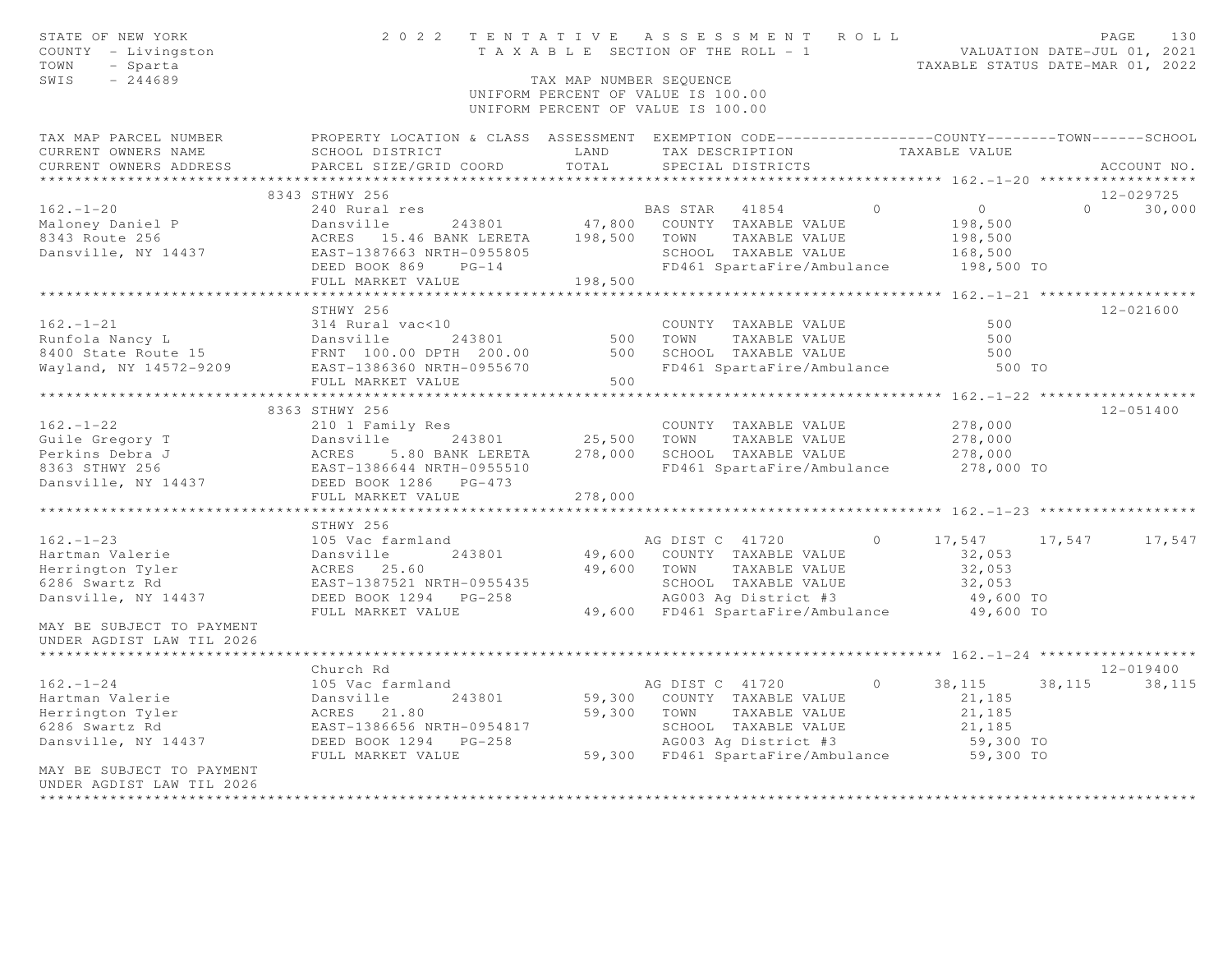STATE OF NEW YORK
COUNTY - Livingston
TOWN - Sparta
SWIS - 244689

# 2022 TENTATIVE ASSESSMENT ROLL

TAXABLE SECTION OF THE ROLL - 1

VALUATION DATE-JUL 01, 2021
TAXABLE STATUS DATE-MAR 01, 2022

TAX MAP NUMBER SEQUENCE
UNIFORM PERCENT OF VALUE IS 100.00
UNIFORM PERCENT OF VALUE IS 100.00

| TAX MAP PARCEL NUMBER / CURRENT OWNERS NAME / CURRENT OWNERS ADDRESS | PROPERTY LOCATION & CLASS / SCHOOL DISTRICT / PARCEL SIZE/GRID COORD | ASSESSMENT LAND / TOTAL | EXEMPTION CODE / TAX DESCRIPTION / SPECIAL DISTRICTS | COUNTY TAXABLE VALUE | TOWN | SCHOOL | ACCOUNT NO. |
|---|---|---|---|---|---|---|---|
| **162.-1-20** | 8343 STHWY 256 | | | | | | 12-029725 |
| 162.-1-20 | 240 Rural res | | BAS STAR 41854 0 | 0 | 0 | 30,000 | |
| Maloney Daniel P | Dansville 243801 | 47,800 | COUNTY TAXABLE VALUE | 198,500 | | | |
| 8343 Route 256 | ACRES 15.46 BANK LERETA | 198,500 | TOWN TAXABLE VALUE | 198,500 | | | |
| Dansville, NY 14437 | EAST-1387663 NRTH-0955805 | | SCHOOL TAXABLE VALUE | 168,500 | | | |
| | DEED BOOK 869 PG-14 | | FD461 SpartaFire/Ambulance | 198,500 TO | | | |
| | FULL MARKET VALUE | 198,500 | | | | | |
| **162.-1-21** | STHWY 256 | | | | | | 12-021600 |
| 162.-1-21 | 314 Rural vac<10 | | COUNTY TAXABLE VALUE | 500 | | | |
| Runfola Nancy L | Dansville 243801 | 500 | TOWN TAXABLE VALUE | 500 | | | |
| 8400 State Route 15 | FRNT 100.00 DPTH 200.00 | 500 | SCHOOL TAXABLE VALUE | 500 | | | |
| Wayland, NY 14572-9209 | EAST-1386360 NRTH-0955670 | | FD461 SpartaFire/Ambulance | 500 TO | | | |
| | FULL MARKET VALUE | 500 | | | | | |
| **162.-1-22** | 8363 STHWY 256 | | | | | | 12-051400 |
| 162.-1-22 | 210 1 Family Res | | COUNTY TAXABLE VALUE | 278,000 | | | |
| Guile Gregory T | Dansville 243801 | 25,500 | TOWN TAXABLE VALUE | 278,000 | | | |
| Perkins Debra J | ACRES 5.80 BANK LERETA | 278,000 | SCHOOL TAXABLE VALUE | 278,000 | | | |
| 8363 STHWY 256 | EAST-1386644 NRTH-0955510 | | FD461 SpartaFire/Ambulance | 278,000 TO | | | |
| Dansville, NY 14437 | DEED BOOK 1286 PG-473 | | | | | | |
| | FULL MARKET VALUE | 278,000 | | | | | |
| **162.-1-23** | STHWY 256 | | | | | | |
| 162.-1-23 | 105 Vac farmland | | AG DIST C 41720 0 | 17,547 | 17,547 | 17,547 | |
| Hartman Valerie | Dansville 243801 | 49,600 | COUNTY TAXABLE VALUE | 32,053 | | | |
| Herrington Tyler | ACRES 25.60 | 49,600 | TOWN TAXABLE VALUE | 32,053 | | | |
| 6286 Swartz Rd | EAST-1387521 NRTH-0955435 | | SCHOOL TAXABLE VALUE | 32,053 | | | |
| Dansville, NY 14437 | DEED BOOK 1294 PG-258 | | AG003 Ag District #3 | 49,600 TO | | | |
| | FULL MARKET VALUE | 49,600 | FD461 SpartaFire/Ambulance | 49,600 TO | | | |
| MAY BE SUBJECT TO PAYMENT UNDER AGDIST LAW TIL 2026 | | | | | | | |
| **162.-1-24** | Church Rd | | | | | | 12-019400 |
| 162.-1-24 | 105 Vac farmland | | AG DIST C 41720 0 | 38,115 | 38,115 | 38,115 | |
| Hartman Valerie | Dansville 243801 | 59,300 | COUNTY TAXABLE VALUE | 21,185 | | | |
| Herrington Tyler | ACRES 21.80 | 59,300 | TOWN TAXABLE VALUE | 21,185 | | | |
| 6286 Swartz Rd | EAST-1386656 NRTH-0954817 | | SCHOOL TAXABLE VALUE | 21,185 | | | |
| Dansville, NY 14437 | DEED BOOK 1294 PG-258 | | AG003 Ag District #3 | 59,300 TO | | | |
| | FULL MARKET VALUE | 59,300 | FD461 SpartaFire/Ambulance | 59,300 TO | | | |
| MAY BE SUBJECT TO PAYMENT UNDER AGDIST LAW TIL 2026 | | | | | | | |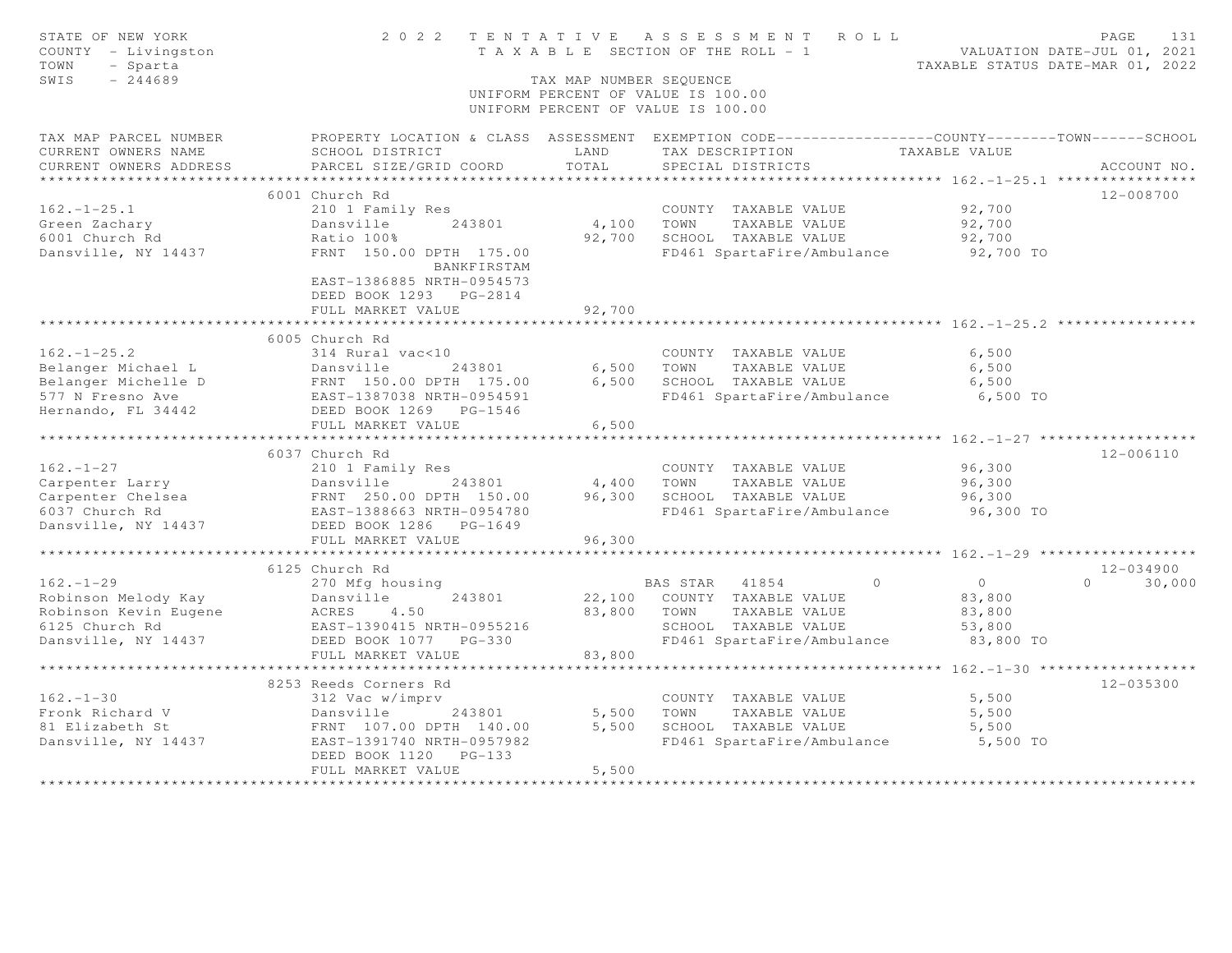STATE OF NEW YORK
COUNTY - Livingston
TOWN - Sparta
SWIS - 244689

# 2022 TENTATIVE ASSESSMENT ROLL

TAXABLE SECTION OF THE ROLL - 1

TAX MAP NUMBER SEQUENCE
UNIFORM PERCENT OF VALUE IS 100.00
UNIFORM PERCENT OF VALUE IS 100.00

VALUATION DATE-JUL 01, 2021
TAXABLE STATUS DATE-MAR 01, 2022

| TAX MAP PARCEL NUMBER / CURRENT OWNERS NAME / CURRENT OWNERS ADDRESS | PROPERTY LOCATION & CLASS / SCHOOL DISTRICT / PARCEL SIZE/GRID COORD | ASSESSMENT LAND / TOTAL | EXEMPTION CODE / TAX DESCRIPTION / SPECIAL DISTRICTS | COUNTY / TAXABLE VALUE | TOWN | SCHOOL | ACCOUNT NO. |
|---|---|---|---|---|---|---|---|
| **162.-1-25.1** | 6001 Church Rd | | | | | | 12-008700 |
| 162.-1-25.1 | 210 1 Family Res | | COUNTY TAXABLE VALUE | 92,700 | | | |
| Green Zachary | Dansville 243801 | 4,100 | TOWN TAXABLE VALUE | 92,700 | | | |
| 6001 Church Rd | Ratio 100% | 92,700 | SCHOOL TAXABLE VALUE | 92,700 | | | |
| Dansville, NY 14437 | FRNT 150.00 DPTH 175.00 | | FD461 SpartaFire/Ambulance | 92,700 TO | | | |
| | BANKFIRSTAM | | | | | | |
| | EAST-1386885 NRTH-0954573 | | | | | | |
| | DEED BOOK 1293 PG-2814 | | | | | | |
| | FULL MARKET VALUE | 92,700 | | | | | |
| **162.-1-25.2** | 6005 Church Rd | | | | | | |
| 162.-1-25.2 | 314 Rural vac<10 | | COUNTY TAXABLE VALUE | 6,500 | | | |
| Belanger Michael L | Dansville 243801 | 6,500 | TOWN TAXABLE VALUE | 6,500 | | | |
| Belanger Michelle D | FRNT 150.00 DPTH 175.00 | 6,500 | SCHOOL TAXABLE VALUE | 6,500 | | | |
| 577 N Fresno Ave | EAST-1387038 NRTH-0954591 | | FD461 SpartaFire/Ambulance | 6,500 TO | | | |
| Hernando, FL 34442 | DEED BOOK 1269 PG-1546 | | | | | | |
| | FULL MARKET VALUE | 6,500 | | | | | |
| **162.-1-27** | 6037 Church Rd | | | | | | 12-006110 |
| 162.-1-27 | 210 1 Family Res | | COUNTY TAXABLE VALUE | 96,300 | | | |
| Carpenter Larry | Dansville 243801 | 4,400 | TOWN TAXABLE VALUE | 96,300 | | | |
| Carpenter Chelsea | FRNT 250.00 DPTH 150.00 | 96,300 | SCHOOL TAXABLE VALUE | 96,300 | | | |
| 6037 Church Rd | EAST-1388663 NRTH-0954780 | | FD461 SpartaFire/Ambulance | 96,300 TO | | | |
| Dansville, NY 14437 | DEED BOOK 1286 PG-1649 | | | | | | |
| | FULL MARKET VALUE | 96,300 | | | | | |
| **162.-1-29** | 6125 Church Rd | | | | | | 12-034900 |
| 162.-1-29 | 270 Mfg housing | | BAS STAR 41854 | 0 | 0 | 0 | 30,000 |
| Robinson Melody Kay | Dansville 243801 | 22,100 | COUNTY TAXABLE VALUE | 83,800 | | | |
| Robinson Kevin Eugene | ACRES 4.50 | 83,800 | TOWN TAXABLE VALUE | 83,800 | | | |
| 6125 Church Rd | EAST-1390415 NRTH-0955216 | | SCHOOL TAXABLE VALUE | 53,800 | | | |
| Dansville, NY 14437 | DEED BOOK 1077 PG-330 | | FD461 SpartaFire/Ambulance | 83,800 TO | | | |
| | FULL MARKET VALUE | 83,800 | | | | | |
| **162.-1-30** | 8253 Reeds Corners Rd | | | | | | 12-035300 |
| 162.-1-30 | 312 Vac w/imprv | | COUNTY TAXABLE VALUE | 5,500 | | | |
| Fronk Richard V | Dansville 243801 | 5,500 | TOWN TAXABLE VALUE | 5,500 | | | |
| 81 Elizabeth St | FRNT 107.00 DPTH 140.00 | 5,500 | SCHOOL TAXABLE VALUE | 5,500 | | | |
| Dansville, NY 14437 | EAST-1391740 NRTH-0957982 | | FD461 SpartaFire/Ambulance | 5,500 TO | | | |
| | DEED BOOK 1120 PG-133 | | | | | | |
| | FULL MARKET VALUE | 5,500 | | | | | |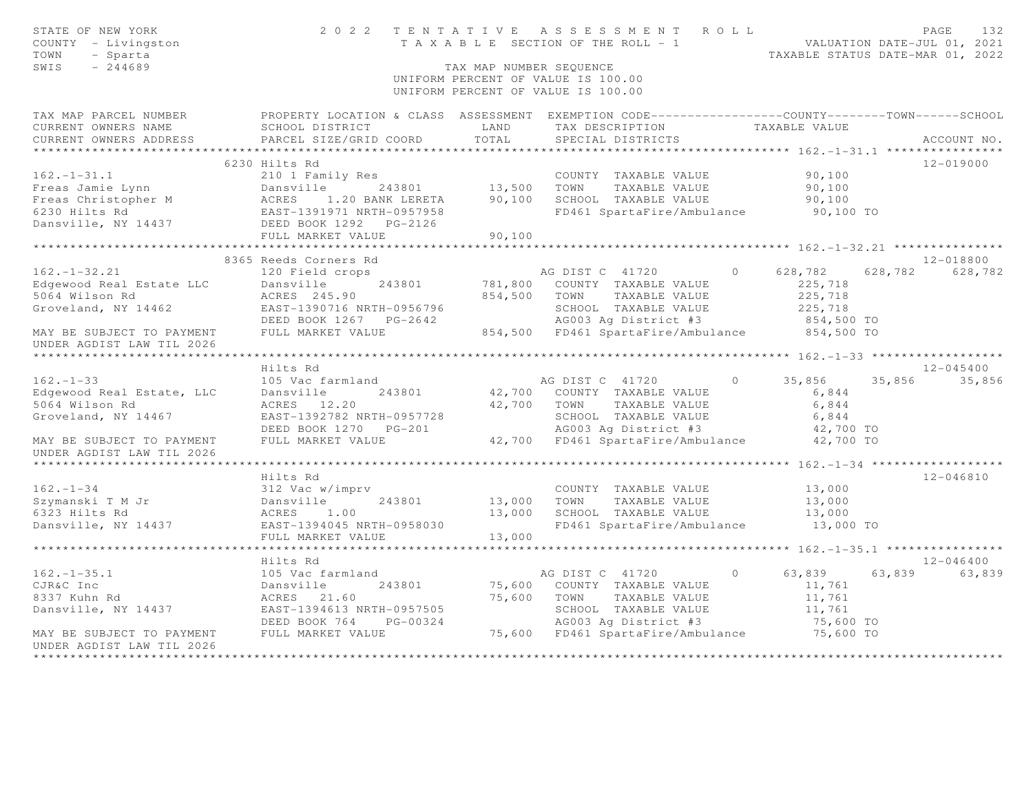STATE OF NEW YORK — 2022 TENTATIVE ASSESSMENT ROLL
COUNTY - Livingston — TAXABLE SECTION OF THE ROLL - 1 — VALUATION DATE-JUL 01, 2021
TOWN - Sparta — TAXABLE STATUS DATE-MAR 01, 2022
SWIS - 244689 — TAX MAP NUMBER SEQUENCE
UNIFORM PERCENT OF VALUE IS 100.00

| TAX MAP PARCEL NUMBER / CURRENT OWNERS NAME / CURRENT OWNERS ADDRESS | PROPERTY LOCATION & CLASS / SCHOOL DISTRICT / PARCEL SIZE/GRID COORD | ASSESSMENT LAND / TOTAL | EXEMPTION CODE / TAX DESCRIPTION / SPECIAL DISTRICTS | COUNTY TAXABLE VALUE | TOWN | SCHOOL | ACCOUNT NO. |
|---|---|---|---|---|---|---|---|
| **162.-1-31.1** | 6230 Hilts Rd | | | | | | 12-019000 |
| Freas Jamie Lynn | 210 1 Family Res | | COUNTY TAXABLE VALUE | 90,100 | | | |
| Freas Christopher M | Dansville 243801 | 13,500 | TOWN TAXABLE VALUE | 90,100 | | | |
| 6230 Hilts Rd | ACRES 1.20 BANK LERETA | 90,100 | SCHOOL TAXABLE VALUE | 90,100 | | | |
| Dansville, NY 14437 | EAST-1391971 NRTH-0957958 | | FD461 SpartaFire/Ambulance | 90,100 TO | | | |
| | DEED BOOK 1292 PG-2126 | | | | | | |
| | FULL MARKET VALUE | 90,100 | | | | | |
| **162.-1-32.21** | 8365 Reeds Corners Rd | | | | | | 12-018800 |
| Edgewood Real Estate LLC | 120 Field crops | | AG DIST C 41720 0 | 628,782 | 628,782 | 628,782 | |
| 5064 Wilson Rd | Dansville 243801 | 781,800 | COUNTY TAXABLE VALUE | 225,718 | | | |
| Groveland, NY 14462 | ACRES 245.90 | 854,500 | TOWN TAXABLE VALUE | 225,718 | | | |
| | EAST-1390716 NRTH-0956796 | | SCHOOL TAXABLE VALUE | 225,718 | | | |
| | DEED BOOK 1267 PG-2642 | | AG003 Ag District #3 | 854,500 TO | | | |
| MAY BE SUBJECT TO PAYMENT UNDER AGDIST LAW TIL 2026 | FULL MARKET VALUE | 854,500 | FD461 SpartaFire/Ambulance | 854,500 TO | | | |
| **162.-1-33** | Hilts Rd | | | | | | 12-045400 |
| Edgewood Real Estate, LLC | 105 Vac farmland | | AG DIST C 41720 0 | 35,856 | 35,856 | 35,856 | |
| 5064 Wilson Rd | Dansville 243801 | 42,700 | COUNTY TAXABLE VALUE | 6,844 | | | |
| Groveland, NY 14467 | ACRES 12.20 | 42,700 | TOWN TAXABLE VALUE | 6,844 | | | |
| | EAST-1392782 NRTH-0957728 | | SCHOOL TAXABLE VALUE | 6,844 | | | |
| | DEED BOOK 1270 PG-201 | | AG003 Ag District #3 | 42,700 TO | | | |
| MAY BE SUBJECT TO PAYMENT UNDER AGDIST LAW TIL 2026 | FULL MARKET VALUE | 42,700 | FD461 SpartaFire/Ambulance | 42,700 TO | | | |
| **162.-1-34** | Hilts Rd | | | | | | 12-046810 |
| Szymanski T M Jr | 312 Vac w/imprv | | COUNTY TAXABLE VALUE | 13,000 | | | |
| 6323 Hilts Rd | Dansville 243801 | 13,000 | TOWN TAXABLE VALUE | 13,000 | | | |
| Dansville, NY 14437 | ACRES 1.00 | 13,000 | SCHOOL TAXABLE VALUE | 13,000 | | | |
| | EAST-1394045 NRTH-0958030 | | FD461 SpartaFire/Ambulance | 13,000 TO | | | |
| | FULL MARKET VALUE | 13,000 | | | | | |
| **162.-1-35.1** | Hilts Rd | | | | | | 12-046400 |
| CJR&C Inc | 105 Vac farmland | | AG DIST C 41720 0 | 63,839 | 63,839 | 63,839 | |
| 8337 Kuhn Rd | Dansville 243801 | 75,600 | COUNTY TAXABLE VALUE | 11,761 | | | |
| Dansville, NY 14437 | ACRES 21.60 | 75,600 | TOWN TAXABLE VALUE | 11,761 | | | |
| | EAST-1394613 NRTH-0957505 | | SCHOOL TAXABLE VALUE | 11,761 | | | |
| | DEED BOOK 764 PG-00324 | | AG003 Ag District #3 | 75,600 TO | | | |
| MAY BE SUBJECT TO PAYMENT UNDER AGDIST LAW TIL 2026 | FULL MARKET VALUE | 75,600 | FD461 SpartaFire/Ambulance | 75,600 TO | | | |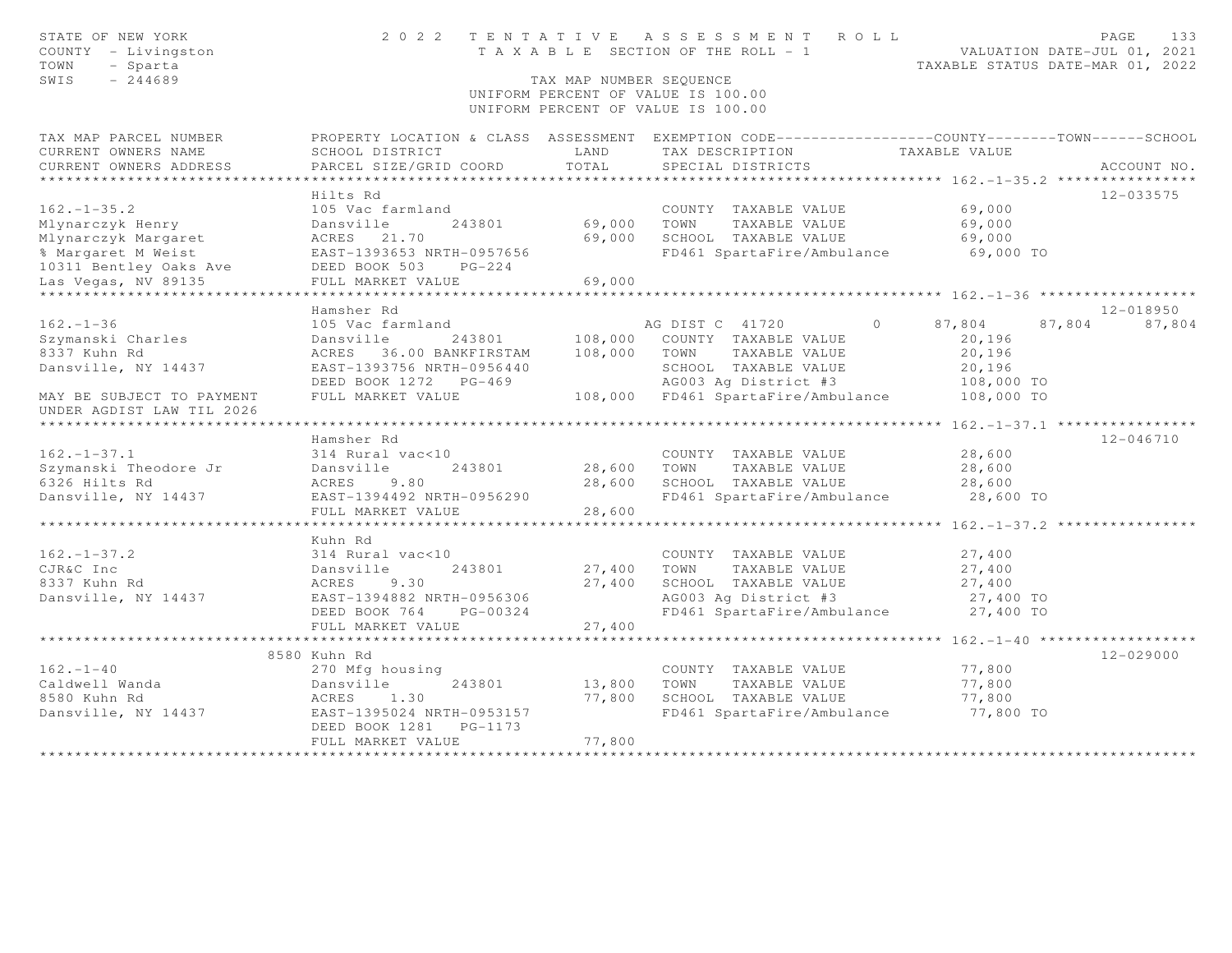STATE OF NEW YORK
COUNTY - Livingston
TOWN - Sparta
SWIS - 244689

2 0 2 2 T E N T A T I V E A S S E S S M E N T R O L L
T A X A B L E SECTION OF THE ROLL - 1
TAX MAP NUMBER SEQUENCE
UNIFORM PERCENT OF VALUE IS 100.00
UNIFORM PERCENT OF VALUE IS 100.00

VALUATION DATE-JUL 01, 2021
TAXABLE STATUS DATE-MAR 01, 2022

```
TAX MAP PARCEL NUMBER        PROPERTY LOCATION & CLASS  ASSESSMENT  EXEMPTION CODE------------------COUNTY--------TOWN------SCHOOL
CURRENT OWNERS NAME          SCHOOL DISTRICT               LAND      TAX DESCRIPTION            TAXABLE VALUE
CURRENT OWNERS ADDRESS       PARCEL SIZE/GRID COORD        TOTAL     SPECIAL DISTRICTS                                   ACCOUNT NO.
******************************************************************************************************* 162.-1-35.2 ****************
                             Hilts Rd                                                                                   12-033575
162.-1-35.2                  105 Vac farmland                        COUNTY  TAXABLE VALUE            69,000
Mlynarczyk Henry             Dansville       243801       69,000    TOWN    TAXABLE VALUE            69,000
Mlynarczyk Margaret          ACRES   21.70                69,000    SCHOOL  TAXABLE VALUE            69,000
% Margaret M Weist           EAST-1393653 NRTH-0957656               FD461 SpartaFire/Ambulance        69,000 TO
10311 Bentley Oaks Ave       DEED BOOK 503     PG-224
Las Vegas, NV 89135          FULL MARKET VALUE            69,000
******************************************************************************************************* 162.-1-36 ******************
                             Hamsher Rd                                                                                 12-018950
162.-1-36                    105 Vac farmland                        AG DIST C  41720          0      87,804     87,804     87,804
Szymanski Charles            Dansville       243801      108,000    COUNTY  TAXABLE VALUE            20,196
8337 Kuhn Rd                 ACRES   36.00 BANKFIRSTAM   108,000    TOWN    TAXABLE VALUE            20,196
Dansville, NY 14437          EAST-1393756 NRTH-0956440               SCHOOL  TAXABLE VALUE            20,196
                             DEED BOOK 1272    PG-469                AG003 Ag District #3             108,000 TO
MAY BE SUBJECT TO PAYMENT    FULL MARKET VALUE           108,000    FD461 SpartaFire/Ambulance       108,000 TO
UNDER AGDIST LAW TIL 2026
******************************************************************************************************* 162.-1-37.1 ****************
                             Hamsher Rd                                                                                 12-046710
162.-1-37.1                  314 Rural vac<10                        COUNTY  TAXABLE VALUE            28,600
Szymanski Theodore Jr        Dansville       243801       28,600    TOWN    TAXABLE VALUE            28,600
6326 Hilts Rd                ACRES    9.80                28,600    SCHOOL  TAXABLE VALUE            28,600
Dansville, NY 14437          EAST-1394492 NRTH-0956290               FD461 SpartaFire/Ambulance        28,600 TO
                             FULL MARKET VALUE            28,600
******************************************************************************************************* 162.-1-37.2 ****************
                             Kuhn Rd
162.-1-37.2                  314 Rural vac<10                        COUNTY  TAXABLE VALUE            27,400
CJR&C Inc                    Dansville       243801       27,400    TOWN    TAXABLE VALUE            27,400
8337 Kuhn Rd                 ACRES    9.30                27,400    SCHOOL  TAXABLE VALUE            27,400
Dansville, NY 14437          EAST-1394882 NRTH-0956306               AG003 Ag District #3              27,400 TO
                             DEED BOOK 764     PG-00324              FD461 SpartaFire/Ambulance        27,400 TO
                             FULL MARKET VALUE            27,400
******************************************************************************************************* 162.-1-40 ******************
                        8580 Kuhn Rd                                                                                    12-029000
162.-1-40                    270 Mfg housing                         COUNTY  TAXABLE VALUE            77,800
Caldwell Wanda               Dansville       243801       13,800    TOWN    TAXABLE VALUE            77,800
8580 Kuhn Rd                 ACRES    1.30                77,800    SCHOOL  TAXABLE VALUE            77,800
Dansville, NY 14437          EAST-1395024 NRTH-0953157               FD461 SpartaFire/Ambulance        77,800 TO
                             DEED BOOK 1281    PG-1173
                             FULL MARKET VALUE            77,800
************************************************************************************************************************************
```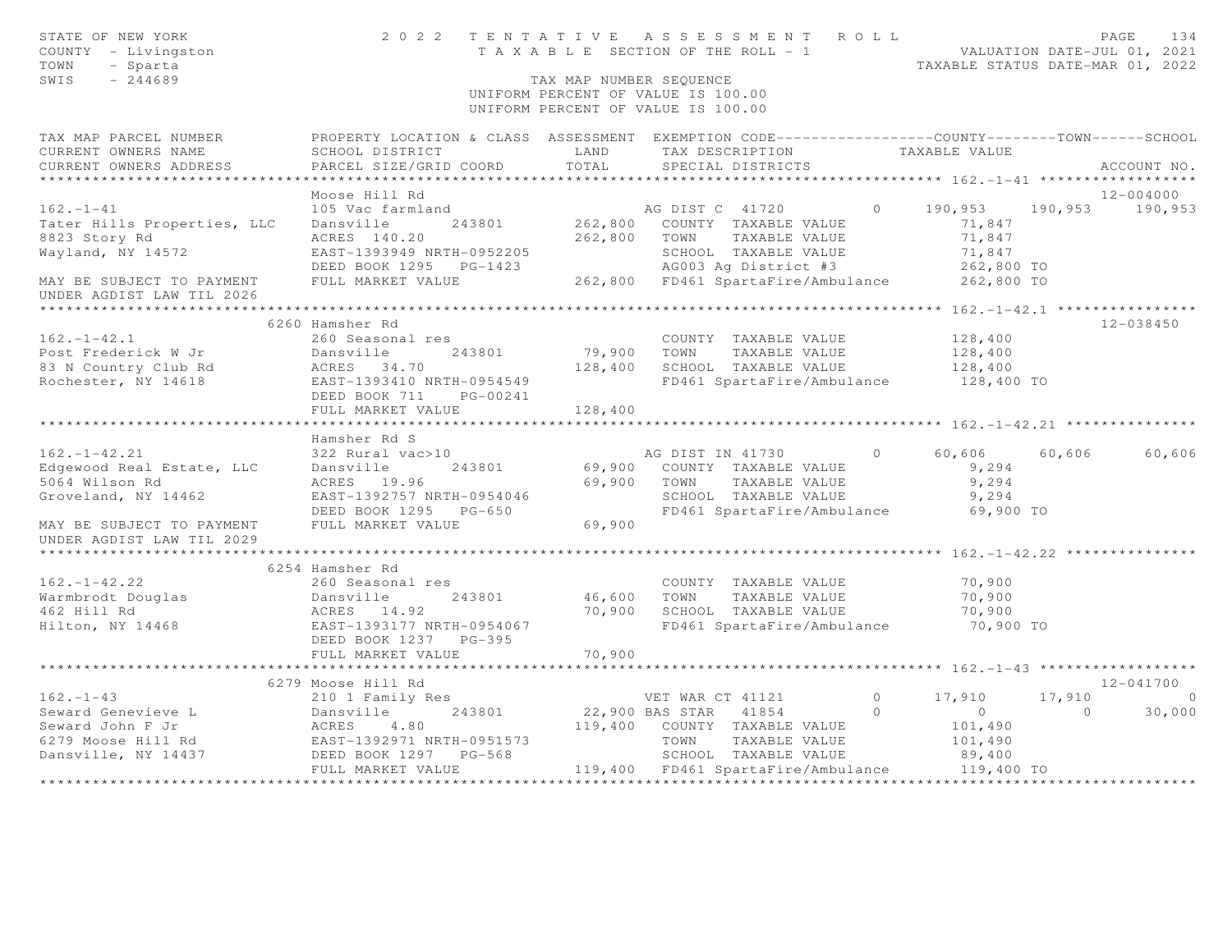STATE OF NEW YORK — 2022 TENTATIVE ASSESSMENT ROLL
COUNTY - Livingston — TAXABLE SECTION OF THE ROLL - 1 — VALUATION DATE-JUL 01, 2021
TOWN - Sparta — TAXABLE STATUS DATE-MAR 01, 2022
SWIS - 244689 — TAX MAP NUMBER SEQUENCE
UNIFORM PERCENT OF VALUE IS 100.00

```
TAX MAP PARCEL NUMBER          PROPERTY LOCATION & CLASS  ASSESSMENT  EXEMPTION CODE------------------COUNTY--------TOWN------SCHOOL
CURRENT OWNERS NAME            SCHOOL DISTRICT               LAND      TAX DESCRIPTION            TAXABLE VALUE
CURRENT OWNERS ADDRESS         PARCEL SIZE/GRID COORD        TOTAL     SPECIAL DISTRICTS                                    ACCOUNT NO.
******************************************************************************************************* 162.-1-41 ******************
                               Moose Hill Rd                                                                               12-004000
162.-1-41                      105 Vac farmland                        AG DIST C  41720         0     190,953    190,953    190,953
Tater Hills Properties, LLC    Dansville      243801       262,800   COUNTY  TAXABLE VALUE             71,847
8823 Story Rd                  ACRES  140.20               262,800   TOWN    TAXABLE VALUE             71,847
Wayland, NY 14572              EAST-1393949 NRTH-0952205             SCHOOL  TAXABLE VALUE             71,847
                               DEED BOOK 1295   PG-1423              AG003 Ag District #3             262,800 TO
MAY BE SUBJECT TO PAYMENT      FULL MARKET VALUE           262,800   FD461 SpartaFire/Ambulance       262,800 TO
UNDER AGDIST LAW TIL 2026
******************************************************************************************************* 162.-1-42.1 ****************
                          6260 Hamsher Rd                                                                                  12-038450
162.-1-42.1                    260 Seasonal res                        COUNTY  TAXABLE VALUE            128,400
Post Frederick W Jr            Dansville      243801        79,900   TOWN    TAXABLE VALUE            128,400
83 N Country Club Rd           ACRES   34.70               128,400   SCHOOL  TAXABLE VALUE            128,400
Rochester, NY 14618            EAST-1393410 NRTH-0954549             FD461 SpartaFire/Ambulance       128,400 TO
                               DEED BOOK 711    PG-00241
                               FULL MARKET VALUE           128,400
******************************************************************************************************* 162.-1-42.21 ***************
                               Hamsher Rd S
162.-1-42.21                   322 Rural vac>10                        AG DIST IN 41730         0      60,606     60,606     60,606
Edgewood Real Estate, LLC      Dansville      243801        69,900   COUNTY  TAXABLE VALUE              9,294
5064 Wilson Rd                 ACRES   19.96                69,900   TOWN    TAXABLE VALUE              9,294
Groveland, NY 14462            EAST-1392757 NRTH-0954046             SCHOOL  TAXABLE VALUE              9,294
                               DEED BOOK 1295   PG-650               FD461 SpartaFire/Ambulance        69,900 TO
MAY BE SUBJECT TO PAYMENT      FULL MARKET VALUE            69,900
UNDER AGDIST LAW TIL 2029
******************************************************************************************************* 162.-1-42.22 ***************
                          6254 Hamsher Rd
162.-1-42.22                   260 Seasonal res                        COUNTY  TAXABLE VALUE             70,900
Warmbrodt Douglas              Dansville      243801        46,600   TOWN    TAXABLE VALUE             70,900
462 Hill Rd                    ACRES   14.92                70,900   SCHOOL  TAXABLE VALUE             70,900
Hilton, NY 14468               EAST-1393177 NRTH-0954067             FD461 SpartaFire/Ambulance        70,900 TO
                               DEED BOOK 1237   PG-395
                               FULL MARKET VALUE            70,900
******************************************************************************************************* 162.-1-43 ******************
                          6279 Moose Hill Rd                                                                               12-041700
162.-1-43                      210 1 Family Res                        VET WAR CT 41121         0      17,910     17,910          0
Seward Genevieve L             Dansville      243801        22,900 BAS STAR   41854         0           0          0     30,000
Seward John F Jr               ACRES    4.80               119,400   COUNTY  TAXABLE VALUE            101,490
6279 Moose Hill Rd             EAST-1392971 NRTH-0951573             TOWN    TAXABLE VALUE            101,490
Dansville, NY 14437            DEED BOOK 1297   PG-568               SCHOOL  TAXABLE VALUE             89,400
                               FULL MARKET VALUE           119,400   FD461 SpartaFire/Ambulance       119,400 TO
************************************************************************************************************************************
```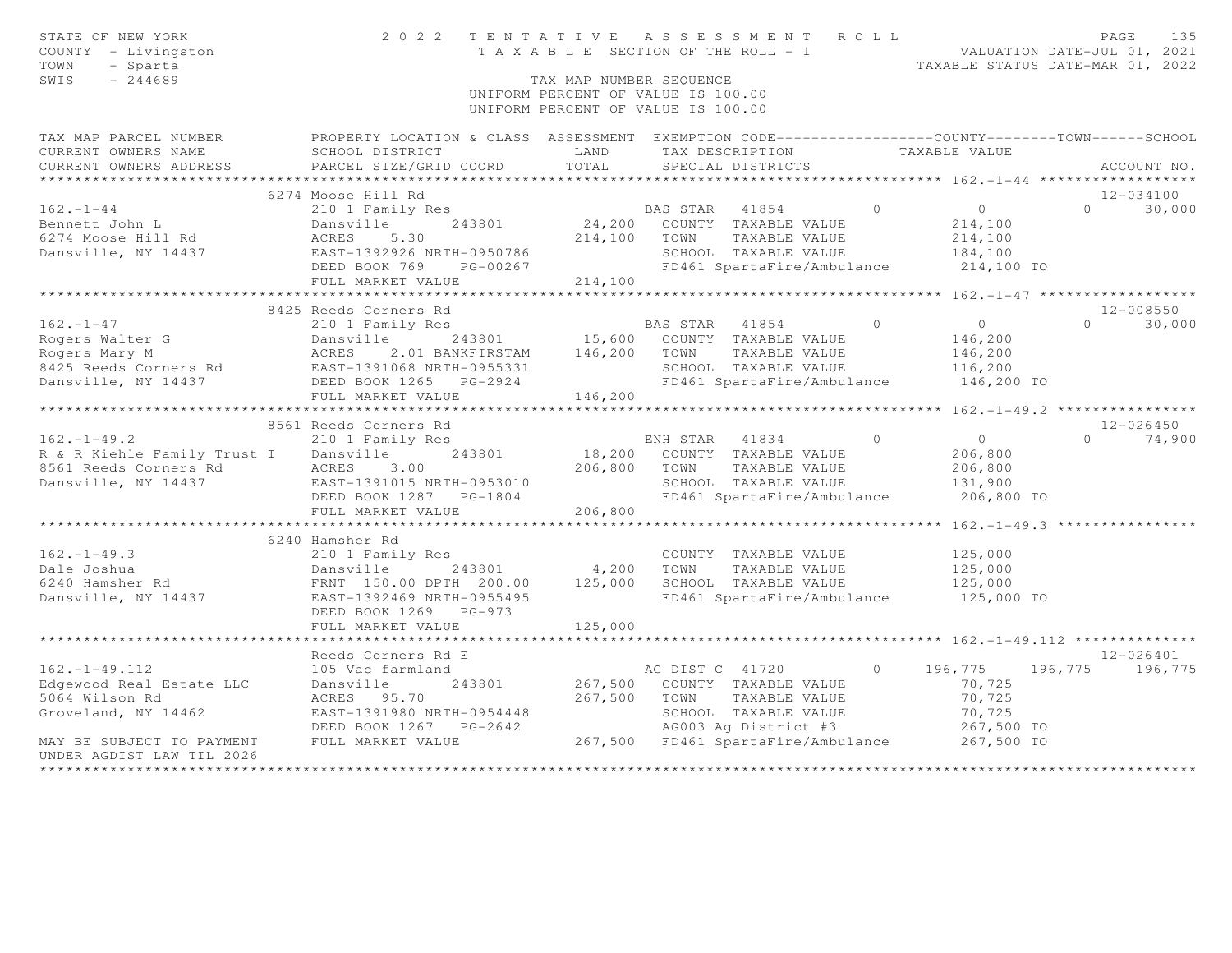STATE OF NEW YORK
COUNTY - Livingston
TOWN - Sparta
SWIS - 244689

# 2022 TENTATIVE ASSESSMENT ROLL

TAXABLE SECTION OF THE ROLL - 1

TAX MAP NUMBER SEQUENCE
UNIFORM PERCENT OF VALUE IS 100.00
UNIFORM PERCENT OF VALUE IS 100.00

VALUATION DATE-JUL 01, 2021
TAXABLE STATUS DATE-MAR 01, 2022

| TAX MAP PARCEL NUMBER / CURRENT OWNERS NAME / CURRENT OWNERS ADDRESS | PROPERTY LOCATION & CLASS / SCHOOL DISTRICT / PARCEL SIZE/GRID COORD | ASSESSMENT LAND / TOTAL | EXEMPTION CODE / TAX DESCRIPTION / SPECIAL DISTRICTS | COUNTY | TOWN | SCHOOL | ACCOUNT NO. |
|---|---|---|---|---|---|---|---|
| **162.-1-44** | 6274 Moose Hill Rd | | | | | | 12-034100 |
| 162.-1-44 | 210 1 Family Res | | BAS STAR 41854 | 0 | 0 | 30,000 | |
| Bennett John L | Dansville 243801 | 24,200 | COUNTY TAXABLE VALUE | 214,100 | | | |
| 6274 Moose Hill Rd | ACRES 5.30 | 214,100 | TOWN TAXABLE VALUE | | 214,100 | | |
| Dansville, NY 14437 | EAST-1392926 NRTH-0950786 | | SCHOOL TAXABLE VALUE | | | 184,100 | |
| | DEED BOOK 769 PG-00267 | | FD461 SpartaFire/Ambulance | 214,100 TO | | | |
| | FULL MARKET VALUE | 214,100 | | | | | |
| **162.-1-47** | 8425 Reeds Corners Rd | | | | | | 12-008550 |
| 162.-1-47 | 210 1 Family Res | | BAS STAR 41854 | 0 | 0 | 30,000 | |
| Rogers Walter G | Dansville 243801 | 15,600 | COUNTY TAXABLE VALUE | 146,200 | | | |
| Rogers Mary M | ACRES 2.01 BANKFIRSTAM | 146,200 | TOWN TAXABLE VALUE | | 146,200 | | |
| 8425 Reeds Corners Rd | EAST-1391068 NRTH-0955331 | | SCHOOL TAXABLE VALUE | | | 116,200 | |
| Dansville, NY 14437 | DEED BOOK 1265 PG-2924 | | FD461 SpartaFire/Ambulance | 146,200 TO | | | |
| | FULL MARKET VALUE | 146,200 | | | | | |
| **162.-1-49.2** | 8561 Reeds Corners Rd | | | | | | 12-026450 |
| 162.-1-49.2 | 210 1 Family Res | | ENH STAR 41834 | 0 | 0 | 74,900 | |
| R & R Kiehle Family Trust I | Dansville 243801 | 18,200 | COUNTY TAXABLE VALUE | 206,800 | | | |
| 8561 Reeds Corners Rd | ACRES 3.00 | 206,800 | TOWN TAXABLE VALUE | | 206,800 | | |
| Dansville, NY 14437 | EAST-1391015 NRTH-0953010 | | SCHOOL TAXABLE VALUE | | | 131,900 | |
| | DEED BOOK 1287 PG-1804 | | FD461 SpartaFire/Ambulance | 206,800 TO | | | |
| | FULL MARKET VALUE | 206,800 | | | | | |
| **162.-1-49.3** | 6240 Hamsher Rd | | | | | | |
| 162.-1-49.3 | 210 1 Family Res | | COUNTY TAXABLE VALUE | 125,000 | | | |
| Dale Joshua | Dansville 243801 | 4,200 | TOWN TAXABLE VALUE | | 125,000 | | |
| 6240 Hamsher Rd | FRNT 150.00 DPTH 200.00 | 125,000 | SCHOOL TAXABLE VALUE | | | 125,000 | |
| Dansville, NY 14437 | EAST-1392469 NRTH-0955495 | | FD461 SpartaFire/Ambulance | 125,000 TO | | | |
| | DEED BOOK 1269 PG-973 | | | | | | |
| | FULL MARKET VALUE | 125,000 | | | | | |
| **162.-1-49.112** | Reeds Corners Rd E | | | | | | 12-026401 |
| 162.-1-49.112 | 105 Vac farmland | | AG DIST C 41720 0 | 196,775 | 196,775 | 196,775 | |
| Edgewood Real Estate LLC | Dansville 243801 | 267,500 | COUNTY TAXABLE VALUE | 70,725 | | | |
| 5064 Wilson Rd | ACRES 95.70 | 267,500 | TOWN TAXABLE VALUE | | 70,725 | | |
| Groveland, NY 14462 | EAST-1391980 NRTH-0954448 | | SCHOOL TAXABLE VALUE | | | 70,725 | |
| | DEED BOOK 1267 PG-2642 | | AG003 Ag District #3 | 267,500 TO | | | |
| MAY BE SUBJECT TO PAYMENT UNDER AGDIST LAW TIL 2026 | FULL MARKET VALUE | 267,500 | FD461 SpartaFire/Ambulance | 267,500 TO | | | |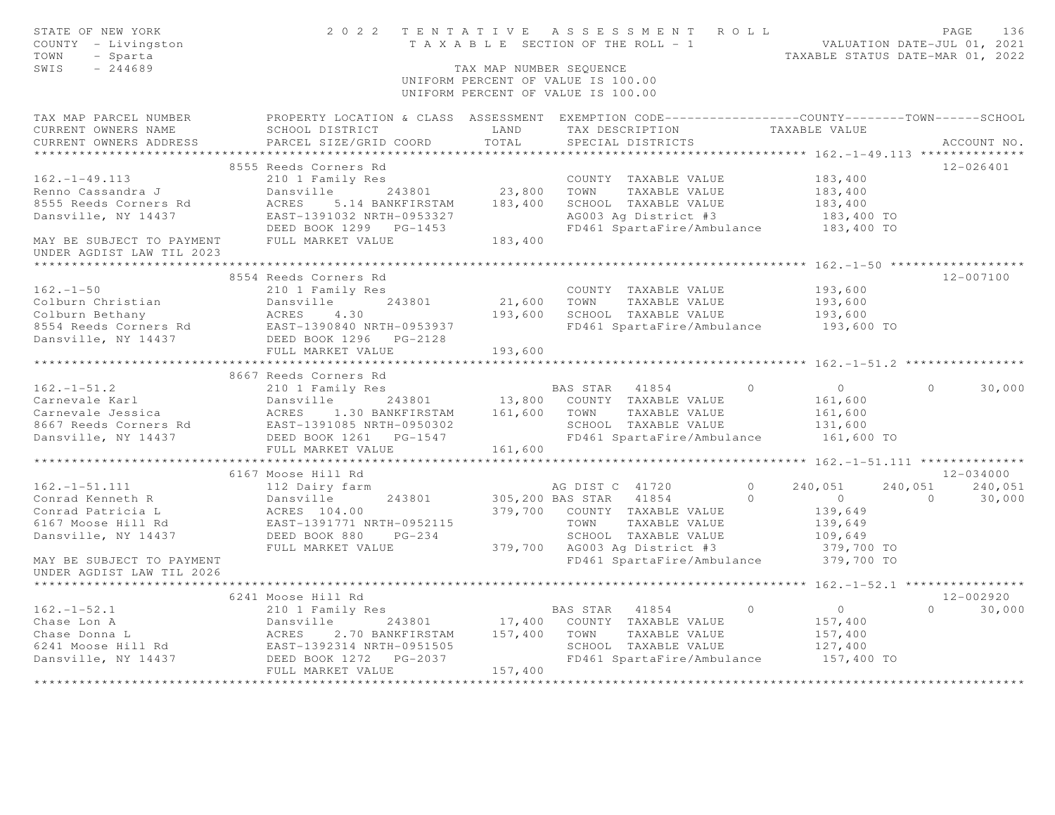STATE OF NEW YORK
COUNTY - Livingston
TOWN - Sparta
SWIS - 244689

# 2022 TENTATIVE ASSESSMENT ROLL

TAXABLE SECTION OF THE ROLL - 1

VALUATION DATE-JUL 01, 2021
TAXABLE STATUS DATE-MAR 01, 2022

TAX MAP NUMBER SEQUENCE
UNIFORM PERCENT OF VALUE IS 100.00
UNIFORM PERCENT OF VALUE IS 100.00

```
TAX MAP PARCEL NUMBER          PROPERTY LOCATION & CLASS  ASSESSMENT  EXEMPTION CODE------------------COUNTY--------TOWN------SCHOOL
CURRENT OWNERS NAME            SCHOOL DISTRICT               LAND      TAX DESCRIPTION            TAXABLE VALUE
CURRENT OWNERS ADDRESS         PARCEL SIZE/GRID COORD        TOTAL     SPECIAL DISTRICTS                                   ACCOUNT NO.
******************************************************************************************************* 162.-1-49.113 **************
                               8555 Reeds Corners Rd                                                                        12-026401
162.-1-49.113                  210 1 Family Res                        COUNTY  TAXABLE VALUE           183,400
Renno Cassandra J              Dansville       243801       23,800     TOWN    TAXABLE VALUE           183,400
8555 Reeds Corners Rd          ACRES     5.14 BANKFIRSTAM  183,400     SCHOOL  TAXABLE VALUE           183,400
Dansville, NY 14437            EAST-1391032 NRTH-0953327               AG003 Ag District #3             183,400 TO
                               DEED BOOK 1299   PG-1453                FD461 SpartaFire/Ambulance       183,400 TO
MAY BE SUBJECT TO PAYMENT      FULL MARKET VALUE           183,400
UNDER AGDIST LAW TIL 2023
******************************************************************************************************* 162.-1-50 ******************
                               8554 Reeds Corners Rd                                                                        12-007100
162.-1-50                      210 1 Family Res                        COUNTY  TAXABLE VALUE           193,600
Colburn Christian              Dansville       243801       21,600     TOWN    TAXABLE VALUE           193,600
Colburn Bethany                ACRES     4.30              193,600     SCHOOL  TAXABLE VALUE           193,600
8554 Reeds Corners Rd          EAST-1390840 NRTH-0953937               FD461 SpartaFire/Ambulance       193,600 TO
Dansville, NY 14437            DEED BOOK 1296   PG-2128
                               FULL MARKET VALUE           193,600
******************************************************************************************************* 162.-1-51.2 ****************
                               8667 Reeds Corners Rd
162.-1-51.2                    210 1 Family Res                       BAS STAR   41854         0             0           0      30,000
Carnevale Karl                 Dansville       243801       13,800     COUNTY  TAXABLE VALUE           161,600
Carnevale Jessica              ACRES     1.30 BANKFIRSTAM  161,600     TOWN    TAXABLE VALUE           161,600
8667 Reeds Corners Rd          EAST-1391085 NRTH-0950302               SCHOOL  TAXABLE VALUE           131,600
Dansville, NY 14437            DEED BOOK 1261   PG-1547                FD461 SpartaFire/Ambulance       161,600 TO
                               FULL MARKET VALUE           161,600
******************************************************************************************************* 162.-1-51.111 **************
                               6167 Moose Hill Rd                                                                           12-034000
162.-1-51.111                  112 Dairy farm                         AG DIST C  41720         0       240,051     240,051     240,051
Conrad Kenneth R               Dansville       243801      305,200 BAS STAR   41854         0             0           0      30,000
Conrad Patricia L              ACRES   104.00              379,700     COUNTY  TAXABLE VALUE           139,649
6167 Moose Hill Rd             EAST-1391771 NRTH-0952115               TOWN    TAXABLE VALUE           139,649
Dansville, NY 14437            DEED BOOK 880    PG-234                 SCHOOL  TAXABLE VALUE           109,649
                               FULL MARKET VALUE           379,700     AG003 Ag District #3             379,700 TO
MAY BE SUBJECT TO PAYMENT                                              FD461 SpartaFire/Ambulance       379,700 TO
UNDER AGDIST LAW TIL 2026
******************************************************************************************************* 162.-1-52.1 ****************
                               6241 Moose Hill Rd                                                                           12-002920
162.-1-52.1                    210 1 Family Res                       BAS STAR   41854         0             0           0      30,000
Chase Lon A                    Dansville       243801       17,400     COUNTY  TAXABLE VALUE           157,400
Chase Donna L                  ACRES     2.70 BANKFIRSTAM  157,400     TOWN    TAXABLE VALUE           157,400
6241 Moose Hill Rd             EAST-1392314 NRTH-0951505               SCHOOL  TAXABLE VALUE           127,400
Dansville, NY 14437            DEED BOOK 1272   PG-2037                FD461 SpartaFire/Ambulance       157,400 TO
                               FULL MARKET VALUE           157,400
************************************************************************************************************************************
```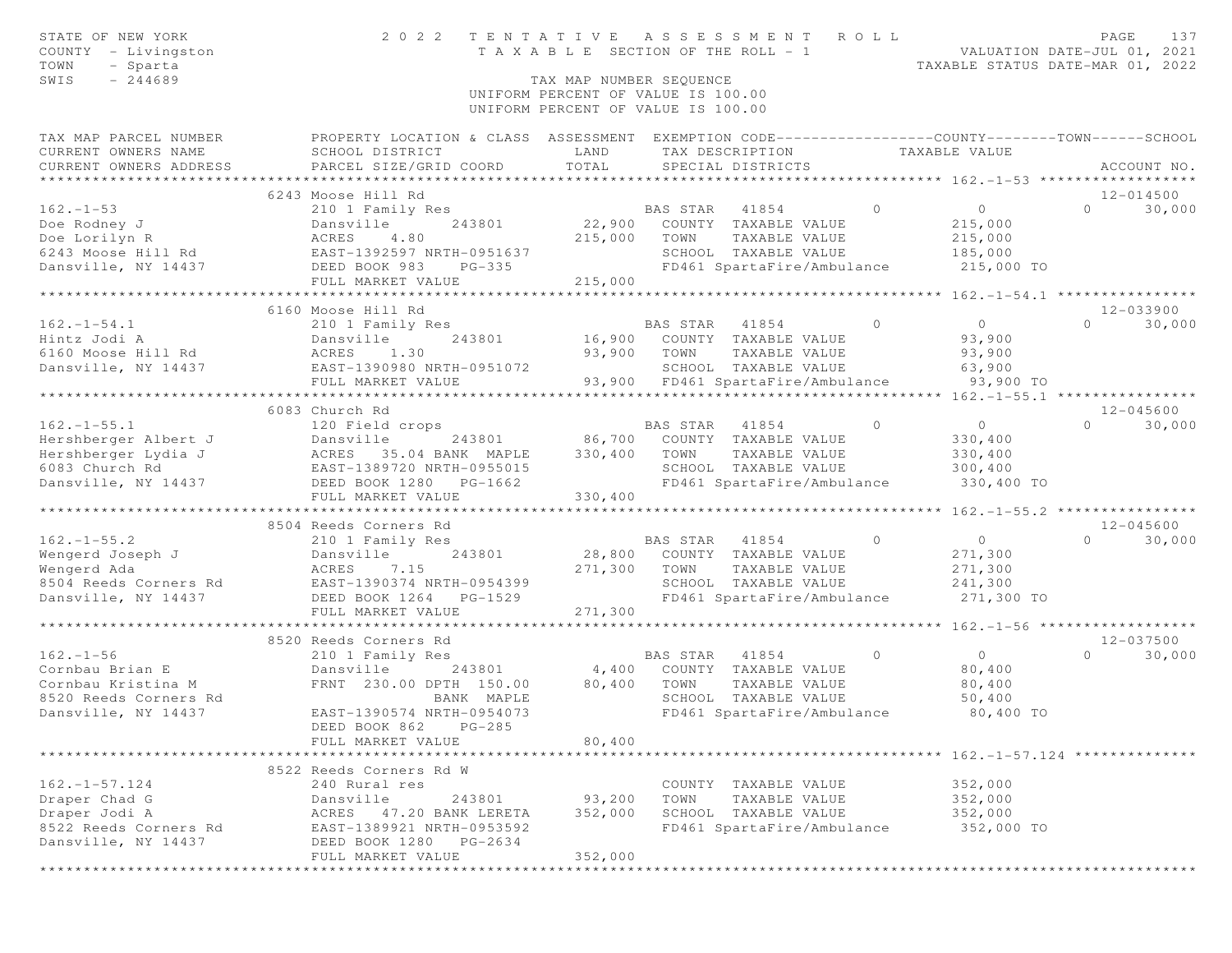STATE OF NEW YORK
COUNTY - Livingston
TOWN - Sparta
SWIS - 244689

2 0 2 2 T E N T A T I V E A S S E S S M E N T R O L L
T A X A B L E SECTION OF THE ROLL - 1

VALUATION DATE-JUL 01, 2021
TAXABLE STATUS DATE-MAR 01, 2022

TAX MAP NUMBER SEQUENCE
UNIFORM PERCENT OF VALUE IS 100.00
UNIFORM PERCENT OF VALUE IS 100.00

```
TAX MAP PARCEL NUMBER          PROPERTY LOCATION & CLASS  ASSESSMENT  EXEMPTION CODE------------------COUNTY--------TOWN------SCHOOL
CURRENT OWNERS NAME            SCHOOL DISTRICT               LAND      TAX DESCRIPTION            TAXABLE VALUE
CURRENT OWNERS ADDRESS         PARCEL SIZE/GRID COORD        TOTAL     SPECIAL DISTRICTS                                     ACCOUNT NO.
*********************************************************************************************************** 162.-1-53 ******************
                       6243 Moose Hill Rd                                                                                  12-014500
162.-1-53                      210 1 Family Res                    BAS STAR   41854         0          0              0      30,000
Doe Rodney J                   Dansville       243801      22,900   COUNTY  TAXABLE VALUE            215,000
Doe Lorilyn R                  ACRES     4.80             215,000   TOWN    TAXABLE VALUE            215,000
6243 Moose Hill Rd             EAST-1392597 NRTH-0951637            SCHOOL  TAXABLE VALUE            185,000
Dansville, NY 14437            DEED BOOK 983     PG-335             FD461 SpartaFire/Ambulance        215,000 TO
                               FULL MARKET VALUE          215,000
*********************************************************************************************************** 162.-1-54.1 ****************
                       6160 Moose Hill Rd                                                                                  12-033900
162.-1-54.1                    210 1 Family Res                    BAS STAR   41854         0          0              0      30,000
Hintz Jodi A                   Dansville       243801      16,900   COUNTY  TAXABLE VALUE             93,900
6160 Moose Hill Rd             ACRES     1.30              93,900   TOWN    TAXABLE VALUE             93,900
Dansville, NY 14437            EAST-1390980 NRTH-0951072            SCHOOL  TAXABLE VALUE             63,900
                               FULL MARKET VALUE           93,900   FD461 SpartaFire/Ambulance         93,900 TO
*********************************************************************************************************** 162.-1-55.1 ****************
                       6083 Church Rd                                                                                      12-045600
162.-1-55.1                    120 Field crops                     BAS STAR   41854         0          0              0      30,000
Hershberger Albert J           Dansville       243801      86,700   COUNTY  TAXABLE VALUE            330,400
Hershberger Lydia J            ACRES    35.04 BANK  MAPLE 330,400   TOWN    TAXABLE VALUE            330,400
6083 Church Rd                 EAST-1389720 NRTH-0955015            SCHOOL  TAXABLE VALUE            300,400
Dansville, NY 14437            DEED BOOK 1280    PG-1662            FD461 SpartaFire/Ambulance        330,400 TO
                               FULL MARKET VALUE          330,400
*********************************************************************************************************** 162.-1-55.2 ****************
                       8504 Reeds Corners Rd                                                                               12-045600
162.-1-55.2                    210 1 Family Res                    BAS STAR   41854         0          0              0      30,000
Wengerd Joseph J               Dansville       243801      28,800   COUNTY  TAXABLE VALUE            271,300
Wengerd Ada                    ACRES     7.15             271,300   TOWN    TAXABLE VALUE            271,300
8504 Reeds Corners Rd          EAST-1390374 NRTH-0954399            SCHOOL  TAXABLE VALUE            241,300
Dansville, NY 14437            DEED BOOK 1264    PG-1529            FD461 SpartaFire/Ambulance        271,300 TO
                               FULL MARKET VALUE          271,300
*********************************************************************************************************** 162.-1-56 ******************
                       8520 Reeds Corners Rd                                                                               12-037500
162.-1-56                      210 1 Family Res                    BAS STAR   41854         0          0              0      30,000
Cornbau Brian E                Dansville       243801       4,400   COUNTY  TAXABLE VALUE             80,400
Cornbau Kristina M             FRNT  230.00 DPTH  150.00   80,400   TOWN    TAXABLE VALUE             80,400
8520 Reeds Corners Rd                       BANK  MAPLE             SCHOOL  TAXABLE VALUE             50,400
Dansville, NY 14437            EAST-1390574 NRTH-0954073            FD461 SpartaFire/Ambulance         80,400 TO
                               DEED BOOK 862     PG-285
                               FULL MARKET VALUE           80,400
*********************************************************************************************************** 162.-1-57.124 **************
                       8522 Reeds Corners Rd W
162.-1-57.124                  240 Rural res                        COUNTY  TAXABLE VALUE            352,000
Draper Chad G                  Dansville       243801      93,200   TOWN    TAXABLE VALUE            352,000
Draper Jodi A                  ACRES    47.20 BANK LERETA 352,000   SCHOOL  TAXABLE VALUE            352,000
8522 Reeds Corners Rd          EAST-1389921 NRTH-0953592            FD461 SpartaFire/Ambulance        352,000 TO
Dansville, NY 14437            DEED BOOK 1280    PG-2634
                               FULL MARKET VALUE          352,000
****************************************************************************************************************************************
```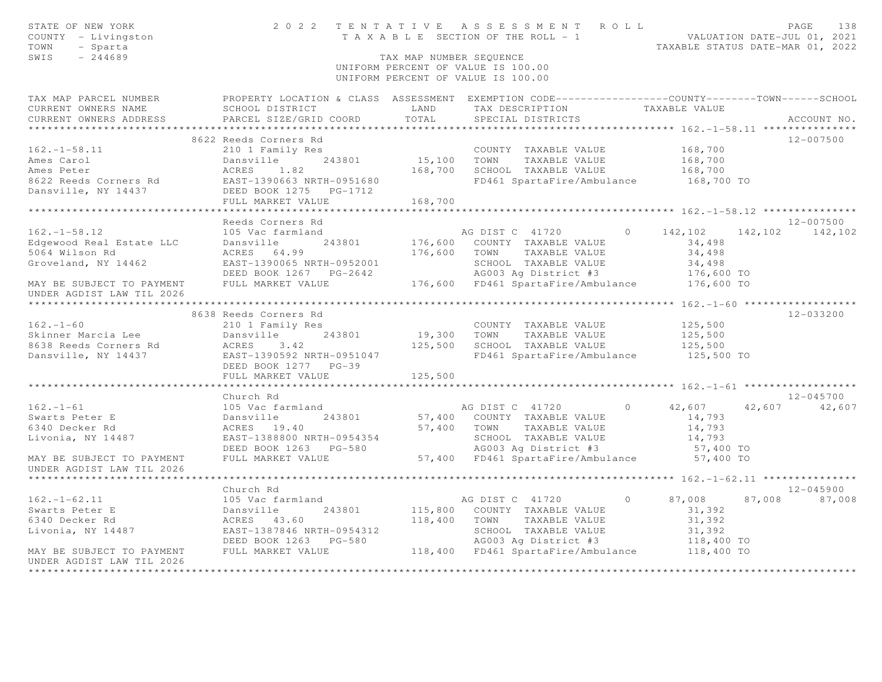STATE OF NEW YORK
COUNTY - Livingston
TOWN - Sparta
SWIS - 244689

# 2022 TENTATIVE ASSESSMENT ROLL

TAXABLE SECTION OF THE ROLL - 1

TAX MAP NUMBER SEQUENCE

UNIFORM PERCENT OF VALUE IS 100.00

VALUATION DATE-JUL 01, 2021
TAXABLE STATUS DATE-MAR 01, 2022

| TAX MAP PARCEL NUMBER / CURRENT OWNERS NAME / CURRENT OWNERS ADDRESS | PROPERTY LOCATION & CLASS / SCHOOL DISTRICT / PARCEL SIZE/GRID COORD | ASSESSMENT LAND / TOTAL | EXEMPTION CODE / TAX DESCRIPTION / SPECIAL DISTRICTS | COUNTY TAXABLE VALUE | TOWN | SCHOOL | ACCOUNT NO. |
|---|---|---|---|---|---|---|---|
| **162.-1-58.11** | 8622 Reeds Corners Rd | | | | | | 12-007500 |
| 162.-1-58.11 | 210 1 Family Res | | COUNTY TAXABLE VALUE | 168,700 | | | |
| Ames Carol | Dansville 243801 | 15,100 | TOWN TAXABLE VALUE | 168,700 | | | |
| Ames Peter | ACRES 1.82 | 168,700 | SCHOOL TAXABLE VALUE | 168,700 | | | |
| 8622 Reeds Corners Rd | EAST-1390663 NRTH-0951680 | | FD461 SpartaFire/Ambulance | 168,700 TO | | | |
| Dansville, NY 14437 | DEED BOOK 1275 PG-1712 | | | | | | |
| | FULL MARKET VALUE | 168,700 | | | | | |
| **162.-1-58.12** | Reeds Corners Rd | | | | | | 12-007500 |
| 162.-1-58.12 | 105 Vac farmland | | AG DIST C 41720 0 | 142,102 | 142,102 | 142,102 | |
| Edgewood Real Estate LLC | Dansville 243801 | 176,600 | COUNTY TAXABLE VALUE | 34,498 | | | |
| 5064 Wilson Rd | ACRES 64.99 | 176,600 | TOWN TAXABLE VALUE | 34,498 | | | |
| Groveland, NY 14462 | EAST-1390065 NRTH-0952001 | | SCHOOL TAXABLE VALUE | 34,498 | | | |
| | DEED BOOK 1267 PG-2642 | | AG003 Ag District #3 | 176,600 TO | | | |
| MAY BE SUBJECT TO PAYMENT | FULL MARKET VALUE | 176,600 | FD461 SpartaFire/Ambulance | 176,600 TO | | | |
| UNDER AGDIST LAW TIL 2026 | | | | | | | |
| **162.-1-60** | 8638 Reeds Corners Rd | | | | | | 12-033200 |
| 162.-1-60 | 210 1 Family Res | | COUNTY TAXABLE VALUE | 125,500 | | | |
| Skinner Marcia Lee | Dansville 243801 | 19,300 | TOWN TAXABLE VALUE | 125,500 | | | |
| 8638 Reeds Corners Rd | ACRES 3.42 | 125,500 | SCHOOL TAXABLE VALUE | 125,500 | | | |
| Dansville, NY 14437 | EAST-1390592 NRTH-0951047 | | FD461 SpartaFire/Ambulance | 125,500 TO | | | |
| | DEED BOOK 1277 PG-39 | | | | | | |
| | FULL MARKET VALUE | 125,500 | | | | | |
| **162.-1-61** | Church Rd | | | | | | 12-045700 |
| 162.-1-61 | 105 Vac farmland | | AG DIST C 41720 0 | 42,607 | 42,607 | 42,607 | |
| Swarts Peter E | Dansville 243801 | 57,400 | COUNTY TAXABLE VALUE | 14,793 | | | |
| 6340 Decker Rd | ACRES 19.40 | 57,400 | TOWN TAXABLE VALUE | 14,793 | | | |
| Livonia, NY 14487 | EAST-1388800 NRTH-0954354 | | SCHOOL TAXABLE VALUE | 14,793 | | | |
| | DEED BOOK 1263 PG-580 | | AG003 Ag District #3 | 57,400 TO | | | |
| MAY BE SUBJECT TO PAYMENT | FULL MARKET VALUE | 57,400 | FD461 SpartaFire/Ambulance | 57,400 TO | | | |
| UNDER AGDIST LAW TIL 2026 | | | | | | | |
| **162.-1-62.11** | Church Rd | | | | | | 12-045900 |
| 162.-1-62.11 | 105 Vac farmland | | AG DIST C 41720 0 | 87,008 | 87,008 | 87,008 | |
| Swarts Peter E | Dansville 243801 | 115,800 | COUNTY TAXABLE VALUE | 31,392 | | | |
| 6340 Decker Rd | ACRES 43.60 | 118,400 | TOWN TAXABLE VALUE | 31,392 | | | |
| Livonia, NY 14487 | EAST-1387846 NRTH-0954312 | | SCHOOL TAXABLE VALUE | 31,392 | | | |
| | DEED BOOK 1263 PG-580 | | AG003 Ag District #3 | 118,400 TO | | | |
| MAY BE SUBJECT TO PAYMENT | FULL MARKET VALUE | 118,400 | FD461 SpartaFire/Ambulance | 118,400 TO | | | |
| UNDER AGDIST LAW TIL 2026 | | | | | | | |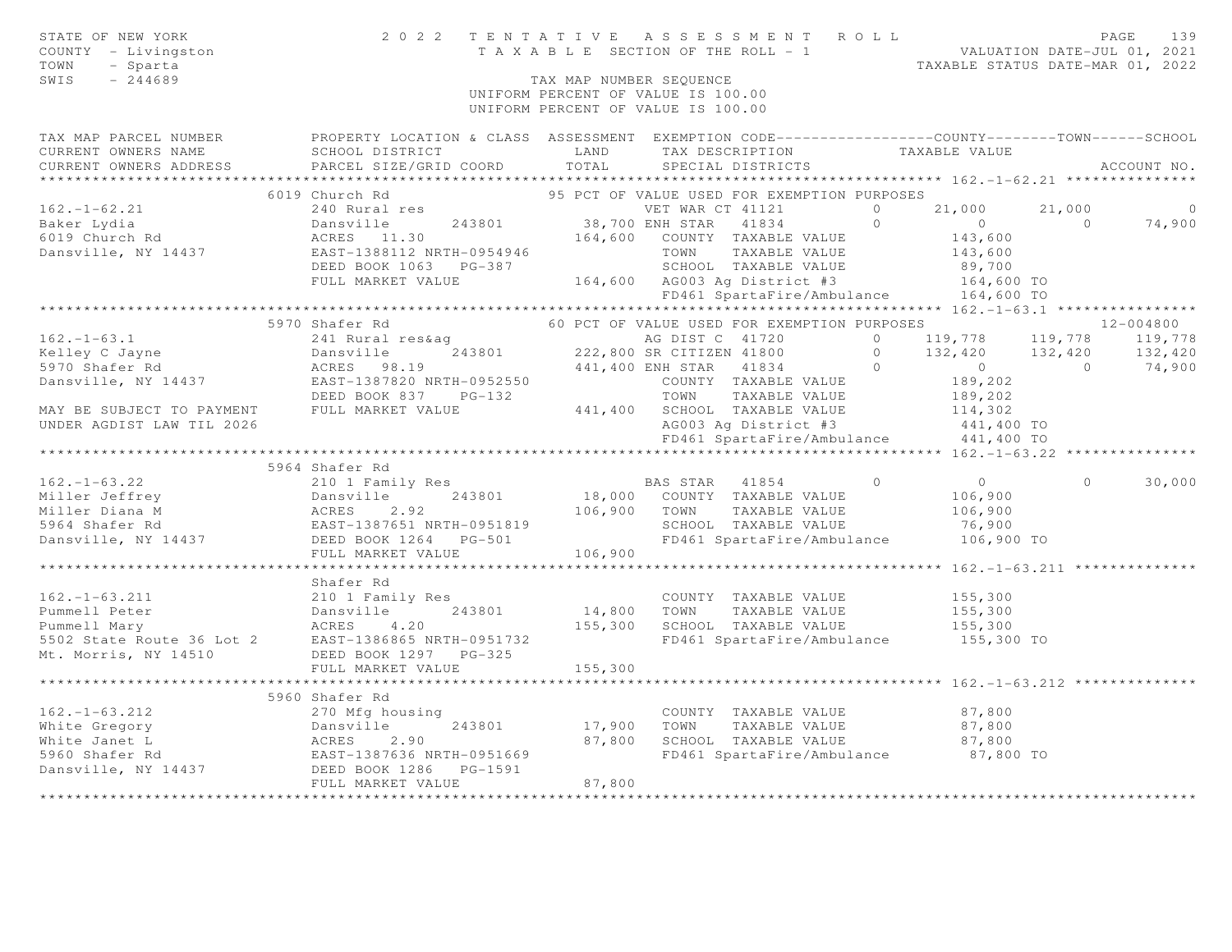STATE OF NEW YORK
COUNTY - Livingston
TOWN - Sparta
SWIS - 244689

# 2022 TENTATIVE ASSESSMENT ROLL

TAXABLE SECTION OF THE ROLL - 1

TAX MAP NUMBER SEQUENCE
UNIFORM PERCENT OF VALUE IS 100.00

VALUATION DATE-JUL 01, 2021
TAXABLE STATUS DATE-MAR 01, 2022

| TAX MAP PARCEL NUMBER / CURRENT OWNERS NAME / CURRENT OWNERS ADDRESS | PROPERTY LOCATION & CLASS / SCHOOL DISTRICT / PARCEL SIZE/GRID COORD | ASSESSMENT LAND / TOTAL | EXEMPTION CODE / TAX DESCRIPTION / SPECIAL DISTRICTS | COUNTY | TOWN | SCHOOL | ACCOUNT NO. |
|---|---|---|---|---|---|---|---|
| **162.-1-62.21** | 6019 Church Rd | | 95 PCT OF VALUE USED FOR EXEMPTION PURPOSES | | | | |
| 162.-1-62.21 | 240 Rural res | | VET WAR CT 41121 0 | 21,000 | 21,000 | 0 | |
| Baker Lydia | Dansville 243801 | 38,700 | ENH STAR 41834 0 | 0 | 0 | 74,900 | |
| 6019 Church Rd | ACRES 11.30 | 164,600 | COUNTY TAXABLE VALUE | 143,600 | | | |
| Dansville, NY 14437 | EAST-1388112 NRTH-0954946 | | TOWN TAXABLE VALUE | | 143,600 | | |
| | DEED BOOK 1063 PG-387 | | SCHOOL TAXABLE VALUE | | | 89,700 | |
| | FULL MARKET VALUE | 164,600 | AG003 Ag District #3 | 164,600 TO | | | |
| | | | FD461 SpartaFire/Ambulance | 164,600 TO | | | |
| **162.-1-63.1** | 5970 Shafer Rd | | 60 PCT OF VALUE USED FOR EXEMPTION PURPOSES | | | | 12-004800 |
| 162.-1-63.1 | 241 Rural res&ag | | AG DIST C 41720 0 | 119,778 | 119,778 | 119,778 | |
| Kelley C Jayne | Dansville 243801 | 222,800 | SR CITIZEN 41800 0 | 132,420 | 132,420 | 132,420 | |
| 5970 Shafer Rd | ACRES 98.19 | 441,400 | ENH STAR 41834 0 | 0 | 0 | 74,900 | |
| Dansville, NY 14437 | EAST-1387820 NRTH-0952550 | | COUNTY TAXABLE VALUE | 189,202 | | | |
| | DEED BOOK 837 PG-132 | | TOWN TAXABLE VALUE | | 189,202 | | |
| MAY BE SUBJECT TO PAYMENT | FULL MARKET VALUE | 441,400 | SCHOOL TAXABLE VALUE | | | 114,302 | |
| UNDER AGDIST LAW TIL 2026 | | | AG003 Ag District #3 | 441,400 TO | | | |
| | | | FD461 SpartaFire/Ambulance | 441,400 TO | | | |
| **162.-1-63.22** | 5964 Shafer Rd | | | | | | |
| 162.-1-63.22 | 210 1 Family Res | | BAS STAR 41854 0 | 0 | 0 | 30,000 | |
| Miller Jeffrey | Dansville 243801 | 18,000 | COUNTY TAXABLE VALUE | 106,900 | | | |
| Miller Diana M | ACRES 2.92 | 106,900 | TOWN TAXABLE VALUE | | 106,900 | | |
| 5964 Shafer Rd | EAST-1387651 NRTH-0951819 | | SCHOOL TAXABLE VALUE | | | 76,900 | |
| Dansville, NY 14437 | DEED BOOK 1264 PG-501 | | FD461 SpartaFire/Ambulance | 106,900 TO | | | |
| | FULL MARKET VALUE | 106,900 | | | | | |
| **162.-1-63.211** | Shafer Rd | | | | | | |
| 162.-1-63.211 | 210 1 Family Res | | COUNTY TAXABLE VALUE | 155,300 | | | |
| Pummell Peter | Dansville 243801 | 14,800 | TOWN TAXABLE VALUE | | 155,300 | | |
| Pummell Mary | ACRES 4.20 | 155,300 | SCHOOL TAXABLE VALUE | | | 155,300 | |
| 5502 State Route 36 Lot 2 | EAST-1386865 NRTH-0951732 | | FD461 SpartaFire/Ambulance | 155,300 TO | | | |
| Mt. Morris, NY 14510 | DEED BOOK 1297 PG-325 | | | | | | |
| | FULL MARKET VALUE | 155,300 | | | | | |
| **162.-1-63.212** | 5960 Shafer Rd | | | | | | |
| 162.-1-63.212 | 270 Mfg housing | | COUNTY TAXABLE VALUE | 87,800 | | | |
| White Gregory | Dansville 243801 | 17,900 | TOWN TAXABLE VALUE | | 87,800 | | |
| White Janet L | ACRES 2.90 | 87,800 | SCHOOL TAXABLE VALUE | | | 87,800 | |
| 5960 Shafer Rd | EAST-1387636 NRTH-0951669 | | FD461 SpartaFire/Ambulance | 87,800 TO | | | |
| Dansville, NY 14437 | DEED BOOK 1286 PG-1591 | | | | | | |
| | FULL MARKET VALUE | 87,800 | | | | | |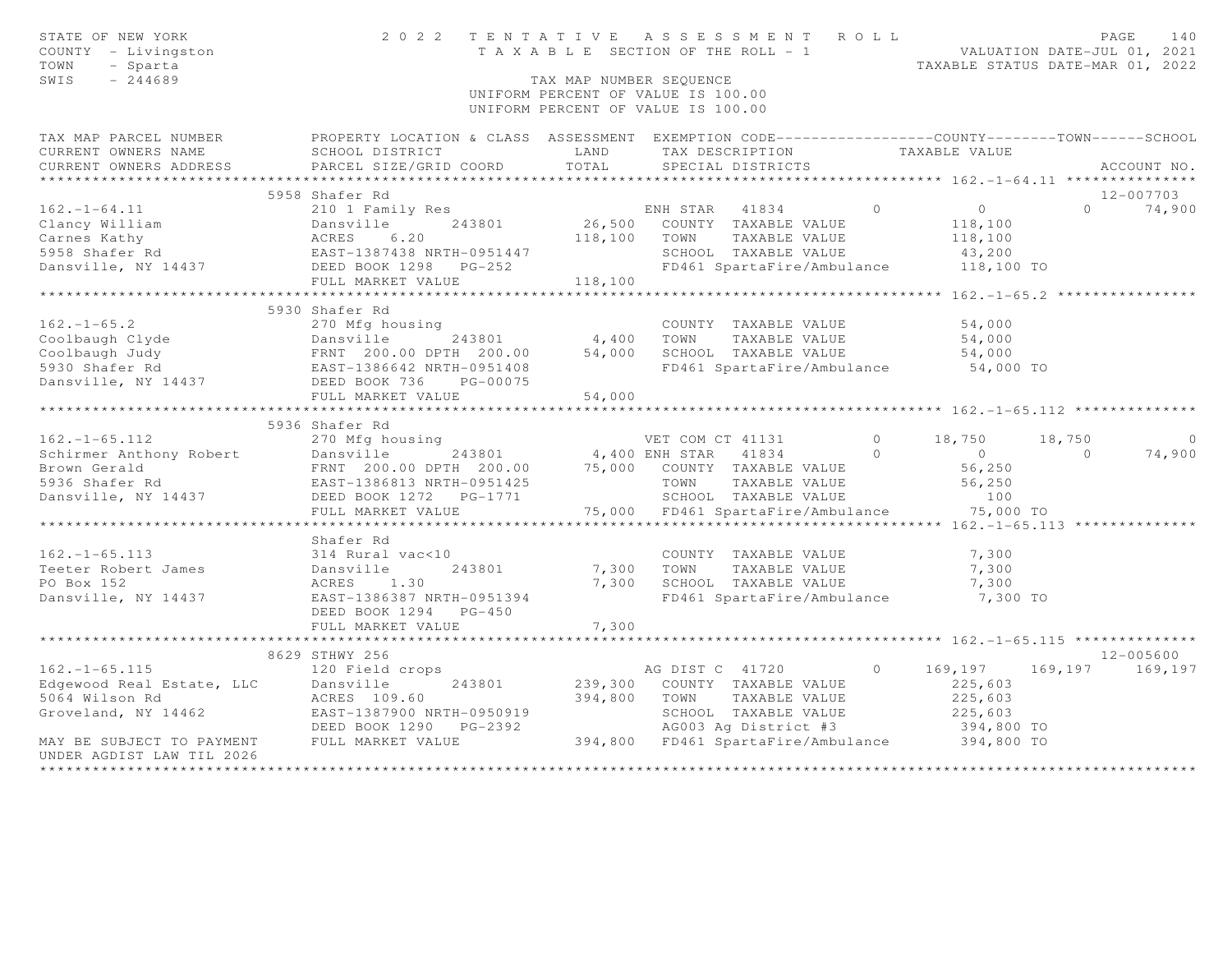STATE OF NEW YORK — 2022 TENTATIVE ASSESSMENT ROLL
COUNTY - Livingston — TAXABLE SECTION OF THE ROLL - 1 — VALUATION DATE-JUL 01, 2021
TOWN - Sparta — TAXABLE STATUS DATE-MAR 01, 2022
SWIS - 244689 — TAX MAP NUMBER SEQUENCE
UNIFORM PERCENT OF VALUE IS 100.00

```
TAX MAP PARCEL NUMBER          PROPERTY LOCATION & CLASS  ASSESSMENT  EXEMPTION CODE------------------COUNTY--------TOWN------SCHOOL
CURRENT OWNERS NAME            SCHOOL DISTRICT               LAND      TAX DESCRIPTION            TAXABLE VALUE
CURRENT OWNERS ADDRESS         PARCEL SIZE/GRID COORD       TOTAL      SPECIAL DISTRICTS                                        ACCOUNT NO.
******************************************************************************************************* 162.-1-64.11 ***************
                    5958 Shafer Rd                                                                                          12-007703
162.-1-64.11                   210 1 Family Res                    ENH STAR   41834        0          0             0     74,900
Clancy William                 Dansville      243801      26,500   COUNTY  TAXABLE VALUE          118,100
Carnes Kathy                   ACRES    6.20             118,100   TOWN    TAXABLE VALUE          118,100
5958 Shafer Rd                 EAST-1387438 NRTH-0951447           SCHOOL  TAXABLE VALUE           43,200
Dansville, NY 14437            DEED BOOK 1298   PG-252             FD461 SpartaFire/Ambulance      118,100 TO
                               FULL MARKET VALUE         118,100
******************************************************************************************************* 162.-1-65.2 ****************
                    5930 Shafer Rd
162.-1-65.2                    270 Mfg housing                     COUNTY  TAXABLE VALUE           54,000
Coolbaugh Clyde                Dansville      243801       4,400   TOWN    TAXABLE VALUE           54,000
Coolbaugh Judy                 FRNT 200.00 DPTH 200.00    54,000   SCHOOL  TAXABLE VALUE           54,000
5930 Shafer Rd                 EAST-1386642 NRTH-0951408           FD461 SpartaFire/Ambulance       54,000 TO
Dansville, NY 14437            DEED BOOK 736    PG-00075
                               FULL MARKET VALUE          54,000
******************************************************************************************************* 162.-1-65.112 **************
                    5936 Shafer Rd
162.-1-65.112                  270 Mfg housing                     VET COM CT 41131        0     18,750        18,750          0
Schirmer Anthony Robert        Dansville      243801       4,400 ENH STAR   41834        0          0             0     74,900
Brown Gerald                   FRNT 200.00 DPTH 200.00    75,000   COUNTY  TAXABLE VALUE           56,250
5936 Shafer Rd                 EAST-1386813 NRTH-0951425           TOWN    TAXABLE VALUE           56,250
Dansville, NY 14437            DEED BOOK 1272   PG-1771            SCHOOL  TAXABLE VALUE              100
                               FULL MARKET VALUE          75,000   FD461 SpartaFire/Ambulance       75,000 TO
******************************************************************************************************* 162.-1-65.113 **************
                    Shafer Rd
162.-1-65.113                  314 Rural vac<10                    COUNTY  TAXABLE VALUE            7,300
Teeter Robert James            Dansville      243801       7,300   TOWN    TAXABLE VALUE            7,300
PO Box 152                     ACRES    1.30               7,300   SCHOOL  TAXABLE VALUE            7,300
Dansville, NY 14437            EAST-1386387 NRTH-0951394           FD461 SpartaFire/Ambulance        7,300 TO
                               DEED BOOK 1294   PG-450
                               FULL MARKET VALUE           7,300
******************************************************************************************************* 162.-1-65.115 **************
                    8629 STHWY 256                                                                                          12-005600
162.-1-65.115                  120 Field crops                     AG DIST C  41720        0    169,197       169,197    169,197
Edgewood Real Estate, LLC      Dansville      243801     239,300   COUNTY  TAXABLE VALUE          225,603
5064 Wilson Rd                 ACRES  109.60             394,800   TOWN    TAXABLE VALUE          225,603
Groveland, NY 14462            EAST-1387900 NRTH-0950919           SCHOOL  TAXABLE VALUE          225,603
                               DEED BOOK 1290   PG-2392            AG003 Ag District #3            394,800 TO
MAY BE SUBJECT TO PAYMENT      FULL MARKET VALUE         394,800   FD461 SpartaFire/Ambulance      394,800 TO
UNDER AGDIST LAW TIL 2026
************************************************************************************************************************************
```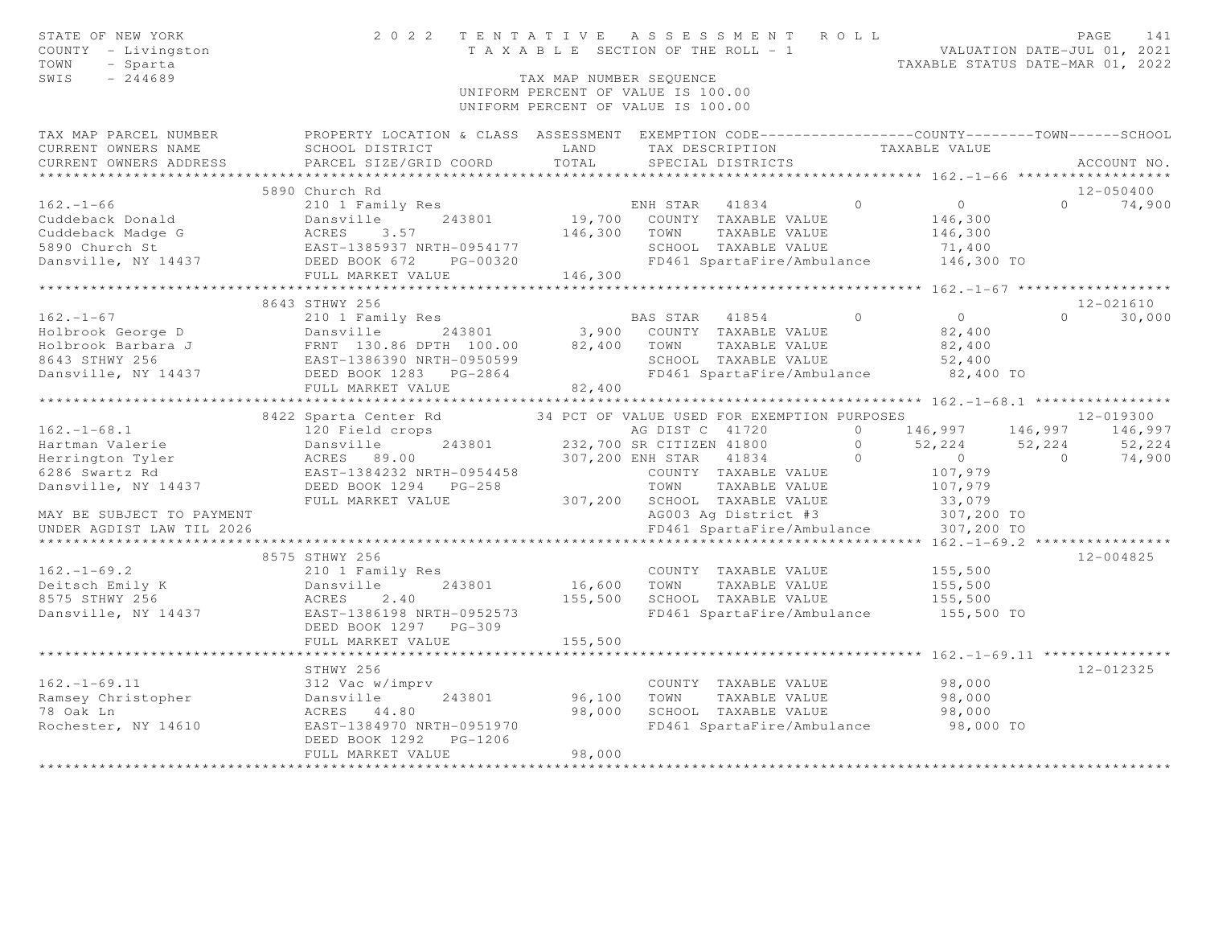STATE OF NEW YORK — 2022 TENTATIVE ASSESSMENT ROLL
COUNTY - Livingston — TAXABLE SECTION OF THE ROLL - 1 — VALUATION DATE-JUL 01, 2021
TOWN - Sparta — TAXABLE STATUS DATE-MAR 01, 2022
SWIS - 244689 — TAX MAP NUMBER SEQUENCE

UNIFORM PERCENT OF VALUE IS 100.00

| TAX MAP PARCEL NUMBER / CURRENT OWNERS NAME / CURRENT OWNERS ADDRESS | PROPERTY LOCATION & CLASS / SCHOOL DISTRICT / PARCEL SIZE/GRID COORD | ASSESSMENT LAND / TOTAL | EXEMPTION CODE / TAX DESCRIPTION / SPECIAL DISTRICTS | COUNTY TAXABLE VALUE | TOWN | SCHOOL / ACCOUNT NO. |
|---|---|---|---|---|---|---|
| **162.-1-66** | 5890 Church Rd | | | | | 12-050400 |
| 162.-1-66 | 210 1 Family Res | | ENH STAR 41834 0 | 0 | 0 | 74,900 |
| Cuddeback Donald | Dansville 243801 | 19,700 | COUNTY TAXABLE VALUE | 146,300 | | |
| Cuddeback Madge G | ACRES 3.57 | 146,300 | TOWN TAXABLE VALUE | 146,300 | | |
| 5890 Church St | EAST-1385937 NRTH-0954177 | | SCHOOL TAXABLE VALUE | 71,400 | | |
| Dansville, NY 14437 | DEED BOOK 672 PG-00320 | | FD461 SpartaFire/Ambulance | 146,300 TO | | |
| | FULL MARKET VALUE | 146,300 | | | | |
| **162.-1-67** | 8643 STHWY 256 | | | | | 12-021610 |
| 162.-1-67 | 210 1 Family Res | | BAS STAR 41854 0 | 0 | 0 | 30,000 |
| Holbrook George D | Dansville 243801 | 3,900 | COUNTY TAXABLE VALUE | 82,400 | | |
| Holbrook Barbara J | FRNT 130.86 DPTH 100.00 | 82,400 | TOWN TAXABLE VALUE | 82,400 | | |
| 8643 STHWY 256 | EAST-1386390 NRTH-0950599 | | SCHOOL TAXABLE VALUE | 52,400 | | |
| Dansville, NY 14437 | DEED BOOK 1283 PG-2864 | | FD461 SpartaFire/Ambulance | 82,400 TO | | |
| | FULL MARKET VALUE | 82,400 | | | | |
| **162.-1-68.1** | 8422 Sparta Center Rd | | 34 PCT OF VALUE USED FOR EXEMPTION PURPOSES | | | 12-019300 |
| 162.-1-68.1 | 120 Field crops | | AG DIST C 41720 0 | 146,997 | 146,997 | 146,997 |
| Hartman Valerie | Dansville 243801 | 232,700 | SR CITIZEN 41800 0 | 52,224 | 52,224 | 52,224 |
| Herrington Tyler | ACRES 89.00 | 307,200 | ENH STAR 41834 0 | 0 | 0 | 74,900 |
| 6286 Swartz Rd | EAST-1384232 NRTH-0954458 | | COUNTY TAXABLE VALUE | 107,979 | | |
| Dansville, NY 14437 | DEED BOOK 1294 PG-258 | | TOWN TAXABLE VALUE | 107,979 | | |
| | FULL MARKET VALUE | 307,200 | SCHOOL TAXABLE VALUE | 33,079 | | |
| MAY BE SUBJECT TO PAYMENT | | | AG003 Ag District #3 | 307,200 TO | | |
| UNDER AGDIST LAW TIL 2026 | | | FD461 SpartaFire/Ambulance | 307,200 TO | | |
| **162.-1-69.2** | 8575 STHWY 256 | | | | | 12-004825 |
| 162.-1-69.2 | 210 1 Family Res | | COUNTY TAXABLE VALUE | 155,500 | | |
| Deitsch Emily K | Dansville 243801 | 16,600 | TOWN TAXABLE VALUE | 155,500 | | |
| 8575 STHWY 256 | ACRES 2.40 | 155,500 | SCHOOL TAXABLE VALUE | 155,500 | | |
| Dansville, NY 14437 | EAST-1386198 NRTH-0952573 | | FD461 SpartaFire/Ambulance | 155,500 TO | | |
| | DEED BOOK 1297 PG-309 | | | | | |
| | FULL MARKET VALUE | 155,500 | | | | |
| **162.-1-69.11** | STHWY 256 | | | | | 12-012325 |
| 162.-1-69.11 | 312 Vac w/imprv | | COUNTY TAXABLE VALUE | 98,000 | | |
| Ramsey Christopher | Dansville 243801 | 96,100 | TOWN TAXABLE VALUE | 98,000 | | |
| 78 Oak Ln | ACRES 44.80 | 98,000 | SCHOOL TAXABLE VALUE | 98,000 | | |
| Rochester, NY 14610 | EAST-1384970 NRTH-0951970 | | FD461 SpartaFire/Ambulance | 98,000 TO | | |
| | DEED BOOK 1292 PG-1206 | | | | | |
| | FULL MARKET VALUE | 98,000 | | | | |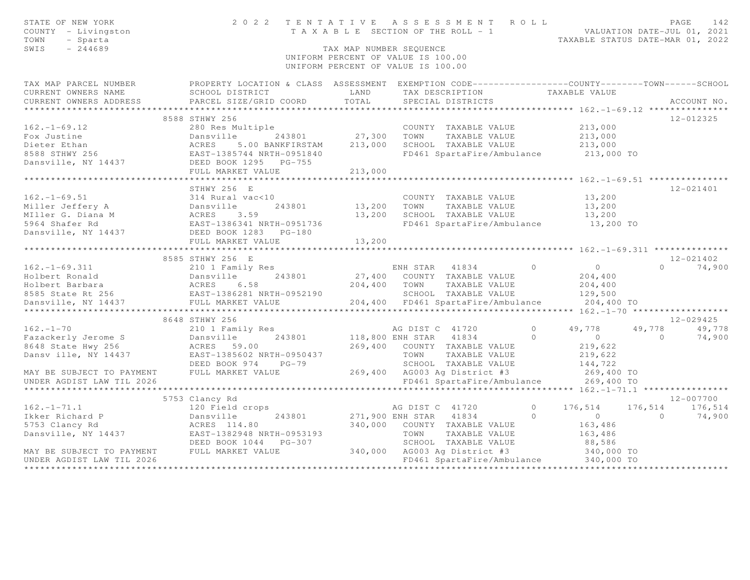STATE OF NEW YORK
COUNTY - Livingston
TOWN - Sparta
SWIS - 244689

# 2022 TENTATIVE ASSESSMENT ROLL

TAXABLE SECTION OF THE ROLL - 1

TAX MAP NUMBER SEQUENCE
UNIFORM PERCENT OF VALUE IS 100.00
UNIFORM PERCENT OF VALUE IS 100.00

VALUATION DATE-JUL 01, 2021
TAXABLE STATUS DATE-MAR 01, 2022

```
TAX MAP PARCEL NUMBER          PROPERTY LOCATION & CLASS  ASSESSMENT  EXEMPTION CODE------------------COUNTY--------TOWN------SCHOOL
CURRENT OWNERS NAME            SCHOOL DISTRICT               LAND      TAX DESCRIPTION            TAXABLE VALUE
CURRENT OWNERS ADDRESS         PARCEL SIZE/GRID COORD        TOTAL     SPECIAL DISTRICTS                                         ACCOUNT NO.
******************************************************************************************************* 162.-1-69.12 ***************
                          8588 STHWY 256                                                                                   12-012325
162.-1-69.12                   280 Res Multiple                         COUNTY  TAXABLE VALUE           213,000
Fox Justine                    Dansville       243801       27,300      TOWN    TAXABLE VALUE           213,000
Dieter Ethan                   ACRES    5.00 BANKFIRSTAM   213,000      SCHOOL  TAXABLE VALUE           213,000
8588 STHWY 256                 EAST-1385744 NRTH-0951840                FD461 SpartaFire/Ambulance       213,000 TO
Dansville, NY 14437            DEED BOOK 1295   PG-755
                               FULL MARKET VALUE           213,000
******************************************************************************************************* 162.-1-69.51 ***************
                               STHWY 256  E                                                                                12-021401
162.-1-69.51                   314 Rural vac<10                         COUNTY  TAXABLE VALUE            13,200
Miller Jeffery A               Dansville       243801       13,200      TOWN    TAXABLE VALUE            13,200
MIller G. Diana M              ACRES    3.59                13,200      SCHOOL  TAXABLE VALUE            13,200
5964 Shafer Rd                 EAST-1386341 NRTH-0951736                FD461 SpartaFire/Ambulance        13,200 TO
Dansville, NY 14437            DEED BOOK 1283   PG-180
                               FULL MARKET VALUE            13,200
******************************************************************************************************* 162.-1-69.311 **************
                          8585 STHWY 256  E                                                                                12-021402
162.-1-69.311                  210 1 Family Res                      ENH STAR   41834          0          0            0      74,900
Holbert Ronald                 Dansville       243801       27,400      COUNTY  TAXABLE VALUE           204,400
Holbert Barbara                ACRES    6.58               204,400      TOWN    TAXABLE VALUE           204,400
8585 State Rt 256              EAST-1386281 NRTH-0952190                SCHOOL  TAXABLE VALUE           129,500
Dansville, NY 14437            FULL MARKET VALUE           204,400      FD461 SpartaFire/Ambulance       204,400 TO
******************************************************************************************************* 162.-1-70 ******************
                          8648 STHWY 256                                                                                   12-029425
162.-1-70                      210 1 Family Res                      AG DIST C  41720          0     49,778       49,778      49,778
Fazackerly Jerome S            Dansville       243801      118,800 ENH STAR   41834          0          0            0      74,900
8648 State Hwy 256             ACRES   59.00               269,400      COUNTY  TAXABLE VALUE           219,622
Dansv ille, NY 14437           EAST-1385602 NRTH-0950437                TOWN    TAXABLE VALUE           219,622
                               DEED BOOK 974    PG-79                   SCHOOL  TAXABLE VALUE           144,722
MAY BE SUBJECT TO PAYMENT      FULL MARKET VALUE           269,400      AG003 Ag District #3             269,400 TO
UNDER AGDIST LAW TIL 2026                                               FD461 SpartaFire/Ambulance       269,400 TO
******************************************************************************************************* 162.-1-71.1 ****************
                          5753 Clancy Rd                                                                                   12-007700
162.-1-71.1                    120 Field crops                       AG DIST C  41720          0    176,514      176,514     176,514
Ikker Richard P                Dansville       243801      271,900 ENH STAR   41834          0          0            0      74,900
5753 Clancy Rd                 ACRES  114.80               340,000      COUNTY  TAXABLE VALUE           163,486
Dansville, NY 14437            EAST-1382948 NRTH-0953193                TOWN    TAXABLE VALUE           163,486
                               DEED BOOK 1044   PG-307                  SCHOOL  TAXABLE VALUE            88,586
MAY BE SUBJECT TO PAYMENT      FULL MARKET VALUE           340,000      AG003 Ag District #3             340,000 TO
UNDER AGDIST LAW TIL 2026                                               FD461 SpartaFire/Ambulance       340,000 TO
************************************************************************************************************************************
```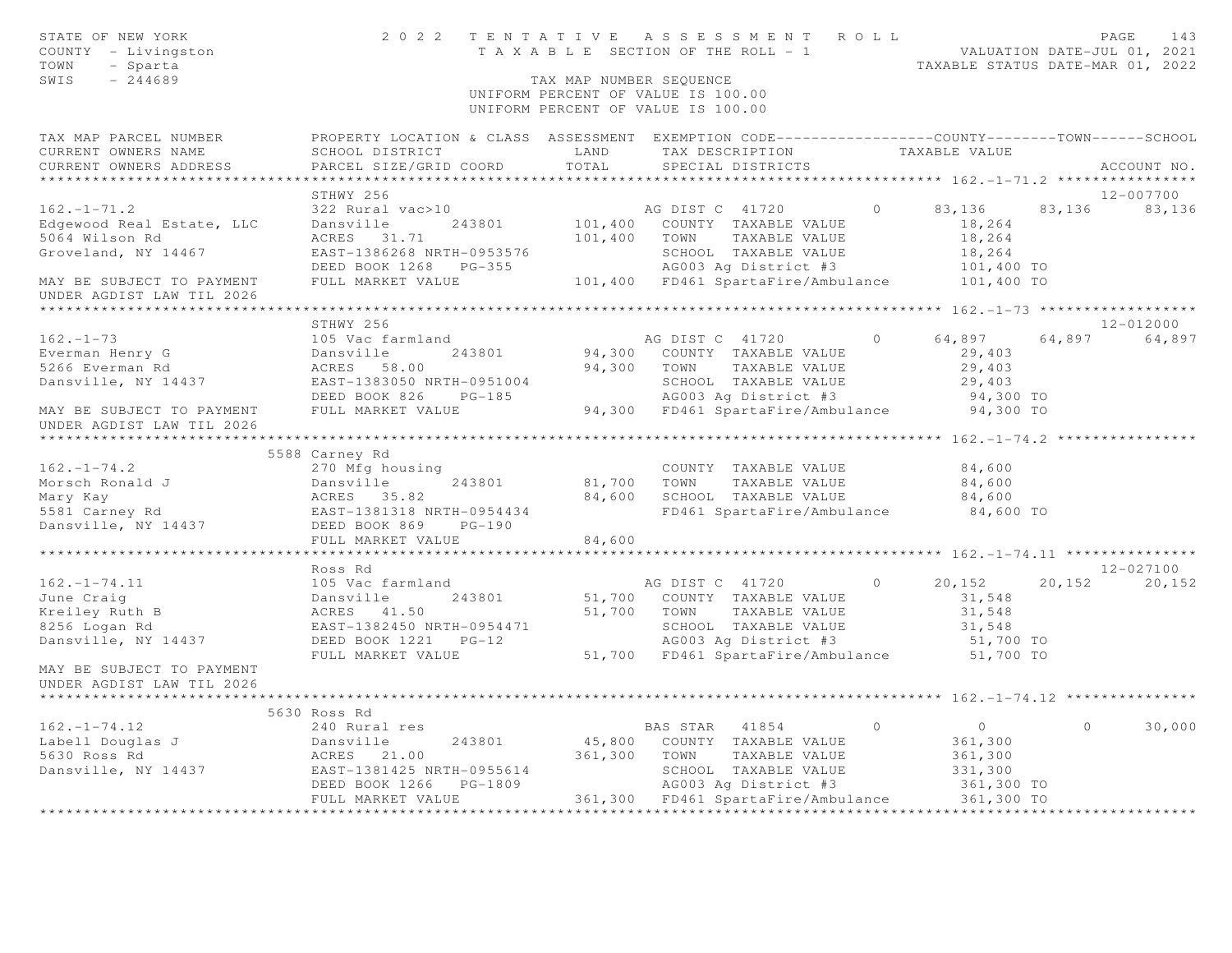STATE OF NEW YORK
COUNTY - Livingston
TOWN - Sparta
SWIS - 244689

2 0 2 2 T E N T A T I V E A S S E S S M E N T R O L L
T A X A B L E SECTION OF THE ROLL - 1

VALUATION DATE-JUL 01, 2021
TAXABLE STATUS DATE-MAR 01, 2022

TAX MAP NUMBER SEQUENCE
UNIFORM PERCENT OF VALUE IS 100.00
UNIFORM PERCENT OF VALUE IS 100.00

```
TAX MAP PARCEL NUMBER          PROPERTY LOCATION & CLASS  ASSESSMENT  EXEMPTION CODE------------------COUNTY--------TOWN------SCHOOL
CURRENT OWNERS NAME            SCHOOL DISTRICT               LAND      TAX DESCRIPTION            TAXABLE VALUE
CURRENT OWNERS ADDRESS         PARCEL SIZE/GRID COORD        TOTAL     SPECIAL DISTRICTS                                    ACCOUNT NO.
******************************************************************************************************* 162.-1-71.2 ****************
                               STHWY 256                                                                                12-007700
162.-1-71.2                    322 Rural vac>10                        AG DIST C  41720         0      83,136      83,136      83,136
Edgewood Real Estate, LLC      Dansville       243801       101,400    COUNTY  TAXABLE VALUE              18,264
5064 Wilson Rd                 ACRES   31.71                101,400    TOWN    TAXABLE VALUE              18,264
Groveland, NY 14467            EAST-1386268 NRTH-0953576               SCHOOL  TAXABLE VALUE              18,264
                               DEED BOOK 1268   PG-355                 AG003 Ag District #3              101,400 TO
MAY BE SUBJECT TO PAYMENT      FULL MARKET VALUE            101,400    FD461 SpartaFire/Ambulance        101,400 TO
UNDER AGDIST LAW TIL 2026
******************************************************************************************************* 162.-1-73 ******************
                               STHWY 256                                                                                12-012000
162.-1-73                      105 Vac farmland                        AG DIST C  41720         0      64,897      64,897      64,897
Everman Henry G                Dansville       243801        94,300    COUNTY  TAXABLE VALUE              29,403
5266 Everman Rd                ACRES   58.00                 94,300    TOWN    TAXABLE VALUE              29,403
Dansville, NY 14437            EAST-1383050 NRTH-0951004               SCHOOL  TAXABLE VALUE              29,403
                               DEED BOOK 826    PG-185                 AG003 Ag District #3               94,300 TO
MAY BE SUBJECT TO PAYMENT      FULL MARKET VALUE             94,300    FD461 SpartaFire/Ambulance         94,300 TO
UNDER AGDIST LAW TIL 2026
******************************************************************************************************* 162.-1-74.2 ****************
                          5588 Carney Rd
162.-1-74.2                    270 Mfg housing                         COUNTY  TAXABLE VALUE              84,600
Morsch Ronald J                Dansville       243801        81,700    TOWN    TAXABLE VALUE              84,600
Mary Kay                       ACRES   35.82                 84,600    SCHOOL  TAXABLE VALUE              84,600
5581 Carney Rd                 EAST-1381318 NRTH-0954434               FD461 SpartaFire/Ambulance         84,600 TO
Dansville, NY 14437            DEED BOOK 869    PG-190
                               FULL MARKET VALUE             84,600
******************************************************************************************************* 162.-1-74.11 ***************
                               Ross Rd                                                                                  12-027100
162.-1-74.11                   105 Vac farmland                        AG DIST C  41720         0      20,152      20,152      20,152
June Craig                     Dansville       243801        51,700    COUNTY  TAXABLE VALUE              31,548
Kreiley Ruth B                 ACRES   41.50                 51,700    TOWN    TAXABLE VALUE              31,548
8256 Logan Rd                  EAST-1382450 NRTH-0954471               SCHOOL  TAXABLE VALUE              31,548
Dansville, NY 14437            DEED BOOK 1221   PG-12                  AG003 Ag District #3               51,700 TO
                               FULL MARKET VALUE             51,700    FD461 SpartaFire/Ambulance         51,700 TO
MAY BE SUBJECT TO PAYMENT
UNDER AGDIST LAW TIL 2026
******************************************************************************************************* 162.-1-74.12 ***************
                          5630 Ross Rd
162.-1-74.12                   240 Rural res                           BAS STAR   41854         0           0           0      30,000
Labell Douglas J               Dansville       243801        45,800    COUNTY  TAXABLE VALUE             361,300
5630 Ross Rd                   ACRES   21.00                361,300    TOWN    TAXABLE VALUE             361,300
Dansville, NY 14437            EAST-1381425 NRTH-0955614               SCHOOL  TAXABLE VALUE             331,300
                               DEED BOOK 1266   PG-1809                AG003 Ag District #3              361,300 TO
                               FULL MARKET VALUE            361,300    FD461 SpartaFire/Ambulance        361,300 TO
************************************************************************************************************************************
```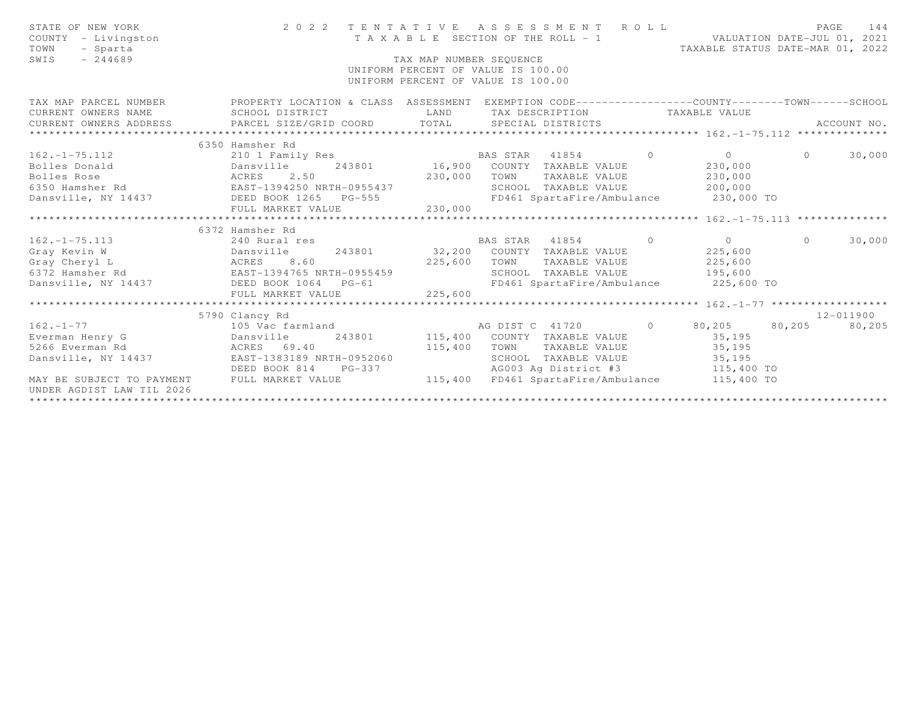STATE OF NEW YORK
COUNTY - Livingston
TOWN - Sparta
SWIS - 244689

# 2 0 2 2 T E N T A T I V E A S S E S S M E N T R O L L

T A X A B L E SECTION OF THE ROLL - 1

VALUATION DATE-JUL 01, 2021
TAXABLE STATUS DATE-MAR 01, 2022

TAX MAP NUMBER SEQUENCE
UNIFORM PERCENT OF VALUE IS 100.00
UNIFORM PERCENT OF VALUE IS 100.00

| TAX MAP PARCEL NUMBER / CURRENT OWNERS NAME / CURRENT OWNERS ADDRESS | PROPERTY LOCATION & CLASS / SCHOOL DISTRICT / PARCEL SIZE/GRID COORD | ASSESSMENT LAND / TOTAL | EXEMPTION CODE / TAX DESCRIPTION / SPECIAL DISTRICTS | | COUNTY / TAXABLE VALUE | TOWN | SCHOOL / ACCOUNT NO. |
|---|---|---|---|---|---|---|---|
| **162.-1-75.112** | 6350 Hamsher Rd | | | | | | |
| 162.-1-75.112 | 210 1 Family Res | | BAS STAR 41854 | 0 | 0 | 0 | 30,000 |
| Bolles Donald | Dansville 243801 | 16,900 | COUNTY TAXABLE VALUE | | 230,000 | | |
| Bolles Rose | ACRES 2.50 | 230,000 | TOWN TAXABLE VALUE | | 230,000 | | |
| 6350 Hamsher Rd | EAST-1394250 NRTH-0955437 | | SCHOOL TAXABLE VALUE | | 200,000 | | |
| Dansville, NY 14437 | DEED BOOK 1265 PG-555 | | FD461 SpartaFire/Ambulance | | 230,000 TO | | |
| | FULL MARKET VALUE | 230,000 | | | | | |
| **162.-1-75.113** | 6372 Hamsher Rd | | | | | | |
| 162.-1-75.113 | 240 Rural res | | BAS STAR 41854 | 0 | 0 | 0 | 30,000 |
| Gray Kevin W | Dansville 243801 | 32,200 | COUNTY TAXABLE VALUE | | 225,600 | | |
| Gray Cheryl L | ACRES 8.60 | 225,600 | TOWN TAXABLE VALUE | | 225,600 | | |
| 6372 Hamsher Rd | EAST-1394765 NRTH-0955459 | | SCHOOL TAXABLE VALUE | | 195,600 | | |
| Dansville, NY 14437 | DEED BOOK 1064 PG-61 | | FD461 SpartaFire/Ambulance | | 225,600 TO | | |
| | FULL MARKET VALUE | 225,600 | | | | | |
| **162.-1-77** | 5790 Clancy Rd | | | | | | 12-011900 |
| 162.-1-77 | 105 Vac farmland | | AG DIST C 41720 | 0 | 80,205 | 80,205 | 80,205 |
| Everman Henry G | Dansville 243801 | 115,400 | COUNTY TAXABLE VALUE | | 35,195 | | |
| 5266 Everman Rd | ACRES 69.40 | 115,400 | TOWN TAXABLE VALUE | | 35,195 | | |
| Dansville, NY 14437 | EAST-1383189 NRTH-0952060 | | SCHOOL TAXABLE VALUE | | 35,195 | | |
| | DEED BOOK 814 PG-337 | | AG003 Ag District #3 | | 115,400 TO | | |
| MAY BE SUBJECT TO PAYMENT UNDER AGDIST LAW TIL 2026 | FULL MARKET VALUE | 115,400 | FD461 SpartaFire/Ambulance | | 115,400 TO | | |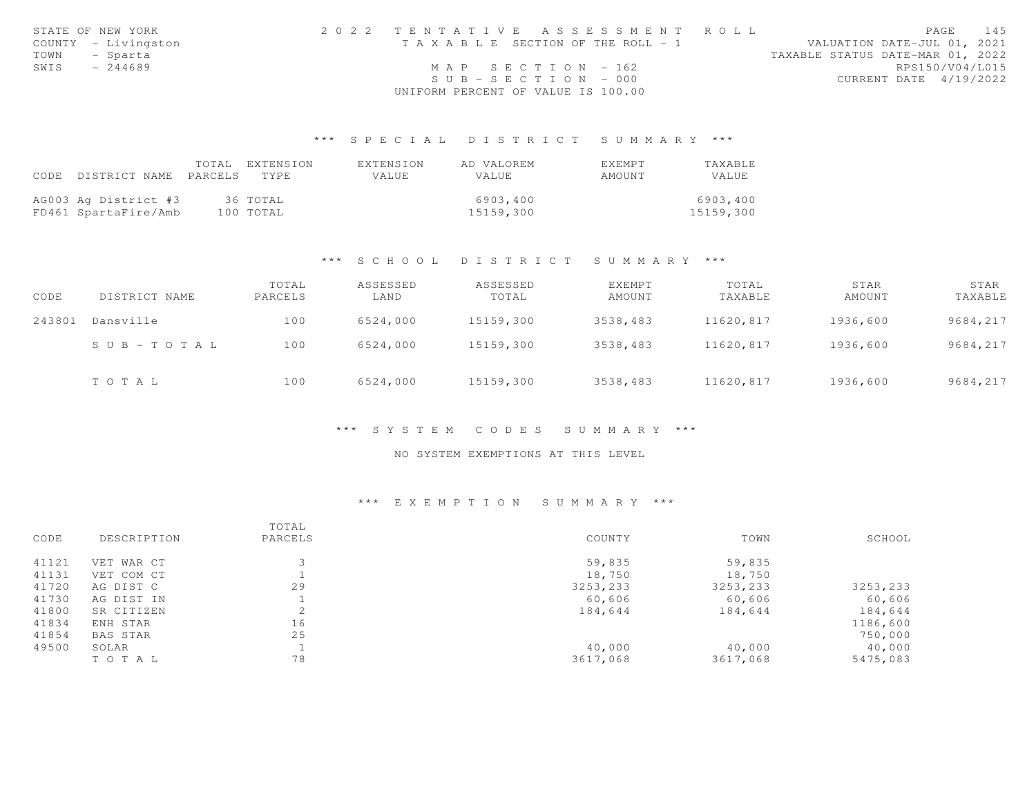STATE OF NEW YORK
COUNTY - Livingston
TOWN - Sparta
SWIS - 244689

2022 TENTATIVE ASSESSMENT ROLL
TAXABLE SECTION OF THE ROLL - 1
MAP SECTION - 162
SUB-SECTION - 000
UNIFORM PERCENT OF VALUE IS 100.00

VALUATION DATE-JUL 01, 2021
TAXABLE STATUS DATE-MAR 01, 2022
RPS150/V04/L015
CURRENT DATE 4/19/2022

## *** SPECIAL DISTRICT SUMMARY ***

| CODE | DISTRICT NAME | TOTAL PARCELS | EXTENSION TYPE | EXTENSION VALUE | AD VALOREM VALUE | EXEMPT AMOUNT | TAXABLE VALUE |
|---|---|---|---|---|---|---|---|
| AG003 | Ag District #3 | 36 | TOTAL | | 6903,400 | | 6903,400 |
| FD461 | SpartaFire/Amb | 100 | TOTAL | | 15159,300 | | 15159,300 |

## *** SCHOOL DISTRICT SUMMARY ***

| CODE | DISTRICT NAME | TOTAL PARCELS | ASSESSED LAND | ASSESSED TOTAL | EXEMPT AMOUNT | TOTAL TAXABLE | STAR AMOUNT | STAR TAXABLE |
|---|---|---|---|---|---|---|---|---|
| 243801 | Dansville | 100 | 6524,000 | 15159,300 | 3538,483 | 11620,817 | 1936,600 | 9684,217 |
| | SUB-TOTAL | 100 | 6524,000 | 15159,300 | 3538,483 | 11620,817 | 1936,600 | 9684,217 |
| | TOTAL | 100 | 6524,000 | 15159,300 | 3538,483 | 11620,817 | 1936,600 | 9684,217 |

## *** SYSTEM CODES SUMMARY ***

NO SYSTEM EXEMPTIONS AT THIS LEVEL

## *** EXEMPTION SUMMARY ***

| CODE | DESCRIPTION | TOTAL PARCELS | COUNTY | TOWN | SCHOOL |
|---|---|---|---|---|---|
| 41121 | VET WAR CT | 3 | 59,835 | 59,835 | |
| 41131 | VET COM CT | 1 | 18,750 | 18,750 | |
| 41720 | AG DIST C | 29 | 3253,233 | 3253,233 | 3253,233 |
| 41730 | AG DIST IN | 1 | 60,606 | 60,606 | 60,606 |
| 41800 | SR CITIZEN | 2 | 184,644 | 184,644 | 184,644 |
| 41834 | ENH STAR | 16 | | | 1186,600 |
| 41854 | BAS STAR | 25 | | | 750,000 |
| 49500 | SOLAR | 1 | 40,000 | 40,000 | 40,000 |
| | TOTAL | 78 | 3617,068 | 3617,068 | 5475,083 |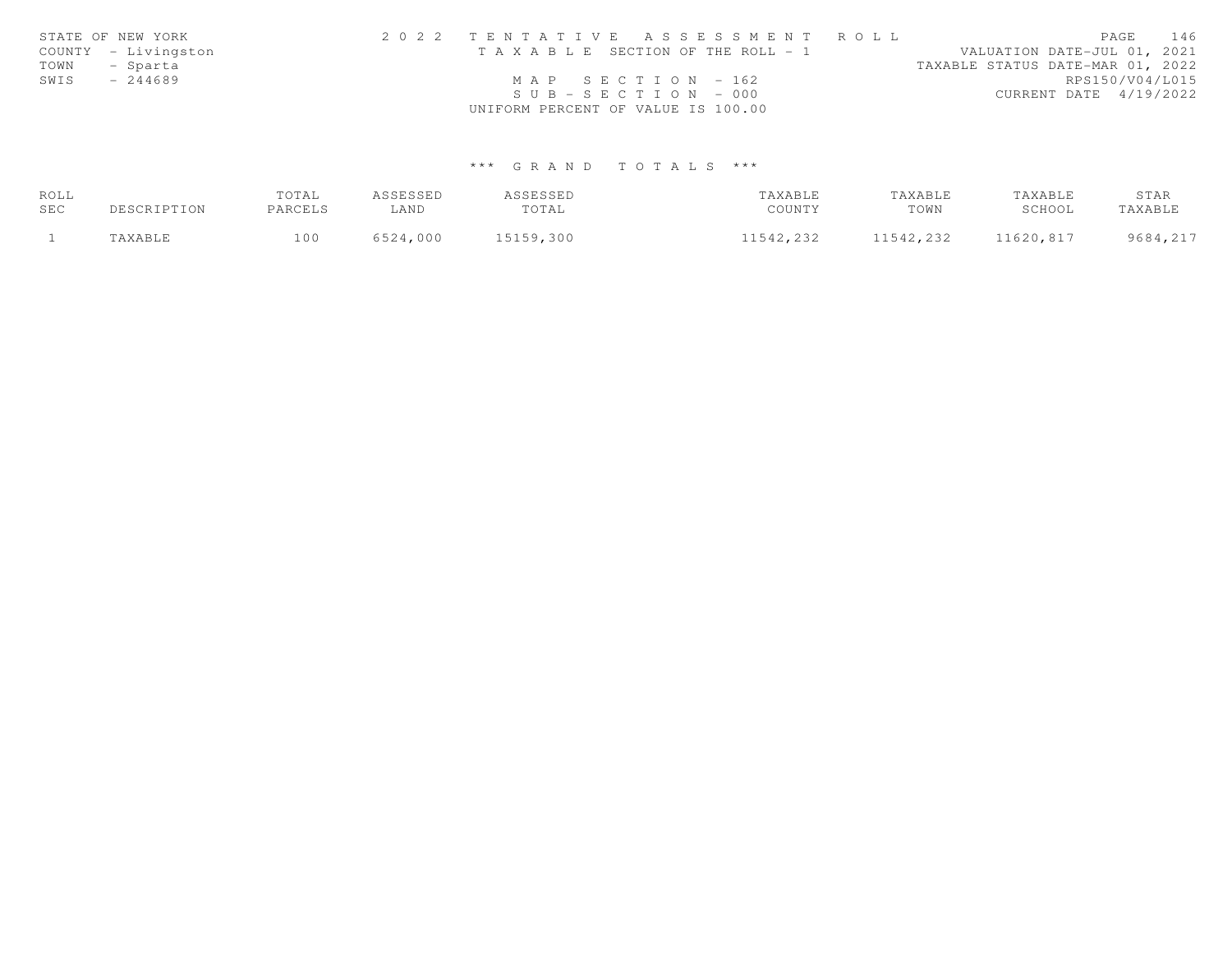STATE OF NEW YORK
COUNTY - Livingston
TOWN - Sparta
SWIS - 244689

2 0 2 2 T E N T A T I V E A S S E S S M E N T R O L L
T A X A B L E SECTION OF THE ROLL - 1
M A P S E C T I O N - 162
S U B - S E C T I O N - 000
UNIFORM PERCENT OF VALUE IS 100.00

VALUATION DATE-JUL 01, 2021
TAXABLE STATUS DATE-MAR 01, 2022
RPS150/V04/L015
CURRENT DATE 4/19/2022

*** G R A N D T O T A L S ***

| ROLL SEC | DESCRIPTION | TOTAL PARCELS | ASSESSED LAND | ASSESSED TOTAL | TAXABLE COUNTY | TAXABLE TOWN | TAXABLE SCHOOL | STAR TAXABLE |
|---|---|---|---|---|---|---|---|---|
| 1 | TAXABLE | 100 | 6524,000 | 15159,300 | 11542,232 | 11542,232 | 11620,817 | 9684,217 |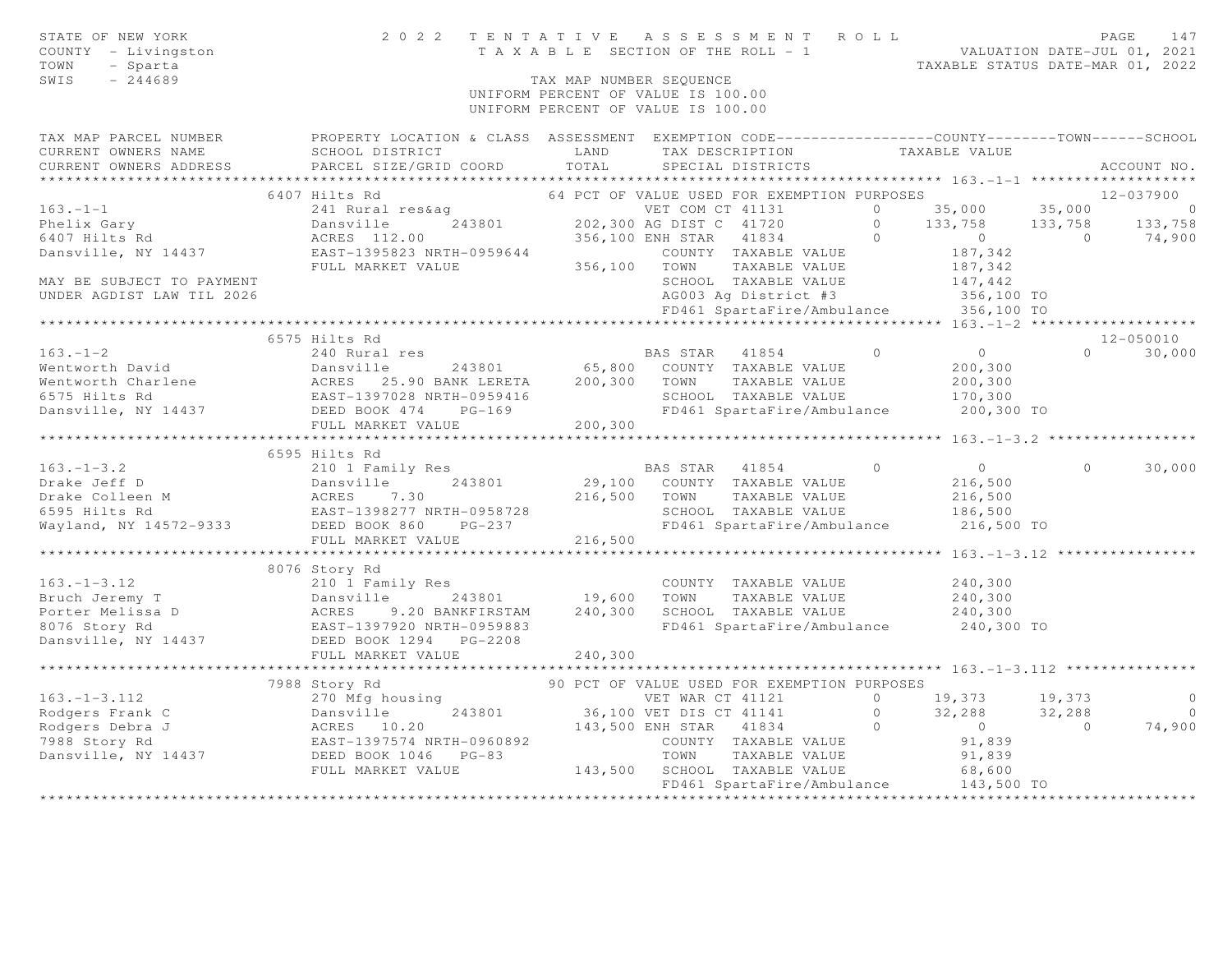STATE OF NEW YORK
COUNTY - Livingston
TOWN - Sparta
SWIS - 244689

2022 TENTATIVE ASSESSMENT ROLL
TAXABLE SECTION OF THE ROLL - 1
TAX MAP NUMBER SEQUENCE
UNIFORM PERCENT OF VALUE IS 100.00
UNIFORM PERCENT OF VALUE IS 100.00

VALUATION DATE-JUL 01, 2021
TAXABLE STATUS DATE-MAR 01, 2022

| TAX MAP PARCEL NUMBER / CURRENT OWNERS NAME / CURRENT OWNERS ADDRESS | PROPERTY LOCATION & CLASS / SCHOOL DISTRICT / PARCEL SIZE/GRID COORD | ASSESSMENT LAND / TOTAL | EXEMPTION CODE / TAX DESCRIPTION / SPECIAL DISTRICTS | | COUNTY TAXABLE VALUE | TOWN | SCHOOL / ACCOUNT NO. |
|---|---|---|---|---|---|---|---|
| **163.-1-1** | 6407 Hilts Rd | | 64 PCT OF VALUE USED FOR EXEMPTION PURPOSES | | | | 12-037900 |
| 163.-1-1 | 241 Rural res&ag | | VET COM CT 41131 | 0 | 35,000 | 35,000 | 0 |
| Phelix Gary | Dansville 243801 | 202,300 | AG DIST C 41720 | 0 | 133,758 | 133,758 | 133,758 |
| 6407 Hilts Rd | ACRES 112.00 | 356,100 | ENH STAR 41834 | 0 | 0 | 0 | 74,900 |
| Dansville, NY 14437 | EAST-1395823 NRTH-0959644 | | COUNTY TAXABLE VALUE | | 187,342 | | |
| | FULL MARKET VALUE | 356,100 | TOWN TAXABLE VALUE | | 187,342 | | |
| MAY BE SUBJECT TO PAYMENT | | | SCHOOL TAXABLE VALUE | | 147,442 | | |
| UNDER AGDIST LAW TIL 2026 | | | AG003 Ag District #3 | | 356,100 TO | | |
| | | | FD461 SpartaFire/Ambulance | | 356,100 TO | | |
| **163.-1-2** | 6575 Hilts Rd | | | | | | 12-050010 |
| 163.-1-2 | 240 Rural res | | BAS STAR 41854 | 0 | 0 | 0 | 30,000 |
| Wentworth David | Dansville 243801 | 65,800 | COUNTY TAXABLE VALUE | | 200,300 | | |
| Wentworth Charlene | ACRES 25.90 BANK LERETA | 200,300 | TOWN TAXABLE VALUE | | 200,300 | | |
| 6575 Hilts Rd | EAST-1397028 NRTH-0959416 | | SCHOOL TAXABLE VALUE | | 170,300 | | |
| Dansville, NY 14437 | DEED BOOK 474 PG-169 | | FD461 SpartaFire/Ambulance | | 200,300 TO | | |
| | FULL MARKET VALUE | 200,300 | | | | | |
| **163.-1-3.2** | 6595 Hilts Rd | | | | | | |
| 163.-1-3.2 | 210 1 Family Res | | BAS STAR 41854 | 0 | 0 | 0 | 30,000 |
| Drake Jeff D | Dansville 243801 | 29,100 | COUNTY TAXABLE VALUE | | 216,500 | | |
| Drake Colleen M | ACRES 7.30 | 216,500 | TOWN TAXABLE VALUE | | 216,500 | | |
| 6595 Hilts Rd | EAST-1398277 NRTH-0958728 | | SCHOOL TAXABLE VALUE | | 186,500 | | |
| Wayland, NY 14572-9333 | DEED BOOK 860 PG-237 | | FD461 SpartaFire/Ambulance | | 216,500 TO | | |
| | FULL MARKET VALUE | 216,500 | | | | | |
| **163.-1-3.12** | 8076 Story Rd | | | | | | |
| 163.-1-3.12 | 210 1 Family Res | | COUNTY TAXABLE VALUE | | 240,300 | | |
| Bruch Jeremy T | Dansville 243801 | 19,600 | TOWN TAXABLE VALUE | | 240,300 | | |
| Porter Melissa D | ACRES 9.20 BANKFIRSTAM | 240,300 | SCHOOL TAXABLE VALUE | | 240,300 | | |
| 8076 Story Rd | EAST-1397920 NRTH-0959883 | | FD461 SpartaFire/Ambulance | | 240,300 TO | | |
| Dansville, NY 14437 | DEED BOOK 1294 PG-2208 | | | | | | |
| | FULL MARKET VALUE | 240,300 | | | | | |
| **163.-1-3.112** | 7988 Story Rd | | 90 PCT OF VALUE USED FOR EXEMPTION PURPOSES | | | | |
| 163.-1-3.112 | 270 Mfg housing | | VET WAR CT 41121 | 0 | 19,373 | 19,373 | 0 |
| Rodgers Frank C | Dansville 243801 | 36,100 | VET DIS CT 41141 | 0 | 32,288 | 32,288 | 0 |
| Rodgers Debra J | ACRES 10.20 | 143,500 | ENH STAR 41834 | 0 | 0 | 0 | 74,900 |
| 7988 Story Rd | EAST-1397574 NRTH-0960892 | | COUNTY TAXABLE VALUE | | 91,839 | | |
| Dansville, NY 14437 | DEED BOOK 1046 PG-83 | | TOWN TAXABLE VALUE | | 91,839 | | |
| | FULL MARKET VALUE | 143,500 | SCHOOL TAXABLE VALUE | | 68,600 | | |
| | | | FD461 SpartaFire/Ambulance | | 143,500 TO | | |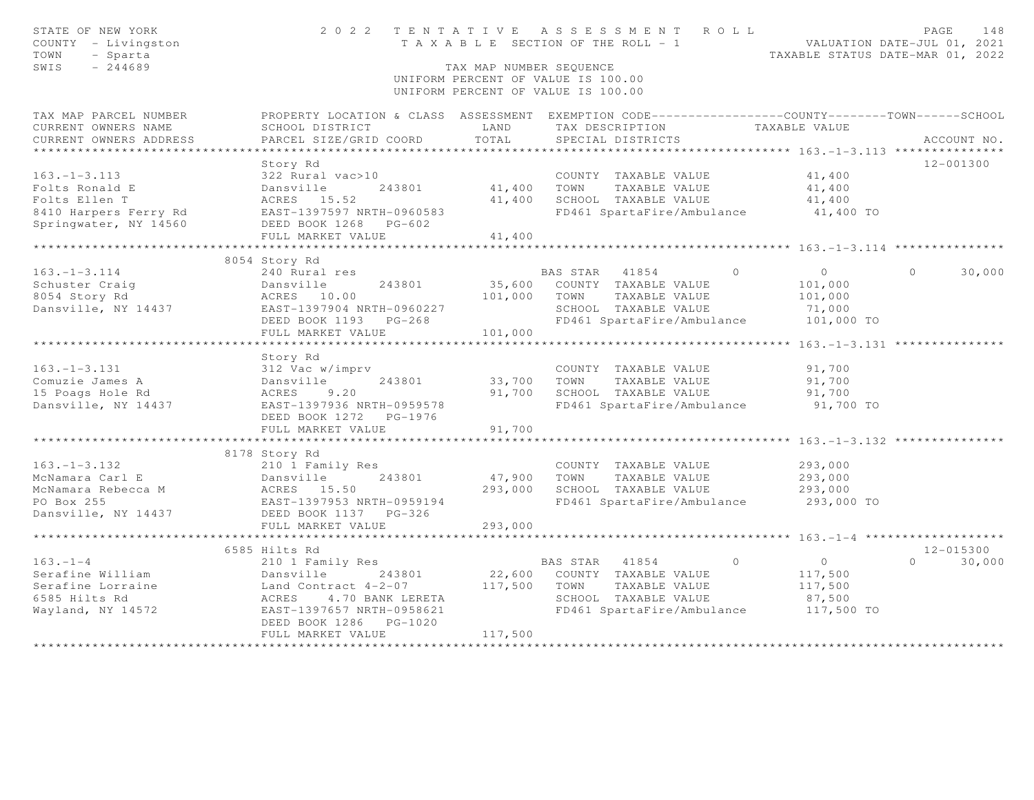STATE OF NEW YORK
COUNTY - Livingston
TOWN - Sparta
SWIS - 244689

# 2022 TENTATIVE ASSESSMENT ROLL

TAXABLE SECTION OF THE ROLL - 1

TAX MAP NUMBER SEQUENCE
UNIFORM PERCENT OF VALUE IS 100.00
UNIFORM PERCENT OF VALUE IS 100.00

VALUATION DATE-JUL 01, 2021
TAXABLE STATUS DATE-MAR 01, 2022

| TAX MAP PARCEL NUMBER / CURRENT OWNERS NAME / CURRENT OWNERS ADDRESS | PROPERTY LOCATION & CLASS / SCHOOL DISTRICT / PARCEL SIZE/GRID COORD | ASSESSMENT LAND / TOTAL | EXEMPTION CODE / TAX DESCRIPTION / SPECIAL DISTRICTS | COUNTY TAXABLE VALUE | TOWN | SCHOOL | ACCOUNT NO. |
|---|---|---|---|---|---|---|---|
| **163.-1-3.113** | Story Rd | | | | | | 12-001300 |
| 163.-1-3.113 | 322 Rural vac>10 | | COUNTY TAXABLE VALUE | 41,400 | | | |
| Folts Ronald E | Dansville 243801 | 41,400 | TOWN TAXABLE VALUE | 41,400 | | | |
| Folts Ellen T | ACRES 15.52 | 41,400 | SCHOOL TAXABLE VALUE | 41,400 | | | |
| 8410 Harpers Ferry Rd | EAST-1397597 NRTH-0960583 | | FD461 SpartaFire/Ambulance | 41,400 TO | | | |
| Springwater, NY 14560 | DEED BOOK 1268 PG-602 | | | | | | |
| | FULL MARKET VALUE | 41,400 | | | | | |
| **163.-1-3.114** | 8054 Story Rd | | | | | | |
| 163.-1-3.114 | 240 Rural res | | BAS STAR 41854 0 | 0 | 0 | 30,000 | |
| Schuster Craig | Dansville 243801 | 35,600 | COUNTY TAXABLE VALUE | 101,000 | | | |
| 8054 Story Rd | ACRES 10.00 | 101,000 | TOWN TAXABLE VALUE | 101,000 | | | |
| Dansville, NY 14437 | EAST-1397904 NRTH-0960227 | | SCHOOL TAXABLE VALUE | 71,000 | | | |
| | DEED BOOK 1193 PG-268 | | FD461 SpartaFire/Ambulance | 101,000 TO | | | |
| | FULL MARKET VALUE | 101,000 | | | | | |
| **163.-1-3.131** | Story Rd | | | | | | |
| 163.-1-3.131 | 312 Vac w/imprv | | COUNTY TAXABLE VALUE | 91,700 | | | |
| Comuzie James A | Dansville 243801 | 33,700 | TOWN TAXABLE VALUE | 91,700 | | | |
| 15 Poags Hole Rd | ACRES 9.20 | 91,700 | SCHOOL TAXABLE VALUE | 91,700 | | | |
| Dansville, NY 14437 | EAST-1397936 NRTH-0959578 | | FD461 SpartaFire/Ambulance | 91,700 TO | | | |
| | DEED BOOK 1272 PG-1976 | | | | | | |
| | FULL MARKET VALUE | 91,700 | | | | | |
| **163.-1-3.132** | 8178 Story Rd | | | | | | |
| 163.-1-3.132 | 210 1 Family Res | | COUNTY TAXABLE VALUE | 293,000 | | | |
| McNamara Carl E | Dansville 243801 | 47,900 | TOWN TAXABLE VALUE | 293,000 | | | |
| McNamara Rebecca M | ACRES 15.50 | 293,000 | SCHOOL TAXABLE VALUE | 293,000 | | | |
| PO Box 255 | EAST-1397953 NRTH-0959194 | | FD461 SpartaFire/Ambulance | 293,000 TO | | | |
| Dansville, NY 14437 | DEED BOOK 1137 PG-326 | | | | | | |
| | FULL MARKET VALUE | 293,000 | | | | | |
| **163.-1-4** | 6585 Hilts Rd | | | | | | 12-015300 |
| 163.-1-4 | 210 1 Family Res | | BAS STAR 41854 0 | 0 | 0 | 30,000 | |
| Serafine William | Dansville 243801 | 22,600 | COUNTY TAXABLE VALUE | 117,500 | | | |
| Serafine Lorraine | Land Contract 4-2-07 | 117,500 | TOWN TAXABLE VALUE | 117,500 | | | |
| 6585 Hilts Rd | ACRES 4.70 BANK LERETA | | SCHOOL TAXABLE VALUE | 87,500 | | | |
| Wayland, NY 14572 | EAST-1397657 NRTH-0958621 | | FD461 SpartaFire/Ambulance | 117,500 TO | | | |
| | DEED BOOK 1286 PG-1020 | | | | | | |
| | FULL MARKET VALUE | 117,500 | | | | | |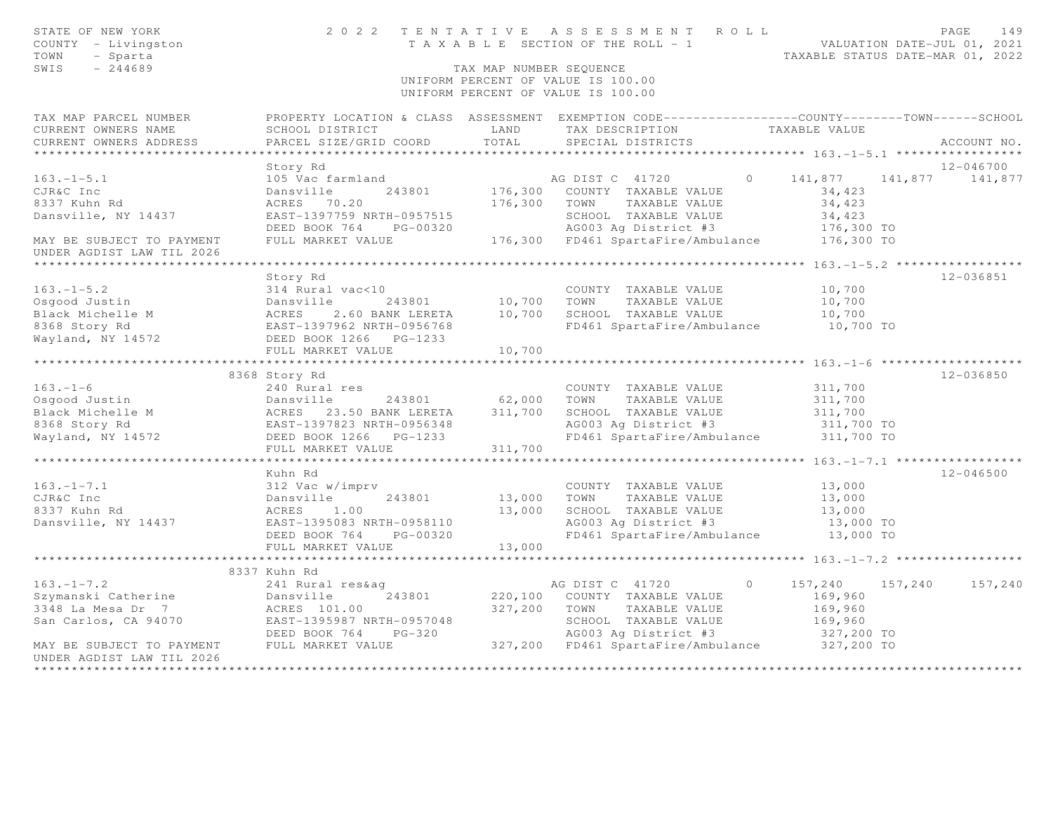STATE OF NEW YORK
COUNTY - Livingston
TOWN - Sparta
SWIS - 244689

# 2022 TENTATIVE ASSESSMENT ROLL

TAXABLE SECTION OF THE ROLL - 1

TAX MAP NUMBER SEQUENCE

UNIFORM PERCENT OF VALUE IS 100.00

VALUATION DATE-JUL 01, 2021
TAXABLE STATUS DATE-MAR 01, 2022

```
TAX MAP PARCEL NUMBER          PROPERTY LOCATION & CLASS  ASSESSMENT  EXEMPTION CODE------------------COUNTY--------TOWN------SCHOOL
CURRENT OWNERS NAME            SCHOOL DISTRICT               LAND      TAX DESCRIPTION            TAXABLE VALUE
CURRENT OWNERS ADDRESS         PARCEL SIZE/GRID COORD        TOTAL     SPECIAL DISTRICTS                                    ACCOUNT NO.
******************************************************************************************************* 163.-1-5.1 *****************
                               Story Rd                                                                                12-046700
163.-1-5.1                     105 Vac farmland                        AG DIST C  41720        0    141,877    141,877    141,877
CJR&C Inc                      Dansville      243801      176,300   COUNTY  TAXABLE VALUE             34,423
8337 Kuhn Rd                   ACRES   70.20              176,300   TOWN    TAXABLE VALUE             34,423
Dansville, NY 14437            EAST-1397759 NRTH-0957515            SCHOOL  TAXABLE VALUE             34,423
                               DEED BOOK 764    PG-00320            AG003 Ag District #3             176,300 TO
MAY BE SUBJECT TO PAYMENT      FULL MARKET VALUE          176,300   FD461 SpartaFire/Ambulance       176,300 TO
UNDER AGDIST LAW TIL 2026
******************************************************************************************************* 163.-1-5.2 *****************
                               Story Rd                                                                                12-036851
163.-1-5.2                     314 Rural vac<10                     COUNTY  TAXABLE VALUE             10,700
Osgood Justin                  Dansville      243801       10,700   TOWN    TAXABLE VALUE             10,700
Black Michelle M               ACRES    2.60 BANK LERETA   10,700   SCHOOL  TAXABLE VALUE             10,700
8368 Story Rd                  EAST-1397962 NRTH-0956768            FD461 SpartaFire/Ambulance        10,700 TO
Wayland, NY 14572              DEED BOOK 1266   PG-1233
                               FULL MARKET VALUE           10,700
******************************************************************************************************* 163.-1-6 *******************
                          8368 Story Rd                                                                                12-036850
163.-1-6                       240 Rural res                        COUNTY  TAXABLE VALUE            311,700
Osgood Justin                  Dansville      243801       62,000   TOWN    TAXABLE VALUE            311,700
Black Michelle M               ACRES   23.50 BANK LERETA  311,700   SCHOOL  TAXABLE VALUE            311,700
8368 Story Rd                  EAST-1397823 NRTH-0956348            AG003 Ag District #3             311,700 TO
Wayland, NY 14572              DEED BOOK 1266   PG-1233             FD461 SpartaFire/Ambulance       311,700 TO
                               FULL MARKET VALUE          311,700
******************************************************************************************************* 163.-1-7.1 *****************
                               Kuhn Rd                                                                                 12-046500
163.-1-7.1                     312 Vac w/imprv                      COUNTY  TAXABLE VALUE             13,000
CJR&C Inc                      Dansville      243801       13,000   TOWN    TAXABLE VALUE             13,000
8337 Kuhn Rd                   ACRES    1.00               13,000   SCHOOL  TAXABLE VALUE             13,000
Dansville, NY 14437            EAST-1395083 NRTH-0958110            AG003 Ag District #3              13,000 TO
                               DEED BOOK 764    PG-00320            FD461 SpartaFire/Ambulance        13,000 TO
                               FULL MARKET VALUE           13,000
******************************************************************************************************* 163.-1-7.2 *****************
                          8337 Kuhn Rd
163.-1-7.2                     241 Rural res&ag                        AG DIST C  41720        0    157,240    157,240    157,240
Szymanski Catherine            Dansville      243801      220,100   COUNTY  TAXABLE VALUE            169,960
3348 La Mesa Dr  7             ACRES  101.00              327,200   TOWN    TAXABLE VALUE            169,960
San Carlos, CA 94070           EAST-1395987 NRTH-0957048            SCHOOL  TAXABLE VALUE            169,960
                               DEED BOOK 764    PG-320              AG003 Ag District #3             327,200 TO
MAY BE SUBJECT TO PAYMENT      FULL MARKET VALUE          327,200   FD461 SpartaFire/Ambulance       327,200 TO
UNDER AGDIST LAW TIL 2026
*************************************************************************************************************************************
```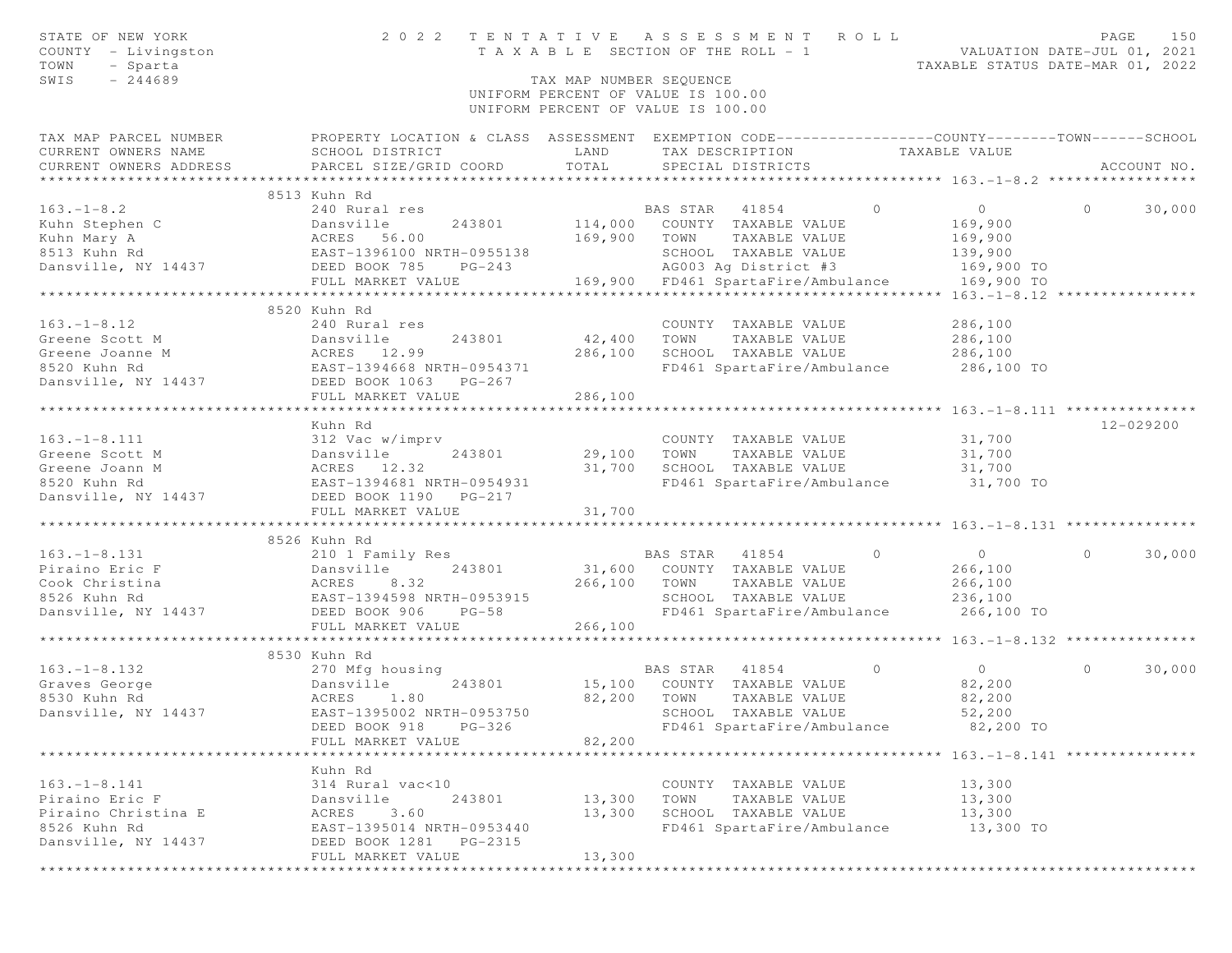STATE OF NEW YORK
COUNTY - Livingston
TOWN - Sparta
SWIS - 244689

2 0 2 2 T E N T A T I V E A S S E S S M E N T R O L L
T A X A B L E SECTION OF THE ROLL - 1
TAX MAP NUMBER SEQUENCE
UNIFORM PERCENT OF VALUE IS 100.00
UNIFORM PERCENT OF VALUE IS 100.00

VALUATION DATE-JUL 01, 2021
TAXABLE STATUS DATE-MAR 01, 2022

| TAX MAP PARCEL NUMBER / CURRENT OWNERS NAME / CURRENT OWNERS ADDRESS | PROPERTY LOCATION & CLASS / SCHOOL DISTRICT / PARCEL SIZE/GRID COORD | ASSESSMENT LAND / TOTAL | EXEMPTION CODE / TAX DESCRIPTION / SPECIAL DISTRICTS | COUNTY TAXABLE VALUE | TOWN | SCHOOL | ACCOUNT NO. |
|---|---|---|---|---|---|---|---|
| 163.-1-8.2 | 8513 Kuhn Rd | | | | | | |
| | 240 Rural res | | BAS STAR 41854 | 0 | 0 | 0 | 30,000 |
| Kuhn Stephen C | Dansville 243801 | 114,000 | COUNTY TAXABLE VALUE | 169,900 | | | |
| Kuhn Mary A | ACRES 56.00 | 169,900 | TOWN TAXABLE VALUE | 169,900 | | | |
| 8513 Kuhn Rd | EAST-1396100 NRTH-0955138 | | SCHOOL TAXABLE VALUE | 139,900 | | | |
| Dansville, NY 14437 | DEED BOOK 785 PG-243 | | AG003 Ag District #3 | 169,900 TO | | | |
| | FULL MARKET VALUE | 169,900 | FD461 SpartaFire/Ambulance | 169,900 TO | | | |
| 163.-1-8.12 | 8520 Kuhn Rd | | | | | | |
| | 240 Rural res | | COUNTY TAXABLE VALUE | 286,100 | | | |
| Greene Scott M | Dansville 243801 | 42,400 | TOWN TAXABLE VALUE | 286,100 | | | |
| Greene Joanne M | ACRES 12.99 | 286,100 | SCHOOL TAXABLE VALUE | 286,100 | | | |
| 8520 Kuhn Rd | EAST-1394668 NRTH-0954371 | | FD461 SpartaFire/Ambulance | 286,100 TO | | | |
| Dansville, NY 14437 | DEED BOOK 1063 PG-267 | | | | | | |
| | FULL MARKET VALUE | 286,100 | | | | | |
| 163.-1-8.111 | Kuhn Rd | | | | | | 12-029200 |
| | 312 Vac w/imprv | | COUNTY TAXABLE VALUE | 31,700 | | | |
| Greene Scott M | Dansville 243801 | 29,100 | TOWN TAXABLE VALUE | 31,700 | | | |
| Greene Joann M | ACRES 12.32 | 31,700 | SCHOOL TAXABLE VALUE | 31,700 | | | |
| 8520 Kuhn Rd | EAST-1394681 NRTH-0954931 | | FD461 SpartaFire/Ambulance | 31,700 TO | | | |
| Dansville, NY 14437 | DEED BOOK 1190 PG-217 | | | | | | |
| | FULL MARKET VALUE | 31,700 | | | | | |
| 163.-1-8.131 | 8526 Kuhn Rd | | | | | | |
| | 210 1 Family Res | | BAS STAR 41854 | 0 | 0 | 0 | 30,000 |
| Piraino Eric F | Dansville 243801 | 31,600 | COUNTY TAXABLE VALUE | 266,100 | | | |
| Cook Christina | ACRES 8.32 | 266,100 | TOWN TAXABLE VALUE | 266,100 | | | |
| 8526 Kuhn Rd | EAST-1394598 NRTH-0953915 | | SCHOOL TAXABLE VALUE | 236,100 | | | |
| Dansville, NY 14437 | DEED BOOK 906 PG-58 | | FD461 SpartaFire/Ambulance | 266,100 TO | | | |
| | FULL MARKET VALUE | 266,100 | | | | | |
| 163.-1-8.132 | 8530 Kuhn Rd | | | | | | |
| | 270 Mfg housing | | BAS STAR 41854 | 0 | 0 | 0 | 30,000 |
| Graves George | Dansville 243801 | 15,100 | COUNTY TAXABLE VALUE | 82,200 | | | |
| 8530 Kuhn Rd | ACRES 1.80 | 82,200 | TOWN TAXABLE VALUE | 82,200 | | | |
| Dansville, NY 14437 | EAST-1395002 NRTH-0953750 | | SCHOOL TAXABLE VALUE | 52,200 | | | |
| | DEED BOOK 918 PG-326 | | FD461 SpartaFire/Ambulance | 82,200 TO | | | |
| | FULL MARKET VALUE | 82,200 | | | | | |
| 163.-1-8.141 | Kuhn Rd | | | | | | |
| | 314 Rural vac<10 | | COUNTY TAXABLE VALUE | 13,300 | | | |
| Piraino Eric F | Dansville 243801 | 13,300 | TOWN TAXABLE VALUE | 13,300 | | | |
| Piraino Christina E | ACRES 3.60 | 13,300 | SCHOOL TAXABLE VALUE | 13,300 | | | |
| 8526 Kuhn Rd | EAST-1395014 NRTH-0953440 | | FD461 SpartaFire/Ambulance | 13,300 TO | | | |
| Dansville, NY 14437 | DEED BOOK 1281 PG-2315 | | | | | | |
| | FULL MARKET VALUE | 13,300 | | | | | |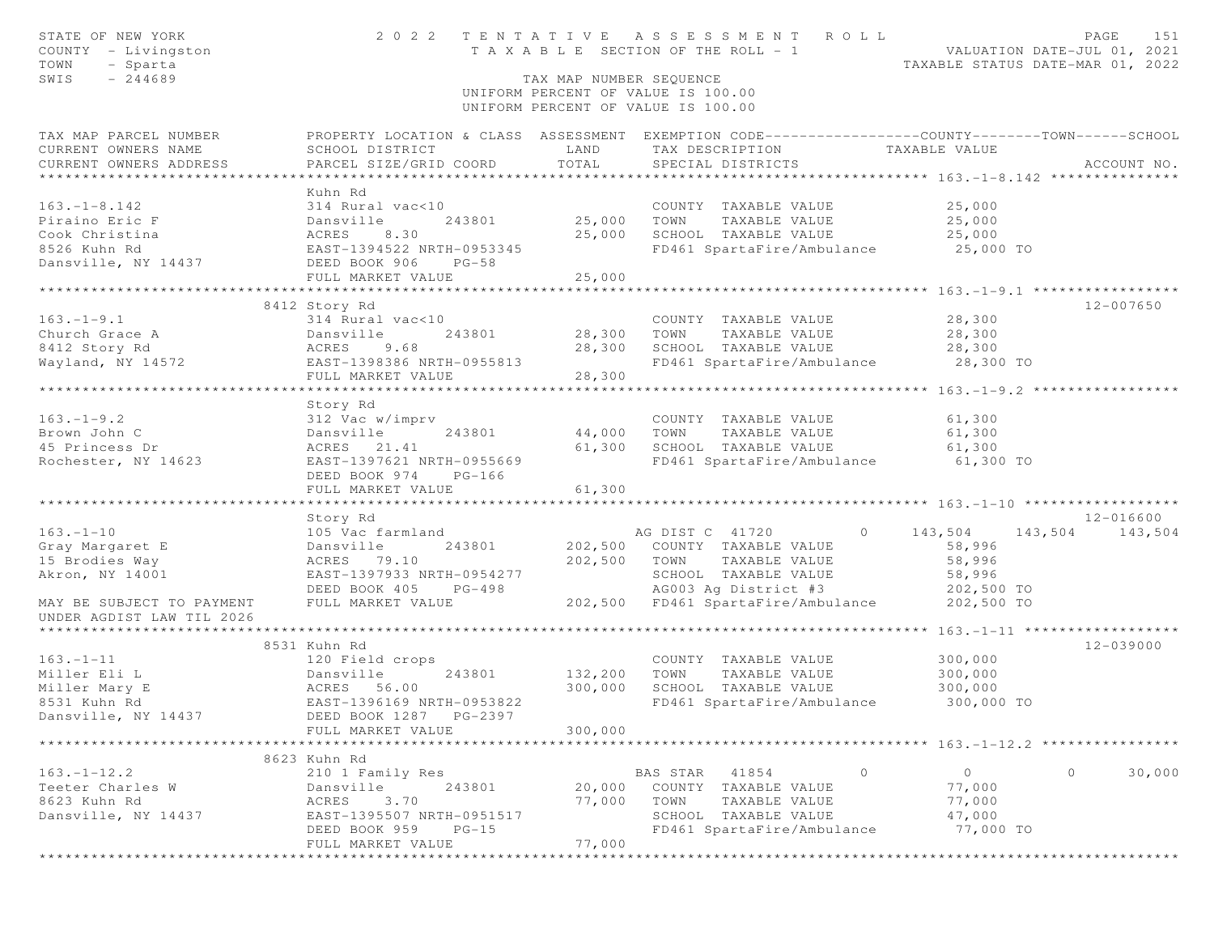STATE OF NEW YORK — 2 0 2 2 TENTATIVE ASSESSMENT ROLL — VALUATION DATE-JUL 01, 2021
COUNTY - Livingston — TAXABLE SECTION OF THE ROLL - 1 — TAXABLE STATUS DATE-MAR 01, 2022
TOWN - Sparta
SWIS - 244689

TAX MAP NUMBER SEQUENCE
UNIFORM PERCENT OF VALUE IS 100.00
UNIFORM PERCENT OF VALUE IS 100.00

| TAX MAP PARCEL NUMBER / CURRENT OWNERS NAME / CURRENT OWNERS ADDRESS | PROPERTY LOCATION & CLASS / SCHOOL DISTRICT / PARCEL SIZE/GRID COORD | ASSESSMENT LAND / TOTAL | EXEMPTION CODE / TAX DESCRIPTION / SPECIAL DISTRICTS | COUNTY TAXABLE VALUE | TOWN | SCHOOL | ACCOUNT NO. |
|---|---|---|---|---|---|---|---|
| **163.-1-8.142** | Kuhn Rd | | | | | | |
| 163.-1-8.142 | 314 Rural vac<10 | | COUNTY TAXABLE VALUE | 25,000 | | | |
| Piraino Eric F | Dansville 243801 | 25,000 | TOWN TAXABLE VALUE | 25,000 | | | |
| Cook Christina | ACRES 8.30 | 25,000 | SCHOOL TAXABLE VALUE | 25,000 | | | |
| 8526 Kuhn Rd | EAST-1394522 NRTH-0953345 | | FD461 SpartaFire/Ambulance | 25,000 TO | | | |
| Dansville, NY 14437 | DEED BOOK 906 PG-58 | | | | | | |
| | FULL MARKET VALUE | 25,000 | | | | | |
| **163.-1-9.1** | 8412 Story Rd | | | | | | 12-007650 |
| 163.-1-9.1 | 314 Rural vac<10 | | COUNTY TAXABLE VALUE | 28,300 | | | |
| Church Grace A | Dansville 243801 | 28,300 | TOWN TAXABLE VALUE | 28,300 | | | |
| 8412 Story Rd | ACRES 9.68 | 28,300 | SCHOOL TAXABLE VALUE | 28,300 | | | |
| Wayland, NY 14572 | EAST-1398386 NRTH-0955813 | | FD461 SpartaFire/Ambulance | 28,300 TO | | | |
| | FULL MARKET VALUE | 28,300 | | | | | |
| **163.-1-9.2** | Story Rd | | | | | | |
| 163.-1-9.2 | 312 Vac w/imprv | | COUNTY TAXABLE VALUE | 61,300 | | | |
| Brown John C | Dansville 243801 | 44,000 | TOWN TAXABLE VALUE | 61,300 | | | |
| 45 Princess Dr | ACRES 21.41 | 61,300 | SCHOOL TAXABLE VALUE | 61,300 | | | |
| Rochester, NY 14623 | EAST-1397621 NRTH-0955669 | | FD461 SpartaFire/Ambulance | 61,300 TO | | | |
| | DEED BOOK 974 PG-166 | | | | | | |
| | FULL MARKET VALUE | 61,300 | | | | | |
| **163.-1-10** | Story Rd | | | | | | 12-016600 |
| 163.-1-10 | 105 Vac farmland | | AG DIST C 41720 0 | 143,504 | 143,504 | 143,504 | |
| Gray Margaret E | Dansville 243801 | 202,500 | COUNTY TAXABLE VALUE | 58,996 | | | |
| 15 Brodies Way | ACRES 79.10 | 202,500 | TOWN TAXABLE VALUE | 58,996 | | | |
| Akron, NY 14001 | EAST-1397933 NRTH-0954277 | | SCHOOL TAXABLE VALUE | 58,996 | | | |
| | DEED BOOK 405 PG-498 | | AG003 Ag District #3 | 202,500 TO | | | |
| MAY BE SUBJECT TO PAYMENT UNDER AGDIST LAW TIL 2026 | FULL MARKET VALUE | 202,500 | FD461 SpartaFire/Ambulance | 202,500 TO | | | |
| **163.-1-11** | 8531 Kuhn Rd | | | | | | 12-039000 |
| 163.-1-11 | 120 Field crops | | COUNTY TAXABLE VALUE | 300,000 | | | |
| Miller Eli L | Dansville 243801 | 132,200 | TOWN TAXABLE VALUE | 300,000 | | | |
| Miller Mary E | ACRES 56.00 | 300,000 | SCHOOL TAXABLE VALUE | 300,000 | | | |
| 8531 Kuhn Rd | EAST-1396169 NRTH-0953822 | | FD461 SpartaFire/Ambulance | 300,000 TO | | | |
| Dansville, NY 14437 | DEED BOOK 1287 PG-2397 | | | | | | |
| | FULL MARKET VALUE | 300,000 | | | | | |
| **163.-1-12.2** | 8623 Kuhn Rd | | | | | | |
| 163.-1-12.2 | 210 1 Family Res | | BAS STAR 41854 0 | 0 | 0 | 30,000 | |
| Teeter Charles W | Dansville 243801 | 20,000 | COUNTY TAXABLE VALUE | 77,000 | | | |
| 8623 Kuhn Rd | ACRES 3.70 | 77,000 | TOWN TAXABLE VALUE | 77,000 | | | |
| Dansville, NY 14437 | EAST-1395507 NRTH-0951517 | | SCHOOL TAXABLE VALUE | 47,000 | | | |
| | DEED BOOK 959 PG-15 | | FD461 SpartaFire/Ambulance | 77,000 TO | | | |
| | FULL MARKET VALUE | 77,000 | | | | | |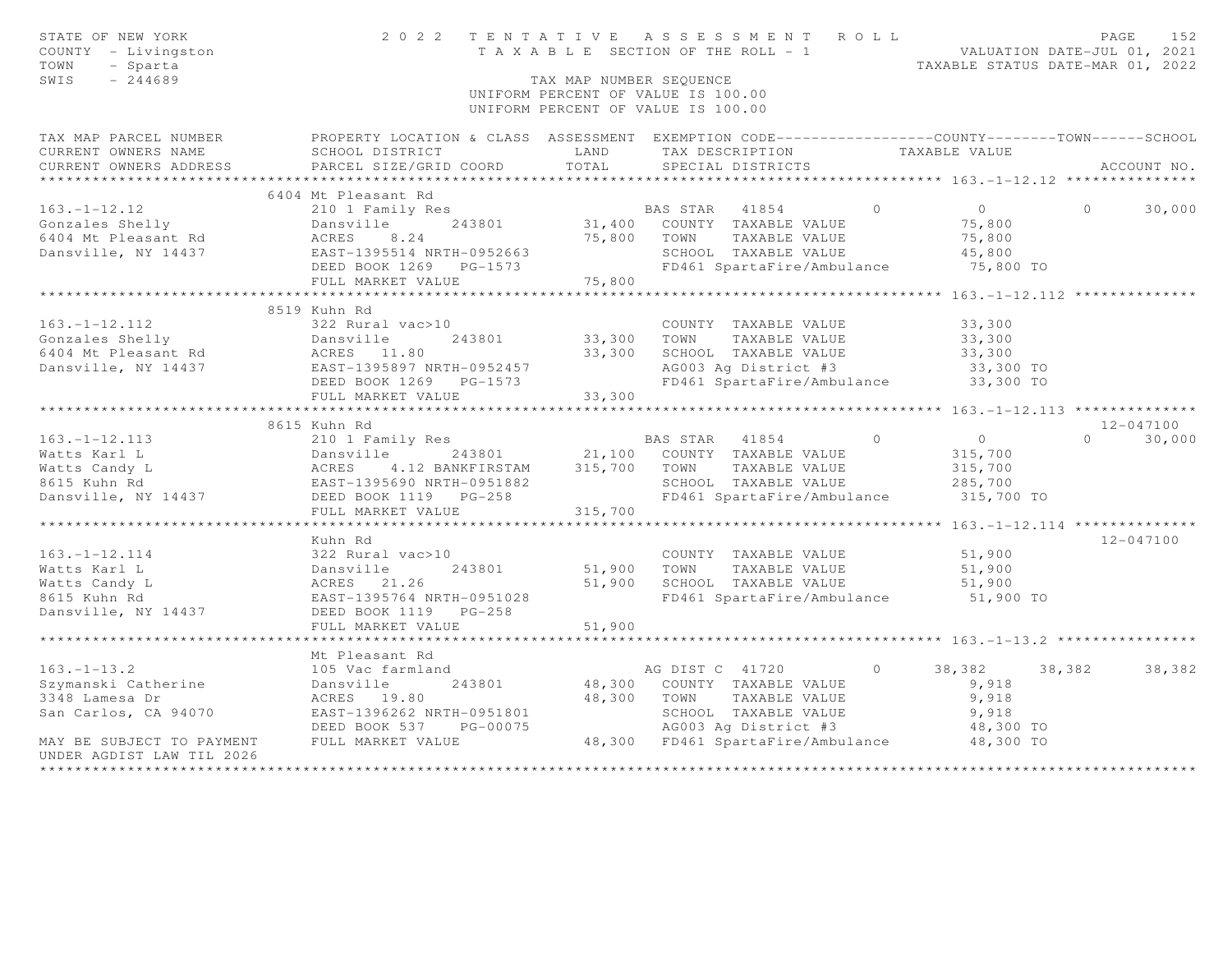STATE OF NEW YORK — 2022 TENTATIVE ASSESSMENT ROLL — TAXABLE SECTION OF THE ROLL - 1

COUNTY - Livingston
TOWN - Sparta
SWIS - 244689

VALUATION DATE-JUL 01, 2021
TAXABLE STATUS DATE-MAR 01, 2022

TAX MAP NUMBER SEQUENCE
UNIFORM PERCENT OF VALUE IS 100.00

| TAX MAP PARCEL NUMBER / CURRENT OWNERS NAME / CURRENT OWNERS ADDRESS | PROPERTY LOCATION & CLASS / SCHOOL DISTRICT / PARCEL SIZE/GRID COORD | ASSESSMENT LAND / TOTAL | EXEMPTION CODE / TAX DESCRIPTION / SPECIAL DISTRICTS | COUNTY TAXABLE VALUE | TOWN | SCHOOL | ACCOUNT NO. |
|---|---|---|---|---|---|---|---|
| **163.-1-12.12** | 6404 Mt Pleasant Rd | | | | | | |
| 163.-1-12.12 | 210 1 Family Res | | BAS STAR 41854 0 | 0 | 0 | 30,000 | |
| Gonzales Shelly | Dansville 243801 | 31,400 | COUNTY TAXABLE VALUE | 75,800 | | | |
| 6404 Mt Pleasant Rd | ACRES 8.24 | 75,800 | TOWN TAXABLE VALUE | 75,800 | | | |
| Dansville, NY 14437 | EAST-1395514 NRTH-0952663 | | SCHOOL TAXABLE VALUE | 45,800 | | | |
| | DEED BOOK 1269 PG-1573 | | FD461 SpartaFire/Ambulance | 75,800 TO | | | |
| | FULL MARKET VALUE | 75,800 | | | | | |
| **163.-1-12.112** | 8519 Kuhn Rd | | | | | | |
| 163.-1-12.112 | 322 Rural vac>10 | | COUNTY TAXABLE VALUE | 33,300 | | | |
| Gonzales Shelly | Dansville 243801 | 33,300 | TOWN TAXABLE VALUE | 33,300 | | | |
| 6404 Mt Pleasant Rd | ACRES 11.80 | 33,300 | SCHOOL TAXABLE VALUE | 33,300 | | | |
| Dansville, NY 14437 | EAST-1395897 NRTH-0952457 | | AG003 Ag District #3 | 33,300 TO | | | |
| | DEED BOOK 1269 PG-1573 | | FD461 SpartaFire/Ambulance | 33,300 TO | | | |
| | FULL MARKET VALUE | 33,300 | | | | | |
| **163.-1-12.113** | 8615 Kuhn Rd | | | | | | 12-047100 |
| 163.-1-12.113 | 210 1 Family Res | | BAS STAR 41854 0 | 0 | 0 | 30,000 | |
| Watts Karl L | Dansville 243801 | 21,100 | COUNTY TAXABLE VALUE | 315,700 | | | |
| Watts Candy L | ACRES 4.12 BANKFIRSTAM | 315,700 | TOWN TAXABLE VALUE | 315,700 | | | |
| 8615 Kuhn Rd | EAST-1395690 NRTH-0951882 | | SCHOOL TAXABLE VALUE | 285,700 | | | |
| Dansville, NY 14437 | DEED BOOK 1119 PG-258 | | FD461 SpartaFire/Ambulance | 315,700 TO | | | |
| | FULL MARKET VALUE | 315,700 | | | | | |
| **163.-1-12.114** | Kuhn Rd | | | | | | 12-047100 |
| 163.-1-12.114 | 322 Rural vac>10 | | COUNTY TAXABLE VALUE | 51,900 | | | |
| Watts Karl L | Dansville 243801 | 51,900 | TOWN TAXABLE VALUE | 51,900 | | | |
| Watts Candy L | ACRES 21.26 | 51,900 | SCHOOL TAXABLE VALUE | 51,900 | | | |
| 8615 Kuhn Rd | EAST-1395764 NRTH-0951028 | | FD461 SpartaFire/Ambulance | 51,900 TO | | | |
| Dansville, NY 14437 | DEED BOOK 1119 PG-258 | | | | | | |
| | FULL MARKET VALUE | 51,900 | | | | | |
| **163.-1-13.2** | Mt Pleasant Rd | | | | | | |
| 163.-1-13.2 | 105 Vac farmland | | AG DIST C 41720 0 | 38,382 | 38,382 | 38,382 | |
| Szymanski Catherine | Dansville 243801 | 48,300 | COUNTY TAXABLE VALUE | 9,918 | | | |
| 3348 Lamesa Dr | ACRES 19.80 | 48,300 | TOWN TAXABLE VALUE | 9,918 | | | |
| San Carlos, CA 94070 | EAST-1396262 NRTH-0951801 | | SCHOOL TAXABLE VALUE | 9,918 | | | |
| | DEED BOOK 537 PG-00075 | | AG003 Ag District #3 | 48,300 TO | | | |
| MAY BE SUBJECT TO PAYMENT UNDER AGDIST LAW TIL 2026 | FULL MARKET VALUE | 48,300 | FD461 SpartaFire/Ambulance | 48,300 TO | | | |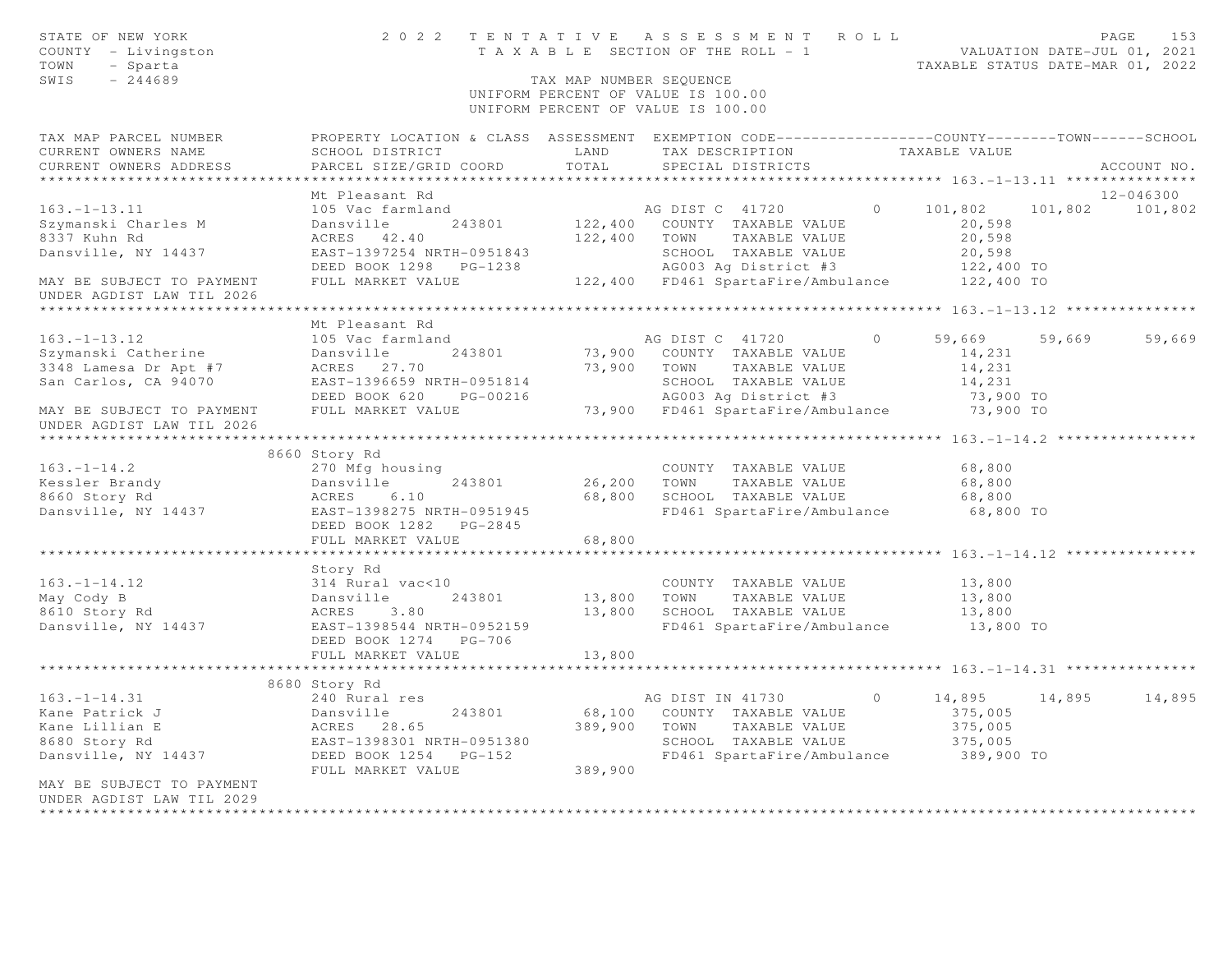STATE OF NEW YORK — 2022 TENTATIVE ASSESSMENT ROLL — PAGE 153
COUNTY - Livingston — TAXABLE SECTION OF THE ROLL - 1 — VALUATION DATE-JUL 01, 2021
TOWN - Sparta — TAXABLE STATUS DATE-MAR 01, 2022
SWIS - 244689 — TAX MAP NUMBER SEQUENCE
UNIFORM PERCENT OF VALUE IS 100.00
UNIFORM PERCENT OF VALUE IS 100.00

| TAX MAP PARCEL NUMBER / CURRENT OWNERS NAME / CURRENT OWNERS ADDRESS | PROPERTY LOCATION & CLASS / SCHOOL DISTRICT / PARCEL SIZE/GRID COORD | ASSESSMENT LAND | TOTAL | EXEMPTION CODE / TAX DESCRIPTION / SPECIAL DISTRICTS | COUNTY TAXABLE VALUE | TOWN | SCHOOL | ACCOUNT NO. |
|---|---|---|---|---|---|---|---|---|
| **163.-1-13.11** | Mt Pleasant Rd | | | | | | | 12-046300 |
| 163.-1-13.11 | 105 Vac farmland | | | AG DIST C 41720 0 | 101,802 | 101,802 | 101,802 | |
| Szymanski Charles M | Dansville 243801 | 122,400 | | COUNTY TAXABLE VALUE | 20,598 | | | |
| 8337 Kuhn Rd | ACRES 42.40 | | 122,400 | TOWN TAXABLE VALUE | 20,598 | | | |
| Dansville, NY 14437 | EAST-1397254 NRTH-0951843 | | | SCHOOL TAXABLE VALUE | 20,598 | | | |
| | DEED BOOK 1298 PG-1238 | | | AG003 Ag District #3 | 122,400 TO | | | |
| MAY BE SUBJECT TO PAYMENT UNDER AGDIST LAW TIL 2026 | FULL MARKET VALUE | | 122,400 | FD461 SpartaFire/Ambulance | 122,400 TO | | | |
| **163.-1-13.12** | Mt Pleasant Rd | | | | | | | |
| 163.-1-13.12 | 105 Vac farmland | | | AG DIST C 41720 0 | 59,669 | 59,669 | 59,669 | |
| Szymanski Catherine | Dansville 243801 | 73,900 | | COUNTY TAXABLE VALUE | 14,231 | | | |
| 3348 Lamesa Dr Apt #7 | ACRES 27.70 | | 73,900 | TOWN TAXABLE VALUE | 14,231 | | | |
| San Carlos, CA 94070 | EAST-1396659 NRTH-0951814 | | | SCHOOL TAXABLE VALUE | 14,231 | | | |
| | DEED BOOK 620 PG-00216 | | | AG003 Ag District #3 | 73,900 TO | | | |
| MAY BE SUBJECT TO PAYMENT UNDER AGDIST LAW TIL 2026 | FULL MARKET VALUE | | 73,900 | FD461 SpartaFire/Ambulance | 73,900 TO | | | |
| **163.-1-14.2** | 8660 Story Rd | | | | | | | |
| 163.-1-14.2 | 270 Mfg housing | | | COUNTY TAXABLE VALUE | 68,800 | | | |
| Kessler Brandy | Dansville 243801 | 26,200 | | TOWN TAXABLE VALUE | 68,800 | | | |
| 8660 Story Rd | ACRES 6.10 | | 68,800 | SCHOOL TAXABLE VALUE | 68,800 | | | |
| Dansville, NY 14437 | EAST-1398275 NRTH-0951945 | | | FD461 SpartaFire/Ambulance | 68,800 TO | | | |
| | DEED BOOK 1282 PG-2845 | | | | | | | |
| | FULL MARKET VALUE | | 68,800 | | | | | |
| **163.-1-14.12** | Story Rd | | | | | | | |
| 163.-1-14.12 | 314 Rural vac<10 | | | COUNTY TAXABLE VALUE | 13,800 | | | |
| May Cody B | Dansville 243801 | 13,800 | | TOWN TAXABLE VALUE | 13,800 | | | |
| 8610 Story Rd | ACRES 3.80 | | 13,800 | SCHOOL TAXABLE VALUE | 13,800 | | | |
| Dansville, NY 14437 | EAST-1398544 NRTH-0952159 | | | FD461 SpartaFire/Ambulance | 13,800 TO | | | |
| | DEED BOOK 1274 PG-706 | | | | | | | |
| | FULL MARKET VALUE | | 13,800 | | | | | |
| **163.-1-14.31** | 8680 Story Rd | | | | | | | |
| 163.-1-14.31 | 240 Rural res | | | AG DIST IN 41730 0 | 14,895 | 14,895 | 14,895 | |
| Kane Patrick J | Dansville 243801 | 68,100 | | COUNTY TAXABLE VALUE | 375,005 | | | |
| Kane Lillian E | ACRES 28.65 | | 389,900 | TOWN TAXABLE VALUE | 375,005 | | | |
| 8680 Story Rd | EAST-1398301 NRTH-0951380 | | | SCHOOL TAXABLE VALUE | 375,005 | | | |
| Dansville, NY 14437 | DEED BOOK 1254 PG-152 | | | FD461 SpartaFire/Ambulance | 389,900 TO | | | |
| MAY BE SUBJECT TO PAYMENT UNDER AGDIST LAW TIL 2029 | FULL MARKET VALUE | | 389,900 | | | | | |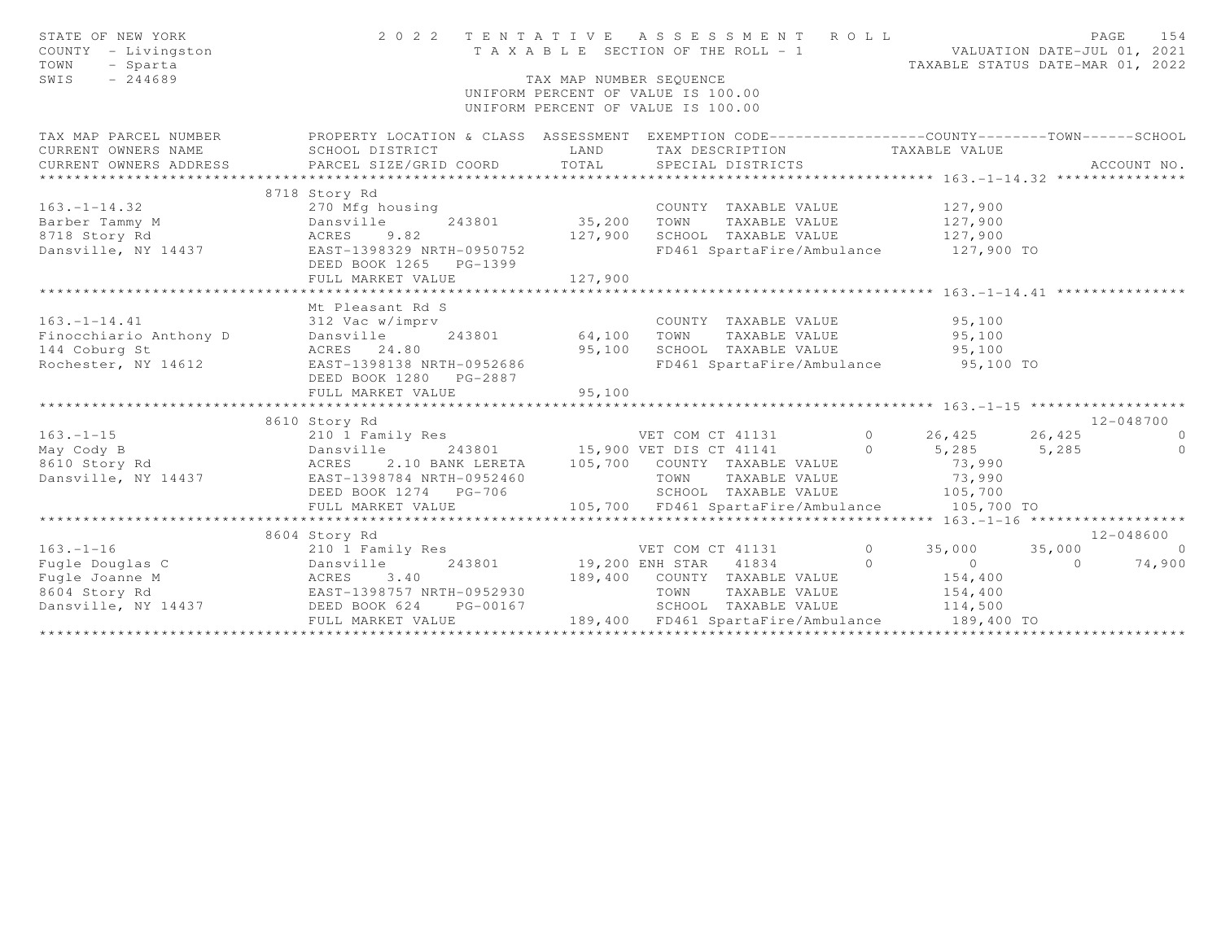STATE OF NEW YORK
COUNTY - Livingston
TOWN - Sparta
SWIS - 244689

# 2022 TENTATIVE ASSESSMENT ROLL

TAXABLE SECTION OF THE ROLL - 1

VALUATION DATE-JUL 01, 2021
TAXABLE STATUS DATE-MAR 01, 2022

TAX MAP NUMBER SEQUENCE
UNIFORM PERCENT OF VALUE IS 100.00
UNIFORM PERCENT OF VALUE IS 100.00

| TAX MAP PARCEL NUMBER / CURRENT OWNERS NAME / CURRENT OWNERS ADDRESS | PROPERTY LOCATION & CLASS / SCHOOL DISTRICT / PARCEL SIZE/GRID COORD | ASSESSMENT LAND / TOTAL | EXEMPTION CODE / TAX DESCRIPTION / SPECIAL DISTRICTS | COUNTY | TOWN | SCHOOL / ACCOUNT NO. |
|---|---|---|---|---|---|---|
| **163.-1-14.32** | 8718 Story Rd | | | | | |
| 163.-1-14.32 | 270 Mfg housing | | COUNTY TAXABLE VALUE | 127,900 | | |
| Barber Tammy M | Dansville 243801 | 35,200 | TOWN TAXABLE VALUE | 127,900 | | |
| 8718 Story Rd | ACRES 9.82 | 127,900 | SCHOOL TAXABLE VALUE | 127,900 | | |
| Dansville, NY 14437 | EAST-1398329 NRTH-0950752 | | FD461 SpartaFire/Ambulance | 127,900 TO | | |
| | DEED BOOK 1265 PG-1399 | | | | | |
| | FULL MARKET VALUE | 127,900 | | | | |
| **163.-1-14.41** | Mt Pleasant Rd S | | | | | |
| 163.-1-14.41 | 312 Vac w/imprv | | COUNTY TAXABLE VALUE | 95,100 | | |
| Finocchiario Anthony D | Dansville 243801 | 64,100 | TOWN TAXABLE VALUE | 95,100 | | |
| 144 Coburg St | ACRES 24.80 | 95,100 | SCHOOL TAXABLE VALUE | 95,100 | | |
| Rochester, NY 14612 | EAST-1398138 NRTH-0952686 | | FD461 SpartaFire/Ambulance | 95,100 TO | | |
| | DEED BOOK 1280 PG-2887 | | | | | |
| | FULL MARKET VALUE | 95,100 | | | | |
| **163.-1-15** | 8610 Story Rd | | | | | 12-048700 |
| 163.-1-15 | 210 1 Family Res | | VET COM CT 41131 0 | 26,425 | 26,425 | 0 |
| May Cody B | Dansville 243801 | 15,900 | VET DIS CT 41141 0 | 5,285 | 5,285 | 0 |
| 8610 Story Rd | ACRES 2.10 BANK LERETA | 105,700 | COUNTY TAXABLE VALUE | 73,990 | | |
| Dansville, NY 14437 | EAST-1398784 NRTH-0952460 | | TOWN TAXABLE VALUE | 73,990 | | |
| | DEED BOOK 1274 PG-706 | | SCHOOL TAXABLE VALUE | 105,700 | | |
| | FULL MARKET VALUE | 105,700 | FD461 SpartaFire/Ambulance | 105,700 TO | | |
| **163.-1-16** | 8604 Story Rd | | | | | 12-048600 |
| 163.-1-16 | 210 1 Family Res | | VET COM CT 41131 0 | 35,000 | 35,000 | 0 |
| Fugle Douglas C | Dansville 243801 | 19,200 | ENH STAR 41834 0 | 0 | 0 | 74,900 |
| Fugle Joanne M | ACRES 3.40 | 189,400 | COUNTY TAXABLE VALUE | 154,400 | | |
| 8604 Story Rd | EAST-1398757 NRTH-0952930 | | TOWN TAXABLE VALUE | 154,400 | | |
| Dansville, NY 14437 | DEED BOOK 624 PG-00167 | | SCHOOL TAXABLE VALUE | 114,500 | | |
| | FULL MARKET VALUE | 189,400 | FD461 SpartaFire/Ambulance | 189,400 TO | | |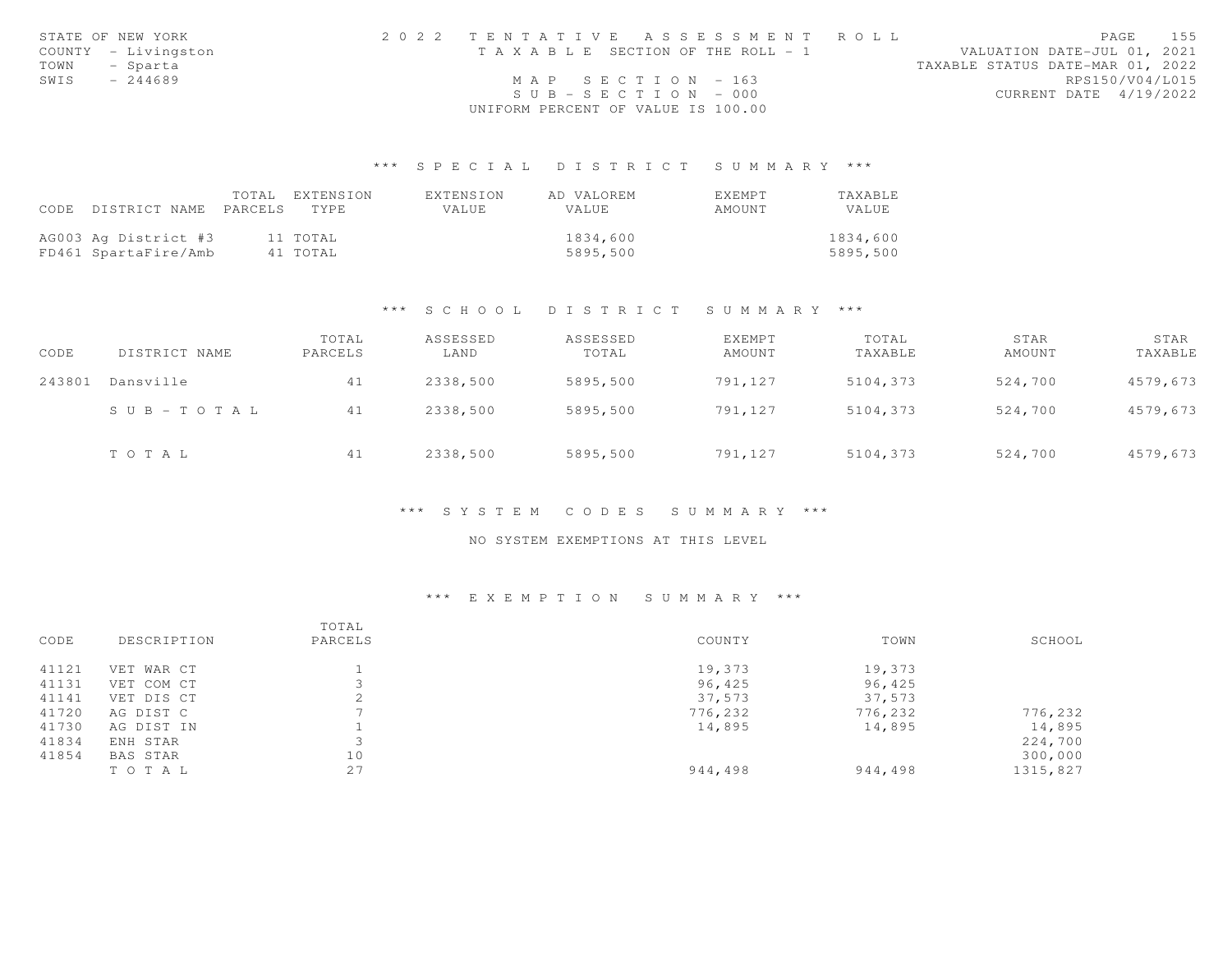STATE OF NEW YORK
COUNTY - Livingston
TOWN - Sparta
SWIS - 244689

2022 TENTATIVE ASSESSMENT ROLL
TAXABLE SECTION OF THE ROLL - 1
MAP SECTION - 163
SUB-SECTION - 000
UNIFORM PERCENT OF VALUE IS 100.00

VALUATION DATE-JUL 01, 2021
TAXABLE STATUS DATE-MAR 01, 2022
RPS150/V04/L015
CURRENT DATE 4/19/2022

### *** SPECIAL DISTRICT SUMMARY ***

| CODE | DISTRICT NAME | TOTAL PARCELS | EXTENSION TYPE | EXTENSION VALUE | AD VALOREM VALUE | EXEMPT AMOUNT | TAXABLE VALUE |
|---|---|---|---|---|---|---|---|
| AG003 | Ag District #3 | 11 | TOTAL | | 1834,600 | | 1834,600 |
| FD461 | SpartaFire/Amb | 41 | TOTAL | | 5895,500 | | 5895,500 |

### *** SCHOOL DISTRICT SUMMARY ***

| CODE | DISTRICT NAME | TOTAL PARCELS | ASSESSED LAND | ASSESSED TOTAL | EXEMPT AMOUNT | TOTAL TAXABLE | STAR AMOUNT | STAR TAXABLE |
|---|---|---|---|---|---|---|---|---|
| 243801 | Dansville | 41 | 2338,500 | 5895,500 | 791,127 | 5104,373 | 524,700 | 4579,673 |
| | SUB-TOTAL | 41 | 2338,500 | 5895,500 | 791,127 | 5104,373 | 524,700 | 4579,673 |
| | TOTAL | 41 | 2338,500 | 5895,500 | 791,127 | 5104,373 | 524,700 | 4579,673 |

### *** SYSTEM CODES SUMMARY ***

NO SYSTEM EXEMPTIONS AT THIS LEVEL

### *** EXEMPTION SUMMARY ***

| CODE | DESCRIPTION | TOTAL PARCELS | COUNTY | TOWN | SCHOOL |
|---|---|---|---|---|---|
| 41121 | VET WAR CT | 1 | 19,373 | 19,373 | |
| 41131 | VET COM CT | 3 | 96,425 | 96,425 | |
| 41141 | VET DIS CT | 2 | 37,573 | 37,573 | |
| 41720 | AG DIST C | 7 | 776,232 | 776,232 | 776,232 |
| 41730 | AG DIST IN | 1 | 14,895 | 14,895 | 14,895 |
| 41834 | ENH STAR | 3 | | | 224,700 |
| 41854 | BAS STAR | 10 | | | 300,000 |
| | TOTAL | 27 | 944,498 | 944,498 | 1315,827 |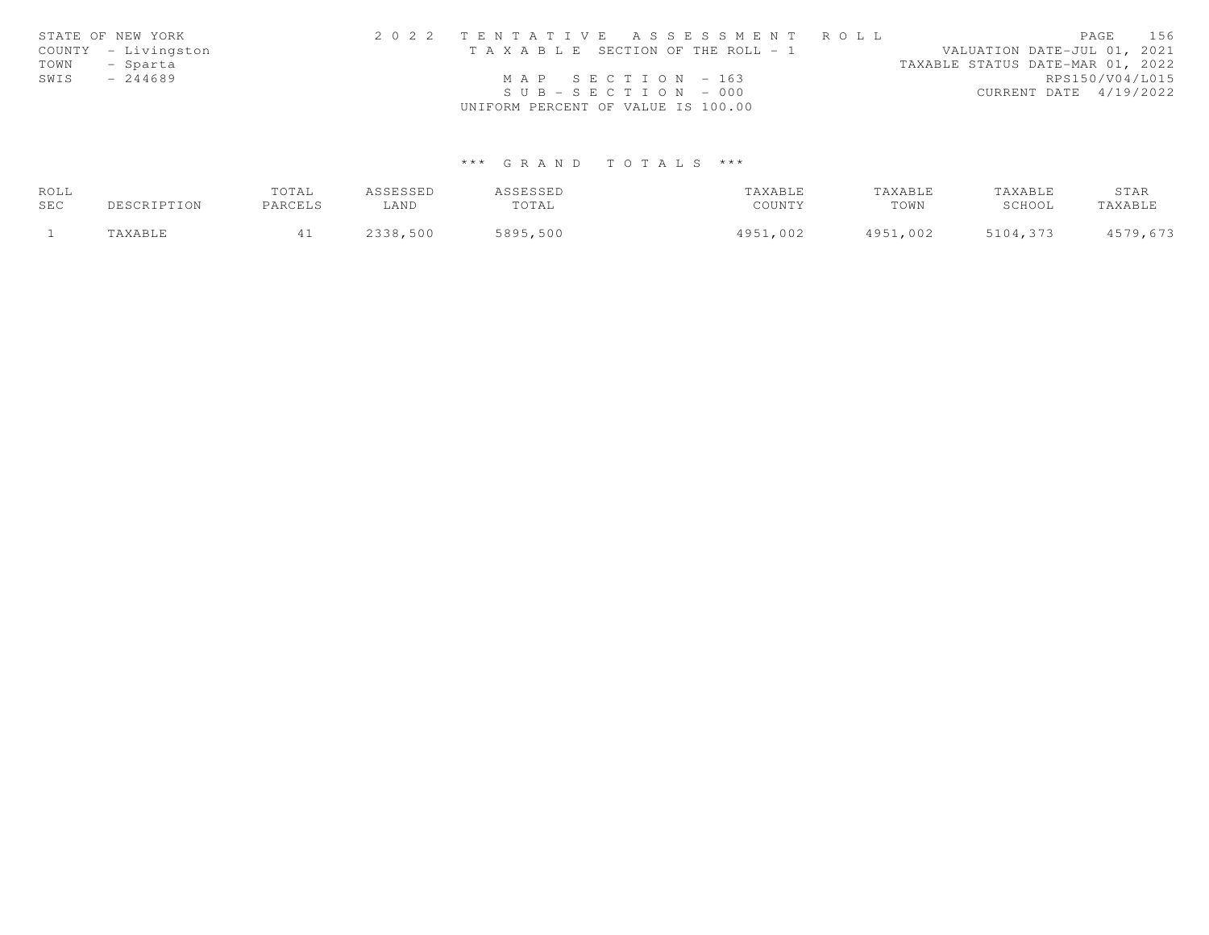STATE OF NEW YORK
COUNTY - Livingston
TOWN - Sparta
SWIS - 244689

2 0 2 2 T E N T A T I V E A S S E S S M E N T R O L L
T A X A B L E SECTION OF THE ROLL - 1
M A P S E C T I O N - 163
S U B - S E C T I O N - 000
UNIFORM PERCENT OF VALUE IS 100.00

VALUATION DATE-JUL 01, 2021
TAXABLE STATUS DATE-MAR 01, 2022
RPS150/V04/L015
CURRENT DATE 4/19/2022

\*\*\* G R A N D T O T A L S \*\*\*

| ROLL SEC | DESCRIPTION | TOTAL PARCELS | ASSESSED LAND | ASSESSED TOTAL | TAXABLE COUNTY | TAXABLE TOWN | TAXABLE SCHOOL | STAR TAXABLE |
|---|---|---|---|---|---|---|---|---|
| 1 | TAXABLE | 41 | 2338,500 | 5895,500 | 4951,002 | 4951,002 | 5104,373 | 4579,673 |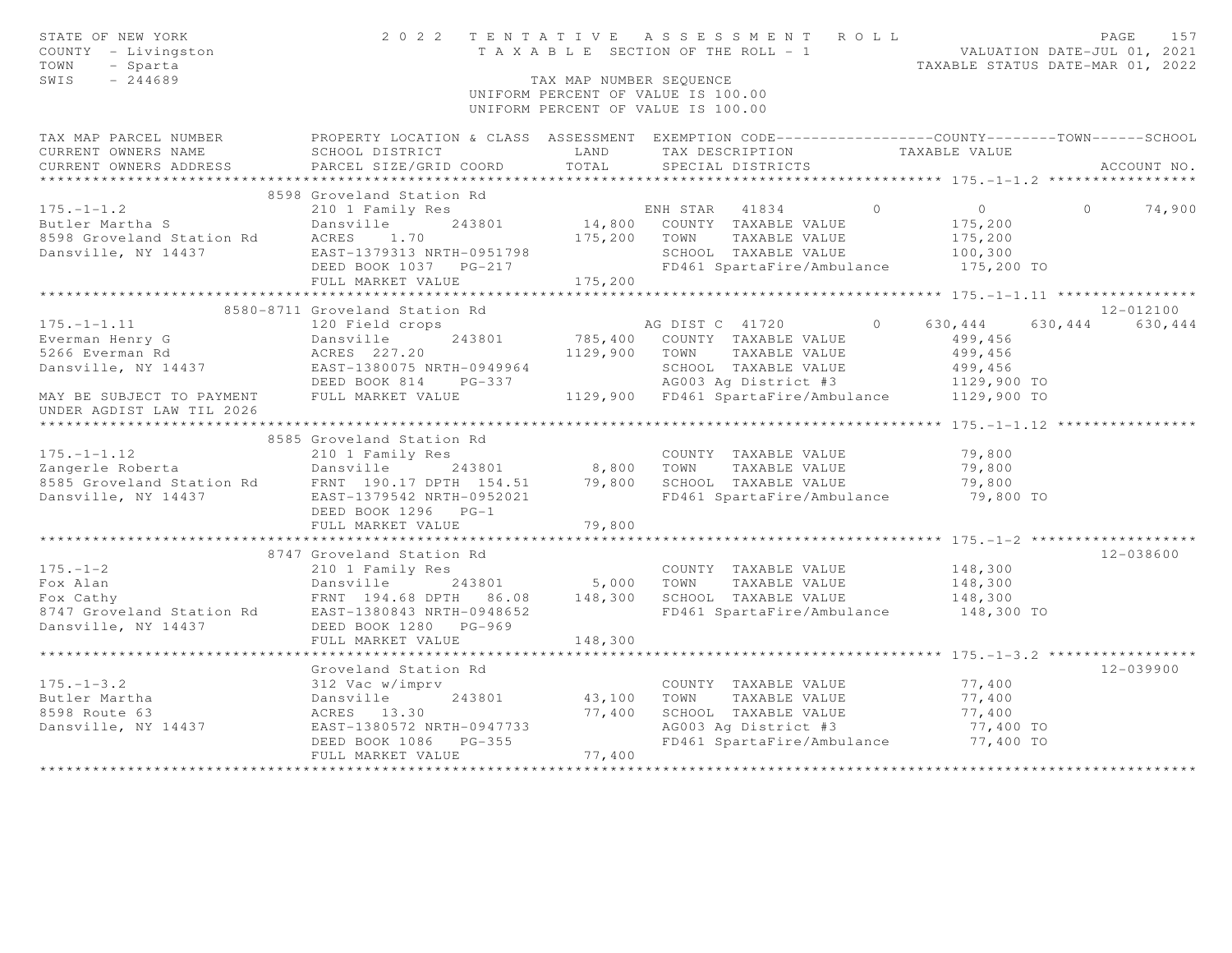STATE OF NEW YORK
COUNTY - Livingston
TOWN - Sparta
SWIS - 244689

2022 TENTATIVE ASSESSMENT ROLL
TAXABLE SECTION OF THE ROLL - 1
TAX MAP NUMBER SEQUENCE
UNIFORM PERCENT OF VALUE IS 100.00
UNIFORM PERCENT OF VALUE IS 100.00

VALUATION DATE-JUL 01, 2021
TAXABLE STATUS DATE-MAR 01, 2022

```
TAX MAP PARCEL NUMBER          PROPERTY LOCATION & CLASS  ASSESSMENT  EXEMPTION CODE------------------COUNTY--------TOWN------SCHOOL
CURRENT OWNERS NAME            SCHOOL DISTRICT               LAND      TAX DESCRIPTION            TAXABLE VALUE
CURRENT OWNERS ADDRESS         PARCEL SIZE/GRID COORD        TOTAL     SPECIAL DISTRICTS                                    ACCOUNT NO.
******************************************************************************************************* 175.-1-1.2 *****************
                          8598 Groveland Station Rd
175.-1-1.2                     210 1 Family Res                    ENH STAR  41834        0          0           0       74,900
Butler Martha S                Dansville       243801      14,800   COUNTY  TAXABLE VALUE          175,200
8598 Groveland Station Rd      ACRES    1.70               175,200  TOWN    TAXABLE VALUE          175,200
Dansville, NY 14437            EAST-1379313 NRTH-0951798            SCHOOL  TAXABLE VALUE          100,300
                               DEED BOOK 1037   PG-217              FD461 SpartaFire/Ambulance       175,200 TO
                               FULL MARKET VALUE           175,200
******************************************************************************************************* 175.-1-1.11 ****************
                     8580-8711 Groveland Station Rd                                                                  12-012100
175.-1-1.11                    120 Field crops                     AG DIST C  41720       0     630,444     630,444     630,444
Everman Henry G                Dansville       243801     785,400   COUNTY  TAXABLE VALUE          499,456
5266 Everman Rd                ACRES  227.20             1129,900   TOWN    TAXABLE VALUE          499,456
Dansville, NY 14437            EAST-1380075 NRTH-0949964            SCHOOL  TAXABLE VALUE          499,456
                               DEED BOOK 814    PG-337              AG003 Ag District #3            1129,900 TO
MAY BE SUBJECT TO PAYMENT      FULL MARKET VALUE         1129,900   FD461 SpartaFire/Ambulance      1129,900 TO
UNDER AGDIST LAW TIL 2026
******************************************************************************************************* 175.-1-1.12 ****************
                          8585 Groveland Station Rd
175.-1-1.12                    210 1 Family Res                     COUNTY  TAXABLE VALUE           79,800
Zangerle Roberta               Dansville       243801       8,800   TOWN    TAXABLE VALUE           79,800
8585 Groveland Station Rd      FRNT 190.17 DPTH 154.51     79,800   SCHOOL  TAXABLE VALUE           79,800
Dansville, NY 14437            EAST-1379542 NRTH-0952021            FD461 SpartaFire/Ambulance        79,800 TO
                               DEED BOOK 1296   PG-1
                               FULL MARKET VALUE            79,800
******************************************************************************************************* 175.-1-2 *******************
                          8747 Groveland Station Rd                                                                  12-038600
175.-1-2                       210 1 Family Res                     COUNTY  TAXABLE VALUE          148,300
Fox Alan                       Dansville       243801       5,000   TOWN    TAXABLE VALUE          148,300
Fox Cathy                      FRNT 194.68 DPTH  86.08    148,300   SCHOOL  TAXABLE VALUE          148,300
8747 Groveland Station Rd      EAST-1380843 NRTH-0948652            FD461 SpartaFire/Ambulance       148,300 TO
Dansville, NY 14437            DEED BOOK 1280   PG-969
                               FULL MARKET VALUE           148,300
******************************************************************************************************* 175.-1-3.2 *****************
                               Groveland Station Rd                                                                  12-039900
175.-1-3.2                     312 Vac w/imprv                      COUNTY  TAXABLE VALUE           77,400
Butler Martha                  Dansville       243801      43,100   TOWN    TAXABLE VALUE           77,400
8598 Route 63                  ACRES   13.30               77,400   SCHOOL  TAXABLE VALUE           77,400
Dansville, NY 14437            EAST-1380572 NRTH-0947733            AG003 Ag District #3              77,400 TO
                               DEED BOOK 1086   PG-355              FD461 SpartaFire/Ambulance        77,400 TO
                               FULL MARKET VALUE            77,400
************************************************************************************************************************************
```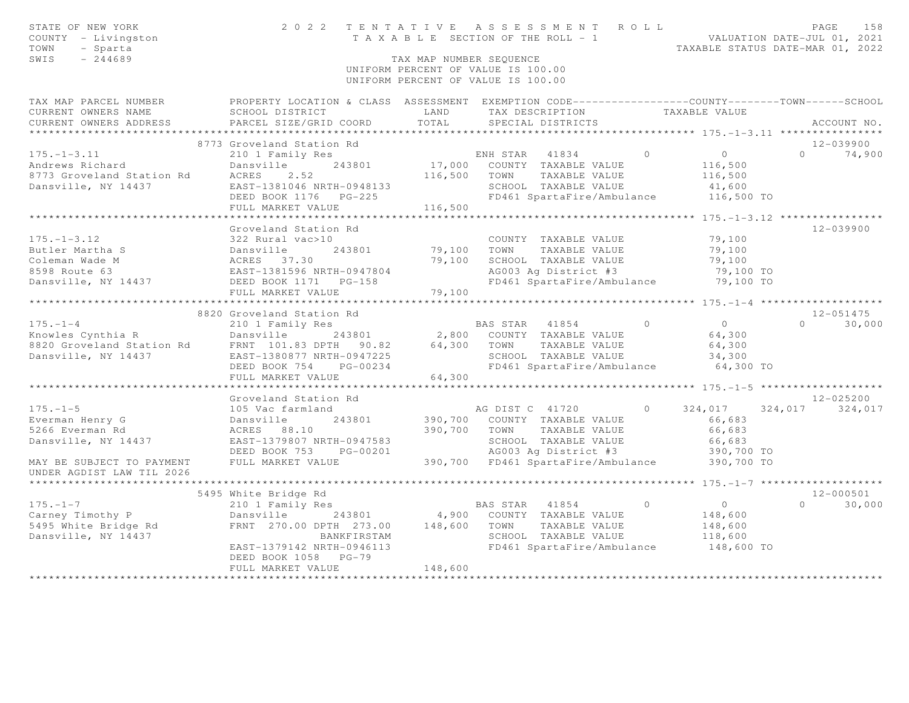STATE OF NEW YORK
COUNTY - Livingston
TOWN - Sparta
SWIS - 244689

2022 TENTATIVE ASSESSMENT ROLL
TAXABLE SECTION OF THE ROLL - 1
TAX MAP NUMBER SEQUENCE
UNIFORM PERCENT OF VALUE IS 100.00
UNIFORM PERCENT OF VALUE IS 100.00

VALUATION DATE-JUL 01, 2021
TAXABLE STATUS DATE-MAR 01, 2022

```
TAX MAP PARCEL NUMBER          PROPERTY LOCATION & CLASS  ASSESSMENT  EXEMPTION CODE------------------COUNTY--------TOWN------SCHOOL
CURRENT OWNERS NAME            SCHOOL DISTRICT               LAND      TAX DESCRIPTION            TAXABLE VALUE
CURRENT OWNERS ADDRESS         PARCEL SIZE/GRID COORD        TOTAL     SPECIAL DISTRICTS                                    ACCOUNT NO.
****************************************************************************************************** 175.-1-3.11 ****************
                               8773 Groveland Station Rd                                                                     12-039900
175.-1-3.11                    210 1 Family Res                      ENH STAR   41834        0           0           0      74,900
Andrews Richard                Dansville       243801       17,000   COUNTY  TAXABLE VALUE           116,500
8773 Groveland Station Rd      ACRES    2.52               116,500   TOWN    TAXABLE VALUE           116,500
Dansville, NY 14437            EAST-1381046 NRTH-0948133             SCHOOL  TAXABLE VALUE            41,600
                               DEED BOOK 1176   PG-225               FD461 SpartaFire/Ambulance      116,500 TO
                               FULL MARKET VALUE           116,500
****************************************************************************************************** 175.-1-3.12 ****************
                               Groveland Station Rd                                                                          12-039900
175.-1-3.12                    322 Rural vac>10                      COUNTY  TAXABLE VALUE            79,100
Butler Martha S                Dansville       243801       79,100   TOWN    TAXABLE VALUE            79,100
Coleman Wade M                 ACRES   37.30                79,100   SCHOOL  TAXABLE VALUE            79,100
8598 Route 63                  EAST-1381596 NRTH-0947804             AG003 Ag District #3             79,100 TO
Dansville, NY 14437            DEED BOOK 1171   PG-158               FD461 SpartaFire/Ambulance       79,100 TO
                               FULL MARKET VALUE            79,100
****************************************************************************************************** 175.-1-4 *******************
                               8820 Groveland Station Rd                                                                     12-051475
175.-1-4                       210 1 Family Res                      BAS STAR   41854        0           0           0      30,000
Knowles Cynthia R              Dansville       243801        2,800   COUNTY  TAXABLE VALUE            64,300
8820 Groveland Station Rd      FRNT 101.83 DPTH  90.82      64,300   TOWN    TAXABLE VALUE            64,300
Dansville, NY 14437            EAST-1380877 NRTH-0947225             SCHOOL  TAXABLE VALUE            34,300
                               DEED BOOK 754    PG-00234             FD461 SpartaFire/Ambulance       64,300 TO
                               FULL MARKET VALUE            64,300
****************************************************************************************************** 175.-1-5 *******************
                               Groveland Station Rd                                                                          12-025200
175.-1-5                       105 Vac farmland                      AG DIST C  41720        0     324,017     324,017     324,017
Everman Henry G                Dansville       243801      390,700   COUNTY  TAXABLE VALUE            66,683
5266 Everman Rd                ACRES   88.10               390,700   TOWN    TAXABLE VALUE            66,683
Dansville, NY 14437            EAST-1379807 NRTH-0947583             SCHOOL  TAXABLE VALUE            66,683
                               DEED BOOK 753    PG-00201             AG003 Ag District #3            390,700 TO
MAY BE SUBJECT TO PAYMENT      FULL MARKET VALUE           390,700   FD461 SpartaFire/Ambulance      390,700 TO
UNDER AGDIST LAW TIL 2026
****************************************************************************************************** 175.-1-7 *******************
                               5495 White Bridge Rd                                                                          12-000501
175.-1-7                       210 1 Family Res                      BAS STAR   41854        0           0           0      30,000
Carney Timothy P               Dansville       243801        4,900   COUNTY  TAXABLE VALUE           148,600
5495 White Bridge Rd           FRNT 270.00 DPTH 273.00     148,600   TOWN    TAXABLE VALUE           148,600
Dansville, NY 14437                        BANKFIRSTAM               SCHOOL  TAXABLE VALUE           118,600
                               EAST-1379142 NRTH-0946113             FD461 SpartaFire/Ambulance      148,600 TO
                               DEED BOOK 1058   PG-79
                               FULL MARKET VALUE           148,600
************************************************************************************************************************************
```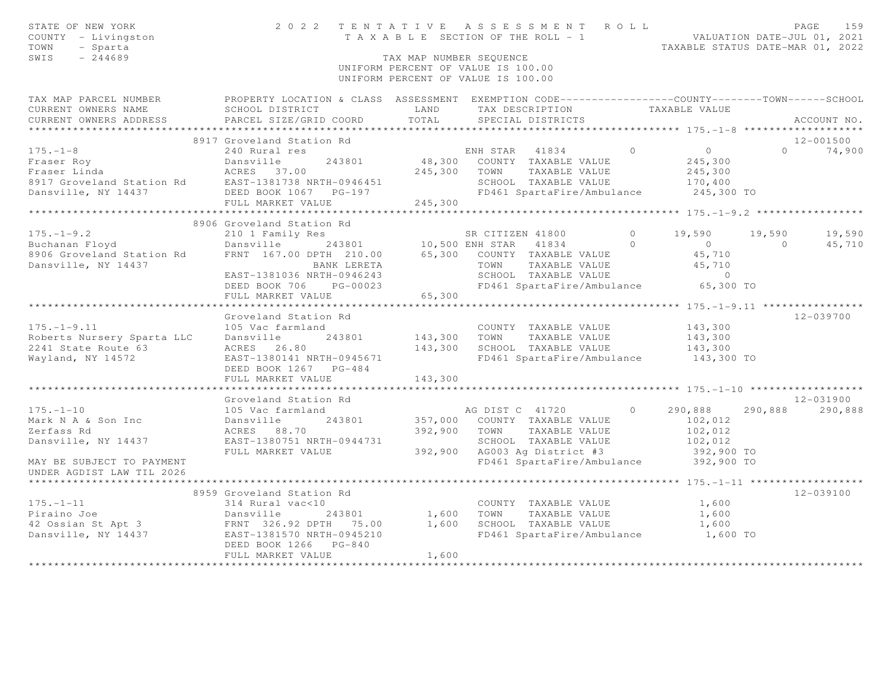STATE OF NEW YORK
COUNTY - Livingston
TOWN - Sparta
SWIS - 244689

2 0 2 2 T E N T A T I V E A S S E S S M E N T R O L L
T A X A B L E SECTION OF THE ROLL - 1

VALUATION DATE-JUL 01, 2021
TAXABLE STATUS DATE-MAR 01, 2022

TAX MAP NUMBER SEQUENCE
UNIFORM PERCENT OF VALUE IS 100.00
UNIFORM PERCENT OF VALUE IS 100.00

| TAX MAP PARCEL NUMBER / CURRENT OWNERS NAME / CURRENT OWNERS ADDRESS | PROPERTY LOCATION & CLASS / SCHOOL DISTRICT / PARCEL SIZE/GRID COORD | ASSESSMENT LAND | TOTAL | EXEMPTION CODE / TAX DESCRIPTION / SPECIAL DISTRICTS | COUNTY TAXABLE VALUE | TOWN | SCHOOL | ACCOUNT NO. |
|---|---|---|---|---|---|---|---|---|
| **175.-1-8** | 8917 Groveland Station Rd | | | | | | | 12-001500 |
| 175.-1-8 | 240 Rural res | | | ENH STAR 41834 0 | 0 | 0 | 74,900 | |
| Fraser Roy | Dansville 243801 | 48,300 | | COUNTY TAXABLE VALUE | 245,300 | | | |
| Fraser Linda | ACRES 37.00 | | 245,300 | TOWN TAXABLE VALUE | 245,300 | | | |
| 8917 Groveland Station Rd | EAST-1381738 NRTH-0946451 | | | SCHOOL TAXABLE VALUE | 170,400 | | | |
| Dansville, NY 14437 | DEED BOOK 1067 PG-197 | | | FD461 SpartaFire/Ambulance | 245,300 TO | | | |
| | FULL MARKET VALUE | | 245,300 | | | | | |
| **175.-1-9.2** | 8906 Groveland Station Rd | | | | | | | |
| 175.-1-9.2 | 210 1 Family Res | | | SR CITIZEN 41800 0 | 19,590 | 19,590 | 19,590 | |
| Buchanan Floyd | Dansville 243801 | 10,500 | | ENH STAR 41834 0 | 0 | 0 | 45,710 | |
| 8906 Groveland Station Rd | FRNT 167.00 DPTH 210.00 | | 65,300 | COUNTY TAXABLE VALUE | 45,710 | | | |
| Dansville, NY 14437 | BANK LERETA | | | TOWN TAXABLE VALUE | 45,710 | | | |
| | EAST-1381036 NRTH-0946243 | | | SCHOOL TAXABLE VALUE | 0 | | | |
| | DEED BOOK 706 PG-00023 | | | FD461 SpartaFire/Ambulance | 65,300 TO | | | |
| | FULL MARKET VALUE | | 65,300 | | | | | |
| **175.-1-9.11** | Groveland Station Rd | | | | | | | 12-039700 |
| 175.-1-9.11 | 105 Vac farmland | | | COUNTY TAXABLE VALUE | 143,300 | | | |
| Roberts Nursery Sparta LLC | Dansville 243801 | 143,300 | | TOWN TAXABLE VALUE | 143,300 | | | |
| 2241 State Route 63 | ACRES 26.80 | | 143,300 | SCHOOL TAXABLE VALUE | 143,300 | | | |
| Wayland, NY 14572 | EAST-1380141 NRTH-0945671 | | | FD461 SpartaFire/Ambulance | 143,300 TO | | | |
| | DEED BOOK 1267 PG-484 | | | | | | | |
| | FULL MARKET VALUE | | 143,300 | | | | | |
| **175.-1-10** | Groveland Station Rd | | | | | | | 12-031900 |
| 175.-1-10 | 105 Vac farmland | | | AG DIST C 41720 0 | 290,888 | 290,888 | 290,888 | |
| Mark N A & Son Inc | Dansville 243801 | 357,000 | | COUNTY TAXABLE VALUE | 102,012 | | | |
| Zerfass Rd | ACRES 88.70 | | 392,900 | TOWN TAXABLE VALUE | 102,012 | | | |
| Dansville, NY 14437 | EAST-1380751 NRTH-0944731 | | | SCHOOL TAXABLE VALUE | 102,012 | | | |
| | FULL MARKET VALUE | | 392,900 | AG003 Ag District #3 | 392,900 TO | | | |
| MAY BE SUBJECT TO PAYMENT | | | | FD461 SpartaFire/Ambulance | 392,900 TO | | | |
| UNDER AGDIST LAW TIL 2026 | | | | | | | | |
| **175.-1-11** | 8959 Groveland Station Rd | | | | | | | 12-039100 |
| 175.-1-11 | 314 Rural vac<10 | | | COUNTY TAXABLE VALUE | 1,600 | | | |
| Piraino Joe | Dansville 243801 | 1,600 | | TOWN TAXABLE VALUE | 1,600 | | | |
| 42 Ossian St Apt 3 | FRNT 326.92 DPTH 75.00 | | 1,600 | SCHOOL TAXABLE VALUE | 1,600 | | | |
| Dansville, NY 14437 | EAST-1381570 NRTH-0945210 | | | FD461 SpartaFire/Ambulance | 1,600 TO | | | |
| | DEED BOOK 1266 PG-840 | | | | | | | |
| | FULL MARKET VALUE | | 1,600 | | | | | |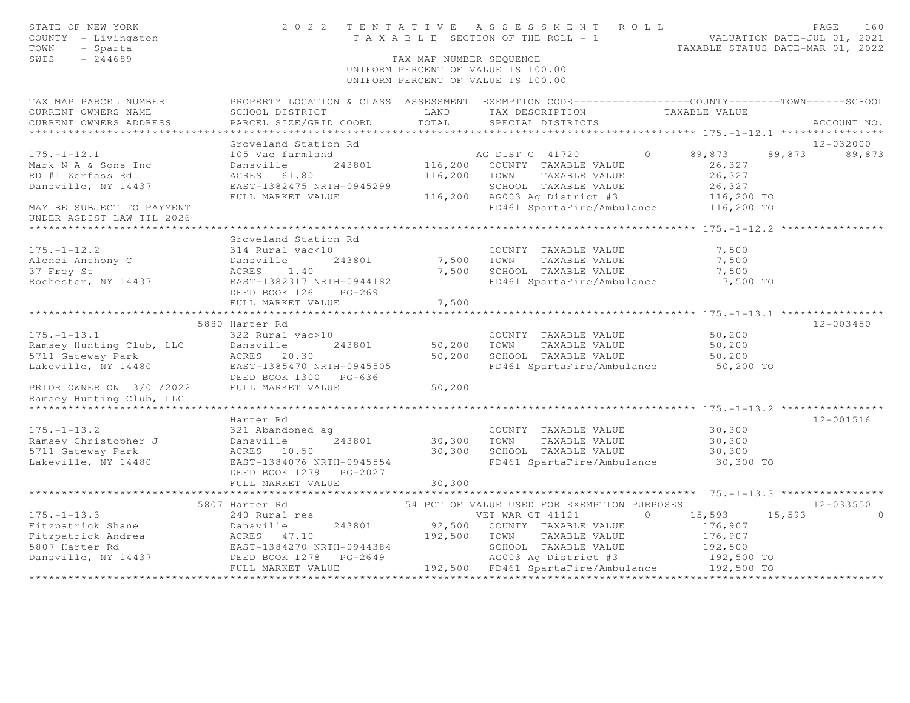STATE OF NEW YORK
COUNTY - Livingston
TOWN - Sparta
SWIS - 244689

2 0 2 2 T E N T A T I V E A S S E S S M E N T R O L L
T A X A B L E SECTION OF THE ROLL - 1
TAX MAP NUMBER SEQUENCE
UNIFORM PERCENT OF VALUE IS 100.00
UNIFORM PERCENT OF VALUE IS 100.00

VALUATION DATE-JUL 01, 2021
TAXABLE STATUS DATE-MAR 01, 2022

```
TAX MAP PARCEL NUMBER          PROPERTY LOCATION & CLASS  ASSESSMENT  EXEMPTION CODE------------------COUNTY--------TOWN------SCHOOL
CURRENT OWNERS NAME            SCHOOL DISTRICT               LAND      TAX DESCRIPTION            TAXABLE VALUE
CURRENT OWNERS ADDRESS         PARCEL SIZE/GRID COORD        TOTAL     SPECIAL DISTRICTS                                      ACCOUNT NO.
******************************************************************************************************* 175.-1-12.1 ****************
                               Groveland Station Rd                                                                      12-032000
175.-1-12.1                    105 Vac farmland                   AG DIST C  41720          0      89,873      89,873      89,873
Mark N A & Sons Inc            Dansville       243801     116,200   COUNTY  TAXABLE VALUE            26,327
RD #1 Zerfass Rd               ACRES   61.80              116,200   TOWN    TAXABLE VALUE            26,327
Dansville, NY 14437            EAST-1382475 NRTH-0945299            SCHOOL  TAXABLE VALUE            26,327
                               FULL MARKET VALUE          116,200   AG003 Ag District #3            116,200 TO
MAY BE SUBJECT TO PAYMENT                                           FD461 SpartaFire/Ambulance      116,200 TO
UNDER AGDIST LAW TIL 2026
******************************************************************************************************* 175.-1-12.2 ****************
                               Groveland Station Rd
175.-1-12.2                    314 Rural vac<10                     COUNTY  TAXABLE VALUE             7,500
Alonci Anthony C               Dansville       243801       7,500   TOWN    TAXABLE VALUE             7,500
37 Frey St                     ACRES    1.40                7,500   SCHOOL  TAXABLE VALUE             7,500
Rochester, NY 14437            EAST-1382317 NRTH-0944182            FD461 SpartaFire/Ambulance        7,500 TO
                               DEED BOOK 1261   PG-269
                               FULL MARKET VALUE            7,500
******************************************************************************************************* 175.-1-13.1 ****************
                          5880 Harter Rd                                                                                 12-003450
175.-1-13.1                    322 Rural vac>10                     COUNTY  TAXABLE VALUE            50,200
Ramsey Hunting Club, LLC       Dansville       243801      50,200   TOWN    TAXABLE VALUE            50,200
5711 Gateway Park              ACRES   20.30               50,200   SCHOOL  TAXABLE VALUE            50,200
Lakeville, NY 14480            EAST-1385470 NRTH-0945505            FD461 SpartaFire/Ambulance       50,200 TO
                               DEED BOOK 1300   PG-636
PRIOR OWNER ON 3/01/2022       FULL MARKET VALUE           50,200
Ramsey Hunting Club, LLC
******************************************************************************************************* 175.-1-13.2 ****************
                               Harter Rd                                                                                 12-001516
175.-1-13.2                    321 Abandoned ag                     COUNTY  TAXABLE VALUE            30,300
Ramsey Christopher J           Dansville       243801      30,300   TOWN    TAXABLE VALUE            30,300
5711 Gateway Park              ACRES   10.50               30,300   SCHOOL  TAXABLE VALUE            30,300
Lakeville, NY 14480            EAST-1384076 NRTH-0945554            FD461 SpartaFire/Ambulance       30,300 TO
                               DEED BOOK 1279   PG-2027
                               FULL MARKET VALUE           30,300
******************************************************************************************************* 175.-1-13.3 ****************
                          5807 Harter Rd                 54 PCT OF VALUE USED FOR EXEMPTION PURPOSES                     12-033550
175.-1-13.3                    240 Rural res                        VET WAR CT 41121          0      15,593      15,593           0
Fitzpatrick Shane              Dansville       243801      92,500   COUNTY  TAXABLE VALUE           176,907
Fitzpatrick Andrea             ACRES   47.10              192,500   TOWN    TAXABLE VALUE           176,907
5807 Harter Rd                 EAST-1384270 NRTH-0944384            SCHOOL  TAXABLE VALUE           192,500
Dansville, NY 14437            DEED BOOK 1278   PG-2649             AG003 Ag District #3            192,500 TO
                               FULL MARKET VALUE          192,500   FD461 SpartaFire/Ambulance      192,500 TO
************************************************************************************************************************************
```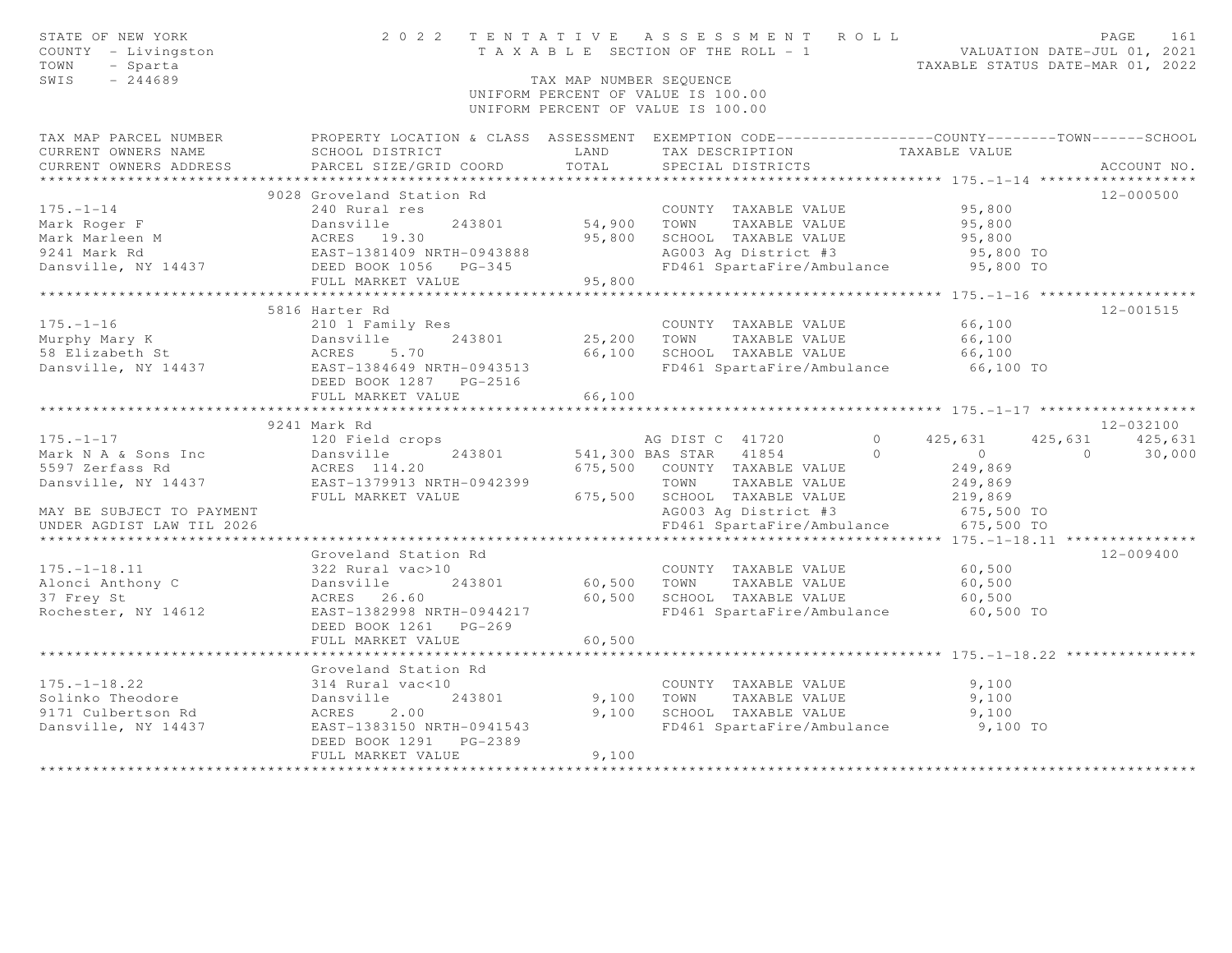STATE OF NEW YORK — 2022 TENTATIVE ASSESSMENT ROLL — TAXABLE SECTION OF THE ROLL - 1
COUNTY - Livingston — VALUATION DATE-JUL 01, 2021
TOWN - Sparta — TAXABLE STATUS DATE-MAR 01, 2022
SWIS - 244689 — TAX MAP NUMBER SEQUENCE

UNIFORM PERCENT OF VALUE IS 100.00

| TAX MAP PARCEL NUMBER / CURRENT OWNERS NAME / CURRENT OWNERS ADDRESS | PROPERTY LOCATION & CLASS / SCHOOL DISTRICT / PARCEL SIZE/GRID COORD | ASSESSMENT LAND / TOTAL | EXEMPTION CODE / TAX DESCRIPTION / SPECIAL DISTRICTS | COUNTY TAXABLE VALUE | TOWN | SCHOOL | ACCOUNT NO. |
|---|---|---|---|---|---|---|---|
| **175.-1-14** | 9028 Groveland Station Rd | | | | | | 12-000500 |
| | 240 Rural res | | COUNTY TAXABLE VALUE | 95,800 | | | |
| Mark Roger F | Dansville 243801 | 54,900 | TOWN TAXABLE VALUE | 95,800 | | | |
| Mark Marleen M | ACRES 19.30 | 95,800 | SCHOOL TAXABLE VALUE | 95,800 | | | |
| 9241 Mark Rd | EAST-1381409 NRTH-0943888 | | AG003 Ag District #3 | 95,800 TO | | | |
| Dansville, NY 14437 | DEED BOOK 1056 PG-345 | | FD461 SpartaFire/Ambulance | 95,800 TO | | | |
| | FULL MARKET VALUE | 95,800 | | | | | |
| **175.-1-16** | 5816 Harter Rd | | | | | | 12-001515 |
| | 210 1 Family Res | | COUNTY TAXABLE VALUE | 66,100 | | | |
| Murphy Mary K | Dansville 243801 | 25,200 | TOWN TAXABLE VALUE | 66,100 | | | |
| 58 Elizabeth St | ACRES 5.70 | 66,100 | SCHOOL TAXABLE VALUE | 66,100 | | | |
| Dansville, NY 14437 | EAST-1384649 NRTH-0943513 | | FD461 SpartaFire/Ambulance | 66,100 TO | | | |
| | DEED BOOK 1287 PG-2516 | | | | | | |
| | FULL MARKET VALUE | 66,100 | | | | | |
| **175.-1-17** | 9241 Mark Rd | | | | | | 12-032100 |
| | 120 Field crops | | AG DIST C 41720 0 | 425,631 | 425,631 | 425,631 | |
| Mark N A & Sons Inc | Dansville 243801 | 541,300 | BAS STAR 41854 0 | 0 | 0 | 30,000 | |
| 5597 Zerfass Rd | ACRES 114.20 | 675,500 | COUNTY TAXABLE VALUE | 249,869 | | | |
| Dansville, NY 14437 | EAST-1379913 NRTH-0942399 | | TOWN TAXABLE VALUE | 249,869 | | | |
| | FULL MARKET VALUE | 675,500 | SCHOOL TAXABLE VALUE | 219,869 | | | |
| MAY BE SUBJECT TO PAYMENT | | | AG003 Ag District #3 | 675,500 TO | | | |
| UNDER AGDIST LAW TIL 2026 | | | FD461 SpartaFire/Ambulance | 675,500 TO | | | |
| **175.-1-18.11** | Groveland Station Rd | | | | | | 12-009400 |
| | 322 Rural vac>10 | | COUNTY TAXABLE VALUE | 60,500 | | | |
| Alonci Anthony C | Dansville 243801 | 60,500 | TOWN TAXABLE VALUE | 60,500 | | | |
| 37 Frey St | ACRES 26.60 | 60,500 | SCHOOL TAXABLE VALUE | 60,500 | | | |
| Rochester, NY 14612 | EAST-1382998 NRTH-0944217 | | FD461 SpartaFire/Ambulance | 60,500 TO | | | |
| | DEED BOOK 1261 PG-269 | | | | | | |
| | FULL MARKET VALUE | 60,500 | | | | | |
| **175.-1-18.22** | Groveland Station Rd | | | | | | |
| | 314 Rural vac<10 | | COUNTY TAXABLE VALUE | 9,100 | | | |
| Solinko Theodore | Dansville 243801 | 9,100 | TOWN TAXABLE VALUE | 9,100 | | | |
| 9171 Culbertson Rd | ACRES 2.00 | 9,100 | SCHOOL TAXABLE VALUE | 9,100 | | | |
| Dansville, NY 14437 | EAST-1383150 NRTH-0941543 | | FD461 SpartaFire/Ambulance | 9,100 TO | | | |
| | DEED BOOK 1291 PG-2389 | | | | | | |
| | FULL MARKET VALUE | 9,100 | | | | | |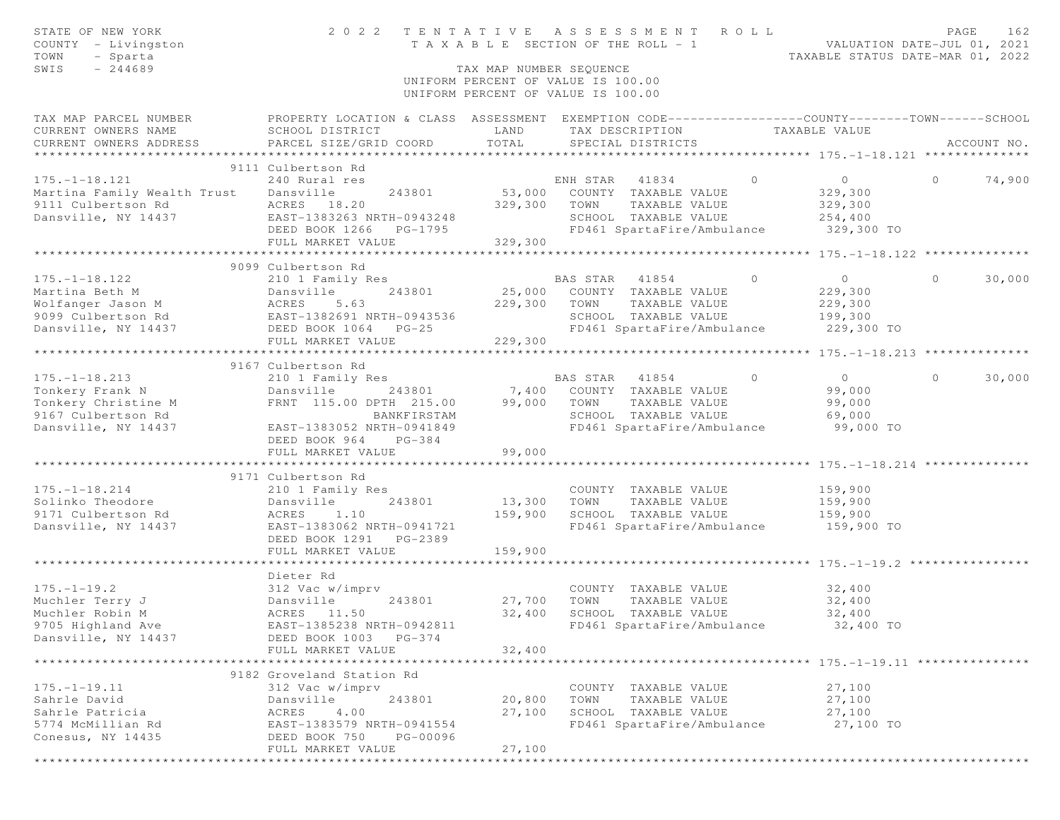STATE OF NEW YORK
COUNTY - Livingston
TOWN - Sparta
SWIS - 244689

# 2022 TENTATIVE ASSESSMENT ROLL

TAXABLE SECTION OF THE ROLL - 1

TAX MAP NUMBER SEQUENCE
UNIFORM PERCENT OF VALUE IS 100.00
UNIFORM PERCENT OF VALUE IS 100.00

VALUATION DATE-JUL 01, 2021
TAXABLE STATUS DATE-MAR 01, 2022

| TAX MAP PARCEL NUMBER / CURRENT OWNERS NAME / CURRENT OWNERS ADDRESS | PROPERTY LOCATION & CLASS / SCHOOL DISTRICT / PARCEL SIZE/GRID COORD | ASSESSMENT LAND / TOTAL | EXEMPTION CODE / TAX DESCRIPTION / SPECIAL DISTRICTS | COUNTY | TOWN | SCHOOL / TAXABLE VALUE | ACCOUNT NO. |
|---|---|---|---|---|---|---|---|
| **175.-1-18.121** | 9111 Culbertson Rd | | | | | | |
| 175.-1-18.121 | 240 Rural res | | ENH STAR 41834 | 0 | 0 | 0 74,900 | |
| Martina Family Wealth Trust | Dansville 243801 | 53,000 | COUNTY TAXABLE VALUE | 329,300 | | | |
| 9111 Culbertson Rd | ACRES 18.20 | 329,300 | TOWN TAXABLE VALUE | 329,300 | | | |
| Dansville, NY 14437 | EAST-1383263 NRTH-0943248 | | SCHOOL TAXABLE VALUE | 254,400 | | | |
| | DEED BOOK 1266 PG-1795 | | FD461 SpartaFire/Ambulance | 329,300 TO | | | |
| | FULL MARKET VALUE | 329,300 | | | | | |
| **175.-1-18.122** | 9099 Culbertson Rd | | | | | | |
| 175.-1-18.122 | 210 1 Family Res | | BAS STAR 41854 | 0 | 0 | 0 30,000 | |
| Martina Beth M | Dansville 243801 | 25,000 | COUNTY TAXABLE VALUE | 229,300 | | | |
| Wolfanger Jason M | ACRES 5.63 | 229,300 | TOWN TAXABLE VALUE | 229,300 | | | |
| 9099 Culbertson Rd | EAST-1382691 NRTH-0943536 | | SCHOOL TAXABLE VALUE | 199,300 | | | |
| Dansville, NY 14437 | DEED BOOK 1064 PG-25 | | FD461 SpartaFire/Ambulance | 229,300 TO | | | |
| | FULL MARKET VALUE | 229,300 | | | | | |
| **175.-1-18.213** | 9167 Culbertson Rd | | | | | | |
| 175.-1-18.213 | 210 1 Family Res | | BAS STAR 41854 | 0 | 0 | 0 30,000 | |
| Tonkery Frank N | Dansville 243801 | 7,400 | COUNTY TAXABLE VALUE | 99,000 | | | |
| Tonkery Christine M | FRNT 115.00 DPTH 215.00 | 99,000 | TOWN TAXABLE VALUE | 99,000 | | | |
| 9167 Culbertson Rd | BANKFIRSTAM | | SCHOOL TAXABLE VALUE | 69,000 | | | |
| Dansville, NY 14437 | EAST-1383052 NRTH-0941849 | | FD461 SpartaFire/Ambulance | 99,000 TO | | | |
| | DEED BOOK 964 PG-384 | | | | | | |
| | FULL MARKET VALUE | 99,000 | | | | | |
| **175.-1-18.214** | 9171 Culbertson Rd | | | | | | |
| 175.-1-18.214 | 210 1 Family Res | | COUNTY TAXABLE VALUE | 159,900 | | | |
| Solinko Theodore | Dansville 243801 | 13,300 | TOWN TAXABLE VALUE | 159,900 | | | |
| 9171 Culbertson Rd | ACRES 1.10 | 159,900 | SCHOOL TAXABLE VALUE | 159,900 | | | |
| Dansville, NY 14437 | EAST-1383062 NRTH-0941721 | | FD461 SpartaFire/Ambulance | 159,900 TO | | | |
| | DEED BOOK 1291 PG-2389 | | | | | | |
| | FULL MARKET VALUE | 159,900 | | | | | |
| **175.-1-19.2** | Dieter Rd | | | | | | |
| 175.-1-19.2 | 312 Vac w/imprv | | COUNTY TAXABLE VALUE | 32,400 | | | |
| Muchler Terry J | Dansville 243801 | 27,700 | TOWN TAXABLE VALUE | 32,400 | | | |
| Muchler Robin M | ACRES 11.50 | 32,400 | SCHOOL TAXABLE VALUE | 32,400 | | | |
| 9705 Highland Ave | EAST-1385238 NRTH-0942811 | | FD461 SpartaFire/Ambulance | 32,400 TO | | | |
| Dansville, NY 14437 | DEED BOOK 1003 PG-374 | | | | | | |
| | FULL MARKET VALUE | 32,400 | | | | | |
| **175.-1-19.11** | 9182 Groveland Station Rd | | | | | | |
| 175.-1-19.11 | 312 Vac w/imprv | | COUNTY TAXABLE VALUE | 27,100 | | | |
| Sahrle David | Dansville 243801 | 20,800 | TOWN TAXABLE VALUE | 27,100 | | | |
| Sahrle Patricia | ACRES 4.00 | 27,100 | SCHOOL TAXABLE VALUE | 27,100 | | | |
| 5774 McMillian Rd | EAST-1383579 NRTH-0941554 | | FD461 SpartaFire/Ambulance | 27,100 TO | | | |
| Conesus, NY 14435 | DEED BOOK 750 PG-00096 | | | | | | |
| | FULL MARKET VALUE | 27,100 | | | | | |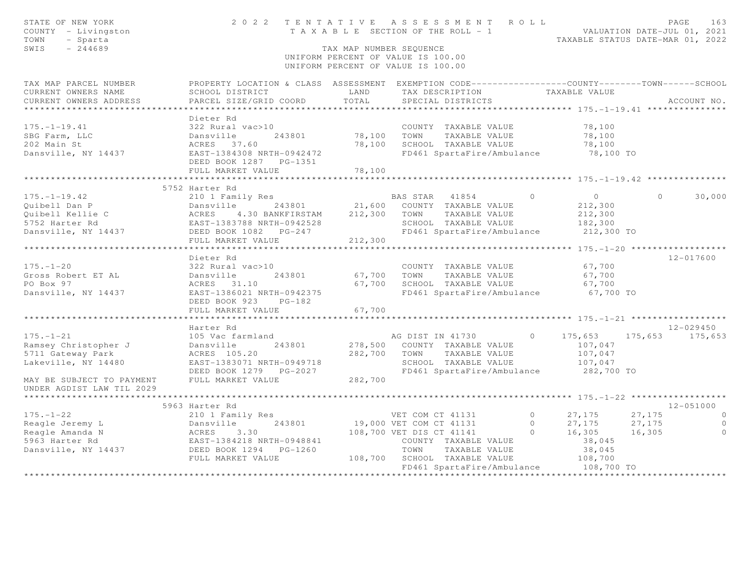STATE OF NEW YORK
COUNTY - Livingston
TOWN - Sparta
SWIS - 244689

2 0 2 2 T E N T A T I V E A S S E S S M E N T R O L L
T A X A B L E SECTION OF THE ROLL - 1
TAX MAP NUMBER SEQUENCE
UNIFORM PERCENT OF VALUE IS 100.00
UNIFORM PERCENT OF VALUE IS 100.00

VALUATION DATE-JUL 01, 2021
TAXABLE STATUS DATE-MAR 01, 2022

```
TAX MAP PARCEL NUMBER          PROPERTY LOCATION & CLASS  ASSESSMENT  EXEMPTION CODE------------------COUNTY--------TOWN------SCHOOL
CURRENT OWNERS NAME            SCHOOL DISTRICT               LAND      TAX DESCRIPTION            TAXABLE VALUE
CURRENT OWNERS ADDRESS         PARCEL SIZE/GRID COORD        TOTAL     SPECIAL DISTRICTS                                    ACCOUNT NO.
******************************************************************************************************* 175.-1-19.41 ***************
                               Dieter Rd
175.-1-19.41                   322 Rural vac>10                        COUNTY  TAXABLE VALUE            78,100
SBG Farm, LLC                  Dansville       243801       78,100    TOWN    TAXABLE VALUE            78,100
202 Main St                    ACRES  37.60                 78,100    SCHOOL  TAXABLE VALUE            78,100
Dansville, NY 14437            EAST-1384308 NRTH-0942472               FD461 SpartaFire/Ambulance       78,100 TO
                               DEED BOOK 1287   PG-1351
                               FULL MARKET VALUE            78,100
******************************************************************************************************* 175.-1-19.42 ***************
                          5752 Harter Rd
175.-1-19.42                   210 1 Family Res                        BAS STAR   41854         0           0           0      30,000
Quibell Dan P                  Dansville       243801       21,600    COUNTY  TAXABLE VALUE           212,300
Quibell Kellie C               ACRES    4.30 BANKFIRSTAM   212,300    TOWN    TAXABLE VALUE           212,300
5752 Harter Rd                 EAST-1383788 NRTH-0942528               SCHOOL  TAXABLE VALUE           182,300
Dansville, NY 14437            DEED BOOK 1082   PG-247                 FD461 SpartaFire/Ambulance      212,300 TO
                               FULL MARKET VALUE           212,300
******************************************************************************************************* 175.-1-20 ******************
                               Dieter Rd                                                                                12-017600
175.-1-20                      322 Rural vac>10                        COUNTY  TAXABLE VALUE            67,700
Gross Robert ET AL             Dansville       243801       67,700    TOWN    TAXABLE VALUE            67,700
PO Box 97                      ACRES  31.10                 67,700    SCHOOL  TAXABLE VALUE            67,700
Dansville, NY 14437            EAST-1386021 NRTH-0942375               FD461 SpartaFire/Ambulance       67,700 TO
                               DEED BOOK 923    PG-182
                               FULL MARKET VALUE            67,700
******************************************************************************************************* 175.-1-21 ******************
                               Harter Rd                                                                                12-029450
175.-1-21                      105 Vac farmland                        AG DIST IN 41730         0     175,653     175,653     175,653
Ramsey Christopher J           Dansville       243801      278,500    COUNTY  TAXABLE VALUE           107,047
5711 Gateway Park              ACRES 105.20                282,700    TOWN    TAXABLE VALUE           107,047
Lakeville, NY 14480            EAST-1383071 NRTH-0949718               SCHOOL  TAXABLE VALUE           107,047
                               DEED BOOK 1279   PG-2027                FD461 SpartaFire/Ambulance      282,700 TO
MAY BE SUBJECT TO PAYMENT      FULL MARKET VALUE           282,700
UNDER AGDIST LAW TIL 2029
******************************************************************************************************* 175.-1-22 ******************
                          5963 Harter Rd                                                                                12-051000
175.-1-22                      210 1 Family Res                        VET COM CT 41131         0      27,175      27,175           0
Reagle Jeremy L                Dansville       243801       19,000 VET COM CT 41131         0      27,175      27,175           0
Reagle Amanda N                ACRES    3.30               108,700 VET DIS CT 41141         0      16,305      16,305           0
5963 Harter Rd                 EAST-1384218 NRTH-0948841               COUNTY  TAXABLE VALUE            38,045
Dansville, NY 14437            DEED BOOK 1294   PG-1260                TOWN    TAXABLE VALUE            38,045
                               FULL MARKET VALUE           108,700    SCHOOL  TAXABLE VALUE           108,700
                                                                       FD461 SpartaFire/Ambulance      108,700 TO
************************************************************************************************************************************
```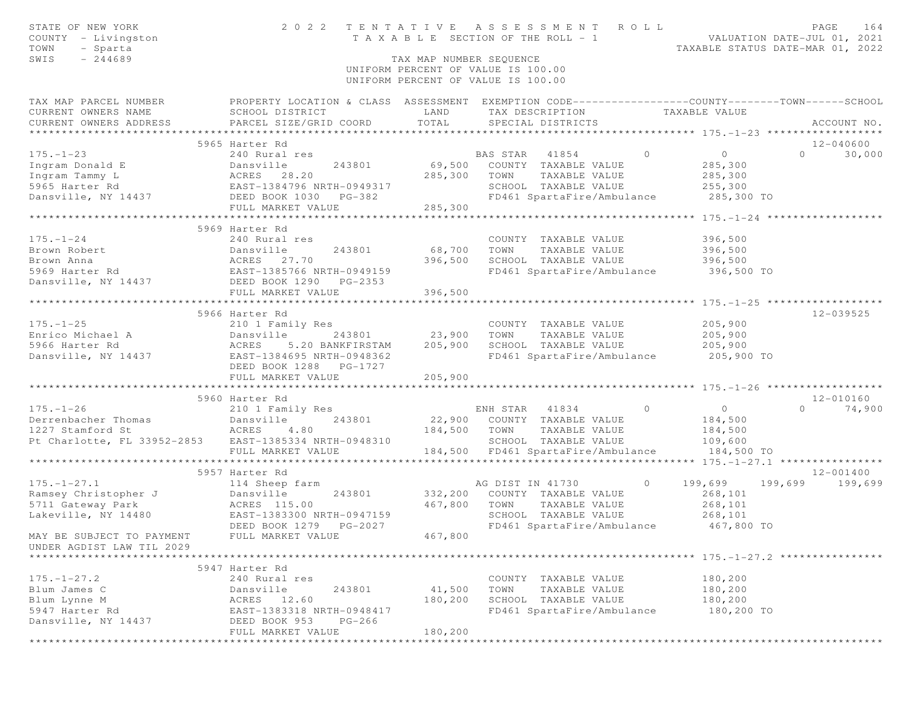STATE OF NEW YORK
COUNTY - Livingston
TOWN - Sparta
SWIS - 244689

2022 TENTATIVE ASSESSMENT ROLL
TAXABLE SECTION OF THE ROLL - 1
TAX MAP NUMBER SEQUENCE
UNIFORM PERCENT OF VALUE IS 100.00

VALUATION DATE-JUL 01, 2021
TAXABLE STATUS DATE-MAR 01, 2022

```
TAX MAP PARCEL NUMBER          PROPERTY LOCATION & CLASS  ASSESSMENT  EXEMPTION CODE------------------COUNTY--------TOWN------SCHOOL
CURRENT OWNERS NAME            SCHOOL DISTRICT               LAND      TAX DESCRIPTION            TAXABLE VALUE
CURRENT OWNERS ADDRESS         PARCEL SIZE/GRID COORD        TOTAL     SPECIAL DISTRICTS                                        ACCOUNT NO.
******************************************************************************************************* 175.-1-23 ******************
                          5965 Harter Rd                                                                                    12-040600
175.-1-23                      240 Rural res                        BAS STAR   41854          0           0             0     30,000
Ingram Donald E                Dansville        243801      69,500   COUNTY  TAXABLE VALUE           285,300
Ingram Tammy L                 ACRES   28.20               285,300   TOWN    TAXABLE VALUE           285,300
5965 Harter Rd                 EAST-1384796 NRTH-0949317             SCHOOL  TAXABLE VALUE           255,300
Dansville, NY 14437            DEED BOOK 1030   PG-382               FD461 SpartaFire/Ambulance       285,300 TO
                               FULL MARKET VALUE           285,300
******************************************************************************************************* 175.-1-24 ******************
                          5969 Harter Rd
175.-1-24                      240 Rural res                         COUNTY  TAXABLE VALUE           396,500
Brown Robert                   Dansville        243801      68,700   TOWN    TAXABLE VALUE           396,500
Brown Anna                     ACRES   27.70               396,500   SCHOOL  TAXABLE VALUE           396,500
5969 Harter Rd                 EAST-1385766 NRTH-0949159             FD461 SpartaFire/Ambulance       396,500 TO
Dansville, NY 14437            DEED BOOK 1290   PG-2353
                               FULL MARKET VALUE           396,500
******************************************************************************************************* 175.-1-25 ******************
                          5966 Harter Rd                                                                                    12-039525
175.-1-25                      210 1 Family Res                      COUNTY  TAXABLE VALUE           205,900
Enrico Michael A               Dansville        243801      23,900   TOWN    TAXABLE VALUE           205,900
5966 Harter Rd                 ACRES    5.20 BANKFIRSTAM   205,900   SCHOOL  TAXABLE VALUE           205,900
Dansville, NY 14437            EAST-1384695 NRTH-0948362             FD461 SpartaFire/Ambulance       205,900 TO
                               DEED BOOK 1288   PG-1727
                               FULL MARKET VALUE           205,900
******************************************************************************************************* 175.-1-26 ******************
                          5960 Harter Rd                                                                                    12-010160
175.-1-26                      210 1 Family Res                     ENH STAR   41834          0           0             0     74,900
Derrenbacher Thomas            Dansville        243801      22,900   COUNTY  TAXABLE VALUE           184,500
1227 Stamford St               ACRES    4.80               184,500   TOWN    TAXABLE VALUE           184,500
Pt Charlotte, FL 33952-2853    EAST-1385334 NRTH-0948310             SCHOOL  TAXABLE VALUE           109,600
                               FULL MARKET VALUE           184,500   FD461 SpartaFire/Ambulance       184,500 TO
******************************************************************************************************* 175.-1-27.1 ****************
                          5957 Harter Rd                                                                                    12-001400
175.-1-27.1                    114 Sheep farm                       AG DIST IN 41730          0     199,699       199,699    199,699
Ramsey Christopher J           Dansville        243801     332,200   COUNTY  TAXABLE VALUE           268,101
5711 Gateway Park              ACRES  115.00               467,800   TOWN    TAXABLE VALUE           268,101
Lakeville, NY 14480            EAST-1383300 NRTH-0947159             SCHOOL  TAXABLE VALUE           268,101
                               DEED BOOK 1279   PG-2027              FD461 SpartaFire/Ambulance       467,800 TO
MAY BE SUBJECT TO PAYMENT      FULL MARKET VALUE           467,800
UNDER AGDIST LAW TIL 2029
******************************************************************************************************* 175.-1-27.2 ****************
                          5947 Harter Rd
175.-1-27.2                    240 Rural res                         COUNTY  TAXABLE VALUE           180,200
Blum James C                   Dansville        243801      41,500   TOWN    TAXABLE VALUE           180,200
Blum Lynne M                   ACRES   12.60               180,200   SCHOOL  TAXABLE VALUE           180,200
5947 Harter Rd                 EAST-1383318 NRTH-0948417             FD461 SpartaFire/Ambulance       180,200 TO
Dansville, NY 14437            DEED BOOK 953    PG-266
                               FULL MARKET VALUE           180,200
************************************************************************************************************************************
```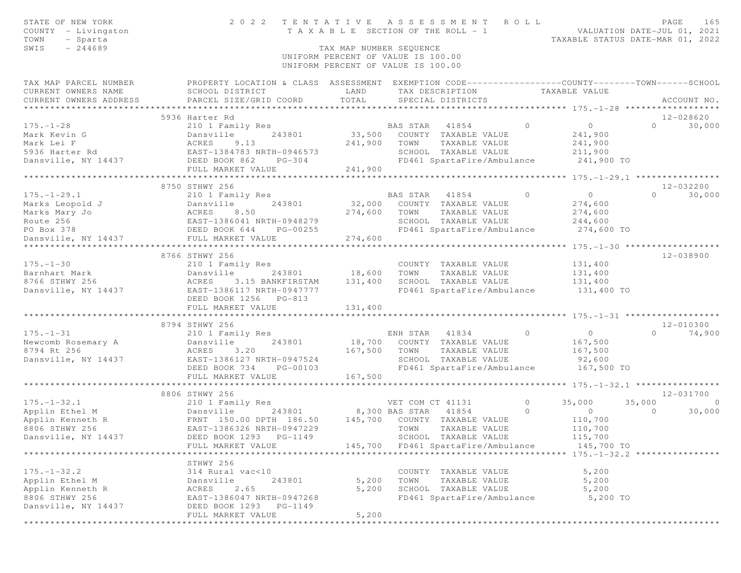STATE OF NEW YORK
COUNTY - Livingston
TOWN - Sparta
SWIS - 244689

# 2022 TENTATIVE ASSESSMENT ROLL

TAXABLE SECTION OF THE ROLL - 1

TAX MAP NUMBER SEQUENCE
UNIFORM PERCENT OF VALUE IS 100.00
UNIFORM PERCENT OF VALUE IS 100.00

VALUATION DATE-JUL 01, 2021
TAXABLE STATUS DATE-MAR 01, 2022

```
TAX MAP PARCEL NUMBER          PROPERTY LOCATION & CLASS  ASSESSMENT  EXEMPTION CODE------------------COUNTY--------TOWN------SCHOOL
CURRENT OWNERS NAME            SCHOOL DISTRICT               LAND      TAX DESCRIPTION            TAXABLE VALUE
CURRENT OWNERS ADDRESS         PARCEL SIZE/GRID COORD        TOTAL     SPECIAL DISTRICTS                                     ACCOUNT NO.
******************************************************************************************************* 175.-1-28 ******************
                               5936 Harter Rd                                                                              12-028620
175.-1-28                      210 1 Family Res                         BAS STAR   41854        0          0           0      30,000
Mark Kevin G                   Dansville       243801       33,500    COUNTY  TAXABLE VALUE            241,900
Mark Lei F                     ACRES    9.13               241,900    TOWN    TAXABLE VALUE            241,900
5936 Harter Rd                 EAST-1384783 NRTH-0946573              SCHOOL  TAXABLE VALUE            211,900
Dansville, NY 14437            DEED BOOK 862    PG-304                FD461 SpartaFire/Ambulance        241,900 TO
                               FULL MARKET VALUE           241,900
******************************************************************************************************* 175.-1-29.1 ****************
                               8750 STHWY 256                                                                              12-032200
175.-1-29.1                    210 1 Family Res                         BAS STAR   41854        0          0           0      30,000
Marks Leopold J                Dansville       243801       32,000    COUNTY  TAXABLE VALUE            274,600
Marks Mary Jo                  ACRES    8.50               274,600    TOWN    TAXABLE VALUE            274,600
Route 256                      EAST-1386041 NRTH-0948279              SCHOOL  TAXABLE VALUE            244,600
PO Box 378                     DEED BOOK 644    PG-00255              FD461 SpartaFire/Ambulance        274,600 TO
Dansville, NY 14437            FULL MARKET VALUE           274,600
******************************************************************************************************* 175.-1-30 ******************
                               8766 STHWY 256                                                                              12-038900
175.-1-30                      210 1 Family Res                         COUNTY  TAXABLE VALUE            131,400
Barnhart Mark                  Dansville       243801       18,600    TOWN    TAXABLE VALUE            131,400
8766 STHWY 256                 ACRES    3.15 BANKFIRSTAM   131,400    SCHOOL  TAXABLE VALUE            131,400
Dansville, NY 14437            EAST-1386117 NRTH-0947777              FD461 SpartaFire/Ambulance        131,400 TO
                               DEED BOOK 1256   PG-813
                               FULL MARKET VALUE           131,400
******************************************************************************************************* 175.-1-31 ******************
                               8794 STHWY 256                                                                              12-010300
175.-1-31                      210 1 Family Res                         ENH STAR   41834        0          0           0      74,900
Newcomb Rosemary A             Dansville       243801       18,700    COUNTY  TAXABLE VALUE            167,500
8794 Rt 256                    ACRES    3.20               167,500    TOWN    TAXABLE VALUE            167,500
Dansville, NY 14437            EAST-1386127 NRTH-0947524              SCHOOL  TAXABLE VALUE             92,600
                               DEED BOOK 734    PG-00103              FD461 SpartaFire/Ambulance        167,500 TO
                               FULL MARKET VALUE           167,500
******************************************************************************************************* 175.-1-32.1 ****************
                               8806 STHWY 256                                                                              12-031700
175.-1-32.1                    210 1 Family Res                         VET COM CT 41131        0     35,000      35,000           0
Applin Ethel M                 Dansville       243801        8,300 BAS STAR   41854        0          0           0      30,000
Applin Kenneth R               FRNT 150.00 DPTH 186.50     145,700    COUNTY  TAXABLE VALUE            110,700
8806 STHWY 256                 EAST-1386326 NRTH-0947229              TOWN    TAXABLE VALUE            110,700
Dansville, NY 14437            DEED BOOK 1293   PG-1149               SCHOOL  TAXABLE VALUE            115,700
                               FULL MARKET VALUE           145,700    FD461 SpartaFire/Ambulance        145,700 TO
******************************************************************************************************* 175.-1-32.2 ****************
                               STHWY 256
175.-1-32.2                    314 Rural vac<10                         COUNTY  TAXABLE VALUE              5,200
Applin Ethel M                 Dansville       243801        5,200    TOWN    TAXABLE VALUE              5,200
Applin Kenneth R               ACRES    2.65                 5,200    SCHOOL  TAXABLE VALUE              5,200
8806 STHWY 256                 EAST-1386047 NRTH-0947268              FD461 SpartaFire/Ambulance          5,200 TO
Dansville, NY 14437            DEED BOOK 1293   PG-1149
                               FULL MARKET VALUE             5,200
************************************************************************************************************************************
```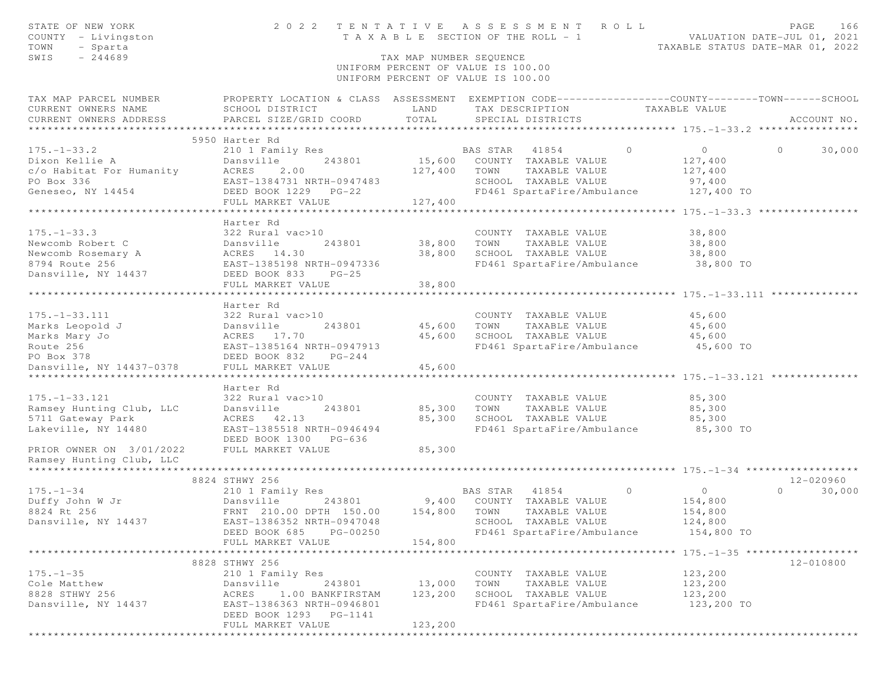STATE OF NEW YORK
COUNTY - Livingston
TOWN - Sparta
SWIS - 244689

# 2022 TENTATIVE ASSESSMENT ROLL

TAXABLE SECTION OF THE ROLL - 1

TAX MAP NUMBER SEQUENCE
UNIFORM PERCENT OF VALUE IS 100.00
UNIFORM PERCENT OF VALUE IS 100.00

VALUATION DATE-JUL 01, 2021
TAXABLE STATUS DATE-MAR 01, 2022

| TAX MAP PARCEL NUMBER / CURRENT OWNERS NAME / CURRENT OWNERS ADDRESS | PROPERTY LOCATION & CLASS / SCHOOL DISTRICT / PARCEL SIZE/GRID COORD | ASSESSMENT LAND / TOTAL | EXEMPTION CODE / TAX DESCRIPTION / SPECIAL DISTRICTS | COUNTY | TOWN | SCHOOL | ACCOUNT NO. |
|---|---|---|---|---|---|---|---|
| **175.-1-33.2** | 5950 Harter Rd | | | | | | |
| 175.-1-33.2 | 210 1 Family Res | | BAS STAR 41854 | 0 | 0 | 30,000 | |
| Dixon Kellie A | Dansville 243801 | 15,600 | COUNTY TAXABLE VALUE | 127,400 | | | |
| c/o Habitat For Humanity | ACRES 2.00 | 127,400 | TOWN TAXABLE VALUE | | 127,400 | | |
| PO Box 336 | EAST-1384731 NRTH-0947483 | | SCHOOL TAXABLE VALUE | | | 97,400 | |
| Geneseo, NY 14454 | DEED BOOK 1229 PG-22 | | FD461 SpartaFire/Ambulance | 127,400 TO | | | |
| | FULL MARKET VALUE | 127,400 | | | | | |
| **175.-1-33.3** | Harter Rd | | | | | | |
| 175.-1-33.3 | 322 Rural vac>10 | | COUNTY TAXABLE VALUE | 38,800 | | | |
| Newcomb Robert C | Dansville 243801 | 38,800 | TOWN TAXABLE VALUE | | 38,800 | | |
| Newcomb Rosemary A | ACRES 14.30 | 38,800 | SCHOOL TAXABLE VALUE | | | 38,800 | |
| 8794 Route 256 | EAST-1385198 NRTH-0947336 | | FD461 SpartaFire/Ambulance | 38,800 TO | | | |
| Dansville, NY 14437 | DEED BOOK 833 PG-25 | | | | | | |
| | FULL MARKET VALUE | 38,800 | | | | | |
| **175.-1-33.111** | Harter Rd | | | | | | |
| 175.-1-33.111 | 322 Rural vac>10 | | COUNTY TAXABLE VALUE | 45,600 | | | |
| Marks Leopold J | Dansville 243801 | 45,600 | TOWN TAXABLE VALUE | | 45,600 | | |
| Marks Mary Jo | ACRES 17.70 | 45,600 | SCHOOL TAXABLE VALUE | | | 45,600 | |
| Route 256 | EAST-1385164 NRTH-0947913 | | FD461 SpartaFire/Ambulance | 45,600 TO | | | |
| PO Box 378 | DEED BOOK 832 PG-244 | | | | | | |
| Dansville, NY 14437-0378 | FULL MARKET VALUE | 45,600 | | | | | |
| **175.-1-33.121** | Harter Rd | | | | | | |
| 175.-1-33.121 | 322 Rural vac>10 | | COUNTY TAXABLE VALUE | 85,300 | | | |
| Ramsey Hunting Club, LLC | Dansville 243801 | 85,300 | TOWN TAXABLE VALUE | | 85,300 | | |
| 5711 Gateway Park | ACRES 42.13 | 85,300 | SCHOOL TAXABLE VALUE | | | 85,300 | |
| Lakeville, NY 14480 | EAST-1385518 NRTH-0946494 | | FD461 SpartaFire/Ambulance | 85,300 TO | | | |
| | DEED BOOK 1300 PG-636 | | | | | | |
| PRIOR OWNER ON 3/01/2022 | FULL MARKET VALUE | 85,300 | | | | | |
| Ramsey Hunting Club, LLC | | | | | | | |
| **175.-1-34** | 8824 STHWY 256 | | | | | | 12-020960 |
| 175.-1-34 | 210 1 Family Res | | BAS STAR 41854 | 0 | 0 | 30,000 | |
| Duffy John W Jr | Dansville 243801 | 9,400 | COUNTY TAXABLE VALUE | 154,800 | | | |
| 8824 Rt 256 | FRNT 210.00 DPTH 150.00 | 154,800 | TOWN TAXABLE VALUE | | 154,800 | | |
| Dansville, NY 14437 | EAST-1386352 NRTH-0947048 | | SCHOOL TAXABLE VALUE | | | 124,800 | |
| | DEED BOOK 685 PG-00250 | | FD461 SpartaFire/Ambulance | 154,800 TO | | | |
| | FULL MARKET VALUE | 154,800 | | | | | |
| **175.-1-35** | 8828 STHWY 256 | | | | | | 12-010800 |
| 175.-1-35 | 210 1 Family Res | | COUNTY TAXABLE VALUE | 123,200 | | | |
| Cole Matthew | Dansville 243801 | 13,000 | TOWN TAXABLE VALUE | | 123,200 | | |
| 8828 STHWY 256 | ACRES 1.00 BANKFIRSTAM | 123,200 | SCHOOL TAXABLE VALUE | | | 123,200 | |
| Dansville, NY 14437 | EAST-1386363 NRTH-0946801 | | FD461 SpartaFire/Ambulance | 123,200 TO | | | |
| | DEED BOOK 1293 PG-1141 | | | | | | |
| | FULL MARKET VALUE | 123,200 | | | | | |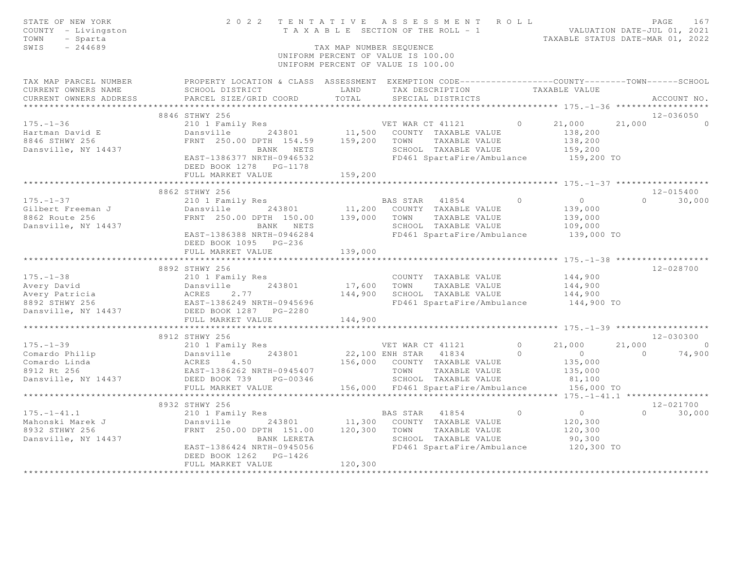STATE OF NEW YORK — 2022 TENTATIVE ASSESSMENT ROLL
COUNTY - Livingston — TAXABLE SECTION OF THE ROLL - 1 — VALUATION DATE-JUL 01, 2021
TOWN - Sparta — TAXABLE STATUS DATE-MAR 01, 2022
SWIS - 244689 — TAX MAP NUMBER SEQUENCE

UNIFORM PERCENT OF VALUE IS 100.00

| TAX MAP PARCEL NUMBER / CURRENT OWNERS NAME / CURRENT OWNERS ADDRESS | PROPERTY LOCATION & CLASS / SCHOOL DISTRICT / PARCEL SIZE/GRID COORD | ASSESSMENT LAND | ASSESSMENT TOTAL | EXEMPTION CODE / TAX DESCRIPTION / SPECIAL DISTRICTS | COUNTY | TOWN | SCHOOL | ACCOUNT NO. |
|---|---|---|---|---|---|---|---|---|
| **175.-1-36** | 8846 STHWY 256 | | | | | | | 12-036050 |
| 175.-1-36 | 210 1 Family Res | | | VET WAR CT 41121 0 | 21,000 | 21,000 | 0 | |
| Hartman David E | Dansville 243801 | 11,500 | | COUNTY TAXABLE VALUE | 138,200 | | | |
| 8846 STHWY 256 | FRNT 250.00 DPTH 154.59 | | 159,200 | TOWN TAXABLE VALUE | | 138,200 | | |
| Dansville, NY 14437 | BANK NETS | | | SCHOOL TAXABLE VALUE | | | 159,200 | |
| | EAST-1386377 NRTH-0946532 | | | FD461 SpartaFire/Ambulance | 159,200 TO | | | |
| | DEED BOOK 1278 PG-1178 | | | | | | | |
| | FULL MARKET VALUE | | 159,200 | | | | | |
| **175.-1-37** | 8862 STHWY 256 | | | | | | | 12-015400 |
| 175.-1-37 | 210 1 Family Res | | | BAS STAR 41854 0 | 0 | 0 | 30,000 | |
| Gilbert Freeman J | Dansville 243801 | 11,200 | | COUNTY TAXABLE VALUE | 139,000 | | | |
| 8862 Route 256 | FRNT 250.00 DPTH 150.00 | | 139,000 | TOWN TAXABLE VALUE | | 139,000 | | |
| Dansville, NY 14437 | BANK NETS | | | SCHOOL TAXABLE VALUE | | | 109,000 | |
| | EAST-1386388 NRTH-0946284 | | | FD461 SpartaFire/Ambulance | 139,000 TO | | | |
| | DEED BOOK 1095 PG-236 | | | | | | | |
| | FULL MARKET VALUE | | 139,000 | | | | | |
| **175.-1-38** | 8892 STHWY 256 | | | | | | | 12-028700 |
| 175.-1-38 | 210 1 Family Res | | | COUNTY TAXABLE VALUE | 144,900 | | | |
| Avery David | Dansville 243801 | 17,600 | | TOWN TAXABLE VALUE | | 144,900 | | |
| Avery Patricia | ACRES 2.77 | | 144,900 | SCHOOL TAXABLE VALUE | | | 144,900 | |
| 8892 STHWY 256 | EAST-1386249 NRTH-0945696 | | | FD461 SpartaFire/Ambulance | 144,900 TO | | | |
| Dansville, NY 14437 | DEED BOOK 1287 PG-2280 | | | | | | | |
| | FULL MARKET VALUE | | 144,900 | | | | | |
| **175.-1-39** | 8912 STHWY 256 | | | | | | | 12-030300 |
| 175.-1-39 | 210 1 Family Res | | | VET WAR CT 41121 0 | 21,000 | 21,000 | 0 | |
| Comardo Philip | Dansville 243801 | 22,100 | | ENH STAR 41834 0 | 0 | 0 | 74,900 | |
| Comardo Linda | ACRES 4.50 | | 156,000 | COUNTY TAXABLE VALUE | 135,000 | | | |
| 8912 Rt 256 | EAST-1386262 NRTH-0945407 | | | TOWN TAXABLE VALUE | | 135,000 | | |
| Dansville, NY 14437 | DEED BOOK 739 PG-00346 | | | SCHOOL TAXABLE VALUE | | | 81,100 | |
| | FULL MARKET VALUE | | 156,000 | FD461 SpartaFire/Ambulance | 156,000 TO | | | |
| **175.-1-41.1** | 8932 STHWY 256 | | | | | | | 12-021700 |
| 175.-1-41.1 | 210 1 Family Res | | | BAS STAR 41854 0 | 0 | 0 | 30,000 | |
| Mahonski Marek J | Dansville 243801 | 11,300 | | COUNTY TAXABLE VALUE | 120,300 | | | |
| 8932 STHWY 256 | FRNT 250.00 DPTH 151.00 | | 120,300 | TOWN TAXABLE VALUE | | 120,300 | | |
| Dansville, NY 14437 | BANK LERETA | | | SCHOOL TAXABLE VALUE | | | 90,300 | |
| | EAST-1386424 NRTH-0945056 | | | FD461 SpartaFire/Ambulance | 120,300 TO | | | |
| | DEED BOOK 1262 PG-1426 | | | | | | | |
| | FULL MARKET VALUE | | 120,300 | | | | | |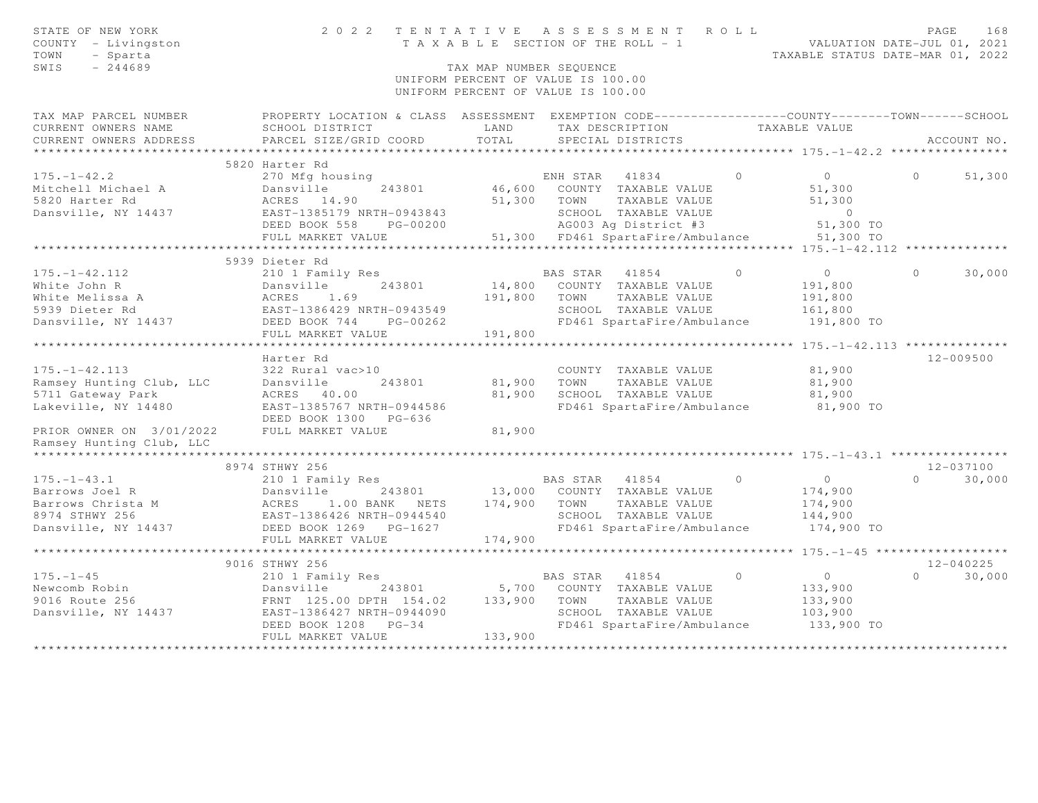STATE OF NEW YORK
COUNTY - Livingston
TOWN - Sparta
SWIS - 244689

# 2022 TENTATIVE ASSESSMENT ROLL

TAXABLE SECTION OF THE ROLL - 1

TAX MAP NUMBER SEQUENCE

UNIFORM PERCENT OF VALUE IS 100.00

VALUATION DATE-JUL 01, 2021
TAXABLE STATUS DATE-MAR 01, 2022

| TAX MAP PARCEL NUMBER / CURRENT OWNERS NAME / CURRENT OWNERS ADDRESS | PROPERTY LOCATION & CLASS / SCHOOL DISTRICT / PARCEL SIZE/GRID COORD | ASSESSMENT LAND | ASSESSMENT TOTAL | EXEMPTION CODE / TAX DESCRIPTION / SPECIAL DISTRICTS | COUNTY | TOWN | SCHOOL / ACCOUNT NO. |
|---|---|---|---|---|---|---|---|
| **175.-1-42.2** | 5820 Harter Rd | | | | | | |
| 175.-1-42.2 | 270 Mfg housing | | | ENH STAR 41834 | 0 | 0 | 0 51,300 |
| Mitchell Michael A | Dansville 243801 | 46,600 | | COUNTY TAXABLE VALUE | 51,300 | | |
| 5820 Harter Rd | ACRES 14.90 | | 51,300 | TOWN TAXABLE VALUE | 51,300 | | |
| Dansville, NY 14437 | EAST-1385179 NRTH-0943843 | | | SCHOOL TAXABLE VALUE | 0 | | |
| | DEED BOOK 558 PG-00200 | | | AG003 Ag District #3 | 51,300 TO | | |
| | FULL MARKET VALUE | | 51,300 | FD461 SpartaFire/Ambulance | 51,300 TO | | |
| **175.-1-42.112** | 5939 Dieter Rd | | | | | | |
| 175.-1-42.112 | 210 1 Family Res | | | BAS STAR 41854 | 0 | 0 | 0 30,000 |
| White John R | Dansville 243801 | 14,800 | | COUNTY TAXABLE VALUE | 191,800 | | |
| White Melissa A | ACRES 1.69 | | 191,800 | TOWN TAXABLE VALUE | 191,800 | | |
| 5939 Dieter Rd | EAST-1386429 NRTH-0943549 | | | SCHOOL TAXABLE VALUE | 161,800 | | |
| Dansville, NY 14437 | DEED BOOK 744 PG-00262 | | | FD461 SpartaFire/Ambulance | 191,800 TO | | |
| | FULL MARKET VALUE | | 191,800 | | | | |
| **175.-1-42.113** | Harter Rd | | | | | | 12-009500 |
| 175.-1-42.113 | 322 Rural vac>10 | | | COUNTY TAXABLE VALUE | 81,900 | | |
| Ramsey Hunting Club, LLC | Dansville 243801 | 81,900 | | TOWN TAXABLE VALUE | 81,900 | | |
| 5711 Gateway Park | ACRES 40.00 | | 81,900 | SCHOOL TAXABLE VALUE | 81,900 | | |
| Lakeville, NY 14480 | EAST-1385767 NRTH-0944586 | | | FD461 SpartaFire/Ambulance | 81,900 TO | | |
| | DEED BOOK 1300 PG-636 | | | | | | |
| PRIOR OWNER ON 3/01/2022 | FULL MARKET VALUE | | 81,900 | | | | |
| Ramsey Hunting Club, LLC | | | | | | | |
| **175.-1-43.1** | 8974 STHWY 256 | | | | | | 12-037100 |
| 175.-1-43.1 | 210 1 Family Res | | | BAS STAR 41854 | 0 | 0 | 0 30,000 |
| Barrows Joel R | Dansville 243801 | 13,000 | | COUNTY TAXABLE VALUE | 174,900 | | |
| Barrows Christa M | ACRES 1.00 BANK NETS | | 174,900 | TOWN TAXABLE VALUE | 174,900 | | |
| 8974 STHWY 256 | EAST-1386426 NRTH-0944540 | | | SCHOOL TAXABLE VALUE | 144,900 | | |
| Dansville, NY 14437 | DEED BOOK 1269 PG-1627 | | | FD461 SpartaFire/Ambulance | 174,900 TO | | |
| | FULL MARKET VALUE | | 174,900 | | | | |
| **175.-1-45** | 9016 STHWY 256 | | | | | | 12-040225 |
| 175.-1-45 | 210 1 Family Res | | | BAS STAR 41854 | 0 | 0 | 0 30,000 |
| Newcomb Robin | Dansville 243801 | 5,700 | | COUNTY TAXABLE VALUE | 133,900 | | |
| 9016 Route 256 | FRNT 125.00 DPTH 154.02 | | 133,900 | TOWN TAXABLE VALUE | 133,900 | | |
| Dansville, NY 14437 | EAST-1386427 NRTH-0944090 | | | SCHOOL TAXABLE VALUE | 103,900 | | |
| | DEED BOOK 1208 PG-34 | | | FD461 SpartaFire/Ambulance | 133,900 TO | | |
| | FULL MARKET VALUE | | 133,900 | | | | |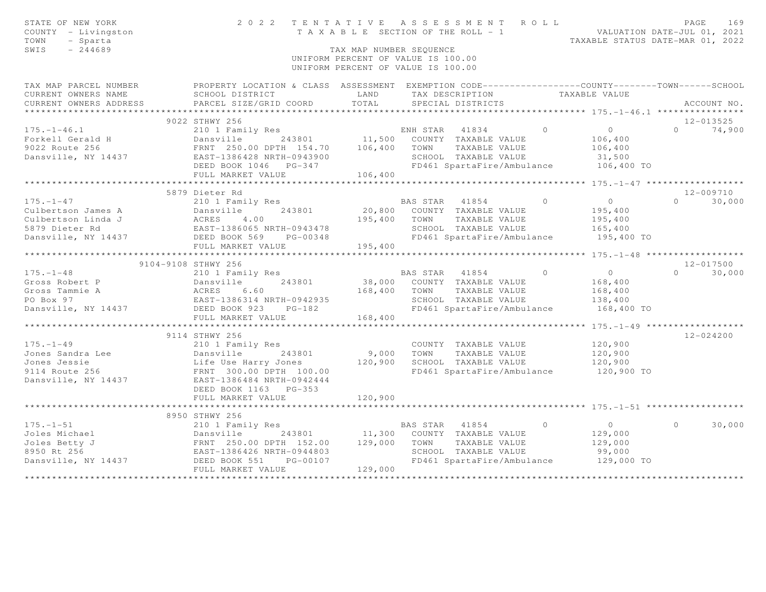STATE OF NEW YORK — 2022 TENTATIVE ASSESSMENT ROLL — PAGE 169
COUNTY - Livingston — TAXABLE SECTION OF THE ROLL - 1 — VALUATION DATE-JUL 01, 2021
TOWN - Sparta — TAXABLE STATUS DATE-MAR 01, 2022
SWIS - 244689 — TAX MAP NUMBER SEQUENCE
UNIFORM PERCENT OF VALUE IS 100.00

| TAX MAP PARCEL NUMBER / CURRENT OWNERS NAME / CURRENT OWNERS ADDRESS | PROPERTY LOCATION & CLASS / SCHOOL DISTRICT / PARCEL SIZE/GRID COORD | ASSESSMENT LAND / TOTAL | EXEMPTION CODE / TAX DESCRIPTION / SPECIAL DISTRICTS | COUNTY | TOWN | SCHOOL | TAXABLE VALUE | ACCOUNT NO. |
|---|---|---|---|---|---|---|---|---|
| 175.-1-46.1 | 9022 STHWY 256 | | | | | | | 12-013525 |
| 175.-1-46.1 | 210 1 Family Res | | ENH STAR 41834 | 0 | 0 | 74,900 | | |
| Forkell Gerald H | Dansville 243801 | 11,500 | COUNTY TAXABLE VALUE | | | | 106,400 | |
| 9022 Route 256 | FRNT 250.00 DPTH 154.70 | 106,400 | TOWN TAXABLE VALUE | | | | 106,400 | |
| Dansville, NY 14437 | EAST-1386428 NRTH-0943900 | | SCHOOL TAXABLE VALUE | | | | 31,500 | |
| | DEED BOOK 1046 PG-347 | | FD461 SpartaFire/Ambulance | | | | 106,400 TO | |
| | FULL MARKET VALUE | 106,400 | | | | | | |
| 175.-1-47 | 5879 Dieter Rd | | | | | | | 12-009710 |
| 175.-1-47 | 210 1 Family Res | | BAS STAR 41854 | 0 | 0 | 30,000 | | |
| Culbertson James A | Dansville 243801 | 20,800 | COUNTY TAXABLE VALUE | | | | 195,400 | |
| Culbertson Linda J | ACRES 4.00 | 195,400 | TOWN TAXABLE VALUE | | | | 195,400 | |
| 5879 Dieter Rd | EAST-1386065 NRTH-0943478 | | SCHOOL TAXABLE VALUE | | | | 165,400 | |
| Dansville, NY 14437 | DEED BOOK 569 PG-00348 | | FD461 SpartaFire/Ambulance | | | | 195,400 TO | |
| | FULL MARKET VALUE | 195,400 | | | | | | |
| 175.-1-48 | 9104-9108 STHWY 256 | | | | | | | 12-017500 |
| 175.-1-48 | 210 1 Family Res | | BAS STAR 41854 | 0 | 0 | 30,000 | | |
| Gross Robert P | Dansville 243801 | 38,000 | COUNTY TAXABLE VALUE | | | | 168,400 | |
| Gross Tammie A | ACRES 6.60 | 168,400 | TOWN TAXABLE VALUE | | | | 168,400 | |
| PO Box 97 | EAST-1386314 NRTH-0942935 | | SCHOOL TAXABLE VALUE | | | | 138,400 | |
| Dansville, NY 14437 | DEED BOOK 923 PG-182 | | FD461 SpartaFire/Ambulance | | | | 168,400 TO | |
| | FULL MARKET VALUE | 168,400 | | | | | | |
| 175.-1-49 | 9114 STHWY 256 | | | | | | | 12-024200 |
| 175.-1-49 | 210 1 Family Res | | COUNTY TAXABLE VALUE | | | | 120,900 | |
| Jones Sandra Lee | Dansville 243801 | 9,000 | TOWN TAXABLE VALUE | | | | 120,900 | |
| Jones Jessie | Life Use Harry Jones | 120,900 | SCHOOL TAXABLE VALUE | | | | 120,900 | |
| 9114 Route 256 | FRNT 300.00 DPTH 100.00 | | FD461 SpartaFire/Ambulance | | | | 120,900 TO | |
| Dansville, NY 14437 | EAST-1386484 NRTH-0942444 | | | | | | | |
| | DEED BOOK 1163 PG-353 | | | | | | | |
| | FULL MARKET VALUE | 120,900 | | | | | | |
| 175.-1-51 | 8950 STHWY 256 | | | | | | | |
| 175.-1-51 | 210 1 Family Res | | BAS STAR 41854 | 0 | 0 | 30,000 | | |
| Joles Michael | Dansville 243801 | 11,300 | COUNTY TAXABLE VALUE | | | | 129,000 | |
| Joles Betty J | FRNT 250.00 DPTH 152.00 | 129,000 | TOWN TAXABLE VALUE | | | | 129,000 | |
| 8950 Rt 256 | EAST-1386426 NRTH-0944803 | | SCHOOL TAXABLE VALUE | | | | 99,000 | |
| Dansville, NY 14437 | DEED BOOK 551 PG-00107 | | FD461 SpartaFire/Ambulance | | | | 129,000 TO | |
| | FULL MARKET VALUE | 129,000 | | | | | | |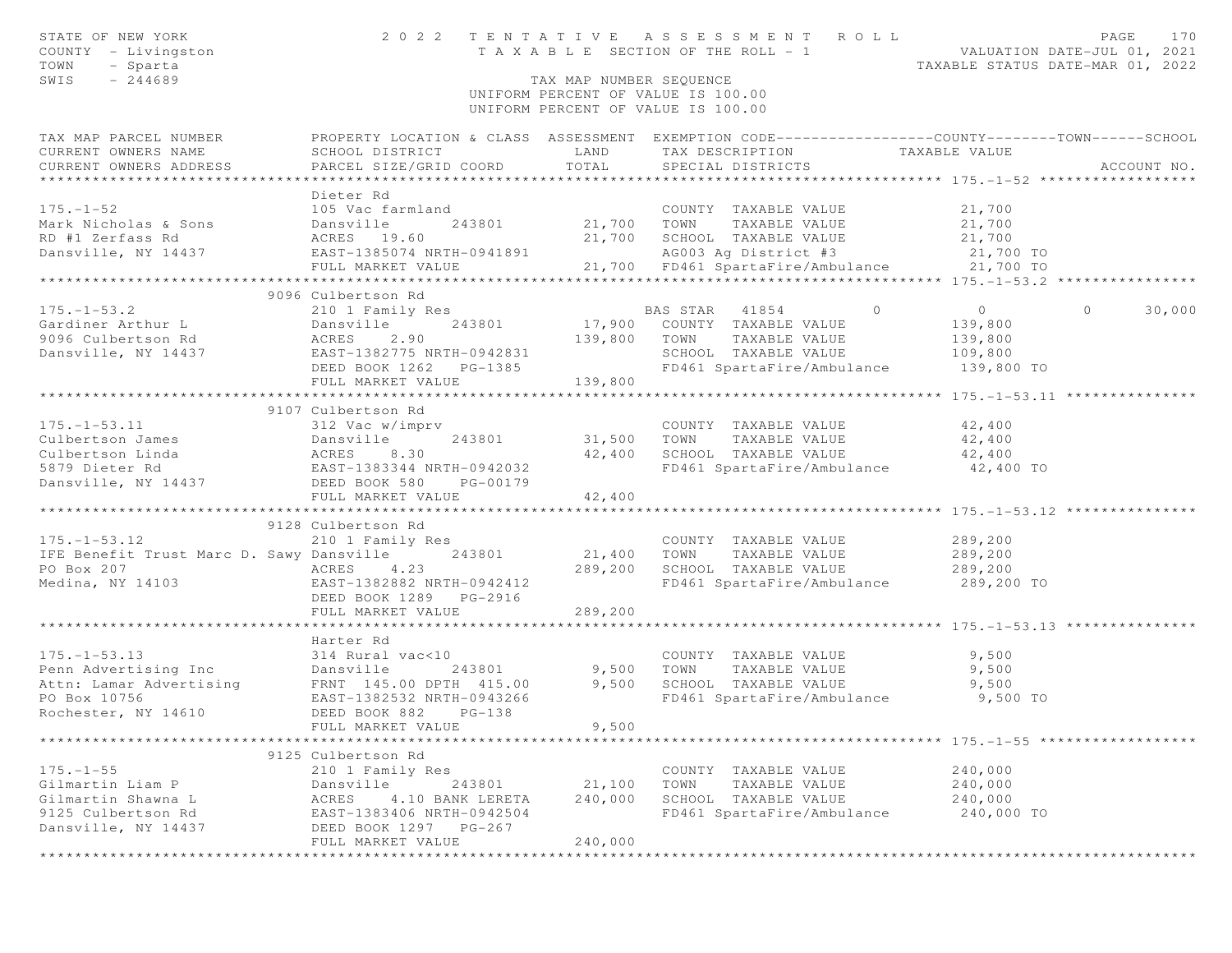STATE OF NEW YORK
COUNTY - Livingston
TOWN - Sparta
SWIS - 244689

2022 TENTATIVE ASSESSMENT ROLL
TAXABLE SECTION OF THE ROLL - 1
TAX MAP NUMBER SEQUENCE
UNIFORM PERCENT OF VALUE IS 100.00

VALUATION DATE-JUL 01, 2021
TAXABLE STATUS DATE-MAR 01, 2022

| TAX MAP PARCEL NUMBER / CURRENT OWNERS NAME / CURRENT OWNERS ADDRESS | PROPERTY LOCATION & CLASS / SCHOOL DISTRICT / PARCEL SIZE/GRID COORD | ASSESSMENT LAND | TOTAL | EXEMPTION CODE / TAX DESCRIPTION / SPECIAL DISTRICTS | COUNTY TAXABLE VALUE | TOWN | SCHOOL |
|---|---|---|---|---|---|---|---|
| **175.-1-52** | Dieter Rd | | | | | | |
| 175.-1-52 | 105 Vac farmland | | | COUNTY TAXABLE VALUE | 21,700 | | |
| Mark Nicholas & Sons | Dansville 243801 | 21,700 | | TOWN TAXABLE VALUE | 21,700 | | |
| RD #1 Zerfass Rd | ACRES 19.60 | | 21,700 | SCHOOL TAXABLE VALUE | 21,700 | | |
| Dansville, NY 14437 | EAST-1385074 NRTH-0941891 | | | AG003 Ag District #3 | 21,700 TO | | |
| | FULL MARKET VALUE | | 21,700 | FD461 SpartaFire/Ambulance | 21,700 TO | | |
| **175.-1-53.2** | 9096 Culbertson Rd | | | | | | |
| 175.-1-53.2 | 210 1 Family Res | | | BAS STAR 41854 0 | 0 | 0 | 30,000 |
| Gardiner Arthur L | Dansville 243801 | 17,900 | | COUNTY TAXABLE VALUE | 139,800 | | |
| 9096 Culbertson Rd | ACRES 2.90 | | 139,800 | TOWN TAXABLE VALUE | 139,800 | | |
| Dansville, NY 14437 | EAST-1382775 NRTH-0942831 | | | SCHOOL TAXABLE VALUE | 109,800 | | |
| | DEED BOOK 1262 PG-1385 | | | FD461 SpartaFire/Ambulance | 139,800 TO | | |
| | FULL MARKET VALUE | | 139,800 | | | | |
| **175.-1-53.11** | 9107 Culbertson Rd | | | | | | |
| 175.-1-53.11 | 312 Vac w/imprv | | | COUNTY TAXABLE VALUE | 42,400 | | |
| Culbertson James | Dansville 243801 | 31,500 | | TOWN TAXABLE VALUE | 42,400 | | |
| Culbertson Linda | ACRES 8.30 | | 42,400 | SCHOOL TAXABLE VALUE | 42,400 | | |
| 5879 Dieter Rd | EAST-1383344 NRTH-0942032 | | | FD461 SpartaFire/Ambulance | 42,400 TO | | |
| Dansville, NY 14437 | DEED BOOK 580 PG-00179 | | | | | | |
| | FULL MARKET VALUE | | 42,400 | | | | |
| **175.-1-53.12** | 9128 Culbertson Rd | | | | | | |
| 175.-1-53.12 | 210 1 Family Res | | | COUNTY TAXABLE VALUE | 289,200 | | |
| IFE Benefit Trust Marc D. Sawy | Dansville 243801 | 21,400 | | TOWN TAXABLE VALUE | 289,200 | | |
| PO Box 207 | ACRES 4.23 | | 289,200 | SCHOOL TAXABLE VALUE | 289,200 | | |
| Medina, NY 14103 | EAST-1382882 NRTH-0942412 | | | FD461 SpartaFire/Ambulance | 289,200 TO | | |
| | DEED BOOK 1289 PG-2916 | | | | | | |
| | FULL MARKET VALUE | | 289,200 | | | | |
| **175.-1-53.13** | Harter Rd | | | | | | |
| 175.-1-53.13 | 314 Rural vac<10 | | | COUNTY TAXABLE VALUE | 9,500 | | |
| Penn Advertising Inc | Dansville 243801 | 9,500 | | TOWN TAXABLE VALUE | 9,500 | | |
| Attn: Lamar Advertising | FRNT 145.00 DPTH 415.00 | | 9,500 | SCHOOL TAXABLE VALUE | 9,500 | | |
| PO Box 10756 | EAST-1382532 NRTH-0943266 | | | FD461 SpartaFire/Ambulance | 9,500 TO | | |
| Rochester, NY 14610 | DEED BOOK 882 PG-138 | | | | | | |
| | FULL MARKET VALUE | | 9,500 | | | | |
| **175.-1-55** | 9125 Culbertson Rd | | | | | | |
| 175.-1-55 | 210 1 Family Res | | | COUNTY TAXABLE VALUE | 240,000 | | |
| Gilmartin Liam P | Dansville 243801 | 21,100 | | TOWN TAXABLE VALUE | 240,000 | | |
| Gilmartin Shawna L | ACRES 4.10 BANK LERETA | | 240,000 | SCHOOL TAXABLE VALUE | 240,000 | | |
| 9125 Culbertson Rd | EAST-1383406 NRTH-0942504 | | | FD461 SpartaFire/Ambulance | 240,000 TO | | |
| Dansville, NY 14437 | DEED BOOK 1297 PG-267 | | | | | | |
| | FULL MARKET VALUE | | 240,000 | | | | |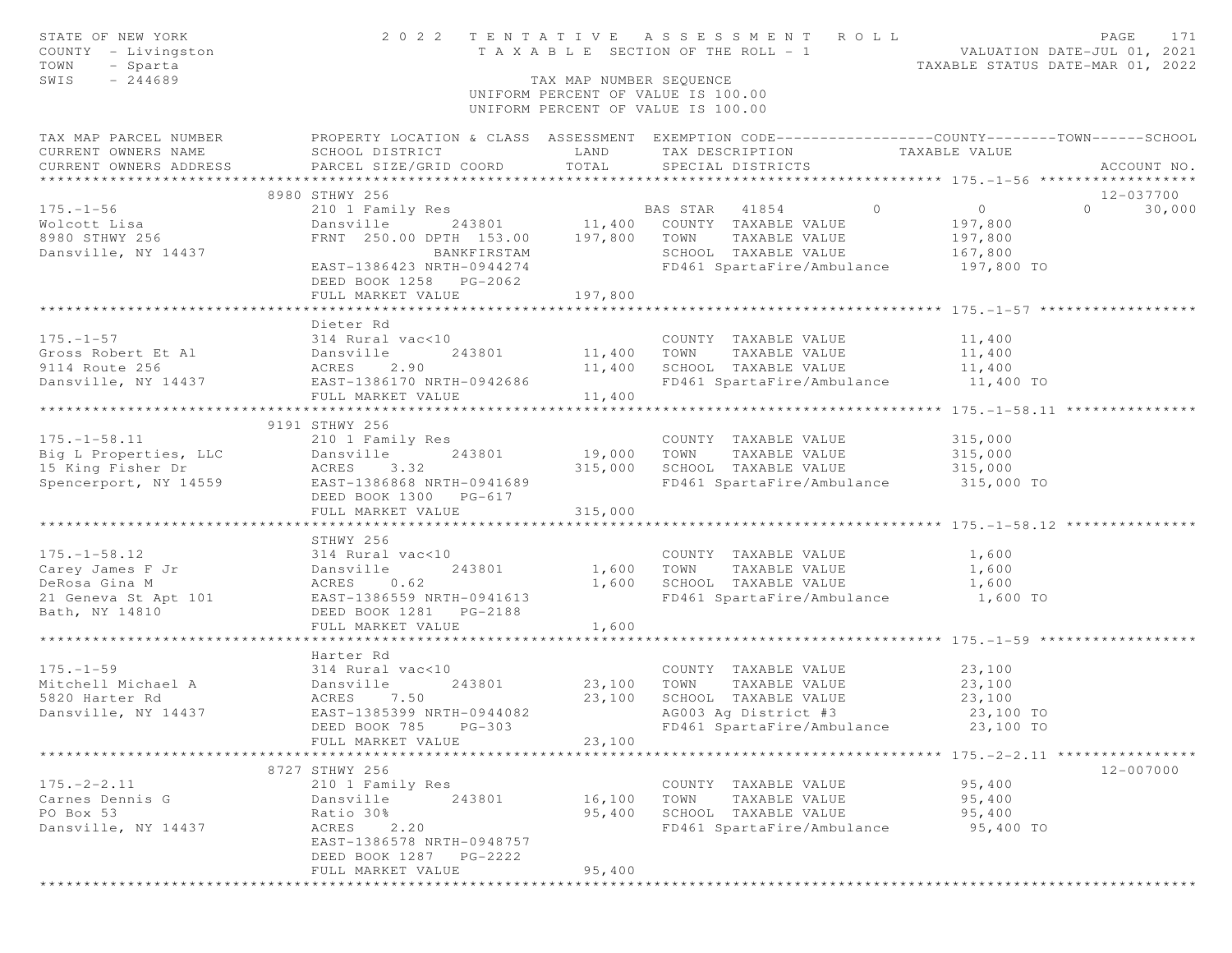STATE OF NEW YORK | 2022 TENTATIVE ASSESSMENT ROLL | PAGE 171
COUNTY - Livingston | TAXABLE SECTION OF THE ROLL - 1 | VALUATION DATE-JUL 01, 2021
TOWN - Sparta | | TAXABLE STATUS DATE-MAR 01, 2022
SWIS - 244689 | TAX MAP NUMBER SEQUENCE
UNIFORM PERCENT OF VALUE IS 100.00
UNIFORM PERCENT OF VALUE IS 100.00

| TAX MAP PARCEL NUMBER / CURRENT OWNERS NAME / CURRENT OWNERS ADDRESS | PROPERTY LOCATION & CLASS / SCHOOL DISTRICT / PARCEL SIZE/GRID COORD | ASSESSMENT LAND / TOTAL | EXEMPTION CODE / TAX DESCRIPTION / SPECIAL DISTRICTS | COUNTY / TOWN / SCHOOL TAXABLE VALUE | ACCOUNT NO. |
|---|---|---|---|---|---|
| **175.-1-56** | 8980 STHWY 256 | | | | 12-037700 |
| 175.-1-56 | 210 1 Family Res | | BAS STAR 41854 0 | 0 0 30,000 | |
| Wolcott Lisa | Dansville 243801 | 11,400 | COUNTY TAXABLE VALUE | 197,800 | |
| 8980 STHWY 256 | FRNT 250.00 DPTH 153.00 | 197,800 | TOWN TAXABLE VALUE | 197,800 | |
| Dansville, NY 14437 | BANKFIRSTAM | | SCHOOL TAXABLE VALUE | 167,800 | |
| | EAST-1386423 NRTH-0944274 | | FD461 SpartaFire/Ambulance | 197,800 TO | |
| | DEED BOOK 1258 PG-2062 | | | | |
| | FULL MARKET VALUE | 197,800 | | | |
| **175.-1-57** | Dieter Rd | | | | |
| 175.-1-57 | 314 Rural vac<10 | | COUNTY TAXABLE VALUE | 11,400 | |
| Gross Robert Et Al | Dansville 243801 | 11,400 | TOWN TAXABLE VALUE | 11,400 | |
| 9114 Route 256 | ACRES 2.90 | 11,400 | SCHOOL TAXABLE VALUE | 11,400 | |
| Dansville, NY 14437 | EAST-1386170 NRTH-0942686 | | FD461 SpartaFire/Ambulance | 11,400 TO | |
| | FULL MARKET VALUE | 11,400 | | | |
| **175.-1-58.11** | 9191 STHWY 256 | | | | |
| 175.-1-58.11 | 210 1 Family Res | | COUNTY TAXABLE VALUE | 315,000 | |
| Big L Properties, LLC | Dansville 243801 | 19,000 | TOWN TAXABLE VALUE | 315,000 | |
| 15 King Fisher Dr | ACRES 3.32 | 315,000 | SCHOOL TAXABLE VALUE | 315,000 | |
| Spencerport, NY 14559 | EAST-1386868 NRTH-0941689 | | FD461 SpartaFire/Ambulance | 315,000 TO | |
| | DEED BOOK 1300 PG-617 | | | | |
| | FULL MARKET VALUE | 315,000 | | | |
| **175.-1-58.12** | STHWY 256 | | | | |
| 175.-1-58.12 | 314 Rural vac<10 | | COUNTY TAXABLE VALUE | 1,600 | |
| Carey James F Jr | Dansville 243801 | 1,600 | TOWN TAXABLE VALUE | 1,600 | |
| DeRosa Gina M | ACRES 0.62 | 1,600 | SCHOOL TAXABLE VALUE | 1,600 | |
| 21 Geneva St Apt 101 | EAST-1386559 NRTH-0941613 | | FD461 SpartaFire/Ambulance | 1,600 TO | |
| Bath, NY 14810 | DEED BOOK 1281 PG-2188 | | | | |
| | FULL MARKET VALUE | 1,600 | | | |
| **175.-1-59** | Harter Rd | | | | |
| 175.-1-59 | 314 Rural vac<10 | | COUNTY TAXABLE VALUE | 23,100 | |
| Mitchell Michael A | Dansville 243801 | 23,100 | TOWN TAXABLE VALUE | 23,100 | |
| 5820 Harter Rd | ACRES 7.50 | 23,100 | SCHOOL TAXABLE VALUE | 23,100 | |
| Dansville, NY 14437 | EAST-1385399 NRTH-0944082 | | AG003 Ag District #3 | 23,100 TO | |
| | DEED BOOK 785 PG-303 | | FD461 SpartaFire/Ambulance | 23,100 TO | |
| | FULL MARKET VALUE | 23,100 | | | |
| **175.-2-2.11** | 8727 STHWY 256 | | | | 12-007000 |
| 175.-2-2.11 | 210 1 Family Res | | COUNTY TAXABLE VALUE | 95,400 | |
| Carnes Dennis G | Dansville 243801 | 16,100 | TOWN TAXABLE VALUE | 95,400 | |
| PO Box 53 | Ratio 30% | 95,400 | SCHOOL TAXABLE VALUE | 95,400 | |
| Dansville, NY 14437 | ACRES 2.20 | | FD461 SpartaFire/Ambulance | 95,400 TO | |
| | EAST-1386578 NRTH-0948757 | | | | |
| | DEED BOOK 1287 PG-2222 | | | | |
| | FULL MARKET VALUE | 95,400 | | | |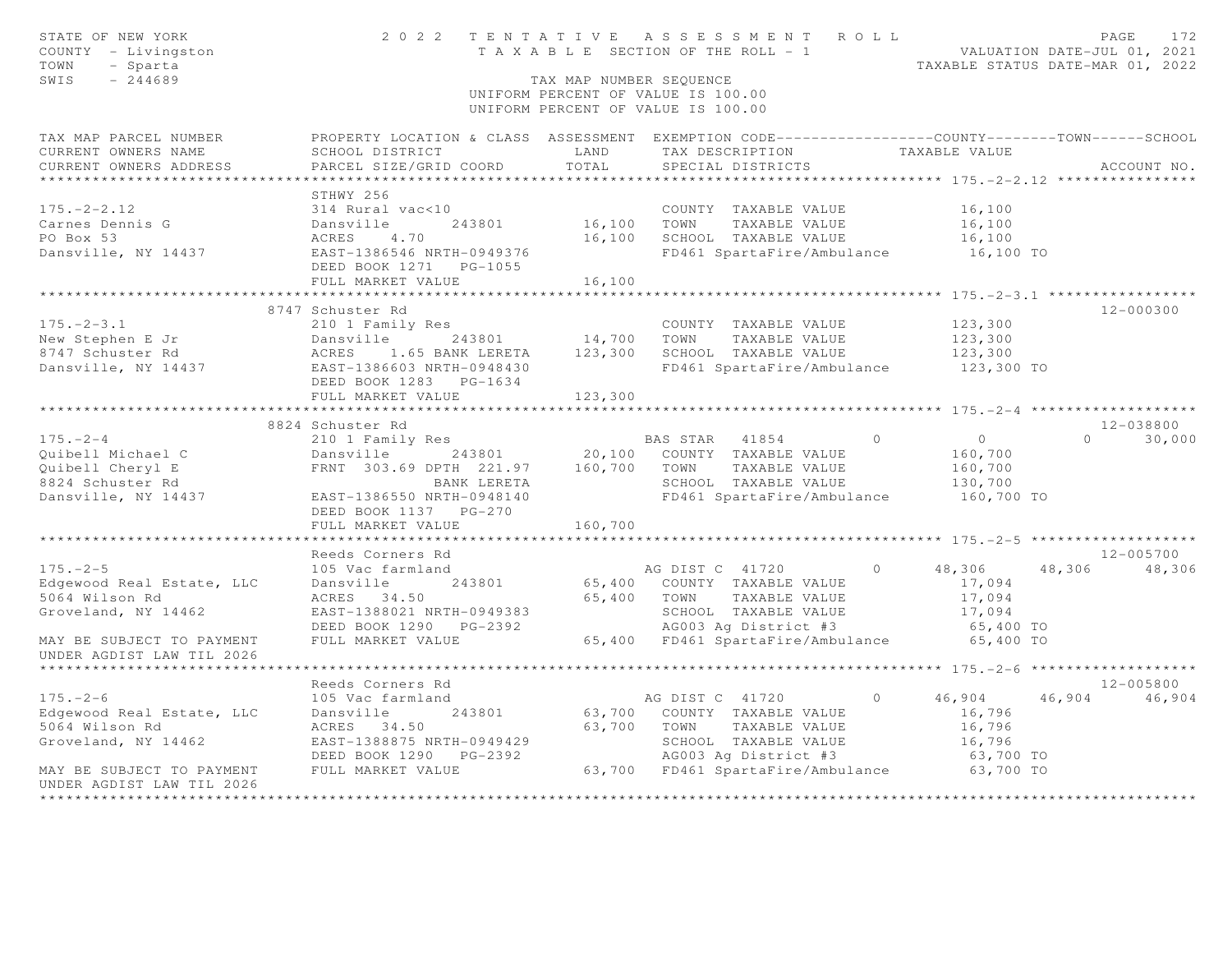STATE OF NEW YORK — 2022 TENTATIVE ASSESSMENT ROLL
COUNTY - Livingston — TAXABLE SECTION OF THE ROLL - 1 — VALUATION DATE-JUL 01, 2021
TOWN - Sparta — TAXABLE STATUS DATE-MAR 01, 2022
SWIS - 244689 — TAX MAP NUMBER SEQUENCE
UNIFORM PERCENT OF VALUE IS 100.00

| TAX MAP PARCEL NUMBER / CURRENT OWNERS NAME / CURRENT OWNERS ADDRESS | PROPERTY LOCATION & CLASS / SCHOOL DISTRICT / PARCEL SIZE/GRID COORD | ASSESSMENT LAND / TOTAL | EXEMPTION CODE / TAX DESCRIPTION / SPECIAL DISTRICTS | COUNTY TAXABLE VALUE | TOWN | SCHOOL | ACCOUNT NO. |
|---|---|---|---|---|---|---|---|
| **175.-2-2.12** | STHWY 256 | | | | | | |
| 175.-2-2.12 | 314 Rural vac<10 | | COUNTY TAXABLE VALUE | 16,100 | | | |
| Carnes Dennis G | Dansville 243801 | 16,100 | TOWN TAXABLE VALUE | 16,100 | | | |
| PO Box 53 | ACRES 4.70 | 16,100 | SCHOOL TAXABLE VALUE | 16,100 | | | |
| Dansville, NY 14437 | EAST-1386546 NRTH-0949376 | | FD461 SpartaFire/Ambulance | 16,100 TO | | | |
| | DEED BOOK 1271 PG-1055 | | | | | | |
| | FULL MARKET VALUE | 16,100 | | | | | |
| **175.-2-3.1** | 8747 Schuster Rd | | | | | | 12-000300 |
| 175.-2-3.1 | 210 1 Family Res | | COUNTY TAXABLE VALUE | 123,300 | | | |
| New Stephen E Jr | Dansville 243801 | 14,700 | TOWN TAXABLE VALUE | 123,300 | | | |
| 8747 Schuster Rd | ACRES 1.65 BANK LERETA | 123,300 | SCHOOL TAXABLE VALUE | 123,300 | | | |
| Dansville, NY 14437 | EAST-1386603 NRTH-0948430 | | FD461 SpartaFire/Ambulance | 123,300 TO | | | |
| | DEED BOOK 1283 PG-1634 | | | | | | |
| | FULL MARKET VALUE | 123,300 | | | | | |
| **175.-2-4** | 8824 Schuster Rd | | | | | | 12-038800 |
| 175.-2-4 | 210 1 Family Res | | BAS STAR 41854 0 | 0 | 0 | 30,000 | |
| Quibell Michael C | Dansville 243801 | 20,100 | COUNTY TAXABLE VALUE | 160,700 | | | |
| Quibell Cheryl E | FRNT 303.69 DPTH 221.97 | 160,700 | TOWN TAXABLE VALUE | 160,700 | | | |
| 8824 Schuster Rd | BANK LERETA | | SCHOOL TAXABLE VALUE | 130,700 | | | |
| Dansville, NY 14437 | EAST-1386550 NRTH-0948140 | | FD461 SpartaFire/Ambulance | 160,700 TO | | | |
| | DEED BOOK 1137 PG-270 | | | | | | |
| | FULL MARKET VALUE | 160,700 | | | | | |
| **175.-2-5** | Reeds Corners Rd | | | | | | 12-005700 |
| 175.-2-5 | 105 Vac farmland | | AG DIST C 41720 0 | 48,306 | 48,306 | 48,306 | |
| Edgewood Real Estate, LLC | Dansville 243801 | 65,400 | COUNTY TAXABLE VALUE | 17,094 | | | |
| 5064 Wilson Rd | ACRES 34.50 | 65,400 | TOWN TAXABLE VALUE | 17,094 | | | |
| Groveland, NY 14462 | EAST-1388021 NRTH-0949383 | | SCHOOL TAXABLE VALUE | 17,094 | | | |
| | DEED BOOK 1290 PG-2392 | | AG003 Ag District #3 | 65,400 TO | | | |
| MAY BE SUBJECT TO PAYMENT UNDER AGDIST LAW TIL 2026 | FULL MARKET VALUE | 65,400 | FD461 SpartaFire/Ambulance | 65,400 TO | | | |
| **175.-2-6** | Reeds Corners Rd | | | | | | 12-005800 |
| 175.-2-6 | 105 Vac farmland | | AG DIST C 41720 0 | 46,904 | 46,904 | 46,904 | |
| Edgewood Real Estate, LLC | Dansville 243801 | 63,700 | COUNTY TAXABLE VALUE | 16,796 | | | |
| 5064 Wilson Rd | ACRES 34.50 | 63,700 | TOWN TAXABLE VALUE | 16,796 | | | |
| Groveland, NY 14462 | EAST-1388875 NRTH-0949429 | | SCHOOL TAXABLE VALUE | 16,796 | | | |
| | DEED BOOK 1290 PG-2392 | | AG003 Ag District #3 | 63,700 TO | | | |
| MAY BE SUBJECT TO PAYMENT UNDER AGDIST LAW TIL 2026 | FULL MARKET VALUE | 63,700 | FD461 SpartaFire/Ambulance | 63,700 TO | | | |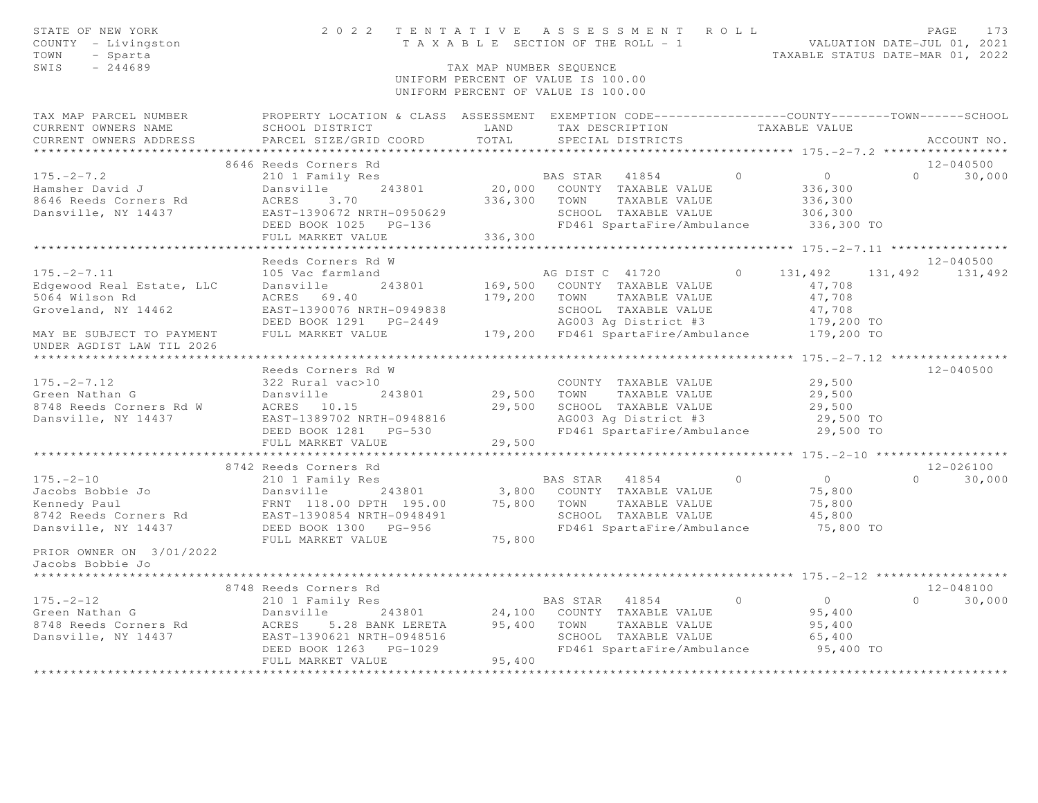STATE OF NEW YORK
COUNTY - Livingston
TOWN - Sparta
SWIS - 244689

2022 TENTATIVE ASSESSMENT ROLL
TAXABLE SECTION OF THE ROLL - 1
TAX MAP NUMBER SEQUENCE
UNIFORM PERCENT OF VALUE IS 100.00

VALUATION DATE-JUL 01, 2021
TAXABLE STATUS DATE-MAR 01, 2022

| TAX MAP PARCEL NUMBER / CURRENT OWNERS NAME / CURRENT OWNERS ADDRESS | PROPERTY LOCATION & CLASS / SCHOOL DISTRICT / PARCEL SIZE/GRID COORD | ASSESSMENT LAND / TOTAL | EXEMPTION CODE / TAX DESCRIPTION / SPECIAL DISTRICTS | COUNTY TAXABLE VALUE | TOWN | SCHOOL | ACCOUNT NO. |
|---|---|---|---|---|---|---|---|
| **175.-2-7.2** | 8646 Reeds Corners Rd | | | | | | 12-040500 |
| 175.-2-7.2 | 210 1 Family Res | | BAS STAR 41854 0 | 0 | 0 | 30,000 | |
| Hamsher David J | Dansville 243801 | 20,000 | COUNTY TAXABLE VALUE | 336,300 | | | |
| 8646 Reeds Corners Rd | ACRES 3.70 | 336,300 | TOWN TAXABLE VALUE | 336,300 | | | |
| Dansville, NY 14437 | EAST-1390672 NRTH-0950629 | | SCHOOL TAXABLE VALUE | 306,300 | | | |
| | DEED BOOK 1025 PG-136 | | FD461 SpartaFire/Ambulance | 336,300 TO | | | |
| | FULL MARKET VALUE | 336,300 | | | | | |
| **175.-2-7.11** | Reeds Corners Rd W | | | | | | 12-040500 |
| 175.-2-7.11 | 105 Vac farmland | | AG DIST C 41720 0 | 131,492 | 131,492 | 131,492 | |
| Edgewood Real Estate, LLC | Dansville 243801 | 169,500 | COUNTY TAXABLE VALUE | 47,708 | | | |
| 5064 Wilson Rd | ACRES 69.40 | 179,200 | TOWN TAXABLE VALUE | 47,708 | | | |
| Groveland, NY 14462 | EAST-1390076 NRTH-0949838 | | SCHOOL TAXABLE VALUE | 47,708 | | | |
| | DEED BOOK 1291 PG-2449 | | AG003 Ag District #3 | 179,200 TO | | | |
| MAY BE SUBJECT TO PAYMENT | FULL MARKET VALUE | 179,200 | FD461 SpartaFire/Ambulance | 179,200 TO | | | |
| UNDER AGDIST LAW TIL 2026 | | | | | | | |
| **175.-2-7.12** | Reeds Corners Rd W | | | | | | 12-040500 |
| 175.-2-7.12 | 322 Rural vac>10 | | COUNTY TAXABLE VALUE | 29,500 | | | |
| Green Nathan G | Dansville 243801 | 29,500 | TOWN TAXABLE VALUE | 29,500 | | | |
| 8748 Reeds Corners Rd W | ACRES 10.15 | 29,500 | SCHOOL TAXABLE VALUE | 29,500 | | | |
| Dansville, NY 14437 | EAST-1389702 NRTH-0948816 | | AG003 Ag District #3 | 29,500 TO | | | |
| | DEED BOOK 1281 PG-530 | | FD461 SpartaFire/Ambulance | 29,500 TO | | | |
| | FULL MARKET VALUE | 29,500 | | | | | |
| **175.-2-10** | 8742 Reeds Corners Rd | | | | | | 12-026100 |
| 175.-2-10 | 210 1 Family Res | | BAS STAR 41854 0 | 0 | 0 | 30,000 | |
| Jacobs Bobbie Jo | Dansville 243801 | 3,800 | COUNTY TAXABLE VALUE | 75,800 | | | |
| Kennedy Paul | FRNT 118.00 DPTH 195.00 | 75,800 | TOWN TAXABLE VALUE | 75,800 | | | |
| 8742 Reeds Corners Rd | EAST-1390854 NRTH-0948491 | | SCHOOL TAXABLE VALUE | 45,800 | | | |
| Dansville, NY 14437 | DEED BOOK 1300 PG-956 | | FD461 SpartaFire/Ambulance | 75,800 TO | | | |
| | FULL MARKET VALUE | 75,800 | | | | | |
| PRIOR OWNER ON 3/01/2022 | | | | | | | |
| Jacobs Bobbie Jo | | | | | | | |
| **175.-2-12** | 8748 Reeds Corners Rd | | | | | | 12-048100 |
| 175.-2-12 | 210 1 Family Res | | BAS STAR 41854 0 | 0 | 0 | 30,000 | |
| Green Nathan G | Dansville 243801 | 24,100 | COUNTY TAXABLE VALUE | 95,400 | | | |
| 8748 Reeds Corners Rd | ACRES 5.28 BANK LERETA | 95,400 | TOWN TAXABLE VALUE | 95,400 | | | |
| Dansville, NY 14437 | EAST-1390621 NRTH-0948516 | | SCHOOL TAXABLE VALUE | 65,400 | | | |
| | DEED BOOK 1263 PG-1029 | | FD461 SpartaFire/Ambulance | 95,400 TO | | | |
| | FULL MARKET VALUE | 95,400 | | | | | |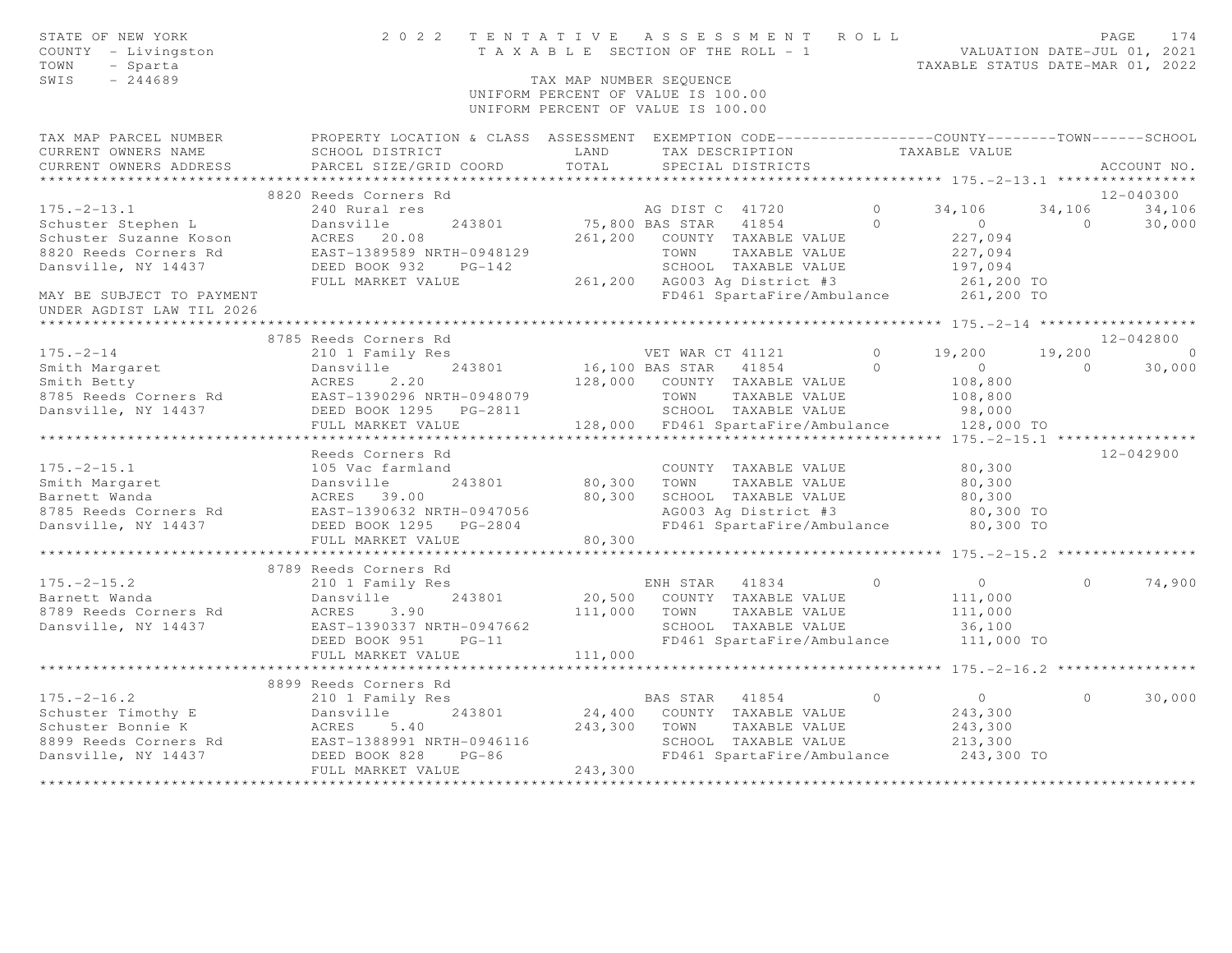STATE OF NEW YORK
COUNTY - Livingston
TOWN - Sparta
SWIS - 244689

**2022 TENTATIVE ASSESSMENT ROLL**
TAXABLE SECTION OF THE ROLL - 1
TAX MAP NUMBER SEQUENCE
UNIFORM PERCENT OF VALUE IS 100.00

VALUATION DATE-JUL 01, 2021
TAXABLE STATUS DATE-MAR 01, 2022

| TAX MAP PARCEL NUMBER / CURRENT OWNERS NAME / CURRENT OWNERS ADDRESS | PROPERTY LOCATION & CLASS / SCHOOL DISTRICT / PARCEL SIZE/GRID COORD | ASSESSMENT LAND / TOTAL | EXEMPTION CODE / TAX DESCRIPTION / SPECIAL DISTRICTS | | COUNTY | TOWN | SCHOOL | ACCOUNT NO. |
|---|---|---|---|---|---|---|---|---|
| **175.-2-13.1** | 8820 Reeds Corners Rd | | | | | | | 12-040300 |
| 175.-2-13.1 | 240 Rural res | | AG DIST C 41720 | 0 | 34,106 | 34,106 | 34,106 | |
| Schuster Stephen L | Dansville 243801 | 75,800 | BAS STAR 41854 | 0 | 0 | 0 | 30,000 | |
| Schuster Suzanne Koson | ACRES 20.08 | 261,200 | COUNTY TAXABLE VALUE | | 227,094 | | | |
| 8820 Reeds Corners Rd | EAST-1389589 NRTH-0948129 | | TOWN TAXABLE VALUE | | 227,094 | | | |
| Dansville, NY 14437 | DEED BOOK 932 PG-142 | | SCHOOL TAXABLE VALUE | | 197,094 | | | |
| | FULL MARKET VALUE | 261,200 | AG003 Ag District #3 | | 261,200 TO | | | |
| MAY BE SUBJECT TO PAYMENT | | | FD461 SpartaFire/Ambulance | | 261,200 TO | | | |
| UNDER AGDIST LAW TIL 2026 | | | | | | | | |
| **175.-2-14** | 8785 Reeds Corners Rd | | | | | | | 12-042800 |
| 175.-2-14 | 210 1 Family Res | | VET WAR CT 41121 | 0 | 19,200 | 19,200 | 0 | |
| Smith Margaret | Dansville 243801 | 16,100 | BAS STAR 41854 | 0 | 0 | 0 | 30,000 | |
| Smith Betty | ACRES 2.20 | 128,000 | COUNTY TAXABLE VALUE | | 108,800 | | | |
| 8785 Reeds Corners Rd | EAST-1390296 NRTH-0948079 | | TOWN TAXABLE VALUE | | 108,800 | | | |
| Dansville, NY 14437 | DEED BOOK 1295 PG-2811 | | SCHOOL TAXABLE VALUE | | 98,000 | | | |
| | FULL MARKET VALUE | 128,000 | FD461 SpartaFire/Ambulance | | 128,000 TO | | | |
| **175.-2-15.1** | Reeds Corners Rd | | | | | | | 12-042900 |
| 175.-2-15.1 | 105 Vac farmland | | COUNTY TAXABLE VALUE | | 80,300 | | | |
| Smith Margaret | Dansville 243801 | 80,300 | TOWN TAXABLE VALUE | | 80,300 | | | |
| Barnett Wanda | ACRES 39.00 | 80,300 | SCHOOL TAXABLE VALUE | | 80,300 | | | |
| 8785 Reeds Corners Rd | EAST-1390632 NRTH-0947056 | | AG003 Ag District #3 | | 80,300 TO | | | |
| Dansville, NY 14437 | DEED BOOK 1295 PG-2804 | | FD461 SpartaFire/Ambulance | | 80,300 TO | | | |
| | FULL MARKET VALUE | 80,300 | | | | | | |
| **175.-2-15.2** | 8789 Reeds Corners Rd | | | | | | | |
| 175.-2-15.2 | 210 1 Family Res | | ENH STAR 41834 | 0 | 0 | 0 | 74,900 | |
| Barnett Wanda | Dansville 243801 | 20,500 | COUNTY TAXABLE VALUE | | 111,000 | | | |
| 8789 Reeds Corners Rd | ACRES 3.90 | 111,000 | TOWN TAXABLE VALUE | | 111,000 | | | |
| Dansville, NY 14437 | EAST-1390337 NRTH-0947662 | | SCHOOL TAXABLE VALUE | | 36,100 | | | |
| | DEED BOOK 951 PG-11 | | FD461 SpartaFire/Ambulance | | 111,000 TO | | | |
| | FULL MARKET VALUE | 111,000 | | | | | | |
| **175.-2-16.2** | 8899 Reeds Corners Rd | | | | | | | |
| 175.-2-16.2 | 210 1 Family Res | | BAS STAR 41854 | 0 | 0 | 0 | 30,000 | |
| Schuster Timothy E | Dansville 243801 | 24,400 | COUNTY TAXABLE VALUE | | 243,300 | | | |
| Schuster Bonnie K | ACRES 5.40 | 243,300 | TOWN TAXABLE VALUE | | 243,300 | | | |
| 8899 Reeds Corners Rd | EAST-1388991 NRTH-0946116 | | SCHOOL TAXABLE VALUE | | 213,300 | | | |
| Dansville, NY 14437 | DEED BOOK 828 PG-86 | | FD461 SpartaFire/Ambulance | | 243,300 TO | | | |
| | FULL MARKET VALUE | 243,300 | | | | | | |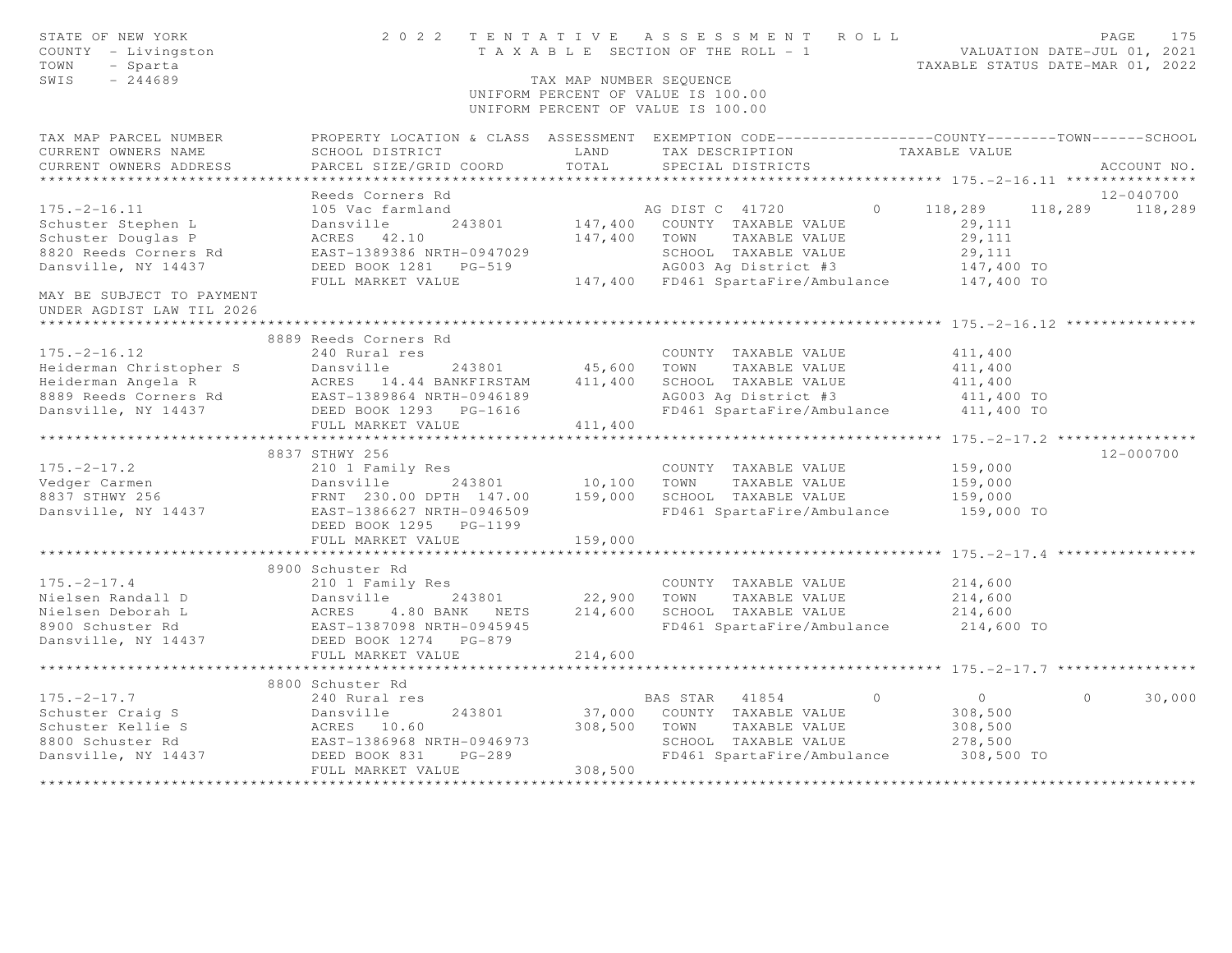STATE OF NEW YORK
COUNTY - Livingston
TOWN - Sparta
SWIS - 244689

# 2022 TENTATIVE ASSESSMENT ROLL

TAXABLE SECTION OF THE ROLL - 1

VALUATION DATE-JUL 01, 2021
TAXABLE STATUS DATE-MAR 01, 2022

TAX MAP NUMBER SEQUENCE
UNIFORM PERCENT OF VALUE IS 100.00
UNIFORM PERCENT OF VALUE IS 100.00

| TAX MAP PARCEL NUMBER / CURRENT OWNERS NAME / CURRENT OWNERS ADDRESS | PROPERTY LOCATION & CLASS / SCHOOL DISTRICT / PARCEL SIZE/GRID COORD | ASSESSMENT LAND / TOTAL | EXEMPTION CODE / TAX DESCRIPTION / SPECIAL DISTRICTS | COUNTY TAXABLE VALUE | TOWN | SCHOOL / ACCOUNT NO. |
|---|---|---|---|---|---|---|
| **175.-2-16.11** | Reeds Corners Rd | | | | | 12-040700 |
| 175.-2-16.11 | 105 Vac farmland | | AG DIST C 41720 0 | 118,289 | 118,289 | 118,289 |
| Schuster Stephen L | Dansville 243801 | 147,400 | COUNTY TAXABLE VALUE | 29,111 | | |
| Schuster Douglas P | ACRES 42.10 | 147,400 | TOWN TAXABLE VALUE | 29,111 | | |
| 8820 Reeds Corners Rd | EAST-1389386 NRTH-0947029 | | SCHOOL TAXABLE VALUE | 29,111 | | |
| Dansville, NY 14437 | DEED BOOK 1281 PG-519 | | AG003 Ag District #3 | 147,400 TO | | |
| | FULL MARKET VALUE | 147,400 | FD461 SpartaFire/Ambulance | 147,400 TO | | |
| MAY BE SUBJECT TO PAYMENT UNDER AGDIST LAW TIL 2026 | | | | | | |
| **175.-2-16.12** | 8889 Reeds Corners Rd | | | | | |
| 175.-2-16.12 | 240 Rural res | | COUNTY TAXABLE VALUE | 411,400 | | |
| Heiderman Christopher S | Dansville 243801 | 45,600 | TOWN TAXABLE VALUE | 411,400 | | |
| Heiderman Angela R | ACRES 14.44 BANKFIRSTAM | 411,400 | SCHOOL TAXABLE VALUE | 411,400 | | |
| 8889 Reeds Corners Rd | EAST-1389864 NRTH-0946189 | | AG003 Ag District #3 | 411,400 TO | | |
| Dansville, NY 14437 | DEED BOOK 1293 PG-1616 | | FD461 SpartaFire/Ambulance | 411,400 TO | | |
| | FULL MARKET VALUE | 411,400 | | | | |
| **175.-2-17.2** | 8837 STHWY 256 | | | | | 12-000700 |
| 175.-2-17.2 | 210 1 Family Res | | COUNTY TAXABLE VALUE | 159,000 | | |
| Vedger Carmen | Dansville 243801 | 10,100 | TOWN TAXABLE VALUE | 159,000 | | |
| 8837 STHWY 256 | FRNT 230.00 DPTH 147.00 | 159,000 | SCHOOL TAXABLE VALUE | 159,000 | | |
| Dansville, NY 14437 | EAST-1386627 NRTH-0946509 | | FD461 SpartaFire/Ambulance | 159,000 TO | | |
| | DEED BOOK 1295 PG-1199 | | | | | |
| | FULL MARKET VALUE | 159,000 | | | | |
| **175.-2-17.4** | 8900 Schuster Rd | | | | | |
| 175.-2-17.4 | 210 1 Family Res | | COUNTY TAXABLE VALUE | 214,600 | | |
| Nielsen Randall D | Dansville 243801 | 22,900 | TOWN TAXABLE VALUE | 214,600 | | |
| Nielsen Deborah L | ACRES 4.80 BANK NETS | 214,600 | SCHOOL TAXABLE VALUE | 214,600 | | |
| 8900 Schuster Rd | EAST-1387098 NRTH-0945945 | | FD461 SpartaFire/Ambulance | 214,600 TO | | |
| Dansville, NY 14437 | DEED BOOK 1274 PG-879 | | | | | |
| | FULL MARKET VALUE | 214,600 | | | | |
| **175.-2-17.7** | 8800 Schuster Rd | | | | | |
| 175.-2-17.7 | 240 Rural res | | BAS STAR 41854 0 | 0 | 0 | 30,000 |
| Schuster Craig S | Dansville 243801 | 37,000 | COUNTY TAXABLE VALUE | 308,500 | | |
| Schuster Kellie S | ACRES 10.60 | 308,500 | TOWN TAXABLE VALUE | 308,500 | | |
| 8800 Schuster Rd | EAST-1386968 NRTH-0946973 | | SCHOOL TAXABLE VALUE | 278,500 | | |
| Dansville, NY 14437 | DEED BOOK 831 PG-289 | | FD461 SpartaFire/Ambulance | 308,500 TO | | |
| | FULL MARKET VALUE | 308,500 | | | | |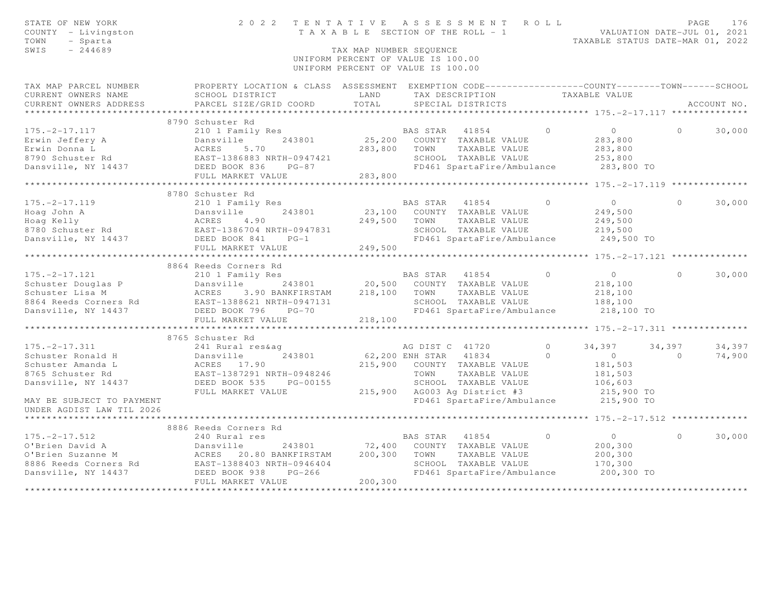STATE OF NEW YORK
COUNTY - Livingston
TOWN - Sparta
SWIS - 244689

# 2022 TENTATIVE ASSESSMENT ROLL

TAXABLE SECTION OF THE ROLL - 1

TAX MAP NUMBER SEQUENCE
UNIFORM PERCENT OF VALUE IS 100.00
UNIFORM PERCENT OF VALUE IS 100.00

VALUATION DATE-JUL 01, 2021
TAXABLE STATUS DATE-MAR 01, 2022

| TAX MAP PARCEL NUMBER / CURRENT OWNERS NAME / CURRENT OWNERS ADDRESS | PROPERTY LOCATION & CLASS / SCHOOL DISTRICT / PARCEL SIZE/GRID COORD | ASSESSMENT LAND / TOTAL | EXEMPTION CODE / TAX DESCRIPTION / SPECIAL DISTRICTS | | COUNTY TAXABLE VALUE | TOWN | SCHOOL | ACCOUNT NO. |
|---|---|---|---|---|---|---|---|---|
| **175.-2-17.117** | 8790 Schuster Rd | | | | | | | |
| 175.-2-17.117 | 210 1 Family Res | | BAS STAR 41854 | 0 | 0 | 0 | 30,000 | |
| Erwin Jeffery A | Dansville 243801 | 25,200 | COUNTY TAXABLE VALUE | | 283,800 | | | |
| Erwin Donna L | ACRES 5.70 | 283,800 | TOWN TAXABLE VALUE | | 283,800 | | | |
| 8790 Schuster Rd | EAST-1386883 NRTH-0947421 | | SCHOOL TAXABLE VALUE | | 253,800 | | | |
| Dansville, NY 14437 | DEED BOOK 836 PG-87 | | FD461 SpartaFire/Ambulance | | 283,800 TO | | | |
| | FULL MARKET VALUE | 283,800 | | | | | | |
| **175.-2-17.119** | 8780 Schuster Rd | | | | | | | |
| 175.-2-17.119 | 210 1 Family Res | | BAS STAR 41854 | 0 | 0 | 0 | 30,000 | |
| Hoag John A | Dansville 243801 | 23,100 | COUNTY TAXABLE VALUE | | 249,500 | | | |
| Hoag Kelly | ACRES 4.90 | 249,500 | TOWN TAXABLE VALUE | | 249,500 | | | |
| 8780 Schuster Rd | EAST-1386704 NRTH-0947831 | | SCHOOL TAXABLE VALUE | | 219,500 | | | |
| Dansville, NY 14437 | DEED BOOK 841 PG-1 | | FD461 SpartaFire/Ambulance | | 249,500 TO | | | |
| | FULL MARKET VALUE | 249,500 | | | | | | |
| **175.-2-17.121** | 8864 Reeds Corners Rd | | | | | | | |
| 175.-2-17.121 | 210 1 Family Res | | BAS STAR 41854 | 0 | 0 | 0 | 30,000 | |
| Schuster Douglas P | Dansville 243801 | 20,500 | COUNTY TAXABLE VALUE | | 218,100 | | | |
| Schuster Lisa M | ACRES 3.90 BANKFIRSTAM | 218,100 | TOWN TAXABLE VALUE | | 218,100 | | | |
| 8864 Reeds Corners Rd | EAST-1388621 NRTH-0947131 | | SCHOOL TAXABLE VALUE | | 188,100 | | | |
| Dansville, NY 14437 | DEED BOOK 796 PG-70 | | FD461 SpartaFire/Ambulance | | 218,100 TO | | | |
| | FULL MARKET VALUE | 218,100 | | | | | | |
| **175.-2-17.311** | 8765 Schuster Rd | | | | | | | |
| 175.-2-17.311 | 241 Rural res&ag | | AG DIST C 41720 | 0 | 34,397 | 34,397 | 34,397 | |
| Schuster Ronald H | Dansville 243801 | 62,200 | ENH STAR 41834 | 0 | 0 | 0 | 74,900 | |
| Schuster Amanda L | ACRES 17.90 | 215,900 | COUNTY TAXABLE VALUE | | 181,503 | | | |
| 8765 Schuster Rd | EAST-1387291 NRTH-0948246 | | TOWN TAXABLE VALUE | | 181,503 | | | |
| Dansville, NY 14437 | DEED BOOK 535 PG-00155 | | SCHOOL TAXABLE VALUE | | 106,603 | | | |
| | FULL MARKET VALUE | 215,900 | AG003 Ag District #3 | | 215,900 TO | | | |
| MAY BE SUBJECT TO PAYMENT | | | FD461 SpartaFire/Ambulance | | 215,900 TO | | | |
| UNDER AGDIST LAW TIL 2026 | | | | | | | | |
| **175.-2-17.512** | 8886 Reeds Corners Rd | | | | | | | |
| 175.-2-17.512 | 240 Rural res | | BAS STAR 41854 | 0 | 0 | 0 | 30,000 | |
| O'Brien David A | Dansville 243801 | 72,400 | COUNTY TAXABLE VALUE | | 200,300 | | | |
| O'Brien Suzanne M | ACRES 20.80 BANKFIRSTAM | 200,300 | TOWN TAXABLE VALUE | | 200,300 | | | |
| 8886 Reeds Corners Rd | EAST-1388403 NRTH-0946404 | | SCHOOL TAXABLE VALUE | | 170,300 | | | |
| Dansville, NY 14437 | DEED BOOK 938 PG-266 | | FD461 SpartaFire/Ambulance | | 200,300 TO | | | |
| | FULL MARKET VALUE | 200,300 | | | | | | |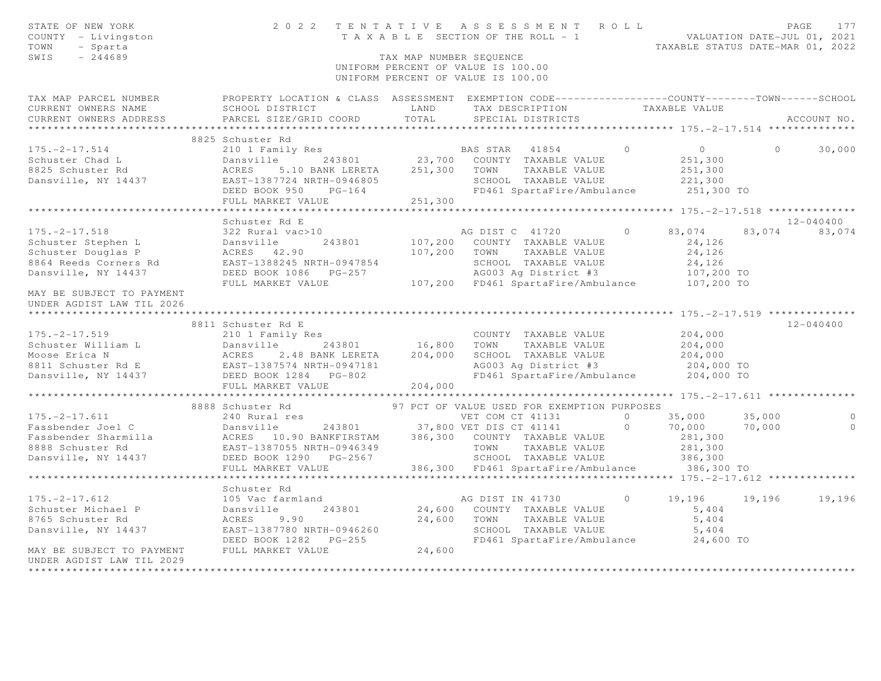STATE OF NEW YORK
COUNTY - Livingston
TOWN - Sparta
SWIS - 244689

2022 TENTATIVE ASSESSMENT ROLL
TAXABLE SECTION OF THE ROLL - 1
TAX MAP NUMBER SEQUENCE
UNIFORM PERCENT OF VALUE IS 100.00

VALUATION DATE-JUL 01, 2021
TAXABLE STATUS DATE-MAR 01, 2022

```
TAX MAP PARCEL NUMBER          PROPERTY LOCATION & CLASS  ASSESSMENT  EXEMPTION CODE------------------COUNTY--------TOWN------SCHOOL
CURRENT OWNERS NAME            SCHOOL DISTRICT               LAND      TAX DESCRIPTION            TAXABLE VALUE
CURRENT OWNERS ADDRESS         PARCEL SIZE/GRID COORD        TOTAL     SPECIAL DISTRICTS                                         ACCOUNT NO.
*********************************************************************************************** 175.-2-17.514 **************
                               8825 Schuster Rd
175.-2-17.514                  210 1 Family Res                         BAS STAR   41854          0          0           0      30,000
Schuster Chad L                Dansville       243801        23,700     COUNTY  TAXABLE VALUE          251,300
8825 Schuster Rd               ACRES     5.10 BANK LERETA   251,300     TOWN    TAXABLE VALUE          251,300
Dansville, NY 14437            EAST-1387724 NRTH-0946805                SCHOOL  TAXABLE VALUE          221,300
                               DEED BOOK 950    PG-164                  FD461 SpartaFire/Ambulance      251,300 TO
                               FULL MARKET VALUE            251,300
*********************************************************************************************** 175.-2-17.518 **************
                               Schuster Rd E                                                                               12-040400
175.-2-17.518                  322 Rural vac>10                         AG DIST C  41720          0     83,074      83,074      83,074
Schuster Stephen L             Dansville       243801       107,200     COUNTY  TAXABLE VALUE           24,126
Schuster Douglas P             ACRES    42.90               107,200     TOWN    TAXABLE VALUE           24,126
8864 Reeds Corners Rd          EAST-1388245 NRTH-0947854                SCHOOL  TAXABLE VALUE           24,126
Dansville, NY 14437            DEED BOOK 1086   PG-257                  AG003 Ag District #3            107,200 TO
                               FULL MARKET VALUE            107,200     FD461 SpartaFire/Ambulance      107,200 TO
MAY BE SUBJECT TO PAYMENT
UNDER AGDIST LAW TIL 2026
*********************************************************************************************** 175.-2-17.519 **************
                               8811 Schuster Rd E                                                                          12-040400
175.-2-17.519                  210 1 Family Res                         COUNTY  TAXABLE VALUE          204,000
Schuster William L             Dansville       243801        16,800     TOWN    TAXABLE VALUE          204,000
Moose Erica N                  ACRES     2.48 BANK LERETA   204,000     SCHOOL  TAXABLE VALUE          204,000
8811 Schuster Rd E             EAST-1387574 NRTH-0947181                AG003 Ag District #3            204,000 TO
Dansville, NY 14437            DEED BOOK 1284   PG-802                  FD461 SpartaFire/Ambulance      204,000 TO
                               FULL MARKET VALUE            204,000
*********************************************************************************************** 175.-2-17.611 **************
                               8888 Schuster Rd               97 PCT OF VALUE USED FOR EXEMPTION PURPOSES
175.-2-17.611                  240 Rural res                            VET COM CT 41131          0     35,000      35,000           0
Fassbender Joel C              Dansville       243801        37,800 VET DIS CT 41141          0     70,000      70,000           0
Fassbender Sharmilla           ACRES    10.90 BANKFIRSTAM   386,300     COUNTY  TAXABLE VALUE          281,300
8888 Schuster Rd               EAST-1387055 NRTH-0946349                TOWN    TAXABLE VALUE          281,300
Dansville, NY 14437            DEED BOOK 1290   PG-2567                 SCHOOL  TAXABLE VALUE          386,300
                               FULL MARKET VALUE            386,300     FD461 SpartaFire/Ambulance      386,300 TO
*********************************************************************************************** 175.-2-17.612 **************
                               Schuster Rd
175.-2-17.612                  105 Vac farmland                         AG DIST IN 41730          0     19,196      19,196      19,196
Schuster Michael P             Dansville       243801        24,600     COUNTY  TAXABLE VALUE            5,404
8765 Schuster Rd               ACRES     9.90                24,600     TOWN    TAXABLE VALUE            5,404
Dansville, NY 14437            EAST-1387780 NRTH-0946260                SCHOOL  TAXABLE VALUE            5,404
                               DEED BOOK 1282   PG-255                  FD461 SpartaFire/Ambulance       24,600 TO
MAY BE SUBJECT TO PAYMENT      FULL MARKET VALUE             24,600
UNDER AGDIST LAW TIL 2029
****************************************************************************************************************************
```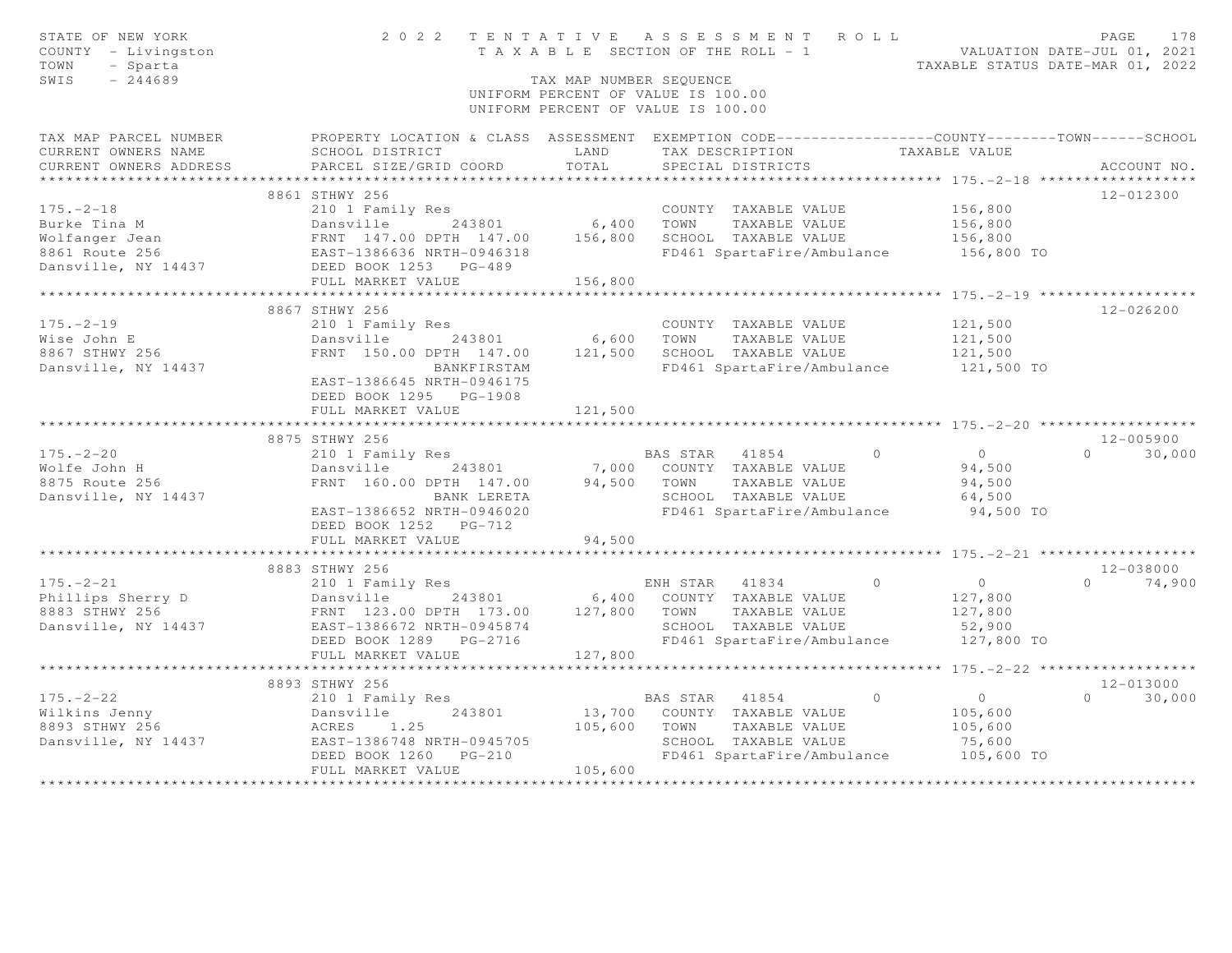STATE OF NEW YORK — 2022 TENTATIVE ASSESSMENT ROLL
COUNTY - Livingston — TAXABLE SECTION OF THE ROLL - 1 — VALUATION DATE-JUL 01, 2021
TOWN - Sparta — TAXABLE STATUS DATE-MAR 01, 2022
SWIS - 244689 — TAX MAP NUMBER SEQUENCE
UNIFORM PERCENT OF VALUE IS 100.00

| TAX MAP PARCEL NUMBER / CURRENT OWNERS NAME / CURRENT OWNERS ADDRESS | PROPERTY LOCATION & CLASS / SCHOOL DISTRICT / PARCEL SIZE/GRID COORD | ASSESSMENT LAND | TOTAL | EXEMPTION CODE / TAX DESCRIPTION / SPECIAL DISTRICTS | COUNTY | TOWN | SCHOOL TAXABLE VALUE | ACCOUNT NO. |
|---|---|---|---|---|---|---|---|---|
| **175.-2-18** | 8861 STHWY 256 | | | | | | | 12-012300 |
| | 210 1 Family Res | | | COUNTY TAXABLE VALUE | 156,800 | | | |
| Burke Tina M | Dansville 243801 | 6,400 | | TOWN TAXABLE VALUE | | 156,800 | | |
| Wolfanger Jean | FRNT 147.00 DPTH 147.00 | | 156,800 | SCHOOL TAXABLE VALUE | | | 156,800 | |
| 8861 Route 256 | EAST-1386636 NRTH-0946318 | | | FD461 SpartaFire/Ambulance | 156,800 TO | | | |
| Dansville, NY 14437 | DEED BOOK 1253 PG-489 | | | | | | | |
| | FULL MARKET VALUE | | 156,800 | | | | | |
| **175.-2-19** | 8867 STHWY 256 | | | | | | | 12-026200 |
| | 210 1 Family Res | | | COUNTY TAXABLE VALUE | 121,500 | | | |
| Wise John E | Dansville 243801 | 6,600 | | TOWN TAXABLE VALUE | | 121,500 | | |
| 8867 STHWY 256 | FRNT 150.00 DPTH 147.00 | | 121,500 | SCHOOL TAXABLE VALUE | | | 121,500 | |
| Dansville, NY 14437 | BANKFIRSTAM | | | FD461 SpartaFire/Ambulance | 121,500 TO | | | |
| | EAST-1386645 NRTH-0946175 | | | | | | | |
| | DEED BOOK 1295 PG-1908 | | | | | | | |
| | FULL MARKET VALUE | | 121,500 | | | | | |
| **175.-2-20** | 8875 STHWY 256 | | | | | | | 12-005900 |
| | 210 1 Family Res | | | BAS STAR 41854 | 0 | 0 | 0 | 30,000 |
| Wolfe John H | Dansville 243801 | 7,000 | | COUNTY TAXABLE VALUE | 94,500 | | | |
| 8875 Route 256 | FRNT 160.00 DPTH 147.00 | | 94,500 | TOWN TAXABLE VALUE | | 94,500 | | |
| Dansville, NY 14437 | BANK LERETA | | | SCHOOL TAXABLE VALUE | | | 64,500 | |
| | EAST-1386652 NRTH-0946020 | | | FD461 SpartaFire/Ambulance | 94,500 TO | | | |
| | DEED BOOK 1252 PG-712 | | | | | | | |
| | FULL MARKET VALUE | | 94,500 | | | | | |
| **175.-2-21** | 8883 STHWY 256 | | | | | | | 12-038000 |
| | 210 1 Family Res | | | ENH STAR 41834 | 0 | 0 | 0 | 74,900 |
| Phillips Sherry D | Dansville 243801 | 6,400 | | COUNTY TAXABLE VALUE | 127,800 | | | |
| 8883 STHWY 256 | FRNT 123.00 DPTH 173.00 | | 127,800 | TOWN TAXABLE VALUE | | 127,800 | | |
| Dansville, NY 14437 | EAST-1386672 NRTH-0945874 | | | SCHOOL TAXABLE VALUE | | | 52,900 | |
| | DEED BOOK 1289 PG-2716 | | | FD461 SpartaFire/Ambulance | 127,800 TO | | | |
| | FULL MARKET VALUE | | 127,800 | | | | | |
| **175.-2-22** | 8893 STHWY 256 | | | | | | | 12-013000 |
| | 210 1 Family Res | | | BAS STAR 41854 | 0 | 0 | 0 | 30,000 |
| Wilkins Jenny | Dansville 243801 | 13,700 | | COUNTY TAXABLE VALUE | 105,600 | | | |
| 8893 STHWY 256 | ACRES 1.25 | | 105,600 | TOWN TAXABLE VALUE | | 105,600 | | |
| Dansville, NY 14437 | EAST-1386748 NRTH-0945705 | | | SCHOOL TAXABLE VALUE | | | 75,600 | |
| | DEED BOOK 1260 PG-210 | | | FD461 SpartaFire/Ambulance | 105,600 TO | | | |
| | FULL MARKET VALUE | | 105,600 | | | | | |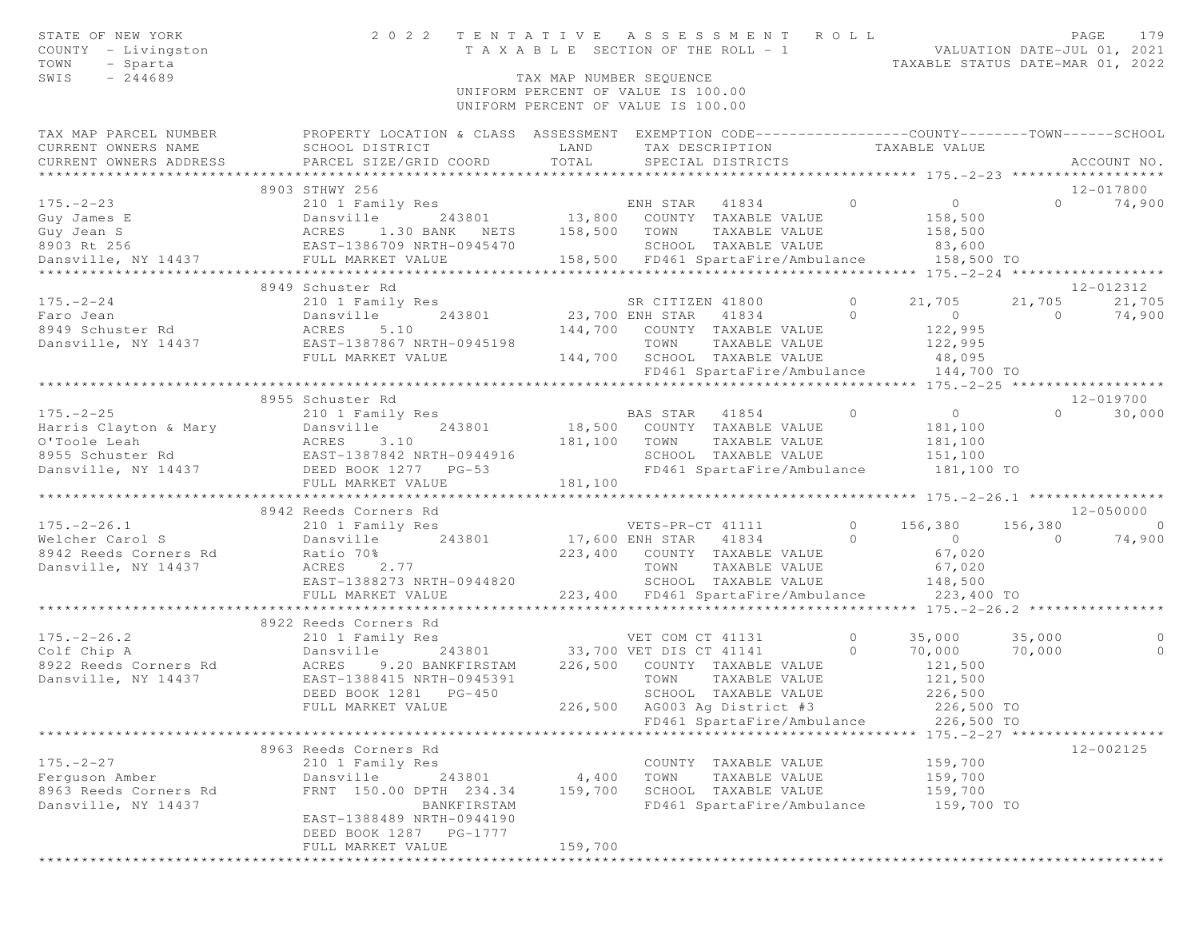STATE OF NEW YORK — 2022 TENTATIVE ASSESSMENT ROLL — PAGE 179
COUNTY - Livingston — TAXABLE SECTION OF THE ROLL - 1 — VALUATION DATE-JUL 01, 2021
TOWN - Sparta — TAXABLE STATUS DATE-MAR 01, 2022
SWIS - 244689 — TAX MAP NUMBER SEQUENCE
UNIFORM PERCENT OF VALUE IS 100.00

```
TAX MAP PARCEL NUMBER          PROPERTY LOCATION & CLASS  ASSESSMENT  EXEMPTION CODE------------------COUNTY--------TOWN------SCHOOL
CURRENT OWNERS NAME            SCHOOL DISTRICT               LAND      TAX DESCRIPTION            TAXABLE VALUE
CURRENT OWNERS ADDRESS         PARCEL SIZE/GRID COORD        TOTAL     SPECIAL DISTRICTS                                    ACCOUNT NO.
****************************************************************************************************** 175.-2-23 ******************
                          8903 STHWY 256                                                                                12-017800
175.-2-23                      210 1 Family Res                       ENH STAR   41834         0          0             0     74,900
Guy James E                    Dansville      243801        13,800    COUNTY  TAXABLE VALUE           158,500
Guy Jean S                     ACRES    1.30 BANK   NETS   158,500    TOWN    TAXABLE VALUE           158,500
8903 Rt 256                    EAST-1386709 NRTH-0945470              SCHOOL  TAXABLE VALUE            83,600
Dansville, NY 14437            FULL MARKET VALUE           158,500    FD461 SpartaFire/Ambulance       158,500 TO
****************************************************************************************************** 175.-2-24 ******************
                          8949 Schuster Rd                                                                              12-012312
175.-2-24                      210 1 Family Res                       SR CITIZEN 41800         0     21,705        21,705     21,705
Faro Jean                      Dansville      243801        23,700 ENH STAR   41834         0          0             0     74,900
8949 Schuster Rd               ACRES    5.10               144,700    COUNTY  TAXABLE VALUE           122,995
Dansville, NY 14437            EAST-1387867 NRTH-0945198              TOWN    TAXABLE VALUE           122,995
                               FULL MARKET VALUE           144,700    SCHOOL  TAXABLE VALUE            48,095
                                                                      FD461 SpartaFire/Ambulance       144,700 TO
****************************************************************************************************** 175.-2-25 ******************
                          8955 Schuster Rd                                                                              12-019700
175.-2-25                      210 1 Family Res                       BAS STAR   41854         0          0             0     30,000
Harris Clayton & Mary          Dansville      243801        18,500    COUNTY  TAXABLE VALUE           181,100
O'Toole Leah                   ACRES    3.10               181,100    TOWN    TAXABLE VALUE           181,100
8955 Schuster Rd               EAST-1387842 NRTH-0944916              SCHOOL  TAXABLE VALUE           151,100
Dansville, NY 14437            DEED BOOK 1277   PG-53                 FD461 SpartaFire/Ambulance       181,100 TO
                               FULL MARKET VALUE           181,100
****************************************************************************************************** 175.-2-26.1 ****************
                          8942 Reeds Corners Rd                                                                         12-050000
175.-2-26.1                    210 1 Family Res                       VETS-PR-CT 41111         0    156,380       156,380          0
Welcher Carol S                Dansville      243801        17,600 ENH STAR   41834         0          0             0     74,900
8942 Reeds Corners Rd          Ratio 70%                   223,400    COUNTY  TAXABLE VALUE            67,020
Dansville, NY 14437            ACRES    2.77                          TOWN    TAXABLE VALUE            67,020
                               EAST-1388273 NRTH-0944820              SCHOOL  TAXABLE VALUE           148,500
                               FULL MARKET VALUE           223,400    FD461 SpartaFire/Ambulance       223,400 TO
****************************************************************************************************** 175.-2-26.2 ****************
                          8922 Reeds Corners Rd
175.-2-26.2                    210 1 Family Res                       VET COM CT 41131         0     35,000        35,000          0
Colf Chip A                    Dansville      243801        33,700 VET DIS CT 41141         0     70,000        70,000          0
8922 Reeds Corners Rd          ACRES    9.20 BANKFIRSTAM   226,500    COUNTY  TAXABLE VALUE           121,500
Dansville, NY 14437            EAST-1388415 NRTH-0945391              TOWN    TAXABLE VALUE           121,500
                               DEED BOOK 1281   PG-450                SCHOOL  TAXABLE VALUE           226,500
                               FULL MARKET VALUE           226,500    AG003 Ag District #3             226,500 TO
                                                                      FD461 SpartaFire/Ambulance       226,500 TO
****************************************************************************************************** 175.-2-27 ******************
                          8963 Reeds Corners Rd                                                                         12-002125
175.-2-27                      210 1 Family Res                       COUNTY  TAXABLE VALUE           159,700
Ferguson Amber                 Dansville      243801         4,400    TOWN    TAXABLE VALUE           159,700
8963 Reeds Corners Rd          FRNT 150.00 DPTH 234.34     159,700    SCHOOL  TAXABLE VALUE           159,700
Dansville, NY 14437                         BANKFIRSTAM               FD461 SpartaFire/Ambulance       159,700 TO
                               EAST-1388489 NRTH-0944190
                               DEED BOOK 1287   PG-1777
                               FULL MARKET VALUE           159,700
************************************************************************************************************************************
```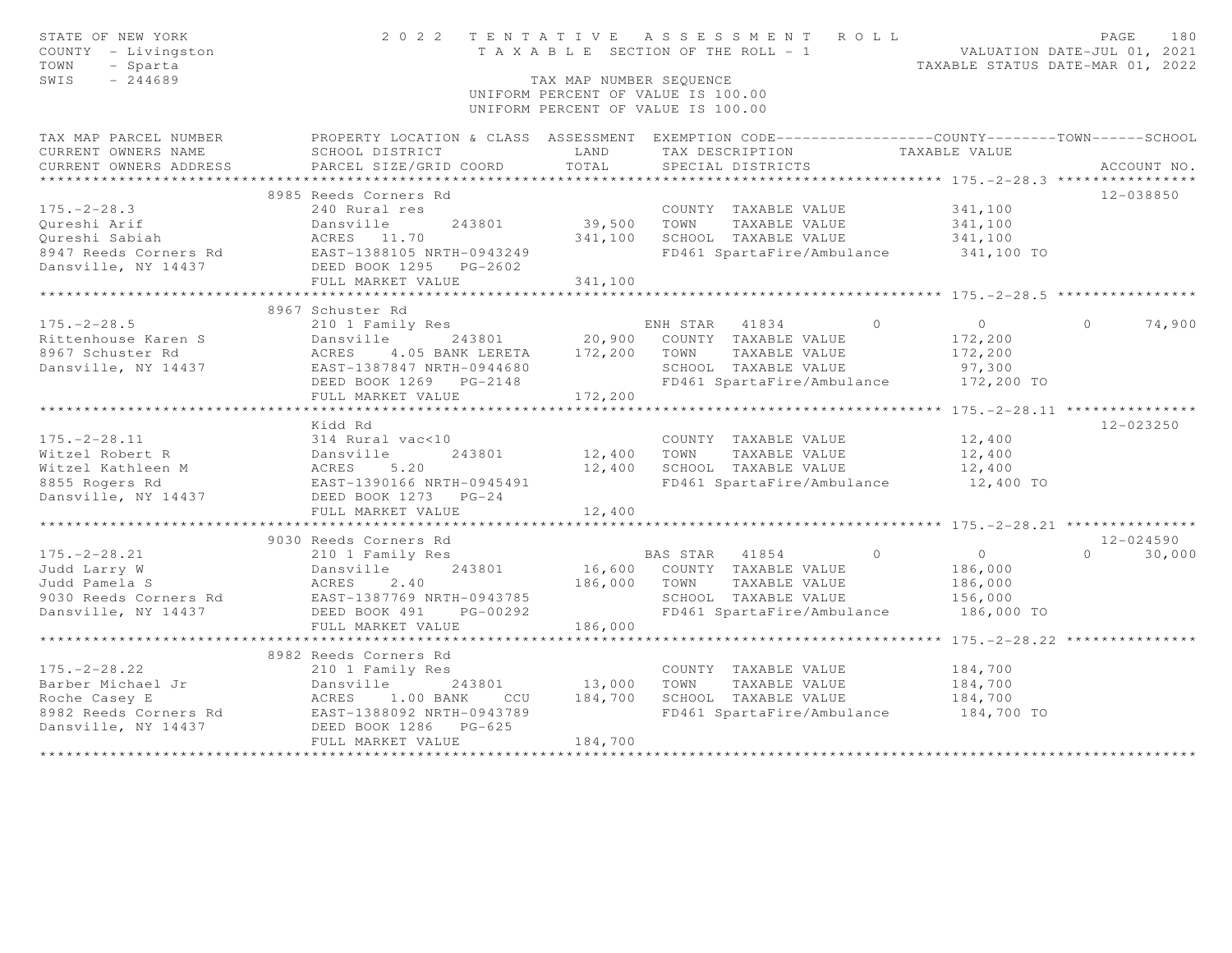STATE OF NEW YORK
COUNTY - Livingston
TOWN - Sparta
SWIS - 244689

2022 TENTATIVE ASSESSMENT ROLL
TAXABLE SECTION OF THE ROLL - 1
TAX MAP NUMBER SEQUENCE
UNIFORM PERCENT OF VALUE IS 100.00
UNIFORM PERCENT OF VALUE IS 100.00

VALUATION DATE-JUL 01, 2021
TAXABLE STATUS DATE-MAR 01, 2022

```
TAX MAP PARCEL NUMBER          PROPERTY LOCATION & CLASS  ASSESSMENT  EXEMPTION CODE------------------COUNTY--------TOWN------SCHOOL
CURRENT OWNERS NAME            SCHOOL DISTRICT               LAND      TAX DESCRIPTION            TAXABLE VALUE
CURRENT OWNERS ADDRESS         PARCEL SIZE/GRID COORD        TOTAL     SPECIAL DISTRICTS                                    ACCOUNT NO.
******************************************************************************************************* 175.-2-28.3 ****************
                               8985 Reeds Corners Rd                                                                          12-038850
175.-2-28.3                    240 Rural res                           COUNTY  TAXABLE VALUE           341,100
Qureshi Arif                   Dansville       243801        39,500    TOWN    TAXABLE VALUE           341,100
Qureshi Sabiah                 ACRES   11.70                341,100    SCHOOL  TAXABLE VALUE           341,100
8947 Reeds Corners Rd          EAST-1388105 NRTH-0943249               FD461 SpartaFire/Ambulance       341,100 TO
Dansville, NY 14437            DEED BOOK 1295   PG-2602
                               FULL MARKET VALUE            341,100
******************************************************************************************************* 175.-2-28.5 ****************
                               8967 Schuster Rd
175.-2-28.5                    210 1 Family Res                        ENH STAR   41834        0           0           0     74,900
Rittenhouse Karen S            Dansville       243801        20,900    COUNTY  TAXABLE VALUE           172,200
8967 Schuster Rd               ACRES    4.05 BANK LERETA    172,200    TOWN    TAXABLE VALUE           172,200
Dansville, NY 14437            EAST-1387847 NRTH-0944680               SCHOOL  TAXABLE VALUE            97,300
                               DEED BOOK 1269   PG-2148                FD461 SpartaFire/Ambulance       172,200 TO
                               FULL MARKET VALUE            172,200
******************************************************************************************************* 175.-2-28.11 ***************
                               Kidd Rd                                                                                        12-023250
175.-2-28.11                   314 Rural vac<10                        COUNTY  TAXABLE VALUE            12,400
Witzel Robert R                Dansville       243801        12,400    TOWN    TAXABLE VALUE            12,400
Witzel Kathleen M              ACRES    5.20                 12,400    SCHOOL  TAXABLE VALUE            12,400
8855 Rogers Rd                 EAST-1390166 NRTH-0945491               FD461 SpartaFire/Ambulance        12,400 TO
Dansville, NY 14437            DEED BOOK 1273   PG-24
                               FULL MARKET VALUE             12,400
******************************************************************************************************* 175.-2-28.21 ***************
                               9030 Reeds Corners Rd                                                                          12-024590
175.-2-28.21                   210 1 Family Res                        BAS STAR   41854        0           0           0     30,000
Judd Larry W                   Dansville       243801        16,600    COUNTY  TAXABLE VALUE           186,000
Judd Pamela S                  ACRES    2.40                186,000    TOWN    TAXABLE VALUE           186,000
9030 Reeds Corners Rd          EAST-1387769 NRTH-0943785               SCHOOL  TAXABLE VALUE           156,000
Dansville, NY 14437            DEED BOOK 491    PG-00292               FD461 SpartaFire/Ambulance       186,000 TO
                               FULL MARKET VALUE            186,000
******************************************************************************************************* 175.-2-28.22 ***************
                               8982 Reeds Corners Rd
175.-2-28.22                   210 1 Family Res                        COUNTY  TAXABLE VALUE           184,700
Barber Michael Jr              Dansville       243801        13,000    TOWN    TAXABLE VALUE           184,700
Roche Casey E                  ACRES    1.00 BANK    CCU    184,700    SCHOOL  TAXABLE VALUE           184,700
8982 Reeds Corners Rd          EAST-1388092 NRTH-0943789               FD461 SpartaFire/Ambulance       184,700 TO
Dansville, NY 14437            DEED BOOK 1286   PG-625
                               FULL MARKET VALUE            184,700
************************************************************************************************************************************
```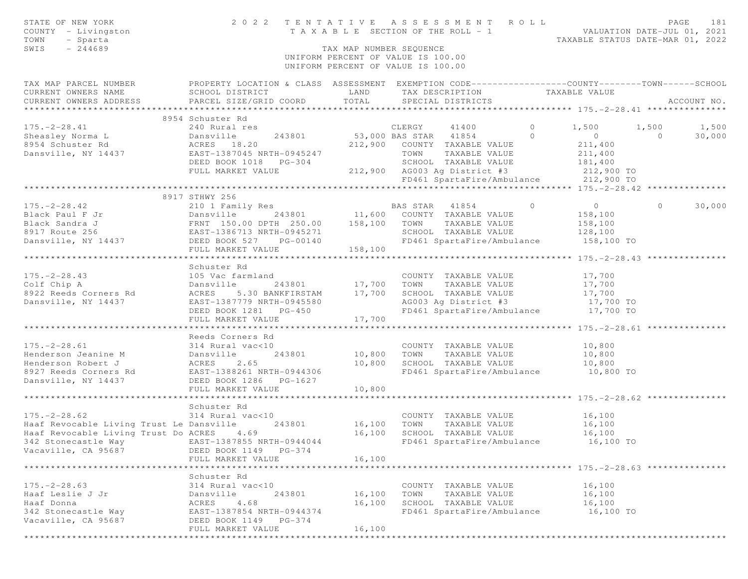STATE OF NEW YORK — 2 0 2 2 T E N T A T I V E A S S E S S M E N T R O L L
COUNTY - Livingston — T A X A B L E SECTION OF THE ROLL - 1 — VALUATION DATE-JUL 01, 2021
TOWN - Sparta — TAXABLE STATUS DATE-MAR 01, 2022
SWIS - 244689 — TAX MAP NUMBER SEQUENCE

UNIFORM PERCENT OF VALUE IS 100.00

| TAX MAP PARCEL NUMBER / CURRENT OWNERS NAME / CURRENT OWNERS ADDRESS | PROPERTY LOCATION & CLASS / SCHOOL DISTRICT / PARCEL SIZE/GRID COORD | ASSESSMENT LAND / TOTAL | EXEMPTION CODE / TAX DESCRIPTION / SPECIAL DISTRICTS | | COUNTY TAXABLE VALUE | TOWN | SCHOOL | ACCOUNT NO. |
|---|---|---|---|---|---|---|---|---|
| **175.-2-28.41** | 8954 Schuster Rd | | | | | | | |
| 175.-2-28.41 | 240 Rural res | | CLERGY 41400 | 0 | 1,500 | 1,500 | 1,500 | |
| Sheasley Norma L | Dansville 243801 | 53,000 | BAS STAR 41854 | 0 | 0 | 0 | 30,000 | |
| 8954 Schuster Rd | ACRES 18.20 | 212,900 | COUNTY TAXABLE VALUE | | 211,400 | | | |
| Dansville, NY 14437 | EAST-1387045 NRTH-0945247 | | TOWN TAXABLE VALUE | | 211,400 | | | |
| | DEED BOOK 1018 PG-304 | | SCHOOL TAXABLE VALUE | | 181,400 | | | |
| | FULL MARKET VALUE | 212,900 | AG003 Ag District #3 | | 212,900 TO | | | |
| | | | FD461 SpartaFire/Ambulance | | 212,900 TO | | | |
| **175.-2-28.42** | 8917 STHWY 256 | | | | | | | |
| 175.-2-28.42 | 210 1 Family Res | | BAS STAR 41854 | 0 | 0 | 0 | 30,000 | |
| Black Paul F Jr | Dansville 243801 | 11,600 | COUNTY TAXABLE VALUE | | 158,100 | | | |
| Black Sandra J | FRNT 150.00 DPTH 250.00 | 158,100 | TOWN TAXABLE VALUE | | 158,100 | | | |
| 8917 Route 256 | EAST-1386713 NRTH-0945271 | | SCHOOL TAXABLE VALUE | | 128,100 | | | |
| Dansville, NY 14437 | DEED BOOK 527 PG-00140 | | FD461 SpartaFire/Ambulance | | 158,100 TO | | | |
| | FULL MARKET VALUE | 158,100 | | | | | | |
| **175.-2-28.43** | Schuster Rd | | | | | | | |
| 175.-2-28.43 | 105 Vac farmland | | COUNTY TAXABLE VALUE | | 17,700 | | | |
| Colf Chip A | Dansville 243801 | 17,700 | TOWN TAXABLE VALUE | | 17,700 | | | |
| 8922 Reeds Corners Rd | ACRES 5.30 BANKFIRSTAM | 17,700 | SCHOOL TAXABLE VALUE | | 17,700 | | | |
| Dansville, NY 14437 | EAST-1387779 NRTH-0945580 | | AG003 Ag District #3 | | 17,700 TO | | | |
| | DEED BOOK 1281 PG-450 | | FD461 SpartaFire/Ambulance | | 17,700 TO | | | |
| | FULL MARKET VALUE | 17,700 | | | | | | |
| **175.-2-28.61** | Reeds Corners Rd | | | | | | | |
| 175.-2-28.61 | 314 Rural vac<10 | | COUNTY TAXABLE VALUE | | 10,800 | | | |
| Henderson Jeanine M | Dansville 243801 | 10,800 | TOWN TAXABLE VALUE | | 10,800 | | | |
| Henderson Robert J | ACRES 2.65 | 10,800 | SCHOOL TAXABLE VALUE | | 10,800 | | | |
| 8927 Reeds Corners Rd | EAST-1388261 NRTH-0944306 | | FD461 SpartaFire/Ambulance | | 10,800 TO | | | |
| Dansville, NY 14437 | DEED BOOK 1286 PG-1627 | | | | | | | |
| | FULL MARKET VALUE | 10,800 | | | | | | |
| **175.-2-28.62** | Schuster Rd | | | | | | | |
| 175.-2-28.62 | 314 Rural vac<10 | | COUNTY TAXABLE VALUE | | 16,100 | | | |
| Haaf Revocable Living Trust Le | Dansville 243801 | 16,100 | TOWN TAXABLE VALUE | | 16,100 | | | |
| Haaf Revocable Living Trust Do | ACRES 4.69 | 16,100 | SCHOOL TAXABLE VALUE | | 16,100 | | | |
| 342 Stonecastle Way | EAST-1387855 NRTH-0944044 | | FD461 SpartaFire/Ambulance | | 16,100 TO | | | |
| Vacaville, CA 95687 | DEED BOOK 1149 PG-374 | | | | | | | |
| | FULL MARKET VALUE | 16,100 | | | | | | |
| **175.-2-28.63** | Schuster Rd | | | | | | | |
| 175.-2-28.63 | 314 Rural vac<10 | | COUNTY TAXABLE VALUE | | 16,100 | | | |
| Haaf Leslie J Jr | Dansville 243801 | 16,100 | TOWN TAXABLE VALUE | | 16,100 | | | |
| Haaf Donna | ACRES 4.68 | 16,100 | SCHOOL TAXABLE VALUE | | 16,100 | | | |
| 342 Stonecastle Way | EAST-1387854 NRTH-0944374 | | FD461 SpartaFire/Ambulance | | 16,100 TO | | | |
| Vacaville, CA 95687 | DEED BOOK 1149 PG-374 | | | | | | | |
| | FULL MARKET VALUE | 16,100 | | | | | | |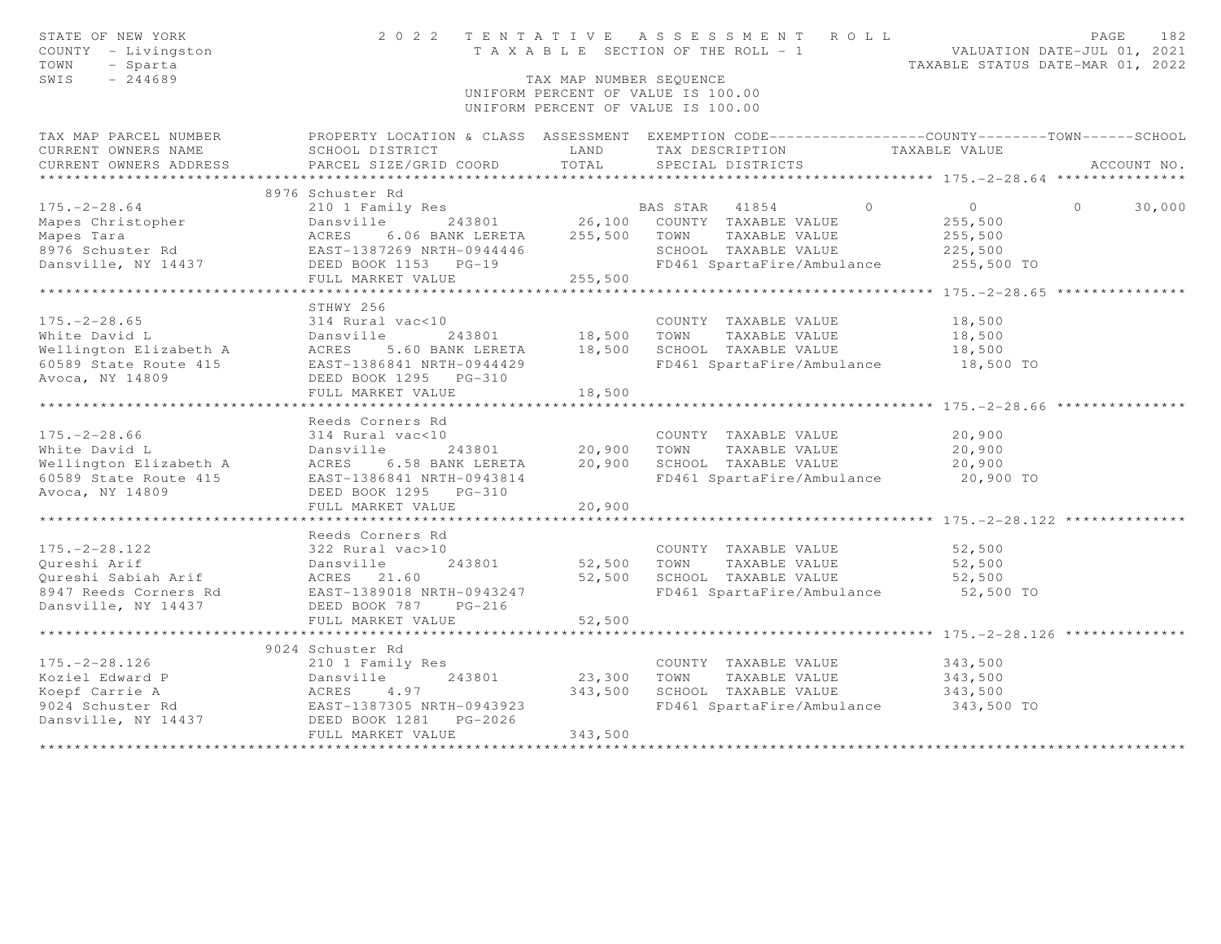STATE OF NEW YORK
COUNTY - Livingston
TOWN - Sparta
SWIS - 244689

# 2022 TENTATIVE ASSESSMENT ROLL

TAXABLE SECTION OF THE ROLL - 1

TAX MAP NUMBER SEQUENCE
UNIFORM PERCENT OF VALUE IS 100.00
UNIFORM PERCENT OF VALUE IS 100.00

VALUATION DATE-JUL 01, 2021
TAXABLE STATUS DATE-MAR 01, 2022

| TAX MAP PARCEL NUMBER / CURRENT OWNERS NAME / CURRENT OWNERS ADDRESS | PROPERTY LOCATION & CLASS / SCHOOL DISTRICT / PARCEL SIZE/GRID COORD | ASSESSMENT LAND / TOTAL | EXEMPTION CODE / TAX DESCRIPTION / SPECIAL DISTRICTS | COUNTY | TOWN | SCHOOL / TAXABLE VALUE / ACCOUNT NO. |
|---|---|---|---|---|---|---|
| **175.-2-28.64** | 8976 Schuster Rd | | | | | |
| 175.-2-28.64 | 210 1 Family Res | | BAS STAR 41854 | 0 | 0 | 30,000 |
| Mapes Christopher | Dansville 243801 | 26,100 | COUNTY TAXABLE VALUE | 255,500 | | |
| Mapes Tara | ACRES 6.06 BANK LERETA | 255,500 | TOWN TAXABLE VALUE | | 255,500 | |
| 8976 Schuster Rd | EAST-1387269 NRTH-0944446 | | SCHOOL TAXABLE VALUE | | | 225,500 |
| Dansville, NY 14437 | DEED BOOK 1153 PG-19 | | FD461 SpartaFire/Ambulance | 255,500 TO | | |
| | FULL MARKET VALUE | 255,500 | | | | |
| **175.-2-28.65** | STHWY 256 | | | | | |
| 175.-2-28.65 | 314 Rural vac<10 | | COUNTY TAXABLE VALUE | 18,500 | | |
| White David L | Dansville 243801 | 18,500 | TOWN TAXABLE VALUE | | 18,500 | |
| Wellington Elizabeth A | ACRES 5.60 BANK LERETA | 18,500 | SCHOOL TAXABLE VALUE | | | 18,500 |
| 60589 State Route 415 | EAST-1386841 NRTH-0944429 | | FD461 SpartaFire/Ambulance | 18,500 TO | | |
| Avoca, NY 14809 | DEED BOOK 1295 PG-310 | | | | | |
| | FULL MARKET VALUE | 18,500 | | | | |
| **175.-2-28.66** | Reeds Corners Rd | | | | | |
| 175.-2-28.66 | 314 Rural vac<10 | | COUNTY TAXABLE VALUE | 20,900 | | |
| White David L | Dansville 243801 | 20,900 | TOWN TAXABLE VALUE | | 20,900 | |
| Wellington Elizabeth A | ACRES 6.58 BANK LERETA | 20,900 | SCHOOL TAXABLE VALUE | | | 20,900 |
| 60589 State Route 415 | EAST-1386841 NRTH-0943814 | | FD461 SpartaFire/Ambulance | 20,900 TO | | |
| Avoca, NY 14809 | DEED BOOK 1295 PG-310 | | | | | |
| | FULL MARKET VALUE | 20,900 | | | | |
| **175.-2-28.122** | Reeds Corners Rd | | | | | |
| 175.-2-28.122 | 322 Rural vac>10 | | COUNTY TAXABLE VALUE | 52,500 | | |
| Qureshi Arif | Dansville 243801 | 52,500 | TOWN TAXABLE VALUE | | 52,500 | |
| Qureshi Sabiah Arif | ACRES 21.60 | 52,500 | SCHOOL TAXABLE VALUE | | | 52,500 |
| 8947 Reeds Corners Rd | EAST-1389018 NRTH-0943247 | | FD461 SpartaFire/Ambulance | 52,500 TO | | |
| Dansville, NY 14437 | DEED BOOK 787 PG-216 | | | | | |
| | FULL MARKET VALUE | 52,500 | | | | |
| **175.-2-28.126** | 9024 Schuster Rd | | | | | |
| 175.-2-28.126 | 210 1 Family Res | | COUNTY TAXABLE VALUE | 343,500 | | |
| Koziel Edward P | Dansville 243801 | 23,300 | TOWN TAXABLE VALUE | | 343,500 | |
| Koepf Carrie A | ACRES 4.97 | 343,500 | SCHOOL TAXABLE VALUE | | | 343,500 |
| 9024 Schuster Rd | EAST-1387305 NRTH-0943923 | | FD461 SpartaFire/Ambulance | 343,500 TO | | |
| Dansville, NY 14437 | DEED BOOK 1281 PG-2026 | | | | | |
| | FULL MARKET VALUE | 343,500 | | | | |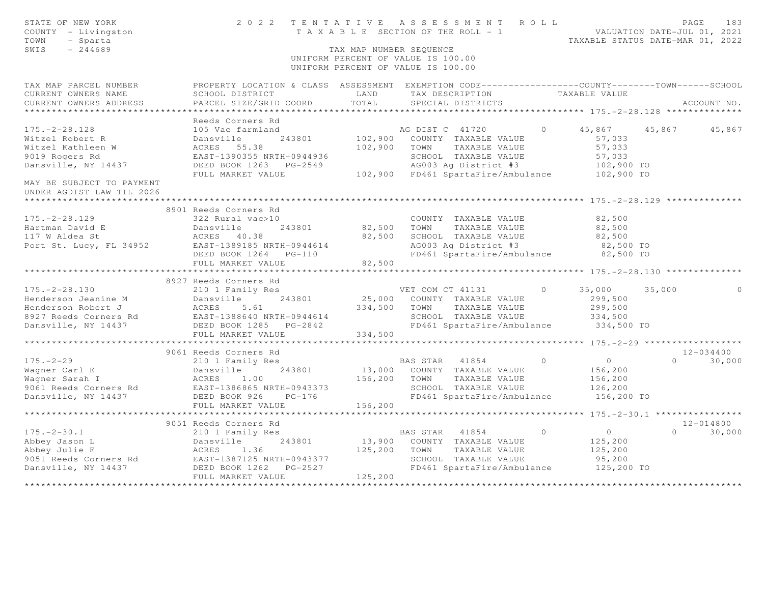STATE OF NEW YORK
COUNTY - Livingston
TOWN - Sparta
SWIS - 244689

2022 TENTATIVE ASSESSMENT ROLL
TAXABLE SECTION OF THE ROLL - 1
TAX MAP NUMBER SEQUENCE
UNIFORM PERCENT OF VALUE IS 100.00

VALUATION DATE-JUL 01, 2021
TAXABLE STATUS DATE-MAR 01, 2022

| TAX MAP PARCEL NUMBER / CURRENT OWNERS NAME / CURRENT OWNERS ADDRESS | PROPERTY LOCATION & CLASS / SCHOOL DISTRICT / PARCEL SIZE/GRID COORD | ASSESSMENT LAND / TOTAL | EXEMPTION CODE / TAX DESCRIPTION / SPECIAL DISTRICTS | COUNTY | TOWN | SCHOOL | ACCOUNT NO. |
|---|---|---|---|---|---|---|---|
| **175.-2-28.128** | Reeds Corners Rd | | | | | | |
| 175.-2-28.128 | 105 Vac farmland | | AG DIST C 41720 0 | 45,867 | 45,867 | 45,867 | |
| Witzel Robert R | Dansville 243801 | 102,900 | COUNTY TAXABLE VALUE | 57,033 | | | |
| Witzel Kathleen W | ACRES 55.38 | 102,900 | TOWN TAXABLE VALUE | 57,033 | | | |
| 9019 Rogers Rd | EAST-1390355 NRTH-0944936 | | SCHOOL TAXABLE VALUE | 57,033 | | | |
| Dansville, NY 14437 | DEED BOOK 1263 PG-2549 | | AG003 Ag District #3 | 102,900 TO | | | |
| | FULL MARKET VALUE | 102,900 | FD461 SpartaFire/Ambulance | 102,900 TO | | | |
| MAY BE SUBJECT TO PAYMENT UNDER AGDIST LAW TIL 2026 | | | | | | | |
| **175.-2-28.129** | 8901 Reeds Corners Rd | | | | | | |
| 175.-2-28.129 | 322 Rural vac>10 | | COUNTY TAXABLE VALUE | 82,500 | | | |
| Hartman David E | Dansville 243801 | 82,500 | TOWN TAXABLE VALUE | 82,500 | | | |
| 117 W Aldea St | ACRES 40.38 | 82,500 | SCHOOL TAXABLE VALUE | 82,500 | | | |
| Port St. Lucy, FL 34952 | EAST-1389185 NRTH-0944614 | | AG003 Ag District #3 | 82,500 TO | | | |
| | DEED BOOK 1264 PG-110 | | FD461 SpartaFire/Ambulance | 82,500 TO | | | |
| | FULL MARKET VALUE | 82,500 | | | | | |
| **175.-2-28.130** | 8927 Reeds Corners Rd | | | | | | |
| 175.-2-28.130 | 210 1 Family Res | | VET COM CT 41131 0 | 35,000 | 35,000 | 0 | |
| Henderson Jeanine M | Dansville 243801 | 25,000 | COUNTY TAXABLE VALUE | 299,500 | | | |
| Henderson Robert J | ACRES 5.61 | 334,500 | TOWN TAXABLE VALUE | 299,500 | | | |
| 8927 Reeds Corners Rd | EAST-1388640 NRTH-0944614 | | SCHOOL TAXABLE VALUE | 334,500 | | | |
| Dansville, NY 14437 | DEED BOOK 1285 PG-2842 | | FD461 SpartaFire/Ambulance | 334,500 TO | | | |
| | FULL MARKET VALUE | 334,500 | | | | | |
| **175.-2-29** | 9061 Reeds Corners Rd | | | | | | 12-034400 |
| 175.-2-29 | 210 1 Family Res | | BAS STAR 41854 0 | 0 | 0 | 30,000 | |
| Wagner Carl E | Dansville 243801 | 13,000 | COUNTY TAXABLE VALUE | 156,200 | | | |
| Wagner Sarah I | ACRES 1.00 | 156,200 | TOWN TAXABLE VALUE | 156,200 | | | |
| 9061 Reeds Corners Rd | EAST-1386865 NRTH-0943373 | | SCHOOL TAXABLE VALUE | 126,200 | | | |
| Dansville, NY 14437 | DEED BOOK 926 PG-176 | | FD461 SpartaFire/Ambulance | 156,200 TO | | | |
| | FULL MARKET VALUE | 156,200 | | | | | |
| **175.-2-30.1** | 9051 Reeds Corners Rd | | | | | | 12-014800 |
| 175.-2-30.1 | 210 1 Family Res | | BAS STAR 41854 0 | 0 | 0 | 30,000 | |
| Abbey Jason L | Dansville 243801 | 13,900 | COUNTY TAXABLE VALUE | 125,200 | | | |
| Abbey Julie F | ACRES 1.36 | 125,200 | TOWN TAXABLE VALUE | 125,200 | | | |
| 9051 Reeds Corners Rd | EAST-1387125 NRTH-0943377 | | SCHOOL TAXABLE VALUE | 95,200 | | | |
| Dansville, NY 14437 | DEED BOOK 1262 PG-2527 | | FD461 SpartaFire/Ambulance | 125,200 TO | | | |
| | FULL MARKET VALUE | 125,200 | | | | | |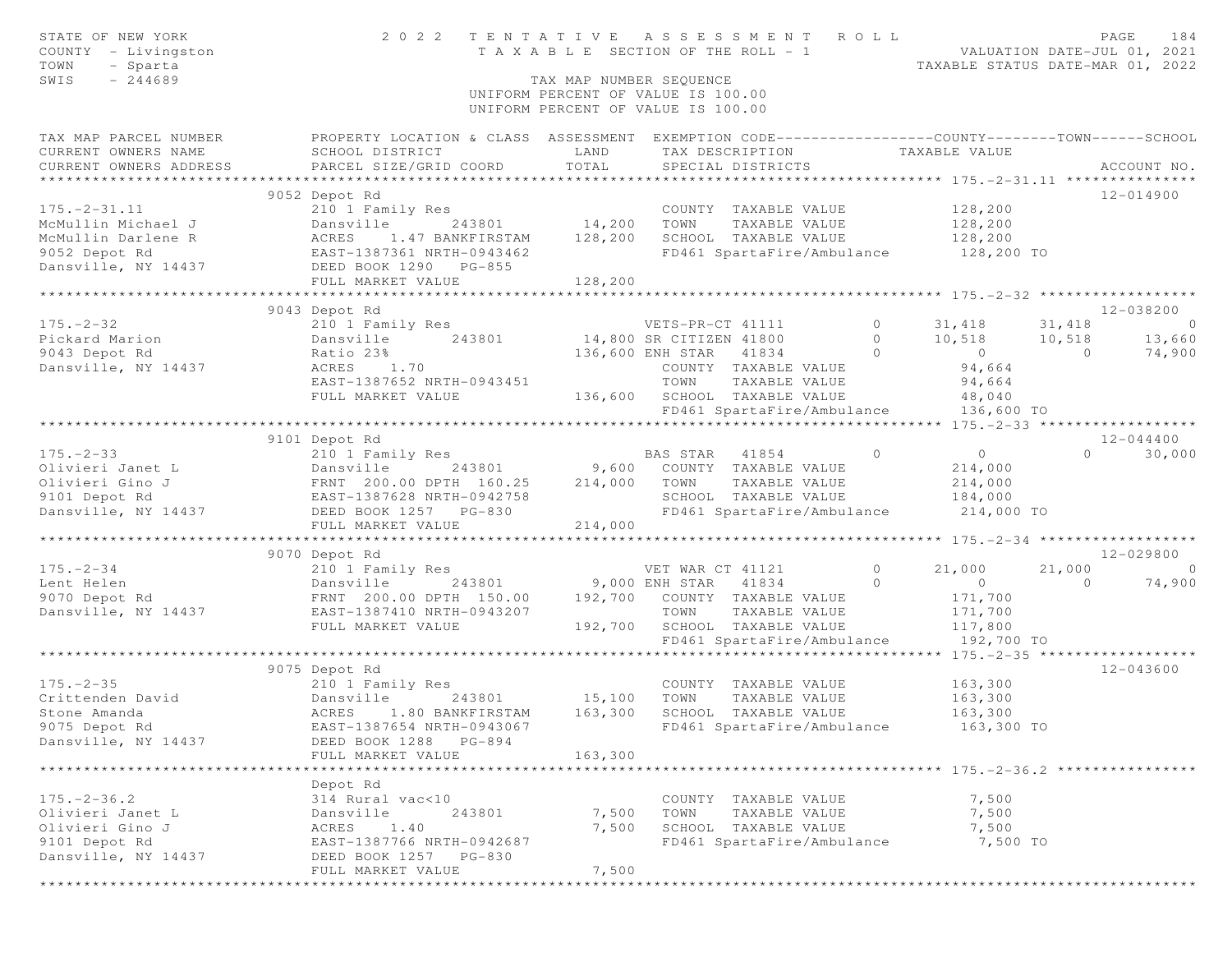STATE OF NEW YORK
COUNTY - Livingston
TOWN - Sparta
SWIS - 244689

2022 TENTATIVE ASSESSMENT ROLL
TAXABLE SECTION OF THE ROLL - 1
TAX MAP NUMBER SEQUENCE
UNIFORM PERCENT OF VALUE IS 100.00

VALUATION DATE-JUL 01, 2021
TAXABLE STATUS DATE-MAR 01, 2022

```
TAX MAP PARCEL NUMBER          PROPERTY LOCATION & CLASS  ASSESSMENT  EXEMPTION CODE------------------COUNTY--------TOWN------SCHOOL
CURRENT OWNERS NAME            SCHOOL DISTRICT               LAND      TAX DESCRIPTION           TAXABLE VALUE
CURRENT OWNERS ADDRESS         PARCEL SIZE/GRID COORD       TOTAL      SPECIAL DISTRICTS                                     ACCOUNT NO.
******************************************************************************************************* 175.-2-31.11 ***************
                    9052 Depot Rd                                                                                         12-014900
175.-2-31.11                   210 1 Family Res                         COUNTY  TAXABLE VALUE           128,200
McMullin Michael J             Dansville      243801        14,200   TOWN    TAXABLE VALUE           128,200
McMullin Darlene R             ACRES    1.47 BANKFIRSTAM   128,200   SCHOOL  TAXABLE VALUE           128,200
9052 Depot Rd                  EAST-1387361 NRTH-0943462               FD461 SpartaFire/Ambulance       128,200 TO
Dansville, NY 14437            DEED BOOK 1290   PG-855
                               FULL MARKET VALUE            128,200
******************************************************************************************************* 175.-2-32 ******************
                    9043 Depot Rd                                                                                         12-038200
175.-2-32                      210 1 Family Res                   VETS-PR-CT 41111         0      31,418      31,418           0
Pickard Marion                 Dansville      243801        14,800 SR CITIZEN 41800         0      10,518      10,518      13,660
9043 Depot Rd                  Ratio 23%                    136,600 ENH STAR   41834         0           0           0      74,900
Dansville, NY 14437            ACRES    1.70                          COUNTY  TAXABLE VALUE            94,664
                               EAST-1387652 NRTH-0943451              TOWN    TAXABLE VALUE            94,664
                               FULL MARKET VALUE            136,600   SCHOOL  TAXABLE VALUE            48,040
                                                                      FD461 SpartaFire/Ambulance       136,600 TO
******************************************************************************************************* 175.-2-33 ******************
                    9101 Depot Rd                                                                                         12-044400
175.-2-33                      210 1 Family Res                   BAS STAR   41854         0           0           0      30,000
Olivieri Janet L               Dansville      243801         9,600   COUNTY  TAXABLE VALUE           214,000
Olivieri Gino J                FRNT 200.00 DPTH 160.25     214,000   TOWN    TAXABLE VALUE           214,000
9101 Depot Rd                  EAST-1387628 NRTH-0942758              SCHOOL  TAXABLE VALUE           184,000
Dansville, NY 14437            DEED BOOK 1257   PG-830                FD461 SpartaFire/Ambulance       214,000 TO
                               FULL MARKET VALUE            214,000
******************************************************************************************************* 175.-2-34 ******************
                    9070 Depot Rd                                                                                         12-029800
175.-2-34                      210 1 Family Res                   VET WAR CT 41121         0      21,000      21,000           0
Lent Helen                     Dansville      243801         9,000 ENH STAR   41834         0           0           0      74,900
9070 Depot Rd                  FRNT 200.00 DPTH 150.00     192,700   COUNTY  TAXABLE VALUE           171,700
Dansville, NY 14437            EAST-1387410 NRTH-0943207              TOWN    TAXABLE VALUE           171,700
                               FULL MARKET VALUE            192,700   SCHOOL  TAXABLE VALUE           117,800
                                                                      FD461 SpartaFire/Ambulance       192,700 TO
******************************************************************************************************* 175.-2-35 ******************
                    9075 Depot Rd                                                                                         12-043600
175.-2-35                      210 1 Family Res                         COUNTY  TAXABLE VALUE           163,300
Crittenden David               Dansville      243801        15,100   TOWN    TAXABLE VALUE           163,300
Stone Amanda                   ACRES    1.80 BANKFIRSTAM   163,300   SCHOOL  TAXABLE VALUE           163,300
9075 Depot Rd                  EAST-1387654 NRTH-0943067               FD461 SpartaFire/Ambulance       163,300 TO
Dansville, NY 14437            DEED BOOK 1288   PG-894
                               FULL MARKET VALUE            163,300
******************************************************************************************************* 175.-2-36.2 ****************
                    Depot Rd
175.-2-36.2                    314 Rural vac<10                         COUNTY  TAXABLE VALUE             7,500
Olivieri Janet L               Dansville      243801         7,500   TOWN    TAXABLE VALUE             7,500
Olivieri Gino J                ACRES    1.40                  7,500   SCHOOL  TAXABLE VALUE             7,500
9101 Depot Rd                  EAST-1387766 NRTH-0942687               FD461 SpartaFire/Ambulance         7,500 TO
Dansville, NY 14437            DEED BOOK 1257   PG-830
                               FULL MARKET VALUE              7,500
************************************************************************************************************************************
```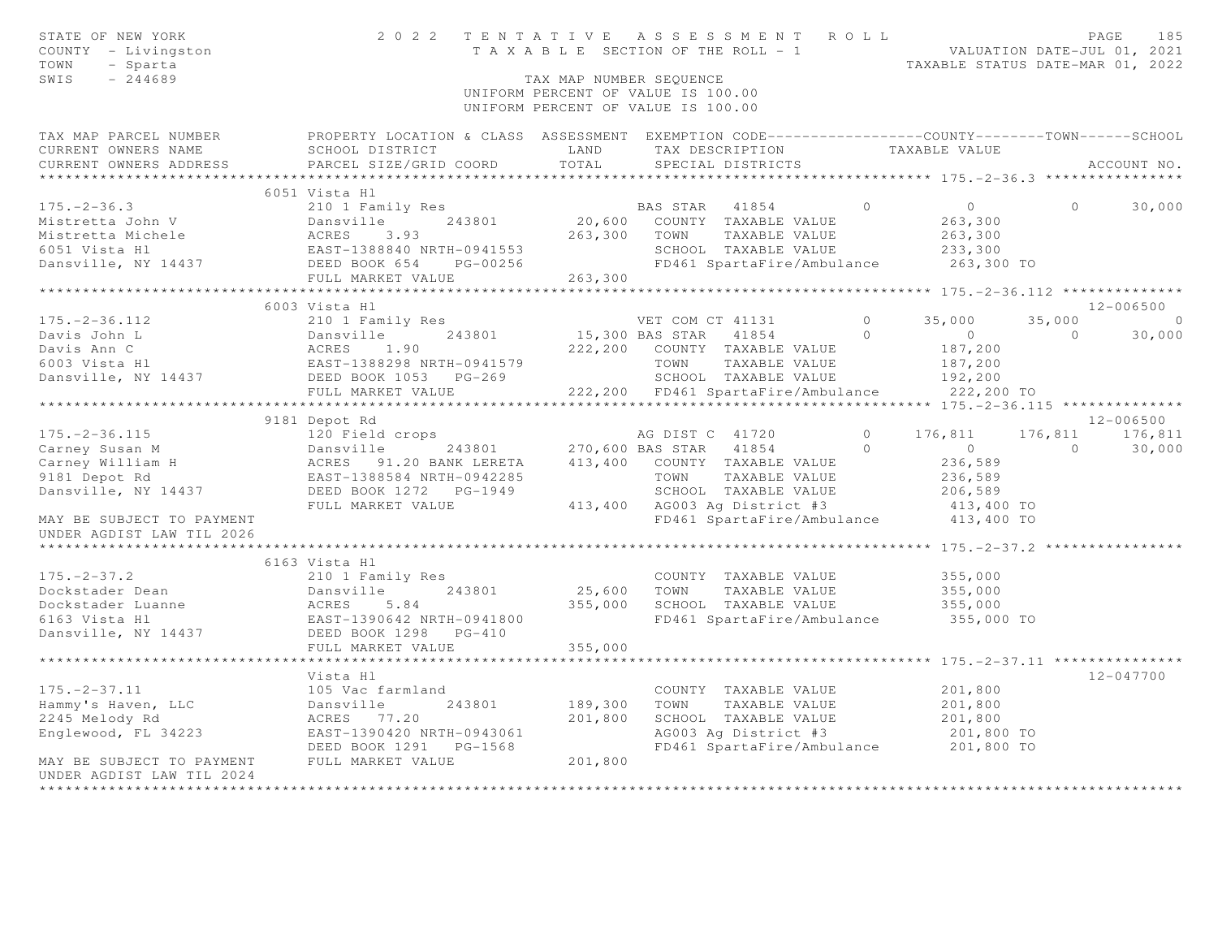STATE OF NEW YORK — 2022 TENTATIVE ASSESSMENT ROLL — PAGE 185
COUNTY - Livingston — TAXABLE SECTION OF THE ROLL - 1 — VALUATION DATE-JUL 01, 2021
TOWN - Sparta — TAXABLE STATUS DATE-MAR 01, 2022
SWIS - 244689 — TAX MAP NUMBER SEQUENCE
UNIFORM PERCENT OF VALUE IS 100.00

```
TAX MAP PARCEL NUMBER          PROPERTY LOCATION & CLASS  ASSESSMENT  EXEMPTION CODE------------------COUNTY--------TOWN------SCHOOL
CURRENT OWNERS NAME            SCHOOL DISTRICT               LAND      TAX DESCRIPTION            TAXABLE VALUE
CURRENT OWNERS ADDRESS         PARCEL SIZE/GRID COORD        TOTAL     SPECIAL DISTRICTS                                      ACCOUNT NO.
******************************************************************************************************* 175.-2-36.3 ****************
                               6051 Vista Hl
175.-2-36.3                    210 1 Family Res                         BAS STAR  41854          0          0           0      30,000
Mistretta John V               Dansville        243801       20,600   COUNTY  TAXABLE VALUE            263,300
Mistretta Michele              ACRES     3.93               263,300   TOWN    TAXABLE VALUE            263,300
6051 Vista Hl                  EAST-1388840 NRTH-0941553              SCHOOL  TAXABLE VALUE            233,300
Dansville, NY 14437            DEED BOOK 654     PG-00256             FD461 SpartaFire/Ambulance        263,300 TO
                               FULL MARKET VALUE            263,300
******************************************************************************************************* 175.-2-36.112 **************
                               6003 Vista Hl                                                                            12-006500
175.-2-36.112                  210 1 Family Res                         VET COM CT 41131         0     35,000      35,000           0
Davis John L                   Dansville        243801       15,300 BAS STAR  41854          0          0           0      30,000
Davis Ann C                    ACRES     1.90               222,200   COUNTY  TAXABLE VALUE            187,200
6003 Vista Hl                  EAST-1388298 NRTH-0941579              TOWN    TAXABLE VALUE            187,200
Dansville, NY 14437            DEED BOOK 1053    PG-269               SCHOOL  TAXABLE VALUE            192,200
                               FULL MARKET VALUE            222,200   FD461 SpartaFire/Ambulance        222,200 TO
******************************************************************************************************* 175.-2-36.115 **************
                               9181 Depot Rd                                                                            12-006500
175.-2-36.115                  120 Field crops                          AG DIST C  41720         0    176,811     176,811     176,811
Carney Susan M                 Dansville        243801      270,600 BAS STAR  41854          0          0           0      30,000
Carney William H               ACRES    91.20 BANK LERETA   413,400   COUNTY  TAXABLE VALUE            236,589
9181 Depot Rd                  EAST-1388584 NRTH-0942285              TOWN    TAXABLE VALUE            236,589
Dansville, NY 14437            DEED BOOK 1272    PG-1949              SCHOOL  TAXABLE VALUE            206,589
                               FULL MARKET VALUE            413,400   AG003 Ag District #3              413,400 TO
MAY BE SUBJECT TO PAYMENT                                             FD461 SpartaFire/Ambulance        413,400 TO
UNDER AGDIST LAW TIL 2026
******************************************************************************************************* 175.-2-37.2 ****************
                               6163 Vista Hl
175.-2-37.2                    210 1 Family Res                         COUNTY  TAXABLE VALUE            355,000
Dockstader Dean                Dansville        243801       25,600   TOWN    TAXABLE VALUE            355,000
Dockstader Luanne              ACRES     5.84               355,000   SCHOOL  TAXABLE VALUE            355,000
6163 Vista Hl                  EAST-1390642 NRTH-0941800              FD461 SpartaFire/Ambulance        355,000 TO
Dansville, NY 14437            DEED BOOK 1298    PG-410
                               FULL MARKET VALUE            355,000
******************************************************************************************************* 175.-2-37.11 ***************
                               Vista Hl                                                                                 12-047700
175.-2-37.11                   105 Vac farmland                         COUNTY  TAXABLE VALUE            201,800
Hammy's Haven, LLC             Dansville        243801      189,300   TOWN    TAXABLE VALUE            201,800
2245 Melody Rd                 ACRES    77.20               201,800   SCHOOL  TAXABLE VALUE            201,800
Englewood, FL 34223            EAST-1390420 NRTH-0943061              AG003 Ag District #3              201,800 TO
                               DEED BOOK 1291    PG-1568              FD461 SpartaFire/Ambulance        201,800 TO
MAY BE SUBJECT TO PAYMENT      FULL MARKET VALUE            201,800
UNDER AGDIST LAW TIL 2024
************************************************************************************************************************************
```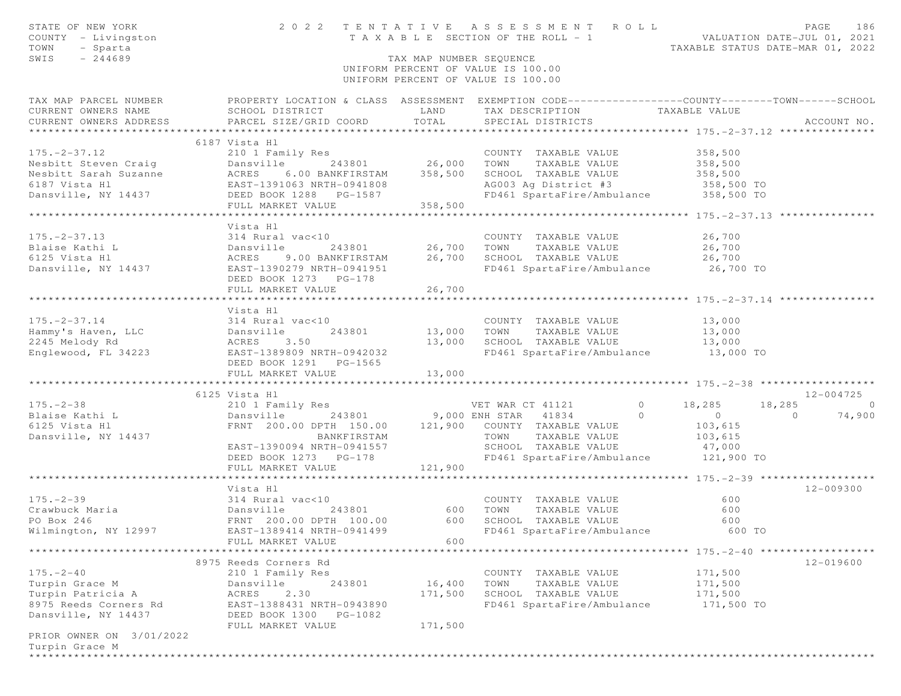STATE OF NEW YORK — 2022 TENTATIVE ASSESSMENT ROLL — PAGE 186
COUNTY - Livingston — TAXABLE SECTION OF THE ROLL - 1 — VALUATION DATE-JUL 01, 2021
TOWN - Sparta — TAXABLE STATUS DATE-MAR 01, 2022
SWIS - 244689 — TAX MAP NUMBER SEQUENCE
UNIFORM PERCENT OF VALUE IS 100.00

| TAX MAP PARCEL NUMBER / CURRENT OWNERS NAME / CURRENT OWNERS ADDRESS | PROPERTY LOCATION & CLASS / SCHOOL DISTRICT / PARCEL SIZE/GRID COORD | ASSESSMENT LAND | TOTAL | EXEMPTION CODE / TAX DESCRIPTION / SPECIAL DISTRICTS | COUNTY TAXABLE VALUE | TOWN | SCHOOL | ACCOUNT NO. |
|---|---|---|---|---|---|---|---|---|
| **175.-2-37.12** | 6187 Vista Hl | | | | | | | |
| 175.-2-37.12 | 210 1 Family Res | | | COUNTY TAXABLE VALUE | 358,500 | | | |
| Nesbitt Steven Craig | Dansville 243801 | 26,000 | | TOWN TAXABLE VALUE | 358,500 | | | |
| Nesbitt Sarah Suzanne | ACRES 6.00 BANKFIRSTAM | | 358,500 | SCHOOL TAXABLE VALUE | 358,500 | | | |
| 6187 Vista Hl | EAST-1391063 NRTH-0941808 | | | AG003 Ag District #3 | 358,500 TO | | | |
| Dansville, NY 14437 | DEED BOOK 1288 PG-1587 | | | FD461 SpartaFire/Ambulance | 358,500 TO | | | |
| | FULL MARKET VALUE | | 358,500 | | | | | |
| **175.-2-37.13** | Vista Hl | | | | | | | |
| 175.-2-37.13 | 314 Rural vac<10 | | | COUNTY TAXABLE VALUE | 26,700 | | | |
| Blaise Kathi L | Dansville 243801 | 26,700 | | TOWN TAXABLE VALUE | 26,700 | | | |
| 6125 Vista Hl | ACRES 9.00 BANKFIRSTAM | | 26,700 | SCHOOL TAXABLE VALUE | 26,700 | | | |
| Dansville, NY 14437 | EAST-1390279 NRTH-0941951 | | | FD461 SpartaFire/Ambulance | 26,700 TO | | | |
| | DEED BOOK 1273 PG-178 | | | | | | | |
| | FULL MARKET VALUE | | 26,700 | | | | | |
| **175.-2-37.14** | Vista Hl | | | | | | | |
| 175.-2-37.14 | 314 Rural vac<10 | | | COUNTY TAXABLE VALUE | 13,000 | | | |
| Hammy's Haven, LLC | Dansville 243801 | 13,000 | | TOWN TAXABLE VALUE | 13,000 | | | |
| 2245 Melody Rd | ACRES 3.50 | | 13,000 | SCHOOL TAXABLE VALUE | 13,000 | | | |
| Englewood, FL 34223 | EAST-1389809 NRTH-0942032 | | | FD461 SpartaFire/Ambulance | 13,000 TO | | | |
| | DEED BOOK 1291 PG-1565 | | | | | | | |
| | FULL MARKET VALUE | | 13,000 | | | | | |
| **175.-2-38** | 6125 Vista Hl | | | | | | | 12-004725 |
| 175.-2-38 | 210 1 Family Res | | | VET WAR CT 41121 0 | 18,285 | 18,285 | 0 | |
| Blaise Kathi L | Dansville 243801 | 9,000 | | ENH STAR 41834 0 | 0 | 0 | 74,900 | |
| 6125 Vista Hl | FRNT 200.00 DPTH 150.00 | | 121,900 | COUNTY TAXABLE VALUE | 103,615 | | | |
| Dansville, NY 14437 | BANKFIRSTAM | | | TOWN TAXABLE VALUE | 103,615 | | | |
| | EAST-1390094 NRTH-0941557 | | | SCHOOL TAXABLE VALUE | 47,000 | | | |
| | DEED BOOK 1273 PG-178 | | | FD461 SpartaFire/Ambulance | 121,900 TO | | | |
| | FULL MARKET VALUE | | 121,900 | | | | | |
| **175.-2-39** | Vista Hl | | | | | | | 12-009300 |
| 175.-2-39 | 314 Rural vac<10 | | | COUNTY TAXABLE VALUE | 600 | | | |
| Crawbuck Maria | Dansville 243801 | 600 | | TOWN TAXABLE VALUE | 600 | | | |
| PO Box 246 | FRNT 200.00 DPTH 100.00 | | 600 | SCHOOL TAXABLE VALUE | 600 | | | |
| Wilmington, NY 12997 | EAST-1389414 NRTH-0941499 | | | FD461 SpartaFire/Ambulance | 600 TO | | | |
| | FULL MARKET VALUE | | 600 | | | | | |
| **175.-2-40** | 8975 Reeds Corners Rd | | | | | | | 12-019600 |
| 175.-2-40 | 210 1 Family Res | | | COUNTY TAXABLE VALUE | 171,500 | | | |
| Turpin Grace M | Dansville 243801 | 16,400 | | TOWN TAXABLE VALUE | 171,500 | | | |
| Turpin Patricia A | ACRES 2.30 | | 171,500 | SCHOOL TAXABLE VALUE | 171,500 | | | |
| 8975 Reeds Corners Rd | EAST-1388431 NRTH-0943890 | | | FD461 SpartaFire/Ambulance | 171,500 TO | | | |
| Dansville, NY 14437 | DEED BOOK 1300 PG-1082 | | | | | | | |
| | FULL MARKET VALUE | | 171,500 | | | | | |
| PRIOR OWNER ON 3/01/2022 | | | | | | | | |
| Turpin Grace M | | | | | | | | |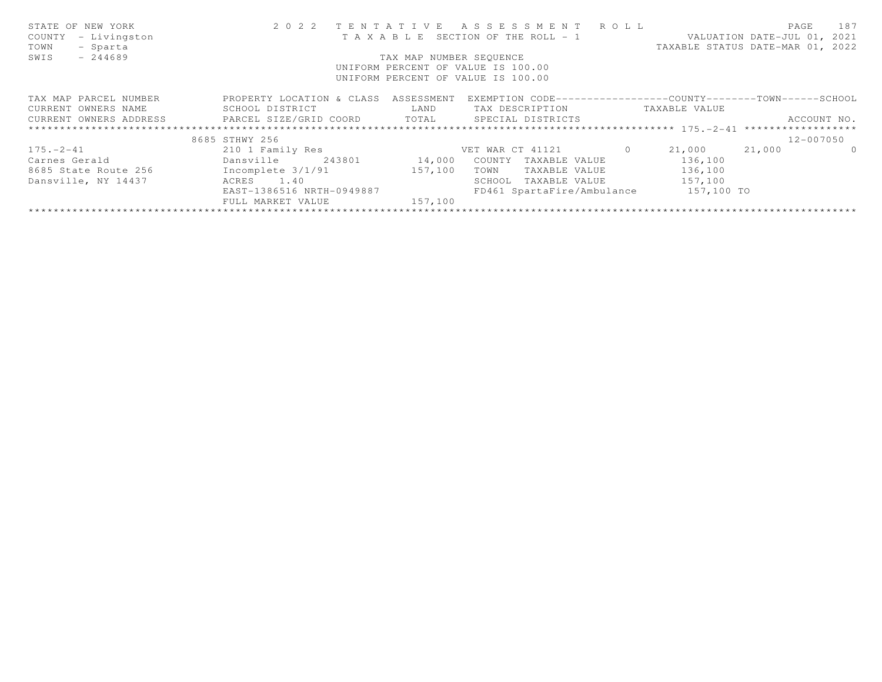STATE OF NEW YORK
COUNTY - Livingston
TOWN - Sparta
SWIS - 244689

# 2022 TENTATIVE ASSESSMENT ROLL

TAXABLE SECTION OF THE ROLL - 1

VALUATION DATE-JUL 01, 2021
TAXABLE STATUS DATE-MAR 01, 2022

TAX MAP NUMBER SEQUENCE
UNIFORM PERCENT OF VALUE IS 100.00
UNIFORM PERCENT OF VALUE IS 100.00

| TAX MAP PARCEL NUMBER / CURRENT OWNERS NAME / CURRENT OWNERS ADDRESS | PROPERTY LOCATION & CLASS / SCHOOL DISTRICT / PARCEL SIZE/GRID COORD | ASSESSMENT LAND / TOTAL | EXEMPTION CODE / TAX DESCRIPTION / SPECIAL DISTRICTS | | COUNTY TAXABLE VALUE | TOWN | SCHOOL | ACCOUNT NO. |
|---|---|---|---|---|---|---|---|---|
| 175.-2-41 | 8685 STHWY 256 | | | | | | | 12-007050 |
| 175.-2-41 | 210 1 Family Res | | VET WAR CT 41121 | 0 | 21,000 | 21,000 | 0 | |
| Carnes Gerald | Dansville 243801 | 14,000 | COUNTY TAXABLE VALUE | | 136,100 | | | |
| 8685 State Route 256 | Incomplete 3/1/91 | 157,100 | TOWN TAXABLE VALUE | | 136,100 | | | |
| Dansville, NY 14437 | ACRES 1.40 | | SCHOOL TAXABLE VALUE | | 157,100 | | | |
| | EAST-1386516 NRTH-0949887 | | FD461 SpartaFire/Ambulance | | 157,100 TO | | | |
| | FULL MARKET VALUE | 157,100 | | | | | | |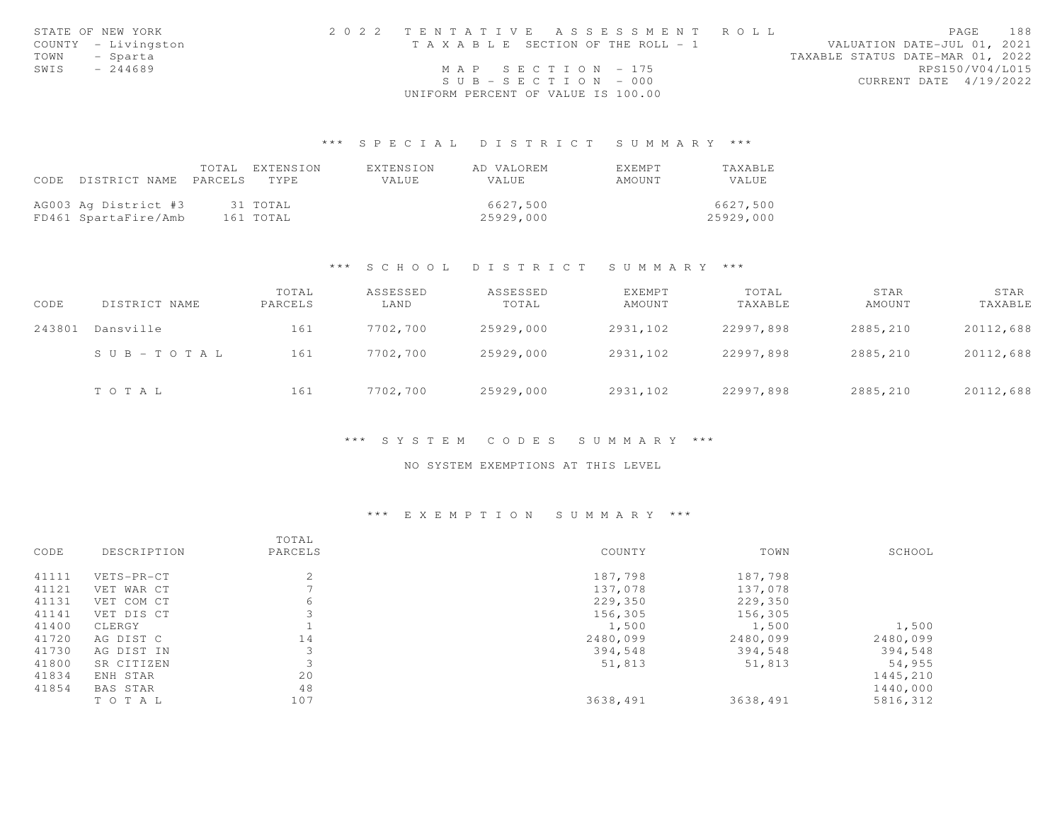STATE OF NEW YORK
COUNTY - Livingston
TOWN - Sparta
SWIS - 244689

2022 TENTATIVE ASSESSMENT ROLL
TAXABLE SECTION OF THE ROLL - 1
MAP SECTION - 175
SUB-SECTION - 000
UNIFORM PERCENT OF VALUE IS 100.00

VALUATION DATE-JUL 01, 2021
TAXABLE STATUS DATE-MAR 01, 2022
RPS150/V04/L015
CURRENT DATE 4/19/2022

## *** SPECIAL DISTRICT SUMMARY ***

| CODE | DISTRICT NAME | TOTAL PARCELS | EXTENSION TYPE | EXTENSION VALUE | AD VALOREM VALUE | EXEMPT AMOUNT | TAXABLE VALUE |
|---|---|---|---|---|---|---|---|
| AG003 | Ag District #3 | 31 | TOTAL | | 6627,500 | | 6627,500 |
| FD461 | SpartaFire/Amb | 161 | TOTAL | | 25929,000 | | 25929,000 |

## *** SCHOOL DISTRICT SUMMARY ***

| CODE | DISTRICT NAME | TOTAL PARCELS | ASSESSED LAND | ASSESSED TOTAL | EXEMPT AMOUNT | TOTAL TAXABLE | STAR AMOUNT | STAR TAXABLE |
|---|---|---|---|---|---|---|---|---|
| 243801 | Dansville | 161 | 7702,700 | 25929,000 | 2931,102 | 22997,898 | 2885,210 | 20112,688 |
| | SUB-TOTAL | 161 | 7702,700 | 25929,000 | 2931,102 | 22997,898 | 2885,210 | 20112,688 |
| | TOTAL | 161 | 7702,700 | 25929,000 | 2931,102 | 22997,898 | 2885,210 | 20112,688 |

## *** SYSTEM CODES SUMMARY ***

NO SYSTEM EXEMPTIONS AT THIS LEVEL

## *** EXEMPTION SUMMARY ***

| CODE | DESCRIPTION | TOTAL PARCELS | COUNTY | TOWN | SCHOOL |
|---|---|---|---|---|---|
| 41111 | VETS-PR-CT | 2 | 187,798 | 187,798 | |
| 41121 | VET WAR CT | 7 | 137,078 | 137,078 | |
| 41131 | VET COM CT | 6 | 229,350 | 229,350 | |
| 41141 | VET DIS CT | 3 | 156,305 | 156,305 | |
| 41400 | CLERGY | 1 | 1,500 | 1,500 | 1,500 |
| 41720 | AG DIST C | 14 | 2480,099 | 2480,099 | 2480,099 |
| 41730 | AG DIST IN | 3 | 394,548 | 394,548 | 394,548 |
| 41800 | SR CITIZEN | 3 | 51,813 | 51,813 | 54,955 |
| 41834 | ENH STAR | 20 | | | 1445,210 |
| 41854 | BAS STAR | 48 | | | 1440,000 |
| | TOTAL | 107 | 3638,491 | 3638,491 | 5816,312 |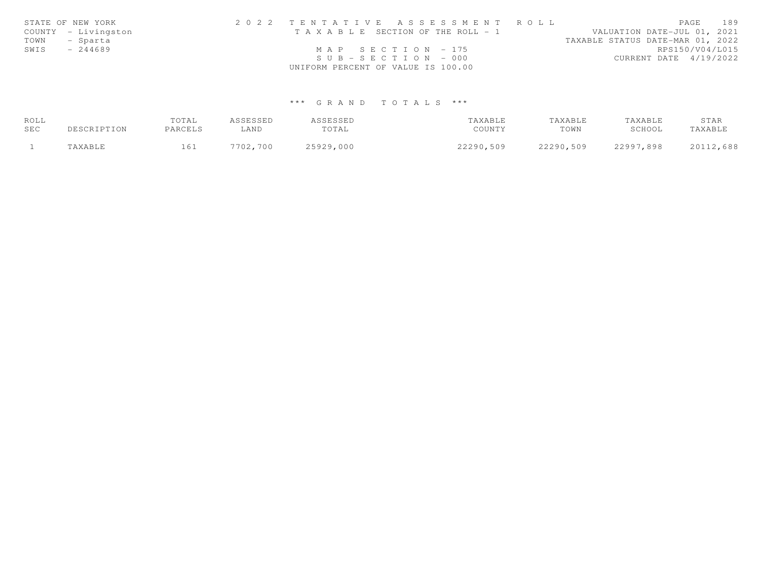STATE OF NEW YORK
COUNTY - Livingston
TOWN - Sparta
SWIS - 244689

2022 TENTATIVE ASSESSMENT ROLL
TAXABLE SECTION OF THE ROLL - 1
MAP SECTION - 175
SUB-SECTION - 000
UNIFORM PERCENT OF VALUE IS 100.00

VALUATION DATE-JUL 01, 2021
TAXABLE STATUS DATE-MAR 01, 2022
RPS150/V04/L015
CURRENT DATE 4/19/2022

## *** GRAND TOTALS ***

| ROLL SEC | DESCRIPTION | TOTAL PARCELS | ASSESSED LAND | ASSESSED TOTAL | TAXABLE COUNTY | TAXABLE TOWN | TAXABLE SCHOOL | STAR TAXABLE |
|---|---|---|---|---|---|---|---|---|
| 1 | TAXABLE | 161 | 7702,700 | 25929,000 | 22290,509 | 22290,509 | 22997,898 | 20112,688 |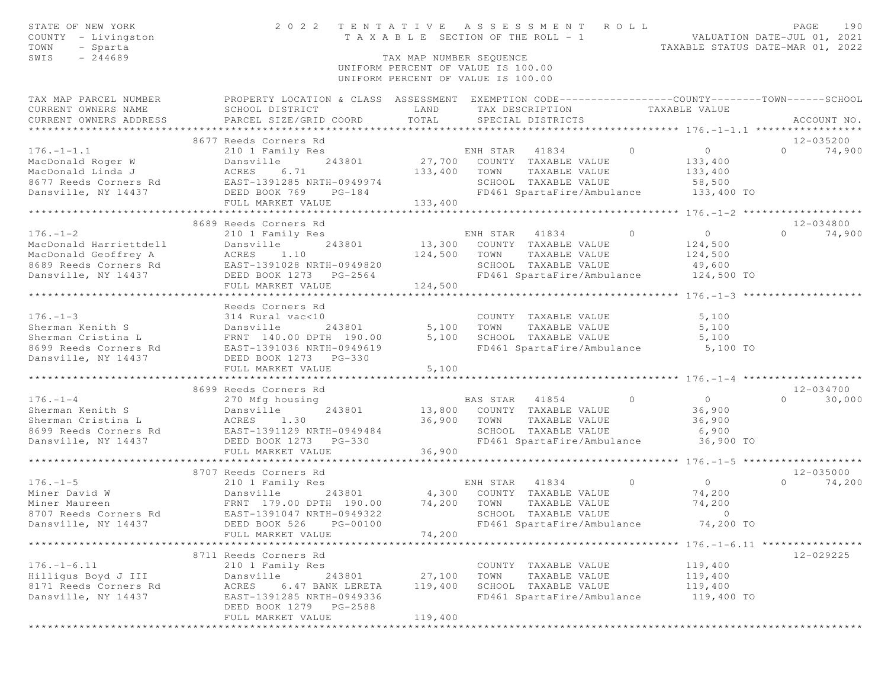STATE OF NEW YORK — 2022 TENTATIVE ASSESSMENT ROLL
COUNTY - Livingston — TAXABLE SECTION OF THE ROLL - 1 — VALUATION DATE-JUL 01, 2021
TOWN - Sparta — TAXABLE STATUS DATE-MAR 01, 2022
SWIS - 244689 — TAX MAP NUMBER SEQUENCE
UNIFORM PERCENT OF VALUE IS 100.00

| TAX MAP PARCEL NUMBER / CURRENT OWNERS NAME / CURRENT OWNERS ADDRESS | PROPERTY LOCATION & CLASS / SCHOOL DISTRICT / PARCEL SIZE/GRID COORD | ASSESSMENT LAND | ASSESSMENT TOTAL | EXEMPTION CODE / TAX DESCRIPTION / SPECIAL DISTRICTS | COUNTY | TOWN | SCHOOL | TAXABLE VALUE | ACCOUNT NO. |
|---|---|---|---|---|---|---|---|---|---|
| **176.-1-1.1** | 8677 Reeds Corners Rd | | | | | | | | 12-035200 |
| 176.-1-1.1 | 210 1 Family Res | | | ENH STAR 41834 | 0 | 0 | 74,900 | | |
| MacDonald Roger W | Dansville 243801 | 27,700 | | COUNTY TAXABLE VALUE | | | | 133,400 | |
| MacDonald Linda J | ACRES 6.71 | | 133,400 | TOWN TAXABLE VALUE | | | | 133,400 | |
| 8677 Reeds Corners Rd | EAST-1391285 NRTH-0949974 | | | SCHOOL TAXABLE VALUE | | | | 58,500 | |
| Dansville, NY 14437 | DEED BOOK 769 PG-184 | | | FD461 SpartaFire/Ambulance | | | | 133,400 TO | |
| | FULL MARKET VALUE | | 133,400 | | | | | | |
| **176.-1-2** | 8689 Reeds Corners Rd | | | | | | | | 12-034800 |
| 176.-1-2 | 210 1 Family Res | | | ENH STAR 41834 | 0 | 0 | 74,900 | | |
| MacDonald Harriettdell | Dansville 243801 | 13,300 | | COUNTY TAXABLE VALUE | | | | 124,500 | |
| MacDonald Geoffrey A | ACRES 1.10 | | 124,500 | TOWN TAXABLE VALUE | | | | 124,500 | |
| 8689 Reeds Corners Rd | EAST-1391028 NRTH-0949820 | | | SCHOOL TAXABLE VALUE | | | | 49,600 | |
| Dansville, NY 14437 | DEED BOOK 1273 PG-2564 | | | FD461 SpartaFire/Ambulance | | | | 124,500 TO | |
| | FULL MARKET VALUE | | 124,500 | | | | | | |
| **176.-1-3** | Reeds Corners Rd | | | | | | | | |
| 176.-1-3 | 314 Rural vac<10 | | | COUNTY TAXABLE VALUE | | | | 5,100 | |
| Sherman Kenith S | Dansville 243801 | 5,100 | | TOWN TAXABLE VALUE | | | | 5,100 | |
| Sherman Cristina L | FRNT 140.00 DPTH 190.00 | | 5,100 | SCHOOL TAXABLE VALUE | | | | 5,100 | |
| 8699 Reeds Corners Rd | EAST-1391036 NRTH-0949619 | | | FD461 SpartaFire/Ambulance | | | | 5,100 TO | |
| Dansville, NY 14437 | DEED BOOK 1273 PG-330 | | | | | | | | |
| | FULL MARKET VALUE | | 5,100 | | | | | | |
| **176.-1-4** | 8699 Reeds Corners Rd | | | | | | | | 12-034700 |
| 176.-1-4 | 270 Mfg housing | | | BAS STAR 41854 | 0 | 0 | 30,000 | | |
| Sherman Kenith S | Dansville 243801 | 13,800 | | COUNTY TAXABLE VALUE | | | | 36,900 | |
| Sherman Cristina L | ACRES 1.30 | | 36,900 | TOWN TAXABLE VALUE | | | | 36,900 | |
| 8699 Reeds Corners Rd | EAST-1391129 NRTH-0949484 | | | SCHOOL TAXABLE VALUE | | | | 6,900 | |
| Dansville, NY 14437 | DEED BOOK 1273 PG-330 | | | FD461 SpartaFire/Ambulance | | | | 36,900 TO | |
| | FULL MARKET VALUE | | 36,900 | | | | | | |
| **176.-1-5** | 8707 Reeds Corners Rd | | | | | | | | 12-035000 |
| 176.-1-5 | 210 1 Family Res | | | ENH STAR 41834 | 0 | 0 | 74,200 | | |
| Miner David W | Dansville 243801 | 4,300 | | COUNTY TAXABLE VALUE | | | | 74,200 | |
| Miner Maureen | FRNT 179.00 DPTH 190.00 | | 74,200 | TOWN TAXABLE VALUE | | | | 74,200 | |
| 8707 Reeds Corners Rd | EAST-1391047 NRTH-0949322 | | | SCHOOL TAXABLE VALUE | | | | 0 | |
| Dansville, NY 14437 | DEED BOOK 526 PG-00100 | | | FD461 SpartaFire/Ambulance | | | | 74,200 TO | |
| | FULL MARKET VALUE | | 74,200 | | | | | | |
| **176.-1-6.11** | 8711 Reeds Corners Rd | | | | | | | | 12-029225 |
| 176.-1-6.11 | 210 1 Family Res | | | COUNTY TAXABLE VALUE | | | | 119,400 | |
| Hilligus Boyd J III | Dansville 243801 | 27,100 | | TOWN TAXABLE VALUE | | | | 119,400 | |
| 8171 Reeds Corners Rd | ACRES 6.47 BANK LERETA | | 119,400 | SCHOOL TAXABLE VALUE | | | | 119,400 | |
| Dansville, NY 14437 | EAST-1391285 NRTH-0949336 | | | FD461 SpartaFire/Ambulance | | | | 119,400 TO | |
| | DEED BOOK 1279 PG-2588 | | | | | | | | |
| | FULL MARKET VALUE | | 119,400 | | | | | | |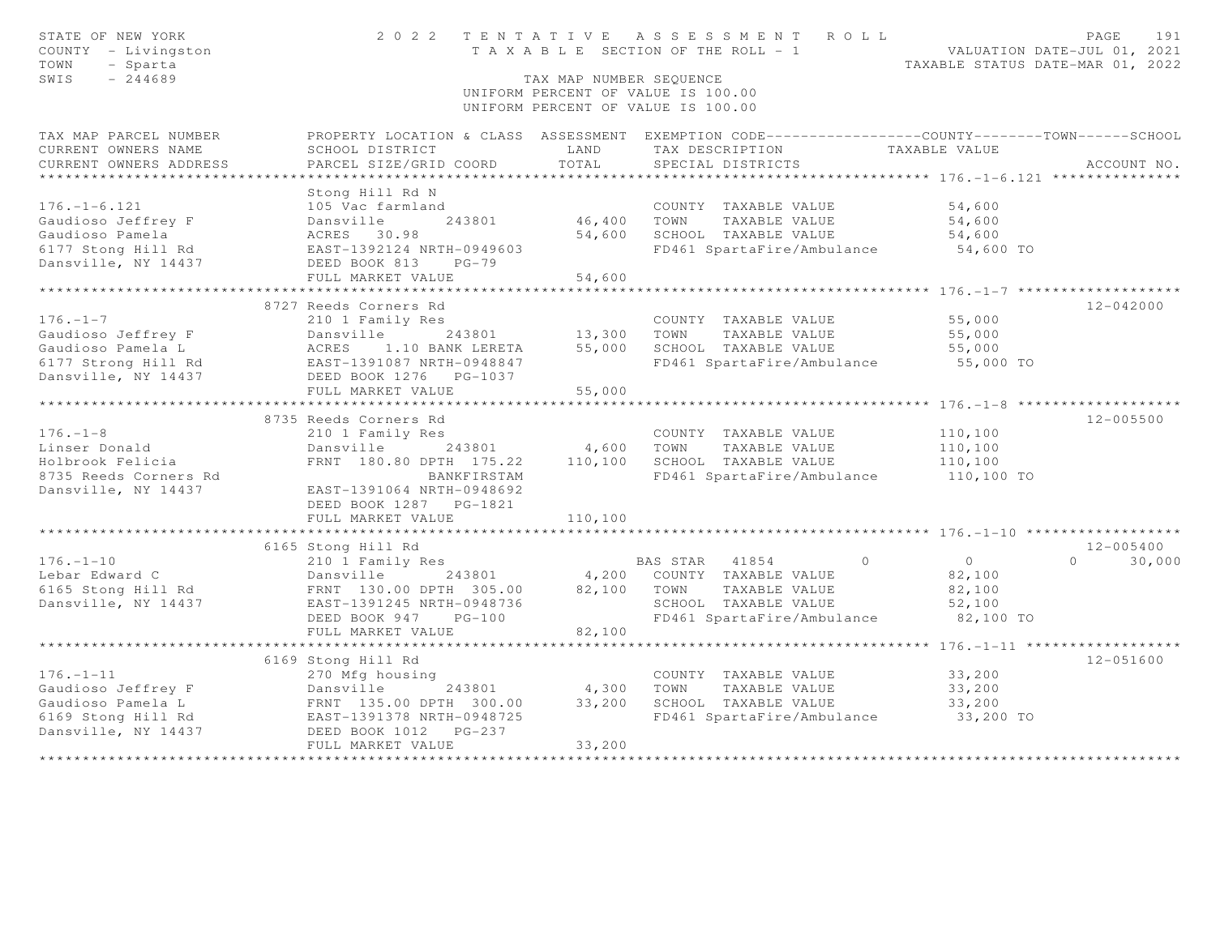STATE OF NEW YORK
COUNTY - Livingston
TOWN - Sparta
SWIS - 244689

# 2022 TENTATIVE ASSESSMENT ROLL
TAXABLE SECTION OF THE ROLL - 1

VALUATION DATE-JUL 01, 2021
TAXABLE STATUS DATE-MAR 01, 2022

TAX MAP NUMBER SEQUENCE
UNIFORM PERCENT OF VALUE IS 100.00
UNIFORM PERCENT OF VALUE IS 100.00

| TAX MAP PARCEL NUMBER / CURRENT OWNERS NAME / CURRENT OWNERS ADDRESS | PROPERTY LOCATION & CLASS / SCHOOL DISTRICT / PARCEL SIZE/GRID COORD | ASSESSMENT LAND / TOTAL | EXEMPTION CODE / TAX DESCRIPTION / SPECIAL DISTRICTS | COUNTY TAXABLE VALUE | TOWN | SCHOOL / ACCOUNT NO. |
|---|---|---|---|---|---|---|
| **176.-1-6.121** | Stong Hill Rd N | | | | | |
| 176.-1-6.121 | 105 Vac farmland | | COUNTY TAXABLE VALUE | 54,600 | | |
| Gaudioso Jeffrey F | Dansville 243801 | 46,400 | TOWN TAXABLE VALUE | 54,600 | | |
| Gaudioso Pamela | ACRES 30.98 | 54,600 | SCHOOL TAXABLE VALUE | 54,600 | | |
| 6177 Stong Hill Rd | EAST-1392124 NRTH-0949603 | | FD461 SpartaFire/Ambulance | 54,600 TO | | |
| Dansville, NY 14437 | DEED BOOK 813 PG-79 | | | | | |
| | FULL MARKET VALUE | 54,600 | | | | |
| **176.-1-7** | 8727 Reeds Corners Rd | | | | | 12-042000 |
| 176.-1-7 | 210 1 Family Res | | COUNTY TAXABLE VALUE | 55,000 | | |
| Gaudioso Jeffrey F | Dansville 243801 | 13,300 | TOWN TAXABLE VALUE | 55,000 | | |
| Gaudioso Pamela L | ACRES 1.10 BANK LERETA | 55,000 | SCHOOL TAXABLE VALUE | 55,000 | | |
| 6177 Strong Hill Rd | EAST-1391087 NRTH-0948847 | | FD461 SpartaFire/Ambulance | 55,000 TO | | |
| Dansville, NY 14437 | DEED BOOK 1276 PG-1037 | | | | | |
| | FULL MARKET VALUE | 55,000 | | | | |
| **176.-1-8** | 8735 Reeds Corners Rd | | | | | 12-005500 |
| 176.-1-8 | 210 1 Family Res | | COUNTY TAXABLE VALUE | 110,100 | | |
| Linser Donald | Dansville 243801 | 4,600 | TOWN TAXABLE VALUE | 110,100 | | |
| Holbrook Felicia | FRNT 180.80 DPTH 175.22 | 110,100 | SCHOOL TAXABLE VALUE | 110,100 | | |
| 8735 Reeds Corners Rd | BANKFIRSTAM | | FD461 SpartaFire/Ambulance | 110,100 TO | | |
| Dansville, NY 14437 | EAST-1391064 NRTH-0948692 | | | | | |
| | DEED BOOK 1287 PG-1821 | | | | | |
| | FULL MARKET VALUE | 110,100 | | | | |
| **176.-1-10** | 6165 Stong Hill Rd | | | | | 12-005400 |
| 176.-1-10 | 210 1 Family Res | | BAS STAR 41854 | 0 | 0 | 0 30,000 |
| Lebar Edward C | Dansville 243801 | 4,200 | COUNTY TAXABLE VALUE | 82,100 | | |
| 6165 Stong Hill Rd | FRNT 130.00 DPTH 305.00 | 82,100 | TOWN TAXABLE VALUE | 82,100 | | |
| Dansville, NY 14437 | EAST-1391245 NRTH-0948736 | | SCHOOL TAXABLE VALUE | 52,100 | | |
| | DEED BOOK 947 PG-100 | | FD461 SpartaFire/Ambulance | 82,100 TO | | |
| | FULL MARKET VALUE | 82,100 | | | | |
| **176.-1-11** | 6169 Stong Hill Rd | | | | | 12-051600 |
| 176.-1-11 | 270 Mfg housing | | COUNTY TAXABLE VALUE | 33,200 | | |
| Gaudioso Jeffrey F | Dansville 243801 | 4,300 | TOWN TAXABLE VALUE | 33,200 | | |
| Gaudioso Pamela L | FRNT 135.00 DPTH 300.00 | 33,200 | SCHOOL TAXABLE VALUE | 33,200 | | |
| 6169 Stong Hill Rd | EAST-1391378 NRTH-0948725 | | FD461 SpartaFire/Ambulance | 33,200 TO | | |
| Dansville, NY 14437 | DEED BOOK 1012 PG-237 | | | | | |
| | FULL MARKET VALUE | 33,200 | | | | |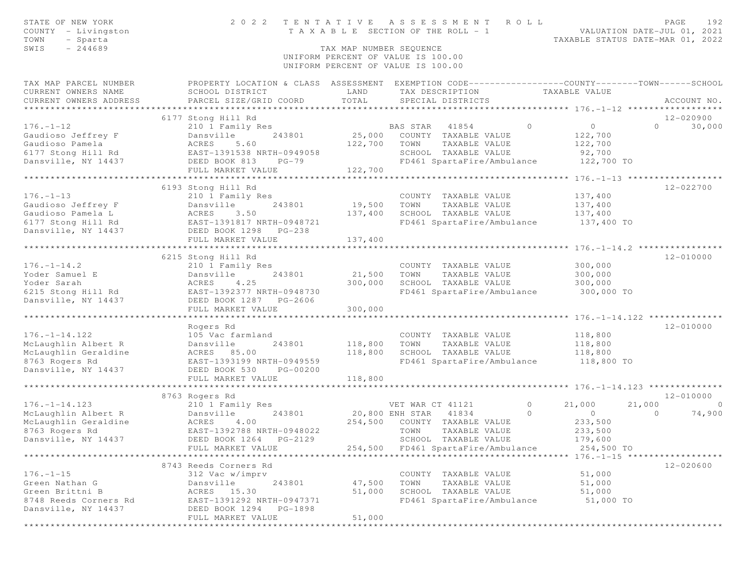STATE OF NEW YORK
COUNTY - Livingston
TOWN - Sparta
SWIS - 244689

2 0 2 2 T E N T A T I V E A S S E S S M E N T R O L L
T A X A B L E SECTION OF THE ROLL - 1

VALUATION DATE-JUL 01, 2021
TAXABLE STATUS DATE-MAR 01, 2022

TAX MAP NUMBER SEQUENCE
UNIFORM PERCENT OF VALUE IS 100.00
UNIFORM PERCENT OF VALUE IS 100.00

```
TAX MAP PARCEL NUMBER          PROPERTY LOCATION & CLASS  ASSESSMENT  EXEMPTION CODE------------------COUNTY--------TOWN------SCHOOL
CURRENT OWNERS NAME            SCHOOL DISTRICT               LAND      TAX DESCRIPTION            TAXABLE VALUE
CURRENT OWNERS ADDRESS         PARCEL SIZE/GRID COORD        TOTAL     SPECIAL DISTRICTS                                      ACCOUNT NO.
******************************************************************************************************* 176.-1-12 ******************
                               6177 Stong Hill Rd                                                                          12-020900
176.-1-12                      210 1 Family Res                        BAS STAR   41854          0           0            0     30,000
Gaudioso Jeffrey F             Dansville        243801        25,000   COUNTY  TAXABLE VALUE             122,700
Gaudioso Pamela                ACRES     5.60               122,700    TOWN    TAXABLE VALUE             122,700
6177 Stong Hill Rd             EAST-1391538 NRTH-0949058                SCHOOL  TAXABLE VALUE              92,700
Dansville, NY 14437            DEED BOOK 813     PG-79                  FD461 SpartaFire/Ambulance        122,700 TO
                               FULL MARKET VALUE            122,700
******************************************************************************************************* 176.-1-13 ******************
                               6193 Stong Hill Rd                                                                          12-022700
176.-1-13                      210 1 Family Res                         COUNTY  TAXABLE VALUE             137,400
Gaudioso Jeffrey F             Dansville        243801        19,500    TOWN    TAXABLE VALUE             137,400
Gaudioso Pamela L              ACRES     3.50               137,400    SCHOOL  TAXABLE VALUE             137,400
6177 Stong Hill Rd             EAST-1391817 NRTH-0948721                FD461 SpartaFire/Ambulance        137,400 TO
Dansville, NY 14437            DEED BOOK 1298    PG-238
                               FULL MARKET VALUE            137,400
******************************************************************************************************* 176.-1-14.2 ****************
                               6215 Stong Hill Rd                                                                          12-010000
176.-1-14.2                    210 1 Family Res                         COUNTY  TAXABLE VALUE             300,000
Yoder Samuel E                 Dansville        243801        21,500    TOWN    TAXABLE VALUE             300,000
Yoder Sarah                    ACRES     4.25               300,000    SCHOOL  TAXABLE VALUE             300,000
6215 Stong Hill Rd             EAST-1392377 NRTH-0948730                FD461 SpartaFire/Ambulance        300,000 TO
Dansville, NY 14437            DEED BOOK 1287    PG-2606
                               FULL MARKET VALUE            300,000
******************************************************************************************************* 176.-1-14.122 **************
                               Rogers Rd                                                                                   12-010000
176.-1-14.122                  105 Vac farmland                         COUNTY  TAXABLE VALUE             118,800
McLaughlin Albert R            Dansville        243801       118,800    TOWN    TAXABLE VALUE             118,800
McLaughlin Geraldine           ACRES    85.00               118,800    SCHOOL  TAXABLE VALUE             118,800
8763 Rogers Rd                 EAST-1393199 NRTH-0949559                FD461 SpartaFire/Ambulance        118,800 TO
Dansville, NY 14437            DEED BOOK 530     PG-00200
                               FULL MARKET VALUE            118,800
******************************************************************************************************* 176.-1-14.123 **************
                               8763 Rogers Rd                                                                              12-010000
176.-1-14.123                  210 1 Family Res                         VET WAR CT 41121         0      21,000       21,000          0
McLaughlin Albert R            Dansville        243801        20,800 ENH STAR   41834          0           0            0     74,900
McLaughlin Geraldine           ACRES     4.00               254,500    COUNTY  TAXABLE VALUE             233,500
8763 Rogers Rd                 EAST-1392788 NRTH-0948022                TOWN    TAXABLE VALUE             233,500
Dansville, NY 14437            DEED BOOK 1264    PG-2129                SCHOOL  TAXABLE VALUE             179,600
                               FULL MARKET VALUE            254,500    FD461 SpartaFire/Ambulance        254,500 TO
******************************************************************************************************* 176.-1-15 ******************
                               8743 Reeds Corners Rd                                                                       12-020600
176.-1-15                      312 Vac w/imprv                          COUNTY  TAXABLE VALUE              51,000
Green Nathan G                 Dansville        243801        47,500    TOWN    TAXABLE VALUE              51,000
Green Brittni B                ACRES    15.30                51,000    SCHOOL  TAXABLE VALUE              51,000
8748 Reeds Corners Rd          EAST-1391292 NRTH-0947371                FD461 SpartaFire/Ambulance         51,000 TO
Dansville, NY 14437            DEED BOOK 1294    PG-1898
                               FULL MARKET VALUE             51,000
************************************************************************************************************************************
```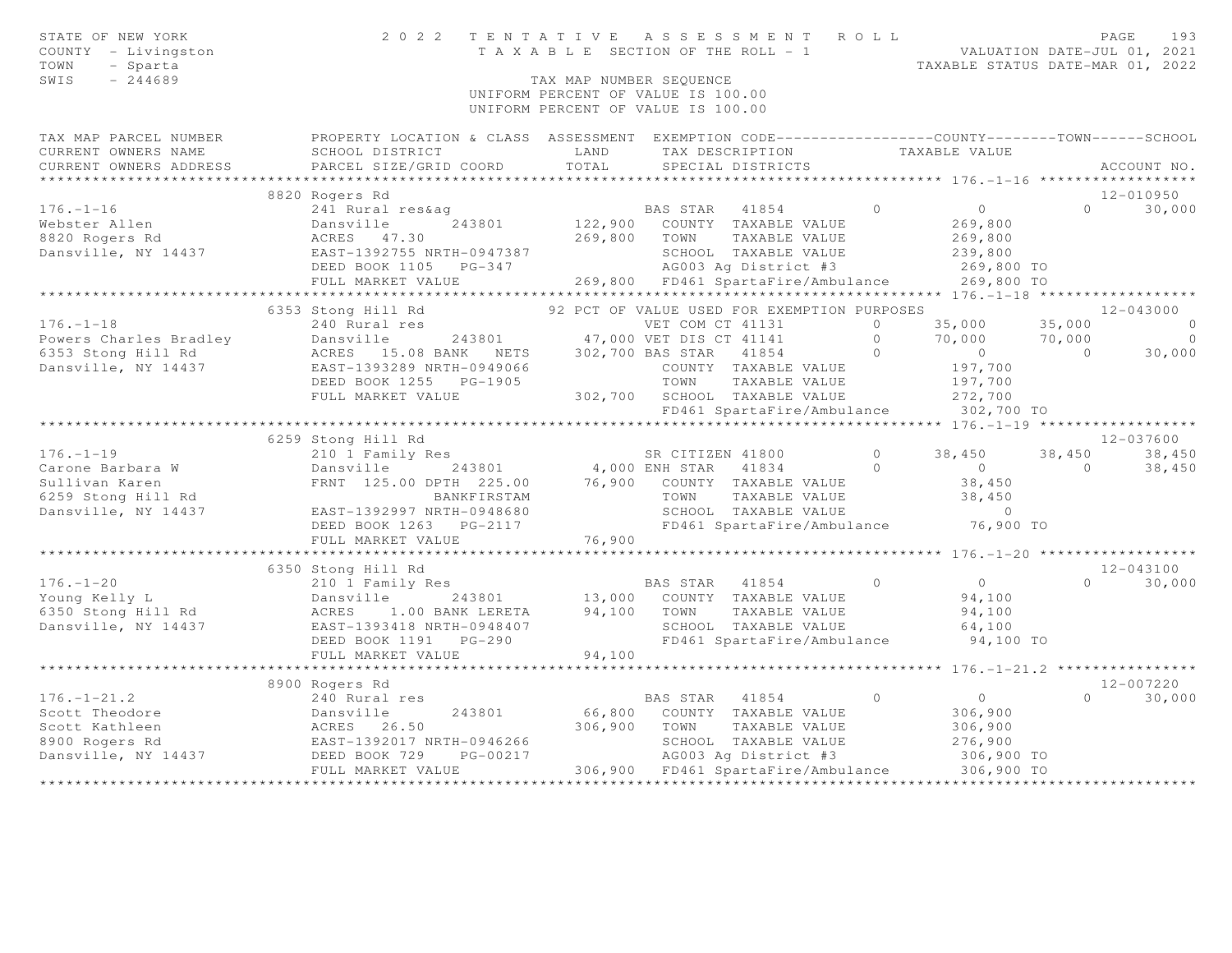STATE OF NEW YORK
COUNTY - Livingston
TOWN - Sparta
SWIS - 244689

2 0 2 2 T E N T A T I V E A S S E S S M E N T R O L L
T A X A B L E SECTION OF THE ROLL - 1
TAX MAP NUMBER SEQUENCE
UNIFORM PERCENT OF VALUE IS 100.00
UNIFORM PERCENT OF VALUE IS 100.00

VALUATION DATE-JUL 01, 2021
TAXABLE STATUS DATE-MAR 01, 2022

```
TAX MAP PARCEL NUMBER          PROPERTY LOCATION & CLASS  ASSESSMENT  EXEMPTION CODE------------------COUNTY--------TOWN------SCHOOL
CURRENT OWNERS NAME            SCHOOL DISTRICT               LAND      TAX DESCRIPTION            TAXABLE VALUE
CURRENT OWNERS ADDRESS         PARCEL SIZE/GRID COORD       TOTAL      SPECIAL DISTRICTS                                   ACCOUNT NO.
******************************************************************************************************* 176.-1-16 ******************
                  8820 Rogers Rd                                                                                          12-010950
176.-1-16                      241 Rural res&ag                       BAS STAR   41854          0          0            0     30,000
Webster Allen                  Dansville       243801       122,900   COUNTY  TAXABLE VALUE           269,800
8820 Rogers Rd                 ACRES   47.30                269,800   TOWN    TAXABLE VALUE           269,800
Dansville, NY 14437            EAST-1392755 NRTH-0947387              SCHOOL  TAXABLE VALUE           239,800
                               DEED BOOK 1105   PG-347                AG003 Ag District #3             269,800 TO
                               FULL MARKET VALUE            269,800   FD461 SpartaFire/Ambulance       269,800 TO
******************************************************************************************************* 176.-1-18 ******************
                  6353 Stong Hill Rd              92 PCT OF VALUE USED FOR EXEMPTION PURPOSES                             12-043000
176.-1-18                      240 Rural res                          VET COM CT 41131          0     35,000       35,000            0
Powers Charles Bradley         Dansville       243801        47,000 VET DIS CT 41141            0     70,000       70,000            0
6353 Stong Hill Rd             ACRES   15.08 BANK   NETS    302,700 BAS STAR   41854            0          0            0     30,000
Dansville, NY 14437            EAST-1393289 NRTH-0949066              COUNTY  TAXABLE VALUE           197,700
                               DEED BOOK 1255   PG-1905               TOWN    TAXABLE VALUE           197,700
                               FULL MARKET VALUE            302,700   SCHOOL  TAXABLE VALUE           272,700
                                                                      FD461 SpartaFire/Ambulance       302,700 TO
******************************************************************************************************* 176.-1-19 ******************
                  6259 Stong Hill Rd                                                                                      12-037600
176.-1-19                      210 1 Family Res                       SR CITIZEN 41800          0     38,450       38,450     38,450
Carone Barbara W               Dansville       243801         4,000 ENH STAR   41834            0          0            0     38,450
Sullivan Karen                 FRNT  125.00 DPTH  225.00     76,900   COUNTY  TAXABLE VALUE            38,450
6259 Stong Hill Rd                          BANKFIRSTAM               TOWN    TAXABLE VALUE            38,450
Dansville, NY 14437            EAST-1392997 NRTH-0948680              SCHOOL  TAXABLE VALUE                 0
                               DEED BOOK 1263   PG-2117               FD461 SpartaFire/Ambulance        76,900 TO
                               FULL MARKET VALUE             76,900
******************************************************************************************************* 176.-1-20 ******************
                  6350 Stong Hill Rd                                                                                      12-043100
176.-1-20                      210 1 Family Res                       BAS STAR   41854          0          0            0     30,000
Young Kelly L                  Dansville       243801        13,000   COUNTY  TAXABLE VALUE            94,100
6350 Stong Hill Rd             ACRES    1.00 BANK LERETA     94,100   TOWN    TAXABLE VALUE            94,100
Dansville, NY 14437            EAST-1393418 NRTH-0948407              SCHOOL  TAXABLE VALUE            64,100
                               DEED BOOK 1191   PG-290                FD461 SpartaFire/Ambulance        94,100 TO
                               FULL MARKET VALUE             94,100
******************************************************************************************************* 176.-1-21.2 ****************
                  8900 Rogers Rd                                                                                          12-007220
176.-1-21.2                    240 Rural res                          BAS STAR   41854          0          0            0     30,000
Scott Theodore                 Dansville       243801        66,800   COUNTY  TAXABLE VALUE           306,900
Scott Kathleen                 ACRES   26.50                306,900   TOWN    TAXABLE VALUE           306,900
8900 Rogers Rd                 EAST-1392017 NRTH-0946266              SCHOOL  TAXABLE VALUE           276,900
Dansville, NY 14437            DEED BOOK 729    PG-00217              AG003 Ag District #3             306,900 TO
                               FULL MARKET VALUE            306,900   FD461 SpartaFire/Ambulance       306,900 TO
************************************************************************************************************************************
```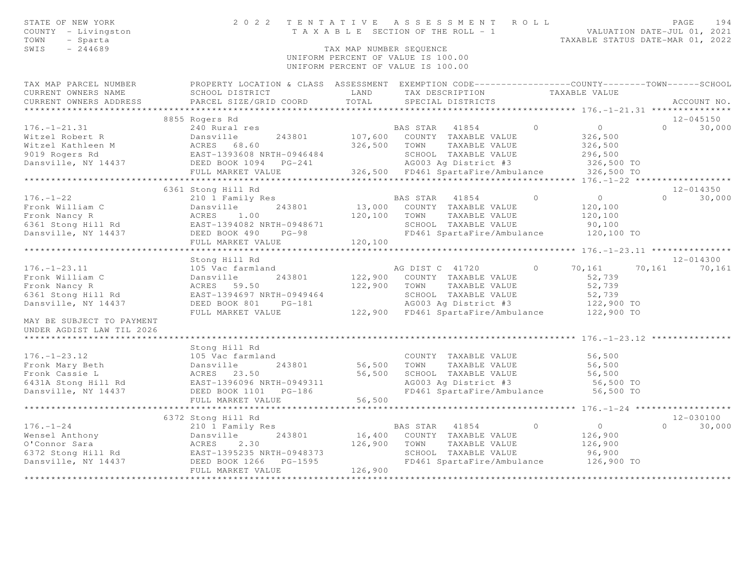STATE OF NEW YORK
COUNTY - Livingston
TOWN - Sparta
SWIS - 244689

2022 TENTATIVE ASSESSMENT ROLL
TAXABLE SECTION OF THE ROLL - 1
TAX MAP NUMBER SEQUENCE
UNIFORM PERCENT OF VALUE IS 100.00

VALUATION DATE-JUL 01, 2021
TAXABLE STATUS DATE-MAR 01, 2022

```
TAX MAP PARCEL NUMBER          PROPERTY LOCATION & CLASS  ASSESSMENT  EXEMPTION CODE------------------COUNTY--------TOWN------SCHOOL
CURRENT OWNERS NAME            SCHOOL DISTRICT               LAND      TAX DESCRIPTION            TAXABLE VALUE
CURRENT OWNERS ADDRESS         PARCEL SIZE/GRID COORD       TOTAL      SPECIAL DISTRICTS                                      ACCOUNT NO.
******************************************************************************************************* 176.-1-21.31 ***************
                          8855 Rogers Rd                                                                                    12-045150
176.-1-21.31                   240 Rural res                          BAS STAR   41854            0          0             0     30,000
Witzel Robert R                Dansville       243801       107,600   COUNTY  TAXABLE VALUE              326,500
Witzel Kathleen M              ACRES    68.60               326,500   TOWN    TAXABLE VALUE              326,500
9019 Rogers Rd                 EAST-1393608 NRTH-0946484              SCHOOL  TAXABLE VALUE              296,500
Dansville, NY 14437            DEED BOOK 1094   PG-241                AG003 Ag District #3                326,500 TO
                               FULL MARKET VALUE            326,500   FD461 SpartaFire/Ambulance          326,500 TO
******************************************************************************************************* 176.-1-22 ******************
                          6361 Stong Hill Rd                                                                                12-014350
176.-1-22                      210 1 Family Res                       BAS STAR   41854            0          0             0     30,000
Fronk William C                Dansville       243801        13,000   COUNTY  TAXABLE VALUE              120,100
Fronk Nancy R                  ACRES     1.00               120,100   TOWN    TAXABLE VALUE              120,100
6361 Stong Hill Rd             EAST-1394082 NRTH-0948671              SCHOOL  TAXABLE VALUE               90,100
Dansville, NY 14437            DEED BOOK 490    PG-98                 FD461 SpartaFire/Ambulance          120,100 TO
                               FULL MARKET VALUE            120,100
******************************************************************************************************* 176.-1-23.11 ***************
                               Stong Hill Rd                                                                                12-014300
176.-1-23.11                   105 Vac farmland                       AG DIST C  41720            0     70,161        70,161     70,161
Fronk William C                Dansville       243801       122,900   COUNTY  TAXABLE VALUE               52,739
Fronk Nancy R                  ACRES    59.50               122,900   TOWN    TAXABLE VALUE               52,739
6361 Stong Hill Rd             EAST-1394697 NRTH-0949464              SCHOOL  TAXABLE VALUE               52,739
Dansville, NY 14437            DEED BOOK 801    PG-181                AG003 Ag District #3                122,900 TO
                               FULL MARKET VALUE            122,900   FD461 SpartaFire/Ambulance          122,900 TO
MAY BE SUBJECT TO PAYMENT
UNDER AGDIST LAW TIL 2026
******************************************************************************************************* 176.-1-23.12 ***************
                               Stong Hill Rd
176.-1-23.12                   105 Vac farmland                       COUNTY  TAXABLE VALUE               56,500
Fronk Mary Beth                Dansville       243801        56,500   TOWN    TAXABLE VALUE               56,500
Fronk Cassie L                 ACRES    23.50                56,500   SCHOOL  TAXABLE VALUE               56,500
6431A Stong Hill Rd            EAST-1396096 NRTH-0949311              AG003 Ag District #3                 56,500 TO
Dansville, NY 14437            DEED BOOK 1101   PG-186                FD461 SpartaFire/Ambulance           56,500 TO
                               FULL MARKET VALUE             56,500
******************************************************************************************************* 176.-1-24 ******************
                          6372 Stong Hill Rd                                                                                12-030100
176.-1-24                      210 1 Family Res                       BAS STAR   41854            0          0             0     30,000
Wensel Anthony                 Dansville       243801        16,400   COUNTY  TAXABLE VALUE              126,900
O'Connor Sara                  ACRES     2.30               126,900   TOWN    TAXABLE VALUE              126,900
6372 Stong Hill Rd             EAST-1395235 NRTH-0948373              SCHOOL  TAXABLE VALUE               96,900
Dansville, NY 14437            DEED BOOK 1266   PG-1595               FD461 SpartaFire/Ambulance          126,900 TO
                               FULL MARKET VALUE            126,900
************************************************************************************************************************************
```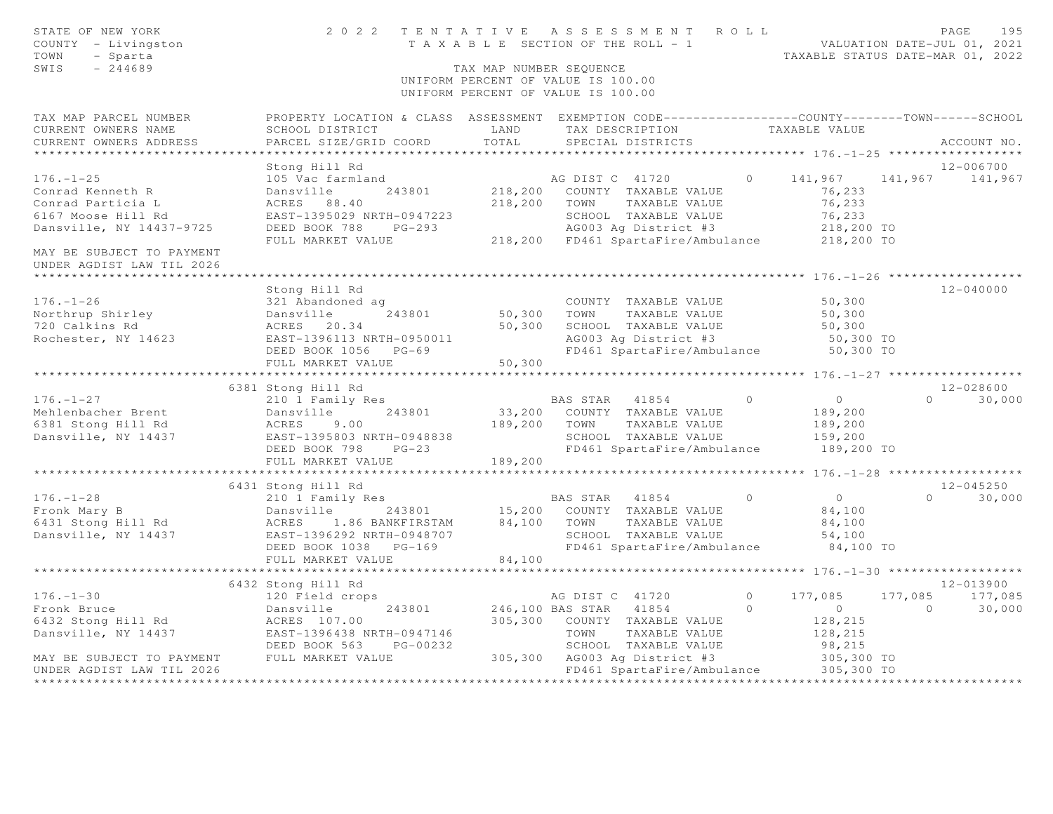STATE OF NEW YORK
COUNTY - Livingston
TOWN - Sparta
SWIS - 244689

**2022 TENTATIVE ASSESSMENT ROLL**
TAXABLE SECTION OF THE ROLL - 1
TAX MAP NUMBER SEQUENCE
UNIFORM PERCENT OF VALUE IS 100.00

VALUATION DATE-JUL 01, 2021
TAXABLE STATUS DATE-MAR 01, 2022

| TAX MAP PARCEL NUMBER / CURRENT OWNERS NAME / CURRENT OWNERS ADDRESS | PROPERTY LOCATION & CLASS / SCHOOL DISTRICT / PARCEL SIZE/GRID COORD | ASSESSMENT LAND / TOTAL | EXEMPTION CODE / TAX DESCRIPTION / SPECIAL DISTRICTS | COUNTY | TOWN | SCHOOL | ACCOUNT NO. |
|---|---|---|---|---|---|---|---|
| **176.-1-25** | Stong Hill Rd | | | | | | 12-006700 |
| Conrad Kenneth R | 105 Vac farmland | | AG DIST C 41720 0 | 141,967 | 141,967 | 141,967 | |
| Conrad Particia L | Dansville 243801 | 218,200 | COUNTY TAXABLE VALUE | 76,233 | | | |
| 6167 Moose Hill Rd | ACRES 88.40 | 218,200 | TOWN TAXABLE VALUE | 76,233 | | | |
| Dansville, NY 14437-9725 | EAST-1395029 NRTH-0947223 | | SCHOOL TAXABLE VALUE | 76,233 | | | |
| | DEED BOOK 788 PG-293 | | AG003 Ag District #3 | 218,200 TO | | | |
| MAY BE SUBJECT TO PAYMENT UNDER AGDIST LAW TIL 2026 | FULL MARKET VALUE | 218,200 | FD461 SpartaFire/Ambulance | 218,200 TO | | | |
| **176.-1-26** | Stong Hill Rd | | | | | | 12-040000 |
| Northrup Shirley | 321 Abandoned ag | | COUNTY TAXABLE VALUE | 50,300 | | | |
| 720 Calkins Rd | Dansville 243801 | 50,300 | TOWN TAXABLE VALUE | 50,300 | | | |
| Rochester, NY 14623 | ACRES 20.34 | 50,300 | SCHOOL TAXABLE VALUE | 50,300 | | | |
| | EAST-1396113 NRTH-0950011 | | AG003 Ag District #3 | 50,300 TO | | | |
| | DEED BOOK 1056 PG-69 | | FD461 SpartaFire/Ambulance | 50,300 TO | | | |
| | FULL MARKET VALUE | 50,300 | | | | | |
| **176.-1-27** | 6381 Stong Hill Rd | | | | | | 12-028600 |
| Mehlenbacher Brent | 210 1 Family Res | | BAS STAR 41854 0 | 0 | 0 | 30,000 | |
| 6381 Stong Hill Rd | Dansville 243801 | 33,200 | COUNTY TAXABLE VALUE | 189,200 | | | |
| Dansville, NY 14437 | ACRES 9.00 | 189,200 | TOWN TAXABLE VALUE | 189,200 | | | |
| | EAST-1395803 NRTH-0948838 | | SCHOOL TAXABLE VALUE | 159,200 | | | |
| | DEED BOOK 798 PG-23 | | FD461 SpartaFire/Ambulance | 189,200 TO | | | |
| | FULL MARKET VALUE | 189,200 | | | | | |
| **176.-1-28** | 6431 Stong Hill Rd | | | | | | 12-045250 |
| Fronk Mary B | 210 1 Family Res | | BAS STAR 41854 0 | 0 | 0 | 30,000 | |
| 6431 Stong Hill Rd | Dansville 243801 | 15,200 | COUNTY TAXABLE VALUE | 84,100 | | | |
| Dansville, NY 14437 | ACRES 1.86 BANKFIRSTAM | 84,100 | TOWN TAXABLE VALUE | 84,100 | | | |
| | EAST-1396292 NRTH-0948707 | | SCHOOL TAXABLE VALUE | 54,100 | | | |
| | DEED BOOK 1038 PG-169 | | FD461 SpartaFire/Ambulance | 84,100 TO | | | |
| | FULL MARKET VALUE | 84,100 | | | | | |
| **176.-1-30** | 6432 Stong Hill Rd | | | | | | 12-013900 |
| Fronk Bruce | 120 Field crops | | AG DIST C 41720 0 | 177,085 | 177,085 | 177,085 | |
| 6432 Stong Hill Rd | Dansville 243801 | 246,100 | BAS STAR 41854 0 | 0 | 0 | 30,000 | |
| Dansville, NY 14437 | ACRES 107.00 | 305,300 | COUNTY TAXABLE VALUE | 128,215 | | | |
| | EAST-1396438 NRTH-0947146 | | TOWN TAXABLE VALUE | 128,215 | | | |
| | DEED BOOK 563 PG-00232 | | SCHOOL TAXABLE VALUE | 98,215 | | | |
| MAY BE SUBJECT TO PAYMENT | FULL MARKET VALUE | 305,300 | AG003 Ag District #3 | 305,300 TO | | | |
| UNDER AGDIST LAW TIL 2026 | | | FD461 SpartaFire/Ambulance | 305,300 TO | | | |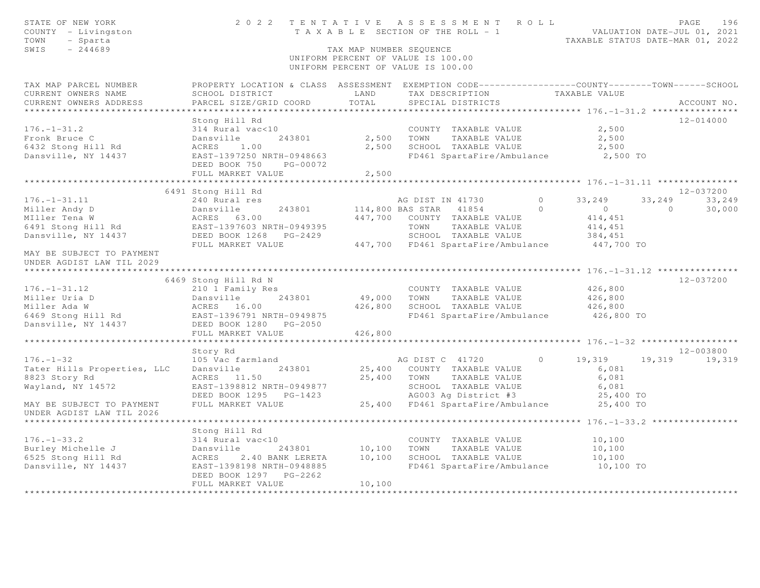STATE OF NEW YORK — 2022 TENTATIVE ASSESSMENT ROLL
COUNTY - Livingston — TAXABLE SECTION OF THE ROLL - 1 — VALUATION DATE-JUL 01, 2021
TOWN - Sparta — TAXABLE STATUS DATE-MAR 01, 2022
SWIS - 244689 — TAX MAP NUMBER SEQUENCE
UNIFORM PERCENT OF VALUE IS 100.00

| TAX MAP PARCEL NUMBER / CURRENT OWNERS NAME / CURRENT OWNERS ADDRESS | PROPERTY LOCATION & CLASS / SCHOOL DISTRICT / PARCEL SIZE/GRID COORD | ASSESSMENT LAND / TOTAL | EXEMPTION CODE / TAX DESCRIPTION / SPECIAL DISTRICTS | COUNTY TAXABLE VALUE | TOWN | SCHOOL | ACCOUNT NO. |
|---|---|---|---|---|---|---|---|
| **176.-1-31.2** | Stong Hill Rd | | | | | | 12-014000 |
| 176.-1-31.2 | 314 Rural vac<10 | | COUNTY TAXABLE VALUE | 2,500 | | | |
| Fronk Bruce C | Dansville 243801 | 2,500 | TOWN TAXABLE VALUE | 2,500 | | | |
| 6432 Stong Hill Rd | ACRES 1.00 | 2,500 | SCHOOL TAXABLE VALUE | 2,500 | | | |
| Dansville, NY 14437 | EAST-1397250 NRTH-0948663 | | FD461 SpartaFire/Ambulance | 2,500 TO | | | |
| | DEED BOOK 750 PG-00072 | | | | | | |
| | FULL MARKET VALUE | 2,500 | | | | | |
| **176.-1-31.11** | 6491 Stong Hill Rd | | | | | | 12-037200 |
| 176.-1-31.11 | 240 Rural res | | AG DIST IN 41730 0 | 33,249 | 33,249 | 33,249 | |
| Miller Andy D | Dansville 243801 | 114,800 | BAS STAR 41854 0 | 0 | 0 | 30,000 | |
| MIller Tena W | ACRES 63.00 | 447,700 | COUNTY TAXABLE VALUE | 414,451 | | | |
| 6491 Stong Hill Rd | EAST-1397603 NRTH-0949395 | | TOWN TAXABLE VALUE | 414,451 | | | |
| Dansville, NY 14437 | DEED BOOK 1268 PG-2429 | | SCHOOL TAXABLE VALUE | 384,451 | | | |
| | FULL MARKET VALUE | 447,700 | FD461 SpartaFire/Ambulance | 447,700 TO | | | |
| MAY BE SUBJECT TO PAYMENT UNDER AGDIST LAW TIL 2029 | | | | | | | |
| **176.-1-31.12** | 6469 Stong Hill Rd N | | | | | | 12-037200 |
| 176.-1-31.12 | 210 1 Family Res | | COUNTY TAXABLE VALUE | 426,800 | | | |
| Miller Uria D | Dansville 243801 | 49,000 | TOWN TAXABLE VALUE | 426,800 | | | |
| Miller Ada W | ACRES 16.00 | 426,800 | SCHOOL TAXABLE VALUE | 426,800 | | | |
| 6469 Stong Hill Rd | EAST-1396791 NRTH-0949875 | | FD461 SpartaFire/Ambulance | 426,800 TO | | | |
| Dansville, NY 14437 | DEED BOOK 1280 PG-2050 | | | | | | |
| | FULL MARKET VALUE | 426,800 | | | | | |
| **176.-1-32** | Story Rd | | | | | | 12-003800 |
| 176.-1-32 | 105 Vac farmland | | AG DIST C 41720 0 | 19,319 | 19,319 | 19,319 | |
| Tater Hills Properties, LLC | Dansville 243801 | 25,400 | COUNTY TAXABLE VALUE | 6,081 | | | |
| 8823 Story Rd | ACRES 11.50 | 25,400 | TOWN TAXABLE VALUE | 6,081 | | | |
| Wayland, NY 14572 | EAST-1398812 NRTH-0949877 | | SCHOOL TAXABLE VALUE | 6,081 | | | |
| | DEED BOOK 1295 PG-1423 | | AG003 Ag District #3 | 25,400 TO | | | |
| MAY BE SUBJECT TO PAYMENT UNDER AGDIST LAW TIL 2026 | FULL MARKET VALUE | 25,400 | FD461 SpartaFire/Ambulance | 25,400 TO | | | |
| **176.-1-33.2** | Stong Hill Rd | | | | | | |
| 176.-1-33.2 | 314 Rural vac<10 | | COUNTY TAXABLE VALUE | 10,100 | | | |
| Burley Michelle J | Dansville 243801 | 10,100 | TOWN TAXABLE VALUE | 10,100 | | | |
| 6525 Stong Hill Rd | ACRES 2.40 BANK LERETA | 10,100 | SCHOOL TAXABLE VALUE | 10,100 | | | |
| Dansville, NY 14437 | EAST-1398198 NRTH-0948885 | | FD461 SpartaFire/Ambulance | 10,100 TO | | | |
| | DEED BOOK 1297 PG-2262 | | | | | | |
| | FULL MARKET VALUE | 10,100 | | | | | |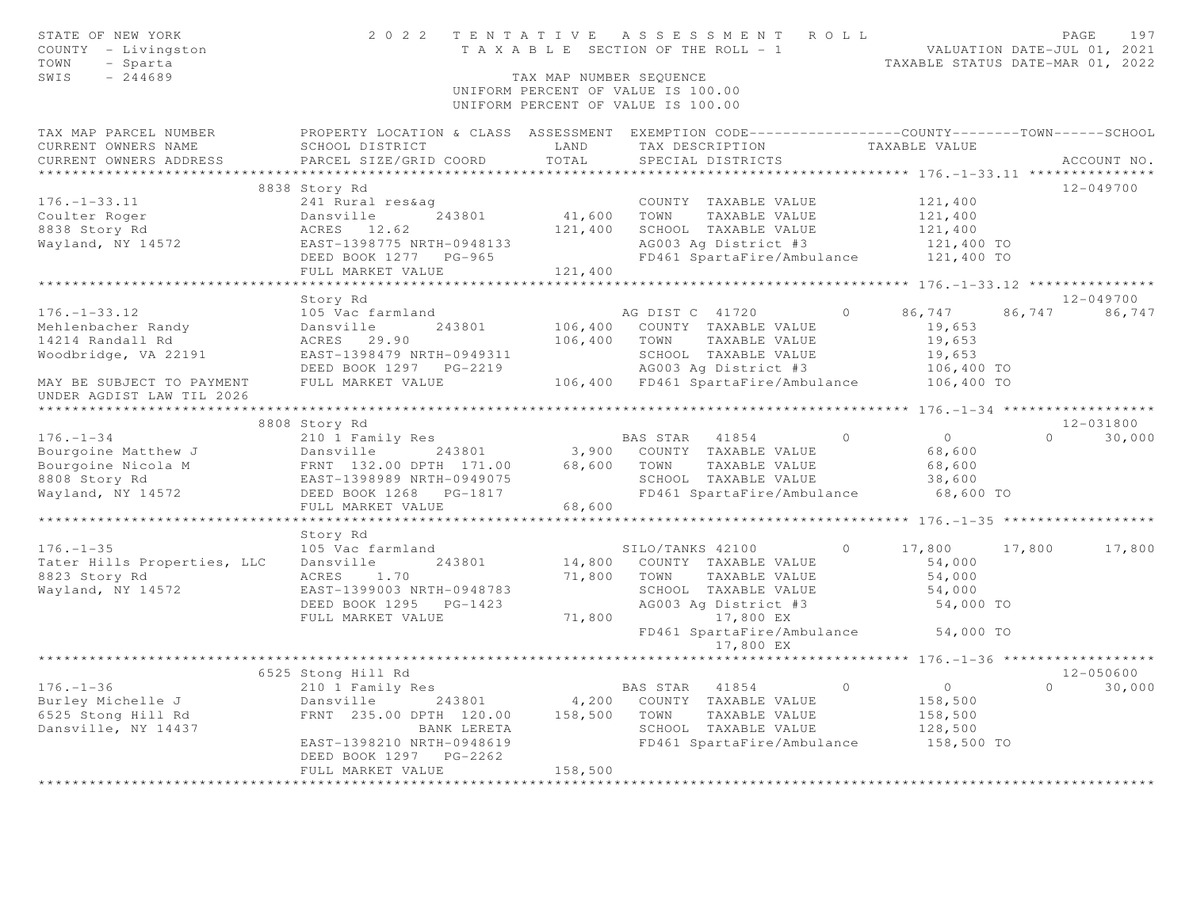STATE OF NEW YORK
COUNTY - Livingston
TOWN - Sparta
SWIS - 244689

# 2022 TENTATIVE ASSESSMENT ROLL

TAXABLE SECTION OF THE ROLL - 1

VALUATION DATE-JUL 01, 2021
TAXABLE STATUS DATE-MAR 01, 2022

TAX MAP NUMBER SEQUENCE
UNIFORM PERCENT OF VALUE IS 100.00

| TAX MAP PARCEL NUMBER / CURRENT OWNERS NAME / CURRENT OWNERS ADDRESS | PROPERTY LOCATION & CLASS / SCHOOL DISTRICT / PARCEL SIZE/GRID COORD | ASSESSMENT LAND | ASSESSMENT TOTAL | EXEMPTION CODE / TAX DESCRIPTION / SPECIAL DISTRICTS | COUNTY TAXABLE VALUE | TOWN | SCHOOL | ACCOUNT NO. |
|---|---|---|---|---|---|---|---|---|
| **176.-1-33.11** | 8838 Story Rd | | | | | | | 12-049700 |
| 176.-1-33.11 | 241 Rural res&ag | | | COUNTY TAXABLE VALUE | 121,400 | | | |
| Coulter Roger | Dansville 243801 | 41,600 | | TOWN TAXABLE VALUE | 121,400 | | | |
| 8838 Story Rd | ACRES 12.62 | | 121,400 | SCHOOL TAXABLE VALUE | 121,400 | | | |
| Wayland, NY 14572 | EAST-1398775 NRTH-0948133 | | | AG003 Ag District #3 | 121,400 TO | | | |
| | DEED BOOK 1277 PG-965 | | | FD461 SpartaFire/Ambulance | 121,400 TO | | | |
| | FULL MARKET VALUE | | 121,400 | | | | | |
| **176.-1-33.12** | Story Rd | | | | | | | 12-049700 |
| 176.-1-33.12 | 105 Vac farmland | | | AG DIST C 41720 0 | 86,747 | 86,747 | 86,747 | |
| Mehlenbacher Randy | Dansville 243801 | 106,400 | | COUNTY TAXABLE VALUE | 19,653 | | | |
| 14214 Randall Rd | ACRES 29.90 | | 106,400 | TOWN TAXABLE VALUE | 19,653 | | | |
| Woodbridge, VA 22191 | EAST-1398479 NRTH-0949311 | | | SCHOOL TAXABLE VALUE | 19,653 | | | |
| | DEED BOOK 1297 PG-2219 | | | AG003 Ag District #3 | 106,400 TO | | | |
| MAY BE SUBJECT TO PAYMENT UNDER AGDIST LAW TIL 2026 | FULL MARKET VALUE | | 106,400 | FD461 SpartaFire/Ambulance | 106,400 TO | | | |
| **176.-1-34** | 8808 Story Rd | | | | | | | 12-031800 |
| 176.-1-34 | 210 1 Family Res | | | BAS STAR 41854 0 | 0 | 0 | 30,000 | |
| Bourgoine Matthew J | Dansville 243801 | 3,900 | | COUNTY TAXABLE VALUE | 68,600 | | | |
| Bourgoine Nicola M | FRNT 132.00 DPTH 171.00 | | 68,600 | TOWN TAXABLE VALUE | 68,600 | | | |
| 8808 Story Rd | EAST-1398989 NRTH-0949075 | | | SCHOOL TAXABLE VALUE | 38,600 | | | |
| Wayland, NY 14572 | DEED BOOK 1268 PG-1817 | | | FD461 SpartaFire/Ambulance | 68,600 TO | | | |
| | FULL MARKET VALUE | | 68,600 | | | | | |
| **176.-1-35** | Story Rd | | | | | | | |
| 176.-1-35 | 105 Vac farmland | | | SILO/TANKS 42100 0 | 17,800 | 17,800 | 17,800 | |
| Tater Hills Properties, LLC | Dansville 243801 | 14,800 | | COUNTY TAXABLE VALUE | 54,000 | | | |
| 8823 Story Rd | ACRES 1.70 | | 71,800 | TOWN TAXABLE VALUE | 54,000 | | | |
| Wayland, NY 14572 | EAST-1399003 NRTH-0948783 | | | SCHOOL TAXABLE VALUE | 54,000 | | | |
| | DEED BOOK 1295 PG-1423 | | | AG003 Ag District #3 | 54,000 TO | | | |
| | FULL MARKET VALUE | | 71,800 | 17,800 EX | | | | |
| | | | | FD461 SpartaFire/Ambulance | 54,000 TO | | | |
| | | | | 17,800 EX | | | | |
| **176.-1-36** | 6525 Stong Hill Rd | | | | | | | 12-050600 |
| 176.-1-36 | 210 1 Family Res | | | BAS STAR 41854 0 | 0 | 0 | 30,000 | |
| Burley Michelle J | Dansville 243801 | 4,200 | | COUNTY TAXABLE VALUE | 158,500 | | | |
| 6525 Stong Hill Rd | FRNT 235.00 DPTH 120.00 | | 158,500 | TOWN TAXABLE VALUE | 158,500 | | | |
| Dansville, NY 14437 | BANK LERETA | | | SCHOOL TAXABLE VALUE | 128,500 | | | |
| | EAST-1398210 NRTH-0948619 | | | FD461 SpartaFire/Ambulance | 158,500 TO | | | |
| | DEED BOOK 1297 PG-2262 | | | | | | | |
| | FULL MARKET VALUE | | 158,500 | | | | | |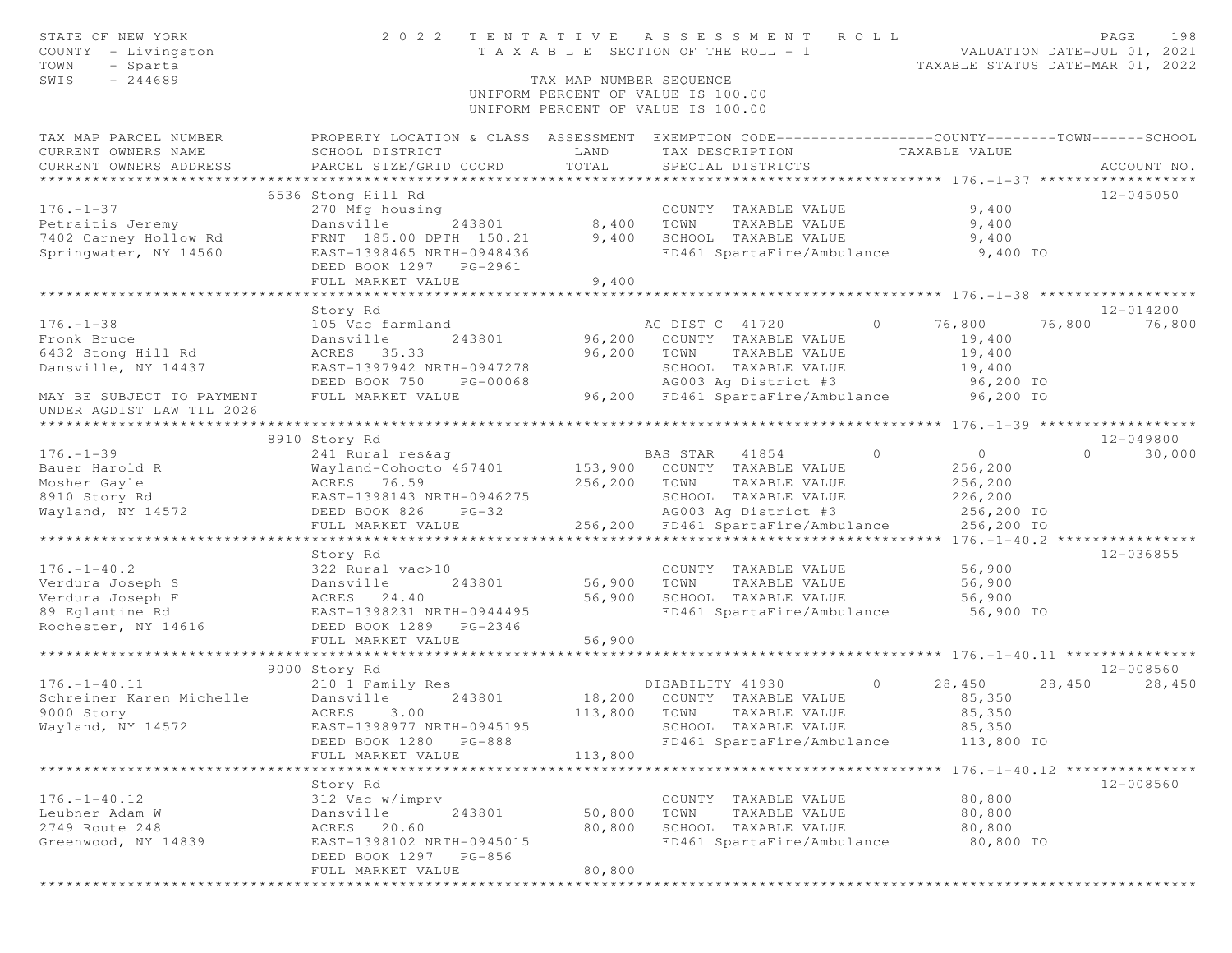STATE OF NEW YORK 2 0 2 2 TENTATIVE ASSESSMENT ROLL
COUNTY - Livingston TAXABLE SECTION OF THE ROLL - 1 VALUATION DATE-JUL 01, 2021
TOWN - Sparta TAXABLE STATUS DATE-MAR 01, 2022
SWIS - 244689 TAX MAP NUMBER SEQUENCE
UNIFORM PERCENT OF VALUE IS 100.00
UNIFORM PERCENT OF VALUE IS 100.00

```
TAX MAP PARCEL NUMBER          PROPERTY LOCATION & CLASS  ASSESSMENT  EXEMPTION CODE------------------COUNTY--------TOWN------SCHOOL
CURRENT OWNERS NAME            SCHOOL DISTRICT               LAND      TAX DESCRIPTION            TAXABLE VALUE
CURRENT OWNERS ADDRESS         PARCEL SIZE/GRID COORD       TOTAL      SPECIAL DISTRICTS                                    ACCOUNT NO.
******************************************************************************************************* 176.-1-37 ******************
                               6536 Stong Hill Rd                                                                            12-045050
176.-1-37                      270 Mfg housing                         COUNTY  TAXABLE VALUE             9,400
Petraitis Jeremy               Dansville      243801          8,400    TOWN    TAXABLE VALUE             9,400
7402 Carney Hollow Rd          FRNT 185.00 DPTH 150.21        9,400    SCHOOL  TAXABLE VALUE             9,400
Springwater, NY 14560          EAST-1398465 NRTH-0948436               FD461 SpartaFire/Ambulance         9,400 TO
                               DEED BOOK 1297   PG-2961
                               FULL MARKET VALUE              9,400
******************************************************************************************************* 176.-1-38 ******************
                               Story Rd                                                                                      12-014200
176.-1-38                      105 Vac farmland                        AG DIST C  41720         0      76,800      76,800      76,800
Fronk Bruce                    Dansville      243801         96,200    COUNTY  TAXABLE VALUE            19,400
6432 Stong Hill Rd             ACRES   35.33                 96,200    TOWN    TAXABLE VALUE            19,400
Dansville, NY 14437            EAST-1397942 NRTH-0947278               SCHOOL  TAXABLE VALUE            19,400
                               DEED BOOK 750    PG-00068               AG003 Ag District #3              96,200 TO
MAY BE SUBJECT TO PAYMENT      FULL MARKET VALUE             96,200    FD461 SpartaFire/Ambulance        96,200 TO
UNDER AGDIST LAW TIL 2026
******************************************************************************************************* 176.-1-39 ******************
                               8910 Story Rd                                                                                 12-049800
176.-1-39                      241 Rural res&ag                        BAS STAR   41854         0           0           0      30,000
Bauer Harold R                 Wayland-Cohocto 467401       153,900    COUNTY  TAXABLE VALUE           256,200
Mosher Gayle                   ACRES   76.59                256,200    TOWN    TAXABLE VALUE           256,200
8910 Story Rd                  EAST-1398143 NRTH-0946275               SCHOOL  TAXABLE VALUE           226,200
Wayland, NY 14572              DEED BOOK 826    PG-32                  AG003 Ag District #3             256,200 TO
                               FULL MARKET VALUE            256,200    FD461 SpartaFire/Ambulance       256,200 TO
******************************************************************************************************* 176.-1-40.2 ****************
                               Story Rd                                                                                      12-036855
176.-1-40.2                    322 Rural vac>10                        COUNTY  TAXABLE VALUE            56,900
Verdura Joseph S               Dansville      243801         56,900    TOWN    TAXABLE VALUE            56,900
Verdura Joseph F               ACRES   24.40                 56,900    SCHOOL  TAXABLE VALUE            56,900
89 Eglantine Rd                EAST-1398231 NRTH-0944495               FD461 SpartaFire/Ambulance        56,900 TO
Rochester, NY 14616            DEED BOOK 1289   PG-2346
                               FULL MARKET VALUE             56,900
******************************************************************************************************* 176.-1-40.11 ***************
                               9000 Story Rd                                                                                 12-008560
176.-1-40.11                   210 1 Family Res                        DISABILITY 41930         0      28,450      28,450      28,450
Schreiner Karen Michelle       Dansville      243801         18,200    COUNTY  TAXABLE VALUE            85,350
9000 Story                     ACRES    3.00                113,800    TOWN    TAXABLE VALUE            85,350
Wayland, NY 14572              EAST-1398977 NRTH-0945195               SCHOOL  TAXABLE VALUE            85,350
                               DEED BOOK 1280   PG-888                 FD461 SpartaFire/Ambulance       113,800 TO
                               FULL MARKET VALUE            113,800
******************************************************************************************************* 176.-1-40.12 ***************
                               Story Rd                                                                                      12-008560
176.-1-40.12                   312 Vac w/imprv                         COUNTY  TAXABLE VALUE            80,800
Leubner Adam W                 Dansville      243801         50,800    TOWN    TAXABLE VALUE            80,800
2749 Route 248                 ACRES   20.60                 80,800    SCHOOL  TAXABLE VALUE            80,800
Greenwood, NY 14839            EAST-1398102 NRTH-0945015               FD461 SpartaFire/Ambulance        80,800 TO
                               DEED BOOK 1297   PG-856
                               FULL MARKET VALUE             80,800
************************************************************************************************************************************
```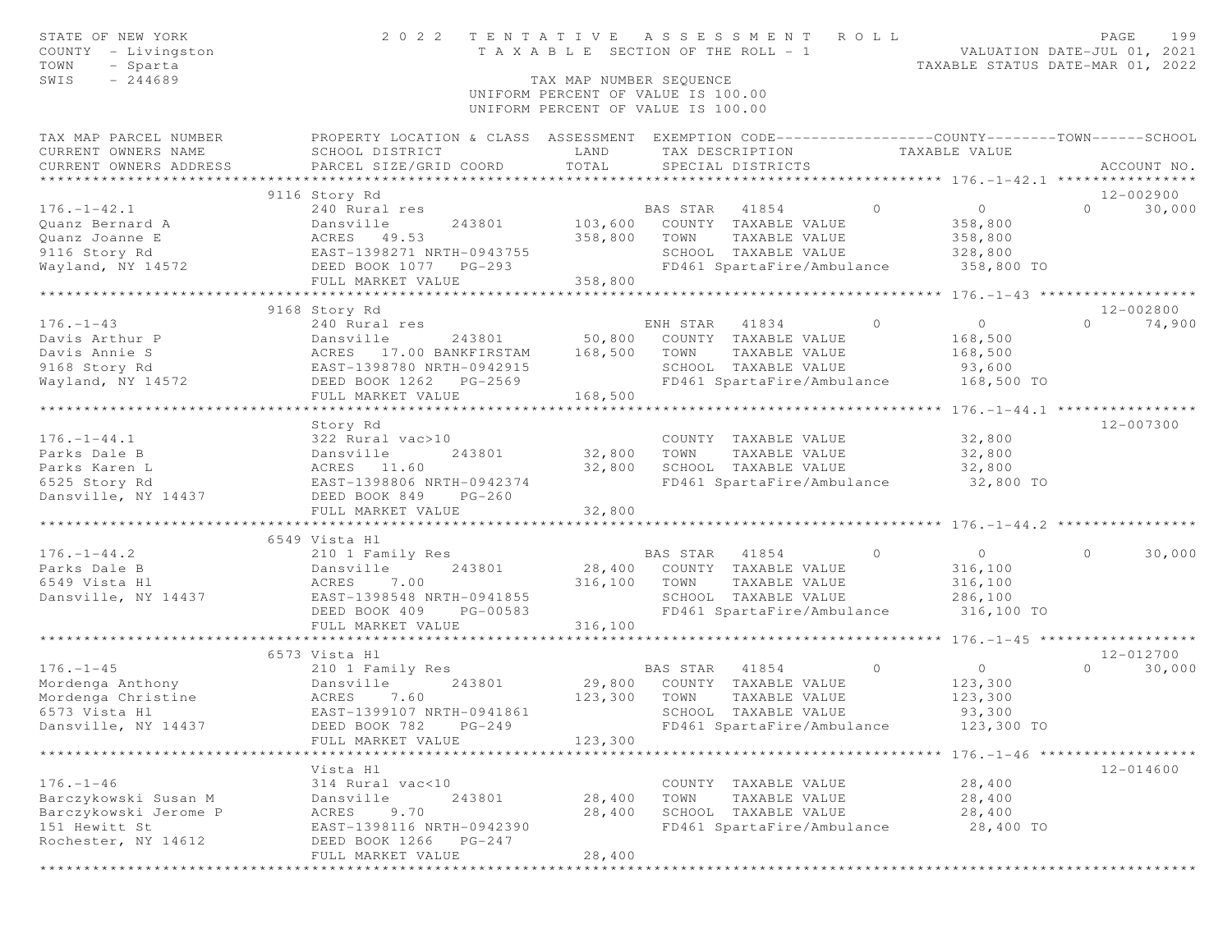STATE OF NEW YORK
COUNTY - Livingston
TOWN - Sparta
SWIS - 244689

# 2022 TENTATIVE ASSESSMENT ROLL
TAXABLE SECTION OF THE ROLL - 1

TAX MAP NUMBER SEQUENCE
UNIFORM PERCENT OF VALUE IS 100.00

VALUATION DATE-JUL 01, 2021
TAXABLE STATUS DATE-MAR 01, 2022

| TAX MAP PARCEL NUMBER / CURRENT OWNERS NAME / CURRENT OWNERS ADDRESS | PROPERTY LOCATION & CLASS / SCHOOL DISTRICT / PARCEL SIZE/GRID COORD | ASSESSMENT LAND / TOTAL | EXEMPTION CODE / TAX DESCRIPTION / SPECIAL DISTRICTS | COUNTY | TOWN | SCHOOL TAXABLE VALUE | ACCOUNT NO. |
|---|---|---|---|---|---|---|---|
| 176.-1-42.1 | 9116 Story Rd | | | | | | 12-002900 |
| | 240 Rural res | | BAS STAR 41854 | 0 | 0 | 0 | 30,000 |
| Quanz Bernard A | Dansville 243801 | 103,600 | COUNTY TAXABLE VALUE | 358,800 | | | |
| Quanz Joanne E | ACRES 49.53 | 358,800 | TOWN TAXABLE VALUE | 358,800 | | | |
| 9116 Story Rd | EAST-1398271 NRTH-0943755 | | SCHOOL TAXABLE VALUE | 328,800 | | | |
| Wayland, NY 14572 | DEED BOOK 1077 PG-293 | | FD461 SpartaFire/Ambulance | 358,800 TO | | | |
| | FULL MARKET VALUE | 358,800 | | | | | |
| 176.-1-43 | 9168 Story Rd | | | | | | 12-002800 |
| | 240 Rural res | | ENH STAR 41834 | 0 | 0 | 0 | 74,900 |
| Davis Arthur P | Dansville 243801 | 50,800 | COUNTY TAXABLE VALUE | 168,500 | | | |
| Davis Annie S | ACRES 17.00 BANKFIRSTAM | 168,500 | TOWN TAXABLE VALUE | 168,500 | | | |
| 9168 Story Rd | EAST-1398780 NRTH-0942915 | | SCHOOL TAXABLE VALUE | 93,600 | | | |
| Wayland, NY 14572 | DEED BOOK 1262 PG-2569 | | FD461 SpartaFire/Ambulance | 168,500 TO | | | |
| | FULL MARKET VALUE | 168,500 | | | | | |
| 176.-1-44.1 | Story Rd | | | | | | 12-007300 |
| | 322 Rural vac>10 | | COUNTY TAXABLE VALUE | 32,800 | | | |
| Parks Dale B | Dansville 243801 | 32,800 | TOWN TAXABLE VALUE | 32,800 | | | |
| Parks Karen L | ACRES 11.60 | 32,800 | SCHOOL TAXABLE VALUE | 32,800 | | | |
| 6525 Story Rd | EAST-1398806 NRTH-0942374 | | FD461 SpartaFire/Ambulance | 32,800 TO | | | |
| Dansville, NY 14437 | DEED BOOK 849 PG-260 | | | | | | |
| | FULL MARKET VALUE | 32,800 | | | | | |
| 176.-1-44.2 | 6549 Vista Hl | | | | | | |
| | 210 1 Family Res | | BAS STAR 41854 | 0 | 0 | 0 | 30,000 |
| Parks Dale B | Dansville 243801 | 28,400 | COUNTY TAXABLE VALUE | 316,100 | | | |
| 6549 Vista Hl | ACRES 7.00 | 316,100 | TOWN TAXABLE VALUE | 316,100 | | | |
| Dansville, NY 14437 | EAST-1398548 NRTH-0941855 | | SCHOOL TAXABLE VALUE | 286,100 | | | |
| | DEED BOOK 409 PG-00583 | | FD461 SpartaFire/Ambulance | 316,100 TO | | | |
| | FULL MARKET VALUE | 316,100 | | | | | |
| 176.-1-45 | 6573 Vista Hl | | | | | | 12-012700 |
| | 210 1 Family Res | | BAS STAR 41854 | 0 | 0 | 0 | 30,000 |
| Mordenga Anthony | Dansville 243801 | 29,800 | COUNTY TAXABLE VALUE | 123,300 | | | |
| Mordenga Christine | ACRES 7.60 | 123,300 | TOWN TAXABLE VALUE | 123,300 | | | |
| 6573 Vista Hl | EAST-1399107 NRTH-0941861 | | SCHOOL TAXABLE VALUE | 93,300 | | | |
| Dansville, NY 14437 | DEED BOOK 782 PG-249 | | FD461 SpartaFire/Ambulance | 123,300 TO | | | |
| | FULL MARKET VALUE | 123,300 | | | | | |
| 176.-1-46 | Vista Hl | | | | | | 12-014600 |
| | 314 Rural vac<10 | | COUNTY TAXABLE VALUE | 28,400 | | | |
| Barczykowski Susan M | Dansville 243801 | 28,400 | TOWN TAXABLE VALUE | 28,400 | | | |
| Barczykowski Jerome P | ACRES 9.70 | 28,400 | SCHOOL TAXABLE VALUE | 28,400 | | | |
| 151 Hewitt St | EAST-1398116 NRTH-0942390 | | FD461 SpartaFire/Ambulance | 28,400 TO | | | |
| Rochester, NY 14612 | DEED BOOK 1266 PG-247 | | | | | | |
| | FULL MARKET VALUE | 28,400 | | | | | |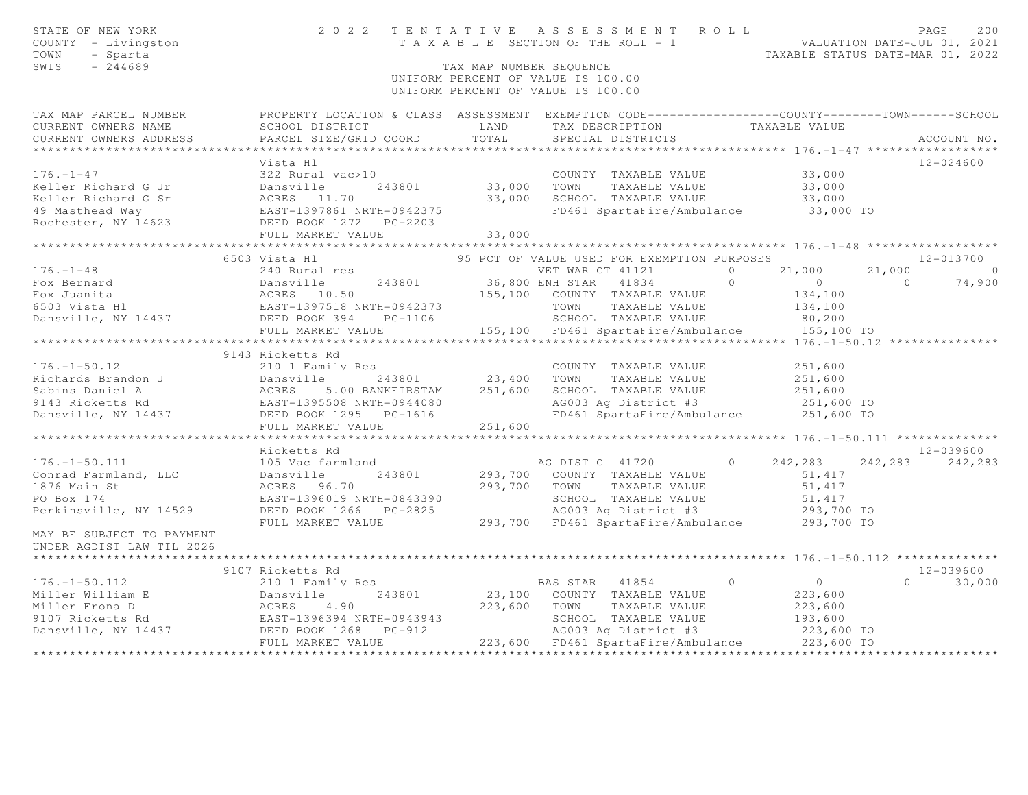STATE OF NEW YORK
COUNTY - Livingston
TOWN - Sparta
SWIS - 244689

# 2022 TENTATIVE ASSESSMENT ROLL

TAXABLE SECTION OF THE ROLL - 1

VALUATION DATE-JUL 01, 2021
TAXABLE STATUS DATE-MAR 01, 2022

TAX MAP NUMBER SEQUENCE
UNIFORM PERCENT OF VALUE IS 100.00
UNIFORM PERCENT OF VALUE IS 100.00

| TAX MAP PARCEL NUMBER / CURRENT OWNERS NAME / CURRENT OWNERS ADDRESS | PROPERTY LOCATION & CLASS / SCHOOL DISTRICT / PARCEL SIZE/GRID COORD | ASSESSMENT LAND / TOTAL | EXEMPTION CODE / TAX DESCRIPTION / SPECIAL DISTRICTS | COUNTY TAXABLE VALUE | TOWN | SCHOOL | ACCOUNT NO. |
|---|---|---|---|---|---|---|---|
| **176.-1-47** | Vista Hl | | | | | | 12-024600 |
| 176.-1-47 | 322 Rural vac>10 | | COUNTY TAXABLE VALUE | 33,000 | | | |
| Keller Richard G Jr | Dansville 243801 | 33,000 | TOWN TAXABLE VALUE | 33,000 | | | |
| Keller Richard G Sr | ACRES 11.70 | 33,000 | SCHOOL TAXABLE VALUE | 33,000 | | | |
| 49 Masthead Way | EAST-1397861 NRTH-0942375 | | FD461 SpartaFire/Ambulance | 33,000 TO | | | |
| Rochester, NY 14623 | DEED BOOK 1272 PG-2203 | | | | | | |
| | FULL MARKET VALUE | 33,000 | | | | | |
| **176.-1-48** | 6503 Vista Hl | | 95 PCT OF VALUE USED FOR EXEMPTION PURPOSES | | | | 12-013700 |
| 176.-1-48 | 240 Rural res | | VET WAR CT 41121 0 | 21,000 | 21,000 | 0 | |
| Fox Bernard | Dansville 243801 | 36,800 | ENH STAR 41834 0 | 0 | 0 | 74,900 | |
| Fox Juanita | ACRES 10.50 | 155,100 | COUNTY TAXABLE VALUE | 134,100 | | | |
| 6503 Vista Hl | EAST-1397518 NRTH-0942373 | | TOWN TAXABLE VALUE | 134,100 | | | |
| Dansville, NY 14437 | DEED BOOK 394 PG-1106 | | SCHOOL TAXABLE VALUE | 80,200 | | | |
| | FULL MARKET VALUE | 155,100 | FD461 SpartaFire/Ambulance | 155,100 TO | | | |
| **176.-1-50.12** | 9143 Ricketts Rd | | | | | | |
| 176.-1-50.12 | 210 1 Family Res | | COUNTY TAXABLE VALUE | 251,600 | | | |
| Richards Brandon J | Dansville 243801 | 23,400 | TOWN TAXABLE VALUE | 251,600 | | | |
| Sabins Daniel A | ACRES 5.00 BANKFIRSTAM | 251,600 | SCHOOL TAXABLE VALUE | 251,600 | | | |
| 9143 Ricketts Rd | EAST-1395508 NRTH-0944080 | | AG003 Ag District #3 | 251,600 TO | | | |
| Dansville, NY 14437 | DEED BOOK 1295 PG-1616 | | FD461 SpartaFire/Ambulance | 251,600 TO | | | |
| | FULL MARKET VALUE | 251,600 | | | | | |
| **176.-1-50.111** | Ricketts Rd | | | | | | 12-039600 |
| 176.-1-50.111 | 105 Vac farmland | | AG DIST C 41720 0 | 242,283 | 242,283 | 242,283 | |
| Conrad Farmland, LLC | Dansville 243801 | 293,700 | COUNTY TAXABLE VALUE | 51,417 | | | |
| 1876 Main St | ACRES 96.70 | 293,700 | TOWN TAXABLE VALUE | 51,417 | | | |
| PO Box 174 | EAST-1396019 NRTH-0843390 | | SCHOOL TAXABLE VALUE | 51,417 | | | |
| Perkinsville, NY 14529 | DEED BOOK 1266 PG-2825 | | AG003 Ag District #3 | 293,700 TO | | | |
| | FULL MARKET VALUE | 293,700 | FD461 SpartaFire/Ambulance | 293,700 TO | | | |
| MAY BE SUBJECT TO PAYMENT UNDER AGDIST LAW TIL 2026 | | | | | | | |
| **176.-1-50.112** | 9107 Ricketts Rd | | | | | | 12-039600 |
| 176.-1-50.112 | 210 1 Family Res | | BAS STAR 41854 0 | 0 | 0 | 30,000 | |
| Miller William E | Dansville 243801 | 23,100 | COUNTY TAXABLE VALUE | 223,600 | | | |
| Miller Frona D | ACRES 4.90 | 223,600 | TOWN TAXABLE VALUE | 223,600 | | | |
| 9107 Ricketts Rd | EAST-1396394 NRTH-0943943 | | SCHOOL TAXABLE VALUE | 193,600 | | | |
| Dansville, NY 14437 | DEED BOOK 1268 PG-912 | | AG003 Ag District #3 | 223,600 TO | | | |
| | FULL MARKET VALUE | 223,600 | FD461 SpartaFire/Ambulance | 223,600 TO | | | |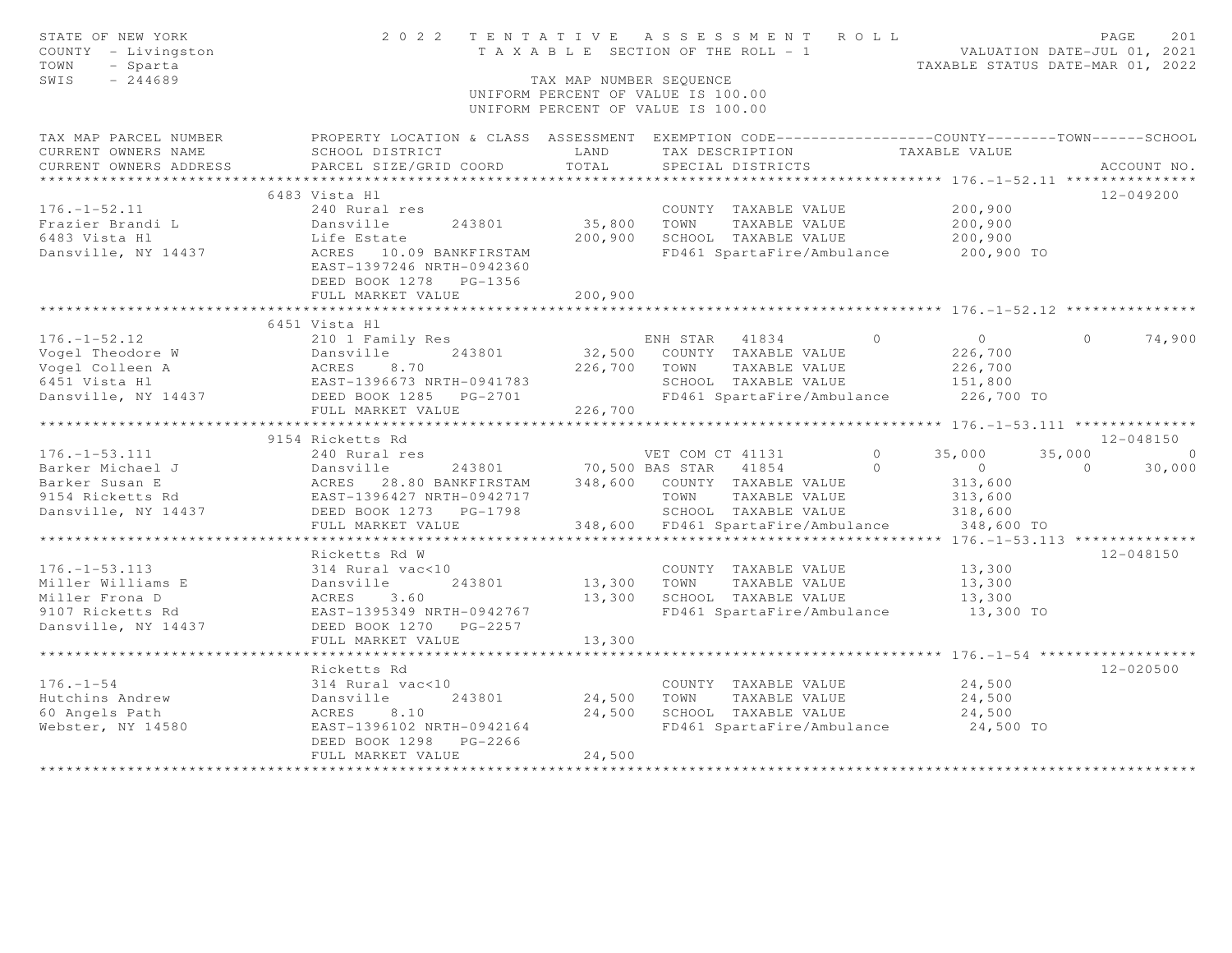STATE OF NEW YORK
COUNTY - Livingston
TOWN - Sparta
SWIS - 244689

# 2022 TENTATIVE ASSESSMENT ROLL

TAXABLE SECTION OF THE ROLL - 1

TAX MAP NUMBER SEQUENCE
UNIFORM PERCENT OF VALUE IS 100.00

VALUATION DATE-JUL 01, 2021
TAXABLE STATUS DATE-MAR 01, 2022

| TAX MAP PARCEL NUMBER / CURRENT OWNERS NAME / CURRENT OWNERS ADDRESS | PROPERTY LOCATION & CLASS / SCHOOL DISTRICT / PARCEL SIZE/GRID COORD | ASSESSMENT LAND | ASSESSMENT TOTAL | EXEMPTION CODE / TAX DESCRIPTION / SPECIAL DISTRICTS | COUNTY TAXABLE VALUE | TOWN | SCHOOL | ACCOUNT NO. |
|---|---|---|---|---|---|---|---|---|
| **176.-1-52.11** | 6483 Vista Hl | | | | | | | 12-049200 |
| 176.-1-52.11 | 240 Rural res | | | COUNTY TAXABLE VALUE | 200,900 | | | |
| Frazier Brandi L | Dansville 243801 | 35,800 | | TOWN TAXABLE VALUE | 200,900 | | | |
| 6483 Vista Hl | Life Estate | | 200,900 | SCHOOL TAXABLE VALUE | 200,900 | | | |
| Dansville, NY 14437 | ACRES 10.09 BANKFIRSTAM | | | FD461 SpartaFire/Ambulance | 200,900 TO | | | |
| | EAST-1397246 NRTH-0942360 | | | | | | | |
| | DEED BOOK 1278 PG-1356 | | | | | | | |
| | FULL MARKET VALUE | | 200,900 | | | | | |
| **176.-1-52.12** | 6451 Vista Hl | | | | | | | |
| 176.-1-52.12 | 210 1 Family Res | | | ENH STAR 41834 0 | 0 | 0 | 74,900 | |
| Vogel Theodore W | Dansville 243801 | 32,500 | | COUNTY TAXABLE VALUE | 226,700 | | | |
| Vogel Colleen A | ACRES 8.70 | | 226,700 | TOWN TAXABLE VALUE | 226,700 | | | |
| 6451 Vista Hl | EAST-1396673 NRTH-0941783 | | | SCHOOL TAXABLE VALUE | 151,800 | | | |
| Dansville, NY 14437 | DEED BOOK 1285 PG-2701 | | | FD461 SpartaFire/Ambulance | 226,700 TO | | | |
| | FULL MARKET VALUE | | 226,700 | | | | | |
| **176.-1-53.111** | 9154 Ricketts Rd | | | | | | | 12-048150 |
| 176.-1-53.111 | 240 Rural res | | | VET COM CT 41131 0 | 35,000 | 35,000 | 0 | |
| Barker Michael J | Dansville 243801 | 70,500 | | BAS STAR 41854 0 | 0 | 0 | 30,000 | |
| Barker Susan E | ACRES 28.80 BANKFIRSTAM | | 348,600 | COUNTY TAXABLE VALUE | 313,600 | | | |
| 9154 Ricketts Rd | EAST-1396427 NRTH-0942717 | | | TOWN TAXABLE VALUE | 313,600 | | | |
| Dansville, NY 14437 | DEED BOOK 1273 PG-1798 | | | SCHOOL TAXABLE VALUE | 318,600 | | | |
| | FULL MARKET VALUE | | 348,600 | FD461 SpartaFire/Ambulance | 348,600 TO | | | |
| **176.-1-53.113** | Ricketts Rd W | | | | | | | 12-048150 |
| 176.-1-53.113 | 314 Rural vac<10 | | | COUNTY TAXABLE VALUE | 13,300 | | | |
| Miller Williams E | Dansville 243801 | 13,300 | | TOWN TAXABLE VALUE | 13,300 | | | |
| Miller Frona D | ACRES 3.60 | | 13,300 | SCHOOL TAXABLE VALUE | 13,300 | | | |
| 9107 Ricketts Rd | EAST-1395349 NRTH-0942767 | | | FD461 SpartaFire/Ambulance | 13,300 TO | | | |
| Dansville, NY 14437 | DEED BOOK 1270 PG-2257 | | | | | | | |
| | FULL MARKET VALUE | | 13,300 | | | | | |
| **176.-1-54** | Ricketts Rd | | | | | | | 12-020500 |
| 176.-1-54 | 314 Rural vac<10 | | | COUNTY TAXABLE VALUE | 24,500 | | | |
| Hutchins Andrew | Dansville 243801 | 24,500 | | TOWN TAXABLE VALUE | 24,500 | | | |
| 60 Angels Path | ACRES 8.10 | | 24,500 | SCHOOL TAXABLE VALUE | 24,500 | | | |
| Webster, NY 14580 | EAST-1396102 NRTH-0942164 | | | FD461 SpartaFire/Ambulance | 24,500 TO | | | |
| | DEED BOOK 1298 PG-2266 | | | | | | | |
| | FULL MARKET VALUE | | 24,500 | | | | | |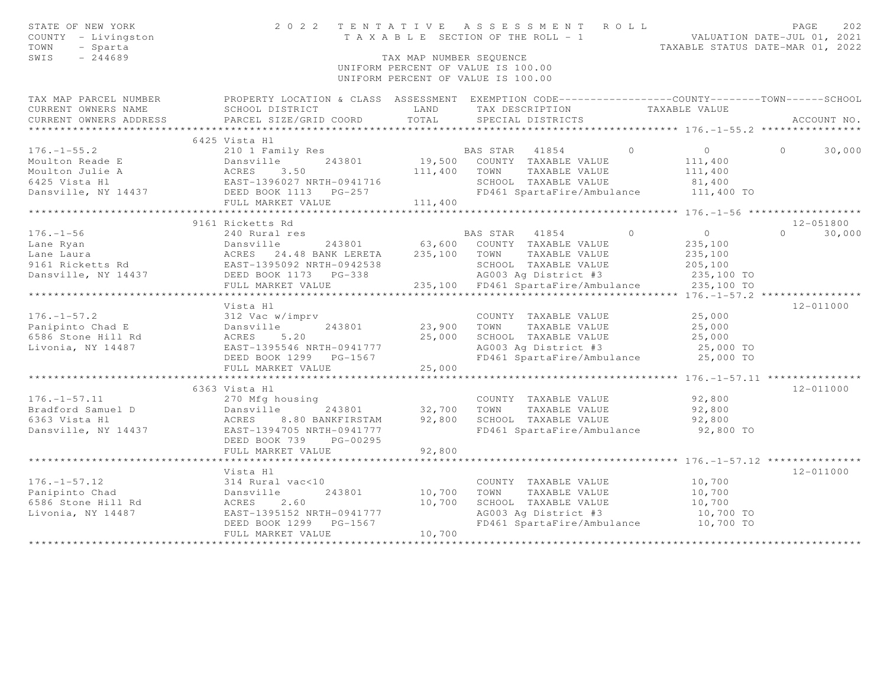STATE OF NEW YORK — 2022 TENTATIVE ASSESSMENT ROLL
COUNTY - Livingston — TAXABLE SECTION OF THE ROLL - 1 — VALUATION DATE-JUL 01, 2021
TOWN - Sparta — TAXABLE STATUS DATE-MAR 01, 2022
SWIS - 244689 — TAX MAP NUMBER SEQUENCE
UNIFORM PERCENT OF VALUE IS 100.00

| TAX MAP PARCEL NUMBER / CURRENT OWNERS NAME / CURRENT OWNERS ADDRESS | PROPERTY LOCATION & CLASS / SCHOOL DISTRICT / PARCEL SIZE/GRID COORD | ASSESSMENT LAND / TOTAL | EXEMPTION CODE / TAX DESCRIPTION / SPECIAL DISTRICTS | COUNTY | TOWN | SCHOOL / TAXABLE VALUE | ACCOUNT NO. |
|---|---|---|---|---|---|---|---|
| **176.-1-55.2** | 6425 Vista Hl | | | | | | |
| 176.-1-55.2 | 210 1 Family Res | | BAS STAR 41854 | 0 | 0 | 0 30,000 | |
| Moulton Reade E | Dansville 243801 | 19,500 | COUNTY TAXABLE VALUE | 111,400 | | | |
| Moulton Julie A | ACRES 3.50 | 111,400 | TOWN TAXABLE VALUE | | 111,400 | | |
| 6425 Vista Hl | EAST-1396027 NRTH-0941716 | | SCHOOL TAXABLE VALUE | | | 81,400 | |
| Dansville, NY 14437 | DEED BOOK 1113 PG-257 | | FD461 SpartaFire/Ambulance | 111,400 TO | | | |
| | FULL MARKET VALUE | 111,400 | | | | | |
| **176.-1-56** | 9161 Ricketts Rd | | | | | | 12-051800 |
| 176.-1-56 | 240 Rural res | | BAS STAR 41854 | 0 | 0 | 0 30,000 | |
| Lane Ryan | Dansville 243801 | 63,600 | COUNTY TAXABLE VALUE | 235,100 | | | |
| Lane Laura | ACRES 24.48 BANK LERETA | 235,100 | TOWN TAXABLE VALUE | | 235,100 | | |
| 9161 Ricketts Rd | EAST-1395092 NRTH-0942538 | | SCHOOL TAXABLE VALUE | | | 205,100 | |
| Dansville, NY 14437 | DEED BOOK 1173 PG-338 | | AG003 Ag District #3 | 235,100 TO | | | |
| | FULL MARKET VALUE | 235,100 | FD461 SpartaFire/Ambulance | 235,100 TO | | | |
| **176.-1-57.2** | Vista Hl | | | | | | 12-011000 |
| 176.-1-57.2 | 312 Vac w/imprv | | COUNTY TAXABLE VALUE | 25,000 | | | |
| Panipinto Chad E | Dansville 243801 | 23,900 | TOWN TAXABLE VALUE | | 25,000 | | |
| 6586 Stone Hill Rd | ACRES 5.20 | 25,000 | SCHOOL TAXABLE VALUE | | | 25,000 | |
| Livonia, NY 14487 | EAST-1395546 NRTH-0941777 | | AG003 Ag District #3 | 25,000 TO | | | |
| | DEED BOOK 1299 PG-1567 | | FD461 SpartaFire/Ambulance | 25,000 TO | | | |
| | FULL MARKET VALUE | 25,000 | | | | | |
| **176.-1-57.11** | 6363 Vista Hl | | | | | | 12-011000 |
| 176.-1-57.11 | 270 Mfg housing | | COUNTY TAXABLE VALUE | 92,800 | | | |
| Bradford Samuel D | Dansville 243801 | 32,700 | TOWN TAXABLE VALUE | | 92,800 | | |
| 6363 Vista Hl | ACRES 8.80 BANKFIRSTAM | 92,800 | SCHOOL TAXABLE VALUE | | | 92,800 | |
| Dansville, NY 14437 | EAST-1394705 NRTH-0941777 | | FD461 SpartaFire/Ambulance | 92,800 TO | | | |
| | DEED BOOK 739 PG-00295 | | | | | | |
| | FULL MARKET VALUE | 92,800 | | | | | |
| **176.-1-57.12** | Vista Hl | | | | | | 12-011000 |
| 176.-1-57.12 | 314 Rural vac<10 | | COUNTY TAXABLE VALUE | 10,700 | | | |
| Panipinto Chad | Dansville 243801 | 10,700 | TOWN TAXABLE VALUE | | 10,700 | | |
| 6586 Stone Hill Rd | ACRES 2.60 | 10,700 | SCHOOL TAXABLE VALUE | | | 10,700 | |
| Livonia, NY 14487 | EAST-1395152 NRTH-0941777 | | AG003 Ag District #3 | 10,700 TO | | | |
| | DEED BOOK 1299 PG-1567 | | FD461 SpartaFire/Ambulance | 10,700 TO | | | |
| | FULL MARKET VALUE | 10,700 | | | | | |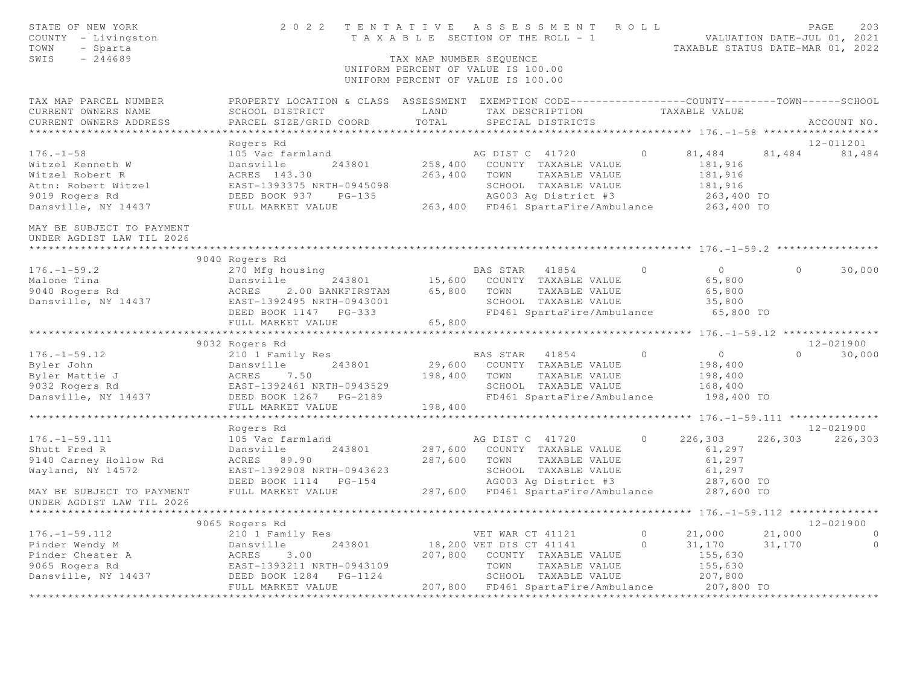STATE OF NEW YORK
COUNTY - Livingston
TOWN - Sparta
SWIS - 244689

2 0 2 2 T E N T A T I V E A S S E S S M E N T R O L L
T A X A B L E SECTION OF THE ROLL - 1

VALUATION DATE-JUL 01, 2021
TAXABLE STATUS DATE-MAR 01, 2022

TAX MAP NUMBER SEQUENCE
UNIFORM PERCENT OF VALUE IS 100.00
UNIFORM PERCENT OF VALUE IS 100.00

```
TAX MAP PARCEL NUMBER          PROPERTY LOCATION & CLASS  ASSESSMENT  EXEMPTION CODE------------------COUNTY--------TOWN------SCHOOL
CURRENT OWNERS NAME            SCHOOL DISTRICT               LAND      TAX DESCRIPTION            TAXABLE VALUE
CURRENT OWNERS ADDRESS         PARCEL SIZE/GRID COORD        TOTAL     SPECIAL DISTRICTS                                  ACCOUNT NO.
******************************************************************************************************* 176.-1-58 ******************
                               Rogers Rd                                                                                 12-011201
176.-1-58                      105 Vac farmland                        AG DIST C  41720         0      81,484      81,484      81,484
Witzel Kenneth W               Dansville        243801      258,400    COUNTY  TAXABLE VALUE            181,916
Witzel Robert R                ACRES  143.30                263,400    TOWN    TAXABLE VALUE            181,916
Attn: Robert Witzel            EAST-1393375 NRTH-0945098               SCHOOL  TAXABLE VALUE            181,916
9019 Rogers Rd                 DEED BOOK 937    PG-135                 AG003 Ag District #3              263,400 TO
Dansville, NY 14437            FULL MARKET VALUE            263,400    FD461 SpartaFire/Ambulance        263,400 TO

MAY BE SUBJECT TO PAYMENT
UNDER AGDIST LAW TIL 2026
******************************************************************************************************* 176.-1-59.2 ****************
                          9040 Rogers Rd
176.-1-59.2                    270 Mfg housing                         BAS STAR   41854         0           0           0      30,000
Malone Tina                    Dansville        243801       15,600    COUNTY  TAXABLE VALUE             65,800
9040 Rogers Rd                 ACRES    2.00 BANKFIRSTAM     65,800    TOWN    TAXABLE VALUE             65,800
Dansville, NY 14437            EAST-1392495 NRTH-0943001               SCHOOL  TAXABLE VALUE             35,800
                               DEED BOOK 1147   PG-333                 FD461 SpartaFire/Ambulance         65,800 TO
                               FULL MARKET VALUE             65,800
******************************************************************************************************* 176.-1-59.12 ***************
                          9032 Rogers Rd                                                                                 12-021900
176.-1-59.12                   210 1 Family Res                        BAS STAR   41854         0           0           0      30,000
Byler John                     Dansville        243801       29,600    COUNTY  TAXABLE VALUE            198,400
Byler Mattie J                 ACRES    7.50                198,400    TOWN    TAXABLE VALUE            198,400
9032 Rogers Rd                 EAST-1392461 NRTH-0943529               SCHOOL  TAXABLE VALUE            168,400
Dansville, NY 14437            DEED BOOK 1267   PG-2189                FD461 SpartaFire/Ambulance        198,400 TO
                               FULL MARKET VALUE            198,400
******************************************************************************************************* 176.-1-59.111 **************
                               Rogers Rd                                                                                 12-021900
176.-1-59.111                  105 Vac farmland                        AG DIST C  41720         0     226,303     226,303     226,303
Shutt Fred R                   Dansville        243801      287,600    COUNTY  TAXABLE VALUE             61,297
9140 Carney Hollow Rd          ACRES   89.90                287,600    TOWN    TAXABLE VALUE             61,297
Wayland, NY 14572              EAST-1392908 NRTH-0943623               SCHOOL  TAXABLE VALUE             61,297
                               DEED BOOK 1114   PG-154                 AG003 Ag District #3              287,600 TO
MAY BE SUBJECT TO PAYMENT      FULL MARKET VALUE            287,600    FD461 SpartaFire/Ambulance        287,600 TO
UNDER AGDIST LAW TIL 2026
******************************************************************************************************* 176.-1-59.112 **************
                          9065 Rogers Rd                                                                                 12-021900
176.-1-59.112                  210 1 Family Res                        VET WAR CT 41121         0      21,000      21,000           0
Pinder Wendy M                 Dansville        243801       18,200    VET DIS CT 41141         0      31,170      31,170           0
Pinder Chester A               ACRES    3.00                207,800    COUNTY  TAXABLE VALUE            155,630
9065 Rogers Rd                 EAST-1393211 NRTH-0943109               TOWN    TAXABLE VALUE            155,630
Dansville, NY 14437            DEED BOOK 1284   PG-1124                SCHOOL  TAXABLE VALUE            207,800
                               FULL MARKET VALUE            207,800    FD461 SpartaFire/Ambulance        207,800 TO
************************************************************************************************************************************
```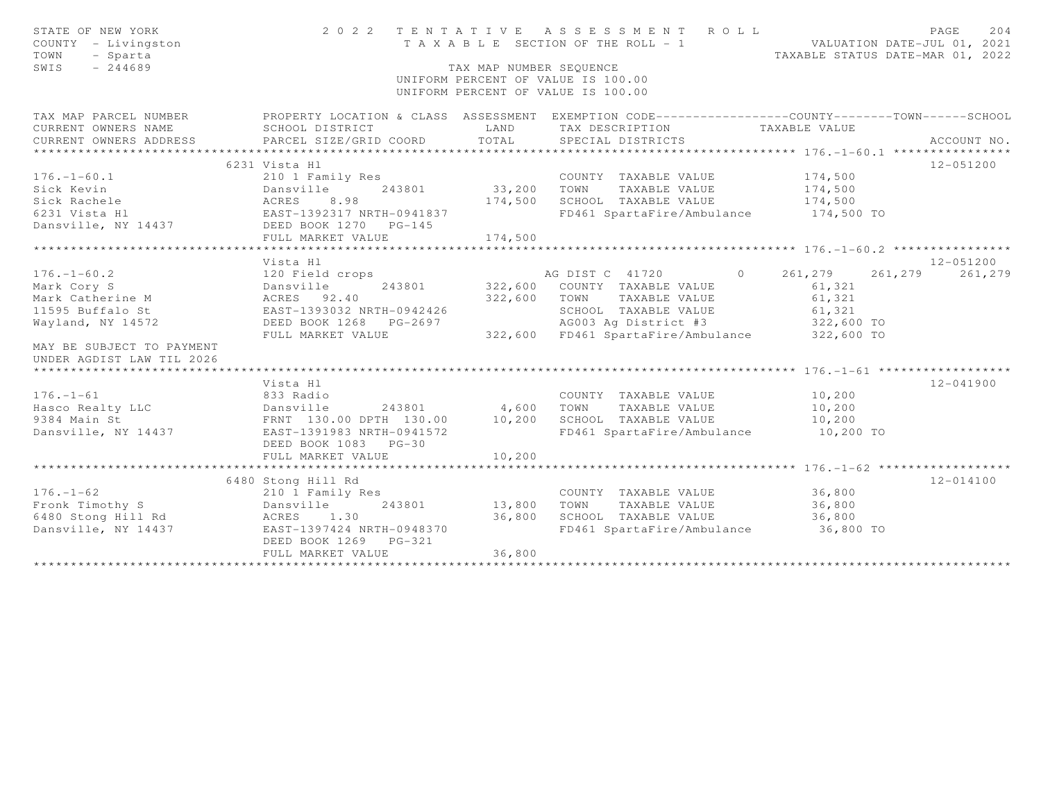STATE OF NEW YORK — 2022 TENTATIVE ASSESSMENT ROLL — PAGE 204
COUNTY - Livingston — TAXABLE SECTION OF THE ROLL - 1 — VALUATION DATE-JUL 01, 2021
TOWN - Sparta — TAXABLE STATUS DATE-MAR 01, 2022
SWIS - 244689 — TAX MAP NUMBER SEQUENCE
UNIFORM PERCENT OF VALUE IS 100.00

| TAX MAP PARCEL NUMBER / CURRENT OWNERS NAME / CURRENT OWNERS ADDRESS | PROPERTY LOCATION & CLASS / SCHOOL DISTRICT / PARCEL SIZE/GRID COORD | LAND | ASSESSMENT TOTAL | EXEMPTION CODE / TAX DESCRIPTION / SPECIAL DISTRICTS | COUNTY | TOWN | SCHOOL | ACCOUNT NO. |
|---|---|---|---|---|---|---|---|---|
| **176.-1-60.1** | 6231 Vista Hl | | | | | | | 12-051200 |
| 176.-1-60.1 | 210 1 Family Res | | | COUNTY TAXABLE VALUE | 174,500 | | | |
| Sick Kevin | Dansville 243801 | 33,200 | | TOWN TAXABLE VALUE | | 174,500 | | |
| Sick Rachele | ACRES 8.98 | | 174,500 | SCHOOL TAXABLE VALUE | | | 174,500 | |
| 6231 Vista Hl | EAST-1392317 NRTH-0941837 | | | FD461 SpartaFire/Ambulance | 174,500 TO | | | |
| Dansville, NY 14437 | DEED BOOK 1270 PG-145 | | | | | | | |
| | FULL MARKET VALUE | | 174,500 | | | | | |
| **176.-1-60.2** | Vista Hl | | | | | | | 12-051200 |
| 176.-1-60.2 | 120 Field crops | | | AG DIST C 41720 0 | 261,279 | 261,279 | 261,279 | |
| Mark Cory S | Dansville 243801 | 322,600 | | COUNTY TAXABLE VALUE | 61,321 | | | |
| Mark Catherine M | ACRES 92.40 | | 322,600 | TOWN TAXABLE VALUE | | 61,321 | | |
| 11595 Buffalo St | EAST-1393032 NRTH-0942426 | | | SCHOOL TAXABLE VALUE | | | 61,321 | |
| Wayland, NY 14572 | DEED BOOK 1268 PG-2697 | | | AG003 Ag District #3 | 322,600 TO | | | |
| | FULL MARKET VALUE | | 322,600 | FD461 SpartaFire/Ambulance | 322,600 TO | | | |
| MAY BE SUBJECT TO PAYMENT UNDER AGDIST LAW TIL 2026 | | | | | | | | |
| **176.-1-61** | Vista Hl | | | | | | | 12-041900 |
| 176.-1-61 | 833 Radio | | | COUNTY TAXABLE VALUE | 10,200 | | | |
| Hasco Realty LLC | Dansville 243801 | 4,600 | | TOWN TAXABLE VALUE | | 10,200 | | |
| 9384 Main St | FRNT 130.00 DPTH 130.00 | | 10,200 | SCHOOL TAXABLE VALUE | | | 10,200 | |
| Dansville, NY 14437 | EAST-1391983 NRTH-0941572 | | | FD461 SpartaFire/Ambulance | 10,200 TO | | | |
| | DEED BOOK 1083 PG-30 | | | | | | | |
| | FULL MARKET VALUE | | 10,200 | | | | | |
| **176.-1-62** | 6480 Stong Hill Rd | | | | | | | 12-014100 |
| 176.-1-62 | 210 1 Family Res | | | COUNTY TAXABLE VALUE | 36,800 | | | |
| Fronk Timothy S | Dansville 243801 | 13,800 | | TOWN TAXABLE VALUE | | 36,800 | | |
| 6480 Stong Hill Rd | ACRES 1.30 | | 36,800 | SCHOOL TAXABLE VALUE | | | 36,800 | |
| Dansville, NY 14437 | EAST-1397424 NRTH-0948370 | | | FD461 SpartaFire/Ambulance | 36,800 TO | | | |
| | DEED BOOK 1269 PG-321 | | | | | | | |
| | FULL MARKET VALUE | | 36,800 | | | | | |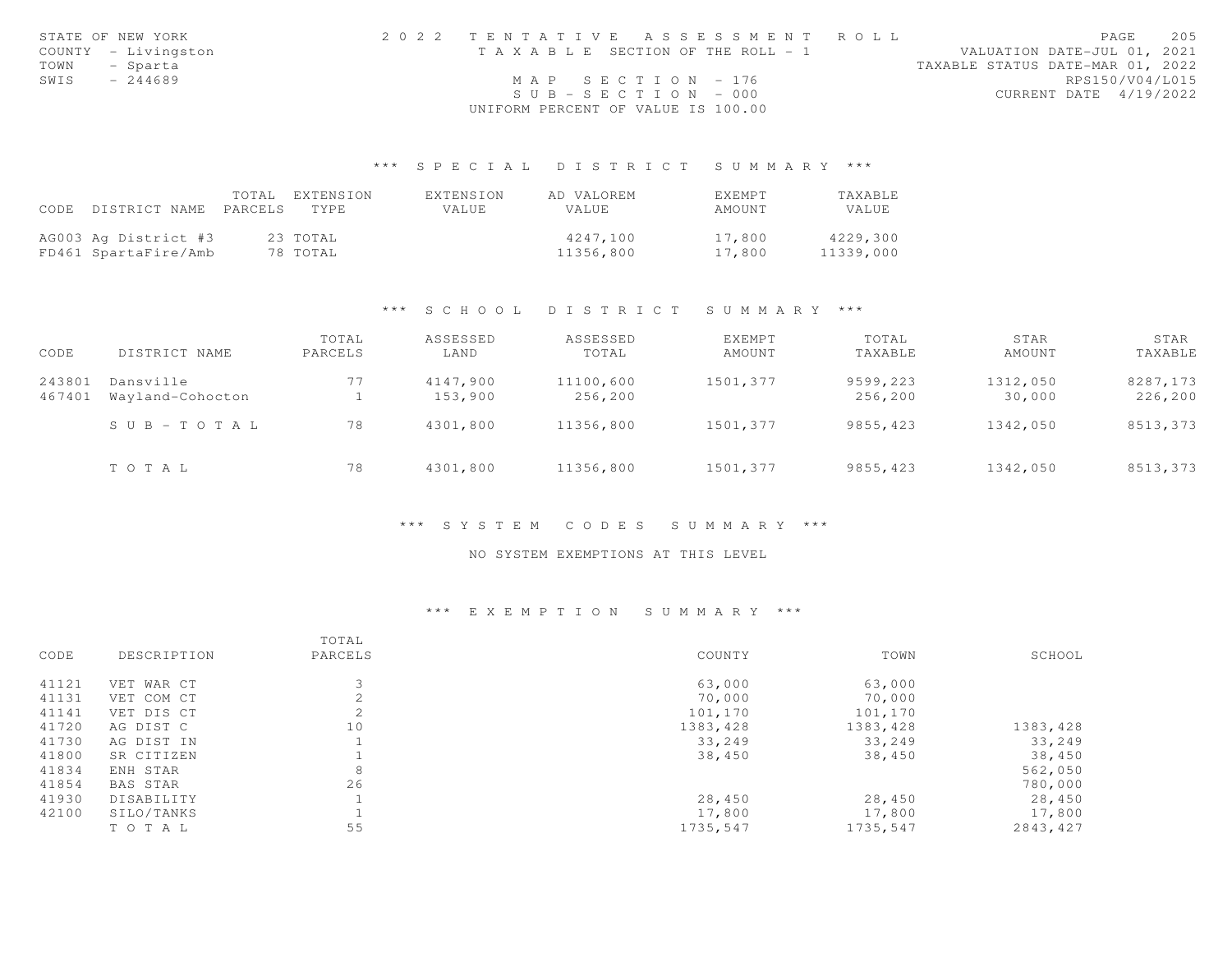STATE OF NEW YORK
COUNTY - Livingston
TOWN - Sparta
SWIS - 244689

2022 TENTATIVE ASSESSMENT ROLL
TAXABLE SECTION OF THE ROLL - 1
MAP SECTION - 176
SUB-SECTION - 000
UNIFORM PERCENT OF VALUE IS 100.00

VALUATION DATE-JUL 01, 2021
TAXABLE STATUS DATE-MAR 01, 2022
RPS150/V04/L015
CURRENT DATE 4/19/2022

### *** SPECIAL DISTRICT SUMMARY ***

| CODE | DISTRICT NAME | TOTAL PARCELS | EXTENSION TYPE | EXTENSION VALUE | AD VALOREM VALUE | EXEMPT AMOUNT | TAXABLE VALUE |
|---|---|---|---|---|---|---|---|
| AG003 | Ag District #3 | 23 | TOTAL | | 4247,100 | 17,800 | 4229,300 |
| FD461 | SpartaFire/Amb | 78 | TOTAL | | 11356,800 | 17,800 | 11339,000 |

### *** SCHOOL DISTRICT SUMMARY ***

| CODE | DISTRICT NAME | TOTAL PARCELS | ASSESSED LAND | ASSESSED TOTAL | EXEMPT AMOUNT | TOTAL TAXABLE | STAR AMOUNT | STAR TAXABLE |
|---|---|---|---|---|---|---|---|---|
| 243801 | Dansville | 77 | 4147,900 | 11100,600 | 1501,377 | 9599,223 | 1312,050 | 8287,173 |
| 467401 | Wayland-Cohocton | 1 | 153,900 | 256,200 | | 256,200 | 30,000 | 226,200 |
| | SUB-TOTAL | 78 | 4301,800 | 11356,800 | 1501,377 | 9855,423 | 1342,050 | 8513,373 |
| | TOTAL | 78 | 4301,800 | 11356,800 | 1501,377 | 9855,423 | 1342,050 | 8513,373 |

### *** SYSTEM CODES SUMMARY ***

NO SYSTEM EXEMPTIONS AT THIS LEVEL

### *** EXEMPTION SUMMARY ***

| CODE | DESCRIPTION | TOTAL PARCELS | COUNTY | TOWN | SCHOOL |
|---|---|---|---|---|---|
| 41121 | VET WAR CT | 3 | 63,000 | 63,000 | |
| 41131 | VET COM CT | 2 | 70,000 | 70,000 | |
| 41141 | VET DIS CT | 2 | 101,170 | 101,170 | |
| 41720 | AG DIST C | 10 | 1383,428 | 1383,428 | 1383,428 |
| 41730 | AG DIST IN | 1 | 33,249 | 33,249 | 33,249 |
| 41800 | SR CITIZEN | 1 | 38,450 | 38,450 | 38,450 |
| 41834 | ENH STAR | 8 | | | 562,050 |
| 41854 | BAS STAR | 26 | | | 780,000 |
| 41930 | DISABILITY | 1 | 28,450 | 28,450 | 28,450 |
| 42100 | SILO/TANKS | 1 | 17,800 | 17,800 | 17,800 |
| | TOTAL | 55 | 1735,547 | 1735,547 | 2843,427 |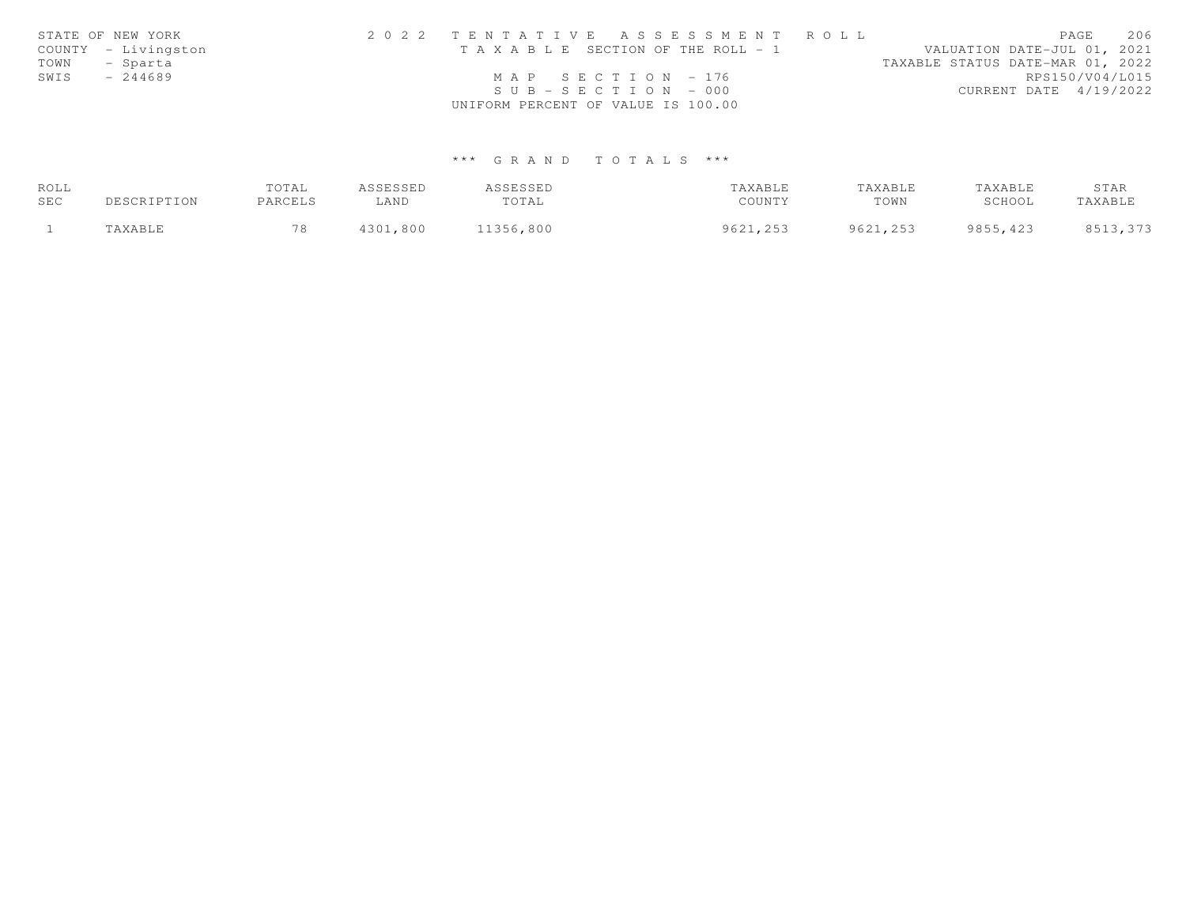STATE OF NEW YORK
COUNTY - Livingston
TOWN - Sparta
SWIS - 244689

2 0 2 2 T E N T A T I V E A S S E S S M E N T R O L L
T A X A B L E SECTION OF THE ROLL - 1
M A P S E C T I O N - 176
S U B - S E C T I O N - 000
UNIFORM PERCENT OF VALUE IS 100.00

VALUATION DATE-JUL 01, 2021
TAXABLE STATUS DATE-MAR 01, 2022
RPS150/V04/L015
CURRENT DATE 4/19/2022

### \*\*\* G R A N D T O T A L S \*\*\*

| ROLL SEC | DESCRIPTION | TOTAL PARCELS | ASSESSED LAND | ASSESSED TOTAL | TAXABLE COUNTY | TAXABLE TOWN | TAXABLE SCHOOL | STAR TAXABLE |
|---|---|---|---|---|---|---|---|---|
| 1 | TAXABLE | 78 | 4301,800 | 11356,800 | 9621,253 | 9621,253 | 9855,423 | 8513,373 |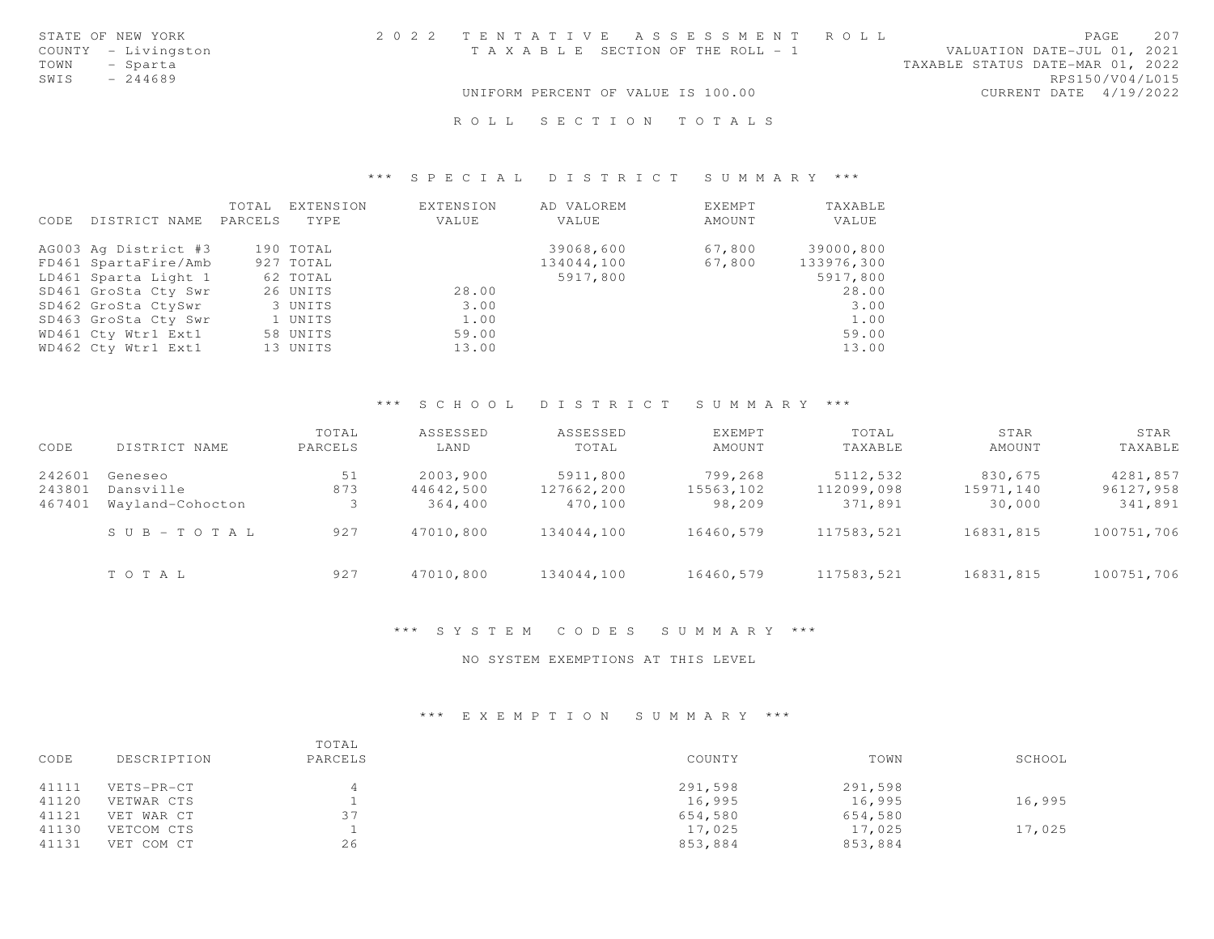STATE OF NEW YORK
COUNTY - Livingston
TOWN - Sparta
SWIS - 244689

2022 TENTATIVE ASSESSMENT ROLL
TAXABLE SECTION OF THE ROLL - 1

UNIFORM PERCENT OF VALUE IS 100.00

VALUATION DATE-JUL 01, 2021
TAXABLE STATUS DATE-MAR 01, 2022
RPS150/V04/L015
CURRENT DATE 4/19/2022

# ROLL SECTION TOTALS

## *** SPECIAL DISTRICT SUMMARY ***

| CODE | DISTRICT NAME | TOTAL PARCELS | EXTENSION TYPE | EXTENSION VALUE | AD VALOREM VALUE | EXEMPT AMOUNT | TAXABLE VALUE |
|---|---|---|---|---|---|---|---|
| AG003 | Ag District #3 | 190 | TOTAL | | 39068,600 | 67,800 | 39000,800 |
| FD461 | SpartaFire/Amb | 927 | TOTAL | | 134044,100 | 67,800 | 133976,300 |
| LD461 | Sparta Light 1 | 62 | TOTAL | | 5917,800 | | 5917,800 |
| SD461 | GroSta Cty Swr | 26 | UNITS | 28.00 | | | 28.00 |
| SD462 | GroSta CtySwr | 3 | UNITS | 3.00 | | | 3.00 |
| SD463 | GroSta Cty Swr | 1 | UNITS | 1.00 | | | 1.00 |
| WD461 | Cty Wtr1 Ext1 | 58 | UNITS | 59.00 | | | 59.00 |
| WD462 | Cty Wtr1 Ext1 | 13 | UNITS | 13.00 | | | 13.00 |

## *** SCHOOL DISTRICT SUMMARY ***

| CODE | DISTRICT NAME | TOTAL PARCELS | ASSESSED LAND | ASSESSED TOTAL | EXEMPT AMOUNT | TOTAL TAXABLE | STAR AMOUNT | STAR TAXABLE |
|---|---|---|---|---|---|---|---|---|
| 242601 | Geneseo | 51 | 2003,900 | 5911,800 | 799,268 | 5112,532 | 830,675 | 4281,857 |
| 243801 | Dansville | 873 | 44642,500 | 127662,200 | 15563,102 | 112099,098 | 15971,140 | 96127,958 |
| 467401 | Wayland-Cohocton | 3 | 364,400 | 470,100 | 98,209 | 371,891 | 30,000 | 341,891 |
| | SUB-TOTAL | 927 | 47010,800 | 134044,100 | 16460,579 | 117583,521 | 16831,815 | 100751,706 |
| | TOTAL | 927 | 47010,800 | 134044,100 | 16460,579 | 117583,521 | 16831,815 | 100751,706 |

## *** SYSTEM CODES SUMMARY ***

NO SYSTEM EXEMPTIONS AT THIS LEVEL

## *** EXEMPTION SUMMARY ***

| CODE | DESCRIPTION | TOTAL PARCELS | COUNTY | TOWN | SCHOOL |
|---|---|---|---|---|---|
| 41111 | VETS-PR-CT | 4 | 291,598 | 291,598 | |
| 41120 | VETWAR CTS | 1 | 16,995 | 16,995 | 16,995 |
| 41121 | VET WAR CT | 37 | 654,580 | 654,580 | |
| 41130 | VETCOM CTS | 1 | 17,025 | 17,025 | 17,025 |
| 41131 | VET COM CT | 26 | 853,884 | 853,884 | |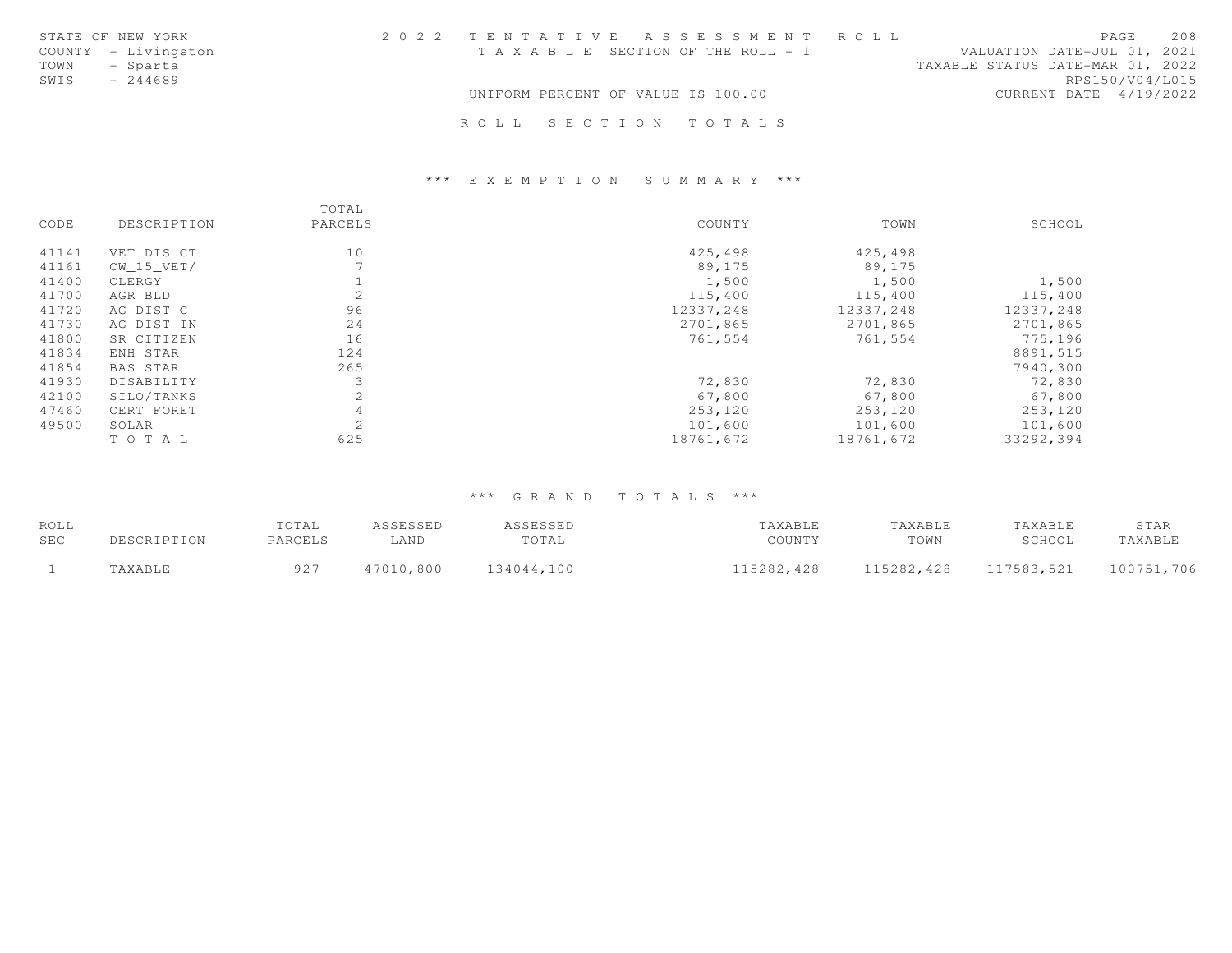STATE OF NEW YORK
COUNTY - Livingston
TOWN - Sparta
SWIS - 244689

# 2 0 2 2 T E N T A T I V E A S S E S S M E N T R O L L

T A X A B L E SECTION OF THE ROLL - 1

UNIFORM PERCENT OF VALUE IS 100.00

VALUATION DATE-JUL 01, 2021
TAXABLE STATUS DATE-MAR 01, 2022
RPS150/V04/L015
CURRENT DATE 4/19/2022

## R O L L S E C T I O N T O T A L S

### *** E X E M P T I O N S U M M A R Y ***

| CODE | DESCRIPTION | TOTAL PARCELS | COUNTY | TOWN | SCHOOL |
|---|---|---|---|---|---|
| 41141 | VET DIS CT | 10 | 425,498 | 425,498 | |
| 41161 | CW_15_VET/ | 7 | 89,175 | 89,175 | |
| 41400 | CLERGY | 1 | 1,500 | 1,500 | 1,500 |
| 41700 | AGR BLD | 2 | 115,400 | 115,400 | 115,400 |
| 41720 | AG DIST C | 96 | 12337,248 | 12337,248 | 12337,248 |
| 41730 | AG DIST IN | 24 | 2701,865 | 2701,865 | 2701,865 |
| 41800 | SR CITIZEN | 16 | 761,554 | 761,554 | 775,196 |
| 41834 | ENH STAR | 124 | | | 8891,515 |
| 41854 | BAS STAR | 265 | | | 7940,300 |
| 41930 | DISABILITY | 3 | 72,830 | 72,830 | 72,830 |
| 42100 | SILO/TANKS | 2 | 67,800 | 67,800 | 67,800 |
| 47460 | CERT FORET | 4 | 253,120 | 253,120 | 253,120 |
| 49500 | SOLAR | 2 | 101,600 | 101,600 | 101,600 |
| | T O T A L | 625 | 18761,672 | 18761,672 | 33292,394 |

### *** G R A N D T O T A L S ***

| ROLL SEC | DESCRIPTION | TOTAL PARCELS | ASSESSED LAND | ASSESSED TOTAL | TAXABLE COUNTY | TAXABLE TOWN | TAXABLE SCHOOL | STAR TAXABLE |
|---|---|---|---|---|---|---|---|---|
| 1 | TAXABLE | 927 | 47010,800 | 134044,100 | 115282,428 | 115282,428 | 117583,521 | 100751,706 |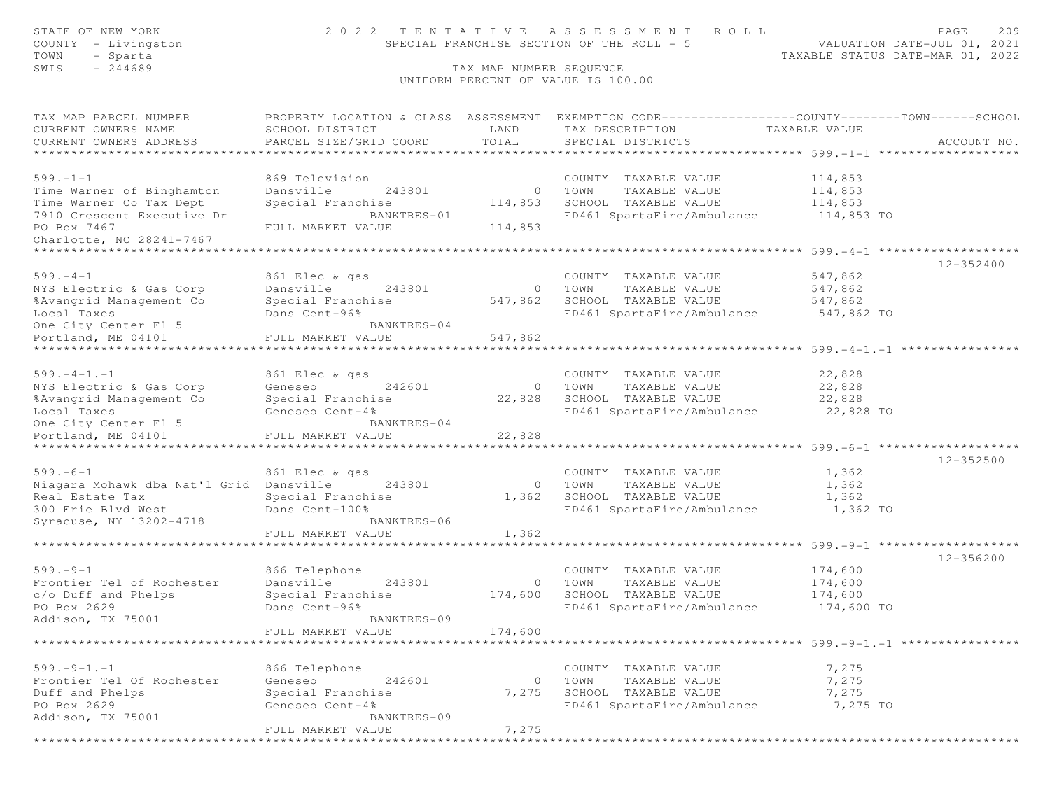STATE OF NEW YORK
COUNTY - Livingston
TOWN - Sparta
SWIS - 244689

# 2022 TENTATIVE ASSESSMENT ROLL

SPECIAL FRANCHISE SECTION OF THE ROLL - 5

VALUATION DATE-JUL 01, 2021
TAXABLE STATUS DATE-MAR 01, 2022

TAX MAP NUMBER SEQUENCE
UNIFORM PERCENT OF VALUE IS 100.00

| TAX MAP PARCEL NUMBER / CURRENT OWNERS NAME / CURRENT OWNERS ADDRESS | PROPERTY LOCATION & CLASS / SCHOOL DISTRICT / PARCEL SIZE/GRID COORD | ASSESSMENT LAND / TOTAL | EXEMPTION CODE / TAX DESCRIPTION / SPECIAL DISTRICTS | TAXABLE VALUE (COUNTY / TOWN / SCHOOL) | ACCOUNT NO. |
|---|---|---|---|---|---|
| **599.-1-1** | 869 Television | | COUNTY TAXABLE VALUE | 114,853 | |
| Time Warner of Binghamton | Dansville 243801 | 0 | TOWN TAXABLE VALUE | 114,853 | |
| Time Warner Co Tax Dept | Special Franchise | 114,853 | SCHOOL TAXABLE VALUE | 114,853 | |
| 7910 Crescent Executive Dr | BANKTRES-01 | | FD461 SpartaFire/Ambulance | 114,853 TO | |
| PO Box 7467 | FULL MARKET VALUE | 114,853 | | | |
| Charlotte, NC 28241-7467 | | | | | |
| **599.-4-1** | 861 Elec & gas | | COUNTY TAXABLE VALUE | 547,862 | 12-352400 |
| NYS Electric & Gas Corp | Dansville 243801 | 0 | TOWN TAXABLE VALUE | 547,862 | |
| %Avangrid Management Co | Special Franchise | 547,862 | SCHOOL TAXABLE VALUE | 547,862 | |
| Local Taxes | Dans Cent-96% | | FD461 SpartaFire/Ambulance | 547,862 TO | |
| One City Center Fl 5 | BANKTRES-04 | | | | |
| Portland, ME 04101 | FULL MARKET VALUE | 547,862 | | | |
| **599.-4-1.-1** | 861 Elec & gas | | COUNTY TAXABLE VALUE | 22,828 | |
| NYS Electric & Gas Corp | Geneseo 242601 | 0 | TOWN TAXABLE VALUE | 22,828 | |
| %Avangrid Management Co | Special Franchise | 22,828 | SCHOOL TAXABLE VALUE | 22,828 | |
| Local Taxes | Geneseo Cent-4% | | FD461 SpartaFire/Ambulance | 22,828 TO | |
| One City Center Fl 5 | BANKTRES-04 | | | | |
| Portland, ME 04101 | FULL MARKET VALUE | 22,828 | | | |
| **599.-6-1** | 861 Elec & gas | | COUNTY TAXABLE VALUE | 1,362 | 12-352500 |
| Niagara Mohawk dba Nat'l Grid | Dansville 243801 | 0 | TOWN TAXABLE VALUE | 1,362 | |
| Real Estate Tax | Special Franchise | 1,362 | SCHOOL TAXABLE VALUE | 1,362 | |
| 300 Erie Blvd West | Dans Cent-100% | | FD461 SpartaFire/Ambulance | 1,362 TO | |
| Syracuse, NY 13202-4718 | BANKTRES-06 | | | | |
| | FULL MARKET VALUE | 1,362 | | | |
| **599.-9-1** | 866 Telephone | | COUNTY TAXABLE VALUE | 174,600 | 12-356200 |
| Frontier Tel of Rochester | Dansville 243801 | 0 | TOWN TAXABLE VALUE | 174,600 | |
| c/o Duff and Phelps | Special Franchise | 174,600 | SCHOOL TAXABLE VALUE | 174,600 | |
| PO Box 2629 | Dans Cent-96% | | FD461 SpartaFire/Ambulance | 174,600 TO | |
| Addison, TX 75001 | BANKTRES-09 | | | | |
| | FULL MARKET VALUE | 174,600 | | | |
| **599.-9-1.-1** | 866 Telephone | | COUNTY TAXABLE VALUE | 7,275 | |
| Frontier Tel Of Rochester | Geneseo 242601 | 0 | TOWN TAXABLE VALUE | 7,275 | |
| Duff and Phelps | Special Franchise | 7,275 | SCHOOL TAXABLE VALUE | 7,275 | |
| PO Box 2629 | Geneseo Cent-4% | | FD461 SpartaFire/Ambulance | 7,275 TO | |
| Addison, TX 75001 | BANKTRES-09 | | | | |
| | FULL MARKET VALUE | 7,275 | | | |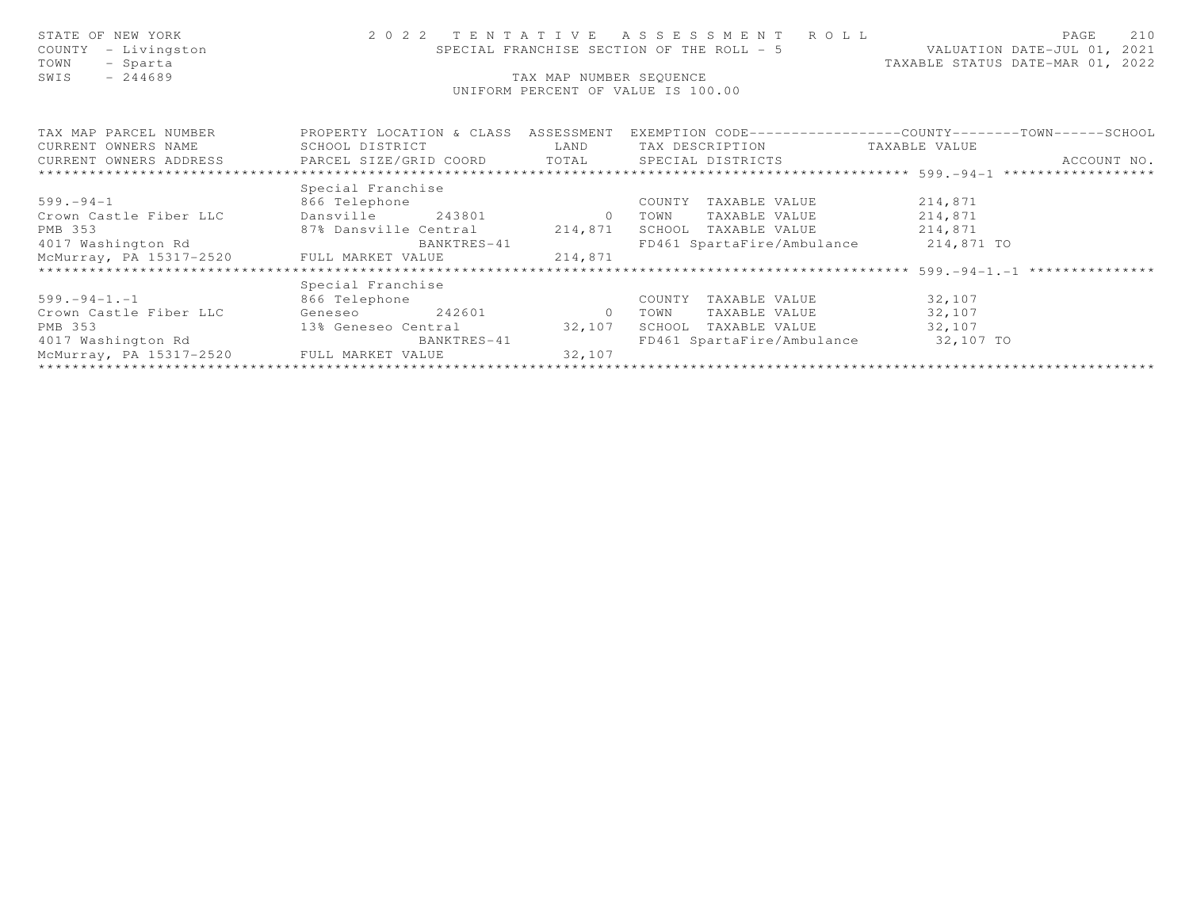STATE OF NEW YORK — COUNTY - Livingston — TOWN - Sparta — SWIS - 244689

# 2022 TENTATIVE ASSESSMENT ROLL

SPECIAL FRANCHISE SECTION OF THE ROLL - 5

VALUATION DATE-JUL 01, 2021
TAXABLE STATUS DATE-MAR 01, 2022

TAX MAP NUMBER SEQUENCE
UNIFORM PERCENT OF VALUE IS 100.00

| TAX MAP PARCEL NUMBER / CURRENT OWNERS NAME / CURRENT OWNERS ADDRESS | PROPERTY LOCATION & CLASS / SCHOOL DISTRICT / PARCEL SIZE/GRID COORD | ASSESSMENT LAND / TOTAL | EXEMPTION CODE / TAX DESCRIPTION / SPECIAL DISTRICTS | COUNTY / TOWN / SCHOOL TAXABLE VALUE | ACCOUNT NO. |
|---|---|---|---|---|---|
| **599.-94-1** | Special Franchise | | | | |
| 599.-94-1 | 866 Telephone | | COUNTY TAXABLE VALUE | 214,871 | |
| Crown Castle Fiber LLC | Dansville 243801 | 0 | TOWN TAXABLE VALUE | 214,871 | |
| PMB 353 | 87% Dansville Central | 214,871 | SCHOOL TAXABLE VALUE | 214,871 | |
| 4017 Washington Rd | BANKTRES-41 | | FD461 SpartaFire/Ambulance | 214,871 TO | |
| McMurray, PA 15317-2520 | FULL MARKET VALUE | 214,871 | | | |
| **599.-94-1.-1** | Special Franchise | | | | |
| 599.-94-1.-1 | 866 Telephone | | COUNTY TAXABLE VALUE | 32,107 | |
| Crown Castle Fiber LLC | Geneseo 242601 | 0 | TOWN TAXABLE VALUE | 32,107 | |
| PMB 353 | 13% Geneseo Central | 32,107 | SCHOOL TAXABLE VALUE | 32,107 | |
| 4017 Washington Rd | BANKTRES-41 | | FD461 SpartaFire/Ambulance | 32,107 TO | |
| McMurray, PA 15317-2520 | FULL MARKET VALUE | 32,107 | | | |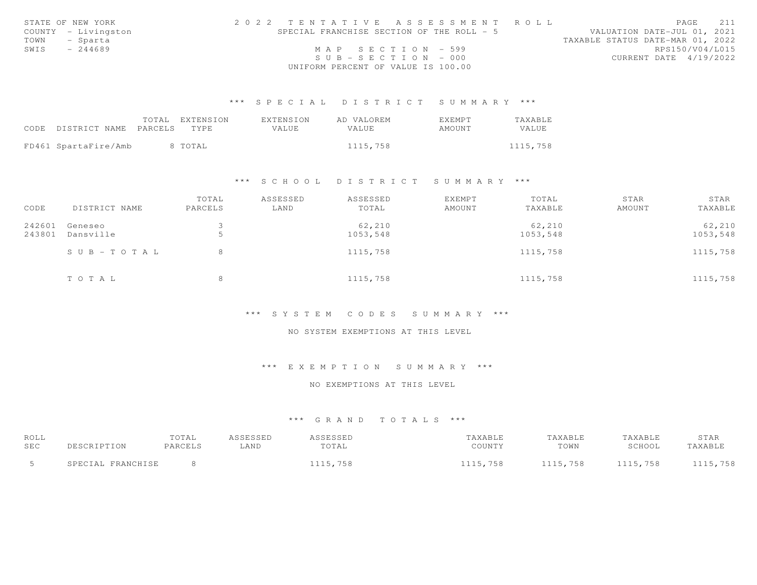STATE OF NEW YORK
COUNTY - Livingston
TOWN - Sparta
SWIS - 244689

# 2022 TENTATIVE ASSESSMENT ROLL

SPECIAL FRANCHISE SECTION OF THE ROLL - 5

MAP SECTION - 599
SUB-SECTION - 000
UNIFORM PERCENT OF VALUE IS 100.00

VALUATION DATE-JUL 01, 2021
TAXABLE STATUS DATE-MAR 01, 2022
RPS150/V04/L015
CURRENT DATE 4/19/2022

## *** SPECIAL DISTRICT SUMMARY ***

| CODE | DISTRICT NAME | TOTAL PARCELS | EXTENSION TYPE | EXTENSION VALUE | AD VALOREM VALUE | EXEMPT AMOUNT | TAXABLE VALUE |
|---|---|---|---|---|---|---|---|
| FD461 | SpartaFire/Amb | 8 | TOTAL | | 1115,758 | | 1115,758 |

## *** SCHOOL DISTRICT SUMMARY ***

| CODE | DISTRICT NAME | TOTAL PARCELS | ASSESSED LAND | ASSESSED TOTAL | EXEMPT AMOUNT | TOTAL TAXABLE | STAR AMOUNT | STAR TAXABLE |
|---|---|---|---|---|---|---|---|---|
| 242601 | Geneseo | 3 | | 62,210 | | 62,210 | | 62,210 |
| 243801 | Dansville | 5 | | 1053,548 | | 1053,548 | | 1053,548 |
| | SUB-TOTAL | 8 | | 1115,758 | | 1115,758 | | 1115,758 |
| | TOTAL | 8 | | 1115,758 | | 1115,758 | | 1115,758 |

## *** SYSTEM CODES SUMMARY ***

NO SYSTEM EXEMPTIONS AT THIS LEVEL

## *** EXEMPTION SUMMARY ***

NO EXEMPTIONS AT THIS LEVEL

## *** GRAND TOTALS ***

| ROLL SEC | DESCRIPTION | TOTAL PARCELS | ASSESSED LAND | ASSESSED TOTAL | TAXABLE COUNTY | TAXABLE TOWN | TAXABLE SCHOOL | STAR TAXABLE |
|---|---|---|---|---|---|---|---|---|
| 5 | SPECIAL FRANCHISE | 8 | | 1115,758 | 1115,758 | 1115,758 | 1115,758 | 1115,758 |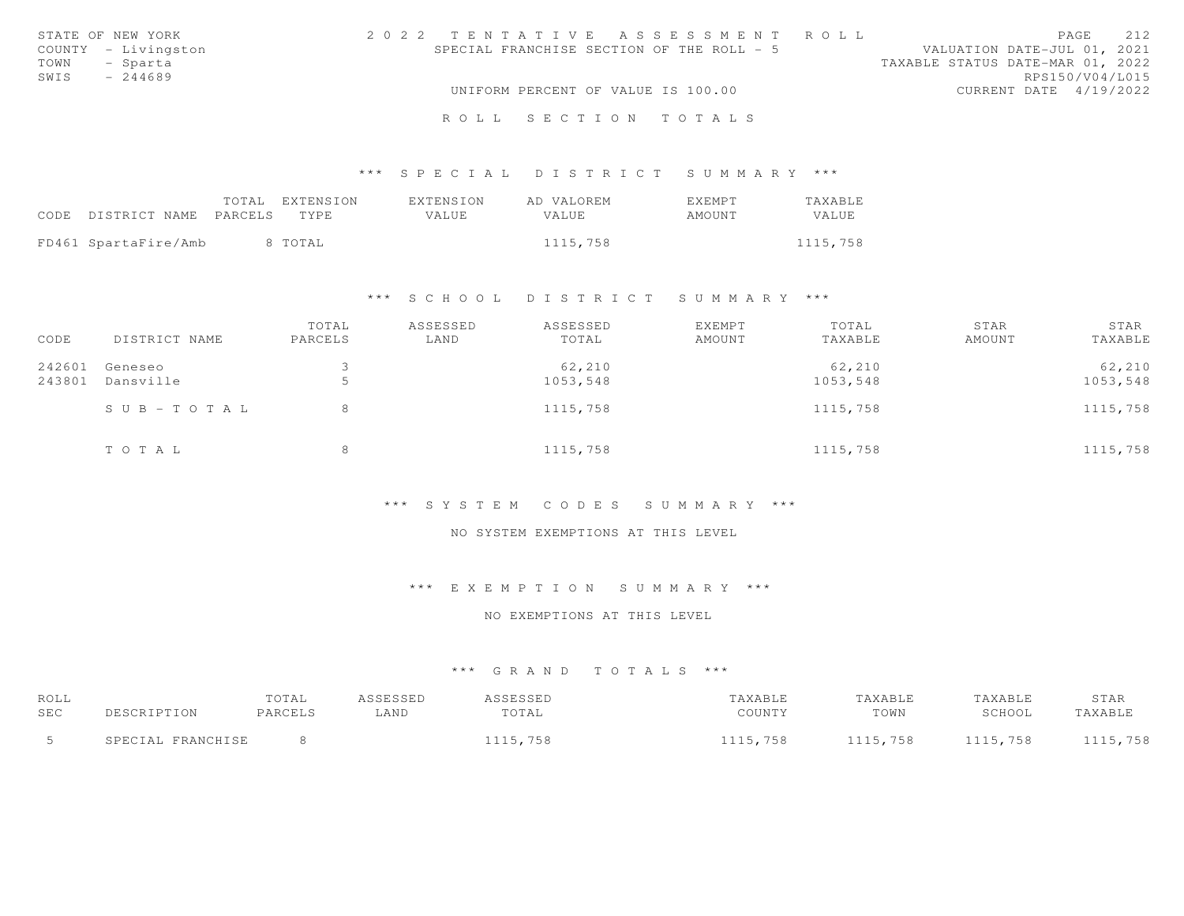STATE OF NEW YORK
COUNTY - Livingston
TOWN - Sparta
SWIS - 244689

# 2022 TENTATIVE ASSESSMENT ROLL

SPECIAL FRANCHISE SECTION OF THE ROLL - 5

UNIFORM PERCENT OF VALUE IS 100.00

VALUATION DATE-JUL 01, 2021
TAXABLE STATUS DATE-MAR 01, 2022
RPS150/V04/L015
CURRENT DATE 4/19/2022

## ROLL SECTION TOTALS

### *** SPECIAL DISTRICT SUMMARY ***

| CODE DISTRICT NAME | TOTAL PARCELS | EXTENSION TYPE | EXTENSION VALUE | AD VALOREM VALUE | EXEMPT AMOUNT | TAXABLE VALUE |
|---|---|---|---|---|---|---|
| FD461 SpartaFire/Amb | 8 | TOTAL | | 1115,758 | | 1115,758 |

### *** SCHOOL DISTRICT SUMMARY ***

| CODE | DISTRICT NAME | TOTAL PARCELS | ASSESSED LAND | ASSESSED TOTAL | EXEMPT AMOUNT | TOTAL TAXABLE | STAR AMOUNT | STAR TAXABLE |
|---|---|---|---|---|---|---|---|---|
| 242601 | Geneseo | 3 | | 62,210 | | 62,210 | | 62,210 |
| 243801 | Dansville | 5 | | 1053,548 | | 1053,548 | | 1053,548 |
| | SUB-TOTAL | 8 | | 1115,758 | | 1115,758 | | 1115,758 |
| | TOTAL | 8 | | 1115,758 | | 1115,758 | | 1115,758 |

### *** SYSTEM CODES SUMMARY ***

NO SYSTEM EXEMPTIONS AT THIS LEVEL

### *** EXEMPTION SUMMARY ***

NO EXEMPTIONS AT THIS LEVEL

### *** GRAND TOTALS ***

| ROLL SEC | DESCRIPTION | TOTAL PARCELS | ASSESSED LAND | ASSESSED TOTAL | TAXABLE COUNTY | TAXABLE TOWN | TAXABLE SCHOOL | STAR TAXABLE |
|---|---|---|---|---|---|---|---|---|
| 5 | SPECIAL FRANCHISE | 8 | | 1115,758 | 1115,758 | 1115,758 | 1115,758 | 1115,758 |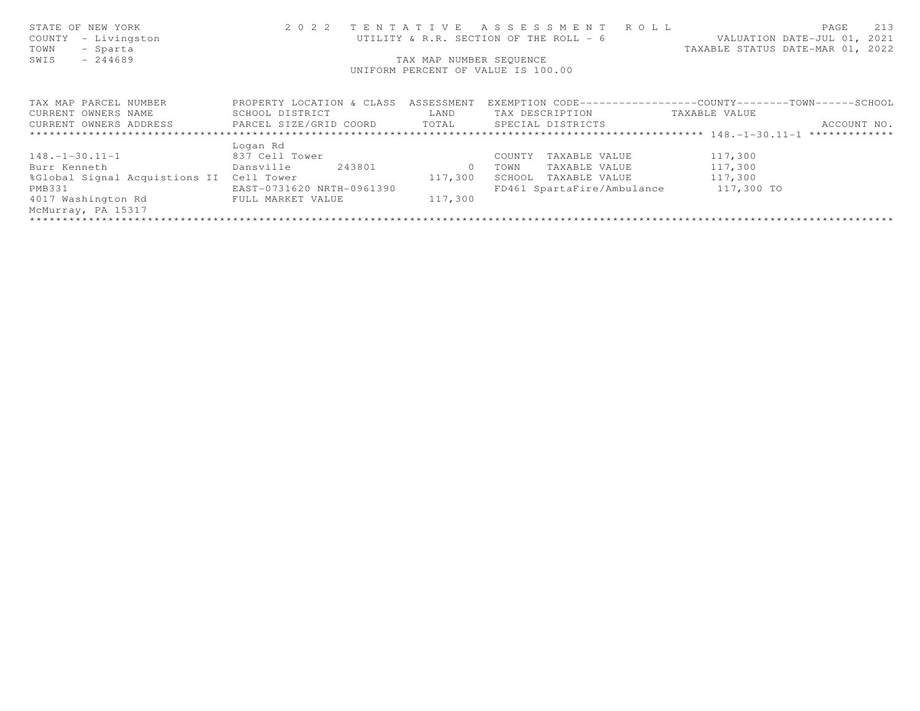STATE OF NEW YORK
COUNTY - Livingston
TOWN - Sparta
SWIS - 244689

# 2022 TENTATIVE ASSESSMENT ROLL

UTILITY & R.R. SECTION OF THE ROLL - 6

TAX MAP NUMBER SEQUENCE

UNIFORM PERCENT OF VALUE IS 100.00

VALUATION DATE-JUL 01, 2021
TAXABLE STATUS DATE-MAR 01, 2022

| TAX MAP PARCEL NUMBER<br>CURRENT OWNERS NAME<br>CURRENT OWNERS ADDRESS | PROPERTY LOCATION & CLASS<br>SCHOOL DISTRICT<br>PARCEL SIZE/GRID COORD | ASSESSMENT<br>LAND<br>TOTAL | EXEMPTION CODE------------------COUNTY--------TOWN------SCHOOL<br>TAX DESCRIPTION<br>SPECIAL DISTRICTS | TAXABLE VALUE<br>ACCOUNT NO. |
|---|---|---|---|---|
| 148.-1-30.11-1 | Logan Rd | | | |
| 148.-1-30.11-1 | 837 Cell Tower | | COUNTY TAXABLE VALUE | 117,300 |
| Burr Kenneth | Dansville 243801 | 0 | TOWN TAXABLE VALUE | 117,300 |
| %Global Signal Acquistions II | Cell Tower | 117,300 | SCHOOL TAXABLE VALUE | 117,300 |
| PMB331 | EAST-0731620 NRTH-0961390 | | FD461 SpartaFire/Ambulance | 117,300 TO |
| 4017 Washington Rd | FULL MARKET VALUE | 117,300 | | |
| McMurray, PA 15317 | | | | |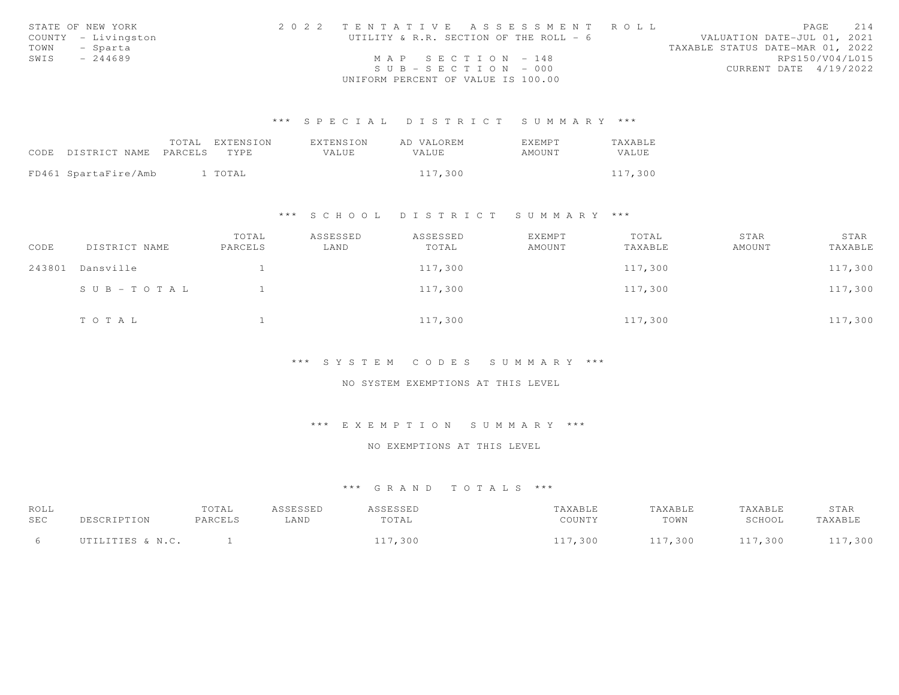STATE OF NEW YORK
COUNTY - Livingston
TOWN - Sparta
SWIS - 244689

2 0 2 2 T E N T A T I V E A S S E S S M E N T R O L L
UTILITY & R.R. SECTION OF THE ROLL - 6
M A P S E C T I O N - 148
S U B - S E C T I O N - 000
UNIFORM PERCENT OF VALUE IS 100.00

VALUATION DATE-JUL 01, 2021
TAXABLE STATUS DATE-MAR 01, 2022
RPS150/V04/L015
CURRENT DATE 4/19/2022

## \*\*\* S P E C I A L D I S T R I C T S U M M A R Y \*\*\*

| CODE | DISTRICT NAME | TOTAL PARCELS | EXTENSION TYPE | EXTENSION VALUE | AD VALOREM VALUE | EXEMPT AMOUNT | TAXABLE VALUE |
|---|---|---|---|---|---|---|---|
| FD461 | SpartaFire/Amb | 1 | TOTAL | | 117,300 | | 117,300 |

## \*\*\* S C H O O L D I S T R I C T S U M M A R Y \*\*\*

| CODE | DISTRICT NAME | TOTAL PARCELS | ASSESSED LAND | ASSESSED TOTAL | EXEMPT AMOUNT | TOTAL TAXABLE | STAR AMOUNT | STAR TAXABLE |
|---|---|---|---|---|---|---|---|---|
| 243801 | Dansville | 1 | | 117,300 | | 117,300 | | 117,300 |
| | S U B - T O T A L | 1 | | 117,300 | | 117,300 | | 117,300 |
| | T O T A L | 1 | | 117,300 | | 117,300 | | 117,300 |

## \*\*\* S Y S T E M C O D E S S U M M A R Y \*\*\*

NO SYSTEM EXEMPTIONS AT THIS LEVEL

## \*\*\* E X E M P T I O N S U M M A R Y \*\*\*

NO EXEMPTIONS AT THIS LEVEL

## \*\*\* G R A N D T O T A L S \*\*\*

| ROLL SEC | DESCRIPTION | TOTAL PARCELS | ASSESSED LAND | ASSESSED TOTAL | TAXABLE COUNTY | TAXABLE TOWN | TAXABLE SCHOOL | STAR TAXABLE |
|---|---|---|---|---|---|---|---|---|
| 6 | UTILITIES & N.C. | 1 | | 117,300 | 117,300 | 117,300 | 117,300 | 117,300 |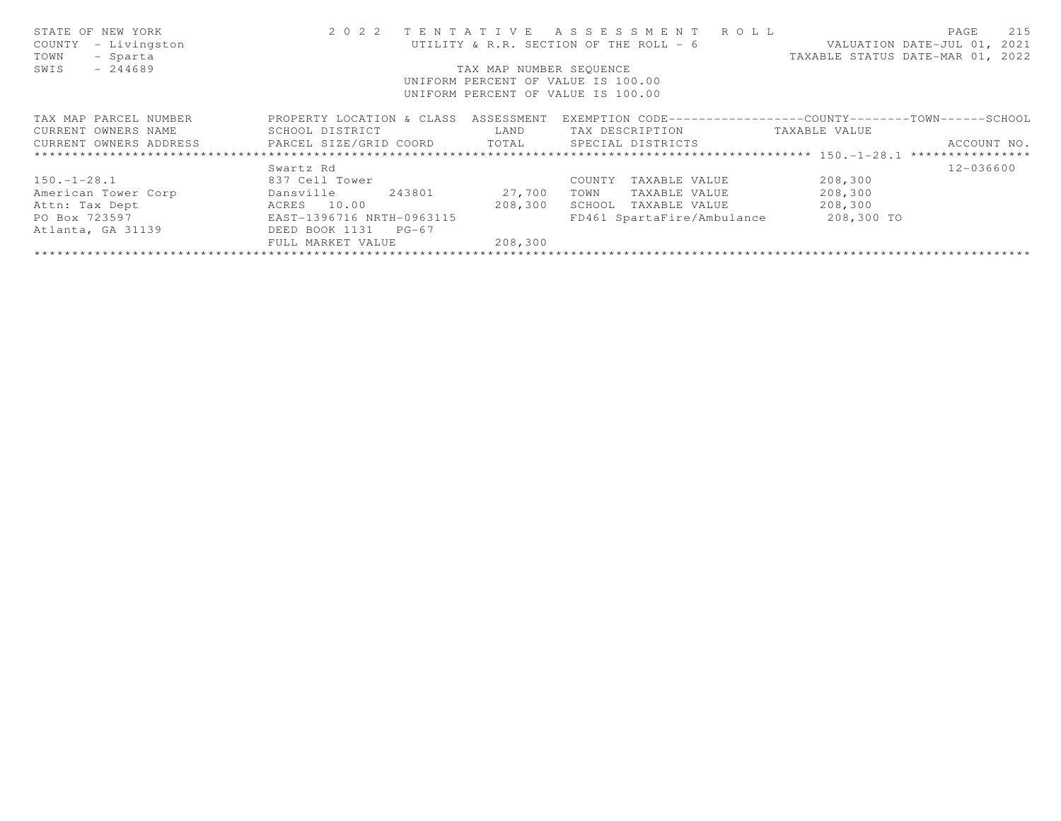STATE OF NEW YORK
COUNTY - Livingston
TOWN - Sparta
SWIS - 244689

# 2022 TENTATIVE ASSESSMENT ROLL

UTILITY & R.R. SECTION OF THE ROLL - 6

VALUATION DATE-JUL 01, 2021
TAXABLE STATUS DATE-MAR 01, 2022

TAX MAP NUMBER SEQUENCE
UNIFORM PERCENT OF VALUE IS 100.00
UNIFORM PERCENT OF VALUE IS 100.00

| TAX MAP PARCEL NUMBER / CURRENT OWNERS NAME / CURRENT OWNERS ADDRESS | PROPERTY LOCATION & CLASS / SCHOOL DISTRICT / PARCEL SIZE/GRID COORD | ASSESSMENT LAND / TOTAL | EXEMPTION CODE / TAX DESCRIPTION / SPECIAL DISTRICTS | COUNTY / TOWN / SCHOOL TAXABLE VALUE | ACCOUNT NO. |
|---|---|---|---|---|---|
| 150.-1-28.1 | Swartz Rd | | | | 12-036600 |
| 150.-1-28.1 | 837 Cell Tower | | COUNTY TAXABLE VALUE | 208,300 | |
| American Tower Corp | Dansville 243801 | 27,700 | TOWN TAXABLE VALUE | 208,300 | |
| Attn: Tax Dept | ACRES 10.00 | 208,300 | SCHOOL TAXABLE VALUE | 208,300 | |
| PO Box 723597 | EAST-1396716 NRTH-0963115 | | FD461 SpartaFire/Ambulance | 208,300 TO | |
| Atlanta, GA 31139 | DEED BOOK 1131 PG-67 | | | | |
| | FULL MARKET VALUE | 208,300 | | | |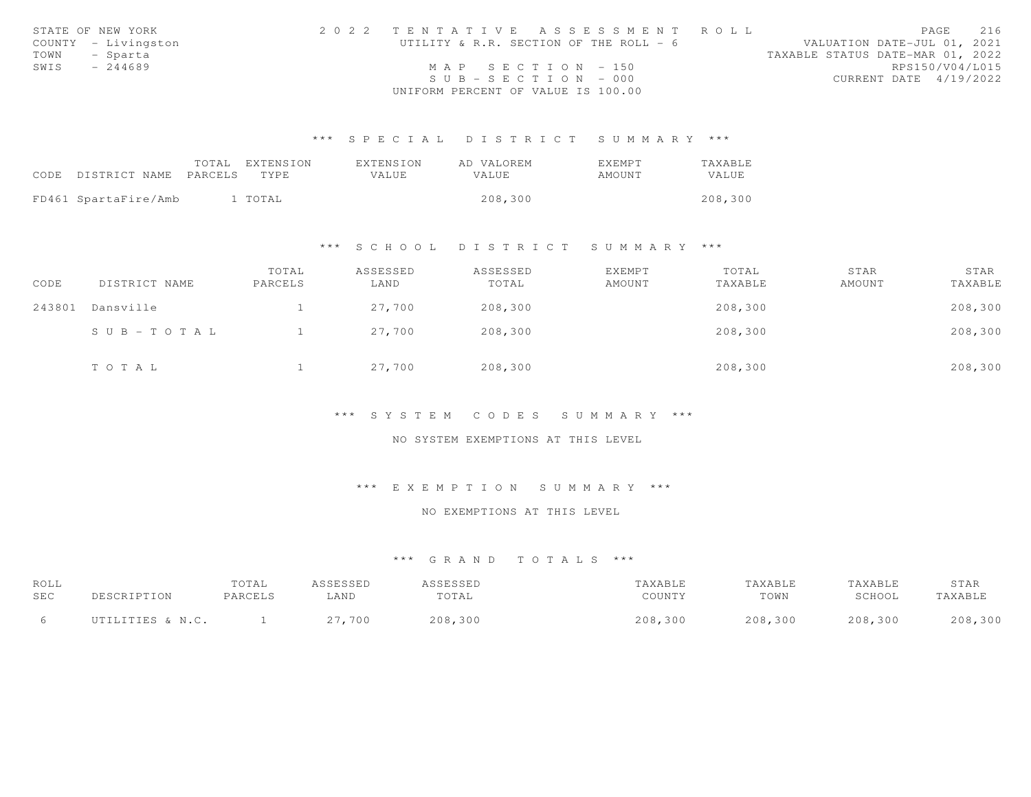STATE OF NEW YORK
COUNTY - Livingston
TOWN - Sparta
SWIS - 244689

2022 TENTATIVE ASSESSMENT ROLL
UTILITY & R.R. SECTION OF THE ROLL - 6
MAP SECTION - 150
SUB-SECTION - 000
UNIFORM PERCENT OF VALUE IS 100.00

VALUATION DATE-JUL 01, 2021
TAXABLE STATUS DATE-MAR 01, 2022
RPS150/V04/L015
CURRENT DATE 4/19/2022

### *** SPECIAL DISTRICT SUMMARY ***

| CODE | DISTRICT NAME | TOTAL PARCELS | EXTENSION TYPE | EXTENSION VALUE | AD VALOREM VALUE | EXEMPT AMOUNT | TAXABLE VALUE |
|---|---|---|---|---|---|---|---|
| FD461 | SpartaFire/Amb | 1 | TOTAL | | 208,300 | | 208,300 |

### *** SCHOOL DISTRICT SUMMARY ***

| CODE | DISTRICT NAME | TOTAL PARCELS | ASSESSED LAND | ASSESSED TOTAL | EXEMPT AMOUNT | TOTAL TAXABLE | STAR AMOUNT | STAR TAXABLE |
|---|---|---|---|---|---|---|---|---|
| 243801 | Dansville | 1 | 27,700 | 208,300 | | 208,300 | | 208,300 |
| | SUB-TOTAL | 1 | 27,700 | 208,300 | | 208,300 | | 208,300 |
| | TOTAL | 1 | 27,700 | 208,300 | | 208,300 | | 208,300 |

### *** SYSTEM CODES SUMMARY ***

NO SYSTEM EXEMPTIONS AT THIS LEVEL

### *** EXEMPTION SUMMARY ***

NO EXEMPTIONS AT THIS LEVEL

### *** GRAND TOTALS ***

| ROLL SEC | DESCRIPTION | TOTAL PARCELS | ASSESSED LAND | ASSESSED TOTAL | TAXABLE COUNTY | TAXABLE TOWN | TAXABLE SCHOOL | STAR TAXABLE |
|---|---|---|---|---|---|---|---|---|
| 6 | UTILITIES & N.C. | 1 | 27,700 | 208,300 | 208,300 | 208,300 | 208,300 | 208,300 |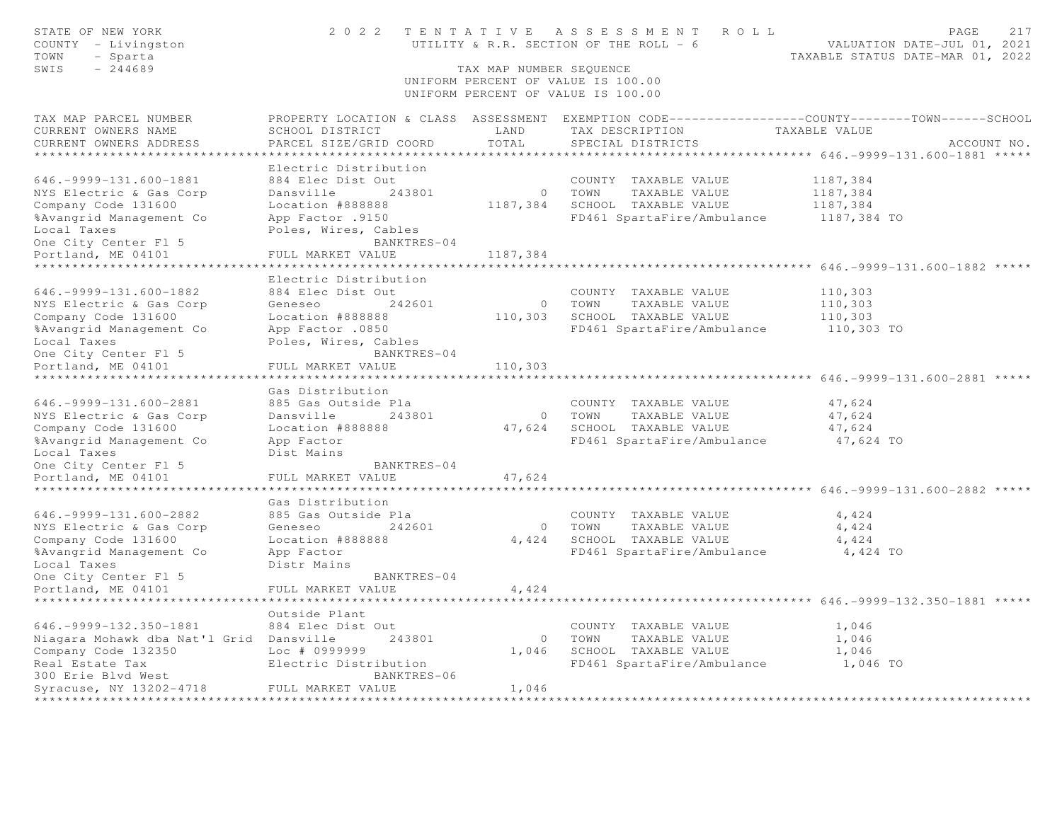STATE OF NEW YORK
COUNTY - Livingston
TOWN - Sparta
SWIS - 244689

# 2022 TENTATIVE ASSESSMENT ROLL

UTILITY & R.R. SECTION OF THE ROLL - 6

TAX MAP NUMBER SEQUENCE
UNIFORM PERCENT OF VALUE IS 100.00
UNIFORM PERCENT OF VALUE IS 100.00

VALUATION DATE-JUL 01, 2021
TAXABLE STATUS DATE-MAR 01, 2022

| TAX MAP PARCEL NUMBER / CURRENT OWNERS NAME / CURRENT OWNERS ADDRESS | PROPERTY LOCATION & CLASS / SCHOOL DISTRICT / PARCEL SIZE/GRID COORD | ASSESSMENT LAND / TOTAL | EXEMPTION CODE / TAX DESCRIPTION / SPECIAL DISTRICTS | TAXABLE VALUE (COUNTY / TOWN / SCHOOL) | ACCOUNT NO. |
|---|---|---|---|---|---|
| **646.-9999-131.600-1881** | Electric Distribution | | | | |
| 646.-9999-131.600-1881 | 884 Elec Dist Out | | COUNTY TAXABLE VALUE | 1187,384 | |
| NYS Electric & Gas Corp | Dansville 243801 | 0 | TOWN TAXABLE VALUE | 1187,384 | |
| Company Code 131600 | Location #888888 | 1187,384 | SCHOOL TAXABLE VALUE | 1187,384 | |
| %Avangrid Management Co | App Factor .9150 | | FD461 SpartaFire/Ambulance | 1187,384 TO | |
| Local Taxes | Poles, Wires, Cables | | | | |
| One City Center Fl 5 | BANKTRES-04 | | | | |
| Portland, ME 04101 | FULL MARKET VALUE | 1187,384 | | | |
| **646.-9999-131.600-1882** | Electric Distribution | | | | |
| 646.-9999-131.600-1882 | 884 Elec Dist Out | | COUNTY TAXABLE VALUE | 110,303 | |
| NYS Electric & Gas Corp | Geneseo 242601 | 0 | TOWN TAXABLE VALUE | 110,303 | |
| Company Code 131600 | Location #888888 | 110,303 | SCHOOL TAXABLE VALUE | 110,303 | |
| %Avangrid Management Co | App Factor .0850 | | FD461 SpartaFire/Ambulance | 110,303 TO | |
| Local Taxes | Poles, Wires, Cables | | | | |
| One City Center Fl 5 | BANKTRES-04 | | | | |
| Portland, ME 04101 | FULL MARKET VALUE | 110,303 | | | |
| **646.-9999-131.600-2881** | Gas Distribution | | | | |
| 646.-9999-131.600-2881 | 885 Gas Outside Pla | | COUNTY TAXABLE VALUE | 47,624 | |
| NYS Electric & Gas Corp | Dansville 243801 | 0 | TOWN TAXABLE VALUE | 47,624 | |
| Company Code 131600 | Location #888888 | 47,624 | SCHOOL TAXABLE VALUE | 47,624 | |
| %Avangrid Management Co | App Factor | | FD461 SpartaFire/Ambulance | 47,624 TO | |
| Local Taxes | Dist Mains | | | | |
| One City Center Fl 5 | BANKTRES-04 | | | | |
| Portland, ME 04101 | FULL MARKET VALUE | 47,624 | | | |
| **646.-9999-131.600-2882** | Gas Distribution | | | | |
| 646.-9999-131.600-2882 | 885 Gas Outside Pla | | COUNTY TAXABLE VALUE | 4,424 | |
| NYS Electric & Gas Corp | Geneseo 242601 | 0 | TOWN TAXABLE VALUE | 4,424 | |
| Company Code 131600 | Location #888888 | 4,424 | SCHOOL TAXABLE VALUE | 4,424 | |
| %Avangrid Management Co | App Factor | | FD461 SpartaFire/Ambulance | 4,424 TO | |
| Local Taxes | Distr Mains | | | | |
| One City Center Fl 5 | BANKTRES-04 | | | | |
| Portland, ME 04101 | FULL MARKET VALUE | 4,424 | | | |
| **646.-9999-132.350-1881** | Outside Plant | | | | |
| 646.-9999-132.350-1881 | 884 Elec Dist Out | | COUNTY TAXABLE VALUE | 1,046 | |
| Niagara Mohawk dba Nat'l Grid | Dansville 243801 | 0 | TOWN TAXABLE VALUE | 1,046 | |
| Company Code 132350 | Loc # 0999999 | 1,046 | SCHOOL TAXABLE VALUE | 1,046 | |
| Real Estate Tax | Electric Distribution | | FD461 SpartaFire/Ambulance | 1,046 TO | |
| 300 Erie Blvd West | BANKTRES-06 | | | | |
| Syracuse, NY 13202-4718 | FULL MARKET VALUE | 1,046 | | | |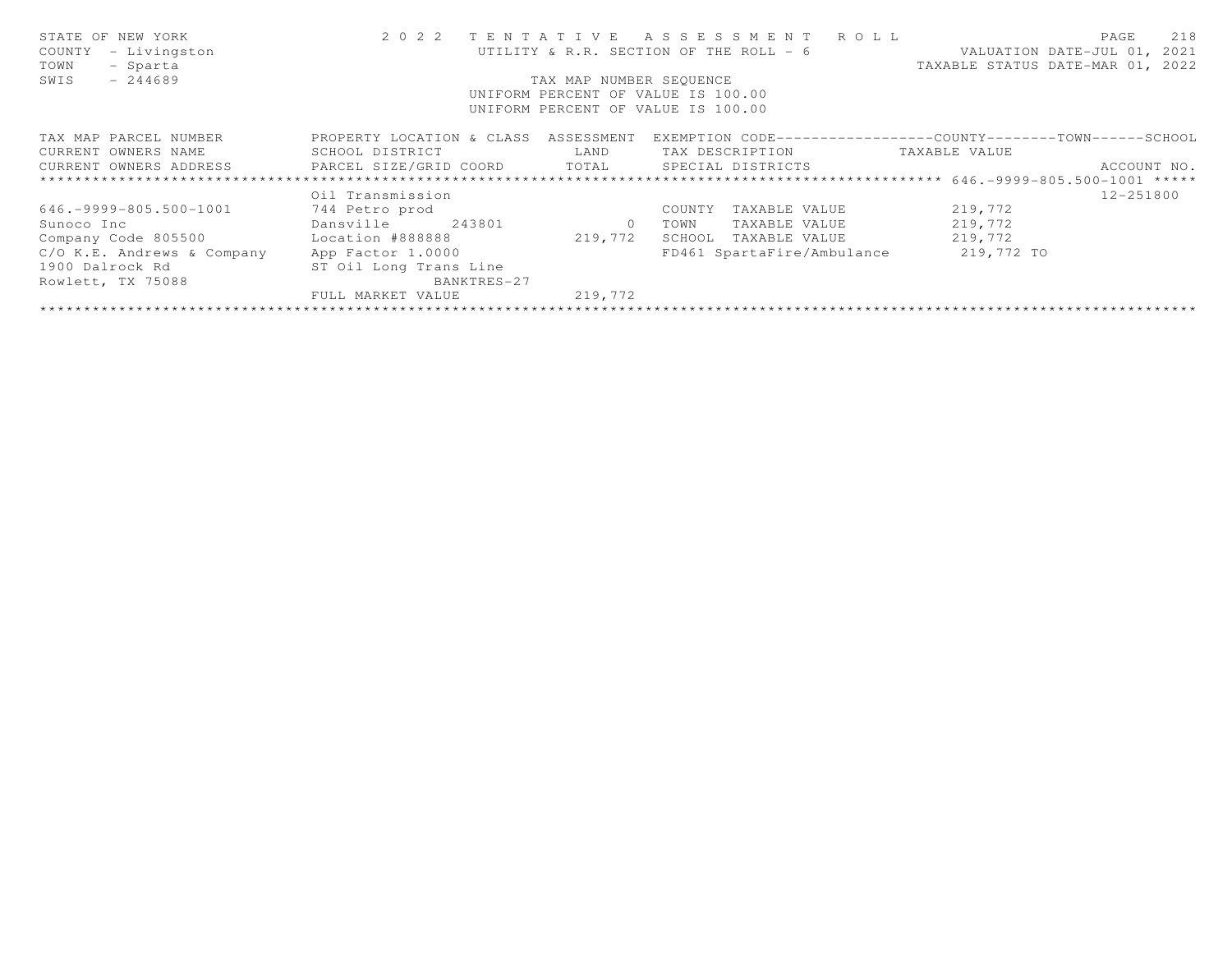STATE OF NEW YORK
COUNTY - Livingston
TOWN - Sparta
SWIS - 244689

2 0 2 2 TENTATIVE ASSESSMENT ROLL
UTILITY & R.R. SECTION OF THE ROLL - 6
TAX MAP NUMBER SEQUENCE
UNIFORM PERCENT OF VALUE IS 100.00
UNIFORM PERCENT OF VALUE IS 100.00

VALUATION DATE-JUL 01, 2021
TAXABLE STATUS DATE-MAR 01, 2022

| TAX MAP PARCEL NUMBER<br>CURRENT OWNERS NAME<br>CURRENT OWNERS ADDRESS | PROPERTY LOCATION & CLASS<br>SCHOOL DISTRICT<br>PARCEL SIZE/GRID COORD | ASSESSMENT<br>LAND<br>TOTAL | EXEMPTION CODE------------------COUNTY--------TOWN------SCHOOL<br>TAX DESCRIPTION<br>SPECIAL DISTRICTS | TAXABLE VALUE | ACCOUNT NO. |
|---|---|---|---|---|---|
| 646.-9999-805.500-1001 | | | | | |
| | Oil Transmission | | | | 12-251800 |
| 646.-9999-805.500-1001 | 744 Petro prod | | COUNTY TAXABLE VALUE | 219,772 | |
| Sunoco Inc | Dansville 243801 | 0 | TOWN TAXABLE VALUE | 219,772 | |
| Company Code 805500 | Location #888888 | 219,772 | SCHOOL TAXABLE VALUE | 219,772 | |
| C/O K.E. Andrews & Company | App Factor 1.0000 | | FD461 SpartaFire/Ambulance | 219,772 TO | |
| 1900 Dalrock Rd | ST Oil Long Trans Line | | | | |
| Rowlett, TX 75088 | BANKTRES-27 | | | | |
| | FULL MARKET VALUE | 219,772 | | | |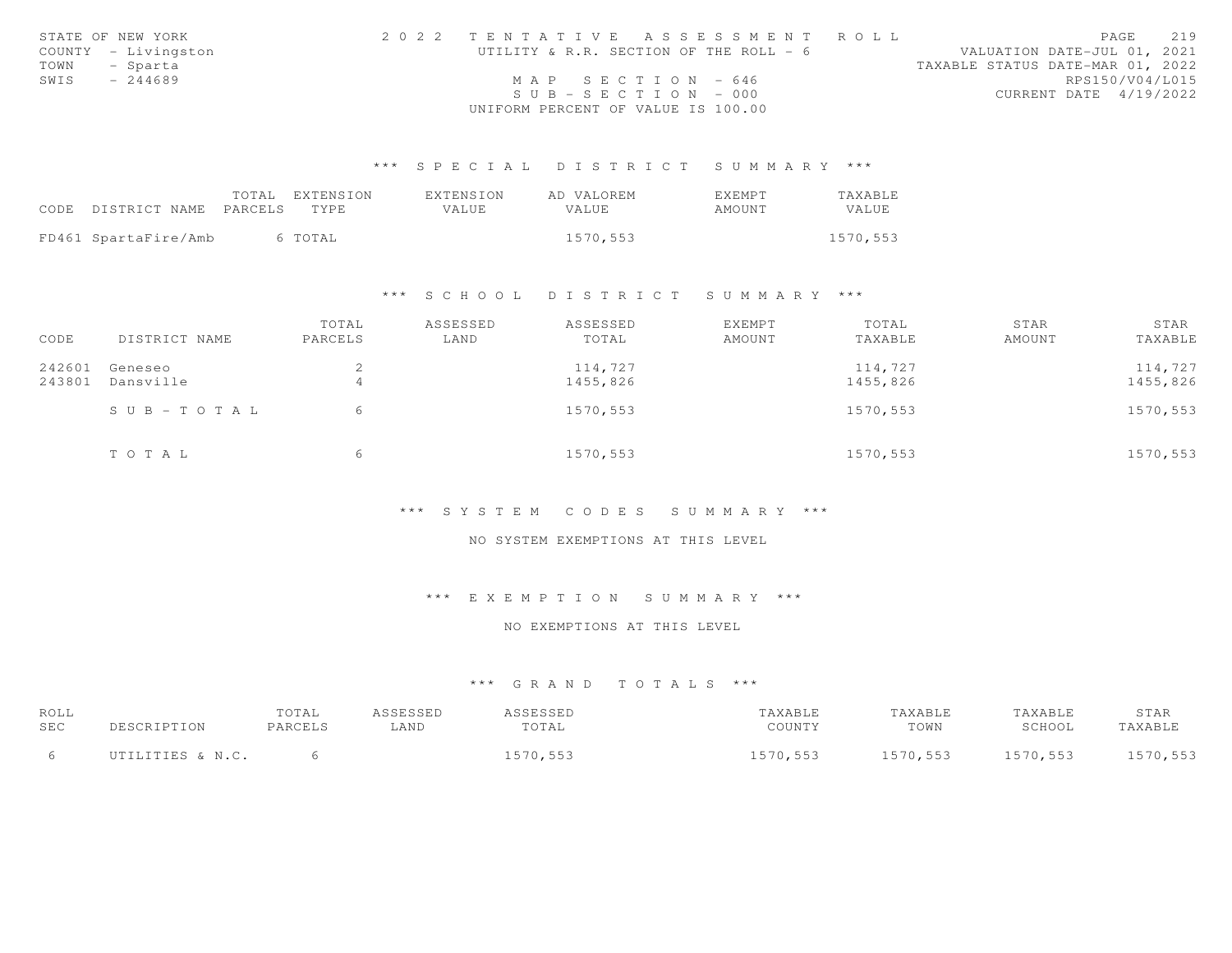STATE OF NEW YORK
COUNTY - Livingston
TOWN - Sparta
SWIS - 244689

2 0 2 2 TENTATIVE ASSESSMENT ROLL
UTILITY & R.R. SECTION OF THE ROLL - 6
MAP SECTION - 646
SUB-SECTION - 000
UNIFORM PERCENT OF VALUE IS 100.00

VALUATION DATE-JUL 01, 2021
TAXABLE STATUS DATE-MAR 01, 2022
RPS150/V04/L015
CURRENT DATE 4/19/2022

### *** SPECIAL DISTRICT SUMMARY ***

| CODE DISTRICT NAME | TOTAL PARCELS | EXTENSION TYPE | EXTENSION VALUE | AD VALOREM VALUE | EXEMPT AMOUNT | TAXABLE VALUE |
|---|---|---|---|---|---|---|
| FD461 SpartaFire/Amb | 6 | TOTAL | | 1570,553 | | 1570,553 |

### *** SCHOOL DISTRICT SUMMARY ***

| CODE | DISTRICT NAME | TOTAL PARCELS | ASSESSED LAND | ASSESSED TOTAL | EXEMPT AMOUNT | TOTAL TAXABLE | STAR AMOUNT | STAR TAXABLE |
|---|---|---|---|---|---|---|---|---|
| 242601 | Geneseo | 2 | | 114,727 | | 114,727 | | 114,727 |
| 243801 | Dansville | 4 | | 1455,826 | | 1455,826 | | 1455,826 |
| | SUB-TOTAL | 6 | | 1570,553 | | 1570,553 | | 1570,553 |
| | TOTAL | 6 | | 1570,553 | | 1570,553 | | 1570,553 |

### *** SYSTEM CODES SUMMARY ***

NO SYSTEM EXEMPTIONS AT THIS LEVEL

### *** EXEMPTION SUMMARY ***

NO EXEMPTIONS AT THIS LEVEL

### *** GRAND TOTALS ***

| ROLL SEC | DESCRIPTION | TOTAL PARCELS | ASSESSED LAND | ASSESSED TOTAL | TAXABLE COUNTY | TAXABLE TOWN | TAXABLE SCHOOL | STAR TAXABLE |
|---|---|---|---|---|---|---|---|---|
| 6 | UTILITIES & N.C. | 6 | | 1570,553 | 1570,553 | 1570,553 | 1570,553 | 1570,553 |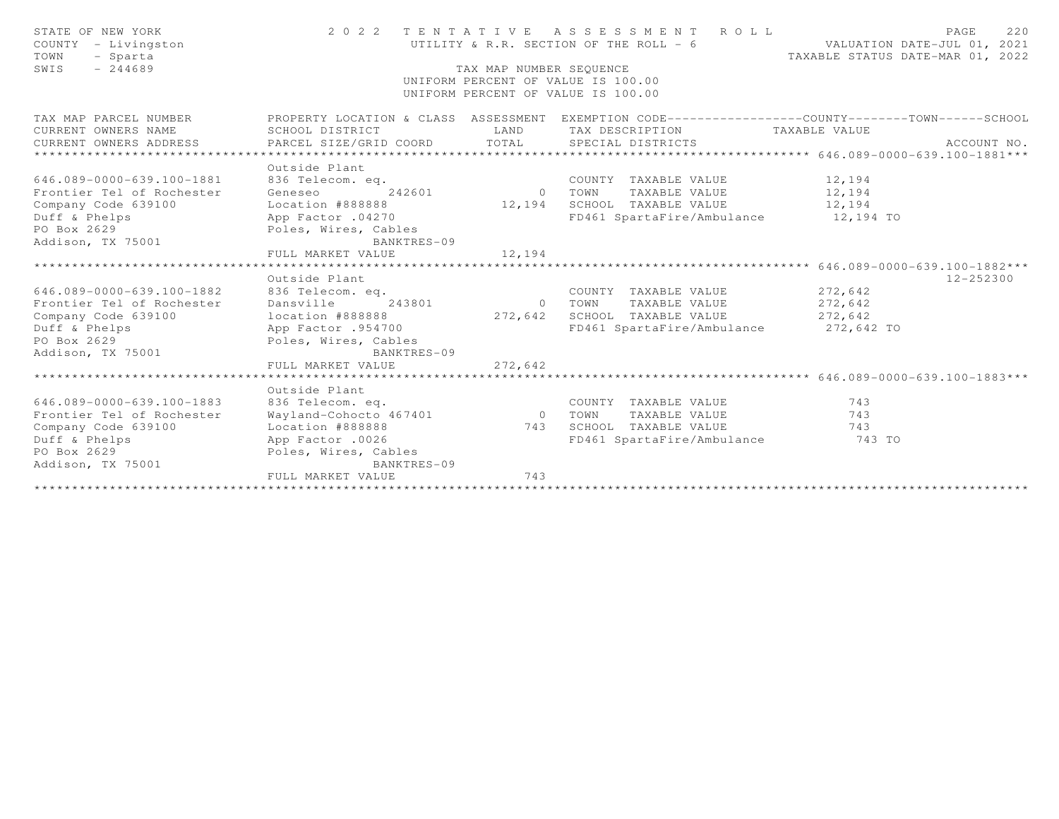STATE OF NEW YORK — 2022 TENTATIVE ASSESSMENT ROLL
COUNTY - Livingston — UTILITY & R.R. SECTION OF THE ROLL - 6 — VALUATION DATE-JUL 01, 2021
TOWN - Sparta — TAXABLE STATUS DATE-MAR 01, 2022
SWIS - 244689 — TAX MAP NUMBER SEQUENCE
UNIFORM PERCENT OF VALUE IS 100.00
UNIFORM PERCENT OF VALUE IS 100.00

| TAX MAP PARCEL NUMBER / CURRENT OWNERS NAME / CURRENT OWNERS ADDRESS | PROPERTY LOCATION & CLASS / SCHOOL DISTRICT / PARCEL SIZE/GRID COORD | ASSESSMENT LAND / TOTAL | EXEMPTION CODE / TAX DESCRIPTION / SPECIAL DISTRICTS | COUNTY / TOWN / SCHOOL TAXABLE VALUE | ACCOUNT NO. |
|---|---|---|---|---|---|
| **646.089-0000-639.100-1881** | Outside Plant | | | | |
| 646.089-0000-639.100-1881 | 836 Telecom. eq. | | COUNTY TAXABLE VALUE | 12,194 | |
| Frontier Tel of Rochester | Geneseo 242601 | 0 | TOWN TAXABLE VALUE | 12,194 | |
| Company Code 639100 | Location #888888 | 12,194 | SCHOOL TAXABLE VALUE | 12,194 | |
| Duff & Phelps | App Factor .04270 | | FD461 SpartaFire/Ambulance | 12,194 TO | |
| PO Box 2629 | Poles, Wires, Cables | | | | |
| Addison, TX 75001 | BANKTRES-09 | | | | |
| | FULL MARKET VALUE | 12,194 | | | |
| **646.089-0000-639.100-1882** | Outside Plant | | | | 12-252300 |
| 646.089-0000-639.100-1882 | 836 Telecom. eq. | | COUNTY TAXABLE VALUE | 272,642 | |
| Frontier Tel of Rochester | Dansville 243801 | 0 | TOWN TAXABLE VALUE | 272,642 | |
| Company Code 639100 | location #888888 | 272,642 | SCHOOL TAXABLE VALUE | 272,642 | |
| Duff & Phelps | App Factor .954700 | | FD461 SpartaFire/Ambulance | 272,642 TO | |
| PO Box 2629 | Poles, Wires, Cables | | | | |
| Addison, TX 75001 | BANKTRES-09 | | | | |
| | FULL MARKET VALUE | 272,642 | | | |
| **646.089-0000-639.100-1883** | Outside Plant | | | | |
| 646.089-0000-639.100-1883 | 836 Telecom. eq. | | COUNTY TAXABLE VALUE | 743 | |
| Frontier Tel of Rochester | Wayland-Cohocto 467401 | 0 | TOWN TAXABLE VALUE | 743 | |
| Company Code 639100 | Location #888888 | 743 | SCHOOL TAXABLE VALUE | 743 | |
| Duff & Phelps | App Factor .0026 | | FD461 SpartaFire/Ambulance | 743 TO | |
| PO Box 2629 | Poles, Wires, Cables | | | | |
| Addison, TX 75001 | BANKTRES-09 | | | | |
| | FULL MARKET VALUE | 743 | | | |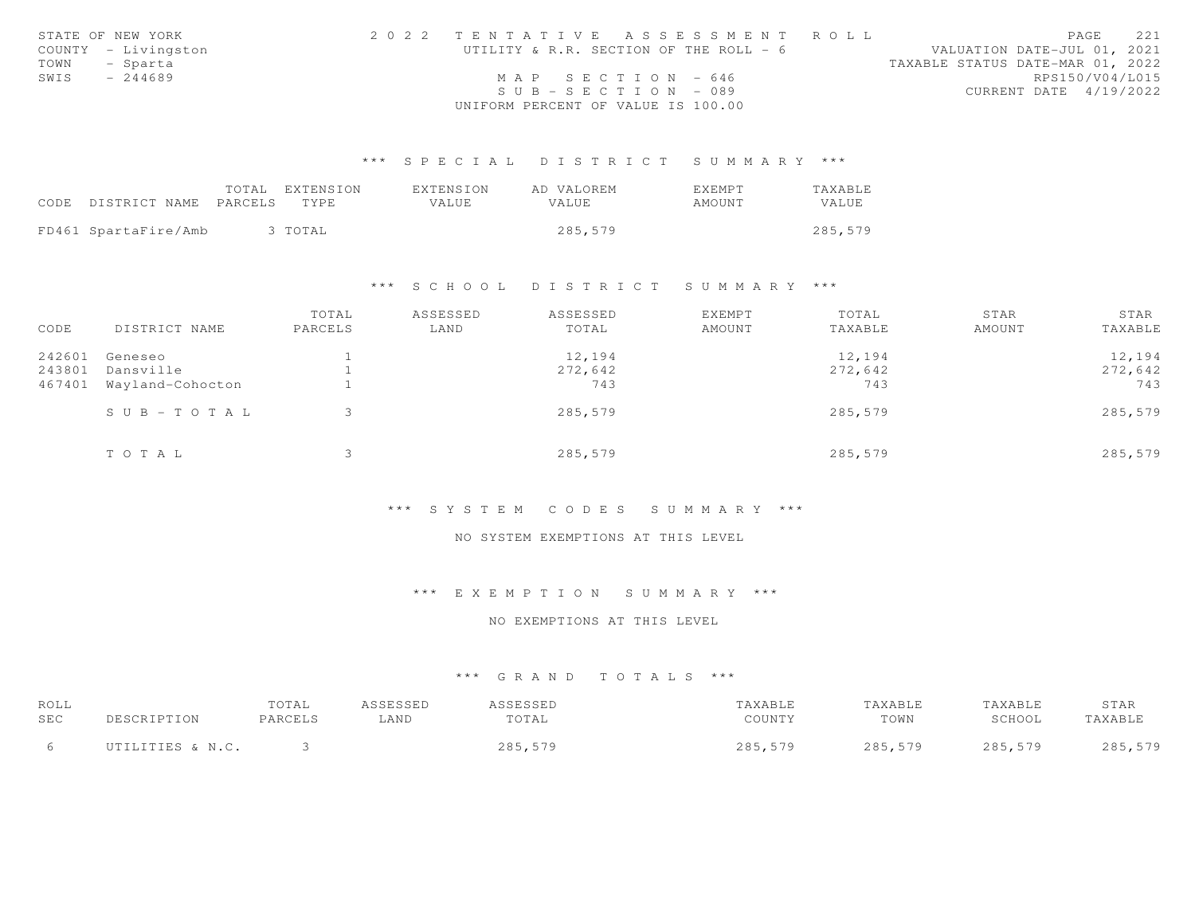STATE OF NEW YORK
COUNTY - Livingston
TOWN - Sparta
SWIS - 244689

2022 TENTATIVE ASSESSMENT ROLL
UTILITY & R.R. SECTION OF THE ROLL - 6

MAP SECTION - 646
SUB-SECTION - 089
UNIFORM PERCENT OF VALUE IS 100.00

VALUATION DATE-JUL 01, 2021
TAXABLE STATUS DATE-MAR 01, 2022
RPS150/V04/L015
CURRENT DATE 4/19/2022

## *** SPECIAL DISTRICT SUMMARY ***

| CODE | DISTRICT NAME | TOTAL PARCELS | EXTENSION TYPE | EXTENSION VALUE | AD VALOREM VALUE | EXEMPT AMOUNT | TAXABLE VALUE |
|---|---|---|---|---|---|---|---|
| FD461 | SpartaFire/Amb | 3 | TOTAL | | 285,579 | | 285,579 |

## *** SCHOOL DISTRICT SUMMARY ***

| CODE | DISTRICT NAME | TOTAL PARCELS | ASSESSED LAND | ASSESSED TOTAL | EXEMPT AMOUNT | TOTAL TAXABLE | STAR AMOUNT | STAR TAXABLE |
|---|---|---|---|---|---|---|---|---|
| 242601 | Geneseo | 1 | | 12,194 | | 12,194 | | 12,194 |
| 243801 | Dansville | 1 | | 272,642 | | 272,642 | | 272,642 |
| 467401 | Wayland-Cohocton | 1 | | 743 | | 743 | | 743 |
| | SUB-TOTAL | 3 | | 285,579 | | 285,579 | | 285,579 |
| | TOTAL | 3 | | 285,579 | | 285,579 | | 285,579 |

## *** SYSTEM CODES SUMMARY ***

NO SYSTEM EXEMPTIONS AT THIS LEVEL

## *** EXEMPTION SUMMARY ***

NO EXEMPTIONS AT THIS LEVEL

## *** GRAND TOTALS ***

| ROLL SEC | DESCRIPTION | TOTAL PARCELS | ASSESSED LAND | ASSESSED TOTAL | TAXABLE COUNTY | TAXABLE TOWN | TAXABLE SCHOOL | STAR TAXABLE |
|---|---|---|---|---|---|---|---|---|
| 6 | UTILITIES & N.C. | 3 | | 285,579 | 285,579 | 285,579 | 285,579 | 285,579 |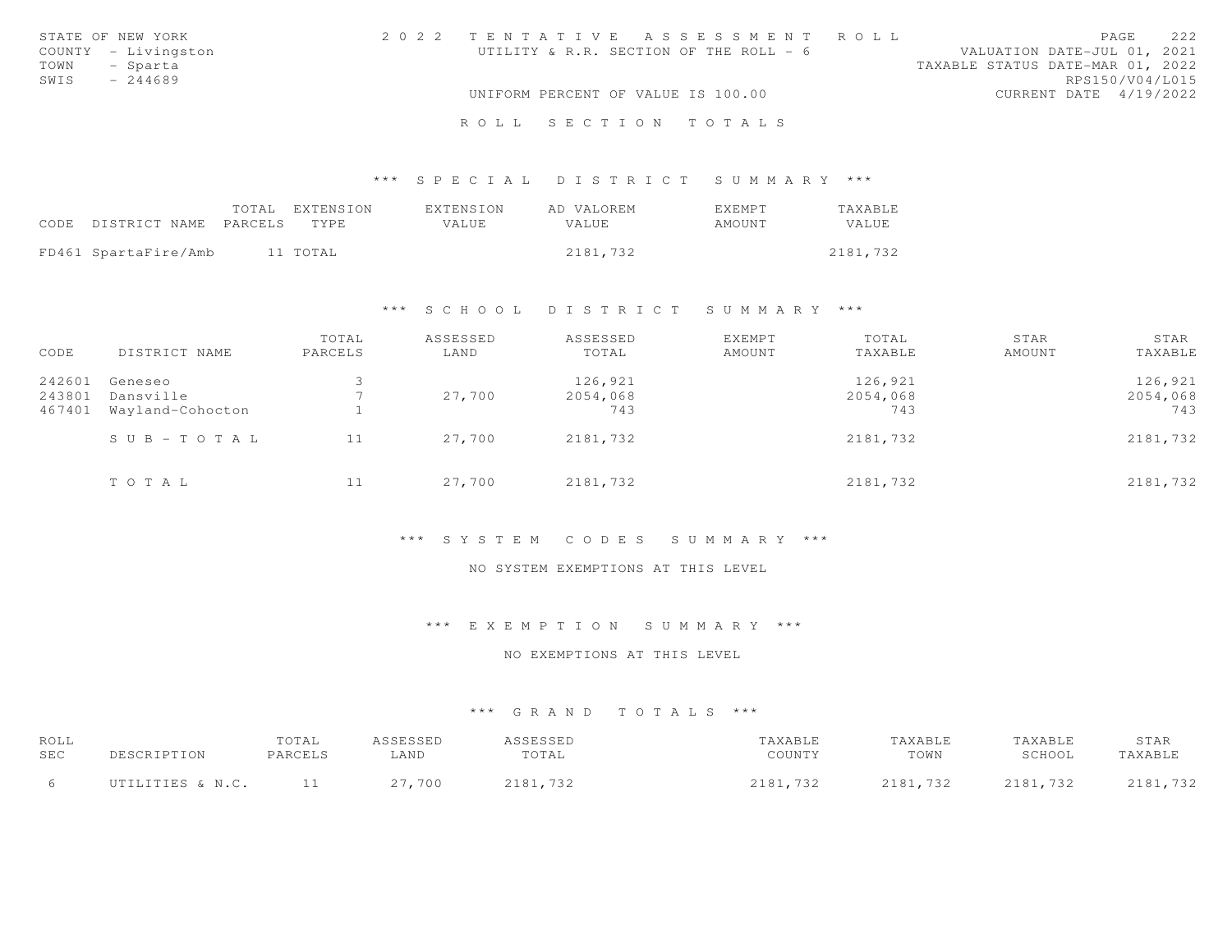STATE OF NEW YORK
COUNTY - Livingston
TOWN - Sparta
SWIS - 244689

2022 TENTATIVE ASSESSMENT ROLL
UTILITY & R.R. SECTION OF THE ROLL - 6
UNIFORM PERCENT OF VALUE IS 100.00

VALUATION DATE-JUL 01, 2021
TAXABLE STATUS DATE-MAR 01, 2022
RPS150/V04/L015
CURRENT DATE 4/19/2022

# ROLL SECTION TOTALS

## *** SPECIAL DISTRICT SUMMARY ***

| CODE | DISTRICT NAME | TOTAL PARCELS | EXTENSION TYPE | EXTENSION VALUE | AD VALOREM VALUE | EXEMPT AMOUNT | TAXABLE VALUE |
|---|---|---|---|---|---|---|---|
| FD461 | SpartaFire/Amb | 11 | TOTAL | | 2181,732 | | 2181,732 |

## *** SCHOOL DISTRICT SUMMARY ***

| CODE | DISTRICT NAME | TOTAL PARCELS | ASSESSED LAND | ASSESSED TOTAL | EXEMPT AMOUNT | TOTAL TAXABLE | STAR AMOUNT | STAR TAXABLE |
|---|---|---|---|---|---|---|---|---|
| 242601 | Geneseo | 3 | | 126,921 | | 126,921 | | 126,921 |
| 243801 | Dansville | 7 | 27,700 | 2054,068 | | 2054,068 | | 2054,068 |
| 467401 | Wayland-Cohocton | 1 | | 743 | | 743 | | 743 |
| | SUB-TOTAL | 11 | 27,700 | 2181,732 | | 2181,732 | | 2181,732 |
| | TOTAL | 11 | 27,700 | 2181,732 | | 2181,732 | | 2181,732 |

## *** SYSTEM CODES SUMMARY ***

NO SYSTEM EXEMPTIONS AT THIS LEVEL

## *** EXEMPTION SUMMARY ***

NO EXEMPTIONS AT THIS LEVEL

## *** GRAND TOTALS ***

| ROLL SEC | DESCRIPTION | TOTAL PARCELS | ASSESSED LAND | ASSESSED TOTAL | TAXABLE COUNTY | TAXABLE TOWN | TAXABLE SCHOOL | STAR TAXABLE |
|---|---|---|---|---|---|---|---|---|
| 6 | UTILITIES & N.C. | 11 | 27,700 | 2181,732 | 2181,732 | 2181,732 | 2181,732 | 2181,732 |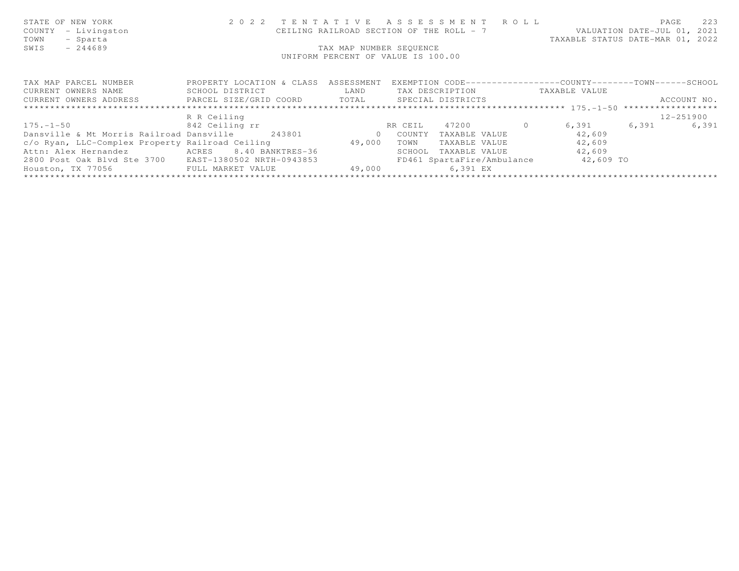STATE OF NEW YORK
COUNTY - Livingston
TOWN - Sparta
SWIS - 244689

# 2022 TENTATIVE ASSESSMENT ROLL

CEILING RAILROAD SECTION OF THE ROLL - 7

TAX MAP NUMBER SEQUENCE

UNIFORM PERCENT OF VALUE IS 100.00

VALUATION DATE-JUL 01, 2021
TAXABLE STATUS DATE-MAR 01, 2022

| TAX MAP PARCEL NUMBER / CURRENT OWNERS NAME / CURRENT OWNERS ADDRESS | PROPERTY LOCATION & CLASS / SCHOOL DISTRICT / PARCEL SIZE/GRID COORD | ASSESSMENT LAND / TOTAL | EXEMPTION CODE / TAX DESCRIPTION / SPECIAL DISTRICTS | COUNTY TAXABLE VALUE | TOWN | SCHOOL / ACCOUNT NO. |
|---|---|---|---|---|---|---|
| ******** 175.-1-50 ******** | | | | | | |
| | R R Ceiling | | | | | 12-251900 |
| 175.-1-50 | 842 Ceiling rr | | RR CEIL 47200 0 | 6,391 | 6,391 | 6,391 |
| Dansville & Mt Morris Railroad | Dansville 243801 | 0 | COUNTY TAXABLE VALUE | 42,609 | | |
| c/o Ryan, LLC-Complex Property | Railroad Ceiling | 49,000 | TOWN TAXABLE VALUE | 42,609 | | |
| Attn: Alex Hernandez | ACRES 8.40 BANKTRES-36 | | SCHOOL TAXABLE VALUE | 42,609 | | |
| 2800 Post Oak Blvd Ste 3700 | EAST-1380502 NRTH-0943853 | | FD461 SpartaFire/Ambulance | 42,609 TO | | |
| Houston, TX 77056 | FULL MARKET VALUE | 49,000 | 6,391 EX | | | |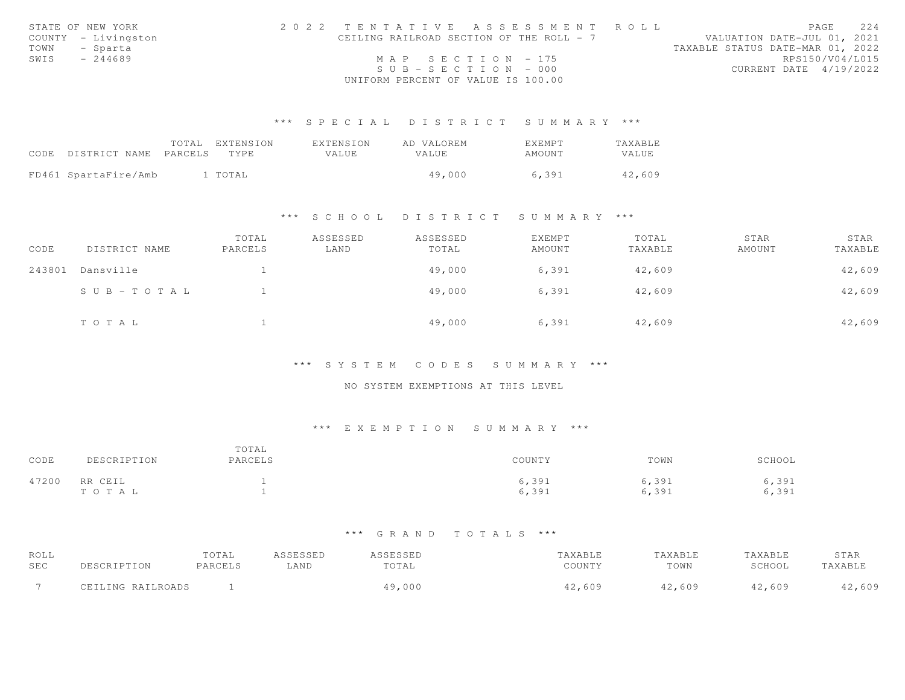STATE OF NEW YORK
COUNTY - Livingston
TOWN - Sparta
SWIS - 244689

2 0 2 2 TENTATIVE ASSESSMENT ROLL
CEILING RAILROAD SECTION OF THE ROLL - 7
MAP SECTION - 175
SUB-SECTION - 000
UNIFORM PERCENT OF VALUE IS 100.00

VALUATION DATE-JUL 01, 2021
TAXABLE STATUS DATE-MAR 01, 2022
RPS150/V04/L015
CURRENT DATE 4/19/2022

### *** SPECIAL DISTRICT SUMMARY ***

| CODE | DISTRICT NAME | TOTAL PARCELS | EXTENSION TYPE | EXTENSION VALUE | AD VALOREM VALUE | EXEMPT AMOUNT | TAXABLE VALUE |
|---|---|---|---|---|---|---|---|
| FD461 | SpartaFire/Amb | 1 | TOTAL | | 49,000 | 6,391 | 42,609 |

### *** SCHOOL DISTRICT SUMMARY ***

| CODE | DISTRICT NAME | TOTAL PARCELS | ASSESSED LAND | ASSESSED TOTAL | EXEMPT AMOUNT | TOTAL TAXABLE | STAR AMOUNT | STAR TAXABLE |
|---|---|---|---|---|---|---|---|---|
| 243801 | Dansville | 1 | | 49,000 | 6,391 | 42,609 | | 42,609 |
| | SUB-TOTAL | 1 | | 49,000 | 6,391 | 42,609 | | 42,609 |
| | TOTAL | 1 | | 49,000 | 6,391 | 42,609 | | 42,609 |

### *** SYSTEM CODES SUMMARY ***

NO SYSTEM EXEMPTIONS AT THIS LEVEL

### *** EXEMPTION SUMMARY ***

| CODE | DESCRIPTION | TOTAL PARCELS | COUNTY | TOWN | SCHOOL |
|---|---|---|---|---|---|
| 47200 | RR CEIL | 1 | 6,391 | 6,391 | 6,391 |
| | TOTAL | 1 | 6,391 | 6,391 | 6,391 |

### *** GRAND TOTALS ***

| ROLL SEC | DESCRIPTION | TOTAL PARCELS | ASSESSED LAND | ASSESSED TOTAL | TAXABLE COUNTY | TAXABLE TOWN | TAXABLE SCHOOL | STAR TAXABLE |
|---|---|---|---|---|---|---|---|---|
| 7 | CEILING RAILROADS | 1 | | 49,000 | 42,609 | 42,609 | 42,609 | 42,609 |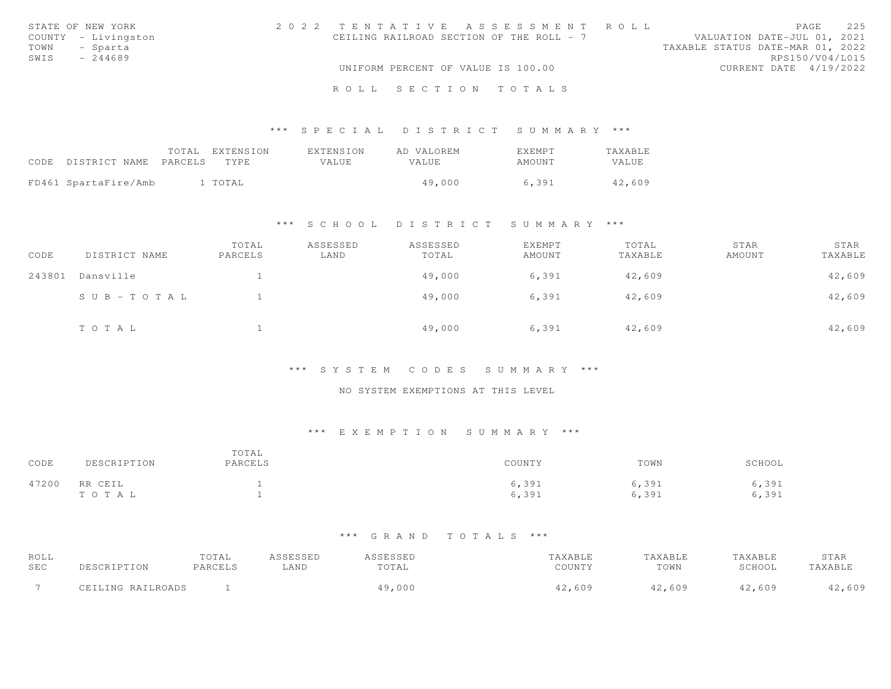STATE OF NEW YORK
COUNTY - Livingston
TOWN - Sparta
SWIS - 244689

# 2022 TENTATIVE ASSESSMENT ROLL

CEILING RAILROAD SECTION OF THE ROLL - 7

VALUATION DATE-JUL 01, 2021
TAXABLE STATUS DATE-MAR 01, 2022
RPS150/V04/L015
CURRENT DATE 4/19/2022

UNIFORM PERCENT OF VALUE IS 100.00

## ROLL SECTION TOTALS

### *** SPECIAL DISTRICT SUMMARY ***

| CODE | DISTRICT NAME | TOTAL PARCELS | EXTENSION TYPE | EXTENSION VALUE | AD VALOREM VALUE | EXEMPT AMOUNT | TAXABLE VALUE |
|---|---|---|---|---|---|---|---|
| FD461 | SpartaFire/Amb | 1 | TOTAL | | 49,000 | 6,391 | 42,609 |

### *** SCHOOL DISTRICT SUMMARY ***

| CODE | DISTRICT NAME | TOTAL PARCELS | ASSESSED LAND | ASSESSED TOTAL | EXEMPT AMOUNT | TOTAL TAXABLE | STAR AMOUNT | STAR TAXABLE |
|---|---|---|---|---|---|---|---|---|
| 243801 | Dansville | 1 | | 49,000 | 6,391 | 42,609 | | 42,609 |
| | S U B - T O T A L | 1 | | 49,000 | 6,391 | 42,609 | | 42,609 |
| | T O T A L | 1 | | 49,000 | 6,391 | 42,609 | | 42,609 |

### *** SYSTEM CODES SUMMARY ***

NO SYSTEM EXEMPTIONS AT THIS LEVEL

### *** EXEMPTION SUMMARY ***

| CODE | DESCRIPTION | TOTAL PARCELS | COUNTY | TOWN | SCHOOL |
|---|---|---|---|---|---|
| 47200 | RR CEIL | 1 | 6,391 | 6,391 | 6,391 |
| | T O T A L | 1 | 6,391 | 6,391 | 6,391 |

### *** GRAND TOTALS ***

| ROLL SEC | DESCRIPTION | TOTAL PARCELS | ASSESSED LAND | ASSESSED TOTAL | TAXABLE COUNTY | TAXABLE TOWN | TAXABLE SCHOOL | STAR TAXABLE |
|---|---|---|---|---|---|---|---|---|
| 7 | CEILING RAILROADS | 1 | | 49,000 | 42,609 | 42,609 | 42,609 | 42,609 |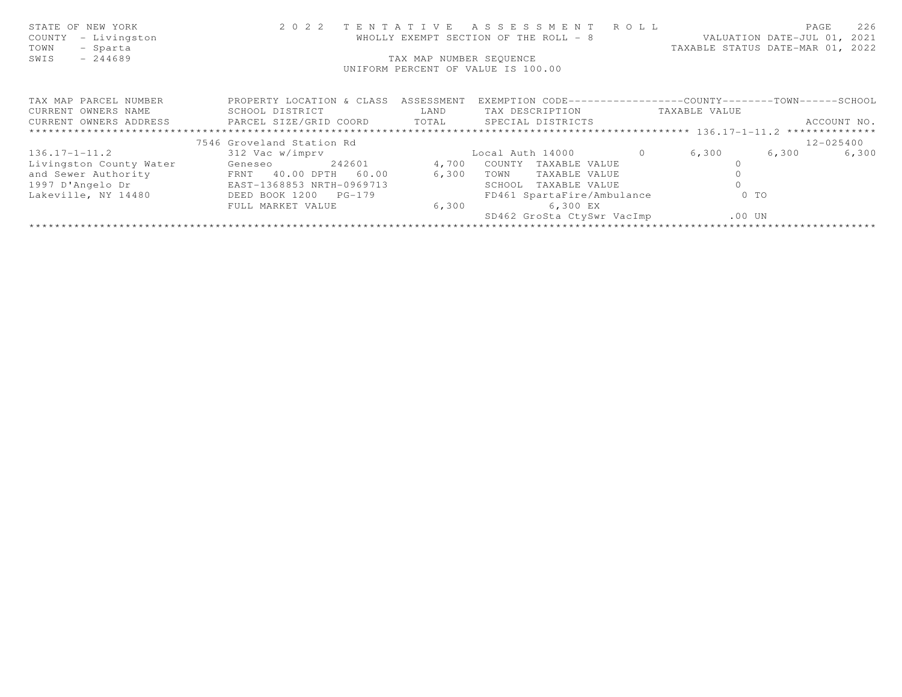STATE OF NEW YORK — COUNTY - Livingston — TOWN - Sparta — SWIS - 244689

# 2022 TENTATIVE ASSESSMENT ROLL

WHOLLY EXEMPT SECTION OF THE ROLL - 8

TAX MAP NUMBER SEQUENCE

UNIFORM PERCENT OF VALUE IS 100.00

VALUATION DATE-JUL 01, 2021
TAXABLE STATUS DATE-MAR 01, 2022

| TAX MAP PARCEL NUMBER / CURRENT OWNERS NAME / CURRENT OWNERS ADDRESS | PROPERTY LOCATION & CLASS / SCHOOL DISTRICT / PARCEL SIZE/GRID COORD | ASSESSMENT LAND / TOTAL | EXEMPTION CODE / TAX DESCRIPTION / SPECIAL DISTRICTS | | COUNTY | TOWN | SCHOOL |
|---|---|---|---|---|---|---|---|
| 136.17-1-11.2 | 7546 Groveland Station Rd | | | | | | 12-025400 |
| 136.17-1-11.2 | 312 Vac w/imprv | | Local Auth 14000 | 0 | 6,300 | 6,300 | 6,300 |
| Livingston County Water | Geneseo 242601 | 4,700 | COUNTY TAXABLE VALUE | | 0 | | |
| and Sewer Authority | FRNT 40.00 DPTH 60.00 | 6,300 | TOWN TAXABLE VALUE | | 0 | | |
| 1997 D'Angelo Dr | EAST-1368853 NRTH-0969713 | | SCHOOL TAXABLE VALUE | | 0 | | |
| Lakeville, NY 14480 | DEED BOOK 1200 PG-179 | | FD461 SpartaFire/Ambulance | | 0 TO | | |
| | FULL MARKET VALUE | 6,300 | 6,300 EX | | | | |
| | | | SD462 GroSta CtySwr VacImp | | .00 UN | | |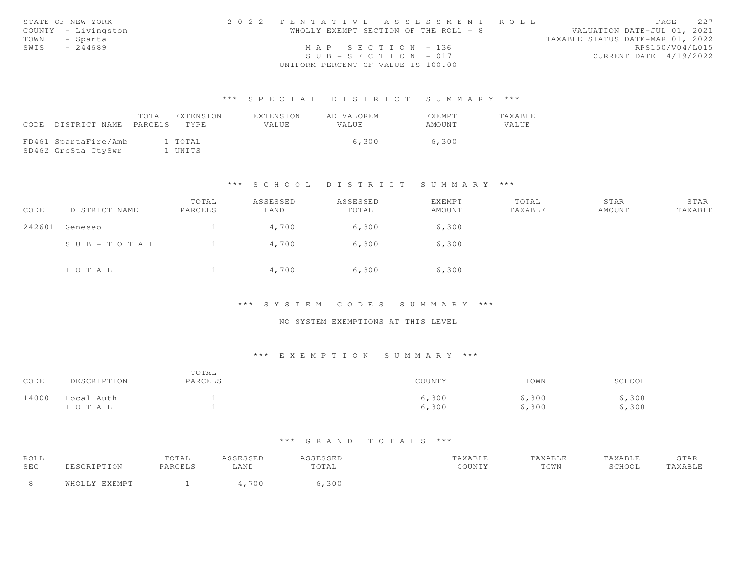STATE OF NEW YORK
COUNTY - Livingston
TOWN - Sparta
SWIS - 244689

2 0 2 2 TENTATIVE ASSESSMENT ROLL
WHOLLY EXEMPT SECTION OF THE ROLL - 8
MAP SECTION - 136
SUB-SECTION - 017
UNIFORM PERCENT OF VALUE IS 100.00

PAGE 227
VALUATION DATE-JUL 01, 2021
TAXABLE STATUS DATE-MAR 01, 2022
RPS150/V04/L015
CURRENT DATE 4/19/2022

## *** SPECIAL DISTRICT SUMMARY ***

| CODE | DISTRICT NAME | TOTAL PARCELS | EXTENSION TYPE | EXTENSION VALUE | AD VALOREM VALUE | EXEMPT AMOUNT | TAXABLE VALUE |
|---|---|---|---|---|---|---|---|
| FD461 | SpartaFire/Amb | 1 | TOTAL | | 6,300 | 6,300 | |
| SD462 | GroSta CtySwr | 1 | UNITS | | | | |

## *** SCHOOL DISTRICT SUMMARY ***

| CODE | DISTRICT NAME | TOTAL PARCELS | ASSESSED LAND | ASSESSED TOTAL | EXEMPT AMOUNT | TOTAL TAXABLE | STAR AMOUNT | STAR TAXABLE |
|---|---|---|---|---|---|---|---|---|
| 242601 | Geneseo | 1 | 4,700 | 6,300 | 6,300 | | | |
| | SUB-TOTAL | 1 | 4,700 | 6,300 | 6,300 | | | |
| | TOTAL | 1 | 4,700 | 6,300 | 6,300 | | | |

## *** SYSTEM CODES SUMMARY ***

NO SYSTEM EXEMPTIONS AT THIS LEVEL

## *** EXEMPTION SUMMARY ***

| CODE | DESCRIPTION | TOTAL PARCELS | COUNTY | TOWN | SCHOOL |
|---|---|---|---|---|---|
| 14000 | Local Auth | 1 | 6,300 | 6,300 | 6,300 |
| | TOTAL | 1 | 6,300 | 6,300 | 6,300 |

## *** GRAND TOTALS ***

| ROLL SEC | DESCRIPTION | TOTAL PARCELS | ASSESSED LAND | ASSESSED TOTAL | TAXABLE COUNTY | TAXABLE TOWN | TAXABLE SCHOOL | STAR TAXABLE |
|---|---|---|---|---|---|---|---|---|
| 8 | WHOLLY EXEMPT | 1 | 4,700 | 6,300 | | | | |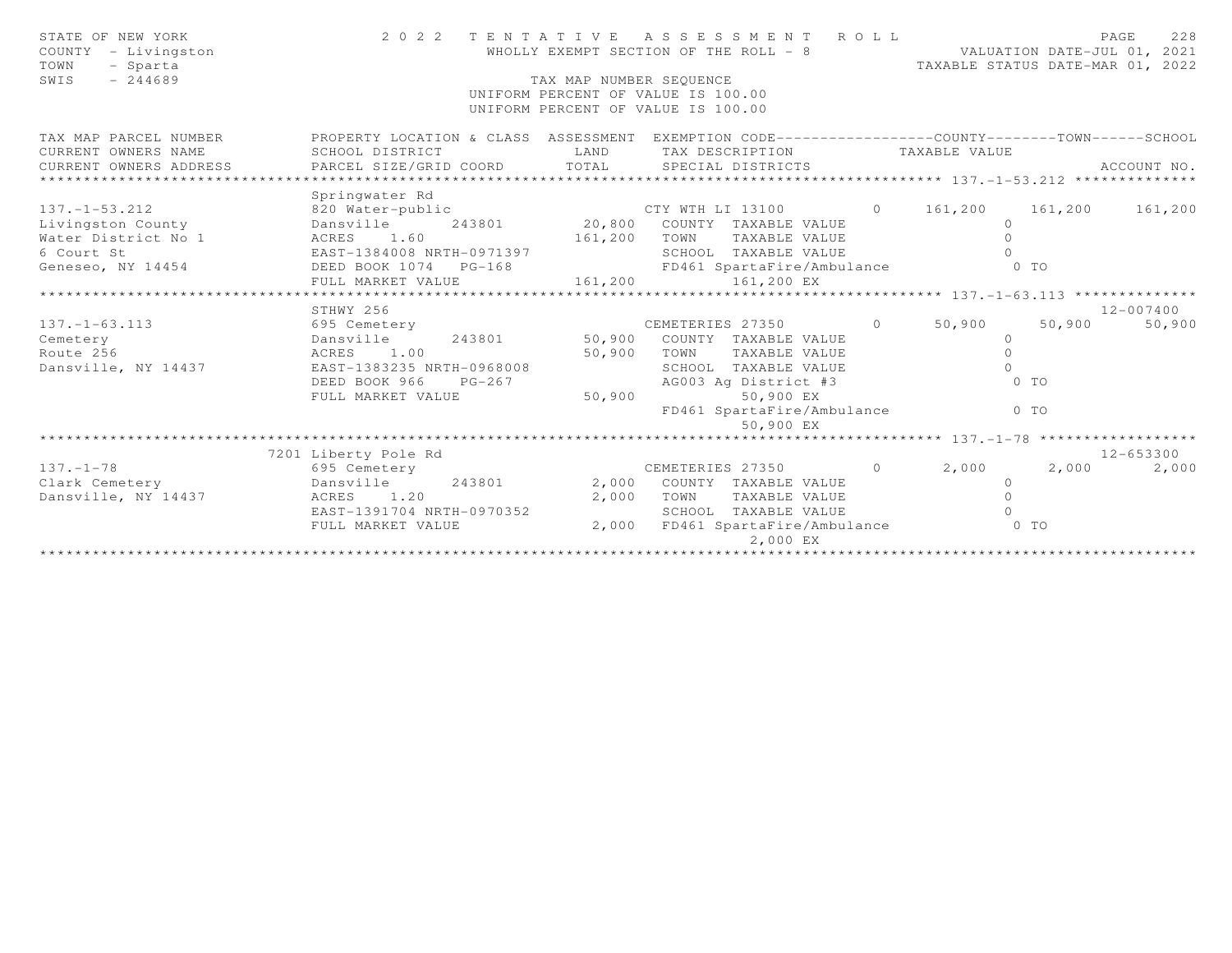STATE OF NEW YORK — 2022 TENTATIVE ASSESSMENT ROLL
COUNTY - Livingston — WHOLLY EXEMPT SECTION OF THE ROLL - 8 — VALUATION DATE-JUL 01, 2021
TOWN - Sparta — TAXABLE STATUS DATE-MAR 01, 2022
SWIS - 244689 — TAX MAP NUMBER SEQUENCE

UNIFORM PERCENT OF VALUE IS 100.00
UNIFORM PERCENT OF VALUE IS 100.00

| TAX MAP PARCEL NUMBER / CURRENT OWNERS NAME / CURRENT OWNERS ADDRESS | PROPERTY LOCATION & CLASS / SCHOOL DISTRICT / PARCEL SIZE/GRID COORD | ASSESSMENT LAND | TOTAL | EXEMPTION CODE / TAX DESCRIPTION / SPECIAL DISTRICTS | | COUNTY TAXABLE VALUE | TOWN | SCHOOL | ACCOUNT NO. |
|---|---|---|---|---|---|---|---|---|---|
| **137.-1-53.212** | Springwater Rd | | | | | | | | |
| 137.-1-53.212 | 820 Water-public | | | CTY WTH LI 13100 | 0 | 161,200 | 161,200 | 161,200 | |
| Livingston County | Dansville 243801 | 20,800 | | COUNTY TAXABLE VALUE | | 0 | | | |
| Water District No 1 | ACRES 1.60 | | 161,200 | TOWN TAXABLE VALUE | | 0 | | | |
| 6 Court St | EAST-1384008 NRTH-0971397 | | | SCHOOL TAXABLE VALUE | | 0 | | | |
| Geneseo, NY 14454 | DEED BOOK 1074 PG-168 | | | FD461 SpartaFire/Ambulance | | 0 TO | | | |
| | FULL MARKET VALUE | | 161,200 | 161,200 EX | | | | | |
| **137.-1-63.113** | STHWY 256 | | | | | | | | 12-007400 |
| 137.-1-63.113 | 695 Cemetery | | | CEMETERIES 27350 | 0 | 50,900 | 50,900 | 50,900 | |
| Cemetery | Dansville 243801 | 50,900 | | COUNTY TAXABLE VALUE | | 0 | | | |
| Route 256 | ACRES 1.00 | | 50,900 | TOWN TAXABLE VALUE | | 0 | | | |
| Dansville, NY 14437 | EAST-1383235 NRTH-0968008 | | | SCHOOL TAXABLE VALUE | | 0 | | | |
| | DEED BOOK 966 PG-267 | | | AG003 Ag District #3 | | 0 TO | | | |
| | FULL MARKET VALUE | | 50,900 | 50,900 EX | | | | | |
| | | | | FD461 SpartaFire/Ambulance | | 0 TO | | | |
| | | | | 50,900 EX | | | | | |
| **137.-1-78** | 7201 Liberty Pole Rd | | | | | | | | 12-653300 |
| 137.-1-78 | 695 Cemetery | | | CEMETERIES 27350 | 0 | 2,000 | 2,000 | 2,000 | |
| Clark Cemetery | Dansville 243801 | 2,000 | | COUNTY TAXABLE VALUE | | 0 | | | |
| Dansville, NY 14437 | ACRES 1.20 | | 2,000 | TOWN TAXABLE VALUE | | 0 | | | |
| | EAST-1391704 NRTH-0970352 | | | SCHOOL TAXABLE VALUE | | 0 | | | |
| | FULL MARKET VALUE | | 2,000 | FD461 SpartaFire/Ambulance | | 0 TO | | | |
| | | | | 2,000 EX | | | | | |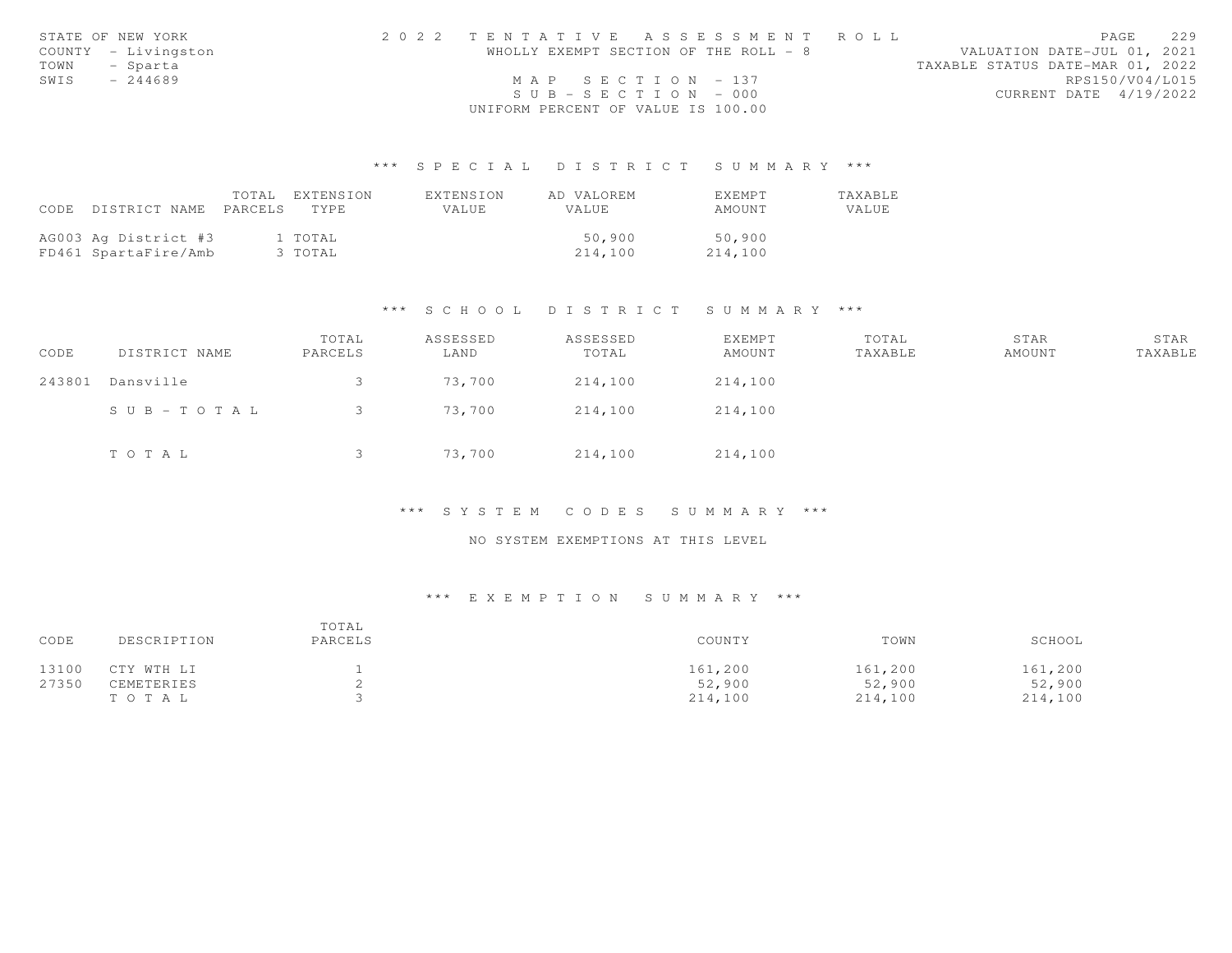STATE OF NEW YORK
COUNTY - Livingston
TOWN - Sparta
SWIS - 244689

2 0 2 2 T E N T A T I V E A S S E S S M E N T R O L L
WHOLLY EXEMPT SECTION OF THE ROLL - 8
M A P S E C T I O N - 137
S U B - S E C T I O N - 000
UNIFORM PERCENT OF VALUE IS 100.00

VALUATION DATE-JUL 01, 2021
TAXABLE STATUS DATE-MAR 01, 2022
RPS150/V04/L015
CURRENT DATE 4/19/2022

## \*\*\* S P E C I A L D I S T R I C T S U M M A R Y \*\*\*

| CODE | DISTRICT NAME | TOTAL PARCELS | EXTENSION TYPE | EXTENSION VALUE | AD VALOREM VALUE | EXEMPT AMOUNT | TAXABLE VALUE |
|---|---|---|---|---|---|---|---|
| AG003 | Ag District #3 | 1 | TOTAL | | 50,900 | 50,900 | |
| FD461 | SpartaFire/Amb | 3 | TOTAL | | 214,100 | 214,100 | |

## \*\*\* S C H O O L D I S T R I C T S U M M A R Y \*\*\*

| CODE | DISTRICT NAME | TOTAL PARCELS | ASSESSED LAND | ASSESSED TOTAL | EXEMPT AMOUNT | TOTAL TAXABLE | STAR AMOUNT | STAR TAXABLE |
|---|---|---|---|---|---|---|---|---|
| 243801 | Dansville | 3 | 73,700 | 214,100 | 214,100 | | | |
| | S U B - T O T A L | 3 | 73,700 | 214,100 | 214,100 | | | |
| | T O T A L | 3 | 73,700 | 214,100 | 214,100 | | | |

## \*\*\* S Y S T E M C O D E S S U M M A R Y \*\*\*

NO SYSTEM EXEMPTIONS AT THIS LEVEL

## \*\*\* E X E M P T I O N S U M M A R Y \*\*\*

| CODE | DESCRIPTION | TOTAL PARCELS | COUNTY | TOWN | SCHOOL |
|---|---|---|---|---|---|
| 13100 | CTY WTH LI | 1 | 161,200 | 161,200 | 161,200 |
| 27350 | CEMETERIES | 2 | 52,900 | 52,900 | 52,900 |
| | T O T A L | 3 | 214,100 | 214,100 | 214,100 |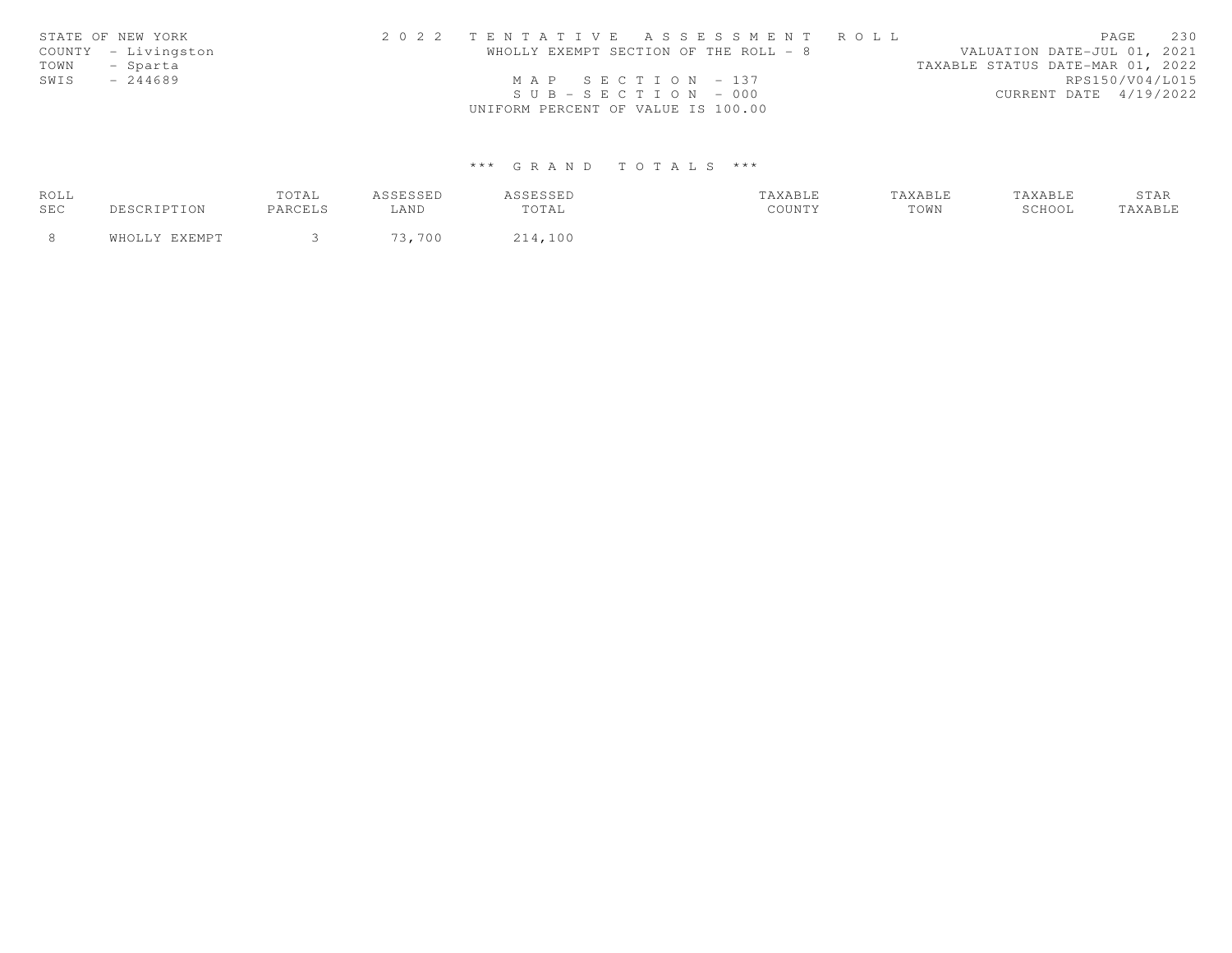STATE OF NEW YORK
COUNTY - Livingston
TOWN - Sparta
SWIS - 244689

2 0 2 2 T E N T A T I V E A S S E S S M E N T R O L L
WHOLLY EXEMPT SECTION OF THE ROLL - 8
M A P S E C T I O N - 137
S U B - S E C T I O N - 000
UNIFORM PERCENT OF VALUE IS 100.00

VALUATION DATE-JUL 01, 2021
TAXABLE STATUS DATE-MAR 01, 2022
RPS150/V04/L015
CURRENT DATE 4/19/2022

*** G R A N D T O T A L S ***

| ROLL SEC | DESCRIPTION | TOTAL PARCELS | ASSESSED LAND | ASSESSED TOTAL | TAXABLE COUNTY | TAXABLE TOWN | TAXABLE SCHOOL | STAR TAXABLE |
|---|---|---|---|---|---|---|---|---|
| 8 | WHOLLY EXEMPT | 3 | 73,700 | 214,100 | | | | |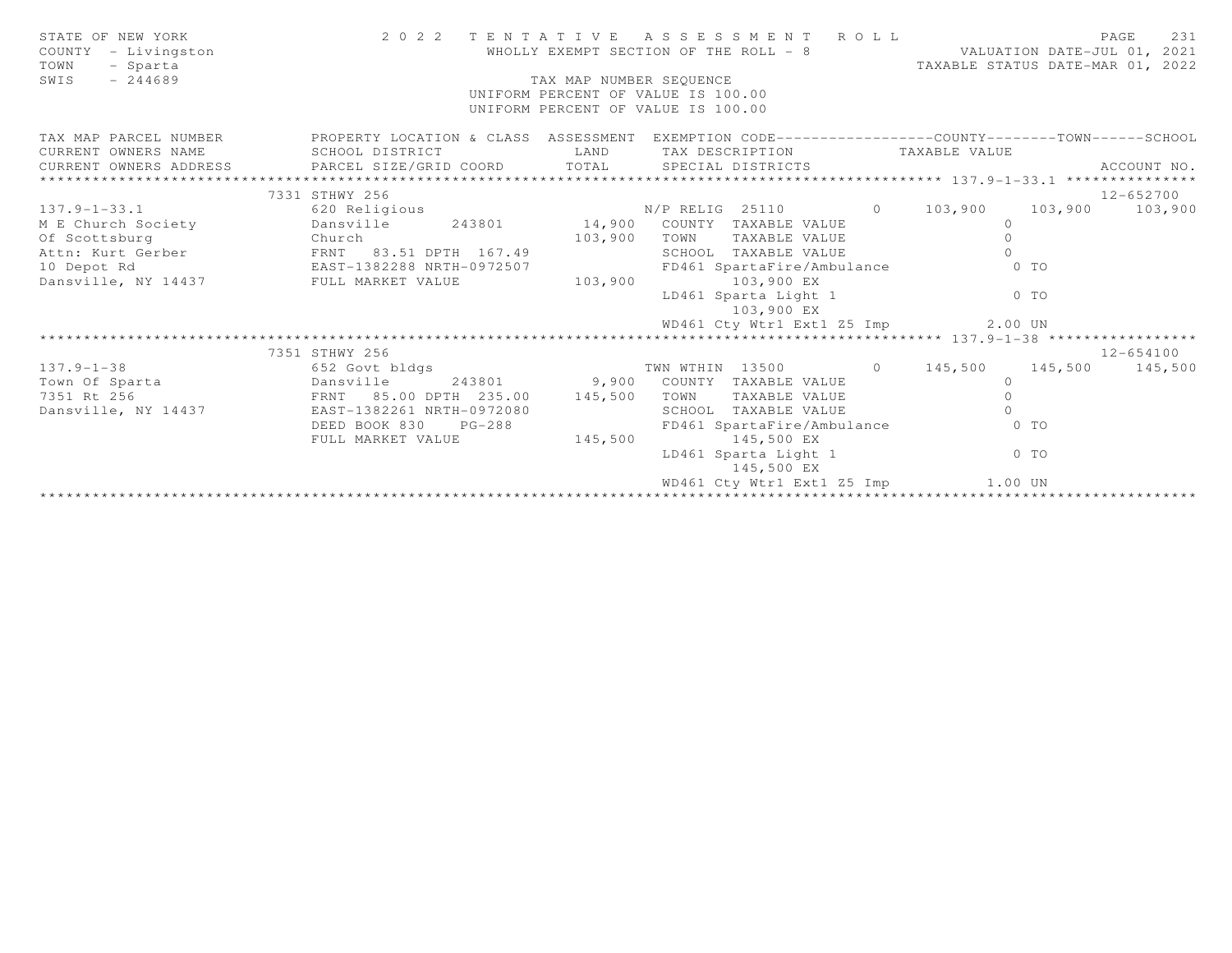STATE OF NEW YORK — 2022 TENTATIVE ASSESSMENT ROLL
COUNTY - Livingston — WHOLLY EXEMPT SECTION OF THE ROLL - 8 — VALUATION DATE-JUL 01, 2021
TOWN - Sparta — TAXABLE STATUS DATE-MAR 01, 2022
SWIS - 244689 — TAX MAP NUMBER SEQUENCE
UNIFORM PERCENT OF VALUE IS 100.00
UNIFORM PERCENT OF VALUE IS 100.00

| TAX MAP PARCEL NUMBER / CURRENT OWNERS NAME / CURRENT OWNERS ADDRESS | PROPERTY LOCATION & CLASS / SCHOOL DISTRICT / PARCEL SIZE/GRID COORD | ASSESSMENT LAND / TOTAL | EXEMPTION CODE / TAX DESCRIPTION / SPECIAL DISTRICTS | COUNTY | TOWN | SCHOOL / ACCOUNT NO. |
|---|---|---|---|---|---|---|
| **137.9-1-33.1** | 7331 STHWY 256 | | | | | 12-652700 |
| 137.9-1-33.1 | 620 Religious | | N/P RELIG 25110 0 | 103,900 | 103,900 | 103,900 |
| M E Church Society | Dansville 243801 | 14,900 | COUNTY TAXABLE VALUE | 0 | | |
| Of Scottsburg | Church | 103,900 | TOWN TAXABLE VALUE | 0 | | |
| Attn: Kurt Gerber | FRNT 83.51 DPTH 167.49 | | SCHOOL TAXABLE VALUE | 0 | | |
| 10 Depot Rd | EAST-1382288 NRTH-0972507 | | FD461 SpartaFire/Ambulance | 0 TO | | |
| Dansville, NY 14437 | FULL MARKET VALUE | 103,900 | 103,900 EX | | | |
| | | | LD461 Sparta Light 1 | 0 TO | | |
| | | | 103,900 EX | | | |
| | | | WD461 Cty Wtr1 Ext1 Z5 Imp | 2.00 UN | | |
| **137.9-1-38** | 7351 STHWY 256 | | | | | 12-654100 |
| 137.9-1-38 | 652 Govt bldgs | | TWN WTHIN 13500 0 | 145,500 | 145,500 | 145,500 |
| Town Of Sparta | Dansville 243801 | 9,900 | COUNTY TAXABLE VALUE | 0 | | |
| 7351 Rt 256 | FRNT 85.00 DPTH 235.00 | 145,500 | TOWN TAXABLE VALUE | 0 | | |
| Dansville, NY 14437 | EAST-1382261 NRTH-0972080 | | SCHOOL TAXABLE VALUE | 0 | | |
| | DEED BOOK 830 PG-288 | | FD461 SpartaFire/Ambulance | 0 TO | | |
| | FULL MARKET VALUE | 145,500 | 145,500 EX | | | |
| | | | LD461 Sparta Light 1 | 0 TO | | |
| | | | 145,500 EX | | | |
| | | | WD461 Cty Wtr1 Ext1 Z5 Imp | 1.00 UN | | |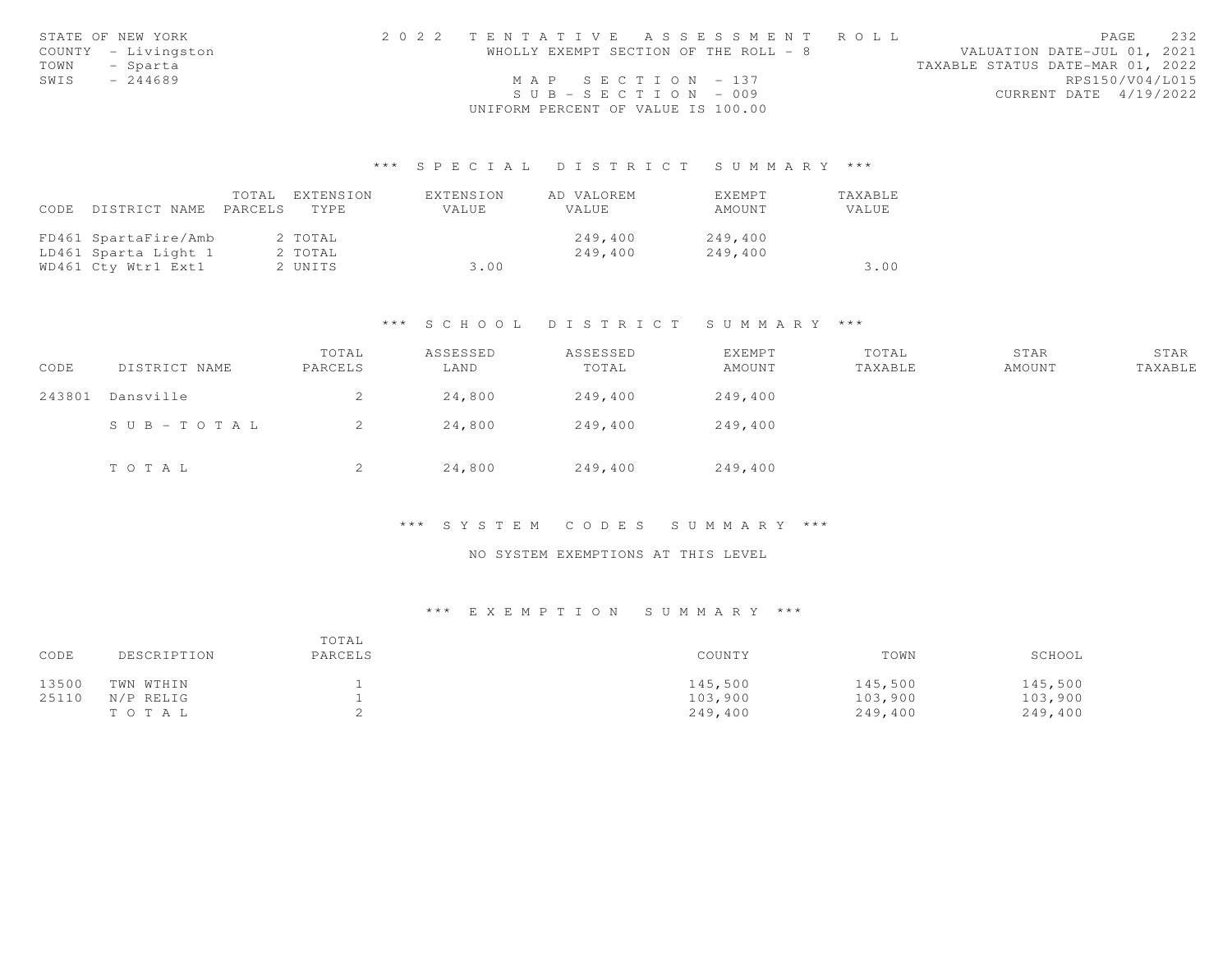STATE OF NEW YORK
COUNTY - Livingston
TOWN - Sparta
SWIS - 244689

2022 TENTATIVE ASSESSMENT ROLL
WHOLLY EXEMPT SECTION OF THE ROLL - 8
MAP SECTION - 137
SUB-SECTION - 009
UNIFORM PERCENT OF VALUE IS 100.00

VALUATION DATE-JUL 01, 2021
TAXABLE STATUS DATE-MAR 01, 2022
RPS150/V04/L015
CURRENT DATE 4/19/2022

## *** SPECIAL DISTRICT SUMMARY ***

| CODE | DISTRICT NAME | TOTAL PARCELS | EXTENSION TYPE | EXTENSION VALUE | AD VALOREM VALUE | EXEMPT AMOUNT | TAXABLE VALUE |
|---|---|---|---|---|---|---|---|
| FD461 | SpartaFire/Amb | 2 | TOTAL | | 249,400 | 249,400 | |
| LD461 | Sparta Light 1 | 2 | TOTAL | | 249,400 | 249,400 | |
| WD461 | Cty Wtr1 Ext1 | 2 | UNITS | 3.00 | | | 3.00 |

## *** SCHOOL DISTRICT SUMMARY ***

| CODE | DISTRICT NAME | TOTAL PARCELS | ASSESSED LAND | ASSESSED TOTAL | EXEMPT AMOUNT | TOTAL TAXABLE | STAR AMOUNT | STAR TAXABLE |
|---|---|---|---|---|---|---|---|---|
| 243801 | Dansville | 2 | 24,800 | 249,400 | 249,400 | | | |
| | SUB-TOTAL | 2 | 24,800 | 249,400 | 249,400 | | | |
| | TOTAL | 2 | 24,800 | 249,400 | 249,400 | | | |

## *** SYSTEM CODES SUMMARY ***

NO SYSTEM EXEMPTIONS AT THIS LEVEL

## *** EXEMPTION SUMMARY ***

| CODE | DESCRIPTION | TOTAL PARCELS | COUNTY | TOWN | SCHOOL |
|---|---|---|---|---|---|
| 13500 | TWN WTHIN | 1 | 145,500 | 145,500 | 145,500 |
| 25110 | N/P RELIG | 1 | 103,900 | 103,900 | 103,900 |
| | TOTAL | 2 | 249,400 | 249,400 | 249,400 |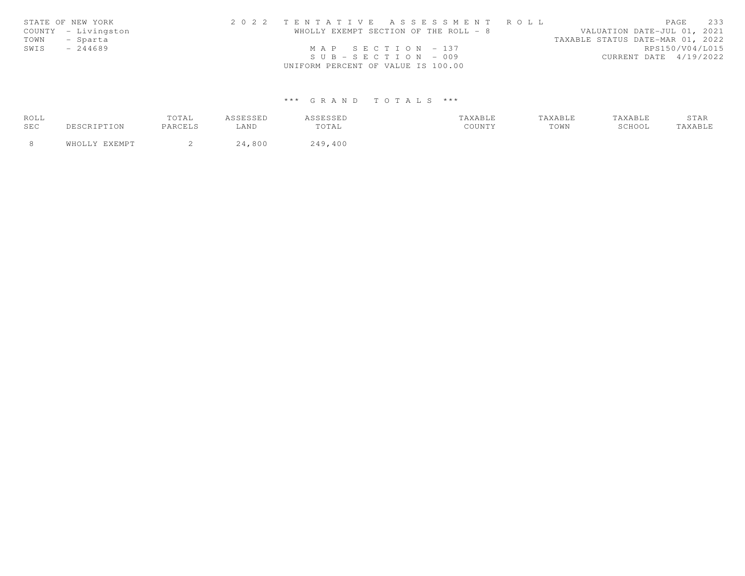STATE OF NEW YORK
COUNTY - Livingston
TOWN - Sparta
SWIS - 244689

2 0 2 2 T E N T A T I V E A S S E S S M E N T R O L L
WHOLLY EXEMPT SECTION OF THE ROLL - 8
M A P S E C T I O N - 137
S U B - S E C T I O N - 009
UNIFORM PERCENT OF VALUE IS 100.00

VALUATION DATE-JUL 01, 2021
TAXABLE STATUS DATE-MAR 01, 2022
RPS150/V04/L015
CURRENT DATE 4/19/2022

\*\*\* G R A N D T O T A L S \*\*\*

| ROLL SEC | DESCRIPTION | TOTAL PARCELS | ASSESSED LAND | ASSESSED TOTAL | TAXABLE COUNTY | TAXABLE TOWN | TAXABLE SCHOOL | STAR TAXABLE |
|---|---|---|---|---|---|---|---|---|
| 8 | WHOLLY EXEMPT | 2 | 24,800 | 249,400 | | | | |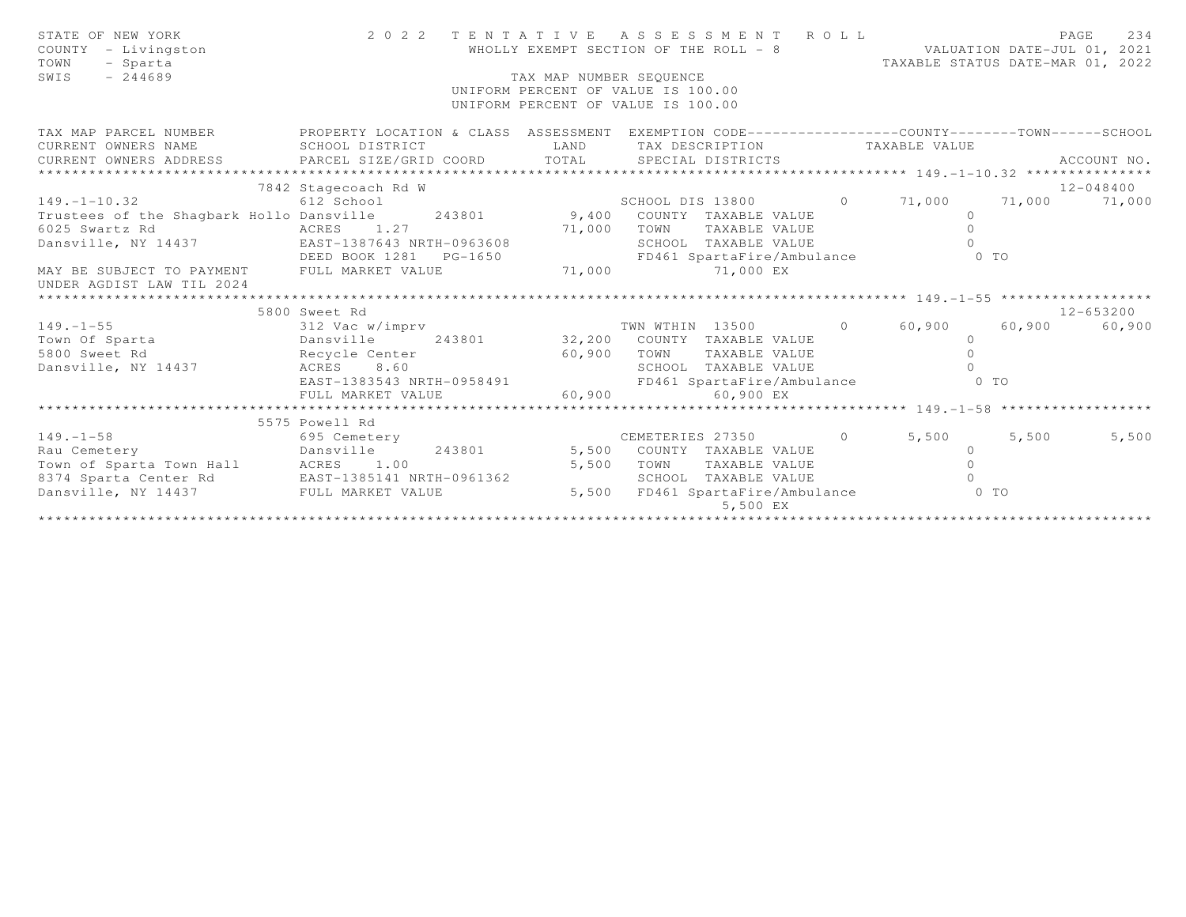STATE OF NEW YORK
COUNTY - Livingston
TOWN - Sparta
SWIS - 244689

# 2022 TENTATIVE ASSESSMENT ROLL

WHOLLY EXEMPT SECTION OF THE ROLL - 8
TAX MAP NUMBER SEQUENCE
UNIFORM PERCENT OF VALUE IS 100.00
UNIFORM PERCENT OF VALUE IS 100.00

VALUATION DATE-JUL 01, 2021
TAXABLE STATUS DATE-MAR 01, 2022

```
TAX MAP PARCEL NUMBER          PROPERTY LOCATION & CLASS  ASSESSMENT  EXEMPTION CODE------------------COUNTY--------TOWN------SCHOOL
CURRENT OWNERS NAME            SCHOOL DISTRICT               LAND      TAX DESCRIPTION            TAXABLE VALUE
CURRENT OWNERS ADDRESS         PARCEL SIZE/GRID COORD       TOTAL      SPECIAL DISTRICTS                                      ACCOUNT NO.
******************************************************************************************************* 149.-1-10.32 ***************
                          7842 Stagecoach Rd W                                                                              12-048400
149.-1-10.32                   612 School                             SCHOOL DIS 13800         0      71,000      71,000      71,000
Trustees of the Shagbark Hollo Dansville       243801         9,400   COUNTY  TAXABLE VALUE                  0
6025 Swartz Rd                 ACRES    1.27                 71,000   TOWN    TAXABLE VALUE                  0
Dansville, NY 14437            EAST-1387643 NRTH-0963608              SCHOOL  TAXABLE VALUE                  0
                               DEED BOOK 1281   PG-1650               FD461 SpartaFire/Ambulance               0 TO
MAY BE SUBJECT TO PAYMENT      FULL MARKET VALUE             71,000              71,000 EX
UNDER AGDIST LAW TIL 2024
******************************************************************************************************* 149.-1-55 ******************
                          5800 Sweet Rd                                                                                     12-653200
149.-1-55                      312 Vac w/imprv                        TWN WTHIN  13500         0      60,900      60,900      60,900
Town Of Sparta                 Dansville       243801        32,200   COUNTY  TAXABLE VALUE                  0
5800 Sweet Rd                  Recycle Center                60,900   TOWN    TAXABLE VALUE                  0
Dansville, NY 14437            ACRES    8.60                          SCHOOL  TAXABLE VALUE                  0
                               EAST-1383543 NRTH-0958491              FD461 SpartaFire/Ambulance               0 TO
                               FULL MARKET VALUE             60,900              60,900 EX
******************************************************************************************************* 149.-1-58 ******************
                          5575 Powell Rd
149.-1-58                      695 Cemetery                           CEMETERIES 27350         0       5,500       5,500       5,500
Rau Cemetery                   Dansville       243801         5,500   COUNTY  TAXABLE VALUE                  0
Town of Sparta Town Hall       ACRES    1.00                  5,500   TOWN    TAXABLE VALUE                  0
8374 Sparta Center Rd          EAST-1385141 NRTH-0961362              SCHOOL  TAXABLE VALUE                  0
Dansville, NY 14437            FULL MARKET VALUE              5,500   FD461 SpartaFire/Ambulance               0 TO
                                                                                  5,500 EX
************************************************************************************************************************************
```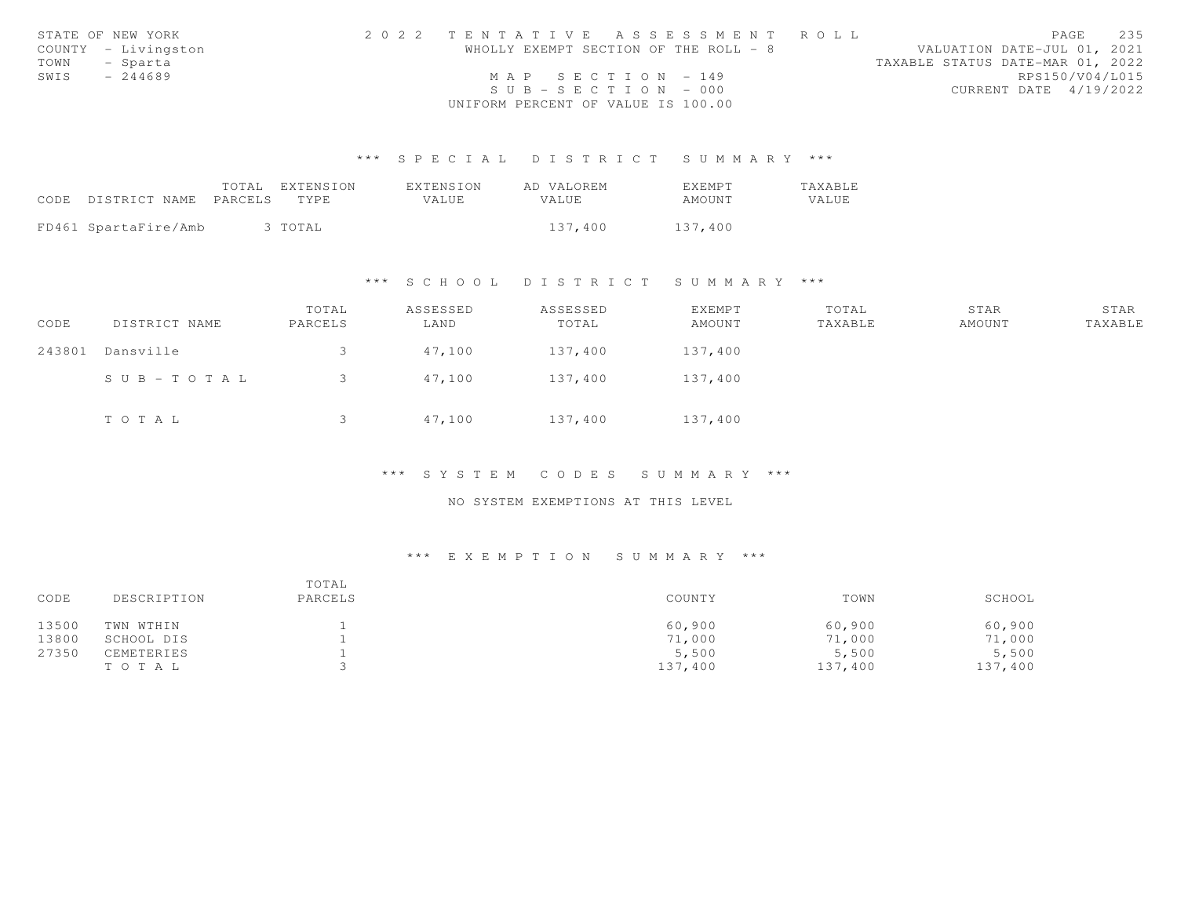STATE OF NEW YORK
COUNTY - Livingston
TOWN - Sparta
SWIS - 244689

2 0 2 2 T E N T A T I V E A S S E S S M E N T R O L L
WHOLLY EXEMPT SECTION OF THE ROLL - 8
M A P S E C T I O N - 149
S U B - S E C T I O N - 000
UNIFORM PERCENT OF VALUE IS 100.00

VALUATION DATE-JUL 01, 2021
TAXABLE STATUS DATE-MAR 01, 2022
RPS150/V04/L015
CURRENT DATE 4/19/2022

## *** S P E C I A L D I S T R I C T S U M M A R Y ***

| CODE | DISTRICT NAME | TOTAL PARCELS | EXTENSION TYPE | EXTENSION VALUE | AD VALOREM VALUE | EXEMPT AMOUNT | TAXABLE VALUE |
|---|---|---|---|---|---|---|---|
| FD461 | SpartaFire/Amb | 3 | TOTAL | | 137,400 | 137,400 | |

## *** S C H O O L D I S T R I C T S U M M A R Y ***

| CODE | DISTRICT NAME | TOTAL PARCELS | ASSESSED LAND | ASSESSED TOTAL | EXEMPT AMOUNT | TOTAL TAXABLE | STAR AMOUNT | STAR TAXABLE |
|---|---|---|---|---|---|---|---|---|
| 243801 | Dansville | 3 | 47,100 | 137,400 | 137,400 | | | |
| | S U B - T O T A L | 3 | 47,100 | 137,400 | 137,400 | | | |
| | T O T A L | 3 | 47,100 | 137,400 | 137,400 | | | |

## *** S Y S T E M C O D E S S U M M A R Y ***

NO SYSTEM EXEMPTIONS AT THIS LEVEL

## *** E X E M P T I O N S U M M A R Y ***

| CODE | DESCRIPTION | TOTAL PARCELS | COUNTY | TOWN | SCHOOL |
|---|---|---|---|---|---|
| 13500 | TWN WTHIN | 1 | 60,900 | 60,900 | 60,900 |
| 13800 | SCHOOL DIS | 1 | 71,000 | 71,000 | 71,000 |
| 27350 | CEMETERIES | 1 | 5,500 | 5,500 | 5,500 |
| | T O T A L | 3 | 137,400 | 137,400 | 137,400 |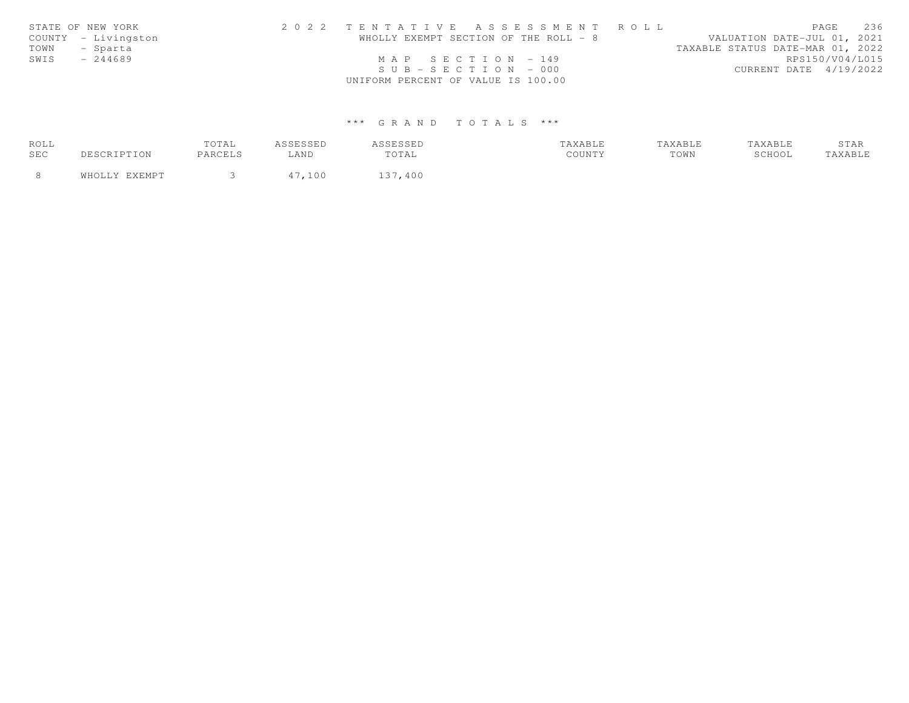STATE OF NEW YORK
COUNTY - Livingston
TOWN - Sparta
SWIS - 244689

2 0 2 2 T E N T A T I V E A S S E S S M E N T R O L L
WHOLLY EXEMPT SECTION OF THE ROLL - 8
M A P S E C T I O N - 149
S U B - S E C T I O N - 000
UNIFORM PERCENT OF VALUE IS 100.00

VALUATION DATE-JUL 01, 2021
TAXABLE STATUS DATE-MAR 01, 2022
RPS150/V04/L015
CURRENT DATE 4/19/2022

*** G R A N D T O T A L S ***

| ROLL SEC | DESCRIPTION | TOTAL PARCELS | ASSESSED LAND | ASSESSED TOTAL | TAXABLE COUNTY | TAXABLE TOWN | TAXABLE SCHOOL | STAR TAXABLE |
|---|---|---|---|---|---|---|---|---|
| 8 | WHOLLY EXEMPT | 3 | 47,100 | 137,400 | | | | |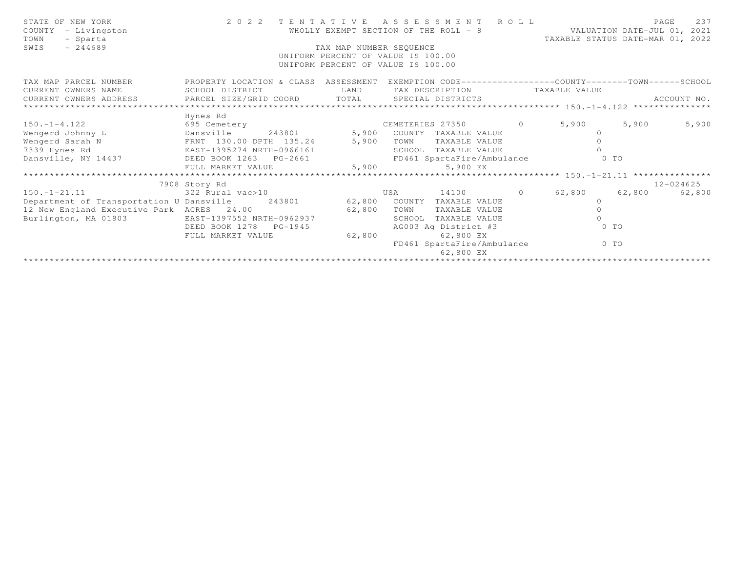STATE OF NEW YORK
COUNTY - Livingston
TOWN - Sparta
SWIS - 244689

# 2022 TENTATIVE ASSESSMENT ROLL

WHOLLY EXEMPT SECTION OF THE ROLL - 8

TAX MAP NUMBER SEQUENCE
UNIFORM PERCENT OF VALUE IS 100.00
UNIFORM PERCENT OF VALUE IS 100.00

VALUATION DATE-JUL 01, 2021
TAXABLE STATUS DATE-MAR 01, 2022

| TAX MAP PARCEL NUMBER / CURRENT OWNERS NAME / CURRENT OWNERS ADDRESS | PROPERTY LOCATION & CLASS / SCHOOL DISTRICT / PARCEL SIZE/GRID COORD | ASSESSMENT LAND / TOTAL | EXEMPTION CODE / TAX DESCRIPTION / SPECIAL DISTRICTS | | COUNTY | TOWN | SCHOOL / ACCOUNT NO. |
|---|---|---|---|---|---|---|---|
| **150.-1-4.122** | Hynes Rd | | | | | | |
| 150.-1-4.122 | 695 Cemetery | | CEMETERIES 27350 | 0 | 5,900 | 5,900 | 5,900 |
| Wengerd Johnny L | Dansville 243801 | 5,900 | COUNTY TAXABLE VALUE | | 0 | | |
| Wengerd Sarah N | FRNT 130.00 DPTH 135.24 | 5,900 | TOWN TAXABLE VALUE | | 0 | | |
| 7339 Hynes Rd | EAST-1395274 NRTH-0966161 | | SCHOOL TAXABLE VALUE | | 0 | | |
| Dansville, NY 14437 | DEED BOOK 1263 PG-2661 | | FD461 SpartaFire/Ambulance | | 0 TO | | |
| | FULL MARKET VALUE | 5,900 | 5,900 EX | | | | |
| **150.-1-21.11** | 7908 Story Rd | | | | | | 12-024625 |
| 150.-1-21.11 | 322 Rural vac>10 | | USA 14100 | 0 | 62,800 | 62,800 | 62,800 |
| Department of Transportation U | Dansville 243801 | 62,800 | COUNTY TAXABLE VALUE | | 0 | | |
| 12 New England Executive Park | ACRES 24.00 | 62,800 | TOWN TAXABLE VALUE | | 0 | | |
| Burlington, MA 01803 | EAST-1397552 NRTH-0962937 | | SCHOOL TAXABLE VALUE | | 0 | | |
| | DEED BOOK 1278 PG-1945 | | AG003 Ag District #3 | | 0 TO | | |
| | FULL MARKET VALUE | 62,800 | 62,800 EX | | | | |
| | | | FD461 SpartaFire/Ambulance | | 0 TO | | |
| | | | 62,800 EX | | | | |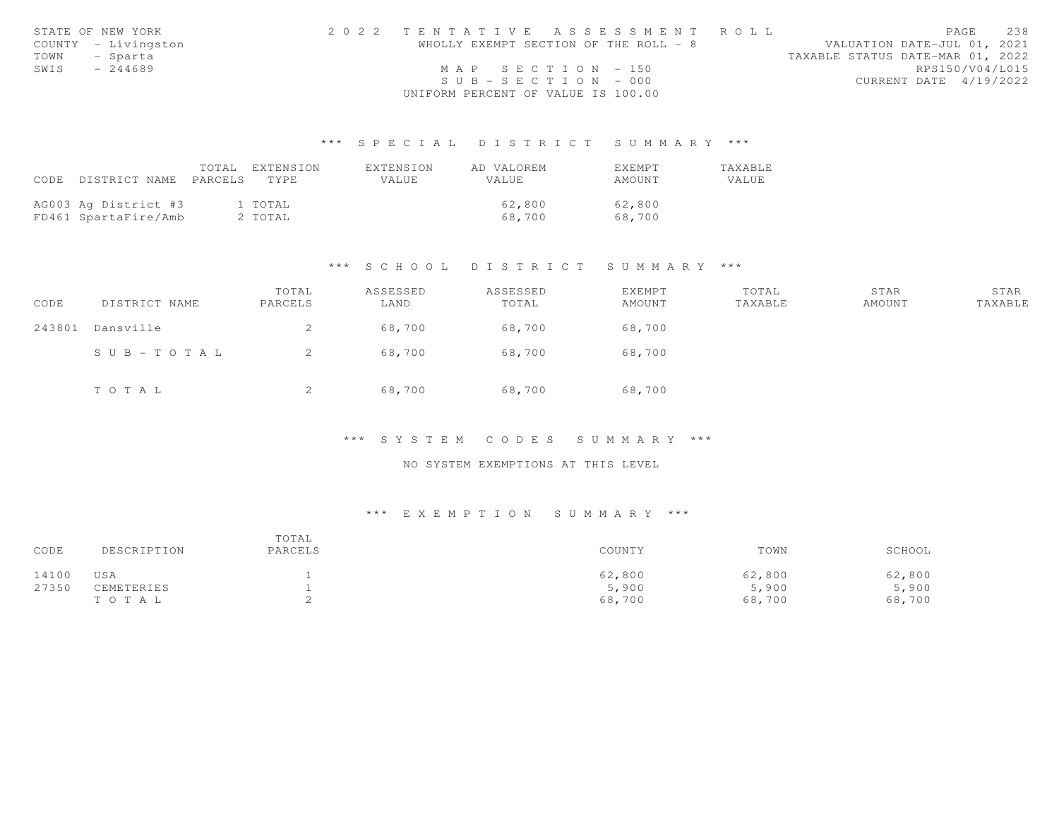STATE OF NEW YORK
COUNTY - Livingston
TOWN - Sparta
SWIS - 244689

2022 TENTATIVE ASSESSMENT ROLL
WHOLLY EXEMPT SECTION OF THE ROLL - 8

MAP SECTION - 150
SUB-SECTION - 000
UNIFORM PERCENT OF VALUE IS 100.00

VALUATION DATE-JUL 01, 2021
TAXABLE STATUS DATE-MAR 01, 2022
RPS150/V04/L015
CURRENT DATE 4/19/2022

### *** SPECIAL DISTRICT SUMMARY ***

| CODE | DISTRICT NAME | TOTAL PARCELS | EXTENSION TYPE | EXTENSION VALUE | AD VALOREM VALUE | EXEMPT AMOUNT | TAXABLE VALUE |
|---|---|---|---|---|---|---|---|
| AG003 | Ag District #3 | 1 | TOTAL | | 62,800 | 62,800 | |
| FD461 | SpartaFire/Amb | 2 | TOTAL | | 68,700 | 68,700 | |

### *** SCHOOL DISTRICT SUMMARY ***

| CODE | DISTRICT NAME | TOTAL PARCELS | ASSESSED LAND | ASSESSED TOTAL | EXEMPT AMOUNT | TOTAL TAXABLE | STAR AMOUNT | STAR TAXABLE |
|---|---|---|---|---|---|---|---|---|
| 243801 | Dansville | 2 | 68,700 | 68,700 | 68,700 | | | |
| | SUB-TOTAL | 2 | 68,700 | 68,700 | 68,700 | | | |
| | TOTAL | 2 | 68,700 | 68,700 | 68,700 | | | |

### *** SYSTEM CODES SUMMARY ***

NO SYSTEM EXEMPTIONS AT THIS LEVEL

### *** EXEMPTION SUMMARY ***

| CODE | DESCRIPTION | TOTAL PARCELS | COUNTY | TOWN | SCHOOL |
|---|---|---|---|---|---|
| 14100 | USA | 1 | 62,800 | 62,800 | 62,800 |
| 27350 | CEMETERIES | 1 | 5,900 | 5,900 | 5,900 |
| | TOTAL | 2 | 68,700 | 68,700 | 68,700 |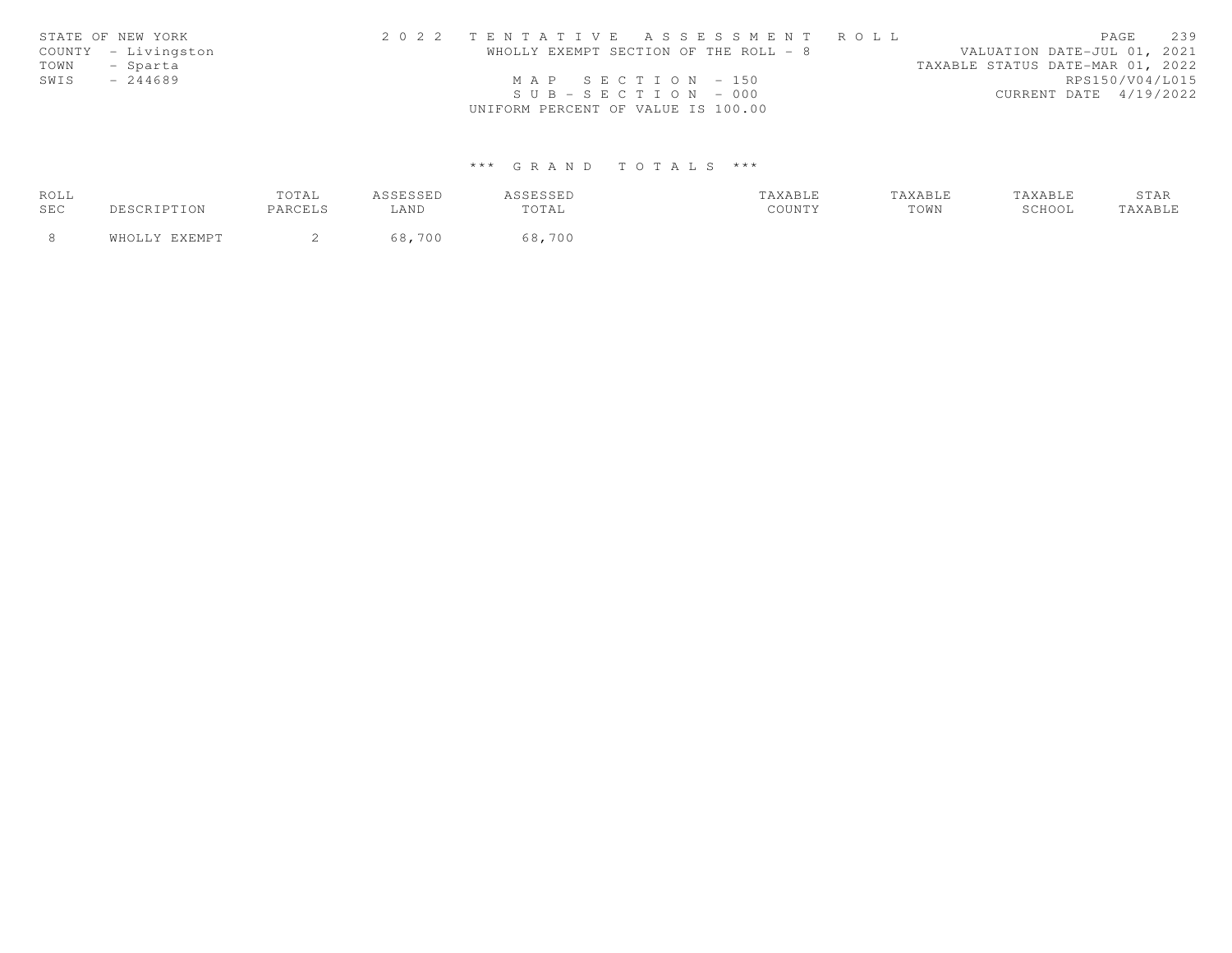STATE OF NEW YORK
COUNTY - Livingston
TOWN - Sparta
SWIS - 244689

2 0 2 2 T E N T A T I V E A S S E S S M E N T R O L L
WHOLLY EXEMPT SECTION OF THE ROLL - 8
M A P S E C T I O N - 150
S U B - S E C T I O N - 000
UNIFORM PERCENT OF VALUE IS 100.00

VALUATION DATE-JUL 01, 2021
TAXABLE STATUS DATE-MAR 01, 2022
RPS150/V04/L015
CURRENT DATE 4/19/2022

\*\*\* G R A N D T O T A L S \*\*\*

| ROLL SEC | DESCRIPTION | TOTAL PARCELS | ASSESSED LAND | ASSESSED TOTAL | TAXABLE COUNTY | TAXABLE TOWN | TAXABLE SCHOOL | STAR TAXABLE |
|---|---|---|---|---|---|---|---|---|
| 8 | WHOLLY EXEMPT | 2 | 68,700 | 68,700 | | | | |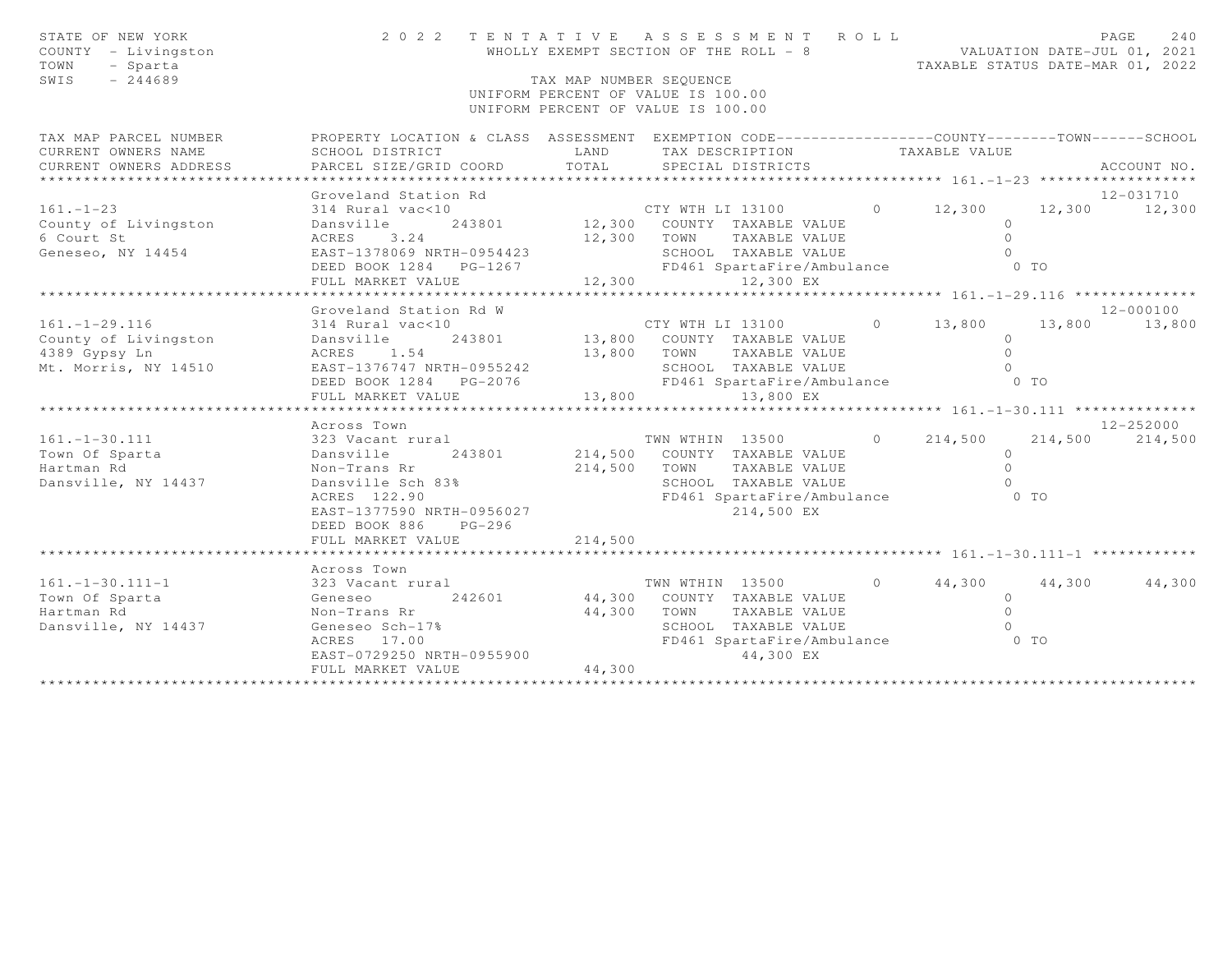STATE OF NEW YORK
COUNTY - Livingston
TOWN - Sparta
SWIS - 244689

# 2022 TENTATIVE ASSESSMENT ROLL

WHOLLY EXEMPT SECTION OF THE ROLL - 8

TAX MAP NUMBER SEQUENCE

UNIFORM PERCENT OF VALUE IS 100.00

UNIFORM PERCENT OF VALUE IS 100.00

VALUATION DATE-JUL 01, 2021
TAXABLE STATUS DATE-MAR 01, 2022

| TAX MAP PARCEL NUMBER / CURRENT OWNERS NAME / CURRENT OWNERS ADDRESS | PROPERTY LOCATION & CLASS / SCHOOL DISTRICT / PARCEL SIZE/GRID COORD | ASSESSMENT LAND / TOTAL | EXEMPTION CODE / TAX DESCRIPTION / SPECIAL DISTRICTS | COUNTY TAXABLE VALUE | TOWN | SCHOOL | ACCOUNT NO. |
|---|---|---|---|---|---|---|---|
| **161.-1-23** | Groveland Station Rd | | | | | | 12-031710 |
| 161.-1-23 | 314 Rural vac<10 | | CTY WTH LI 13100 0 | 12,300 | 12,300 | 12,300 | |
| County of Livingston | Dansville 243801 | 12,300 | COUNTY TAXABLE VALUE | 0 | | | |
| 6 Court St | ACRES 3.24 | 12,300 | TOWN TAXABLE VALUE | 0 | | | |
| Geneseo, NY 14454 | EAST-1378069 NRTH-0954423 | | SCHOOL TAXABLE VALUE | 0 | | | |
| | DEED BOOK 1284 PG-1267 | | FD461 SpartaFire/Ambulance | 0 TO | | | |
| | FULL MARKET VALUE | 12,300 | 12,300 EX | | | | |
| **161.-1-29.116** | Groveland Station Rd W | | | | | | 12-000100 |
| 161.-1-29.116 | 314 Rural vac<10 | | CTY WTH LI 13100 0 | 13,800 | 13,800 | 13,800 | |
| County of Livingston | Dansville 243801 | 13,800 | COUNTY TAXABLE VALUE | 0 | | | |
| 4389 Gypsy Ln | ACRES 1.54 | 13,800 | TOWN TAXABLE VALUE | 0 | | | |
| Mt. Morris, NY 14510 | EAST-1376747 NRTH-0955242 | | SCHOOL TAXABLE VALUE | 0 | | | |
| | DEED BOOK 1284 PG-2076 | | FD461 SpartaFire/Ambulance | 0 TO | | | |
| | FULL MARKET VALUE | 13,800 | 13,800 EX | | | | |
| **161.-1-30.111** | Across Town | | | | | | 12-252000 |
| 161.-1-30.111 | 323 Vacant rural | | TWN WTHIN 13500 0 | 214,500 | 214,500 | 214,500 | |
| Town Of Sparta | Dansville 243801 | 214,500 | COUNTY TAXABLE VALUE | 0 | | | |
| Hartman Rd | Non-Trans Rr | 214,500 | TOWN TAXABLE VALUE | 0 | | | |
| Dansville, NY 14437 | Dansville Sch 83% | | SCHOOL TAXABLE VALUE | 0 | | | |
| | ACRES 122.90 | | FD461 SpartaFire/Ambulance | 0 TO | | | |
| | EAST-1377590 NRTH-0956027 | | 214,500 EX | | | | |
| | DEED BOOK 886 PG-296 | | | | | | |
| | FULL MARKET VALUE | 214,500 | | | | | |
| **161.-1-30.111-1** | Across Town | | | | | | |
| 161.-1-30.111-1 | 323 Vacant rural | | TWN WTHIN 13500 0 | 44,300 | 44,300 | 44,300 | |
| Town Of Sparta | Geneseo 242601 | 44,300 | COUNTY TAXABLE VALUE | 0 | | | |
| Hartman Rd | Non-Trans Rr | 44,300 | TOWN TAXABLE VALUE | 0 | | | |
| Dansville, NY 14437 | Geneseo Sch-17% | | SCHOOL TAXABLE VALUE | 0 | | | |
| | ACRES 17.00 | | FD461 SpartaFire/Ambulance | 0 TO | | | |
| | EAST-0729250 NRTH-0955900 | | 44,300 EX | | | | |
| | FULL MARKET VALUE | 44,300 | | | | | |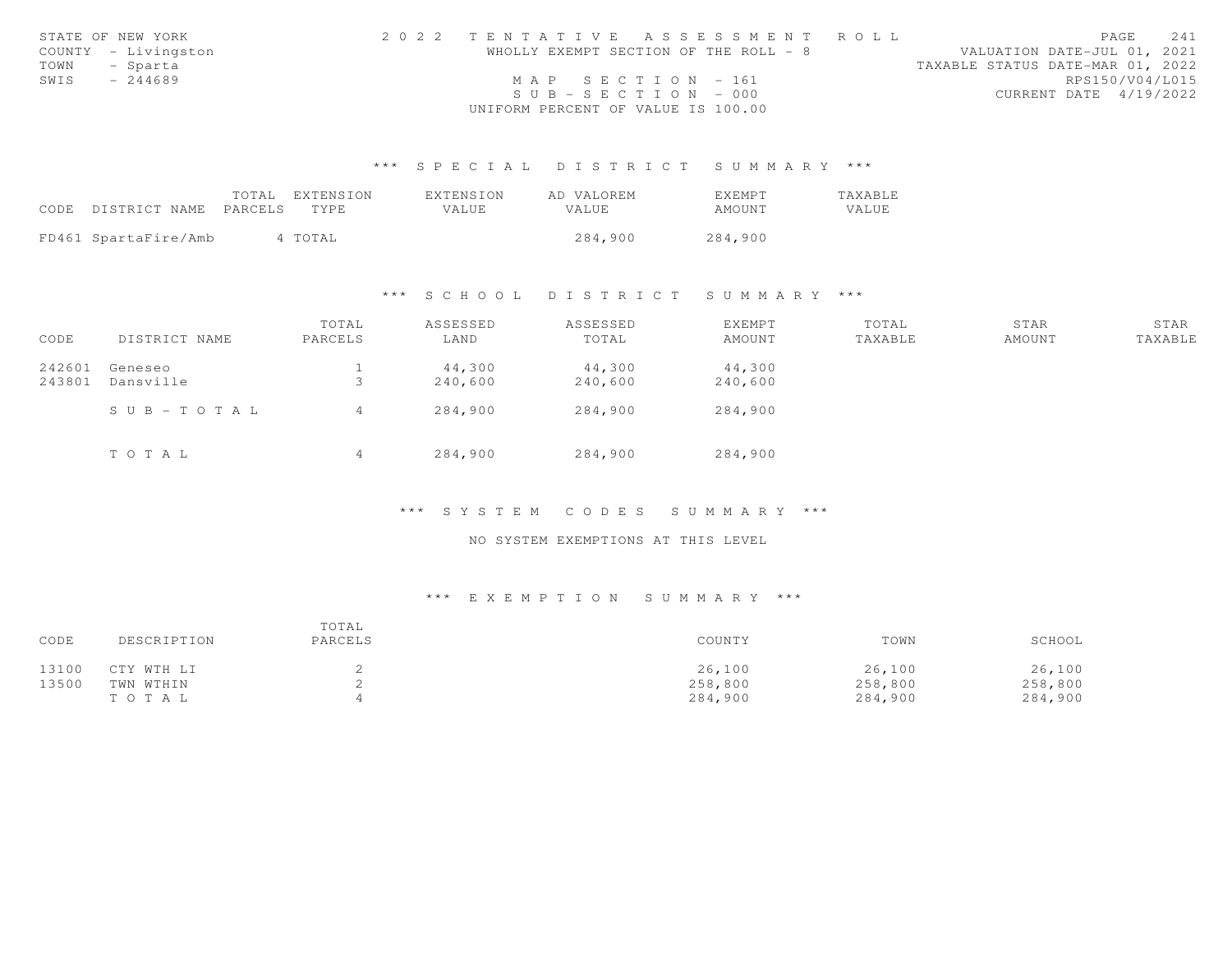STATE OF NEW YORK
COUNTY - Livingston
TOWN - Sparta
SWIS - 244689

2022 TENTATIVE ASSESSMENT ROLL
WHOLLY EXEMPT SECTION OF THE ROLL - 8
MAP SECTION - 161
SUB-SECTION - 000
UNIFORM PERCENT OF VALUE IS 100.00

VALUATION DATE-JUL 01, 2021
TAXABLE STATUS DATE-MAR 01, 2022
RPS150/V04/L015
CURRENT DATE 4/19/2022

### *** SPECIAL DISTRICT SUMMARY ***

| CODE | DISTRICT NAME | TOTAL PARCELS | EXTENSION TYPE | EXTENSION VALUE | AD VALOREM VALUE | EXEMPT AMOUNT | TAXABLE VALUE |
|---|---|---|---|---|---|---|---|
| FD461 | SpartaFire/Amb | 4 | TOTAL | | 284,900 | 284,900 | |

### *** SCHOOL DISTRICT SUMMARY ***

| CODE | DISTRICT NAME | TOTAL PARCELS | ASSESSED LAND | ASSESSED TOTAL | EXEMPT AMOUNT | TOTAL TAXABLE | STAR AMOUNT | STAR TAXABLE |
|---|---|---|---|---|---|---|---|---|
| 242601 | Geneseo | 1 | 44,300 | 44,300 | 44,300 | | | |
| 243801 | Dansville | 3 | 240,600 | 240,600 | 240,600 | | | |
| | SUB-TOTAL | 4 | 284,900 | 284,900 | 284,900 | | | |
| | TOTAL | 4 | 284,900 | 284,900 | 284,900 | | | |

### *** SYSTEM CODES SUMMARY ***

NO SYSTEM EXEMPTIONS AT THIS LEVEL

### *** EXEMPTION SUMMARY ***

| CODE | DESCRIPTION | TOTAL PARCELS | COUNTY | TOWN | SCHOOL |
|---|---|---|---|---|---|
| 13100 | CTY WTH LI | 2 | 26,100 | 26,100 | 26,100 |
| 13500 | TWN WTHIN | 2 | 258,800 | 258,800 | 258,800 |
| | TOTAL | 4 | 284,900 | 284,900 | 284,900 |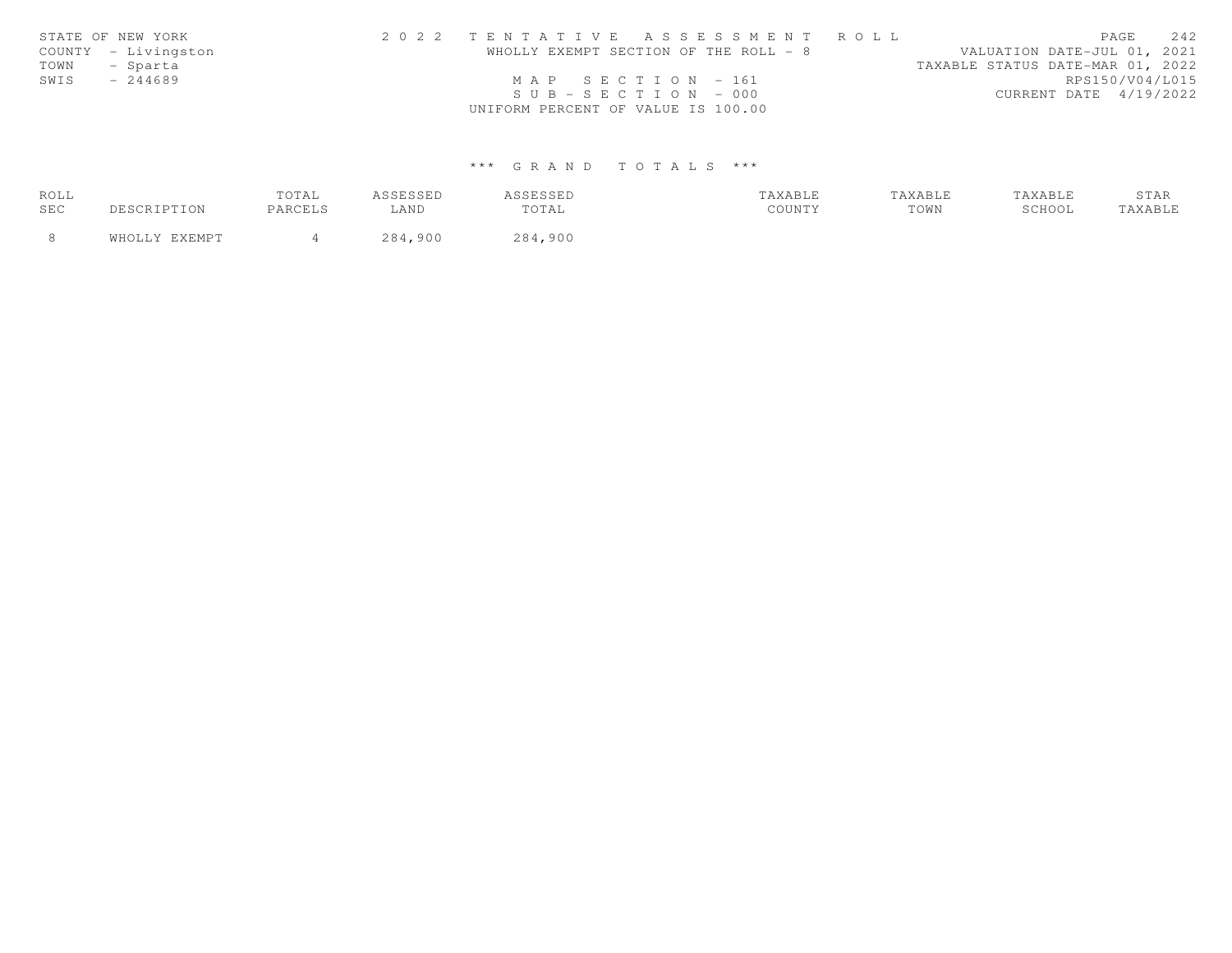STATE OF NEW YORK | 2 0 2 2 TENTATIVE ASSESSMENT ROLL | PAGE 242
COUNTY - Livingston | WHOLLY EXEMPT SECTION OF THE ROLL - 8 | VALUATION DATE-JUL 01, 2021
TOWN - Sparta | | TAXABLE STATUS DATE-MAR 01, 2022
SWIS - 244689 | MAP SECTION - 161 | RPS150/V04/L015
| SUB-SECTION - 000 | CURRENT DATE 4/19/2022
| UNIFORM PERCENT OF VALUE IS 100.00 |

### *** GRAND TOTALS ***

| ROLL SEC | DESCRIPTION | TOTAL PARCELS | ASSESSED LAND | ASSESSED TOTAL | TAXABLE COUNTY | TAXABLE TOWN | TAXABLE SCHOOL | STAR TAXABLE |
|---|---|---|---|---|---|---|---|---|
| 8 | WHOLLY EXEMPT | 4 | 284,900 | 284,900 | | | | |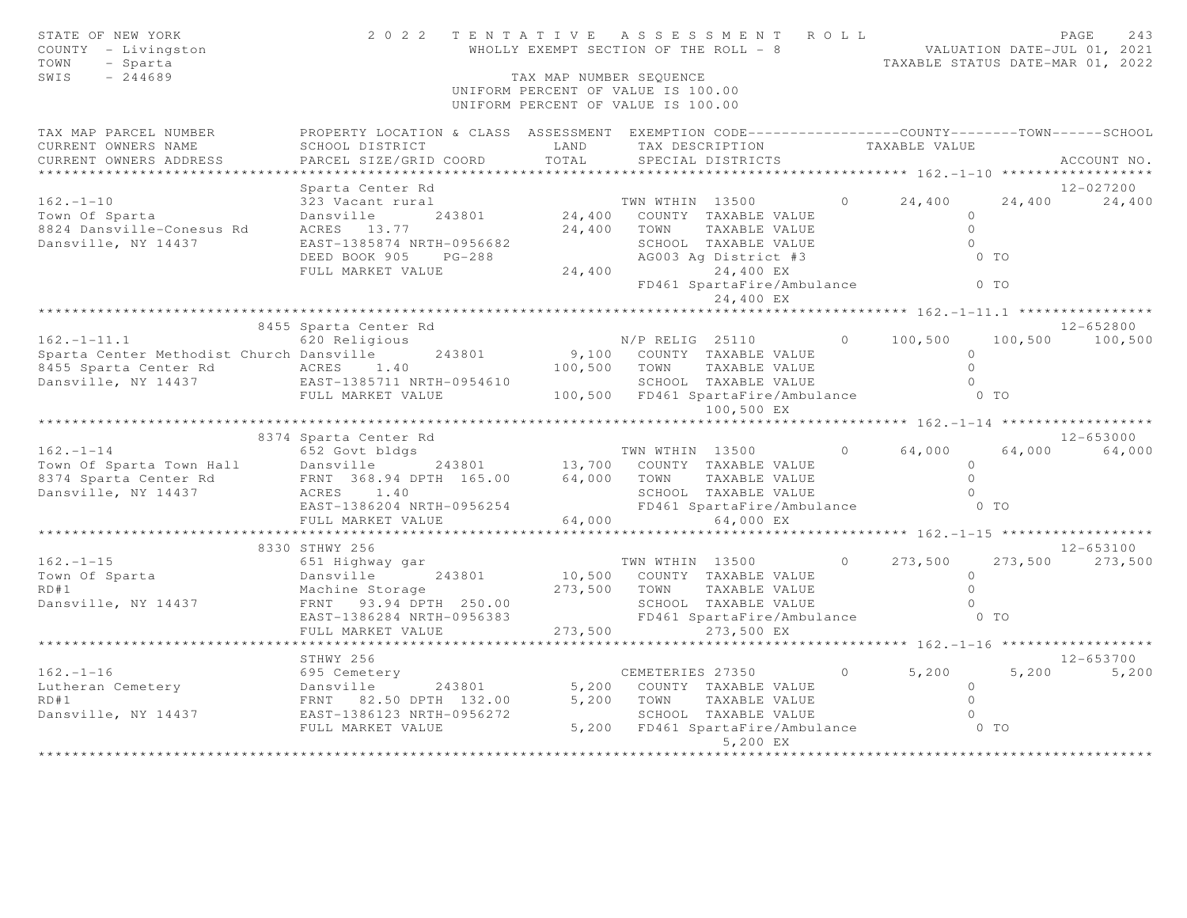STATE OF NEW YORK
COUNTY - Livingston
TOWN - Sparta
SWIS - 244689

# 2022 TENTATIVE ASSESSMENT ROLL

WHOLLY EXEMPT SECTION OF THE ROLL - 8

VALUATION DATE-JUL 01, 2021
TAXABLE STATUS DATE-MAR 01, 2022

TAX MAP NUMBER SEQUENCE
UNIFORM PERCENT OF VALUE IS 100.00
UNIFORM PERCENT OF VALUE IS 100.00

| TAX MAP PARCEL NUMBER / CURRENT OWNERS NAME / CURRENT OWNERS ADDRESS | PROPERTY LOCATION & CLASS / SCHOOL DISTRICT / PARCEL SIZE/GRID COORD | ASSESSMENT LAND / TOTAL | EXEMPTION CODE / TAX DESCRIPTION / SPECIAL DISTRICTS | COUNTY TAXABLE VALUE | TOWN | SCHOOL / ACCOUNT NO. |
|---|---|---|---|---|---|---|
| **162.-1-10** | Sparta Center Rd | | | | | 12-027200 |
| 162.-1-10 | 323 Vacant rural | | TWN WTHIN 13500 0 | 24,400 | 24,400 | 24,400 |
| Town Of Sparta | Dansville 243801 | 24,400 | COUNTY TAXABLE VALUE | 0 | | |
| 8824 Dansville-Conesus Rd | ACRES 13.77 | 24,400 | TOWN TAXABLE VALUE | 0 | | |
| Dansville, NY 14437 | EAST-1385874 NRTH-0956682 | | SCHOOL TAXABLE VALUE | 0 | | |
| | DEED BOOK 905 PG-288 | | AG003 Ag District #3 | 0 TO | | |
| | FULL MARKET VALUE | 24,400 | 24,400 EX | | | |
| | | | FD461 SpartaFire/Ambulance | 0 TO | | |
| | | | 24,400 EX | | | |
| **162.-1-11.1** | 8455 Sparta Center Rd | | | | | 12-652800 |
| 162.-1-11.1 | 620 Religious | | N/P RELIG 25110 0 | 100,500 | 100,500 | 100,500 |
| Sparta Center Methodist Church | Dansville 243801 | 9,100 | COUNTY TAXABLE VALUE | 0 | | |
| 8455 Sparta Center Rd | ACRES 1.40 | 100,500 | TOWN TAXABLE VALUE | 0 | | |
| Dansville, NY 14437 | EAST-1385711 NRTH-0954610 | | SCHOOL TAXABLE VALUE | 0 | | |
| | FULL MARKET VALUE | 100,500 | FD461 SpartaFire/Ambulance | 0 TO | | |
| | | | 100,500 EX | | | |
| **162.-1-14** | 8374 Sparta Center Rd | | | | | 12-653000 |
| 162.-1-14 | 652 Govt bldgs | | TWN WTHIN 13500 0 | 64,000 | 64,000 | 64,000 |
| Town Of Sparta Town Hall | Dansville 243801 | 13,700 | COUNTY TAXABLE VALUE | 0 | | |
| 8374 Sparta Center Rd | FRNT 368.94 DPTH 165.00 | 64,000 | TOWN TAXABLE VALUE | 0 | | |
| Dansville, NY 14437 | ACRES 1.40 | | SCHOOL TAXABLE VALUE | 0 | | |
| | EAST-1386204 NRTH-0956254 | | FD461 SpartaFire/Ambulance | 0 TO | | |
| | FULL MARKET VALUE | 64,000 | 64,000 EX | | | |
| **162.-1-15** | 8330 STHWY 256 | | | | | 12-653100 |
| 162.-1-15 | 651 Highway gar | | TWN WTHIN 13500 0 | 273,500 | 273,500 | 273,500 |
| Town Of Sparta | Dansville 243801 | 10,500 | COUNTY TAXABLE VALUE | 0 | | |
| RD#1 | Machine Storage | 273,500 | TOWN TAXABLE VALUE | 0 | | |
| Dansville, NY 14437 | FRNT 93.94 DPTH 250.00 | | SCHOOL TAXABLE VALUE | 0 | | |
| | EAST-1386284 NRTH-0956383 | | FD461 SpartaFire/Ambulance | 0 TO | | |
| | FULL MARKET VALUE | 273,500 | 273,500 EX | | | |
| **162.-1-16** | STHWY 256 | | | | | 12-653700 |
| 162.-1-16 | 695 Cemetery | | CEMETERIES 27350 0 | 5,200 | 5,200 | 5,200 |
| Lutheran Cemetery | Dansville 243801 | 5,200 | COUNTY TAXABLE VALUE | 0 | | |
| RD#1 | FRNT 82.50 DPTH 132.00 | 5,200 | TOWN TAXABLE VALUE | 0 | | |
| Dansville, NY 14437 | EAST-1386123 NRTH-0956272 | | SCHOOL TAXABLE VALUE | 0 | | |
| | FULL MARKET VALUE | 5,200 | FD461 SpartaFire/Ambulance | 0 TO | | |
| | | | 5,200 EX | | | |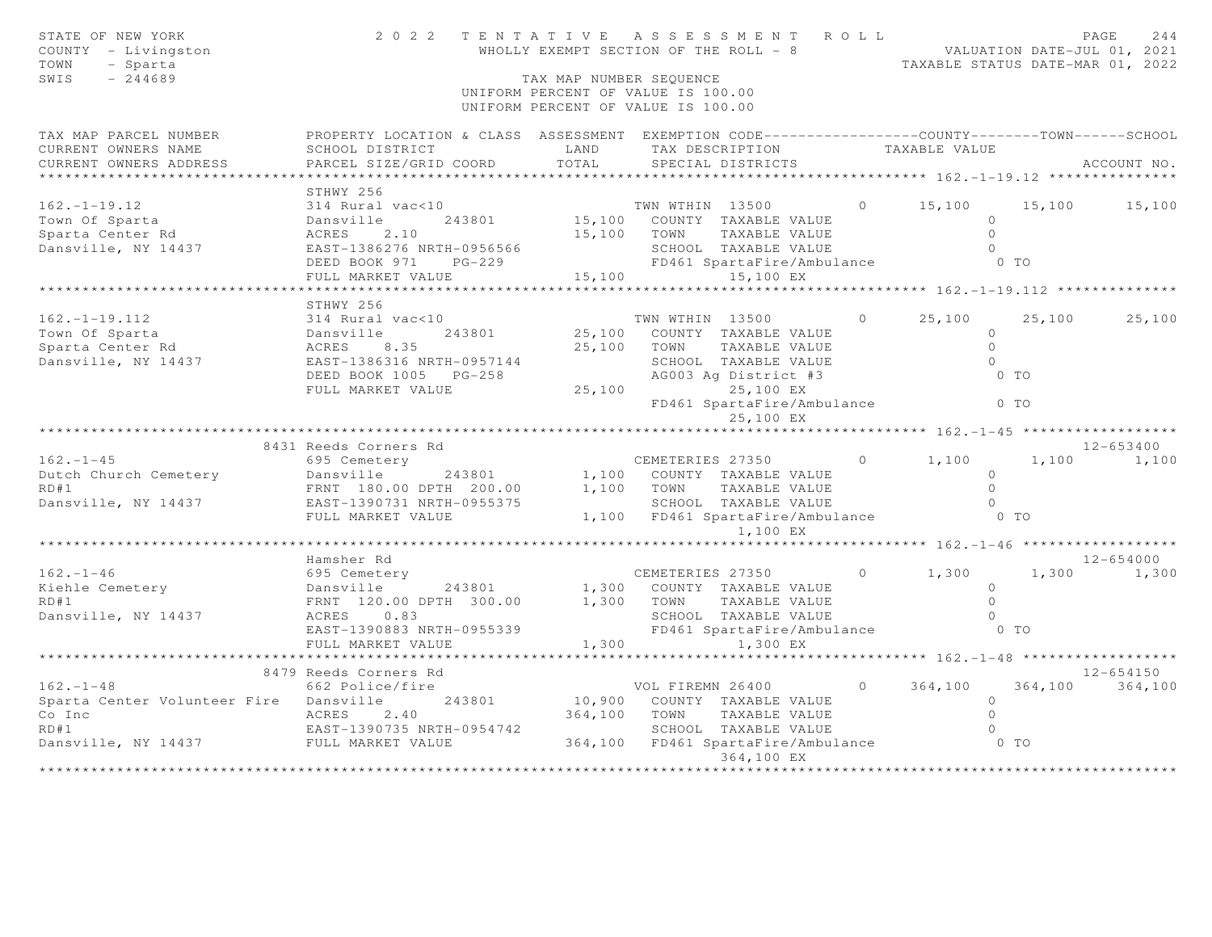STATE OF NEW YORK
COUNTY - Livingston
TOWN - Sparta
SWIS - 244689

# 2022 TENTATIVE ASSESSMENT ROLL

WHOLLY EXEMPT SECTION OF THE ROLL - 8

VALUATION DATE-JUL 01, 2021
TAXABLE STATUS DATE-MAR 01, 2022

TAX MAP NUMBER SEQUENCE
UNIFORM PERCENT OF VALUE IS 100.00
UNIFORM PERCENT OF VALUE IS 100.00

| TAX MAP PARCEL NUMBER / CURRENT OWNERS NAME / CURRENT OWNERS ADDRESS | PROPERTY LOCATION & CLASS / SCHOOL DISTRICT / PARCEL SIZE/GRID COORD | ASSESSMENT LAND / TOTAL | EXEMPTION CODE / TAX DESCRIPTION / SPECIAL DISTRICTS | | COUNTY TAXABLE VALUE | TOWN | SCHOOL | ACCOUNT NO. |
|---|---|---|---|---|---|---|---|---|
| **162.-1-19.12** | STHWY 256 | | | | | | | |
| 162.-1-19.12 | 314 Rural vac<10 | | TWN WTHIN 13500 | 0 | 15,100 | 15,100 | 15,100 | |
| Town Of Sparta | Dansville 243801 | 15,100 | COUNTY TAXABLE VALUE | | 0 | | | |
| Sparta Center Rd | ACRES 2.10 | 15,100 | TOWN TAXABLE VALUE | | 0 | | | |
| Dansville, NY 14437 | EAST-1386276 NRTH-0956566 | | SCHOOL TAXABLE VALUE | | 0 | | | |
| | DEED BOOK 971 PG-229 | | FD461 SpartaFire/Ambulance | | 0 TO | | | |
| | FULL MARKET VALUE | 15,100 | 15,100 EX | | | | | |
| **162.-1-19.112** | STHWY 256 | | | | | | | |
| 162.-1-19.112 | 314 Rural vac<10 | | TWN WTHIN 13500 | 0 | 25,100 | 25,100 | 25,100 | |
| Town Of Sparta | Dansville 243801 | 25,100 | COUNTY TAXABLE VALUE | | 0 | | | |
| Sparta Center Rd | ACRES 8.35 | 25,100 | TOWN TAXABLE VALUE | | 0 | | | |
| Dansville, NY 14437 | EAST-1386316 NRTH-0957144 | | SCHOOL TAXABLE VALUE | | 0 | | | |
| | DEED BOOK 1005 PG-258 | | AG003 Ag District #3 | | 0 TO | | | |
| | FULL MARKET VALUE | 25,100 | 25,100 EX | | | | | |
| | | | FD461 SpartaFire/Ambulance | | 0 TO | | | |
| | | | 25,100 EX | | | | | |
| **162.-1-45** | 8431 Reeds Corners Rd | | | | | | | 12-653400 |
| 162.-1-45 | 695 Cemetery | | CEMETERIES 27350 | 0 | 1,100 | 1,100 | 1,100 | |
| Dutch Church Cemetery | Dansville 243801 | 1,100 | COUNTY TAXABLE VALUE | | 0 | | | |
| RD#1 | FRNT 180.00 DPTH 200.00 | 1,100 | TOWN TAXABLE VALUE | | 0 | | | |
| Dansville, NY 14437 | EAST-1390731 NRTH-0955375 | | SCHOOL TAXABLE VALUE | | 0 | | | |
| | FULL MARKET VALUE | 1,100 | FD461 SpartaFire/Ambulance | | 0 TO | | | |
| | | | 1,100 EX | | | | | |
| **162.-1-46** | Hamsher Rd | | | | | | | 12-654000 |
| 162.-1-46 | 695 Cemetery | | CEMETERIES 27350 | 0 | 1,300 | 1,300 | 1,300 | |
| Kiehle Cemetery | Dansville 243801 | 1,300 | COUNTY TAXABLE VALUE | | 0 | | | |
| RD#1 | FRNT 120.00 DPTH 300.00 | 1,300 | TOWN TAXABLE VALUE | | 0 | | | |
| Dansville, NY 14437 | ACRES 0.83 | | SCHOOL TAXABLE VALUE | | 0 | | | |
| | EAST-1390883 NRTH-0955339 | | FD461 SpartaFire/Ambulance | | 0 TO | | | |
| | FULL MARKET VALUE | 1,300 | 1,300 EX | | | | | |
| **162.-1-48** | 8479 Reeds Corners Rd | | | | | | | 12-654150 |
| 162.-1-48 | 662 Police/fire | | VOL FIREMN 26400 | 0 | 364,100 | 364,100 | 364,100 | |
| Sparta Center Volunteer Fire | Dansville 243801 | 10,900 | COUNTY TAXABLE VALUE | | 0 | | | |
| Co Inc | ACRES 2.40 | 364,100 | TOWN TAXABLE VALUE | | 0 | | | |
| RD#1 | EAST-1390735 NRTH-0954742 | | SCHOOL TAXABLE VALUE | | 0 | | | |
| Dansville, NY 14437 | FULL MARKET VALUE | 364,100 | FD461 SpartaFire/Ambulance | | 0 TO | | | |
| | | | 364,100 EX | | | | | |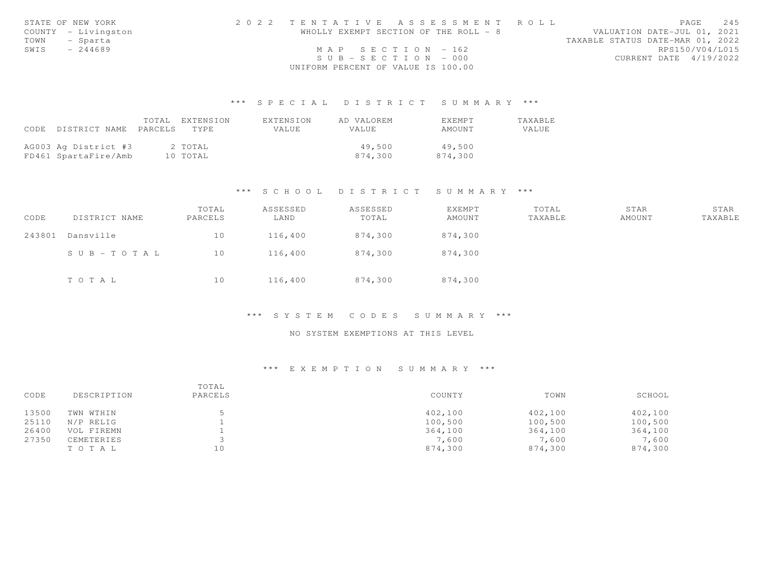STATE OF NEW YORK
COUNTY - Livingston
TOWN - Sparta
SWIS - 244689

2022 TENTATIVE ASSESSMENT ROLL
WHOLLY EXEMPT SECTION OF THE ROLL - 8
MAP SECTION - 162
SUB-SECTION - 000
UNIFORM PERCENT OF VALUE IS 100.00

VALUATION DATE-JUL 01, 2021
TAXABLE STATUS DATE-MAR 01, 2022
RPS150/V04/L015
CURRENT DATE 4/19/2022

### *** SPECIAL DISTRICT SUMMARY ***

| CODE | DISTRICT NAME | TOTAL PARCELS | EXTENSION TYPE | EXTENSION VALUE | AD VALOREM VALUE | EXEMPT AMOUNT | TAXABLE VALUE |
|---|---|---|---|---|---|---|---|
| AG003 | Ag District #3 | 2 | TOTAL | | 49,500 | 49,500 | |
| FD461 | SpartaFire/Amb | 10 | TOTAL | | 874,300 | 874,300 | |

### *** SCHOOL DISTRICT SUMMARY ***

| CODE | DISTRICT NAME | TOTAL PARCELS | ASSESSED LAND | ASSESSED TOTAL | EXEMPT AMOUNT | TOTAL TAXABLE | STAR AMOUNT | STAR TAXABLE |
|---|---|---|---|---|---|---|---|---|
| 243801 | Dansville | 10 | 116,400 | 874,300 | 874,300 | | | |
| | SUB-TOTAL | 10 | 116,400 | 874,300 | 874,300 | | | |
| | TOTAL | 10 | 116,400 | 874,300 | 874,300 | | | |

### *** SYSTEM CODES SUMMARY ***

NO SYSTEM EXEMPTIONS AT THIS LEVEL

### *** EXEMPTION SUMMARY ***

| CODE | DESCRIPTION | TOTAL PARCELS | COUNTY | TOWN | SCHOOL |
|---|---|---|---|---|---|
| 13500 | TWN WTHIN | 5 | 402,100 | 402,100 | 402,100 |
| 25110 | N/P RELIG | 1 | 100,500 | 100,500 | 100,500 |
| 26400 | VOL FIREMN | 1 | 364,100 | 364,100 | 364,100 |
| 27350 | CEMETERIES | 3 | 7,600 | 7,600 | 7,600 |
| | TOTAL | 10 | 874,300 | 874,300 | 874,300 |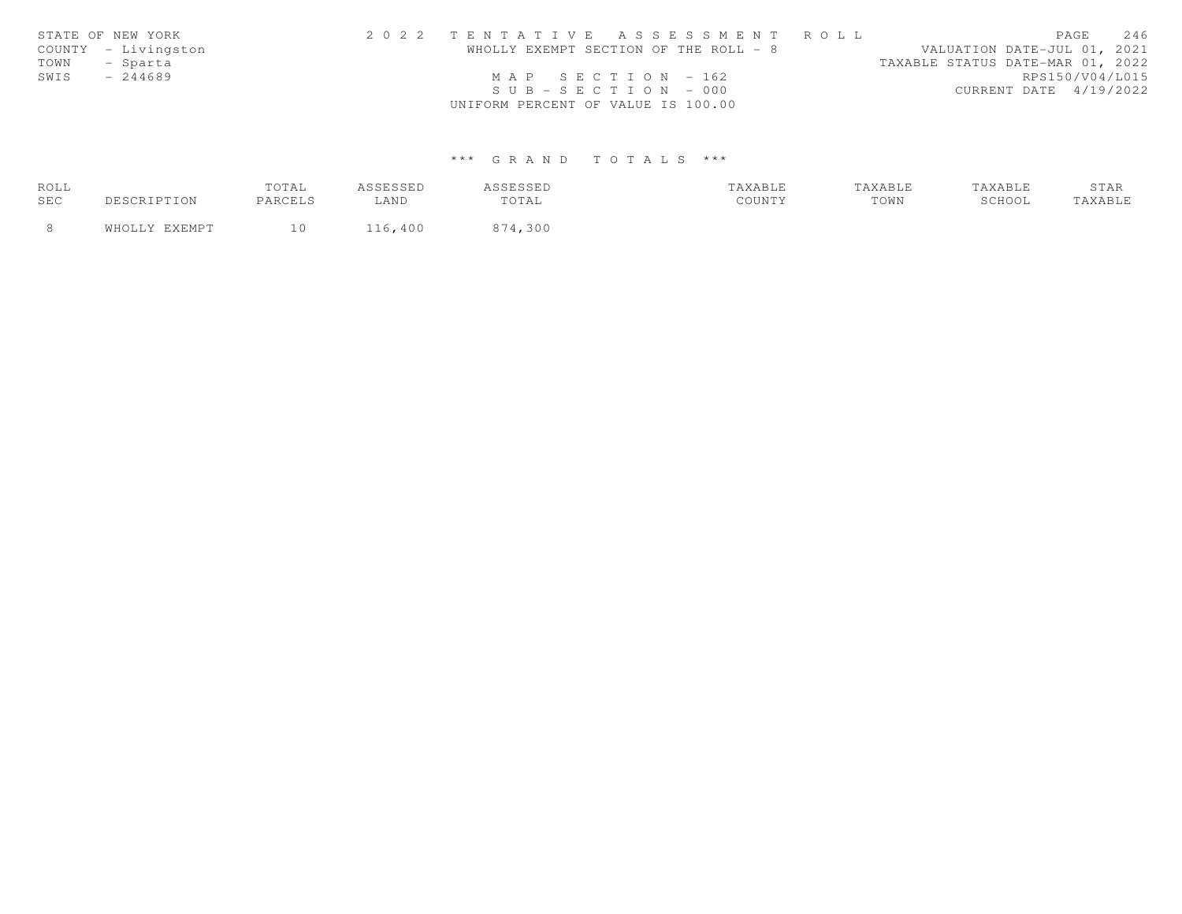STATE OF NEW YORK
COUNTY - Livingston
TOWN - Sparta
SWIS - 244689

2 0 2 2 T E N T A T I V E A S S E S S M E N T R O L L
WHOLLY EXEMPT SECTION OF THE ROLL - 8
M A P S E C T I O N - 162
S U B - S E C T I O N - 000
UNIFORM PERCENT OF VALUE IS 100.00

VALUATION DATE-JUL 01, 2021
TAXABLE STATUS DATE-MAR 01, 2022
RPS150/V04/L015
CURRENT DATE 4/19/2022

*** G R A N D T O T A L S ***

| ROLL SEC | DESCRIPTION | TOTAL PARCELS | ASSESSED LAND | ASSESSED TOTAL | TAXABLE COUNTY | TAXABLE TOWN | TAXABLE SCHOOL | STAR TAXABLE |
|---|---|---|---|---|---|---|---|---|
| 8 | WHOLLY EXEMPT | 10 | 116,400 | 874,300 | | | | |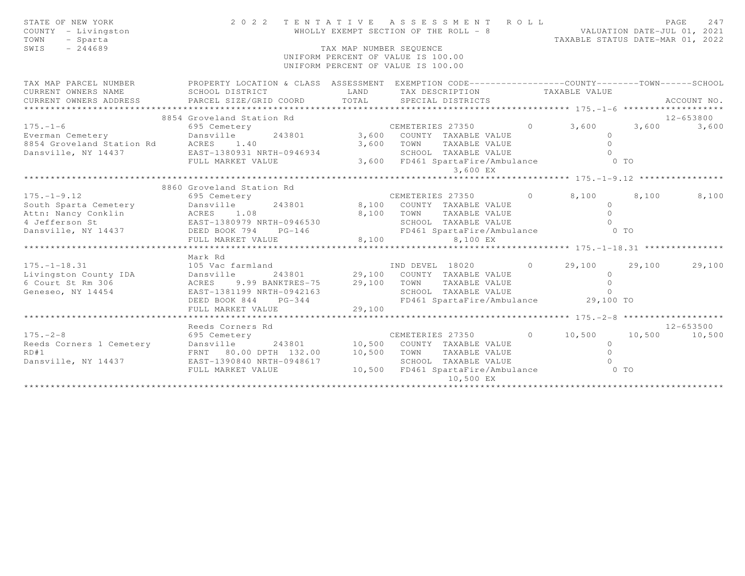STATE OF NEW YORK
COUNTY - Livingston
TOWN - Sparta
SWIS - 244689

# 2022 TENTATIVE ASSESSMENT ROLL

WHOLLY EXEMPT SECTION OF THE ROLL - 8

TAX MAP NUMBER SEQUENCE
UNIFORM PERCENT OF VALUE IS 100.00
UNIFORM PERCENT OF VALUE IS 100.00

VALUATION DATE-JUL 01, 2021
TAXABLE STATUS DATE-MAR 01, 2022

| TAX MAP PARCEL NUMBER / CURRENT OWNERS NAME / CURRENT OWNERS ADDRESS | PROPERTY LOCATION & CLASS / SCHOOL DISTRICT / PARCEL SIZE/GRID COORD | ASSESSMENT LAND / TOTAL | EXEMPTION CODE / TAX DESCRIPTION / SPECIAL DISTRICTS | | COUNTY | TOWN | SCHOOL | ACCOUNT NO. |
|---|---|---|---|---|---|---|---|---|
| **175.-1-6** | 8854 Groveland Station Rd | | | | | | | 12-653800 |
| 175.-1-6 | 695 Cemetery | | CEMETERIES 27350 | 0 | 3,600 | 3,600 | 3,600 | |
| Everman Cemetery | Dansville 243801 | 3,600 | COUNTY TAXABLE VALUE | | 0 | | | |
| 8854 Groveland Station Rd | ACRES 1.40 | 3,600 | TOWN TAXABLE VALUE | | 0 | | | |
| Dansville, NY 14437 | EAST-1380931 NRTH-0946934 | | SCHOOL TAXABLE VALUE | | 0 | | | |
| | FULL MARKET VALUE | 3,600 | FD461 SpartaFire/Ambulance | | 0 TO | | | |
| | | | 3,600 EX | | | | | |
| **175.-1-9.12** | 8860 Groveland Station Rd | | | | | | | |
| 175.-1-9.12 | 695 Cemetery | | CEMETERIES 27350 | 0 | 8,100 | 8,100 | 8,100 | |
| South Sparta Cemetery | Dansville 243801 | 8,100 | COUNTY TAXABLE VALUE | | 0 | | | |
| Attn: Nancy Conklin | ACRES 1.08 | 8,100 | TOWN TAXABLE VALUE | | 0 | | | |
| 4 Jefferson St | EAST-1380979 NRTH-0946530 | | SCHOOL TAXABLE VALUE | | 0 | | | |
| Dansville, NY 14437 | DEED BOOK 794 PG-146 | | FD461 SpartaFire/Ambulance | | 0 TO | | | |
| | FULL MARKET VALUE | 8,100 | 8,100 EX | | | | | |
| **175.-1-18.31** | Mark Rd | | | | | | | |
| 175.-1-18.31 | 105 Vac farmland | | IND DEVEL 18020 | 0 | 29,100 | 29,100 | 29,100 | |
| Livingston County IDA | Dansville 243801 | 29,100 | COUNTY TAXABLE VALUE | | 0 | | | |
| 6 Court St Rm 306 | ACRES 9.99 BANKTRES-75 | 29,100 | TOWN TAXABLE VALUE | | 0 | | | |
| Geneseo, NY 14454 | EAST-1381199 NRTH-0942163 | | SCHOOL TAXABLE VALUE | | 0 | | | |
| | DEED BOOK 844 PG-344 | | FD461 SpartaFire/Ambulance | | 29,100 TO | | | |
| | FULL MARKET VALUE | 29,100 | | | | | | |
| **175.-2-8** | Reeds Corners Rd | | | | | | | 12-653500 |
| 175.-2-8 | 695 Cemetery | | CEMETERIES 27350 | 0 | 10,500 | 10,500 | 10,500 | |
| Reeds Corners 1 Cemetery | Dansville 243801 | 10,500 | COUNTY TAXABLE VALUE | | 0 | | | |
| RD#1 | FRNT 80.00 DPTH 132.00 | 10,500 | TOWN TAXABLE VALUE | | 0 | | | |
| Dansville, NY 14437 | EAST-1390840 NRTH-0948617 | | SCHOOL TAXABLE VALUE | | 0 | | | |
| | FULL MARKET VALUE | 10,500 | FD461 SpartaFire/Ambulance | | 0 TO | | | |
| | | | 10,500 EX | | | | | |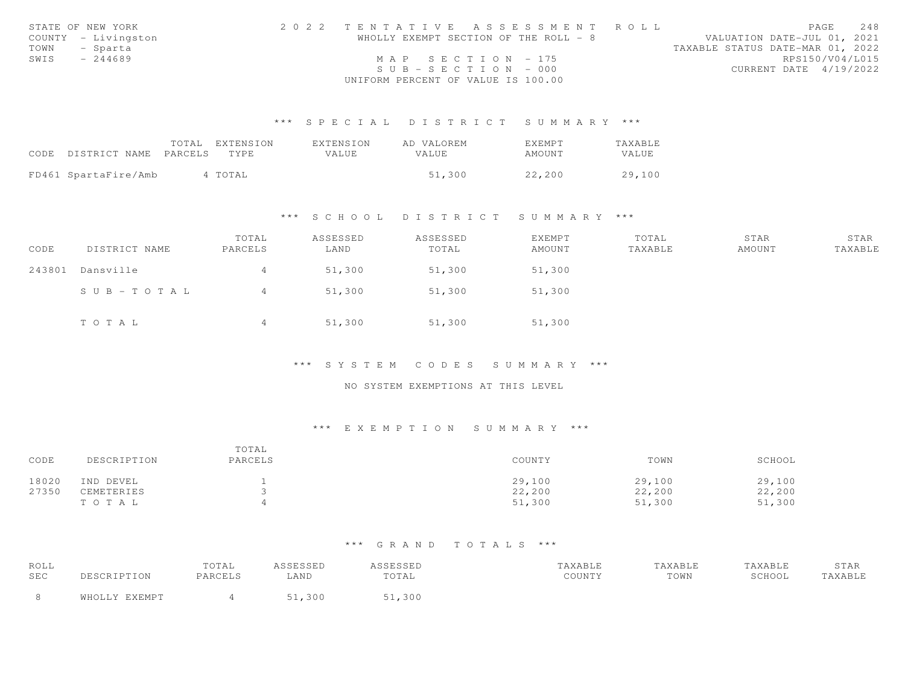STATE OF NEW YORK
COUNTY - Livingston
TOWN - Sparta
SWIS - 244689

# 2022 TENTATIVE ASSESSMENT ROLL

WHOLLY EXEMPT SECTION OF THE ROLL - 8

MAP SECTION - 175
SUB-SECTION - 000
UNIFORM PERCENT OF VALUE IS 100.00

VALUATION DATE-JUL 01, 2021
TAXABLE STATUS DATE-MAR 01, 2022
RPS150/V04/L015
CURRENT DATE 4/19/2022

## *** SPECIAL DISTRICT SUMMARY ***

| CODE | DISTRICT NAME | TOTAL PARCELS | EXTENSION TYPE | EXTENSION VALUE | AD VALOREM VALUE | EXEMPT AMOUNT | TAXABLE VALUE |
|---|---|---|---|---|---|---|---|
| FD461 | SpartaFire/Amb | 4 | TOTAL | | 51,300 | 22,200 | 29,100 |

## *** SCHOOL DISTRICT SUMMARY ***

| CODE | DISTRICT NAME | TOTAL PARCELS | ASSESSED LAND | ASSESSED TOTAL | EXEMPT AMOUNT | TOTAL TAXABLE | STAR AMOUNT | STAR TAXABLE |
|---|---|---|---|---|---|---|---|---|
| 243801 | Dansville | 4 | 51,300 | 51,300 | 51,300 | | | |
| | SUB-TOTAL | 4 | 51,300 | 51,300 | 51,300 | | | |
| | TOTAL | 4 | 51,300 | 51,300 | 51,300 | | | |

## *** SYSTEM CODES SUMMARY ***

NO SYSTEM EXEMPTIONS AT THIS LEVEL

## *** EXEMPTION SUMMARY ***

| CODE | DESCRIPTION | TOTAL PARCELS | COUNTY | TOWN | SCHOOL |
|---|---|---|---|---|---|
| 18020 | IND DEVEL | 1 | 29,100 | 29,100 | 29,100 |
| 27350 | CEMETERIES | 3 | 22,200 | 22,200 | 22,200 |
| | TOTAL | 4 | 51,300 | 51,300 | 51,300 |

## *** GRAND TOTALS ***

| ROLL SEC | DESCRIPTION | TOTAL PARCELS | ASSESSED LAND | ASSESSED TOTAL | TAXABLE COUNTY | TAXABLE TOWN | TAXABLE SCHOOL | STAR TAXABLE |
|---|---|---|---|---|---|---|---|---|
| 8 | WHOLLY EXEMPT | 4 | 51,300 | 51,300 | | | | |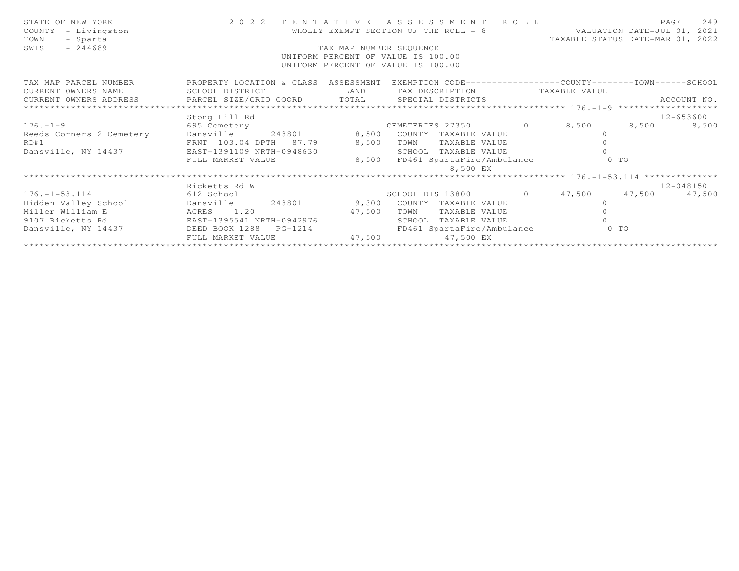STATE OF NEW YORK
COUNTY - Livingston
TOWN - Sparta
SWIS - 244689

2022 TENTATIVE ASSESSMENT ROLL
WHOLLY EXEMPT SECTION OF THE ROLL - 8
TAX MAP NUMBER SEQUENCE
UNIFORM PERCENT OF VALUE IS 100.00
UNIFORM PERCENT OF VALUE IS 100.00

VALUATION DATE-JUL 01, 2021
TAXABLE STATUS DATE-MAR 01, 2022

| TAX MAP PARCEL NUMBER / CURRENT OWNERS NAME / CURRENT OWNERS ADDRESS | PROPERTY LOCATION & CLASS / SCHOOL DISTRICT / PARCEL SIZE/GRID COORD | ASSESSMENT LAND / TOTAL | EXEMPTION CODE / TAX DESCRIPTION / SPECIAL DISTRICTS | | COUNTY | TOWN | SCHOOL | ACCOUNT NO. |
|---|---|---|---|---|---|---|---|---|
| **176.-1-9** | Stong Hill Rd | | | | | | | 12-653600 |
| 176.-1-9 | 695 Cemetery | | CEMETERIES 27350 | 0 | 8,500 | 8,500 | 8,500 | |
| Reeds Corners 2 Cemetery | Dansville 243801 | 8,500 | COUNTY TAXABLE VALUE | | 0 | | | |
| RD#1 | FRNT 103.04 DPTH 87.79 | 8,500 | TOWN TAXABLE VALUE | | 0 | | | |
| Dansville, NY 14437 | EAST-1391109 NRTH-0948630 | | SCHOOL TAXABLE VALUE | | 0 | | | |
| | FULL MARKET VALUE | 8,500 | FD461 SpartaFire/Ambulance | | 0 TO | | | |
| | | | 8,500 EX | | | | | |
| **176.-1-53.114** | Ricketts Rd W | | | | | | | 12-048150 |
| 176.-1-53.114 | 612 School | | SCHOOL DIS 13800 | 0 | 47,500 | 47,500 | 47,500 | |
| Hidden Valley School | Dansville 243801 | 9,300 | COUNTY TAXABLE VALUE | | 0 | | | |
| Miller William E | ACRES 1.20 | 47,500 | TOWN TAXABLE VALUE | | 0 | | | |
| 9107 Ricketts Rd | EAST-1395541 NRTH-0942976 | | SCHOOL TAXABLE VALUE | | 0 | | | |
| Dansville, NY 14437 | DEED BOOK 1288 PG-1214 | | FD461 SpartaFire/Ambulance | | 0 TO | | | |
| | FULL MARKET VALUE | 47,500 | 47,500 EX | | | | | |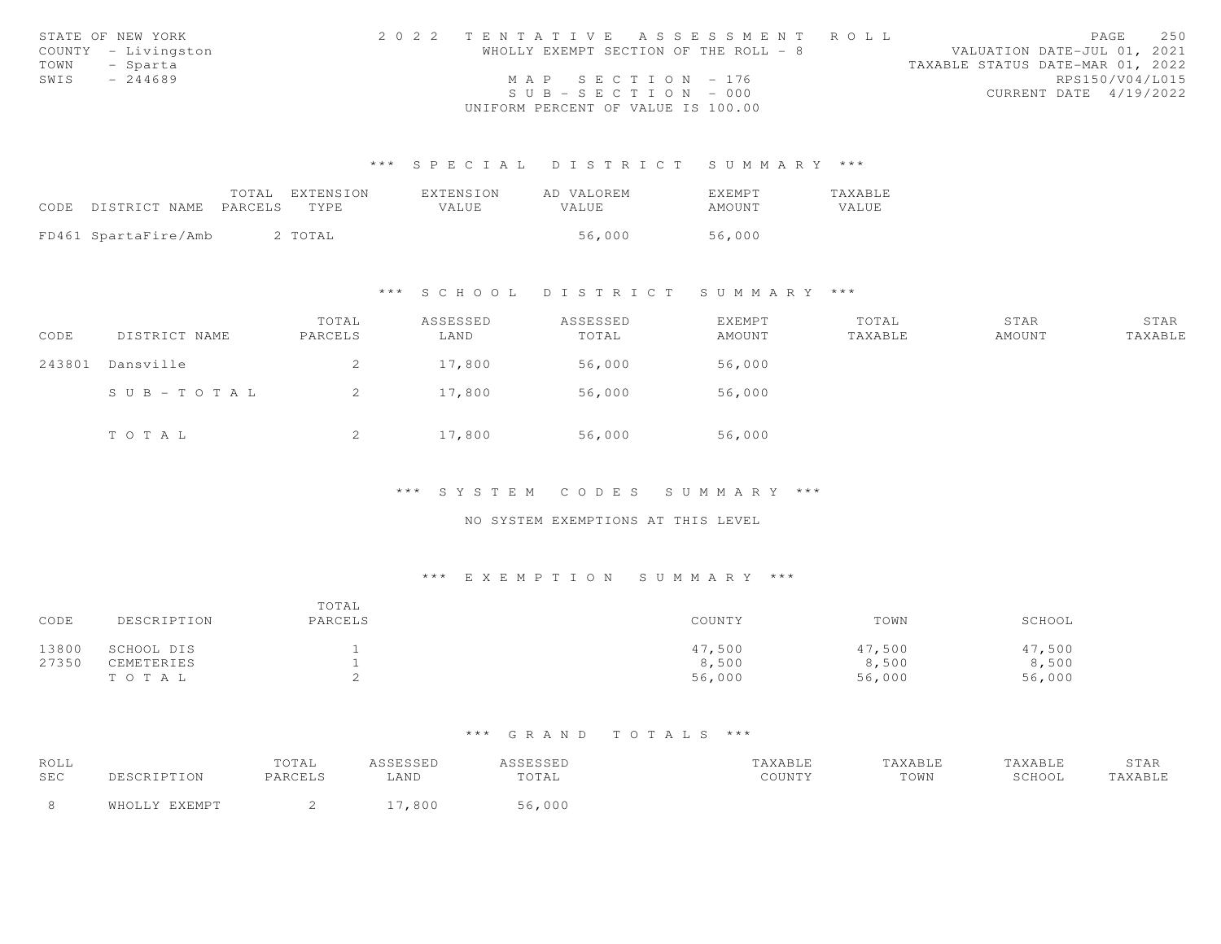STATE OF NEW YORK
COUNTY - Livingston
TOWN - Sparta
SWIS - 244689

2022 TENTATIVE ASSESSMENT ROLL
WHOLLY EXEMPT SECTION OF THE ROLL - 8
MAP SECTION - 176
SUB-SECTION - 000
UNIFORM PERCENT OF VALUE IS 100.00

VALUATION DATE-JUL 01, 2021
TAXABLE STATUS DATE-MAR 01, 2022
RPS150/V04/L015
CURRENT DATE 4/19/2022

### *** SPECIAL DISTRICT SUMMARY ***

| CODE | DISTRICT NAME | TOTAL PARCELS | EXTENSION TYPE | EXTENSION VALUE | AD VALOREM VALUE | EXEMPT AMOUNT | TAXABLE VALUE |
|---|---|---|---|---|---|---|---|
| FD461 | SpartaFire/Amb | 2 | TOTAL | | 56,000 | 56,000 | |

### *** SCHOOL DISTRICT SUMMARY ***

| CODE | DISTRICT NAME | TOTAL PARCELS | ASSESSED LAND | ASSESSED TOTAL | EXEMPT AMOUNT | TOTAL TAXABLE | STAR AMOUNT | STAR TAXABLE |
|---|---|---|---|---|---|---|---|---|
| 243801 | Dansville | 2 | 17,800 | 56,000 | 56,000 | | | |
| | SUB-TOTAL | 2 | 17,800 | 56,000 | 56,000 | | | |
| | TOTAL | 2 | 17,800 | 56,000 | 56,000 | | | |

### *** SYSTEM CODES SUMMARY ***

NO SYSTEM EXEMPTIONS AT THIS LEVEL

### *** EXEMPTION SUMMARY ***

| CODE | DESCRIPTION | TOTAL PARCELS | COUNTY | TOWN | SCHOOL |
|---|---|---|---|---|---|
| 13800 | SCHOOL DIS | 1 | 47,500 | 47,500 | 47,500 |
| 27350 | CEMETERIES | 1 | 8,500 | 8,500 | 8,500 |
| | TOTAL | 2 | 56,000 | 56,000 | 56,000 |

### *** GRAND TOTALS ***

| ROLL SEC | DESCRIPTION | TOTAL PARCELS | ASSESSED LAND | ASSESSED TOTAL | TAXABLE COUNTY | TAXABLE TOWN | TAXABLE SCHOOL | STAR TAXABLE |
|---|---|---|---|---|---|---|---|---|
| 8 | WHOLLY EXEMPT | 2 | 17,800 | 56,000 | | | | |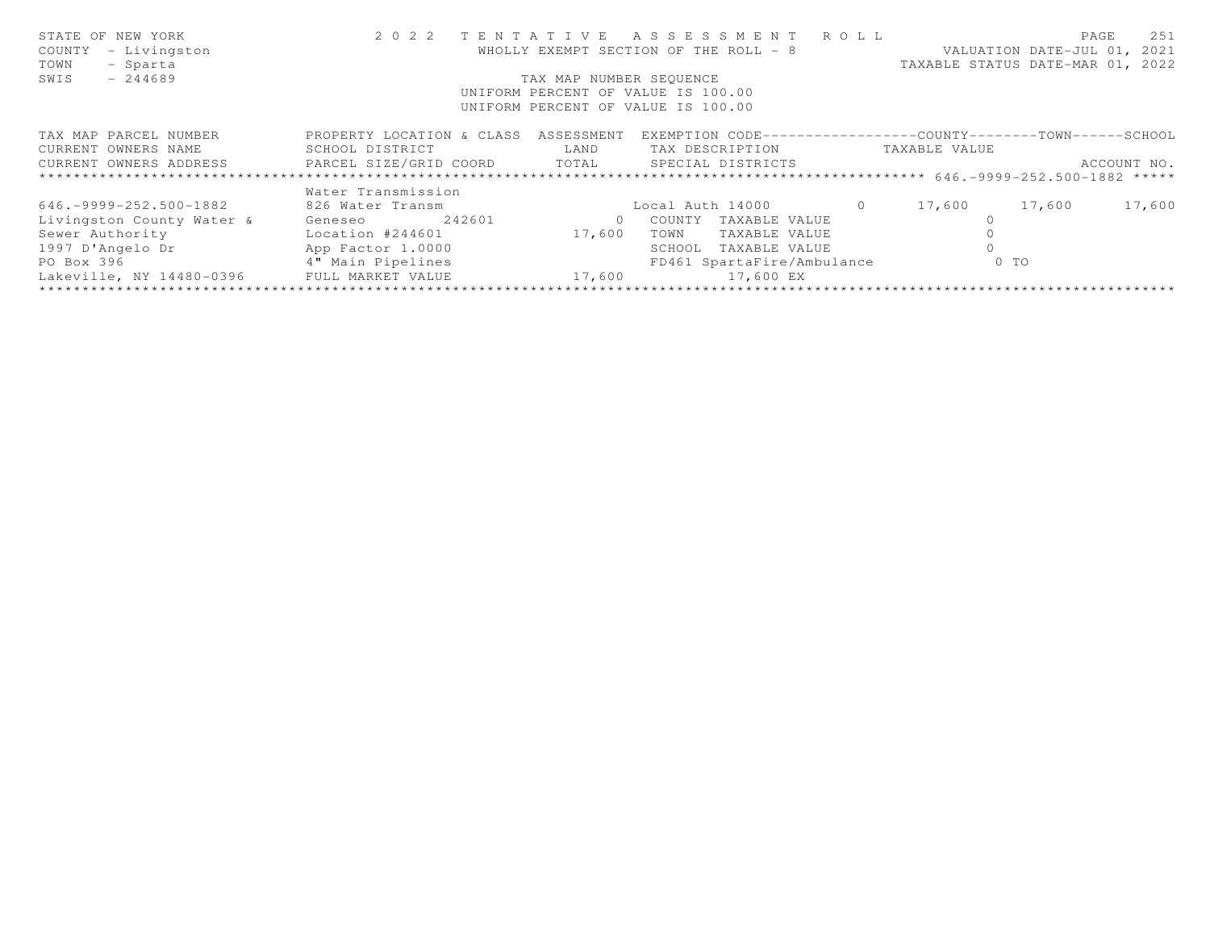STATE OF NEW YORK
COUNTY - Livingston
TOWN - Sparta
SWIS - 244689

2 0 2 2 T E N T A T I V E A S S E S S M E N T R O L L
WHOLLY EXEMPT SECTION OF THE ROLL - 8
TAX MAP NUMBER SEQUENCE
UNIFORM PERCENT OF VALUE IS 100.00
UNIFORM PERCENT OF VALUE IS 100.00

VALUATION DATE-JUL 01, 2021
TAXABLE STATUS DATE-MAR 01, 2022

| TAX MAP PARCEL NUMBER / CURRENT OWNERS NAME / CURRENT OWNERS ADDRESS | PROPERTY LOCATION & CLASS / SCHOOL DISTRICT / PARCEL SIZE/GRID COORD | ASSESSMENT LAND / TOTAL | EXEMPTION CODE / TAX DESCRIPTION / SPECIAL DISTRICTS | | COUNTY | TOWN | SCHOOL |
|---|---|---|---|---|---|---|---|
| ***** 646.-9999-252.500-1882 ***** | | | | | | | |
| | Water Transmission | | | | | | |
| 646.-9999-252.500-1882 | 826 Water Transm | | Local Auth 14000 | 0 | 17,600 | 17,600 | 17,600 |
| Livingston County Water & | Geneseo 242601 | 0 | COUNTY TAXABLE VALUE | | 0 | | |
| Sewer Authority | Location #244601 | 17,600 | TOWN TAXABLE VALUE | | 0 | | |
| 1997 D'Angelo Dr | App Factor 1.0000 | | SCHOOL TAXABLE VALUE | | 0 | | |
| PO Box 396 | 4" Main Pipelines | | FD461 SpartaFire/Ambulance | | 0 TO | | |
| Lakeville, NY 14480-0396 | FULL MARKET VALUE | 17,600 | 17,600 EX | | | | |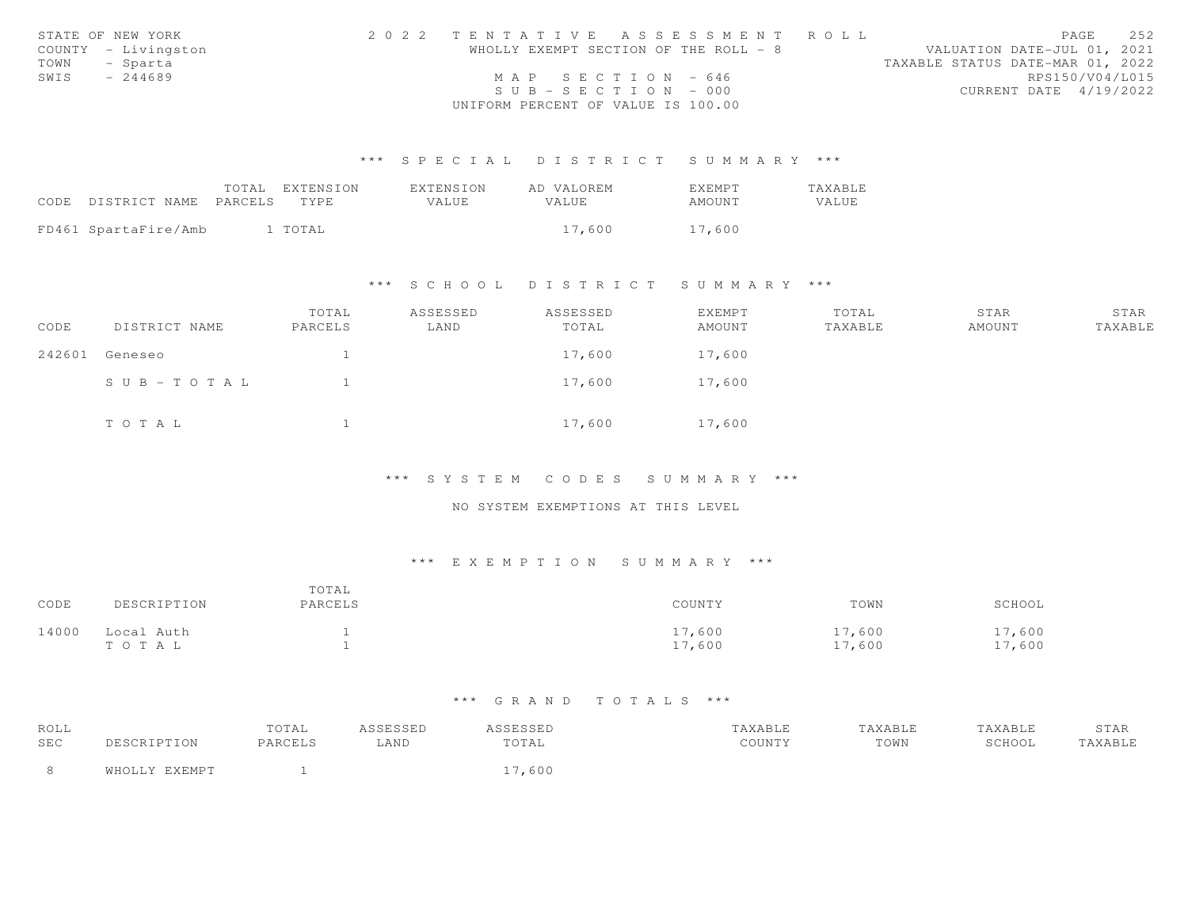STATE OF NEW YORK
COUNTY - Livingston
TOWN - Sparta
SWIS - 244689

2022 TENTATIVE ASSESSMENT ROLL
WHOLLY EXEMPT SECTION OF THE ROLL - 8
MAP SECTION - 646
SUB-SECTION - 000
UNIFORM PERCENT OF VALUE IS 100.00

VALUATION DATE-JUL 01, 2021
TAXABLE STATUS DATE-MAR 01, 2022
RPS150/V04/L015
CURRENT DATE 4/19/2022

### *** SPECIAL DISTRICT SUMMARY ***

| CODE | DISTRICT NAME | TOTAL PARCELS | EXTENSION TYPE | EXTENSION VALUE | AD VALOREM VALUE | EXEMPT AMOUNT | TAXABLE VALUE |
|---|---|---|---|---|---|---|---|
| FD461 | SpartaFire/Amb | 1 | TOTAL | | 17,600 | 17,600 | |

### *** SCHOOL DISTRICT SUMMARY ***

| CODE | DISTRICT NAME | TOTAL PARCELS | ASSESSED LAND | ASSESSED TOTAL | EXEMPT AMOUNT | TOTAL TAXABLE | STAR AMOUNT | STAR TAXABLE |
|---|---|---|---|---|---|---|---|---|
| 242601 | Geneseo | 1 | | 17,600 | 17,600 | | | |
| | SUB-TOTAL | 1 | | 17,600 | 17,600 | | | |
| | TOTAL | 1 | | 17,600 | 17,600 | | | |

### *** SYSTEM CODES SUMMARY ***

NO SYSTEM EXEMPTIONS AT THIS LEVEL

### *** EXEMPTION SUMMARY ***

| CODE | DESCRIPTION | TOTAL PARCELS | COUNTY | TOWN | SCHOOL |
|---|---|---|---|---|---|
| 14000 | Local Auth | 1 | 17,600 | 17,600 | 17,600 |
| | TOTAL | 1 | 17,600 | 17,600 | 17,600 |

### *** GRAND TOTALS ***

| ROLL SEC | DESCRIPTION | TOTAL PARCELS | ASSESSED LAND | ASSESSED TOTAL | TAXABLE COUNTY | TAXABLE TOWN | TAXABLE SCHOOL | STAR TAXABLE |
|---|---|---|---|---|---|---|---|---|
| 8 | WHOLLY EXEMPT | 1 | | 17,600 | | | | |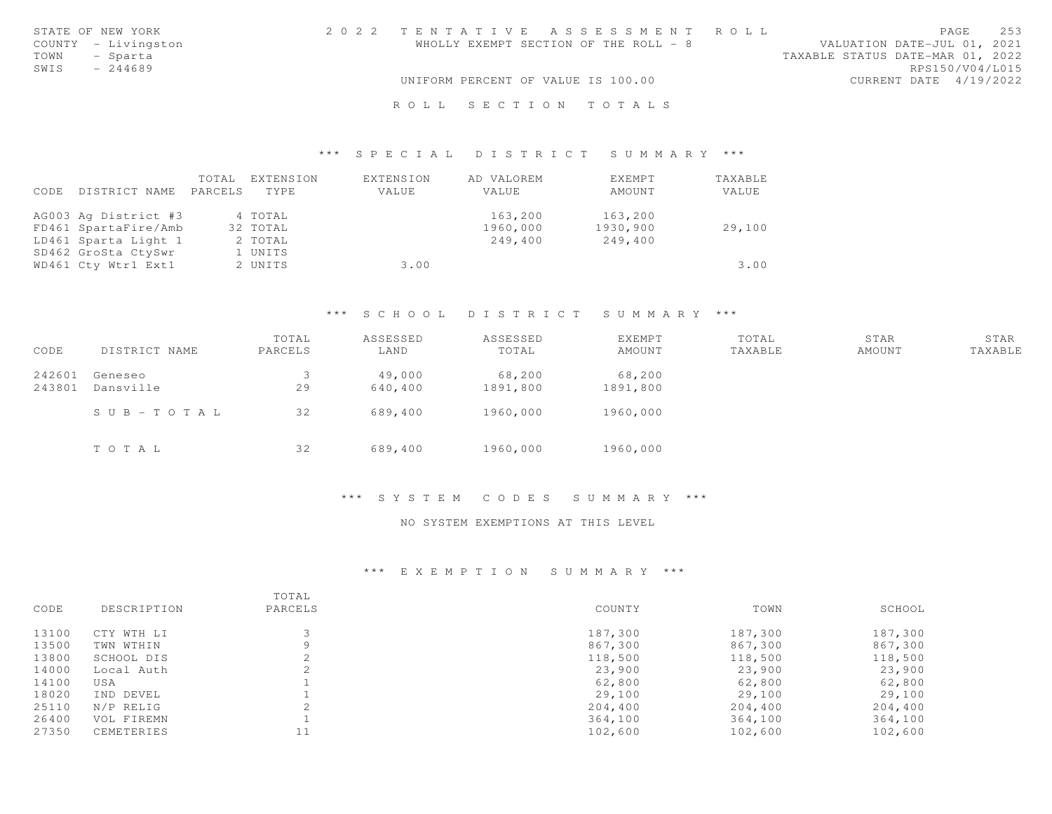STATE OF NEW YORK
COUNTY - Livingston
TOWN - Sparta
SWIS - 244689

2 0 2 2 T E N T A T I V E A S S E S S M E N T R O L L
WHOLLY EXEMPT SECTION OF THE ROLL - 8

VALUATION DATE-JUL 01, 2021
TAXABLE STATUS DATE-MAR 01, 2022
RPS150/V04/L015
CURRENT DATE 4/19/2022

UNIFORM PERCENT OF VALUE IS 100.00

R O L L S E C T I O N T O T A L S

## *** S P E C I A L D I S T R I C T S U M M A R Y ***

| CODE | DISTRICT NAME | TOTAL PARCELS | EXTENSION TYPE | EXTENSION VALUE | AD VALOREM VALUE | EXEMPT AMOUNT | TAXABLE VALUE |
|---|---|---|---|---|---|---|---|
| AG003 | Ag District #3 | 4 | TOTAL | | 163,200 | 163,200 | |
| FD461 | SpartaFire/Amb | 32 | TOTAL | | 1960,000 | 1930,900 | 29,100 |
| LD461 | Sparta Light 1 | 2 | TOTAL | | 249,400 | 249,400 | |
| SD462 | GroSta CtySwr | 1 | UNITS | | | | |
| WD461 | Cty Wtr1 Ext1 | 2 | UNITS | 3.00 | | | 3.00 |

## *** S C H O O L D I S T R I C T S U M M A R Y ***

| CODE | DISTRICT NAME | TOTAL PARCELS | ASSESSED LAND | ASSESSED TOTAL | EXEMPT AMOUNT | TOTAL TAXABLE | STAR AMOUNT | STAR TAXABLE |
|---|---|---|---|---|---|---|---|---|
| 242601 | Geneseo | 3 | 49,000 | 68,200 | 68,200 | | | |
| 243801 | Dansville | 29 | 640,400 | 1891,800 | 1891,800 | | | |
| | S U B - T O T A L | 32 | 689,400 | 1960,000 | 1960,000 | | | |
| | T O T A L | 32 | 689,400 | 1960,000 | 1960,000 | | | |

## *** S Y S T E M C O D E S S U M M A R Y ***

NO SYSTEM EXEMPTIONS AT THIS LEVEL

## *** E X E M P T I O N S U M M A R Y ***

| CODE | DESCRIPTION | TOTAL PARCELS | COUNTY | TOWN | SCHOOL |
|---|---|---|---|---|---|
| 13100 | CTY WTH LI | 3 | 187,300 | 187,300 | 187,300 |
| 13500 | TWN WTHIN | 9 | 867,300 | 867,300 | 867,300 |
| 13800 | SCHOOL DIS | 2 | 118,500 | 118,500 | 118,500 |
| 14000 | Local Auth | 2 | 23,900 | 23,900 | 23,900 |
| 14100 | USA | 1 | 62,800 | 62,800 | 62,800 |
| 18020 | IND DEVEL | 1 | 29,100 | 29,100 | 29,100 |
| 25110 | N/P RELIG | 2 | 204,400 | 204,400 | 204,400 |
| 26400 | VOL FIREMN | 1 | 364,100 | 364,100 | 364,100 |
| 27350 | CEMETERIES | 11 | 102,600 | 102,600 | 102,600 |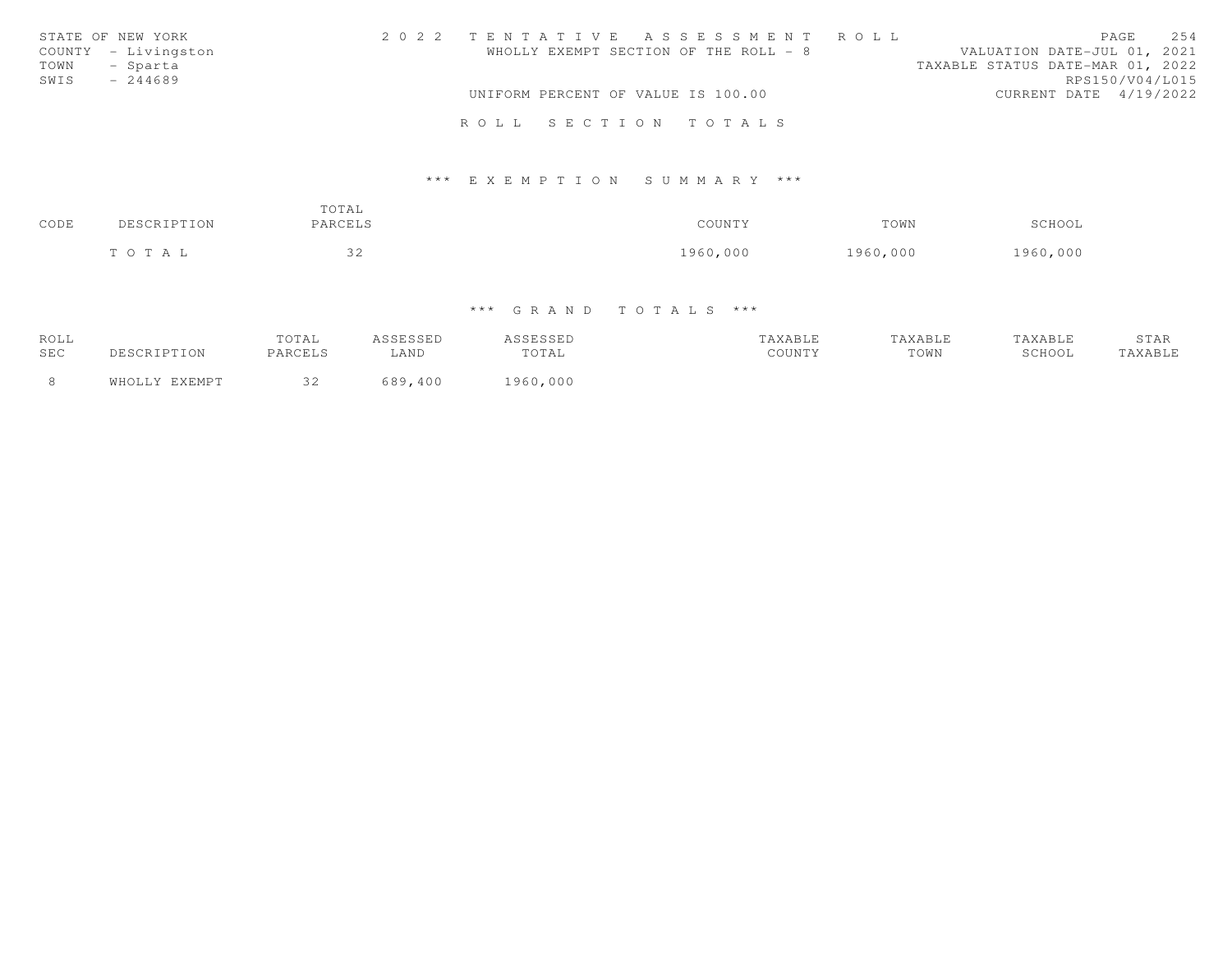STATE OF NEW YORK
COUNTY - Livingston
TOWN - Sparta
SWIS - 244689

2 0 2 2 T E N T A T I V E A S S E S S M E N T R O L L
WHOLLY EXEMPT SECTION OF THE ROLL - 8

UNIFORM PERCENT OF VALUE IS 100.00

VALUATION DATE-JUL 01, 2021
TAXABLE STATUS DATE-MAR 01, 2022
RPS150/V04/L015
CURRENT DATE 4/19/2022

## R O L L S E C T I O N T O T A L S

### *** E X E M P T I O N S U M M A R Y ***

| CODE | DESCRIPTION | TOTAL PARCELS | COUNTY | TOWN | SCHOOL |
|---|---|---|---|---|---|
| | T O T A L | 32 | 1960,000 | 1960,000 | 1960,000 |

### *** G R A N D T O T A L S ***

| ROLL SEC | DESCRIPTION | TOTAL PARCELS | ASSESSED LAND | ASSESSED TOTAL | TAXABLE COUNTY | TAXABLE TOWN | TAXABLE SCHOOL | STAR TAXABLE |
|---|---|---|---|---|---|---|---|---|
| 8 | WHOLLY EXEMPT | 32 | 689,400 | 1960,000 | | | | |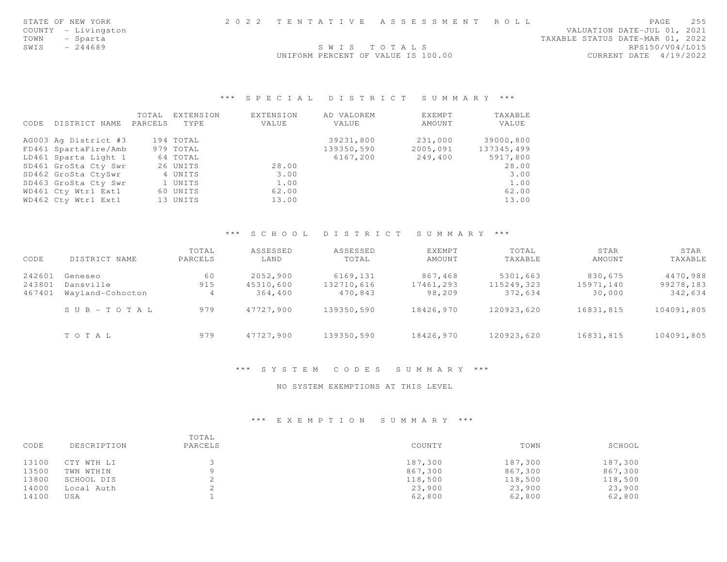STATE OF NEW YORK
COUNTY - Livingston
TOWN - Sparta
SWIS - 244689

2 0 2 2 T E N T A T I V E A S S E S S M E N T R O L L

S W I S T O T A L S

UNIFORM PERCENT OF VALUE IS 100.00

VALUATION DATE-JUL 01, 2021
TAXABLE STATUS DATE-MAR 01, 2022
RPS150/V04/L015
CURRENT DATE 4/19/2022

### *** S P E C I A L D I S T R I C T S U M M A R Y ***

| CODE | DISTRICT NAME | TOTAL PARCELS | EXTENSION TYPE | EXTENSION VALUE | AD VALOREM VALUE | EXEMPT AMOUNT | TAXABLE VALUE |
|---|---|---|---|---|---|---|---|
| AG003 | Ag District #3 | 194 | TOTAL | | 39231,800 | 231,000 | 39000,800 |
| FD461 | SpartaFire/Amb | 979 | TOTAL | | 139350,590 | 2005,091 | 137345,499 |
| LD461 | Sparta Light 1 | 64 | TOTAL | | 6167,200 | 249,400 | 5917,800 |
| SD461 | GroSta Cty Swr | 26 | UNITS | 28.00 | | | 28.00 |
| SD462 | GroSta CtySwr | 4 | UNITS | 3.00 | | | 3.00 |
| SD463 | GroSta Cty Swr | 1 | UNITS | 1.00 | | | 1.00 |
| WD461 | Cty Wtr1 Ext1 | 60 | UNITS | 62.00 | | | 62.00 |
| WD462 | Cty Wtr1 Ext1 | 13 | UNITS | 13.00 | | | 13.00 |

### *** S C H O O L D I S T R I C T S U M M A R Y ***

| CODE | DISTRICT NAME | TOTAL PARCELS | ASSESSED LAND | ASSESSED TOTAL | EXEMPT AMOUNT | TOTAL TAXABLE | STAR AMOUNT | STAR TAXABLE |
|---|---|---|---|---|---|---|---|---|
| 242601 | Geneseo | 60 | 2052,900 | 6169,131 | 867,468 | 5301,663 | 830,675 | 4470,988 |
| 243801 | Dansville | 915 | 45310,600 | 132710,616 | 17461,293 | 115249,323 | 15971,140 | 99278,183 |
| 467401 | Wayland-Cohocton | 4 | 364,400 | 470,843 | 98,209 | 372,634 | 30,000 | 342,634 |
| | S U B - T O T A L | 979 | 47727,900 | 139350,590 | 18426,970 | 120923,620 | 16831,815 | 104091,805 |
| | T O T A L | 979 | 47727,900 | 139350,590 | 18426,970 | 120923,620 | 16831,815 | 104091,805 |

### *** S Y S T E M C O D E S S U M M A R Y ***

NO SYSTEM EXEMPTIONS AT THIS LEVEL

### *** E X E M P T I O N S U M M A R Y ***

| CODE | DESCRIPTION | TOTAL PARCELS | COUNTY | TOWN | SCHOOL |
|---|---|---|---|---|---|
| 13100 | CTY WTH LI | 3 | 187,300 | 187,300 | 187,300 |
| 13500 | TWN WTHIN | 9 | 867,300 | 867,300 | 867,300 |
| 13800 | SCHOOL DIS | 2 | 118,500 | 118,500 | 118,500 |
| 14000 | Local Auth | 2 | 23,900 | 23,900 | 23,900 |
| 14100 | USA | 1 | 62,800 | 62,800 | 62,800 |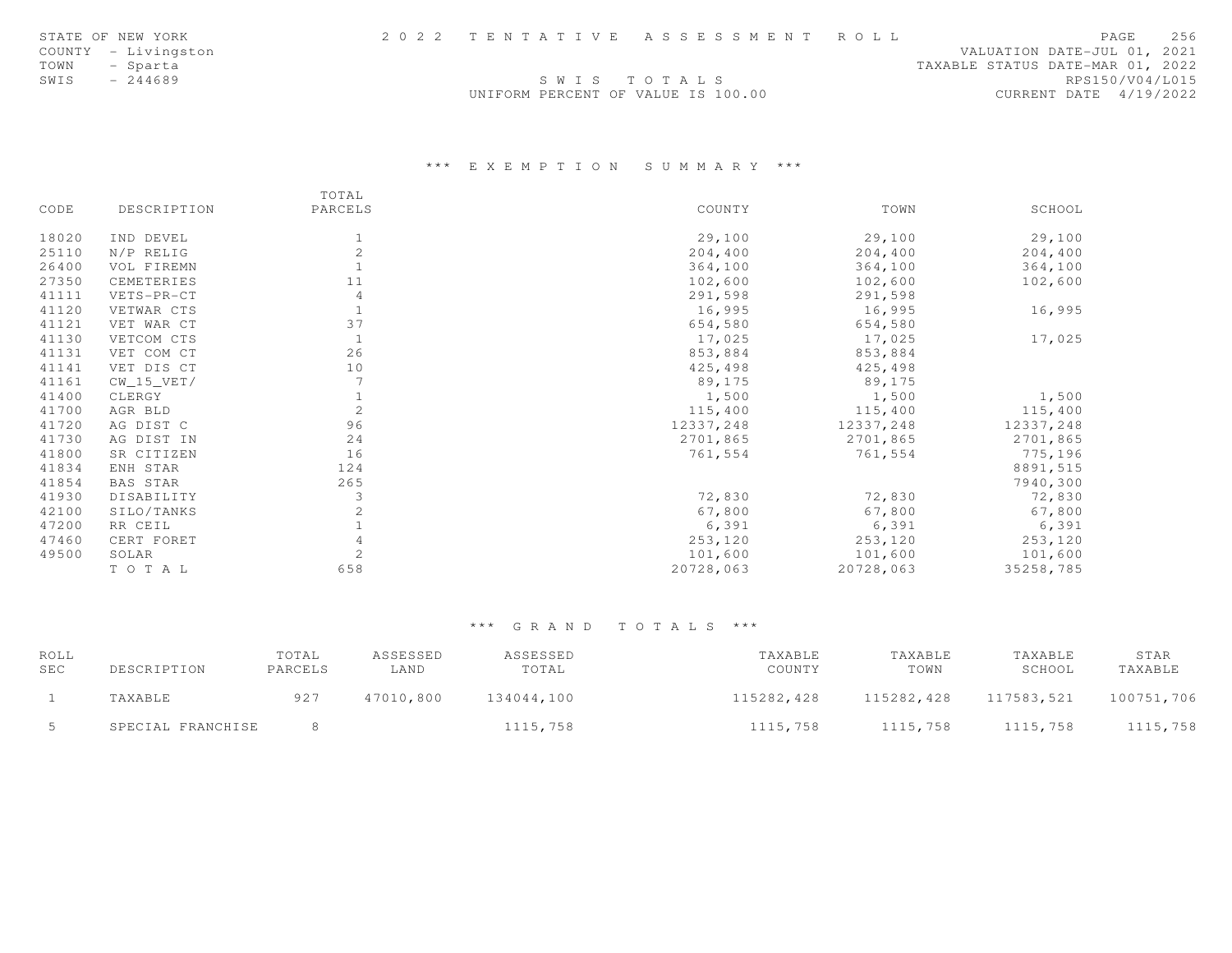STATE OF NEW YORK
COUNTY - Livingston
TOWN - Sparta
SWIS - 244689

# 2022 TENTATIVE ASSESSMENT ROLL

S W I S T O T A L S
UNIFORM PERCENT OF VALUE IS 100.00

VALUATION DATE-JUL 01, 2021
TAXABLE STATUS DATE-MAR 01, 2022
RPS150/V04/L015
CURRENT DATE 4/19/2022

## *** EXEMPTION SUMMARY ***

| CODE | DESCRIPTION | TOTAL PARCELS | COUNTY | TOWN | SCHOOL |
|---|---|---|---|---|---|
| 18020 | IND DEVEL | 1 | 29,100 | 29,100 | 29,100 |
| 25110 | N/P RELIG | 2 | 204,400 | 204,400 | 204,400 |
| 26400 | VOL FIREMN | 1 | 364,100 | 364,100 | 364,100 |
| 27350 | CEMETERIES | 11 | 102,600 | 102,600 | 102,600 |
| 41111 | VETS-PR-CT | 4 | 291,598 | 291,598 | |
| 41120 | VETWAR CTS | 1 | 16,995 | 16,995 | 16,995 |
| 41121 | VET WAR CT | 37 | 654,580 | 654,580 | |
| 41130 | VETCOM CTS | 1 | 17,025 | 17,025 | 17,025 |
| 41131 | VET COM CT | 26 | 853,884 | 853,884 | |
| 41141 | VET DIS CT | 10 | 425,498 | 425,498 | |
| 41161 | CW_15_VET/ | 7 | 89,175 | 89,175 | |
| 41400 | CLERGY | 1 | 1,500 | 1,500 | 1,500 |
| 41700 | AGR BLD | 2 | 115,400 | 115,400 | 115,400 |
| 41720 | AG DIST C | 96 | 12337,248 | 12337,248 | 12337,248 |
| 41730 | AG DIST IN | 24 | 2701,865 | 2701,865 | 2701,865 |
| 41800 | SR CITIZEN | 16 | 761,554 | 761,554 | 775,196 |
| 41834 | ENH STAR | 124 | | | 8891,515 |
| 41854 | BAS STAR | 265 | | | 7940,300 |
| 41930 | DISABILITY | 3 | 72,830 | 72,830 | 72,830 |
| 42100 | SILO/TANKS | 2 | 67,800 | 67,800 | 67,800 |
| 47200 | RR CEIL | 1 | 6,391 | 6,391 | 6,391 |
| 47460 | CERT FORET | 4 | 253,120 | 253,120 | 253,120 |
| 49500 | SOLAR | 2 | 101,600 | 101,600 | 101,600 |
| | T O T A L | 658 | 20728,063 | 20728,063 | 35258,785 |

## *** GRAND TOTALS ***

| ROLL SEC | DESCRIPTION | TOTAL PARCELS | ASSESSED LAND | ASSESSED TOTAL | TAXABLE COUNTY | TAXABLE TOWN | TAXABLE SCHOOL | STAR TAXABLE |
|---|---|---|---|---|---|---|---|---|
| 1 | TAXABLE | 927 | 47010,800 | 134044,100 | 115282,428 | 115282,428 | 117583,521 | 100751,706 |
| 5 | SPECIAL FRANCHISE | 8 | | 1115,758 | 1115,758 | 1115,758 | 1115,758 | 1115,758 |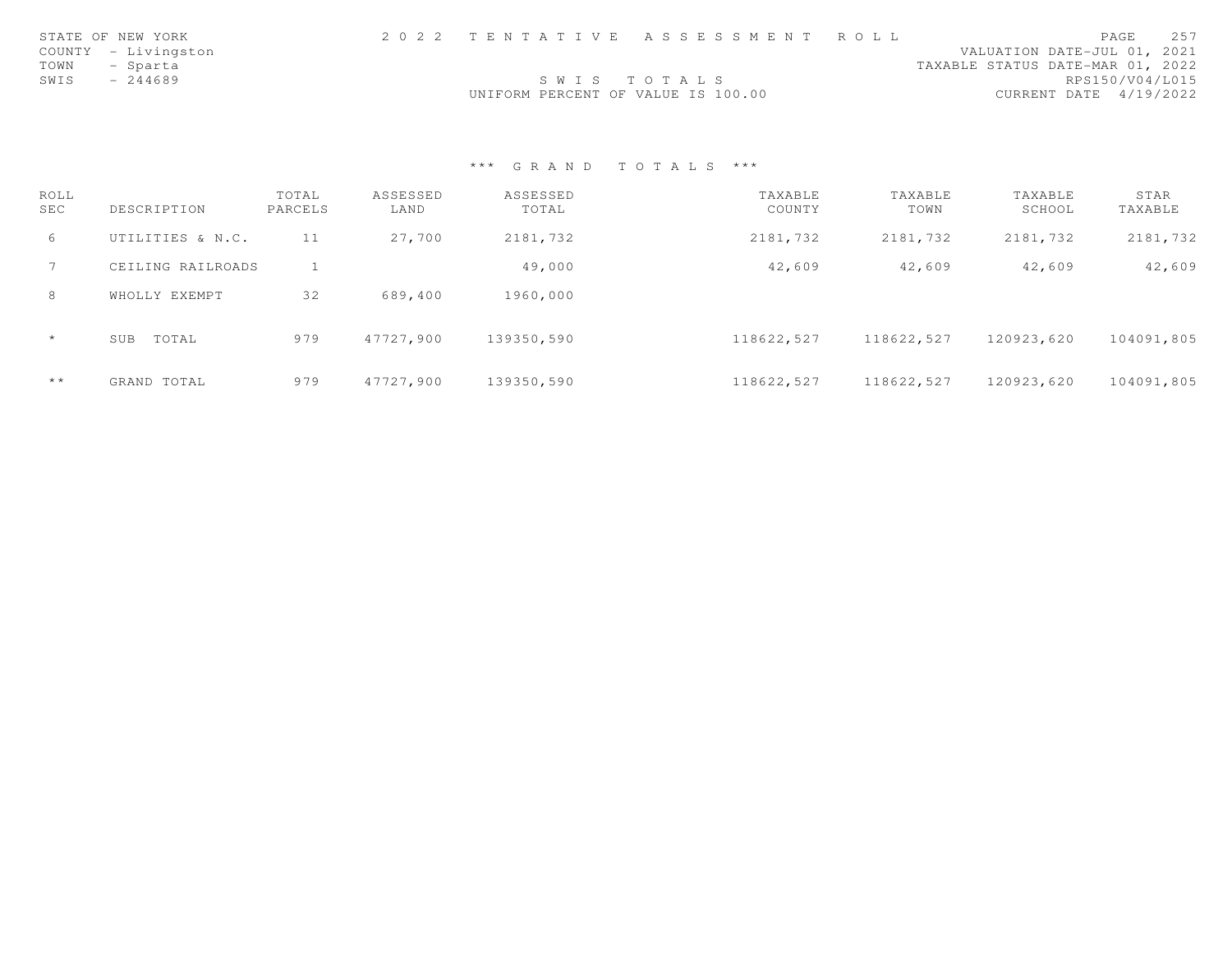STATE OF NEW YORK
COUNTY - Livingston
TOWN - Sparta
SWIS - 244689

2 0 2 2 T E N T A T I V E A S S E S S M E N T R O L L

S W I S T O T A L S

UNIFORM PERCENT OF VALUE IS 100.00

VALUATION DATE-JUL 01, 2021
TAXABLE STATUS DATE-MAR 01, 2022
RPS150/V04/L015
CURRENT DATE 4/19/2022

### *** G R A N D T O T A L S ***

| ROLL SEC | DESCRIPTION | TOTAL PARCELS | ASSESSED LAND | ASSESSED TOTAL | TAXABLE COUNTY | TAXABLE TOWN | TAXABLE SCHOOL | STAR TAXABLE |
|---|---|---|---|---|---|---|---|---|
| 6 | UTILITIES & N.C. | 11 | 27,700 | 2181,732 | 2181,732 | 2181,732 | 2181,732 | 2181,732 |
| 7 | CEILING RAILROADS | 1 | | 49,000 | 42,609 | 42,609 | 42,609 | 42,609 |
| 8 | WHOLLY EXEMPT | 32 | 689,400 | 1960,000 | | | | |
| * | SUB TOTAL | 979 | 47727,900 | 139350,590 | 118622,527 | 118622,527 | 120923,620 | 104091,805 |
| ** | GRAND TOTAL | 979 | 47727,900 | 139350,590 | 118622,527 | 118622,527 | 120923,620 | 104091,805 |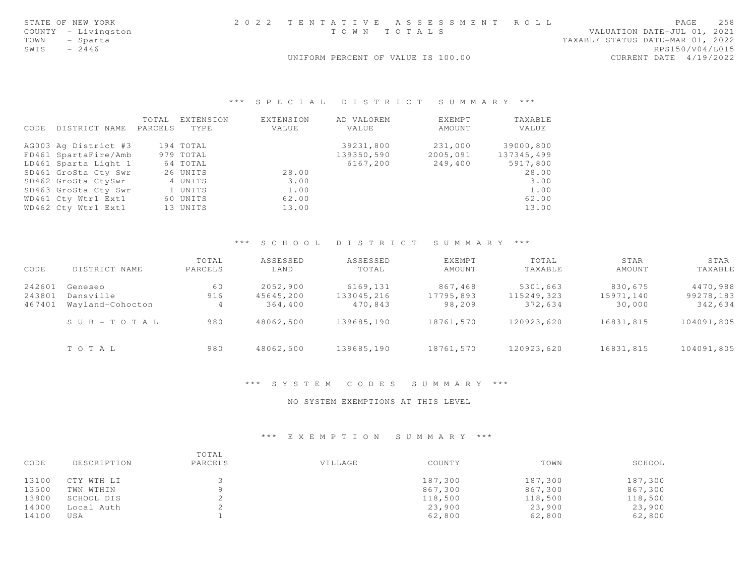STATE OF NEW YORK
COUNTY - Livingston
TOWN - Sparta
SWIS - 2446

# 2022 TENTATIVE ASSESSMENT ROLL

TOWN TOTALS

UNIFORM PERCENT OF VALUE IS 100.00

VALUATION DATE-JUL 01, 2021
TAXABLE STATUS DATE-MAR 01, 2022
RPS150/V04/L015
CURRENT DATE 4/19/2022

## *** SPECIAL DISTRICT SUMMARY ***

| CODE | DISTRICT NAME | TOTAL PARCELS | EXTENSION TYPE | EXTENSION VALUE | AD VALOREM VALUE | EXEMPT AMOUNT | TAXABLE VALUE |
|---|---|---|---|---|---|---|---|
| AG003 | Ag District #3 | 194 | TOTAL | | 39231,800 | 231,000 | 39000,800 |
| FD461 | SpartaFire/Amb | 979 | TOTAL | | 139350,590 | 2005,091 | 137345,499 |
| LD461 | Sparta Light 1 | 64 | TOTAL | | 6167,200 | 249,400 | 5917,800 |
| SD461 | GroSta Cty Swr | 26 | UNITS | 28.00 | | | 28.00 |
| SD462 | GroSta CtySwr | 4 | UNITS | 3.00 | | | 3.00 |
| SD463 | GroSta Cty Swr | 1 | UNITS | 1.00 | | | 1.00 |
| WD461 | Cty Wtr1 Ext1 | 60 | UNITS | 62.00 | | | 62.00 |
| WD462 | Cty Wtr1 Ext1 | 13 | UNITS | 13.00 | | | 13.00 |

## *** SCHOOL DISTRICT SUMMARY ***

| CODE | DISTRICT NAME | TOTAL PARCELS | ASSESSED LAND | ASSESSED TOTAL | EXEMPT AMOUNT | TOTAL TAXABLE | STAR AMOUNT | STAR TAXABLE |
|---|---|---|---|---|---|---|---|---|
| 242601 | Geneseo | 60 | 2052,900 | 6169,131 | 867,468 | 5301,663 | 830,675 | 4470,988 |
| 243801 | Dansville | 916 | 45645,200 | 133045,216 | 17795,893 | 115249,323 | 15971,140 | 99278,183 |
| 467401 | Wayland-Cohocton | 4 | 364,400 | 470,843 | 98,209 | 372,634 | 30,000 | 342,634 |
| | SUB-TOTAL | 980 | 48062,500 | 139685,190 | 18761,570 | 120923,620 | 16831,815 | 104091,805 |
| | TOTAL | 980 | 48062,500 | 139685,190 | 18761,570 | 120923,620 | 16831,815 | 104091,805 |

## *** SYSTEM CODES SUMMARY ***

NO SYSTEM EXEMPTIONS AT THIS LEVEL

## *** EXEMPTION SUMMARY ***

| CODE | DESCRIPTION | TOTAL PARCELS | VILLAGE | COUNTY | TOWN | SCHOOL |
|---|---|---|---|---|---|---|
| 13100 | CTY WTH LI | 3 | | 187,300 | 187,300 | 187,300 |
| 13500 | TWN WTHIN | 9 | | 867,300 | 867,300 | 867,300 |
| 13800 | SCHOOL DIS | 2 | | 118,500 | 118,500 | 118,500 |
| 14000 | Local Auth | 2 | | 23,900 | 23,900 | 23,900 |
| 14100 | USA | 1 | | 62,800 | 62,800 | 62,800 |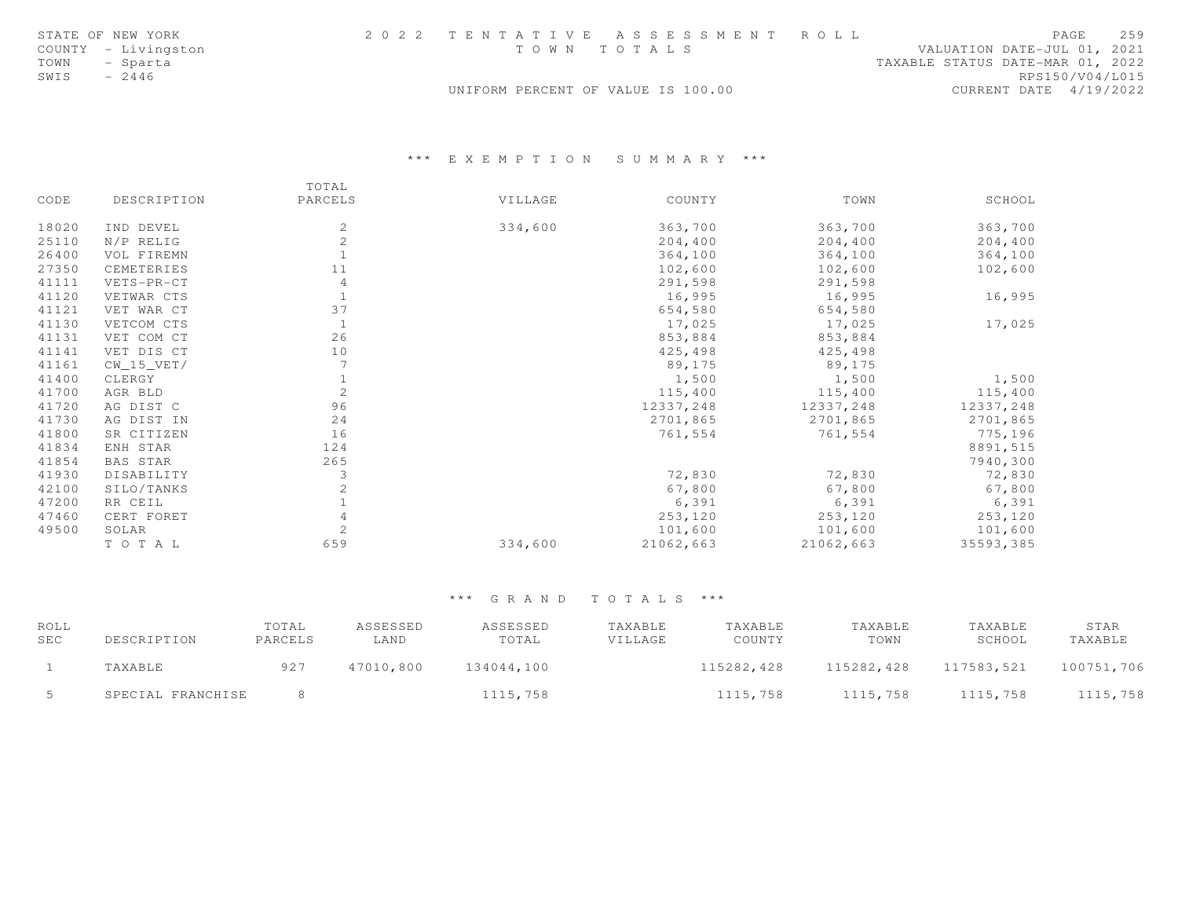STATE OF NEW YORK
COUNTY - Livingston
TOWN - Sparta
SWIS - 2446

# 2022 TENTATIVE ASSESSMENT ROLL

TOWN TOTALS

UNIFORM PERCENT OF VALUE IS 100.00

VALUATION DATE-JUL 01, 2021
TAXABLE STATUS DATE-MAR 01, 2022
RPS150/V04/L015
CURRENT DATE 4/19/2022

## *** EXEMPTION SUMMARY ***

| CODE | DESCRIPTION | TOTAL PARCELS | VILLAGE | COUNTY | TOWN | SCHOOL |
|---|---|---|---|---|---|---|
| 18020 | IND DEVEL | 2 | 334,600 | 363,700 | 363,700 | 363,700 |
| 25110 | N/P RELIG | 2 | | 204,400 | 204,400 | 204,400 |
| 26400 | VOL FIREMN | 1 | | 364,100 | 364,100 | 364,100 |
| 27350 | CEMETERIES | 11 | | 102,600 | 102,600 | 102,600 |
| 41111 | VETS-PR-CT | 4 | | 291,598 | 291,598 | |
| 41120 | VETWAR CTS | 1 | | 16,995 | 16,995 | 16,995 |
| 41121 | VET WAR CT | 37 | | 654,580 | 654,580 | |
| 41130 | VETCOM CTS | 1 | | 17,025 | 17,025 | 17,025 |
| 41131 | VET COM CT | 26 | | 853,884 | 853,884 | |
| 41141 | VET DIS CT | 10 | | 425,498 | 425,498 | |
| 41161 | CW_15_VET/ | 7 | | 89,175 | 89,175 | |
| 41400 | CLERGY | 1 | | 1,500 | 1,500 | 1,500 |
| 41700 | AGR BLD | 2 | | 115,400 | 115,400 | 115,400 |
| 41720 | AG DIST C | 96 | | 12337,248 | 12337,248 | 12337,248 |
| 41730 | AG DIST IN | 24 | | 2701,865 | 2701,865 | 2701,865 |
| 41800 | SR CITIZEN | 16 | | 761,554 | 761,554 | 775,196 |
| 41834 | ENH STAR | 124 | | | | 8891,515 |
| 41854 | BAS STAR | 265 | | | | 7940,300 |
| 41930 | DISABILITY | 3 | | 72,830 | 72,830 | 72,830 |
| 42100 | SILO/TANKS | 2 | | 67,800 | 67,800 | 67,800 |
| 47200 | RR CEIL | 1 | | 6,391 | 6,391 | 6,391 |
| 47460 | CERT FORET | 4 | | 253,120 | 253,120 | 253,120 |
| 49500 | SOLAR | 2 | | 101,600 | 101,600 | 101,600 |
| | TOTAL | 659 | 334,600 | 21062,663 | 21062,663 | 35593,385 |

## *** GRAND TOTALS ***

| ROLL SEC | DESCRIPTION | TOTAL PARCELS | ASSESSED LAND | ASSESSED TOTAL | TAXABLE VILLAGE | TAXABLE COUNTY | TAXABLE TOWN | TAXABLE SCHOOL | STAR TAXABLE |
|---|---|---|---|---|---|---|---|---|---|
| 1 | TAXABLE | 927 | 47010,800 | 134044,100 | | 115282,428 | 115282,428 | 117583,521 | 100751,706 |
| 5 | SPECIAL FRANCHISE | 8 | | 1115,758 | | 1115,758 | 1115,758 | 1115,758 | 1115,758 |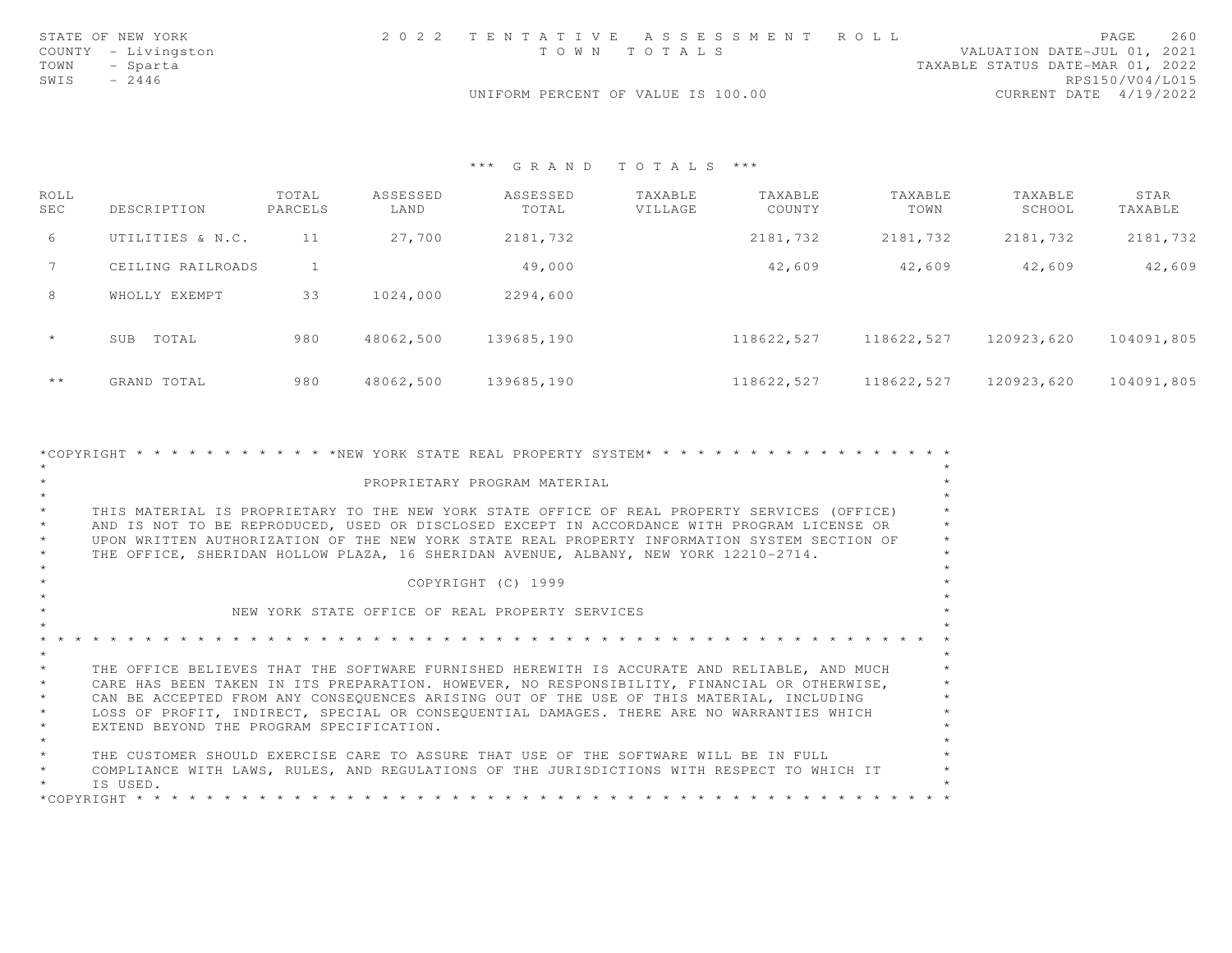STATE OF NEW YORK
COUNTY - Livingston
TOWN - Sparta
SWIS - 2446

2 0 2 2 T E N T A T I V E A S S E S S M E N T R O L L
T O W N T O T A L S
UNIFORM PERCENT OF VALUE IS 100.00

VALUATION DATE-JUL 01, 2021
TAXABLE STATUS DATE-MAR 01, 2022
RPS150/V04/L015
CURRENT DATE 4/19/2022

## *** G R A N D T O T A L S ***

| ROLL SEC | DESCRIPTION | TOTAL PARCELS | ASSESSED LAND | ASSESSED TOTAL | TAXABLE VILLAGE | TAXABLE COUNTY | TAXABLE TOWN | TAXABLE SCHOOL | STAR TAXABLE |
|---|---|---|---|---|---|---|---|---|---|
| 6 | UTILITIES & N.C. | 11 | 27,700 | 2181,732 | | 2181,732 | 2181,732 | 2181,732 | 2181,732 |
| 7 | CEILING RAILROADS | 1 | | 49,000 | | 42,609 | 42,609 | 42,609 | 42,609 |
| 8 | WHOLLY EXEMPT | 33 | 1024,000 | 2294,600 | | | | | |
| * | SUB TOTAL | 980 | 48062,500 | 139685,190 | | 118622,527 | 118622,527 | 120923,620 | 104091,805 |
| ** | GRAND TOTAL | 980 | 48062,500 | 139685,190 | | 118622,527 | 118622,527 | 120923,620 | 104091,805 |

*COPYRIGHT * * * * * * * * * * * *NEW YORK STATE REAL PROPERTY SYSTEM* * * * * * * * * * * * * * * * * *

PROPRIETARY PROGRAM MATERIAL

THIS MATERIAL IS PROPRIETARY TO THE NEW YORK STATE OFFICE OF REAL PROPERTY SERVICES (OFFICE) AND IS NOT TO BE REPRODUCED, USED OR DISCLOSED EXCEPT IN ACCORDANCE WITH PROGRAM LICENSE OR UPON WRITTEN AUTHORIZATION OF THE NEW YORK STATE REAL PROPERTY INFORMATION SYSTEM SECTION OF THE OFFICE, SHERIDAN HOLLOW PLAZA, 16 SHERIDAN AVENUE, ALBANY, NEW YORK 12210-2714.

COPYRIGHT (C) 1999

NEW YORK STATE OFFICE OF REAL PROPERTY SERVICES

THE OFFICE BELIEVES THAT THE SOFTWARE FURNISHED HEREWITH IS ACCURATE AND RELIABLE, AND MUCH CARE HAS BEEN TAKEN IN ITS PREPARATION. HOWEVER, NO RESPONSIBILITY, FINANCIAL OR OTHERWISE, CAN BE ACCEPTED FROM ANY CONSEQUENCES ARISING OUT OF THE USE OF THIS MATERIAL, INCLUDING LOSS OF PROFIT, INDIRECT, SPECIAL OR CONSEQUENTIAL DAMAGES. THERE ARE NO WARRANTIES WHICH EXTEND BEYOND THE PROGRAM SPECIFICATION.

THE CUSTOMER SHOULD EXERCISE CARE TO ASSURE THAT USE OF THE SOFTWARE WILL BE IN FULL COMPLIANCE WITH LAWS, RULES, AND REGULATIONS OF THE JURISDICTIONS WITH RESPECT TO WHICH IT IS USED.

*COPYRIGHT * * * * * * * * * * * * * * * * * * * * * * * * * * * * * * * * * * * * * * * * * * * * *